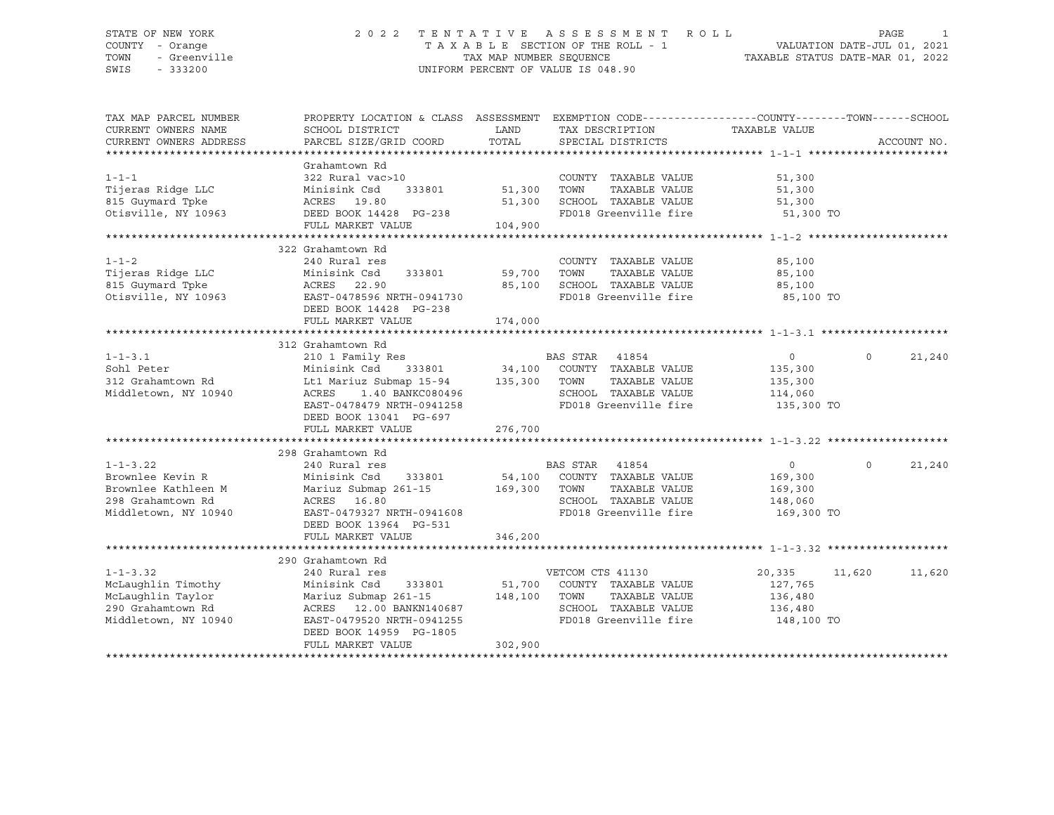STATE OF NEW YORK
COUNTY - Orange
TOWN - Greenville
SWIS - 333200

2 0 2 2 T E N T A T I V E A S S E S S M E N T R O L L
T A X A B L E SECTION OF THE ROLL - 1
TAX MAP NUMBER SEQUENCE
UNIFORM PERCENT OF VALUE IS 048.90

VALUATION DATE-JUL 01, 2021
TAXABLE STATUS DATE-MAR 01, 2022

| TAX MAP PARCEL NUMBER / CURRENT OWNERS NAME / CURRENT OWNERS ADDRESS | PROPERTY LOCATION & CLASS / SCHOOL DISTRICT / PARCEL SIZE/GRID COORD | ASSESSMENT LAND / TOTAL | EXEMPTION CODE / TAX DESCRIPTION / SPECIAL DISTRICTS | COUNTY TAXABLE VALUE | TOWN | SCHOOL | ACCOUNT NO. |
|---|---|---|---|---|---|---|---|
| **1-1-1** | Grahamtown Rd | | | | | | |
| 1-1-1 | 322 Rural vac>10 | | COUNTY TAXABLE VALUE | 51,300 | | | |
| Tijeras Ridge LLC | Minisink Csd 333801 | 51,300 | TOWN TAXABLE VALUE | 51,300 | | | |
| 815 Guymard Tpke | ACRES 19.80 | 51,300 | SCHOOL TAXABLE VALUE | 51,300 | | | |
| Otisville, NY 10963 | DEED BOOK 14428 PG-238 | | FD018 Greenville fire | 51,300 TO | | | |
| | FULL MARKET VALUE | 104,900 | | | | | |
| **1-1-2** | 322 Grahamtown Rd | | | | | | |
| 1-1-2 | 240 Rural res | | COUNTY TAXABLE VALUE | 85,100 | | | |
| Tijeras Ridge LLC | Minisink Csd 333801 | 59,700 | TOWN TAXABLE VALUE | 85,100 | | | |
| 815 Guymard Tpke | ACRES 22.90 | 85,100 | SCHOOL TAXABLE VALUE | 85,100 | | | |
| Otisville, NY 10963 | EAST-0478596 NRTH-0941730 | | FD018 Greenville fire | 85,100 TO | | | |
| | DEED BOOK 14428 PG-238 | | | | | | |
| | FULL MARKET VALUE | 174,000 | | | | | |
| **1-1-3.1** | 312 Grahamtown Rd | | | | | | |
| 1-1-3.1 | 210 1 Family Res | | BAS STAR 41854 | 0 | 0 | 21,240 | |
| Sohl Peter | Minisink Csd 333801 | 34,100 | COUNTY TAXABLE VALUE | 135,300 | | | |
| 312 Grahamtown Rd | Lt1 Mariuz Submap 15-94 | 135,300 | TOWN TAXABLE VALUE | 135,300 | | | |
| Middletown, NY 10940 | ACRES 1.40 BANKC080496 | | SCHOOL TAXABLE VALUE | 114,060 | | | |
| | EAST-0478479 NRTH-0941258 | | FD018 Greenville fire | 135,300 TO | | | |
| | DEED BOOK 13041 PG-697 | | | | | | |
| | FULL MARKET VALUE | 276,700 | | | | | |
| **1-1-3.22** | 298 Grahamtown Rd | | | | | | |
| 1-1-3.22 | 240 Rural res | | BAS STAR 41854 | 0 | 0 | 21,240 | |
| Brownlee Kevin R | Minisink Csd 333801 | 54,100 | COUNTY TAXABLE VALUE | 169,300 | | | |
| Brownlee Kathleen M | Mariuz Submap 261-15 | 169,300 | TOWN TAXABLE VALUE | 169,300 | | | |
| 298 Grahamtown Rd | ACRES 16.80 | | SCHOOL TAXABLE VALUE | 148,060 | | | |
| Middletown, NY 10940 | EAST-0479327 NRTH-0941608 | | FD018 Greenville fire | 169,300 TO | | | |
| | DEED BOOK 13964 PG-531 | | | | | | |
| | FULL MARKET VALUE | 346,200 | | | | | |
| **1-1-3.32** | 290 Grahamtown Rd | | | | | | |
| 1-1-3.32 | 240 Rural res | | VETCOM CTS 41130 | 20,335 | 11,620 | 11,620 | |
| McLaughlin Timothy | Minisink Csd 333801 | 51,700 | COUNTY TAXABLE VALUE | 127,765 | | | |
| McLaughlin Taylor | Mariuz Submap 261-15 | 148,100 | TOWN TAXABLE VALUE | 136,480 | | | |
| 290 Grahamtown Rd | ACRES 12.00 BANKN140687 | | SCHOOL TAXABLE VALUE | 136,480 | | | |
| Middletown, NY 10940 | EAST-0479520 NRTH-0941255 | | FD018 Greenville fire | 148,100 TO | | | |
| | DEED BOOK 14959 PG-1805 | | | | | | |
| | FULL MARKET VALUE | 302,900 | | | | | |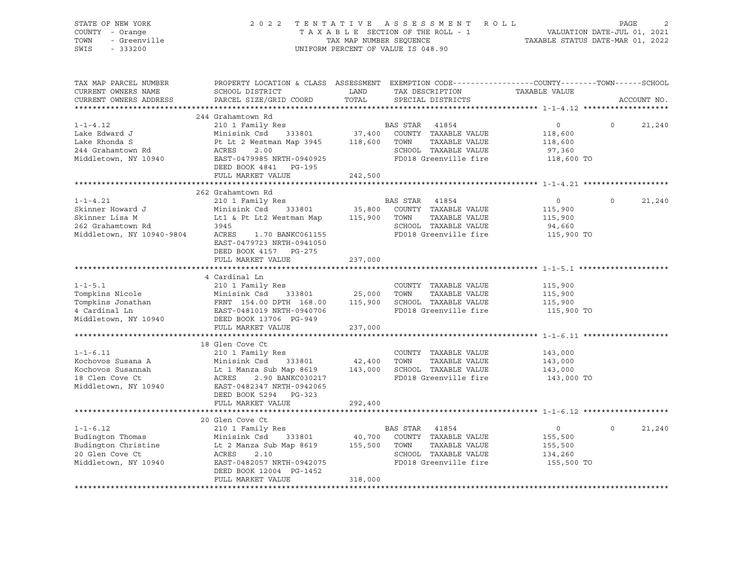STATE OF NEW YORK — 2022 TENTATIVE ASSESSMENT ROLL
COUNTY - Orange — TAXABLE SECTION OF THE ROLL - 1 — VALUATION DATE-JUL 01, 2021
TOWN - Greenville — TAX MAP NUMBER SEQUENCE — TAXABLE STATUS DATE-MAR 01, 2022
SWIS - 333200 — UNIFORM PERCENT OF VALUE IS 048.90

| TAX MAP PARCEL NUMBER / CURRENT OWNERS NAME / CURRENT OWNERS ADDRESS | PROPERTY LOCATION & CLASS / SCHOOL DISTRICT / PARCEL SIZE/GRID COORD | ASSESSMENT LAND | TOTAL | EXEMPTION CODE / TAX DESCRIPTION / SPECIAL DISTRICTS | COUNTY / TOWN TAXABLE VALUE | SCHOOL | ACCOUNT NO. |
|---|---|---|---|---|---|---|---|
| | 244 Grahamtown Rd | | | | | | |
| 1-1-4.12 | 210 1 Family Res | | | BAS STAR 41854 | 0 | 0 21,240 | |
| Lake Edward J | Minisink Csd 333801 | 37,400 | | COUNTY TAXABLE VALUE | 118,600 | | |
| Lake Rhonda S | Pt Lt 2 Westman Map 3945 | | 118,600 | TOWN TAXABLE VALUE | 118,600 | | |
| 244 Grahamtown Rd | ACRES 2.00 | | | SCHOOL TAXABLE VALUE | 97,360 | | |
| Middletown, NY 10940 | EAST-0479985 NRTH-0940925 | | | FD018 Greenville fire | 118,600 TO | | |
| | DEED BOOK 4841 PG-195 | | | | | | |
| | FULL MARKET VALUE | | 242,500 | | | | |
| | 262 Grahamtown Rd | | | | | | |
| 1-1-4.21 | 210 1 Family Res | | | BAS STAR 41854 | 0 | 0 21,240 | |
| Skinner Howard J | Minisink Csd 333801 | 35,800 | | COUNTY TAXABLE VALUE | 115,900 | | |
| Skinner Lisa M | Lt1 & Pt Lt2 Westman Map | | 115,900 | TOWN TAXABLE VALUE | 115,900 | | |
| 262 Grahamtown Rd | 3945 | | | SCHOOL TAXABLE VALUE | 94,660 | | |
| Middletown, NY 10940-9804 | ACRES 1.70 BANKC061155 | | | FD018 Greenville fire | 115,900 TO | | |
| | EAST-0479723 NRTH-0941050 | | | | | | |
| | DEED BOOK 4157 PG-275 | | | | | | |
| | FULL MARKET VALUE | | 237,000 | | | | |
| | 4 Cardinal Ln | | | | | | |
| 1-1-5.1 | 210 1 Family Res | | | COUNTY TAXABLE VALUE | 115,900 | | |
| Tompkins Nicole | Minisink Csd 333801 | 25,000 | | TOWN TAXABLE VALUE | 115,900 | | |
| Tompkins Jonathan | FRNT 154.00 DPTH 168.00 | | 115,900 | SCHOOL TAXABLE VALUE | 115,900 | | |
| 4 Cardinal Ln | EAST-0481019 NRTH-0940706 | | | FD018 Greenville fire | 115,900 TO | | |
| Middletown, NY 10940 | DEED BOOK 13706 PG-949 | | | | | | |
| | FULL MARKET VALUE | | 237,000 | | | | |
| | 18 Glen Cove Ct | | | | | | |
| 1-1-6.11 | 210 1 Family Res | | | COUNTY TAXABLE VALUE | 143,000 | | |
| Kochovos Susana A | Minisink Csd 333801 | 42,400 | | TOWN TAXABLE VALUE | 143,000 | | |
| Kochovos Susannah | Lt 1 Manza Sub Map 8619 | | 143,000 | SCHOOL TAXABLE VALUE | 143,000 | | |
| 18 Clen Cove Ct | ACRES 2.90 BANKC030217 | | | FD018 Greenville fire | 143,000 TO | | |
| Middletown, NY 10940 | EAST-0482347 NRTH-0942065 | | | | | | |
| | DEED BOOK 5294 PG-323 | | | | | | |
| | FULL MARKET VALUE | | 292,400 | | | | |
| | 20 Glen Cove Ct | | | | | | |
| 1-1-6.12 | 210 1 Family Res | | | BAS STAR 41854 | 0 | 0 21,240 | |
| Budington Thomas | Minisink Csd 333801 | 40,700 | | COUNTY TAXABLE VALUE | 155,500 | | |
| Budington Christine | Lt 2 Manza Sub Map 8619 | | 155,500 | TOWN TAXABLE VALUE | 155,500 | | |
| 20 Glen Cove Ct | ACRES 2.10 | | | SCHOOL TAXABLE VALUE | 134,260 | | |
| Middletown, NY 10940 | EAST-0482057 NRTH-0942075 | | | FD018 Greenville fire | 155,500 TO | | |
| | DEED BOOK 12004 PG-1452 | | | | | | |
| | FULL MARKET VALUE | | 318,000 | | | | |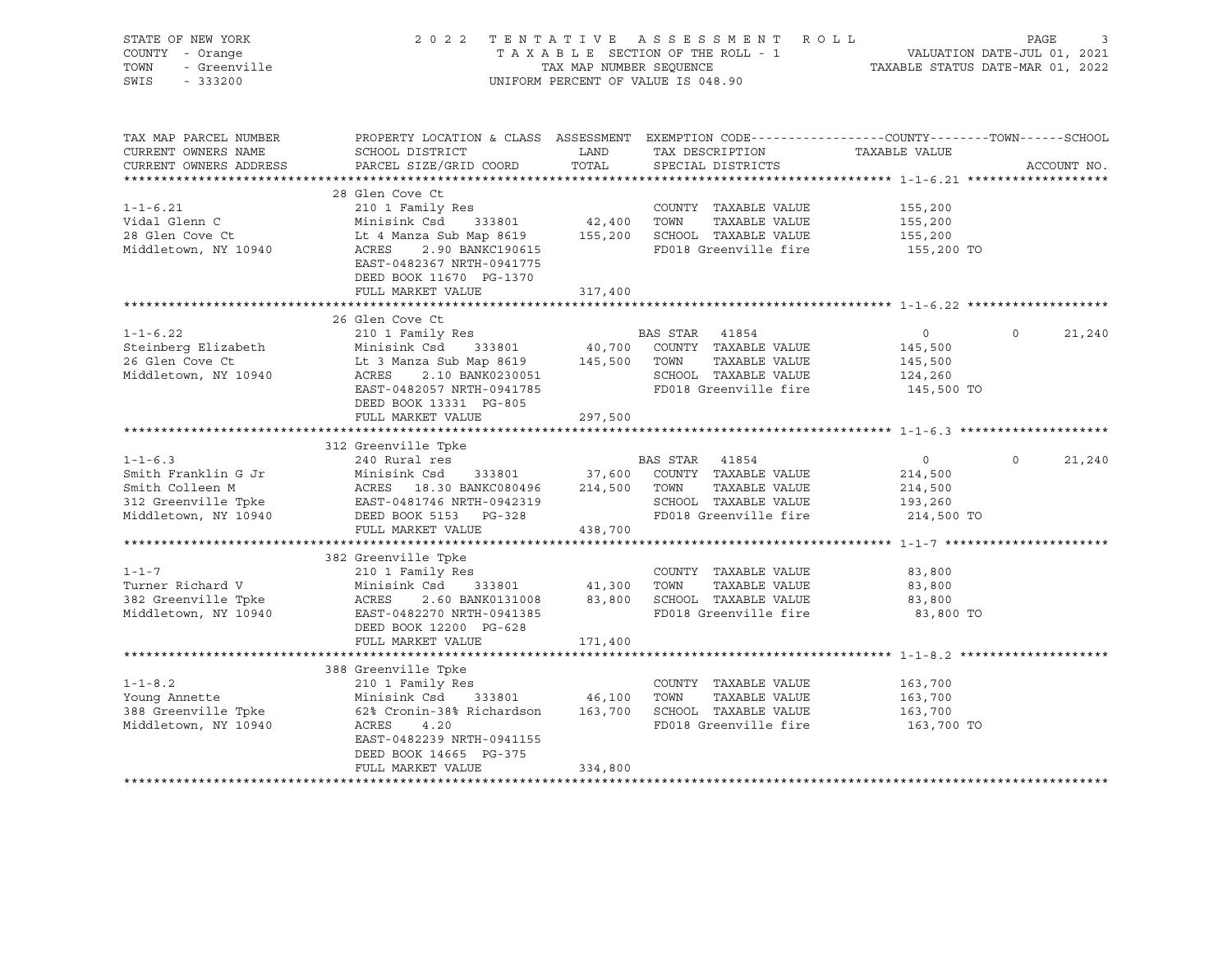STATE OF NEW YORK — 2022 TENTATIVE ASSESSMENT ROLL
COUNTY - Orange — TAXABLE SECTION OF THE ROLL - 1 — VALUATION DATE-JUL 01, 2021
TOWN - Greenville — TAX MAP NUMBER SEQUENCE — TAXABLE STATUS DATE-MAR 01, 2022
SWIS - 333200 — UNIFORM PERCENT OF VALUE IS 048.90

| TAX MAP PARCEL NUMBER / CURRENT OWNERS NAME / CURRENT OWNERS ADDRESS | PROPERTY LOCATION & CLASS / SCHOOL DISTRICT / PARCEL SIZE/GRID COORD | ASSESSMENT LAND / TOTAL | EXEMPTION CODE / TAX DESCRIPTION / SPECIAL DISTRICTS | COUNTY TAXABLE VALUE | TOWN | SCHOOL / ACCOUNT NO. |
|---|---|---|---|---|---|---|
| | 28 Glen Cove Ct | | | | | |
| 1-1-6.21 | 210 1 Family Res | | COUNTY TAXABLE VALUE | 155,200 | | |
| Vidal Glenn C | Minisink Csd 333801 | 42,400 | TOWN TAXABLE VALUE | 155,200 | | |
| 28 Glen Cove Ct | Lt 4 Manza Sub Map 8619 | 155,200 | SCHOOL TAXABLE VALUE | 155,200 | | |
| Middletown, NY 10940 | ACRES 2.90 BANKC190615 | | FD018 Greenville fire | 155,200 TO | | |
| | EAST-0482367 NRTH-0941775 | | | | | |
| | DEED BOOK 11670 PG-1370 | | | | | |
| | FULL MARKET VALUE | 317,400 | | | | |
| | 26 Glen Cove Ct | | | | | |
| 1-1-6.22 | 210 1 Family Res | | BAS STAR 41854 | 0 | 0 | 21,240 |
| Steinberg Elizabeth | Minisink Csd 333801 | 40,700 | COUNTY TAXABLE VALUE | 145,500 | | |
| 26 Glen Cove Ct | Lt 3 Manza Sub Map 8619 | 145,500 | TOWN TAXABLE VALUE | 145,500 | | |
| Middletown, NY 10940 | ACRES 2.10 BANK0230051 | | SCHOOL TAXABLE VALUE | 124,260 | | |
| | EAST-0482057 NRTH-0941785 | | FD018 Greenville fire | 145,500 TO | | |
| | DEED BOOK 13331 PG-805 | | | | | |
| | FULL MARKET VALUE | 297,500 | | | | |
| | 312 Greenville Tpke | | | | | |
| 1-1-6.3 | 240 Rural res | | BAS STAR 41854 | 0 | 0 | 21,240 |
| Smith Franklin G Jr | Minisink Csd 333801 | 37,600 | COUNTY TAXABLE VALUE | 214,500 | | |
| Smith Colleen M | ACRES 18.30 BANKC080496 | 214,500 | TOWN TAXABLE VALUE | 214,500 | | |
| 312 Greenville Tpke | EAST-0481746 NRTH-0942319 | | SCHOOL TAXABLE VALUE | 193,260 | | |
| Middletown, NY 10940 | DEED BOOK 5153 PG-328 | | FD018 Greenville fire | 214,500 TO | | |
| | FULL MARKET VALUE | 438,700 | | | | |
| | 382 Greenville Tpke | | | | | |
| 1-1-7 | 210 1 Family Res | | COUNTY TAXABLE VALUE | 83,800 | | |
| Turner Richard V | Minisink Csd 333801 | 41,300 | TOWN TAXABLE VALUE | 83,800 | | |
| 382 Greenville Tpke | ACRES 2.60 BANK0131008 | 83,800 | SCHOOL TAXABLE VALUE | 83,800 | | |
| Middletown, NY 10940 | EAST-0482270 NRTH-0941385 | | FD018 Greenville fire | 83,800 TO | | |
| | DEED BOOK 12200 PG-628 | | | | | |
| | FULL MARKET VALUE | 171,400 | | | | |
| | 388 Greenville Tpke | | | | | |
| 1-1-8.2 | 210 1 Family Res | | COUNTY TAXABLE VALUE | 163,700 | | |
| Young Annette | Minisink Csd 333801 | 46,100 | TOWN TAXABLE VALUE | 163,700 | | |
| 388 Greenville Tpke | 62% Cronin-38% Richardson | 163,700 | SCHOOL TAXABLE VALUE | 163,700 | | |
| Middletown, NY 10940 | ACRES 4.20 | | FD018 Greenville fire | 163,700 TO | | |
| | EAST-0482239 NRTH-0941155 | | | | | |
| | DEED BOOK 14665 PG-375 | | | | | |
| | FULL MARKET VALUE | 334,800 | | | | |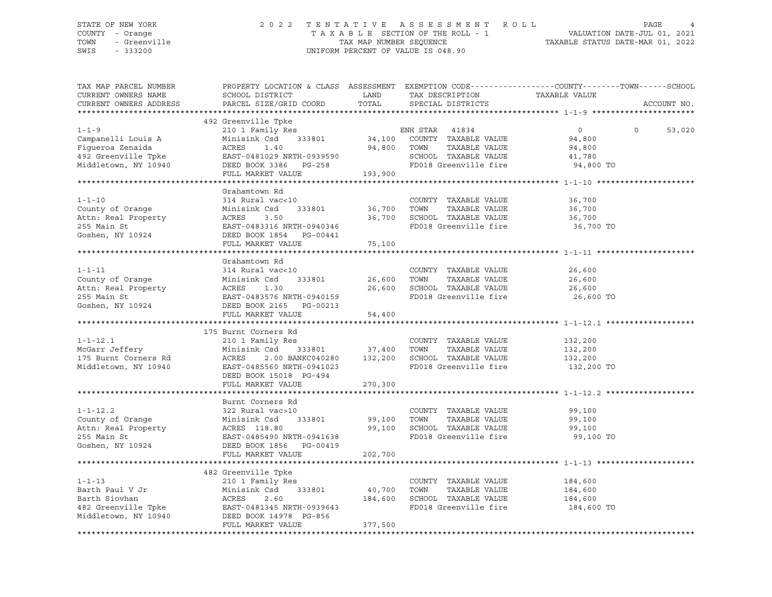STATE OF NEW YORK
COUNTY - Orange
TOWN - Greenville
SWIS - 333200

# 2022 TENTATIVE ASSESSMENT ROLL

TAXABLE SECTION OF THE ROLL - 1
TAX MAP NUMBER SEQUENCE
UNIFORM PERCENT OF VALUE IS 048.90

VALUATION DATE-JUL 01, 2021
TAXABLE STATUS DATE-MAR 01, 2022

| TAX MAP PARCEL NUMBER / CURRENT OWNERS NAME / CURRENT OWNERS ADDRESS | PROPERTY LOCATION & CLASS / SCHOOL DISTRICT / PARCEL SIZE/GRID COORD | ASSESSMENT LAND / TOTAL | EXEMPTION CODE / TAX DESCRIPTION / SPECIAL DISTRICTS | COUNTY TAXABLE VALUE | TOWN | SCHOOL | ACCOUNT NO. |
|---|---|---|---|---|---|---|---|
| **1-1-9** | 492 Greenville Tpke | | | | | | |
| 1-1-9 | 210 1 Family Res | | ENH STAR 41834 | 0 | 0 | 53,020 | |
| Campanelli Louis A | Minisink Csd 333801 | 34,100 | COUNTY TAXABLE VALUE | 94,800 | | | |
| Figueroa Zenaida | ACRES 1.40 | 94,800 | TOWN TAXABLE VALUE | 94,800 | | | |
| 492 Greenville Tpke | EAST-0481029 NRTH-0939590 | | SCHOOL TAXABLE VALUE | 41,780 | | | |
| Middletown, NY 10940 | DEED BOOK 3386 PG-258 | | FD018 Greenville fire | 94,800 TO | | | |
| | FULL MARKET VALUE | 193,900 | | | | | |
| **1-1-10** | Grahamtown Rd | | | | | | |
| 1-1-10 | 314 Rural vac<10 | | COUNTY TAXABLE VALUE | 36,700 | | | |
| County of Orange | Minisink Csd 333801 | 36,700 | TOWN TAXABLE VALUE | 36,700 | | | |
| Attn: Real Property | ACRES 3.50 | 36,700 | SCHOOL TAXABLE VALUE | 36,700 | | | |
| 255 Main St | EAST-0483316 NRTH-0940346 | | FD018 Greenville fire | 36,700 TO | | | |
| Goshen, NY 10924 | DEED BOOK 1854 PG-00441 | | | | | | |
| | FULL MARKET VALUE | 75,100 | | | | | |
| **1-1-11** | Grahamtown Rd | | | | | | |
| 1-1-11 | 314 Rural vac<10 | | COUNTY TAXABLE VALUE | 26,600 | | | |
| County of Orange | Minisink Csd 333801 | 26,600 | TOWN TAXABLE VALUE | 26,600 | | | |
| Attn: Real Property | ACRES 1.30 | 26,600 | SCHOOL TAXABLE VALUE | 26,600 | | | |
| 255 Main St | EAST-0483576 NRTH-0940159 | | FD018 Greenville fire | 26,600 TO | | | |
| Goshen, NY 10924 | DEED BOOK 2165 PG-00213 | | | | | | |
| | FULL MARKET VALUE | 54,400 | | | | | |
| **1-1-12.1** | 175 Burnt Corners Rd | | | | | | |
| 1-1-12.1 | 210 1 Family Res | | COUNTY TAXABLE VALUE | 132,200 | | | |
| McGarr Jeffery | Minisink Csd 333801 | 37,400 | TOWN TAXABLE VALUE | 132,200 | | | |
| 175 Burnt Corners Rd | ACRES 2.00 BANKC040280 | 132,200 | SCHOOL TAXABLE VALUE | 132,200 | | | |
| Middletown, NY 10940 | EAST-0485560 NRTH-0941023 | | FD018 Greenville fire | 132,200 TO | | | |
| | DEED BOOK 15018 PG-494 | | | | | | |
| | FULL MARKET VALUE | 270,300 | | | | | |
| **1-1-12.2** | Burnt Corners Rd | | | | | | |
| 1-1-12.2 | 322 Rural vac>10 | | COUNTY TAXABLE VALUE | 99,100 | | | |
| County of Orange | Minisink Csd 333801 | 99,100 | TOWN TAXABLE VALUE | 99,100 | | | |
| Attn: Real Property | ACRES 118.80 | 99,100 | SCHOOL TAXABLE VALUE | 99,100 | | | |
| 255 Main St | EAST-0485490 NRTH-0941638 | | FD018 Greenville fire | 99,100 TO | | | |
| Goshen, NY 10924 | DEED BOOK 1856 PG-00419 | | | | | | |
| | FULL MARKET VALUE | 202,700 | | | | | |
| **1-1-13** | 482 Greenville Tpke | | | | | | |
| 1-1-13 | 210 1 Family Res | | COUNTY TAXABLE VALUE | 184,600 | | | |
| Barth Paul V Jr | Minisink Csd 333801 | 40,700 | TOWN TAXABLE VALUE | 184,600 | | | |
| Barth Siovhan | ACRES 2.60 | 184,600 | SCHOOL TAXABLE VALUE | 184,600 | | | |
| 482 Greenville Tpke | EAST-0481345 NRTH-0939643 | | FD018 Greenville fire | 184,600 TO | | | |
| Middletown, NY 10940 | DEED BOOK 14978 PG-856 | | | | | | |
| | FULL MARKET VALUE | 377,500 | | | | | |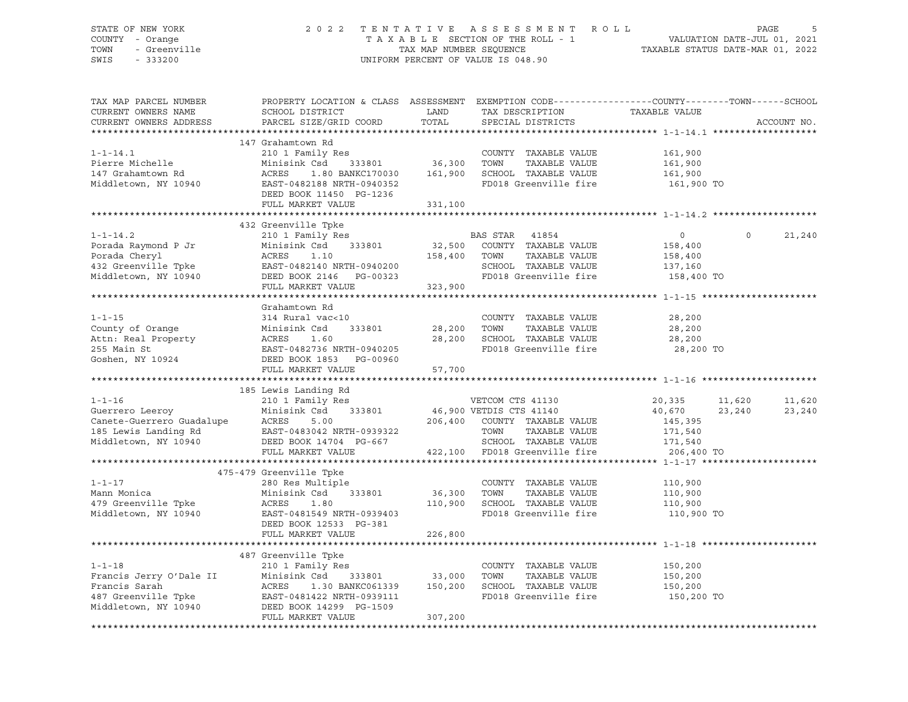STATE OF NEW YORK — 2022 TENTATIVE ASSESSMENT ROLL
COUNTY - Orange — TAXABLE SECTION OF THE ROLL - 1 — VALUATION DATE-JUL 01, 2021
TOWN - Greenville — TAX MAP NUMBER SEQUENCE — TAXABLE STATUS DATE-MAR 01, 2022
SWIS - 333200 — UNIFORM PERCENT OF VALUE IS 048.90

```
TAX MAP PARCEL NUMBER          PROPERTY LOCATION & CLASS  ASSESSMENT  EXEMPTION CODE-----------------COUNTY--------TOWN------SCHOOL
CURRENT OWNERS NAME            SCHOOL DISTRICT               LAND      TAX DESCRIPTION              TAXABLE VALUE
CURRENT OWNERS ADDRESS         PARCEL SIZE/GRID COORD        TOTAL     SPECIAL DISTRICTS                                        ACCOUNT NO.
******************************************************************************************************* 1-1-14.1 *******************
                               147 Grahamtown Rd
1-1-14.1                       210 1 Family Res                        COUNTY  TAXABLE VALUE           161,900
Pierre Michelle                Minisink Csd     333801      36,300     TOWN    TAXABLE VALUE           161,900
147 Grahamtown Rd              ACRES     1.80 BANKC170030  161,900     SCHOOL  TAXABLE VALUE           161,900
Middletown, NY 10940           EAST-0482188 NRTH-0940352               FD018 Greenville fire            161,900 TO
                               DEED BOOK 11450  PG-1236
                               FULL MARKET VALUE           331,100
******************************************************************************************************* 1-1-14.2 *******************
                               432 Greenville Tpke
1-1-14.2                       210 1 Family Res                        BAS STAR  41854                       0          0      21,240
Porada Raymond P Jr            Minisink Csd     333801      32,500     COUNTY  TAXABLE VALUE           158,400
Porada Cheryl                  ACRES     1.10              158,400     TOWN    TAXABLE VALUE           158,400
432 Greenville Tpke            EAST-0482140 NRTH-0940200               SCHOOL  TAXABLE VALUE           137,160
Middletown, NY 10940           DEED BOOK 2146   PG-00323               FD018 Greenville fire            158,400 TO
                               FULL MARKET VALUE           323,900
******************************************************************************************************* 1-1-15 *********************
                               Grahamtown Rd
1-1-15                         314 Rural vac<10                        COUNTY  TAXABLE VALUE            28,200
County of Orange               Minisink Csd     333801      28,200     TOWN    TAXABLE VALUE            28,200
Attn: Real Property            ACRES     1.60               28,200     SCHOOL  TAXABLE VALUE            28,200
255 Main St                    EAST-0482736 NRTH-0940205               FD018 Greenville fire             28,200 TO
Goshen, NY 10924               DEED BOOK 1853   PG-00960
                               FULL MARKET VALUE            57,700
******************************************************************************************************* 1-1-16 *********************
                               185 Lewis Landing Rd
1-1-16                         210 1 Family Res                        VETCOM CTS 41130                 20,335     11,620      11,620
Guerrero Leeroy                Minisink Csd     333801      46,900 VETDIS CTS 41140                 40,670     23,240      23,240
Canete-Guerrero Guadalupe      ACRES     5.00              206,400     COUNTY  TAXABLE VALUE           145,395
185 Lewis Landing Rd           EAST-0483042 NRTH-0939322               TOWN    TAXABLE VALUE           171,540
Middletown, NY 10940           DEED BOOK 14704  PG-667                 SCHOOL  TAXABLE VALUE           171,540
                               FULL MARKET VALUE           422,100     FD018 Greenville fire            206,400 TO
******************************************************************************************************* 1-1-17 *********************
                               475-479 Greenville Tpke
1-1-17                         280 Res Multiple                        COUNTY  TAXABLE VALUE           110,900
Mann Monica                    Minisink Csd     333801      36,300     TOWN    TAXABLE VALUE           110,900
479 Greenville Tpke            ACRES     1.80              110,900     SCHOOL  TAXABLE VALUE           110,900
Middletown, NY 10940           EAST-0481549 NRTH-0939403               FD018 Greenville fire            110,900 TO
                               DEED BOOK 12533  PG-381
                               FULL MARKET VALUE           226,800
******************************************************************************************************* 1-1-18 *********************
                               487 Greenville Tpke
1-1-18                         210 1 Family Res                        COUNTY  TAXABLE VALUE           150,200
Francis Jerry O'Dale II        Minisink Csd     333801      33,000     TOWN    TAXABLE VALUE           150,200
Francis Sarah                  ACRES     1.30 BANKC061339  150,200     SCHOOL  TAXABLE VALUE           150,200
487 Greenville Tpke            EAST-0481422 NRTH-0939111               FD018 Greenville fire            150,200 TO
Middletown, NY 10940           DEED BOOK 14299  PG-1509
                               FULL MARKET VALUE           307,200
************************************************************************************************************************************
```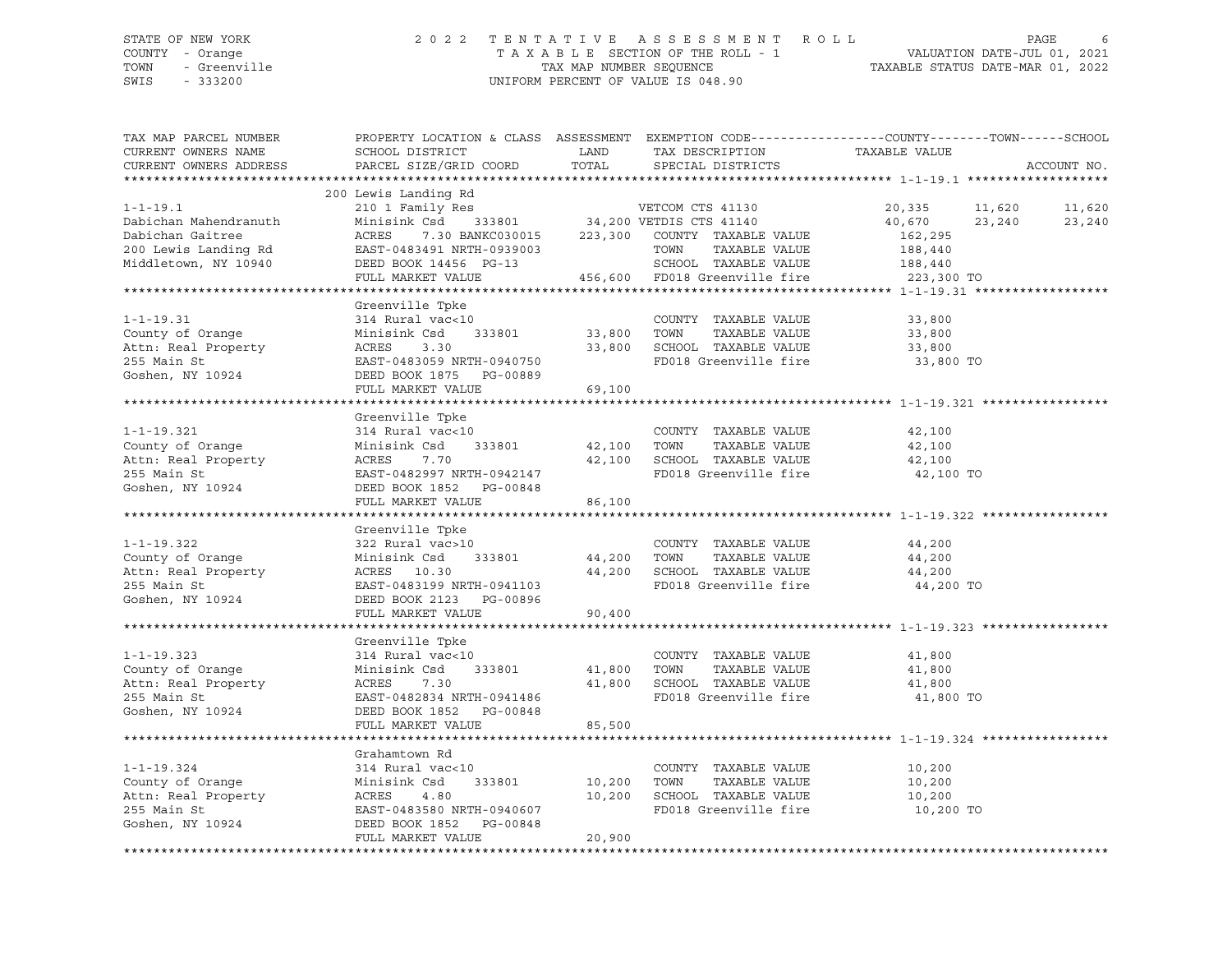STATE OF NEW YORK — 2022 TENTATIVE ASSESSMENT ROLL
COUNTY - Orange — TAXABLE SECTION OF THE ROLL - 1 — VALUATION DATE-JUL 01, 2021
TOWN - Greenville — TAX MAP NUMBER SEQUENCE — TAXABLE STATUS DATE-MAR 01, 2022
SWIS - 333200 — UNIFORM PERCENT OF VALUE IS 048.90

| TAX MAP PARCEL NUMBER / CURRENT OWNERS NAME / CURRENT OWNERS ADDRESS | PROPERTY LOCATION & CLASS / SCHOOL DISTRICT / PARCEL SIZE/GRID COORD | ASSESSMENT LAND / TOTAL | EXEMPTION CODE / TAX DESCRIPTION / SPECIAL DISTRICTS | COUNTY TAXABLE VALUE | TOWN | SCHOOL | ACCOUNT NO. |
|---|---|---|---|---|---|---|---|
| **1-1-19.1** | 200 Lewis Landing Rd | | | | | | |
| 1-1-19.1 | 210 1 Family Res | | VETCOM CTS 41130 | 20,335 | 11,620 | 11,620 | |
| Dabichan Mahendranuth | Minisink Csd 333801 | 34,200 | VETDIS CTS 41140 | 40,670 | 23,240 | 23,240 | |
| Dabichan Gaitree | ACRES 7.30 BANKC030015 | 223,300 | COUNTY TAXABLE VALUE | 162,295 | | | |
| 200 Lewis Landing Rd | EAST-0483491 NRTH-0939003 | | TOWN TAXABLE VALUE | 188,440 | | | |
| Middletown, NY 10940 | DEED BOOK 14456 PG-13 | | SCHOOL TAXABLE VALUE | 188,440 | | | |
| | FULL MARKET VALUE | 456,600 | FD018 Greenville fire | 223,300 TO | | | |
| **1-1-19.31** | Greenville Tpke | | | | | | |
| 1-1-19.31 | 314 Rural vac<10 | | COUNTY TAXABLE VALUE | 33,800 | | | |
| County of Orange | Minisink Csd 333801 | 33,800 | TOWN TAXABLE VALUE | 33,800 | | | |
| Attn: Real Property | ACRES 3.30 | 33,800 | SCHOOL TAXABLE VALUE | 33,800 | | | |
| 255 Main St | EAST-0483059 NRTH-0940750 | | FD018 Greenville fire | 33,800 TO | | | |
| Goshen, NY 10924 | DEED BOOK 1875 PG-00889 | | | | | | |
| | FULL MARKET VALUE | 69,100 | | | | | |
| **1-1-19.321** | Greenville Tpke | | | | | | |
| 1-1-19.321 | 314 Rural vac<10 | | COUNTY TAXABLE VALUE | 42,100 | | | |
| County of Orange | Minisink Csd 333801 | 42,100 | TOWN TAXABLE VALUE | 42,100 | | | |
| Attn: Real Property | ACRES 7.70 | 42,100 | SCHOOL TAXABLE VALUE | 42,100 | | | |
| 255 Main St | EAST-0482997 NRTH-0942147 | | FD018 Greenville fire | 42,100 TO | | | |
| Goshen, NY 10924 | DEED BOOK 1852 PG-00848 | | | | | | |
| | FULL MARKET VALUE | 86,100 | | | | | |
| **1-1-19.322** | Greenville Tpke | | | | | | |
| 1-1-19.322 | 322 Rural vac>10 | | COUNTY TAXABLE VALUE | 44,200 | | | |
| County of Orange | Minisink Csd 333801 | 44,200 | TOWN TAXABLE VALUE | 44,200 | | | |
| Attn: Real Property | ACRES 10.30 | 44,200 | SCHOOL TAXABLE VALUE | 44,200 | | | |
| 255 Main St | EAST-0483199 NRTH-0941103 | | FD018 Greenville fire | 44,200 TO | | | |
| Goshen, NY 10924 | DEED BOOK 2123 PG-00896 | | | | | | |
| | FULL MARKET VALUE | 90,400 | | | | | |
| **1-1-19.323** | Greenville Tpke | | | | | | |
| 1-1-19.323 | 314 Rural vac<10 | | COUNTY TAXABLE VALUE | 41,800 | | | |
| County of Orange | Minisink Csd 333801 | 41,800 | TOWN TAXABLE VALUE | 41,800 | | | |
| Attn: Real Property | ACRES 7.30 | 41,800 | SCHOOL TAXABLE VALUE | 41,800 | | | |
| 255 Main St | EAST-0482834 NRTH-0941486 | | FD018 Greenville fire | 41,800 TO | | | |
| Goshen, NY 10924 | DEED BOOK 1852 PG-00848 | | | | | | |
| | FULL MARKET VALUE | 85,500 | | | | | |
| **1-1-19.324** | Grahamtown Rd | | | | | | |
| 1-1-19.324 | 314 Rural vac<10 | | COUNTY TAXABLE VALUE | 10,200 | | | |
| County of Orange | Minisink Csd 333801 | 10,200 | TOWN TAXABLE VALUE | 10,200 | | | |
| Attn: Real Property | ACRES 4.80 | 10,200 | SCHOOL TAXABLE VALUE | 10,200 | | | |
| 255 Main St | EAST-0483580 NRTH-0940607 | | FD018 Greenville fire | 10,200 TO | | | |
| Goshen, NY 10924 | DEED BOOK 1852 PG-00848 | | | | | | |
| | FULL MARKET VALUE | 20,900 | | | | | |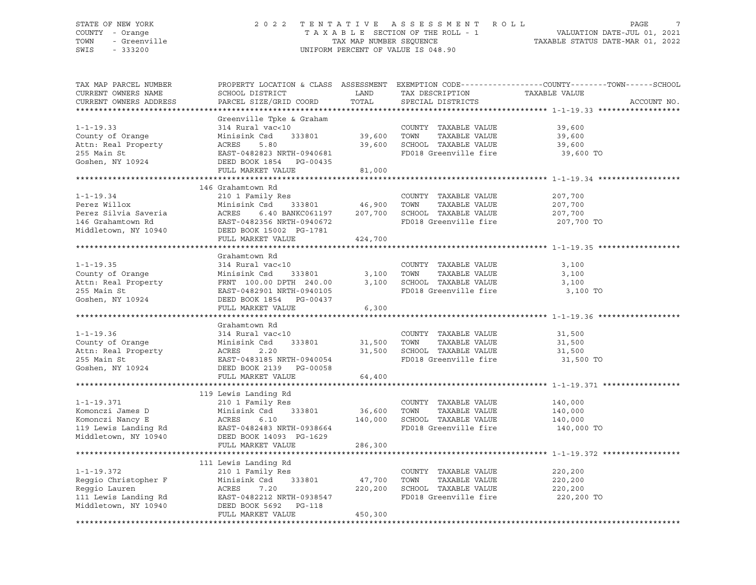STATE OF NEW YORK — 2022 TENTATIVE ASSESSMENT ROLL
COUNTY - Orange — TAXABLE SECTION OF THE ROLL - 1 — VALUATION DATE-JUL 01, 2021
TOWN - Greenville — TAX MAP NUMBER SEQUENCE — TAXABLE STATUS DATE-MAR 01, 2022
SWIS - 333200 — UNIFORM PERCENT OF VALUE IS 048.90

| TAX MAP PARCEL NUMBER / CURRENT OWNERS NAME / CURRENT OWNERS ADDRESS | PROPERTY LOCATION & CLASS / SCHOOL DISTRICT / PARCEL SIZE/GRID COORD | ASSESSMENT LAND | TOTAL | EXEMPTION CODE / TAX DESCRIPTION / SPECIAL DISTRICTS | TAXABLE VALUE (COUNTY--TOWN--SCHOOL) | ACCOUNT NO. |
|---|---|---|---|---|---|---|
| **1-1-19.33** | Greenville Tpke & Graham | | | | | |
| 1-1-19.33 | 314 Rural vac<10 | | | COUNTY TAXABLE VALUE | 39,600 | |
| County of Orange | Minisink Csd 333801 | 39,600 | | TOWN TAXABLE VALUE | 39,600 | |
| Attn: Real Property | ACRES 5.80 | | 39,600 | SCHOOL TAXABLE VALUE | 39,600 | |
| 255 Main St | EAST-0482823 NRTH-0940681 | | | FD018 Greenville fire | 39,600 TO | |
| Goshen, NY 10924 | DEED BOOK 1854 PG-00435 | | | | | |
| | FULL MARKET VALUE | | 81,000 | | | |
| **1-1-19.34** | 146 Grahamtown Rd | | | | | |
| 1-1-19.34 | 210 1 Family Res | | | COUNTY TAXABLE VALUE | 207,700 | |
| Perez Willox | Minisink Csd 333801 | 46,900 | | TOWN TAXABLE VALUE | 207,700 | |
| Perez Silvia Saveria | ACRES 6.40 BANKC061197 | | 207,700 | SCHOOL TAXABLE VALUE | 207,700 | |
| 146 Grahamtown Rd | EAST-0482356 NRTH-0940672 | | | FD018 Greenville fire | 207,700 TO | |
| Middletown, NY 10940 | DEED BOOK 15002 PG-1781 | | | | | |
| | FULL MARKET VALUE | | 424,700 | | | |
| **1-1-19.35** | Grahamtown Rd | | | | | |
| 1-1-19.35 | 314 Rural vac<10 | | | COUNTY TAXABLE VALUE | 3,100 | |
| County of Orange | Minisink Csd 333801 | 3,100 | | TOWN TAXABLE VALUE | 3,100 | |
| Attn: Real Property | FRNT 100.00 DPTH 240.00 | | 3,100 | SCHOOL TAXABLE VALUE | 3,100 | |
| 255 Main St | EAST-0482901 NRTH-0940105 | | | FD018 Greenville fire | 3,100 TO | |
| Goshen, NY 10924 | DEED BOOK 1854 PG-00437 | | | | | |
| | FULL MARKET VALUE | | 6,300 | | | |
| **1-1-19.36** | Grahamtown Rd | | | | | |
| 1-1-19.36 | 314 Rural vac<10 | | | COUNTY TAXABLE VALUE | 31,500 | |
| County of Orange | Minisink Csd 333801 | 31,500 | | TOWN TAXABLE VALUE | 31,500 | |
| Attn: Real Property | ACRES 2.20 | | 31,500 | SCHOOL TAXABLE VALUE | 31,500 | |
| 255 Main St | EAST-0483185 NRTH-0940054 | | | FD018 Greenville fire | 31,500 TO | |
| Goshen, NY 10924 | DEED BOOK 2139 PG-00058 | | | | | |
| | FULL MARKET VALUE | | 64,400 | | | |
| **1-1-19.371** | 119 Lewis Landing Rd | | | | | |
| 1-1-19.371 | 210 1 Family Res | | | COUNTY TAXABLE VALUE | 140,000 | |
| Komonczi James D | Minisink Csd 333801 | 36,600 | | TOWN TAXABLE VALUE | 140,000 | |
| Komonczi Nancy E | ACRES 6.10 | | 140,000 | SCHOOL TAXABLE VALUE | 140,000 | |
| 119 Lewis Landing Rd | EAST-0482483 NRTH-0938664 | | | FD018 Greenville fire | 140,000 TO | |
| Middletown, NY 10940 | DEED BOOK 14093 PG-1629 | | | | | |
| | FULL MARKET VALUE | | 286,300 | | | |
| **1-1-19.372** | 111 Lewis Landing Rd | | | | | |
| 1-1-19.372 | 210 1 Family Res | | | COUNTY TAXABLE VALUE | 220,200 | |
| Reggio Christopher F | Minisink Csd 333801 | 47,700 | | TOWN TAXABLE VALUE | 220,200 | |
| Reggio Lauren | ACRES 7.20 | | 220,200 | SCHOOL TAXABLE VALUE | 220,200 | |
| 111 Lewis Landing Rd | EAST-0482212 NRTH-0938547 | | | FD018 Greenville fire | 220,200 TO | |
| Middletown, NY 10940 | DEED BOOK 5692 PG-118 | | | | | |
| | FULL MARKET VALUE | | 450,300 | | | |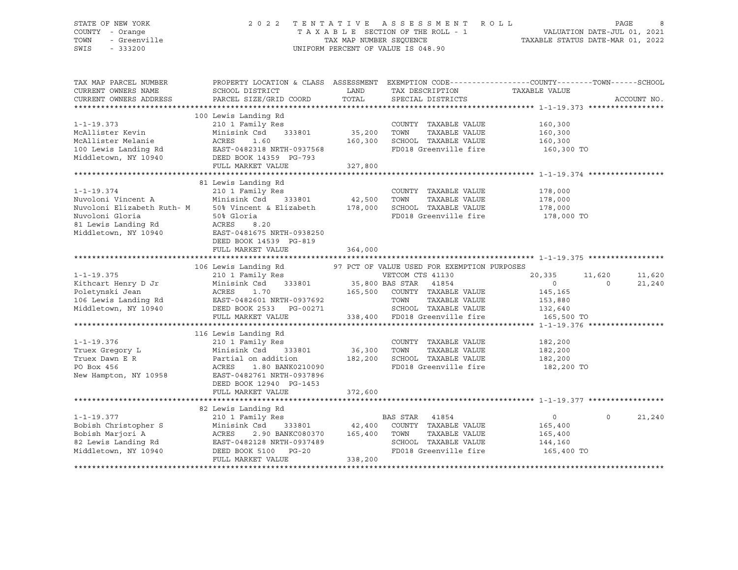STATE OF NEW YORK
COUNTY - Orange
TOWN - Greenville
SWIS - 333200

# 2022 TENTATIVE ASSESSMENT ROLL

TAXABLE SECTION OF THE ROLL - 1
TAX MAP NUMBER SEQUENCE
UNIFORM PERCENT OF VALUE IS 048.90

VALUATION DATE-JUL 01, 2021
TAXABLE STATUS DATE-MAR 01, 2022

| TAX MAP PARCEL NUMBER / CURRENT OWNERS NAME / CURRENT OWNERS ADDRESS | PROPERTY LOCATION & CLASS / SCHOOL DISTRICT / PARCEL SIZE/GRID COORD | ASSESSMENT LAND / TOTAL | EXEMPTION CODE / TAX DESCRIPTION / SPECIAL DISTRICTS | COUNTY TAXABLE VALUE | TOWN | SCHOOL |
|---|---|---|---|---|---|---|
| **1-1-19.373** | 100 Lewis Landing Rd | | | | | |
| | 210 1 Family Res | | COUNTY TAXABLE VALUE | 160,300 | | |
| McAllister Kevin | Minisink Csd 333801 | 35,200 | TOWN TAXABLE VALUE | 160,300 | | |
| McAllister Melanie | ACRES 1.60 | 160,300 | SCHOOL TAXABLE VALUE | 160,300 | | |
| 100 Lewis Landing Rd | EAST-0482318 NRTH-0937568 | | FD018 Greenville fire | 160,300 TO | | |
| Middletown, NY 10940 | DEED BOOK 14359 PG-793 | | | | | |
| | FULL MARKET VALUE | 327,800 | | | | |
| **1-1-19.374** | 81 Lewis Landing Rd | | | | | |
| | 210 1 Family Res | | COUNTY TAXABLE VALUE | 178,000 | | |
| Nuvoloni Vincent A | Minisink Csd 333801 | 42,500 | TOWN TAXABLE VALUE | 178,000 | | |
| Nuvoloni Elizabeth Ruth- M | 50% Vincent & Elizabeth | 178,000 | SCHOOL TAXABLE VALUE | 178,000 | | |
| Nuvoloni Gloria | 50% Gloria | | FD018 Greenville fire | 178,000 TO | | |
| 81 Lewis Landing Rd | ACRES 8.20 | | | | | |
| Middletown, NY 10940 | EAST-0481675 NRTH-0938250 | | | | | |
| | DEED BOOK 14539 PG-819 | | | | | |
| | FULL MARKET VALUE | 364,000 | | | | |
| **1-1-19.375** | 106 Lewis Landing Rd | | 97 PCT OF VALUE USED FOR EXEMPTION PURPOSES | | | |
| | 210 1 Family Res | | VETCOM CTS 41130 | 20,335 | 11,620 | 11,620 |
| Kithcart Henry D Jr | Minisink Csd 333801 | 35,800 | BAS STAR 41854 | 0 | 0 | 21,240 |
| Poletynski Jean | ACRES 1.70 | 165,500 | COUNTY TAXABLE VALUE | 145,165 | | |
| 106 Lewis Landing Rd | EAST-0482601 NRTH-0937692 | | TOWN TAXABLE VALUE | 153,880 | | |
| Middletown, NY 10940 | DEED BOOK 2533 PG-00271 | | SCHOOL TAXABLE VALUE | 132,640 | | |
| | FULL MARKET VALUE | 338,400 | FD018 Greenville fire | 165,500 TO | | |
| **1-1-19.376** | 116 Lewis Landing Rd | | | | | |
| | 210 1 Family Res | | COUNTY TAXABLE VALUE | 182,200 | | |
| Truex Gregory L | Minisink Csd 333801 | 36,300 | TOWN TAXABLE VALUE | 182,200 | | |
| Truex Dawn E R | Partial on addition | 182,200 | SCHOOL TAXABLE VALUE | 182,200 | | |
| PO Box 456 | ACRES 1.80 BANK0210090 | | FD018 Greenville fire | 182,200 TO | | |
| New Hampton, NY 10958 | EAST-0482761 NRTH-0937896 | | | | | |
| | DEED BOOK 12940 PG-1453 | | | | | |
| | FULL MARKET VALUE | 372,600 | | | | |
| **1-1-19.377** | 82 Lewis Landing Rd | | | | | |
| | 210 1 Family Res | | BAS STAR 41854 | 0 | 0 | 21,240 |
| Bobish Christopher S | Minisink Csd 333801 | 42,400 | COUNTY TAXABLE VALUE | 165,400 | | |
| Bobish Marjori A | ACRES 2.90 BANKC080370 | 165,400 | TOWN TAXABLE VALUE | 165,400 | | |
| 82 Lewis Landing Rd | EAST-0482128 NRTH-0937489 | | SCHOOL TAXABLE VALUE | 144,160 | | |
| Middletown, NY 10940 | DEED BOOK 5100 PG-20 | | FD018 Greenville fire | 165,400 TO | | |
| | FULL MARKET VALUE | 338,200 | | | | |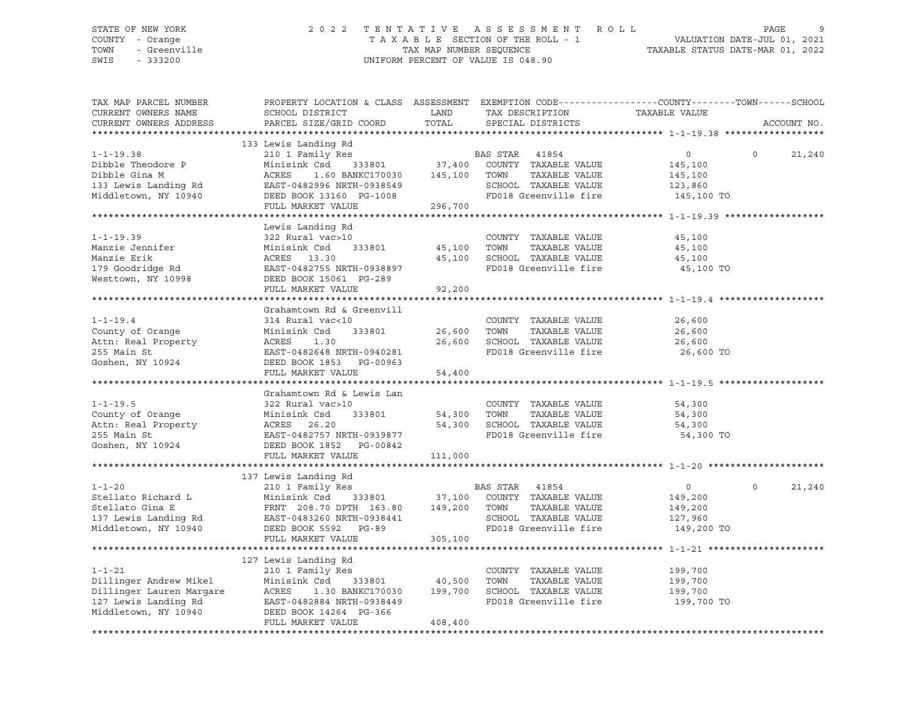STATE OF NEW YORK
COUNTY - Orange
TOWN - Greenville
SWIS - 333200

2022 TENTATIVE ASSESSMENT ROLL
TAXABLE SECTION OF THE ROLL - 1
TAX MAP NUMBER SEQUENCE
UNIFORM PERCENT OF VALUE IS 048.90

VALUATION DATE-JUL 01, 2021
TAXABLE STATUS DATE-MAR 01, 2022

| TAX MAP PARCEL NUMBER / CURRENT OWNERS NAME / CURRENT OWNERS ADDRESS | PROPERTY LOCATION & CLASS / SCHOOL DISTRICT / PARCEL SIZE/GRID COORD | ASSESSMENT LAND / TOTAL | EXEMPTION CODE / TAX DESCRIPTION / SPECIAL DISTRICTS | COUNTY / TAXABLE VALUE | TOWN | SCHOOL / ACCOUNT NO. |
|---|---|---|---|---|---|---|
| **1-1-19.38** | 133 Lewis Landing Rd | | | | | |
| | 210 1 Family Res | | BAS STAR 41854 | 0 | 0 | 21,240 |
| Dibble Theodore P | Minisink Csd 333801 | 37,400 | COUNTY TAXABLE VALUE | 145,100 | | |
| Dibble Gina M | ACRES 1.60 BANKC170030 | 145,100 | TOWN TAXABLE VALUE | 145,100 | | |
| 133 Lewis Landing Rd | EAST-0482996 NRTH-0938549 | | SCHOOL TAXABLE VALUE | 123,860 | | |
| Middletown, NY 10940 | DEED BOOK 13160 PG-1008 | | FD018 Greenville fire | 145,100 TO | | |
| | FULL MARKET VALUE | 296,700 | | | | |
| **1-1-19.39** | Lewis Landing Rd | | | | | |
| | 322 Rural vac>10 | | COUNTY TAXABLE VALUE | 45,100 | | |
| Manzie Jennifer | Minisink Csd 333801 | 45,100 | TOWN TAXABLE VALUE | 45,100 | | |
| Manzie Erik | ACRES 13.30 | 45,100 | SCHOOL TAXABLE VALUE | 45,100 | | |
| 179 Goodridge Rd | EAST-0482755 NRTH-0938897 | | FD018 Greenville fire | 45,100 TO | | |
| Westtown, NY 10998 | DEED BOOK 15061 PG-289 | | | | | |
| | FULL MARKET VALUE | 92,200 | | | | |
| **1-1-19.4** | Grahamtown Rd & Greenvill | | | | | |
| | 314 Rural vac<10 | | COUNTY TAXABLE VALUE | 26,600 | | |
| County of Orange | Minisink Csd 333801 | 26,600 | TOWN TAXABLE VALUE | 26,600 | | |
| Attn: Real Property | ACRES 1.30 | 26,600 | SCHOOL TAXABLE VALUE | 26,600 | | |
| 255 Main St | EAST-0482648 NRTH-0940281 | | FD018 Greenville fire | 26,600 TO | | |
| Goshen, NY 10924 | DEED BOOK 1853 PG-00963 | | | | | |
| | FULL MARKET VALUE | 54,400 | | | | |
| **1-1-19.5** | Grahamtown Rd & Lewis Lan | | | | | |
| | 322 Rural vac>10 | | COUNTY TAXABLE VALUE | 54,300 | | |
| County of Orange | Minisink Csd 333801 | 54,300 | TOWN TAXABLE VALUE | 54,300 | | |
| Attn: Real Property | ACRES 26.20 | 54,300 | SCHOOL TAXABLE VALUE | 54,300 | | |
| 255 Main St | EAST-0482757 NRTH-0939877 | | FD018 Greenville fire | 54,300 TO | | |
| Goshen, NY 10924 | DEED BOOK 1852 PG-00842 | | | | | |
| | FULL MARKET VALUE | 111,000 | | | | |
| **1-1-20** | 137 Lewis Landing Rd | | | | | |
| | 210 1 Family Res | | BAS STAR 41854 | 0 | 0 | 21,240 |
| Stellato Richard L | Minisink Csd 333801 | 37,100 | COUNTY TAXABLE VALUE | 149,200 | | |
| Stellato Gina E | FRNT 208.70 DPTH 163.80 | 149,200 | TOWN TAXABLE VALUE | 149,200 | | |
| 137 Lewis Landing Rd | EAST-0483260 NRTH-0938441 | | SCHOOL TAXABLE VALUE | 127,960 | | |
| Middletown, NY 10940 | DEED BOOK 5592 PG-89 | | FD018 Greenville fire | 149,200 TO | | |
| | FULL MARKET VALUE | 305,100 | | | | |
| **1-1-21** | 127 Lewis Landing Rd | | | | | |
| | 210 1 Family Res | | COUNTY TAXABLE VALUE | 199,700 | | |
| Dillinger Andrew Mikel | Minisink Csd 333801 | 40,500 | TOWN TAXABLE VALUE | 199,700 | | |
| Dillinger Lauren Margare | ACRES 1.30 BANKC170030 | 199,700 | SCHOOL TAXABLE VALUE | 199,700 | | |
| 127 Lewis Landing Rd | EAST-0482884 NRTH-0938449 | | FD018 Greenville fire | 199,700 TO | | |
| Middletown, NY 10940 | DEED BOOK 14264 PG-366 | | | | | |
| | FULL MARKET VALUE | 408,400 | | | | |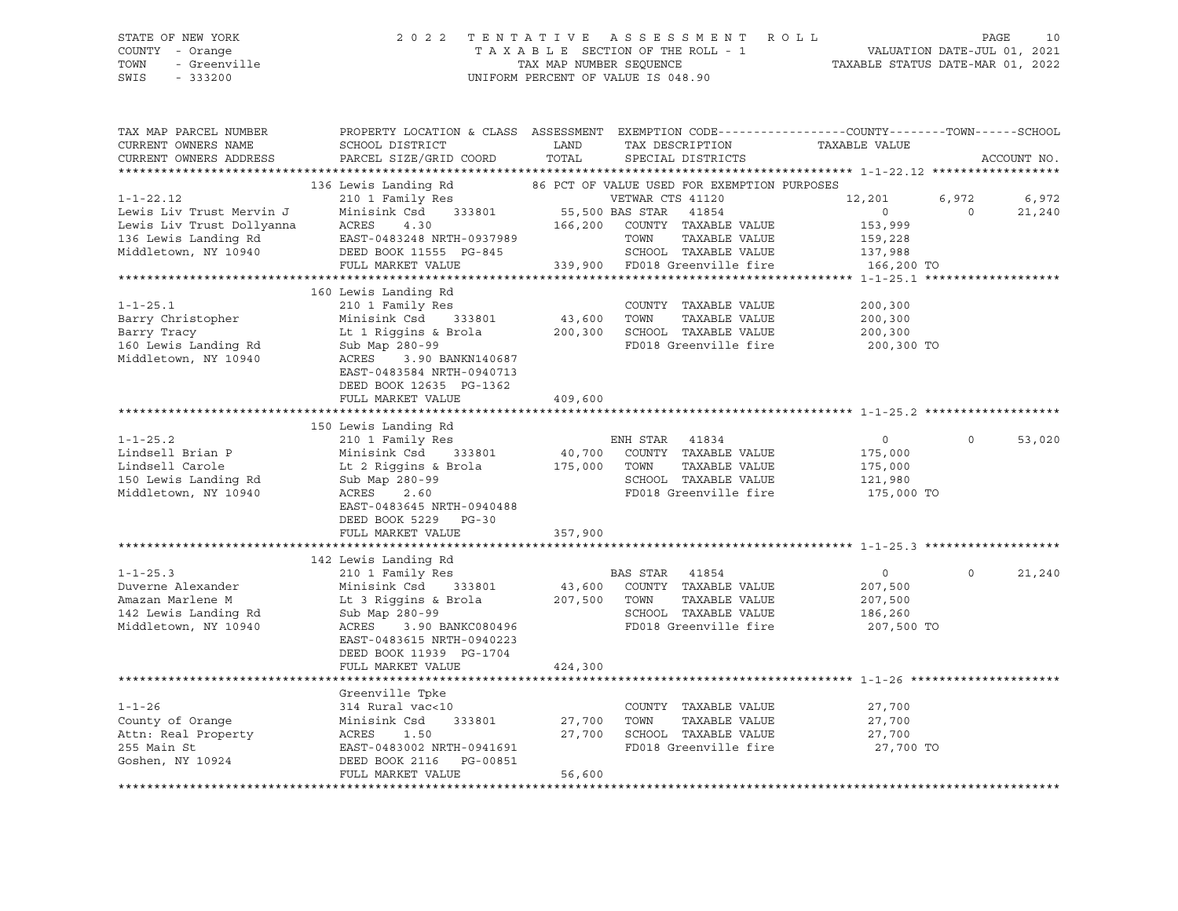STATE OF NEW YORK — 2022 TENTATIVE ASSESSMENT ROLL — PAGE 10
COUNTY - Orange — TAXABLE SECTION OF THE ROLL - 1 — VALUATION DATE-JUL 01, 2021
TOWN - Greenville — TAX MAP NUMBER SEQUENCE — TAXABLE STATUS DATE-MAR 01, 2022
SWIS - 333200 — UNIFORM PERCENT OF VALUE IS 048.90

| TAX MAP PARCEL NUMBER / CURRENT OWNERS NAME / CURRENT OWNERS ADDRESS | PROPERTY LOCATION & CLASS / SCHOOL DISTRICT / PARCEL SIZE/GRID COORD | ASSESSMENT LAND / TOTAL | EXEMPTION CODE / TAX DESCRIPTION / SPECIAL DISTRICTS | COUNTY TAXABLE VALUE | TOWN | SCHOOL |
|---|---|---|---|---|---|---|
| **1-1-22.12** | 136 Lewis Landing Rd | | 86 PCT OF VALUE USED FOR EXEMPTION PURPOSES | | | |
| 1-1-22.12 | 210 1 Family Res | | VETWAR CTS 41120 | 12,201 | 6,972 | 6,972 |
| Lewis Liv Trust Mervin J | Minisink Csd 333801 | 55,500 | BAS STAR 41854 | 0 | 0 | 21,240 |
| Lewis Liv Trust Dollyanna | ACRES 4.30 | 166,200 | COUNTY TAXABLE VALUE | 153,999 | | |
| 136 Lewis Landing Rd | EAST-0483248 NRTH-0937989 | | TOWN TAXABLE VALUE | 159,228 | | |
| Middletown, NY 10940 | DEED BOOK 11555 PG-845 | | SCHOOL TAXABLE VALUE | 137,988 | | |
| | FULL MARKET VALUE | 339,900 | FD018 Greenville fire | 166,200 TO | | |
| **1-1-25.1** | 160 Lewis Landing Rd | | | | | |
| 1-1-25.1 | 210 1 Family Res | | COUNTY TAXABLE VALUE | 200,300 | | |
| Barry Christopher | Minisink Csd 333801 | 43,600 | TOWN TAXABLE VALUE | 200,300 | | |
| Barry Tracy | Lt 1 Riggins & Brola | 200,300 | SCHOOL TAXABLE VALUE | 200,300 | | |
| 160 Lewis Landing Rd | Sub Map 280-99 | | FD018 Greenville fire | 200,300 TO | | |
| Middletown, NY 10940 | ACRES 3.90 BANKN140687 | | | | | |
| | EAST-0483584 NRTH-0940713 | | | | | |
| | DEED BOOK 12635 PG-1362 | | | | | |
| | FULL MARKET VALUE | 409,600 | | | | |
| **1-1-25.2** | 150 Lewis Landing Rd | | | | | |
| 1-1-25.2 | 210 1 Family Res | | ENH STAR 41834 | 0 | 0 | 53,020 |
| Lindsell Brian P | Minisink Csd 333801 | 40,700 | COUNTY TAXABLE VALUE | 175,000 | | |
| Lindsell Carole | Lt 2 Riggins & Brola | 175,000 | TOWN TAXABLE VALUE | 175,000 | | |
| 150 Lewis Landing Rd | Sub Map 280-99 | | SCHOOL TAXABLE VALUE | 121,980 | | |
| Middletown, NY 10940 | ACRES 2.60 | | FD018 Greenville fire | 175,000 TO | | |
| | EAST-0483645 NRTH-0940488 | | | | | |
| | DEED BOOK 5229 PG-30 | | | | | |
| | FULL MARKET VALUE | 357,900 | | | | |
| **1-1-25.3** | 142 Lewis Landing Rd | | | | | |
| 1-1-25.3 | 210 1 Family Res | | BAS STAR 41854 | 0 | 0 | 21,240 |
| Duverne Alexander | Minisink Csd 333801 | 43,600 | COUNTY TAXABLE VALUE | 207,500 | | |
| Amazan Marlene M | Lt 3 Riggins & Brola | 207,500 | TOWN TAXABLE VALUE | 207,500 | | |
| 142 Lewis Landing Rd | Sub Map 280-99 | | SCHOOL TAXABLE VALUE | 186,260 | | |
| Middletown, NY 10940 | ACRES 3.90 BANKC080496 | | FD018 Greenville fire | 207,500 TO | | |
| | EAST-0483615 NRTH-0940223 | | | | | |
| | DEED BOOK 11939 PG-1704 | | | | | |
| | FULL MARKET VALUE | 424,300 | | | | |
| **1-1-26** | Greenville Tpke | | | | | |
| 1-1-26 | 314 Rural vac<10 | | COUNTY TAXABLE VALUE | 27,700 | | |
| County of Orange | Minisink Csd 333801 | 27,700 | TOWN TAXABLE VALUE | 27,700 | | |
| Attn: Real Property | ACRES 1.50 | 27,700 | SCHOOL TAXABLE VALUE | 27,700 | | |
| 255 Main St | EAST-0483002 NRTH-0941691 | | FD018 Greenville fire | 27,700 TO | | |
| Goshen, NY 10924 | DEED BOOK 2116 PG-00851 | | | | | |
| | FULL MARKET VALUE | 56,600 | | | | |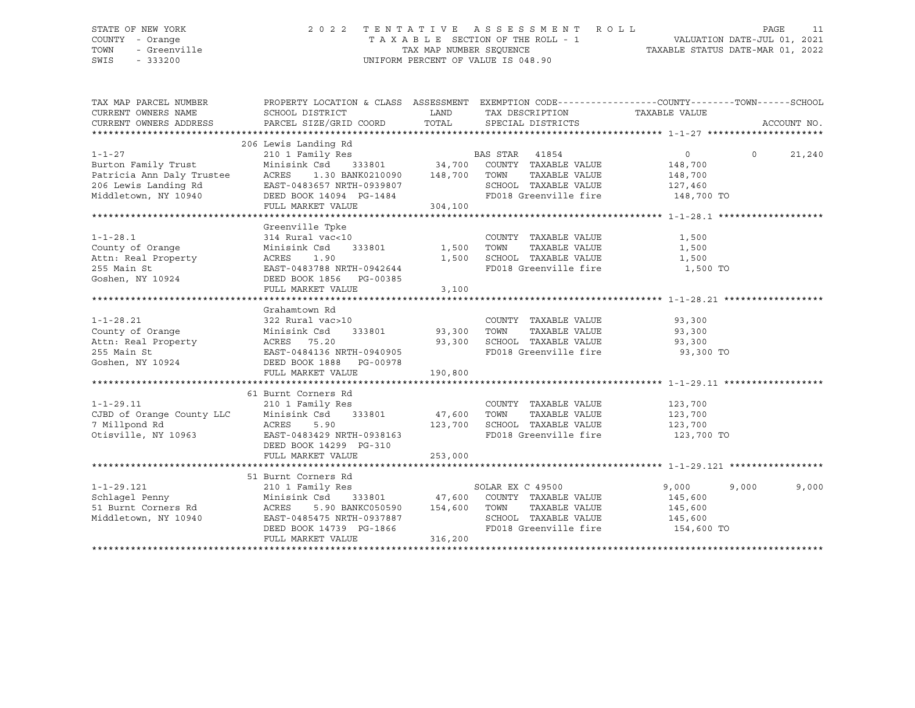STATE OF NEW YORK
COUNTY - Orange
TOWN - Greenville
SWIS - 333200

2022 TENTATIVE ASSESSMENT ROLL
TAXABLE SECTION OF THE ROLL - 1
TAX MAP NUMBER SEQUENCE
UNIFORM PERCENT OF VALUE IS 048.90

VALUATION DATE-JUL 01, 2021
TAXABLE STATUS DATE-MAR 01, 2022

| TAX MAP PARCEL NUMBER / CURRENT OWNERS NAME / CURRENT OWNERS ADDRESS | PROPERTY LOCATION & CLASS / SCHOOL DISTRICT / PARCEL SIZE/GRID COORD | ASSESSMENT LAND / TOTAL | EXEMPTION CODE / TAX DESCRIPTION / SPECIAL DISTRICTS | COUNTY | TOWN | SCHOOL |
|---|---|---|---|---|---|---|
| **1-1-27** | 206 Lewis Landing Rd | | | | | |
| 1-1-27 | 210 1 Family Res | | BAS STAR 41854 | 0 | 0 | 21,240 |
| Burton Family Trust | Minisink Csd 333801 | 34,700 | COUNTY TAXABLE VALUE | 148,700 | | |
| Patricia Ann Daly Trustee | ACRES 1.30 BANK0210090 | 148,700 | TOWN TAXABLE VALUE | | 148,700 | |
| 206 Lewis Landing Rd | EAST-0483657 NRTH-0939807 | | SCHOOL TAXABLE VALUE | | | 127,460 |
| Middletown, NY 10940 | DEED BOOK 14094 PG-1484 | | FD018 Greenville fire | 148,700 TO | | |
| | FULL MARKET VALUE | 304,100 | | | | |
| **1-1-28.1** | Greenville Tpke | | | | | |
| 1-1-28.1 | 314 Rural vac<10 | | COUNTY TAXABLE VALUE | 1,500 | | |
| County of Orange | Minisink Csd 333801 | 1,500 | TOWN TAXABLE VALUE | | 1,500 | |
| Attn: Real Property | ACRES 1.90 | 1,500 | SCHOOL TAXABLE VALUE | | | 1,500 |
| 255 Main St | EAST-0483788 NRTH-0942644 | | FD018 Greenville fire | 1,500 TO | | |
| Goshen, NY 10924 | DEED BOOK 1856 PG-00385 | | | | | |
| | FULL MARKET VALUE | 3,100 | | | | |
| **1-1-28.21** | Grahamtown Rd | | | | | |
| 1-1-28.21 | 322 Rural vac>10 | | COUNTY TAXABLE VALUE | 93,300 | | |
| County of Orange | Minisink Csd 333801 | 93,300 | TOWN TAXABLE VALUE | | 93,300 | |
| Attn: Real Property | ACRES 75.20 | 93,300 | SCHOOL TAXABLE VALUE | | | 93,300 |
| 255 Main St | EAST-0484136 NRTH-0940905 | | FD018 Greenville fire | 93,300 TO | | |
| Goshen, NY 10924 | DEED BOOK 1888 PG-00978 | | | | | |
| | FULL MARKET VALUE | 190,800 | | | | |
| **1-1-29.11** | 61 Burnt Corners Rd | | | | | |
| 1-1-29.11 | 210 1 Family Res | | COUNTY TAXABLE VALUE | 123,700 | | |
| CJBD of Orange County LLC | Minisink Csd 333801 | 47,600 | TOWN TAXABLE VALUE | | 123,700 | |
| 7 Millpond Rd | ACRES 5.90 | 123,700 | SCHOOL TAXABLE VALUE | | | 123,700 |
| Otisville, NY 10963 | EAST-0483429 NRTH-0938163 | | FD018 Greenville fire | 123,700 TO | | |
| | DEED BOOK 14299 PG-310 | | | | | |
| | FULL MARKET VALUE | 253,000 | | | | |
| **1-1-29.121** | 51 Burnt Corners Rd | | | | | |
| 1-1-29.121 | 210 1 Family Res | | SOLAR EX C 49500 | 9,000 | 9,000 | 9,000 |
| Schlagel Penny | Minisink Csd 333801 | 47,600 | COUNTY TAXABLE VALUE | 145,600 | | |
| 51 Burnt Corners Rd | ACRES 5.90 BANKC050590 | 154,600 | TOWN TAXABLE VALUE | | 145,600 | |
| Middletown, NY 10940 | EAST-0485475 NRTH-0937887 | | SCHOOL TAXABLE VALUE | | | 145,600 |
| | DEED BOOK 14739 PG-1866 | | FD018 Greenville fire | 154,600 TO | | |
| | FULL MARKET VALUE | 316,200 | | | | |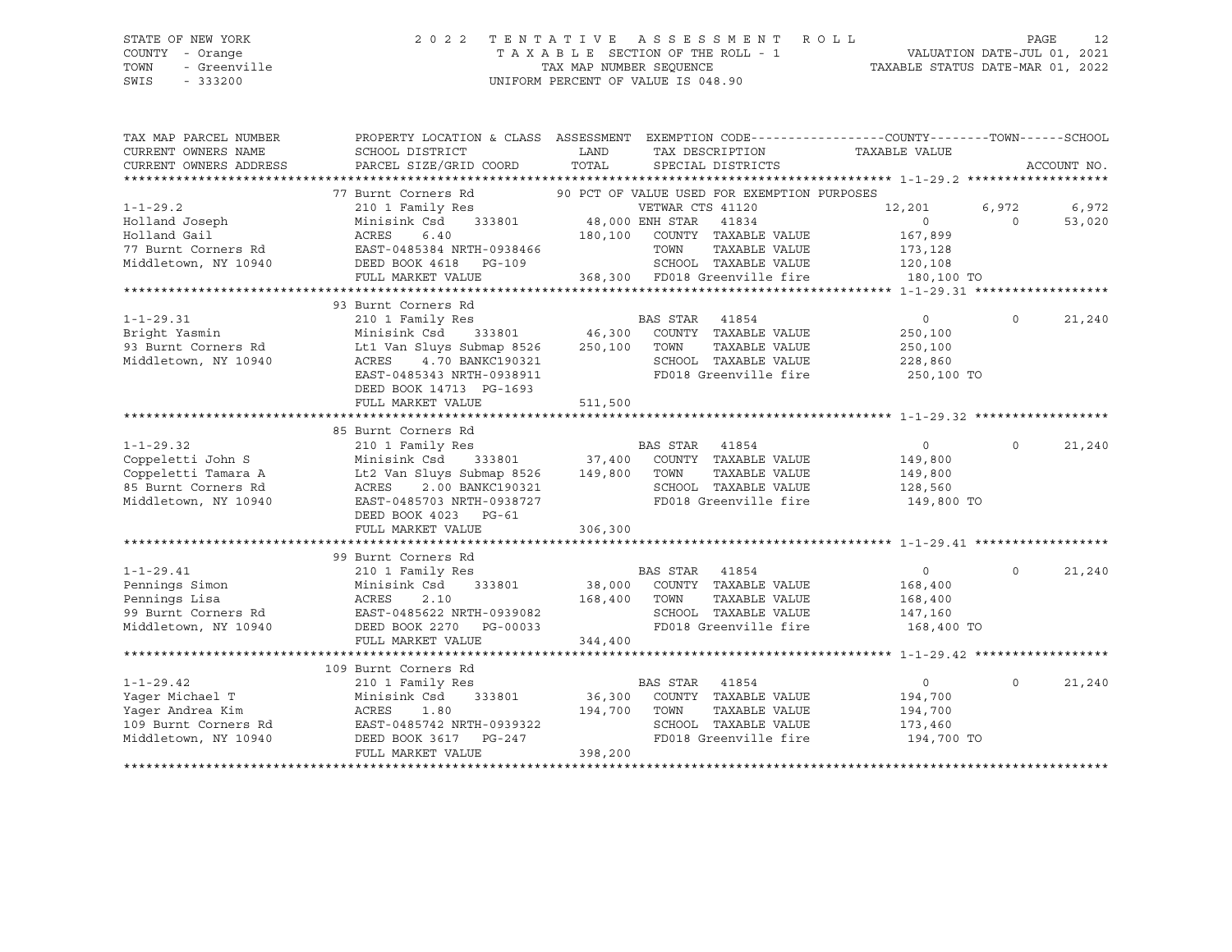STATE OF NEW YORK
COUNTY - Orange
TOWN - Greenville
SWIS - 333200

2022 TENTATIVE ASSESSMENT ROLL
TAXABLE SECTION OF THE ROLL - 1
TAX MAP NUMBER SEQUENCE
UNIFORM PERCENT OF VALUE IS 048.90

VALUATION DATE-JUL 01, 2021
TAXABLE STATUS DATE-MAR 01, 2022

| TAX MAP PARCEL NUMBER / CURRENT OWNERS NAME / CURRENT OWNERS ADDRESS | PROPERTY LOCATION & CLASS / SCHOOL DISTRICT / PARCEL SIZE/GRID COORD | ASSESSMENT LAND / TOTAL | EXEMPTION CODE / TAX DESCRIPTION / SPECIAL DISTRICTS | COUNTY TAXABLE VALUE | TOWN | SCHOOL / ACCOUNT NO. |
|---|---|---|---|---|---|---|
| **1-1-29.2** | 77 Burnt Corners Rd | | 90 PCT OF VALUE USED FOR EXEMPTION PURPOSES | | | |
| 1-1-29.2 | 210 1 Family Res | | VETWAR CTS 41120 | 12,201 | 6,972 | 6,972 |
| Holland Joseph | Minisink Csd 333801 | 48,000 | ENH STAR 41834 | 0 | 0 | 53,020 |
| Holland Gail | ACRES 6.40 | 180,100 | COUNTY TAXABLE VALUE | 167,899 | | |
| 77 Burnt Corners Rd | EAST-0485384 NRTH-0938466 | | TOWN TAXABLE VALUE | 173,128 | | |
| Middletown, NY 10940 | DEED BOOK 4618 PG-109 | | SCHOOL TAXABLE VALUE | 120,108 | | |
| | FULL MARKET VALUE | 368,300 | FD018 Greenville fire | 180,100 TO | | |
| **1-1-29.31** | 93 Burnt Corners Rd | | | | | |
| 1-1-29.31 | 210 1 Family Res | | BAS STAR 41854 | 0 | 0 | 21,240 |
| Bright Yasmin | Minisink Csd 333801 | 46,300 | COUNTY TAXABLE VALUE | 250,100 | | |
| 93 Burnt Corners Rd | Lt1 Van Sluys Submap 8526 | 250,100 | TOWN TAXABLE VALUE | 250,100 | | |
| Middletown, NY 10940 | ACRES 4.70 BANKC190321 | | SCHOOL TAXABLE VALUE | 228,860 | | |
| | EAST-0485343 NRTH-0938911 | | FD018 Greenville fire | 250,100 TO | | |
| | DEED BOOK 14713 PG-1693 | | | | | |
| | FULL MARKET VALUE | 511,500 | | | | |
| **1-1-29.32** | 85 Burnt Corners Rd | | | | | |
| 1-1-29.32 | 210 1 Family Res | | BAS STAR 41854 | 0 | 0 | 21,240 |
| Coppeletti John S | Minisink Csd 333801 | 37,400 | COUNTY TAXABLE VALUE | 149,800 | | |
| Coppeletti Tamara A | Lt2 Van Sluys Submap 8526 | 149,800 | TOWN TAXABLE VALUE | 149,800 | | |
| 85 Burnt Corners Rd | ACRES 2.00 BANKC190321 | | SCHOOL TAXABLE VALUE | 128,560 | | |
| Middletown, NY 10940 | EAST-0485703 NRTH-0938727 | | FD018 Greenville fire | 149,800 TO | | |
| | DEED BOOK 4023 PG-61 | | | | | |
| | FULL MARKET VALUE | 306,300 | | | | |
| **1-1-29.41** | 99 Burnt Corners Rd | | | | | |
| 1-1-29.41 | 210 1 Family Res | | BAS STAR 41854 | 0 | 0 | 21,240 |
| Pennings Simon | Minisink Csd 333801 | 38,000 | COUNTY TAXABLE VALUE | 168,400 | | |
| Pennings Lisa | ACRES 2.10 | 168,400 | TOWN TAXABLE VALUE | 168,400 | | |
| 99 Burnt Corners Rd | EAST-0485622 NRTH-0939082 | | SCHOOL TAXABLE VALUE | 147,160 | | |
| Middletown, NY 10940 | DEED BOOK 2270 PG-00033 | | FD018 Greenville fire | 168,400 TO | | |
| | FULL MARKET VALUE | 344,400 | | | | |
| **1-1-29.42** | 109 Burnt Corners Rd | | | | | |
| 1-1-29.42 | 210 1 Family Res | | BAS STAR 41854 | 0 | 0 | 21,240 |
| Yager Michael T | Minisink Csd 333801 | 36,300 | COUNTY TAXABLE VALUE | 194,700 | | |
| Yager Andrea Kim | ACRES 1.80 | 194,700 | TOWN TAXABLE VALUE | 194,700 | | |
| 109 Burnt Corners Rd | EAST-0485742 NRTH-0939322 | | SCHOOL TAXABLE VALUE | 173,460 | | |
| Middletown, NY 10940 | DEED BOOK 3617 PG-247 | | FD018 Greenville fire | 194,700 TO | | |
| | FULL MARKET VALUE | 398,200 | | | | |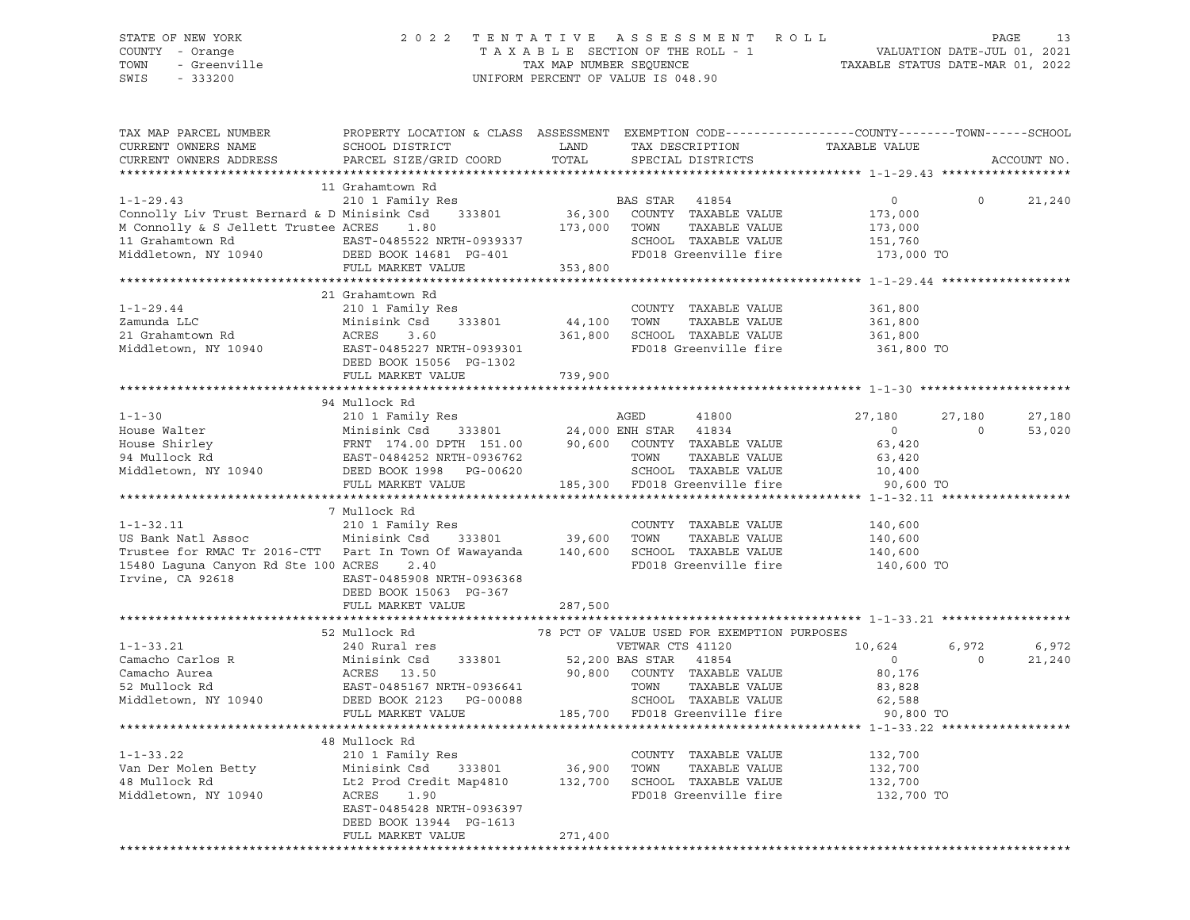STATE OF NEW YORK — 2022 TENTATIVE ASSESSMENT ROLL
COUNTY - Orange — TAXABLE SECTION OF THE ROLL - 1 — VALUATION DATE-JUL 01, 2021
TOWN - Greenville — TAX MAP NUMBER SEQUENCE — TAXABLE STATUS DATE-MAR 01, 2022
SWIS - 333200 — UNIFORM PERCENT OF VALUE IS 048.90

```
TAX MAP PARCEL NUMBER          PROPERTY LOCATION & CLASS  ASSESSMENT  EXEMPTION CODE------------------COUNTY--------TOWN------SCHOOL
CURRENT OWNERS NAME            SCHOOL DISTRICT              LAND      TAX DESCRIPTION              TAXABLE VALUE
CURRENT OWNERS ADDRESS         PARCEL SIZE/GRID COORD       TOTAL     SPECIAL DISTRICTS                                    ACCOUNT NO.
******************************************************************************************************* 1-1-29.43 ******************
                               11 Grahamtown Rd
1-1-29.43                      210 1 Family Res                       BAS STAR  41854                    0          0      21,240
Connolly Liv Trust Bernard & D Minisink Csd    333801        36,300   COUNTY  TAXABLE VALUE         173,000
M Connolly & S Jellett Trustee ACRES    1.80                173,000   TOWN    TAXABLE VALUE         173,000
11 Grahamtown Rd               EAST-0485522 NRTH-0939337              SCHOOL  TAXABLE VALUE         151,760
Middletown, NY 10940           DEED BOOK 14681  PG-401                FD018 Greenville fire          173,000 TO
                               FULL MARKET VALUE            353,800
******************************************************************************************************* 1-1-29.44 ******************
                               21 Grahamtown Rd
1-1-29.44                      210 1 Family Res                       COUNTY  TAXABLE VALUE         361,800
Zamunda LLC                    Minisink Csd    333801        44,100   TOWN    TAXABLE VALUE         361,800
21 Grahamtown Rd               ACRES    3.60                361,800   SCHOOL  TAXABLE VALUE         361,800
Middletown, NY 10940           EAST-0485227 NRTH-0939301              FD018 Greenville fire          361,800 TO
                               DEED BOOK 15056  PG-1302
                               FULL MARKET VALUE            739,900
******************************************************************************************************* 1-1-30 *********************
                               94 Mullock Rd
1-1-30                         210 1 Family Res                       AGED        41800             27,180     27,180      27,180
House Walter                   Minisink Csd    333801        24,000 ENH STAR  41834                      0          0      53,020
House Shirley                  FRNT 174.00 DPTH 151.00       90,600   COUNTY  TAXABLE VALUE          63,420
94 Mullock Rd                  EAST-0484252 NRTH-0936762              TOWN    TAXABLE VALUE          63,420
Middletown, NY 10940           DEED BOOK 1998   PG-00620              SCHOOL  TAXABLE VALUE          10,400
                               FULL MARKET VALUE            185,300   FD018 Greenville fire           90,600 TO
******************************************************************************************************* 1-1-32.11 ******************
                               7 Mullock Rd
1-1-32.11                      210 1 Family Res                       COUNTY  TAXABLE VALUE         140,600
US Bank Natl Assoc             Minisink Csd    333801        39,600   TOWN    TAXABLE VALUE         140,600
Trustee for RMAC Tr 2016-CTT   Part In Town Of Wawayanda    140,600   SCHOOL  TAXABLE VALUE         140,600
15480 Laguna Canyon Rd Ste 100 ACRES    2.40                          FD018 Greenville fire          140,600 TO
Irvine, CA 92618               EAST-0485908 NRTH-0936368
                               DEED BOOK 15063  PG-367
                               FULL MARKET VALUE            287,500
******************************************************************************************************* 1-1-33.21 ******************
                               52 Mullock Rd                 78 PCT OF VALUE USED FOR EXEMPTION PURPOSES
1-1-33.21                      240 Rural res                          VETWAR CTS 41120                10,624      6,972       6,972
Camacho Carlos R               Minisink Csd    333801        52,200 BAS STAR  41854                      0          0      21,240
Camacho Aurea                  ACRES   13.50                 90,800   COUNTY  TAXABLE VALUE          80,176
52 Mullock Rd                  EAST-0485167 NRTH-0936641              TOWN    TAXABLE VALUE          83,828
Middletown, NY 10940           DEED BOOK 2123   PG-00088              SCHOOL  TAXABLE VALUE          62,588
                               FULL MARKET VALUE            185,700   FD018 Greenville fire           90,800 TO
******************************************************************************************************* 1-1-33.22 ******************
                               48 Mullock Rd
1-1-33.22                      210 1 Family Res                       COUNTY  TAXABLE VALUE         132,700
Van Der Molen Betty            Minisink Csd    333801        36,900   TOWN    TAXABLE VALUE         132,700
48 Mullock Rd                  Lt2 Prod Credit Map4810      132,700   SCHOOL  TAXABLE VALUE         132,700
Middletown, NY 10940           ACRES    1.90                          FD018 Greenville fire          132,700 TO
                               EAST-0485428 NRTH-0936397
                               DEED BOOK 13944  PG-1613
                               FULL MARKET VALUE            271,400
************************************************************************************************************************************
```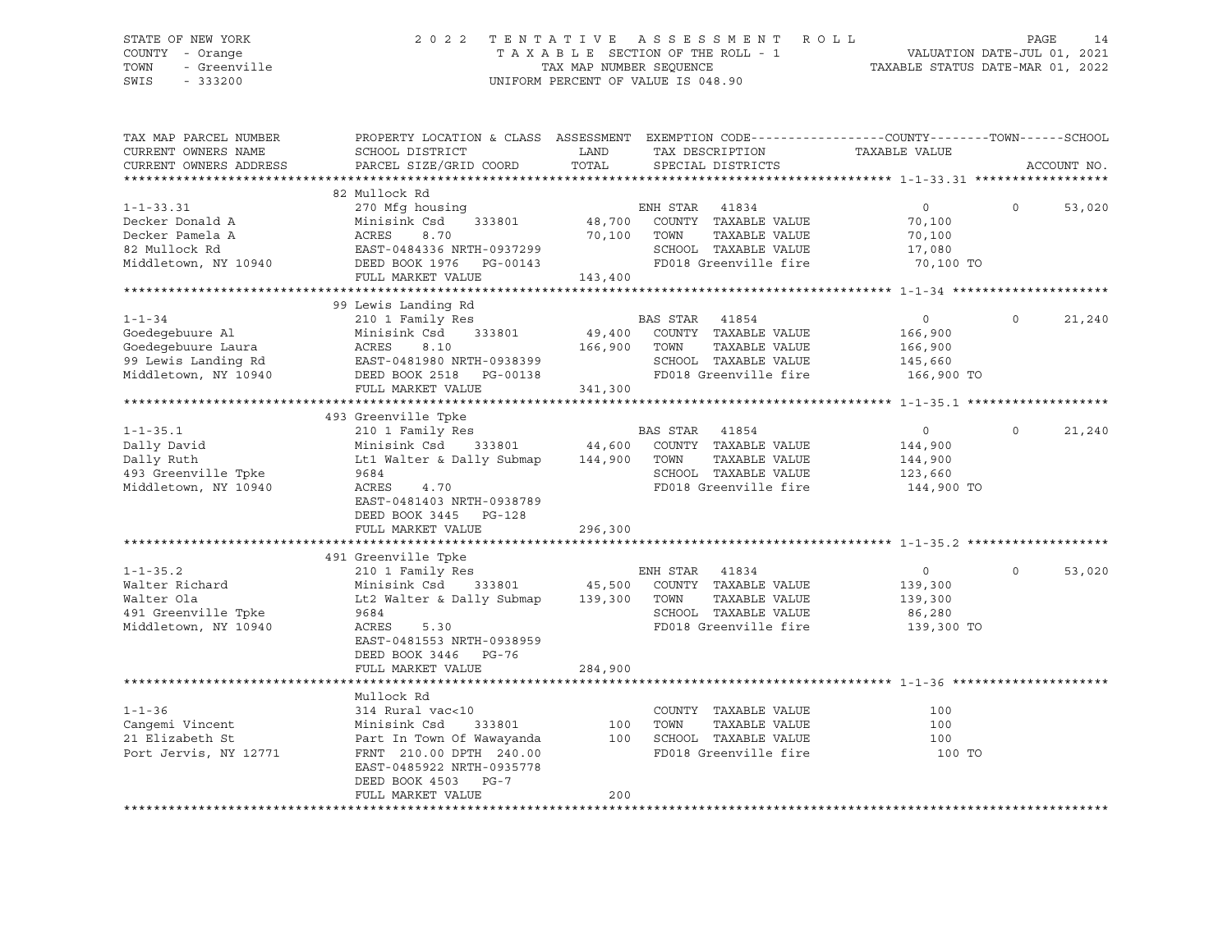STATE OF NEW YORK
COUNTY - Orange
TOWN - Greenville
SWIS - 333200

# 2022 TENTATIVE ASSESSMENT ROLL

TAXABLE SECTION OF THE ROLL - 1
TAX MAP NUMBER SEQUENCE
UNIFORM PERCENT OF VALUE IS 048.90

VALUATION DATE-JUL 01, 2021
TAXABLE STATUS DATE-MAR 01, 2022

| TAX MAP PARCEL NUMBER / CURRENT OWNERS NAME / CURRENT OWNERS ADDRESS | PROPERTY LOCATION & CLASS / SCHOOL DISTRICT / PARCEL SIZE/GRID COORD | ASSESSMENT LAND / TOTAL | EXEMPTION CODE / TAX DESCRIPTION / SPECIAL DISTRICTS | COUNTY TAXABLE VALUE | TOWN | SCHOOL / ACCOUNT NO. |
|---|---|---|---|---|---|---|
| **1-1-33.31** | 82 Mullock Rd | | | | | |
| 1-1-33.31 | 270 Mfg housing | | ENH STAR 41834 | 0 | 0 | 53,020 |
| Decker Donald A | Minisink Csd 333801 | 48,700 | COUNTY TAXABLE VALUE | 70,100 | | |
| Decker Pamela A | ACRES 8.70 | 70,100 | TOWN TAXABLE VALUE | 70,100 | | |
| 82 Mullock Rd | EAST-0484336 NRTH-0937299 | | SCHOOL TAXABLE VALUE | 17,080 | | |
| Middletown, NY 10940 | DEED BOOK 1976 PG-00143 | | FD018 Greenville fire | 70,100 TO | | |
| | FULL MARKET VALUE | 143,400 | | | | |
| **1-1-34** | 99 Lewis Landing Rd | | | | | |
| 1-1-34 | 210 1 Family Res | | BAS STAR 41854 | 0 | 0 | 21,240 |
| Goedegebuure Al | Minisink Csd 333801 | 49,400 | COUNTY TAXABLE VALUE | 166,900 | | |
| Goedegebuure Laura | ACRES 8.10 | 166,900 | TOWN TAXABLE VALUE | 166,900 | | |
| 99 Lewis Landing Rd | EAST-0481980 NRTH-0938399 | | SCHOOL TAXABLE VALUE | 145,660 | | |
| Middletown, NY 10940 | DEED BOOK 2518 PG-00138 | | FD018 Greenville fire | 166,900 TO | | |
| | FULL MARKET VALUE | 341,300 | | | | |
| **1-1-35.1** | 493 Greenville Tpke | | | | | |
| 1-1-35.1 | 210 1 Family Res | | BAS STAR 41854 | 0 | 0 | 21,240 |
| Dally David | Minisink Csd 333801 | 44,600 | COUNTY TAXABLE VALUE | 144,900 | | |
| Dally Ruth | Lt1 Walter & Dally Submap | 144,900 | TOWN TAXABLE VALUE | 144,900 | | |
| 493 Greenville Tpke | 9684 | | SCHOOL TAXABLE VALUE | 123,660 | | |
| Middletown, NY 10940 | ACRES 4.70 | | FD018 Greenville fire | 144,900 TO | | |
| | EAST-0481403 NRTH-0938789 | | | | | |
| | DEED BOOK 3445 PG-128 | | | | | |
| | FULL MARKET VALUE | 296,300 | | | | |
| **1-1-35.2** | 491 Greenville Tpke | | | | | |
| 1-1-35.2 | 210 1 Family Res | | ENH STAR 41834 | 0 | 0 | 53,020 |
| Walter Richard | Minisink Csd 333801 | 45,500 | COUNTY TAXABLE VALUE | 139,300 | | |
| Walter Ola | Lt2 Walter & Dally Submap | 139,300 | TOWN TAXABLE VALUE | 139,300 | | |
| 491 Greenville Tpke | 9684 | | SCHOOL TAXABLE VALUE | 86,280 | | |
| Middletown, NY 10940 | ACRES 5.30 | | FD018 Greenville fire | 139,300 TO | | |
| | EAST-0481553 NRTH-0938959 | | | | | |
| | DEED BOOK 3446 PG-76 | | | | | |
| | FULL MARKET VALUE | 284,900 | | | | |
| **1-1-36** | Mullock Rd | | | | | |
| 1-1-36 | 314 Rural vac<10 | | COUNTY TAXABLE VALUE | 100 | | |
| Cangemi Vincent | Minisink Csd 333801 | 100 | TOWN TAXABLE VALUE | 100 | | |
| 21 Elizabeth St | Part In Town Of Wawayanda | 100 | SCHOOL TAXABLE VALUE | 100 | | |
| Port Jervis, NY 12771 | FRNT 210.00 DPTH 240.00 | | FD018 Greenville fire | 100 TO | | |
| | EAST-0485922 NRTH-0935778 | | | | | |
| | DEED BOOK 4503 PG-7 | | | | | |
| | FULL MARKET VALUE | 200 | | | | |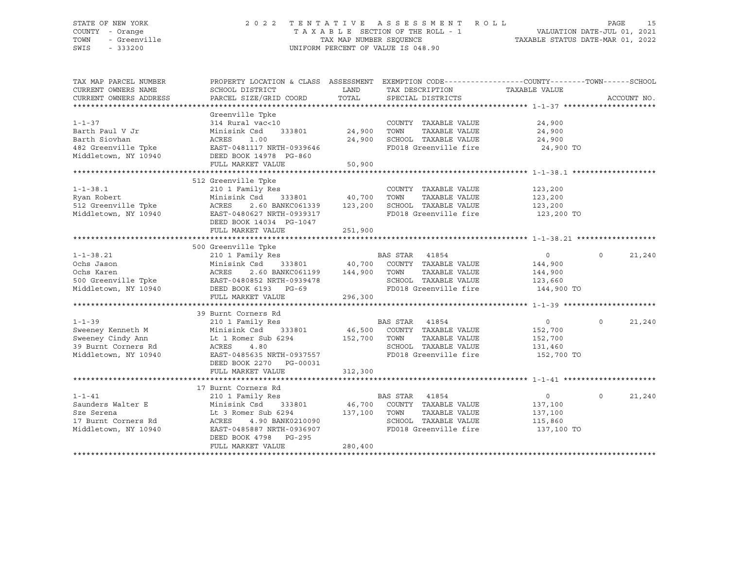STATE OF NEW YORK — COUNTY - Orange — TOWN - Greenville — SWIS - 333200

2022 TENTATIVE ASSESSMENT ROLL
TAXABLE SECTION OF THE ROLL - 1
TAX MAP NUMBER SEQUENCE
UNIFORM PERCENT OF VALUE IS 048.90

VALUATION DATE-JUL 01, 2021
TAXABLE STATUS DATE-MAR 01, 2022

| TAX MAP PARCEL NUMBER / CURRENT OWNERS NAME / CURRENT OWNERS ADDRESS | PROPERTY LOCATION & CLASS / SCHOOL DISTRICT / PARCEL SIZE/GRID COORD | ASSESSMENT LAND | TOTAL | EXEMPTION CODE / TAX DESCRIPTION / SPECIAL DISTRICTS | COUNTY | TOWN | SCHOOL TAXABLE VALUE | ACCOUNT NO. |
|---|---|---|---|---|---|---|---|---|
| **1-1-37** | Greenville Tpke | | | | | | | |
| 1-1-37 | 314 Rural vac<10 | | | COUNTY TAXABLE VALUE | 24,900 | | | |
| Barth Paul V Jr | Minisink Csd 333801 | 24,900 | | TOWN TAXABLE VALUE | | 24,900 | | |
| Barth Siovhan | ACRES 1.00 | | 24,900 | SCHOOL TAXABLE VALUE | | | 24,900 | |
| 482 Greenville Tpke | EAST-0481117 NRTH-0939646 | | | FD018 Greenville fire | 24,900 TO | | | |
| Middletown, NY 10940 | DEED BOOK 14978 PG-860 | | | | | | | |
| | FULL MARKET VALUE | | 50,900 | | | | | |
| **1-1-38.1** | 512 Greenville Tpke | | | | | | | |
| 1-1-38.1 | 210 1 Family Res | | | COUNTY TAXABLE VALUE | 123,200 | | | |
| Ryan Robert | Minisink Csd 333801 | 40,700 | | TOWN TAXABLE VALUE | | 123,200 | | |
| 512 Greenville Tpke | ACRES 2.60 BANKC061339 | | 123,200 | SCHOOL TAXABLE VALUE | | | 123,200 | |
| Middletown, NY 10940 | EAST-0480627 NRTH-0939317 | | | FD018 Greenville fire | 123,200 TO | | | |
| | DEED BOOK 14034 PG-1047 | | | | | | | |
| | FULL MARKET VALUE | | 251,900 | | | | | |
| **1-1-38.21** | 500 Greenville Tpke | | | | | | | |
| 1-1-38.21 | 210 1 Family Res | | | BAS STAR 41854 | 0 | 0 | 21,240 | |
| Ochs Jason | Minisink Csd 333801 | 40,700 | | COUNTY TAXABLE VALUE | 144,900 | | | |
| Ochs Karen | ACRES 2.60 BANKC061199 | | 144,900 | TOWN TAXABLE VALUE | | 144,900 | | |
| 500 Greenville Tpke | EAST-0480852 NRTH-0939478 | | | SCHOOL TAXABLE VALUE | | | 123,660 | |
| Middletown, NY 10940 | DEED BOOK 6193 PG-69 | | | FD018 Greenville fire | 144,900 TO | | | |
| | FULL MARKET VALUE | | 296,300 | | | | | |
| **1-1-39** | 39 Burnt Corners Rd | | | | | | | |
| 1-1-39 | 210 1 Family Res | | | BAS STAR 41854 | 0 | 0 | 21,240 | |
| Sweeney Kenneth M | Minisink Csd 333801 | 46,500 | | COUNTY TAXABLE VALUE | 152,700 | | | |
| Sweeney Cindy Ann | Lt 1 Romer Sub 6294 | | 152,700 | TOWN TAXABLE VALUE | | 152,700 | | |
| 39 Burnt Corners Rd | ACRES 4.80 | | | SCHOOL TAXABLE VALUE | | | 131,460 | |
| Middletown, NY 10940 | EAST-0485635 NRTH-0937557 | | | FD018 Greenville fire | 152,700 TO | | | |
| | DEED BOOK 2270 PG-00031 | | | | | | | |
| | FULL MARKET VALUE | | 312,300 | | | | | |
| **1-1-41** | 17 Burnt Corners Rd | | | | | | | |
| 1-1-41 | 210 1 Family Res | | | BAS STAR 41854 | 0 | 0 | 21,240 | |
| Saunders Walter E | Minisink Csd 333801 | 46,700 | | COUNTY TAXABLE VALUE | 137,100 | | | |
| Sze Serena | Lt 3 Romer Sub 6294 | | 137,100 | TOWN TAXABLE VALUE | | 137,100 | | |
| 17 Burnt Corners Rd | ACRES 4.90 BANK0210090 | | | SCHOOL TAXABLE VALUE | | | 115,860 | |
| Middletown, NY 10940 | EAST-0485887 NRTH-0936907 | | | FD018 Greenville fire | 137,100 TO | | | |
| | DEED BOOK 4798 PG-295 | | | | | | | |
| | FULL MARKET VALUE | | 280,400 | | | | | |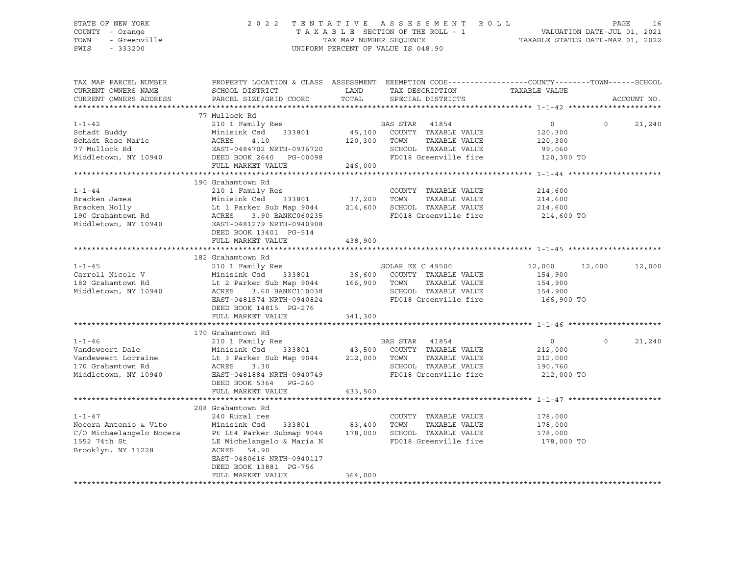STATE OF NEW YORK — COUNTY - Orange — TOWN - Greenville — SWIS - 333200

2022 TENTATIVE ASSESSMENT ROLL
TAXABLE SECTION OF THE ROLL - 1
TAX MAP NUMBER SEQUENCE
UNIFORM PERCENT OF VALUE IS 048.90

VALUATION DATE-JUL 01, 2021
TAXABLE STATUS DATE-MAR 01, 2022

| TAX MAP PARCEL NUMBER / CURRENT OWNERS NAME / CURRENT OWNERS ADDRESS | PROPERTY LOCATION & CLASS / SCHOOL DISTRICT / PARCEL SIZE/GRID COORD | ASSESSMENT LAND / TOTAL | EXEMPTION CODE / TAX DESCRIPTION / SPECIAL DISTRICTS | COUNTY | TOWN | SCHOOL |
|---|---|---|---|---|---|---|
| **1-1-42** | 77 Mullock Rd | | | | | |
| 1-1-42 | 210 1 Family Res | | BAS STAR 41854 | 0 | 0 | 21,240 |
| Schadt Buddy | Minisink Csd 333801 | 45,100 | COUNTY TAXABLE VALUE | 120,300 | | |
| Schadt Rose Marie | ACRES 4.10 | 120,300 | TOWN TAXABLE VALUE | | 120,300 | |
| 77 Mullock Rd | EAST-0484702 NRTH-0936720 | | SCHOOL TAXABLE VALUE | | | 99,060 |
| Middletown, NY 10940 | DEED BOOK 2640 PG-00098 | | FD018 Greenville fire | 120,300 TO | | |
| | FULL MARKET VALUE | 246,000 | | | | |
| **1-1-44** | 190 Grahamtown Rd | | | | | |
| 1-1-44 | 210 1 Family Res | | COUNTY TAXABLE VALUE | 214,600 | | |
| Bracken James | Minisink Csd 333801 | 37,200 | TOWN TAXABLE VALUE | | 214,600 | |
| Bracken Holly | Lt 1 Parker Sub Map 9044 | 214,600 | SCHOOL TAXABLE VALUE | | | 214,600 |
| 190 Grahamtown Rd | ACRES 3.90 BANKC060235 | | FD018 Greenville fire | 214,600 TO | | |
| Middletown, NY 10940 | EAST-0481279 NRTH-0940908 | | | | | |
| | DEED BOOK 13401 PG-514 | | | | | |
| | FULL MARKET VALUE | 438,900 | | | | |
| **1-1-45** | 182 Grahamtown Rd | | | | | |
| 1-1-45 | 210 1 Family Res | | SOLAR EX C 49500 | 12,000 | 12,000 | 12,000 |
| Carroll Nicole V | Minisink Csd 333801 | 36,600 | COUNTY TAXABLE VALUE | 154,900 | | |
| 182 Grahamtown Rd | Lt 2 Parker Sub Map 9044 | 166,900 | TOWN TAXABLE VALUE | | 154,900 | |
| Middletown, NY 10940 | ACRES 3.60 BANKC110038 | | SCHOOL TAXABLE VALUE | | | 154,900 |
| | EAST-0481574 NRTH-0940824 | | FD018 Greenville fire | 166,900 TO | | |
| | DEED BOOK 14815 PG-276 | | | | | |
| | FULL MARKET VALUE | 341,300 | | | | |
| **1-1-46** | 170 Grahamtown Rd | | | | | |
| 1-1-46 | 210 1 Family Res | | BAS STAR 41854 | 0 | 0 | 21,240 |
| Vandeweert Dale | Minisink Csd 333801 | 43,500 | COUNTY TAXABLE VALUE | 212,000 | | |
| Vandeweert Lorraine | Lt 3 Parker Sub Map 9044 | 212,000 | TOWN TAXABLE VALUE | | 212,000 | |
| 170 Grahamtown Rd | ACRES 3.30 | | SCHOOL TAXABLE VALUE | | | 190,760 |
| Middletown, NY 10940 | EAST-0481884 NRTH-0940749 | | FD018 Greenville fire | 212,000 TO | | |
| | DEED BOOK 5364 PG-260 | | | | | |
| | FULL MARKET VALUE | 433,500 | | | | |
| **1-1-47** | 208 Grahamtown Rd | | | | | |
| 1-1-47 | 240 Rural res | | COUNTY TAXABLE VALUE | 178,000 | | |
| Nocera Antonio & Vito | Minisink Csd 333801 | 83,400 | TOWN TAXABLE VALUE | | 178,000 | |
| C/O Michaelangelo Nocera | Pt Lt4 Parker Submap 9044 | 178,000 | SCHOOL TAXABLE VALUE | | | 178,000 |
| 1552 74th St | LE Michelangelo & Maria N | | FD018 Greenville fire | 178,000 TO | | |
| Brooklyn, NY 11228 | ACRES 54.90 | | | | | |
| | EAST-0480616 NRTH-0940117 | | | | | |
| | DEED BOOK 13881 PG-756 | | | | | |
| | FULL MARKET VALUE | 364,000 | | | | |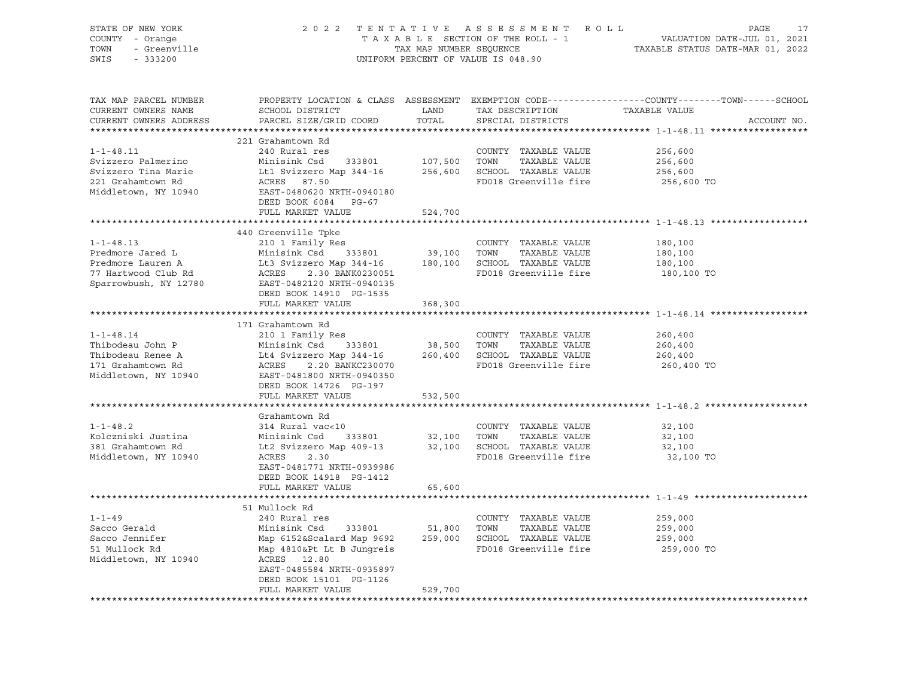STATE OF NEW YORK
COUNTY - Orange
TOWN - Greenville
SWIS - 333200

2022 TENTATIVE ASSESSMENT ROLL
TAXABLE SECTION OF THE ROLL - 1
TAX MAP NUMBER SEQUENCE
UNIFORM PERCENT OF VALUE IS 048.90

VALUATION DATE-JUL 01, 2021
TAXABLE STATUS DATE-MAR 01, 2022

| TAX MAP PARCEL NUMBER / CURRENT OWNERS NAME / CURRENT OWNERS ADDRESS | PROPERTY LOCATION & CLASS / SCHOOL DISTRICT / PARCEL SIZE/GRID COORD | ASSESSMENT LAND | TOTAL | EXEMPTION CODE / TAX DESCRIPTION / SPECIAL DISTRICTS | TAXABLE VALUE (COUNTY / TOWN / SCHOOL) | ACCOUNT NO. |
|---|---|---|---|---|---|---|
| 1-1-48.11 | 221 Grahamtown Rd | | | | | |
| 1-1-48.11 | 240 Rural res | | | COUNTY TAXABLE VALUE | 256,600 | |
| Svizzero Palmerino | Minisink Csd 333801 | 107,500 | | TOWN TAXABLE VALUE | 256,600 | |
| Svizzero Tina Marie | Lt1 Svizzero Map 344-16 | | 256,600 | SCHOOL TAXABLE VALUE | 256,600 | |
| 221 Grahamtown Rd | ACRES 87.50 | | | FD018 Greenville fire | 256,600 TO | |
| Middletown, NY 10940 | EAST-0480620 NRTH-0940180 | | | | | |
| | DEED BOOK 6084 PG-67 | | | | | |
| | FULL MARKET VALUE | | 524,700 | | | |
| 1-1-48.13 | 440 Greenville Tpke | | | | | |
| 1-1-48.13 | 210 1 Family Res | | | COUNTY TAXABLE VALUE | 180,100 | |
| Predmore Jared L | Minisink Csd 333801 | 39,100 | | TOWN TAXABLE VALUE | 180,100 | |
| Predmore Lauren A | Lt3 Svizzero Map 344-16 | | 180,100 | SCHOOL TAXABLE VALUE | 180,100 | |
| 77 Hartwood Club Rd | ACRES 2.30 BANK0230051 | | | FD018 Greenville fire | 180,100 TO | |
| Sparrowbush, NY 12780 | EAST-0482120 NRTH-0940135 | | | | | |
| | DEED BOOK 14910 PG-1535 | | | | | |
| | FULL MARKET VALUE | | 368,300 | | | |
| 1-1-48.14 | 171 Grahamtown Rd | | | | | |
| 1-1-48.14 | 210 1 Family Res | | | COUNTY TAXABLE VALUE | 260,400 | |
| Thibodeau John P | Minisink Csd 333801 | 38,500 | | TOWN TAXABLE VALUE | 260,400 | |
| Thibodeau Renee A | Lt4 Svizzero Map 344-16 | | 260,400 | SCHOOL TAXABLE VALUE | 260,400 | |
| 171 Grahamtown Rd | ACRES 2.20 BANKC230070 | | | FD018 Greenville fire | 260,400 TO | |
| Middletown, NY 10940 | EAST-0481800 NRTH-0940350 | | | | | |
| | DEED BOOK 14726 PG-197 | | | | | |
| | FULL MARKET VALUE | | 532,500 | | | |
| 1-1-48.2 | Grahamtown Rd | | | | | |
| 1-1-48.2 | 314 Rural vac<10 | | | COUNTY TAXABLE VALUE | 32,100 | |
| Kolczniski Justina | Minisink Csd 333801 | 32,100 | | TOWN TAXABLE VALUE | 32,100 | |
| 381 Grahamtown Rd | Lt2 Svizzero Map 409-13 | | 32,100 | SCHOOL TAXABLE VALUE | 32,100 | |
| Middletown, NY 10940 | ACRES 2.30 | | | FD018 Greenville fire | 32,100 TO | |
| | EAST-0481771 NRTH-0939986 | | | | | |
| | DEED BOOK 14918 PG-1412 | | | | | |
| | FULL MARKET VALUE | | 65,600 | | | |
| 1-1-49 | 51 Mullock Rd | | | | | |
| 1-1-49 | 240 Rural res | | | COUNTY TAXABLE VALUE | 259,000 | |
| Sacco Gerald | Minisink Csd 333801 | 51,800 | | TOWN TAXABLE VALUE | 259,000 | |
| Sacco Jennifer | Map 6152&Scalard Map 9692 | | 259,000 | SCHOOL TAXABLE VALUE | 259,000 | |
| 51 Mullock Rd | Map 4810&Pt Lt B Jungreis | | | FD018 Greenville fire | 259,000 TO | |
| Middletown, NY 10940 | ACRES 12.80 | | | | | |
| | EAST-0485584 NRTH-0935897 | | | | | |
| | DEED BOOK 15101 PG-1126 | | | | | |
| | FULL MARKET VALUE | | 529,700 | | | |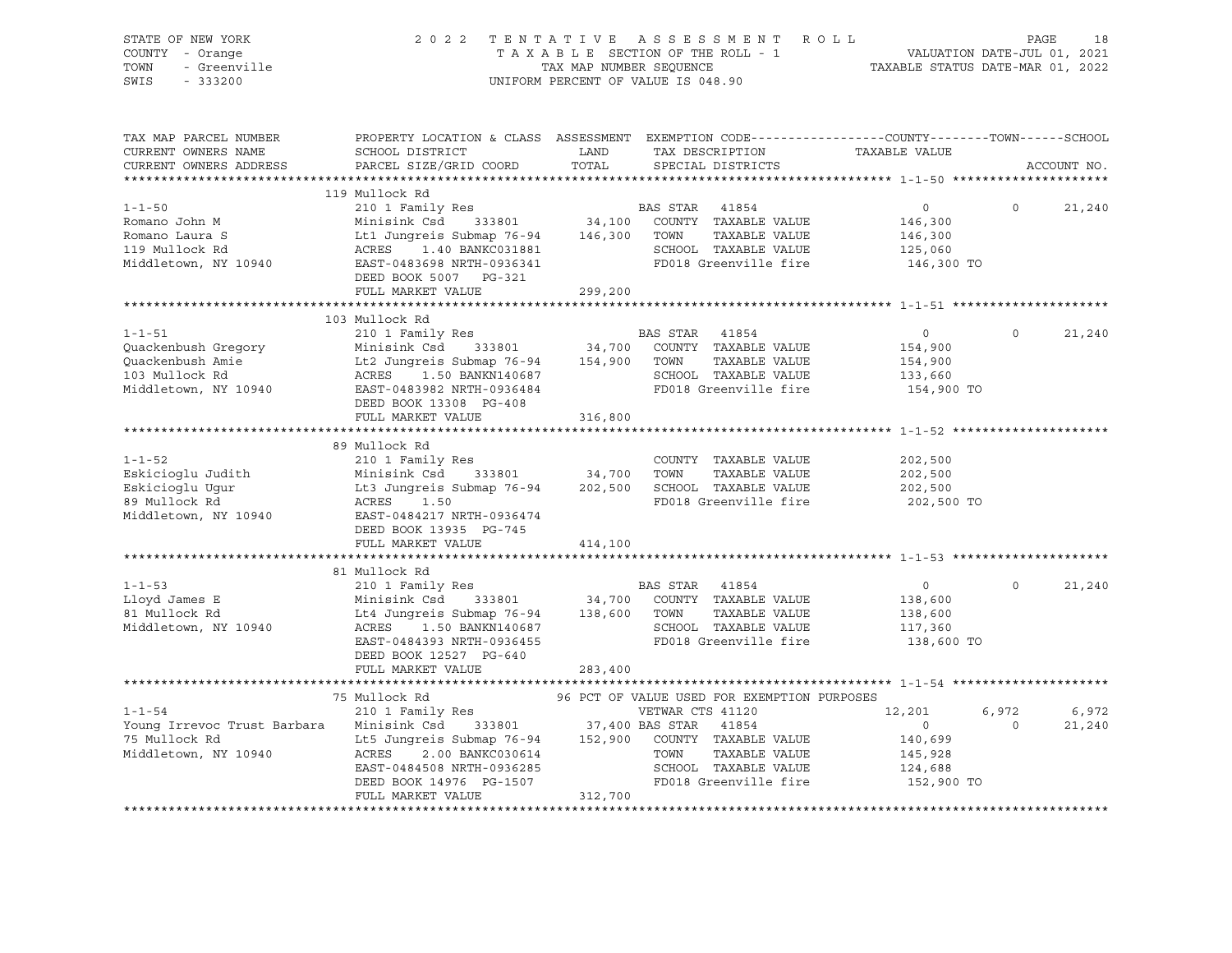STATE OF NEW YORK
COUNTY - Orange
TOWN - Greenville
SWIS - 333200

2 0 2 2 T E N T A T I V E A S S E S S M E N T R O L L
T A X A B L E SECTION OF THE ROLL - 1
TAX MAP NUMBER SEQUENCE
UNIFORM PERCENT OF VALUE IS 048.90

VALUATION DATE-JUL 01, 2021
TAXABLE STATUS DATE-MAR 01, 2022

| TAX MAP PARCEL NUMBER / CURRENT OWNERS NAME / CURRENT OWNERS ADDRESS | PROPERTY LOCATION & CLASS / SCHOOL DISTRICT / PARCEL SIZE/GRID COORD | ASSESSMENT LAND / TOTAL | EXEMPTION CODE / TAX DESCRIPTION / SPECIAL DISTRICTS | COUNTY / TAXABLE VALUE | TOWN | SCHOOL / ACCOUNT NO. |
|---|---|---|---|---|---|---|
| **1-1-50** | 119 Mullock Rd | | | | | |
| 1-1-50 | 210 1 Family Res | | BAS STAR 41854 | 0 | 0 | 21,240 |
| Romano John M | Minisink Csd 333801 | 34,100 | COUNTY TAXABLE VALUE | 146,300 | | |
| Romano Laura S | Lt1 Jungreis Submap 76-94 | 146,300 | TOWN TAXABLE VALUE | 146,300 | | |
| 119 Mullock Rd | ACRES 1.40 BANKC031881 | | SCHOOL TAXABLE VALUE | 125,060 | | |
| Middletown, NY 10940 | EAST-0483698 NRTH-0936341 | | FD018 Greenville fire | 146,300 TO | | |
| | DEED BOOK 5007 PG-321 | | | | | |
| | FULL MARKET VALUE | 299,200 | | | | |
| **1-1-51** | 103 Mullock Rd | | | | | |
| 1-1-51 | 210 1 Family Res | | BAS STAR 41854 | 0 | 0 | 21,240 |
| Quackenbush Gregory | Minisink Csd 333801 | 34,700 | COUNTY TAXABLE VALUE | 154,900 | | |
| Quackenbush Amie | Lt2 Jungreis Submap 76-94 | 154,900 | TOWN TAXABLE VALUE | 154,900 | | |
| 103 Mullock Rd | ACRES 1.50 BANKN140687 | | SCHOOL TAXABLE VALUE | 133,660 | | |
| Middletown, NY 10940 | EAST-0483982 NRTH-0936484 | | FD018 Greenville fire | 154,900 TO | | |
| | DEED BOOK 13308 PG-408 | | | | | |
| | FULL MARKET VALUE | 316,800 | | | | |
| **1-1-52** | 89 Mullock Rd | | | | | |
| 1-1-52 | 210 1 Family Res | | COUNTY TAXABLE VALUE | 202,500 | | |
| Eskicioglu Judith | Minisink Csd 333801 | 34,700 | TOWN TAXABLE VALUE | 202,500 | | |
| Eskicioglu Ugur | Lt3 Jungreis Submap 76-94 | 202,500 | SCHOOL TAXABLE VALUE | 202,500 | | |
| 89 Mullock Rd | ACRES 1.50 | | FD018 Greenville fire | 202,500 TO | | |
| Middletown, NY 10940 | EAST-0484217 NRTH-0936474 | | | | | |
| | DEED BOOK 13935 PG-745 | | | | | |
| | FULL MARKET VALUE | 414,100 | | | | |
| **1-1-53** | 81 Mullock Rd | | | | | |
| 1-1-53 | 210 1 Family Res | | BAS STAR 41854 | 0 | 0 | 21,240 |
| Lloyd James E | Minisink Csd 333801 | 34,700 | COUNTY TAXABLE VALUE | 138,600 | | |
| 81 Mullock Rd | Lt4 Jungreis Submap 76-94 | 138,600 | TOWN TAXABLE VALUE | 138,600 | | |
| Middletown, NY 10940 | ACRES 1.50 BANKN140687 | | SCHOOL TAXABLE VALUE | 117,360 | | |
| | EAST-0484393 NRTH-0936455 | | FD018 Greenville fire | 138,600 TO | | |
| | DEED BOOK 12527 PG-640 | | | | | |
| | FULL MARKET VALUE | 283,400 | | | | |
| **1-1-54** | 75 Mullock Rd | | 96 PCT OF VALUE USED FOR EXEMPTION PURPOSES | | | |
| 1-1-54 | 210 1 Family Res | | VETWAR CTS 41120 | 12,201 | 6,972 | 6,972 |
| Young Irrevoc Trust Barbara | Minisink Csd 333801 | 37,400 | BAS STAR 41854 | 0 | 0 | 21,240 |
| 75 Mullock Rd | Lt5 Jungreis Submap 76-94 | 152,900 | COUNTY TAXABLE VALUE | 140,699 | | |
| Middletown, NY 10940 | ACRES 2.00 BANKC030614 | | TOWN TAXABLE VALUE | 145,928 | | |
| | EAST-0484508 NRTH-0936285 | | SCHOOL TAXABLE VALUE | 124,688 | | |
| | DEED BOOK 14976 PG-1507 | | FD018 Greenville fire | 152,900 TO | | |
| | FULL MARKET VALUE | 312,700 | | | | |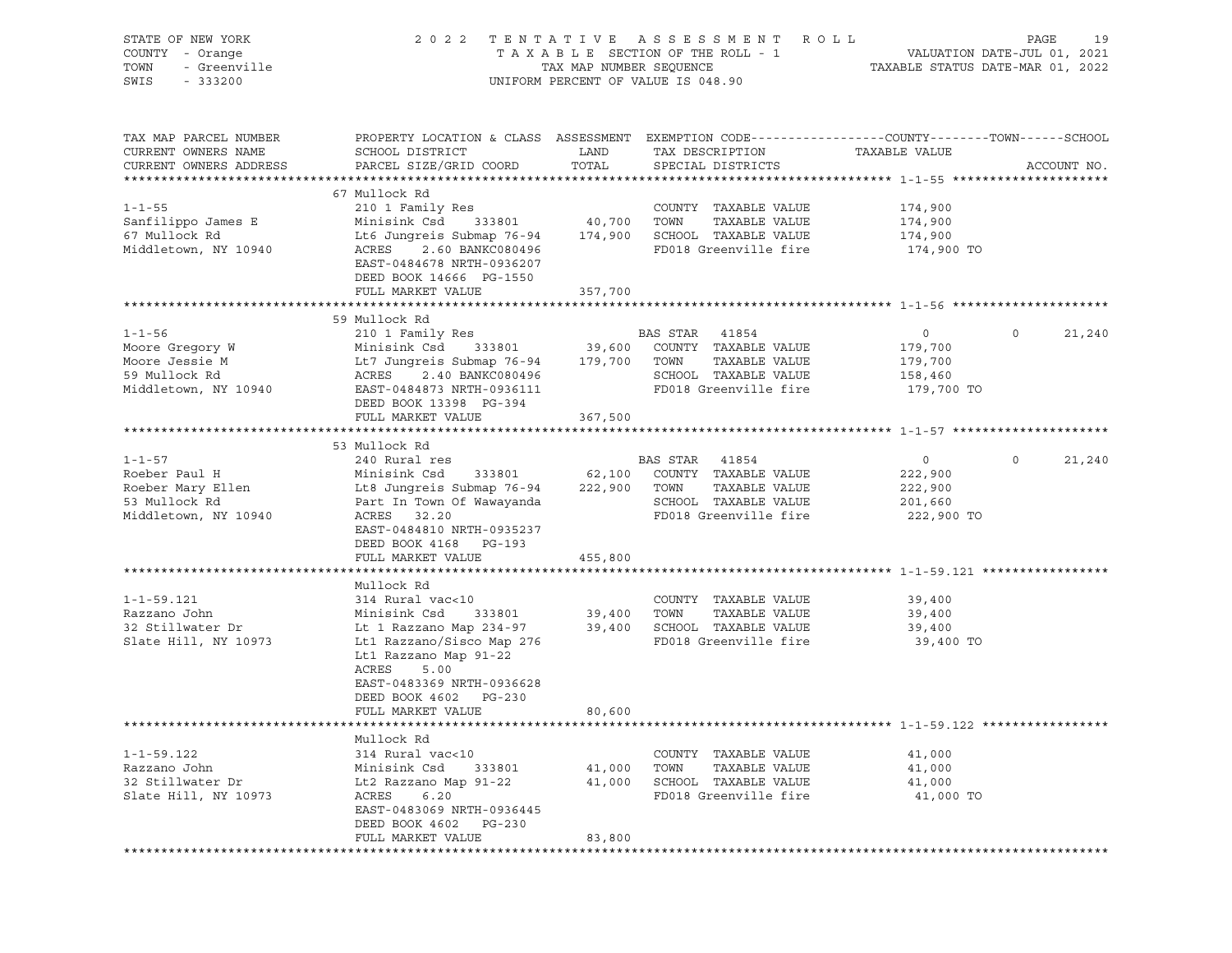STATE OF NEW YORK — 2022 TENTATIVE ASSESSMENT ROLL
COUNTY - Orange — TAXABLE SECTION OF THE ROLL - 1 — VALUATION DATE-JUL 01, 2021
TOWN - Greenville — TAX MAP NUMBER SEQUENCE — TAXABLE STATUS DATE-MAR 01, 2022
SWIS - 333200 — UNIFORM PERCENT OF VALUE IS 048.90

| TAX MAP PARCEL NUMBER / CURRENT OWNERS NAME / CURRENT OWNERS ADDRESS | PROPERTY LOCATION & CLASS / SCHOOL DISTRICT / PARCEL SIZE/GRID COORD | ASSESSMENT LAND | TOTAL | EXEMPTION CODE / TAX DESCRIPTION / SPECIAL DISTRICTS | COUNTY / TAXABLE VALUE | TOWN | SCHOOL | ACCOUNT NO. |
|---|---|---|---|---|---|---|---|---|
| 1-1-55 | 67 Mullock Rd | | | | | | | |
| | 210 1 Family Res | | | COUNTY TAXABLE VALUE | 174,900 | | | |
| Sanfilippo James E | Minisink Csd 333801 | 40,700 | | TOWN TAXABLE VALUE | 174,900 | | | |
| 67 Mullock Rd | Lt6 Jungreis Submap 76-94 | | 174,900 | SCHOOL TAXABLE VALUE | 174,900 | | | |
| Middletown, NY 10940 | ACRES 2.60 BANKC080496 | | | FD018 Greenville fire | 174,900 TO | | | |
| | EAST-0484678 NRTH-0936207 | | | | | | | |
| | DEED BOOK 14666 PG-1550 | | | | | | | |
| | FULL MARKET VALUE | | 357,700 | | | | | |
| 1-1-56 | 59 Mullock Rd | | | | | | | |
| | 210 1 Family Res | | | BAS STAR 41854 | 0 | 0 | 21,240 | |
| Moore Gregory W | Minisink Csd 333801 | 39,600 | | COUNTY TAXABLE VALUE | 179,700 | | | |
| Moore Jessie M | Lt7 Jungreis Submap 76-94 | | 179,700 | TOWN TAXABLE VALUE | 179,700 | | | |
| 59 Mullock Rd | ACRES 2.40 BANKC080496 | | | SCHOOL TAXABLE VALUE | 158,460 | | | |
| Middletown, NY 10940 | EAST-0484873 NRTH-0936111 | | | FD018 Greenville fire | 179,700 TO | | | |
| | DEED BOOK 13398 PG-394 | | | | | | | |
| | FULL MARKET VALUE | | 367,500 | | | | | |
| 1-1-57 | 53 Mullock Rd | | | | | | | |
| | 240 Rural res | | | BAS STAR 41854 | 0 | 0 | 21,240 | |
| Roeber Paul H | Minisink Csd 333801 | 62,100 | | COUNTY TAXABLE VALUE | 222,900 | | | |
| Roeber Mary Ellen | Lt8 Jungreis Submap 76-94 | | 222,900 | TOWN TAXABLE VALUE | 222,900 | | | |
| 53 Mullock Rd | Part In Town Of Wawayanda | | | SCHOOL TAXABLE VALUE | 201,660 | | | |
| Middletown, NY 10940 | ACRES 32.20 | | | FD018 Greenville fire | 222,900 TO | | | |
| | EAST-0484810 NRTH-0935237 | | | | | | | |
| | DEED BOOK 4168 PG-193 | | | | | | | |
| | FULL MARKET VALUE | | 455,800 | | | | | |
| 1-1-59.121 | Mullock Rd | | | | | | | |
| | 314 Rural vac<10 | | | COUNTY TAXABLE VALUE | 39,400 | | | |
| Razzano John | Minisink Csd 333801 | 39,400 | | TOWN TAXABLE VALUE | 39,400 | | | |
| 32 Stillwater Dr | Lt 1 Razzano Map 234-97 | | 39,400 | SCHOOL TAXABLE VALUE | 39,400 | | | |
| Slate Hill, NY 10973 | Lt1 Razzano/Sisco Map 276 | | | FD018 Greenville fire | 39,400 TO | | | |
| | Lt1 Razzano Map 91-22 | | | | | | | |
| | ACRES 5.00 | | | | | | | |
| | EAST-0483369 NRTH-0936628 | | | | | | | |
| | DEED BOOK 4602 PG-230 | | | | | | | |
| | FULL MARKET VALUE | | 80,600 | | | | | |
| 1-1-59.122 | Mullock Rd | | | | | | | |
| | 314 Rural vac<10 | | | COUNTY TAXABLE VALUE | 41,000 | | | |
| Razzano John | Minisink Csd 333801 | 41,000 | | TOWN TAXABLE VALUE | 41,000 | | | |
| 32 Stillwater Dr | Lt2 Razzano Map 91-22 | | 41,000 | SCHOOL TAXABLE VALUE | 41,000 | | | |
| Slate Hill, NY 10973 | ACRES 6.20 | | | FD018 Greenville fire | 41,000 TO | | | |
| | EAST-0483069 NRTH-0936445 | | | | | | | |
| | DEED BOOK 4602 PG-230 | | | | | | | |
| | FULL MARKET VALUE | | 83,800 | | | | | |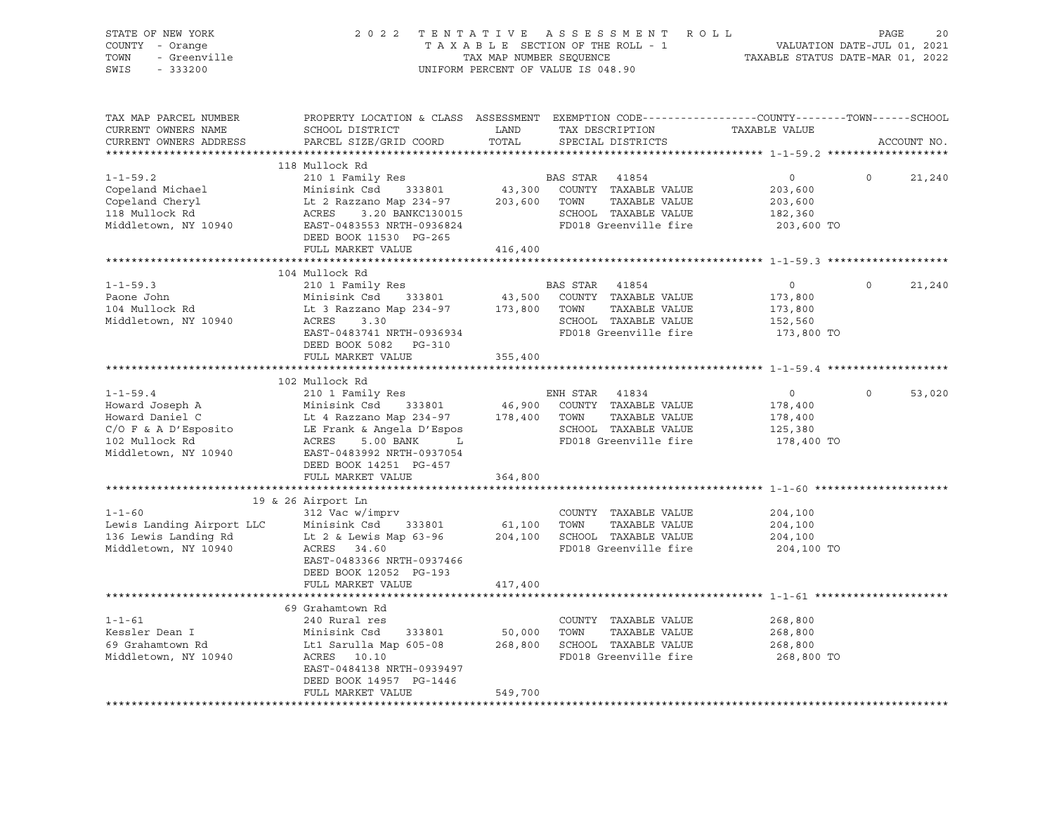STATE OF NEW YORK
COUNTY - Orange
TOWN - Greenville
SWIS - 333200

2022 TENTATIVE ASSESSMENT ROLL
TAXABLE SECTION OF THE ROLL - 1
TAX MAP NUMBER SEQUENCE
UNIFORM PERCENT OF VALUE IS 048.90

VALUATION DATE-JUL 01, 2021
TAXABLE STATUS DATE-MAR 01, 2022

| TAX MAP PARCEL NUMBER / CURRENT OWNERS NAME / CURRENT OWNERS ADDRESS | PROPERTY LOCATION & CLASS / SCHOOL DISTRICT / PARCEL SIZE/GRID COORD | ASSESSMENT LAND / TOTAL | EXEMPTION CODE / TAX DESCRIPTION / SPECIAL DISTRICTS | COUNTY TAXABLE VALUE | TOWN | SCHOOL | ACCOUNT NO. |
|---|---|---|---|---|---|---|---|
| | 118 Mullock Rd | | | | | | |
| 1-1-59.2 | 210 1 Family Res | | BAS STAR 41854 | 0 | 0 | 21,240 | |
| Copeland Michael | Minisink Csd 333801 | 43,300 | COUNTY TAXABLE VALUE | 203,600 | | | |
| Copeland Cheryl | Lt 2 Razzano Map 234-97 | 203,600 | TOWN TAXABLE VALUE | 203,600 | | | |
| 118 Mullock Rd | ACRES 3.20 BANKC130015 | | SCHOOL TAXABLE VALUE | 182,360 | | | |
| Middletown, NY 10940 | EAST-0483553 NRTH-0936824 | | FD018 Greenville fire | 203,600 TO | | | |
| | DEED BOOK 11530 PG-265 | | | | | | |
| | FULL MARKET VALUE | 416,400 | | | | | |
| | 104 Mullock Rd | | | | | | |
| 1-1-59.3 | 210 1 Family Res | | BAS STAR 41854 | 0 | 0 | 21,240 | |
| Paone John | Minisink Csd 333801 | 43,500 | COUNTY TAXABLE VALUE | 173,800 | | | |
| 104 Mullock Rd | Lt 3 Razzano Map 234-97 | 173,800 | TOWN TAXABLE VALUE | 173,800 | | | |
| Middletown, NY 10940 | ACRES 3.30 | | SCHOOL TAXABLE VALUE | 152,560 | | | |
| | EAST-0483741 NRTH-0936934 | | FD018 Greenville fire | 173,800 TO | | | |
| | DEED BOOK 5082 PG-310 | | | | | | |
| | FULL MARKET VALUE | 355,400 | | | | | |
| | 102 Mullock Rd | | | | | | |
| 1-1-59.4 | 210 1 Family Res | | ENH STAR 41834 | 0 | 0 | 53,020 | |
| Howard Joseph A | Minisink Csd 333801 | 46,900 | COUNTY TAXABLE VALUE | 178,400 | | | |
| Howard Daniel C | Lt 4 Razzano Map 234-97 | 178,400 | TOWN TAXABLE VALUE | 178,400 | | | |
| C/O F & A D'Esposito | LE Frank & Angela D'Espos | | SCHOOL TAXABLE VALUE | 125,380 | | | |
| 102 Mullock Rd | ACRES 5.00 BANK L | | FD018 Greenville fire | 178,400 TO | | | |
| Middletown, NY 10940 | EAST-0483992 NRTH-0937054 | | | | | | |
| | DEED BOOK 14251 PG-457 | | | | | | |
| | FULL MARKET VALUE | 364,800 | | | | | |
| | 19 & 26 Airport Ln | | | | | | |
| 1-1-60 | 312 Vac w/imprv | | COUNTY TAXABLE VALUE | 204,100 | | | |
| Lewis Landing Airport LLC | Minisink Csd 333801 | 61,100 | TOWN TAXABLE VALUE | 204,100 | | | |
| 136 Lewis Landing Rd | Lt 2 & Lewis Map 63-96 | 204,100 | SCHOOL TAXABLE VALUE | 204,100 | | | |
| Middletown, NY 10940 | ACRES 34.60 | | FD018 Greenville fire | 204,100 TO | | | |
| | EAST-0483366 NRTH-0937466 | | | | | | |
| | DEED BOOK 12052 PG-193 | | | | | | |
| | FULL MARKET VALUE | 417,400 | | | | | |
| | 69 Grahamtown Rd | | | | | | |
| 1-1-61 | 240 Rural res | | COUNTY TAXABLE VALUE | 268,800 | | | |
| Kessler Dean I | Minisink Csd 333801 | 50,000 | TOWN TAXABLE VALUE | 268,800 | | | |
| 69 Grahamtown Rd | Lt1 Sarulla Map 605-08 | 268,800 | SCHOOL TAXABLE VALUE | 268,800 | | | |
| Middletown, NY 10940 | ACRES 10.10 | | FD018 Greenville fire | 268,800 TO | | | |
| | EAST-0484138 NRTH-0939497 | | | | | | |
| | DEED BOOK 14957 PG-1446 | | | | | | |
| | FULL MARKET VALUE | 549,700 | | | | | |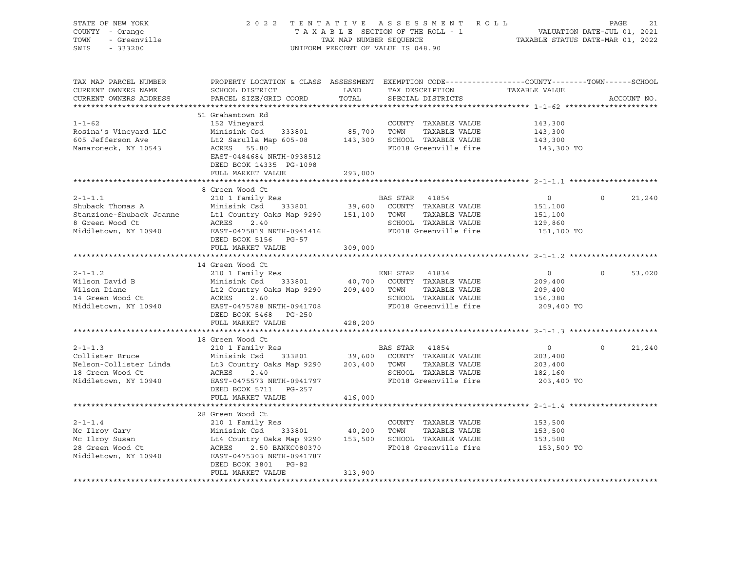STATE OF NEW YORK — 2022 TENTATIVE ASSESSMENT ROLL
COUNTY - Orange — TAXABLE SECTION OF THE ROLL - 1 — VALUATION DATE-JUL 01, 2021
TOWN - Greenville — TAX MAP NUMBER SEQUENCE — TAXABLE STATUS DATE-MAR 01, 2022
SWIS - 333200 — UNIFORM PERCENT OF VALUE IS 048.90

| TAX MAP PARCEL NUMBER / CURRENT OWNERS NAME / CURRENT OWNERS ADDRESS | PROPERTY LOCATION & CLASS / SCHOOL DISTRICT / PARCEL SIZE/GRID COORD | ASSESSMENT LAND / TOTAL | EXEMPTION CODE / TAX DESCRIPTION / SPECIAL DISTRICTS | COUNTY / TAXABLE VALUE | TOWN | SCHOOL |
|---|---|---|---|---|---|---|
| | 51 Grahamtown Rd | | | | | |
| 1-1-62 | 152 Vineyard | | COUNTY TAXABLE VALUE | 143,300 | | |
| Rosina's Vineyard LLC | Minisink Csd 333801 | 85,700 | TOWN TAXABLE VALUE | 143,300 | | |
| 605 Jefferson Ave | Lt2 Sarulla Map 605-08 | 143,300 | SCHOOL TAXABLE VALUE | 143,300 | | |
| Mamaroneck, NY 10543 | ACRES 55.80 | | FD018 Greenville fire | 143,300 TO | | |
| | EAST-0484684 NRTH-0938512 | | | | | |
| | DEED BOOK 14335 PG-1098 | | | | | |
| | FULL MARKET VALUE | 293,000 | | | | |
| | 8 Green Wood Ct | | | | | |
| 2-1-1.1 | 210 1 Family Res | | BAS STAR 41854 | 0 | 0 | 21,240 |
| Shuback Thomas A | Minisink Csd 333801 | 39,600 | COUNTY TAXABLE VALUE | 151,100 | | |
| Stanzione-Shuback Joanne | Lt1 Country Oaks Map 9290 | 151,100 | TOWN TAXABLE VALUE | 151,100 | | |
| 8 Green Wood Ct | ACRES 2.40 | | SCHOOL TAXABLE VALUE | 129,860 | | |
| Middletown, NY 10940 | EAST-0475819 NRTH-0941416 | | FD018 Greenville fire | 151,100 TO | | |
| | DEED BOOK 5156 PG-57 | | | | | |
| | FULL MARKET VALUE | 309,000 | | | | |
| | 14 Green Wood Ct | | | | | |
| 2-1-1.2 | 210 1 Family Res | | ENH STAR 41834 | 0 | 0 | 53,020 |
| Wilson David B | Minisink Csd 333801 | 40,700 | COUNTY TAXABLE VALUE | 209,400 | | |
| Wilson Diane | Lt2 Country Oaks Map 9290 | 209,400 | TOWN TAXABLE VALUE | 209,400 | | |
| 14 Green Wood Ct | ACRES 2.60 | | SCHOOL TAXABLE VALUE | 156,380 | | |
| Middletown, NY 10940 | EAST-0475788 NRTH-0941708 | | FD018 Greenville fire | 209,400 TO | | |
| | DEED BOOK 5468 PG-250 | | | | | |
| | FULL MARKET VALUE | 428,200 | | | | |
| | 18 Green Wood Ct | | | | | |
| 2-1-1.3 | 210 1 Family Res | | BAS STAR 41854 | 0 | 0 | 21,240 |
| Collister Bruce | Minisink Csd 333801 | 39,600 | COUNTY TAXABLE VALUE | 203,400 | | |
| Nelson-Collister Linda | Lt3 Country Oaks Map 9290 | 203,400 | TOWN TAXABLE VALUE | 203,400 | | |
| 18 Green Wood Ct | ACRES 2.40 | | SCHOOL TAXABLE VALUE | 182,160 | | |
| Middletown, NY 10940 | EAST-0475573 NRTH-0941797 | | FD018 Greenville fire | 203,400 TO | | |
| | DEED BOOK 5711 PG-257 | | | | | |
| | FULL MARKET VALUE | 416,000 | | | | |
| | 28 Green Wood Ct | | | | | |
| 2-1-1.4 | 210 1 Family Res | | COUNTY TAXABLE VALUE | 153,500 | | |
| Mc Ilroy Gary | Minisink Csd 333801 | 40,200 | TOWN TAXABLE VALUE | 153,500 | | |
| Mc Ilroy Susan | Lt4 Country Oaks Map 9290 | 153,500 | SCHOOL TAXABLE VALUE | 153,500 | | |
| 28 Green Wood Ct | ACRES 2.50 BANKC080370 | | FD018 Greenville fire | 153,500 TO | | |
| Middletown, NY 10940 | EAST-0475303 NRTH-0941787 | | | | | |
| | DEED BOOK 3801 PG-82 | | | | | |
| | FULL MARKET VALUE | 313,900 | | | | |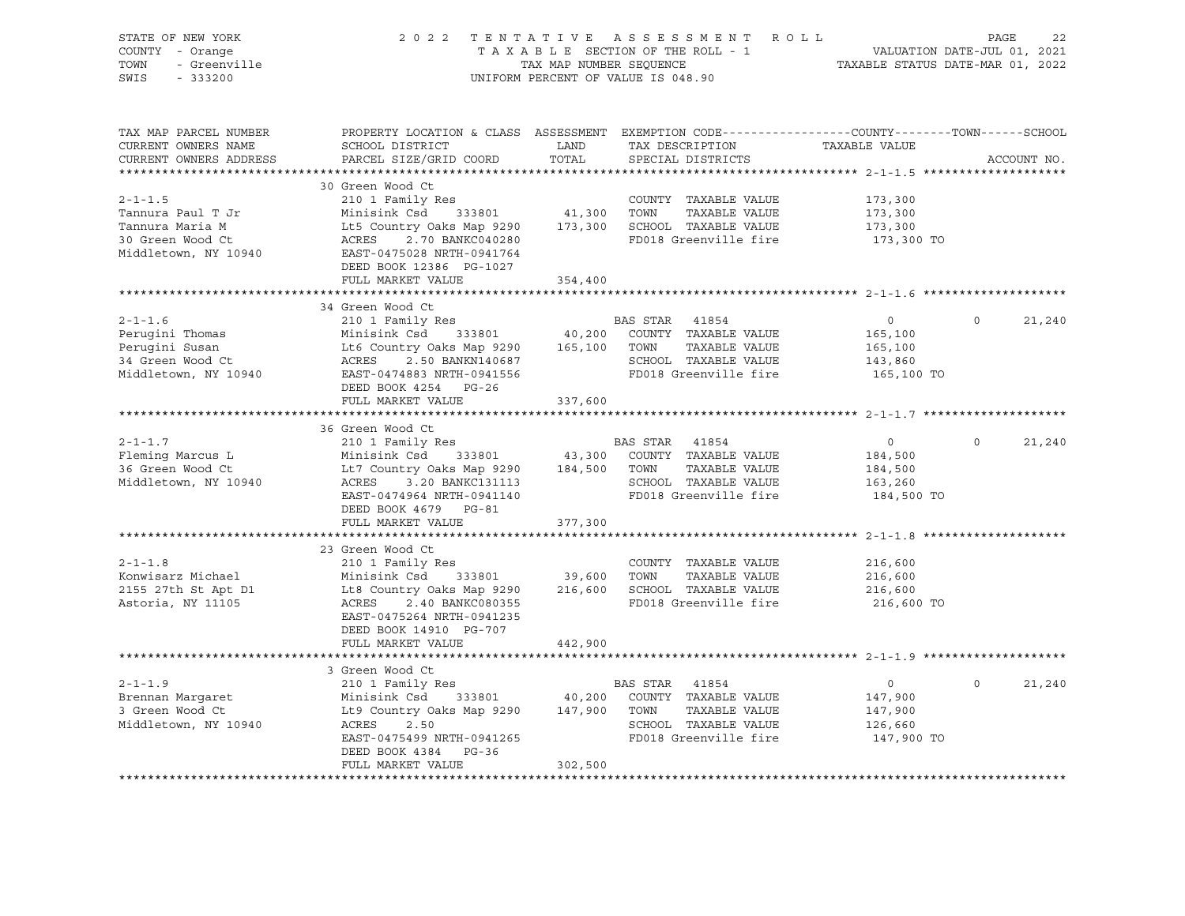STATE OF NEW YORK
COUNTY - Orange
TOWN - Greenville
SWIS - 333200

2022 TENTATIVE ASSESSMENT ROLL
TAXABLE SECTION OF THE ROLL - 1
TAX MAP NUMBER SEQUENCE
UNIFORM PERCENT OF VALUE IS 048.90

VALUATION DATE-JUL 01, 2021
TAXABLE STATUS DATE-MAR 01, 2022

| TAX MAP PARCEL NUMBER / CURRENT OWNERS NAME / CURRENT OWNERS ADDRESS | PROPERTY LOCATION & CLASS / SCHOOL DISTRICT / PARCEL SIZE/GRID COORD | ASSESSMENT LAND / TOTAL | EXEMPTION CODE / TAX DESCRIPTION / SPECIAL DISTRICTS | COUNTY TAXABLE VALUE | TOWN | SCHOOL | ACCOUNT NO. |
|---|---|---|---|---|---|---|---|
| **2-1-1.5** | 30 Green Wood Ct | | | | | | |
| 2-1-1.5 | 210 1 Family Res | | COUNTY TAXABLE VALUE | 173,300 | | | |
| Tannura Paul T Jr | Minisink Csd 333801 | 41,300 | TOWN TAXABLE VALUE | 173,300 | | | |
| Tannura Maria M | Lt5 Country Oaks Map 9290 | 173,300 | SCHOOL TAXABLE VALUE | 173,300 | | | |
| 30 Green Wood Ct | ACRES 2.70 BANKC040280 | | FD018 Greenville fire | 173,300 TO | | | |
| Middletown, NY 10940 | EAST-0475028 NRTH-0941764 | | | | | | |
| | DEED BOOK 12386 PG-1027 | | | | | | |
| | FULL MARKET VALUE | 354,400 | | | | | |
| **2-1-1.6** | 34 Green Wood Ct | | | | | | |
| 2-1-1.6 | 210 1 Family Res | | BAS STAR 41854 | 0 | 0 | 21,240 | |
| Perugini Thomas | Minisink Csd 333801 | 40,200 | COUNTY TAXABLE VALUE | 165,100 | | | |
| Perugini Susan | Lt6 Country Oaks Map 9290 | 165,100 | TOWN TAXABLE VALUE | 165,100 | | | |
| 34 Green Wood Ct | ACRES 2.50 BANKN140687 | | SCHOOL TAXABLE VALUE | 143,860 | | | |
| Middletown, NY 10940 | EAST-0474883 NRTH-0941556 | | FD018 Greenville fire | 165,100 TO | | | |
| | DEED BOOK 4254 PG-26 | | | | | | |
| | FULL MARKET VALUE | 337,600 | | | | | |
| **2-1-1.7** | 36 Green Wood Ct | | | | | | |
| 2-1-1.7 | 210 1 Family Res | | BAS STAR 41854 | 0 | 0 | 21,240 | |
| Fleming Marcus L | Minisink Csd 333801 | 43,300 | COUNTY TAXABLE VALUE | 184,500 | | | |
| 36 Green Wood Ct | Lt7 Country Oaks Map 9290 | 184,500 | TOWN TAXABLE VALUE | 184,500 | | | |
| Middletown, NY 10940 | ACRES 3.20 BANKC131113 | | SCHOOL TAXABLE VALUE | 163,260 | | | |
| | EAST-0474964 NRTH-0941140 | | FD018 Greenville fire | 184,500 TO | | | |
| | DEED BOOK 4679 PG-81 | | | | | | |
| | FULL MARKET VALUE | 377,300 | | | | | |
| **2-1-1.8** | 23 Green Wood Ct | | | | | | |
| 2-1-1.8 | 210 1 Family Res | | COUNTY TAXABLE VALUE | 216,600 | | | |
| Konwisarz Michael | Minisink Csd 333801 | 39,600 | TOWN TAXABLE VALUE | 216,600 | | | |
| 2155 27th St Apt D1 | Lt8 Country Oaks Map 9290 | 216,600 | SCHOOL TAXABLE VALUE | 216,600 | | | |
| Astoria, NY 11105 | ACRES 2.40 BANKC080355 | | FD018 Greenville fire | 216,600 TO | | | |
| | EAST-0475264 NRTH-0941235 | | | | | | |
| | DEED BOOK 14910 PG-707 | | | | | | |
| | FULL MARKET VALUE | 442,900 | | | | | |
| **2-1-1.9** | 3 Green Wood Ct | | | | | | |
| 2-1-1.9 | 210 1 Family Res | | BAS STAR 41854 | 0 | 0 | 21,240 | |
| Brennan Margaret | Minisink Csd 333801 | 40,200 | COUNTY TAXABLE VALUE | 147,900 | | | |
| 3 Green Wood Ct | Lt9 Country Oaks Map 9290 | 147,900 | TOWN TAXABLE VALUE | 147,900 | | | |
| Middletown, NY 10940 | ACRES 2.50 | | SCHOOL TAXABLE VALUE | 126,660 | | | |
| | EAST-0475499 NRTH-0941265 | | FD018 Greenville fire | 147,900 TO | | | |
| | DEED BOOK 4384 PG-36 | | | | | | |
| | FULL MARKET VALUE | 302,500 | | | | | |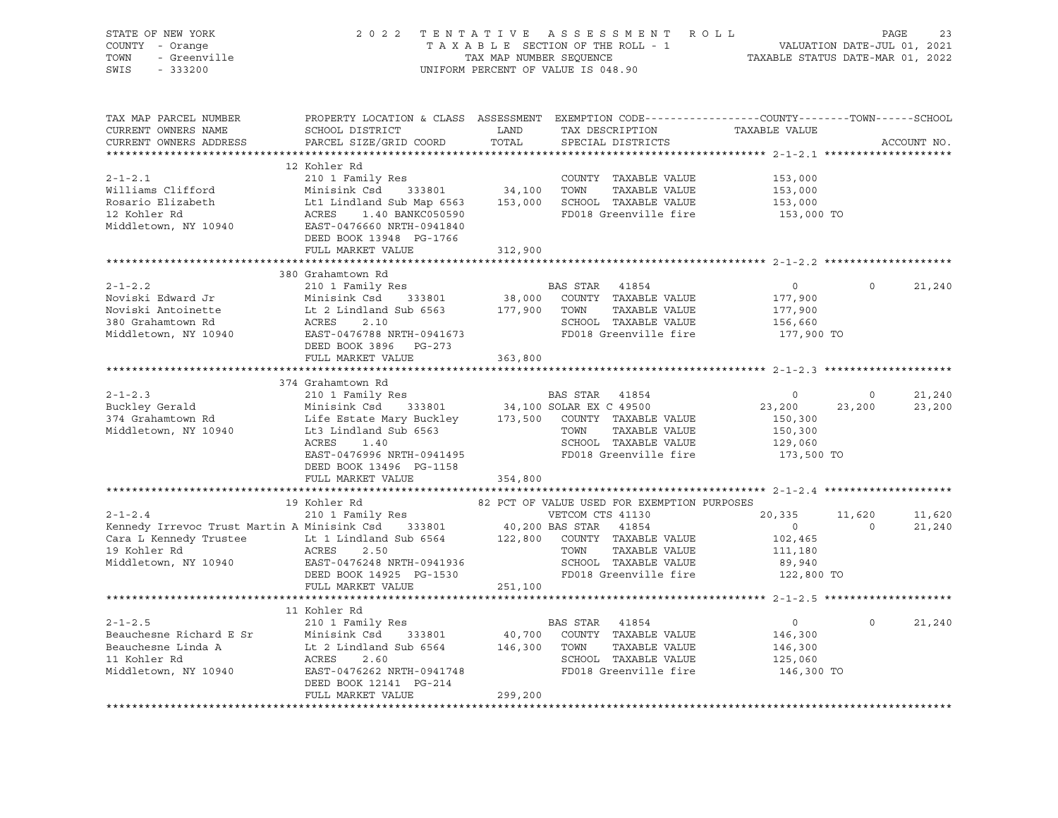STATE OF NEW YORK — 2022 TENTATIVE ASSESSMENT ROLL
COUNTY - Orange — TAXABLE SECTION OF THE ROLL - 1 — VALUATION DATE-JUL 01, 2021
TOWN - Greenville — TAX MAP NUMBER SEQUENCE — TAXABLE STATUS DATE-MAR 01, 2022
SWIS - 333200 — UNIFORM PERCENT OF VALUE IS 048.90

| TAX MAP PARCEL NUMBER / CURRENT OWNERS NAME / CURRENT OWNERS ADDRESS | PROPERTY LOCATION & CLASS / SCHOOL DISTRICT / PARCEL SIZE/GRID COORD | ASSESSMENT LAND | TOTAL | EXEMPTION CODE / TAX DESCRIPTION / SPECIAL DISTRICTS | COUNTY TAXABLE VALUE | TOWN | SCHOOL |
|---|---|---|---|---|---|---|---|
| **2-1-2.1** | 12 Kohler Rd | | | | | | |
| 2-1-2.1 | 210 1 Family Res | | | COUNTY TAXABLE VALUE | 153,000 | | |
| Williams Clifford | Minisink Csd 333801 | 34,100 | | TOWN TAXABLE VALUE | 153,000 | | |
| Rosario Elizabeth | Lt1 Lindland Sub Map 6563 | | 153,000 | SCHOOL TAXABLE VALUE | 153,000 | | |
| 12 Kohler Rd | ACRES 1.40 BANKC050590 | | | FD018 Greenville fire | 153,000 TO | | |
| Middletown, NY 10940 | EAST-0476660 NRTH-0941840 | | | | | | |
| | DEED BOOK 13948 PG-1766 | | | | | | |
| | FULL MARKET VALUE | | 312,900 | | | | |
| **2-1-2.2** | 380 Grahamtown Rd | | | | | | |
| 2-1-2.2 | 210 1 Family Res | | | BAS STAR 41854 | 0 | 0 | 21,240 |
| Noviski Edward Jr | Minisink Csd 333801 | 38,000 | | COUNTY TAXABLE VALUE | 177,900 | | |
| Noviski Antoinette | Lt 2 Lindland Sub 6563 | | 177,900 | TOWN TAXABLE VALUE | 177,900 | | |
| 380 Grahamtown Rd | ACRES 2.10 | | | SCHOOL TAXABLE VALUE | 156,660 | | |
| Middletown, NY 10940 | EAST-0476788 NRTH-0941673 | | | FD018 Greenville fire | 177,900 TO | | |
| | DEED BOOK 3896 PG-273 | | | | | | |
| | FULL MARKET VALUE | | 363,800 | | | | |
| **2-1-2.3** | 374 Grahamtown Rd | | | | | | |
| 2-1-2.3 | 210 1 Family Res | | | BAS STAR 41854 | 0 | 0 | 21,240 |
| Buckley Gerald | Minisink Csd 333801 | 34,100 | | SOLAR EX C 49500 | 23,200 | 23,200 | 23,200 |
| 374 Grahamtown Rd | Life Estate Mary Buckley | | 173,500 | COUNTY TAXABLE VALUE | 150,300 | | |
| Middletown, NY 10940 | Lt3 Lindland Sub 6563 | | | TOWN TAXABLE VALUE | 150,300 | | |
| | ACRES 1.40 | | | SCHOOL TAXABLE VALUE | 129,060 | | |
| | EAST-0476996 NRTH-0941495 | | | FD018 Greenville fire | 173,500 TO | | |
| | DEED BOOK 13496 PG-1158 | | | | | | |
| | FULL MARKET VALUE | | 354,800 | | | | |
| **2-1-2.4** | 19 Kohler Rd | | | 82 PCT OF VALUE USED FOR EXEMPTION PURPOSES | | | |
| 2-1-2.4 | 210 1 Family Res | | | VETCOM CTS 41130 | 20,335 | 11,620 | 11,620 |
| Kennedy Irrevoc Trust Martin A | Minisink Csd 333801 | 40,200 | | BAS STAR 41854 | 0 | 0 | 21,240 |
| Cara L Kennedy Trustee | Lt 1 Lindland Sub 6564 | | 122,800 | COUNTY TAXABLE VALUE | 102,465 | | |
| 19 Kohler Rd | ACRES 2.50 | | | TOWN TAXABLE VALUE | 111,180 | | |
| Middletown, NY 10940 | EAST-0476248 NRTH-0941936 | | | SCHOOL TAXABLE VALUE | 89,940 | | |
| | DEED BOOK 14925 PG-1530 | | | FD018 Greenville fire | 122,800 TO | | |
| | FULL MARKET VALUE | | 251,100 | | | | |
| **2-1-2.5** | 11 Kohler Rd | | | | | | |
| 2-1-2.5 | 210 1 Family Res | | | BAS STAR 41854 | 0 | 0 | 21,240 |
| Beauchesne Richard E Sr | Minisink Csd 333801 | 40,700 | | COUNTY TAXABLE VALUE | 146,300 | | |
| Beauchesne Linda A | Lt 2 Lindland Sub 6564 | | 146,300 | TOWN TAXABLE VALUE | 146,300 | | |
| 11 Kohler Rd | ACRES 2.60 | | | SCHOOL TAXABLE VALUE | 125,060 | | |
| Middletown, NY 10940 | EAST-0476262 NRTH-0941748 | | | FD018 Greenville fire | 146,300 TO | | |
| | DEED BOOK 12141 PG-214 | | | | | | |
| | FULL MARKET VALUE | | 299,200 | | | | |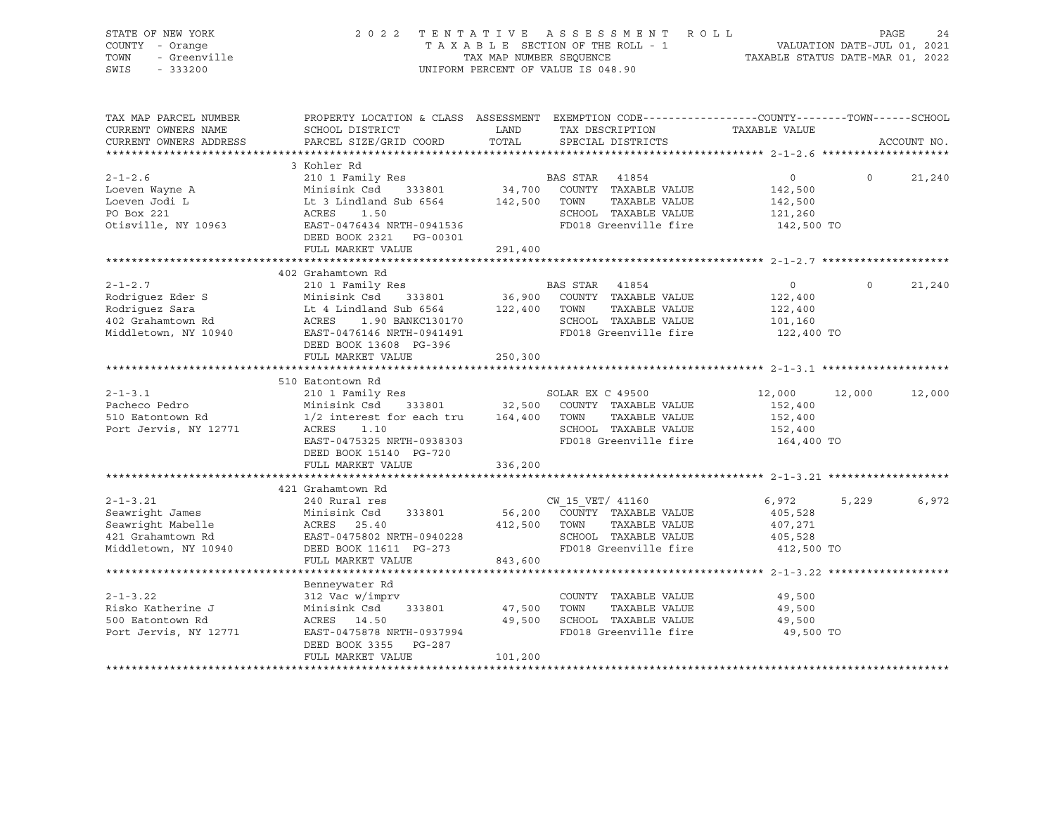STATE OF NEW YORK
COUNTY - Orange
TOWN - Greenville
SWIS - 333200

2 0 2 2 T E N T A T I V E A S S E S S M E N T R O L L
T A X A B L E SECTION OF THE ROLL - 1
TAX MAP NUMBER SEQUENCE
UNIFORM PERCENT OF VALUE IS 048.90

VALUATION DATE-JUL 01, 2021
TAXABLE STATUS DATE-MAR 01, 2022

```
TAX MAP PARCEL NUMBER          PROPERTY LOCATION & CLASS  ASSESSMENT  EXEMPTION CODE------------------COUNTY--------TOWN------SCHOOL
CURRENT OWNERS NAME            SCHOOL DISTRICT               LAND      TAX DESCRIPTION             TAXABLE VALUE
CURRENT OWNERS ADDRESS         PARCEL SIZE/GRID COORD        TOTAL     SPECIAL DISTRICTS                                    ACCOUNT NO.
******************************************************************************************************* 2-1-2.6 ********************
                               3 Kohler Rd
2-1-2.6                        210 1 Family Res                        BAS STAR  41854                   0          0       21,240
Loeven Wayne A                 Minisink Csd    333801        34,700    COUNTY  TAXABLE VALUE        142,500
Loeven Jodi L                  Lt 3 Lindland Sub 6564       142,500    TOWN    TAXABLE VALUE        142,500
PO Box 221                     ACRES    1.50                           SCHOOL  TAXABLE VALUE        121,260
Otisville, NY 10963            EAST-0476434 NRTH-0941536               FD018 Greenville fire         142,500 TO
                               DEED BOOK 2321   PG-00301
                               FULL MARKET VALUE            291,400
******************************************************************************************************* 2-1-2.7 ********************
                               402 Grahamtown Rd
2-1-2.7                        210 1 Family Res                        BAS STAR  41854                   0          0       21,240
Rodriguez Eder S               Minisink Csd    333801        36,900    COUNTY  TAXABLE VALUE        122,400
Rodriguez Sara                 Lt 4 Lindland Sub 6564       122,400    TOWN    TAXABLE VALUE        122,400
402 Grahamtown Rd              ACRES    1.90 BANKC130170               SCHOOL  TAXABLE VALUE        101,160
Middletown, NY 10940           EAST-0476146 NRTH-0941491               FD018 Greenville fire         122,400 TO
                               DEED BOOK 13608  PG-396
                               FULL MARKET VALUE            250,300
******************************************************************************************************* 2-1-3.1 ********************
                               510 Eatontown Rd
2-1-3.1                        210 1 Family Res                        SOLAR EX C 49500             12,000     12,000      12,000
Pacheco Pedro                  Minisink Csd    333801        32,500    COUNTY  TAXABLE VALUE        152,400
510 Eatontown Rd               1/2 interest for each tru    164,400    TOWN    TAXABLE VALUE        152,400
Port Jervis, NY 12771          ACRES    1.10                           SCHOOL  TAXABLE VALUE        152,400
                               EAST-0475325 NRTH-0938303               FD018 Greenville fire         164,400 TO
                               DEED BOOK 15140  PG-720
                               FULL MARKET VALUE            336,200
******************************************************************************************************* 2-1-3.21 *******************
                               421 Grahamtown Rd
2-1-3.21                       240 Rural res                           CW_15_VET/ 41160              6,972      5,229       6,972
Seawright James                Minisink Csd    333801        56,200    COUNTY  TAXABLE VALUE        405,528
Seawright Mabelle              ACRES   25.40                412,500    TOWN    TAXABLE VALUE        407,271
421 Grahamtown Rd              EAST-0475802 NRTH-0940228               SCHOOL  TAXABLE VALUE        405,528
Middletown, NY 10940           DEED BOOK 11611  PG-273                 FD018 Greenville fire         412,500 TO
                               FULL MARKET VALUE            843,600
******************************************************************************************************* 2-1-3.22 *******************
                               Benneywater Rd
2-1-3.22                       312 Vac w/imprv                         COUNTY  TAXABLE VALUE         49,500
Risko Katherine J              Minisink Csd    333801        47,500    TOWN    TAXABLE VALUE         49,500
500 Eatontown Rd               ACRES   14.50                 49,500    SCHOOL  TAXABLE VALUE         49,500
Port Jervis, NY 12771          EAST-0475878 NRTH-0937994               FD018 Greenville fire          49,500 TO
                               DEED BOOK 3355   PG-287
                               FULL MARKET VALUE            101,200
************************************************************************************************************************************
```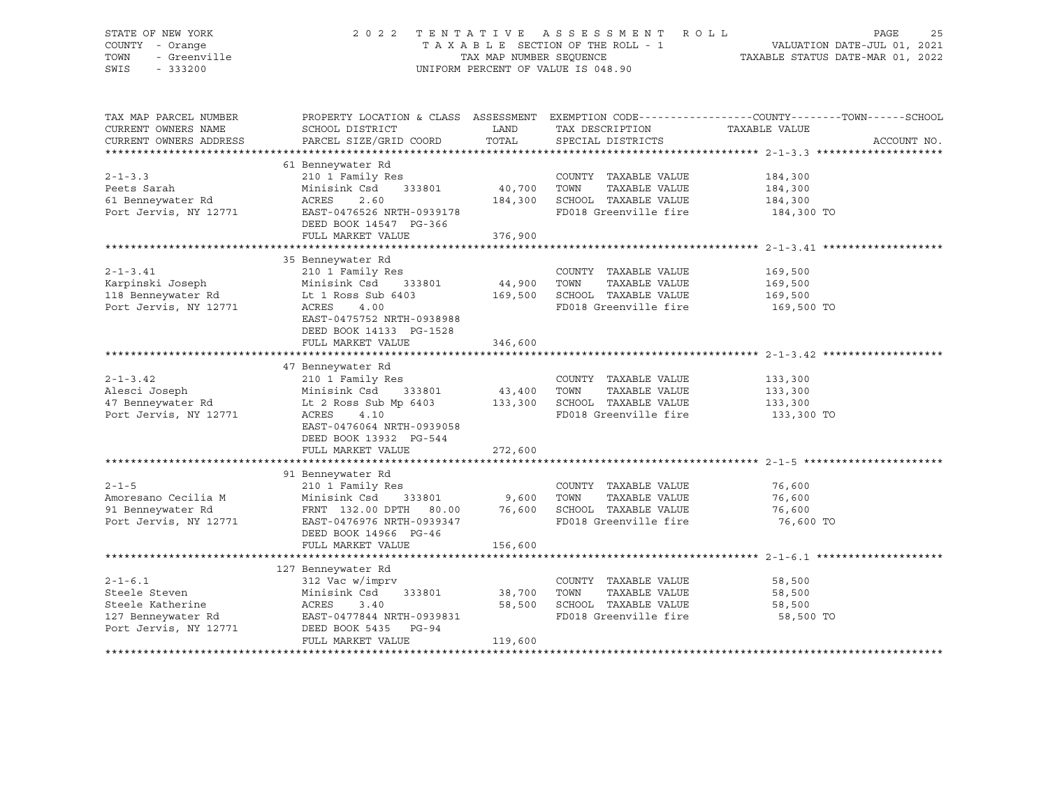STATE OF NEW YORK — 2022 TENTATIVE ASSESSMENT ROLL
COUNTY - Orange — TAXABLE SECTION OF THE ROLL - 1 — VALUATION DATE-JUL 01, 2021
TOWN - Greenville — TAX MAP NUMBER SEQUENCE — TAXABLE STATUS DATE-MAR 01, 2022
SWIS - 333200 — UNIFORM PERCENT OF VALUE IS 048.90

| TAX MAP PARCEL NUMBER / CURRENT OWNERS NAME / CURRENT OWNERS ADDRESS | PROPERTY LOCATION & CLASS / SCHOOL DISTRICT / PARCEL SIZE/GRID COORD | ASSESSMENT LAND / TOTAL | EXEMPTION CODE / TAX DESCRIPTION / SPECIAL DISTRICTS | COUNTY--------TOWN------SCHOOL TAXABLE VALUE | ACCOUNT NO. |
|---|---|---|---|---|---|
| **2-1-3.3** | 61 Benneywater Rd | | | | |
| 2-1-3.3 | 210 1 Family Res | | COUNTY TAXABLE VALUE | 184,300 | |
| Peets Sarah | Minisink Csd 333801 | 40,700 | TOWN TAXABLE VALUE | 184,300 | |
| 61 Benneywater Rd | ACRES 2.60 | 184,300 | SCHOOL TAXABLE VALUE | 184,300 | |
| Port Jervis, NY 12771 | EAST-0476526 NRTH-0939178 | | FD018 Greenville fire | 184,300 TO | |
| | DEED BOOK 14547 PG-366 | | | | |
| | FULL MARKET VALUE | 376,900 | | | |
| **2-1-3.41** | 35 Benneywater Rd | | | | |
| 2-1-3.41 | 210 1 Family Res | | COUNTY TAXABLE VALUE | 169,500 | |
| Karpinski Joseph | Minisink Csd 333801 | 44,900 | TOWN TAXABLE VALUE | 169,500 | |
| 118 Benneywater Rd | Lt 1 Ross Sub 6403 | 169,500 | SCHOOL TAXABLE VALUE | 169,500 | |
| Port Jervis, NY 12771 | ACRES 4.00 | | FD018 Greenville fire | 169,500 TO | |
| | EAST-0475752 NRTH-0938988 | | | | |
| | DEED BOOK 14133 PG-1528 | | | | |
| | FULL MARKET VALUE | 346,600 | | | |
| **2-1-3.42** | 47 Benneywater Rd | | | | |
| 2-1-3.42 | 210 1 Family Res | | COUNTY TAXABLE VALUE | 133,300 | |
| Alesci Joseph | Minisink Csd 333801 | 43,400 | TOWN TAXABLE VALUE | 133,300 | |
| 47 Benneywater Rd | Lt 2 Ross Sub Mp 6403 | 133,300 | SCHOOL TAXABLE VALUE | 133,300 | |
| Port Jervis, NY 12771 | ACRES 4.10 | | FD018 Greenville fire | 133,300 TO | |
| | EAST-0476064 NRTH-0939058 | | | | |
| | DEED BOOK 13932 PG-544 | | | | |
| | FULL MARKET VALUE | 272,600 | | | |
| **2-1-5** | 91 Benneywater Rd | | | | |
| 2-1-5 | 210 1 Family Res | | COUNTY TAXABLE VALUE | 76,600 | |
| Amoresano Cecilia M | Minisink Csd 333801 | 9,600 | TOWN TAXABLE VALUE | 76,600 | |
| 91 Benneywater Rd | FRNT 132.00 DPTH 80.00 | 76,600 | SCHOOL TAXABLE VALUE | 76,600 | |
| Port Jervis, NY 12771 | EAST-0476976 NRTH-0939347 | | FD018 Greenville fire | 76,600 TO | |
| | DEED BOOK 14966 PG-46 | | | | |
| | FULL MARKET VALUE | 156,600 | | | |
| **2-1-6.1** | 127 Benneywater Rd | | | | |
| 2-1-6.1 | 312 Vac w/imprv | | COUNTY TAXABLE VALUE | 58,500 | |
| Steele Steven | Minisink Csd 333801 | 38,700 | TOWN TAXABLE VALUE | 58,500 | |
| Steele Katherine | ACRES 3.40 | 58,500 | SCHOOL TAXABLE VALUE | 58,500 | |
| 127 Benneywater Rd | EAST-0477844 NRTH-0939831 | | FD018 Greenville fire | 58,500 TO | |
| Port Jervis, NY 12771 | DEED BOOK 5435 PG-94 | | | | |
| | FULL MARKET VALUE | 119,600 | | | |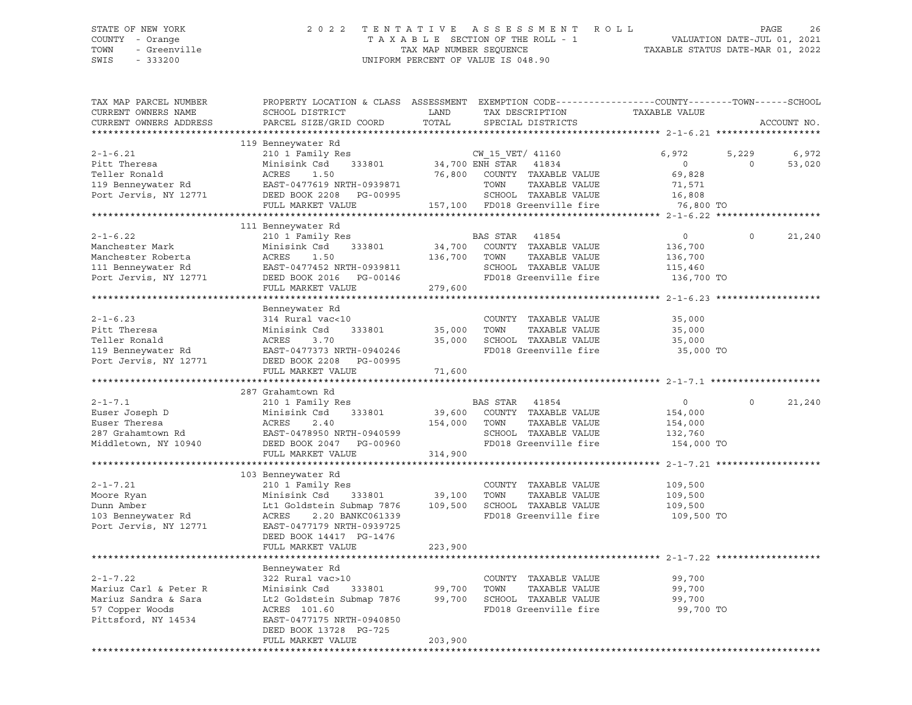STATE OF NEW YORK — COUNTY - Orange — TOWN - Greenville — SWIS - 333200

2022 TENTATIVE ASSESSMENT ROLL
TAXABLE SECTION OF THE ROLL - 1
TAX MAP NUMBER SEQUENCE
UNIFORM PERCENT OF VALUE IS 048.90

VALUATION DATE-JUL 01, 2021
TAXABLE STATUS DATE-MAR 01, 2022

| TAX MAP PARCEL NUMBER / CURRENT OWNERS NAME / CURRENT OWNERS ADDRESS | PROPERTY LOCATION & CLASS / SCHOOL DISTRICT / PARCEL SIZE/GRID COORD | ASSESSMENT LAND / TOTAL | EXEMPTION CODE / TAX DESCRIPTION / SPECIAL DISTRICTS | COUNTY TAXABLE VALUE | TOWN | SCHOOL |
|---|---|---|---|---|---|---|
| **2-1-6.21** | 119 Benneywater Rd | | | | | |
| 2-1-6.21 | 210 1 Family Res | | CW_15_VET/ 41160 | 6,972 | 5,229 | 6,972 |
| Pitt Theresa | Minisink Csd 333801 | 34,700 | ENH STAR 41834 | 0 | 0 | 53,020 |
| Teller Ronald | ACRES 1.50 | 76,800 | COUNTY TAXABLE VALUE | 69,828 | | |
| 119 Benneywater Rd | EAST-0477619 NRTH-0939871 | | TOWN TAXABLE VALUE | 71,571 | | |
| Port Jervis, NY 12771 | DEED BOOK 2208 PG-00995 | | SCHOOL TAXABLE VALUE | 16,808 | | |
| | FULL MARKET VALUE | 157,100 | FD018 Greenville fire | 76,800 TO | | |
| **2-1-6.22** | 111 Benneywater Rd | | | | | |
| 2-1-6.22 | 210 1 Family Res | | BAS STAR 41854 | 0 | 0 | 21,240 |
| Manchester Mark | Minisink Csd 333801 | 34,700 | COUNTY TAXABLE VALUE | 136,700 | | |
| Manchester Roberta | ACRES 1.50 | 136,700 | TOWN TAXABLE VALUE | 136,700 | | |
| 111 Benneywater Rd | EAST-0477452 NRTH-0939811 | | SCHOOL TAXABLE VALUE | 115,460 | | |
| Port Jervis, NY 12771 | DEED BOOK 2016 PG-00146 | | FD018 Greenville fire | 136,700 TO | | |
| | FULL MARKET VALUE | 279,600 | | | | |
| **2-1-6.23** | Benneywater Rd | | | | | |
| 2-1-6.23 | 314 Rural vac<10 | | COUNTY TAXABLE VALUE | 35,000 | | |
| Pitt Theresa | Minisink Csd 333801 | 35,000 | TOWN TAXABLE VALUE | 35,000 | | |
| Teller Ronald | ACRES 3.70 | 35,000 | SCHOOL TAXABLE VALUE | 35,000 | | |
| 119 Benneywater Rd | EAST-0477373 NRTH-0940246 | | FD018 Greenville fire | 35,000 TO | | |
| Port Jervis, NY 12771 | DEED BOOK 2208 PG-00995 | | | | | |
| | FULL MARKET VALUE | 71,600 | | | | |
| **2-1-7.1** | 287 Grahamtown Rd | | | | | |
| 2-1-7.1 | 210 1 Family Res | | BAS STAR 41854 | 0 | 0 | 21,240 |
| Euser Joseph D | Minisink Csd 333801 | 39,600 | COUNTY TAXABLE VALUE | 154,000 | | |
| Euser Theresa | ACRES 2.40 | 154,000 | TOWN TAXABLE VALUE | 154,000 | | |
| 287 Grahamtown Rd | EAST-0478950 NRTH-0940599 | | SCHOOL TAXABLE VALUE | 132,760 | | |
| Middletown, NY 10940 | DEED BOOK 2047 PG-00960 | | FD018 Greenville fire | 154,000 TO | | |
| | FULL MARKET VALUE | 314,900 | | | | |
| **2-1-7.21** | 103 Benneywater Rd | | | | | |
| 2-1-7.21 | 210 1 Family Res | | COUNTY TAXABLE VALUE | 109,500 | | |
| Moore Ryan | Minisink Csd 333801 | 39,100 | TOWN TAXABLE VALUE | 109,500 | | |
| Dunn Amber | Lt1 Goldstein Submap 7876 | 109,500 | SCHOOL TAXABLE VALUE | 109,500 | | |
| 103 Benneywater Rd | ACRES 2.20 BANKC061339 | | FD018 Greenville fire | 109,500 TO | | |
| Port Jervis, NY 12771 | EAST-0477179 NRTH-0939725 | | | | | |
| | DEED BOOK 14417 PG-1476 | | | | | |
| | FULL MARKET VALUE | 223,900 | | | | |
| **2-1-7.22** | Benneywater Rd | | | | | |
| 2-1-7.22 | 322 Rural vac>10 | | COUNTY TAXABLE VALUE | 99,700 | | |
| Mariuz Carl & Peter R | Minisink Csd 333801 | 99,700 | TOWN TAXABLE VALUE | 99,700 | | |
| Mariuz Sandra & Sara | Lt2 Goldstein Submap 7876 | 99,700 | SCHOOL TAXABLE VALUE | 99,700 | | |
| 57 Copper Woods | ACRES 101.60 | | FD018 Greenville fire | 99,700 TO | | |
| Pittsford, NY 14534 | EAST-0477175 NRTH-0940850 | | | | | |
| | DEED BOOK 13728 PG-725 | | | | | |
| | FULL MARKET VALUE | 203,900 | | | | |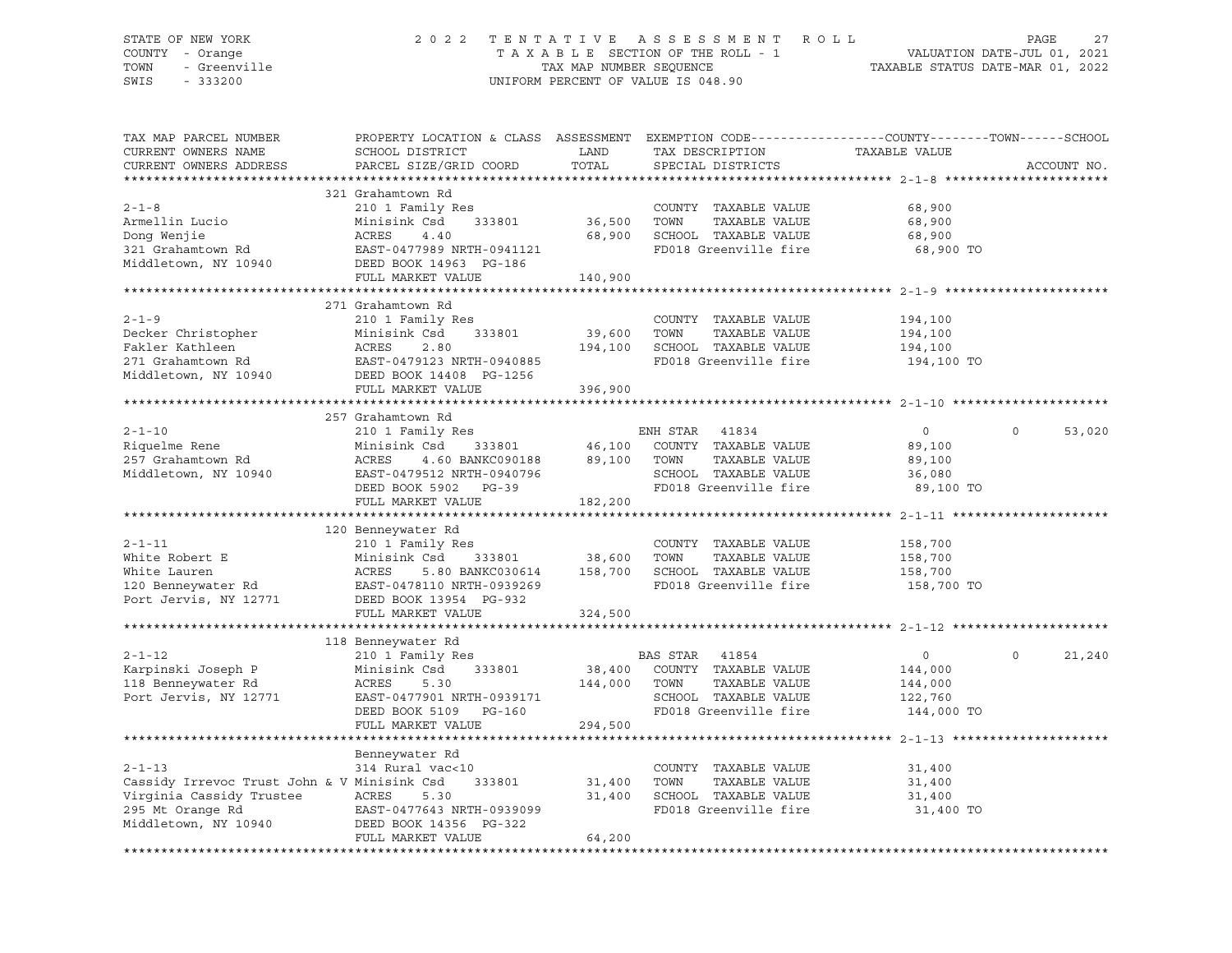STATE OF NEW YORK — COUNTY - Orange — TOWN - Greenville — SWIS - 333200

2022 TENTATIVE ASSESSMENT ROLL
TAXABLE SECTION OF THE ROLL - 1
TAX MAP NUMBER SEQUENCE
UNIFORM PERCENT OF VALUE IS 048.90

VALUATION DATE-JUL 01, 2021
TAXABLE STATUS DATE-MAR 01, 2022

```
TAX MAP PARCEL NUMBER          PROPERTY LOCATION & CLASS  ASSESSMENT  EXEMPTION CODE------------------COUNTY--------TOWN------SCHOOL
CURRENT OWNERS NAME            SCHOOL DISTRICT               LAND      TAX DESCRIPTION            TAXABLE VALUE
CURRENT OWNERS ADDRESS         PARCEL SIZE/GRID COORD        TOTAL     SPECIAL DISTRICTS                                    ACCOUNT NO.
******************************************************************************************************* 2-1-8 **********************
                               321 Grahamtown Rd
2-1-8                          210 1 Family Res                        COUNTY  TAXABLE VALUE          68,900
Armellin Lucio                 Minisink Csd    333801        36,500    TOWN    TAXABLE VALUE          68,900
Dong Wenjie                    ACRES     4.40                68,900    SCHOOL  TAXABLE VALUE          68,900
321 Grahamtown Rd              EAST-0477989 NRTH-0941121               FD018 Greenville fire           68,900 TO
Middletown, NY 10940           DEED BOOK 14963  PG-186
                               FULL MARKET VALUE            140,900
******************************************************************************************************* 2-1-9 **********************
                               271 Grahamtown Rd
2-1-9                          210 1 Family Res                        COUNTY  TAXABLE VALUE         194,100
Decker Christopher             Minisink Csd    333801        39,600    TOWN    TAXABLE VALUE         194,100
Fakler Kathleen                ACRES     2.80               194,100    SCHOOL  TAXABLE VALUE         194,100
271 Grahamtown Rd              EAST-0479123 NRTH-0940885               FD018 Greenville fire          194,100 TO
Middletown, NY 10940           DEED BOOK 14408  PG-1256
                               FULL MARKET VALUE            396,900
******************************************************************************************************* 2-1-10 *********************
                               257 Grahamtown Rd
2-1-10                         210 1 Family Res                        ENH STAR  41834                     0           0      53,020
Riquelme Rene                  Minisink Csd    333801        46,100    COUNTY  TAXABLE VALUE          89,100
257 Grahamtown Rd              ACRES     4.60 BANKC090188    89,100    TOWN    TAXABLE VALUE          89,100
Middletown, NY 10940           EAST-0479512 NRTH-0940796               SCHOOL  TAXABLE VALUE          36,080
                               DEED BOOK 5902   PG-39                  FD018 Greenville fire           89,100 TO
                               FULL MARKET VALUE            182,200
******************************************************************************************************* 2-1-11 *********************
                               120 Benneywater Rd
2-1-11                         210 1 Family Res                        COUNTY  TAXABLE VALUE         158,700
White Robert E                 Minisink Csd    333801        38,600    TOWN    TAXABLE VALUE         158,700
White Lauren                   ACRES     5.80 BANKC030614   158,700    SCHOOL  TAXABLE VALUE         158,700
120 Benneywater Rd             EAST-0478110 NRTH-0939269               FD018 Greenville fire          158,700 TO
Port Jervis, NY 12771          DEED BOOK 13954  PG-932
                               FULL MARKET VALUE            324,500
******************************************************************************************************* 2-1-12 *********************
                               118 Benneywater Rd
2-1-12                         210 1 Family Res                        BAS STAR  41854                     0           0      21,240
Karpinski Joseph P             Minisink Csd    333801        38,400    COUNTY  TAXABLE VALUE         144,000
118 Benneywater Rd             ACRES     5.30               144,000    TOWN    TAXABLE VALUE         144,000
Port Jervis, NY 12771          EAST-0477901 NRTH-0939171               SCHOOL  TAXABLE VALUE         122,760
                               DEED BOOK 5109   PG-160                 FD018 Greenville fire          144,000 TO
                               FULL MARKET VALUE            294,500
******************************************************************************************************* 2-1-13 *********************
                               Benneywater Rd
2-1-13                         314 Rural vac<10                        COUNTY  TAXABLE VALUE          31,400
Cassidy Irrevoc Trust John & V Minisink Csd    333801        31,400    TOWN    TAXABLE VALUE          31,400
Virginia Cassidy Trustee       ACRES     5.30                31,400    SCHOOL  TAXABLE VALUE          31,400
295 Mt Orange Rd               EAST-0477643 NRTH-0939099               FD018 Greenville fire           31,400 TO
Middletown, NY 10940           DEED BOOK 14356  PG-322
                               FULL MARKET VALUE             64,200
************************************************************************************************************************************
```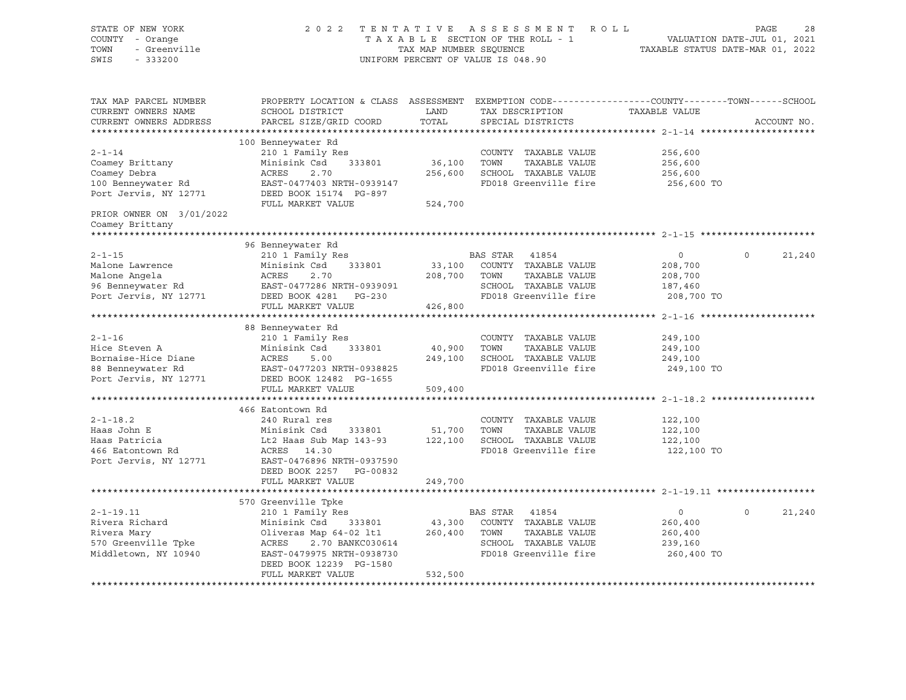STATE OF NEW YORK
COUNTY - Orange
TOWN - Greenville
SWIS - 333200

2022 TENTATIVE ASSESSMENT ROLL
TAXABLE SECTION OF THE ROLL - 1
TAX MAP NUMBER SEQUENCE
UNIFORM PERCENT OF VALUE IS 048.90

VALUATION DATE-JUL 01, 2021
TAXABLE STATUS DATE-MAR 01, 2022

| TAX MAP PARCEL NUMBER / CURRENT OWNERS NAME / CURRENT OWNERS ADDRESS | PROPERTY LOCATION & CLASS / SCHOOL DISTRICT / PARCEL SIZE/GRID COORD | ASSESSMENT LAND / TOTAL | EXEMPTION CODE / TAX DESCRIPTION / SPECIAL DISTRICTS | COUNTY TAXABLE VALUE | TOWN | SCHOOL | ACCOUNT NO. |
|---|---|---|---|---|---|---|---|
| **2-1-14** | 100 Benneywater Rd | | | | | | |
| 2-1-14 | 210 1 Family Res | | COUNTY TAXABLE VALUE | 256,600 | | | |
| Coamey Brittany | Minisink Csd 333801 | 36,100 | TOWN TAXABLE VALUE | 256,600 | | | |
| Coamey Debra | ACRES 2.70 | 256,600 | SCHOOL TAXABLE VALUE | 256,600 | | | |
| 100 Benneywater Rd | EAST-0477403 NRTH-0939147 | | FD018 Greenville fire | 256,600 TO | | | |
| Port Jervis, NY 12771 | DEED BOOK 15174 PG-897 | | | | | | |
| | FULL MARKET VALUE | 524,700 | | | | | |
| PRIOR OWNER ON 3/01/2022 | | | | | | | |
| Coamey Brittany | | | | | | | |
| **2-1-15** | 96 Benneywater Rd | | | | | | |
| 2-1-15 | 210 1 Family Res | | BAS STAR 41854 | 0 | 0 | 21,240 | |
| Malone Lawrence | Minisink Csd 333801 | 33,100 | COUNTY TAXABLE VALUE | 208,700 | | | |
| Malone Angela | ACRES 2.70 | 208,700 | TOWN TAXABLE VALUE | 208,700 | | | |
| 96 Benneywater Rd | EAST-0477286 NRTH-0939091 | | SCHOOL TAXABLE VALUE | 187,460 | | | |
| Port Jervis, NY 12771 | DEED BOOK 4281 PG-230 | | FD018 Greenville fire | 208,700 TO | | | |
| | FULL MARKET VALUE | 426,800 | | | | | |
| **2-1-16** | 88 Benneywater Rd | | | | | | |
| 2-1-16 | 210 1 Family Res | | COUNTY TAXABLE VALUE | 249,100 | | | |
| Hice Steven A | Minisink Csd 333801 | 40,900 | TOWN TAXABLE VALUE | 249,100 | | | |
| Bornaise-Hice Diane | ACRES 5.00 | 249,100 | SCHOOL TAXABLE VALUE | 249,100 | | | |
| 88 Benneywater Rd | EAST-0477203 NRTH-0938825 | | FD018 Greenville fire | 249,100 TO | | | |
| Port Jervis, NY 12771 | DEED BOOK 12482 PG-1655 | | | | | | |
| | FULL MARKET VALUE | 509,400 | | | | | |
| **2-1-18.2** | 466 Eatontown Rd | | | | | | |
| 2-1-18.2 | 240 Rural res | | COUNTY TAXABLE VALUE | 122,100 | | | |
| Haas John E | Minisink Csd 333801 | 51,700 | TOWN TAXABLE VALUE | 122,100 | | | |
| Haas Patricia | Lt2 Haas Sub Map 143-93 | 122,100 | SCHOOL TAXABLE VALUE | 122,100 | | | |
| 466 Eatontown Rd | ACRES 14.30 | | FD018 Greenville fire | 122,100 TO | | | |
| Port Jervis, NY 12771 | EAST-0476896 NRTH-0937590 | | | | | | |
| | DEED BOOK 2257 PG-00832 | | | | | | |
| | FULL MARKET VALUE | 249,700 | | | | | |
| **2-1-19.11** | 570 Greenville Tpke | | | | | | |
| 2-1-19.11 | 210 1 Family Res | | BAS STAR 41854 | 0 | 0 | 21,240 | |
| Rivera Richard | Minisink Csd 333801 | 43,300 | COUNTY TAXABLE VALUE | 260,400 | | | |
| Rivera Mary | Oliveras Map 64-02 lt1 | 260,400 | TOWN TAXABLE VALUE | 260,400 | | | |
| 570 Greenville Tpke | ACRES 2.70 BANKC030614 | | SCHOOL TAXABLE VALUE | 239,160 | | | |
| Middletown, NY 10940 | EAST-0479975 NRTH-0938730 | | FD018 Greenville fire | 260,400 TO | | | |
| | DEED BOOK 12239 PG-1580 | | | | | | |
| | FULL MARKET VALUE | 532,500 | | | | | |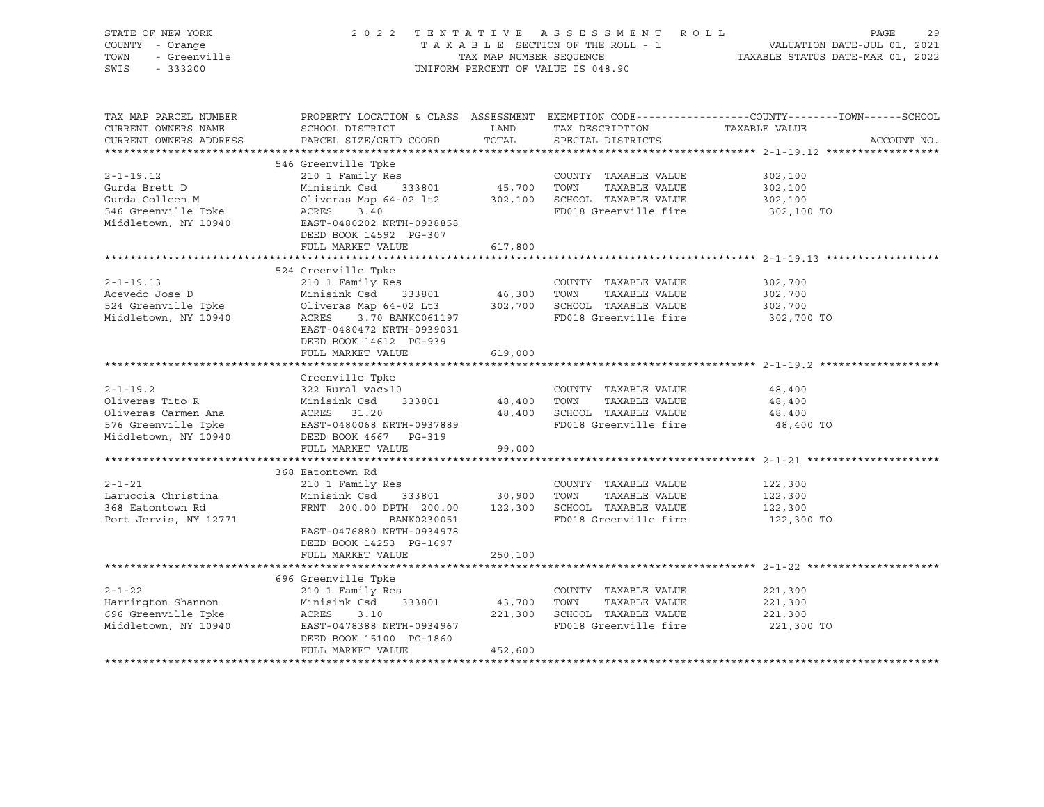STATE OF NEW YORK
COUNTY - Orange
TOWN - Greenville
SWIS - 333200

2 0 2 2 T E N T A T I V E A S S E S S M E N T R O L L
T A X A B L E SECTION OF THE ROLL - 1
TAX MAP NUMBER SEQUENCE
UNIFORM PERCENT OF VALUE IS 048.90

VALUATION DATE-JUL 01, 2021
TAXABLE STATUS DATE-MAR 01, 2022

| TAX MAP PARCEL NUMBER / CURRENT OWNERS NAME / CURRENT OWNERS ADDRESS | PROPERTY LOCATION & CLASS / SCHOOL DISTRICT / PARCEL SIZE/GRID COORD | ASSESSMENT LAND / TOTAL | EXEMPTION CODE / TAX DESCRIPTION / SPECIAL DISTRICTS | COUNTY--------TOWN------SCHOOL TAXABLE VALUE | ACCOUNT NO. |
|---|---|---|---|---|---|
| **2-1-19.12** | 546 Greenville Tpke | | | | |
| 2-1-19.12 | 210 1 Family Res | | COUNTY TAXABLE VALUE | 302,100 | |
| Gurda Brett D | Minisink Csd 333801 | 45,700 | TOWN TAXABLE VALUE | 302,100 | |
| Gurda Colleen M | Oliveras Map 64-02 lt2 | 302,100 | SCHOOL TAXABLE VALUE | 302,100 | |
| 546 Greenville Tpke | ACRES 3.40 | | FD018 Greenville fire | 302,100 TO | |
| Middletown, NY 10940 | EAST-0480202 NRTH-0938858 | | | | |
| | DEED BOOK 14592 PG-307 | | | | |
| | FULL MARKET VALUE | 617,800 | | | |
| **2-1-19.13** | 524 Greenville Tpke | | | | |
| 2-1-19.13 | 210 1 Family Res | | COUNTY TAXABLE VALUE | 302,700 | |
| Acevedo Jose D | Minisink Csd 333801 | 46,300 | TOWN TAXABLE VALUE | 302,700 | |
| 524 Greenville Tpke | Oliveras Map 64-02 Lt3 | 302,700 | SCHOOL TAXABLE VALUE | 302,700 | |
| Middletown, NY 10940 | ACRES 3.70 BANKC061197 | | FD018 Greenville fire | 302,700 TO | |
| | EAST-0480472 NRTH-0939031 | | | | |
| | DEED BOOK 14612 PG-939 | | | | |
| | FULL MARKET VALUE | 619,000 | | | |
| **2-1-19.2** | Greenville Tpke | | | | |
| 2-1-19.2 | 322 Rural vac>10 | | COUNTY TAXABLE VALUE | 48,400 | |
| Oliveras Tito R | Minisink Csd 333801 | 48,400 | TOWN TAXABLE VALUE | 48,400 | |
| Oliveras Carmen Ana | ACRES 31.20 | 48,400 | SCHOOL TAXABLE VALUE | 48,400 | |
| 576 Greenville Tpke | EAST-0480068 NRTH-0937889 | | FD018 Greenville fire | 48,400 TO | |
| Middletown, NY 10940 | DEED BOOK 4667 PG-319 | | | | |
| | FULL MARKET VALUE | 99,000 | | | |
| **2-1-21** | 368 Eatontown Rd | | | | |
| 2-1-21 | 210 1 Family Res | | COUNTY TAXABLE VALUE | 122,300 | |
| Laruccia Christina | Minisink Csd 333801 | 30,900 | TOWN TAXABLE VALUE | 122,300 | |
| 368 Eatontown Rd | FRNT 200.00 DPTH 200.00 | 122,300 | SCHOOL TAXABLE VALUE | 122,300 | |
| Port Jervis, NY 12771 | BANK0230051 | | FD018 Greenville fire | 122,300 TO | |
| | EAST-0476880 NRTH-0934978 | | | | |
| | DEED BOOK 14253 PG-1697 | | | | |
| | FULL MARKET VALUE | 250,100 | | | |
| **2-1-22** | 696 Greenville Tpke | | | | |
| 2-1-22 | 210 1 Family Res | | COUNTY TAXABLE VALUE | 221,300 | |
| Harrington Shannon | Minisink Csd 333801 | 43,700 | TOWN TAXABLE VALUE | 221,300 | |
| 696 Greenville Tpke | ACRES 3.10 | 221,300 | SCHOOL TAXABLE VALUE | 221,300 | |
| Middletown, NY 10940 | EAST-0478388 NRTH-0934967 | | FD018 Greenville fire | 221,300 TO | |
| | DEED BOOK 15100 PG-1860 | | | | |
| | FULL MARKET VALUE | 452,600 | | | |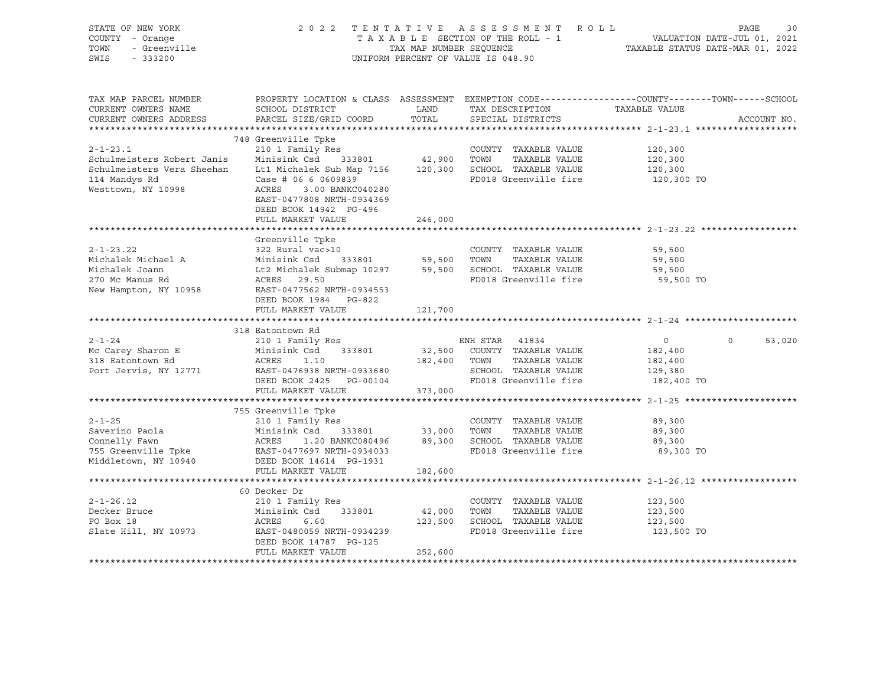STATE OF NEW YORK · COUNTY - Orange · TOWN - Greenville · SWIS - 333200

# 2022 TENTATIVE ASSESSMENT ROLL

TAXABLE SECTION OF THE ROLL - 1 · TAX MAP NUMBER SEQUENCE · UNIFORM PERCENT OF VALUE IS 048.90

VALUATION DATE-JUL 01, 2021 · TAXABLE STATUS DATE-MAR 01, 2022

| TAX MAP PARCEL NUMBER / CURRENT OWNERS NAME / CURRENT OWNERS ADDRESS | PROPERTY LOCATION & CLASS / SCHOOL DISTRICT / PARCEL SIZE/GRID COORD | ASSESSMENT LAND / TOTAL | EXEMPTION CODE / TAX DESCRIPTION / SPECIAL DISTRICTS | COUNTY TAXABLE VALUE | TOWN | SCHOOL |
|---|---|---|---|---|---|---|
| **2-1-23.1** | 748 Greenville Tpke | | | | | |
| 2-1-23.1 | 210 1 Family Res | | COUNTY TAXABLE VALUE | 120,300 | | |
| Schulmeisters Robert Janis | Minisink Csd 333801 | 42,900 | TOWN TAXABLE VALUE | 120,300 | | |
| Schulmeisters Vera Sheehan | Lt1 Michalek Sub Map 7156 | 120,300 | SCHOOL TAXABLE VALUE | 120,300 | | |
| 114 Mandys Rd | Case # 06 6 0609839 | | FD018 Greenville fire | 120,300 TO | | |
| Westtown, NY 10998 | ACRES 3.00 BANKC040280 | | | | | |
| | EAST-0477808 NRTH-0934369 | | | | | |
| | DEED BOOK 14942 PG-496 | | | | | |
| | FULL MARKET VALUE | 246,000 | | | | |
| **2-1-23.22** | Greenville Tpke | | | | | |
| 2-1-23.22 | 322 Rural vac>10 | | COUNTY TAXABLE VALUE | 59,500 | | |
| Michalek Michael A | Minisink Csd 333801 | 59,500 | TOWN TAXABLE VALUE | 59,500 | | |
| Michalek Joann | Lt2 Michalek Submap 10297 | 59,500 | SCHOOL TAXABLE VALUE | 59,500 | | |
| 270 Mc Manus Rd | ACRES 29.50 | | FD018 Greenville fire | 59,500 TO | | |
| New Hampton, NY 10958 | EAST-0477562 NRTH-0934553 | | | | | |
| | DEED BOOK 1984 PG-822 | | | | | |
| | FULL MARKET VALUE | 121,700 | | | | |
| **2-1-24** | 318 Eatontown Rd | | | | | |
| 2-1-24 | 210 1 Family Res | | ENH STAR 41834 | 0 | 0 | 53,020 |
| Mc Carey Sharon E | Minisink Csd 333801 | 32,500 | COUNTY TAXABLE VALUE | 182,400 | | |
| 318 Eatontown Rd | ACRES 1.10 | 182,400 | TOWN TAXABLE VALUE | 182,400 | | |
| Port Jervis, NY 12771 | EAST-0476938 NRTH-0933680 | | SCHOOL TAXABLE VALUE | 129,380 | | |
| | DEED BOOK 2425 PG-00104 | | FD018 Greenville fire | 182,400 TO | | |
| | FULL MARKET VALUE | 373,000 | | | | |
| **2-1-25** | 755 Greenville Tpke | | | | | |
| 2-1-25 | 210 1 Family Res | | COUNTY TAXABLE VALUE | 89,300 | | |
| Saverino Paola | Minisink Csd 333801 | 33,000 | TOWN TAXABLE VALUE | 89,300 | | |
| Connelly Fawn | ACRES 1.20 BANKC080496 | 89,300 | SCHOOL TAXABLE VALUE | 89,300 | | |
| 755 Greenville Tpke | EAST-0477697 NRTH-0934033 | | FD018 Greenville fire | 89,300 TO | | |
| Middletown, NY 10940 | DEED BOOK 14614 PG-1931 | | | | | |
| | FULL MARKET VALUE | 182,600 | | | | |
| **2-1-26.12** | 60 Decker Dr | | | | | |
| 2-1-26.12 | 210 1 Family Res | | COUNTY TAXABLE VALUE | 123,500 | | |
| Decker Bruce | Minisink Csd 333801 | 42,000 | TOWN TAXABLE VALUE | 123,500 | | |
| PO Box 18 | ACRES 6.60 | 123,500 | SCHOOL TAXABLE VALUE | 123,500 | | |
| Slate Hill, NY 10973 | EAST-0480059 NRTH-0934239 | | FD018 Greenville fire | 123,500 TO | | |
| | DEED BOOK 14787 PG-125 | | | | | |
| | FULL MARKET VALUE | 252,600 | | | | |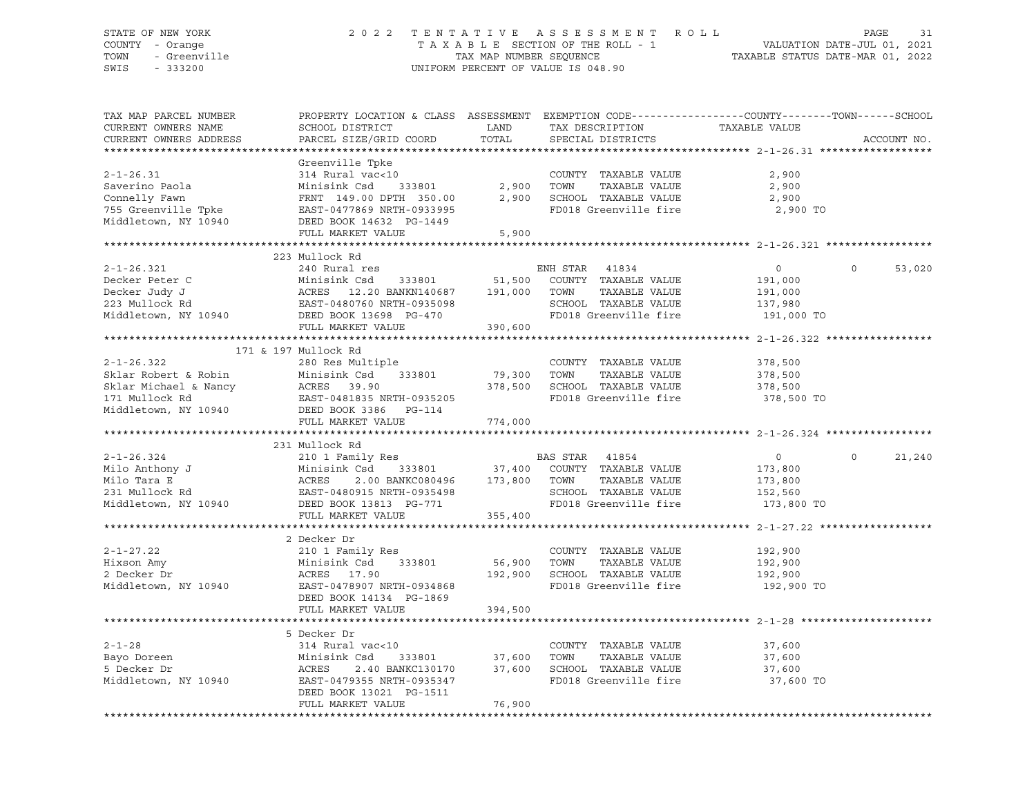STATE OF NEW YORK — 2022 TENTATIVE ASSESSMENT ROLL
COUNTY - Orange — TAXABLE SECTION OF THE ROLL - 1 — VALUATION DATE-JUL 01, 2021
TOWN - Greenville — TAX MAP NUMBER SEQUENCE — TAXABLE STATUS DATE-MAR 01, 2022
SWIS - 333200 — UNIFORM PERCENT OF VALUE IS 048.90

| TAX MAP PARCEL NUMBER / CURRENT OWNERS NAME / CURRENT OWNERS ADDRESS | PROPERTY LOCATION & CLASS / SCHOOL DISTRICT / PARCEL SIZE/GRID COORD | ASSESSMENT LAND / TOTAL | EXEMPTION CODE / TAX DESCRIPTION / SPECIAL DISTRICTS | COUNTY / TAXABLE VALUE | TOWN | SCHOOL | ACCOUNT NO. |
|---|---|---|---|---|---|---|---|
| **2-1-26.31** | Greenville Tpke | | | | | | |
| 2-1-26.31 | 314 Rural vac<10 | | COUNTY TAXABLE VALUE | 2,900 | | | |
| Saverino Paola | Minisink Csd 333801 | 2,900 | TOWN TAXABLE VALUE | 2,900 | | | |
| Connelly Fawn | FRNT 149.00 DPTH 350.00 | 2,900 | SCHOOL TAXABLE VALUE | 2,900 | | | |
| 755 Greenville Tpke | EAST-0477869 NRTH-0933995 | | FD018 Greenville fire | 2,900 TO | | | |
| Middletown, NY 10940 | DEED BOOK 14632 PG-1449 | | | | | | |
| | FULL MARKET VALUE | 5,900 | | | | | |
| **2-1-26.321** | 223 Mullock Rd | | | | | | |
| 2-1-26.321 | 240 Rural res | | ENH STAR 41834 | 0 | 0 | 53,020 | |
| Decker Peter C | Minisink Csd 333801 | 51,500 | COUNTY TAXABLE VALUE | 191,000 | | | |
| Decker Judy J | ACRES 12.20 BANKN140687 | 191,000 | TOWN TAXABLE VALUE | 191,000 | | | |
| 223 Mullock Rd | EAST-0480760 NRTH-0935098 | | SCHOOL TAXABLE VALUE | 137,980 | | | |
| Middletown, NY 10940 | DEED BOOK 13698 PG-470 | | FD018 Greenville fire | 191,000 TO | | | |
| | FULL MARKET VALUE | 390,600 | | | | | |
| **2-1-26.322** | 171 & 197 Mullock Rd | | | | | | |
| 2-1-26.322 | 280 Res Multiple | | COUNTY TAXABLE VALUE | 378,500 | | | |
| Sklar Robert & Robin | Minisink Csd 333801 | 79,300 | TOWN TAXABLE VALUE | 378,500 | | | |
| Sklar Michael & Nancy | ACRES 39.90 | 378,500 | SCHOOL TAXABLE VALUE | 378,500 | | | |
| 171 Mullock Rd | EAST-0481835 NRTH-0935205 | | FD018 Greenville fire | 378,500 TO | | | |
| Middletown, NY 10940 | DEED BOOK 3386 PG-114 | | | | | | |
| | FULL MARKET VALUE | 774,000 | | | | | |
| **2-1-26.324** | 231 Mullock Rd | | | | | | |
| 2-1-26.324 | 210 1 Family Res | | BAS STAR 41854 | 0 | 0 | 21,240 | |
| Milo Anthony J | Minisink Csd 333801 | 37,400 | COUNTY TAXABLE VALUE | 173,800 | | | |
| Milo Tara E | ACRES 2.00 BANKC080496 | 173,800 | TOWN TAXABLE VALUE | 173,800 | | | |
| 231 Mullock Rd | EAST-0480915 NRTH-0935498 | | SCHOOL TAXABLE VALUE | 152,560 | | | |
| Middletown, NY 10940 | DEED BOOK 13813 PG-771 | | FD018 Greenville fire | 173,800 TO | | | |
| | FULL MARKET VALUE | 355,400 | | | | | |
| **2-1-27.22** | 2 Decker Dr | | | | | | |
| 2-1-27.22 | 210 1 Family Res | | COUNTY TAXABLE VALUE | 192,900 | | | |
| Hixson Amy | Minisink Csd 333801 | 56,900 | TOWN TAXABLE VALUE | 192,900 | | | |
| 2 Decker Dr | ACRES 17.90 | 192,900 | SCHOOL TAXABLE VALUE | 192,900 | | | |
| Middletown, NY 10940 | EAST-0478907 NRTH-0934868 | | FD018 Greenville fire | 192,900 TO | | | |
| | DEED BOOK 14134 PG-1869 | | | | | | |
| | FULL MARKET VALUE | 394,500 | | | | | |
| **2-1-28** | 5 Decker Dr | | | | | | |
| 2-1-28 | 314 Rural vac<10 | | COUNTY TAXABLE VALUE | 37,600 | | | |
| Bayo Doreen | Minisink Csd 333801 | 37,600 | TOWN TAXABLE VALUE | 37,600 | | | |
| 5 Decker Dr | ACRES 2.40 BANKC130170 | 37,600 | SCHOOL TAXABLE VALUE | 37,600 | | | |
| Middletown, NY 10940 | EAST-0479355 NRTH-0935347 | | FD018 Greenville fire | 37,600 TO | | | |
| | DEED BOOK 13021 PG-1511 | | | | | | |
| | FULL MARKET VALUE | 76,900 | | | | | |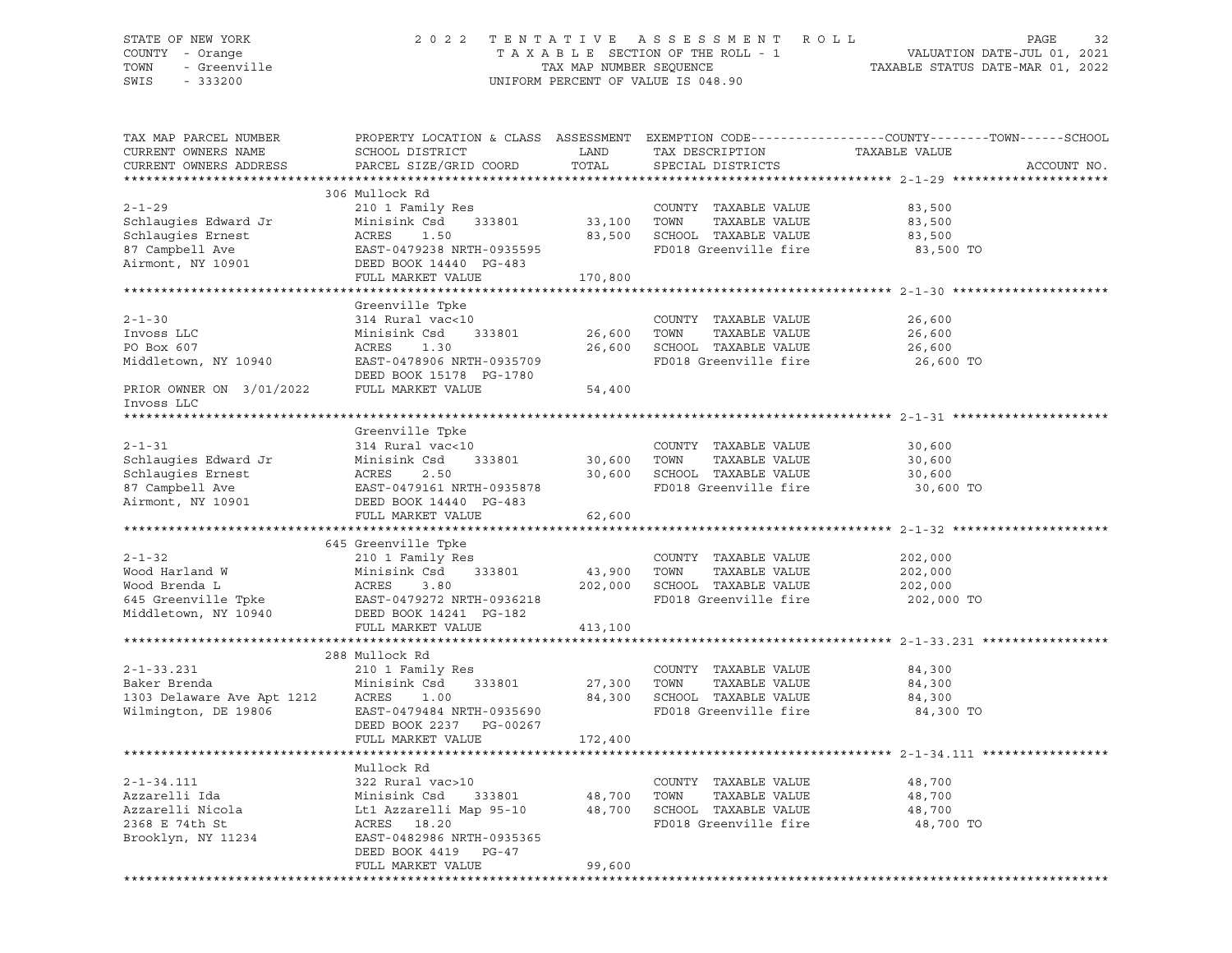STATE OF NEW YORK — 2022 TENTATIVE ASSESSMENT ROLL
COUNTY - Orange — TAXABLE SECTION OF THE ROLL - 1 — VALUATION DATE-JUL 01, 2021
TOWN - Greenville — TAX MAP NUMBER SEQUENCE — TAXABLE STATUS DATE-MAR 01, 2022
SWIS - 333200 — UNIFORM PERCENT OF VALUE IS 048.90

| TAX MAP PARCEL NUMBER / CURRENT OWNERS NAME / CURRENT OWNERS ADDRESS | PROPERTY LOCATION & CLASS / SCHOOL DISTRICT / PARCEL SIZE/GRID COORD | ASSESSMENT LAND | TOTAL | EXEMPTION CODE / TAX DESCRIPTION / SPECIAL DISTRICTS | TAXABLE VALUE (COUNTY / TOWN / SCHOOL) | ACCOUNT NO. |
|---|---|---|---|---|---|---|
| **2-1-29** | 306 Mullock Rd | | | | | |
| 2-1-29 | 210 1 Family Res | | | COUNTY TAXABLE VALUE | 83,500 | |
| Schlaugies Edward Jr | Minisink Csd 333801 | 33,100 | | TOWN TAXABLE VALUE | 83,500 | |
| Schlaugies Ernest | ACRES 1.50 | | 83,500 | SCHOOL TAXABLE VALUE | 83,500 | |
| 87 Campbell Ave | EAST-0479238 NRTH-0935595 | | | FD018 Greenville fire | 83,500 TO | |
| Airmont, NY 10901 | DEED BOOK 14440 PG-483 | | | | | |
| | FULL MARKET VALUE | 170,800 | | | | |
| **2-1-30** | Greenville Tpke | | | | | |
| 2-1-30 | 314 Rural vac<10 | | | COUNTY TAXABLE VALUE | 26,600 | |
| Invoss LLC | Minisink Csd 333801 | 26,600 | | TOWN TAXABLE VALUE | 26,600 | |
| PO Box 607 | ACRES 1.30 | | 26,600 | SCHOOL TAXABLE VALUE | 26,600 | |
| Middletown, NY 10940 | EAST-0478906 NRTH-0935709 | | | FD018 Greenville fire | 26,600 TO | |
| | DEED BOOK 15178 PG-1780 | | | | | |
| PRIOR OWNER ON 3/01/2022 | FULL MARKET VALUE | 54,400 | | | | |
| Invoss LLC | | | | | | |
| **2-1-31** | Greenville Tpke | | | | | |
| 2-1-31 | 314 Rural vac<10 | | | COUNTY TAXABLE VALUE | 30,600 | |
| Schlaugies Edward Jr | Minisink Csd 333801 | 30,600 | | TOWN TAXABLE VALUE | 30,600 | |
| Schlaugies Ernest | ACRES 2.50 | | 30,600 | SCHOOL TAXABLE VALUE | 30,600 | |
| 87 Campbell Ave | EAST-0479161 NRTH-0935878 | | | FD018 Greenville fire | 30,600 TO | |
| Airmont, NY 10901 | DEED BOOK 14440 PG-483 | | | | | |
| | FULL MARKET VALUE | 62,600 | | | | |
| **2-1-32** | 645 Greenville Tpke | | | | | |
| 2-1-32 | 210 1 Family Res | | | COUNTY TAXABLE VALUE | 202,000 | |
| Wood Harland W | Minisink Csd 333801 | 43,900 | | TOWN TAXABLE VALUE | 202,000 | |
| Wood Brenda L | ACRES 3.80 | | 202,000 | SCHOOL TAXABLE VALUE | 202,000 | |
| 645 Greenville Tpke | EAST-0479272 NRTH-0936218 | | | FD018 Greenville fire | 202,000 TO | |
| Middletown, NY 10940 | DEED BOOK 14241 PG-182 | | | | | |
| | FULL MARKET VALUE | 413,100 | | | | |
| **2-1-33.231** | 288 Mullock Rd | | | | | |
| 2-1-33.231 | 210 1 Family Res | | | COUNTY TAXABLE VALUE | 84,300 | |
| Baker Brenda | Minisink Csd 333801 | 27,300 | | TOWN TAXABLE VALUE | 84,300 | |
| 1303 Delaware Ave Apt 1212 | ACRES 1.00 | | 84,300 | SCHOOL TAXABLE VALUE | 84,300 | |
| Wilmington, DE 19806 | EAST-0479484 NRTH-0935690 | | | FD018 Greenville fire | 84,300 TO | |
| | DEED BOOK 2237 PG-00267 | | | | | |
| | FULL MARKET VALUE | 172,400 | | | | |
| **2-1-34.111** | Mullock Rd | | | | | |
| 2-1-34.111 | 322 Rural vac>10 | | | COUNTY TAXABLE VALUE | 48,700 | |
| Azzarelli Ida | Minisink Csd 333801 | 48,700 | | TOWN TAXABLE VALUE | 48,700 | |
| Azzarelli Nicola | Lt1 Azzarelli Map 95-10 | | 48,700 | SCHOOL TAXABLE VALUE | 48,700 | |
| 2368 E 74th St | ACRES 18.20 | | | FD018 Greenville fire | 48,700 TO | |
| Brooklyn, NY 11234 | EAST-0482986 NRTH-0935365 | | | | | |
| | DEED BOOK 4419 PG-47 | | | | | |
| | FULL MARKET VALUE | 99,600 | | | | |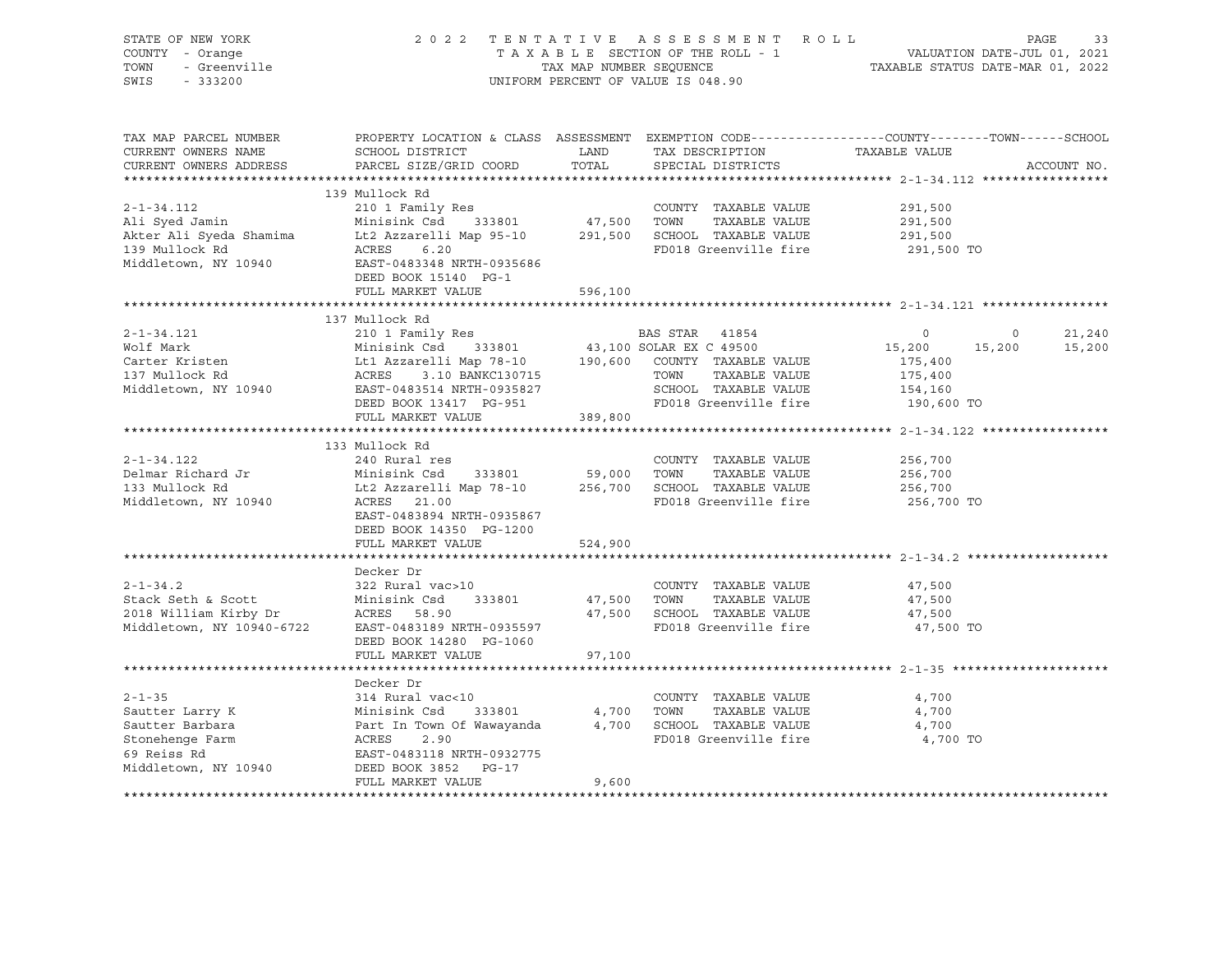STATE OF NEW YORK — COUNTY - Orange — TOWN - Greenville — SWIS - 333200

2022 TENTATIVE ASSESSMENT ROLL
TAXABLE SECTION OF THE ROLL - 1
TAX MAP NUMBER SEQUENCE
UNIFORM PERCENT OF VALUE IS 048.90

VALUATION DATE-JUL 01, 2021
TAXABLE STATUS DATE-MAR 01, 2022

| TAX MAP PARCEL NUMBER / CURRENT OWNERS NAME / CURRENT OWNERS ADDRESS | PROPERTY LOCATION & CLASS / SCHOOL DISTRICT / PARCEL SIZE/GRID COORD | ASSESSMENT LAND | TOTAL | EXEMPTION CODE / TAX DESCRIPTION / SPECIAL DISTRICTS | COUNTY TAXABLE VALUE | TOWN | SCHOOL | ACCOUNT NO. |
|---|---|---|---|---|---|---|---|---|
| **2-1-34.112** | 139 Mullock Rd | | | | | | | |
| 2-1-34.112 | 210 1 Family Res | | | COUNTY TAXABLE VALUE | 291,500 | | | |
| Ali Syed Jamin | Minisink Csd 333801 | 47,500 | | TOWN TAXABLE VALUE | 291,500 | | | |
| Akter Ali Syeda Shamima | Lt2 Azzarelli Map 95-10 | | 291,500 | SCHOOL TAXABLE VALUE | 291,500 | | | |
| 139 Mullock Rd | ACRES 6.20 | | | FD018 Greenville fire | 291,500 TO | | | |
| Middletown, NY 10940 | EAST-0483348 NRTH-0935686 | | | | | | | |
| | DEED BOOK 15140 PG-1 | | | | | | | |
| | FULL MARKET VALUE | | 596,100 | | | | | |
| **2-1-34.121** | 137 Mullock Rd | | | | | | | |
| 2-1-34.121 | 210 1 Family Res | | | BAS STAR 41854 | 0 | 0 | 21,240 | |
| Wolf Mark | Minisink Csd 333801 | 43,100 | | SOLAR EX C 49500 | 15,200 | 15,200 | 15,200 | |
| Carter Kristen | Lt1 Azzarelli Map 78-10 | | 190,600 | COUNTY TAXABLE VALUE | 175,400 | | | |
| 137 Mullock Rd | ACRES 3.10 BANKC130715 | | | TOWN TAXABLE VALUE | 175,400 | | | |
| Middletown, NY 10940 | EAST-0483514 NRTH-0935827 | | | SCHOOL TAXABLE VALUE | 154,160 | | | |
| | DEED BOOK 13417 PG-951 | | | FD018 Greenville fire | 190,600 TO | | | |
| | FULL MARKET VALUE | | 389,800 | | | | | |
| **2-1-34.122** | 133 Mullock Rd | | | | | | | |
| 2-1-34.122 | 240 Rural res | | | COUNTY TAXABLE VALUE | 256,700 | | | |
| Delmar Richard Jr | Minisink Csd 333801 | 59,000 | | TOWN TAXABLE VALUE | 256,700 | | | |
| 133 Mullock Rd | Lt2 Azzarelli Map 78-10 | | 256,700 | SCHOOL TAXABLE VALUE | 256,700 | | | |
| Middletown, NY 10940 | ACRES 21.00 | | | FD018 Greenville fire | 256,700 TO | | | |
| | EAST-0483894 NRTH-0935867 | | | | | | | |
| | DEED BOOK 14350 PG-1200 | | | | | | | |
| | FULL MARKET VALUE | | 524,900 | | | | | |
| **2-1-34.2** | Decker Dr | | | | | | | |
| 2-1-34.2 | 322 Rural vac>10 | | | COUNTY TAXABLE VALUE | 47,500 | | | |
| Stack Seth & Scott | Minisink Csd 333801 | 47,500 | | TOWN TAXABLE VALUE | 47,500 | | | |
| 2018 William Kirby Dr | ACRES 58.90 | | 47,500 | SCHOOL TAXABLE VALUE | 47,500 | | | |
| Middletown, NY 10940-6722 | EAST-0483189 NRTH-0935597 | | | FD018 Greenville fire | 47,500 TO | | | |
| | DEED BOOK 14280 PG-1060 | | | | | | | |
| | FULL MARKET VALUE | | 97,100 | | | | | |
| **2-1-35** | Decker Dr | | | | | | | |
| 2-1-35 | 314 Rural vac<10 | | | COUNTY TAXABLE VALUE | 4,700 | | | |
| Sautter Larry K | Minisink Csd 333801 | 4,700 | | TOWN TAXABLE VALUE | 4,700 | | | |
| Sautter Barbara | Part In Town Of Wawayanda | | 4,700 | SCHOOL TAXABLE VALUE | 4,700 | | | |
| Stonehenge Farm | ACRES 2.90 | | | FD018 Greenville fire | 4,700 TO | | | |
| 69 Reiss Rd | EAST-0483118 NRTH-0932775 | | | | | | | |
| Middletown, NY 10940 | DEED BOOK 3852 PG-17 | | | | | | | |
| | FULL MARKET VALUE | | 9,600 | | | | | |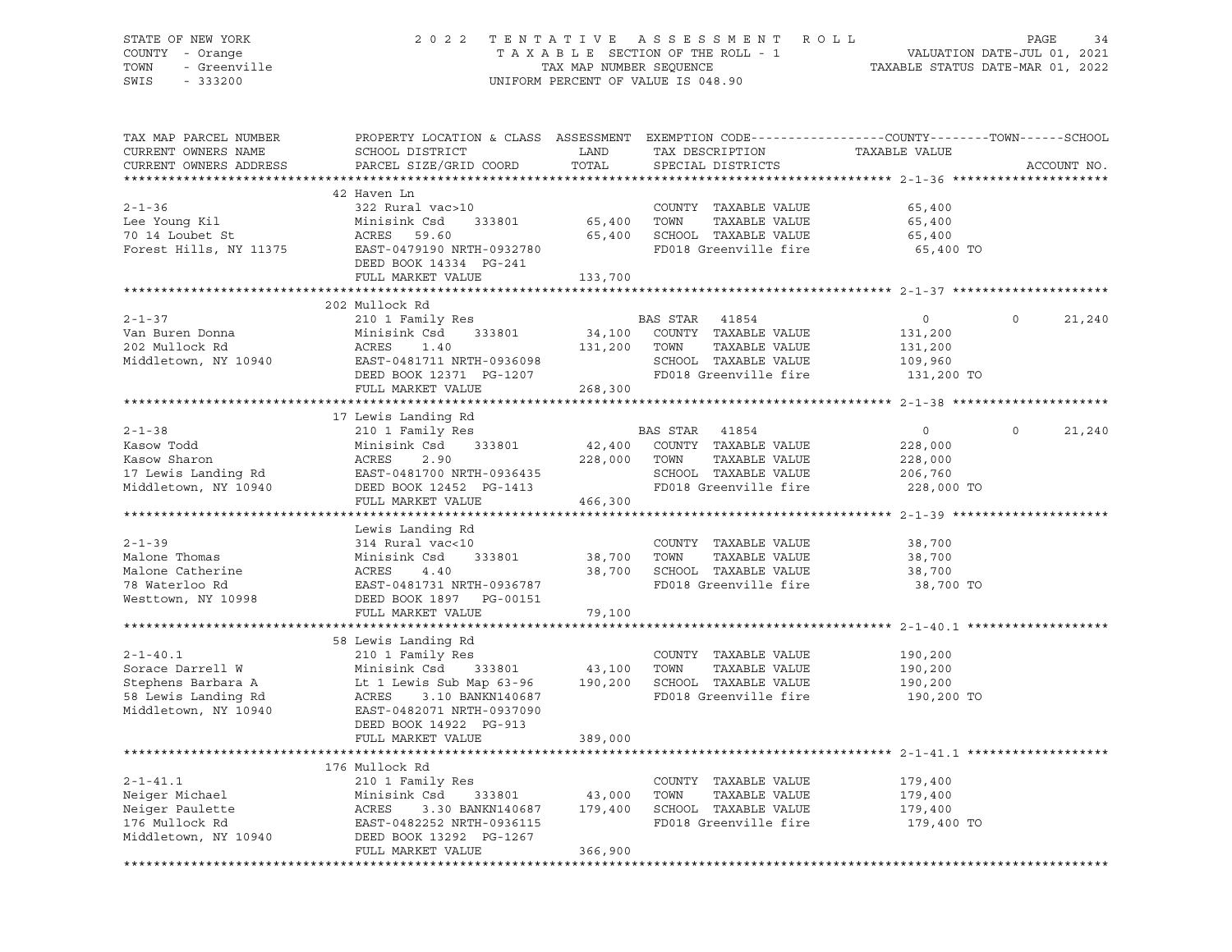STATE OF NEW YORK | COUNTY - Orange | TOWN - Greenville | SWIS - 333200

2022 TENTATIVE ASSESSMENT ROLL
TAXABLE SECTION OF THE ROLL - 1
TAX MAP NUMBER SEQUENCE
UNIFORM PERCENT OF VALUE IS 048.90

VALUATION DATE-JUL 01, 2021
TAXABLE STATUS DATE-MAR 01, 2022

| TAX MAP PARCEL NUMBER / CURRENT OWNERS NAME / CURRENT OWNERS ADDRESS | PROPERTY LOCATION & CLASS / SCHOOL DISTRICT / PARCEL SIZE/GRID COORD | ASSESSMENT LAND / TOTAL | EXEMPTION CODE / TAX DESCRIPTION / SPECIAL DISTRICTS | COUNTY TAXABLE VALUE | TOWN | SCHOOL | ACCOUNT NO. |
|---|---|---|---|---|---|---|---|
| **2-1-36** | 42 Haven Ln | | | | | | |
| | 322 Rural vac>10 | | COUNTY TAXABLE VALUE | 65,400 | | | |
| Lee Young Kil | Minisink Csd 333801 | 65,400 | TOWN TAXABLE VALUE | 65,400 | | | |
| 70 14 Loubet St | ACRES 59.60 | 65,400 | SCHOOL TAXABLE VALUE | 65,400 | | | |
| Forest Hills, NY 11375 | EAST-0479190 NRTH-0932780 | | FD018 Greenville fire | 65,400 TO | | | |
| | DEED BOOK 14334 PG-241 | | | | | | |
| | FULL MARKET VALUE | 133,700 | | | | | |
| **2-1-37** | 202 Mullock Rd | | | | | | |
| | 210 1 Family Res | | BAS STAR 41854 | 0 | 0 | 21,240 | |
| Van Buren Donna | Minisink Csd 333801 | 34,100 | COUNTY TAXABLE VALUE | 131,200 | | | |
| 202 Mullock Rd | ACRES 1.40 | 131,200 | TOWN TAXABLE VALUE | 131,200 | | | |
| Middletown, NY 10940 | EAST-0481711 NRTH-0936098 | | SCHOOL TAXABLE VALUE | 109,960 | | | |
| | DEED BOOK 12371 PG-1207 | | FD018 Greenville fire | 131,200 TO | | | |
| | FULL MARKET VALUE | 268,300 | | | | | |
| **2-1-38** | 17 Lewis Landing Rd | | | | | | |
| | 210 1 Family Res | | BAS STAR 41854 | 0 | 0 | 21,240 | |
| Kasow Todd | Minisink Csd 333801 | 42,400 | COUNTY TAXABLE VALUE | 228,000 | | | |
| Kasow Sharon | ACRES 2.90 | 228,000 | TOWN TAXABLE VALUE | 228,000 | | | |
| 17 Lewis Landing Rd | EAST-0481700 NRTH-0936435 | | SCHOOL TAXABLE VALUE | 206,760 | | | |
| Middletown, NY 10940 | DEED BOOK 12452 PG-1413 | | FD018 Greenville fire | 228,000 TO | | | |
| | FULL MARKET VALUE | 466,300 | | | | | |
| **2-1-39** | Lewis Landing Rd | | | | | | |
| | 314 Rural vac<10 | | COUNTY TAXABLE VALUE | 38,700 | | | |
| Malone Thomas | Minisink Csd 333801 | 38,700 | TOWN TAXABLE VALUE | 38,700 | | | |
| Malone Catherine | ACRES 4.40 | 38,700 | SCHOOL TAXABLE VALUE | 38,700 | | | |
| 78 Waterloo Rd | EAST-0481731 NRTH-0936787 | | FD018 Greenville fire | 38,700 TO | | | |
| Westtown, NY 10998 | DEED BOOK 1897 PG-00151 | | | | | | |
| | FULL MARKET VALUE | 79,100 | | | | | |
| **2-1-40.1** | 58 Lewis Landing Rd | | | | | | |
| | 210 1 Family Res | | COUNTY TAXABLE VALUE | 190,200 | | | |
| Sorace Darrell W | Minisink Csd 333801 | 43,100 | TOWN TAXABLE VALUE | 190,200 | | | |
| Stephens Barbara A | Lt 1 Lewis Sub Map 63-96 | 190,200 | SCHOOL TAXABLE VALUE | 190,200 | | | |
| 58 Lewis Landing Rd | ACRES 3.10 BANKN140687 | | FD018 Greenville fire | 190,200 TO | | | |
| Middletown, NY 10940 | EAST-0482071 NRTH-0937090 | | | | | | |
| | DEED BOOK 14922 PG-913 | | | | | | |
| | FULL MARKET VALUE | 389,000 | | | | | |
| **2-1-41.1** | 176 Mullock Rd | | | | | | |
| | 210 1 Family Res | | COUNTY TAXABLE VALUE | 179,400 | | | |
| Neiger Michael | Minisink Csd 333801 | 43,000 | TOWN TAXABLE VALUE | 179,400 | | | |
| Neiger Paulette | ACRES 3.30 BANKN140687 | 179,400 | SCHOOL TAXABLE VALUE | 179,400 | | | |
| 176 Mullock Rd | EAST-0482252 NRTH-0936115 | | FD018 Greenville fire | 179,400 TO | | | |
| Middletown, NY 10940 | DEED BOOK 13292 PG-1267 | | | | | | |
| | FULL MARKET VALUE | 366,900 | | | | | |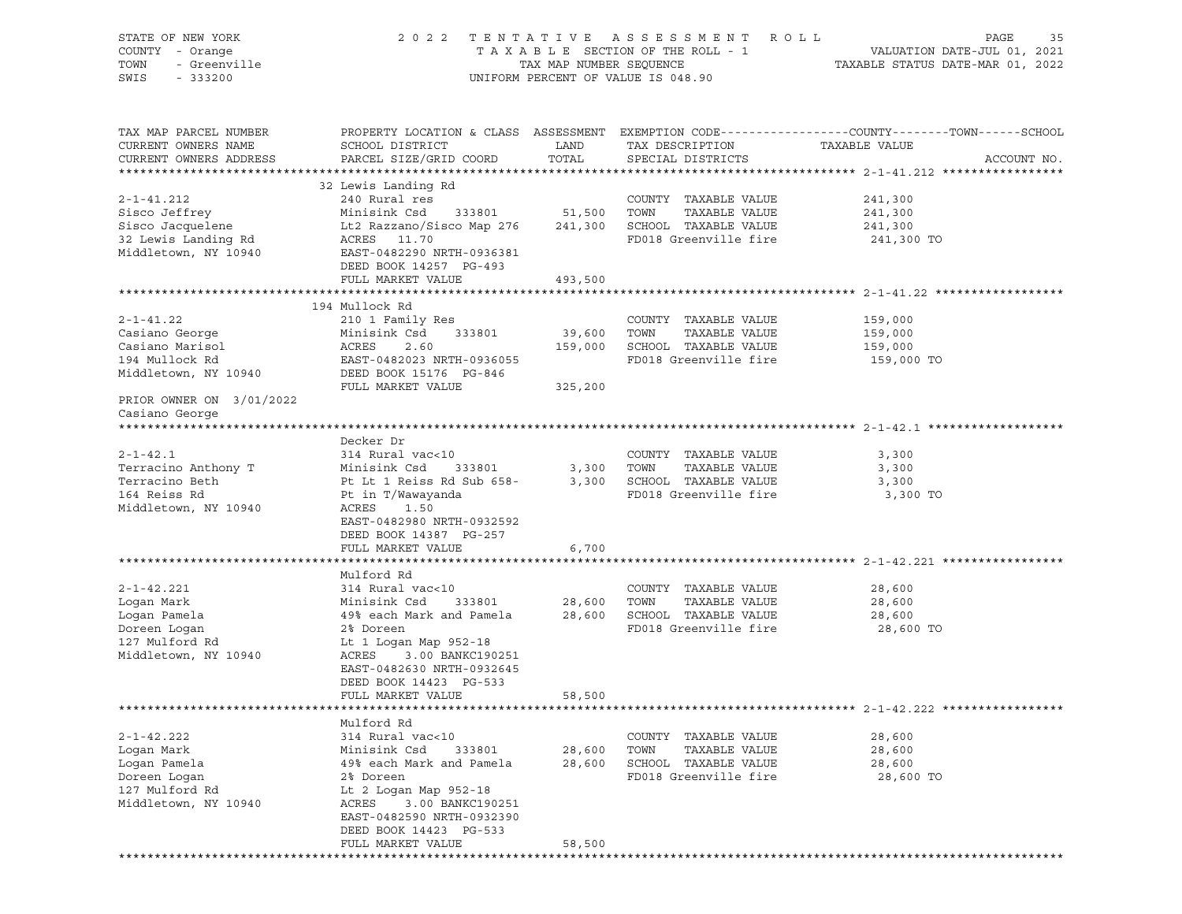STATE OF NEW YORK — 2022 TENTATIVE ASSESSMENT ROLL — PAGE 35
COUNTY - Orange — TAXABLE SECTION OF THE ROLL - 1 — VALUATION DATE-JUL 01, 2021
TOWN - Greenville — TAX MAP NUMBER SEQUENCE — TAXABLE STATUS DATE-MAR 01, 2022
SWIS - 333200 — UNIFORM PERCENT OF VALUE IS 048.90

| TAX MAP PARCEL NUMBER / CURRENT OWNERS NAME / CURRENT OWNERS ADDRESS | PROPERTY LOCATION & CLASS / SCHOOL DISTRICT / PARCEL SIZE/GRID COORD | ASSESSMENT LAND / TOTAL | EXEMPTION CODE / TAX DESCRIPTION / SPECIAL DISTRICTS | TAXABLE VALUE (COUNTY / TOWN / SCHOOL) | ACCOUNT NO. |
|---|---|---|---|---|---|
| **2-1-41.212** | 32 Lewis Landing Rd | | | | |
| 2-1-41.212 | 240 Rural res | | COUNTY TAXABLE VALUE | 241,300 | |
| Sisco Jeffrey | Minisink Csd 333801 | 51,500 | TOWN TAXABLE VALUE | 241,300 | |
| Sisco Jacquelene | Lt2 Razzano/Sisco Map 276 | 241,300 | SCHOOL TAXABLE VALUE | 241,300 | |
| 32 Lewis Landing Rd | ACRES 11.70 | | FD018 Greenville fire | 241,300 TO | |
| Middletown, NY 10940 | EAST-0482290 NRTH-0936381 | | | | |
| | DEED BOOK 14257 PG-493 | | | | |
| | FULL MARKET VALUE | 493,500 | | | |
| **2-1-41.22** | 194 Mullock Rd | | | | |
| 2-1-41.22 | 210 1 Family Res | | COUNTY TAXABLE VALUE | 159,000 | |
| Casiano George | Minisink Csd 333801 | 39,600 | TOWN TAXABLE VALUE | 159,000 | |
| Casiano Marisol | ACRES 2.60 | 159,000 | SCHOOL TAXABLE VALUE | 159,000 | |
| 194 Mullock Rd | EAST-0482023 NRTH-0936055 | | FD018 Greenville fire | 159,000 TO | |
| Middletown, NY 10940 | DEED BOOK 15176 PG-846 | | | | |
| | FULL MARKET VALUE | 325,200 | | | |
| PRIOR OWNER ON 3/01/2022 | | | | | |
| Casiano George | | | | | |
| **2-1-42.1** | Decker Dr | | | | |
| 2-1-42.1 | 314 Rural vac<10 | | COUNTY TAXABLE VALUE | 3,300 | |
| Terracino Anthony T | Minisink Csd 333801 | 3,300 | TOWN TAXABLE VALUE | 3,300 | |
| Terracino Beth | Pt Lt 1 Reiss Rd Sub 658- | 3,300 | SCHOOL TAXABLE VALUE | 3,300 | |
| 164 Reiss Rd | Pt in T/Wawayanda | | FD018 Greenville fire | 3,300 TO | |
| Middletown, NY 10940 | ACRES 1.50 | | | | |
| | EAST-0482980 NRTH-0932592 | | | | |
| | DEED BOOK 14387 PG-257 | | | | |
| | FULL MARKET VALUE | 6,700 | | | |
| **2-1-42.221** | Mulford Rd | | | | |
| 2-1-42.221 | 314 Rural vac<10 | | COUNTY TAXABLE VALUE | 28,600 | |
| Logan Mark | Minisink Csd 333801 | 28,600 | TOWN TAXABLE VALUE | 28,600 | |
| Logan Pamela | 49% each Mark and Pamela | 28,600 | SCHOOL TAXABLE VALUE | 28,600 | |
| Doreen Logan | 2% Doreen | | FD018 Greenville fire | 28,600 TO | |
| 127 Mulford Rd | Lt 1 Logan Map 952-18 | | | | |
| Middletown, NY 10940 | ACRES 3.00 BANKC190251 | | | | |
| | EAST-0482630 NRTH-0932645 | | | | |
| | DEED BOOK 14423 PG-533 | | | | |
| | FULL MARKET VALUE | 58,500 | | | |
| **2-1-42.222** | Mulford Rd | | | | |
| 2-1-42.222 | 314 Rural vac<10 | | COUNTY TAXABLE VALUE | 28,600 | |
| Logan Mark | Minisink Csd 333801 | 28,600 | TOWN TAXABLE VALUE | 28,600 | |
| Logan Pamela | 49% each Mark and Pamela | 28,600 | SCHOOL TAXABLE VALUE | 28,600 | |
| Doreen Logan | 2% Doreen | | FD018 Greenville fire | 28,600 TO | |
| 127 Mulford Rd | Lt 2 Logan Map 952-18 | | | | |
| Middletown, NY 10940 | ACRES 3.00 BANKC190251 | | | | |
| | EAST-0482590 NRTH-0932390 | | | | |
| | DEED BOOK 14423 PG-533 | | | | |
| | FULL MARKET VALUE | 58,500 | | | |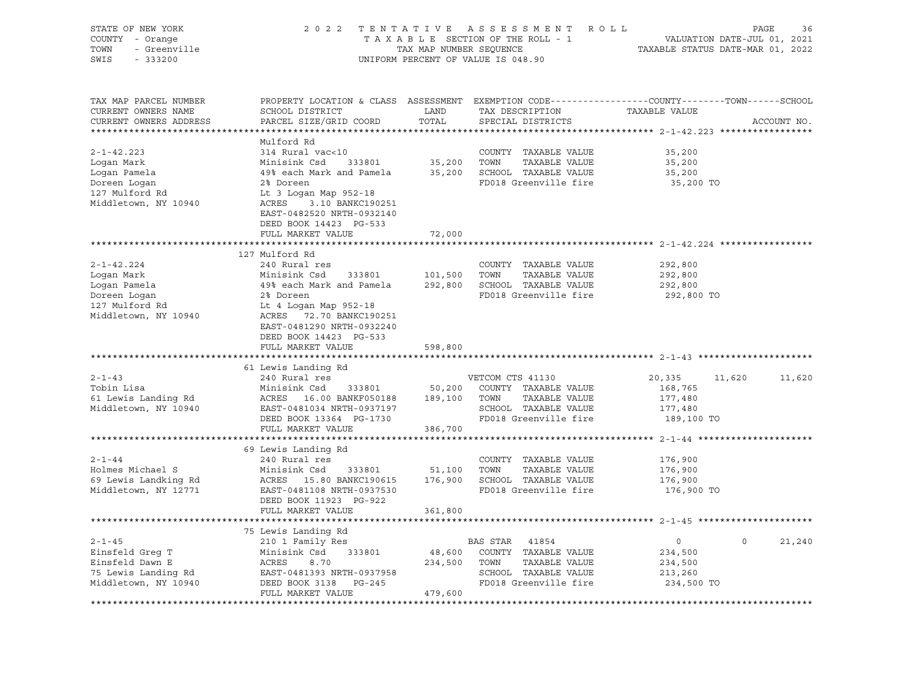STATE OF NEW YORK — COUNTY - Orange — TOWN - Greenville — SWIS - 333200

2022 TENTATIVE ASSESSMENT ROLL
TAXABLE SECTION OF THE ROLL - 1
TAX MAP NUMBER SEQUENCE
UNIFORM PERCENT OF VALUE IS 048.90

VALUATION DATE-JUL 01, 2021
TAXABLE STATUS DATE-MAR 01, 2022

| TAX MAP PARCEL NUMBER / CURRENT OWNERS NAME / CURRENT OWNERS ADDRESS | PROPERTY LOCATION & CLASS / SCHOOL DISTRICT / PARCEL SIZE/GRID COORD | ASSESSMENT LAND / TOTAL | EXEMPTION CODE / TAX DESCRIPTION / SPECIAL DISTRICTS | COUNTY | TOWN | SCHOOL / ACCOUNT NO. |
|---|---|---|---|---|---|---|
| **2-1-42.223** | Mulford Rd | | | | | |
| | 314 Rural vac<10 | | COUNTY TAXABLE VALUE | 35,200 | | |
| Logan Mark | Minisink Csd 333801 | 35,200 | TOWN TAXABLE VALUE | 35,200 | | |
| Logan Pamela | 49% each Mark and Pamela | 35,200 | SCHOOL TAXABLE VALUE | 35,200 | | |
| Doreen Logan | 2% Doreen | | FD018 Greenville fire | 35,200 TO | | |
| 127 Mulford Rd | Lt 3 Logan Map 952-18 | | | | | |
| Middletown, NY 10940 | ACRES 3.10 BANKC190251 | | | | | |
| | EAST-0482520 NRTH-0932140 | | | | | |
| | DEED BOOK 14423 PG-533 | | | | | |
| | FULL MARKET VALUE | 72,000 | | | | |
| **2-1-42.224** | 127 Mulford Rd | | | | | |
| | 240 Rural res | | COUNTY TAXABLE VALUE | 292,800 | | |
| Logan Mark | Minisink Csd 333801 | 101,500 | TOWN TAXABLE VALUE | 292,800 | | |
| Logan Pamela | 49% each Mark and Pamela | 292,800 | SCHOOL TAXABLE VALUE | 292,800 | | |
| Doreen Logan | 2% Doreen | | FD018 Greenville fire | 292,800 TO | | |
| 127 Mulford Rd | Lt 4 Logan Map 952-18 | | | | | |
| Middletown, NY 10940 | ACRES 72.70 BANKC190251 | | | | | |
| | EAST-0481290 NRTH-0932240 | | | | | |
| | DEED BOOK 14423 PG-533 | | | | | |
| | FULL MARKET VALUE | 598,800 | | | | |
| **2-1-43** | 61 Lewis Landing Rd | | | | | |
| | 240 Rural res | | VETCOM CTS 41130 | 20,335 | 11,620 | 11,620 |
| Tobin Lisa | Minisink Csd 333801 | 50,200 | COUNTY TAXABLE VALUE | 168,765 | | |
| 61 Lewis Landing Rd | ACRES 16.00 BANKF050188 | 189,100 | TOWN TAXABLE VALUE | 177,480 | | |
| Middletown, NY 10940 | EAST-0481034 NRTH-0937197 | | SCHOOL TAXABLE VALUE | 177,480 | | |
| | DEED BOOK 13364 PG-1730 | | FD018 Greenville fire | 189,100 TO | | |
| | FULL MARKET VALUE | 386,700 | | | | |
| **2-1-44** | 69 Lewis Landing Rd | | | | | |
| | 240 Rural res | | COUNTY TAXABLE VALUE | 176,900 | | |
| Holmes Michael S | Minisink Csd 333801 | 51,100 | TOWN TAXABLE VALUE | 176,900 | | |
| 69 Lewis Landking Rd | ACRES 15.80 BANKC190615 | 176,900 | SCHOOL TAXABLE VALUE | 176,900 | | |
| Middletown, NY 12771 | EAST-0481108 NRTH-0937530 | | FD018 Greenville fire | 176,900 TO | | |
| | DEED BOOK 11923 PG-922 | | | | | |
| | FULL MARKET VALUE | 361,800 | | | | |
| **2-1-45** | 75 Lewis Landing Rd | | | | | |
| | 210 1 Family Res | | BAS STAR 41854 | 0 | 0 | 21,240 |
| Einsfeld Greg T | Minisink Csd 333801 | 48,600 | COUNTY TAXABLE VALUE | 234,500 | | |
| Einsfeld Dawn E | ACRES 8.70 | 234,500 | TOWN TAXABLE VALUE | 234,500 | | |
| 75 Lewis Landing Rd | EAST-0481393 NRTH-0937958 | | SCHOOL TAXABLE VALUE | 213,260 | | |
| Middletown, NY 10940 | DEED BOOK 3138 PG-245 | | FD018 Greenville fire | 234,500 TO | | |
| | FULL MARKET VALUE | 479,600 | | | | |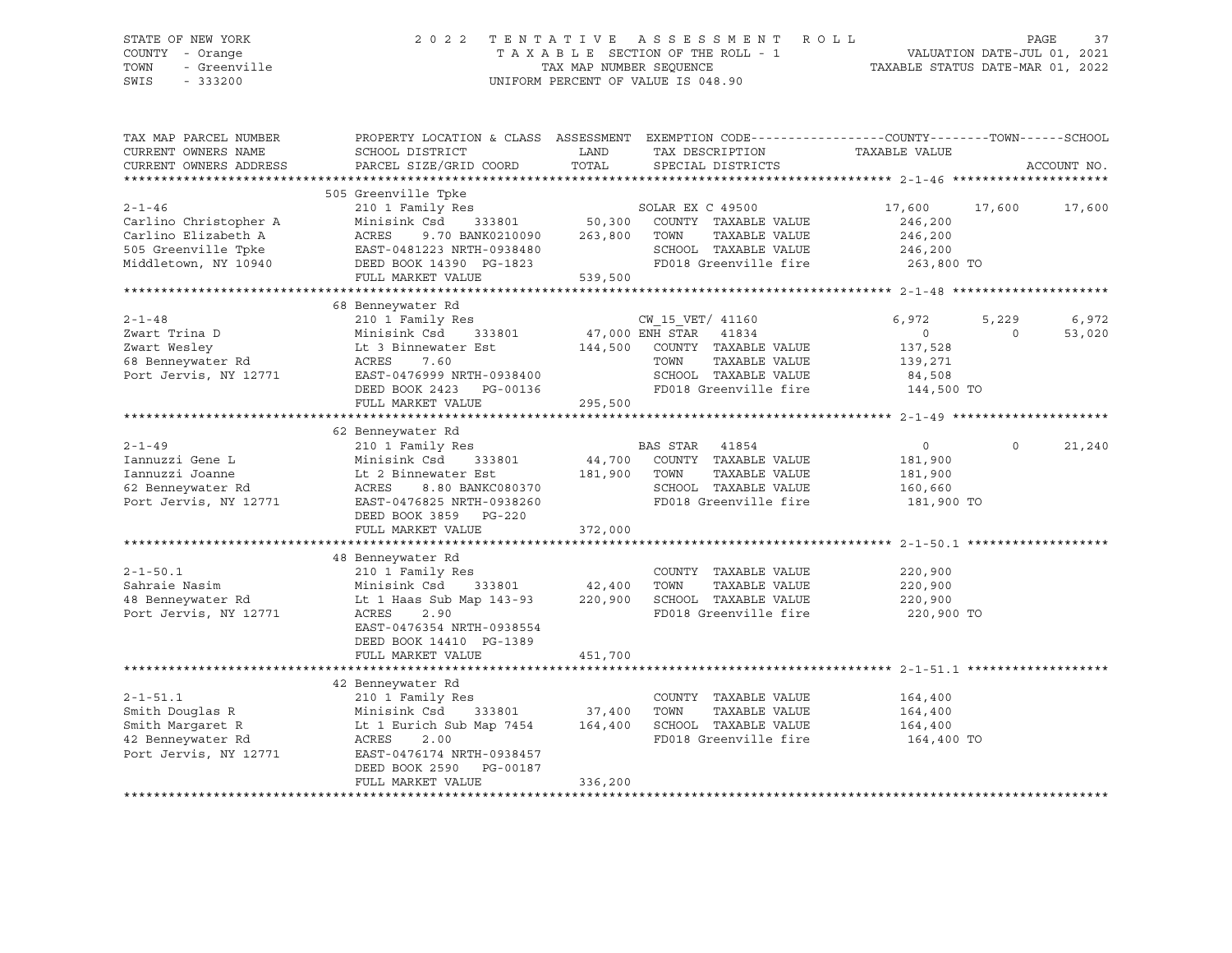STATE OF NEW YORK
COUNTY - Orange
TOWN - Greenville
SWIS - 333200

2 0 2 2 T E N T A T I V E A S S E S S M E N T R O L L
T A X A B L E SECTION OF THE ROLL - 1
TAX MAP NUMBER SEQUENCE
UNIFORM PERCENT OF VALUE IS 048.90

VALUATION DATE-JUL 01, 2021
TAXABLE STATUS DATE-MAR 01, 2022

```
TAX MAP PARCEL NUMBER     PROPERTY LOCATION & CLASS  ASSESSMENT  EXEMPTION CODE------------------COUNTY--------TOWN------SCHOOL
CURRENT OWNERS NAME       SCHOOL DISTRICT               LAND      TAX DESCRIPTION             TAXABLE VALUE
CURRENT OWNERS ADDRESS    PARCEL SIZE/GRID COORD        TOTAL     SPECIAL DISTRICTS                                          ACCOUNT NO.
******************************************************************************************************* 2-1-46 *********************
                          505 Greenville Tpke
2-1-46                    210 1 Family Res                    SOLAR EX C 49500             17,600     17,600     17,600
Carlino Christopher A     Minisink Csd     333801      50,300   COUNTY  TAXABLE VALUE        246,200
Carlino Elizabeth A       ACRES     9.70 BANK0210090  263,800   TOWN    TAXABLE VALUE        246,200
505 Greenville Tpke       EAST-0481223 NRTH-0938480             SCHOOL  TAXABLE VALUE        246,200
Middletown, NY 10940      DEED BOOK 14390  PG-1823              FD018 Greenville fire          263,800 TO
                          FULL MARKET VALUE           539,500
******************************************************************************************************* 2-1-48 *********************
                          68 Benneywater Rd
2-1-48                    210 1 Family Res                    CW_15_VET/ 41160              6,972      5,229      6,972
Zwart Trina D             Minisink Csd     333801      47,000 ENH STAR  41834                   0          0     53,020
Zwart Wesley              Lt 3 Binnewater Est         144,500   COUNTY  TAXABLE VALUE        137,528
68 Benneywater Rd         ACRES     7.60                        TOWN    TAXABLE VALUE        139,271
Port Jervis, NY 12771     EAST-0476999 NRTH-0938400             SCHOOL  TAXABLE VALUE         84,508
                          DEED BOOK 2423   PG-00136             FD018 Greenville fire          144,500 TO
                          FULL MARKET VALUE           295,500
******************************************************************************************************* 2-1-49 *********************
                          62 Benneywater Rd
2-1-49                    210 1 Family Res                    BAS STAR  41854                   0          0     21,240
Iannuzzi Gene L           Minisink Csd     333801      44,700   COUNTY  TAXABLE VALUE        181,900
Iannuzzi Joanne           Lt 2 Binnewater Est         181,900   TOWN    TAXABLE VALUE        181,900
62 Benneywater Rd         ACRES     8.80 BANKC080370            SCHOOL  TAXABLE VALUE        160,660
Port Jervis, NY 12771     EAST-0476825 NRTH-0938260             FD018 Greenville fire          181,900 TO
                          DEED BOOK 3859   PG-220
                          FULL MARKET VALUE           372,000
******************************************************************************************************* 2-1-50.1 *******************
                          48 Benneywater Rd
2-1-50.1                  210 1 Family Res                      COUNTY  TAXABLE VALUE        220,900
Sahraie Nasim             Minisink Csd     333801      42,400   TOWN    TAXABLE VALUE        220,900
48 Benneywater Rd         Lt 1 Haas Sub Map 143-93    220,900   SCHOOL  TAXABLE VALUE        220,900
Port Jervis, NY 12771     ACRES     2.90                        FD018 Greenville fire          220,900 TO
                          EAST-0476354 NRTH-0938554
                          DEED BOOK 14410  PG-1389
                          FULL MARKET VALUE           451,700
******************************************************************************************************* 2-1-51.1 *******************
                          42 Benneywater Rd
2-1-51.1                  210 1 Family Res                      COUNTY  TAXABLE VALUE        164,400
Smith Douglas R           Minisink Csd     333801      37,400   TOWN    TAXABLE VALUE        164,400
Smith Margaret R          Lt 1 Eurich Sub Map 7454    164,400   SCHOOL  TAXABLE VALUE        164,400
42 Benneywater Rd         ACRES     2.00                        FD018 Greenville fire          164,400 TO
Port Jervis, NY 12771     EAST-0476174 NRTH-0938457
                          DEED BOOK 2590   PG-00187
                          FULL MARKET VALUE           336,200
************************************************************************************************************************************
```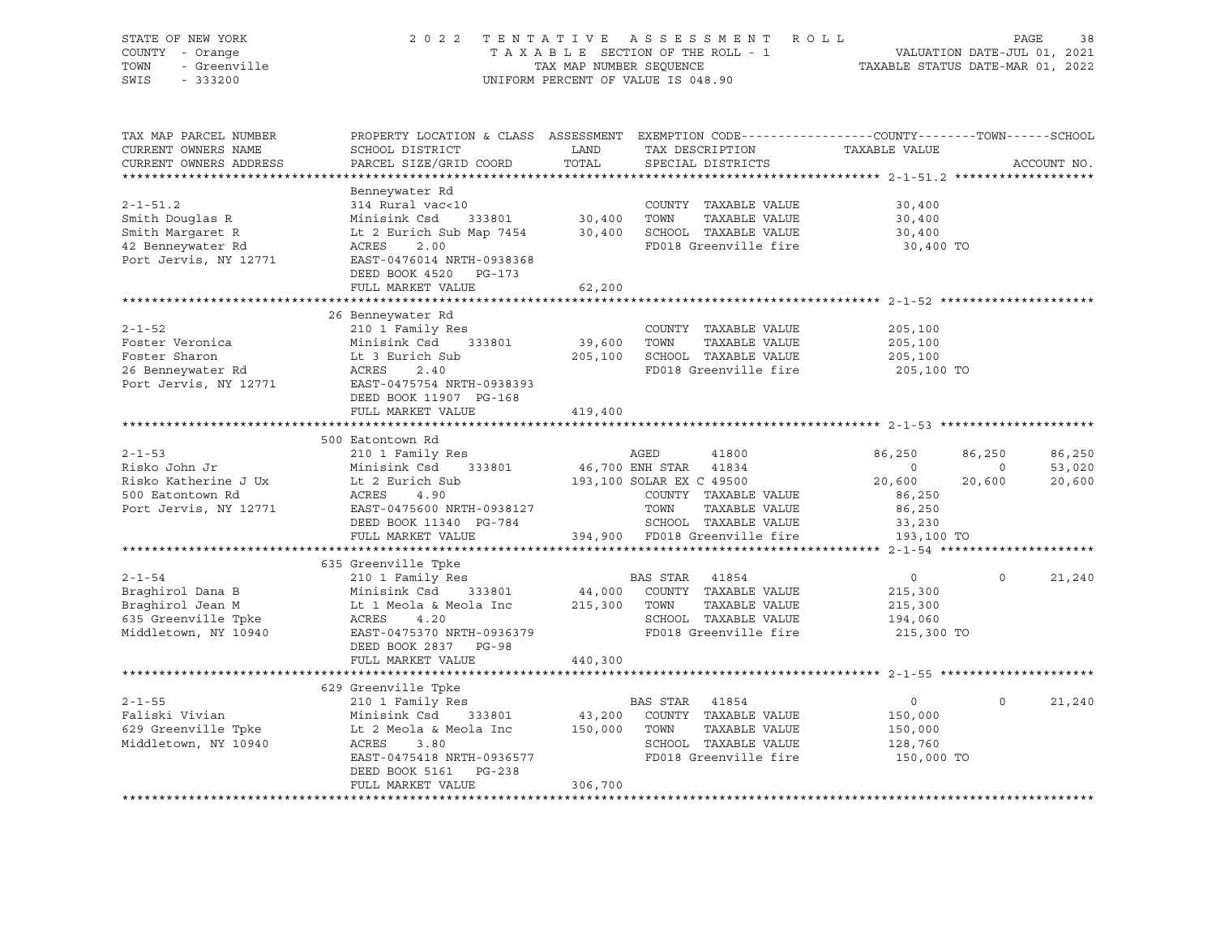STATE OF NEW YORK — COUNTY - Orange — TOWN - Greenville — SWIS - 333200

# 2022 TENTATIVE ASSESSMENT ROLL

TAXABLE SECTION OF THE ROLL - 1 — TAX MAP NUMBER SEQUENCE — UNIFORM PERCENT OF VALUE IS 048.90

VALUATION DATE-JUL 01, 2021 — TAXABLE STATUS DATE-MAR 01, 2022

```
TAX MAP PARCEL NUMBER     PROPERTY LOCATION & CLASS  ASSESSMENT  EXEMPTION CODE------------------COUNTY--------TOWN------SCHOOL
CURRENT OWNERS NAME       SCHOOL DISTRICT               LAND      TAX DESCRIPTION            TAXABLE VALUE
CURRENT OWNERS ADDRESS    PARCEL SIZE/GRID COORD       TOTAL      SPECIAL DISTRICTS                                   ACCOUNT NO.
******************************************************************************************************* 2-1-51.2 *******************
                          Benneywater Rd
2-1-51.2                  314 Rural vac<10                         COUNTY  TAXABLE VALUE             30,400
Smith Douglas R           Minisink Csd    333801        30,400    TOWN    TAXABLE VALUE             30,400
Smith Margaret R          Lt 2 Eurich Sub Map 7454      30,400    SCHOOL  TAXABLE VALUE             30,400
42 Benneywater Rd         ACRES    2.00                            FD018 Greenville fire              30,400 TO
Port Jervis, NY 12771     EAST-0476014 NRTH-0938368
                          DEED BOOK 4520   PG-173
                          FULL MARKET VALUE             62,200
******************************************************************************************************* 2-1-52 *********************
                       26 Benneywater Rd
2-1-52                    210 1 Family Res                         COUNTY  TAXABLE VALUE            205,100
Foster Veronica           Minisink Csd    333801        39,600    TOWN    TAXABLE VALUE            205,100
Foster Sharon             Lt 3 Eurich Sub              205,100    SCHOOL  TAXABLE VALUE            205,100
26 Benneywater Rd         ACRES    2.40                            FD018 Greenville fire             205,100 TO
Port Jervis, NY 12771     EAST-0475754 NRTH-0938393
                          DEED BOOK 11907  PG-168
                          FULL MARKET VALUE            419,400
******************************************************************************************************* 2-1-53 *********************
                      500 Eatontown Rd
2-1-53                    210 1 Family Res                    AGED          41800          86,250      86,250      86,250
Risko John Jr             Minisink Csd    333801        46,700 ENH STAR     41834               0           0      53,020
Risko Katherine J Ux      Lt 2 Eurich Sub              193,100 SOLAR EX C   49500          20,600      20,600      20,600
500 Eatontown Rd          ACRES    4.90                            COUNTY  TAXABLE VALUE             86,250
Port Jervis, NY 12771     EAST-0475600 NRTH-0938127               TOWN    TAXABLE VALUE             86,250
                          DEED BOOK 11340  PG-784                  SCHOOL  TAXABLE VALUE             33,230
                          FULL MARKET VALUE            394,900    FD018 Greenville fire             193,100 TO
******************************************************************************************************* 2-1-54 *********************
                      635 Greenville Tpke
2-1-54                    210 1 Family Res                    BAS STAR      41854               0           0      21,240
Braghirol Dana B          Minisink Csd    333801        44,000    COUNTY  TAXABLE VALUE            215,300
Braghirol Jean M          Lt 1 Meola & Meola Inc       215,300    TOWN    TAXABLE VALUE            215,300
635 Greenville Tpke       ACRES    4.20                            SCHOOL  TAXABLE VALUE            194,060
Middletown, NY 10940      EAST-0475370 NRTH-0936379               FD018 Greenville fire             215,300 TO
                          DEED BOOK 2837   PG-98
                          FULL MARKET VALUE            440,300
******************************************************************************************************* 2-1-55 *********************
                      629 Greenville Tpke
2-1-55                    210 1 Family Res                    BAS STAR      41854               0           0      21,240
Faliski Vivian            Minisink Csd    333801        43,200    COUNTY  TAXABLE VALUE            150,000
629 Greenville Tpke       Lt 2 Meola & Meola Inc       150,000    TOWN    TAXABLE VALUE            150,000
Middletown, NY 10940      ACRES    3.80                            SCHOOL  TAXABLE VALUE            128,760
                          EAST-0475418 NRTH-0936577               FD018 Greenville fire             150,000 TO
                          DEED BOOK 5161   PG-238
                          FULL MARKET VALUE            306,700
************************************************************************************************************************************
```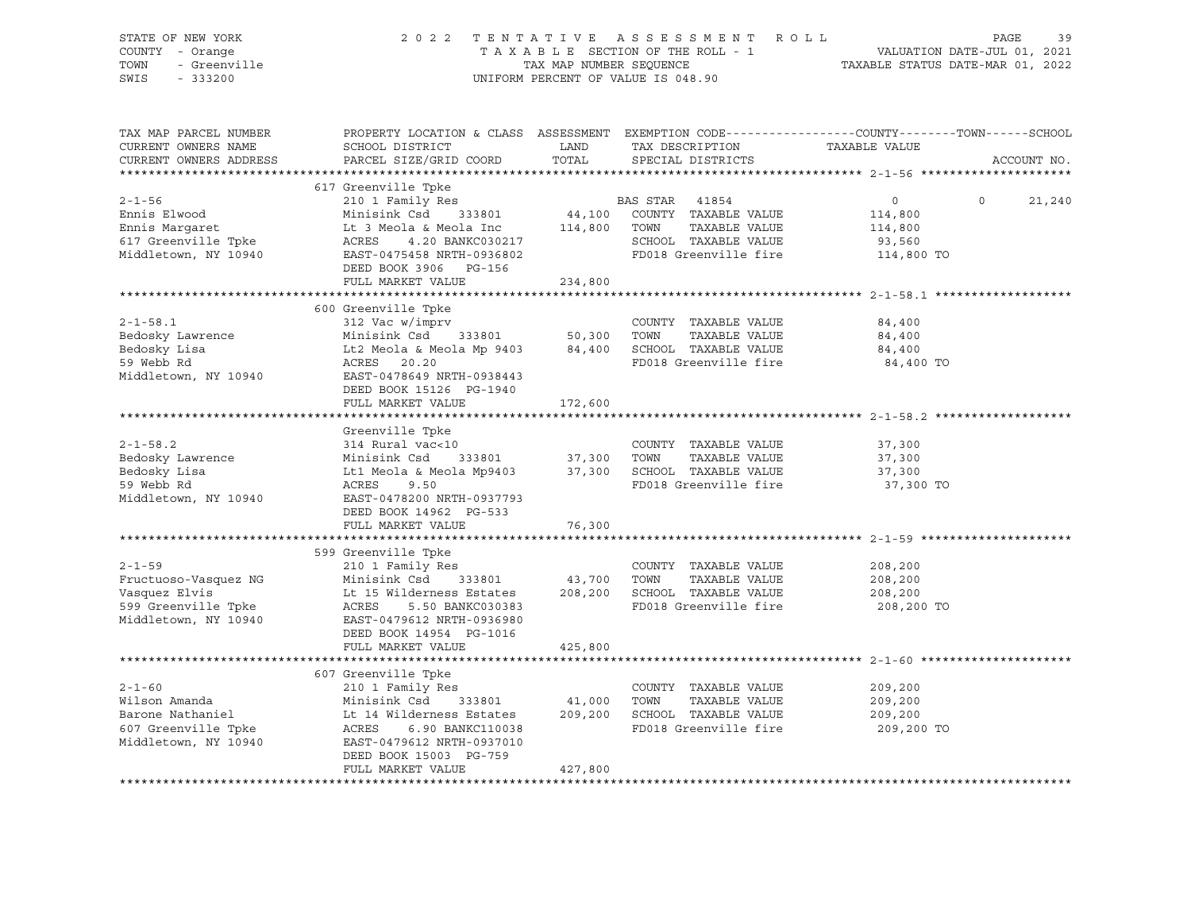STATE OF NEW YORK
COUNTY - Orange
TOWN - Greenville
SWIS - 333200

2 0 2 2 T E N T A T I V E A S S E S S M E N T R O L L
T A X A B L E SECTION OF THE ROLL - 1
TAX MAP NUMBER SEQUENCE
UNIFORM PERCENT OF VALUE IS 048.90

VALUATION DATE-JUL 01, 2021
TAXABLE STATUS DATE-MAR 01, 2022

| TAX MAP PARCEL NUMBER / CURRENT OWNERS NAME / CURRENT OWNERS ADDRESS | PROPERTY LOCATION & CLASS / SCHOOL DISTRICT / PARCEL SIZE/GRID COORD | ASSESSMENT LAND / TOTAL | EXEMPTION CODE / TAX DESCRIPTION / SPECIAL DISTRICTS | COUNTY TAXABLE VALUE | TOWN | SCHOOL / ACCOUNT NO. |
|---|---|---|---|---|---|---|
| **2-1-56** | 617 Greenville Tpke | | | | | |
| 2-1-56 | 210 1 Family Res | | BAS STAR 41854 | 0 | 0 | 21,240 |
| Ennis Elwood | Minisink Csd 333801 | 44,100 | COUNTY TAXABLE VALUE | 114,800 | | |
| Ennis Margaret | Lt 3 Meola & Meola Inc | 114,800 | TOWN TAXABLE VALUE | 114,800 | | |
| 617 Greenville Tpke | ACRES 4.20 BANKC030217 | | SCHOOL TAXABLE VALUE | 93,560 | | |
| Middletown, NY 10940 | EAST-0475458 NRTH-0936802 | | FD018 Greenville fire | 114,800 TO | | |
| | DEED BOOK 3906 PG-156 | | | | | |
| | FULL MARKET VALUE | 234,800 | | | | |
| **2-1-58.1** | 600 Greenville Tpke | | | | | |
| 2-1-58.1 | 312 Vac w/imprv | | COUNTY TAXABLE VALUE | 84,400 | | |
| Bedosky Lawrence | Minisink Csd 333801 | 50,300 | TOWN TAXABLE VALUE | 84,400 | | |
| Bedosky Lisa | Lt2 Meola & Meola Mp 9403 | 84,400 | SCHOOL TAXABLE VALUE | 84,400 | | |
| 59 Webb Rd | ACRES 20.20 | | FD018 Greenville fire | 84,400 TO | | |
| Middletown, NY 10940 | EAST-0478649 NRTH-0938443 | | | | | |
| | DEED BOOK 15126 PG-1940 | | | | | |
| | FULL MARKET VALUE | 172,600 | | | | |
| **2-1-58.2** | Greenville Tpke | | | | | |
| 2-1-58.2 | 314 Rural vac<10 | | COUNTY TAXABLE VALUE | 37,300 | | |
| Bedosky Lawrence | Minisink Csd 333801 | 37,300 | TOWN TAXABLE VALUE | 37,300 | | |
| Bedosky Lisa | Lt1 Meola & Meola Mp9403 | 37,300 | SCHOOL TAXABLE VALUE | 37,300 | | |
| 59 Webb Rd | ACRES 9.50 | | FD018 Greenville fire | 37,300 TO | | |
| Middletown, NY 10940 | EAST-0478200 NRTH-0937793 | | | | | |
| | DEED BOOK 14962 PG-533 | | | | | |
| | FULL MARKET VALUE | 76,300 | | | | |
| **2-1-59** | 599 Greenville Tpke | | | | | |
| 2-1-59 | 210 1 Family Res | | COUNTY TAXABLE VALUE | 208,200 | | |
| Fructuoso-Vasquez NG | Minisink Csd 333801 | 43,700 | TOWN TAXABLE VALUE | 208,200 | | |
| Vasquez Elvis | Lt 15 Wilderness Estates | 208,200 | SCHOOL TAXABLE VALUE | 208,200 | | |
| 599 Greenville Tpke | ACRES 5.50 BANKC030383 | | FD018 Greenville fire | 208,200 TO | | |
| Middletown, NY 10940 | EAST-0479612 NRTH-0936980 | | | | | |
| | DEED BOOK 14954 PG-1016 | | | | | |
| | FULL MARKET VALUE | 425,800 | | | | |
| **2-1-60** | 607 Greenville Tpke | | | | | |
| 2-1-60 | 210 1 Family Res | | COUNTY TAXABLE VALUE | 209,200 | | |
| Wilson Amanda | Minisink Csd 333801 | 41,000 | TOWN TAXABLE VALUE | 209,200 | | |
| Barone Nathaniel | Lt 14 Wilderness Estates | 209,200 | SCHOOL TAXABLE VALUE | 209,200 | | |
| 607 Greenville Tpke | ACRES 6.90 BANKC110038 | | FD018 Greenville fire | 209,200 TO | | |
| Middletown, NY 10940 | EAST-0479612 NRTH-0937010 | | | | | |
| | DEED BOOK 15003 PG-759 | | | | | |
| | FULL MARKET VALUE | 427,800 | | | | |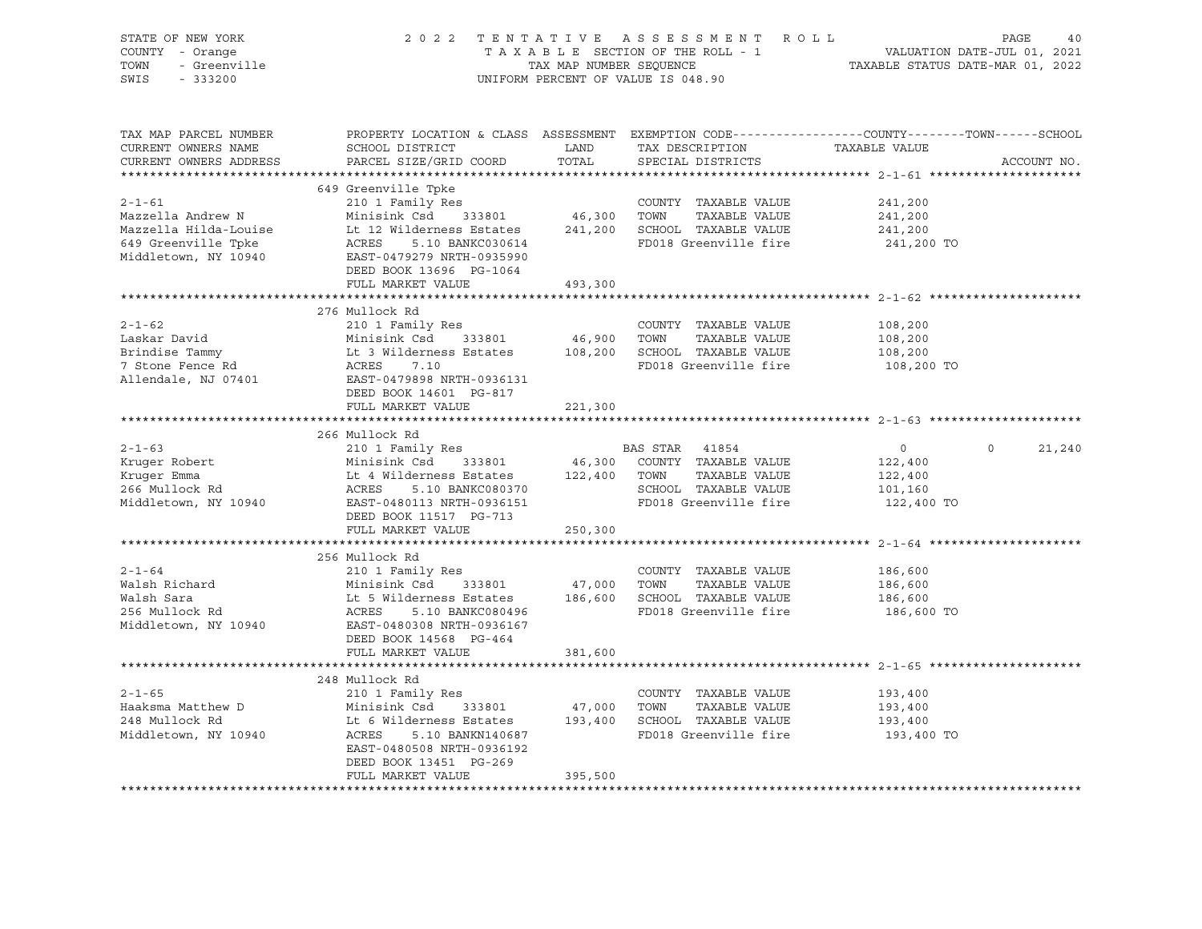STATE OF NEW YORK
COUNTY - Orange
TOWN - Greenville
SWIS - 333200

2022 TENTATIVE ASSESSMENT ROLL
TAXABLE SECTION OF THE ROLL - 1
TAX MAP NUMBER SEQUENCE
UNIFORM PERCENT OF VALUE IS 048.90

VALUATION DATE-JUL 01, 2021
TAXABLE STATUS DATE-MAR 01, 2022

| TAX MAP PARCEL NUMBER / CURRENT OWNERS NAME / CURRENT OWNERS ADDRESS | PROPERTY LOCATION & CLASS / SCHOOL DISTRICT / PARCEL SIZE/GRID COORD | ASSESSMENT LAND / TOTAL | EXEMPTION CODE / TAX DESCRIPTION / SPECIAL DISTRICTS | COUNTY TAXABLE VALUE | TOWN | SCHOOL | ACCOUNT NO. |
|---|---|---|---|---|---|---|---|
| **2-1-61** | 649 Greenville Tpke | | | | | | |
| | 210 1 Family Res | | COUNTY TAXABLE VALUE | 241,200 | | | |
| Mazzella Andrew N | Minisink Csd 333801 | 46,300 | TOWN TAXABLE VALUE | 241,200 | | | |
| Mazzella Hilda-Louise | Lt 12 Wilderness Estates | 241,200 | SCHOOL TAXABLE VALUE | 241,200 | | | |
| 649 Greenville Tpke | ACRES 5.10 BANKC030614 | | FD018 Greenville fire | 241,200 TO | | | |
| Middletown, NY 10940 | EAST-0479279 NRTH-0935990 | | | | | | |
| | DEED BOOK 13696 PG-1064 | | | | | | |
| | FULL MARKET VALUE | 493,300 | | | | | |
| **2-1-62** | 276 Mullock Rd | | | | | | |
| | 210 1 Family Res | | COUNTY TAXABLE VALUE | 108,200 | | | |
| Laskar David | Minisink Csd 333801 | 46,900 | TOWN TAXABLE VALUE | 108,200 | | | |
| Brindise Tammy | Lt 3 Wilderness Estates | 108,200 | SCHOOL TAXABLE VALUE | 108,200 | | | |
| 7 Stone Fence Rd | ACRES 7.10 | | FD018 Greenville fire | 108,200 TO | | | |
| Allendale, NJ 07401 | EAST-0479898 NRTH-0936131 | | | | | | |
| | DEED BOOK 14601 PG-817 | | | | | | |
| | FULL MARKET VALUE | 221,300 | | | | | |
| **2-1-63** | 266 Mullock Rd | | | | | | |
| | 210 1 Family Res | | BAS STAR 41854 | 0 | 0 | 21,240 | |
| Kruger Robert | Minisink Csd 333801 | 46,300 | COUNTY TAXABLE VALUE | 122,400 | | | |
| Kruger Emma | Lt 4 Wilderness Estates | 122,400 | TOWN TAXABLE VALUE | 122,400 | | | |
| 266 Mullock Rd | ACRES 5.10 BANKC080370 | | SCHOOL TAXABLE VALUE | 101,160 | | | |
| Middletown, NY 10940 | EAST-0480113 NRTH-0936151 | | FD018 Greenville fire | 122,400 TO | | | |
| | DEED BOOK 11517 PG-713 | | | | | | |
| | FULL MARKET VALUE | 250,300 | | | | | |
| **2-1-64** | 256 Mullock Rd | | | | | | |
| | 210 1 Family Res | | COUNTY TAXABLE VALUE | 186,600 | | | |
| Walsh Richard | Minisink Csd 333801 | 47,000 | TOWN TAXABLE VALUE | 186,600 | | | |
| Walsh Sara | Lt 5 Wilderness Estates | 186,600 | SCHOOL TAXABLE VALUE | 186,600 | | | |
| 256 Mullock Rd | ACRES 5.10 BANKC080496 | | FD018 Greenville fire | 186,600 TO | | | |
| Middletown, NY 10940 | EAST-0480308 NRTH-0936167 | | | | | | |
| | DEED BOOK 14568 PG-464 | | | | | | |
| | FULL MARKET VALUE | 381,600 | | | | | |
| **2-1-65** | 248 Mullock Rd | | | | | | |
| | 210 1 Family Res | | COUNTY TAXABLE VALUE | 193,400 | | | |
| Haaksma Matthew D | Minisink Csd 333801 | 47,000 | TOWN TAXABLE VALUE | 193,400 | | | |
| 248 Mullock Rd | Lt 6 Wilderness Estates | 193,400 | SCHOOL TAXABLE VALUE | 193,400 | | | |
| Middletown, NY 10940 | ACRES 5.10 BANKN140687 | | FD018 Greenville fire | 193,400 TO | | | |
| | EAST-0480508 NRTH-0936192 | | | | | | |
| | DEED BOOK 13451 PG-269 | | | | | | |
| | FULL MARKET VALUE | 395,500 | | | | | |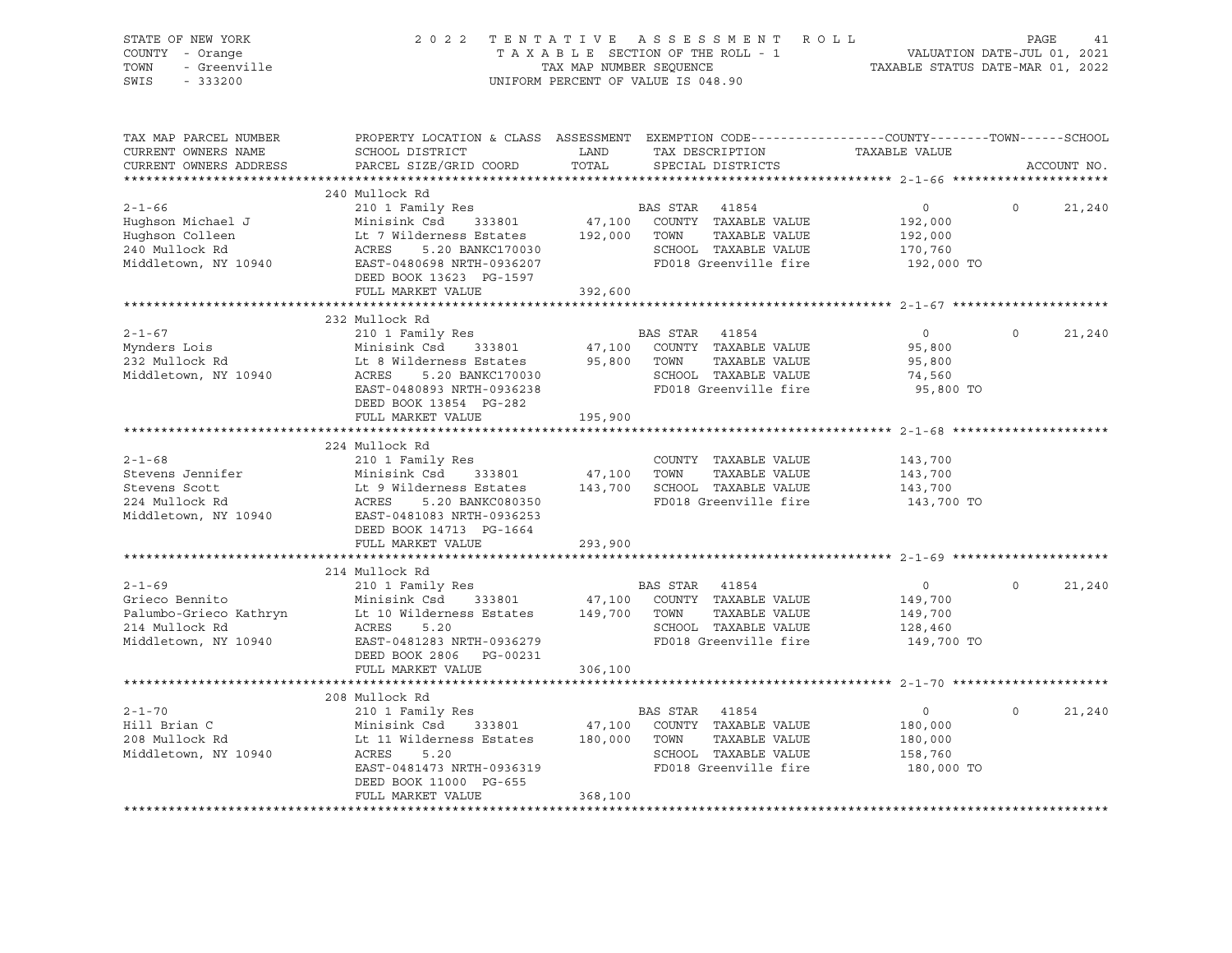STATE OF NEW YORK — 2022 TENTATIVE ASSESSMENT ROLL
COUNTY - Orange — TAXABLE SECTION OF THE ROLL - 1 — VALUATION DATE-JUL 01, 2021
TOWN - Greenville — TAX MAP NUMBER SEQUENCE — TAXABLE STATUS DATE-MAR 01, 2022
SWIS - 333200 — UNIFORM PERCENT OF VALUE IS 048.90

| TAX MAP PARCEL NUMBER / CURRENT OWNERS NAME / CURRENT OWNERS ADDRESS | PROPERTY LOCATION & CLASS / SCHOOL DISTRICT / PARCEL SIZE/GRID COORD | ASSESSMENT LAND / TOTAL | EXEMPTION CODE / TAX DESCRIPTION / SPECIAL DISTRICTS | COUNTY TAXABLE VALUE | TOWN | SCHOOL | ACCOUNT NO. |
|---|---|---|---|---|---|---|---|
| **2-1-66** | 240 Mullock Rd | | | | | | |
| | 210 1 Family Res | | BAS STAR 41854 | 0 | 0 | 21,240 | |
| Hughson Michael J | Minisink Csd 333801 | 47,100 | COUNTY TAXABLE VALUE | 192,000 | | | |
| Hughson Colleen | Lt 7 Wilderness Estates | 192,000 | TOWN TAXABLE VALUE | 192,000 | | | |
| 240 Mullock Rd | ACRES 5.20 BANKC170030 | | SCHOOL TAXABLE VALUE | 170,760 | | | |
| Middletown, NY 10940 | EAST-0480698 NRTH-0936207 | | FD018 Greenville fire | 192,000 TO | | | |
| | DEED BOOK 13623 PG-1597 | | | | | | |
| | FULL MARKET VALUE | 392,600 | | | | | |
| **2-1-67** | 232 Mullock Rd | | | | | | |
| | 210 1 Family Res | | BAS STAR 41854 | 0 | 0 | 21,240 | |
| Mynders Lois | Minisink Csd 333801 | 47,100 | COUNTY TAXABLE VALUE | 95,800 | | | |
| 232 Mullock Rd | Lt 8 Wilderness Estates | 95,800 | TOWN TAXABLE VALUE | 95,800 | | | |
| Middletown, NY 10940 | ACRES 5.20 BANKC170030 | | SCHOOL TAXABLE VALUE | 74,560 | | | |
| | EAST-0480893 NRTH-0936238 | | FD018 Greenville fire | 95,800 TO | | | |
| | DEED BOOK 13854 PG-282 | | | | | | |
| | FULL MARKET VALUE | 195,900 | | | | | |
| **2-1-68** | 224 Mullock Rd | | | | | | |
| | 210 1 Family Res | | COUNTY TAXABLE VALUE | 143,700 | | | |
| Stevens Jennifer | Minisink Csd 333801 | 47,100 | TOWN TAXABLE VALUE | 143,700 | | | |
| Stevens Scott | Lt 9 Wilderness Estates | 143,700 | SCHOOL TAXABLE VALUE | 143,700 | | | |
| 224 Mullock Rd | ACRES 5.20 BANKC080350 | | FD018 Greenville fire | 143,700 TO | | | |
| Middletown, NY 10940 | EAST-0481083 NRTH-0936253 | | | | | | |
| | DEED BOOK 14713 PG-1664 | | | | | | |
| | FULL MARKET VALUE | 293,900 | | | | | |
| **2-1-69** | 214 Mullock Rd | | | | | | |
| | 210 1 Family Res | | BAS STAR 41854 | 0 | 0 | 21,240 | |
| Grieco Bennito | Minisink Csd 333801 | 47,100 | COUNTY TAXABLE VALUE | 149,700 | | | |
| Palumbo-Grieco Kathryn | Lt 10 Wilderness Estates | 149,700 | TOWN TAXABLE VALUE | 149,700 | | | |
| 214 Mullock Rd | ACRES 5.20 | | SCHOOL TAXABLE VALUE | 128,460 | | | |
| Middletown, NY 10940 | EAST-0481283 NRTH-0936279 | | FD018 Greenville fire | 149,700 TO | | | |
| | DEED BOOK 2806 PG-00231 | | | | | | |
| | FULL MARKET VALUE | 306,100 | | | | | |
| **2-1-70** | 208 Mullock Rd | | | | | | |
| | 210 1 Family Res | | BAS STAR 41854 | 0 | 0 | 21,240 | |
| Hill Brian C | Minisink Csd 333801 | 47,100 | COUNTY TAXABLE VALUE | 180,000 | | | |
| 208 Mullock Rd | Lt 11 Wilderness Estates | 180,000 | TOWN TAXABLE VALUE | 180,000 | | | |
| Middletown, NY 10940 | ACRES 5.20 | | SCHOOL TAXABLE VALUE | 158,760 | | | |
| | EAST-0481473 NRTH-0936319 | | FD018 Greenville fire | 180,000 TO | | | |
| | DEED BOOK 11000 PG-655 | | | | | | |
| | FULL MARKET VALUE | 368,100 | | | | | |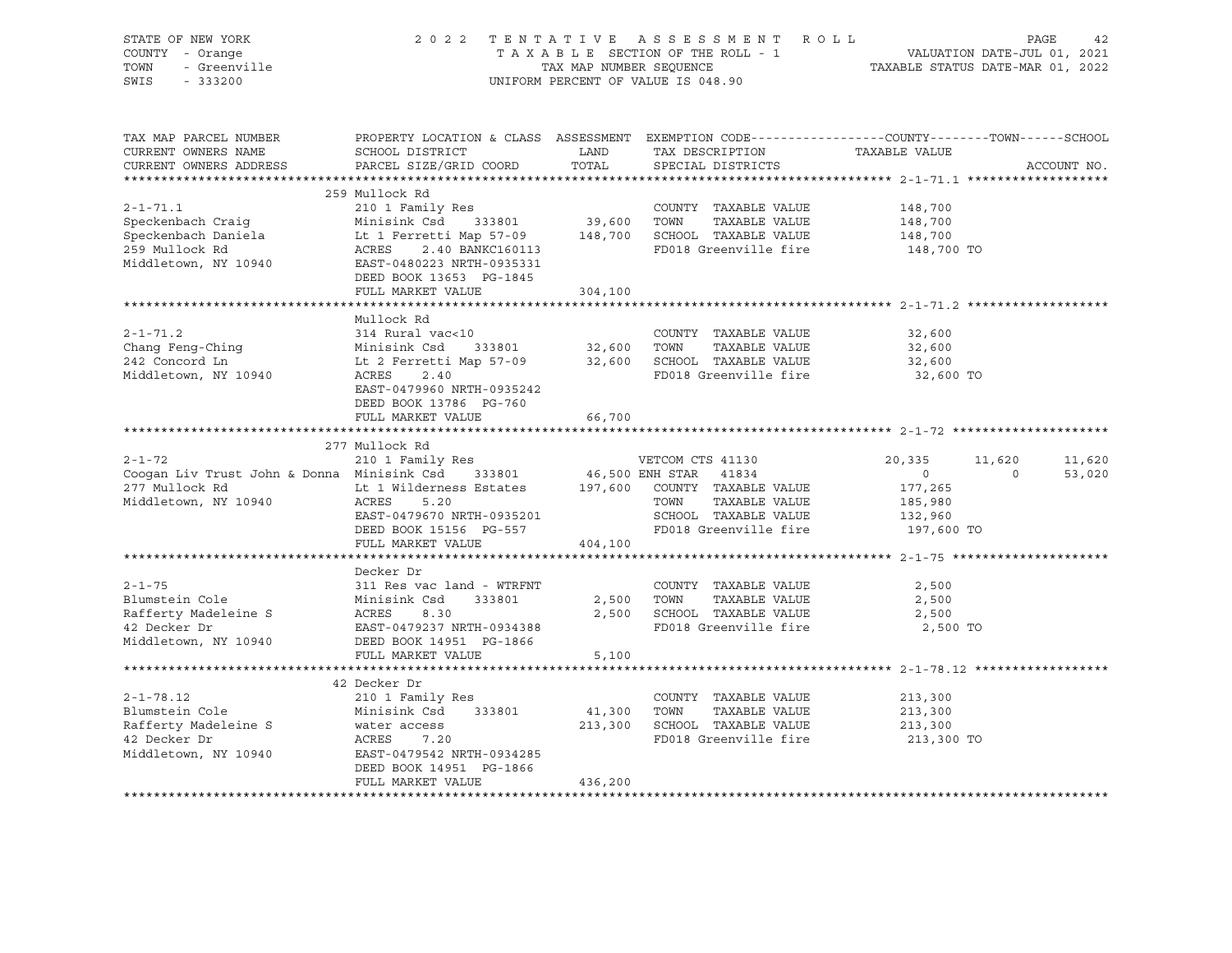STATE OF NEW YORK
COUNTY - Orange
TOWN - Greenville
SWIS - 333200

# 2022 TENTATIVE ASSESSMENT ROLL

TAXABLE SECTION OF THE ROLL - 1
TAX MAP NUMBER SEQUENCE
UNIFORM PERCENT OF VALUE IS 048.90

VALUATION DATE-JUL 01, 2021
TAXABLE STATUS DATE-MAR 01, 2022

```
TAX MAP PARCEL NUMBER          PROPERTY LOCATION & CLASS  ASSESSMENT  EXEMPTION CODE------------------COUNTY--------TOWN------SCHOOL
CURRENT OWNERS NAME            SCHOOL DISTRICT               LAND      TAX DESCRIPTION            TAXABLE VALUE
CURRENT OWNERS ADDRESS         PARCEL SIZE/GRID COORD        TOTAL     SPECIAL DISTRICTS                                 ACCOUNT NO.
******************************************************************************************************* 2-1-71.1 *******************
                               259 Mullock Rd
2-1-71.1                       210 1 Family Res                        COUNTY  TAXABLE VALUE          148,700
Speckenbach Craig              Minisink Csd    333801        39,600    TOWN    TAXABLE VALUE          148,700
Speckenbach Daniela            Lt 1 Ferretti Map 57-09      148,700    SCHOOL  TAXABLE VALUE          148,700
259 Mullock Rd                 ACRES    2.40 BANKC160113               FD018 Greenville fire          148,700 TO
Middletown, NY 10940           EAST-0480223 NRTH-0935331
                               DEED BOOK 13653  PG-1845
                               FULL MARKET VALUE            304,100
******************************************************************************************************* 2-1-71.2 *******************
                               Mullock Rd
2-1-71.2                       314 Rural vac<10                        COUNTY  TAXABLE VALUE           32,600
Chang Feng-Ching               Minisink Csd    333801        32,600    TOWN    TAXABLE VALUE           32,600
242 Concord Ln                 Lt 2 Ferretti Map 57-09       32,600    SCHOOL  TAXABLE VALUE           32,600
Middletown, NY 10940           ACRES    2.40                           FD018 Greenville fire           32,600 TO
                               EAST-0479960 NRTH-0935242
                               DEED BOOK 13786  PG-760
                               FULL MARKET VALUE             66,700
******************************************************************************************************* 2-1-72 *********************
                               277 Mullock Rd
2-1-72                         210 1 Family Res                        VETCOM CTS 41130            20,335     11,620     11,620
Coogan Liv Trust John & Donna  Minisink Csd    333801        46,500 ENH STAR   41834                    0          0     53,020
277 Mullock Rd                 Lt 1 Wilderness Estates      197,600    COUNTY  TAXABLE VALUE          177,265
Middletown, NY 10940           ACRES    5.20                           TOWN    TAXABLE VALUE          185,980
                               EAST-0479670 NRTH-0935201               SCHOOL  TAXABLE VALUE          132,960
                               DEED BOOK 15156  PG-557                 FD018 Greenville fire          197,600 TO
                               FULL MARKET VALUE            404,100
******************************************************************************************************* 2-1-75 *********************
                               Decker Dr
2-1-75                         311 Res vac land - WTRFNT               COUNTY  TAXABLE VALUE            2,500
Blumstein Cole                 Minisink Csd    333801         2,500    TOWN    TAXABLE VALUE            2,500
Rafferty Madeleine S           ACRES    8.30                  2,500    SCHOOL  TAXABLE VALUE            2,500
42 Decker Dr                   EAST-0479237 NRTH-0934388               FD018 Greenville fire            2,500 TO
Middletown, NY 10940           DEED BOOK 14951  PG-1866
                               FULL MARKET VALUE              5,100
******************************************************************************************************* 2-1-78.12 ******************
                               42 Decker Dr
2-1-78.12                      210 1 Family Res                        COUNTY  TAXABLE VALUE          213,300
Blumstein Cole                 Minisink Csd    333801        41,300    TOWN    TAXABLE VALUE          213,300
Rafferty Madeleine S           water access                 213,300    SCHOOL  TAXABLE VALUE          213,300
42 Decker Dr                   ACRES    7.20                           FD018 Greenville fire          213,300 TO
Middletown, NY 10940           EAST-0479542 NRTH-0934285
                               DEED BOOK 14951  PG-1866
                               FULL MARKET VALUE            436,200
************************************************************************************************************************************
```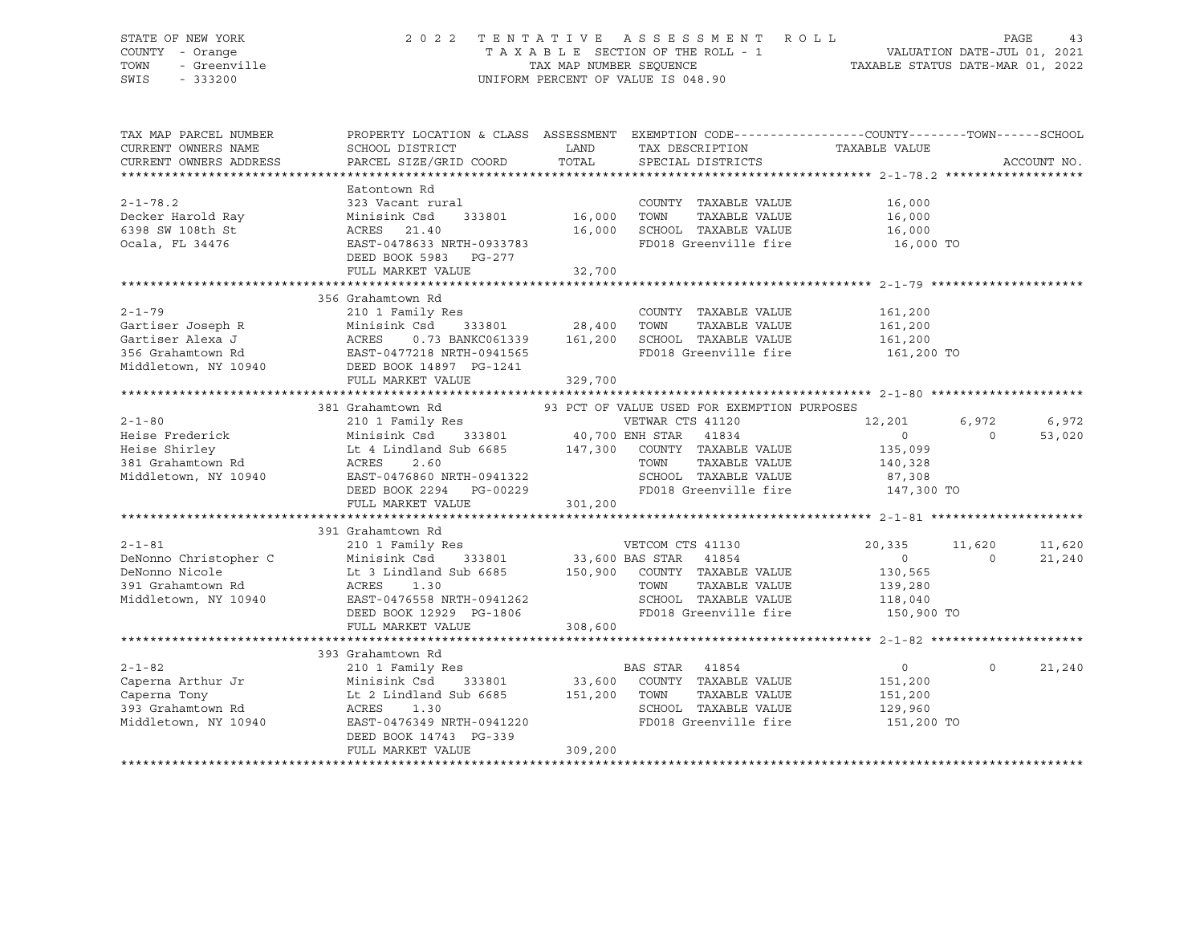STATE OF NEW YORK — 2022 TENTATIVE ASSESSMENT ROLL
COUNTY - Orange — TAXABLE SECTION OF THE ROLL - 1 — VALUATION DATE-JUL 01, 2021
TOWN - Greenville — TAX MAP NUMBER SEQUENCE — TAXABLE STATUS DATE-MAR 01, 2022
SWIS - 333200 — UNIFORM PERCENT OF VALUE IS 048.90

| TAX MAP PARCEL NUMBER / CURRENT OWNERS NAME / CURRENT OWNERS ADDRESS | PROPERTY LOCATION & CLASS / SCHOOL DISTRICT / PARCEL SIZE/GRID COORD | ASSESSMENT LAND | TOTAL | EXEMPTION CODE / TAX DESCRIPTION / SPECIAL DISTRICTS | COUNTY TAXABLE VALUE | TOWN | SCHOOL |
|---|---|---|---|---|---|---|---|
| **2-1-78.2** | Eatontown Rd | | | | | | |
| 2-1-78.2 | 323 Vacant rural | | | COUNTY TAXABLE VALUE | 16,000 | | |
| Decker Harold Ray | Minisink Csd 333801 | 16,000 | | TOWN TAXABLE VALUE | 16,000 | | |
| 6398 SW 108th St | ACRES 21.40 | | 16,000 | SCHOOL TAXABLE VALUE | 16,000 | | |
| Ocala, FL 34476 | EAST-0478633 NRTH-0933783 | | | FD018 Greenville fire | 16,000 TO | | |
| | DEED BOOK 5983 PG-277 | | | | | | |
| | FULL MARKET VALUE | 32,700 | | | | | |
| **2-1-79** | 356 Grahamtown Rd | | | | | | |
| 2-1-79 | 210 1 Family Res | | | COUNTY TAXABLE VALUE | 161,200 | | |
| Gartiser Joseph R | Minisink Csd 333801 | 28,400 | | TOWN TAXABLE VALUE | 161,200 | | |
| Gartiser Alexa J | ACRES 0.73 BANKC061339 | | 161,200 | SCHOOL TAXABLE VALUE | 161,200 | | |
| 356 Grahamtown Rd | EAST-0477218 NRTH-0941565 | | | FD018 Greenville fire | 161,200 TO | | |
| Middletown, NY 10940 | DEED BOOK 14897 PG-1241 | | | | | | |
| | FULL MARKET VALUE | 329,700 | | | | | |
| **2-1-80** | 381 Grahamtown Rd | | | 93 PCT OF VALUE USED FOR EXEMPTION PURPOSES | | | |
| 2-1-80 | 210 1 Family Res | | | VETWAR CTS 41120 | 12,201 | 6,972 | 6,972 |
| Heise Frederick | Minisink Csd 333801 | 40,700 | | ENH STAR 41834 | 0 | 0 | 53,020 |
| Heise Shirley | Lt 4 Lindland Sub 6685 | | 147,300 | COUNTY TAXABLE VALUE | 135,099 | | |
| 381 Grahamtown Rd | ACRES 2.60 | | | TOWN TAXABLE VALUE | 140,328 | | |
| Middletown, NY 10940 | EAST-0476860 NRTH-0941322 | | | SCHOOL TAXABLE VALUE | 87,308 | | |
| | DEED BOOK 2294 PG-00229 | | | FD018 Greenville fire | 147,300 TO | | |
| | FULL MARKET VALUE | 301,200 | | | | | |
| **2-1-81** | 391 Grahamtown Rd | | | | | | |
| 2-1-81 | 210 1 Family Res | | | VETCOM CTS 41130 | 20,335 | 11,620 | 11,620 |
| DeNonno Christopher C | Minisink Csd 333801 | 33,600 | | BAS STAR 41854 | 0 | 0 | 21,240 |
| DeNonno Nicole | Lt 3 Lindland Sub 6685 | | 150,900 | COUNTY TAXABLE VALUE | 130,565 | | |
| 391 Grahamtown Rd | ACRES 1.30 | | | TOWN TAXABLE VALUE | 139,280 | | |
| Middletown, NY 10940 | EAST-0476558 NRTH-0941262 | | | SCHOOL TAXABLE VALUE | 118,040 | | |
| | DEED BOOK 12929 PG-1806 | | | FD018 Greenville fire | 150,900 TO | | |
| | FULL MARKET VALUE | 308,600 | | | | | |
| **2-1-82** | 393 Grahamtown Rd | | | | | | |
| 2-1-82 | 210 1 Family Res | | | BAS STAR 41854 | 0 | 0 | 21,240 |
| Caperna Arthur Jr | Minisink Csd 333801 | 33,600 | | COUNTY TAXABLE VALUE | 151,200 | | |
| Caperna Tony | Lt 2 Lindland Sub 6685 | | 151,200 | TOWN TAXABLE VALUE | 151,200 | | |
| 393 Grahamtown Rd | ACRES 1.30 | | | SCHOOL TAXABLE VALUE | 129,960 | | |
| Middletown, NY 10940 | EAST-0476349 NRTH-0941220 | | | FD018 Greenville fire | 151,200 TO | | |
| | DEED BOOK 14743 PG-339 | | | | | | |
| | FULL MARKET VALUE | 309,200 | | | | | |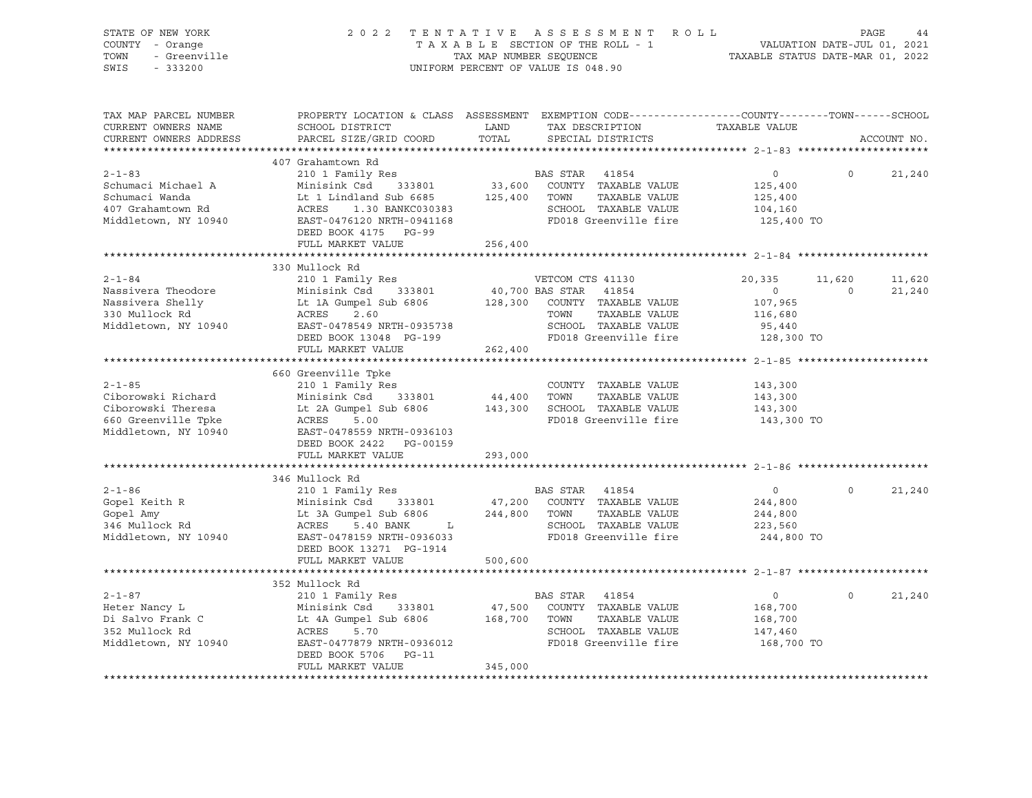STATE OF NEW YORK
COUNTY - Orange
TOWN - Greenville
SWIS - 333200

2 0 2 2 T E N T A T I V E A S S E S S M E N T R O L L
T A X A B L E SECTION OF THE ROLL - 1
TAX MAP NUMBER SEQUENCE
UNIFORM PERCENT OF VALUE IS 048.90

VALUATION DATE-JUL 01, 2021
TAXABLE STATUS DATE-MAR 01, 2022

| TAX MAP PARCEL NUMBER / CURRENT OWNERS NAME / CURRENT OWNERS ADDRESS | PROPERTY LOCATION & CLASS / SCHOOL DISTRICT / PARCEL SIZE/GRID COORD | ASSESSMENT LAND | TOTAL | EXEMPTION CODE / TAX DESCRIPTION / SPECIAL DISTRICTS | COUNTY TAXABLE VALUE | TOWN | SCHOOL | ACCOUNT NO. |
|---|---|---|---|---|---|---|---|---|
| **2-1-83** | 407 Grahamtown Rd | | | | | | | |
| | 210 1 Family Res | | | BAS STAR 41854 | 0 | 0 | 21,240 | |
| Schumaci Michael A | Minisink Csd 333801 | 33,600 | | COUNTY TAXABLE VALUE | 125,400 | | | |
| Schumaci Wanda | Lt 1 Lindland Sub 6685 | | 125,400 | TOWN TAXABLE VALUE | 125,400 | | | |
| 407 Grahamtown Rd | ACRES 1.30 BANKC030383 | | | SCHOOL TAXABLE VALUE | 104,160 | | | |
| Middletown, NY 10940 | EAST-0476120 NRTH-0941168 | | | FD018 Greenville fire | 125,400 TO | | | |
| | DEED BOOK 4175 PG-99 | | | | | | | |
| | FULL MARKET VALUE | | 256,400 | | | | | |
| **2-1-84** | 330 Mullock Rd | | | | | | | |
| | 210 1 Family Res | | | VETCOM CTS 41130 | 20,335 | 11,620 | 11,620 | |
| Nassivera Theodore | Minisink Csd 333801 | 40,700 | | BAS STAR 41854 | 0 | 0 | 21,240 | |
| Nassivera Shelly | Lt 1A Gumpel Sub 6806 | | 128,300 | COUNTY TAXABLE VALUE | 107,965 | | | |
| 330 Mullock Rd | ACRES 2.60 | | | TOWN TAXABLE VALUE | 116,680 | | | |
| Middletown, NY 10940 | EAST-0478549 NRTH-0935738 | | | SCHOOL TAXABLE VALUE | 95,440 | | | |
| | DEED BOOK 13048 PG-199 | | | FD018 Greenville fire | 128,300 TO | | | |
| | FULL MARKET VALUE | | 262,400 | | | | | |
| **2-1-85** | 660 Greenville Tpke | | | | | | | |
| | 210 1 Family Res | | | COUNTY TAXABLE VALUE | 143,300 | | | |
| Ciborowski Richard | Minisink Csd 333801 | 44,400 | | TOWN TAXABLE VALUE | 143,300 | | | |
| Ciborowski Theresa | Lt 2A Gumpel Sub 6806 | | 143,300 | SCHOOL TAXABLE VALUE | 143,300 | | | |
| 660 Greenville Tpke | ACRES 5.00 | | | FD018 Greenville fire | 143,300 TO | | | |
| Middletown, NY 10940 | EAST-0478559 NRTH-0936103 | | | | | | | |
| | DEED BOOK 2422 PG-00159 | | | | | | | |
| | FULL MARKET VALUE | | 293,000 | | | | | |
| **2-1-86** | 346 Mullock Rd | | | | | | | |
| | 210 1 Family Res | | | BAS STAR 41854 | 0 | 0 | 21,240 | |
| Gopel Keith R | Minisink Csd 333801 | 47,200 | | COUNTY TAXABLE VALUE | 244,800 | | | |
| Gopel Amy | Lt 3A Gumpel Sub 6806 | | 244,800 | TOWN TAXABLE VALUE | 244,800 | | | |
| 346 Mullock Rd | ACRES 5.40 BANK L | | | SCHOOL TAXABLE VALUE | 223,560 | | | |
| Middletown, NY 10940 | EAST-0478159 NRTH-0936033 | | | FD018 Greenville fire | 244,800 TO | | | |
| | DEED BOOK 13271 PG-1914 | | | | | | | |
| | FULL MARKET VALUE | | 500,600 | | | | | |
| **2-1-87** | 352 Mullock Rd | | | | | | | |
| | 210 1 Family Res | | | BAS STAR 41854 | 0 | 0 | 21,240 | |
| Heter Nancy L | Minisink Csd 333801 | 47,500 | | COUNTY TAXABLE VALUE | 168,700 | | | |
| Di Salvo Frank C | Lt 4A Gumpel Sub 6806 | | 168,700 | TOWN TAXABLE VALUE | 168,700 | | | |
| 352 Mullock Rd | ACRES 5.70 | | | SCHOOL TAXABLE VALUE | 147,460 | | | |
| Middletown, NY 10940 | EAST-0477879 NRTH-0936012 | | | FD018 Greenville fire | 168,700 TO | | | |
| | DEED BOOK 5706 PG-11 | | | | | | | |
| | FULL MARKET VALUE | | 345,000 | | | | | |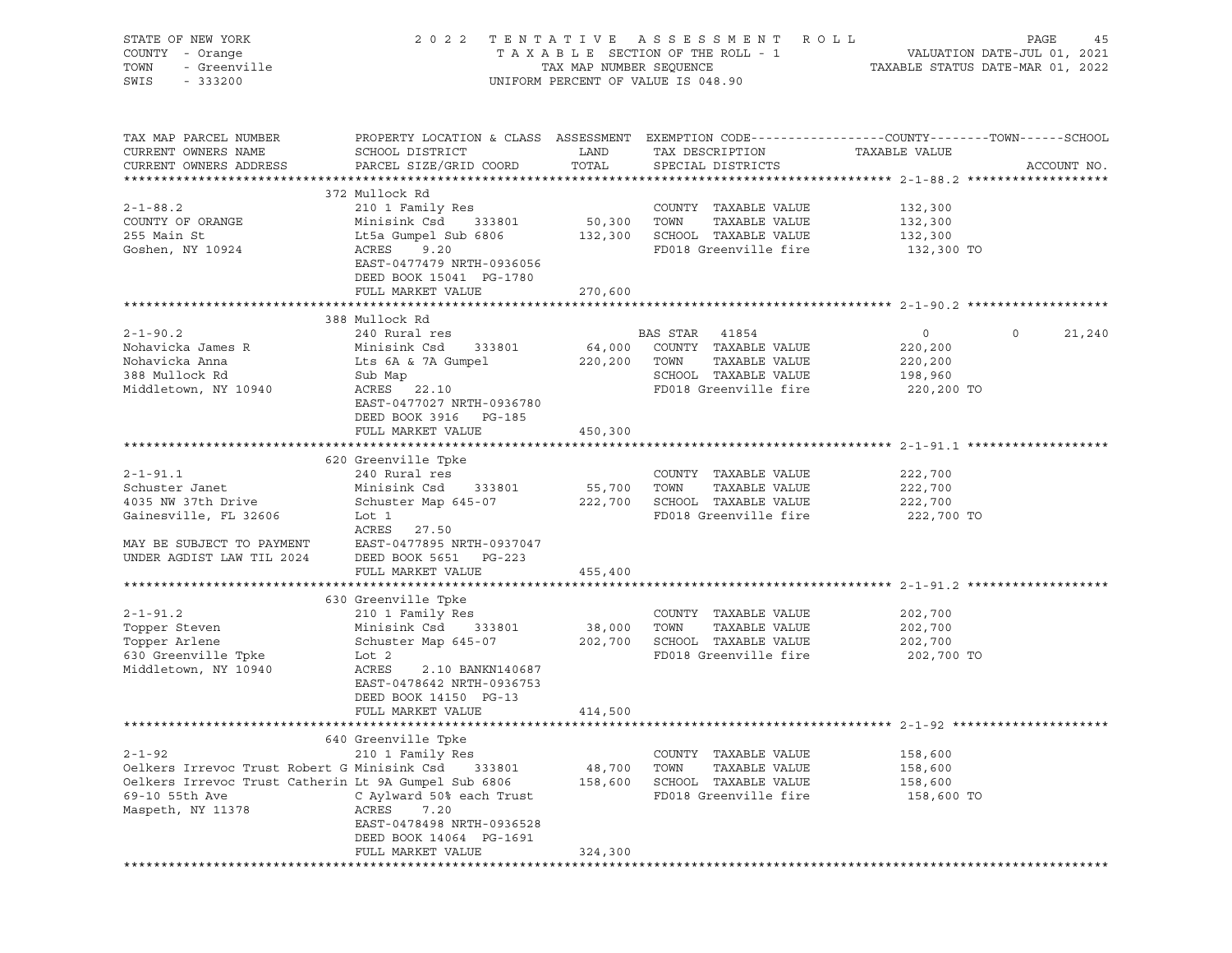STATE OF NEW YORK | COUNTY - Orange | TOWN - Greenville | SWIS - 333200

# 2022 TENTATIVE ASSESSMENT ROLL

TAXABLE SECTION OF THE ROLL - 1 | TAX MAP NUMBER SEQUENCE | UNIFORM PERCENT OF VALUE IS 048.90

VALUATION DATE-JUL 01, 2021 | TAXABLE STATUS DATE-MAR 01, 2022

```
TAX MAP PARCEL NUMBER          PROPERTY LOCATION & CLASS  ASSESSMENT  EXEMPTION CODE------------------COUNTY--------TOWN------SCHOOL
CURRENT OWNERS NAME            SCHOOL DISTRICT               LAND      TAX DESCRIPTION            TAXABLE VALUE
CURRENT OWNERS ADDRESS         PARCEL SIZE/GRID COORD        TOTAL     SPECIAL DISTRICTS                                ACCOUNT NO.
******************************************************************************************************* 2-1-88.2 ******************
                               372 Mullock Rd
2-1-88.2                       210 1 Family Res                         COUNTY  TAXABLE VALUE           132,300
COUNTY OF ORANGE               Minisink Csd     333801      50,300     TOWN    TAXABLE VALUE           132,300
255 Main St                    Lt5a Gumpel Sub 6806        132,300     SCHOOL  TAXABLE VALUE           132,300
Goshen, NY 10924               ACRES    9.20                            FD018 Greenville fire          132,300 TO
                               EAST-0477479 NRTH-0936056
                               DEED BOOK 15041  PG-1780
                               FULL MARKET VALUE           270,600
******************************************************************************************************* 2-1-90.2 ******************
                               388 Mullock Rd
2-1-90.2                       240 Rural res                            BAS STAR   41854                  0           0      21,240
Nohavicka James R              Minisink Csd     333801      64,000     COUNTY  TAXABLE VALUE           220,200
Nohavicka Anna                 Lts 6A & 7A Gumpel          220,200     TOWN    TAXABLE VALUE           220,200
388 Mullock Rd                 Sub Map                                  SCHOOL  TAXABLE VALUE           198,960
Middletown, NY 10940           ACRES   22.10                            FD018 Greenville fire          220,200 TO
                               EAST-0477027 NRTH-0936780
                               DEED BOOK 3916    PG-185
                               FULL MARKET VALUE           450,300
******************************************************************************************************* 2-1-91.1 ******************
                               620 Greenville Tpke
2-1-91.1                       240 Rural res                            COUNTY  TAXABLE VALUE           222,700
Schuster Janet                 Minisink Csd     333801      55,700     TOWN    TAXABLE VALUE           222,700
4035 NW 37th Drive             Schuster Map 645-07         222,700     SCHOOL  TAXABLE VALUE           222,700
Gainesville, FL 32606          Lot 1                                    FD018 Greenville fire          222,700 TO
                               ACRES   27.50
MAY BE SUBJECT TO PAYMENT      EAST-0477895 NRTH-0937047
UNDER AGDIST LAW TIL 2024      DEED BOOK 5651    PG-223
                               FULL MARKET VALUE           455,400
******************************************************************************************************* 2-1-91.2 ******************
                               630 Greenville Tpke
2-1-91.2                       210 1 Family Res                         COUNTY  TAXABLE VALUE           202,700
Topper Steven                  Minisink Csd     333801      38,000     TOWN    TAXABLE VALUE           202,700
Topper Arlene                  Schuster Map 645-07         202,700     SCHOOL  TAXABLE VALUE           202,700
630 Greenville Tpke            Lot 2                                    FD018 Greenville fire          202,700 TO
Middletown, NY 10940           ACRES    2.10 BANKN140687
                               EAST-0478642 NRTH-0936753
                               DEED BOOK 14150  PG-13
                               FULL MARKET VALUE           414,500
******************************************************************************************************* 2-1-92 ********************
                               640 Greenville Tpke
2-1-92                         210 1 Family Res                         COUNTY  TAXABLE VALUE           158,600
Oelkers Irrevoc Trust Robert G Minisink Csd     333801      48,700     TOWN    TAXABLE VALUE           158,600
Oelkers Irrevoc Trust Catherin Lt 9A Gumpel Sub 6806       158,600     SCHOOL  TAXABLE VALUE           158,600
69-10 55th Ave                 C Aylward 50% each Trust                 FD018 Greenville fire          158,600 TO
Maspeth, NY 11378              ACRES    7.20
                               EAST-0478498 NRTH-0936528
                               DEED BOOK 14064  PG-1691
                               FULL MARKET VALUE           324,300
************************************************************************************************************************************
```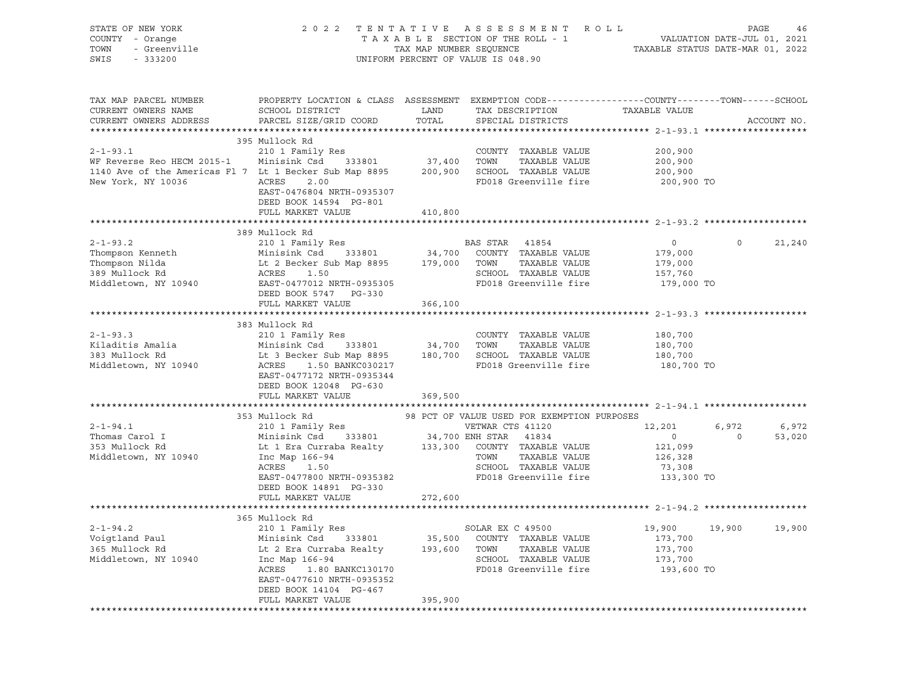STATE OF NEW YORK
COUNTY - Orange
TOWN - Greenville
SWIS - 333200

2022 TENTATIVE ASSESSMENT ROLL
TAXABLE SECTION OF THE ROLL - 1
TAX MAP NUMBER SEQUENCE
UNIFORM PERCENT OF VALUE IS 048.90

VALUATION DATE-JUL 01, 2021
TAXABLE STATUS DATE-MAR 01, 2022

| TAX MAP PARCEL NUMBER / CURRENT OWNERS NAME / CURRENT OWNERS ADDRESS | PROPERTY LOCATION & CLASS / SCHOOL DISTRICT / PARCEL SIZE/GRID COORD | ASSESSMENT LAND / TOTAL | EXEMPTION CODE / TAX DESCRIPTION / SPECIAL DISTRICTS | COUNTY TAXABLE VALUE | TOWN | SCHOOL | ACCOUNT NO. |
|---|---|---|---|---|---|---|---|
| **2-1-93.1** | 395 Mullock Rd | | | | | | |
| 2-1-93.1 | 210 1 Family Res | | COUNTY TAXABLE VALUE | 200,900 | | | |
| WF Reverse Reo HECM 2015-1 | Minisink Csd 333801 | 37,400 | TOWN TAXABLE VALUE | 200,900 | | | |
| 1140 Ave of the Americas Fl 7 | Lt 1 Becker Sub Map 8895 | 200,900 | SCHOOL TAXABLE VALUE | 200,900 | | | |
| New York, NY 10036 | ACRES 2.00 | | FD018 Greenville fire | 200,900 TO | | | |
| | EAST-0476804 NRTH-0935307 | | | | | | |
| | DEED BOOK 14594 PG-801 | | | | | | |
| | FULL MARKET VALUE | 410,800 | | | | | |
| **2-1-93.2** | 389 Mullock Rd | | | | | | |
| 2-1-93.2 | 210 1 Family Res | | BAS STAR 41854 | 0 | 0 | 21,240 | |
| Thompson Kenneth | Minisink Csd 333801 | 34,700 | COUNTY TAXABLE VALUE | 179,000 | | | |
| Thompson Nilda | Lt 2 Becker Sub Map 8895 | 179,000 | TOWN TAXABLE VALUE | 179,000 | | | |
| 389 Mullock Rd | ACRES 1.50 | | SCHOOL TAXABLE VALUE | 157,760 | | | |
| Middletown, NY 10940 | EAST-0477012 NRTH-0935305 | | FD018 Greenville fire | 179,000 TO | | | |
| | DEED BOOK 5747 PG-330 | | | | | | |
| | FULL MARKET VALUE | 366,100 | | | | | |
| **2-1-93.3** | 383 Mullock Rd | | | | | | |
| 2-1-93.3 | 210 1 Family Res | | COUNTY TAXABLE VALUE | 180,700 | | | |
| Kiladitis Amalia | Minisink Csd 333801 | 34,700 | TOWN TAXABLE VALUE | 180,700 | | | |
| 383 Mullock Rd | Lt 3 Becker Sub Map 8895 | 180,700 | SCHOOL TAXABLE VALUE | 180,700 | | | |
| Middletown, NY 10940 | ACRES 1.50 BANKC030217 | | FD018 Greenville fire | 180,700 TO | | | |
| | EAST-0477172 NRTH-0935344 | | | | | | |
| | DEED BOOK 12048 PG-630 | | | | | | |
| | FULL MARKET VALUE | 369,500 | | | | | |
| **2-1-94.1** | 353 Mullock Rd | | 98 PCT OF VALUE USED FOR EXEMPTION PURPOSES | | | | |
| 2-1-94.1 | 210 1 Family Res | | VETWAR CTS 41120 | 12,201 | 6,972 | 6,972 | |
| Thomas Carol I | Minisink Csd 333801 | 34,700 | ENH STAR 41834 | 0 | 0 | 53,020 | |
| 353 Mullock Rd | Lt 1 Era Curraba Realty | 133,300 | COUNTY TAXABLE VALUE | 121,099 | | | |
| Middletown, NY 10940 | Inc Map 166-94 | | TOWN TAXABLE VALUE | 126,328 | | | |
| | ACRES 1.50 | | SCHOOL TAXABLE VALUE | 73,308 | | | |
| | EAST-0477800 NRTH-0935382 | | FD018 Greenville fire | 133,300 TO | | | |
| | DEED BOOK 14891 PG-330 | | | | | | |
| | FULL MARKET VALUE | 272,600 | | | | | |
| **2-1-94.2** | 365 Mullock Rd | | | | | | |
| 2-1-94.2 | 210 1 Family Res | | SOLAR EX C 49500 | 19,900 | 19,900 | 19,900 | |
| Voigtland Paul | Minisink Csd 333801 | 35,500 | COUNTY TAXABLE VALUE | 173,700 | | | |
| 365 Mullock Rd | Lt 2 Era Curraba Realty | 193,600 | TOWN TAXABLE VALUE | 173,700 | | | |
| Middletown, NY 10940 | Inc Map 166-94 | | SCHOOL TAXABLE VALUE | 173,700 | | | |
| | ACRES 1.80 BANKC130170 | | FD018 Greenville fire | 193,600 TO | | | |
| | EAST-0477610 NRTH-0935352 | | | | | | |
| | DEED BOOK 14104 PG-467 | | | | | | |
| | FULL MARKET VALUE | 395,900 | | | | | |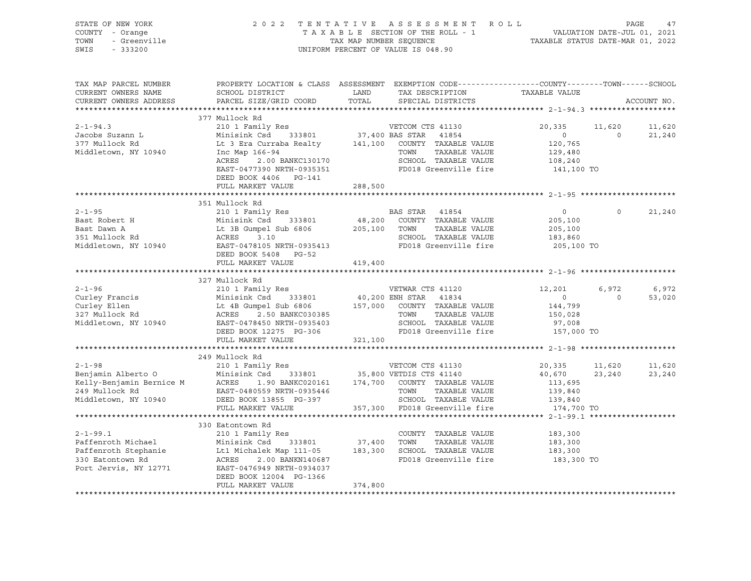STATE OF NEW YORK | 2022 TENTATIVE ASSESSMENT ROLL
COUNTY - Orange | TAXABLE SECTION OF THE ROLL - 1 | VALUATION DATE-JUL 01, 2021
TOWN - Greenville | TAX MAP NUMBER SEQUENCE | TAXABLE STATUS DATE-MAR 01, 2022
SWIS - 333200 | UNIFORM PERCENT OF VALUE IS 048.90

| TAX MAP PARCEL NUMBER / CURRENT OWNERS NAME / CURRENT OWNERS ADDRESS | PROPERTY LOCATION & CLASS / SCHOOL DISTRICT / PARCEL SIZE/GRID COORD | ASSESSMENT LAND / TOTAL | EXEMPTION CODE / TAX DESCRIPTION / SPECIAL DISTRICTS | COUNTY TAXABLE VALUE | TOWN | SCHOOL |
|---|---|---|---|---|---|---|
| **2-1-94.3** | 377 Mullock Rd | | | | | |
| 2-1-94.3 | 210 1 Family Res | | VETCOM CTS 41130 | 20,335 | 11,620 | 11,620 |
| Jacobs Suzann L | Minisink Csd 333801 | 37,400 | BAS STAR 41854 | 0 | 0 | 21,240 |
| 377 Mullock Rd | Lt 3 Era Curraba Realty | 141,100 | COUNTY TAXABLE VALUE | 120,765 | | |
| Middletown, NY 10940 | Inc Map 166-94 | | TOWN TAXABLE VALUE | 129,480 | | |
| | ACRES 2.00 BANKC130170 | | SCHOOL TAXABLE VALUE | 108,240 | | |
| | EAST-0477390 NRTH-0935351 | | FD018 Greenville fire | 141,100 TO | | |
| | DEED BOOK 4406 PG-141 | | | | | |
| | FULL MARKET VALUE | 288,500 | | | | |
| **2-1-95** | 351 Mullock Rd | | | | | |
| 2-1-95 | 210 1 Family Res | | BAS STAR 41854 | 0 | 0 | 21,240 |
| Bast Robert H | Minisink Csd 333801 | 48,200 | COUNTY TAXABLE VALUE | 205,100 | | |
| Bast Dawn A | Lt 3B Gumpel Sub 6806 | 205,100 | TOWN TAXABLE VALUE | 205,100 | | |
| 351 Mullock Rd | ACRES 3.10 | | SCHOOL TAXABLE VALUE | 183,860 | | |
| Middletown, NY 10940 | EAST-0478105 NRTH-0935413 | | FD018 Greenville fire | 205,100 TO | | |
| | DEED BOOK 5408 PG-52 | | | | | |
| | FULL MARKET VALUE | 419,400 | | | | |
| **2-1-96** | 327 Mullock Rd | | | | | |
| 2-1-96 | 210 1 Family Res | | VETWAR CTS 41120 | 12,201 | 6,972 | 6,972 |
| Curley Francis | Minisink Csd 333801 | 40,200 | ENH STAR 41834 | 0 | 0 | 53,020 |
| Curley Ellen | Lt 4B Gumpel Sub 6806 | 157,000 | COUNTY TAXABLE VALUE | 144,799 | | |
| 327 Mullock Rd | ACRES 2.50 BANKC030385 | | TOWN TAXABLE VALUE | 150,028 | | |
| Middletown, NY 10940 | EAST-0478450 NRTH-0935403 | | SCHOOL TAXABLE VALUE | 97,008 | | |
| | DEED BOOK 12275 PG-306 | | FD018 Greenville fire | 157,000 TO | | |
| | FULL MARKET VALUE | 321,100 | | | | |
| **2-1-98** | 249 Mullock Rd | | | | | |
| 2-1-98 | 210 1 Family Res | | VETCOM CTS 41130 | 20,335 | 11,620 | 11,620 |
| Benjamin Alberto O | Minisink Csd 333801 | 35,800 | VETDIS CTS 41140 | 40,670 | 23,240 | 23,240 |
| Kelly-Benjamin Bernice M | ACRES 1.90 BANKC020161 | 174,700 | COUNTY TAXABLE VALUE | 113,695 | | |
| 249 Mullock Rd | EAST-0480559 NRTH-0935446 | | TOWN TAXABLE VALUE | 139,840 | | |
| Middletown, NY 10940 | DEED BOOK 13855 PG-397 | | SCHOOL TAXABLE VALUE | 139,840 | | |
| | FULL MARKET VALUE | 357,300 | FD018 Greenville fire | 174,700 TO | | |
| **2-1-99.1** | 330 Eatontown Rd | | | | | |
| 2-1-99.1 | 210 1 Family Res | | COUNTY TAXABLE VALUE | 183,300 | | |
| Paffenroth Michael | Minisink Csd 333801 | 37,400 | TOWN TAXABLE VALUE | 183,300 | | |
| Paffenroth Stephanie | Lt1 Michalek Map 111-05 | 183,300 | SCHOOL TAXABLE VALUE | 183,300 | | |
| 330 Eatontown Rd | ACRES 2.00 BANKN140687 | | FD018 Greenville fire | 183,300 TO | | |
| Port Jervis, NY 12771 | EAST-0476949 NRTH-0934037 | | | | | |
| | DEED BOOK 12004 PG-1366 | | | | | |
| | FULL MARKET VALUE | 374,800 | | | | |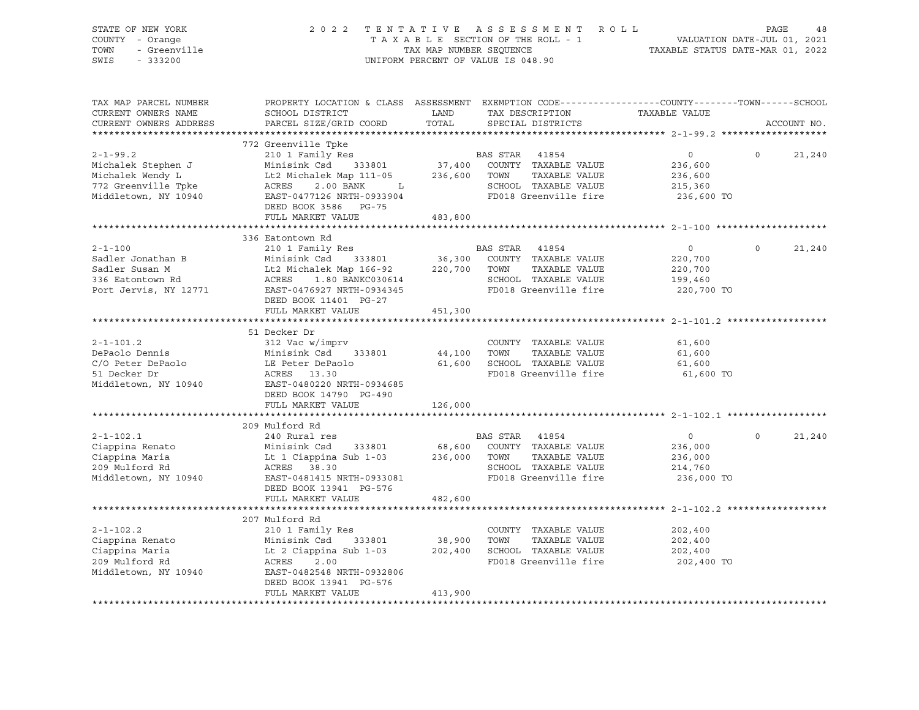STATE OF NEW YORK
COUNTY - Orange
TOWN - Greenville
SWIS - 333200

2022 TENTATIVE ASSESSMENT ROLL
TAXABLE SECTION OF THE ROLL - 1
TAX MAP NUMBER SEQUENCE
UNIFORM PERCENT OF VALUE IS 048.90

VALUATION DATE-JUL 01, 2021
TAXABLE STATUS DATE-MAR 01, 2022

| TAX MAP PARCEL NUMBER / CURRENT OWNERS NAME / CURRENT OWNERS ADDRESS | PROPERTY LOCATION & CLASS / SCHOOL DISTRICT / PARCEL SIZE/GRID COORD | ASSESSMENT LAND / TOTAL | EXEMPTION CODE / TAX DESCRIPTION / SPECIAL DISTRICTS | COUNTY TAXABLE VALUE | TOWN | SCHOOL / ACCOUNT NO. |
|---|---|---|---|---|---|---|
| **2-1-99.2** | 772 Greenville Tpke | | | | | |
| 2-1-99.2 | 210 1 Family Res | | BAS STAR 41854 | 0 | 0 | 21,240 |
| Michalek Stephen J | Minisink Csd 333801 | 37,400 | COUNTY TAXABLE VALUE | 236,600 | | |
| Michalek Wendy L | Lt2 Michalek Map 111-05 | 236,600 | TOWN TAXABLE VALUE | 236,600 | | |
| 772 Greenville Tpke | ACRES 2.00 BANK L | | SCHOOL TAXABLE VALUE | 215,360 | | |
| Middletown, NY 10940 | EAST-0477126 NRTH-0933904 | | FD018 Greenville fire | 236,600 TO | | |
| | DEED BOOK 3586 PG-75 | | | | | |
| | FULL MARKET VALUE | 483,800 | | | | |
| **2-1-100** | 336 Eatontown Rd | | | | | |
| 2-1-100 | 210 1 Family Res | | BAS STAR 41854 | 0 | 0 | 21,240 |
| Sadler Jonathan B | Minisink Csd 333801 | 36,300 | COUNTY TAXABLE VALUE | 220,700 | | |
| Sadler Susan M | Lt2 Michalek Map 166-92 | 220,700 | TOWN TAXABLE VALUE | 220,700 | | |
| 336 Eatontown Rd | ACRES 1.80 BANKC030614 | | SCHOOL TAXABLE VALUE | 199,460 | | |
| Port Jervis, NY 12771 | EAST-0476927 NRTH-0934345 | | FD018 Greenville fire | 220,700 TO | | |
| | DEED BOOK 11401 PG-27 | | | | | |
| | FULL MARKET VALUE | 451,300 | | | | |
| **2-1-101.2** | 51 Decker Dr | | | | | |
| 2-1-101.2 | 312 Vac w/imprv | | COUNTY TAXABLE VALUE | 61,600 | | |
| DePaolo Dennis | Minisink Csd 333801 | 44,100 | TOWN TAXABLE VALUE | 61,600 | | |
| C/O Peter DePaolo | LE Peter DePaolo | 61,600 | SCHOOL TAXABLE VALUE | 61,600 | | |
| 51 Decker Dr | ACRES 13.30 | | FD018 Greenville fire | 61,600 TO | | |
| Middletown, NY 10940 | EAST-0480220 NRTH-0934685 | | | | | |
| | DEED BOOK 14790 PG-490 | | | | | |
| | FULL MARKET VALUE | 126,000 | | | | |
| **2-1-102.1** | 209 Mulford Rd | | | | | |
| 2-1-102.1 | 240 Rural res | | BAS STAR 41854 | 0 | 0 | 21,240 |
| Ciappina Renato | Minisink Csd 333801 | 68,600 | COUNTY TAXABLE VALUE | 236,000 | | |
| Ciappina Maria | Lt 1 Ciappina Sub 1-03 | 236,000 | TOWN TAXABLE VALUE | 236,000 | | |
| 209 Mulford Rd | ACRES 38.30 | | SCHOOL TAXABLE VALUE | 214,760 | | |
| Middletown, NY 10940 | EAST-0481415 NRTH-0933081 | | FD018 Greenville fire | 236,000 TO | | |
| | DEED BOOK 13941 PG-576 | | | | | |
| | FULL MARKET VALUE | 482,600 | | | | |
| **2-1-102.2** | 207 Mulford Rd | | | | | |
| 2-1-102.2 | 210 1 Family Res | | COUNTY TAXABLE VALUE | 202,400 | | |
| Ciappina Renato | Minisink Csd 333801 | 38,900 | TOWN TAXABLE VALUE | 202,400 | | |
| Ciappina Maria | Lt 2 Ciappina Sub 1-03 | 202,400 | SCHOOL TAXABLE VALUE | 202,400 | | |
| 209 Mulford Rd | ACRES 2.00 | | FD018 Greenville fire | 202,400 TO | | |
| Middletown, NY 10940 | EAST-0482548 NRTH-0932806 | | | | | |
| | DEED BOOK 13941 PG-576 | | | | | |
| | FULL MARKET VALUE | 413,900 | | | | |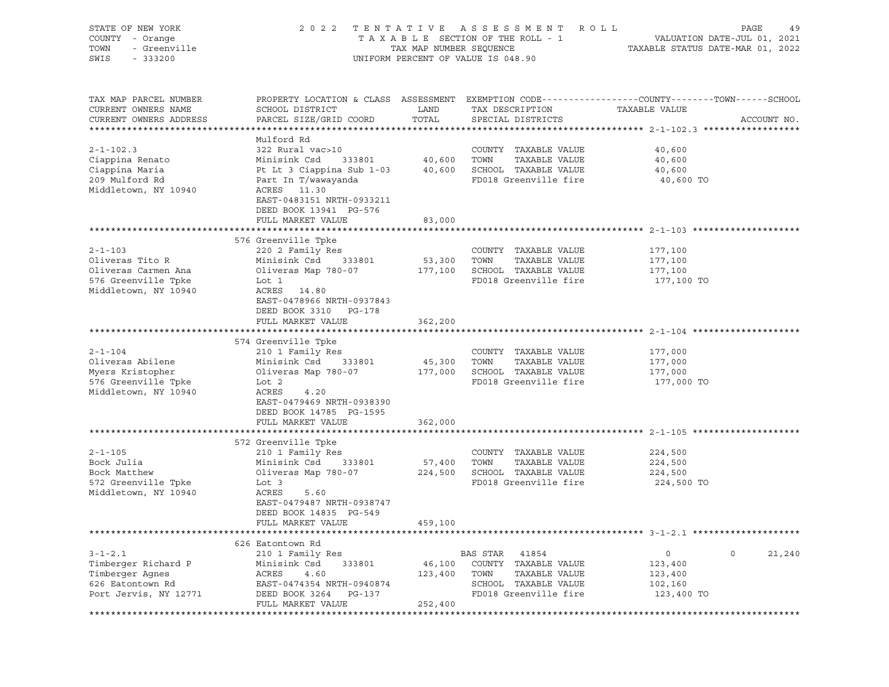STATE OF NEW YORK
COUNTY - Orange
TOWN - Greenville
SWIS - 333200

2022 TENTATIVE ASSESSMENT ROLL
TAXABLE SECTION OF THE ROLL - 1
TAX MAP NUMBER SEQUENCE
UNIFORM PERCENT OF VALUE IS 048.90

VALUATION DATE-JUL 01, 2021
TAXABLE STATUS DATE-MAR 01, 2022

| TAX MAP PARCEL NUMBER / CURRENT OWNERS NAME / CURRENT OWNERS ADDRESS | PROPERTY LOCATION & CLASS / SCHOOL DISTRICT / PARCEL SIZE/GRID COORD | ASSESSMENT LAND / TOTAL | EXEMPTION CODE / TAX DESCRIPTION / SPECIAL DISTRICTS | COUNTY | TOWN | SCHOOL | TAXABLE VALUE / ACCOUNT NO. |
|---|---|---|---|---|---|---|---|
| **2-1-102.3** | Mulford Rd | | | | | | |
| 2-1-102.3 | 322 Rural vac>10 | | COUNTY TAXABLE VALUE | | | | 40,600 |
| Ciappina Renato | Minisink Csd 333801 | 40,600 | TOWN TAXABLE VALUE | | | | 40,600 |
| Ciappina Maria | Pt Lt 3 Ciappina Sub 1-03 | 40,600 | SCHOOL TAXABLE VALUE | | | | 40,600 |
| 209 Mulford Rd | Part In T/wawayanda | | FD018 Greenville fire | | | | 40,600 TO |
| Middletown, NY 10940 | ACRES 11.30 | | | | | | |
| | EAST-0483151 NRTH-0933211 | | | | | | |
| | DEED BOOK 13941 PG-576 | | | | | | |
| | FULL MARKET VALUE | 83,000 | | | | | |
| **2-1-103** | 576 Greenville Tpke | | | | | | |
| 2-1-103 | 220 2 Family Res | | COUNTY TAXABLE VALUE | | | | 177,100 |
| Oliveras Tito R | Minisink Csd 333801 | 53,300 | TOWN TAXABLE VALUE | | | | 177,100 |
| Oliveras Carmen Ana | Oliveras Map 780-07 | 177,100 | SCHOOL TAXABLE VALUE | | | | 177,100 |
| 576 Greenville Tpke | Lot 1 | | FD018 Greenville fire | | | | 177,100 TO |
| Middletown, NY 10940 | ACRES 14.80 | | | | | | |
| | EAST-0478966 NRTH-0937843 | | | | | | |
| | DEED BOOK 3310 PG-178 | | | | | | |
| | FULL MARKET VALUE | 362,200 | | | | | |
| **2-1-104** | 574 Greenville Tpke | | | | | | |
| 2-1-104 | 210 1 Family Res | | COUNTY TAXABLE VALUE | | | | 177,000 |
| Oliveras Abilene | Minisink Csd 333801 | 45,300 | TOWN TAXABLE VALUE | | | | 177,000 |
| Myers Kristopher | Oliveras Map 780-07 | 177,000 | SCHOOL TAXABLE VALUE | | | | 177,000 |
| 576 Greenville Tpke | Lot 2 | | FD018 Greenville fire | | | | 177,000 TO |
| Middletown, NY 10940 | ACRES 4.20 | | | | | | |
| | EAST-0479469 NRTH-0938390 | | | | | | |
| | DEED BOOK 14785 PG-1595 | | | | | | |
| | FULL MARKET VALUE | 362,000 | | | | | |
| **2-1-105** | 572 Greenville Tpke | | | | | | |
| 2-1-105 | 210 1 Family Res | | COUNTY TAXABLE VALUE | | | | 224,500 |
| Bock Julia | Minisink Csd 333801 | 57,400 | TOWN TAXABLE VALUE | | | | 224,500 |
| Bock Matthew | Oliveras Map 780-07 | 224,500 | SCHOOL TAXABLE VALUE | | | | 224,500 |
| 572 Greenville Tpke | Lot 3 | | FD018 Greenville fire | | | | 224,500 TO |
| Middletown, NY 10940 | ACRES 5.60 | | | | | | |
| | EAST-0479487 NRTH-0938747 | | | | | | |
| | DEED BOOK 14835 PG-549 | | | | | | |
| | FULL MARKET VALUE | 459,100 | | | | | |
| **3-1-2.1** | 626 Eatontown Rd | | | | | | |
| 3-1-2.1 | 210 1 Family Res | | BAS STAR 41854 | 0 | 0 | 21,240 | |
| Timberger Richard P | Minisink Csd 333801 | 46,100 | COUNTY TAXABLE VALUE | | | | 123,400 |
| Timberger Agnes | ACRES 4.60 | 123,400 | TOWN TAXABLE VALUE | | | | 123,400 |
| 626 Eatontown Rd | EAST-0474354 NRTH-0940874 | | SCHOOL TAXABLE VALUE | | | | 102,160 |
| Port Jervis, NY 12771 | DEED BOOK 3264 PG-137 | | FD018 Greenville fire | | | | 123,400 TO |
| | FULL MARKET VALUE | 252,400 | | | | | |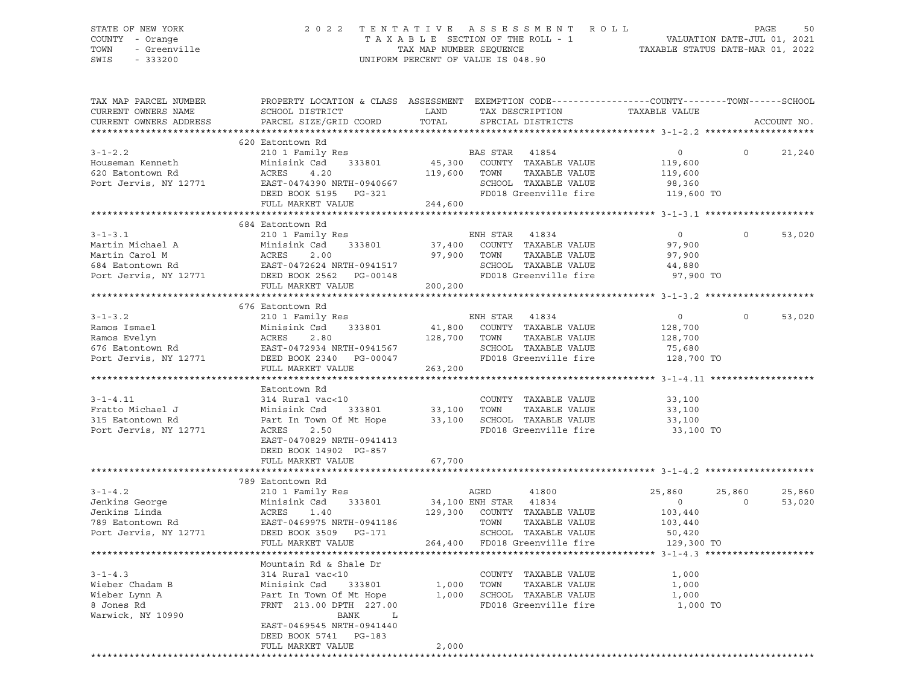STATE OF NEW YORK
COUNTY - Orange
TOWN - Greenville
SWIS - 333200

2022 TENTATIVE ASSESSMENT ROLL
TAXABLE SECTION OF THE ROLL - 1
TAX MAP NUMBER SEQUENCE
UNIFORM PERCENT OF VALUE IS 048.90

VALUATION DATE-JUL 01, 2021
TAXABLE STATUS DATE-MAR 01, 2022

| TAX MAP PARCEL NUMBER / CURRENT OWNERS NAME / CURRENT OWNERS ADDRESS | PROPERTY LOCATION & CLASS / SCHOOL DISTRICT / PARCEL SIZE/GRID COORD | ASSESSMENT LAND / TOTAL | EXEMPTION CODE / TAX DESCRIPTION / SPECIAL DISTRICTS | COUNTY TAXABLE VALUE | TOWN | SCHOOL | ACCOUNT NO. |
|---|---|---|---|---|---|---|---|
| **3-1-2.2** | 620 Eatontown Rd | | | | | | |
| Houseman Kenneth | 210 1 Family Res | | BAS STAR 41854 | 0 | 0 | 21,240 | |
| 620 Eatontown Rd | Minisink Csd 333801 | 45,300 | COUNTY TAXABLE VALUE | 119,600 | | | |
| Port Jervis, NY 12771 | ACRES 4.20 | 119,600 | TOWN TAXABLE VALUE | 119,600 | | | |
| | EAST-0474390 NRTH-0940667 | | SCHOOL TAXABLE VALUE | 98,360 | | | |
| | DEED BOOK 5195 PG-321 | | FD018 Greenville fire | 119,600 TO | | | |
| | FULL MARKET VALUE | 244,600 | | | | | |
| **3-1-3.1** | 684 Eatontown Rd | | | | | | |
| Martin Michael A | 210 1 Family Res | | ENH STAR 41834 | 0 | 0 | 53,020 | |
| Martin Carol M | Minisink Csd 333801 | 37,400 | COUNTY TAXABLE VALUE | 97,900 | | | |
| 684 Eatontown Rd | ACRES 2.00 | 97,900 | TOWN TAXABLE VALUE | 97,900 | | | |
| Port Jervis, NY 12771 | EAST-0472624 NRTH-0941517 | | SCHOOL TAXABLE VALUE | 44,880 | | | |
| | DEED BOOK 2562 PG-00148 | | FD018 Greenville fire | 97,900 TO | | | |
| | FULL MARKET VALUE | 200,200 | | | | | |
| **3-1-3.2** | 676 Eatontown Rd | | | | | | |
| Ramos Ismael | 210 1 Family Res | | ENH STAR 41834 | 0 | 0 | 53,020 | |
| Ramos Evelyn | Minisink Csd 333801 | 41,800 | COUNTY TAXABLE VALUE | 128,700 | | | |
| 676 Eatontown Rd | ACRES 2.80 | 128,700 | TOWN TAXABLE VALUE | 128,700 | | | |
| Port Jervis, NY 12771 | EAST-0472934 NRTH-0941567 | | SCHOOL TAXABLE VALUE | 75,680 | | | |
| | DEED BOOK 2340 PG-00047 | | FD018 Greenville fire | 128,700 TO | | | |
| | FULL MARKET VALUE | 263,200 | | | | | |
| **3-1-4.11** | Eatontown Rd | | | | | | |
| Fratto Michael J | 314 Rural vac<10 | | COUNTY TAXABLE VALUE | 33,100 | | | |
| 315 Eatontown Rd | Minisink Csd 333801 | 33,100 | TOWN TAXABLE VALUE | 33,100 | | | |
| Port Jervis, NY 12771 | Part In Town Of Mt Hope | 33,100 | SCHOOL TAXABLE VALUE | 33,100 | | | |
| | ACRES 2.50 | | FD018 Greenville fire | 33,100 TO | | | |
| | EAST-0470829 NRTH-0941413 | | | | | | |
| | DEED BOOK 14902 PG-857 | | | | | | |
| | FULL MARKET VALUE | 67,700 | | | | | |
| **3-1-4.2** | 789 Eatontown Rd | | | | | | |
| Jenkins George | 210 1 Family Res | | AGED 41800 | 25,860 | 25,860 | 25,860 | |
| Jenkins Linda | Minisink Csd 333801 | 34,100 | ENH STAR 41834 | 0 | 0 | 53,020 | |
| 789 Eatontown Rd | ACRES 1.40 | 129,300 | COUNTY TAXABLE VALUE | 103,440 | | | |
| Port Jervis, NY 12771 | EAST-0469975 NRTH-0941186 | | TOWN TAXABLE VALUE | 103,440 | | | |
| | DEED BOOK 3509 PG-171 | | SCHOOL TAXABLE VALUE | 50,420 | | | |
| | FULL MARKET VALUE | 264,400 | FD018 Greenville fire | 129,300 TO | | | |
| **3-1-4.3** | Mountain Rd & Shale Dr | | | | | | |
| Wieber Chadam B | 314 Rural vac<10 | | COUNTY TAXABLE VALUE | 1,000 | | | |
| Wieber Lynn A | Minisink Csd 333801 | 1,000 | TOWN TAXABLE VALUE | 1,000 | | | |
| 8 Jones Rd | Part In Town Of Mt Hope | 1,000 | SCHOOL TAXABLE VALUE | 1,000 | | | |
| Warwick, NY 10990 | FRNT 213.00 DPTH 227.00 | | FD018 Greenville fire | 1,000 TO | | | |
| | BANK L | | | | | | |
| | EAST-0469545 NRTH-0941440 | | | | | | |
| | DEED BOOK 5741 PG-183 | | | | | | |
| | FULL MARKET VALUE | 2,000 | | | | | |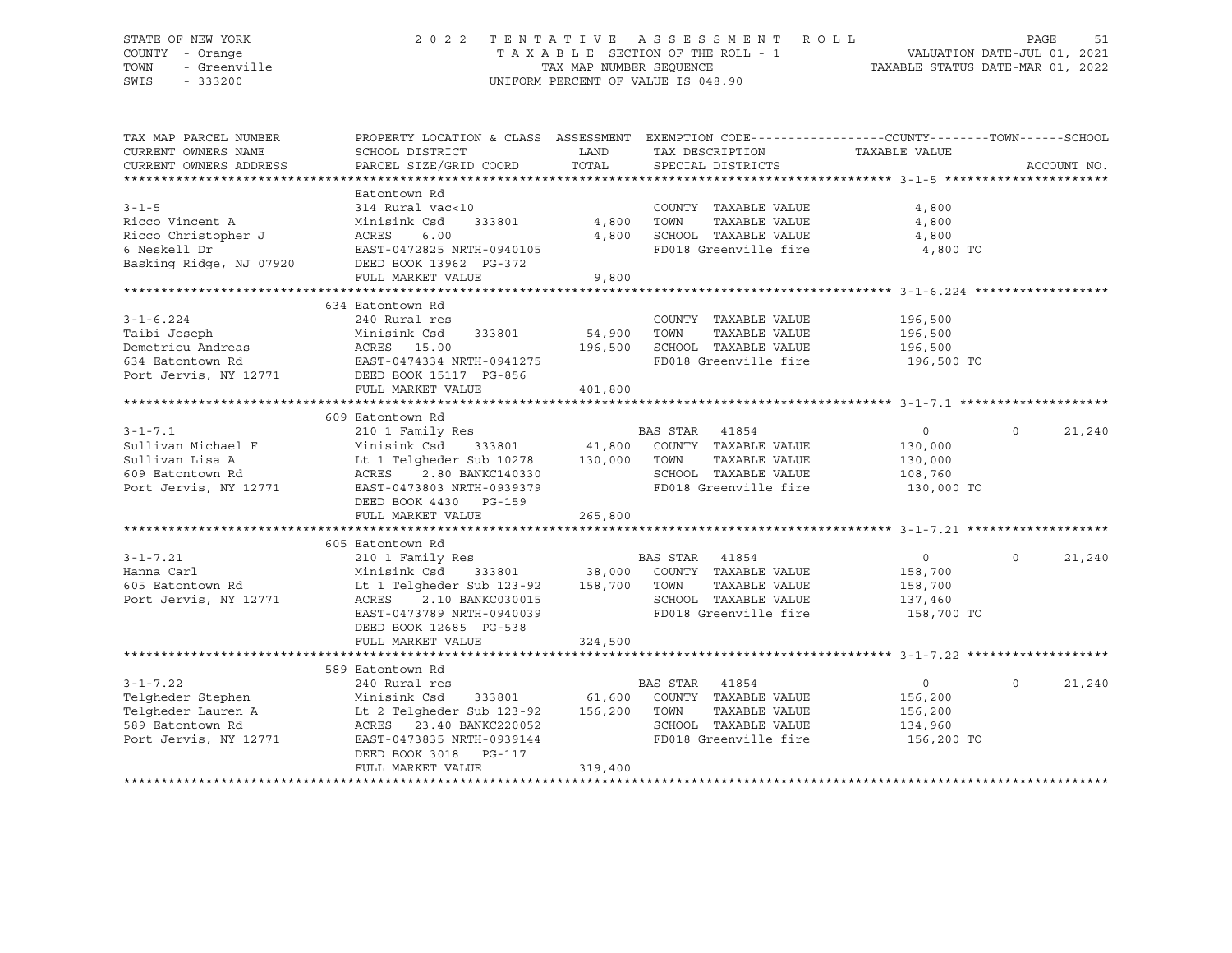STATE OF NEW YORK
COUNTY - Orange
TOWN - Greenville
SWIS - 333200

2022 TENTATIVE ASSESSMENT ROLL
TAXABLE SECTION OF THE ROLL - 1
TAX MAP NUMBER SEQUENCE
UNIFORM PERCENT OF VALUE IS 048.90

VALUATION DATE-JUL 01, 2021
TAXABLE STATUS DATE-MAR 01, 2022

| TAX MAP PARCEL NUMBER / CURRENT OWNERS NAME / CURRENT OWNERS ADDRESS | PROPERTY LOCATION & CLASS / SCHOOL DISTRICT / PARCEL SIZE/GRID COORD | ASSESSMENT LAND / TOTAL | EXEMPTION CODE / TAX DESCRIPTION / SPECIAL DISTRICTS | COUNTY | TOWN | SCHOOL |
|---|---|---|---|---|---|---|
| **3-1-5** | Eatontown Rd | | | | | |
| 3-1-5 | 314 Rural vac<10 | | COUNTY TAXABLE VALUE | 4,800 | | |
| Ricco Vincent A | Minisink Csd 333801 | 4,800 | TOWN TAXABLE VALUE | | 4,800 | |
| Ricco Christopher J | ACRES 6.00 | 4,800 | SCHOOL TAXABLE VALUE | | | 4,800 |
| 6 Neskell Dr | EAST-0472825 NRTH-0940105 | | FD018 Greenville fire | 4,800 TO | | |
| Basking Ridge, NJ 07920 | DEED BOOK 13962 PG-372 | | | | | |
| | FULL MARKET VALUE | 9,800 | | | | |
| **3-1-6.224** | 634 Eatontown Rd | | | | | |
| 3-1-6.224 | 240 Rural res | | COUNTY TAXABLE VALUE | 196,500 | | |
| Taibi Joseph | Minisink Csd 333801 | 54,900 | TOWN TAXABLE VALUE | | 196,500 | |
| Demetriou Andreas | ACRES 15.00 | 196,500 | SCHOOL TAXABLE VALUE | | | 196,500 |
| 634 Eatontown Rd | EAST-0474334 NRTH-0941275 | | FD018 Greenville fire | 196,500 TO | | |
| Port Jervis, NY 12771 | DEED BOOK 15117 PG-856 | | | | | |
| | FULL MARKET VALUE | 401,800 | | | | |
| **3-1-7.1** | 609 Eatontown Rd | | | | | |
| 3-1-7.1 | 210 1 Family Res | | BAS STAR 41854 | 0 | 0 | 21,240 |
| Sullivan Michael F | Minisink Csd 333801 | 41,800 | COUNTY TAXABLE VALUE | 130,000 | | |
| Sullivan Lisa A | Lt 1 Telgheder Sub 10278 | 130,000 | TOWN TAXABLE VALUE | | 130,000 | |
| 609 Eatontown Rd | ACRES 2.80 BANKC140330 | | SCHOOL TAXABLE VALUE | | | 108,760 |
| Port Jervis, NY 12771 | EAST-0473803 NRTH-0939379 | | FD018 Greenville fire | 130,000 TO | | |
| | DEED BOOK 4430 PG-159 | | | | | |
| | FULL MARKET VALUE | 265,800 | | | | |
| **3-1-7.21** | 605 Eatontown Rd | | | | | |
| 3-1-7.21 | 210 1 Family Res | | BAS STAR 41854 | 0 | 0 | 21,240 |
| Hanna Carl | Minisink Csd 333801 | 38,000 | COUNTY TAXABLE VALUE | 158,700 | | |
| 605 Eatontown Rd | Lt 1 Telgheder Sub 123-92 | 158,700 | TOWN TAXABLE VALUE | | 158,700 | |
| Port Jervis, NY 12771 | ACRES 2.10 BANKC030015 | | SCHOOL TAXABLE VALUE | | | 137,460 |
| | EAST-0473789 NRTH-0940039 | | FD018 Greenville fire | 158,700 TO | | |
| | DEED BOOK 12685 PG-538 | | | | | |
| | FULL MARKET VALUE | 324,500 | | | | |
| **3-1-7.22** | 589 Eatontown Rd | | | | | |
| 3-1-7.22 | 240 Rural res | | BAS STAR 41854 | 0 | 0 | 21,240 |
| Telgheder Stephen | Minisink Csd 333801 | 61,600 | COUNTY TAXABLE VALUE | 156,200 | | |
| Telgheder Lauren A | Lt 2 Telgheder Sub 123-92 | 156,200 | TOWN TAXABLE VALUE | | 156,200 | |
| 589 Eatontown Rd | ACRES 23.40 BANKC220052 | | SCHOOL TAXABLE VALUE | | | 134,960 |
| Port Jervis, NY 12771 | EAST-0473835 NRTH-0939144 | | FD018 Greenville fire | 156,200 TO | | |
| | DEED BOOK 3018 PG-117 | | | | | |
| | FULL MARKET VALUE | 319,400 | | | | |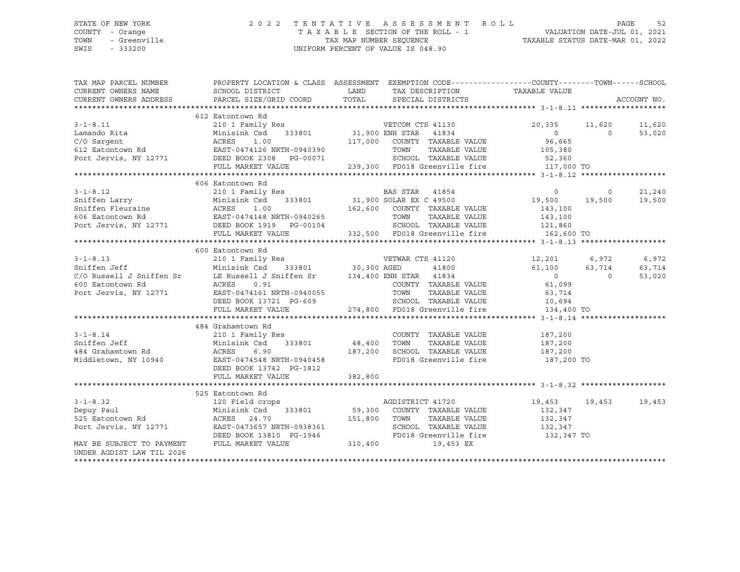STATE OF NEW YORK — 2022 TENTATIVE ASSESSMENT ROLL
COUNTY - Orange — TAXABLE SECTION OF THE ROLL - 1 — VALUATION DATE-JUL 01, 2021
TOWN - Greenville — TAX MAP NUMBER SEQUENCE — TAXABLE STATUS DATE-MAR 01, 2022
SWIS - 333200 — UNIFORM PERCENT OF VALUE IS 048.90

| TAX MAP PARCEL NUMBER / CURRENT OWNERS NAME / CURRENT OWNERS ADDRESS | PROPERTY LOCATION & CLASS / SCHOOL DISTRICT / PARCEL SIZE/GRID COORD | ASSESSMENT LAND / TOTAL | EXEMPTION CODE / TAX DESCRIPTION / SPECIAL DISTRICTS | COUNTY TAXABLE VALUE | TOWN | SCHOOL |
|---|---|---|---|---|---|---|
| | 612 Eatontown Rd | | | | | |
| 3-1-8.11 | 210 1 Family Res | | VETCOM CTS 41130 | 20,335 | 11,620 | 11,620 |
| Lamando Rita | Minisink Csd 333801 | 31,900 | ENH STAR 41834 | 0 | 0 | 53,020 |
| C/O Sargent | ACRES 1.00 | 117,000 | COUNTY TAXABLE VALUE | 96,665 | | |
| 612 Eatontown Rd | EAST-0474126 NRTH-0940390 | | TOWN TAXABLE VALUE | 105,380 | | |
| Port Jervis, NY 12771 | DEED BOOK 2308 PG-00071 | | SCHOOL TAXABLE VALUE | 52,360 | | |
| | FULL MARKET VALUE | 239,300 | FD018 Greenville fire | 117,000 TO | | |
| | 606 Eatontown Rd | | | | | |
| 3-1-8.12 | 210 1 Family Res | | BAS STAR 41854 | 0 | 0 | 21,240 |
| Sniffen Larry | Minisink Csd 333801 | 31,900 | SOLAR EX C 49500 | 19,500 | 19,500 | 19,500 |
| Sniffen Fleuraine | ACRES 1.00 | 162,600 | COUNTY TAXABLE VALUE | 143,100 | | |
| 606 Eatontown Rd | EAST-0474148 NRTH-0940265 | | TOWN TAXABLE VALUE | 143,100 | | |
| Port Jervis, NY 12771 | DEED BOOK 1919 PG-00104 | | SCHOOL TAXABLE VALUE | 121,860 | | |
| | FULL MARKET VALUE | 332,500 | FD018 Greenville fire | 162,600 TO | | |
| | 600 Eatontown Rd | | | | | |
| 3-1-8.13 | 210 1 Family Res | | VETWAR CTS 41120 | 12,201 | 6,972 | 6,972 |
| Sniffen Jeff | Minisink Csd 333801 | 30,300 | AGED 41800 | 61,100 | 63,714 | 63,714 |
| C/O Russell J Sniffen Sr | LE Russell J Sniffen Sr | 134,400 | ENH STAR 41834 | 0 | 0 | 53,020 |
| 600 Eatontown Rd | ACRES 0.91 | | COUNTY TAXABLE VALUE | 61,099 | | |
| Port Jervis, NY 12771 | EAST-0474161 NRTH-0940055 | | TOWN TAXABLE VALUE | 63,714 | | |
| | DEED BOOK 13721 PG-609 | | SCHOOL TAXABLE VALUE | 10,694 | | |
| | FULL MARKET VALUE | 274,800 | FD018 Greenville fire | 134,400 TO | | |
| | 484 Grahamtown Rd | | | | | |
| 3-1-8.14 | 210 1 Family Res | | COUNTY TAXABLE VALUE | 187,200 | | |
| Sniffen Jeff | Minisink Csd 333801 | 48,400 | TOWN TAXABLE VALUE | 187,200 | | |
| 484 Grahamtown Rd | ACRES 6.90 | 187,200 | SCHOOL TAXABLE VALUE | 187,200 | | |
| Middletown, NY 10940 | EAST-0474548 NRTH-0940458 | | FD018 Greenville fire | 187,200 TO | | |
| | DEED BOOK 13742 PG-1812 | | | | | |
| | FULL MARKET VALUE | 382,800 | | | | |
| | 525 Eatontown Rd | | | | | |
| 3-1-8.32 | 120 Field crops | | AGDISTRICT 41720 | 19,453 | 19,453 | 19,453 |
| Depuy Paul | Minisink Csd 333801 | 59,300 | COUNTY TAXABLE VALUE | 132,347 | | |
| 525 Eatontown Rd | ACRES 24.70 | 151,800 | TOWN TAXABLE VALUE | 132,347 | | |
| Port Jervis, NY 12771 | EAST-0473657 NRTH-0938361 | | SCHOOL TAXABLE VALUE | 132,347 | | |
| | DEED BOOK 13810 PG-1946 | | FD018 Greenville fire | 132,347 TO | | |
| MAY BE SUBJECT TO PAYMENT | FULL MARKET VALUE | 310,400 | 19,453 EX | | | |
| UNDER AGDIST LAW TIL 2026 | | | | | | |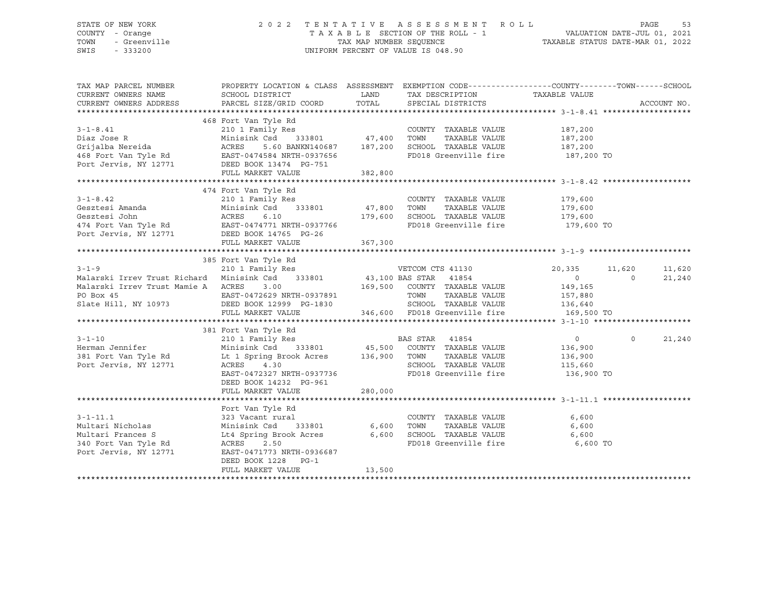STATE OF NEW YORK · COUNTY - Orange · TOWN - Greenville · SWIS - 333200

2022 TENTATIVE ASSESSMENT ROLL
TAXABLE SECTION OF THE ROLL - 1
TAX MAP NUMBER SEQUENCE
UNIFORM PERCENT OF VALUE IS 048.90

VALUATION DATE-JUL 01, 2021
TAXABLE STATUS DATE-MAR 01, 2022

```
TAX MAP PARCEL NUMBER          PROPERTY LOCATION & CLASS  ASSESSMENT  EXEMPTION CODE------------------COUNTY--------TOWN------SCHOOL
CURRENT OWNERS NAME            SCHOOL DISTRICT               LAND      TAX DESCRIPTION               TAXABLE VALUE
CURRENT OWNERS ADDRESS         PARCEL SIZE/GRID COORD        TOTAL     SPECIAL DISTRICTS                                           ACCOUNT NO.
******************************************************************************************************* 3-1-8.41 ******************
                               468 Fort Van Tyle Rd
3-1-8.41                       210 1 Family Res                        COUNTY  TAXABLE VALUE            187,200
Diaz Jose R                    Minisink Csd    333801       47,400     TOWN    TAXABLE VALUE            187,200
Grijalba Nereida               ACRES     5.60 BANKN140687  187,200     SCHOOL  TAXABLE VALUE            187,200
468 Fort Van Tyle Rd           EAST-0474584 NRTH-0937656               FD018 Greenville fire             187,200 TO
Port Jervis, NY 12771          DEED BOOK 13474  PG-751
                               FULL MARKET VALUE           382,800
******************************************************************************************************* 3-1-8.42 ******************
                               474 Fort Van Tyle Rd
3-1-8.42                       210 1 Family Res                        COUNTY  TAXABLE VALUE            179,600
Gesztesi Amanda                Minisink Csd    333801       47,800     TOWN    TAXABLE VALUE            179,600
Gesztesi John                  ACRES     6.10              179,600     SCHOOL  TAXABLE VALUE            179,600
474 Fort Van Tyle Rd           EAST-0474771 NRTH-0937766               FD018 Greenville fire             179,600 TO
Port Jervis, NY 12771          DEED BOOK 14765  PG-26
                               FULL MARKET VALUE           367,300
******************************************************************************************************* 3-1-9 *********************
                               385 Fort Van Tyle Rd
3-1-9                          210 1 Family Res                        VETCOM CTS 41130             20,335     11,620     11,620
Malarski Irrev Trust Richard   Minisink Csd    333801       43,100 BAS STAR   41854                      0          0     21,240
Malarski Irrev Trust Mamie A   ACRES     3.00              169,500     COUNTY  TAXABLE VALUE            149,165
PO Box 45                      EAST-0472629 NRTH-0937891               TOWN    TAXABLE VALUE            157,880
Slate Hill, NY 10973           DEED BOOK 12999  PG-1830                SCHOOL  TAXABLE VALUE            136,640
                               FULL MARKET VALUE           346,600     FD018 Greenville fire             169,500 TO
******************************************************************************************************* 3-1-10 ********************
                               381 Fort Van Tyle Rd
3-1-10                         210 1 Family Res                        BAS STAR   41854                      0          0     21,240
Herman Jennifer                Minisink Csd    333801       45,500     COUNTY  TAXABLE VALUE            136,900
381 Fort Van Tyle Rd           Lt 1 Spring Brook Acres     136,900     TOWN    TAXABLE VALUE            136,900
Port Jervis, NY 12771          ACRES     4.30                          SCHOOL  TAXABLE VALUE            115,660
                               EAST-0472327 NRTH-0937736               FD018 Greenville fire             136,900 TO
                               DEED BOOK 14232  PG-961
                               FULL MARKET VALUE           280,000
******************************************************************************************************* 3-1-11.1 ******************
                               Fort Van Tyle Rd
3-1-11.1                       323 Vacant rural                        COUNTY  TAXABLE VALUE              6,600
Multari Nicholas               Minisink Csd    333801        6,600     TOWN    TAXABLE VALUE              6,600
Multari Frances S              Lt4 Spring Brook Acres        6,600     SCHOOL  TAXABLE VALUE              6,600
340 Fort Van Tyle Rd           ACRES     2.50                          FD018 Greenville fire               6,600 TO
Port Jervis, NY 12771          EAST-0471773 NRTH-0936687
                               DEED BOOK 1228   PG-1
                               FULL MARKET VALUE            13,500
************************************************************************************************************************************
```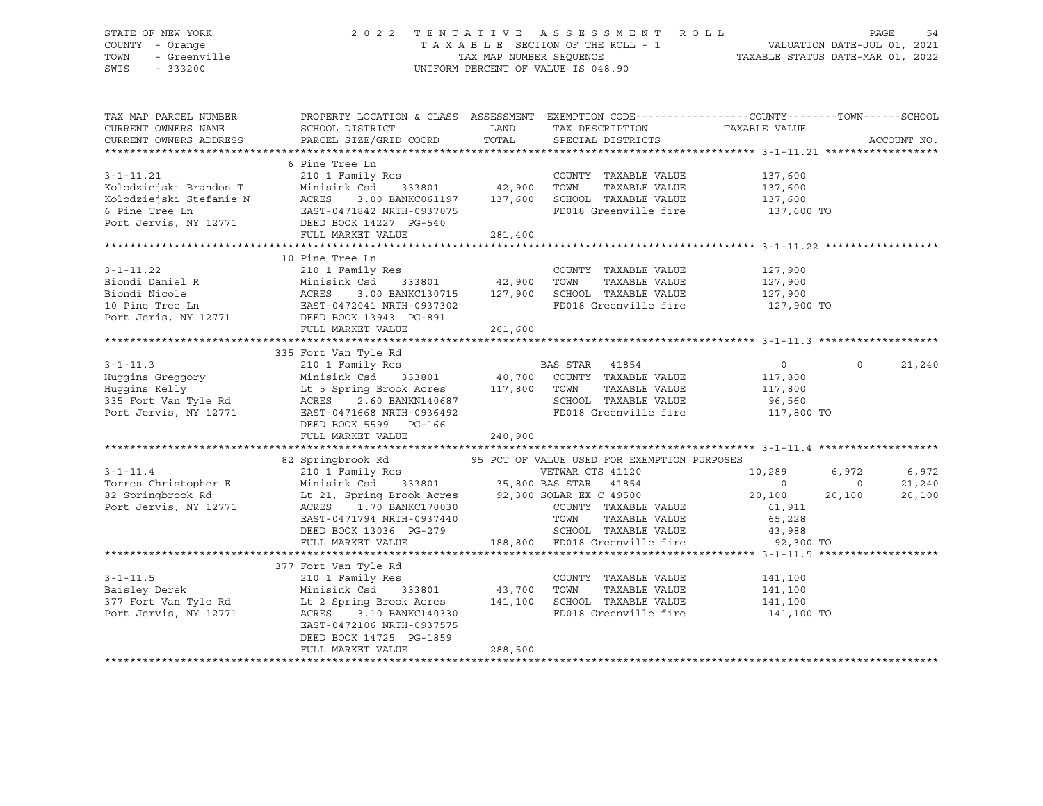STATE OF NEW YORK — 2022 TENTATIVE ASSESSMENT ROLL — TAXABLE SECTION OF THE ROLL - 1

COUNTY - Orange — TOWN - Greenville — SWIS - 333200

TAX MAP NUMBER SEQUENCE — UNIFORM PERCENT OF VALUE IS 048.90

VALUATION DATE-JUL 01, 2021 — TAXABLE STATUS DATE-MAR 01, 2022

| TAX MAP PARCEL NUMBER / CURRENT OWNERS NAME / CURRENT OWNERS ADDRESS | PROPERTY LOCATION & CLASS / SCHOOL DISTRICT / PARCEL SIZE/GRID COORD | ASSESSMENT LAND / TOTAL | EXEMPTION CODE / TAX DESCRIPTION / SPECIAL DISTRICTS | COUNTY TAXABLE VALUE | TOWN | SCHOOL | ACCOUNT NO. |
|---|---|---|---|---|---|---|---|
| **3-1-11.21** | 6 Pine Tree Ln | | | | | | |
| | 210 1 Family Res | | COUNTY TAXABLE VALUE | 137,600 | | | |
| Kolodziejski Brandon T | Minisink Csd 333801 | 42,900 | TOWN TAXABLE VALUE | 137,600 | | | |
| Kolodziejski Stefanie N | ACRES 3.00 BANKC061197 | 137,600 | SCHOOL TAXABLE VALUE | 137,600 | | | |
| 6 Pine Tree Ln | EAST-0471842 NRTH-0937075 | | FD018 Greenville fire | 137,600 TO | | | |
| Port Jervis, NY 12771 | DEED BOOK 14227 PG-540 | | | | | | |
| | FULL MARKET VALUE | 281,400 | | | | | |
| **3-1-11.22** | 10 Pine Tree Ln | | | | | | |
| | 210 1 Family Res | | COUNTY TAXABLE VALUE | 127,900 | | | |
| Biondi Daniel R | Minisink Csd 333801 | 42,900 | TOWN TAXABLE VALUE | 127,900 | | | |
| Biondi Nicole | ACRES 3.00 BANKC130715 | 127,900 | SCHOOL TAXABLE VALUE | 127,900 | | | |
| 10 Pine Tree Ln | EAST-0472041 NRTH-0937302 | | FD018 Greenville fire | 127,900 TO | | | |
| Port Jeris, NY 12771 | DEED BOOK 13943 PG-891 | | | | | | |
| | FULL MARKET VALUE | 261,600 | | | | | |
| **3-1-11.3** | 335 Fort Van Tyle Rd | | | | | | |
| | 210 1 Family Res | | BAS STAR 41854 | 0 | 0 | 21,240 | |
| Huggins Greggory | Minisink Csd 333801 | 40,700 | COUNTY TAXABLE VALUE | 117,800 | | | |
| Huggins Kelly | Lt 5 Spring Brook Acres | 117,800 | TOWN TAXABLE VALUE | 117,800 | | | |
| 335 Fort Van Tyle Rd | ACRES 2.60 BANKN140687 | | SCHOOL TAXABLE VALUE | 96,560 | | | |
| Port Jervis, NY 12771 | EAST-0471668 NRTH-0936492 | | FD018 Greenville fire | 117,800 TO | | | |
| | DEED BOOK 5599 PG-166 | | | | | | |
| | FULL MARKET VALUE | 240,900 | | | | | |
| **3-1-11.4** | 82 Springbrook Rd | | 95 PCT OF VALUE USED FOR EXEMPTION PURPOSES | | | | |
| | 210 1 Family Res | | VETWAR CTS 41120 | 10,289 | 6,972 | 6,972 | |
| Torres Christopher E | Minisink Csd 333801 | 35,800 | BAS STAR 41854 | 0 | 0 | 21,240 | |
| 82 Springbrook Rd | Lt 21, Spring Brook Acres | 92,300 | SOLAR EX C 49500 | 20,100 | 20,100 | 20,100 | |
| Port Jervis, NY 12771 | ACRES 1.70 BANKC170030 | | COUNTY TAXABLE VALUE | 61,911 | | | |
| | EAST-0471794 NRTH-0937440 | | TOWN TAXABLE VALUE | 65,228 | | | |
| | DEED BOOK 13036 PG-279 | | SCHOOL TAXABLE VALUE | 43,988 | | | |
| | FULL MARKET VALUE | 188,800 | FD018 Greenville fire | 92,300 TO | | | |
| **3-1-11.5** | 377 Fort Van Tyle Rd | | | | | | |
| | 210 1 Family Res | | COUNTY TAXABLE VALUE | 141,100 | | | |
| Baisley Derek | Minisink Csd 333801 | 43,700 | TOWN TAXABLE VALUE | 141,100 | | | |
| 377 Fort Van Tyle Rd | Lt 2 Spring Brook Acres | 141,100 | SCHOOL TAXABLE VALUE | 141,100 | | | |
| Port Jervis, NY 12771 | ACRES 3.10 BANKC140330 | | FD018 Greenville fire | 141,100 TO | | | |
| | EAST-0472106 NRTH-0937575 | | | | | | |
| | DEED BOOK 14725 PG-1859 | | | | | | |
| | FULL MARKET VALUE | 288,500 | | | | | |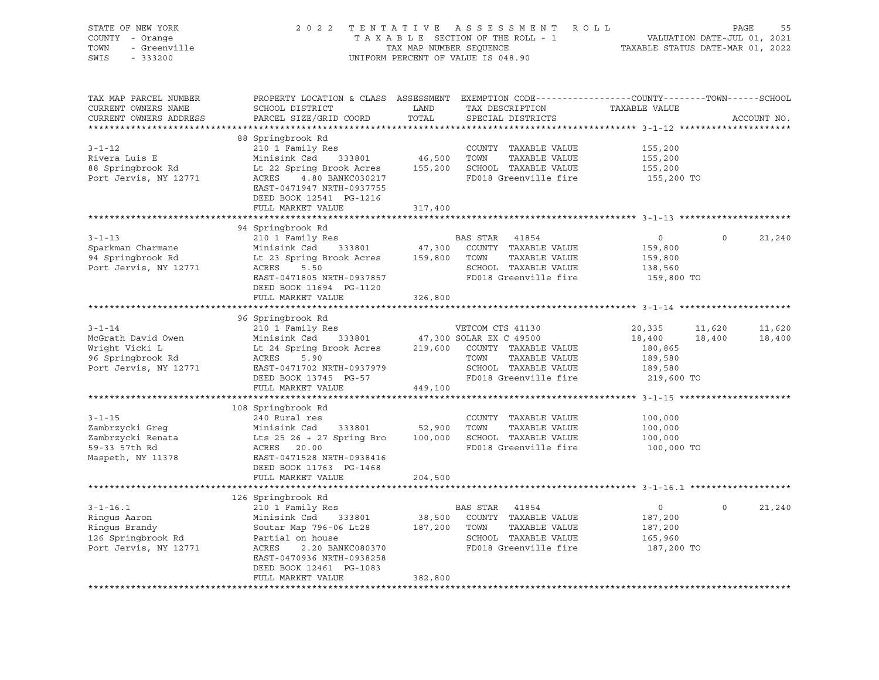STATE OF NEW YORK — 2022 TENTATIVE ASSESSMENT ROLL
COUNTY - Orange — TAXABLE SECTION OF THE ROLL - 1 — VALUATION DATE-JUL 01, 2021
TOWN - Greenville — TAX MAP NUMBER SEQUENCE — TAXABLE STATUS DATE-MAR 01, 2022
SWIS - 333200 — UNIFORM PERCENT OF VALUE IS 048.90

| TAX MAP PARCEL NUMBER / CURRENT OWNERS NAME / CURRENT OWNERS ADDRESS | PROPERTY LOCATION & CLASS / SCHOOL DISTRICT / PARCEL SIZE/GRID COORD | ASSESSMENT LAND | TOTAL | EXEMPTION CODE / TAX DESCRIPTION / SPECIAL DISTRICTS | COUNTY TAXABLE VALUE | TOWN | SCHOOL |
|---|---|---|---|---|---|---|---|
| **3-1-12** | 88 Springbrook Rd | | | | | | |
| 3-1-12 | 210 1 Family Res | | | COUNTY TAXABLE VALUE | 155,200 | | |
| Rivera Luis E | Minisink Csd 333801 | 46,500 | | TOWN TAXABLE VALUE | 155,200 | | |
| 88 Springbrook Rd | Lt 22 Spring Brook Acres | | 155,200 | SCHOOL TAXABLE VALUE | 155,200 | | |
| Port Jervis, NY 12771 | ACRES 4.80 BANKC030217 | | | FD018 Greenville fire | 155,200 TO | | |
| | EAST-0471947 NRTH-0937755 | | | | | | |
| | DEED BOOK 12541 PG-1216 | | | | | | |
| | FULL MARKET VALUE | | 317,400 | | | | |
| **3-1-13** | 94 Springbrook Rd | | | | | | |
| 3-1-13 | 210 1 Family Res | | | BAS STAR 41854 | 0 | 0 | 21,240 |
| Sparkman Charmane | Minisink Csd 333801 | 47,300 | | COUNTY TAXABLE VALUE | 159,800 | | |
| 94 Springbrook Rd | Lt 23 Spring Brook Acres | | 159,800 | TOWN TAXABLE VALUE | 159,800 | | |
| Port Jervis, NY 12771 | ACRES 5.50 | | | SCHOOL TAXABLE VALUE | 138,560 | | |
| | EAST-0471805 NRTH-0937857 | | | FD018 Greenville fire | 159,800 TO | | |
| | DEED BOOK 11694 PG-1120 | | | | | | |
| | FULL MARKET VALUE | | 326,800 | | | | |
| **3-1-14** | 96 Springbrook Rd | | | | | | |
| 3-1-14 | 210 1 Family Res | | | VETCOM CTS 41130 | 20,335 | 11,620 | 11,620 |
| McGrath David Owen | Minisink Csd 333801 | 47,300 | | SOLAR EX C 49500 | 18,400 | 18,400 | 18,400 |
| Wright Vicki L | Lt 24 Spring Brook Acres | | 219,600 | COUNTY TAXABLE VALUE | 180,865 | | |
| 96 Springbrook Rd | ACRES 5.90 | | | TOWN TAXABLE VALUE | 189,580 | | |
| Port Jervis, NY 12771 | EAST-0471702 NRTH-0937979 | | | SCHOOL TAXABLE VALUE | 189,580 | | |
| | DEED BOOK 13745 PG-57 | | | FD018 Greenville fire | 219,600 TO | | |
| | FULL MARKET VALUE | | 449,100 | | | | |
| **3-1-15** | 108 Springbrook Rd | | | | | | |
| 3-1-15 | 240 Rural res | | | COUNTY TAXABLE VALUE | 100,000 | | |
| Zambrzycki Greg | Minisink Csd 333801 | 52,900 | | TOWN TAXABLE VALUE | 100,000 | | |
| Zambrzycki Renata | Lts 25 26 + 27 Spring Bro | | 100,000 | SCHOOL TAXABLE VALUE | 100,000 | | |
| 59-33 57th Rd | ACRES 20.00 | | | FD018 Greenville fire | 100,000 TO | | |
| Maspeth, NY 11378 | EAST-0471528 NRTH-0938416 | | | | | | |
| | DEED BOOK 11763 PG-1468 | | | | | | |
| | FULL MARKET VALUE | | 204,500 | | | | |
| **3-1-16.1** | 126 Springbrook Rd | | | | | | |
| 3-1-16.1 | 210 1 Family Res | | | BAS STAR 41854 | 0 | 0 | 21,240 |
| Ringus Aaron | Minisink Csd 333801 | 38,500 | | COUNTY TAXABLE VALUE | 187,200 | | |
| Ringus Brandy | Soutar Map 796-06 Lt28 | | 187,200 | TOWN TAXABLE VALUE | 187,200 | | |
| 126 Springbrook Rd | Partial on house | | | SCHOOL TAXABLE VALUE | 165,960 | | |
| Port Jervis, NY 12771 | ACRES 2.20 BANKC080370 | | | FD018 Greenville fire | 187,200 TO | | |
| | EAST-0470936 NRTH-0938258 | | | | | | |
| | DEED BOOK 12461 PG-1083 | | | | | | |
| | FULL MARKET VALUE | | 382,800 | | | | |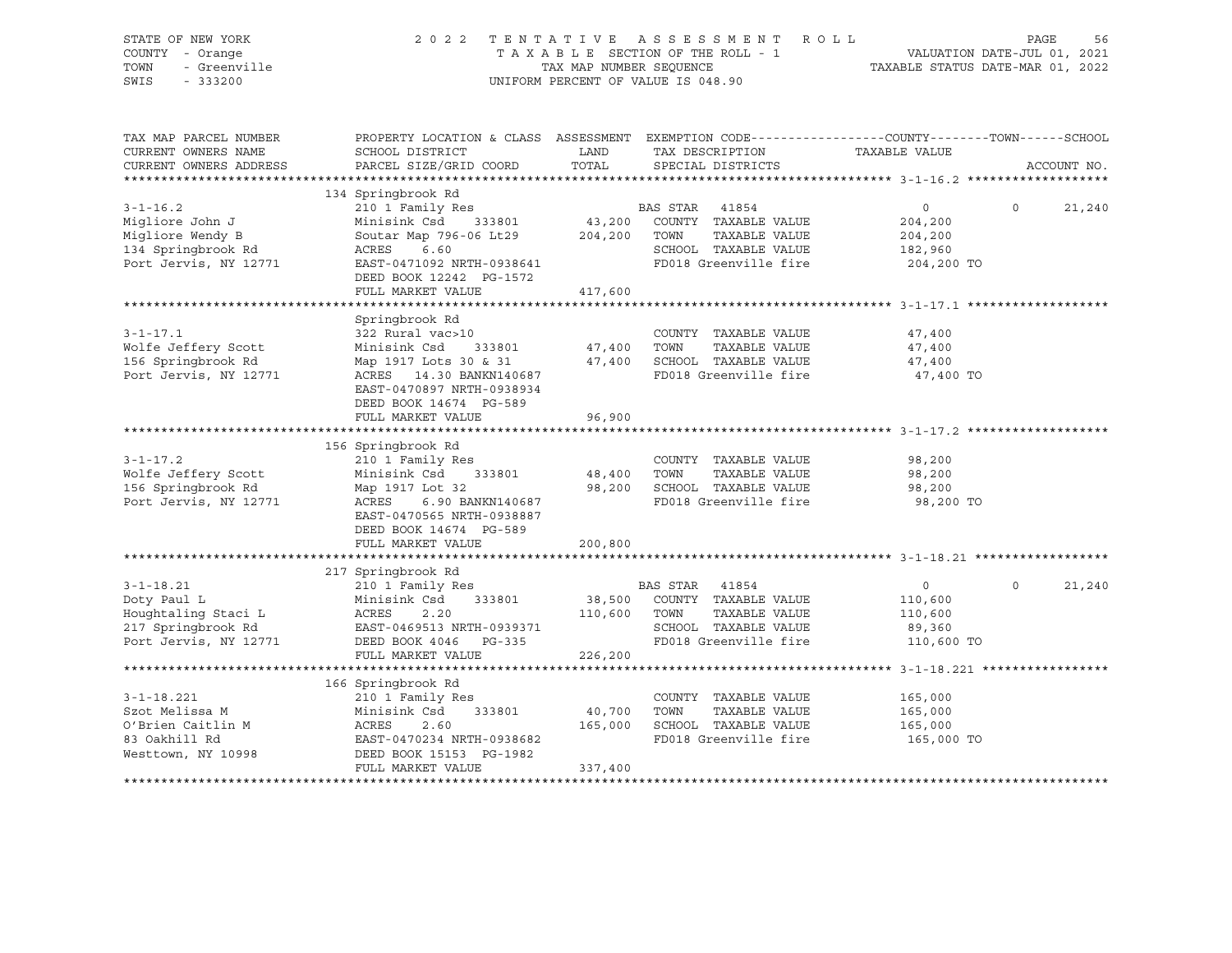STATE OF NEW YORK
COUNTY - Orange
TOWN - Greenville
SWIS - 333200

2022 TENTATIVE ASSESSMENT ROLL
TAXABLE SECTION OF THE ROLL - 1
TAX MAP NUMBER SEQUENCE
UNIFORM PERCENT OF VALUE IS 048.90

VALUATION DATE-JUL 01, 2021
TAXABLE STATUS DATE-MAR 01, 2022

| TAX MAP PARCEL NUMBER / CURRENT OWNERS NAME / CURRENT OWNERS ADDRESS | PROPERTY LOCATION & CLASS / SCHOOL DISTRICT / PARCEL SIZE/GRID COORD | ASSESSMENT LAND / TOTAL | EXEMPTION CODE / TAX DESCRIPTION / SPECIAL DISTRICTS | COUNTY / TAXABLE VALUE | TOWN | SCHOOL | ACCOUNT NO. |
|---|---|---|---|---|---|---|---|
| **3-1-16.2** | 134 Springbrook Rd | | | | | | |
| 3-1-16.2 | 210 1 Family Res | | BAS STAR 41854 | 0 | 0 | 21,240 | |
| Migliore John J | Minisink Csd 333801 | 43,200 | COUNTY TAXABLE VALUE | 204,200 | | | |
| Migliore Wendy B | Soutar Map 796-06 Lt29 | 204,200 | TOWN TAXABLE VALUE | 204,200 | | | |
| 134 Springbrook Rd | ACRES 6.60 | | SCHOOL TAXABLE VALUE | 182,960 | | | |
| Port Jervis, NY 12771 | EAST-0471092 NRTH-0938641 | | FD018 Greenville fire | 204,200 TO | | | |
| | DEED BOOK 12242 PG-1572 | | | | | | |
| | FULL MARKET VALUE | 417,600 | | | | | |
| **3-1-17.1** | Springbrook Rd | | | | | | |
| 3-1-17.1 | 322 Rural vac>10 | | COUNTY TAXABLE VALUE | 47,400 | | | |
| Wolfe Jeffery Scott | Minisink Csd 333801 | 47,400 | TOWN TAXABLE VALUE | 47,400 | | | |
| 156 Springbrook Rd | Map 1917 Lots 30 & 31 | 47,400 | SCHOOL TAXABLE VALUE | 47,400 | | | |
| Port Jervis, NY 12771 | ACRES 14.30 BANKN140687 | | FD018 Greenville fire | 47,400 TO | | | |
| | EAST-0470897 NRTH-0938934 | | | | | | |
| | DEED BOOK 14674 PG-589 | | | | | | |
| | FULL MARKET VALUE | 96,900 | | | | | |
| **3-1-17.2** | 156 Springbrook Rd | | | | | | |
| 3-1-17.2 | 210 1 Family Res | | COUNTY TAXABLE VALUE | 98,200 | | | |
| Wolfe Jeffery Scott | Minisink Csd 333801 | 48,400 | TOWN TAXABLE VALUE | 98,200 | | | |
| 156 Springbrook Rd | Map 1917 Lot 32 | 98,200 | SCHOOL TAXABLE VALUE | 98,200 | | | |
| Port Jervis, NY 12771 | ACRES 6.90 BANKN140687 | | FD018 Greenville fire | 98,200 TO | | | |
| | EAST-0470565 NRTH-0938887 | | | | | | |
| | DEED BOOK 14674 PG-589 | | | | | | |
| | FULL MARKET VALUE | 200,800 | | | | | |
| **3-1-18.21** | 217 Springbrook Rd | | | | | | |
| 3-1-18.21 | 210 1 Family Res | | BAS STAR 41854 | 0 | 0 | 21,240 | |
| Doty Paul L | Minisink Csd 333801 | 38,500 | COUNTY TAXABLE VALUE | 110,600 | | | |
| Houghtaling Staci L | ACRES 2.20 | 110,600 | TOWN TAXABLE VALUE | 110,600 | | | |
| 217 Springbrook Rd | EAST-0469513 NRTH-0939371 | | SCHOOL TAXABLE VALUE | 89,360 | | | |
| Port Jervis, NY 12771 | DEED BOOK 4046 PG-335 | | FD018 Greenville fire | 110,600 TO | | | |
| | FULL MARKET VALUE | 226,200 | | | | | |
| **3-1-18.221** | 166 Springbrook Rd | | | | | | |
| 3-1-18.221 | 210 1 Family Res | | COUNTY TAXABLE VALUE | 165,000 | | | |
| Szot Melissa M | Minisink Csd 333801 | 40,700 | TOWN TAXABLE VALUE | 165,000 | | | |
| O'Brien Caitlin M | ACRES 2.60 | 165,000 | SCHOOL TAXABLE VALUE | 165,000 | | | |
| 83 Oakhill Rd | EAST-0470234 NRTH-0938682 | | FD018 Greenville fire | 165,000 TO | | | |
| Westtown, NY 10998 | DEED BOOK 15153 PG-1982 | | | | | | |
| | FULL MARKET VALUE | 337,400 | | | | | |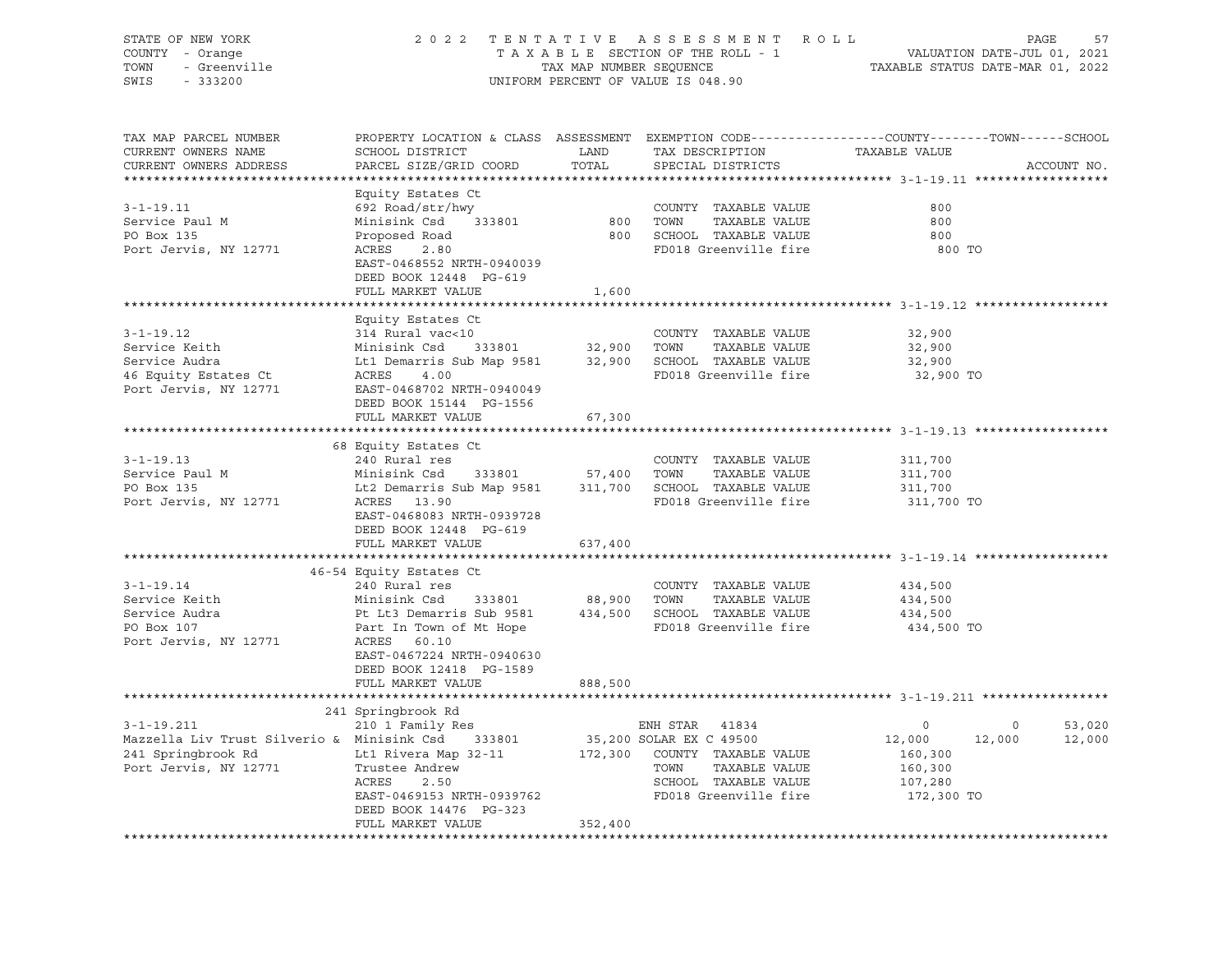STATE OF NEW YORK  
COUNTY - Orange  
TOWN - Greenville  
SWIS - 333200

2022 TENTATIVE ASSESSMENT ROLL  
TAXABLE SECTION OF THE ROLL - 1  
TAX MAP NUMBER SEQUENCE  
UNIFORM PERCENT OF VALUE IS 048.90

VALUATION DATE-JUL 01, 2021  
TAXABLE STATUS DATE-MAR 01, 2022

| TAX MAP PARCEL NUMBER / CURRENT OWNERS NAME / CURRENT OWNERS ADDRESS | PROPERTY LOCATION & CLASS / SCHOOL DISTRICT / PARCEL SIZE/GRID COORD | ASSESSMENT LAND | TOTAL | EXEMPTION CODE / TAX DESCRIPTION / SPECIAL DISTRICTS | COUNTY TAXABLE VALUE | TOWN | SCHOOL | ACCOUNT NO. |
|---|---|---|---|---|---|---|---|---|
| **3-1-19.11** | Equity Estates Ct | | | | | | | |
| 3-1-19.11 | 692 Road/str/hwy | | | COUNTY TAXABLE VALUE | 800 | | | |
| Service Paul M | Minisink Csd 333801 | 800 | | TOWN TAXABLE VALUE | 800 | | | |
| PO Box 135 | Proposed Road | | 800 | SCHOOL TAXABLE VALUE | 800 | | | |
| Port Jervis, NY 12771 | ACRES 2.80 | | | FD018 Greenville fire | 800 TO | | | |
| | EAST-0468552 NRTH-0940039 | | | | | | | |
| | DEED BOOK 12448 PG-619 | | | | | | | |
| | FULL MARKET VALUE | | 1,600 | | | | | |
| **3-1-19.12** | Equity Estates Ct | | | | | | | |
| 3-1-19.12 | 314 Rural vac<10 | | | COUNTY TAXABLE VALUE | 32,900 | | | |
| Service Keith | Minisink Csd 333801 | 32,900 | | TOWN TAXABLE VALUE | 32,900 | | | |
| Service Audra | Lt1 Demarris Sub Map 9581 | | 32,900 | SCHOOL TAXABLE VALUE | 32,900 | | | |
| 46 Equity Estates Ct | ACRES 4.00 | | | FD018 Greenville fire | 32,900 TO | | | |
| Port Jervis, NY 12771 | EAST-0468702 NRTH-0940049 | | | | | | | |
| | DEED BOOK 15144 PG-1556 | | | | | | | |
| | FULL MARKET VALUE | | 67,300 | | | | | |
| **3-1-19.13** | 68 Equity Estates Ct | | | | | | | |
| 3-1-19.13 | 240 Rural res | | | COUNTY TAXABLE VALUE | 311,700 | | | |
| Service Paul M | Minisink Csd 333801 | 57,400 | | TOWN TAXABLE VALUE | 311,700 | | | |
| PO Box 135 | Lt2 Demarris Sub Map 9581 | | 311,700 | SCHOOL TAXABLE VALUE | 311,700 | | | |
| Port Jervis, NY 12771 | ACRES 13.90 | | | FD018 Greenville fire | 311,700 TO | | | |
| | EAST-0468083 NRTH-0939728 | | | | | | | |
| | DEED BOOK 12448 PG-619 | | | | | | | |
| | FULL MARKET VALUE | | 637,400 | | | | | |
| **3-1-19.14** | 46-54 Equity Estates Ct | | | | | | | |
| 3-1-19.14 | 240 Rural res | | | COUNTY TAXABLE VALUE | 434,500 | | | |
| Service Keith | Minisink Csd 333801 | 88,900 | | TOWN TAXABLE VALUE | 434,500 | | | |
| Service Audra | Pt Lt3 Demarris Sub 9581 | | 434,500 | SCHOOL TAXABLE VALUE | 434,500 | | | |
| PO Box 107 | Part In Town of Mt Hope | | | FD018 Greenville fire | 434,500 TO | | | |
| Port Jervis, NY 12771 | ACRES 60.10 | | | | | | | |
| | EAST-0467224 NRTH-0940630 | | | | | | | |
| | DEED BOOK 12418 PG-1589 | | | | | | | |
| | FULL MARKET VALUE | | 888,500 | | | | | |
| **3-1-19.211** | 241 Springbrook Rd | | | | | | | |
| 3-1-19.211 | 210 1 Family Res | | | ENH STAR 41834 | 0 | 0 | 53,020 | |
| Mazzella Liv Trust Silverio & | Minisink Csd 333801 | 35,200 | | SOLAR EX C 49500 | 12,000 | 12,000 | 12,000 | |
| 241 Springbrook Rd | Lt1 Rivera Map 32-11 | | 172,300 | COUNTY TAXABLE VALUE | 160,300 | | | |
| Port Jervis, NY 12771 | Trustee Andrew | | | TOWN TAXABLE VALUE | 160,300 | | | |
| | ACRES 2.50 | | | SCHOOL TAXABLE VALUE | 107,280 | | | |
| | EAST-0469153 NRTH-0939762 | | | FD018 Greenville fire | 172,300 TO | | | |
| | DEED BOOK 14476 PG-323 | | | | | | | |
| | FULL MARKET VALUE | | 352,400 | | | | | |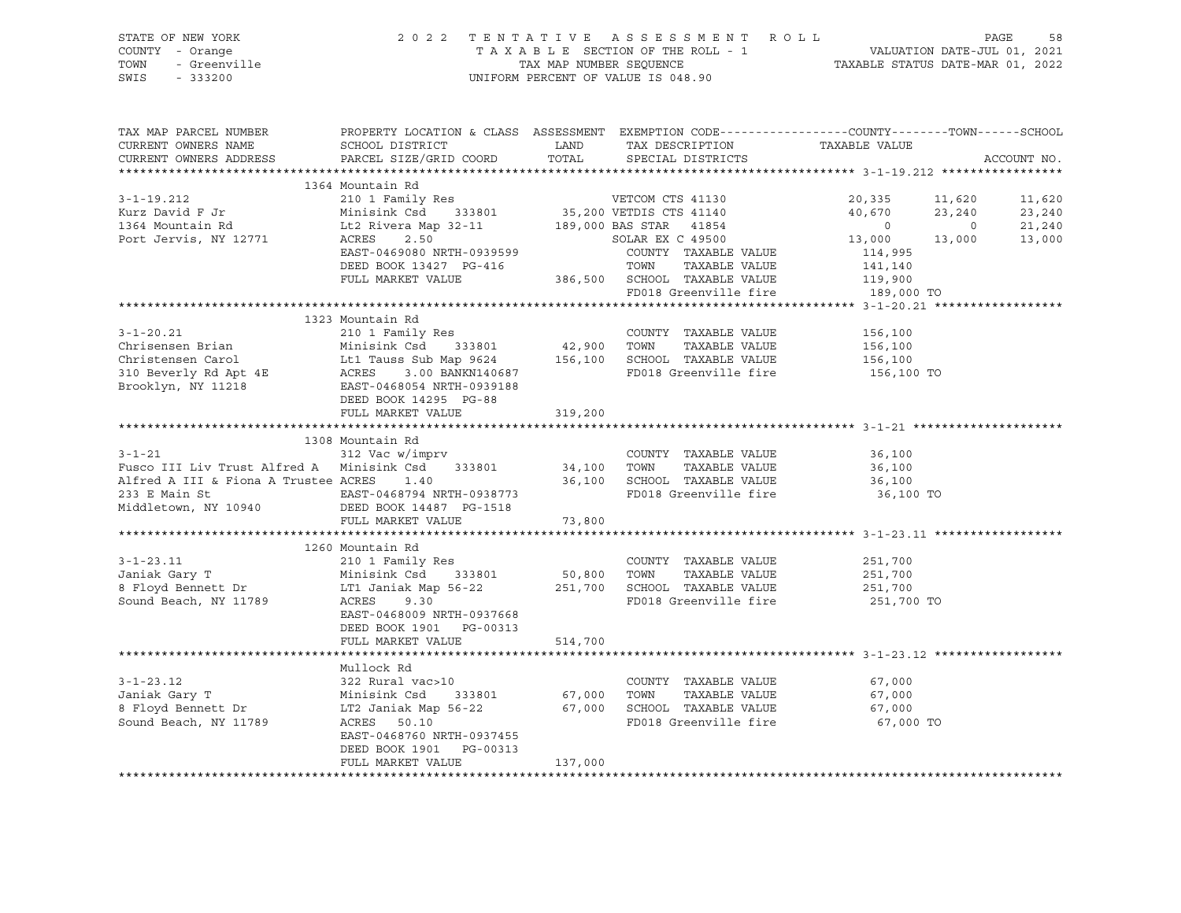STATE OF NEW YORK — COUNTY - Orange — TOWN - Greenville — SWIS - 333200

2022 TENTATIVE ASSESSMENT ROLL
TAXABLE SECTION OF THE ROLL - 1
TAX MAP NUMBER SEQUENCE
UNIFORM PERCENT OF VALUE IS 048.90

VALUATION DATE-JUL 01, 2021
TAXABLE STATUS DATE-MAR 01, 2022

| TAX MAP PARCEL NUMBER / CURRENT OWNERS NAME / CURRENT OWNERS ADDRESS | PROPERTY LOCATION & CLASS / SCHOOL DISTRICT / PARCEL SIZE/GRID COORD | ASSESSMENT LAND / TOTAL | EXEMPTION CODE / TAX DESCRIPTION / SPECIAL DISTRICTS | COUNTY TAXABLE VALUE | TOWN | SCHOOL | ACCOUNT NO. |
|---|---|---|---|---|---|---|---|
| **3-1-19.212** | 1364 Mountain Rd | | | | | | |
| 3-1-19.212 | 210 1 Family Res | | VETCOM CTS 41130 | 20,335 | 11,620 | 11,620 | |
| Kurz David F Jr | Minisink Csd 333801 | 35,200 | VETDIS CTS 41140 | 40,670 | 23,240 | 23,240 | |
| 1364 Mountain Rd | Lt2 Rivera Map 32-11 | 189,000 | BAS STAR 41854 | 0 | 0 | 21,240 | |
| Port Jervis, NY 12771 | ACRES 2.50 | | SOLAR EX C 49500 | 13,000 | 13,000 | 13,000 | |
| | EAST-0469080 NRTH-0939599 | | COUNTY TAXABLE VALUE | 114,995 | | | |
| | DEED BOOK 13427 PG-416 | | TOWN TAXABLE VALUE | 141,140 | | | |
| | FULL MARKET VALUE | 386,500 | SCHOOL TAXABLE VALUE | 119,900 | | | |
| | | | FD018 Greenville fire | 189,000 TO | | | |
| **3-1-20.21** | 1323 Mountain Rd | | | | | | |
| 3-1-20.21 | 210 1 Family Res | | COUNTY TAXABLE VALUE | 156,100 | | | |
| Chrisensen Brian | Minisink Csd 333801 | 42,900 | TOWN TAXABLE VALUE | 156,100 | | | |
| Christensen Carol | Lt1 Tauss Sub Map 9624 | 156,100 | SCHOOL TAXABLE VALUE | 156,100 | | | |
| 310 Beverly Rd Apt 4E | ACRES 3.00 BANKN140687 | | FD018 Greenville fire | 156,100 TO | | | |
| Brooklyn, NY 11218 | EAST-0468054 NRTH-0939188 | | | | | | |
| | DEED BOOK 14295 PG-88 | | | | | | |
| | FULL MARKET VALUE | 319,200 | | | | | |
| **3-1-21** | 1308 Mountain Rd | | | | | | |
| 3-1-21 | 312 Vac w/imprv | | COUNTY TAXABLE VALUE | 36,100 | | | |
| Fusco III Liv Trust Alfred A | Minisink Csd 333801 | 34,100 | TOWN TAXABLE VALUE | 36,100 | | | |
| Alfred A III & Fiona A Trustee | ACRES 1.40 | 36,100 | SCHOOL TAXABLE VALUE | 36,100 | | | |
| 233 E Main St | EAST-0468794 NRTH-0938773 | | FD018 Greenville fire | 36,100 TO | | | |
| Middletown, NY 10940 | DEED BOOK 14487 PG-1518 | | | | | | |
| | FULL MARKET VALUE | 73,800 | | | | | |
| **3-1-23.11** | 1260 Mountain Rd | | | | | | |
| 3-1-23.11 | 210 1 Family Res | | COUNTY TAXABLE VALUE | 251,700 | | | |
| Janiak Gary T | Minisink Csd 333801 | 50,800 | TOWN TAXABLE VALUE | 251,700 | | | |
| 8 Floyd Bennett Dr | LT1 Janiak Map 56-22 | 251,700 | SCHOOL TAXABLE VALUE | 251,700 | | | |
| Sound Beach, NY 11789 | ACRES 9.30 | | FD018 Greenville fire | 251,700 TO | | | |
| | EAST-0468009 NRTH-0937668 | | | | | | |
| | DEED BOOK 1901 PG-00313 | | | | | | |
| | FULL MARKET VALUE | 514,700 | | | | | |
| **3-1-23.12** | Mullock Rd | | | | | | |
| 3-1-23.12 | 322 Rural vac>10 | | COUNTY TAXABLE VALUE | 67,000 | | | |
| Janiak Gary T | Minisink Csd 333801 | 67,000 | TOWN TAXABLE VALUE | 67,000 | | | |
| 8 Floyd Bennett Dr | LT2 Janiak Map 56-22 | 67,000 | SCHOOL TAXABLE VALUE | 67,000 | | | |
| Sound Beach, NY 11789 | ACRES 50.10 | | FD018 Greenville fire | 67,000 TO | | | |
| | EAST-0468760 NRTH-0937455 | | | | | | |
| | DEED BOOK 1901 PG-00313 | | | | | | |
| | FULL MARKET VALUE | 137,000 | | | | | |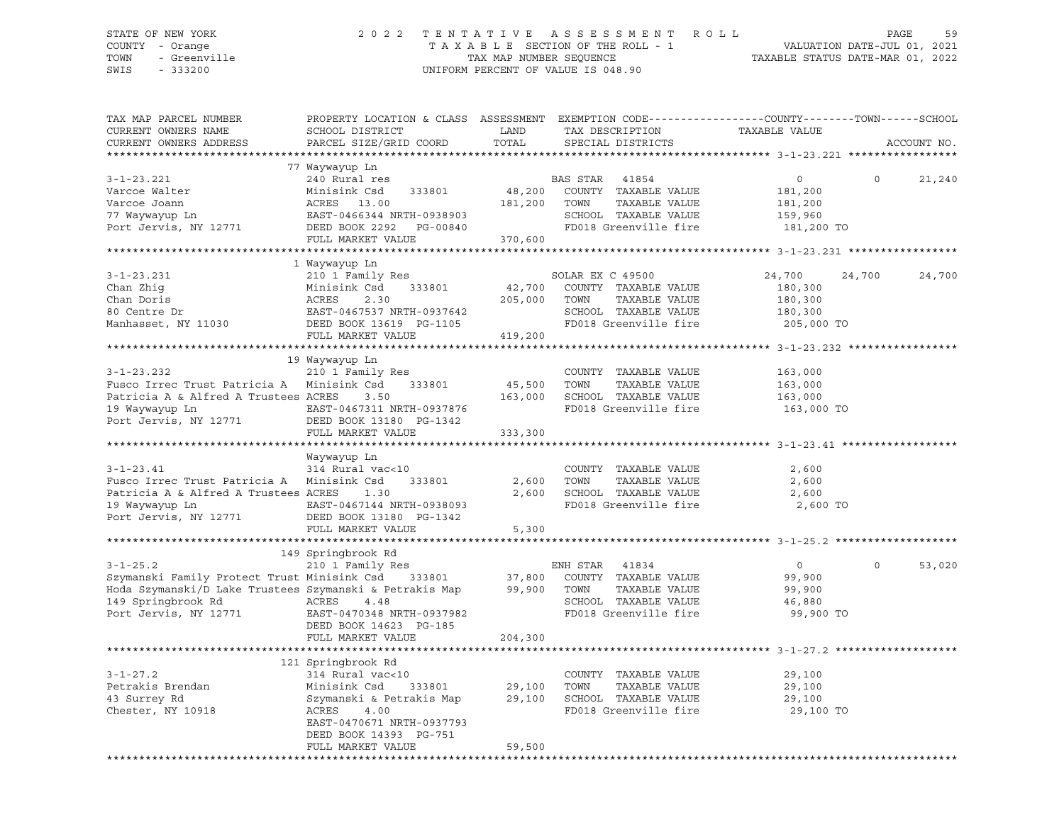STATE OF NEW YORK — 2022 TENTATIVE ASSESSMENT ROLL
COUNTY - Orange — TAXABLE SECTION OF THE ROLL - 1 — VALUATION DATE-JUL 01, 2021
TOWN - Greenville — TAX MAP NUMBER SEQUENCE — TAXABLE STATUS DATE-MAR 01, 2022
SWIS - 333200 — UNIFORM PERCENT OF VALUE IS 048.90

```
TAX MAP PARCEL NUMBER          PROPERTY LOCATION & CLASS  ASSESSMENT  EXEMPTION CODE------------------COUNTY--------TOWN------SCHOOL
CURRENT OWNERS NAME            SCHOOL DISTRICT               LAND      TAX DESCRIPTION            TAXABLE VALUE
CURRENT OWNERS ADDRESS         PARCEL SIZE/GRID COORD        TOTAL     SPECIAL DISTRICTS                                    ACCOUNT NO.
****************************************************************************************************** 3-1-23.221 *****************
                               77 Waywayup Ln
3-1-23.221                     240 Rural res                            BAS STAR   41854            0            0      21,240
Varcoe Walter                  Minisink Csd     333801       48,200    COUNTY  TAXABLE VALUE         181,200
Varcoe Joann                   ACRES   13.00                181,200    TOWN    TAXABLE VALUE         181,200
77 Waywayup Ln                 EAST-0466344 NRTH-0938903               SCHOOL  TAXABLE VALUE         159,960
Port Jervis, NY 12771          DEED BOOK 2292   PG-00840               FD018 Greenville fire          181,200 TO
                               FULL MARKET VALUE            370,600
****************************************************************************************************** 3-1-23.231 *****************
                               1 Waywayup Ln
3-1-23.231                     210 1 Family Res                         SOLAR EX C 49500          24,700      24,700      24,700
Chan Zhig                      Minisink Csd     333801       42,700    COUNTY  TAXABLE VALUE         180,300
Chan Doris                     ACRES    2.30                205,000    TOWN    TAXABLE VALUE         180,300
80 Centre Dr                   EAST-0467537 NRTH-0937642               SCHOOL  TAXABLE VALUE         180,300
Manhasset, NY 11030            DEED BOOK 13619  PG-1105                FD018 Greenville fire          205,000 TO
                               FULL MARKET VALUE            419,200
****************************************************************************************************** 3-1-23.232 *****************
                               19 Waywayup Ln
3-1-23.232                     210 1 Family Res                         COUNTY  TAXABLE VALUE         163,000
Fusco Irrec Trust Patricia A   Minisink Csd     333801       45,500    TOWN    TAXABLE VALUE         163,000
Patricia A & Alfred A Trustees ACRES    3.50                163,000    SCHOOL  TAXABLE VALUE         163,000
19 Waywayup Ln                 EAST-0467311 NRTH-0937876               FD018 Greenville fire          163,000 TO
Port Jervis, NY 12771          DEED BOOK 13180  PG-1342
                               FULL MARKET VALUE            333,300
****************************************************************************************************** 3-1-23.41 ******************
                               Waywayup Ln
3-1-23.41                      314 Rural vac<10                         COUNTY  TAXABLE VALUE           2,600
Fusco Irrec Trust Patricia A   Minisink Csd     333801        2,600    TOWN    TAXABLE VALUE           2,600
Patricia A & Alfred A Trustees ACRES    1.30                  2,600    SCHOOL  TAXABLE VALUE           2,600
19 Waywayup Ln                 EAST-0467144 NRTH-0938093               FD018 Greenville fire            2,600 TO
Port Jervis, NY 12771          DEED BOOK 13180  PG-1342
                               FULL MARKET VALUE              5,300
****************************************************************************************************** 3-1-25.2 *******************
                               149 Springbrook Rd
3-1-25.2                       210 1 Family Res                         ENH STAR   41834            0            0      53,020
Szymanski Family Protect Trust Minisink Csd     333801       37,800    COUNTY  TAXABLE VALUE          99,900
Hoda Szymanski/D Lake Trustees Szymanski & Petrakis Map      99,900    TOWN    TAXABLE VALUE          99,900
149 Springbrook Rd             ACRES    4.48                           SCHOOL  TAXABLE VALUE          46,880
Port Jervis, NY 12771          EAST-0470348 NRTH-0937982               FD018 Greenville fire           99,900 TO
                               DEED BOOK 14623  PG-185
                               FULL MARKET VALUE            204,300
****************************************************************************************************** 3-1-27.2 *******************
                               121 Springbrook Rd
3-1-27.2                       314 Rural vac<10                         COUNTY  TAXABLE VALUE          29,100
Petrakis Brendan               Minisink Csd     333801       29,100    TOWN    TAXABLE VALUE          29,100
43 Surrey Rd                   Szymanski & Petrakis Map      29,100    SCHOOL  TAXABLE VALUE          29,100
Chester, NY 10918              ACRES    4.00                           FD018 Greenville fire           29,100 TO
                               EAST-0470671 NRTH-0937793
                               DEED BOOK 14393  PG-751
                               FULL MARKET VALUE             59,500
************************************************************************************************************************************
```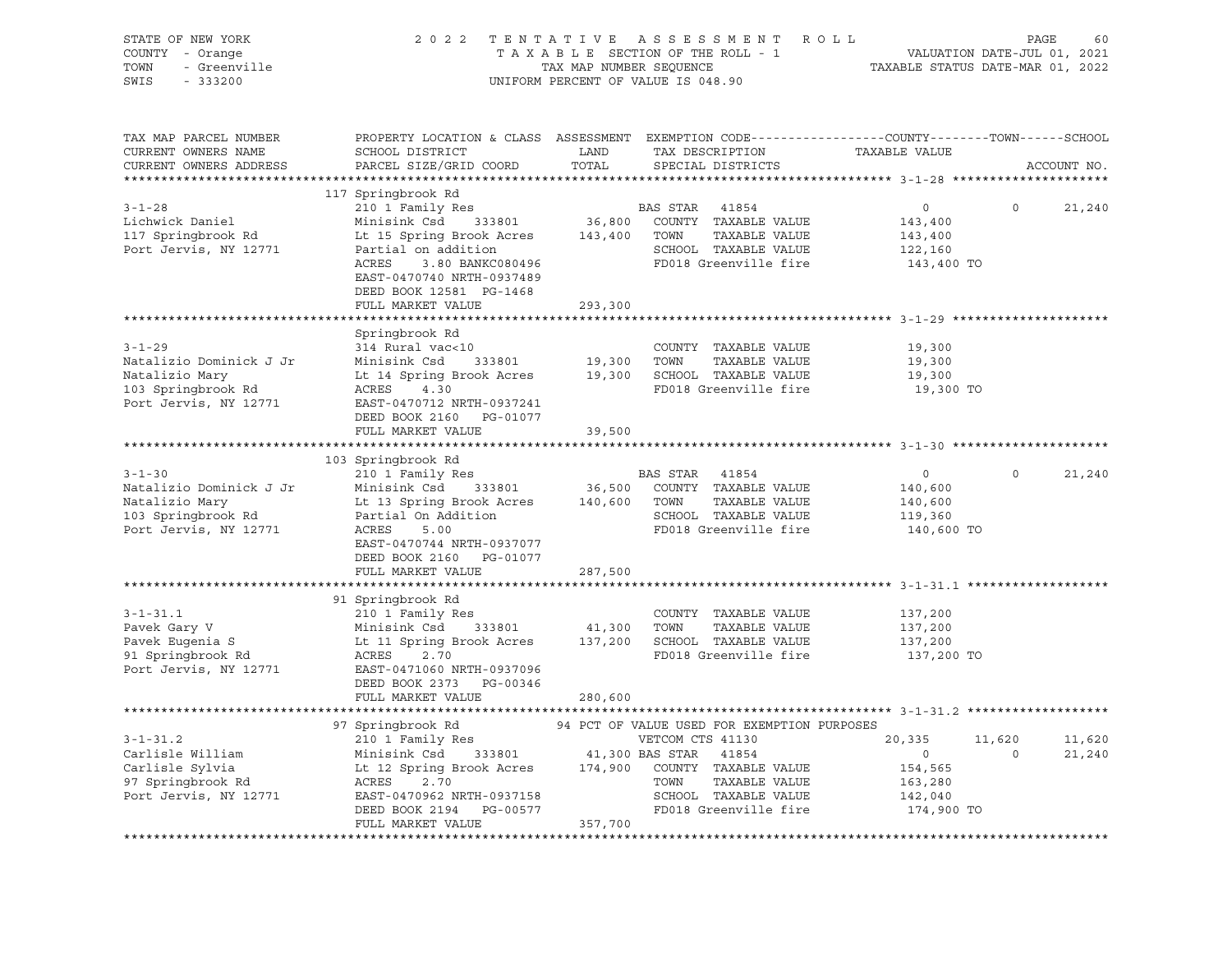STATE OF NEW YORK
COUNTY - Orange
TOWN - Greenville
SWIS - 333200

2022 TENTATIVE ASSESSMENT ROLL
TAXABLE SECTION OF THE ROLL - 1
TAX MAP NUMBER SEQUENCE
UNIFORM PERCENT OF VALUE IS 048.90

VALUATION DATE-JUL 01, 2021
TAXABLE STATUS DATE-MAR 01, 2022

```
TAX MAP PARCEL NUMBER          PROPERTY LOCATION & CLASS  ASSESSMENT  EXEMPTION CODE------------------COUNTY--------TOWN------SCHOOL
CURRENT OWNERS NAME            SCHOOL DISTRICT               LAND      TAX DESCRIPTION              TAXABLE VALUE
CURRENT OWNERS ADDRESS         PARCEL SIZE/GRID COORD        TOTAL     SPECIAL DISTRICTS                                        ACCOUNT NO.
******************************************************************************************************* 3-1-28 *********************
                          117 Springbrook Rd
3-1-28                         210 1 Family Res                        BAS STAR   41854                  0            0       21,240
Lichwick Daniel                Minisink Csd    333801        36,800    COUNTY  TAXABLE VALUE          143,400
117 Springbrook Rd             Lt 15 Spring Brook Acres     143,400    TOWN    TAXABLE VALUE          143,400
Port Jervis, NY 12771          Partial on addition                     SCHOOL  TAXABLE VALUE          122,160
                               ACRES     3.80 BANKC080496              FD018 Greenville fire            143,400 TO
                               EAST-0470740 NRTH-0937489
                               DEED BOOK 12581  PG-1468
                               FULL MARKET VALUE            293,300
******************************************************************************************************* 3-1-29 *********************
                          Springbrook Rd
3-1-29                         314 Rural vac<10                        COUNTY  TAXABLE VALUE           19,300
Natalizio Dominick J Jr        Minisink Csd    333801        19,300    TOWN    TAXABLE VALUE           19,300
Natalizio Mary                 Lt 14 Spring Brook Acres      19,300    SCHOOL  TAXABLE VALUE           19,300
103 Springbrook Rd             ACRES     4.30                          FD018 Greenville fire             19,300 TO
Port Jervis, NY 12771          EAST-0470712 NRTH-0937241
                               DEED BOOK 2160   PG-01077
                               FULL MARKET VALUE             39,500
******************************************************************************************************* 3-1-30 *********************
                          103 Springbrook Rd
3-1-30                         210 1 Family Res                        BAS STAR   41854                  0            0       21,240
Natalizio Dominick J Jr        Minisink Csd    333801        36,500    COUNTY  TAXABLE VALUE          140,600
Natalizio Mary                 Lt 13 Spring Brook Acres     140,600    TOWN    TAXABLE VALUE          140,600
103 Springbrook Rd             Partial On Addition                     SCHOOL  TAXABLE VALUE          119,360
Port Jervis, NY 12771          ACRES     5.00                          FD018 Greenville fire            140,600 TO
                               EAST-0470744 NRTH-0937077
                               DEED BOOK 2160   PG-01077
                               FULL MARKET VALUE            287,500
******************************************************************************************************* 3-1-31.1 *******************
                          91 Springbrook Rd
3-1-31.1                       210 1 Family Res                        COUNTY  TAXABLE VALUE          137,200
Pavek Gary V                   Minisink Csd    333801        41,300    TOWN    TAXABLE VALUE          137,200
Pavek Eugenia S                Lt 11 Spring Brook Acres     137,200    SCHOOL  TAXABLE VALUE          137,200
91 Springbrook Rd              ACRES     2.70                          FD018 Greenville fire            137,200 TO
Port Jervis, NY 12771          EAST-0471060 NRTH-0937096
                               DEED BOOK 2373   PG-00346
                               FULL MARKET VALUE            280,600
******************************************************************************************************* 3-1-31.2 *******************
                          97 Springbrook Rd          94 PCT OF VALUE USED FOR EXEMPTION PURPOSES
3-1-31.2                       210 1 Family Res                        VETCOM CTS 41130              20,335       11,620       11,620
Carlisle William               Minisink Csd    333801        41,300 BAS STAR   41854                  0            0       21,240
Carlisle Sylvia                Lt 12 Spring Brook Acres     174,900    COUNTY  TAXABLE VALUE          154,565
97 Springbrook Rd              ACRES     2.70                          TOWN    TAXABLE VALUE          163,280
Port Jervis, NY 12771          EAST-0470962 NRTH-0937158               SCHOOL  TAXABLE VALUE          142,040
                               DEED BOOK 2194   PG-00577               FD018 Greenville fire            174,900 TO
                               FULL MARKET VALUE            357,700
************************************************************************************************************************************
```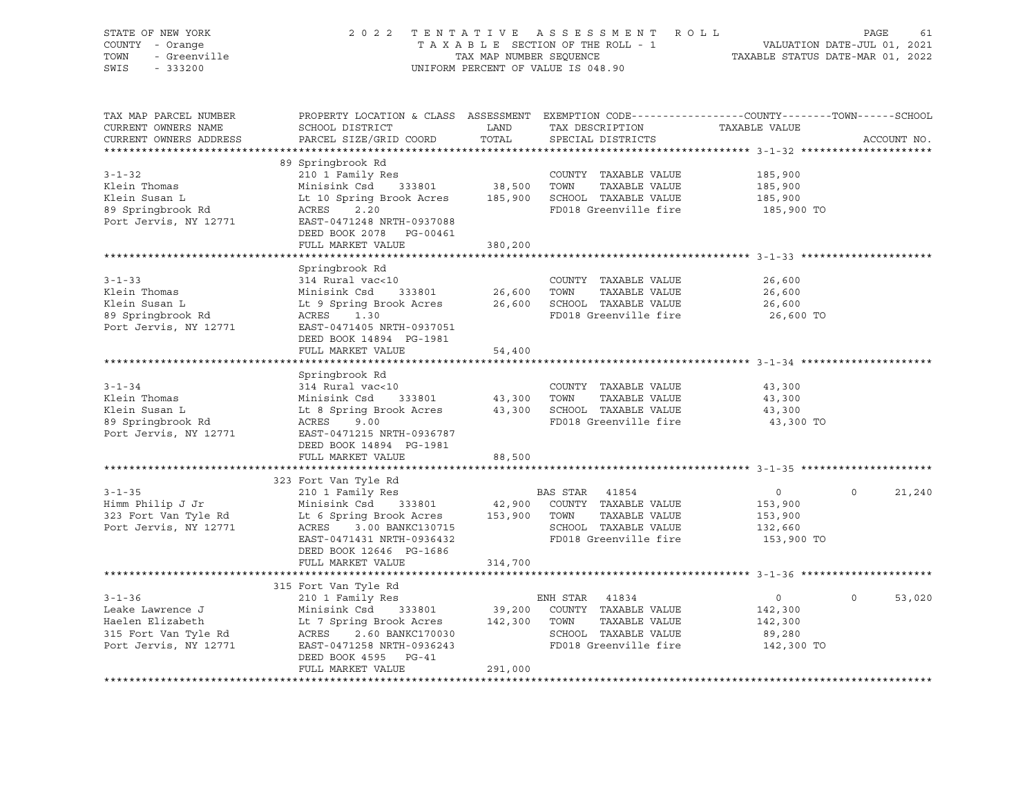STATE OF NEW YORK
COUNTY - Orange
TOWN - Greenville
SWIS - 333200

2022 TENTATIVE ASSESSMENT ROLL
TAXABLE SECTION OF THE ROLL - 1
TAX MAP NUMBER SEQUENCE
UNIFORM PERCENT OF VALUE IS 048.90

VALUATION DATE-JUL 01, 2021
TAXABLE STATUS DATE-MAR 01, 2022

| TAX MAP PARCEL NUMBER / CURRENT OWNERS NAME / CURRENT OWNERS ADDRESS | PROPERTY LOCATION & CLASS / SCHOOL DISTRICT / PARCEL SIZE/GRID COORD | ASSESSMENT LAND | TOTAL | EXEMPTION CODE / TAX DESCRIPTION / SPECIAL DISTRICTS | COUNTY TAXABLE VALUE | TOWN | SCHOOL | ACCOUNT NO. |
|---|---|---|---|---|---|---|---|---|
| **3-1-32** | 89 Springbrook Rd | | | | | | | |
| Klein Thomas | 210 1 Family Res | | | COUNTY TAXABLE VALUE | 185,900 | | | |
| Klein Susan L | Minisink Csd 333801 | 38,500 | | TOWN TAXABLE VALUE | 185,900 | | | |
| 89 Springbrook Rd | Lt 10 Spring Brook Acres | | 185,900 | SCHOOL TAXABLE VALUE | 185,900 | | | |
| Port Jervis, NY 12771 | ACRES 2.20 | | | FD018 Greenville fire | 185,900 TO | | | |
| | EAST-0471248 NRTH-0937088 | | | | | | | |
| | DEED BOOK 2078 PG-00461 | | | | | | | |
| | FULL MARKET VALUE | | 380,200 | | | | | |
| **3-1-33** | Springbrook Rd | | | | | | | |
| Klein Thomas | 314 Rural vac<10 | | | COUNTY TAXABLE VALUE | 26,600 | | | |
| Klein Susan L | Minisink Csd 333801 | 26,600 | | TOWN TAXABLE VALUE | 26,600 | | | |
| 89 Springbrook Rd | Lt 9 Spring Brook Acres | | 26,600 | SCHOOL TAXABLE VALUE | 26,600 | | | |
| Port Jervis, NY 12771 | ACRES 1.30 | | | FD018 Greenville fire | 26,600 TO | | | |
| | EAST-0471405 NRTH-0937051 | | | | | | | |
| | DEED BOOK 14894 PG-1981 | | | | | | | |
| | FULL MARKET VALUE | | 54,400 | | | | | |
| **3-1-34** | Springbrook Rd | | | | | | | |
| Klein Thomas | 314 Rural vac<10 | | | COUNTY TAXABLE VALUE | 43,300 | | | |
| Klein Susan L | Minisink Csd 333801 | 43,300 | | TOWN TAXABLE VALUE | 43,300 | | | |
| 89 Springbrook Rd | Lt 8 Spring Brook Acres | | 43,300 | SCHOOL TAXABLE VALUE | 43,300 | | | |
| Port Jervis, NY 12771 | ACRES 9.00 | | | FD018 Greenville fire | 43,300 TO | | | |
| | EAST-0471215 NRTH-0936787 | | | | | | | |
| | DEED BOOK 14894 PG-1981 | | | | | | | |
| | FULL MARKET VALUE | | 88,500 | | | | | |
| **3-1-35** | 323 Fort Van Tyle Rd | | | | | | | |
| Himm Philip J Jr | 210 1 Family Res | | | BAS STAR 41854 | 0 | 0 | 21,240 | |
| 323 Fort Van Tyle Rd | Minisink Csd 333801 | 42,900 | | COUNTY TAXABLE VALUE | 153,900 | | | |
| Port Jervis, NY 12771 | Lt 6 Spring Brook Acres | | 153,900 | TOWN TAXABLE VALUE | 153,900 | | | |
| | ACRES 3.00 BANKC130715 | | | SCHOOL TAXABLE VALUE | 132,660 | | | |
| | EAST-0471431 NRTH-0936432 | | | FD018 Greenville fire | 153,900 TO | | | |
| | DEED BOOK 12646 PG-1686 | | | | | | | |
| | FULL MARKET VALUE | | 314,700 | | | | | |
| **3-1-36** | 315 Fort Van Tyle Rd | | | | | | | |
| Leake Lawrence J | 210 1 Family Res | | | ENH STAR 41834 | 0 | 0 | 53,020 | |
| Haelen Elizabeth | Minisink Csd 333801 | 39,200 | | COUNTY TAXABLE VALUE | 142,300 | | | |
| 315 Fort Van Tyle Rd | Lt 7 Spring Brook Acres | | 142,300 | TOWN TAXABLE VALUE | 142,300 | | | |
| Port Jervis, NY 12771 | ACRES 2.60 BANKC170030 | | | SCHOOL TAXABLE VALUE | 89,280 | | | |
| | EAST-0471258 NRTH-0936243 | | | FD018 Greenville fire | 142,300 TO | | | |
| | DEED BOOK 4595 PG-41 | | | | | | | |
| | FULL MARKET VALUE | | 291,000 | | | | | |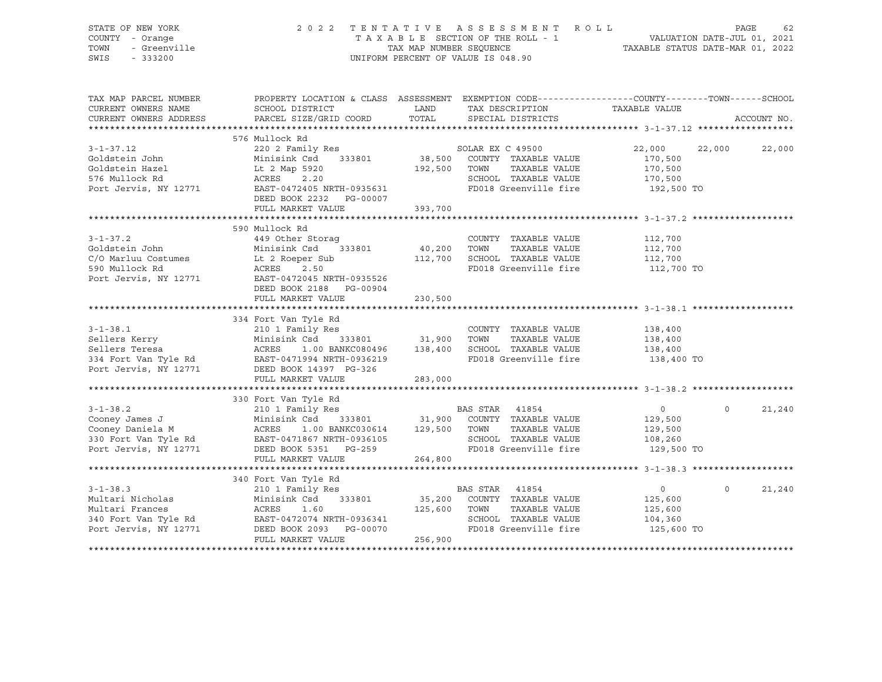STATE OF NEW YORK
COUNTY - Orange
TOWN - Greenville
SWIS - 333200

2022 TENTATIVE ASSESSMENT ROLL
TAXABLE SECTION OF THE ROLL - 1
TAX MAP NUMBER SEQUENCE
UNIFORM PERCENT OF VALUE IS 048.90

VALUATION DATE-JUL 01, 2021
TAXABLE STATUS DATE-MAR 01, 2022

| TAX MAP PARCEL NUMBER / CURRENT OWNERS NAME / CURRENT OWNERS ADDRESS | PROPERTY LOCATION & CLASS / SCHOOL DISTRICT / PARCEL SIZE/GRID COORD | ASSESSMENT LAND / TOTAL | EXEMPTION CODE / TAX DESCRIPTION / SPECIAL DISTRICTS | COUNTY TAXABLE VALUE | TOWN | SCHOOL | ACCOUNT NO. |
|---|---|---|---|---|---|---|---|
| **3-1-37.12** | 576 Mullock Rd | | | | | | |
| 3-1-37.12 | 220 2 Family Res | | SOLAR EX C 49500 | 22,000 | 22,000 | 22,000 | |
| Goldstein John | Minisink Csd 333801 | 38,500 | COUNTY TAXABLE VALUE | 170,500 | | | |
| Goldstein Hazel | Lt 2 Map 5920 | 192,500 | TOWN TAXABLE VALUE | 170,500 | | | |
| 576 Mullock Rd | ACRES 2.20 | | SCHOOL TAXABLE VALUE | 170,500 | | | |
| Port Jervis, NY 12771 | EAST-0472405 NRTH-0935631 | | FD018 Greenville fire | 192,500 TO | | | |
| | DEED BOOK 2232 PG-00007 | | | | | | |
| | FULL MARKET VALUE | 393,700 | | | | | |
| **3-1-37.2** | 590 Mullock Rd | | | | | | |
| 3-1-37.2 | 449 Other Storag | | COUNTY TAXABLE VALUE | 112,700 | | | |
| Goldstein John | Minisink Csd 333801 | 40,200 | TOWN TAXABLE VALUE | 112,700 | | | |
| C/O Marluu Costumes | Lt 2 Roeper Sub | 112,700 | SCHOOL TAXABLE VALUE | 112,700 | | | |
| 590 Mullock Rd | ACRES 2.50 | | FD018 Greenville fire | 112,700 TO | | | |
| Port Jervis, NY 12771 | EAST-0472045 NRTH-0935526 | | | | | | |
| | DEED BOOK 2188 PG-00904 | | | | | | |
| | FULL MARKET VALUE | 230,500 | | | | | |
| **3-1-38.1** | 334 Fort Van Tyle Rd | | | | | | |
| 3-1-38.1 | 210 1 Family Res | | COUNTY TAXABLE VALUE | 138,400 | | | |
| Sellers Kerry | Minisink Csd 333801 | 31,900 | TOWN TAXABLE VALUE | 138,400 | | | |
| Sellers Teresa | ACRES 1.00 BANKC080496 | 138,400 | SCHOOL TAXABLE VALUE | 138,400 | | | |
| 334 Fort Van Tyle Rd | EAST-0471994 NRTH-0936219 | | FD018 Greenville fire | 138,400 TO | | | |
| Port Jervis, NY 12771 | DEED BOOK 14397 PG-326 | | | | | | |
| | FULL MARKET VALUE | 283,000 | | | | | |
| **3-1-38.2** | 330 Fort Van Tyle Rd | | | | | | |
| 3-1-38.2 | 210 1 Family Res | | BAS STAR 41854 | 0 | 0 | 21,240 | |
| Cooney James J | Minisink Csd 333801 | 31,900 | COUNTY TAXABLE VALUE | 129,500 | | | |
| Cooney Daniela M | ACRES 1.00 BANKC030614 | 129,500 | TOWN TAXABLE VALUE | 129,500 | | | |
| 330 Fort Van Tyle Rd | EAST-0471867 NRTH-0936105 | | SCHOOL TAXABLE VALUE | 108,260 | | | |
| Port Jervis, NY 12771 | DEED BOOK 5351 PG-259 | | FD018 Greenville fire | 129,500 TO | | | |
| | FULL MARKET VALUE | 264,800 | | | | | |
| **3-1-38.3** | 340 Fort Van Tyle Rd | | | | | | |
| 3-1-38.3 | 210 1 Family Res | | BAS STAR 41854 | 0 | 0 | 21,240 | |
| Multari Nicholas | Minisink Csd 333801 | 35,200 | COUNTY TAXABLE VALUE | 125,600 | | | |
| Multari Frances | ACRES 1.60 | 125,600 | TOWN TAXABLE VALUE | 125,600 | | | |
| 340 Fort Van Tyle Rd | EAST-0472074 NRTH-0936341 | | SCHOOL TAXABLE VALUE | 104,360 | | | |
| Port Jervis, NY 12771 | DEED BOOK 2093 PG-00070 | | FD018 Greenville fire | 125,600 TO | | | |
| | FULL MARKET VALUE | 256,900 | | | | | |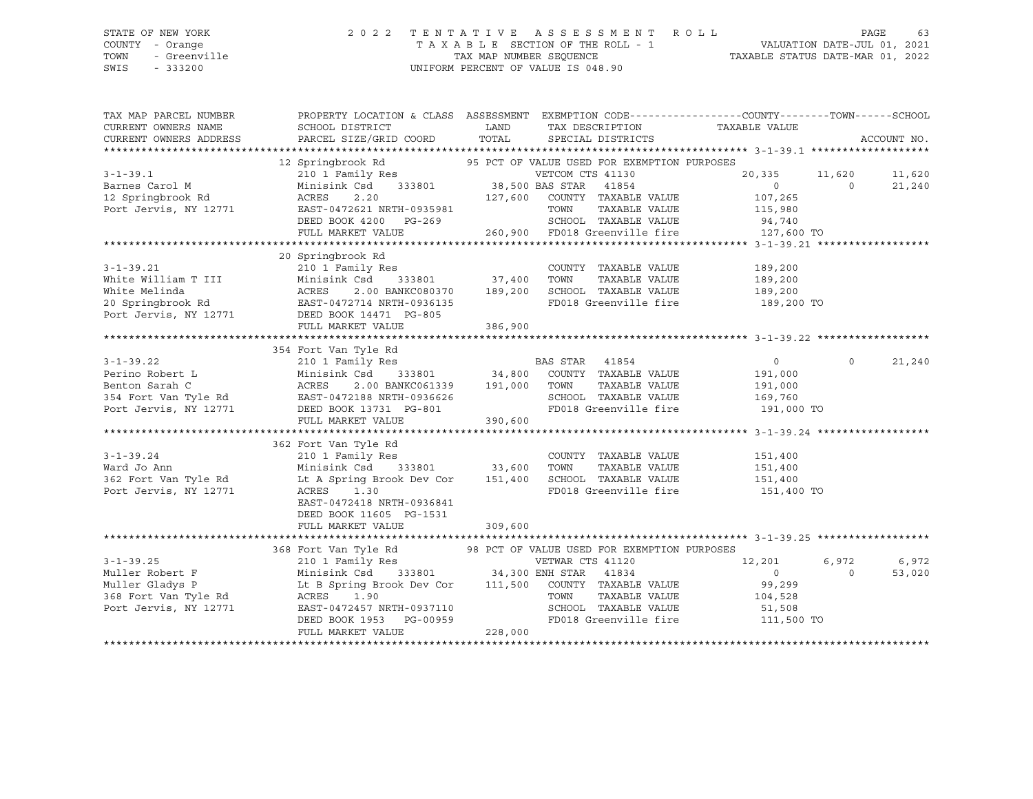STATE OF NEW YORK | COUNTY - Orange | TOWN - Greenville | SWIS - 333200

**2022 TENTATIVE ASSESSMENT ROLL**
TAXABLE SECTION OF THE ROLL - 1
TAX MAP NUMBER SEQUENCE
UNIFORM PERCENT OF VALUE IS 048.90

VALUATION DATE-JUL 01, 2021
TAXABLE STATUS DATE-MAR 01, 2022

```
TAX MAP PARCEL NUMBER     PROPERTY LOCATION & CLASS  ASSESSMENT  EXEMPTION CODE------------------COUNTY--------TOWN------SCHOOL
CURRENT OWNERS NAME       SCHOOL DISTRICT               LAND      TAX DESCRIPTION            TAXABLE VALUE
CURRENT OWNERS ADDRESS    PARCEL SIZE/GRID COORD        TOTAL     SPECIAL DISTRICTS                                    ACCOUNT NO.
******************************************************************************************************* 3-1-39.1 *******************
                    12 Springbrook Rd                95 PCT OF VALUE USED FOR EXEMPTION PURPOSES
3-1-39.1                  210 1 Family Res                    VETCOM CTS 41130             20,335     11,620     11,620
Barnes Carol M            Minisink Csd     333801       38,500 BAS STAR   41854                  0          0     21,240
12 Springbrook Rd         ACRES      2.20              127,600   COUNTY  TAXABLE VALUE        107,265
Port Jervis, NY 12771     EAST-0472621 NRTH-0935981                TOWN    TAXABLE VALUE        115,980
                          DEED BOOK 4200   PG-269                  SCHOOL  TAXABLE VALUE         94,740
                          FULL MARKET VALUE            260,900   FD018 Greenville fire         127,600 TO
******************************************************************************************************* 3-1-39.21 ******************
                    20 Springbrook Rd
3-1-39.21                 210 1 Family Res                        COUNTY  TAXABLE VALUE        189,200
White William T III       Minisink Csd     333801       37,400   TOWN    TAXABLE VALUE        189,200
White Melinda             ACRES      2.00 BANKC080370  189,200   SCHOOL  TAXABLE VALUE        189,200
20 Springbrook Rd         EAST-0472714 NRTH-0936135                FD018 Greenville fire         189,200 TO
Port Jervis, NY 12771     DEED BOOK 14471  PG-805
                          FULL MARKET VALUE            386,900
******************************************************************************************************* 3-1-39.22 ******************
                    354 Fort Van Tyle Rd
3-1-39.22                 210 1 Family Res                    BAS STAR   41854                  0          0     21,240
Perino Robert L           Minisink Csd     333801       34,800   COUNTY  TAXABLE VALUE        191,000
Benton Sarah C            ACRES      2.00 BANKC061339  191,000   TOWN    TAXABLE VALUE        191,000
354 Fort Van Tyle Rd      EAST-0472188 NRTH-0936626                SCHOOL  TAXABLE VALUE        169,760
Port Jervis, NY 12771     DEED BOOK 13731  PG-801                  FD018 Greenville fire         191,000 TO
                          FULL MARKET VALUE            390,600
******************************************************************************************************* 3-1-39.24 ******************
                    362 Fort Van Tyle Rd
3-1-39.24                 210 1 Family Res                        COUNTY  TAXABLE VALUE        151,400
Ward Jo Ann               Minisink Csd     333801       33,600   TOWN    TAXABLE VALUE        151,400
362 Fort Van Tyle Rd      Lt A Spring Brook Dev Cor    151,400   SCHOOL  TAXABLE VALUE        151,400
Port Jervis, NY 12771     ACRES      1.30                          FD018 Greenville fire         151,400 TO
                          EAST-0472418 NRTH-0936841
                          DEED BOOK 11605  PG-1531
                          FULL MARKET VALUE            309,600
******************************************************************************************************* 3-1-39.25 ******************
                    368 Fort Van Tyle Rd             98 PCT OF VALUE USED FOR EXEMPTION PURPOSES
3-1-39.25                 210 1 Family Res                    VETWAR CTS 41120             12,201      6,972      6,972
Muller Robert F           Minisink Csd     333801       34,300 ENH STAR   41834                  0          0     53,020
Muller Gladys P           Lt B Spring Brook Dev Cor    111,500   COUNTY  TAXABLE VALUE         99,299
368 Fort Van Tyle Rd      ACRES      1.90                          TOWN    TAXABLE VALUE        104,528
Port Jervis, NY 12771     EAST-0472457 NRTH-0937110                SCHOOL  TAXABLE VALUE         51,508
                          DEED BOOK 1953   PG-00959                FD018 Greenville fire         111,500 TO
                          FULL MARKET VALUE            228,000
************************************************************************************************************************************
```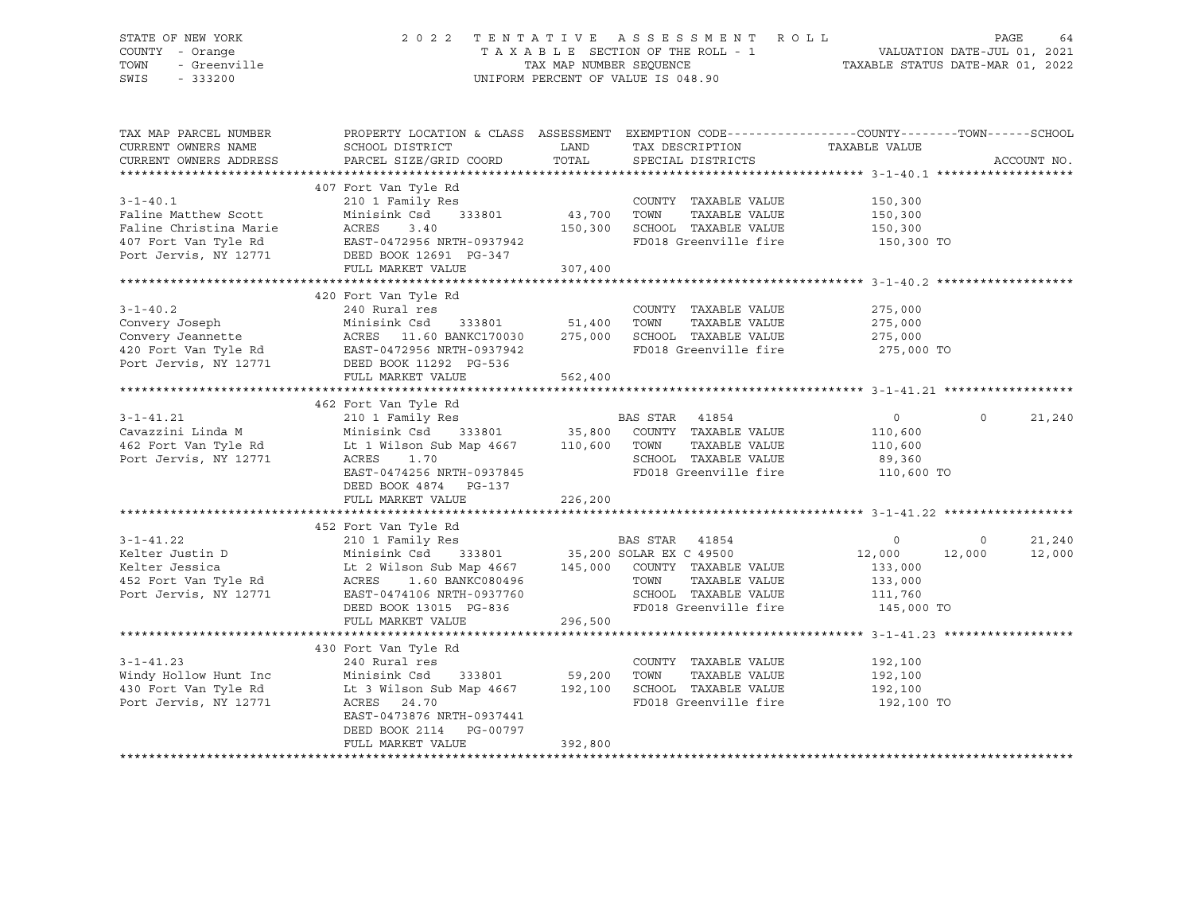STATE OF NEW YORK
COUNTY - Orange
TOWN - Greenville
SWIS - 333200

2022 TENTATIVE ASSESSMENT ROLL
TAXABLE SECTION OF THE ROLL - 1
TAX MAP NUMBER SEQUENCE
UNIFORM PERCENT OF VALUE IS 048.90

VALUATION DATE-JUL 01, 2021
TAXABLE STATUS DATE-MAR 01, 2022

| TAX MAP PARCEL NUMBER / CURRENT OWNERS NAME / CURRENT OWNERS ADDRESS | PROPERTY LOCATION & CLASS / SCHOOL DISTRICT / PARCEL SIZE/GRID COORD | ASSESSMENT LAND / TOTAL | EXEMPTION CODE / TAX DESCRIPTION / SPECIAL DISTRICTS | COUNTY | TOWN | SCHOOL | ACCOUNT NO. |
|---|---|---|---|---|---|---|---|
| **3-1-40.1** | 407 Fort Van Tyle Rd | | | | | | |
| 3-1-40.1 | 210 1 Family Res | | COUNTY TAXABLE VALUE | 150,300 | | | |
| Faline Matthew Scott | Minisink Csd 333801 | 43,700 | TOWN TAXABLE VALUE | 150,300 | | | |
| Faline Christina Marie | ACRES 3.40 | 150,300 | SCHOOL TAXABLE VALUE | 150,300 | | | |
| 407 Fort Van Tyle Rd | EAST-0472956 NRTH-0937942 | | FD018 Greenville fire | 150,300 TO | | | |
| Port Jervis, NY 12771 | DEED BOOK 12691 PG-347 | | | | | | |
| | FULL MARKET VALUE | 307,400 | | | | | |
| **3-1-40.2** | 420 Fort Van Tyle Rd | | | | | | |
| 3-1-40.2 | 240 Rural res | | COUNTY TAXABLE VALUE | 275,000 | | | |
| Convery Joseph | Minisink Csd 333801 | 51,400 | TOWN TAXABLE VALUE | 275,000 | | | |
| Convery Jeannette | ACRES 11.60 BANKC170030 | 275,000 | SCHOOL TAXABLE VALUE | 275,000 | | | |
| 420 Fort Van Tyle Rd | EAST-0472956 NRTH-0937942 | | FD018 Greenville fire | 275,000 TO | | | |
| Port Jervis, NY 12771 | DEED BOOK 11292 PG-536 | | | | | | |
| | FULL MARKET VALUE | 562,400 | | | | | |
| **3-1-41.21** | 462 Fort Van Tyle Rd | | | | | | |
| 3-1-41.21 | 210 1 Family Res | | BAS STAR 41854 | 0 | 0 | 21,240 | |
| Cavazzini Linda M | Minisink Csd 333801 | 35,800 | COUNTY TAXABLE VALUE | 110,600 | | | |
| 462 Fort Van Tyle Rd | Lt 1 Wilson Sub Map 4667 | 110,600 | TOWN TAXABLE VALUE | 110,600 | | | |
| Port Jervis, NY 12771 | ACRES 1.70 | | SCHOOL TAXABLE VALUE | 89,360 | | | |
| | EAST-0474256 NRTH-0937845 | | FD018 Greenville fire | 110,600 TO | | | |
| | DEED BOOK 4874 PG-137 | | | | | | |
| | FULL MARKET VALUE | 226,200 | | | | | |
| **3-1-41.22** | 452 Fort Van Tyle Rd | | | | | | |
| 3-1-41.22 | 210 1 Family Res | | BAS STAR 41854 | 0 | 0 | 21,240 | |
| Kelter Justin D | Minisink Csd 333801 | 35,200 | SOLAR EX C 49500 | 12,000 | 12,000 | 12,000 | |
| Kelter Jessica | Lt 2 Wilson Sub Map 4667 | 145,000 | COUNTY TAXABLE VALUE | 133,000 | | | |
| 452 Fort Van Tyle Rd | ACRES 1.60 BANKC080496 | | TOWN TAXABLE VALUE | 133,000 | | | |
| Port Jervis, NY 12771 | EAST-0474106 NRTH-0937760 | | SCHOOL TAXABLE VALUE | 111,760 | | | |
| | DEED BOOK 13015 PG-836 | | FD018 Greenville fire | 145,000 TO | | | |
| | FULL MARKET VALUE | 296,500 | | | | | |
| **3-1-41.23** | 430 Fort Van Tyle Rd | | | | | | |
| 3-1-41.23 | 240 Rural res | | COUNTY TAXABLE VALUE | 192,100 | | | |
| Windy Hollow Hunt Inc | Minisink Csd 333801 | 59,200 | TOWN TAXABLE VALUE | 192,100 | | | |
| 430 Fort Van Tyle Rd | Lt 3 Wilson Sub Map 4667 | 192,100 | SCHOOL TAXABLE VALUE | 192,100 | | | |
| Port Jervis, NY 12771 | ACRES 24.70 | | FD018 Greenville fire | 192,100 TO | | | |
| | EAST-0473876 NRTH-0937441 | | | | | | |
| | DEED BOOK 2114 PG-00797 | | | | | | |
| | FULL MARKET VALUE | 392,800 | | | | | |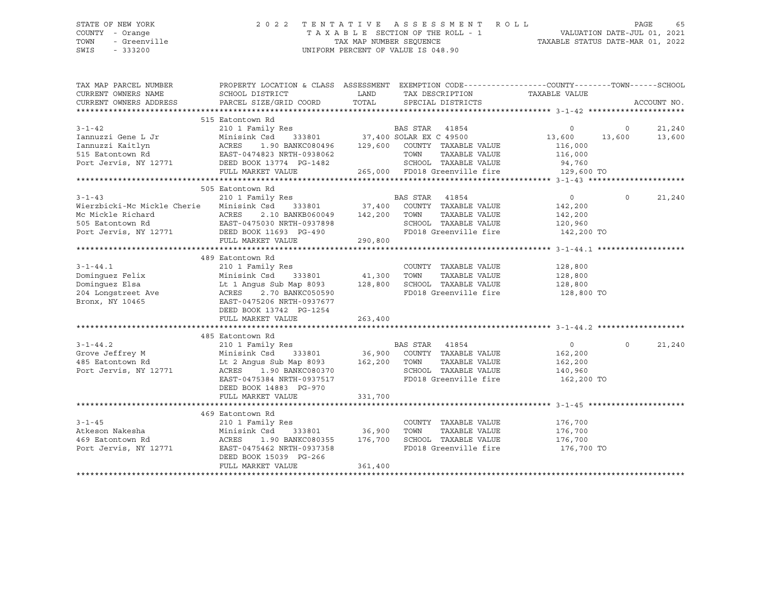STATE OF NEW YORK
COUNTY - Orange
TOWN - Greenville
SWIS - 333200

2022 TENTATIVE ASSESSMENT ROLL
TAXABLE SECTION OF THE ROLL - 1
TAX MAP NUMBER SEQUENCE
UNIFORM PERCENT OF VALUE IS 048.90

VALUATION DATE-JUL 01, 2021
TAXABLE STATUS DATE-MAR 01, 2022

| TAX MAP PARCEL NUMBER / CURRENT OWNERS NAME / CURRENT OWNERS ADDRESS | PROPERTY LOCATION & CLASS / SCHOOL DISTRICT / PARCEL SIZE/GRID COORD | ASSESSMENT LAND / TOTAL | EXEMPTION CODE / TAX DESCRIPTION / SPECIAL DISTRICTS | COUNTY TAXABLE VALUE | TOWN | SCHOOL |
|---|---|---|---|---|---|---|
| **3-1-42** | 515 Eatontown Rd | | | | | |
| | 210 1 Family Res | | BAS STAR 41854 | 0 | 0 | 21,240 |
| Iannuzzi Gene L Jr | Minisink Csd 333801 | 37,400 | SOLAR EX C 49500 | 13,600 | 13,600 | 13,600 |
| Iannuzzi Kaitlyn | ACRES 1.90 BANKC080496 | 129,600 | COUNTY TAXABLE VALUE | 116,000 | | |
| 515 Eatontown Rd | EAST-0474823 NRTH-0938062 | | TOWN TAXABLE VALUE | 116,000 | | |
| Port Jervis, NY 12771 | DEED BOOK 13774 PG-1482 | | SCHOOL TAXABLE VALUE | 94,760 | | |
| | FULL MARKET VALUE | 265,000 | FD018 Greenville fire | 129,600 TO | | |
| **3-1-43** | 505 Eatontown Rd | | | | | |
| | 210 1 Family Res | | BAS STAR 41854 | 0 | 0 | 21,240 |
| Wierzbicki-Mc Mickle Cherie | Minisink Csd 333801 | 37,400 | COUNTY TAXABLE VALUE | 142,200 | | |
| Mc Mickle Richard | ACRES 2.10 BANKB060049 | 142,200 | TOWN TAXABLE VALUE | 142,200 | | |
| 505 Eatontown Rd | EAST-0475030 NRTH-0937898 | | SCHOOL TAXABLE VALUE | 120,960 | | |
| Port Jervis, NY 12771 | DEED BOOK 11693 PG-490 | | FD018 Greenville fire | 142,200 TO | | |
| | FULL MARKET VALUE | 290,800 | | | | |
| **3-1-44.1** | 489 Eatontown Rd | | | | | |
| | 210 1 Family Res | | COUNTY TAXABLE VALUE | 128,800 | | |
| Dominguez Felix | Minisink Csd 333801 | 41,300 | TOWN TAXABLE VALUE | 128,800 | | |
| Dominguez Elsa | Lt 1 Angus Sub Map 8093 | 128,800 | SCHOOL TAXABLE VALUE | 128,800 | | |
| 204 Longstreet Ave | ACRES 2.70 BANKC050590 | | FD018 Greenville fire | 128,800 TO | | |
| Bronx, NY 10465 | EAST-0475206 NRTH-0937677 | | | | | |
| | DEED BOOK 13742 PG-1254 | | | | | |
| | FULL MARKET VALUE | 263,400 | | | | |
| **3-1-44.2** | 485 Eatontown Rd | | | | | |
| | 210 1 Family Res | | BAS STAR 41854 | 0 | 0 | 21,240 |
| Grove Jeffrey M | Minisink Csd 333801 | 36,900 | COUNTY TAXABLE VALUE | 162,200 | | |
| 485 Eatontown Rd | Lt 2 Angus Sub Map 8093 | 162,200 | TOWN TAXABLE VALUE | 162,200 | | |
| Port Jervis, NY 12771 | ACRES 1.90 BANKC080370 | | SCHOOL TAXABLE VALUE | 140,960 | | |
| | EAST-0475384 NRTH-0937517 | | FD018 Greenville fire | 162,200 TO | | |
| | DEED BOOK 14883 PG-970 | | | | | |
| | FULL MARKET VALUE | 331,700 | | | | |
| **3-1-45** | 469 Eatontown Rd | | | | | |
| | 210 1 Family Res | | COUNTY TAXABLE VALUE | 176,700 | | |
| Atkeson Nakesha | Minisink Csd 333801 | 36,900 | TOWN TAXABLE VALUE | 176,700 | | |
| 469 Eatontown Rd | ACRES 1.90 BANKC080355 | 176,700 | SCHOOL TAXABLE VALUE | 176,700 | | |
| Port Jervis, NY 12771 | EAST-0475462 NRTH-0937358 | | FD018 Greenville fire | 176,700 TO | | |
| | DEED BOOK 15039 PG-266 | | | | | |
| | FULL MARKET VALUE | 361,400 | | | | |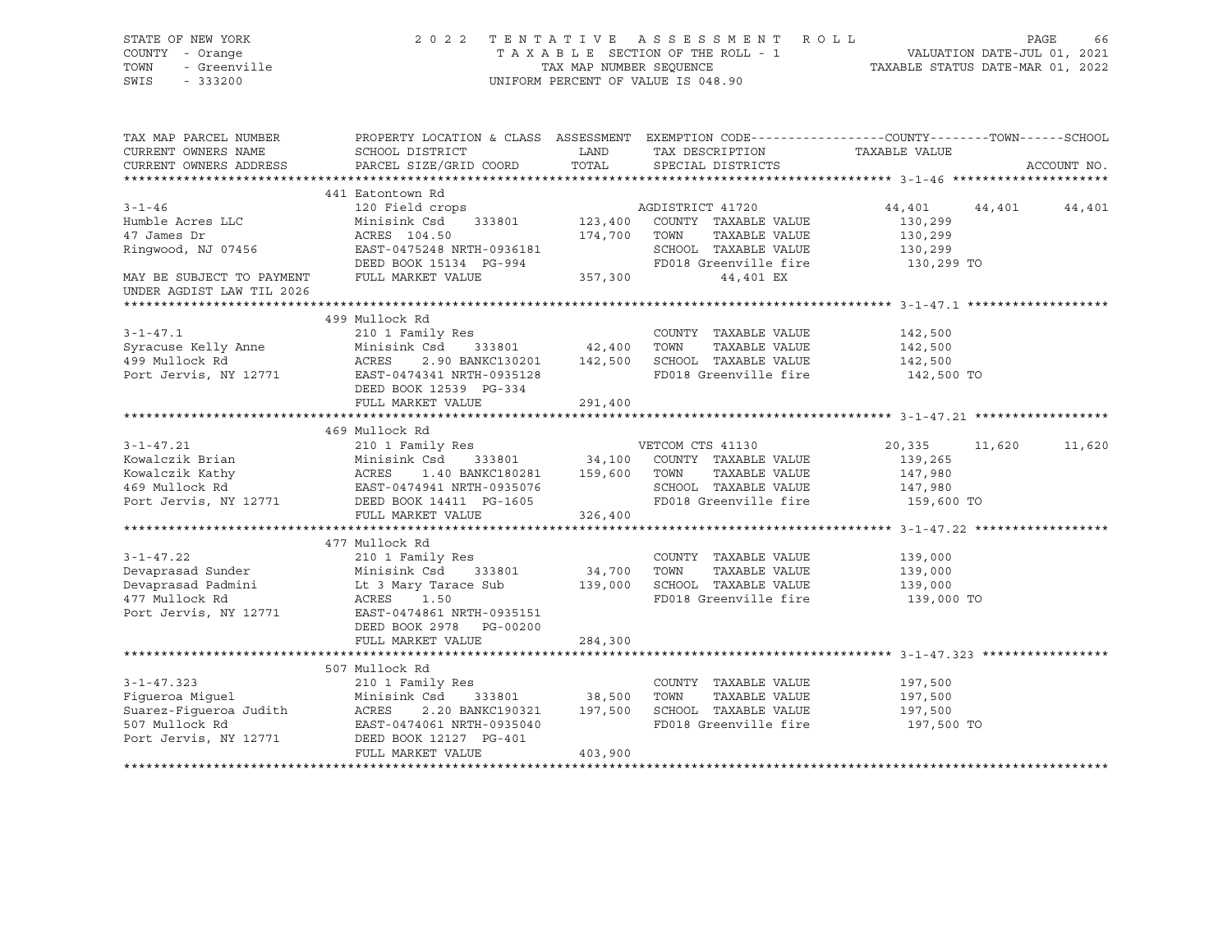STATE OF NEW YORK
COUNTY - Orange
TOWN - Greenville
SWIS - 333200

2022 TENTATIVE ASSESSMENT ROLL
TAXABLE SECTION OF THE ROLL - 1
TAX MAP NUMBER SEQUENCE
UNIFORM PERCENT OF VALUE IS 048.90

VALUATION DATE-JUL 01, 2021
TAXABLE STATUS DATE-MAR 01, 2022

| TAX MAP PARCEL NUMBER / CURRENT OWNERS NAME / CURRENT OWNERS ADDRESS | PROPERTY LOCATION & CLASS / SCHOOL DISTRICT / PARCEL SIZE/GRID COORD | ASSESSMENT LAND / TOTAL | EXEMPTION CODE / TAX DESCRIPTION / SPECIAL DISTRICTS | COUNTY TAXABLE VALUE | TOWN | SCHOOL |
|---|---|---|---|---|---|---|
| **3-1-46** | 441 Eatontown Rd | | | | | |
| 3-1-46 | 120 Field crops | | AGDISTRICT 41720 | 44,401 | 44,401 | 44,401 |
| Humble Acres LLC | Minisink Csd 333801 | 123,400 | COUNTY TAXABLE VALUE | 130,299 | | |
| 47 James Dr | ACRES 104.50 | 174,700 | TOWN TAXABLE VALUE | 130,299 | | |
| Ringwood, NJ 07456 | EAST-0475248 NRTH-0936181 | | SCHOOL TAXABLE VALUE | 130,299 | | |
| | DEED BOOK 15134 PG-994 | | FD018 Greenville fire | 130,299 TO | | |
| MAY BE SUBJECT TO PAYMENT UNDER AGDIST LAW TIL 2026 | FULL MARKET VALUE | 357,300 | 44,401 EX | | | |
| **3-1-47.1** | 499 Mullock Rd | | | | | |
| 3-1-47.1 | 210 1 Family Res | | COUNTY TAXABLE VALUE | 142,500 | | |
| Syracuse Kelly Anne | Minisink Csd 333801 | 42,400 | TOWN TAXABLE VALUE | 142,500 | | |
| 499 Mullock Rd | ACRES 2.90 BANKC130201 | 142,500 | SCHOOL TAXABLE VALUE | 142,500 | | |
| Port Jervis, NY 12771 | EAST-0474341 NRTH-0935128 | | FD018 Greenville fire | 142,500 TO | | |
| | DEED BOOK 12539 PG-334 | | | | | |
| | FULL MARKET VALUE | 291,400 | | | | |
| **3-1-47.21** | 469 Mullock Rd | | | | | |
| 3-1-47.21 | 210 1 Family Res | | VETCOM CTS 41130 | 20,335 | 11,620 | 11,620 |
| Kowalczik Brian | Minisink Csd 333801 | 34,100 | COUNTY TAXABLE VALUE | 139,265 | | |
| Kowalczik Kathy | ACRES 1.40 BANKC180281 | 159,600 | TOWN TAXABLE VALUE | 147,980 | | |
| 469 Mullock Rd | EAST-0474941 NRTH-0935076 | | SCHOOL TAXABLE VALUE | 147,980 | | |
| Port Jervis, NY 12771 | DEED BOOK 14411 PG-1605 | | FD018 Greenville fire | 159,600 TO | | |
| | FULL MARKET VALUE | 326,400 | | | | |
| **3-1-47.22** | 477 Mullock Rd | | | | | |
| 3-1-47.22 | 210 1 Family Res | | COUNTY TAXABLE VALUE | 139,000 | | |
| Devaprasad Sunder | Minisink Csd 333801 | 34,700 | TOWN TAXABLE VALUE | 139,000 | | |
| Devaprasad Padmini | Lt 3 Mary Tarace Sub | 139,000 | SCHOOL TAXABLE VALUE | 139,000 | | |
| 477 Mullock Rd | ACRES 1.50 | | FD018 Greenville fire | 139,000 TO | | |
| Port Jervis, NY 12771 | EAST-0474861 NRTH-0935151 | | | | | |
| | DEED BOOK 2978 PG-00200 | | | | | |
| | FULL MARKET VALUE | 284,300 | | | | |
| **3-1-47.323** | 507 Mullock Rd | | | | | |
| 3-1-47.323 | 210 1 Family Res | | COUNTY TAXABLE VALUE | 197,500 | | |
| Figueroa Miguel | Minisink Csd 333801 | 38,500 | TOWN TAXABLE VALUE | 197,500 | | |
| Suarez-Figueroa Judith | ACRES 2.20 BANKC190321 | 197,500 | SCHOOL TAXABLE VALUE | 197,500 | | |
| 507 Mullock Rd | EAST-0474061 NRTH-0935040 | | FD018 Greenville fire | 197,500 TO | | |
| Port Jervis, NY 12771 | DEED BOOK 12127 PG-401 | | | | | |
| | FULL MARKET VALUE | 403,900 | | | | |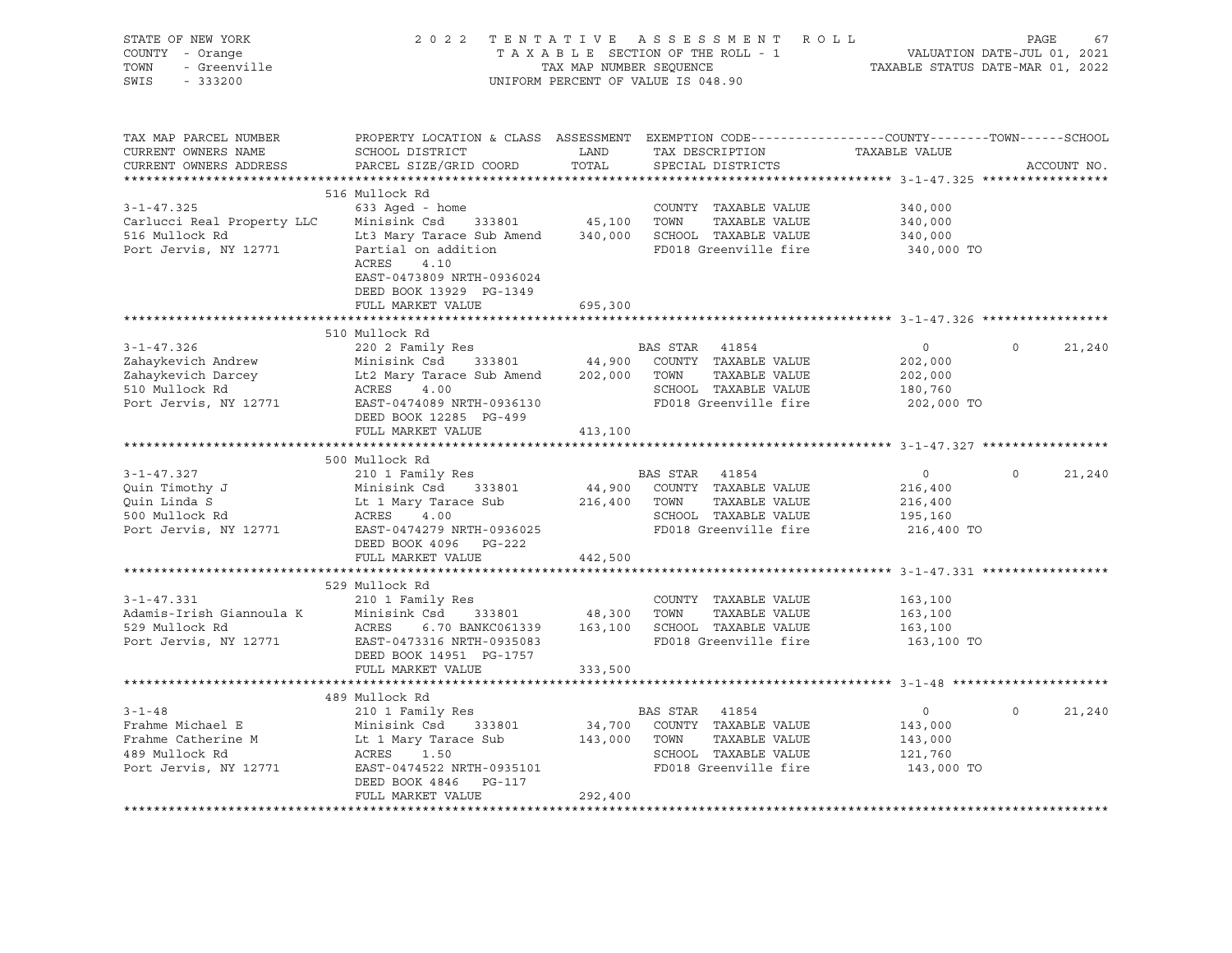STATE OF NEW YORK — COUNTY - Orange — TOWN - Greenville — SWIS - 333200

2022 TENTATIVE ASSESSMENT ROLL
TAXABLE SECTION OF THE ROLL - 1
TAX MAP NUMBER SEQUENCE
UNIFORM PERCENT OF VALUE IS 048.90

VALUATION DATE-JUL 01, 2021
TAXABLE STATUS DATE-MAR 01, 2022

| TAX MAP PARCEL NUMBER / CURRENT OWNERS NAME / CURRENT OWNERS ADDRESS | PROPERTY LOCATION & CLASS / SCHOOL DISTRICT / PARCEL SIZE/GRID COORD | ASSESSMENT LAND / TOTAL | EXEMPTION CODE / TAX DESCRIPTION / SPECIAL DISTRICTS | COUNTY | TOWN | SCHOOL TAXABLE VALUE |
|---|---|---|---|---|---|---|
| **3-1-47.325** | 516 Mullock Rd | | | | | |
| Carlucci Real Property LLC | 633 Aged - home | | COUNTY TAXABLE VALUE | 340,000 | | |
| 516 Mullock Rd | Minisink Csd 333801 | 45,100 | TOWN TAXABLE VALUE | 340,000 | | |
| Port Jervis, NY 12771 | Lt3 Mary Tarace Sub Amend | 340,000 | SCHOOL TAXABLE VALUE | 340,000 | | |
| | Partial on addition | | FD018 Greenville fire | 340,000 TO | | |
| | ACRES 4.10 | | | | | |
| | EAST-0473809 NRTH-0936024 | | | | | |
| | DEED BOOK 13929 PG-1349 | | | | | |
| | FULL MARKET VALUE | 695,300 | | | | |
| **3-1-47.326** | 510 Mullock Rd | | | | | |
| Zahaykevich Andrew | 220 2 Family Res | | BAS STAR 41854 | 0 | 0 | 21,240 |
| Zahaykevich Darcey | Minisink Csd 333801 | 44,900 | COUNTY TAXABLE VALUE | 202,000 | | |
| 510 Mullock Rd | Lt2 Mary Tarace Sub Amend | 202,000 | TOWN TAXABLE VALUE | 202,000 | | |
| Port Jervis, NY 12771 | ACRES 4.00 | | SCHOOL TAXABLE VALUE | 180,760 | | |
| | EAST-0474089 NRTH-0936130 | | FD018 Greenville fire | 202,000 TO | | |
| | DEED BOOK 12285 PG-499 | | | | | |
| | FULL MARKET VALUE | 413,100 | | | | |
| **3-1-47.327** | 500 Mullock Rd | | | | | |
| Quin Timothy J | 210 1 Family Res | | BAS STAR 41854 | 0 | 0 | 21,240 |
| Quin Linda S | Minisink Csd 333801 | 44,900 | COUNTY TAXABLE VALUE | 216,400 | | |
| 500 Mullock Rd | Lt 1 Mary Tarace Sub | 216,400 | TOWN TAXABLE VALUE | 216,400 | | |
| Port Jervis, NY 12771 | ACRES 4.00 | | SCHOOL TAXABLE VALUE | 195,160 | | |
| | EAST-0474279 NRTH-0936025 | | FD018 Greenville fire | 216,400 TO | | |
| | DEED BOOK 4096 PG-222 | | | | | |
| | FULL MARKET VALUE | 442,500 | | | | |
| **3-1-47.331** | 529 Mullock Rd | | | | | |
| Adamis-Irish Giannoula K | 210 1 Family Res | | COUNTY TAXABLE VALUE | 163,100 | | |
| 529 Mullock Rd | Minisink Csd 333801 | 48,300 | TOWN TAXABLE VALUE | 163,100 | | |
| Port Jervis, NY 12771 | ACRES 6.70 BANKC061339 | 163,100 | SCHOOL TAXABLE VALUE | 163,100 | | |
| | EAST-0473316 NRTH-0935083 | | FD018 Greenville fire | 163,100 TO | | |
| | DEED BOOK 14951 PG-1757 | | | | | |
| | FULL MARKET VALUE | 333,500 | | | | |
| **3-1-48** | 489 Mullock Rd | | | | | |
| Frahme Michael E | 210 1 Family Res | | BAS STAR 41854 | 0 | 0 | 21,240 |
| Frahme Catherine M | Minisink Csd 333801 | 34,700 | COUNTY TAXABLE VALUE | 143,000 | | |
| 489 Mullock Rd | Lt 1 Mary Tarace Sub | 143,000 | TOWN TAXABLE VALUE | 143,000 | | |
| Port Jervis, NY 12771 | ACRES 1.50 | | SCHOOL TAXABLE VALUE | 121,760 | | |
| | EAST-0474522 NRTH-0935101 | | FD018 Greenville fire | 143,000 TO | | |
| | DEED BOOK 4846 PG-117 | | | | | |
| | FULL MARKET VALUE | 292,400 | | | | |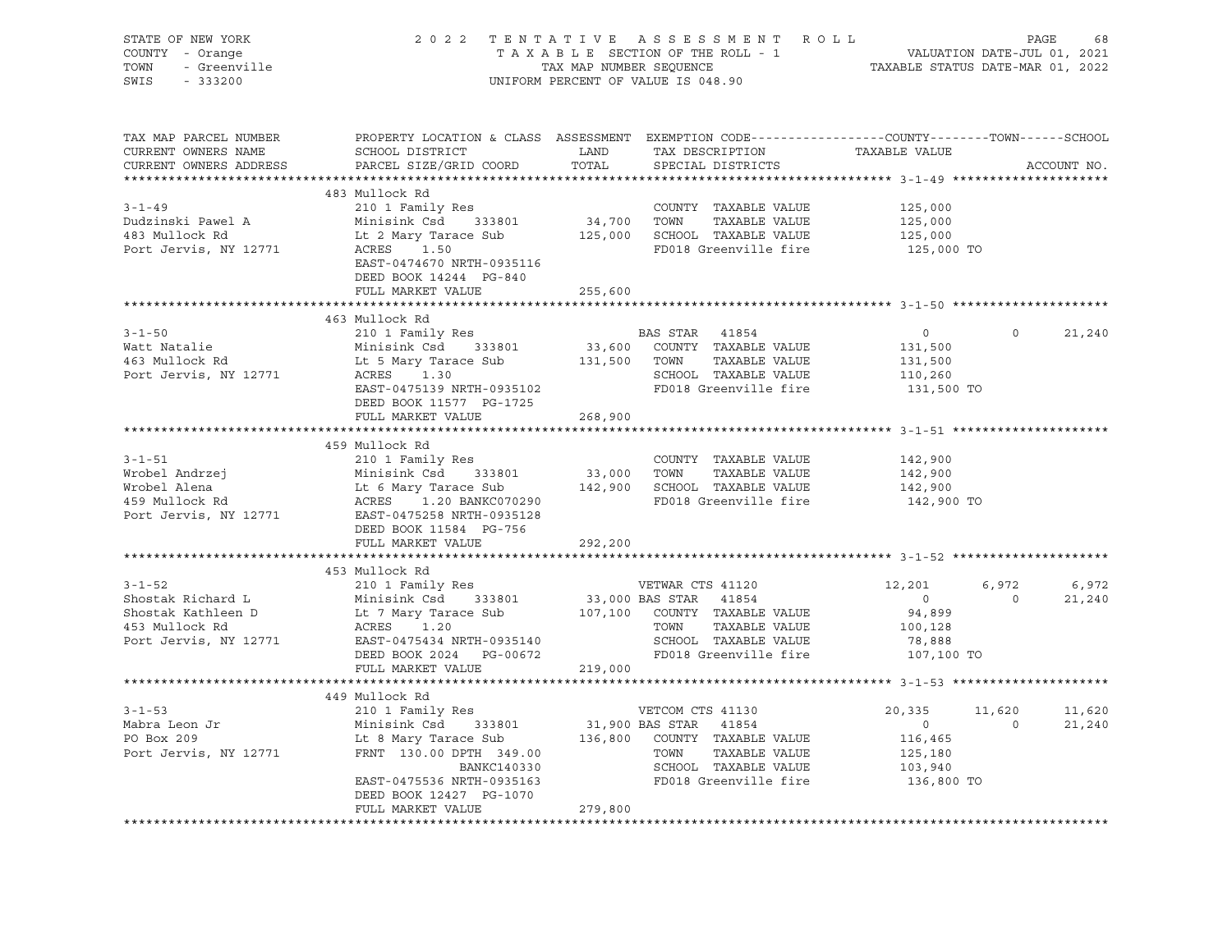STATE OF NEW YORK
COUNTY - Orange
TOWN - Greenville
SWIS - 333200

2 0 2 2 T E N T A T I V E A S S E S S M E N T R O L L
T A X A B L E SECTION OF THE ROLL - 1
TAX MAP NUMBER SEQUENCE
UNIFORM PERCENT OF VALUE IS 048.90

VALUATION DATE-JUL 01, 2021
TAXABLE STATUS DATE-MAR 01, 2022

| TAX MAP PARCEL NUMBER / CURRENT OWNERS NAME / CURRENT OWNERS ADDRESS | PROPERTY LOCATION & CLASS / SCHOOL DISTRICT / PARCEL SIZE/GRID COORD | ASSESSMENT LAND / TOTAL | EXEMPTION CODE / TAX DESCRIPTION / SPECIAL DISTRICTS | COUNTY TAXABLE VALUE | TOWN | SCHOOL / ACCOUNT NO. |
|---|---|---|---|---|---|---|
| | 483 Mullock Rd | | | | | |
| 3-1-49 | 210 1 Family Res | | COUNTY TAXABLE VALUE | 125,000 | | |
| Dudzinski Pawel A | Minisink Csd 333801 | 34,700 | TOWN TAXABLE VALUE | 125,000 | | |
| 483 Mullock Rd | Lt 2 Mary Tarace Sub | 125,000 | SCHOOL TAXABLE VALUE | 125,000 | | |
| Port Jervis, NY 12771 | ACRES 1.50 | | FD018 Greenville fire | 125,000 TO | | |
| | EAST-0474670 NRTH-0935116 | | | | | |
| | DEED BOOK 14244 PG-840 | | | | | |
| | FULL MARKET VALUE | 255,600 | | | | |
| | 463 Mullock Rd | | | | | |
| 3-1-50 | 210 1 Family Res | | BAS STAR 41854 | 0 | 0 | 21,240 |
| Watt Natalie | Minisink Csd 333801 | 33,600 | COUNTY TAXABLE VALUE | 131,500 | | |
| 463 Mullock Rd | Lt 5 Mary Tarace Sub | 131,500 | TOWN TAXABLE VALUE | 131,500 | | |
| Port Jervis, NY 12771 | ACRES 1.30 | | SCHOOL TAXABLE VALUE | 110,260 | | |
| | EAST-0475139 NRTH-0935102 | | FD018 Greenville fire | 131,500 TO | | |
| | DEED BOOK 11577 PG-1725 | | | | | |
| | FULL MARKET VALUE | 268,900 | | | | |
| | 459 Mullock Rd | | | | | |
| 3-1-51 | 210 1 Family Res | | COUNTY TAXABLE VALUE | 142,900 | | |
| Wrobel Andrzej | Minisink Csd 333801 | 33,000 | TOWN TAXABLE VALUE | 142,900 | | |
| Wrobel Alena | Lt 6 Mary Tarace Sub | 142,900 | SCHOOL TAXABLE VALUE | 142,900 | | |
| 459 Mullock Rd | ACRES 1.20 BANKC070290 | | FD018 Greenville fire | 142,900 TO | | |
| Port Jervis, NY 12771 | EAST-0475258 NRTH-0935128 | | | | | |
| | DEED BOOK 11584 PG-756 | | | | | |
| | FULL MARKET VALUE | 292,200 | | | | |
| | 453 Mullock Rd | | | | | |
| 3-1-52 | 210 1 Family Res | | VETWAR CTS 41120 | 12,201 | 6,972 | 6,972 |
| Shostak Richard L | Minisink Csd 333801 | 33,000 | BAS STAR 41854 | 0 | 0 | 21,240 |
| Shostak Kathleen D | Lt 7 Mary Tarace Sub | 107,100 | COUNTY TAXABLE VALUE | 94,899 | | |
| 453 Mullock Rd | ACRES 1.20 | | TOWN TAXABLE VALUE | 100,128 | | |
| Port Jervis, NY 12771 | EAST-0475434 NRTH-0935140 | | SCHOOL TAXABLE VALUE | 78,888 | | |
| | DEED BOOK 2024 PG-00672 | | FD018 Greenville fire | 107,100 TO | | |
| | FULL MARKET VALUE | 219,000 | | | | |
| | 449 Mullock Rd | | | | | |
| 3-1-53 | 210 1 Family Res | | VETCOM CTS 41130 | 20,335 | 11,620 | 11,620 |
| Mabra Leon Jr | Minisink Csd 333801 | 31,900 | BAS STAR 41854 | 0 | 0 | 21,240 |
| PO Box 209 | Lt 8 Mary Tarace Sub | 136,800 | COUNTY TAXABLE VALUE | 116,465 | | |
| Port Jervis, NY 12771 | FRNT 130.00 DPTH 349.00 | | TOWN TAXABLE VALUE | 125,180 | | |
| | BANKC140330 | | SCHOOL TAXABLE VALUE | 103,940 | | |
| | EAST-0475536 NRTH-0935163 | | FD018 Greenville fire | 136,800 TO | | |
| | DEED BOOK 12427 PG-1070 | | | | | |
| | FULL MARKET VALUE | 279,800 | | | | |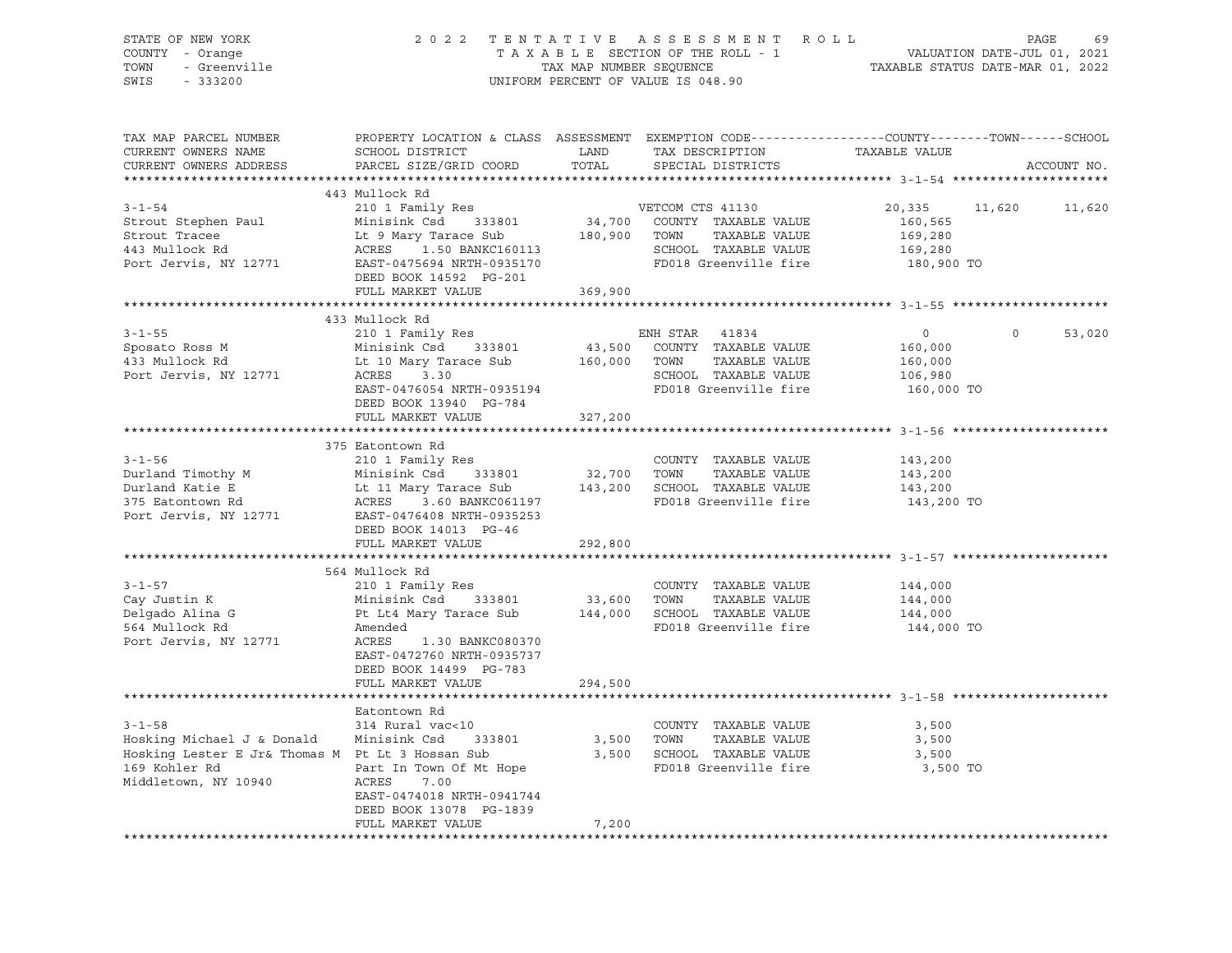STATE OF NEW YORK
COUNTY - Orange
TOWN - Greenville
SWIS - 333200

2022 TENTATIVE ASSESSMENT ROLL
TAXABLE SECTION OF THE ROLL - 1
TAX MAP NUMBER SEQUENCE
UNIFORM PERCENT OF VALUE IS 048.90

VALUATION DATE-JUL 01, 2021
TAXABLE STATUS DATE-MAR 01, 2022

| TAX MAP PARCEL NUMBER / CURRENT OWNERS NAME / CURRENT OWNERS ADDRESS | PROPERTY LOCATION & CLASS / SCHOOL DISTRICT / PARCEL SIZE/GRID COORD | ASSESSMENT LAND / TOTAL | EXEMPTION CODE / TAX DESCRIPTION / SPECIAL DISTRICTS | COUNTY | TOWN | SCHOOL |
|---|---|---|---|---|---|---|
| | 443 Mullock Rd | | | | | |
| 3-1-54 | 210 1 Family Res | | VETCOM CTS 41130 | 20,335 | 11,620 | 11,620 |
| Strout Stephen Paul | Minisink Csd 333801 | 34,700 | COUNTY TAXABLE VALUE | 160,565 | | |
| Strout Tracee | Lt 9 Mary Tarace Sub | 180,900 | TOWN TAXABLE VALUE | 169,280 | | |
| 443 Mullock Rd | ACRES 1.50 BANKC160113 | | SCHOOL TAXABLE VALUE | 169,280 | | |
| Port Jervis, NY 12771 | EAST-0475694 NRTH-0935170 | | FD018 Greenville fire | 180,900 TO | | |
| | DEED BOOK 14592 PG-201 | | | | | |
| | FULL MARKET VALUE | 369,900 | | | | |
| | 433 Mullock Rd | | | | | |
| 3-1-55 | 210 1 Family Res | | ENH STAR 41834 | 0 | 0 | 53,020 |
| Sposato Ross M | Minisink Csd 333801 | 43,500 | COUNTY TAXABLE VALUE | 160,000 | | |
| 433 Mullock Rd | Lt 10 Mary Tarace Sub | 160,000 | TOWN TAXABLE VALUE | 160,000 | | |
| Port Jervis, NY 12771 | ACRES 3.30 | | SCHOOL TAXABLE VALUE | 106,980 | | |
| | EAST-0476054 NRTH-0935194 | | FD018 Greenville fire | 160,000 TO | | |
| | DEED BOOK 13940 PG-784 | | | | | |
| | FULL MARKET VALUE | 327,200 | | | | |
| | 375 Eatontown Rd | | | | | |
| 3-1-56 | 210 1 Family Res | | COUNTY TAXABLE VALUE | 143,200 | | |
| Durland Timothy M | Minisink Csd 333801 | 32,700 | TOWN TAXABLE VALUE | 143,200 | | |
| Durland Katie E | Lt 11 Mary Tarace Sub | 143,200 | SCHOOL TAXABLE VALUE | 143,200 | | |
| 375 Eatontown Rd | ACRES 3.60 BANKC061197 | | FD018 Greenville fire | 143,200 TO | | |
| Port Jervis, NY 12771 | EAST-0476408 NRTH-0935253 | | | | | |
| | DEED BOOK 14013 PG-46 | | | | | |
| | FULL MARKET VALUE | 292,800 | | | | |
| | 564 Mullock Rd | | | | | |
| 3-1-57 | 210 1 Family Res | | COUNTY TAXABLE VALUE | 144,000 | | |
| Cay Justin K | Minisink Csd 333801 | 33,600 | TOWN TAXABLE VALUE | 144,000 | | |
| Delgado Alina G | Pt Lt4 Mary Tarace Sub | 144,000 | SCHOOL TAXABLE VALUE | 144,000 | | |
| 564 Mullock Rd | Amended | | FD018 Greenville fire | 144,000 TO | | |
| Port Jervis, NY 12771 | ACRES 1.30 BANKC080370 | | | | | |
| | EAST-0472760 NRTH-0935737 | | | | | |
| | DEED BOOK 14499 PG-783 | | | | | |
| | FULL MARKET VALUE | 294,500 | | | | |
| | Eatontown Rd | | | | | |
| 3-1-58 | 314 Rural vac<10 | | COUNTY TAXABLE VALUE | 3,500 | | |
| Hosking Michael J & Donald | Minisink Csd 333801 | 3,500 | TOWN TAXABLE VALUE | 3,500 | | |
| Hosking Lester E Jr& Thomas M | Pt Lt 3 Hossan Sub | 3,500 | SCHOOL TAXABLE VALUE | 3,500 | | |
| 169 Kohler Rd | Part In Town Of Mt Hope | | FD018 Greenville fire | 3,500 TO | | |
| Middletown, NY 10940 | ACRES 7.00 | | | | | |
| | EAST-0474018 NRTH-0941744 | | | | | |
| | DEED BOOK 13078 PG-1839 | | | | | |
| | FULL MARKET VALUE | 7,200 | | | | |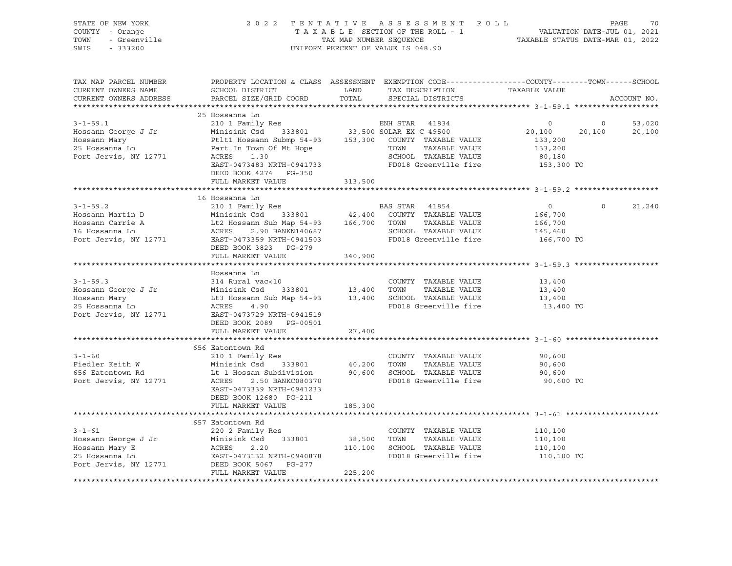STATE OF NEW YORK | COUNTY - Orange | TOWN - Greenville | SWIS - 333200

2022 TENTATIVE ASSESSMENT ROLL
TAXABLE SECTION OF THE ROLL - 1
TAX MAP NUMBER SEQUENCE
UNIFORM PERCENT OF VALUE IS 048.90

VALUATION DATE-JUL 01, 2021
TAXABLE STATUS DATE-MAR 01, 2022

| TAX MAP PARCEL NUMBER / CURRENT OWNERS NAME / CURRENT OWNERS ADDRESS | PROPERTY LOCATION & CLASS / SCHOOL DISTRICT / PARCEL SIZE/GRID COORD | ASSESSMENT LAND / TOTAL | EXEMPTION CODE / TAX DESCRIPTION / SPECIAL DISTRICTS | COUNTY TAXABLE VALUE | TOWN | SCHOOL |
|---|---|---|---|---|---|---|
| **3-1-59.1** | 25 Hossanna Ln | | | | | |
| | 210 1 Family Res | | ENH STAR 41834 | 0 | 0 | 53,020 |
| Hossann George J Jr | Minisink Csd 333801 | 33,500 | SOLAR EX C 49500 | 20,100 | 20,100 | 20,100 |
| Hossann Mary | Ptlt1 Hossann Submp 54-93 | 153,300 | COUNTY TAXABLE VALUE | 133,200 | | |
| 25 Hossanna Ln | Part In Town Of Mt Hope | | TOWN TAXABLE VALUE | 133,200 | | |
| Port Jervis, NY 12771 | ACRES 1.30 | | SCHOOL TAXABLE VALUE | 80,180 | | |
| | EAST-0473483 NRTH-0941733 | | FD018 Greenville fire | 153,300 TO | | |
| | DEED BOOK 4274 PG-350 | | | | | |
| | FULL MARKET VALUE | 313,500 | | | | |
| **3-1-59.2** | 16 Hossanna Ln | | | | | |
| | 210 1 Family Res | | BAS STAR 41854 | 0 | 0 | 21,240 |
| Hossann Martin D | Minisink Csd 333801 | 42,400 | COUNTY TAXABLE VALUE | 166,700 | | |
| Hossann Carrie A | Lt2 Hossann Sub Map 54-93 | 166,700 | TOWN TAXABLE VALUE | 166,700 | | |
| 16 Hossanna Ln | ACRES 2.90 BANKN140687 | | SCHOOL TAXABLE VALUE | 145,460 | | |
| Port Jervis, NY 12771 | EAST-0473359 NRTH-0941503 | | FD018 Greenville fire | 166,700 TO | | |
| | DEED BOOK 3823 PG-279 | | | | | |
| | FULL MARKET VALUE | 340,900 | | | | |
| **3-1-59.3** | Hossanna Ln | | | | | |
| | 314 Rural vac<10 | | COUNTY TAXABLE VALUE | 13,400 | | |
| Hossann George J Jr | Minisink Csd 333801 | 13,400 | TOWN TAXABLE VALUE | 13,400 | | |
| Hossann Mary | Lt3 Hossann Sub Map 54-93 | 13,400 | SCHOOL TAXABLE VALUE | 13,400 | | |
| 25 Hossanna Ln | ACRES 4.90 | | FD018 Greenville fire | 13,400 TO | | |
| Port Jervis, NY 12771 | EAST-0473729 NRTH-0941519 | | | | | |
| | DEED BOOK 2089 PG-00501 | | | | | |
| | FULL MARKET VALUE | 27,400 | | | | |
| **3-1-60** | 656 Eatontown Rd | | | | | |
| | 210 1 Family Res | | COUNTY TAXABLE VALUE | 90,600 | | |
| Fiedler Keith W | Minisink Csd 333801 | 40,200 | TOWN TAXABLE VALUE | 90,600 | | |
| 656 Eatontown Rd | Lt 1 Hossan Subdivision | 90,600 | SCHOOL TAXABLE VALUE | 90,600 | | |
| Port Jervis, NY 12771 | ACRES 2.50 BANKC080370 | | FD018 Greenville fire | 90,600 TO | | |
| | EAST-0473339 NRTH-0941233 | | | | | |
| | DEED BOOK 12680 PG-211 | | | | | |
| | FULL MARKET VALUE | 185,300 | | | | |
| **3-1-61** | 657 Eatontown Rd | | | | | |
| | 220 2 Family Res | | COUNTY TAXABLE VALUE | 110,100 | | |
| Hossann George J Jr | Minisink Csd 333801 | 38,500 | TOWN TAXABLE VALUE | 110,100 | | |
| Hossann Mary E | ACRES 2.20 | 110,100 | SCHOOL TAXABLE VALUE | 110,100 | | |
| 25 Hossanna Ln | EAST-0473132 NRTH-0940878 | | FD018 Greenville fire | 110,100 TO | | |
| Port Jervis, NY 12771 | DEED BOOK 5067 PG-277 | | | | | |
| | FULL MARKET VALUE | 225,200 | | | | |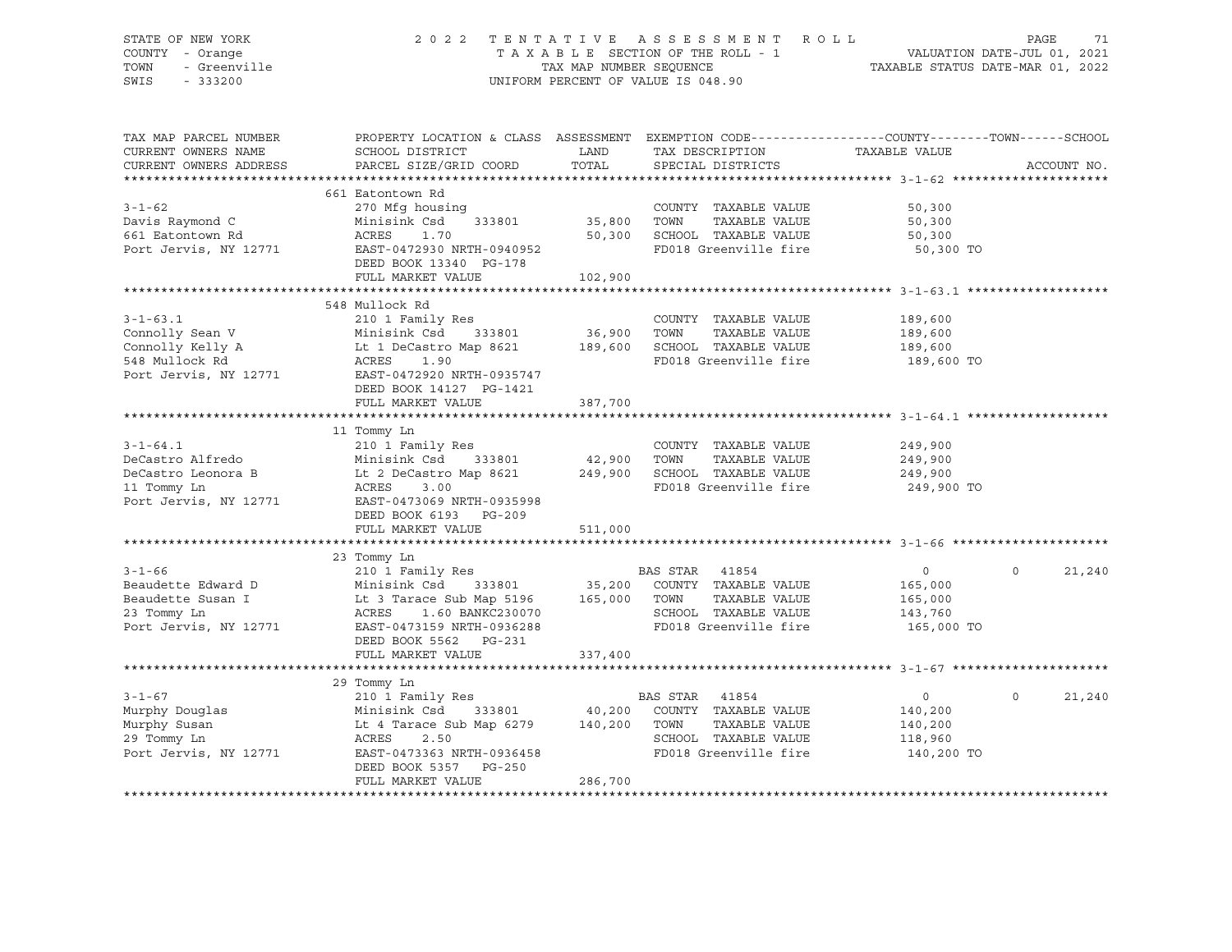STATE OF NEW YORK — 2022 TENTATIVE ASSESSMENT ROLL
COUNTY - Orange — TAXABLE SECTION OF THE ROLL - 1 — VALUATION DATE-JUL 01, 2021
TOWN - Greenville — TAX MAP NUMBER SEQUENCE — TAXABLE STATUS DATE-MAR 01, 2022
SWIS - 333200 — UNIFORM PERCENT OF VALUE IS 048.90

| TAX MAP PARCEL NUMBER / CURRENT OWNERS NAME / CURRENT OWNERS ADDRESS | PROPERTY LOCATION & CLASS / SCHOOL DISTRICT / PARCEL SIZE/GRID COORD | ASSESSMENT LAND | ASSESSMENT TOTAL | EXEMPTION CODE / TAX DESCRIPTION / SPECIAL DISTRICTS | COUNTY TAXABLE VALUE | TOWN | SCHOOL |
|---|---|---|---|---|---|---|---|
| **3-1-62** | 661 Eatontown Rd | | | | | | |
| Davis Raymond C | 270 Mfg housing | | | COUNTY TAXABLE VALUE | 50,300 | | |
| 661 Eatontown Rd | Minisink Csd 333801 | 35,800 | | TOWN TAXABLE VALUE | 50,300 | | |
| Port Jervis, NY 12771 | ACRES 1.70 | | 50,300 | SCHOOL TAXABLE VALUE | 50,300 | | |
| | EAST-0472930 NRTH-0940952 | | | FD018 Greenville fire | 50,300 TO | | |
| | DEED BOOK 13340 PG-178 | | | | | | |
| | FULL MARKET VALUE | | 102,900 | | | | |
| **3-1-63.1** | 548 Mullock Rd | | | | | | |
| Connolly Sean V | 210 1 Family Res | | | COUNTY TAXABLE VALUE | 189,600 | | |
| Connolly Kelly A | Minisink Csd 333801 | 36,900 | | TOWN TAXABLE VALUE | 189,600 | | |
| 548 Mullock Rd | Lt 1 DeCastro Map 8621 | | 189,600 | SCHOOL TAXABLE VALUE | 189,600 | | |
| Port Jervis, NY 12771 | ACRES 1.90 | | | FD018 Greenville fire | 189,600 TO | | |
| | EAST-0472920 NRTH-0935747 | | | | | | |
| | DEED BOOK 14127 PG-1421 | | | | | | |
| | FULL MARKET VALUE | | 387,700 | | | | |
| **3-1-64.1** | 11 Tommy Ln | | | | | | |
| DeCastro Alfredo | 210 1 Family Res | | | COUNTY TAXABLE VALUE | 249,900 | | |
| DeCastro Leonora B | Minisink Csd 333801 | 42,900 | | TOWN TAXABLE VALUE | 249,900 | | |
| 11 Tommy Ln | Lt 2 DeCastro Map 8621 | | 249,900 | SCHOOL TAXABLE VALUE | 249,900 | | |
| Port Jervis, NY 12771 | ACRES 3.00 | | | FD018 Greenville fire | 249,900 TO | | |
| | EAST-0473069 NRTH-0935998 | | | | | | |
| | DEED BOOK 6193 PG-209 | | | | | | |
| | FULL MARKET VALUE | | 511,000 | | | | |
| **3-1-66** | 23 Tommy Ln | | | | | | |
| Beaudette Edward D | 210 1 Family Res | | | BAS STAR 41854 | 0 | 0 | 21,240 |
| Beaudette Susan I | Minisink Csd 333801 | 35,200 | | COUNTY TAXABLE VALUE | 165,000 | | |
| 23 Tommy Ln | Lt 3 Tarace Sub Map 5196 | | 165,000 | TOWN TAXABLE VALUE | 165,000 | | |
| Port Jervis, NY 12771 | ACRES 1.60 BANKC230070 | | | SCHOOL TAXABLE VALUE | 143,760 | | |
| | EAST-0473159 NRTH-0936288 | | | FD018 Greenville fire | 165,000 TO | | |
| | DEED BOOK 5562 PG-231 | | | | | | |
| | FULL MARKET VALUE | | 337,400 | | | | |
| **3-1-67** | 29 Tommy Ln | | | | | | |
| Murphy Douglas | 210 1 Family Res | | | BAS STAR 41854 | 0 | 0 | 21,240 |
| Murphy Susan | Minisink Csd 333801 | 40,200 | | COUNTY TAXABLE VALUE | 140,200 | | |
| 29 Tommy Ln | Lt 4 Tarace Sub Map 6279 | | 140,200 | TOWN TAXABLE VALUE | 140,200 | | |
| Port Jervis, NY 12771 | ACRES 2.50 | | | SCHOOL TAXABLE VALUE | 118,960 | | |
| | EAST-0473363 NRTH-0936458 | | | FD018 Greenville fire | 140,200 TO | | |
| | DEED BOOK 5357 PG-250 | | | | | | |
| | FULL MARKET VALUE | | 286,700 | | | | |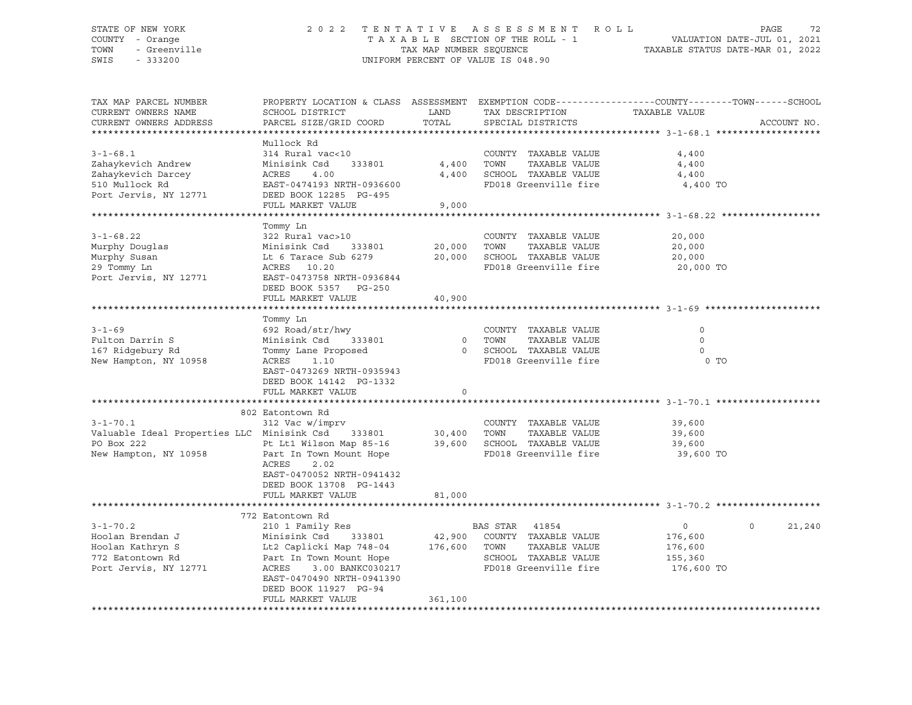STATE OF NEW YORK
COUNTY - Orange
TOWN - Greenville
SWIS - 333200

2022 TENTATIVE ASSESSMENT ROLL
TAXABLE SECTION OF THE ROLL - 1
TAX MAP NUMBER SEQUENCE
UNIFORM PERCENT OF VALUE IS 048.90

VALUATION DATE-JUL 01, 2021
TAXABLE STATUS DATE-MAR 01, 2022

| TAX MAP PARCEL NUMBER / CURRENT OWNERS NAME / CURRENT OWNERS ADDRESS | PROPERTY LOCATION & CLASS / SCHOOL DISTRICT / PARCEL SIZE/GRID COORD | ASSESSMENT LAND | TOTAL | EXEMPTION CODE / TAX DESCRIPTION / SPECIAL DISTRICTS | COUNTY TAXABLE VALUE | TOWN | SCHOOL | ACCOUNT NO. |
|---|---|---|---|---|---|---|---|---|
| **3-1-68.1** | Mullock Rd | | | | | | | |
| 3-1-68.1 | 314 Rural vac<10 | | | COUNTY TAXABLE VALUE | 4,400 | | | |
| Zahaykevich Andrew | Minisink Csd 333801 | 4,400 | | TOWN TAXABLE VALUE | 4,400 | | | |
| Zahaykevich Darcey | ACRES 4.00 | | 4,400 | SCHOOL TAXABLE VALUE | 4,400 | | | |
| 510 Mullock Rd | EAST-0474193 NRTH-0936600 | | | FD018 Greenville fire | 4,400 TO | | | |
| Port Jervis, NY 12771 | DEED BOOK 12285 PG-495 | | | | | | | |
| | FULL MARKET VALUE | | 9,000 | | | | | |
| **3-1-68.22** | Tommy Ln | | | | | | | |
| 3-1-68.22 | 322 Rural vac>10 | | | COUNTY TAXABLE VALUE | 20,000 | | | |
| Murphy Douglas | Minisink Csd 333801 | 20,000 | | TOWN TAXABLE VALUE | 20,000 | | | |
| Murphy Susan | Lt 6 Tarace Sub 6279 | | 20,000 | SCHOOL TAXABLE VALUE | 20,000 | | | |
| 29 Tommy Ln | ACRES 10.20 | | | FD018 Greenville fire | 20,000 TO | | | |
| Port Jervis, NY 12771 | EAST-0473758 NRTH-0936844 | | | | | | | |
| | DEED BOOK 5357 PG-250 | | | | | | | |
| | FULL MARKET VALUE | | 40,900 | | | | | |
| **3-1-69** | Tommy Ln | | | | | | | |
| 3-1-69 | 692 Road/str/hwy | | | COUNTY TAXABLE VALUE | 0 | | | |
| Fulton Darrin S | Minisink Csd 333801 | 0 | | TOWN TAXABLE VALUE | 0 | | | |
| 167 Ridgebury Rd | Tommy Lane Proposed | | 0 | SCHOOL TAXABLE VALUE | 0 | | | |
| New Hampton, NY 10958 | ACRES 1.10 | | | FD018 Greenville fire | 0 TO | | | |
| | EAST-0473269 NRTH-0935943 | | | | | | | |
| | DEED BOOK 14142 PG-1332 | | | | | | | |
| | FULL MARKET VALUE | | 0 | | | | | |
| **3-1-70.1** | 802 Eatontown Rd | | | | | | | |
| 3-1-70.1 | 312 Vac w/imprv | | | COUNTY TAXABLE VALUE | 39,600 | | | |
| Valuable Ideal Properties LLC | Minisink Csd 333801 | 30,400 | | TOWN TAXABLE VALUE | 39,600 | | | |
| PO Box 222 | Pt Lt1 Wilson Map 85-16 | | 39,600 | SCHOOL TAXABLE VALUE | 39,600 | | | |
| New Hampton, NY 10958 | Part In Town Mount Hope | | | FD018 Greenville fire | 39,600 TO | | | |
| | ACRES 2.02 | | | | | | | |
| | EAST-0470052 NRTH-0941432 | | | | | | | |
| | DEED BOOK 13708 PG-1443 | | | | | | | |
| | FULL MARKET VALUE | | 81,000 | | | | | |
| **3-1-70.2** | 772 Eatontown Rd | | | | | | | |
| 3-1-70.2 | 210 1 Family Res | | | BAS STAR 41854 | 0 | 0 | 21,240 | |
| Hoolan Brendan J | Minisink Csd 333801 | 42,900 | | COUNTY TAXABLE VALUE | 176,600 | | | |
| Hoolan Kathryn S | Lt2 Caplicki Map 748-04 | | 176,600 | TOWN TAXABLE VALUE | 176,600 | | | |
| 772 Eatontown Rd | Part In Town Mount Hope | | | SCHOOL TAXABLE VALUE | 155,360 | | | |
| Port Jervis, NY 12771 | ACRES 3.00 BANKC030217 | | | FD018 Greenville fire | 176,600 TO | | | |
| | EAST-0470490 NRTH-0941390 | | | | | | | |
| | DEED BOOK 11927 PG-94 | | | | | | | |
| | FULL MARKET VALUE | | 361,100 | | | | | |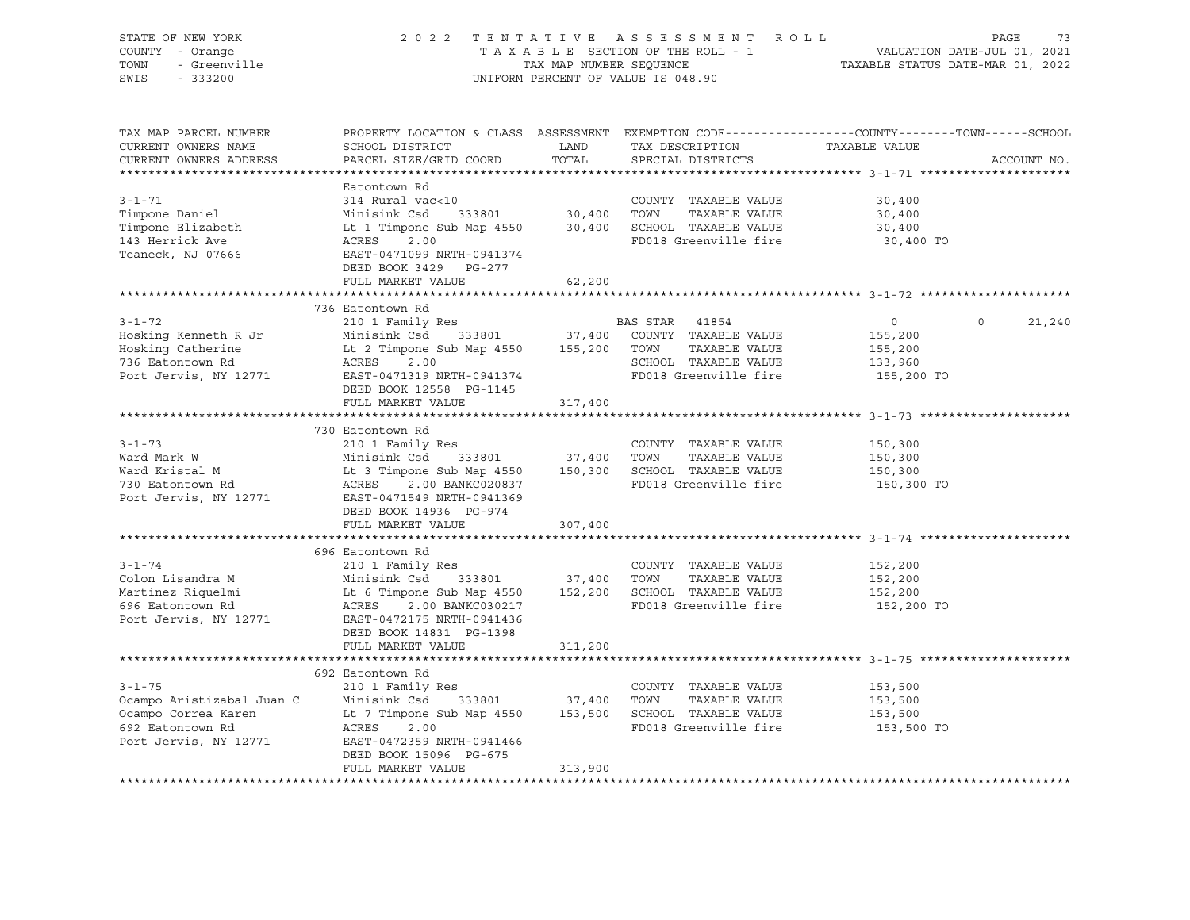STATE OF NEW YORK
COUNTY - Orange
TOWN - Greenville
SWIS - 333200

2022 TENTATIVE ASSESSMENT ROLL
TAXABLE SECTION OF THE ROLL - 1
TAX MAP NUMBER SEQUENCE
UNIFORM PERCENT OF VALUE IS 048.90

VALUATION DATE-JUL 01, 2021
TAXABLE STATUS DATE-MAR 01, 2022

| TAX MAP PARCEL NUMBER / CURRENT OWNERS NAME / CURRENT OWNERS ADDRESS | PROPERTY LOCATION & CLASS / SCHOOL DISTRICT / PARCEL SIZE/GRID COORD | ASSESSMENT LAND | TOTAL | EXEMPTION CODE / TAX DESCRIPTION / SPECIAL DISTRICTS | COUNTY TAXABLE VALUE | TOWN | SCHOOL / ACCOUNT NO. |
|---|---|---|---|---|---|---|---|
| **3-1-71** | Eatontown Rd | | | | | | |
| 3-1-71 | 314 Rural vac<10 | | | COUNTY TAXABLE VALUE | 30,400 | | |
| Timpone Daniel | Minisink Csd 333801 | 30,400 | | TOWN TAXABLE VALUE | 30,400 | | |
| Timpone Elizabeth | Lt 1 Timpone Sub Map 4550 | | 30,400 | SCHOOL TAXABLE VALUE | 30,400 | | |
| 143 Herrick Ave | ACRES 2.00 | | | FD018 Greenville fire | 30,400 TO | | |
| Teaneck, NJ 07666 | EAST-0471099 NRTH-0941374 | | | | | | |
| | DEED BOOK 3429 PG-277 | | | | | | |
| | FULL MARKET VALUE | | 62,200 | | | | |
| **3-1-72** | 736 Eatontown Rd | | | | | | |
| 3-1-72 | 210 1 Family Res | | | BAS STAR 41854 | 0 | 0 | 21,240 |
| Hosking Kenneth R Jr | Minisink Csd 333801 | 37,400 | | COUNTY TAXABLE VALUE | 155,200 | | |
| Hosking Catherine | Lt 2 Timpone Sub Map 4550 | | 155,200 | TOWN TAXABLE VALUE | 155,200 | | |
| 736 Eatontown Rd | ACRES 2.00 | | | SCHOOL TAXABLE VALUE | 133,960 | | |
| Port Jervis, NY 12771 | EAST-0471319 NRTH-0941374 | | | FD018 Greenville fire | 155,200 TO | | |
| | DEED BOOK 12558 PG-1145 | | | | | | |
| | FULL MARKET VALUE | | 317,400 | | | | |
| **3-1-73** | 730 Eatontown Rd | | | | | | |
| 3-1-73 | 210 1 Family Res | | | COUNTY TAXABLE VALUE | 150,300 | | |
| Ward Mark W | Minisink Csd 333801 | 37,400 | | TOWN TAXABLE VALUE | 150,300 | | |
| Ward Kristal M | Lt 3 Timpone Sub Map 4550 | | 150,300 | SCHOOL TAXABLE VALUE | 150,300 | | |
| 730 Eatontown Rd | ACRES 2.00 BANKC020837 | | | FD018 Greenville fire | 150,300 TO | | |
| Port Jervis, NY 12771 | EAST-0471549 NRTH-0941369 | | | | | | |
| | DEED BOOK 14936 PG-974 | | | | | | |
| | FULL MARKET VALUE | | 307,400 | | | | |
| **3-1-74** | 696 Eatontown Rd | | | | | | |
| 3-1-74 | 210 1 Family Res | | | COUNTY TAXABLE VALUE | 152,200 | | |
| Colon Lisandra M | Minisink Csd 333801 | 37,400 | | TOWN TAXABLE VALUE | 152,200 | | |
| Martinez Riquelmi | Lt 6 Timpone Sub Map 4550 | | 152,200 | SCHOOL TAXABLE VALUE | 152,200 | | |
| 696 Eatontown Rd | ACRES 2.00 BANKC030217 | | | FD018 Greenville fire | 152,200 TO | | |
| Port Jervis, NY 12771 | EAST-0472175 NRTH-0941436 | | | | | | |
| | DEED BOOK 14831 PG-1398 | | | | | | |
| | FULL MARKET VALUE | | 311,200 | | | | |
| **3-1-75** | 692 Eatontown Rd | | | | | | |
| 3-1-75 | 210 1 Family Res | | | COUNTY TAXABLE VALUE | 153,500 | | |
| Ocampo Aristizabal Juan C | Minisink Csd 333801 | 37,400 | | TOWN TAXABLE VALUE | 153,500 | | |
| Ocampo Correa Karen | Lt 7 Timpone Sub Map 4550 | | 153,500 | SCHOOL TAXABLE VALUE | 153,500 | | |
| 692 Eatontown Rd | ACRES 2.00 | | | FD018 Greenville fire | 153,500 TO | | |
| Port Jervis, NY 12771 | EAST-0472359 NRTH-0941466 | | | | | | |
| | DEED BOOK 15096 PG-675 | | | | | | |
| | FULL MARKET VALUE | | 313,900 | | | | |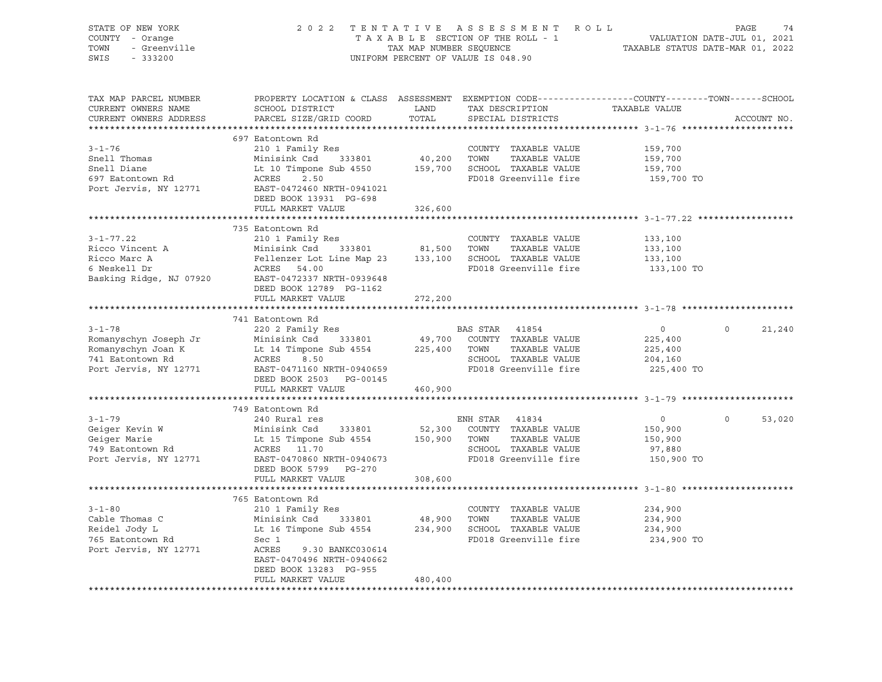STATE OF NEW YORK — 2022 TENTATIVE ASSESSMENT ROLL — PAGE 74
COUNTY - Orange — TAXABLE SECTION OF THE ROLL - 1 — VALUATION DATE-JUL 01, 2021
TOWN - Greenville — TAX MAP NUMBER SEQUENCE — TAXABLE STATUS DATE-MAR 01, 2022
SWIS - 333200 — UNIFORM PERCENT OF VALUE IS 048.90

| TAX MAP PARCEL NUMBER / CURRENT OWNERS NAME / CURRENT OWNERS ADDRESS | PROPERTY LOCATION & CLASS / SCHOOL DISTRICT / PARCEL SIZE/GRID COORD | ASSESSMENT LAND / TOTAL | EXEMPTION CODE / TAX DESCRIPTION / SPECIAL DISTRICTS | COUNTY / TOWN / TAXABLE VALUE | SCHOOL | ACCOUNT NO. |
|---|---|---|---|---|---|---|
| | 697 Eatontown Rd | | | | | |
| 3-1-76 | 210 1 Family Res | | COUNTY TAXABLE VALUE | 159,700 | | |
| Snell Thomas | Minisink Csd 333801 | 40,200 | TOWN TAXABLE VALUE | 159,700 | | |
| Snell Diane | Lt 10 Timpone Sub 4550 | 159,700 | SCHOOL TAXABLE VALUE | 159,700 | | |
| 697 Eatontown Rd | ACRES 2.50 | | FD018 Greenville fire | 159,700 TO | | |
| Port Jervis, NY 12771 | EAST-0472460 NRTH-0941021 | | | | | |
| | DEED BOOK 13931 PG-698 | | | | | |
| | FULL MARKET VALUE | 326,600 | | | | |
| | 735 Eatontown Rd | | | | | |
| 3-1-77.22 | 210 1 Family Res | | COUNTY TAXABLE VALUE | 133,100 | | |
| Ricco Vincent A | Minisink Csd 333801 | 81,500 | TOWN TAXABLE VALUE | 133,100 | | |
| Ricco Marc A | Fellenzer Lot Line Map 23 | 133,100 | SCHOOL TAXABLE VALUE | 133,100 | | |
| 6 Neskell Dr | ACRES 54.00 | | FD018 Greenville fire | 133,100 TO | | |
| Basking Ridge, NJ 07920 | EAST-0472337 NRTH-0939648 | | | | | |
| | DEED BOOK 12789 PG-1162 | | | | | |
| | FULL MARKET VALUE | 272,200 | | | | |
| | 741 Eatontown Rd | | | | | |
| 3-1-78 | 220 2 Family Res | | BAS STAR 41854 | 0 | 0 | 21,240 |
| Romanyschyn Joseph Jr | Minisink Csd 333801 | 49,700 | COUNTY TAXABLE VALUE | 225,400 | | |
| Romanyschyn Joan K | Lt 14 Timpone Sub 4554 | 225,400 | TOWN TAXABLE VALUE | 225,400 | | |
| 741 Eatontown Rd | ACRES 8.50 | | SCHOOL TAXABLE VALUE | 204,160 | | |
| Port Jervis, NY 12771 | EAST-0471160 NRTH-0940659 | | FD018 Greenville fire | 225,400 TO | | |
| | DEED BOOK 2503 PG-00145 | | | | | |
| | FULL MARKET VALUE | 460,900 | | | | |
| | 749 Eatontown Rd | | | | | |
| 3-1-79 | 240 Rural res | | ENH STAR 41834 | 0 | 0 | 53,020 |
| Geiger Kevin W | Minisink Csd 333801 | 52,300 | COUNTY TAXABLE VALUE | 150,900 | | |
| Geiger Marie | Lt 15 Timpone Sub 4554 | 150,900 | TOWN TAXABLE VALUE | 150,900 | | |
| 749 Eatontown Rd | ACRES 11.70 | | SCHOOL TAXABLE VALUE | 97,880 | | |
| Port Jervis, NY 12771 | EAST-0470860 NRTH-0940673 | | FD018 Greenville fire | 150,900 TO | | |
| | DEED BOOK 5799 PG-270 | | | | | |
| | FULL MARKET VALUE | 308,600 | | | | |
| | 765 Eatontown Rd | | | | | |
| 3-1-80 | 210 1 Family Res | | COUNTY TAXABLE VALUE | 234,900 | | |
| Cable Thomas C | Minisink Csd 333801 | 48,900 | TOWN TAXABLE VALUE | 234,900 | | |
| Reidel Jody L | Lt 16 Timpone Sub 4554 | 234,900 | SCHOOL TAXABLE VALUE | 234,900 | | |
| 765 Eatontown Rd | Sec 1 | | FD018 Greenville fire | 234,900 TO | | |
| Port Jervis, NY 12771 | ACRES 9.30 BANKC030614 | | | | | |
| | EAST-0470496 NRTH-0940662 | | | | | |
| | DEED BOOK 13283 PG-955 | | | | | |
| | FULL MARKET VALUE | 480,400 | | | | |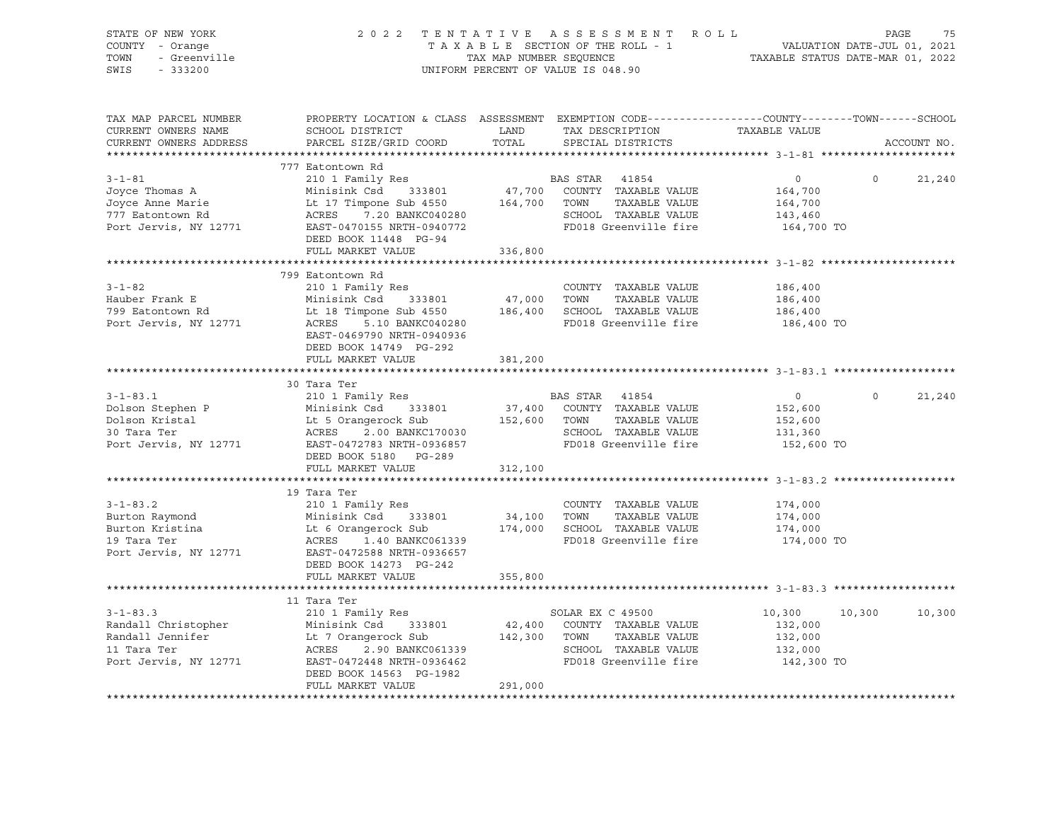STATE OF NEW YORK — COUNTY - Orange — TOWN - Greenville — SWIS - 333200

# 2022 TENTATIVE ASSESSMENT ROLL

TAXABLE SECTION OF THE ROLL - 1 — TAX MAP NUMBER SEQUENCE — UNIFORM PERCENT OF VALUE IS 048.90

VALUATION DATE-JUL 01, 2021 — TAXABLE STATUS DATE-MAR 01, 2022

| TAX MAP PARCEL NUMBER / CURRENT OWNERS NAME / CURRENT OWNERS ADDRESS | PROPERTY LOCATION & CLASS / SCHOOL DISTRICT / PARCEL SIZE/GRID COORD | ASSESSMENT LAND / TOTAL | EXEMPTION CODE / TAX DESCRIPTION / SPECIAL DISTRICTS | COUNTY | TOWN | SCHOOL |
|---|---|---|---|---|---|---|
| **3-1-81** | 777 Eatontown Rd | | | | | |
| 3-1-81 | 210 1 Family Res | | BAS STAR 41854 | 0 | 0 | 21,240 |
| Joyce Thomas A | Minisink Csd 333801 | 47,700 | COUNTY TAXABLE VALUE | 164,700 | | |
| Joyce Anne Marie | Lt 17 Timpone Sub 4550 | 164,700 | TOWN TAXABLE VALUE | | 164,700 | |
| 777 Eatontown Rd | ACRES 7.20 BANKC040280 | | SCHOOL TAXABLE VALUE | | | 143,460 |
| Port Jervis, NY 12771 | EAST-0470155 NRTH-0940772 | | FD018 Greenville fire | 164,700 TO | | |
| | DEED BOOK 11448 PG-94 | | | | | |
| | FULL MARKET VALUE | 336,800 | | | | |
| **3-1-82** | 799 Eatontown Rd | | | | | |
| 3-1-82 | 210 1 Family Res | | COUNTY TAXABLE VALUE | 186,400 | | |
| Hauber Frank E | Minisink Csd 333801 | 47,000 | TOWN TAXABLE VALUE | | 186,400 | |
| 799 Eatontown Rd | Lt 18 Timpone Sub 4550 | 186,400 | SCHOOL TAXABLE VALUE | | | 186,400 |
| Port Jervis, NY 12771 | ACRES 5.10 BANKC040280 | | FD018 Greenville fire | 186,400 TO | | |
| | EAST-0469790 NRTH-0940936 | | | | | |
| | DEED BOOK 14749 PG-292 | | | | | |
| | FULL MARKET VALUE | 381,200 | | | | |
| **3-1-83.1** | 30 Tara Ter | | | | | |
| 3-1-83.1 | 210 1 Family Res | | BAS STAR 41854 | 0 | 0 | 21,240 |
| Dolson Stephen P | Minisink Csd 333801 | 37,400 | COUNTY TAXABLE VALUE | 152,600 | | |
| Dolson Kristal | Lt 5 Orangerock Sub | 152,600 | TOWN TAXABLE VALUE | | 152,600 | |
| 30 Tara Ter | ACRES 2.00 BANKC170030 | | SCHOOL TAXABLE VALUE | | | 131,360 |
| Port Jervis, NY 12771 | EAST-0472783 NRTH-0936857 | | FD018 Greenville fire | 152,600 TO | | |
| | DEED BOOK 5180 PG-289 | | | | | |
| | FULL MARKET VALUE | 312,100 | | | | |
| **3-1-83.2** | 19 Tara Ter | | | | | |
| 3-1-83.2 | 210 1 Family Res | | COUNTY TAXABLE VALUE | 174,000 | | |
| Burton Raymond | Minisink Csd 333801 | 34,100 | TOWN TAXABLE VALUE | | 174,000 | |
| Burton Kristina | Lt 6 Orangerock Sub | 174,000 | SCHOOL TAXABLE VALUE | | | 174,000 |
| 19 Tara Ter | ACRES 1.40 BANKC061339 | | FD018 Greenville fire | 174,000 TO | | |
| Port Jervis, NY 12771 | EAST-0472588 NRTH-0936657 | | | | | |
| | DEED BOOK 14273 PG-242 | | | | | |
| | FULL MARKET VALUE | 355,800 | | | | |
| **3-1-83.3** | 11 Tara Ter | | | | | |
| 3-1-83.3 | 210 1 Family Res | | SOLAR EX C 49500 | 10,300 | 10,300 | 10,300 |
| Randall Christopher | Minisink Csd 333801 | 42,400 | COUNTY TAXABLE VALUE | 132,000 | | |
| Randall Jennifer | Lt 7 Orangerock Sub | 142,300 | TOWN TAXABLE VALUE | | 132,000 | |
| 11 Tara Ter | ACRES 2.90 BANKC061339 | | SCHOOL TAXABLE VALUE | | | 132,000 |
| Port Jervis, NY 12771 | EAST-0472448 NRTH-0936462 | | FD018 Greenville fire | 142,300 TO | | |
| | DEED BOOK 14563 PG-1982 | | | | | |
| | FULL MARKET VALUE | 291,000 | | | | |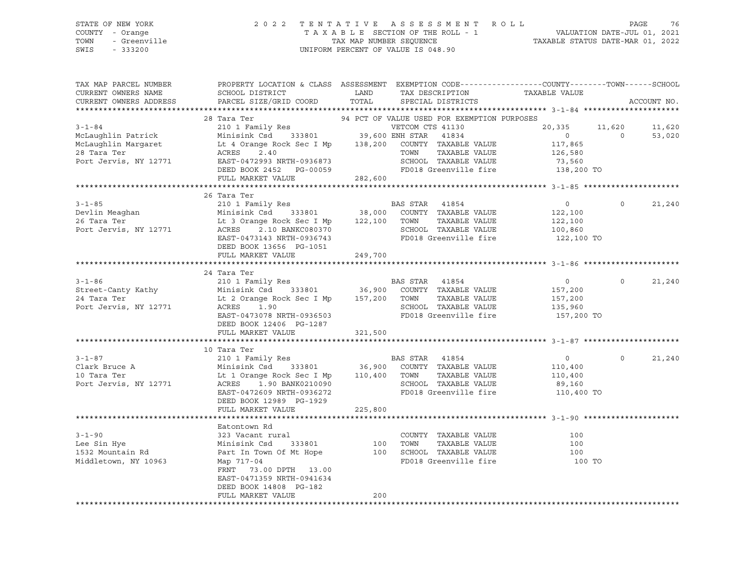STATE OF NEW YORK | COUNTY - Orange | TOWN - Greenville | SWIS - 333200

# 2022 TENTATIVE ASSESSMENT ROLL

TAXABLE SECTION OF THE ROLL - 1
TAX MAP NUMBER SEQUENCE
UNIFORM PERCENT OF VALUE IS 048.90

VALUATION DATE-JUL 01, 2021
TAXABLE STATUS DATE-MAR 01, 2022

| TAX MAP PARCEL NUMBER / CURRENT OWNERS NAME / CURRENT OWNERS ADDRESS | PROPERTY LOCATION & CLASS / SCHOOL DISTRICT / PARCEL SIZE/GRID COORD | ASSESSMENT LAND / TOTAL | EXEMPTION CODE / TAX DESCRIPTION / SPECIAL DISTRICTS | COUNTY TAXABLE VALUE | TOWN | SCHOOL / ACCOUNT NO. |
|---|---|---|---|---|---|---|
| **3-1-84** | 28 Tara Ter | | 94 PCT OF VALUE USED FOR EXEMPTION PURPOSES | | | |
| 3-1-84 | 210 1 Family Res | | VETCOM CTS 41130 | 20,335 | 11,620 | 11,620 |
| McLaughlin Patrick | Minisink Csd 333801 | 39,600 | ENH STAR 41834 | 0 | 0 | 53,020 |
| McLaughlin Margaret | Lt 4 Orange Rock Sec I Mp | 138,200 | COUNTY TAXABLE VALUE | 117,865 | | |
| 28 Tara Ter | ACRES 2.40 | | TOWN TAXABLE VALUE | 126,580 | | |
| Port Jervis, NY 12771 | EAST-0472993 NRTH-0936873 | | SCHOOL TAXABLE VALUE | 73,560 | | |
| | DEED BOOK 2452 PG-00059 | | FD018 Greenville fire | 138,200 TO | | |
| | FULL MARKET VALUE | 282,600 | | | | |
| **3-1-85** | 26 Tara Ter | | | | | |
| 3-1-85 | 210 1 Family Res | | BAS STAR 41854 | 0 | 0 | 21,240 |
| Devlin Meaghan | Minisink Csd 333801 | 38,000 | COUNTY TAXABLE VALUE | 122,100 | | |
| 26 Tara Ter | Lt 3 Orange Rock Sec I Mp | 122,100 | TOWN TAXABLE VALUE | 122,100 | | |
| Port Jervis, NY 12771 | ACRES 2.10 BANKC080370 | | SCHOOL TAXABLE VALUE | 100,860 | | |
| | EAST-0473143 NRTH-0936743 | | FD018 Greenville fire | 122,100 TO | | |
| | DEED BOOK 13656 PG-1051 | | | | | |
| | FULL MARKET VALUE | 249,700 | | | | |
| **3-1-86** | 24 Tara Ter | | | | | |
| 3-1-86 | 210 1 Family Res | | BAS STAR 41854 | 0 | 0 | 21,240 |
| Street-Canty Kathy | Minisink Csd 333801 | 36,900 | COUNTY TAXABLE VALUE | 157,200 | | |
| 24 Tara Ter | Lt 2 Orange Rock Sec I Mp | 157,200 | TOWN TAXABLE VALUE | 157,200 | | |
| Port Jervis, NY 12771 | ACRES 1.90 | | SCHOOL TAXABLE VALUE | 135,960 | | |
| | EAST-0473078 NRTH-0936503 | | FD018 Greenville fire | 157,200 TO | | |
| | DEED BOOK 12406 PG-1287 | | | | | |
| | FULL MARKET VALUE | 321,500 | | | | |
| **3-1-87** | 10 Tara Ter | | | | | |
| 3-1-87 | 210 1 Family Res | | BAS STAR 41854 | 0 | 0 | 21,240 |
| Clark Bruce A | Minisink Csd 333801 | 36,900 | COUNTY TAXABLE VALUE | 110,400 | | |
| 10 Tara Ter | Lt 1 Orange Rock Sec I Mp | 110,400 | TOWN TAXABLE VALUE | 110,400 | | |
| Port Jervis, NY 12771 | ACRES 1.90 BANK0210090 | | SCHOOL TAXABLE VALUE | 89,160 | | |
| | EAST-0472609 NRTH-0936272 | | FD018 Greenville fire | 110,400 TO | | |
| | DEED BOOK 12989 PG-1929 | | | | | |
| | FULL MARKET VALUE | 225,800 | | | | |
| **3-1-90** | Eatontown Rd | | | | | |
| 3-1-90 | 323 Vacant rural | | COUNTY TAXABLE VALUE | 100 | | |
| Lee Sin Hye | Minisink Csd 333801 | 100 | TOWN TAXABLE VALUE | 100 | | |
| 1532 Mountain Rd | Part In Town Of Mt Hope | 100 | SCHOOL TAXABLE VALUE | 100 | | |
| Middletown, NY 10963 | Map 717-04 | | FD018 Greenville fire | 100 TO | | |
| | FRNT 73.00 DPTH 13.00 | | | | | |
| | EAST-0471359 NRTH-0941634 | | | | | |
| | DEED BOOK 14808 PG-182 | | | | | |
| | FULL MARKET VALUE | 200 | | | | |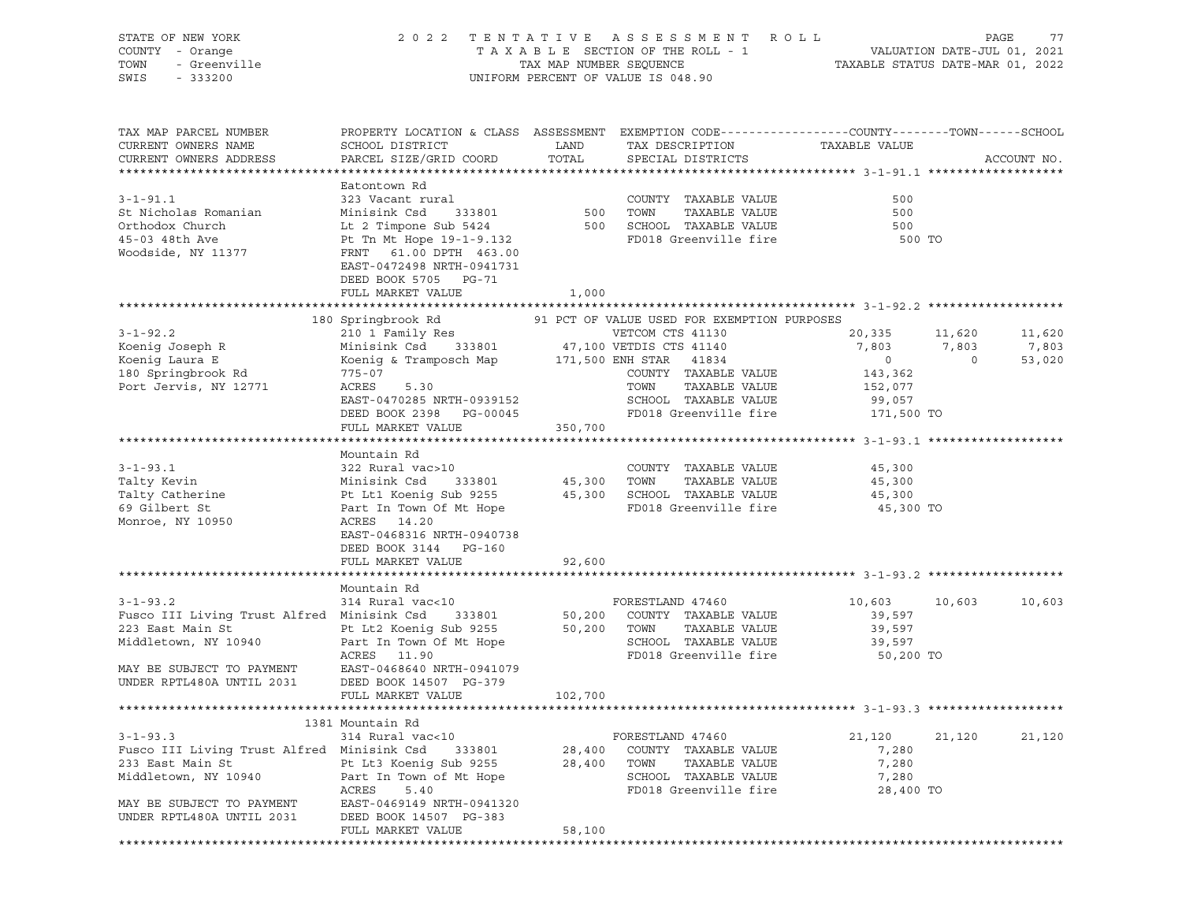STATE OF NEW YORK — 2022 TENTATIVE ASSESSMENT ROLL — VALUATION DATE-JUL 01, 2021
COUNTY - Orange — TAXABLE SECTION OF THE ROLL - 1 — TAXABLE STATUS DATE-MAR 01, 2022
TOWN - Greenville — TAX MAP NUMBER SEQUENCE
SWIS - 333200 — UNIFORM PERCENT OF VALUE IS 048.90

```
TAX MAP PARCEL NUMBER          PROPERTY LOCATION & CLASS  ASSESSMENT  EXEMPTION CODE------------------COUNTY--------TOWN------SCHOOL
CURRENT OWNERS NAME            SCHOOL DISTRICT               LAND      TAX DESCRIPTION              TAXABLE VALUE
CURRENT OWNERS ADDRESS         PARCEL SIZE/GRID COORD        TOTAL     SPECIAL DISTRICTS                                     ACCOUNT NO.
******************************************************************************************************* 3-1-91.1 *******************
                               Eatontown Rd
3-1-91.1                       323 Vacant rural                         COUNTY  TAXABLE VALUE              500
St Nicholas Romanian           Minisink Csd    333801          500     TOWN    TAXABLE VALUE              500
Orthodox Church                Lt 2 Timpone Sub 5424           500     SCHOOL  TAXABLE VALUE              500
45-03 48th Ave                 Pt Tn Mt Hope 19-1-9.132                 FD018 Greenville fire              500 TO
Woodside, NY 11377             FRNT   61.00 DPTH 463.00
                               EAST-0472498 NRTH-0941731
                               DEED BOOK 5705   PG-71
                               FULL MARKET VALUE               1,000
******************************************************************************************************* 3-1-92.2 *******************
                             180 Springbrook Rd            91 PCT OF VALUE USED FOR EXEMPTION PURPOSES
3-1-92.2                       210 1 Family Res                 VETCOM CTS 41130                20,335     11,620     11,620
Koenig Joseph R                Minisink Csd    333801        47,100 VETDIS CTS 41140             7,803      7,803      7,803
Koenig Laura E                 Koenig & Tramposch Map       171,500 ENH STAR   41834                 0          0     53,020
180 Springbrook Rd             775-07                                   COUNTY  TAXABLE VALUE          143,362
Port Jervis, NY 12771          ACRES     5.30                           TOWN    TAXABLE VALUE          152,077
                               EAST-0470285 NRTH-0939152                SCHOOL  TAXABLE VALUE           99,057
                               DEED BOOK 2398   PG-00045                FD018 Greenville fire          171,500 TO
                               FULL MARKET VALUE             350,700
******************************************************************************************************* 3-1-93.1 *******************
                               Mountain Rd
3-1-93.1                       322 Rural vac>10                         COUNTY  TAXABLE VALUE           45,300
Talty Kevin                    Minisink Csd    333801        45,300    TOWN    TAXABLE VALUE           45,300
Talty Catherine                Pt Lt1 Koenig Sub 9255        45,300    SCHOOL  TAXABLE VALUE           45,300
69 Gilbert St                  Part In Town Of Mt Hope                  FD018 Greenville fire           45,300 TO
Monroe, NY 10950               ACRES    14.20
                               EAST-0468316 NRTH-0940738
                               DEED BOOK 3144   PG-160
                               FULL MARKET VALUE              92,600
******************************************************************************************************* 3-1-93.2 *******************
                               Mountain Rd
3-1-93.2                       314 Rural vac<10                  FORESTLAND 47460               10,603     10,603     10,603
Fusco III Living Trust Alfred  Minisink Csd    333801        50,200    COUNTY  TAXABLE VALUE           39,597
223 East Main St               Pt Lt2 Koenig Sub 9255        50,200    TOWN    TAXABLE VALUE           39,597
Middletown, NY 10940           Part In Town Of Mt Hope                  SCHOOL  TAXABLE VALUE           39,597
                               ACRES    11.90                           FD018 Greenville fire           50,200 TO
MAY BE SUBJECT TO PAYMENT      EAST-0468640 NRTH-0941079
UNDER RPTL480A UNTIL 2031      DEED BOOK 14507  PG-379
                               FULL MARKET VALUE             102,700
******************************************************************************************************* 3-1-93.3 *******************
                            1381 Mountain Rd
3-1-93.3                       314 Rural vac<10                  FORESTLAND 47460               21,120     21,120     21,120
Fusco III Living Trust Alfred  Minisink Csd    333801        28,400    COUNTY  TAXABLE VALUE            7,280
233 East Main St               Pt Lt3 Koenig Sub 9255        28,400    TOWN    TAXABLE VALUE            7,280
Middletown, NY 10940           Part In Town of Mt Hope                  SCHOOL  TAXABLE VALUE            7,280
                               ACRES     5.40                           FD018 Greenville fire           28,400 TO
MAY BE SUBJECT TO PAYMENT      EAST-0469149 NRTH-0941320
UNDER RPTL480A UNTIL 2031      DEED BOOK 14507  PG-383
                               FULL MARKET VALUE              58,100
************************************************************************************************************************************
```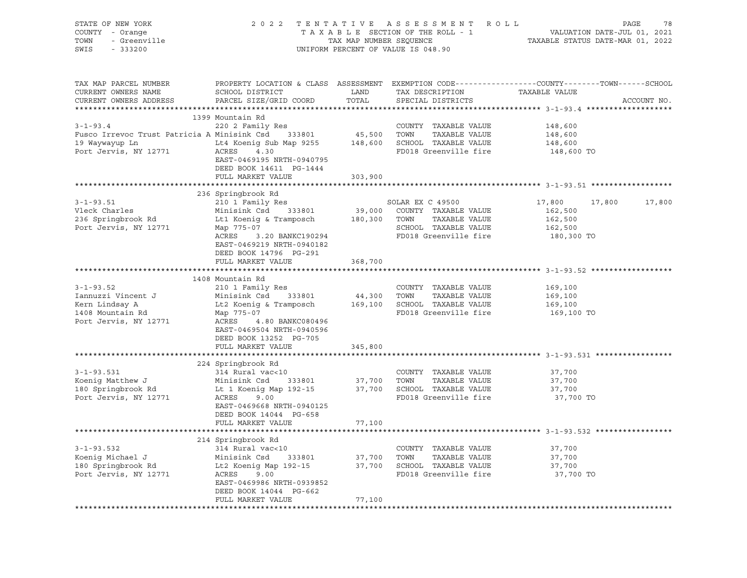STATE OF NEW YORK
COUNTY - Orange
TOWN - Greenville
SWIS - 333200

2022 TENTATIVE ASSESSMENT ROLL
TAXABLE SECTION OF THE ROLL - 1
TAX MAP NUMBER SEQUENCE
UNIFORM PERCENT OF VALUE IS 048.90

VALUATION DATE-JUL 01, 2021
TAXABLE STATUS DATE-MAR 01, 2022

| TAX MAP PARCEL NUMBER / CURRENT OWNERS NAME / CURRENT OWNERS ADDRESS | PROPERTY LOCATION & CLASS / SCHOOL DISTRICT / PARCEL SIZE/GRID COORD | ASSESSMENT LAND / TOTAL | EXEMPTION CODE / TAX DESCRIPTION / SPECIAL DISTRICTS | COUNTY | TOWN | SCHOOL | TAXABLE VALUE |
|---|---|---|---|---|---|---|---|
| **3-1-93.4** | 1399 Mountain Rd | | | | | | |
| 3-1-93.4 | 220 2 Family Res | | COUNTY TAXABLE VALUE | | | | 148,600 |
| Fusco Irrevoc Trust Patricia A | Minisink Csd 333801 | 45,500 | TOWN TAXABLE VALUE | | | | 148,600 |
| 19 Waywayup Ln | Lt4 Koenig Sub Map 9255 | 148,600 | SCHOOL TAXABLE VALUE | | | | 148,600 |
| Port Jervis, NY 12771 | ACRES 4.30 | | FD018 Greenville fire | | | | 148,600 TO |
| | EAST-0469195 NRTH-0940795 | | | | | | |
| | DEED BOOK 14611 PG-1444 | | | | | | |
| | FULL MARKET VALUE | 303,900 | | | | | |
| **3-1-93.51** | 236 Springbrook Rd | | | | | | |
| 3-1-93.51 | 210 1 Family Res | | SOLAR EX C 49500 | 17,800 | 17,800 | 17,800 | |
| Vleck Charles | Minisink Csd 333801 | 39,000 | COUNTY TAXABLE VALUE | | | | 162,500 |
| 236 Springbrook Rd | Lt1 Koenig & Tramposch | 180,300 | TOWN TAXABLE VALUE | | | | 162,500 |
| Port Jervis, NY 12771 | Map 775-07 | | SCHOOL TAXABLE VALUE | | | | 162,500 |
| | ACRES 3.20 BANKC190294 | | FD018 Greenville fire | | | | 180,300 TO |
| | EAST-0469219 NRTH-0940182 | | | | | | |
| | DEED BOOK 14796 PG-291 | | | | | | |
| | FULL MARKET VALUE | 368,700 | | | | | |
| **3-1-93.52** | 1408 Mountain Rd | | | | | | |
| 3-1-93.52 | 210 1 Family Res | | COUNTY TAXABLE VALUE | | | | 169,100 |
| Iannuzzi Vincent J | Minisink Csd 333801 | 44,300 | TOWN TAXABLE VALUE | | | | 169,100 |
| Kern Lindsay A | Lt2 Koenig & Tramposch | 169,100 | SCHOOL TAXABLE VALUE | | | | 169,100 |
| 1408 Mountain Rd | Map 775-07 | | FD018 Greenville fire | | | | 169,100 TO |
| Port Jervis, NY 12771 | ACRES 4.80 BANKC080496 | | | | | | |
| | EAST-0469504 NRTH-0940596 | | | | | | |
| | DEED BOOK 13252 PG-705 | | | | | | |
| | FULL MARKET VALUE | 345,800 | | | | | |
| **3-1-93.531** | 224 Springbrook Rd | | | | | | |
| 3-1-93.531 | 314 Rural vac<10 | | COUNTY TAXABLE VALUE | | | | 37,700 |
| Koenig Matthew J | Minisink Csd 333801 | 37,700 | TOWN TAXABLE VALUE | | | | 37,700 |
| 180 Springbrook Rd | Lt 1 Koenig Map 192-15 | 37,700 | SCHOOL TAXABLE VALUE | | | | 37,700 |
| Port Jervis, NY 12771 | ACRES 9.00 | | FD018 Greenville fire | | | | 37,700 TO |
| | EAST-0469668 NRTH-0940125 | | | | | | |
| | DEED BOOK 14044 PG-658 | | | | | | |
| | FULL MARKET VALUE | 77,100 | | | | | |
| **3-1-93.532** | 214 Springbrook Rd | | | | | | |
| 3-1-93.532 | 314 Rural vac<10 | | COUNTY TAXABLE VALUE | | | | 37,700 |
| Koenig Michael J | Minisink Csd 333801 | 37,700 | TOWN TAXABLE VALUE | | | | 37,700 |
| 180 Springbrook Rd | Lt2 Koenig Map 192-15 | 37,700 | SCHOOL TAXABLE VALUE | | | | 37,700 |
| Port Jervis, NY 12771 | ACRES 9.00 | | FD018 Greenville fire | | | | 37,700 TO |
| | EAST-0469986 NRTH-0939852 | | | | | | |
| | DEED BOOK 14044 PG-662 | | | | | | |
| | FULL MARKET VALUE | 77,100 | | | | | |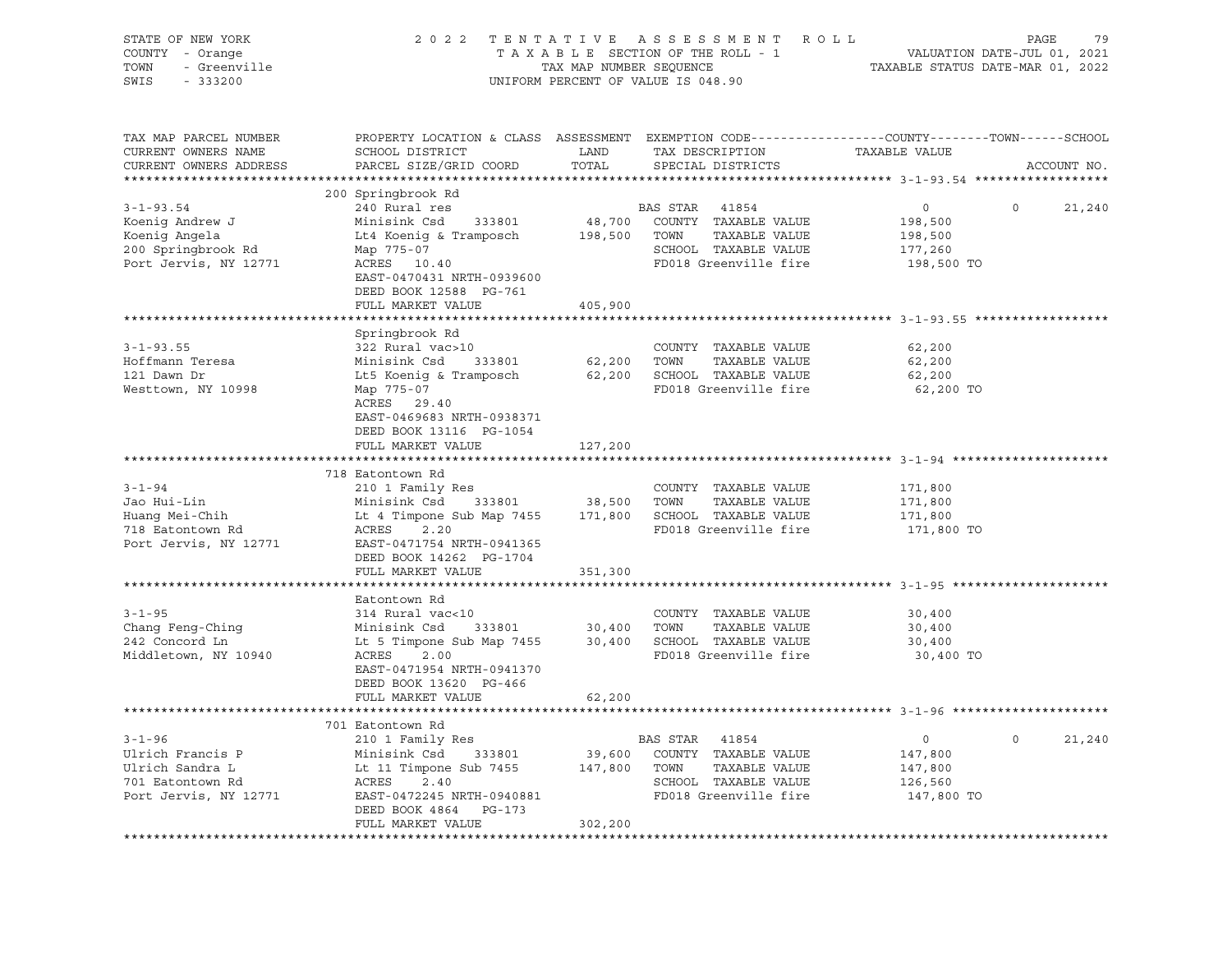STATE OF NEW YORK
COUNTY - Orange
TOWN - Greenville
SWIS - 333200

2022 TENTATIVE ASSESSMENT ROLL
TAXABLE SECTION OF THE ROLL - 1
TAX MAP NUMBER SEQUENCE
UNIFORM PERCENT OF VALUE IS 048.90

VALUATION DATE-JUL 01, 2021
TAXABLE STATUS DATE-MAR 01, 2022

| TAX MAP PARCEL NUMBER / CURRENT OWNERS NAME / CURRENT OWNERS ADDRESS | PROPERTY LOCATION & CLASS / SCHOOL DISTRICT / PARCEL SIZE/GRID COORD | ASSESSMENT LAND | TOTAL | EXEMPTION CODE / TAX DESCRIPTION / SPECIAL DISTRICTS | COUNTY TAXABLE VALUE | TOWN | SCHOOL | ACCOUNT NO. |
|---|---|---|---|---|---|---|---|---|
| **3-1-93.54** | 200 Springbrook Rd | | | | | | | |
| | 240 Rural res | | | BAS STAR 41854 | 0 | 0 | 21,240 | |
| Koenig Andrew J | Minisink Csd 333801 | 48,700 | | COUNTY TAXABLE VALUE | 198,500 | | | |
| Koenig Angela | Lt4 Koenig & Tramposch | | 198,500 | TOWN TAXABLE VALUE | 198,500 | | | |
| 200 Springbrook Rd | Map 775-07 | | | SCHOOL TAXABLE VALUE | 177,260 | | | |
| Port Jervis, NY 12771 | ACRES 10.40 | | | FD018 Greenville fire | 198,500 TO | | | |
| | EAST-0470431 NRTH-0939600 | | | | | | | |
| | DEED BOOK 12588 PG-761 | | | | | | | |
| | FULL MARKET VALUE | | 405,900 | | | | | |
| **3-1-93.55** | Springbrook Rd | | | | | | | |
| | 322 Rural vac>10 | | | COUNTY TAXABLE VALUE | 62,200 | | | |
| Hoffmann Teresa | Minisink Csd 333801 | 62,200 | | TOWN TAXABLE VALUE | 62,200 | | | |
| 121 Dawn Dr | Lt5 Koenig & Tramposch | | 62,200 | SCHOOL TAXABLE VALUE | 62,200 | | | |
| Westtown, NY 10998 | Map 775-07 | | | FD018 Greenville fire | 62,200 TO | | | |
| | ACRES 29.40 | | | | | | | |
| | EAST-0469683 NRTH-0938371 | | | | | | | |
| | DEED BOOK 13116 PG-1054 | | | | | | | |
| | FULL MARKET VALUE | | 127,200 | | | | | |
| **3-1-94** | 718 Eatontown Rd | | | | | | | |
| | 210 1 Family Res | | | COUNTY TAXABLE VALUE | 171,800 | | | |
| Jao Hui-Lin | Minisink Csd 333801 | 38,500 | | TOWN TAXABLE VALUE | 171,800 | | | |
| Huang Mei-Chih | Lt 4 Timpone Sub Map 7455 | | 171,800 | SCHOOL TAXABLE VALUE | 171,800 | | | |
| 718 Eatontown Rd | ACRES 2.20 | | | FD018 Greenville fire | 171,800 TO | | | |
| Port Jervis, NY 12771 | EAST-0471754 NRTH-0941365 | | | | | | | |
| | DEED BOOK 14262 PG-1704 | | | | | | | |
| | FULL MARKET VALUE | | 351,300 | | | | | |
| **3-1-95** | Eatontown Rd | | | | | | | |
| | 314 Rural vac<10 | | | COUNTY TAXABLE VALUE | 30,400 | | | |
| Chang Feng-Ching | Minisink Csd 333801 | 30,400 | | TOWN TAXABLE VALUE | 30,400 | | | |
| 242 Concord Ln | Lt 5 Timpone Sub Map 7455 | | 30,400 | SCHOOL TAXABLE VALUE | 30,400 | | | |
| Middletown, NY 10940 | ACRES 2.00 | | | FD018 Greenville fire | 30,400 TO | | | |
| | EAST-0471954 NRTH-0941370 | | | | | | | |
| | DEED BOOK 13620 PG-466 | | | | | | | |
| | FULL MARKET VALUE | | 62,200 | | | | | |
| **3-1-96** | 701 Eatontown Rd | | | | | | | |
| | 210 1 Family Res | | | BAS STAR 41854 | 0 | 0 | 21,240 | |
| Ulrich Francis P | Minisink Csd 333801 | 39,600 | | COUNTY TAXABLE VALUE | 147,800 | | | |
| Ulrich Sandra L | Lt 11 Timpone Sub 7455 | | 147,800 | TOWN TAXABLE VALUE | 147,800 | | | |
| 701 Eatontown Rd | ACRES 2.40 | | | SCHOOL TAXABLE VALUE | 126,560 | | | |
| Port Jervis, NY 12771 | EAST-0472245 NRTH-0940881 | | | FD018 Greenville fire | 147,800 TO | | | |
| | DEED BOOK 4864 PG-173 | | | | | | | |
| | FULL MARKET VALUE | | 302,200 | | | | | |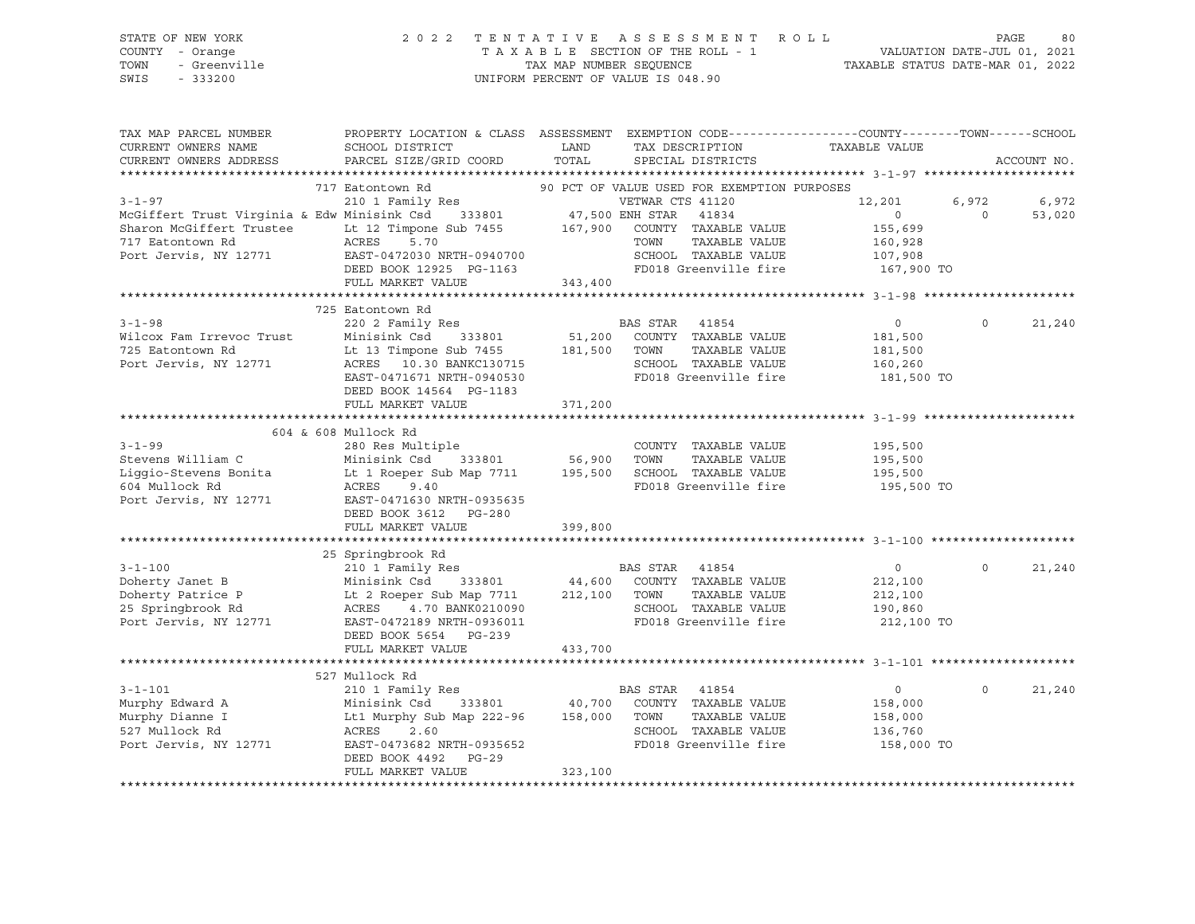STATE OF NEW YORK
COUNTY - Orange
TOWN - Greenville
SWIS - 333200

2022 TENTATIVE ASSESSMENT ROLL
TAXABLE SECTION OF THE ROLL - 1
TAX MAP NUMBER SEQUENCE
UNIFORM PERCENT OF VALUE IS 048.90

VALUATION DATE-JUL 01, 2021
TAXABLE STATUS DATE-MAR 01, 2022

| TAX MAP PARCEL NUMBER / CURRENT OWNERS NAME / CURRENT OWNERS ADDRESS | PROPERTY LOCATION & CLASS / SCHOOL DISTRICT / PARCEL SIZE/GRID COORD | ASSESSMENT LAND / TOTAL | EXEMPTION CODE / TAX DESCRIPTION / SPECIAL DISTRICTS | COUNTY TAXABLE VALUE | TOWN | SCHOOL |
|---|---|---|---|---|---|---|
| | 717 Eatontown Rd | | 90 PCT OF VALUE USED FOR EXEMPTION PURPOSES | | | |
| 3-1-97 | 210 1 Family Res | | VETWAR CTS 41120 | 12,201 | 6,972 | 6,972 |
| McGiffert Trust Virginia & Edw | Minisink Csd 333801 | 47,500 | ENH STAR 41834 | 0 | 0 | 53,020 |
| Sharon McGiffert Trustee | Lt 12 Timpone Sub 7455 | 167,900 | COUNTY TAXABLE VALUE | 155,699 | | |
| 717 Eatontown Rd | ACRES 5.70 | | TOWN TAXABLE VALUE | 160,928 | | |
| Port Jervis, NY 12771 | EAST-0472030 NRTH-0940700 | | SCHOOL TAXABLE VALUE | 107,908 | | |
| | DEED BOOK 12925 PG-1163 | | FD018 Greenville fire | 167,900 TO | | |
| | FULL MARKET VALUE | 343,400 | | | | |
| | 725 Eatontown Rd | | | | | |
| 3-1-98 | 220 2 Family Res | | BAS STAR 41854 | 0 | 0 | 21,240 |
| Wilcox Fam Irrevoc Trust | Minisink Csd 333801 | 51,200 | COUNTY TAXABLE VALUE | 181,500 | | |
| 725 Eatontown Rd | Lt 13 Timpone Sub 7455 | 181,500 | TOWN TAXABLE VALUE | 181,500 | | |
| Port Jervis, NY 12771 | ACRES 10.30 BANKC130715 | | SCHOOL TAXABLE VALUE | 160,260 | | |
| | EAST-0471671 NRTH-0940530 | | FD018 Greenville fire | 181,500 TO | | |
| | DEED BOOK 14564 PG-1183 | | | | | |
| | FULL MARKET VALUE | 371,200 | | | | |
| | 604 & 608 Mullock Rd | | | | | |
| 3-1-99 | 280 Res Multiple | | COUNTY TAXABLE VALUE | 195,500 | | |
| Stevens William C | Minisink Csd 333801 | 56,900 | TOWN TAXABLE VALUE | 195,500 | | |
| Liggio-Stevens Bonita | Lt 1 Roeper Sub Map 7711 | 195,500 | SCHOOL TAXABLE VALUE | 195,500 | | |
| 604 Mullock Rd | ACRES 9.40 | | FD018 Greenville fire | 195,500 TO | | |
| Port Jervis, NY 12771 | EAST-0471630 NRTH-0935635 | | | | | |
| | DEED BOOK 3612 PG-280 | | | | | |
| | FULL MARKET VALUE | 399,800 | | | | |
| | 25 Springbrook Rd | | | | | |
| 3-1-100 | 210 1 Family Res | | BAS STAR 41854 | 0 | 0 | 21,240 |
| Doherty Janet B | Minisink Csd 333801 | 44,600 | COUNTY TAXABLE VALUE | 212,100 | | |
| Doherty Patrice P | Lt 2 Roeper Sub Map 7711 | 212,100 | TOWN TAXABLE VALUE | 212,100 | | |
| 25 Springbrook Rd | ACRES 4.70 BANK0210090 | | SCHOOL TAXABLE VALUE | 190,860 | | |
| Port Jervis, NY 12771 | EAST-0472189 NRTH-0936011 | | FD018 Greenville fire | 212,100 TO | | |
| | DEED BOOK 5654 PG-239 | | | | | |
| | FULL MARKET VALUE | 433,700 | | | | |
| | 527 Mullock Rd | | | | | |
| 3-1-101 | 210 1 Family Res | | BAS STAR 41854 | 0 | 0 | 21,240 |
| Murphy Edward A | Minisink Csd 333801 | 40,700 | COUNTY TAXABLE VALUE | 158,000 | | |
| Murphy Dianne I | Lt1 Murphy Sub Map 222-96 | 158,000 | TOWN TAXABLE VALUE | 158,000 | | |
| 527 Mullock Rd | ACRES 2.60 | | SCHOOL TAXABLE VALUE | 136,760 | | |
| Port Jervis, NY 12771 | EAST-0473682 NRTH-0935652 | | FD018 Greenville fire | 158,000 TO | | |
| | DEED BOOK 4492 PG-29 | | | | | |
| | FULL MARKET VALUE | 323,100 | | | | |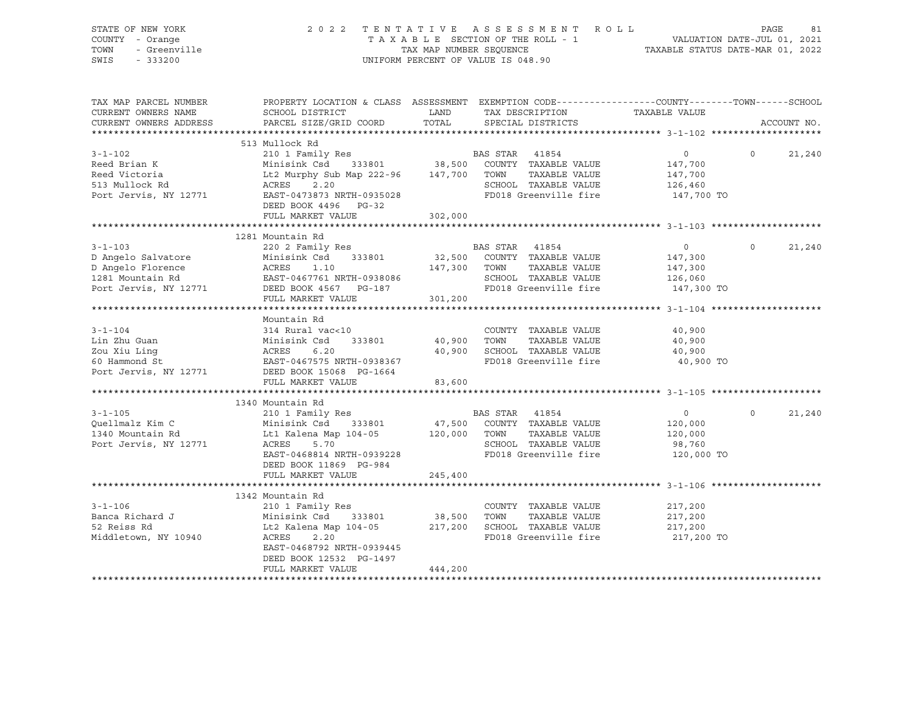STATE OF NEW YORK
COUNTY - Orange
TOWN - Greenville
SWIS - 333200

2022 TENTATIVE ASSESSMENT ROLL
TAXABLE SECTION OF THE ROLL - 1
TAX MAP NUMBER SEQUENCE
UNIFORM PERCENT OF VALUE IS 048.90

VALUATION DATE-JUL 01, 2021
TAXABLE STATUS DATE-MAR 01, 2022

| TAX MAP PARCEL NUMBER / CURRENT OWNERS NAME / CURRENT OWNERS ADDRESS | PROPERTY LOCATION & CLASS / SCHOOL DISTRICT / PARCEL SIZE/GRID COORD | ASSESSMENT LAND / TOTAL | EXEMPTION CODE / TAX DESCRIPTION / SPECIAL DISTRICTS | COUNTY TAXABLE VALUE | TOWN | SCHOOL / ACCOUNT NO. |
|---|---|---|---|---|---|---|
| **3-1-102** | 513 Mullock Rd | | | | | |
| 3-1-102 | 210 1 Family Res | | BAS STAR 41854 | 0 | 0 | 21,240 |
| Reed Brian K | Minisink Csd 333801 | 38,500 | COUNTY TAXABLE VALUE | 147,700 | | |
| Reed Victoria | Lt2 Murphy Sub Map 222-96 | 147,700 | TOWN TAXABLE VALUE | 147,700 | | |
| 513 Mullock Rd | ACRES 2.20 | | SCHOOL TAXABLE VALUE | 126,460 | | |
| Port Jervis, NY 12771 | EAST-0473873 NRTH-0935028 | | FD018 Greenville fire | 147,700 TO | | |
| | DEED BOOK 4496 PG-32 | | | | | |
| | FULL MARKET VALUE | 302,000 | | | | |
| **3-1-103** | 1281 Mountain Rd | | | | | |
| 3-1-103 | 220 2 Family Res | | BAS STAR 41854 | 0 | 0 | 21,240 |
| D Angelo Salvatore | Minisink Csd 333801 | 32,500 | COUNTY TAXABLE VALUE | 147,300 | | |
| D Angelo Florence | ACRES 1.10 | 147,300 | TOWN TAXABLE VALUE | 147,300 | | |
| 1281 Mountain Rd | EAST-0467761 NRTH-0938086 | | SCHOOL TAXABLE VALUE | 126,060 | | |
| Port Jervis, NY 12771 | DEED BOOK 4567 PG-187 | | FD018 Greenville fire | 147,300 TO | | |
| | FULL MARKET VALUE | 301,200 | | | | |
| **3-1-104** | Mountain Rd | | | | | |
| 3-1-104 | 314 Rural vac<10 | | COUNTY TAXABLE VALUE | 40,900 | | |
| Lin Zhu Guan | Minisink Csd 333801 | 40,900 | TOWN TAXABLE VALUE | 40,900 | | |
| Zou Xiu Ling | ACRES 6.20 | 40,900 | SCHOOL TAXABLE VALUE | 40,900 | | |
| 60 Hammond St | EAST-0467575 NRTH-0938367 | | FD018 Greenville fire | 40,900 TO | | |
| Port Jervis, NY 12771 | DEED BOOK 15068 PG-1664 | | | | | |
| | FULL MARKET VALUE | 83,600 | | | | |
| **3-1-105** | 1340 Mountain Rd | | | | | |
| 3-1-105 | 210 1 Family Res | | BAS STAR 41854 | 0 | 0 | 21,240 |
| Quellmalz Kim C | Minisink Csd 333801 | 47,500 | COUNTY TAXABLE VALUE | 120,000 | | |
| 1340 Mountain Rd | Lt1 Kalena Map 104-05 | 120,000 | TOWN TAXABLE VALUE | 120,000 | | |
| Port Jervis, NY 12771 | ACRES 5.70 | | SCHOOL TAXABLE VALUE | 98,760 | | |
| | EAST-0468814 NRTH-0939228 | | FD018 Greenville fire | 120,000 TO | | |
| | DEED BOOK 11869 PG-984 | | | | | |
| | FULL MARKET VALUE | 245,400 | | | | |
| **3-1-106** | 1342 Mountain Rd | | | | | |
| 3-1-106 | 210 1 Family Res | | COUNTY TAXABLE VALUE | 217,200 | | |
| Banca Richard J | Minisink Csd 333801 | 38,500 | TOWN TAXABLE VALUE | 217,200 | | |
| 52 Reiss Rd | Lt2 Kalena Map 104-05 | 217,200 | SCHOOL TAXABLE VALUE | 217,200 | | |
| Middletown, NY 10940 | ACRES 2.20 | | FD018 Greenville fire | 217,200 TO | | |
| | EAST-0468792 NRTH-0939445 | | | | | |
| | DEED BOOK 12532 PG-1497 | | | | | |
| | FULL MARKET VALUE | 444,200 | | | | |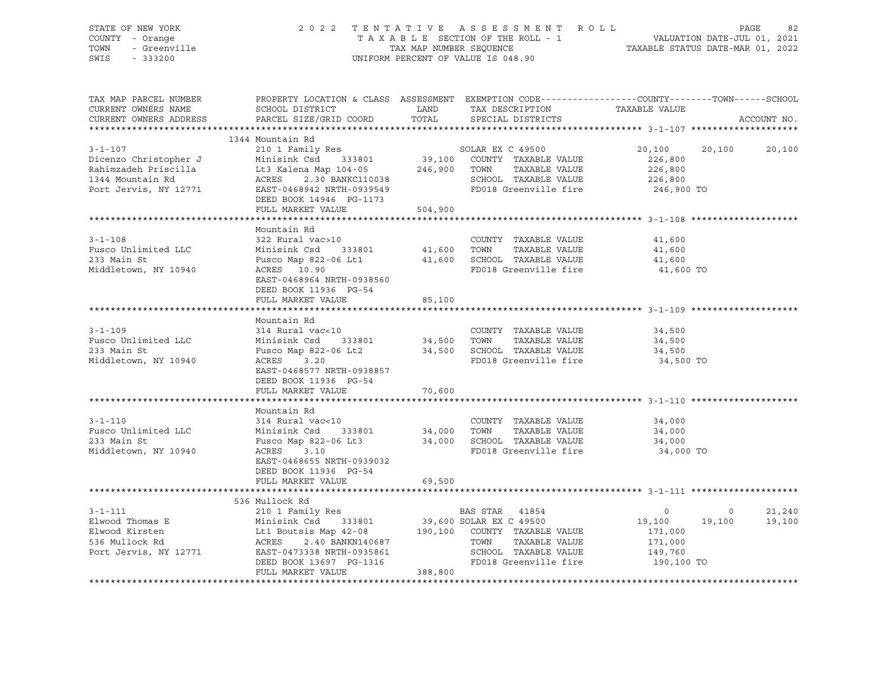STATE OF NEW YORK
COUNTY - Orange
TOWN - Greenville
SWIS - 333200

2022 TENTATIVE ASSESSMENT ROLL
TAXABLE SECTION OF THE ROLL - 1
TAX MAP NUMBER SEQUENCE
UNIFORM PERCENT OF VALUE IS 048.90

VALUATION DATE-JUL 01, 2021
TAXABLE STATUS DATE-MAR 01, 2022

| TAX MAP PARCEL NUMBER / CURRENT OWNERS NAME / CURRENT OWNERS ADDRESS | PROPERTY LOCATION & CLASS / SCHOOL DISTRICT / PARCEL SIZE/GRID COORD | ASSESSMENT LAND / TOTAL | EXEMPTION CODE / TAX DESCRIPTION / SPECIAL DISTRICTS | COUNTY TAXABLE VALUE | TOWN | SCHOOL |
|---|---|---|---|---|---|---|
| | 1344 Mountain Rd | | | | | |
| 3-1-107 | 210 1 Family Res | | SOLAR EX C 49500 | 20,100 | 20,100 | 20,100 |
| Dicenzo Christopher J | Minisink Csd 333801 | 39,100 | COUNTY TAXABLE VALUE | 226,800 | | |
| Rahimzadeh Priscilla | Lt3 Kalena Map 104-05 | 246,900 | TOWN TAXABLE VALUE | 226,800 | | |
| 1344 Mountain Rd | ACRES 2.30 BANKC110038 | | SCHOOL TAXABLE VALUE | 226,800 | | |
| Port Jervis, NY 12771 | EAST-0468942 NRTH-0939549 | | FD018 Greenville fire | 246,900 TO | | |
| | DEED BOOK 14946 PG-1173 | | | | | |
| | FULL MARKET VALUE | 504,900 | | | | |
| | Mountain Rd | | | | | |
| 3-1-108 | 322 Rural vac>10 | | COUNTY TAXABLE VALUE | 41,600 | | |
| Fusco Unlimited LLC | Minisink Csd 333801 | 41,600 | TOWN TAXABLE VALUE | 41,600 | | |
| 233 Main St | Fusco Map 822-06 Lt1 | 41,600 | SCHOOL TAXABLE VALUE | 41,600 | | |
| Middletown, NY 10940 | ACRES 10.90 | | FD018 Greenville fire | 41,600 TO | | |
| | EAST-0468964 NRTH-0938560 | | | | | |
| | DEED BOOK 11936 PG-54 | | | | | |
| | FULL MARKET VALUE | 85,100 | | | | |
| | Mountain Rd | | | | | |
| 3-1-109 | 314 Rural vac<10 | | COUNTY TAXABLE VALUE | 34,500 | | |
| Fusco Unlimited LLC | Minisink Csd 333801 | 34,500 | TOWN TAXABLE VALUE | 34,500 | | |
| 233 Main St | Fusco Map 822-06 Lt2 | 34,500 | SCHOOL TAXABLE VALUE | 34,500 | | |
| Middletown, NY 10940 | ACRES 3.20 | | FD018 Greenville fire | 34,500 TO | | |
| | EAST-0468577 NRTH-0938857 | | | | | |
| | DEED BOOK 11936 PG-54 | | | | | |
| | FULL MARKET VALUE | 70,600 | | | | |
| | Mountain Rd | | | | | |
| 3-1-110 | 314 Rural vac<10 | | COUNTY TAXABLE VALUE | 34,000 | | |
| Fusco Unlimited LLC | Minisink Csd 333801 | 34,000 | TOWN TAXABLE VALUE | 34,000 | | |
| 233 Main St | Fusco Map 822-06 Lt3 | 34,000 | SCHOOL TAXABLE VALUE | 34,000 | | |
| Middletown, NY 10940 | ACRES 3.10 | | FD018 Greenville fire | 34,000 TO | | |
| | EAST-0468655 NRTH-0939032 | | | | | |
| | DEED BOOK 11936 PG-54 | | | | | |
| | FULL MARKET VALUE | 69,500 | | | | |
| | 536 Mullock Rd | | | | | |
| 3-1-111 | 210 1 Family Res | | BAS STAR 41854 | 0 | 0 | 21,240 |
| Elwood Thomas E | Minisink Csd 333801 | 39,600 | SOLAR EX C 49500 | 19,100 | 19,100 | 19,100 |
| Elwood Kirsten | Lt1 Boutsis Map 42-08 | 190,100 | COUNTY TAXABLE VALUE | 171,000 | | |
| 536 Mullock Rd | ACRES 2.40 BANKN140687 | | TOWN TAXABLE VALUE | 171,000 | | |
| Port Jervis, NY 12771 | EAST-0473338 NRTH-0935861 | | SCHOOL TAXABLE VALUE | 149,760 | | |
| | DEED BOOK 13697 PG-1316 | | FD018 Greenville fire | 190,100 TO | | |
| | FULL MARKET VALUE | 388,800 | | | | |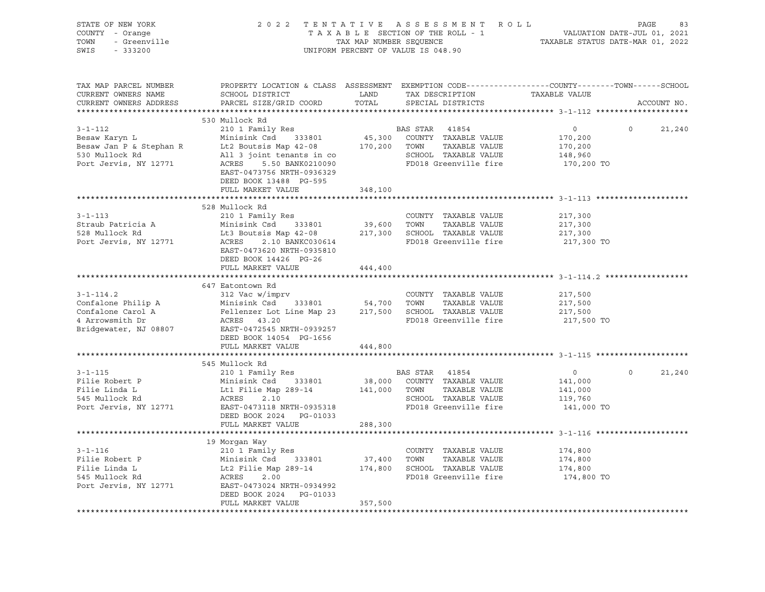STATE OF NEW YORK — COUNTY - Orange — TOWN - Greenville — SWIS - 333200

2022 TENTATIVE ASSESSMENT ROLL
TAXABLE SECTION OF THE ROLL - 1
TAX MAP NUMBER SEQUENCE
UNIFORM PERCENT OF VALUE IS 048.90

VALUATION DATE-JUL 01, 2021
TAXABLE STATUS DATE-MAR 01, 2022

| TAX MAP PARCEL NUMBER / CURRENT OWNERS NAME / CURRENT OWNERS ADDRESS | PROPERTY LOCATION & CLASS / SCHOOL DISTRICT / PARCEL SIZE/GRID COORD | ASSESSMENT LAND / TOTAL | EXEMPTION CODE / TAX DESCRIPTION / SPECIAL DISTRICTS | COUNTY TAXABLE VALUE | TOWN | SCHOOL | ACCOUNT NO. |
|---|---|---|---|---|---|---|---|
| **3-1-112** | 530 Mullock Rd | | | | | | |
| | 210 1 Family Res | | BAS STAR 41854 | 0 | 0 | 21,240 | |
| Besaw Karyn L | Minisink Csd 333801 | 45,300 | COUNTY TAXABLE VALUE | 170,200 | | | |
| Besaw Jan P & Stephan R | Lt2 Boutsis Map 42-08 | 170,200 | TOWN TAXABLE VALUE | 170,200 | | | |
| 530 Mullock Rd | All 3 joint tenants in co | | SCHOOL TAXABLE VALUE | 148,960 | | | |
| Port Jervis, NY 12771 | ACRES 5.50 BANK0210090 | | FD018 Greenville fire | 170,200 TO | | | |
| | EAST-0473756 NRTH-0936329 | | | | | | |
| | DEED BOOK 13488 PG-595 | | | | | | |
| | FULL MARKET VALUE | 348,100 | | | | | |
| **3-1-113** | 528 Mullock Rd | | | | | | |
| | 210 1 Family Res | | COUNTY TAXABLE VALUE | 217,300 | | | |
| Straub Patricia A | Minisink Csd 333801 | 39,600 | TOWN TAXABLE VALUE | 217,300 | | | |
| 528 Mullock Rd | Lt3 Boutsis Map 42-08 | 217,300 | SCHOOL TAXABLE VALUE | 217,300 | | | |
| Port Jervis, NY 12771 | ACRES 2.10 BANKC030614 | | FD018 Greenville fire | 217,300 TO | | | |
| | EAST-0473620 NRTH-0935810 | | | | | | |
| | DEED BOOK 14426 PG-26 | | | | | | |
| | FULL MARKET VALUE | 444,400 | | | | | |
| **3-1-114.2** | 647 Eatontown Rd | | | | | | |
| | 312 Vac w/imprv | | COUNTY TAXABLE VALUE | 217,500 | | | |
| Confalone Philip A | Minisink Csd 333801 | 54,700 | TOWN TAXABLE VALUE | 217,500 | | | |
| Confalone Carol A | Fellenzer Lot Line Map 23 | 217,500 | SCHOOL TAXABLE VALUE | 217,500 | | | |
| 4 Arrowsmith Dr | ACRES 43.20 | | FD018 Greenville fire | 217,500 TO | | | |
| Bridgewater, NJ 08807 | EAST-0472545 NRTH-0939257 | | | | | | |
| | DEED BOOK 14054 PG-1656 | | | | | | |
| | FULL MARKET VALUE | 444,800 | | | | | |
| **3-1-115** | 545 Mullock Rd | | | | | | |
| | 210 1 Family Res | | BAS STAR 41854 | 0 | 0 | 21,240 | |
| Filie Robert P | Minisink Csd 333801 | 38,000 | COUNTY TAXABLE VALUE | 141,000 | | | |
| Filie Linda L | Lt1 Filie Map 289-14 | 141,000 | TOWN TAXABLE VALUE | 141,000 | | | |
| 545 Mullock Rd | ACRES 2.10 | | SCHOOL TAXABLE VALUE | 119,760 | | | |
| Port Jervis, NY 12771 | EAST-0473118 NRTH-0935318 | | FD018 Greenville fire | 141,000 TO | | | |
| | DEED BOOK 2024 PG-01033 | | | | | | |
| | FULL MARKET VALUE | 288,300 | | | | | |
| **3-1-116** | 19 Morgan Way | | | | | | |
| | 210 1 Family Res | | COUNTY TAXABLE VALUE | 174,800 | | | |
| Filie Robert P | Minisink Csd 333801 | 37,400 | TOWN TAXABLE VALUE | 174,800 | | | |
| Filie Linda L | Lt2 Filie Map 289-14 | 174,800 | SCHOOL TAXABLE VALUE | 174,800 | | | |
| 545 Mullock Rd | ACRES 2.00 | | FD018 Greenville fire | 174,800 TO | | | |
| Port Jervis, NY 12771 | EAST-0473024 NRTH-0934992 | | | | | | |
| | DEED BOOK 2024 PG-01033 | | | | | | |
| | FULL MARKET VALUE | 357,500 | | | | | |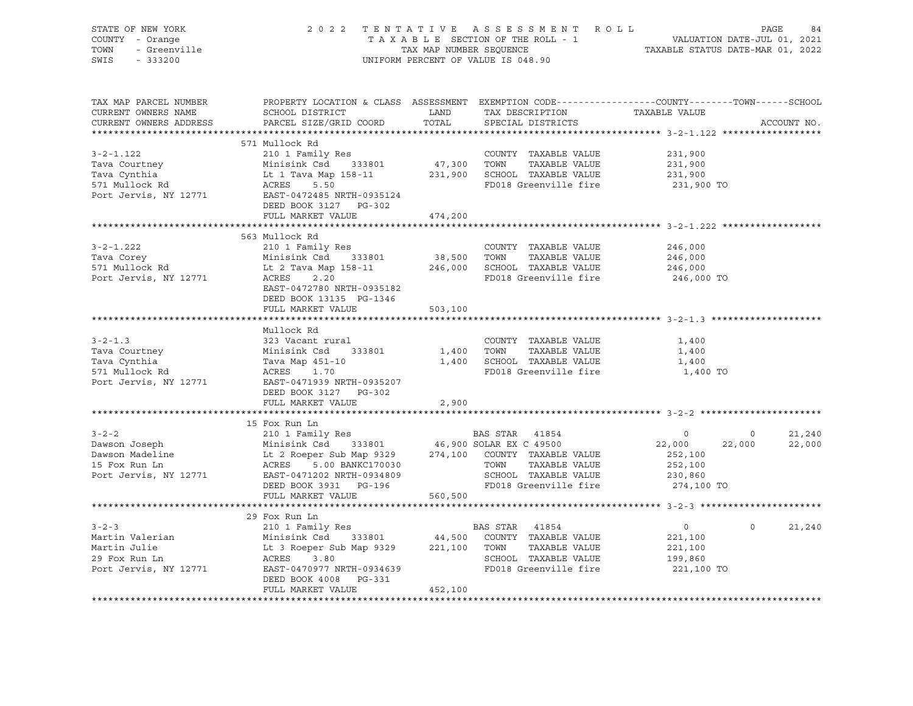STATE OF NEW YORK · COUNTY - Orange · TOWN - Greenville · SWIS - 333200

2022 TENTATIVE ASSESSMENT ROLL
TAXABLE SECTION OF THE ROLL - 1
TAX MAP NUMBER SEQUENCE
UNIFORM PERCENT OF VALUE IS 048.90

VALUATION DATE-JUL 01, 2021
TAXABLE STATUS DATE-MAR 01, 2022

| TAX MAP PARCEL NUMBER / CURRENT OWNERS NAME / CURRENT OWNERS ADDRESS | PROPERTY LOCATION & CLASS / SCHOOL DISTRICT / PARCEL SIZE/GRID COORD | ASSESSMENT LAND / TOTAL | EXEMPTION CODE / TAX DESCRIPTION / SPECIAL DISTRICTS | COUNTY TAXABLE VALUE | TOWN | SCHOOL | ACCOUNT NO. |
|---|---|---|---|---|---|---|---|
| **3-2-1.122** | 571 Mullock Rd | | | | | | |
| 3-2-1.122 | 210 1 Family Res | | COUNTY TAXABLE VALUE | 231,900 | | | |
| Tava Courtney | Minisink Csd 333801 | 47,300 | TOWN TAXABLE VALUE | 231,900 | | | |
| Tava Cynthia | Lt 1 Tava Map 158-11 | 231,900 | SCHOOL TAXABLE VALUE | 231,900 | | | |
| 571 Mullock Rd | ACRES 5.50 | | FD018 Greenville fire | 231,900 TO | | | |
| Port Jervis, NY 12771 | EAST-0472485 NRTH-0935124 | | | | | | |
| | DEED BOOK 3127 PG-302 | | | | | | |
| | FULL MARKET VALUE | 474,200 | | | | | |
| **3-2-1.222** | 563 Mullock Rd | | | | | | |
| 3-2-1.222 | 210 1 Family Res | | COUNTY TAXABLE VALUE | 246,000 | | | |
| Tava Corey | Minisink Csd 333801 | 38,500 | TOWN TAXABLE VALUE | 246,000 | | | |
| 571 Mullock Rd | Lt 2 Tava Map 158-11 | 246,000 | SCHOOL TAXABLE VALUE | 246,000 | | | |
| Port Jervis, NY 12771 | ACRES 2.20 | | FD018 Greenville fire | 246,000 TO | | | |
| | EAST-0472780 NRTH-0935182 | | | | | | |
| | DEED BOOK 13135 PG-1346 | | | | | | |
| | FULL MARKET VALUE | 503,100 | | | | | |
| **3-2-1.3** | Mullock Rd | | | | | | |
| 3-2-1.3 | 323 Vacant rural | | COUNTY TAXABLE VALUE | 1,400 | | | |
| Tava Courtney | Minisink Csd 333801 | 1,400 | TOWN TAXABLE VALUE | 1,400 | | | |
| Tava Cynthia | Tava Map 451-10 | 1,400 | SCHOOL TAXABLE VALUE | 1,400 | | | |
| 571 Mullock Rd | ACRES 1.70 | | FD018 Greenville fire | 1,400 TO | | | |
| Port Jervis, NY 12771 | EAST-0471939 NRTH-0935207 | | | | | | |
| | DEED BOOK 3127 PG-302 | | | | | | |
| | FULL MARKET VALUE | 2,900 | | | | | |
| **3-2-2** | 15 Fox Run Ln | | | | | | |
| 3-2-2 | 210 1 Family Res | | BAS STAR 41854 | 0 | 0 | 21,240 | |
| Dawson Joseph | Minisink Csd 333801 | 46,900 | SOLAR EX C 49500 | 22,000 | 22,000 | 22,000 | |
| Dawson Madeline | Lt 2 Roeper Sub Map 9329 | 274,100 | COUNTY TAXABLE VALUE | 252,100 | | | |
| 15 Fox Run Ln | ACRES 5.00 BANKC170030 | | TOWN TAXABLE VALUE | 252,100 | | | |
| Port Jervis, NY 12771 | EAST-0471202 NRTH-0934809 | | SCHOOL TAXABLE VALUE | 230,860 | | | |
| | DEED BOOK 3931 PG-196 | | FD018 Greenville fire | 274,100 TO | | | |
| | FULL MARKET VALUE | 560,500 | | | | | |
| **3-2-3** | 29 Fox Run Ln | | | | | | |
| 3-2-3 | 210 1 Family Res | | BAS STAR 41854 | 0 | 0 | 21,240 | |
| Martin Valerian | Minisink Csd 333801 | 44,500 | COUNTY TAXABLE VALUE | 221,100 | | | |
| Martin Julie | Lt 3 Roeper Sub Map 9329 | 221,100 | TOWN TAXABLE VALUE | 221,100 | | | |
| 29 Fox Run Ln | ACRES 3.80 | | SCHOOL TAXABLE VALUE | 199,860 | | | |
| Port Jervis, NY 12771 | EAST-0470977 NRTH-0934639 | | FD018 Greenville fire | 221,100 TO | | | |
| | DEED BOOK 4008 PG-331 | | | | | | |
| | FULL MARKET VALUE | 452,100 | | | | | |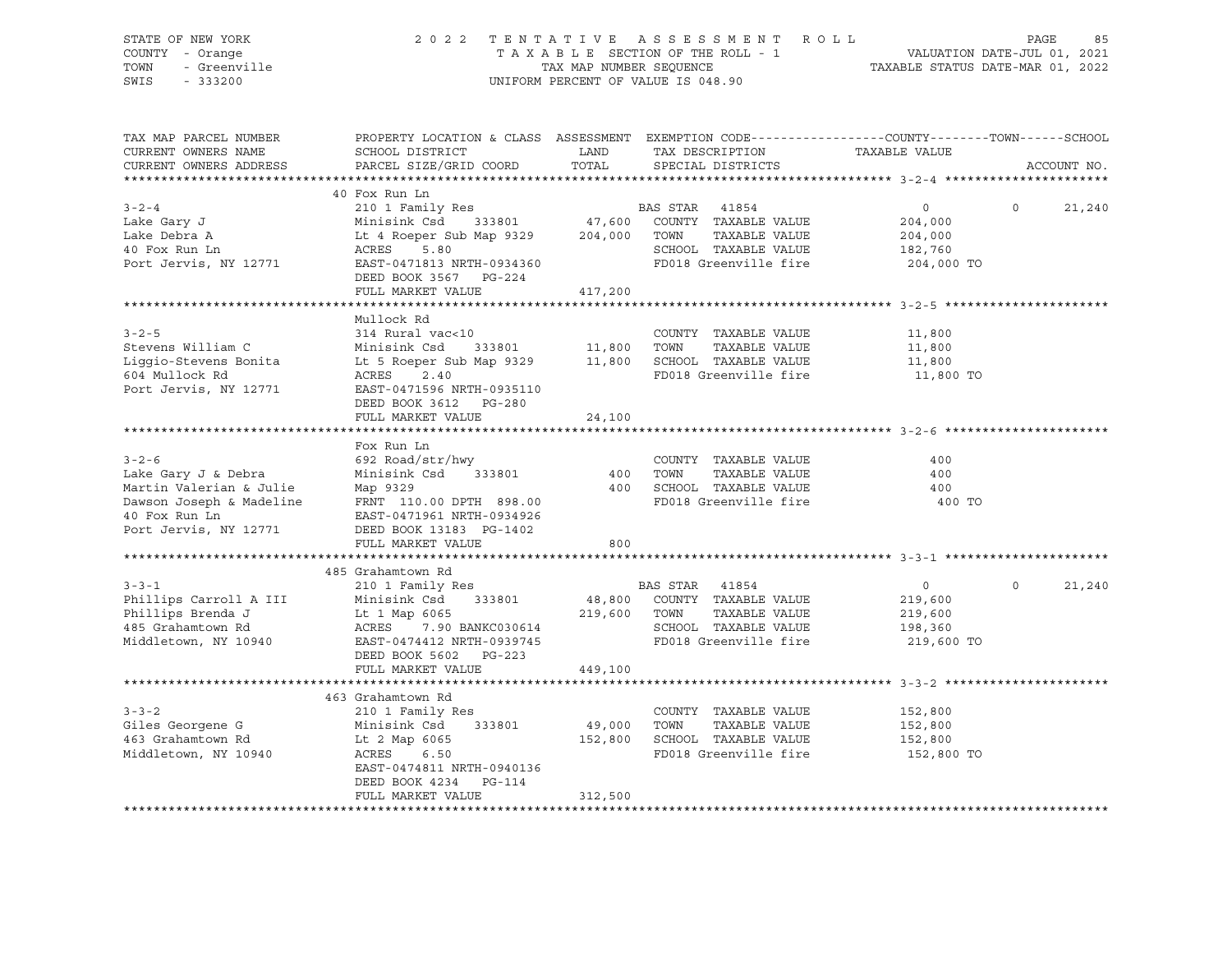STATE OF NEW YORK
COUNTY - Orange
TOWN - Greenville
SWIS - 333200

2 0 2 2 T E N T A T I V E A S S E S S M E N T R O L L
T A X A B L E SECTION OF THE ROLL - 1
TAX MAP NUMBER SEQUENCE
UNIFORM PERCENT OF VALUE IS 048.90

VALUATION DATE-JUL 01, 2021
TAXABLE STATUS DATE-MAR 01, 2022

```
TAX MAP PARCEL NUMBER      PROPERTY LOCATION & CLASS  ASSESSMENT  EXEMPTION CODE------------------COUNTY--------TOWN------SCHOOL
CURRENT OWNERS NAME        SCHOOL DISTRICT               LAND      TAX DESCRIPTION            TAXABLE VALUE
CURRENT OWNERS ADDRESS     PARCEL SIZE/GRID COORD        TOTAL     SPECIAL DISTRICTS                                  ACCOUNT NO.
******************************************************************************************************* 3-2-4 *********************
                           40 Fox Run Ln
3-2-4                      210 1 Family Res                        BAS STAR  41854                 0              0     21,240
Lake Gary J                Minisink Csd      333801       47,600   COUNTY  TAXABLE VALUE        204,000
Lake Debra A               Lt 4 Roeper Sub Map 9329      204,000   TOWN    TAXABLE VALUE        204,000
40 Fox Run Ln              ACRES     5.80                          SCHOOL  TAXABLE VALUE        182,760
Port Jervis, NY 12771      EAST-0471813 NRTH-0934360               FD018 Greenville fire         204,000 TO
                           DEED BOOK 3567   PG-224
                           FULL MARKET VALUE             417,200
******************************************************************************************************* 3-2-5 *********************
                           Mullock Rd
3-2-5                      314 Rural vac<10                        COUNTY  TAXABLE VALUE         11,800
Stevens William C          Minisink Csd      333801       11,800   TOWN    TAXABLE VALUE         11,800
Liggio-Stevens Bonita      Lt 5 Roeper Sub Map 9329       11,800   SCHOOL  TAXABLE VALUE         11,800
604 Mullock Rd             ACRES     2.40                          FD018 Greenville fire          11,800 TO
Port Jervis, NY 12771      EAST-0471596 NRTH-0935110
                           DEED BOOK 3612   PG-280
                           FULL MARKET VALUE              24,100
******************************************************************************************************* 3-2-6 *********************
                           Fox Run Ln
3-2-6                      692 Road/str/hwy                        COUNTY  TAXABLE VALUE            400
Lake Gary J & Debra        Minisink Csd      333801          400   TOWN    TAXABLE VALUE            400
Martin Valerian & Julie    Map 9329                          400   SCHOOL  TAXABLE VALUE            400
Dawson Joseph & Madeline   FRNT 110.00 DPTH 898.00                 FD018 Greenville fire             400 TO
40 Fox Run Ln              EAST-0471961 NRTH-0934926
Port Jervis, NY 12771      DEED BOOK 13183  PG-1402
                           FULL MARKET VALUE                 800
******************************************************************************************************* 3-3-1 *********************
                           485 Grahamtown Rd
3-3-1                      210 1 Family Res                        BAS STAR  41854                 0              0     21,240
Phillips Carroll A III     Minisink Csd      333801       48,800   COUNTY  TAXABLE VALUE        219,600
Phillips Brenda J          Lt 1 Map 6065                 219,600   TOWN    TAXABLE VALUE        219,600
485 Grahamtown Rd          ACRES     7.90 BANKC030614              SCHOOL  TAXABLE VALUE        198,360
Middletown, NY 10940       EAST-0474412 NRTH-0939745               FD018 Greenville fire         219,600 TO
                           DEED BOOK 5602   PG-223
                           FULL MARKET VALUE             449,100
******************************************************************************************************* 3-3-2 *********************
                           463 Grahamtown Rd
3-3-2                      210 1 Family Res                        COUNTY  TAXABLE VALUE        152,800
Giles Georgene G           Minisink Csd      333801       49,000   TOWN    TAXABLE VALUE        152,800
463 Grahamtown Rd          Lt 2 Map 6065                 152,800   SCHOOL  TAXABLE VALUE        152,800
Middletown, NY 10940       ACRES     6.50                          FD018 Greenville fire         152,800 TO
                           EAST-0474811 NRTH-0940136
                           DEED BOOK 4234   PG-114
                           FULL MARKET VALUE             312,500
************************************************************************************************************************************
```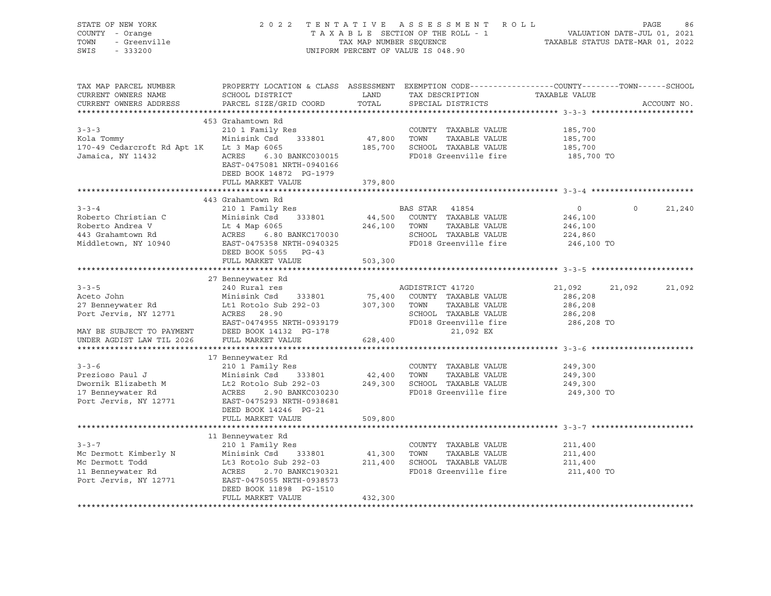STATE OF NEW YORK
COUNTY - Orange
TOWN - Greenville
SWIS - 333200

2022 TENTATIVE ASSESSMENT ROLL
TAXABLE SECTION OF THE ROLL - 1
TAX MAP NUMBER SEQUENCE
UNIFORM PERCENT OF VALUE IS 048.90

VALUATION DATE-JUL 01, 2021
TAXABLE STATUS DATE-MAR 01, 2022

| TAX MAP PARCEL NUMBER / CURRENT OWNERS NAME / CURRENT OWNERS ADDRESS | PROPERTY LOCATION & CLASS / SCHOOL DISTRICT / PARCEL SIZE/GRID COORD | ASSESSMENT LAND / TOTAL | EXEMPTION CODE / TAX DESCRIPTION / SPECIAL DISTRICTS | COUNTY | TOWN | SCHOOL | TAXABLE VALUE / ACCOUNT NO. |
|---|---|---|---|---|---|---|---|
| | 453 Grahamtown Rd | | | | | | |
| 3-3-3 | 210 1 Family Res | | COUNTY TAXABLE VALUE | | | | 185,700 |
| Kola Tommy | Minisink Csd 333801 | 47,800 | TOWN TAXABLE VALUE | | | | 185,700 |
| 170-49 Cedarcroft Rd Apt 1K | Lt 3 Map 6065 | 185,700 | SCHOOL TAXABLE VALUE | | | | 185,700 |
| Jamaica, NY 11432 | ACRES 6.30 BANKC030015 | | FD018 Greenville fire | | | | 185,700 TO |
| | EAST-0475081 NRTH-0940166 | | | | | | |
| | DEED BOOK 14872 PG-1979 | | | | | | |
| | FULL MARKET VALUE | 379,800 | | | | | |
| | 443 Grahamtown Rd | | | | | | |
| 3-3-4 | 210 1 Family Res | | BAS STAR 41854 | 0 | 0 | 21,240 | |
| Roberto Christian C | Minisink Csd 333801 | 44,500 | COUNTY TAXABLE VALUE | | | | 246,100 |
| Roberto Andrea V | Lt 4 Map 6065 | 246,100 | TOWN TAXABLE VALUE | | | | 246,100 |
| 443 Grahamtown Rd | ACRES 6.80 BANKC170030 | | SCHOOL TAXABLE VALUE | | | | 224,860 |
| Middletown, NY 10940 | EAST-0475358 NRTH-0940325 | | FD018 Greenville fire | | | | 246,100 TO |
| | DEED BOOK 5055 PG-43 | | | | | | |
| | FULL MARKET VALUE | 503,300 | | | | | |
| | 27 Benneywater Rd | | | | | | |
| 3-3-5 | 240 Rural res | | AGDISTRICT 41720 | 21,092 | 21,092 | 21,092 | |
| Aceto John | Minisink Csd 333801 | 75,400 | COUNTY TAXABLE VALUE | | | | 286,208 |
| 27 Benneywater Rd | Lt1 Rotolo Sub 292-03 | 307,300 | TOWN TAXABLE VALUE | | | | 286,208 |
| Port Jervis, NY 12771 | ACRES 28.90 | | SCHOOL TAXABLE VALUE | | | | 286,208 |
| | EAST-0474955 NRTH-0939179 | | FD018 Greenville fire | | | | 286,208 TO |
| MAY BE SUBJECT TO PAYMENT | DEED BOOK 14132 PG-178 | | 21,092 EX | | | | |
| UNDER AGDIST LAW TIL 2026 | FULL MARKET VALUE | 628,400 | | | | | |
| | 17 Benneywater Rd | | | | | | |
| 3-3-6 | 210 1 Family Res | | COUNTY TAXABLE VALUE | | | | 249,300 |
| Prezioso Paul J | Minisink Csd 333801 | 42,400 | TOWN TAXABLE VALUE | | | | 249,300 |
| Dwornik Elizabeth M | Lt2 Rotolo Sub 292-03 | 249,300 | SCHOOL TAXABLE VALUE | | | | 249,300 |
| 17 Benneywater Rd | ACRES 2.90 BANKC030230 | | FD018 Greenville fire | | | | 249,300 TO |
| Port Jervis, NY 12771 | EAST-0475293 NRTH-0938681 | | | | | | |
| | DEED BOOK 14246 PG-21 | | | | | | |
| | FULL MARKET VALUE | 509,800 | | | | | |
| | 11 Benneywater Rd | | | | | | |
| 3-3-7 | 210 1 Family Res | | COUNTY TAXABLE VALUE | | | | 211,400 |
| Mc Dermott Kimberly N | Minisink Csd 333801 | 41,300 | TOWN TAXABLE VALUE | | | | 211,400 |
| Mc Dermott Todd | Lt3 Rotolo Sub 292-03 | 211,400 | SCHOOL TAXABLE VALUE | | | | 211,400 |
| 11 Benneywater Rd | ACRES 2.70 BANKC190321 | | FD018 Greenville fire | | | | 211,400 TO |
| Port Jervis, NY 12771 | EAST-0475055 NRTH-0938573 | | | | | | |
| | DEED BOOK 11898 PG-1510 | | | | | | |
| | FULL MARKET VALUE | 432,300 | | | | | |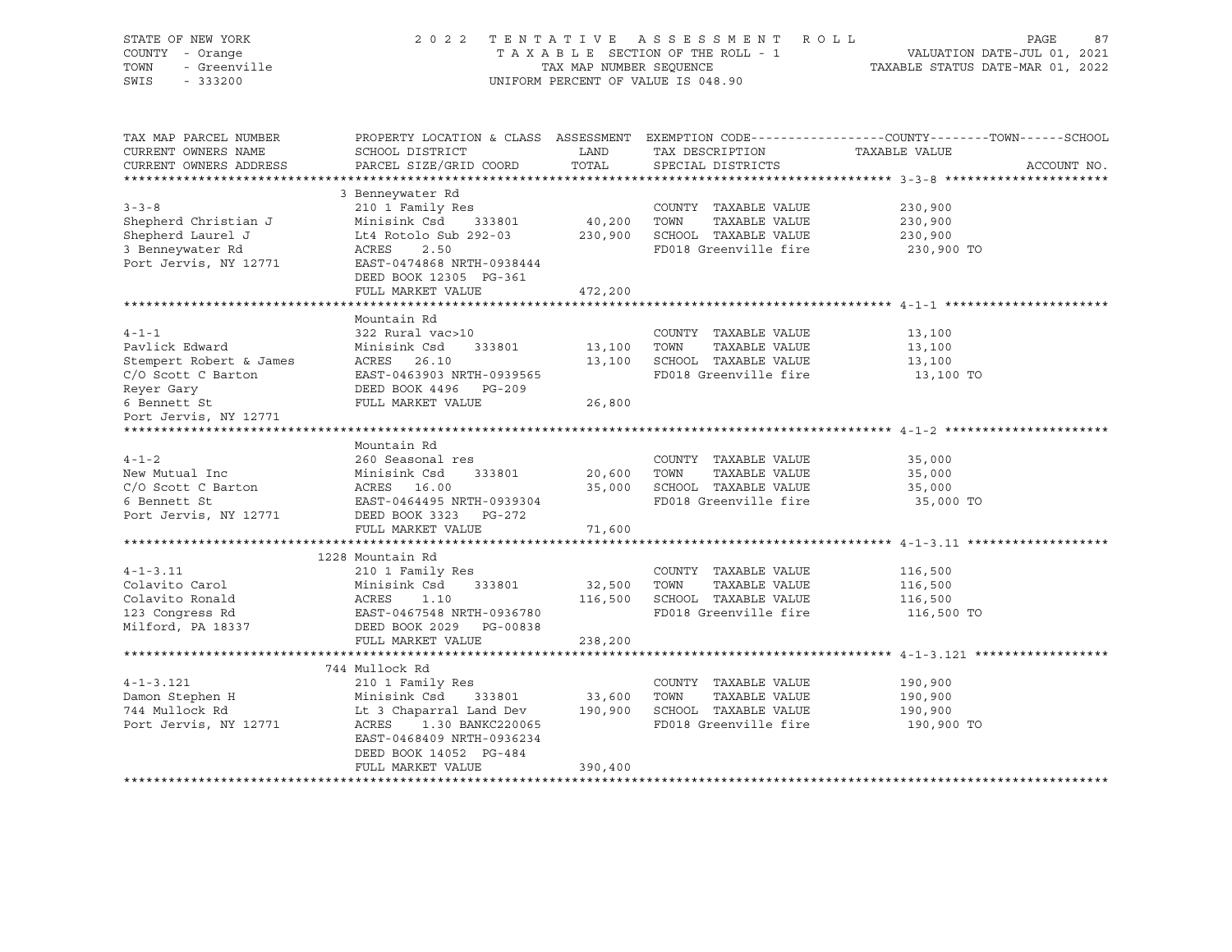STATE OF NEW YORK
COUNTY - Orange
TOWN - Greenville
SWIS - 333200

2022 TENTATIVE ASSESSMENT ROLL
TAXABLE SECTION OF THE ROLL - 1
TAX MAP NUMBER SEQUENCE
UNIFORM PERCENT OF VALUE IS 048.90

VALUATION DATE-JUL 01, 2021
TAXABLE STATUS DATE-MAR 01, 2022

| TAX MAP PARCEL NUMBER / CURRENT OWNERS NAME / CURRENT OWNERS ADDRESS | PROPERTY LOCATION & CLASS / SCHOOL DISTRICT / PARCEL SIZE/GRID COORD | ASSESSMENT LAND / TOTAL | EXEMPTION CODE / TAX DESCRIPTION / SPECIAL DISTRICTS | COUNTY / TOWN / SCHOOL TAXABLE VALUE | ACCOUNT NO. |
|---|---|---|---|---|---|
| | 3 Benneywater Rd | | | | |
| 3-3-8 | 210 1 Family Res | | COUNTY TAXABLE VALUE | 230,900 | |
| Shepherd Christian J | Minisink Csd 333801 | 40,200 | TOWN TAXABLE VALUE | 230,900 | |
| Shepherd Laurel J | Lt4 Rotolo Sub 292-03 | 230,900 | SCHOOL TAXABLE VALUE | 230,900 | |
| 3 Benneywater Rd | ACRES 2.50 | | FD018 Greenville fire | 230,900 TO | |
| Port Jervis, NY 12771 | EAST-0474868 NRTH-0938444 | | | | |
| | DEED BOOK 12305 PG-361 | | | | |
| | FULL MARKET VALUE | 472,200 | | | |
| | Mountain Rd | | | | |
| 4-1-1 | 322 Rural vac>10 | | COUNTY TAXABLE VALUE | 13,100 | |
| Pavlick Edward | Minisink Csd 333801 | 13,100 | TOWN TAXABLE VALUE | 13,100 | |
| Stempert Robert & James | ACRES 26.10 | 13,100 | SCHOOL TAXABLE VALUE | 13,100 | |
| C/O Scott C Barton | EAST-0463903 NRTH-0939565 | | FD018 Greenville fire | 13,100 TO | |
| Reyer Gary | DEED BOOK 4496 PG-209 | | | | |
| 6 Bennett St | FULL MARKET VALUE | 26,800 | | | |
| Port Jervis, NY 12771 | | | | | |
| | Mountain Rd | | | | |
| 4-1-2 | 260 Seasonal res | | COUNTY TAXABLE VALUE | 35,000 | |
| New Mutual Inc | Minisink Csd 333801 | 20,600 | TOWN TAXABLE VALUE | 35,000 | |
| C/O Scott C Barton | ACRES 16.00 | 35,000 | SCHOOL TAXABLE VALUE | 35,000 | |
| 6 Bennett St | EAST-0464495 NRTH-0939304 | | FD018 Greenville fire | 35,000 TO | |
| Port Jervis, NY 12771 | DEED BOOK 3323 PG-272 | | | | |
| | FULL MARKET VALUE | 71,600 | | | |
| | 1228 Mountain Rd | | | | |
| 4-1-3.11 | 210 1 Family Res | | COUNTY TAXABLE VALUE | 116,500 | |
| Colavito Carol | Minisink Csd 333801 | 32,500 | TOWN TAXABLE VALUE | 116,500 | |
| Colavito Ronald | ACRES 1.10 | 116,500 | SCHOOL TAXABLE VALUE | 116,500 | |
| 123 Congress Rd | EAST-0467548 NRTH-0936780 | | FD018 Greenville fire | 116,500 TO | |
| Milford, PA 18337 | DEED BOOK 2029 PG-00838 | | | | |
| | FULL MARKET VALUE | 238,200 | | | |
| | 744 Mullock Rd | | | | |
| 4-1-3.121 | 210 1 Family Res | | COUNTY TAXABLE VALUE | 190,900 | |
| Damon Stephen H | Minisink Csd 333801 | 33,600 | TOWN TAXABLE VALUE | 190,900 | |
| 744 Mullock Rd | Lt 3 Chaparral Land Dev | 190,900 | SCHOOL TAXABLE VALUE | 190,900 | |
| Port Jervis, NY 12771 | ACRES 1.30 BANKC220065 | | FD018 Greenville fire | 190,900 TO | |
| | EAST-0468409 NRTH-0936234 | | | | |
| | DEED BOOK 14052 PG-484 | | | | |
| | FULL MARKET VALUE | 390,400 | | | |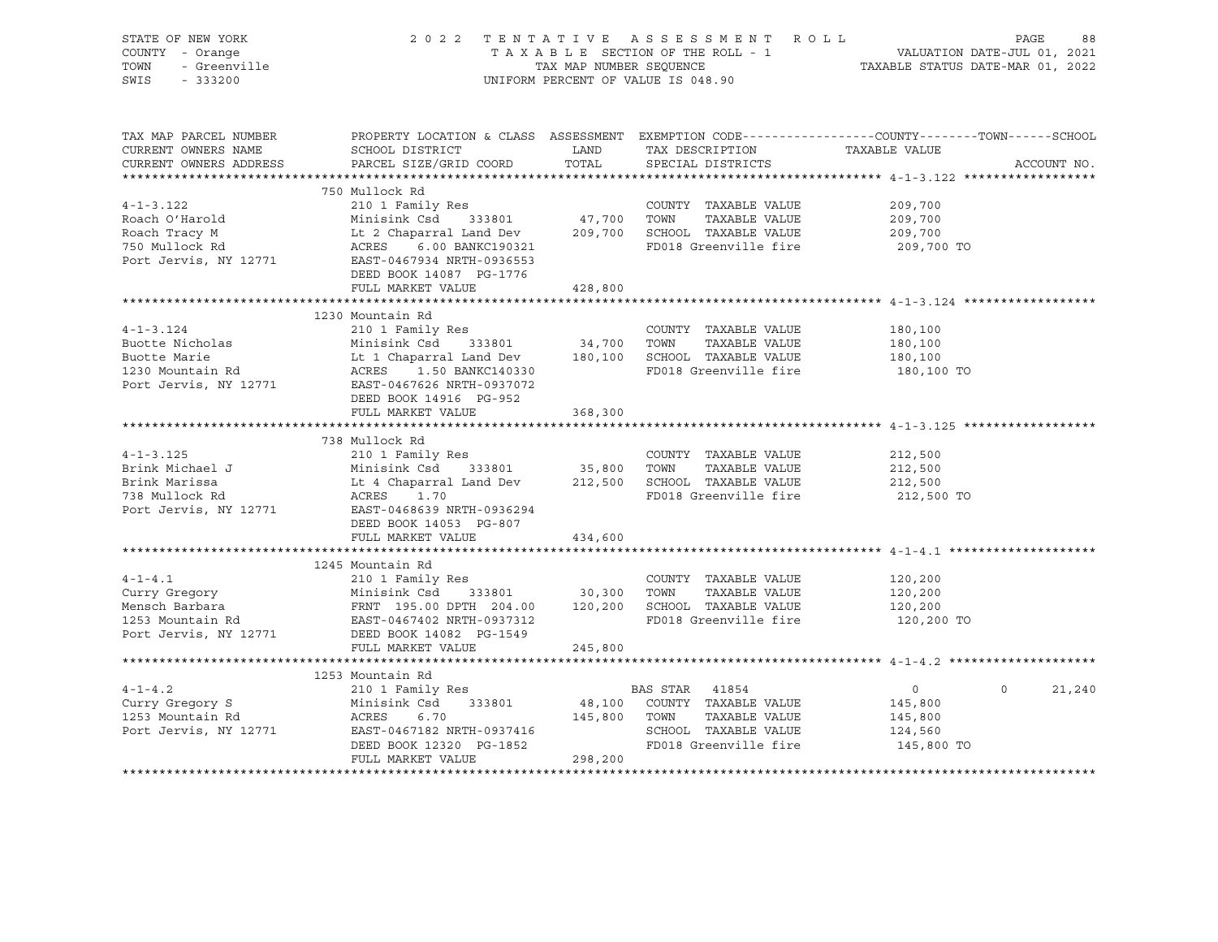STATE OF NEW YORK
COUNTY - Orange
TOWN - Greenville
SWIS - 333200

2022 TENTATIVE ASSESSMENT ROLL
TAXABLE SECTION OF THE ROLL - 1
TAX MAP NUMBER SEQUENCE
UNIFORM PERCENT OF VALUE IS 048.90

VALUATION DATE-JUL 01, 2021
TAXABLE STATUS DATE-MAR 01, 2022

| TAX MAP PARCEL NUMBER / CURRENT OWNERS NAME / CURRENT OWNERS ADDRESS | PROPERTY LOCATION & CLASS / SCHOOL DISTRICT / PARCEL SIZE/GRID COORD | ASSESSMENT LAND | TOTAL | EXEMPTION CODE / TAX DESCRIPTION / SPECIAL DISTRICTS | COUNTY TAXABLE VALUE | TOWN | SCHOOL | ACCOUNT NO. |
|---|---|---|---|---|---|---|---|---|
| **4-1-3.122** | 750 Mullock Rd | | | | | | | |
| 4-1-3.122 | 210 1 Family Res | | | COUNTY TAXABLE VALUE | 209,700 | | | |
| Roach O'Harold | Minisink Csd 333801 | 47,700 | | TOWN TAXABLE VALUE | 209,700 | | | |
| Roach Tracy M | Lt 2 Chaparral Land Dev | | 209,700 | SCHOOL TAXABLE VALUE | 209,700 | | | |
| 750 Mullock Rd | ACRES 6.00 BANKC190321 | | | FD018 Greenville fire | 209,700 TO | | | |
| Port Jervis, NY 12771 | EAST-0467934 NRTH-0936553 | | | | | | | |
| | DEED BOOK 14087 PG-1776 | | | | | | | |
| | FULL MARKET VALUE | | 428,800 | | | | | |
| **4-1-3.124** | 1230 Mountain Rd | | | | | | | |
| 4-1-3.124 | 210 1 Family Res | | | COUNTY TAXABLE VALUE | 180,100 | | | |
| Buotte Nicholas | Minisink Csd 333801 | 34,700 | | TOWN TAXABLE VALUE | 180,100 | | | |
| Buotte Marie | Lt 1 Chaparral Land Dev | | 180,100 | SCHOOL TAXABLE VALUE | 180,100 | | | |
| 1230 Mountain Rd | ACRES 1.50 BANKC140330 | | | FD018 Greenville fire | 180,100 TO | | | |
| Port Jervis, NY 12771 | EAST-0467626 NRTH-0937072 | | | | | | | |
| | DEED BOOK 14916 PG-952 | | | | | | | |
| | FULL MARKET VALUE | | 368,300 | | | | | |
| **4-1-3.125** | 738 Mullock Rd | | | | | | | |
| 4-1-3.125 | 210 1 Family Res | | | COUNTY TAXABLE VALUE | 212,500 | | | |
| Brink Michael J | Minisink Csd 333801 | 35,800 | | TOWN TAXABLE VALUE | 212,500 | | | |
| Brink Marissa | Lt 4 Chaparral Land Dev | | 212,500 | SCHOOL TAXABLE VALUE | 212,500 | | | |
| 738 Mullock Rd | ACRES 1.70 | | | FD018 Greenville fire | 212,500 TO | | | |
| Port Jervis, NY 12771 | EAST-0468639 NRTH-0936294 | | | | | | | |
| | DEED BOOK 14053 PG-807 | | | | | | | |
| | FULL MARKET VALUE | | 434,600 | | | | | |
| **4-1-4.1** | 1245 Mountain Rd | | | | | | | |
| 4-1-4.1 | 210 1 Family Res | | | COUNTY TAXABLE VALUE | 120,200 | | | |
| Curry Gregory | Minisink Csd 333801 | 30,300 | | TOWN TAXABLE VALUE | 120,200 | | | |
| Mensch Barbara | FRNT 195.00 DPTH 204.00 | | 120,200 | SCHOOL TAXABLE VALUE | 120,200 | | | |
| 1253 Mountain Rd | EAST-0467402 NRTH-0937312 | | | FD018 Greenville fire | 120,200 TO | | | |
| Port Jervis, NY 12771 | DEED BOOK 14082 PG-1549 | | | | | | | |
| | FULL MARKET VALUE | | 245,800 | | | | | |
| **4-1-4.2** | 1253 Mountain Rd | | | | | | | |
| 4-1-4.2 | 210 1 Family Res | | | BAS STAR 41854 | 0 | 0 | 21,240 | |
| Curry Gregory S | Minisink Csd 333801 | 48,100 | | COUNTY TAXABLE VALUE | 145,800 | | | |
| 1253 Mountain Rd | ACRES 6.70 | | 145,800 | TOWN TAXABLE VALUE | 145,800 | | | |
| Port Jervis, NY 12771 | EAST-0467182 NRTH-0937416 | | | SCHOOL TAXABLE VALUE | 124,560 | | | |
| | DEED BOOK 12320 PG-1852 | | | FD018 Greenville fire | 145,800 TO | | | |
| | FULL MARKET VALUE | | 298,200 | | | | | |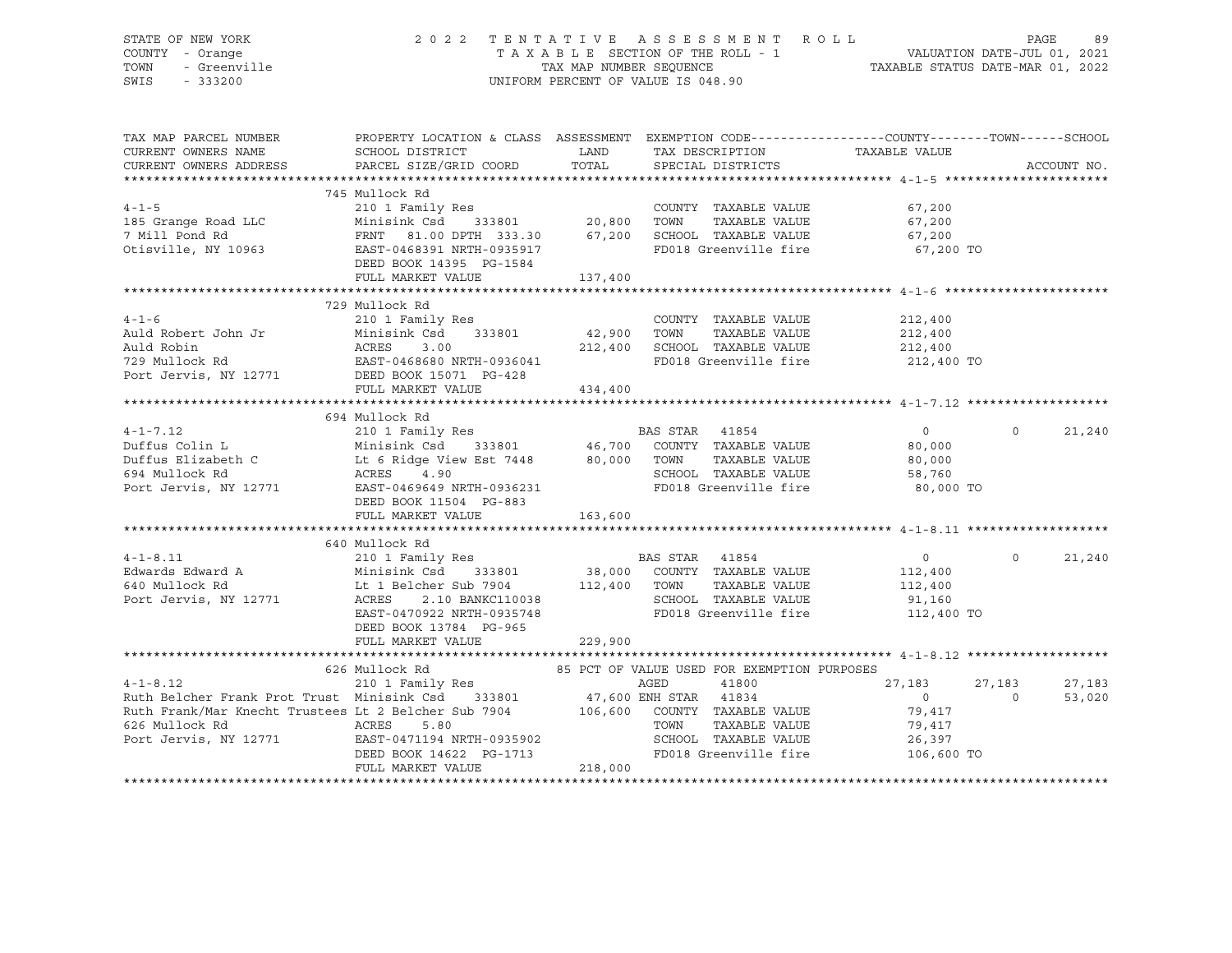STATE OF NEW YORK — COUNTY - Orange — TOWN - Greenville — SWIS - 333200

2 0 2 2 T E N T A T I V E A S S E S S M E N T R O L L
T A X A B L E SECTION OF THE ROLL - 1
TAX MAP NUMBER SEQUENCE
UNIFORM PERCENT OF VALUE IS 048.90

VALUATION DATE-JUL 01, 2021
TAXABLE STATUS DATE-MAR 01, 2022

| TAX MAP PARCEL NUMBER / CURRENT OWNERS NAME / CURRENT OWNERS ADDRESS | PROPERTY LOCATION & CLASS / SCHOOL DISTRICT / PARCEL SIZE/GRID COORD | ASSESSMENT LAND / TOTAL | EXEMPTION CODE / TAX DESCRIPTION / SPECIAL DISTRICTS | COUNTY TAXABLE VALUE | TOWN | SCHOOL |
|---|---|---|---|---|---|---|
| **4-1-5** | 745 Mullock Rd | | | | | |
| | 210 1 Family Res | | COUNTY TAXABLE VALUE | 67,200 | | |
| 185 Grange Road LLC | Minisink Csd 333801 | 20,800 | TOWN TAXABLE VALUE | 67,200 | | |
| 7 Mill Pond Rd | FRNT 81.00 DPTH 333.30 | 67,200 | SCHOOL TAXABLE VALUE | 67,200 | | |
| Otisville, NY 10963 | EAST-0468391 NRTH-0935917 | | FD018 Greenville fire | 67,200 TO | | |
| | DEED BOOK 14395 PG-1584 | | | | | |
| | FULL MARKET VALUE | 137,400 | | | | |
| **4-1-6** | 729 Mullock Rd | | | | | |
| | 210 1 Family Res | | COUNTY TAXABLE VALUE | 212,400 | | |
| Auld Robert John Jr | Minisink Csd 333801 | 42,900 | TOWN TAXABLE VALUE | 212,400 | | |
| Auld Robin | ACRES 3.00 | 212,400 | SCHOOL TAXABLE VALUE | 212,400 | | |
| 729 Mullock Rd | EAST-0468680 NRTH-0936041 | | FD018 Greenville fire | 212,400 TO | | |
| Port Jervis, NY 12771 | DEED BOOK 15071 PG-428 | | | | | |
| | FULL MARKET VALUE | 434,400 | | | | |
| **4-1-7.12** | 694 Mullock Rd | | | | | |
| | 210 1 Family Res | | BAS STAR 41854 | 0 | 0 | 21,240 |
| Duffus Colin L | Minisink Csd 333801 | 46,700 | COUNTY TAXABLE VALUE | 80,000 | | |
| Duffus Elizabeth C | Lt 6 Ridge View Est 7448 | 80,000 | TOWN TAXABLE VALUE | 80,000 | | |
| 694 Mullock Rd | ACRES 4.90 | | SCHOOL TAXABLE VALUE | 58,760 | | |
| Port Jervis, NY 12771 | EAST-0469649 NRTH-0936231 | | FD018 Greenville fire | 80,000 TO | | |
| | DEED BOOK 11504 PG-883 | | | | | |
| | FULL MARKET VALUE | 163,600 | | | | |
| **4-1-8.11** | 640 Mullock Rd | | | | | |
| | 210 1 Family Res | | BAS STAR 41854 | 0 | 0 | 21,240 |
| Edwards Edward A | Minisink Csd 333801 | 38,000 | COUNTY TAXABLE VALUE | 112,400 | | |
| 640 Mullock Rd | Lt 1 Belcher Sub 7904 | 112,400 | TOWN TAXABLE VALUE | 112,400 | | |
| Port Jervis, NY 12771 | ACRES 2.10 BANKC110038 | | SCHOOL TAXABLE VALUE | 91,160 | | |
| | EAST-0470922 NRTH-0935748 | | FD018 Greenville fire | 112,400 TO | | |
| | DEED BOOK 13784 PG-965 | | | | | |
| | FULL MARKET VALUE | 229,900 | | | | |
| **4-1-8.12** | 626 Mullock Rd | | 85 PCT OF VALUE USED FOR EXEMPTION PURPOSES | | | |
| | 210 1 Family Res | | AGED 41800 | 27,183 | 27,183 | 27,183 |
| Ruth Belcher Frank Prot Trust | Minisink Csd 333801 | 47,600 | ENH STAR 41834 | 0 | 0 | 53,020 |
| Ruth Frank/Mar Knecht Trustees | Lt 2 Belcher Sub 7904 | 106,600 | COUNTY TAXABLE VALUE | 79,417 | | |
| 626 Mullock Rd | ACRES 5.80 | | TOWN TAXABLE VALUE | 79,417 | | |
| Port Jervis, NY 12771 | EAST-0471194 NRTH-0935902 | | SCHOOL TAXABLE VALUE | 26,397 | | |
| | DEED BOOK 14622 PG-1713 | | FD018 Greenville fire | 106,600 TO | | |
| | FULL MARKET VALUE | 218,000 | | | | |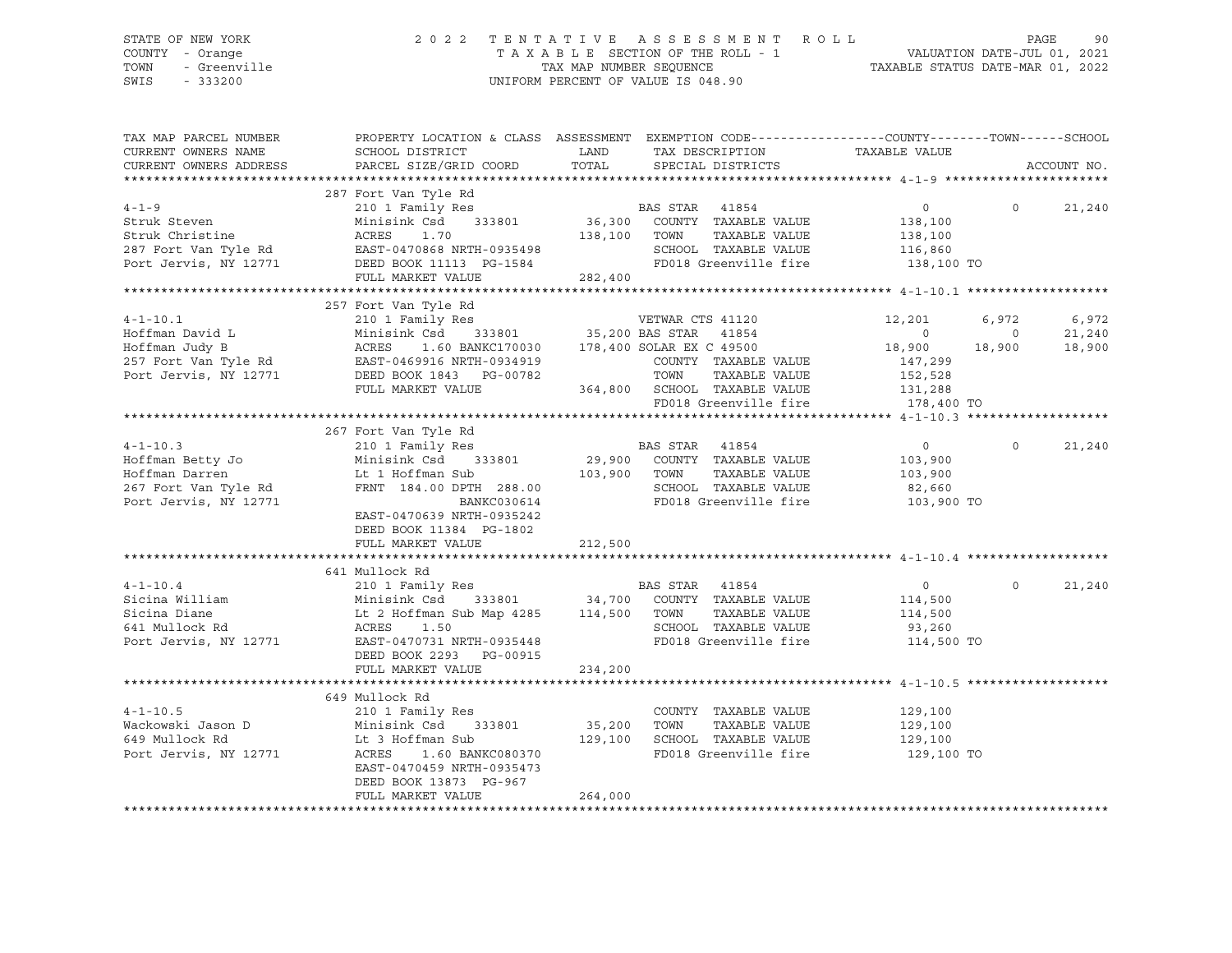STATE OF NEW YORK | COUNTY - Orange | TOWN - Greenville | SWIS - 333200

2 0 2 2 T E N T A T I V E A S S E S S M E N T R O L L
T A X A B L E SECTION OF THE ROLL - 1
TAX MAP NUMBER SEQUENCE
UNIFORM PERCENT OF VALUE IS 048.90

VALUATION DATE-JUL 01, 2021
TAXABLE STATUS DATE-MAR 01, 2022

| TAX MAP PARCEL NUMBER / CURRENT OWNERS NAME / CURRENT OWNERS ADDRESS | PROPERTY LOCATION & CLASS / SCHOOL DISTRICT / PARCEL SIZE/GRID COORD | ASSESSMENT LAND / TOTAL | EXEMPTION CODE / TAX DESCRIPTION / SPECIAL DISTRICTS | COUNTY TAXABLE VALUE | TOWN | SCHOOL / ACCOUNT NO. |
|---|---|---|---|---|---|---|
| **4-1-9** | 287 Fort Van Tyle Rd | | | | | |
| 4-1-9 | 210 1 Family Res | | BAS STAR 41854 | 0 | 0 | 21,240 |
| Struk Steven | Minisink Csd 333801 | 36,300 | COUNTY TAXABLE VALUE | 138,100 | | |
| Struk Christine | ACRES 1.70 | 138,100 | TOWN TAXABLE VALUE | 138,100 | | |
| 287 Fort Van Tyle Rd | EAST-0470868 NRTH-0935498 | | SCHOOL TAXABLE VALUE | 116,860 | | |
| Port Jervis, NY 12771 | DEED BOOK 11113 PG-1584 | | FD018 Greenville fire | 138,100 TO | | |
| | FULL MARKET VALUE | 282,400 | | | | |
| **4-1-10.1** | 257 Fort Van Tyle Rd | | | | | |
| 4-1-10.1 | 210 1 Family Res | | VETWAR CTS 41120 | 12,201 | 6,972 | 6,972 |
| Hoffman David L | Minisink Csd 333801 | 35,200 | BAS STAR 41854 | 0 | 0 | 21,240 |
| Hoffman Judy B | ACRES 1.60 BANKC170030 | 178,400 | SOLAR EX C 49500 | 18,900 | 18,900 | 18,900 |
| 257 Fort Van Tyle Rd | EAST-0469916 NRTH-0934919 | | COUNTY TAXABLE VALUE | 147,299 | | |
| Port Jervis, NY 12771 | DEED BOOK 1843 PG-00782 | | TOWN TAXABLE VALUE | 152,528 | | |
| | FULL MARKET VALUE | 364,800 | SCHOOL TAXABLE VALUE | 131,288 | | |
| | | | FD018 Greenville fire | 178,400 TO | | |
| **4-1-10.3** | 267 Fort Van Tyle Rd | | | | | |
| 4-1-10.3 | 210 1 Family Res | | BAS STAR 41854 | 0 | 0 | 21,240 |
| Hoffman Betty Jo | Minisink Csd 333801 | 29,900 | COUNTY TAXABLE VALUE | 103,900 | | |
| Hoffman Darren | Lt 1 Hoffman Sub | 103,900 | TOWN TAXABLE VALUE | 103,900 | | |
| 267 Fort Van Tyle Rd | FRNT 184.00 DPTH 288.00 | | SCHOOL TAXABLE VALUE | 82,660 | | |
| Port Jervis, NY 12771 | BANKC030614 | | FD018 Greenville fire | 103,900 TO | | |
| | EAST-0470639 NRTH-0935242 | | | | | |
| | DEED BOOK 11384 PG-1802 | | | | | |
| | FULL MARKET VALUE | 212,500 | | | | |
| **4-1-10.4** | 641 Mullock Rd | | | | | |
| 4-1-10.4 | 210 1 Family Res | | BAS STAR 41854 | 0 | 0 | 21,240 |
| Sicina William | Minisink Csd 333801 | 34,700 | COUNTY TAXABLE VALUE | 114,500 | | |
| Sicina Diane | Lt 2 Hoffman Sub Map 4285 | 114,500 | TOWN TAXABLE VALUE | 114,500 | | |
| 641 Mullock Rd | ACRES 1.50 | | SCHOOL TAXABLE VALUE | 93,260 | | |
| Port Jervis, NY 12771 | EAST-0470731 NRTH-0935448 | | FD018 Greenville fire | 114,500 TO | | |
| | DEED BOOK 2293 PG-00915 | | | | | |
| | FULL MARKET VALUE | 234,200 | | | | |
| **4-1-10.5** | 649 Mullock Rd | | | | | |
| 4-1-10.5 | 210 1 Family Res | | COUNTY TAXABLE VALUE | 129,100 | | |
| Wackowski Jason D | Minisink Csd 333801 | 35,200 | TOWN TAXABLE VALUE | 129,100 | | |
| 649 Mullock Rd | Lt 3 Hoffman Sub | 129,100 | SCHOOL TAXABLE VALUE | 129,100 | | |
| Port Jervis, NY 12771 | ACRES 1.60 BANKC080370 | | FD018 Greenville fire | 129,100 TO | | |
| | EAST-0470459 NRTH-0935473 | | | | | |
| | DEED BOOK 13873 PG-967 | | | | | |
| | FULL MARKET VALUE | 264,000 | | | | |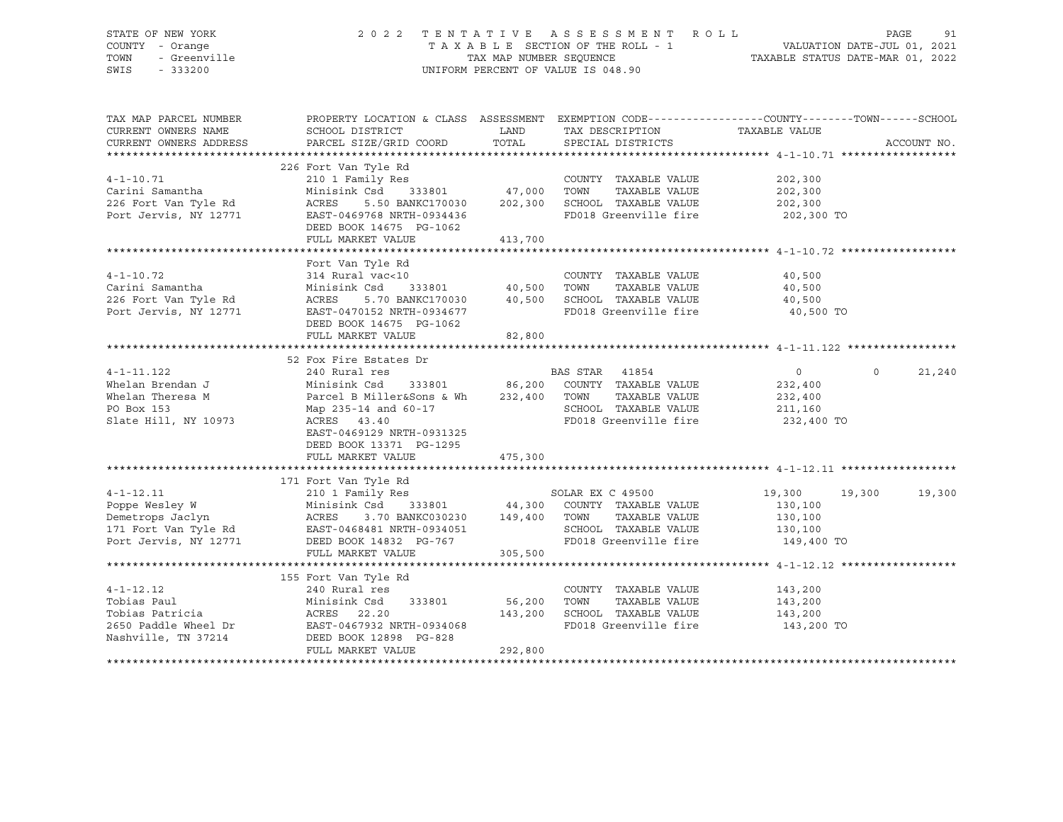STATE OF NEW YORK — 2022 TENTATIVE ASSESSMENT ROLL
COUNTY - Orange — TAXABLE SECTION OF THE ROLL - 1 — VALUATION DATE-JUL 01, 2021
TOWN - Greenville — TAX MAP NUMBER SEQUENCE — TAXABLE STATUS DATE-MAR 01, 2022
SWIS - 333200 — UNIFORM PERCENT OF VALUE IS 048.90

| TAX MAP PARCEL NUMBER / CURRENT OWNERS NAME / CURRENT OWNERS ADDRESS | PROPERTY LOCATION & CLASS / SCHOOL DISTRICT / PARCEL SIZE/GRID COORD | ASSESSMENT LAND | TOTAL | EXEMPTION CODE / TAX DESCRIPTION / SPECIAL DISTRICTS | COUNTY TAXABLE VALUE | TOWN | SCHOOL | ACCOUNT NO. |
|---|---|---|---|---|---|---|---|---|
| **4-1-10.71** | 226 Fort Van Tyle Rd | | | | | | | |
| | 210 1 Family Res | | | COUNTY TAXABLE VALUE | 202,300 | | | |
| Carini Samantha | Minisink Csd 333801 | 47,000 | | TOWN TAXABLE VALUE | 202,300 | | | |
| 226 Fort Van Tyle Rd | ACRES 5.50 BANKC170030 | | 202,300 | SCHOOL TAXABLE VALUE | 202,300 | | | |
| Port Jervis, NY 12771 | EAST-0469768 NRTH-0934436 | | | FD018 Greenville fire | 202,300 TO | | | |
| | DEED BOOK 14675 PG-1062 | | | | | | | |
| | FULL MARKET VALUE | | 413,700 | | | | | |
| **4-1-10.72** | Fort Van Tyle Rd | | | | | | | |
| | 314 Rural vac<10 | | | COUNTY TAXABLE VALUE | 40,500 | | | |
| Carini Samantha | Minisink Csd 333801 | 40,500 | | TOWN TAXABLE VALUE | 40,500 | | | |
| 226 Fort Van Tyle Rd | ACRES 5.70 BANKC170030 | | 40,500 | SCHOOL TAXABLE VALUE | 40,500 | | | |
| Port Jervis, NY 12771 | EAST-0470152 NRTH-0934677 | | | FD018 Greenville fire | 40,500 TO | | | |
| | DEED BOOK 14675 PG-1062 | | | | | | | |
| | FULL MARKET VALUE | | 82,800 | | | | | |
| **4-1-11.122** | 52 Fox Fire Estates Dr | | | | | | | |
| | 240 Rural res | | | BAS STAR 41854 | 0 | 0 | 21,240 | |
| Whelan Brendan J | Minisink Csd 333801 | 86,200 | | COUNTY TAXABLE VALUE | 232,400 | | | |
| Whelan Theresa M | Parcel B Miller&Sons & Wh | | 232,400 | TOWN TAXABLE VALUE | 232,400 | | | |
| PO Box 153 | Map 235-14 and 60-17 | | | SCHOOL TAXABLE VALUE | 211,160 | | | |
| Slate Hill, NY 10973 | ACRES 43.40 | | | FD018 Greenville fire | 232,400 TO | | | |
| | EAST-0469129 NRTH-0931325 | | | | | | | |
| | DEED BOOK 13371 PG-1295 | | | | | | | |
| | FULL MARKET VALUE | | 475,300 | | | | | |
| **4-1-12.11** | 171 Fort Van Tyle Rd | | | | | | | |
| | 210 1 Family Res | | | SOLAR EX C 49500 | 19,300 | 19,300 | 19,300 | |
| Poppe Wesley W | Minisink Csd 333801 | 44,300 | | COUNTY TAXABLE VALUE | 130,100 | | | |
| Demetrops Jaclyn | ACRES 3.70 BANKC030230 | | 149,400 | TOWN TAXABLE VALUE | 130,100 | | | |
| 171 Fort Van Tyle Rd | EAST-0468481 NRTH-0934051 | | | SCHOOL TAXABLE VALUE | 130,100 | | | |
| Port Jervis, NY 12771 | DEED BOOK 14832 PG-767 | | | FD018 Greenville fire | 149,400 TO | | | |
| | FULL MARKET VALUE | | 305,500 | | | | | |
| **4-1-12.12** | 155 Fort Van Tyle Rd | | | | | | | |
| | 240 Rural res | | | COUNTY TAXABLE VALUE | 143,200 | | | |
| Tobias Paul | Minisink Csd 333801 | 56,200 | | TOWN TAXABLE VALUE | 143,200 | | | |
| Tobias Patricia | ACRES 22.20 | | 143,200 | SCHOOL TAXABLE VALUE | 143,200 | | | |
| 2650 Paddle Wheel Dr | EAST-0467932 NRTH-0934068 | | | FD018 Greenville fire | 143,200 TO | | | |
| Nashville, TN 37214 | DEED BOOK 12898 PG-828 | | | | | | | |
| | FULL MARKET VALUE | | 292,800 | | | | | |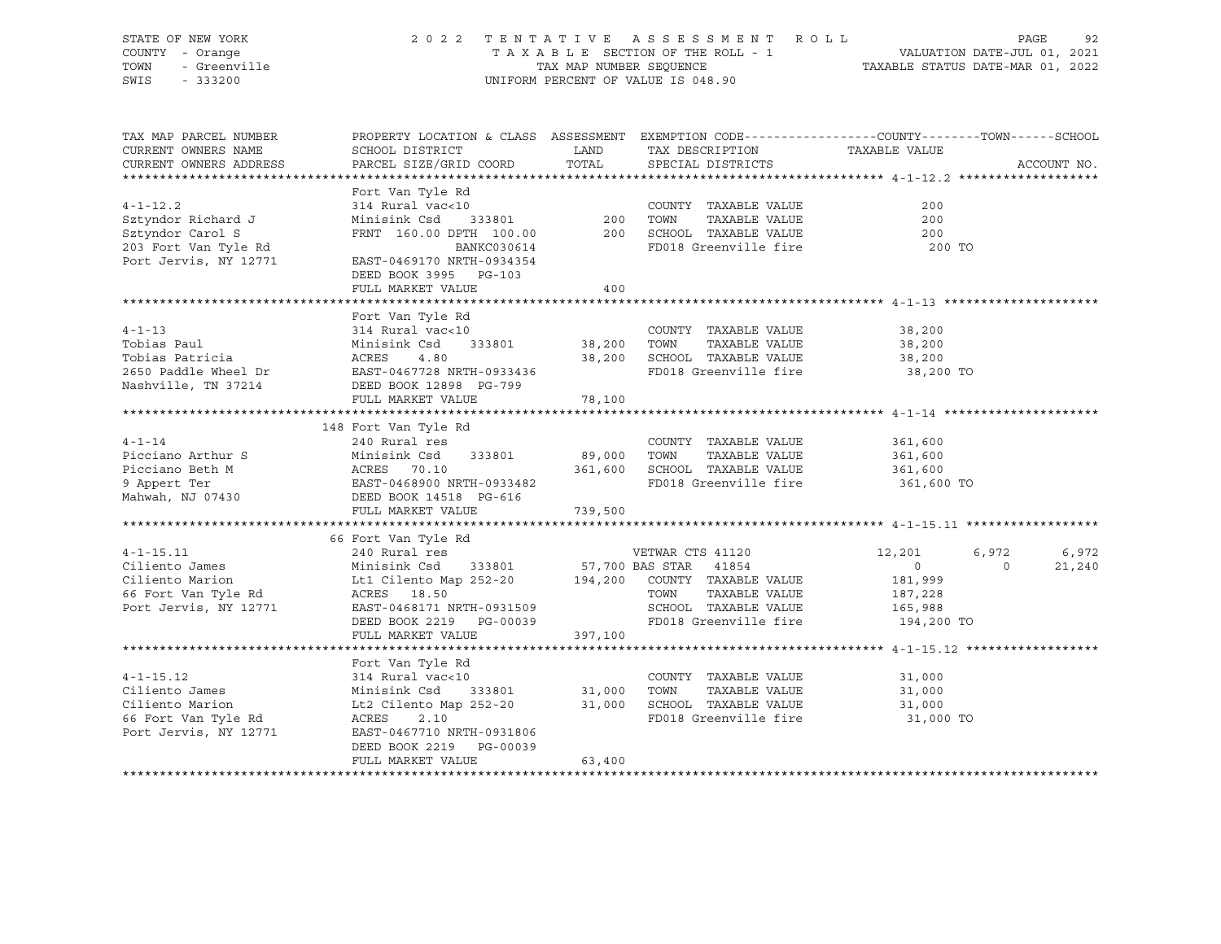STATE OF NEW YORK | COUNTY - Orange | TOWN - Greenville | SWIS - 333200

# 2022 TENTATIVE ASSESSMENT ROLL

TAXABLE SECTION OF THE ROLL - 1 | TAX MAP NUMBER SEQUENCE | UNIFORM PERCENT OF VALUE IS 048.90

VALUATION DATE-JUL 01, 2021 | TAXABLE STATUS DATE-MAR 01, 2022

| TAX MAP PARCEL NUMBER / CURRENT OWNERS NAME / CURRENT OWNERS ADDRESS | PROPERTY LOCATION & CLASS / SCHOOL DISTRICT / PARCEL SIZE/GRID COORD | ASSESSMENT LAND / TOTAL | EXEMPTION CODE / TAX DESCRIPTION / SPECIAL DISTRICTS | COUNTY TAXABLE VALUE | TOWN | SCHOOL |
|---|---|---|---|---|---|---|
| **4-1-12.2** | Fort Van Tyle Rd | | | | | |
| Sztyndor Richard J | 314 Rural vac<10 | | COUNTY TAXABLE VALUE | 200 | | |
| Sztyndor Carol S | Minisink Csd 333801 | 200 | TOWN TAXABLE VALUE | 200 | | |
| 203 Fort Van Tyle Rd | FRNT 160.00 DPTH 100.00 | 200 | SCHOOL TAXABLE VALUE | 200 | | |
| Port Jervis, NY 12771 | BANKC030614 | | FD018 Greenville fire | 200 TO | | |
| | EAST-0469170 NRTH-0934354 | | | | | |
| | DEED BOOK 3995 PG-103 | | | | | |
| | FULL MARKET VALUE | 400 | | | | |
| **4-1-13** | Fort Van Tyle Rd | | | | | |
| Tobias Paul | 314 Rural vac<10 | | COUNTY TAXABLE VALUE | 38,200 | | |
| Tobias Patricia | Minisink Csd 333801 | 38,200 | TOWN TAXABLE VALUE | 38,200 | | |
| 2650 Paddle Wheel Dr | ACRES 4.80 | 38,200 | SCHOOL TAXABLE VALUE | 38,200 | | |
| Nashville, TN 37214 | EAST-0467728 NRTH-0933436 | | FD018 Greenville fire | 38,200 TO | | |
| | DEED BOOK 12898 PG-799 | | | | | |
| | FULL MARKET VALUE | 78,100 | | | | |
| **4-1-14** | 148 Fort Van Tyle Rd | | | | | |
| Picciano Arthur S | 240 Rural res | | COUNTY TAXABLE VALUE | 361,600 | | |
| Picciano Beth M | Minisink Csd 333801 | 89,000 | TOWN TAXABLE VALUE | 361,600 | | |
| 9 Appert Ter | ACRES 70.10 | 361,600 | SCHOOL TAXABLE VALUE | 361,600 | | |
| Mahwah, NJ 07430 | EAST-0468900 NRTH-0933482 | | FD018 Greenville fire | 361,600 TO | | |
| | DEED BOOK 14518 PG-616 | | | | | |
| | FULL MARKET VALUE | 739,500 | | | | |
| **4-1-15.11** | 66 Fort Van Tyle Rd | | | | | |
| Ciliento James | 240 Rural res | | VETWAR CTS 41120 | 12,201 | 6,972 | 6,972 |
| Ciliento Marion | Minisink Csd 333801 | 57,700 | BAS STAR 41854 | 0 | 0 | 21,240 |
| 66 Fort Van Tyle Rd | Lt1 Cilento Map 252-20 | 194,200 | COUNTY TAXABLE VALUE | 181,999 | | |
| Port Jervis, NY 12771 | ACRES 18.50 | | TOWN TAXABLE VALUE | 187,228 | | |
| | EAST-0468171 NRTH-0931509 | | SCHOOL TAXABLE VALUE | 165,988 | | |
| | DEED BOOK 2219 PG-00039 | | FD018 Greenville fire | 194,200 TO | | |
| | FULL MARKET VALUE | 397,100 | | | | |
| **4-1-15.12** | Fort Van Tyle Rd | | | | | |
| Ciliento James | 314 Rural vac<10 | | COUNTY TAXABLE VALUE | 31,000 | | |
| Ciliento Marion | Minisink Csd 333801 | 31,000 | TOWN TAXABLE VALUE | 31,000 | | |
| 66 Fort Van Tyle Rd | Lt2 Cilento Map 252-20 | 31,000 | SCHOOL TAXABLE VALUE | 31,000 | | |
| Port Jervis, NY 12771 | ACRES 2.10 | | FD018 Greenville fire | 31,000 TO | | |
| | EAST-0467710 NRTH-0931806 | | | | | |
| | DEED BOOK 2219 PG-00039 | | | | | |
| | FULL MARKET VALUE | 63,400 | | | | |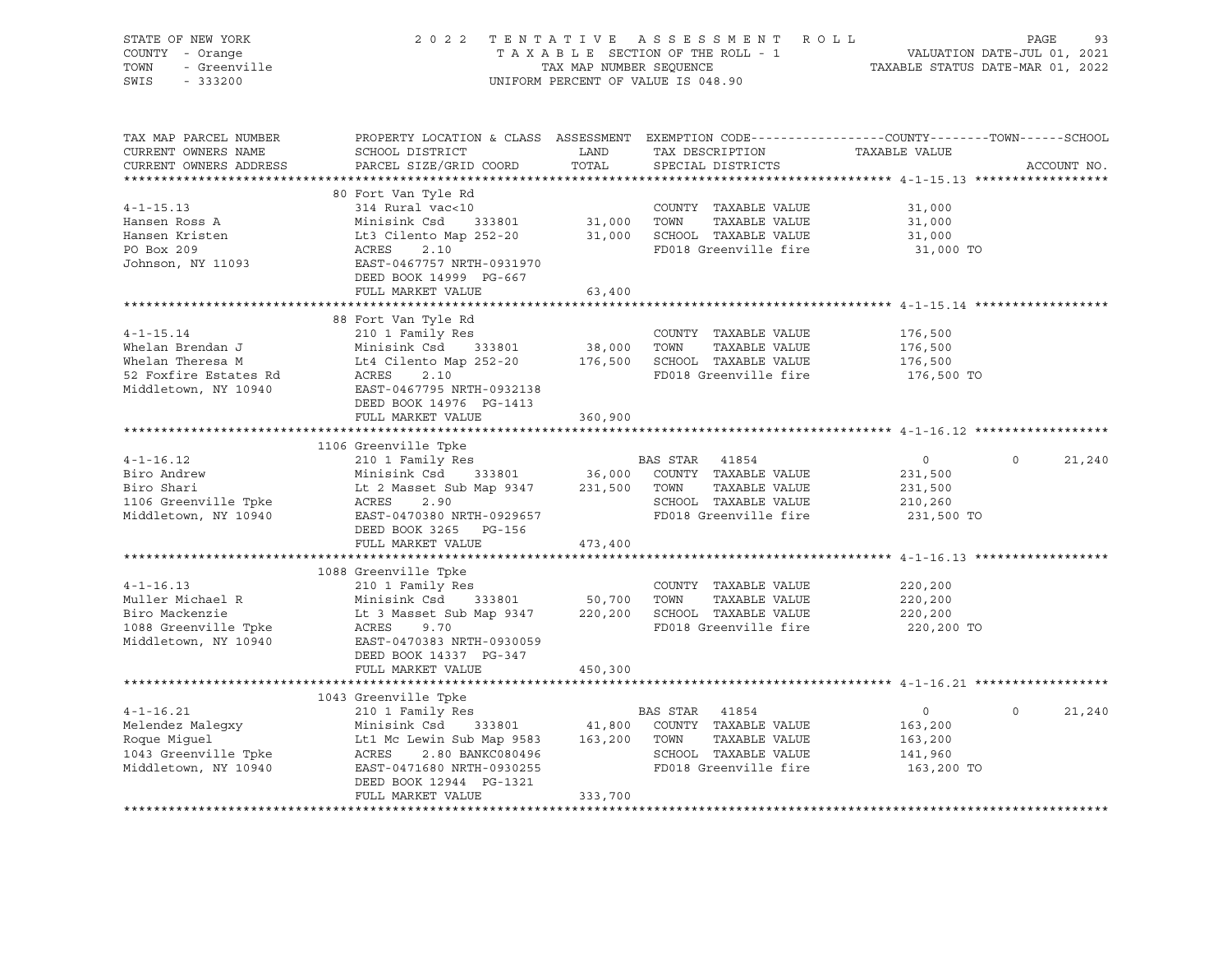STATE OF NEW YORK | COUNTY - Orange | TOWN - Greenville | SWIS - 333200

2022 TENTATIVE ASSESSMENT ROLL
TAXABLE SECTION OF THE ROLL - 1
TAX MAP NUMBER SEQUENCE
UNIFORM PERCENT OF VALUE IS 048.90

VALUATION DATE-JUL 01, 2021
TAXABLE STATUS DATE-MAR 01, 2022

| TAX MAP PARCEL NUMBER / CURRENT OWNERS NAME / CURRENT OWNERS ADDRESS | PROPERTY LOCATION & CLASS / SCHOOL DISTRICT / PARCEL SIZE/GRID COORD | ASSESSMENT LAND / TOTAL | EXEMPTION CODE / TAX DESCRIPTION / SPECIAL DISTRICTS | COUNTY TAXABLE VALUE | TOWN | SCHOOL |
|---|---|---|---|---|---|---|
| **4-1-15.13** | 80 Fort Van Tyle Rd | | | | | |
| | 314 Rural vac<10 | | COUNTY TAXABLE VALUE | 31,000 | | |
| Hansen Ross A | Minisink Csd 333801 | 31,000 | TOWN TAXABLE VALUE | 31,000 | | |
| Hansen Kristen | Lt3 Cilento Map 252-20 | 31,000 | SCHOOL TAXABLE VALUE | 31,000 | | |
| PO Box 209 | ACRES 2.10 | | FD018 Greenville fire | 31,000 TO | | |
| Johnson, NY 11093 | EAST-0467757 NRTH-0931970 | | | | | |
| | DEED BOOK 14999 PG-667 | | | | | |
| | FULL MARKET VALUE | 63,400 | | | | |
| **4-1-15.14** | 88 Fort Van Tyle Rd | | | | | |
| | 210 1 Family Res | | COUNTY TAXABLE VALUE | 176,500 | | |
| Whelan Brendan J | Minisink Csd 333801 | 38,000 | TOWN TAXABLE VALUE | 176,500 | | |
| Whelan Theresa M | Lt4 Cilento Map 252-20 | 176,500 | SCHOOL TAXABLE VALUE | 176,500 | | |
| 52 Foxfire Estates Rd | ACRES 2.10 | | FD018 Greenville fire | 176,500 TO | | |
| Middletown, NY 10940 | EAST-0467795 NRTH-0932138 | | | | | |
| | DEED BOOK 14976 PG-1413 | | | | | |
| | FULL MARKET VALUE | 360,900 | | | | |
| **4-1-16.12** | 1106 Greenville Tpke | | | | | |
| | 210 1 Family Res | | BAS STAR 41854 | 0 | 0 | 21,240 |
| Biro Andrew | Minisink Csd 333801 | 36,000 | COUNTY TAXABLE VALUE | 231,500 | | |
| Biro Shari | Lt 2 Masset Sub Map 9347 | 231,500 | TOWN TAXABLE VALUE | 231,500 | | |
| 1106 Greenville Tpke | ACRES 2.90 | | SCHOOL TAXABLE VALUE | 210,260 | | |
| Middletown, NY 10940 | EAST-0470380 NRTH-0929657 | | FD018 Greenville fire | 231,500 TO | | |
| | DEED BOOK 3265 PG-156 | | | | | |
| | FULL MARKET VALUE | 473,400 | | | | |
| **4-1-16.13** | 1088 Greenville Tpke | | | | | |
| | 210 1 Family Res | | COUNTY TAXABLE VALUE | 220,200 | | |
| Muller Michael R | Minisink Csd 333801 | 50,700 | TOWN TAXABLE VALUE | 220,200 | | |
| Biro Mackenzie | Lt 3 Masset Sub Map 9347 | 220,200 | SCHOOL TAXABLE VALUE | 220,200 | | |
| 1088 Greenville Tpke | ACRES 9.70 | | FD018 Greenville fire | 220,200 TO | | |
| Middletown, NY 10940 | EAST-0470383 NRTH-0930059 | | | | | |
| | DEED BOOK 14337 PG-347 | | | | | |
| | FULL MARKET VALUE | 450,300 | | | | |
| **4-1-16.21** | 1043 Greenville Tpke | | | | | |
| | 210 1 Family Res | | BAS STAR 41854 | 0 | 0 | 21,240 |
| Melendez Malegxy | Minisink Csd 333801 | 41,800 | COUNTY TAXABLE VALUE | 163,200 | | |
| Roque Miguel | Lt1 Mc Lewin Sub Map 9583 | 163,200 | TOWN TAXABLE VALUE | 163,200 | | |
| 1043 Greenville Tpke | ACRES 2.80 BANKC080496 | | SCHOOL TAXABLE VALUE | 141,960 | | |
| Middletown, NY 10940 | EAST-0471680 NRTH-0930255 | | FD018 Greenville fire | 163,200 TO | | |
| | DEED BOOK 12944 PG-1321 | | | | | |
| | FULL MARKET VALUE | 333,700 | | | | |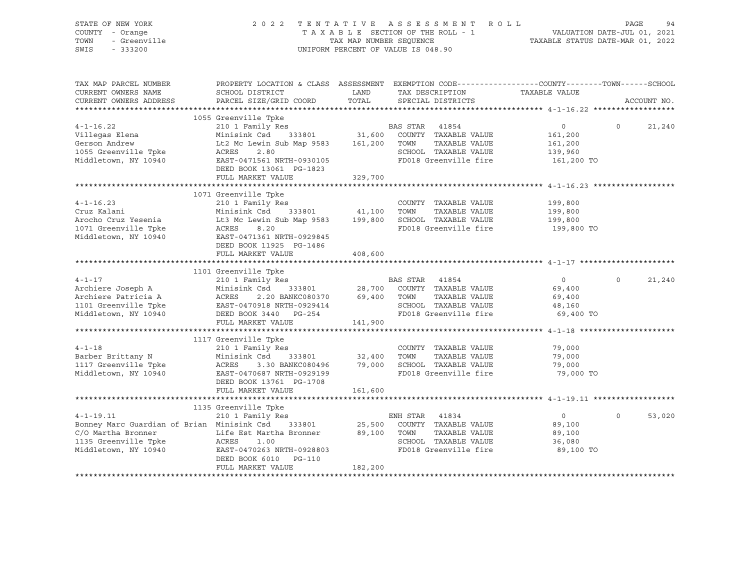STATE OF NEW YORK — COUNTY - Orange — TOWN - Greenville — SWIS - 333200

2022 TENTATIVE ASSESSMENT ROLL
TAXABLE SECTION OF THE ROLL - 1
TAX MAP NUMBER SEQUENCE
UNIFORM PERCENT OF VALUE IS 048.90

VALUATION DATE-JUL 01, 2021
TAXABLE STATUS DATE-MAR 01, 2022

| TAX MAP PARCEL NUMBER / CURRENT OWNERS NAME / CURRENT OWNERS ADDRESS | PROPERTY LOCATION & CLASS / SCHOOL DISTRICT / PARCEL SIZE/GRID COORD | ASSESSMENT LAND / TOTAL | EXEMPTION CODE / TAX DESCRIPTION / SPECIAL DISTRICTS | COUNTY TAXABLE VALUE | TOWN | SCHOOL | ACCOUNT NO. |
|---|---|---|---|---|---|---|---|
| **4-1-16.22** | 1055 Greenville Tpke | | | | | | |
| | 210 1 Family Res | | BAS STAR 41854 | 0 | 0 | 21,240 | |
| Villegas Elena | Minisink Csd 333801 | 31,600 | COUNTY TAXABLE VALUE | 161,200 | | | |
| Gerson Andrew | Lt2 Mc Lewin Sub Map 9583 | 161,200 | TOWN TAXABLE VALUE | 161,200 | | | |
| 1055 Greenville Tpke | ACRES 2.80 | | SCHOOL TAXABLE VALUE | 139,960 | | | |
| Middletown, NY 10940 | EAST-0471561 NRTH-0930105 | | FD018 Greenville fire | 161,200 TO | | | |
| | DEED BOOK 13061 PG-1823 | | | | | | |
| | FULL MARKET VALUE | 329,700 | | | | | |
| **4-1-16.23** | 1071 Greenville Tpke | | | | | | |
| | 210 1 Family Res | | COUNTY TAXABLE VALUE | 199,800 | | | |
| Cruz Kalani | Minisink Csd 333801 | 41,100 | TOWN TAXABLE VALUE | 199,800 | | | |
| Arocho Cruz Yesenia | Lt3 Mc Lewin Sub Map 9583 | 199,800 | SCHOOL TAXABLE VALUE | 199,800 | | | |
| 1071 Greenville Tpke | ACRES 8.20 | | FD018 Greenville fire | 199,800 TO | | | |
| Middletown, NY 10940 | EAST-0471361 NRTH-0929845 | | | | | | |
| | DEED BOOK 11925 PG-1486 | | | | | | |
| | FULL MARKET VALUE | 408,600 | | | | | |
| **4-1-17** | 1101 Greenville Tpke | | | | | | |
| | 210 1 Family Res | | BAS STAR 41854 | 0 | 0 | 21,240 | |
| Archiere Joseph A | Minisink Csd 333801 | 28,700 | COUNTY TAXABLE VALUE | 69,400 | | | |
| Archiere Patricia A | ACRES 2.20 BANKC080370 | 69,400 | TOWN TAXABLE VALUE | 69,400 | | | |
| 1101 Greenville Tpke | EAST-0470918 NRTH-0929414 | | SCHOOL TAXABLE VALUE | 48,160 | | | |
| Middletown, NY 10940 | DEED BOOK 3440 PG-254 | | FD018 Greenville fire | 69,400 TO | | | |
| | FULL MARKET VALUE | 141,900 | | | | | |
| **4-1-18** | 1117 Greenville Tpke | | | | | | |
| | 210 1 Family Res | | COUNTY TAXABLE VALUE | 79,000 | | | |
| Barber Brittany N | Minisink Csd 333801 | 32,400 | TOWN TAXABLE VALUE | 79,000 | | | |
| 1117 Greenville Tpke | ACRES 3.30 BANKC080496 | 79,000 | SCHOOL TAXABLE VALUE | 79,000 | | | |
| Middletown, NY 10940 | EAST-0470687 NRTH-0929199 | | FD018 Greenville fire | 79,000 TO | | | |
| | DEED BOOK 13761 PG-1708 | | | | | | |
| | FULL MARKET VALUE | 161,600 | | | | | |
| **4-1-19.11** | 1135 Greenville Tpke | | | | | | |
| | 210 1 Family Res | | ENH STAR 41834 | 0 | 0 | 53,020 | |
| Bonney Marc Guardian of Brian | Minisink Csd 333801 | 25,500 | COUNTY TAXABLE VALUE | 89,100 | | | |
| C/O Martha Bronner | Life Est Martha Bronner | 89,100 | TOWN TAXABLE VALUE | 89,100 | | | |
| 1135 Greenville Tpke | ACRES 1.00 | | SCHOOL TAXABLE VALUE | 36,080 | | | |
| Middletown, NY 10940 | EAST-0470263 NRTH-0928803 | | FD018 Greenville fire | 89,100 TO | | | |
| | DEED BOOK 6010 PG-110 | | | | | | |
| | FULL MARKET VALUE | 182,200 | | | | | |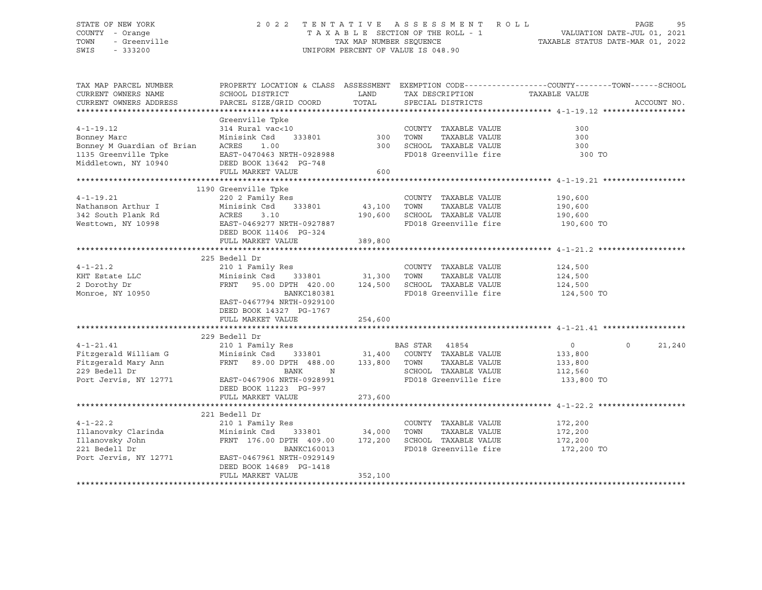STATE OF NEW YORK　　　　　2022 TENTATIVE ASSESSMENT ROLL
COUNTY - Orange　　　　　TAXABLE SECTION OF THE ROLL - 1　　　　　VALUATION DATE-JUL 01, 2021
TOWN - Greenville　　　　　TAX MAP NUMBER SEQUENCE　　　　　TAXABLE STATUS DATE-MAR 01, 2022
SWIS - 333200　　　　　UNIFORM PERCENT OF VALUE IS 048.90

| TAX MAP PARCEL NUMBER / CURRENT OWNERS NAME / CURRENT OWNERS ADDRESS | PROPERTY LOCATION & CLASS / SCHOOL DISTRICT / PARCEL SIZE/GRID COORD | ASSESSMENT LAND / TOTAL | EXEMPTION CODE / TAX DESCRIPTION / SPECIAL DISTRICTS | COUNTY / TAXABLE VALUE | TOWN | SCHOOL | ACCOUNT NO. |
|---|---|---|---|---|---|---|---|
| **4-1-19.12** | Greenville Tpke | | | | | | |
| | 314 Rural vac<10 | | COUNTY TAXABLE VALUE | 300 | | | |
| Bonney Marc | Minisink Csd 333801 | 300 | TOWN TAXABLE VALUE | 300 | | | |
| Bonney M Guardian of Brian | ACRES 1.00 | 300 | SCHOOL TAXABLE VALUE | 300 | | | |
| 1135 Greenville Tpke | EAST-0470463 NRTH-0928988 | | FD018 Greenville fire | 300 TO | | | |
| Middletown, NY 10940 | DEED BOOK 13642 PG-748 | | | | | | |
| | FULL MARKET VALUE | 600 | | | | | |
| **4-1-19.21** | 1190 Greenville Tpke | | | | | | |
| | 220 2 Family Res | | COUNTY TAXABLE VALUE | 190,600 | | | |
| Nathanson Arthur I | Minisink Csd 333801 | 43,100 | TOWN TAXABLE VALUE | 190,600 | | | |
| 342 South Plank Rd | ACRES 3.10 | 190,600 | SCHOOL TAXABLE VALUE | 190,600 | | | |
| Westtown, NY 10998 | EAST-0469277 NRTH-0927887 | | FD018 Greenville fire | 190,600 TO | | | |
| | DEED BOOK 11406 PG-324 | | | | | | |
| | FULL MARKET VALUE | 389,800 | | | | | |
| **4-1-21.2** | 225 Bedell Dr | | | | | | |
| | 210 1 Family Res | | COUNTY TAXABLE VALUE | 124,500 | | | |
| KHT Estate LLC | Minisink Csd 333801 | 31,300 | TOWN TAXABLE VALUE | 124,500 | | | |
| 2 Dorothy Dr | FRNT 95.00 DPTH 420.00 | 124,500 | SCHOOL TAXABLE VALUE | 124,500 | | | |
| Monroe, NY 10950 | BANKC180381 | | FD018 Greenville fire | 124,500 TO | | | |
| | EAST-0467794 NRTH-0929100 | | | | | | |
| | DEED BOOK 14327 PG-1767 | | | | | | |
| | FULL MARKET VALUE | 254,600 | | | | | |
| **4-1-21.41** | 229 Bedell Dr | | | | | | |
| | 210 1 Family Res | | BAS STAR 41854 | 0 | 0 | 21,240 | |
| Fitzgerald William G | Minisink Csd 333801 | 31,400 | COUNTY TAXABLE VALUE | 133,800 | | | |
| Fitzgerald Mary Ann | FRNT 89.00 DPTH 488.00 | 133,800 | TOWN TAXABLE VALUE | 133,800 | | | |
| 229 Bedell Dr | BANK N | | SCHOOL TAXABLE VALUE | 112,560 | | | |
| Port Jervis, NY 12771 | EAST-0467906 NRTH-0928991 | | FD018 Greenville fire | 133,800 TO | | | |
| | DEED BOOK 11223 PG-997 | | | | | | |
| | FULL MARKET VALUE | 273,600 | | | | | |
| **4-1-22.2** | 221 Bedell Dr | | | | | | |
| | 210 1 Family Res | | COUNTY TAXABLE VALUE | 172,200 | | | |
| Illanovsky Clarinda | Minisink Csd 333801 | 34,000 | TOWN TAXABLE VALUE | 172,200 | | | |
| Illanovsky John | FRNT 176.00 DPTH 409.00 | 172,200 | SCHOOL TAXABLE VALUE | 172,200 | | | |
| 221 Bedell Dr | BANKC160013 | | FD018 Greenville fire | 172,200 TO | | | |
| Port Jervis, NY 12771 | EAST-0467961 NRTH-0929149 | | | | | | |
| | DEED BOOK 14689 PG-1418 | | | | | | |
| | FULL MARKET VALUE | 352,100 | | | | | |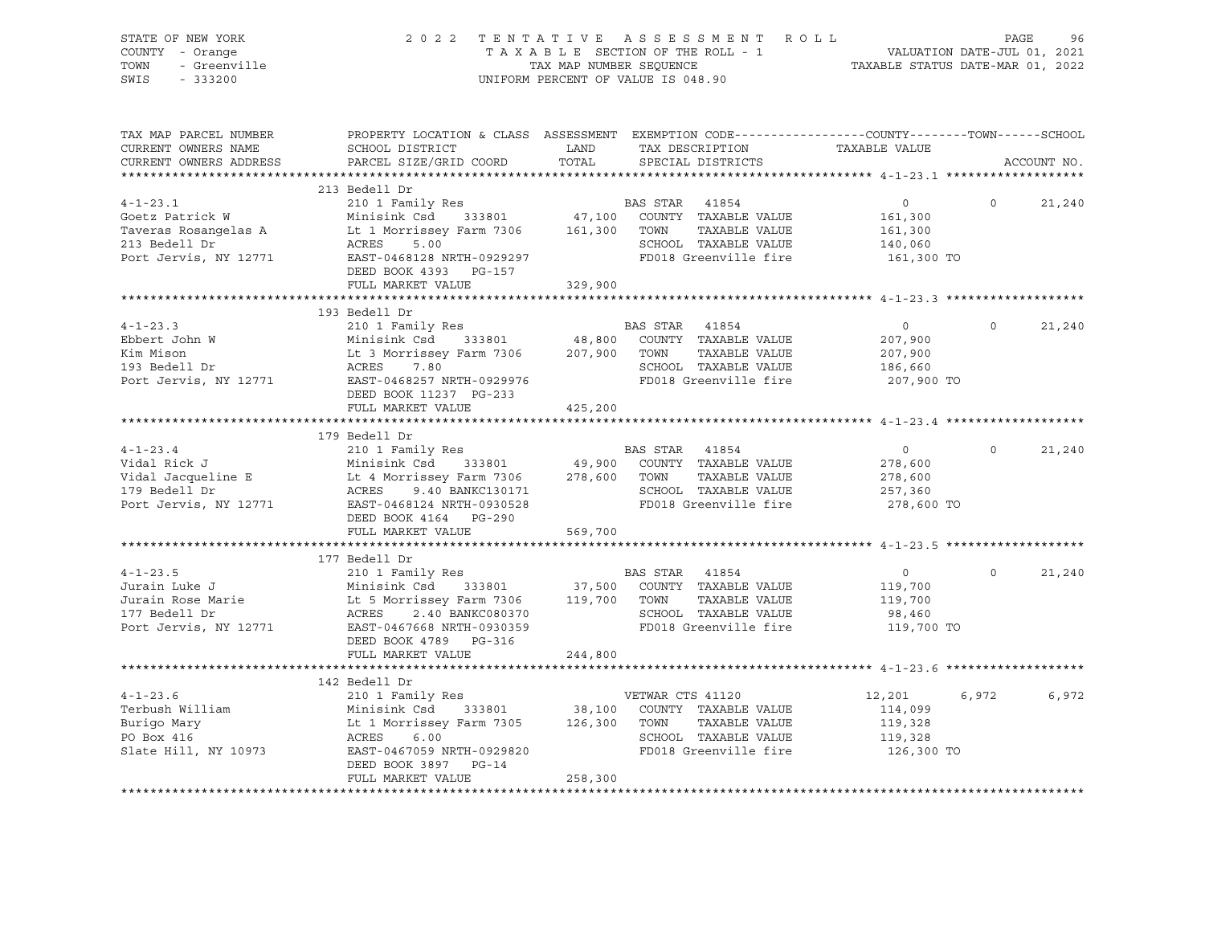STATE OF NEW YORK — COUNTY - Orange — TOWN - Greenville — SWIS - 333200

# 2022 TENTATIVE ASSESSMENT ROLL

TAXABLE SECTION OF THE ROLL - 1 — TAX MAP NUMBER SEQUENCE — UNIFORM PERCENT OF VALUE IS 048.90

VALUATION DATE-JUL 01, 2021 — TAXABLE STATUS DATE-MAR 01, 2022

| TAX MAP PARCEL NUMBER / CURRENT OWNERS NAME / CURRENT OWNERS ADDRESS | PROPERTY LOCATION & CLASS / SCHOOL DISTRICT / PARCEL SIZE/GRID COORD | ASSESSMENT LAND / TOTAL | EXEMPTION CODE / TAX DESCRIPTION / SPECIAL DISTRICTS | COUNTY TAXABLE VALUE | TOWN | SCHOOL / ACCOUNT NO. |
|---|---|---|---|---|---|---|
| | 213 Bedell Dr | | | | | |
| 4-1-23.1 | 210 1 Family Res | | BAS STAR 41854 | 0 | 0 | 21,240 |
| Goetz Patrick W | Minisink Csd 333801 | 47,100 | COUNTY TAXABLE VALUE | 161,300 | | |
| Taveras Rosangelas A | Lt 1 Morrissey Farm 7306 | 161,300 | TOWN TAXABLE VALUE | 161,300 | | |
| 213 Bedell Dr | ACRES 5.00 | | SCHOOL TAXABLE VALUE | 140,060 | | |
| Port Jervis, NY 12771 | EAST-0468128 NRTH-0929297 | | FD018 Greenville fire | 161,300 TO | | |
| | DEED BOOK 4393 PG-157 | | | | | |
| | FULL MARKET VALUE | 329,900 | | | | |
| | 193 Bedell Dr | | | | | |
| 4-1-23.3 | 210 1 Family Res | | BAS STAR 41854 | 0 | 0 | 21,240 |
| Ebbert John W | Minisink Csd 333801 | 48,800 | COUNTY TAXABLE VALUE | 207,900 | | |
| Kim Mison | Lt 3 Morrissey Farm 7306 | 207,900 | TOWN TAXABLE VALUE | 207,900 | | |
| 193 Bedell Dr | ACRES 7.80 | | SCHOOL TAXABLE VALUE | 186,660 | | |
| Port Jervis, NY 12771 | EAST-0468257 NRTH-0929976 | | FD018 Greenville fire | 207,900 TO | | |
| | DEED BOOK 11237 PG-233 | | | | | |
| | FULL MARKET VALUE | 425,200 | | | | |
| | 179 Bedell Dr | | | | | |
| 4-1-23.4 | 210 1 Family Res | | BAS STAR 41854 | 0 | 0 | 21,240 |
| Vidal Rick J | Minisink Csd 333801 | 49,900 | COUNTY TAXABLE VALUE | 278,600 | | |
| Vidal Jacqueline E | Lt 4 Morrissey Farm 7306 | 278,600 | TOWN TAXABLE VALUE | 278,600 | | |
| 179 Bedell Dr | ACRES 9.40 BANKC130171 | | SCHOOL TAXABLE VALUE | 257,360 | | |
| Port Jervis, NY 12771 | EAST-0468124 NRTH-0930528 | | FD018 Greenville fire | 278,600 TO | | |
| | DEED BOOK 4164 PG-290 | | | | | |
| | FULL MARKET VALUE | 569,700 | | | | |
| | 177 Bedell Dr | | | | | |
| 4-1-23.5 | 210 1 Family Res | | BAS STAR 41854 | 0 | 0 | 21,240 |
| Jurain Luke J | Minisink Csd 333801 | 37,500 | COUNTY TAXABLE VALUE | 119,700 | | |
| Jurain Rose Marie | Lt 5 Morrissey Farm 7306 | 119,700 | TOWN TAXABLE VALUE | 119,700 | | |
| 177 Bedell Dr | ACRES 2.40 BANKC080370 | | SCHOOL TAXABLE VALUE | 98,460 | | |
| Port Jervis, NY 12771 | EAST-0467668 NRTH-0930359 | | FD018 Greenville fire | 119,700 TO | | |
| | DEED BOOK 4789 PG-316 | | | | | |
| | FULL MARKET VALUE | 244,800 | | | | |
| | 142 Bedell Dr | | | | | |
| 4-1-23.6 | 210 1 Family Res | | VETWAR CTS 41120 | 12,201 | 6,972 | 6,972 |
| Terbush William | Minisink Csd 333801 | 38,100 | COUNTY TAXABLE VALUE | 114,099 | | |
| Burigo Mary | Lt 1 Morrissey Farm 7305 | 126,300 | TOWN TAXABLE VALUE | 119,328 | | |
| PO Box 416 | ACRES 6.00 | | SCHOOL TAXABLE VALUE | 119,328 | | |
| Slate Hill, NY 10973 | EAST-0467059 NRTH-0929820 | | FD018 Greenville fire | 126,300 TO | | |
| | DEED BOOK 3897 PG-14 | | | | | |
| | FULL MARKET VALUE | 258,300 | | | | |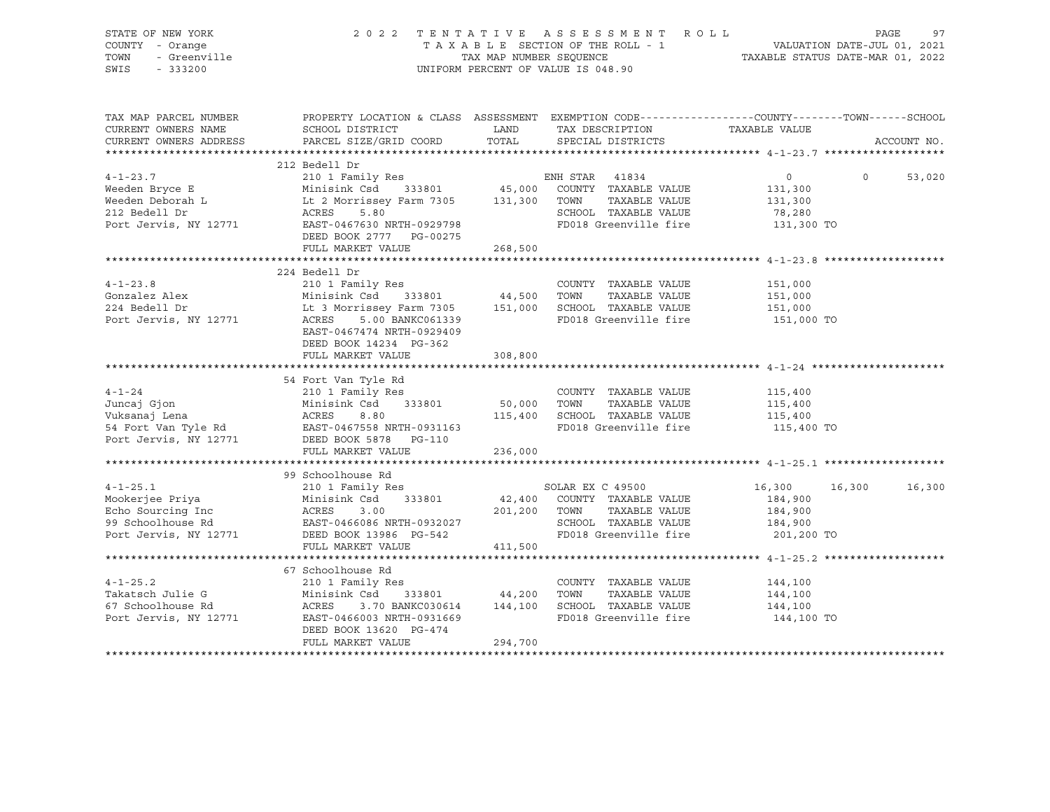STATE OF NEW YORK
COUNTY - Orange
TOWN - Greenville
SWIS - 333200

2022 TENTATIVE ASSESSMENT ROLL
TAXABLE SECTION OF THE ROLL - 1
TAX MAP NUMBER SEQUENCE
UNIFORM PERCENT OF VALUE IS 048.90

VALUATION DATE-JUL 01, 2021
TAXABLE STATUS DATE-MAR 01, 2022

| TAX MAP PARCEL NUMBER / CURRENT OWNERS NAME / CURRENT OWNERS ADDRESS | PROPERTY LOCATION & CLASS / SCHOOL DISTRICT / PARCEL SIZE/GRID COORD | ASSESSMENT LAND / TOTAL | EXEMPTION CODE / TAX DESCRIPTION / SPECIAL DISTRICTS | COUNTY TAXABLE VALUE | TOWN | SCHOOL |
|---|---|---|---|---|---|---|
| **4-1-23.7** | 212 Bedell Dr | | | | | |
| 4-1-23.7 | 210 1 Family Res | | ENH STAR 41834 | 0 | 0 | 53,020 |
| Weeden Bryce E | Minisink Csd 333801 | 45,000 | COUNTY TAXABLE VALUE | 131,300 | | |
| Weeden Deborah L | Lt 2 Morrissey Farm 7305 | 131,300 | TOWN TAXABLE VALUE | 131,300 | | |
| 212 Bedell Dr | ACRES 5.80 | | SCHOOL TAXABLE VALUE | 78,280 | | |
| Port Jervis, NY 12771 | EAST-0467630 NRTH-0929798 | | FD018 Greenville fire | 131,300 TO | | |
| | DEED BOOK 2777 PG-00275 | | | | | |
| | FULL MARKET VALUE | 268,500 | | | | |
| **4-1-23.8** | 224 Bedell Dr | | | | | |
| 4-1-23.8 | 210 1 Family Res | | COUNTY TAXABLE VALUE | 151,000 | | |
| Gonzalez Alex | Minisink Csd 333801 | 44,500 | TOWN TAXABLE VALUE | 151,000 | | |
| 224 Bedell Dr | Lt 3 Morrissey Farm 7305 | 151,000 | SCHOOL TAXABLE VALUE | 151,000 | | |
| Port Jervis, NY 12771 | ACRES 5.00 BANKC061339 | | FD018 Greenville fire | 151,000 TO | | |
| | EAST-0467474 NRTH-0929409 | | | | | |
| | DEED BOOK 14234 PG-362 | | | | | |
| | FULL MARKET VALUE | 308,800 | | | | |
| **4-1-24** | 54 Fort Van Tyle Rd | | | | | |
| 4-1-24 | 210 1 Family Res | | COUNTY TAXABLE VALUE | 115,400 | | |
| Juncaj Gjon | Minisink Csd 333801 | 50,000 | TOWN TAXABLE VALUE | 115,400 | | |
| Vuksanaj Lena | ACRES 8.80 | 115,400 | SCHOOL TAXABLE VALUE | 115,400 | | |
| 54 Fort Van Tyle Rd | EAST-0467558 NRTH-0931163 | | FD018 Greenville fire | 115,400 TO | | |
| Port Jervis, NY 12771 | DEED BOOK 5878 PG-110 | | | | | |
| | FULL MARKET VALUE | 236,000 | | | | |
| **4-1-25.1** | 99 Schoolhouse Rd | | | | | |
| 4-1-25.1 | 210 1 Family Res | | SOLAR EX C 49500 | 16,300 | 16,300 | 16,300 |
| Mookerjee Priya | Minisink Csd 333801 | 42,400 | COUNTY TAXABLE VALUE | 184,900 | | |
| Echo Sourcing Inc | ACRES 3.00 | 201,200 | TOWN TAXABLE VALUE | 184,900 | | |
| 99 Schoolhouse Rd | EAST-0466086 NRTH-0932027 | | SCHOOL TAXABLE VALUE | 184,900 | | |
| Port Jervis, NY 12771 | DEED BOOK 13986 PG-542 | | FD018 Greenville fire | 201,200 TO | | |
| | FULL MARKET VALUE | 411,500 | | | | |
| **4-1-25.2** | 67 Schoolhouse Rd | | | | | |
| 4-1-25.2 | 210 1 Family Res | | COUNTY TAXABLE VALUE | 144,100 | | |
| Takatsch Julie G | Minisink Csd 333801 | 44,200 | TOWN TAXABLE VALUE | 144,100 | | |
| 67 Schoolhouse Rd | ACRES 3.70 BANKC030614 | 144,100 | SCHOOL TAXABLE VALUE | 144,100 | | |
| Port Jervis, NY 12771 | EAST-0466003 NRTH-0931669 | | FD018 Greenville fire | 144,100 TO | | |
| | DEED BOOK 13620 PG-474 | | | | | |
| | FULL MARKET VALUE | 294,700 | | | | |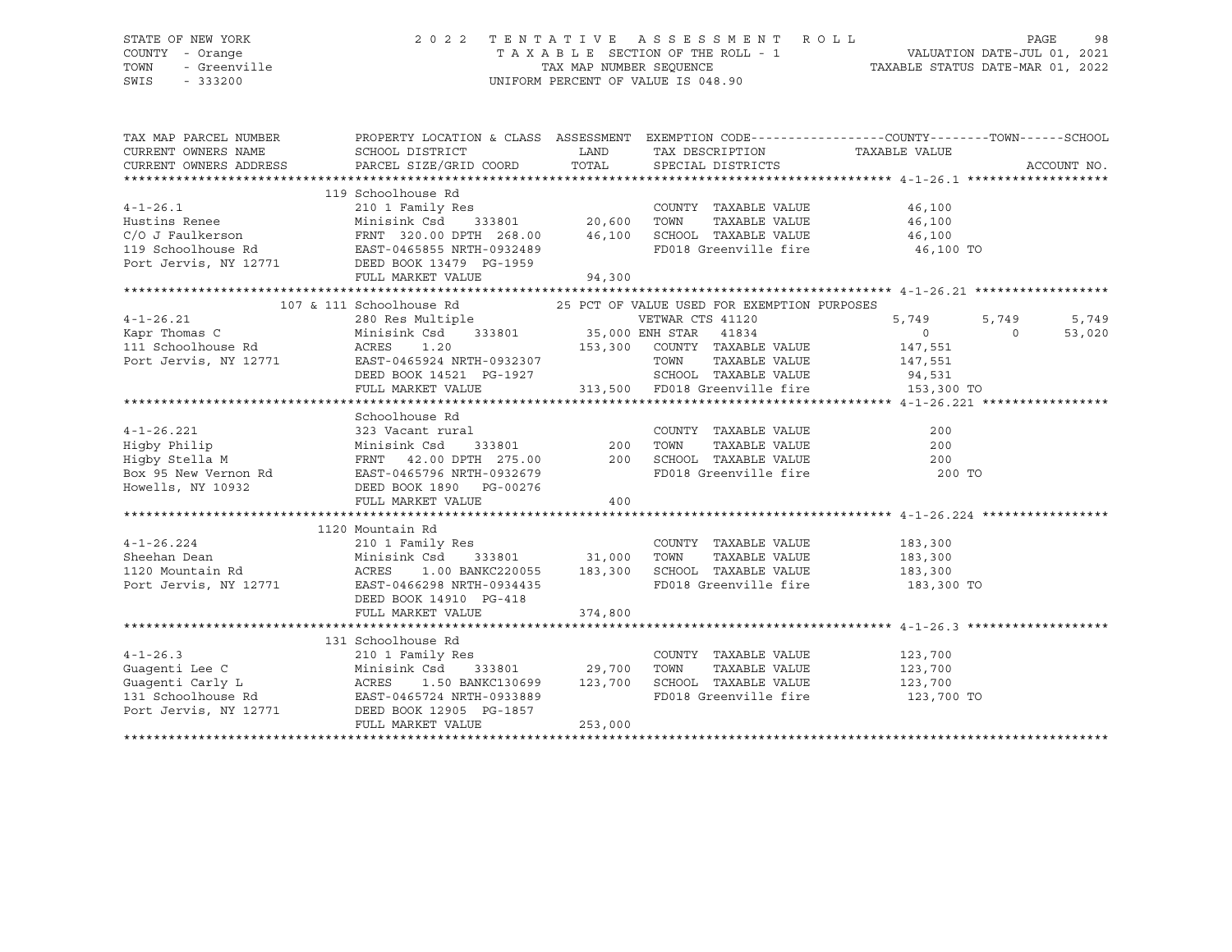STATE OF NEW YORK
COUNTY - Orange
TOWN - Greenville
SWIS - 333200

2022 TENTATIVE ASSESSMENT ROLL
TAXABLE SECTION OF THE ROLL - 1
TAX MAP NUMBER SEQUENCE
UNIFORM PERCENT OF VALUE IS 048.90

VALUATION DATE-JUL 01, 2021
TAXABLE STATUS DATE-MAR 01, 2022

| TAX MAP PARCEL NUMBER / CURRENT OWNERS NAME / CURRENT OWNERS ADDRESS | PROPERTY LOCATION & CLASS / SCHOOL DISTRICT / PARCEL SIZE/GRID COORD | ASSESSMENT LAND / TOTAL | EXEMPTION CODE / TAX DESCRIPTION / SPECIAL DISTRICTS | COUNTY | TOWN | SCHOOL |
|---|---|---|---|---|---|---|
| **4-1-26.1** | 119 Schoolhouse Rd | | | | | |
| 4-1-26.1 | 210 1 Family Res | | COUNTY TAXABLE VALUE | 46,100 | | |
| Hustins Renee | Minisink Csd 333801 | 20,600 | TOWN TAXABLE VALUE | 46,100 | | |
| C/O J Faulkerson | FRNT 320.00 DPTH 268.00 | 46,100 | SCHOOL TAXABLE VALUE | 46,100 | | |
| 119 Schoolhouse Rd | EAST-0465855 NRTH-0932489 | | FD018 Greenville fire | 46,100 TO | | |
| Port Jervis, NY 12771 | DEED BOOK 13479 PG-1959 | | | | | |
| | FULL MARKET VALUE | 94,300 | | | | |
| **4-1-26.21** | 107 & 111 Schoolhouse Rd | | 25 PCT OF VALUE USED FOR EXEMPTION PURPOSES | | | |
| 4-1-26.21 | 280 Res Multiple | | VETWAR CTS 41120 | 5,749 | 5,749 | 5,749 |
| Kapr Thomas C | Minisink Csd 333801 | 35,000 | ENH STAR 41834 | 0 | 0 | 53,020 |
| 111 Schoolhouse Rd | ACRES 1.20 | 153,300 | COUNTY TAXABLE VALUE | 147,551 | | |
| Port Jervis, NY 12771 | EAST-0465924 NRTH-0932307 | | TOWN TAXABLE VALUE | 147,551 | | |
| | DEED BOOK 14521 PG-1927 | | SCHOOL TAXABLE VALUE | 94,531 | | |
| | FULL MARKET VALUE | 313,500 | FD018 Greenville fire | 153,300 TO | | |
| **4-1-26.221** | Schoolhouse Rd | | | | | |
| 4-1-26.221 | 323 Vacant rural | | COUNTY TAXABLE VALUE | 200 | | |
| Higby Philip | Minisink Csd 333801 | 200 | TOWN TAXABLE VALUE | 200 | | |
| Higby Stella M | FRNT 42.00 DPTH 275.00 | 200 | SCHOOL TAXABLE VALUE | 200 | | |
| Box 95 New Vernon Rd | EAST-0465796 NRTH-0932679 | | FD018 Greenville fire | 200 TO | | |
| Howells, NY 10932 | DEED BOOK 1890 PG-00276 | | | | | |
| | FULL MARKET VALUE | 400 | | | | |
| **4-1-26.224** | 1120 Mountain Rd | | | | | |
| 4-1-26.224 | 210 1 Family Res | | COUNTY TAXABLE VALUE | 183,300 | | |
| Sheehan Dean | Minisink Csd 333801 | 31,000 | TOWN TAXABLE VALUE | 183,300 | | |
| 1120 Mountain Rd | ACRES 1.00 BANKC220055 | 183,300 | SCHOOL TAXABLE VALUE | 183,300 | | |
| Port Jervis, NY 12771 | EAST-0466298 NRTH-0934435 | | FD018 Greenville fire | 183,300 TO | | |
| | DEED BOOK 14910 PG-418 | | | | | |
| | FULL MARKET VALUE | 374,800 | | | | |
| **4-1-26.3** | 131 Schoolhouse Rd | | | | | |
| 4-1-26.3 | 210 1 Family Res | | COUNTY TAXABLE VALUE | 123,700 | | |
| Guagenti Lee C | Minisink Csd 333801 | 29,700 | TOWN TAXABLE VALUE | 123,700 | | |
| Guagenti Carly L | ACRES 1.50 BANKC130699 | 123,700 | SCHOOL TAXABLE VALUE | 123,700 | | |
| 131 Schoolhouse Rd | EAST-0465724 NRTH-0933889 | | FD018 Greenville fire | 123,700 TO | | |
| Port Jervis, NY 12771 | DEED BOOK 12905 PG-1857 | | | | | |
| | FULL MARKET VALUE | 253,000 | | | | |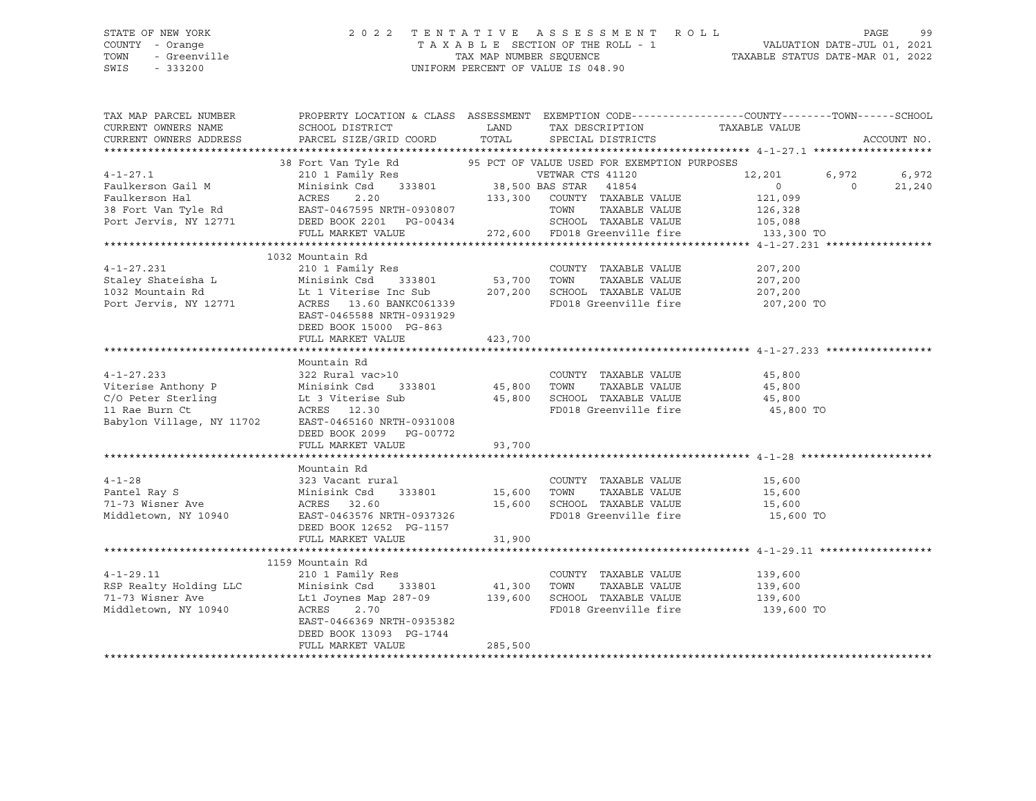STATE OF NEW YORK
COUNTY - Orange
TOWN - Greenville
SWIS - 333200

2022 TENTATIVE ASSESSMENT ROLL
TAXABLE SECTION OF THE ROLL - 1
TAX MAP NUMBER SEQUENCE
UNIFORM PERCENT OF VALUE IS 048.90

VALUATION DATE-JUL 01, 2021
TAXABLE STATUS DATE-MAR 01, 2022

| TAX MAP PARCEL NUMBER / CURRENT OWNERS NAME / CURRENT OWNERS ADDRESS | PROPERTY LOCATION & CLASS / SCHOOL DISTRICT / PARCEL SIZE/GRID COORD | ASSESSMENT LAND / TOTAL | EXEMPTION CODE / TAX DESCRIPTION / SPECIAL DISTRICTS | COUNTY TAXABLE VALUE | TOWN | SCHOOL | ACCOUNT NO. |
|---|---|---|---|---|---|---|---|
| **4-1-27.1** | 38 Fort Van Tyle Rd | | 95 PCT OF VALUE USED FOR EXEMPTION PURPOSES | | | | |
| 4-1-27.1 | 210 1 Family Res | | VETWAR CTS 41120 | 12,201 | 6,972 | 6,972 | |
| Faulkerson Gail M | Minisink Csd 333801 | 38,500 | BAS STAR 41854 | 0 | 0 | 21,240 | |
| Faulkerson Hal | ACRES 2.20 | 133,300 | COUNTY TAXABLE VALUE | 121,099 | | | |
| 38 Fort Van Tyle Rd | EAST-0467595 NRTH-0930807 | | TOWN TAXABLE VALUE | 126,328 | | | |
| Port Jervis, NY 12771 | DEED BOOK 2201 PG-00434 | | SCHOOL TAXABLE VALUE | 105,088 | | | |
| | FULL MARKET VALUE | 272,600 | FD018 Greenville fire | 133,300 TO | | | |
| **4-1-27.231** | 1032 Mountain Rd | | | | | | |
| 4-1-27.231 | 210 1 Family Res | | COUNTY TAXABLE VALUE | 207,200 | | | |
| Staley Shateisha L | Minisink Csd 333801 | 53,700 | TOWN TAXABLE VALUE | 207,200 | | | |
| 1032 Mountain Rd | Lt 1 Viterise Inc Sub | 207,200 | SCHOOL TAXABLE VALUE | 207,200 | | | |
| Port Jervis, NY 12771 | ACRES 13.60 BANKC061339 | | FD018 Greenville fire | 207,200 TO | | | |
| | EAST-0465588 NRTH-0931929 | | | | | | |
| | DEED BOOK 15000 PG-863 | | | | | | |
| | FULL MARKET VALUE | 423,700 | | | | | |
| **4-1-27.233** | Mountain Rd | | | | | | |
| 4-1-27.233 | 322 Rural vac>10 | | COUNTY TAXABLE VALUE | 45,800 | | | |
| Viterise Anthony P | Minisink Csd 333801 | 45,800 | TOWN TAXABLE VALUE | 45,800 | | | |
| C/O Peter Sterling | Lt 3 Viterise Sub | 45,800 | SCHOOL TAXABLE VALUE | 45,800 | | | |
| 11 Rae Burn Ct | ACRES 12.30 | | FD018 Greenville fire | 45,800 TO | | | |
| Babylon Village, NY 11702 | EAST-0465160 NRTH-0931008 | | | | | | |
| | DEED BOOK 2099 PG-00772 | | | | | | |
| | FULL MARKET VALUE | 93,700 | | | | | |
| **4-1-28** | Mountain Rd | | | | | | |
| 4-1-28 | 323 Vacant rural | | COUNTY TAXABLE VALUE | 15,600 | | | |
| Pantel Ray S | Minisink Csd 333801 | 15,600 | TOWN TAXABLE VALUE | 15,600 | | | |
| 71-73 Wisner Ave | ACRES 32.60 | 15,600 | SCHOOL TAXABLE VALUE | 15,600 | | | |
| Middletown, NY 10940 | EAST-0463576 NRTH-0937326 | | FD018 Greenville fire | 15,600 TO | | | |
| | DEED BOOK 12652 PG-1157 | | | | | | |
| | FULL MARKET VALUE | 31,900 | | | | | |
| **4-1-29.11** | 1159 Mountain Rd | | | | | | |
| 4-1-29.11 | 210 1 Family Res | | COUNTY TAXABLE VALUE | 139,600 | | | |
| RSP Realty Holding LLC | Minisink Csd 333801 | 41,300 | TOWN TAXABLE VALUE | 139,600 | | | |
| 71-73 Wisner Ave | Lt1 Joynes Map 287-09 | 139,600 | SCHOOL TAXABLE VALUE | 139,600 | | | |
| Middletown, NY 10940 | ACRES 2.70 | | FD018 Greenville fire | 139,600 TO | | | |
| | EAST-0466369 NRTH-0935382 | | | | | | |
| | DEED BOOK 13093 PG-1744 | | | | | | |
| | FULL MARKET VALUE | 285,500 | | | | | |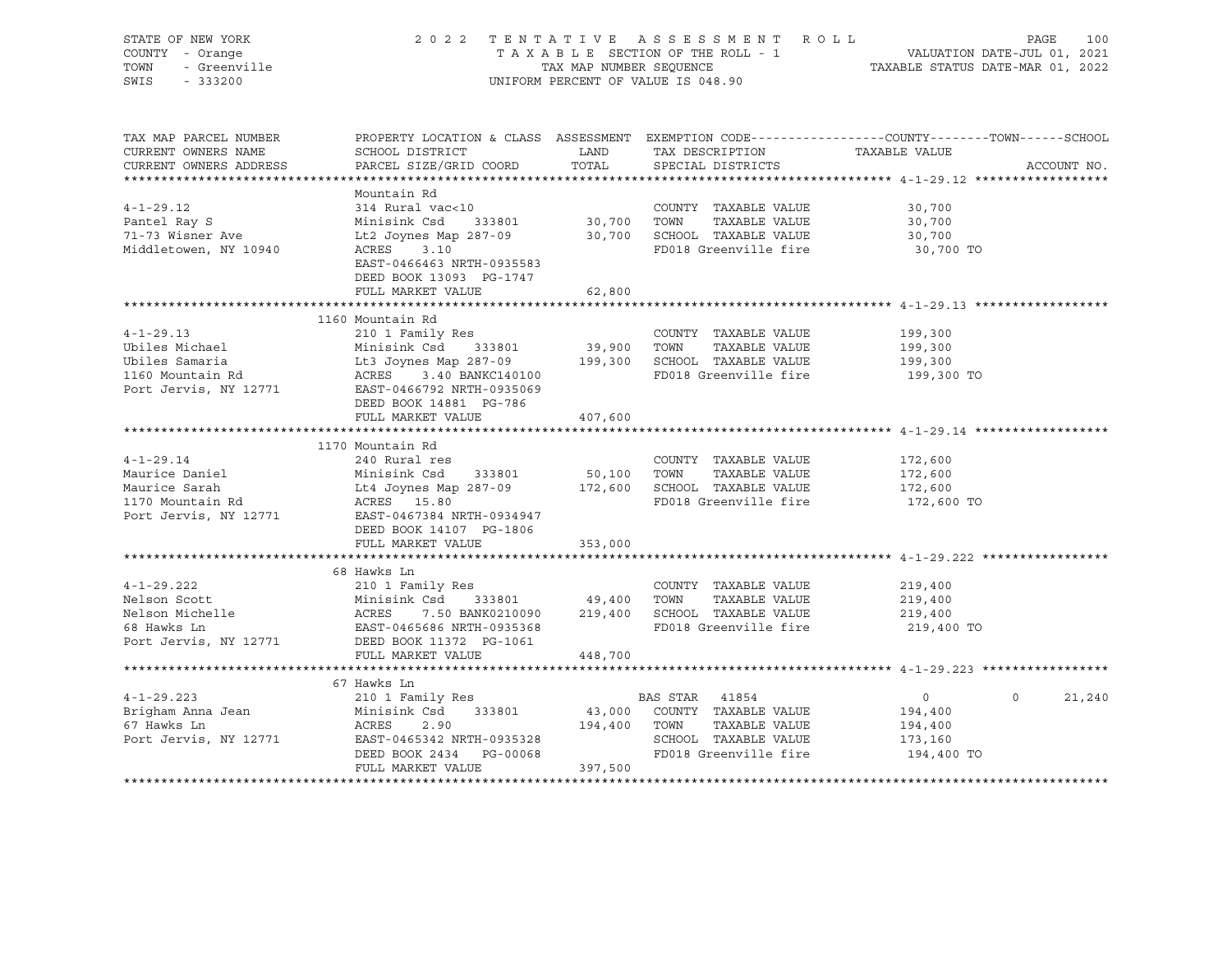STATE OF NEW YORK
COUNTY - Orange
TOWN - Greenville
SWIS - 333200

# 2022 TENTATIVE ASSESSMENT ROLL

TAXABLE SECTION OF THE ROLL - 1
TAX MAP NUMBER SEQUENCE
UNIFORM PERCENT OF VALUE IS 048.90

VALUATION DATE-JUL 01, 2021
TAXABLE STATUS DATE-MAR 01, 2022

| TAX MAP PARCEL NUMBER / CURRENT OWNERS NAME / CURRENT OWNERS ADDRESS | PROPERTY LOCATION & CLASS / SCHOOL DISTRICT / PARCEL SIZE/GRID COORD | ASSESSMENT LAND / TOTAL | EXEMPTION CODE / TAX DESCRIPTION / SPECIAL DISTRICTS | COUNTY | TOWN | SCHOOL | ACCOUNT NO. |
|---|---|---|---|---|---|---|---|
| **4-1-29.12** | Mountain Rd | | | | | | |
| Pantel Ray S | 314 Rural vac<10 | | COUNTY TAXABLE VALUE | 30,700 | | | |
| 71-73 Wisner Ave | Minisink Csd 333801 | 30,700 | TOWN TAXABLE VALUE | | 30,700 | | |
| Middletowen, NY 10940 | Lt2 Joynes Map 287-09 | 30,700 | SCHOOL TAXABLE VALUE | | | 30,700 | |
| | ACRES 3.10 | | FD018 Greenville fire | 30,700 TO | | | |
| | EAST-0466463 NRTH-0935583 | | | | | | |
| | DEED BOOK 13093 PG-1747 | | | | | | |
| | FULL MARKET VALUE | 62,800 | | | | | |
| **4-1-29.13** | 1160 Mountain Rd | | | | | | |
| Ubiles Michael | 210 1 Family Res | | COUNTY TAXABLE VALUE | 199,300 | | | |
| Ubiles Samaria | Minisink Csd 333801 | 39,900 | TOWN TAXABLE VALUE | | 199,300 | | |
| 1160 Mountain Rd | Lt3 Joynes Map 287-09 | 199,300 | SCHOOL TAXABLE VALUE | | | 199,300 | |
| Port Jervis, NY 12771 | ACRES 3.40 BANKC140100 | | FD018 Greenville fire | 199,300 TO | | | |
| | EAST-0466792 NRTH-0935069 | | | | | | |
| | DEED BOOK 14881 PG-786 | | | | | | |
| | FULL MARKET VALUE | 407,600 | | | | | |
| **4-1-29.14** | 1170 Mountain Rd | | | | | | |
| Maurice Daniel | 240 Rural res | | COUNTY TAXABLE VALUE | 172,600 | | | |
| Maurice Sarah | Minisink Csd 333801 | 50,100 | TOWN TAXABLE VALUE | | 172,600 | | |
| 1170 Mountain Rd | Lt4 Joynes Map 287-09 | 172,600 | SCHOOL TAXABLE VALUE | | | 172,600 | |
| Port Jervis, NY 12771 | ACRES 15.80 | | FD018 Greenville fire | 172,600 TO | | | |
| | EAST-0467384 NRTH-0934947 | | | | | | |
| | DEED BOOK 14107 PG-1806 | | | | | | |
| | FULL MARKET VALUE | 353,000 | | | | | |
| **4-1-29.222** | 68 Hawks Ln | | | | | | |
| Nelson Scott | 210 1 Family Res | | COUNTY TAXABLE VALUE | 219,400 | | | |
| Nelson Michelle | Minisink Csd 333801 | 49,400 | TOWN TAXABLE VALUE | | 219,400 | | |
| 68 Hawks Ln | ACRES 7.50 BANK0210090 | 219,400 | SCHOOL TAXABLE VALUE | | | 219,400 | |
| Port Jervis, NY 12771 | EAST-0465686 NRTH-0935368 | | FD018 Greenville fire | 219,400 TO | | | |
| | DEED BOOK 11372 PG-1061 | | | | | | |
| | FULL MARKET VALUE | 448,700 | | | | | |
| **4-1-29.223** | 67 Hawks Ln | | | | | | |
| Brigham Anna Jean | 210 1 Family Res | | BAS STAR 41854 | 0 | 0 | 21,240 | |
| 67 Hawks Ln | Minisink Csd 333801 | 43,000 | COUNTY TAXABLE VALUE | 194,400 | | | |
| Port Jervis, NY 12771 | ACRES 2.90 | 194,400 | TOWN TAXABLE VALUE | | 194,400 | | |
| | EAST-0465342 NRTH-0935328 | | SCHOOL TAXABLE VALUE | | | 173,160 | |
| | DEED BOOK 2434 PG-00068 | | FD018 Greenville fire | 194,400 TO | | | |
| | FULL MARKET VALUE | 397,500 | | | | | |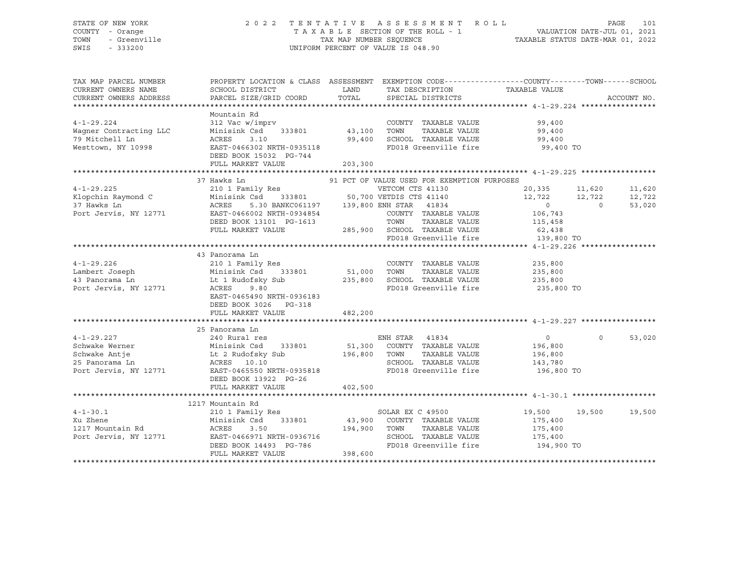STATE OF NEW YORK
COUNTY - Orange
TOWN - Greenville
SWIS - 333200

2 0 2 2 T E N T A T I V E A S S E S S M E N T R O L L
T A X A B L E SECTION OF THE ROLL - 1
TAX MAP NUMBER SEQUENCE
UNIFORM PERCENT OF VALUE IS 048.90

VALUATION DATE-JUL 01, 2021
TAXABLE STATUS DATE-MAR 01, 2022

| TAX MAP PARCEL NUMBER / CURRENT OWNERS NAME / CURRENT OWNERS ADDRESS | PROPERTY LOCATION & CLASS / SCHOOL DISTRICT / PARCEL SIZE/GRID COORD | ASSESSMENT LAND / TOTAL | EXEMPTION CODE / TAX DESCRIPTION / SPECIAL DISTRICTS | COUNTY TAXABLE VALUE | TOWN | SCHOOL / ACCOUNT NO. |
|---|---|---|---|---|---|---|
| **4-1-29.224** | Mountain Rd | | | | | |
| 4-1-29.224 | 312 Vac w/imprv | | COUNTY TAXABLE VALUE | 99,400 | | |
| Wagner Contracting LLC | Minisink Csd 333801 | 43,100 | TOWN TAXABLE VALUE | 99,400 | | |
| 79 Mitchell Ln | ACRES 3.10 | 99,400 | SCHOOL TAXABLE VALUE | 99,400 | | |
| Westtown, NY 10998 | EAST-0466302 NRTH-0935118 | | FD018 Greenville fire | 99,400 TO | | |
| | DEED BOOK 15032 PG-744 | | | | | |
| | FULL MARKET VALUE | 203,300 | | | | |
| **4-1-29.225** | 37 Hawks Ln | | 91 PCT OF VALUE USED FOR EXEMPTION PURPOSES | | | |
| 4-1-29.225 | 210 1 Family Res | | VETCOM CTS 41130 | 20,335 | 11,620 | 11,620 |
| Klopchin Raymond C | Minisink Csd 333801 | 50,700 | VETDIS CTS 41140 | 12,722 | 12,722 | 12,722 |
| 37 Hawks Ln | ACRES 5.30 BANKC061197 | 139,800 | ENH STAR 41834 | 0 | 0 | 53,020 |
| Port Jervis, NY 12771 | EAST-0466002 NRTH-0934854 | | COUNTY TAXABLE VALUE | 106,743 | | |
| | DEED BOOK 13101 PG-1613 | | TOWN TAXABLE VALUE | 115,458 | | |
| | FULL MARKET VALUE | 285,900 | SCHOOL TAXABLE VALUE | 62,438 | | |
| | | | FD018 Greenville fire | 139,800 TO | | |
| **4-1-29.226** | 43 Panorama Ln | | | | | |
| 4-1-29.226 | 210 1 Family Res | | COUNTY TAXABLE VALUE | 235,800 | | |
| Lambert Joseph | Minisink Csd 333801 | 51,000 | TOWN TAXABLE VALUE | 235,800 | | |
| 43 Panorama Ln | Lt 1 Rudofsky Sub | 235,800 | SCHOOL TAXABLE VALUE | 235,800 | | |
| Port Jervis, NY 12771 | ACRES 9.80 | | FD018 Greenville fire | 235,800 TO | | |
| | EAST-0465490 NRTH-0936183 | | | | | |
| | DEED BOOK 3026 PG-318 | | | | | |
| | FULL MARKET VALUE | 482,200 | | | | |
| **4-1-29.227** | 25 Panorama Ln | | | | | |
| 4-1-29.227 | 240 Rural res | | ENH STAR 41834 | 0 | 0 | 53,020 |
| Schwake Werner | Minisink Csd 333801 | 51,300 | COUNTY TAXABLE VALUE | 196,800 | | |
| Schwake Antje | Lt 2 Rudofsky Sub | 196,800 | TOWN TAXABLE VALUE | 196,800 | | |
| 25 Panorama Ln | ACRES 10.10 | | SCHOOL TAXABLE VALUE | 143,780 | | |
| Port Jervis, NY 12771 | EAST-0465550 NRTH-0935818 | | FD018 Greenville fire | 196,800 TO | | |
| | DEED BOOK 13922 PG-26 | | | | | |
| | FULL MARKET VALUE | 402,500 | | | | |
| **4-1-30.1** | 1217 Mountain Rd | | | | | |
| 4-1-30.1 | 210 1 Family Res | | SOLAR EX C 49500 | 19,500 | 19,500 | 19,500 |
| Xu Zhene | Minisink Csd 333801 | 43,900 | COUNTY TAXABLE VALUE | 175,400 | | |
| 1217 Mountain Rd | ACRES 3.50 | 194,900 | TOWN TAXABLE VALUE | 175,400 | | |
| Port Jervis, NY 12771 | EAST-0466971 NRTH-0936716 | | SCHOOL TAXABLE VALUE | 175,400 | | |
| | DEED BOOK 14493 PG-786 | | FD018 Greenville fire | 194,900 TO | | |
| | FULL MARKET VALUE | 398,600 | | | | |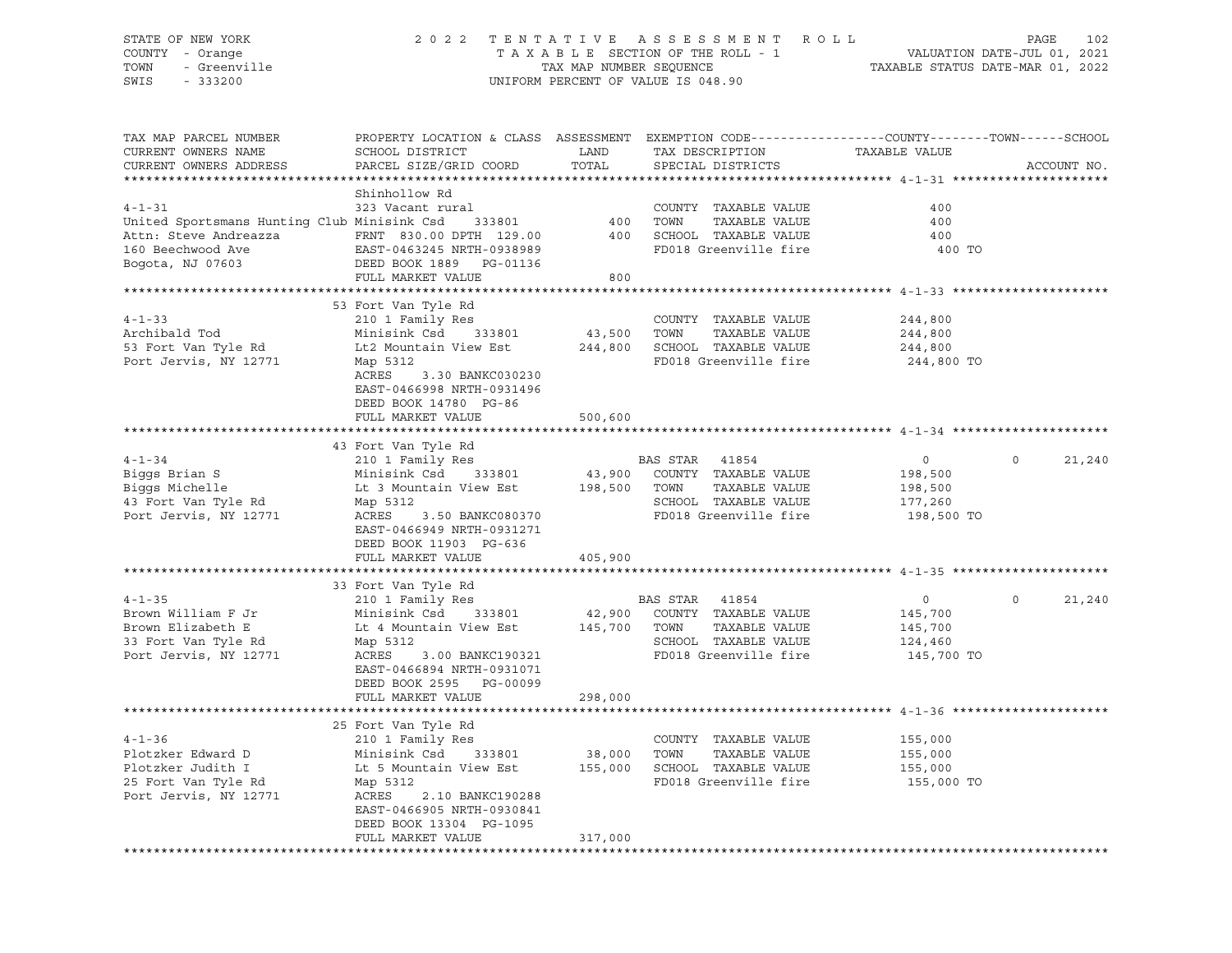STATE OF NEW YORK
COUNTY - Orange
TOWN - Greenville
SWIS - 333200

2 0 2 2 T E N T A T I V E A S S E S S M E N T R O L L
T A X A B L E SECTION OF THE ROLL - 1
TAX MAP NUMBER SEQUENCE
UNIFORM PERCENT OF VALUE IS 048.90

VALUATION DATE-JUL 01, 2021
TAXABLE STATUS DATE-MAR 01, 2022

| TAX MAP PARCEL NUMBER / CURRENT OWNERS NAME / CURRENT OWNERS ADDRESS | PROPERTY LOCATION & CLASS / SCHOOL DISTRICT / PARCEL SIZE/GRID COORD | ASSESSMENT LAND | TOTAL | EXEMPTION CODE / TAX DESCRIPTION / SPECIAL DISTRICTS | COUNTY TAXABLE VALUE | TOWN | SCHOOL | ACCOUNT NO. |
|---|---|---|---|---|---|---|---|---|
| **4-1-31** | Shinhollow Rd | | | | | | | |
| | 323 Vacant rural | | | COUNTY TAXABLE VALUE | 400 | | | |
| United Sportsmans Hunting Club | Minisink Csd 333801 | 400 | | TOWN TAXABLE VALUE | 400 | | | |
| Attn: Steve Andreazza | FRNT 830.00 DPTH 129.00 | | 400 | SCHOOL TAXABLE VALUE | 400 | | | |
| 160 Beechwood Ave | EAST-0463245 NRTH-0938989 | | | FD018 Greenville fire | 400 TO | | | |
| Bogota, NJ 07603 | DEED BOOK 1889 PG-01136 | | | | | | | |
| | FULL MARKET VALUE | | 800 | | | | | |
| **4-1-33** | 53 Fort Van Tyle Rd | | | | | | | |
| | 210 1 Family Res | | | COUNTY TAXABLE VALUE | 244,800 | | | |
| Archibald Tod | Minisink Csd 333801 | 43,500 | | TOWN TAXABLE VALUE | 244,800 | | | |
| 53 Fort Van Tyle Rd | Lt2 Mountain View Est | | 244,800 | SCHOOL TAXABLE VALUE | 244,800 | | | |
| Port Jervis, NY 12771 | Map 5312 | | | FD018 Greenville fire | 244,800 TO | | | |
| | ACRES 3.30 BANKC030230 | | | | | | | |
| | EAST-0466998 NRTH-0931496 | | | | | | | |
| | DEED BOOK 14780 PG-86 | | | | | | | |
| | FULL MARKET VALUE | | 500,600 | | | | | |
| **4-1-34** | 43 Fort Van Tyle Rd | | | | | | | |
| | 210 1 Family Res | | | BAS STAR 41854 | 0 | 0 | 21,240 | |
| Biggs Brian S | Minisink Csd 333801 | 43,900 | | COUNTY TAXABLE VALUE | 198,500 | | | |
| Biggs Michelle | Lt 3 Mountain View Est | | 198,500 | TOWN TAXABLE VALUE | 198,500 | | | |
| 43 Fort Van Tyle Rd | Map 5312 | | | SCHOOL TAXABLE VALUE | 177,260 | | | |
| Port Jervis, NY 12771 | ACRES 3.50 BANKC080370 | | | FD018 Greenville fire | 198,500 TO | | | |
| | EAST-0466949 NRTH-0931271 | | | | | | | |
| | DEED BOOK 11903 PG-636 | | | | | | | |
| | FULL MARKET VALUE | | 405,900 | | | | | |
| **4-1-35** | 33 Fort Van Tyle Rd | | | | | | | |
| | 210 1 Family Res | | | BAS STAR 41854 | 0 | 0 | 21,240 | |
| Brown William F Jr | Minisink Csd 333801 | 42,900 | | COUNTY TAXABLE VALUE | 145,700 | | | |
| Brown Elizabeth E | Lt 4 Mountain View Est | | 145,700 | TOWN TAXABLE VALUE | 145,700 | | | |
| 33 Fort Van Tyle Rd | Map 5312 | | | SCHOOL TAXABLE VALUE | 124,460 | | | |
| Port Jervis, NY 12771 | ACRES 3.00 BANKC190321 | | | FD018 Greenville fire | 145,700 TO | | | |
| | EAST-0466894 NRTH-0931071 | | | | | | | |
| | DEED BOOK 2595 PG-00099 | | | | | | | |
| | FULL MARKET VALUE | | 298,000 | | | | | |
| **4-1-36** | 25 Fort Van Tyle Rd | | | | | | | |
| | 210 1 Family Res | | | COUNTY TAXABLE VALUE | 155,000 | | | |
| Plotzker Edward D | Minisink Csd 333801 | 38,000 | | TOWN TAXABLE VALUE | 155,000 | | | |
| Plotzker Judith I | Lt 5 Mountain View Est | | 155,000 | SCHOOL TAXABLE VALUE | 155,000 | | | |
| 25 Fort Van Tyle Rd | Map 5312 | | | FD018 Greenville fire | 155,000 TO | | | |
| Port Jervis, NY 12771 | ACRES 2.10 BANKC190288 | | | | | | | |
| | EAST-0466905 NRTH-0930841 | | | | | | | |
| | DEED BOOK 13304 PG-1095 | | | | | | | |
| | FULL MARKET VALUE | | 317,000 | | | | | |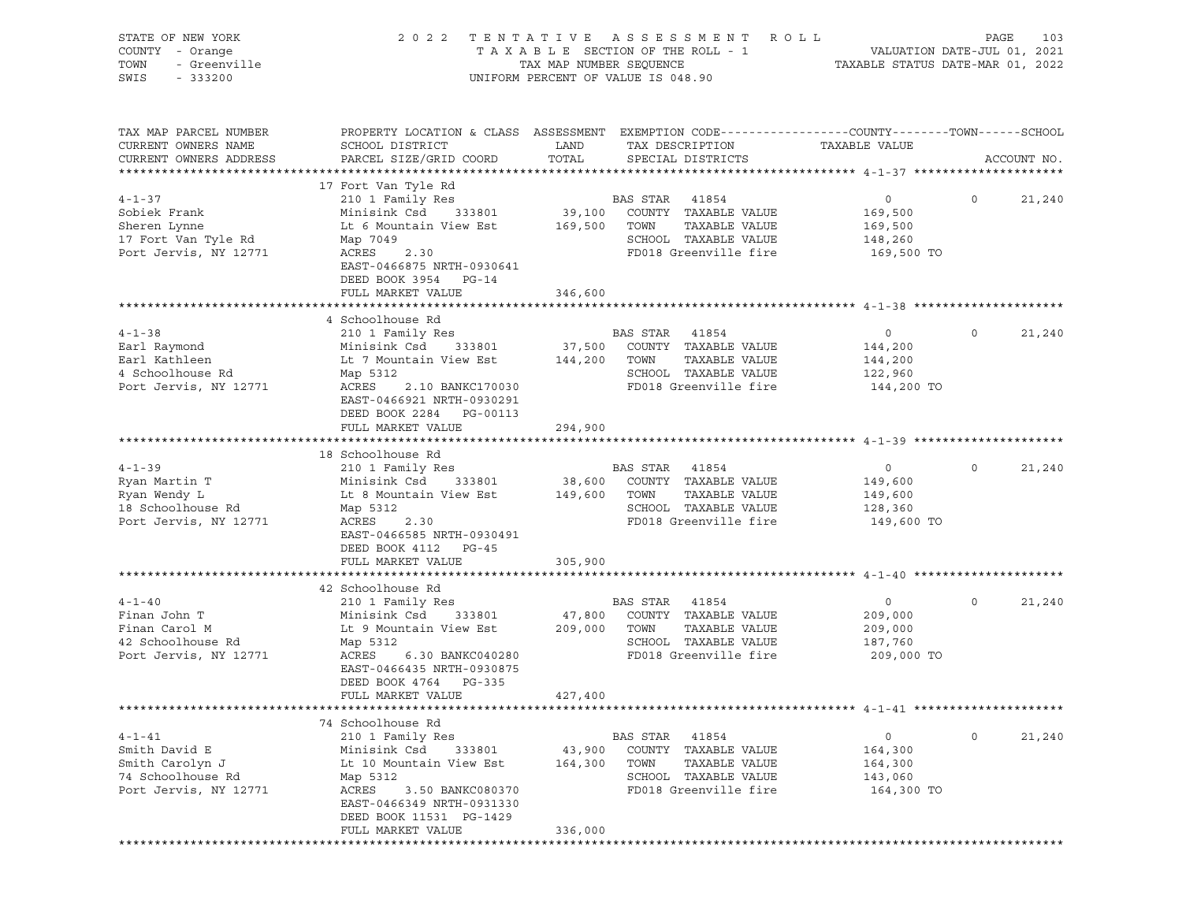STATE OF NEW YORK
COUNTY - Orange
TOWN - Greenville
SWIS - 333200

2022 TENTATIVE ASSESSMENT ROLL
TAXABLE SECTION OF THE ROLL - 1
TAX MAP NUMBER SEQUENCE
UNIFORM PERCENT OF VALUE IS 048.90

VALUATION DATE-JUL 01, 2021
TAXABLE STATUS DATE-MAR 01, 2022

| TAX MAP PARCEL NUMBER / CURRENT OWNERS NAME / CURRENT OWNERS ADDRESS | PROPERTY LOCATION & CLASS / SCHOOL DISTRICT / PARCEL SIZE/GRID COORD | ASSESSMENT LAND / TOTAL | EXEMPTION CODE / TAX DESCRIPTION / SPECIAL DISTRICTS | COUNTY TAXABLE VALUE | TOWN | SCHOOL | ACCOUNT NO. |
|---|---|---|---|---|---|---|---|
| **4-1-37** | 17 Fort Van Tyle Rd | | | | | | |
| | 210 1 Family Res | | BAS STAR 41854 | 0 | 0 | 21,240 | |
| Sobiek Frank | Minisink Csd 333801 | 39,100 | COUNTY TAXABLE VALUE | 169,500 | | | |
| Sheren Lynne | Lt 6 Mountain View Est | 169,500 | TOWN TAXABLE VALUE | 169,500 | | | |
| 17 Fort Van Tyle Rd | Map 7049 | | SCHOOL TAXABLE VALUE | 148,260 | | | |
| Port Jervis, NY 12771 | ACRES 2.30 | | FD018 Greenville fire | 169,500 TO | | | |
| | EAST-0466875 NRTH-0930641 | | | | | | |
| | DEED BOOK 3954 PG-14 | | | | | | |
| | FULL MARKET VALUE | 346,600 | | | | | |
| **4-1-38** | 4 Schoolhouse Rd | | | | | | |
| | 210 1 Family Res | | BAS STAR 41854 | 0 | 0 | 21,240 | |
| Earl Raymond | Minisink Csd 333801 | 37,500 | COUNTY TAXABLE VALUE | 144,200 | | | |
| Earl Kathleen | Lt 7 Mountain View Est | 144,200 | TOWN TAXABLE VALUE | 144,200 | | | |
| 4 Schoolhouse Rd | Map 5312 | | SCHOOL TAXABLE VALUE | 122,960 | | | |
| Port Jervis, NY 12771 | ACRES 2.10 BANKC170030 | | FD018 Greenville fire | 144,200 TO | | | |
| | EAST-0466921 NRTH-0930291 | | | | | | |
| | DEED BOOK 2284 PG-00113 | | | | | | |
| | FULL MARKET VALUE | 294,900 | | | | | |
| **4-1-39** | 18 Schoolhouse Rd | | | | | | |
| | 210 1 Family Res | | BAS STAR 41854 | 0 | 0 | 21,240 | |
| Ryan Martin T | Minisink Csd 333801 | 38,600 | COUNTY TAXABLE VALUE | 149,600 | | | |
| Ryan Wendy L | Lt 8 Mountain View Est | 149,600 | TOWN TAXABLE VALUE | 149,600 | | | |
| 18 Schoolhouse Rd | Map 5312 | | SCHOOL TAXABLE VALUE | 128,360 | | | |
| Port Jervis, NY 12771 | ACRES 2.30 | | FD018 Greenville fire | 149,600 TO | | | |
| | EAST-0466585 NRTH-0930491 | | | | | | |
| | DEED BOOK 4112 PG-45 | | | | | | |
| | FULL MARKET VALUE | 305,900 | | | | | |
| **4-1-40** | 42 Schoolhouse Rd | | | | | | |
| | 210 1 Family Res | | BAS STAR 41854 | 0 | 0 | 21,240 | |
| Finan John T | Minisink Csd 333801 | 47,800 | COUNTY TAXABLE VALUE | 209,000 | | | |
| Finan Carol M | Lt 9 Mountain View Est | 209,000 | TOWN TAXABLE VALUE | 209,000 | | | |
| 42 Schoolhouse Rd | Map 5312 | | SCHOOL TAXABLE VALUE | 187,760 | | | |
| Port Jervis, NY 12771 | ACRES 6.30 BANKC040280 | | FD018 Greenville fire | 209,000 TO | | | |
| | EAST-0466435 NRTH-0930875 | | | | | | |
| | DEED BOOK 4764 PG-335 | | | | | | |
| | FULL MARKET VALUE | 427,400 | | | | | |
| **4-1-41** | 74 Schoolhouse Rd | | | | | | |
| | 210 1 Family Res | | BAS STAR 41854 | 0 | 0 | 21,240 | |
| Smith David E | Minisink Csd 333801 | 43,900 | COUNTY TAXABLE VALUE | 164,300 | | | |
| Smith Carolyn J | Lt 10 Mountain View Est | 164,300 | TOWN TAXABLE VALUE | 164,300 | | | |
| 74 Schoolhouse Rd | Map 5312 | | SCHOOL TAXABLE VALUE | 143,060 | | | |
| Port Jervis, NY 12771 | ACRES 3.50 BANKC080370 | | FD018 Greenville fire | 164,300 TO | | | |
| | EAST-0466349 NRTH-0931330 | | | | | | |
| | DEED BOOK 11531 PG-1429 | | | | | | |
| | FULL MARKET VALUE | 336,000 | | | | | |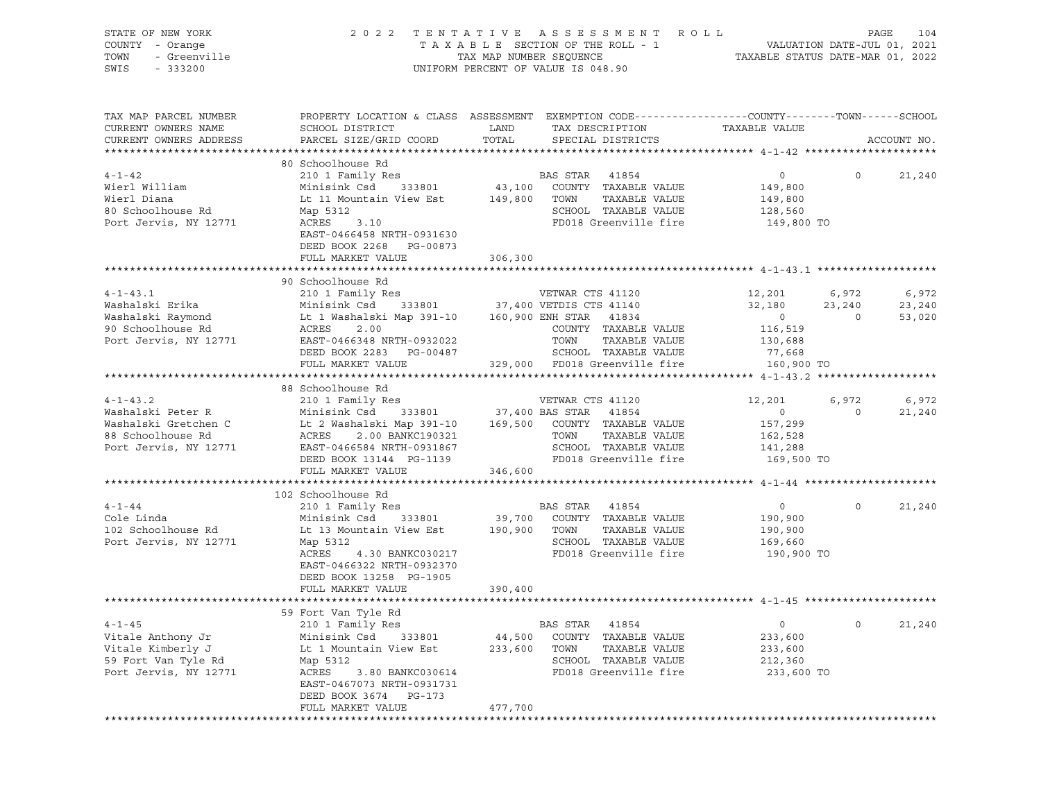STATE OF NEW YORK — COUNTY - Orange — TOWN - Greenville — SWIS - 333200

2022 TENTATIVE ASSESSMENT ROLL
TAXABLE SECTION OF THE ROLL - 1
TAX MAP NUMBER SEQUENCE
UNIFORM PERCENT OF VALUE IS 048.90

VALUATION DATE-JUL 01, 2021
TAXABLE STATUS DATE-MAR 01, 2022

| TAX MAP PARCEL NUMBER / CURRENT OWNERS NAME / CURRENT OWNERS ADDRESS | PROPERTY LOCATION & CLASS / SCHOOL DISTRICT / PARCEL SIZE/GRID COORD | LAND / TOTAL | EXEMPTION CODE / TAX DESCRIPTION / SPECIAL DISTRICTS | COUNTY | TOWN | SCHOOL | ACCOUNT NO. |
|---|---|---|---|---|---|---|---|
| **4-1-42** | 80 Schoolhouse Rd | | | | | | |
| | 210 1 Family Res | | BAS STAR 41854 | 0 | 0 | 21,240 | |
| Wierl William | Minisink Csd 333801 | 43,100 | COUNTY TAXABLE VALUE | 149,800 | | | |
| Wierl Diana | Lt 11 Mountain View Est | 149,800 | TOWN TAXABLE VALUE | | 149,800 | | |
| 80 Schoolhouse Rd | Map 5312 | | SCHOOL TAXABLE VALUE | | | 128,560 | |
| Port Jervis, NY 12771 | ACRES 3.10 | | FD018 Greenville fire | 149,800 TO | | | |
| | EAST-0466458 NRTH-0931630 | | | | | | |
| | DEED BOOK 2268 PG-00873 | | | | | | |
| | FULL MARKET VALUE | 306,300 | | | | | |
| **4-1-43.1** | 90 Schoolhouse Rd | | | | | | |
| | 210 1 Family Res | | VETWAR CTS 41120 | 12,201 | 6,972 | 6,972 | |
| Washalski Erika | Minisink Csd 333801 | 37,400 | VETDIS CTS 41140 | 32,180 | 23,240 | 23,240 | |
| Washalski Raymond | Lt 1 Washalski Map 391-10 | 160,900 | ENH STAR 41834 | 0 | 0 | 53,020 | |
| 90 Schoolhouse Rd | ACRES 2.00 | | COUNTY TAXABLE VALUE | 116,519 | | | |
| Port Jervis, NY 12771 | EAST-0466348 NRTH-0932022 | | TOWN TAXABLE VALUE | | 130,688 | | |
| | DEED BOOK 2283 PG-00487 | | SCHOOL TAXABLE VALUE | | | 77,668 | |
| | FULL MARKET VALUE | 329,000 | FD018 Greenville fire | 160,900 TO | | | |
| **4-1-43.2** | 88 Schoolhouse Rd | | | | | | |
| | 210 1 Family Res | | VETWAR CTS 41120 | 12,201 | 6,972 | 6,972 | |
| Washalski Peter R | Minisink Csd 333801 | 37,400 | BAS STAR 41854 | 0 | 0 | 21,240 | |
| Washalski Gretchen C | Lt 2 Washalski Map 391-10 | 169,500 | COUNTY TAXABLE VALUE | 157,299 | | | |
| 88 Schoolhouse Rd | ACRES 2.00 BANKC190321 | | TOWN TAXABLE VALUE | | 162,528 | | |
| Port Jervis, NY 12771 | EAST-0466584 NRTH-0931867 | | SCHOOL TAXABLE VALUE | | | 141,288 | |
| | DEED BOOK 13144 PG-1139 | | FD018 Greenville fire | 169,500 TO | | | |
| | FULL MARKET VALUE | 346,600 | | | | | |
| **4-1-44** | 102 Schoolhouse Rd | | | | | | |
| | 210 1 Family Res | | BAS STAR 41854 | 0 | 0 | 21,240 | |
| Cole Linda | Minisink Csd 333801 | 39,700 | COUNTY TAXABLE VALUE | 190,900 | | | |
| 102 Schoolhouse Rd | Lt 13 Mountain View Est | 190,900 | TOWN TAXABLE VALUE | | 190,900 | | |
| Port Jervis, NY 12771 | Map 5312 | | SCHOOL TAXABLE VALUE | | | 169,660 | |
| | ACRES 4.30 BANKC030217 | | FD018 Greenville fire | 190,900 TO | | | |
| | EAST-0466322 NRTH-0932370 | | | | | | |
| | DEED BOOK 13258 PG-1905 | | | | | | |
| | FULL MARKET VALUE | 390,400 | | | | | |
| **4-1-45** | 59 Fort Van Tyle Rd | | | | | | |
| | 210 1 Family Res | | BAS STAR 41854 | 0 | 0 | 21,240 | |
| Vitale Anthony Jr | Minisink Csd 333801 | 44,500 | COUNTY TAXABLE VALUE | 233,600 | | | |
| Vitale Kimberly J | Lt 1 Mountain View Est | 233,600 | TOWN TAXABLE VALUE | | 233,600 | | |
| 59 Fort Van Tyle Rd | Map 5312 | | SCHOOL TAXABLE VALUE | | | 212,360 | |
| Port Jervis, NY 12771 | ACRES 3.80 BANKC030614 | | FD018 Greenville fire | 233,600 TO | | | |
| | EAST-0467073 NRTH-0931731 | | | | | | |
| | DEED BOOK 3674 PG-173 | | | | | | |
| | FULL MARKET VALUE | 477,700 | | | | | |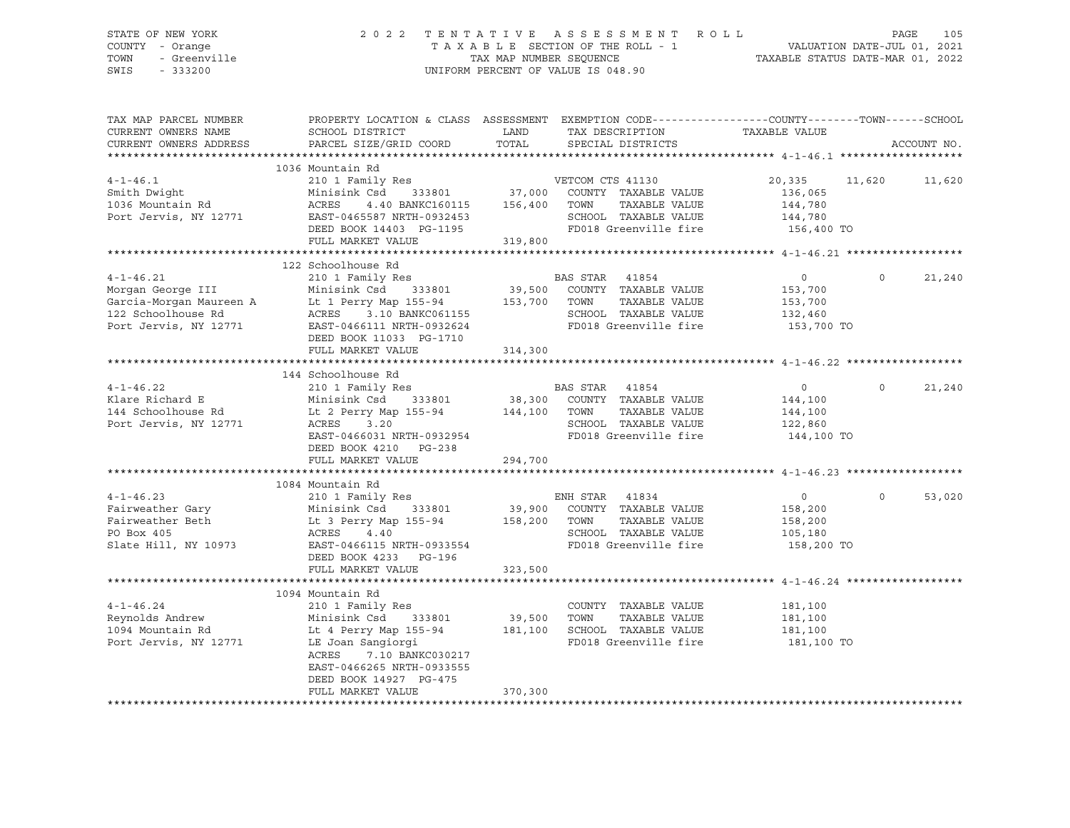STATE OF NEW YORK — 2022 TENTATIVE ASSESSMENT ROLL
COUNTY - Orange — TAXABLE SECTION OF THE ROLL - 1 — VALUATION DATE-JUL 01, 2021
TOWN - Greenville — TAX MAP NUMBER SEQUENCE — TAXABLE STATUS DATE-MAR 01, 2022
SWIS - 333200 — UNIFORM PERCENT OF VALUE IS 048.90

| TAX MAP PARCEL NUMBER / CURRENT OWNERS NAME / CURRENT OWNERS ADDRESS | PROPERTY LOCATION & CLASS / SCHOOL DISTRICT / PARCEL SIZE/GRID COORD | ASSESSMENT LAND / TOTAL | EXEMPTION CODE / TAX DESCRIPTION / SPECIAL DISTRICTS | COUNTY TAXABLE VALUE | TOWN | SCHOOL |
|---|---|---|---|---|---|---|
| **4-1-46.1** | 1036 Mountain Rd | | | | | |
| 4-1-46.1 | 210 1 Family Res | | VETCOM CTS 41130 | 20,335 | 11,620 | 11,620 |
| Smith Dwight | Minisink Csd 333801 | 37,000 | COUNTY TAXABLE VALUE | 136,065 | | |
| 1036 Mountain Rd | ACRES 4.40 BANKC160115 | 156,400 | TOWN TAXABLE VALUE | 144,780 | | |
| Port Jervis, NY 12771 | EAST-0465587 NRTH-0932453 | | SCHOOL TAXABLE VALUE | 144,780 | | |
| | DEED BOOK 14403 PG-1195 | | FD018 Greenville fire | 156,400 TO | | |
| | FULL MARKET VALUE | 319,800 | | | | |
| **4-1-46.21** | 122 Schoolhouse Rd | | | | | |
| 4-1-46.21 | 210 1 Family Res | | BAS STAR 41854 | 0 | 0 | 21,240 |
| Morgan George III | Minisink Csd 333801 | 39,500 | COUNTY TAXABLE VALUE | 153,700 | | |
| Garcia-Morgan Maureen A | Lt 1 Perry Map 155-94 | 153,700 | TOWN TAXABLE VALUE | 153,700 | | |
| 122 Schoolhouse Rd | ACRES 3.10 BANKC061155 | | SCHOOL TAXABLE VALUE | 132,460 | | |
| Port Jervis, NY 12771 | EAST-0466111 NRTH-0932624 | | FD018 Greenville fire | 153,700 TO | | |
| | DEED BOOK 11033 PG-1710 | | | | | |
| | FULL MARKET VALUE | 314,300 | | | | |
| **4-1-46.22** | 144 Schoolhouse Rd | | | | | |
| 4-1-46.22 | 210 1 Family Res | | BAS STAR 41854 | 0 | 0 | 21,240 |
| Klare Richard E | Minisink Csd 333801 | 38,300 | COUNTY TAXABLE VALUE | 144,100 | | |
| 144 Schoolhouse Rd | Lt 2 Perry Map 155-94 | 144,100 | TOWN TAXABLE VALUE | 144,100 | | |
| Port Jervis, NY 12771 | ACRES 3.20 | | SCHOOL TAXABLE VALUE | 122,860 | | |
| | EAST-0466031 NRTH-0932954 | | FD018 Greenville fire | 144,100 TO | | |
| | DEED BOOK 4210 PG-238 | | | | | |
| | FULL MARKET VALUE | 294,700 | | | | |
| **4-1-46.23** | 1084 Mountain Rd | | | | | |
| 4-1-46.23 | 210 1 Family Res | | ENH STAR 41834 | 0 | 0 | 53,020 |
| Fairweather Gary | Minisink Csd 333801 | 39,900 | COUNTY TAXABLE VALUE | 158,200 | | |
| Fairweather Beth | Lt 3 Perry Map 155-94 | 158,200 | TOWN TAXABLE VALUE | 158,200 | | |
| PO Box 405 | ACRES 4.40 | | SCHOOL TAXABLE VALUE | 105,180 | | |
| Slate Hill, NY 10973 | EAST-0466115 NRTH-0933554 | | FD018 Greenville fire | 158,200 TO | | |
| | DEED BOOK 4233 PG-196 | | | | | |
| | FULL MARKET VALUE | 323,500 | | | | |
| **4-1-46.24** | 1094 Mountain Rd | | | | | |
| 4-1-46.24 | 210 1 Family Res | | COUNTY TAXABLE VALUE | 181,100 | | |
| Reynolds Andrew | Minisink Csd 333801 | 39,500 | TOWN TAXABLE VALUE | 181,100 | | |
| 1094 Mountain Rd | Lt 4 Perry Map 155-94 | 181,100 | SCHOOL TAXABLE VALUE | 181,100 | | |
| Port Jervis, NY 12771 | LE Joan Sangiorgi | | FD018 Greenville fire | 181,100 TO | | |
| | ACRES 7.10 BANKC030217 | | | | | |
| | EAST-0466265 NRTH-0933555 | | | | | |
| | DEED BOOK 14927 PG-475 | | | | | |
| | FULL MARKET VALUE | 370,300 | | | | |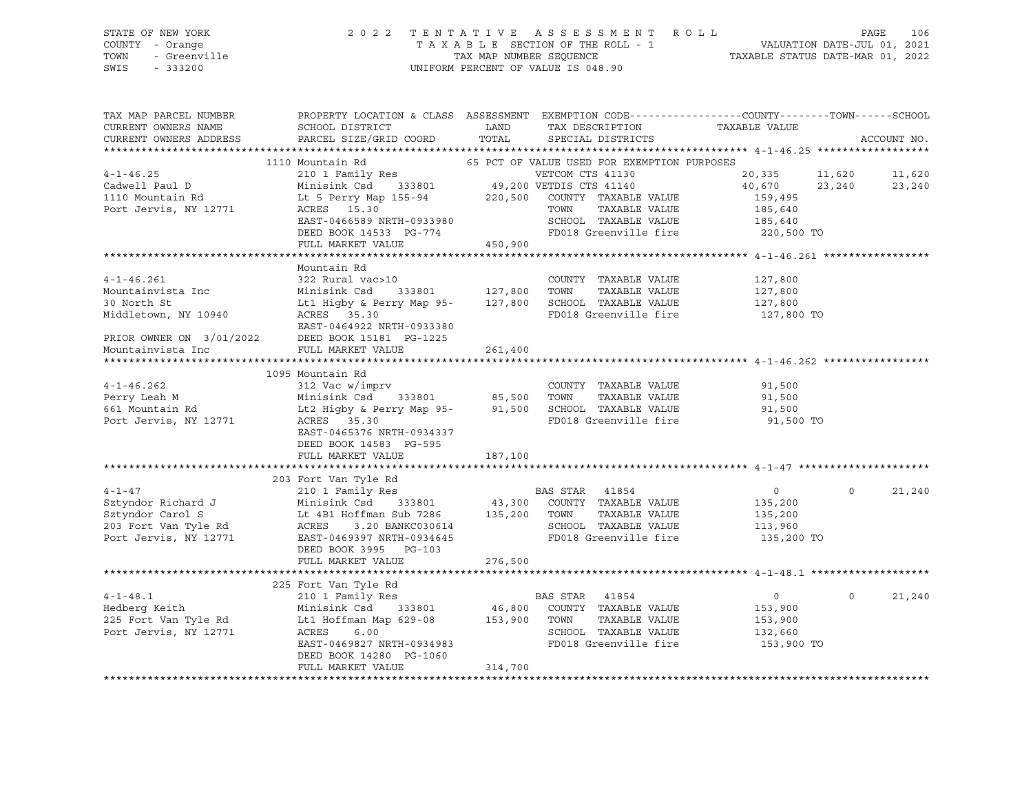STATE OF NEW YORK — 2022 TENTATIVE ASSESSMENT ROLL
COUNTY - Orange — TAXABLE SECTION OF THE ROLL - 1 — VALUATION DATE-JUL 01, 2021
TOWN - Greenville — TAX MAP NUMBER SEQUENCE — TAXABLE STATUS DATE-MAR 01, 2022
SWIS - 333200 — UNIFORM PERCENT OF VALUE IS 048.90

| TAX MAP PARCEL NUMBER / CURRENT OWNERS NAME / CURRENT OWNERS ADDRESS | PROPERTY LOCATION & CLASS / SCHOOL DISTRICT / PARCEL SIZE/GRID COORD | ASSESSMENT LAND / TOTAL | EXEMPTION CODE / TAX DESCRIPTION / SPECIAL DISTRICTS | COUNTY TAXABLE VALUE | TOWN | SCHOOL / ACCOUNT NO. |
|---|---|---|---|---|---|---|
| | 1110 Mountain Rd | | 65 PCT OF VALUE USED FOR EXEMPTION PURPOSES | | | |
| 4-1-46.25 | 210 1 Family Res | | VETCOM CTS 41130 | 20,335 | 11,620 | 11,620 |
| Cadwell Paul D | Minisink Csd 333801 | 49,200 | VETDIS CTS 41140 | 40,670 | 23,240 | 23,240 |
| 1110 Mountain Rd | Lt 5 Perry Map 155-94 | 220,500 | COUNTY TAXABLE VALUE | 159,495 | | |
| Port Jervis, NY 12771 | ACRES 15.30 | | TOWN TAXABLE VALUE | 185,640 | | |
| | EAST-0466589 NRTH-0933980 | | SCHOOL TAXABLE VALUE | 185,640 | | |
| | DEED BOOK 14533 PG-774 | | FD018 Greenville fire | 220,500 TO | | |
| | FULL MARKET VALUE | 450,900 | | | | |
| | Mountain Rd | | | | | |
| 4-1-46.261 | 322 Rural vac>10 | | COUNTY TAXABLE VALUE | 127,800 | | |
| Mountainvista Inc | Minisink Csd 333801 | 127,800 | TOWN TAXABLE VALUE | 127,800 | | |
| 30 North St | Lt1 Higby & Perry Map 95- | 127,800 | SCHOOL TAXABLE VALUE | 127,800 | | |
| Middletown, NY 10940 | ACRES 35.30 | | FD018 Greenville fire | 127,800 TO | | |
| | EAST-0464922 NRTH-0933380 | | | | | |
| PRIOR OWNER ON 3/01/2022 | DEED BOOK 15181 PG-1225 | | | | | |
| Mountainvista Inc | FULL MARKET VALUE | 261,400 | | | | |
| | 1095 Mountain Rd | | | | | |
| 4-1-46.262 | 312 Vac w/imprv | | COUNTY TAXABLE VALUE | 91,500 | | |
| Perry Leah M | Minisink Csd 333801 | 85,500 | TOWN TAXABLE VALUE | 91,500 | | |
| 661 Mountain Rd | Lt2 Higby & Perry Map 95- | 91,500 | SCHOOL TAXABLE VALUE | 91,500 | | |
| Port Jervis, NY 12771 | ACRES 35.30 | | FD018 Greenville fire | 91,500 TO | | |
| | EAST-0465376 NRTH-0934337 | | | | | |
| | DEED BOOK 14583 PG-595 | | | | | |
| | FULL MARKET VALUE | 187,100 | | | | |
| | 203 Fort Van Tyle Rd | | | | | |
| 4-1-47 | 210 1 Family Res | | BAS STAR 41854 | 0 | 0 | 21,240 |
| Sztyndor Richard J | Minisink Csd 333801 | 43,300 | COUNTY TAXABLE VALUE | 135,200 | | |
| Sztyndor Carol S | Lt 4B1 Hoffman Sub 7286 | 135,200 | TOWN TAXABLE VALUE | 135,200 | | |
| 203 Fort Van Tyle Rd | ACRES 3.20 BANKC030614 | | SCHOOL TAXABLE VALUE | 113,960 | | |
| Port Jervis, NY 12771 | EAST-0469397 NRTH-0934645 | | FD018 Greenville fire | 135,200 TO | | |
| | DEED BOOK 3995 PG-103 | | | | | |
| | FULL MARKET VALUE | 276,500 | | | | |
| | 225 Fort Van Tyle Rd | | | | | |
| 4-1-48.1 | 210 1 Family Res | | BAS STAR 41854 | 0 | 0 | 21,240 |
| Hedberg Keith | Minisink Csd 333801 | 46,800 | COUNTY TAXABLE VALUE | 153,900 | | |
| 225 Fort Van Tyle Rd | Lt1 Hoffman Map 629-08 | 153,900 | TOWN TAXABLE VALUE | 153,900 | | |
| Port Jervis, NY 12771 | ACRES 6.00 | | SCHOOL TAXABLE VALUE | 132,660 | | |
| | EAST-0469827 NRTH-0934983 | | FD018 Greenville fire | 153,900 TO | | |
| | DEED BOOK 14280 PG-1060 | | | | | |
| | FULL MARKET VALUE | 314,700 | | | | |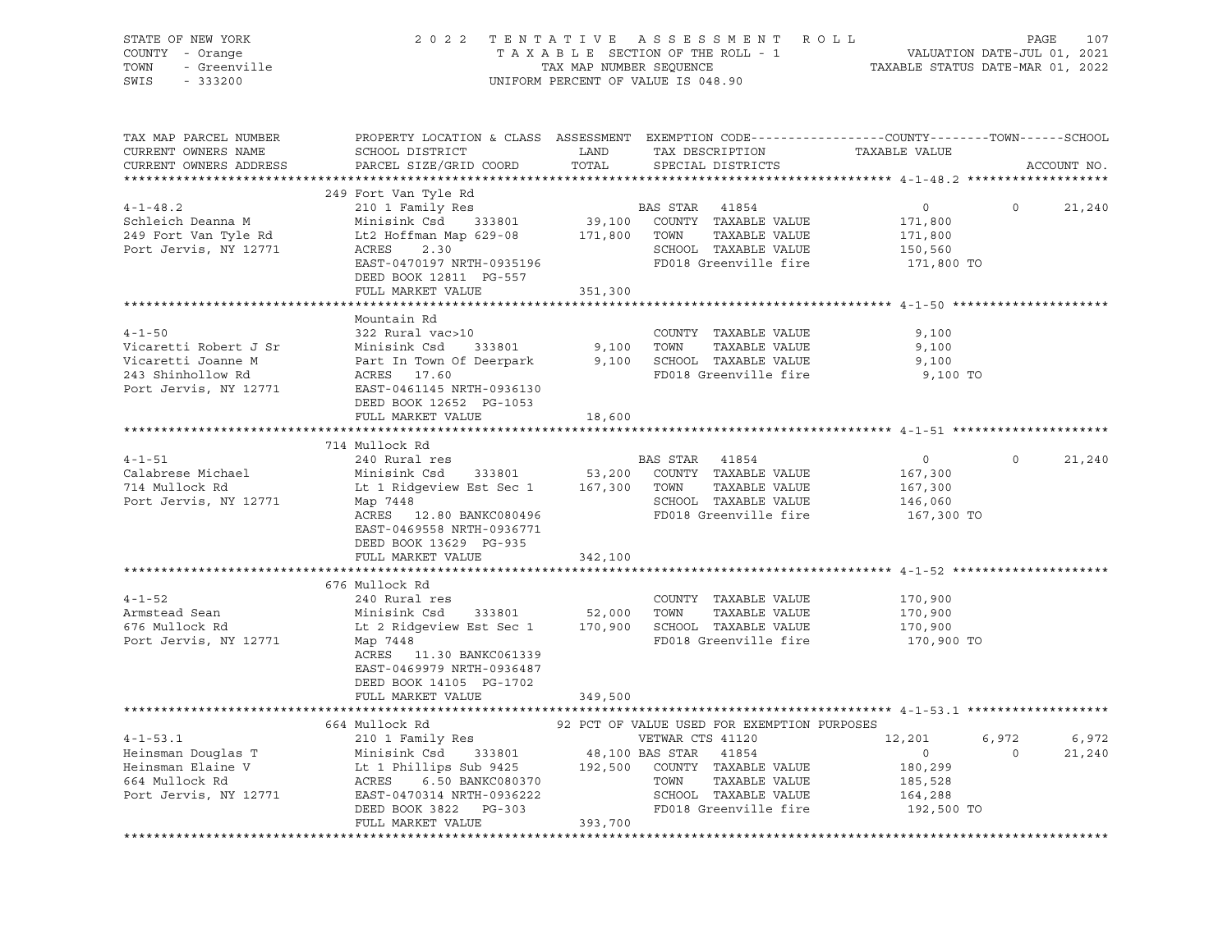STATE OF NEW YORK — 2022 TENTATIVE ASSESSMENT ROLL
COUNTY - Orange — TAXABLE SECTION OF THE ROLL - 1 — VALUATION DATE-JUL 01, 2021
TOWN - Greenville — TAX MAP NUMBER SEQUENCE — TAXABLE STATUS DATE-MAR 01, 2022
SWIS - 333200 — UNIFORM PERCENT OF VALUE IS 048.90

```
TAX MAP PARCEL NUMBER          PROPERTY LOCATION & CLASS  ASSESSMENT  EXEMPTION CODE------------------COUNTY--------TOWN------SCHOOL
CURRENT OWNERS NAME            SCHOOL DISTRICT               LAND      TAX DESCRIPTION            TAXABLE VALUE
CURRENT OWNERS ADDRESS         PARCEL SIZE/GRID COORD       TOTAL      SPECIAL DISTRICTS                                     ACCOUNT NO.
******************************************************************************************************* 4-1-48.2 *******************
                               249 Fort Van Tyle Rd
4-1-48.2                       210 1 Family Res                     BAS STAR  41854                  0            0      21,240
Schleich Deanna M              Minisink Csd     333801      39,100   COUNTY  TAXABLE VALUE         171,800
249 Fort Van Tyle Rd           Lt2 Hoffman Map 629-08      171,800   TOWN    TAXABLE VALUE         171,800
Port Jervis, NY 12771          ACRES     2.30                        SCHOOL  TAXABLE VALUE         150,560
                               EAST-0470197 NRTH-0935196             FD018 Greenville fire          171,800 TO
                               DEED BOOK 12811  PG-557
                               FULL MARKET VALUE           351,300
******************************************************************************************************* 4-1-50 *********************
                               Mountain Rd
4-1-50                         322 Rural vac>10                      COUNTY  TAXABLE VALUE           9,100
Vicaretti Robert J Sr          Minisink Csd     333801       9,100   TOWN    TAXABLE VALUE           9,100
Vicaretti Joanne M             Part In Town Of Deerpark      9,100   SCHOOL  TAXABLE VALUE           9,100
243 Shinhollow Rd              ACRES    17.60                        FD018 Greenville fire            9,100 TO
Port Jervis, NY 12771          EAST-0461145 NRTH-0936130
                               DEED BOOK 12652  PG-1053
                               FULL MARKET VALUE            18,600
******************************************************************************************************* 4-1-51 *********************
                               714 Mullock Rd
4-1-51                         240 Rural res                        BAS STAR  41854                  0            0      21,240
Calabrese Michael              Minisink Csd     333801      53,200   COUNTY  TAXABLE VALUE         167,300
714 Mullock Rd                 Lt 1 Ridgeview Est Sec 1    167,300   TOWN    TAXABLE VALUE         167,300
Port Jervis, NY 12771          Map 7448                              SCHOOL  TAXABLE VALUE         146,060
                               ACRES    12.80 BANKC080496            FD018 Greenville fire          167,300 TO
                               EAST-0469558 NRTH-0936771
                               DEED BOOK 13629  PG-935
                               FULL MARKET VALUE           342,100
******************************************************************************************************* 4-1-52 *********************
                               676 Mullock Rd
4-1-52                         240 Rural res                         COUNTY  TAXABLE VALUE         170,900
Armstead Sean                  Minisink Csd     333801      52,000   TOWN    TAXABLE VALUE         170,900
676 Mullock Rd                 Lt 2 Ridgeview Est Sec 1    170,900   SCHOOL  TAXABLE VALUE         170,900
Port Jervis, NY 12771          Map 7448                              FD018 Greenville fire          170,900 TO
                               ACRES    11.30 BANKC061339
                               EAST-0469979 NRTH-0936487
                               DEED BOOK 14105  PG-1702
                               FULL MARKET VALUE           349,500
******************************************************************************************************* 4-1-53.1 *******************
                               664 Mullock Rd                92 PCT OF VALUE USED FOR EXEMPTION PURPOSES
4-1-53.1                       210 1 Family Res                     VETWAR CTS 41120            12,201        6,972       6,972
Heinsman Douglas T             Minisink Csd     333801      48,100 BAS STAR  41854                  0            0      21,240
Heinsman Elaine V              Lt 1 Phillips Sub 9425      192,500   COUNTY  TAXABLE VALUE         180,299
664 Mullock Rd                 ACRES     6.50 BANKC080370            TOWN    TAXABLE VALUE         185,528
Port Jervis, NY 12771          EAST-0470314 NRTH-0936222             SCHOOL  TAXABLE VALUE         164,288
                               DEED BOOK 3822   PG-303               FD018 Greenville fire          192,500 TO
                               FULL MARKET VALUE           393,700
************************************************************************************************************************************
```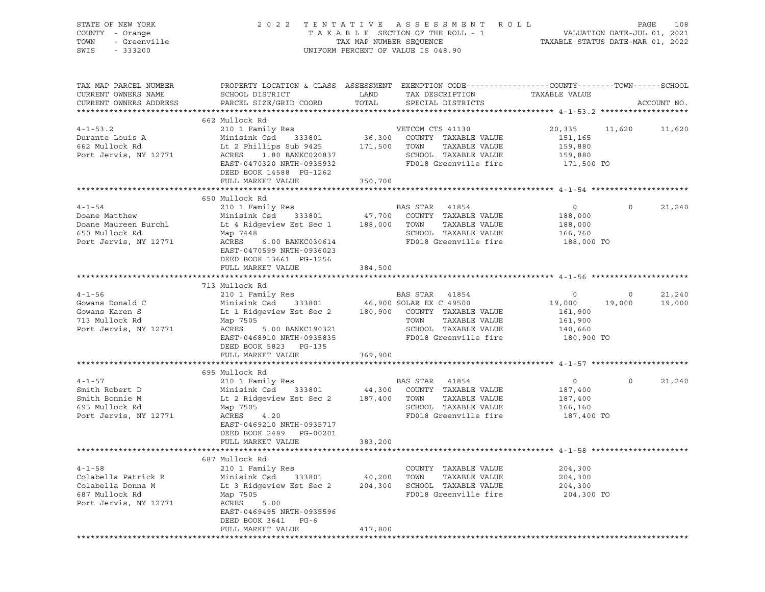STATE OF NEW YORK | 2022 TENTATIVE ASSESSMENT ROLL | VALUATION DATE-JUL 01, 2021
COUNTY - Orange | TAXABLE SECTION OF THE ROLL - 1 | TAXABLE STATUS DATE-MAR 01, 2022
TOWN - Greenville | TAX MAP NUMBER SEQUENCE
SWIS - 333200 | UNIFORM PERCENT OF VALUE IS 048.90

| TAX MAP PARCEL NUMBER / CURRENT OWNERS NAME / CURRENT OWNERS ADDRESS | PROPERTY LOCATION & CLASS / SCHOOL DISTRICT / PARCEL SIZE/GRID COORD | ASSESSMENT LAND / TOTAL | EXEMPTION CODE / TAX DESCRIPTION / SPECIAL DISTRICTS | COUNTY TAXABLE VALUE | TOWN | SCHOOL | ACCOUNT NO. |
|---|---|---|---|---|---|---|---|
| **4-1-53.2** | 662 Mullock Rd | | | | | | |
| | 210 1 Family Res | | VETCOM CTS 41130 | 20,335 | 11,620 | 11,620 | |
| Durante Louis A | Minisink Csd 333801 | 36,300 | COUNTY TAXABLE VALUE | 151,165 | | | |
| 662 Mullock Rd | Lt 2 Phillips Sub 9425 | 171,500 | TOWN TAXABLE VALUE | 159,880 | | | |
| Port Jervis, NY 12771 | ACRES 1.80 BANKC020837 | | SCHOOL TAXABLE VALUE | 159,880 | | | |
| | EAST-0470320 NRTH-0935932 | | FD018 Greenville fire | 171,500 TO | | | |
| | DEED BOOK 14588 PG-1262 | | | | | | |
| | FULL MARKET VALUE | 350,700 | | | | | |
| **4-1-54** | 650 Mullock Rd | | | | | | |
| | 210 1 Family Res | | BAS STAR 41854 | 0 | 0 | 21,240 | |
| Doane Matthew | Minisink Csd 333801 | 47,700 | COUNTY TAXABLE VALUE | 188,000 | | | |
| Doane Maureen Burchl | Lt 4 Ridgeview Est Sec 1 | 188,000 | TOWN TAXABLE VALUE | 188,000 | | | |
| 650 Mullock Rd | Map 7448 | | SCHOOL TAXABLE VALUE | 166,760 | | | |
| Port Jervis, NY 12771 | ACRES 6.00 BANKC030614 | | FD018 Greenville fire | 188,000 TO | | | |
| | EAST-0470599 NRTH-0936023 | | | | | | |
| | DEED BOOK 13661 PG-1256 | | | | | | |
| | FULL MARKET VALUE | 384,500 | | | | | |
| **4-1-56** | 713 Mullock Rd | | | | | | |
| | 210 1 Family Res | | BAS STAR 41854 | 0 | 0 | 21,240 | |
| Gowans Donald C | Minisink Csd 333801 | 46,900 | SOLAR EX C 49500 | 19,000 | 19,000 | 19,000 | |
| Gowans Karen S | Lt 1 Ridgeview Est Sec 2 | 180,900 | COUNTY TAXABLE VALUE | 161,900 | | | |
| 713 Mullock Rd | Map 7505 | | TOWN TAXABLE VALUE | 161,900 | | | |
| Port Jervis, NY 12771 | ACRES 5.00 BANKC190321 | | SCHOOL TAXABLE VALUE | 140,660 | | | |
| | EAST-0468910 NRTH-0935835 | | FD018 Greenville fire | 180,900 TO | | | |
| | DEED BOOK 5823 PG-135 | | | | | | |
| | FULL MARKET VALUE | 369,900 | | | | | |
| **4-1-57** | 695 Mullock Rd | | | | | | |
| | 210 1 Family Res | | BAS STAR 41854 | 0 | 0 | 21,240 | |
| Smith Robert D | Minisink Csd 333801 | 44,300 | COUNTY TAXABLE VALUE | 187,400 | | | |
| Smith Bonnie M | Lt 2 Ridgeview Est Sec 2 | 187,400 | TOWN TAXABLE VALUE | 187,400 | | | |
| 695 Mullock Rd | Map 7505 | | SCHOOL TAXABLE VALUE | 166,160 | | | |
| Port Jervis, NY 12771 | ACRES 4.20 | | FD018 Greenville fire | 187,400 TO | | | |
| | EAST-0469210 NRTH-0935717 | | | | | | |
| | DEED BOOK 2489 PG-00201 | | | | | | |
| | FULL MARKET VALUE | 383,200 | | | | | |
| **4-1-58** | 687 Mullock Rd | | | | | | |
| | 210 1 Family Res | | COUNTY TAXABLE VALUE | 204,300 | | | |
| Colabella Patrick R | Minisink Csd 333801 | 40,200 | TOWN TAXABLE VALUE | 204,300 | | | |
| Colabella Donna M | Lt 3 Ridgeview Est Sec 2 | 204,300 | SCHOOL TAXABLE VALUE | 204,300 | | | |
| 687 Mullock Rd | Map 7505 | | FD018 Greenville fire | 204,300 TO | | | |
| Port Jervis, NY 12771 | ACRES 5.00 | | | | | | |
| | EAST-0469495 NRTH-0935596 | | | | | | |
| | DEED BOOK 3641 PG-6 | | | | | | |
| | FULL MARKET VALUE | 417,800 | | | | | |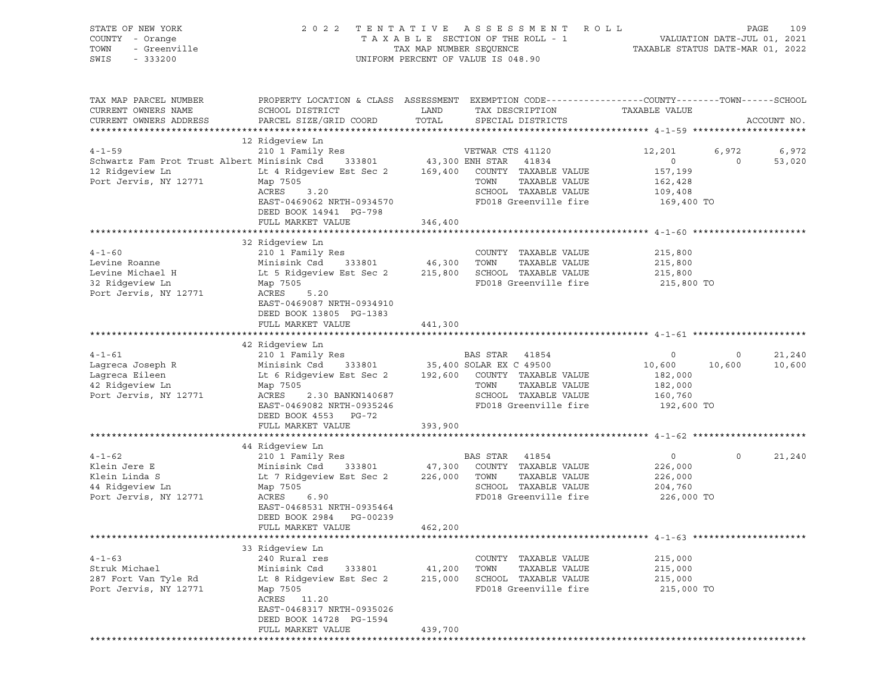STATE OF NEW YORK
COUNTY - Orange
TOWN - Greenville
SWIS - 333200

2 0 2 2 T E N T A T I V E A S S E S S M E N T R O L L
T A X A B L E SECTION OF THE ROLL - 1
TAX MAP NUMBER SEQUENCE
UNIFORM PERCENT OF VALUE IS 048.90

VALUATION DATE-JUL 01, 2021
TAXABLE STATUS DATE-MAR 01, 2022

| TAX MAP PARCEL NUMBER / CURRENT OWNERS NAME / CURRENT OWNERS ADDRESS | PROPERTY LOCATION & CLASS / SCHOOL DISTRICT / PARCEL SIZE/GRID COORD | ASSESSMENT LAND | TOTAL | EXEMPTION CODE / TAX DESCRIPTION / SPECIAL DISTRICTS | COUNTY TAXABLE VALUE | TOWN | SCHOOL | ACCOUNT NO. |
|---|---|---|---|---|---|---|---|---|
| **4-1-59** | 12 Ridgeview Ln | | | | | | | |
| 4-1-59 | 210 1 Family Res | | | VETWAR CTS 41120 | 12,201 | 6,972 | 6,972 | |
| Schwartz Fam Prot Trust Albert | Minisink Csd 333801 | 43,300 | | ENH STAR 41834 | 0 | 0 | 53,020 | |
| 12 Ridgeview Ln | Lt 4 Ridgeview Est Sec 2 | | 169,400 | COUNTY TAXABLE VALUE | 157,199 | | | |
| Port Jervis, NY 12771 | Map 7505 | | | TOWN TAXABLE VALUE | 162,428 | | | |
| | ACRES 3.20 | | | SCHOOL TAXABLE VALUE | 109,408 | | | |
| | EAST-0469062 NRTH-0934570 | | | FD018 Greenville fire | 169,400 TO | | | |
| | DEED BOOK 14941 PG-798 | | | | | | | |
| | FULL MARKET VALUE | | 346,400 | | | | | |
| **4-1-60** | 32 Ridgeview Ln | | | | | | | |
| 4-1-60 | 210 1 Family Res | | | COUNTY TAXABLE VALUE | 215,800 | | | |
| Levine Roanne | Minisink Csd 333801 | 46,300 | | TOWN TAXABLE VALUE | 215,800 | | | |
| Levine Michael H | Lt 5 Ridgeview Est Sec 2 | | 215,800 | SCHOOL TAXABLE VALUE | 215,800 | | | |
| 32 Ridgeview Ln | Map 7505 | | | FD018 Greenville fire | 215,800 TO | | | |
| Port Jervis, NY 12771 | ACRES 5.20 | | | | | | | |
| | EAST-0469087 NRTH-0934910 | | | | | | | |
| | DEED BOOK 13805 PG-1383 | | | | | | | |
| | FULL MARKET VALUE | | 441,300 | | | | | |
| **4-1-61** | 42 Ridgeview Ln | | | | | | | |
| 4-1-61 | 210 1 Family Res | | | BAS STAR 41854 | 0 | 0 | 21,240 | |
| Lagreca Joseph R | Minisink Csd 333801 | 35,400 | | SOLAR EX C 49500 | 10,600 | 10,600 | 10,600 | |
| Lagreca Eileen | Lt 6 Ridgeview Est Sec 2 | | 192,600 | COUNTY TAXABLE VALUE | 182,000 | | | |
| 42 Ridgeview Ln | Map 7505 | | | TOWN TAXABLE VALUE | 182,000 | | | |
| Port Jervis, NY 12771 | ACRES 2.30 BANKN140687 | | | SCHOOL TAXABLE VALUE | 160,760 | | | |
| | EAST-0469082 NRTH-0935246 | | | FD018 Greenville fire | 192,600 TO | | | |
| | DEED BOOK 4553 PG-72 | | | | | | | |
| | FULL MARKET VALUE | | 393,900 | | | | | |
| **4-1-62** | 44 Ridgeview Ln | | | | | | | |
| 4-1-62 | 210 1 Family Res | | | BAS STAR 41854 | 0 | 0 | 21,240 | |
| Klein Jere E | Minisink Csd 333801 | 47,300 | | COUNTY TAXABLE VALUE | 226,000 | | | |
| Klein Linda S | Lt 7 Ridgeview Est Sec 2 | | 226,000 | TOWN TAXABLE VALUE | 226,000 | | | |
| 44 Ridgeview Ln | Map 7505 | | | SCHOOL TAXABLE VALUE | 204,760 | | | |
| Port Jervis, NY 12771 | ACRES 6.90 | | | FD018 Greenville fire | 226,000 TO | | | |
| | EAST-0468531 NRTH-0935464 | | | | | | | |
| | DEED BOOK 2984 PG-00239 | | | | | | | |
| | FULL MARKET VALUE | | 462,200 | | | | | |
| **4-1-63** | 33 Ridgeview Ln | | | | | | | |
| 4-1-63 | 240 Rural res | | | COUNTY TAXABLE VALUE | 215,000 | | | |
| Struk Michael | Minisink Csd 333801 | 41,200 | | TOWN TAXABLE VALUE | 215,000 | | | |
| 287 Fort Van Tyle Rd | Lt 8 Ridgeview Est Sec 2 | | 215,000 | SCHOOL TAXABLE VALUE | 215,000 | | | |
| Port Jervis, NY 12771 | Map 7505 | | | FD018 Greenville fire | 215,000 TO | | | |
| | ACRES 11.20 | | | | | | | |
| | EAST-0468317 NRTH-0935026 | | | | | | | |
| | DEED BOOK 14728 PG-1594 | | | | | | | |
| | FULL MARKET VALUE | | 439,700 | | | | | |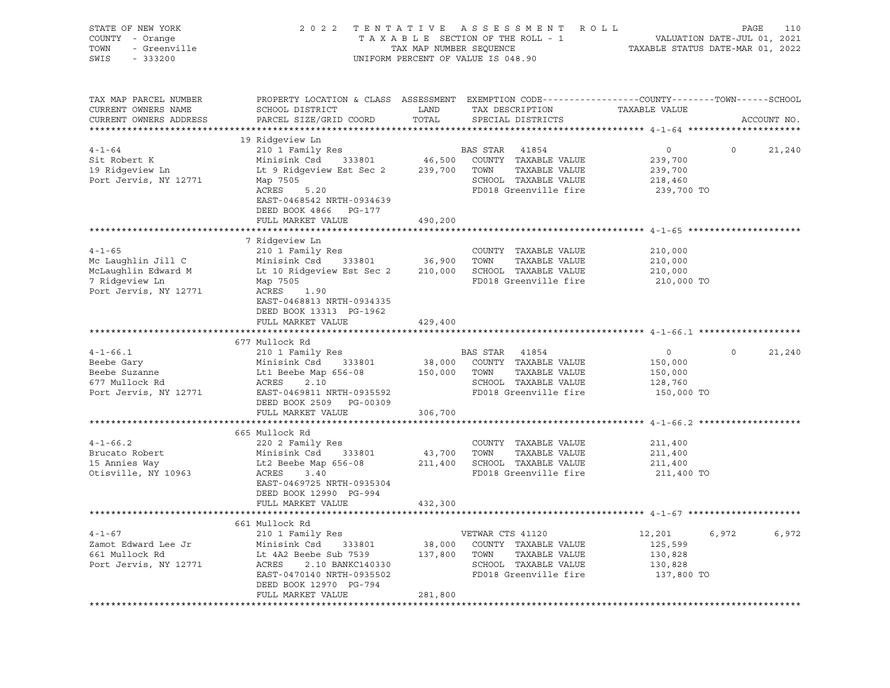STATE OF NEW YORK
COUNTY - Orange
TOWN - Greenville
SWIS - 333200

2022 TENTATIVE ASSESSMENT ROLL
TAXABLE SECTION OF THE ROLL - 1
TAX MAP NUMBER SEQUENCE
UNIFORM PERCENT OF VALUE IS 048.90

VALUATION DATE-JUL 01, 2021
TAXABLE STATUS DATE-MAR 01, 2022

| TAX MAP PARCEL NUMBER / CURRENT OWNERS NAME / CURRENT OWNERS ADDRESS | PROPERTY LOCATION & CLASS / SCHOOL DISTRICT / PARCEL SIZE/GRID COORD | ASSESSMENT LAND / TOTAL | EXEMPTION CODE / TAX DESCRIPTION / SPECIAL DISTRICTS | COUNTY / TAXABLE VALUE | TOWN | SCHOOL / ACCOUNT NO. |
|---|---|---|---|---|---|---|
| **4-1-64** | 19 Ridgeview Ln | | | | | |
| 4-1-64 | 210 1 Family Res | | BAS STAR 41854 | 0 | 0 | 21,240 |
| Sit Robert K | Minisink Csd 333801 | 46,500 | COUNTY TAXABLE VALUE | 239,700 | | |
| 19 Ridgeview Ln | Lt 9 Ridgeview Est Sec 2 | 239,700 | TOWN TAXABLE VALUE | 239,700 | | |
| Port Jervis, NY 12771 | Map 7505 | | SCHOOL TAXABLE VALUE | 218,460 | | |
| | ACRES 5.20 | | FD018 Greenville fire | 239,700 TO | | |
| | EAST-0468542 NRTH-0934639 | | | | | |
| | DEED BOOK 4866 PG-177 | | | | | |
| | FULL MARKET VALUE | 490,200 | | | | |
| **4-1-65** | 7 Ridgeview Ln | | | | | |
| 4-1-65 | 210 1 Family Res | | COUNTY TAXABLE VALUE | 210,000 | | |
| Mc Laughlin Jill C | Minisink Csd 333801 | 36,900 | TOWN TAXABLE VALUE | 210,000 | | |
| McLaughlin Edward M | Lt 10 Ridgeview Est Sec 2 | 210,000 | SCHOOL TAXABLE VALUE | 210,000 | | |
| 7 Ridgeview Ln | Map 7505 | | FD018 Greenville fire | 210,000 TO | | |
| Port Jervis, NY 12771 | ACRES 1.90 | | | | | |
| | EAST-0468813 NRTH-0934335 | | | | | |
| | DEED BOOK 13313 PG-1962 | | | | | |
| | FULL MARKET VALUE | 429,400 | | | | |
| **4-1-66.1** | 677 Mullock Rd | | | | | |
| 4-1-66.1 | 210 1 Family Res | | BAS STAR 41854 | 0 | 0 | 21,240 |
| Beebe Gary | Minisink Csd 333801 | 38,000 | COUNTY TAXABLE VALUE | 150,000 | | |
| Beebe Suzanne | Lt1 Beebe Map 656-08 | 150,000 | TOWN TAXABLE VALUE | 150,000 | | |
| 677 Mullock Rd | ACRES 2.10 | | SCHOOL TAXABLE VALUE | 128,760 | | |
| Port Jervis, NY 12771 | EAST-0469811 NRTH-0935592 | | FD018 Greenville fire | 150,000 TO | | |
| | DEED BOOK 2509 PG-00309 | | | | | |
| | FULL MARKET VALUE | 306,700 | | | | |
| **4-1-66.2** | 665 Mullock Rd | | | | | |
| 4-1-66.2 | 220 2 Family Res | | COUNTY TAXABLE VALUE | 211,400 | | |
| Brucato Robert | Minisink Csd 333801 | 43,700 | TOWN TAXABLE VALUE | 211,400 | | |
| 15 Annies Way | Lt2 Beebe Map 656-08 | 211,400 | SCHOOL TAXABLE VALUE | 211,400 | | |
| Otisville, NY 10963 | ACRES 3.40 | | FD018 Greenville fire | 211,400 TO | | |
| | EAST-0469725 NRTH-0935304 | | | | | |
| | DEED BOOK 12990 PG-994 | | | | | |
| | FULL MARKET VALUE | 432,300 | | | | |
| **4-1-67** | 661 Mullock Rd | | | | | |
| 4-1-67 | 210 1 Family Res | | VETWAR CTS 41120 | 12,201 | 6,972 | 6,972 |
| Zamot Edward Lee Jr | Minisink Csd 333801 | 38,000 | COUNTY TAXABLE VALUE | 125,599 | | |
| 661 Mullock Rd | Lt 4A2 Beebe Sub 7539 | 137,800 | TOWN TAXABLE VALUE | 130,828 | | |
| Port Jervis, NY 12771 | ACRES 2.10 BANKC140330 | | SCHOOL TAXABLE VALUE | 130,828 | | |
| | EAST-0470140 NRTH-0935502 | | FD018 Greenville fire | 137,800 TO | | |
| | DEED BOOK 12970 PG-794 | | | | | |
| | FULL MARKET VALUE | 281,800 | | | | |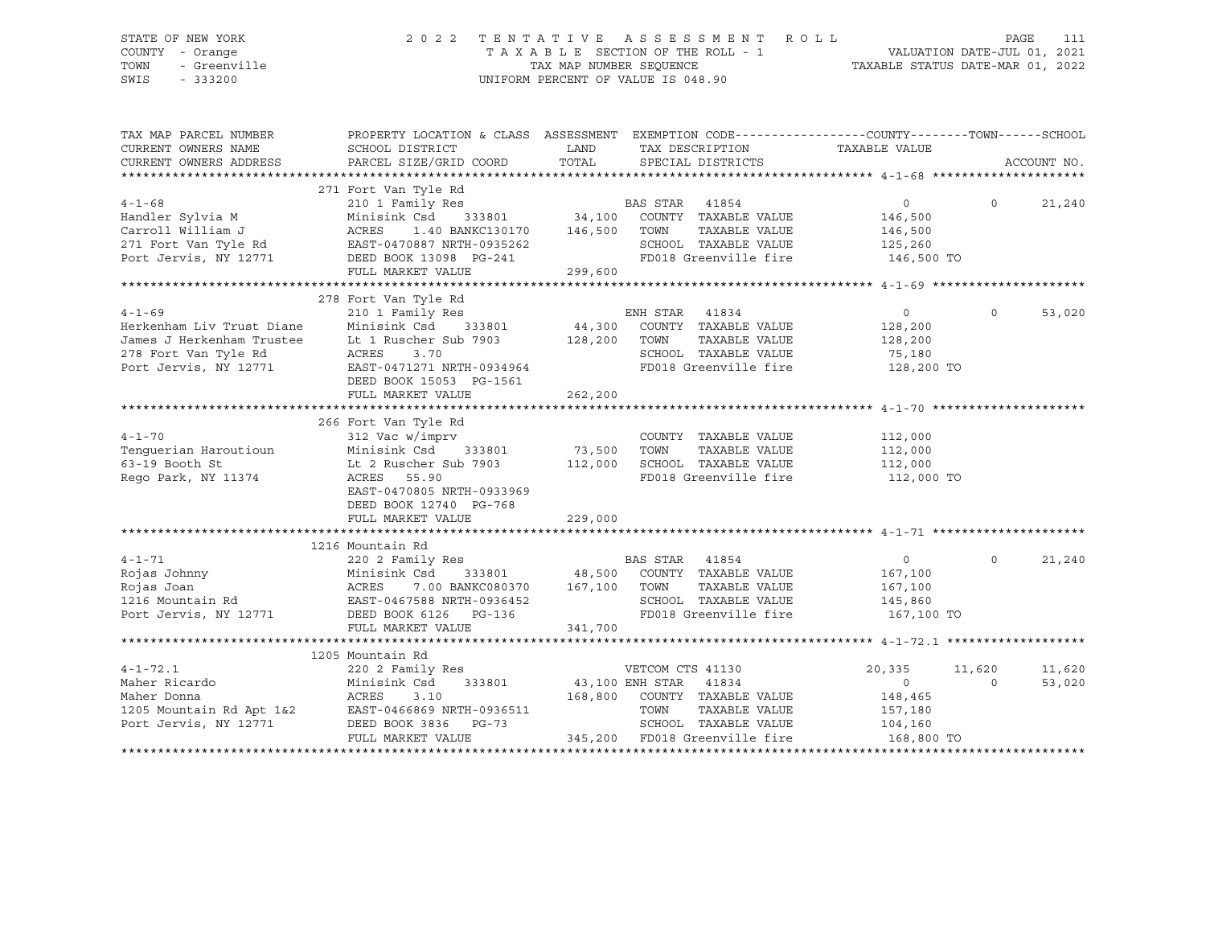STATE OF NEW YORK
COUNTY - Orange
TOWN - Greenville
SWIS - 333200

2022 TENTATIVE ASSESSMENT ROLL
TAXABLE SECTION OF THE ROLL - 1
TAX MAP NUMBER SEQUENCE
UNIFORM PERCENT OF VALUE IS 048.90

VALUATION DATE-JUL 01, 2021
TAXABLE STATUS DATE-MAR 01, 2022

```
TAX MAP PARCEL NUMBER          PROPERTY LOCATION & CLASS  ASSESSMENT  EXEMPTION CODE------------------COUNTY--------TOWN------SCHOOL
CURRENT OWNERS NAME            SCHOOL DISTRICT              LAND      TAX DESCRIPTION             TAXABLE VALUE
CURRENT OWNERS ADDRESS         PARCEL SIZE/GRID COORD       TOTAL     SPECIAL DISTRICTS                                    ACCOUNT NO.
****************************************************************************************************** 4-1-68 *********************
                               271 Fort Van Tyle Rd
4-1-68                         210 1 Family Res                       BAS STAR   41854                  0           0      21,240
Handler Sylvia M               Minisink Csd     333801        34,100   COUNTY  TAXABLE VALUE       146,500
Carroll William J              ACRES    1.40 BANKC130170     146,500   TOWN    TAXABLE VALUE       146,500
271 Fort Van Tyle Rd           EAST-0470887 NRTH-0935262               SCHOOL  TAXABLE VALUE       125,260
Port Jervis, NY 12771          DEED BOOK 13098  PG-241                 FD018 Greenville fire        146,500 TO
                               FULL MARKET VALUE             299,600
****************************************************************************************************** 4-1-69 *********************
                               278 Fort Van Tyle Rd
4-1-69                         210 1 Family Res                       ENH STAR   41834                  0           0      53,020
Herkenham Liv Trust Diane      Minisink Csd     333801        44,300   COUNTY  TAXABLE VALUE       128,200
James J Herkenham Trustee      Lt 1 Ruscher Sub 7903         128,200   TOWN    TAXABLE VALUE       128,200
278 Fort Van Tyle Rd           ACRES    3.70                           SCHOOL  TAXABLE VALUE        75,180
Port Jervis, NY 12771          EAST-0471271 NRTH-0934964               FD018 Greenville fire        128,200 TO
                               DEED BOOK 15053  PG-1561
                               FULL MARKET VALUE             262,200
****************************************************************************************************** 4-1-70 *********************
                               266 Fort Van Tyle Rd
4-1-70                         312 Vac w/imprv                         COUNTY  TAXABLE VALUE       112,000
Tenguerian Haroutioun          Minisink Csd     333801        73,500   TOWN    TAXABLE VALUE       112,000
63-19 Booth St                 Lt 2 Ruscher Sub 7903         112,000   SCHOOL  TAXABLE VALUE       112,000
Rego Park, NY 11374            ACRES   55.90                           FD018 Greenville fire        112,000 TO
                               EAST-0470805 NRTH-0933969
                               DEED BOOK 12740  PG-768
                               FULL MARKET VALUE             229,000
****************************************************************************************************** 4-1-71 *********************
                               1216 Mountain Rd
4-1-71                         220 2 Family Res                       BAS STAR   41854                  0           0      21,240
Rojas Johnny                   Minisink Csd     333801        48,500   COUNTY  TAXABLE VALUE       167,100
Rojas Joan                     ACRES    7.00 BANKC080370     167,100   TOWN    TAXABLE VALUE       167,100
1216 Mountain Rd               EAST-0467588 NRTH-0936452               SCHOOL  TAXABLE VALUE       145,860
Port Jervis, NY 12771          DEED BOOK 6126   PG-136                 FD018 Greenville fire        167,100 TO
                               FULL MARKET VALUE             341,700
****************************************************************************************************** 4-1-72.1 *******************
                               1205 Mountain Rd
4-1-72.1                       220 2 Family Res                       VETCOM CTS 41130             20,335      11,620      11,620
Maher Ricardo                  Minisink Csd     333801        43,100 ENH STAR   41834                   0           0      53,020
Maher Donna                    ACRES    3.10                 168,800   COUNTY  TAXABLE VALUE       148,465
1205 Mountain Rd Apt 1&2       EAST-0466869 NRTH-0936511               TOWN    TAXABLE VALUE       157,180
Port Jervis, NY 12771          DEED BOOK 3836   PG-73                  SCHOOL  TAXABLE VALUE       104,160
                               FULL MARKET VALUE             345,200   FD018 Greenville fire        168,800 TO
************************************************************************************************************************************
```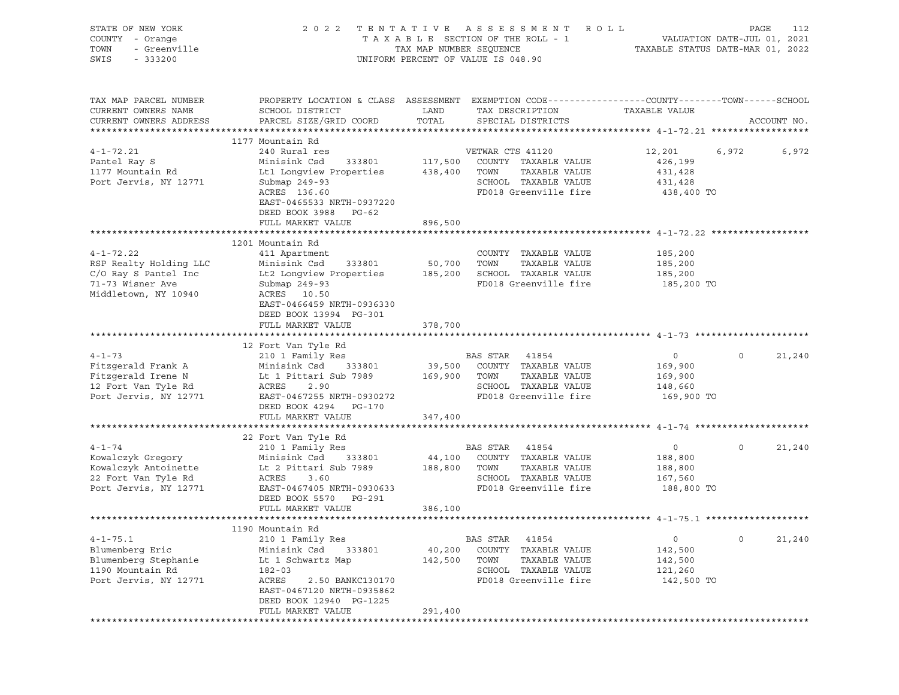STATE OF NEW YORK — 2022 TENTATIVE ASSESSMENT ROLL — PAGE 112
COUNTY - Orange — TAXABLE SECTION OF THE ROLL - 1 — VALUATION DATE-JUL 01, 2021
TOWN - Greenville — TAX MAP NUMBER SEQUENCE — TAXABLE STATUS DATE-MAR 01, 2022
SWIS - 333200 — UNIFORM PERCENT OF VALUE IS 048.90

| TAX MAP PARCEL NUMBER / CURRENT OWNERS NAME / CURRENT OWNERS ADDRESS | PROPERTY LOCATION & CLASS / SCHOOL DISTRICT / PARCEL SIZE/GRID COORD | ASSESSMENT LAND / TOTAL | EXEMPTION CODE / TAX DESCRIPTION / SPECIAL DISTRICTS | COUNTY TAXABLE VALUE | TOWN | SCHOOL |
|---|---|---|---|---|---|---|
| **4-1-72.21** | 1177 Mountain Rd | | | | | |
| 4-1-72.21 | 240 Rural res | | VETWAR CTS 41120 | 12,201 | 6,972 | 6,972 |
| Pantel Ray S | Minisink Csd 333801 | 117,500 | COUNTY TAXABLE VALUE | 426,199 | | |
| 1177 Mountain Rd | Lt1 Longview Properties | 438,400 | TOWN TAXABLE VALUE | 431,428 | | |
| Port Jervis, NY 12771 | Submap 249-93 | | SCHOOL TAXABLE VALUE | 431,428 | | |
| | ACRES 136.60 | | FD018 Greenville fire | 438,400 TO | | |
| | EAST-0465533 NRTH-0937220 | | | | | |
| | DEED BOOK 3988 PG-62 | | | | | |
| | FULL MARKET VALUE | 896,500 | | | | |
| **4-1-72.22** | 1201 Mountain Rd | | | | | |
| 4-1-72.22 | 411 Apartment | | COUNTY TAXABLE VALUE | 185,200 | | |
| RSP Realty Holding LLC | Minisink Csd 333801 | 50,700 | TOWN TAXABLE VALUE | 185,200 | | |
| C/O Ray S Pantel Inc | Lt2 Longview Properties | 185,200 | SCHOOL TAXABLE VALUE | 185,200 | | |
| 71-73 Wisner Ave | Submap 249-93 | | FD018 Greenville fire | 185,200 TO | | |
| Middletown, NY 10940 | ACRES 10.50 | | | | | |
| | EAST-0466459 NRTH-0936330 | | | | | |
| | DEED BOOK 13994 PG-301 | | | | | |
| | FULL MARKET VALUE | 378,700 | | | | |
| **4-1-73** | 12 Fort Van Tyle Rd | | | | | |
| 4-1-73 | 210 1 Family Res | | BAS STAR 41854 | 0 | 0 | 21,240 |
| Fitzgerald Frank A | Minisink Csd 333801 | 39,500 | COUNTY TAXABLE VALUE | 169,900 | | |
| Fitzgerald Irene N | Lt 1 Pittari Sub 7989 | 169,900 | TOWN TAXABLE VALUE | 169,900 | | |
| 12 Fort Van Tyle Rd | ACRES 2.90 | | SCHOOL TAXABLE VALUE | 148,660 | | |
| Port Jervis, NY 12771 | EAST-0467255 NRTH-0930272 | | FD018 Greenville fire | 169,900 TO | | |
| | DEED BOOK 4294 PG-170 | | | | | |
| | FULL MARKET VALUE | 347,400 | | | | |
| **4-1-74** | 22 Fort Van Tyle Rd | | | | | |
| 4-1-74 | 210 1 Family Res | | BAS STAR 41854 | 0 | 0 | 21,240 |
| Kowalczyk Gregory | Minisink Csd 333801 | 44,100 | COUNTY TAXABLE VALUE | 188,800 | | |
| Kowalczyk Antoinette | Lt 2 Pittari Sub 7989 | 188,800 | TOWN TAXABLE VALUE | 188,800 | | |
| 22 Fort Van Tyle Rd | ACRES 3.60 | | SCHOOL TAXABLE VALUE | 167,560 | | |
| Port Jervis, NY 12771 | EAST-0467405 NRTH-0930633 | | FD018 Greenville fire | 188,800 TO | | |
| | DEED BOOK 5570 PG-291 | | | | | |
| | FULL MARKET VALUE | 386,100 | | | | |
| **4-1-75.1** | 1190 Mountain Rd | | | | | |
| 4-1-75.1 | 210 1 Family Res | | BAS STAR 41854 | 0 | 0 | 21,240 |
| Blumenberg Eric | Minisink Csd 333801 | 40,200 | COUNTY TAXABLE VALUE | 142,500 | | |
| Blumenberg Stephanie | Lt 1 Schwartz Map | 142,500 | TOWN TAXABLE VALUE | 142,500 | | |
| 1190 Mountain Rd | 182-03 | | SCHOOL TAXABLE VALUE | 121,260 | | |
| Port Jervis, NY 12771 | ACRES 2.50 BANKC130170 | | FD018 Greenville fire | 142,500 TO | | |
| | EAST-0467120 NRTH-0935862 | | | | | |
| | DEED BOOK 12940 PG-1225 | | | | | |
| | FULL MARKET VALUE | 291,400 | | | | |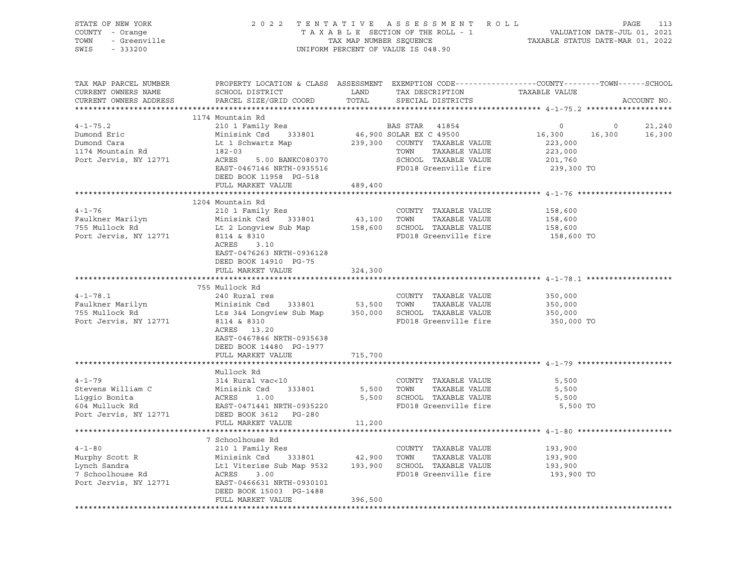STATE OF NEW YORK
COUNTY - Orange
TOWN - Greenville
SWIS - 333200

2 0 2 2 T E N T A T I V E A S S E S S M E N T R O L L
T A X A B L E SECTION OF THE ROLL - 1
TAX MAP NUMBER SEQUENCE
UNIFORM PERCENT OF VALUE IS 048.90

VALUATION DATE-JUL 01, 2021
TAXABLE STATUS DATE-MAR 01, 2022

```
TAX MAP PARCEL NUMBER     PROPERTY LOCATION & CLASS  ASSESSMENT  EXEMPTION CODE------------------COUNTY--------TOWN------SCHOOL
CURRENT OWNERS NAME       SCHOOL DISTRICT              LAND      TAX DESCRIPTION            TAXABLE VALUE
CURRENT OWNERS ADDRESS    PARCEL SIZE/GRID COORD       TOTAL     SPECIAL DISTRICTS                                     ACCOUNT NO.
******************************************************************************************************* 4-1-75.2 *******************
                          1174 Mountain Rd
4-1-75.2                  210 1 Family Res                       BAS STAR   41854              0          0       21,240
Dumond Eric               Minisink Csd    333801      46,900 SOLAR EX C 49500            16,300     16,300     16,300
Dumond Cara               Lt 1 Schwartz Map          239,300   COUNTY  TAXABLE VALUE        223,000
1174 Mountain Rd          182-03                                TOWN    TAXABLE VALUE        223,000
Port Jervis, NY 12771     ACRES    5.00 BANKC080370             SCHOOL  TAXABLE VALUE        201,760
                          EAST-0467146 NRTH-0935516             FD018 Greenville fire         239,300 TO
                          DEED BOOK 11958  PG-518
                          FULL MARKET VALUE          489,400
******************************************************************************************************* 4-1-76 *********************
                          1204 Mountain Rd
4-1-76                    210 1 Family Res                      COUNTY  TAXABLE VALUE        158,600
Faulkner Marilyn          Minisink Csd    333801      43,100   TOWN    TAXABLE VALUE        158,600
755 Mullock Rd            Lt 2 Longview Sub Map      158,600   SCHOOL  TAXABLE VALUE        158,600
Port Jervis, NY 12771     8114 & 8310                           FD018 Greenville fire         158,600 TO
                          ACRES    3.10
                          EAST-0476263 NRTH-0936128
                          DEED BOOK 14910  PG-75
                          FULL MARKET VALUE          324,300
******************************************************************************************************* 4-1-78.1 *******************
                          755 Mullock Rd
4-1-78.1                  240 Rural res                         COUNTY  TAXABLE VALUE        350,000
Faulkner Marilyn          Minisink Csd    333801      53,500   TOWN    TAXABLE VALUE        350,000
755 Mullock Rd            Lts 3&4 Longview Sub Map   350,000   SCHOOL  TAXABLE VALUE        350,000
Port Jervis, NY 12771     8114 & 8310                           FD018 Greenville fire         350,000 TO
                          ACRES   13.20
                          EAST-0467846 NRTH-0935638
                          DEED BOOK 14480  PG-1977
                          FULL MARKET VALUE          715,700
******************************************************************************************************* 4-1-79 *********************
                          Mullock Rd
4-1-79                    314 Rural vac<10                      COUNTY  TAXABLE VALUE          5,500
Stevens William C         Minisink Csd    333801       5,500   TOWN    TAXABLE VALUE          5,500
Liggio Bonita             ACRES    1.00                 5,500   SCHOOL  TAXABLE VALUE          5,500
604 Mulluck Rd            EAST-0471441 NRTH-0935220             FD018 Greenville fire           5,500 TO
Port Jervis, NY 12771     DEED BOOK 3612   PG-280
                          FULL MARKET VALUE           11,200
******************************************************************************************************* 4-1-80 *********************
                          7 Schoolhouse Rd
4-1-80                    210 1 Family Res                      COUNTY  TAXABLE VALUE        193,900
Murphy Scott R            Minisink Csd    333801      42,900   TOWN    TAXABLE VALUE        193,900
Lynch Sandra              Lt1 Viterise Sub Map 9532  193,900   SCHOOL  TAXABLE VALUE        193,900
7 Schoolhouse Rd          ACRES    3.00                         FD018 Greenville fire         193,900 TO
Port Jervis, NY 12771     EAST-0466631 NRTH-0930101
                          DEED BOOK 15003  PG-1488
                          FULL MARKET VALUE          396,500
************************************************************************************************************************************
```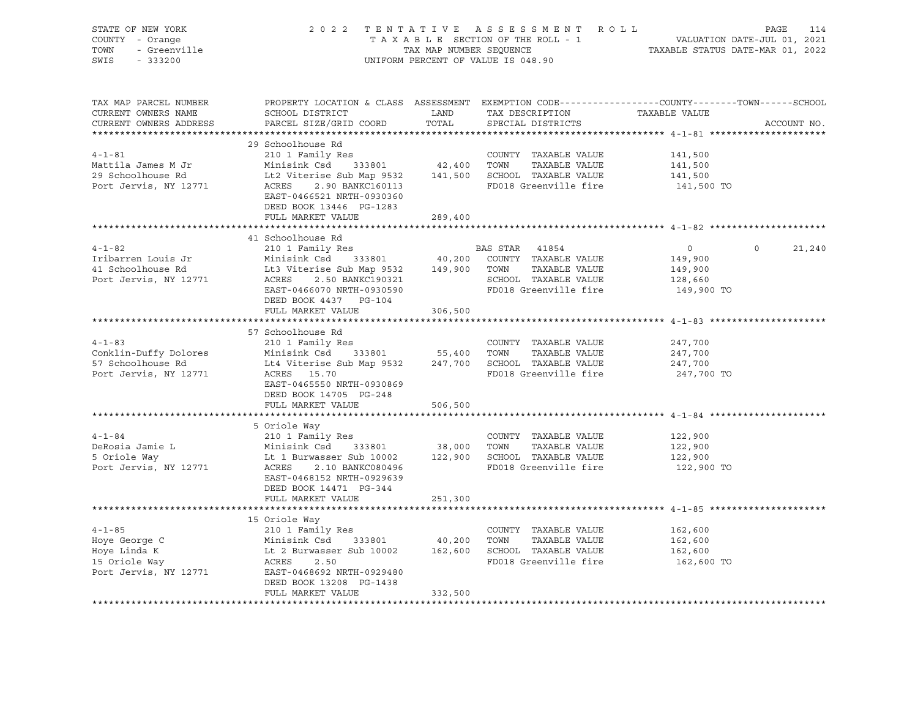STATE OF NEW YORK
COUNTY - Orange
TOWN - Greenville
SWIS - 333200

2022 TENTATIVE ASSESSMENT ROLL
TAXABLE SECTION OF THE ROLL - 1
TAX MAP NUMBER SEQUENCE
UNIFORM PERCENT OF VALUE IS 048.90

VALUATION DATE-JUL 01, 2021
TAXABLE STATUS DATE-MAR 01, 2022

| TAX MAP PARCEL NUMBER / CURRENT OWNERS NAME / CURRENT OWNERS ADDRESS | PROPERTY LOCATION & CLASS / SCHOOL DISTRICT / PARCEL SIZE/GRID COORD | ASSESSMENT LAND / TOTAL | EXEMPTION CODE / TAX DESCRIPTION / SPECIAL DISTRICTS | COUNTY | TOWN | SCHOOL / ACCOUNT NO. |
|---|---|---|---|---|---|---|
| **4-1-81** | 29 Schoolhouse Rd | | | | | |
| | 210 1 Family Res | | COUNTY TAXABLE VALUE | 141,500 | | |
| Mattila James M Jr | Minisink Csd 333801 | 42,400 | TOWN TAXABLE VALUE | 141,500 | | |
| 29 Schoolhouse Rd | Lt2 Viterise Sub Map 9532 | 141,500 | SCHOOL TAXABLE VALUE | 141,500 | | |
| Port Jervis, NY 12771 | ACRES 2.90 BANKC160113 | | FD018 Greenville fire | 141,500 TO | | |
| | EAST-0466521 NRTH-0930360 | | | | | |
| | DEED BOOK 13446 PG-1283 | | | | | |
| | FULL MARKET VALUE | 289,400 | | | | |
| **4-1-82** | 41 Schoolhouse Rd | | | | | |
| | 210 1 Family Res | | BAS STAR 41854 | 0 | 0 | 21,240 |
| Iribarren Louis Jr | Minisink Csd 333801 | 40,200 | COUNTY TAXABLE VALUE | 149,900 | | |
| 41 Schoolhouse Rd | Lt3 Viterise Sub Map 9532 | 149,900 | TOWN TAXABLE VALUE | 149,900 | | |
| Port Jervis, NY 12771 | ACRES 2.50 BANKC190321 | | SCHOOL TAXABLE VALUE | 128,660 | | |
| | EAST-0466070 NRTH-0930590 | | FD018 Greenville fire | 149,900 TO | | |
| | DEED BOOK 4437 PG-104 | | | | | |
| | FULL MARKET VALUE | 306,500 | | | | |
| **4-1-83** | 57 Schoolhouse Rd | | | | | |
| | 210 1 Family Res | | COUNTY TAXABLE VALUE | 247,700 | | |
| Conklin-Duffy Dolores | Minisink Csd 333801 | 55,400 | TOWN TAXABLE VALUE | 247,700 | | |
| 57 Schoolhouse Rd | Lt4 Viterise Sub Map 9532 | 247,700 | SCHOOL TAXABLE VALUE | 247,700 | | |
| Port Jervis, NY 12771 | ACRES 15.70 | | FD018 Greenville fire | 247,700 TO | | |
| | EAST-0465550 NRTH-0930869 | | | | | |
| | DEED BOOK 14705 PG-248 | | | | | |
| | FULL MARKET VALUE | 506,500 | | | | |
| **4-1-84** | 5 Oriole Way | | | | | |
| | 210 1 Family Res | | COUNTY TAXABLE VALUE | 122,900 | | |
| DeRosia Jamie L | Minisink Csd 333801 | 38,000 | TOWN TAXABLE VALUE | 122,900 | | |
| 5 Oriole Way | Lt 1 Burwasser Sub 10002 | 122,900 | SCHOOL TAXABLE VALUE | 122,900 | | |
| Port Jervis, NY 12771 | ACRES 2.10 BANKC080496 | | FD018 Greenville fire | 122,900 TO | | |
| | EAST-0468152 NRTH-0929639 | | | | | |
| | DEED BOOK 14471 PG-344 | | | | | |
| | FULL MARKET VALUE | 251,300 | | | | |
| **4-1-85** | 15 Oriole Way | | | | | |
| | 210 1 Family Res | | COUNTY TAXABLE VALUE | 162,600 | | |
| Hoye George C | Minisink Csd 333801 | 40,200 | TOWN TAXABLE VALUE | 162,600 | | |
| Hoye Linda K | Lt 2 Burwasser Sub 10002 | 162,600 | SCHOOL TAXABLE VALUE | 162,600 | | |
| 15 Oriole Way | ACRES 2.50 | | FD018 Greenville fire | 162,600 TO | | |
| Port Jervis, NY 12771 | EAST-0468692 NRTH-0929480 | | | | | |
| | DEED BOOK 13208 PG-1438 | | | | | |
| | FULL MARKET VALUE | 332,500 | | | | |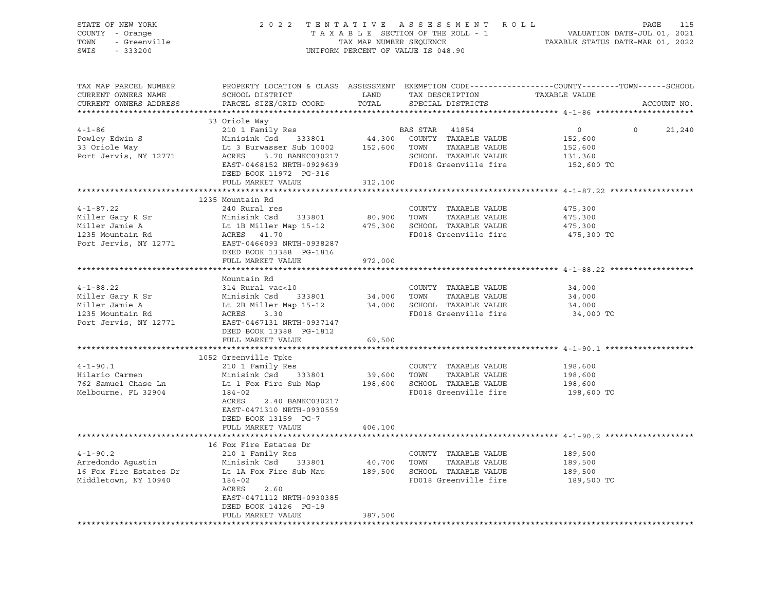STATE OF NEW YORK | COUNTY - Orange | TOWN - Greenville | SWIS - 333200

**2022 TENTATIVE ASSESSMENT ROLL**
TAXABLE SECTION OF THE ROLL - 1
TAX MAP NUMBER SEQUENCE
UNIFORM PERCENT OF VALUE IS 048.90

VALUATION DATE-JUL 01, 2021
TAXABLE STATUS DATE-MAR 01, 2022

| TAX MAP PARCEL NUMBER / CURRENT OWNERS NAME / CURRENT OWNERS ADDRESS | PROPERTY LOCATION & CLASS / SCHOOL DISTRICT / PARCEL SIZE/GRID COORD | ASSESSMENT LAND / TOTAL | EXEMPTION CODE / TAX DESCRIPTION / SPECIAL DISTRICTS | COUNTY | TOWN | SCHOOL |
|---|---|---|---|---|---|---|
| **4-1-86** | 33 Oriole Way | | | | | |
| 4-1-86 | 210 1 Family Res | | BAS STAR 41854 | 0 | 0 | 21,240 |
| Powley Edwin S | Minisink Csd 333801 | 44,300 | COUNTY TAXABLE VALUE | 152,600 | | |
| 33 Oriole Way | Lt 3 Burwasser Sub 10002 | 152,600 | TOWN TAXABLE VALUE | | 152,600 | |
| Port Jervis, NY 12771 | ACRES 3.70 BANKC030217 | | SCHOOL TAXABLE VALUE | | | 131,360 |
| | EAST-0468152 NRTH-0929639 | | FD018 Greenville fire | 152,600 TO | | |
| | DEED BOOK 11972 PG-316 | | | | | |
| | FULL MARKET VALUE | 312,100 | | | | |
| **4-1-87.22** | 1235 Mountain Rd | | | | | |
| 4-1-87.22 | 240 Rural res | | COUNTY TAXABLE VALUE | 475,300 | | |
| Miller Gary R Sr | Minisink Csd 333801 | 80,900 | TOWN TAXABLE VALUE | | 475,300 | |
| Miller Jamie A | Lt 1B Miller Map 15-12 | 475,300 | SCHOOL TAXABLE VALUE | | | 475,300 |
| 1235 Mountain Rd | ACRES 41.70 | | FD018 Greenville fire | 475,300 TO | | |
| Port Jervis, NY 12771 | EAST-0466093 NRTH-0938287 | | | | | |
| | DEED BOOK 13388 PG-1816 | | | | | |
| | FULL MARKET VALUE | 972,000 | | | | |
| **4-1-88.22** | Mountain Rd | | | | | |
| 4-1-88.22 | 314 Rural vac<10 | | COUNTY TAXABLE VALUE | 34,000 | | |
| Miller Gary R Sr | Minisink Csd 333801 | 34,000 | TOWN TAXABLE VALUE | | 34,000 | |
| Miller Jamie A | Lt 2B Miller Map 15-12 | 34,000 | SCHOOL TAXABLE VALUE | | | 34,000 |
| 1235 Mountain Rd | ACRES 3.30 | | FD018 Greenville fire | 34,000 TO | | |
| Port Jervis, NY 12771 | EAST-0467131 NRTH-0937147 | | | | | |
| | DEED BOOK 13388 PG-1812 | | | | | |
| | FULL MARKET VALUE | 69,500 | | | | |
| **4-1-90.1** | 1052 Greenville Tpke | | | | | |
| 4-1-90.1 | 210 1 Family Res | | COUNTY TAXABLE VALUE | 198,600 | | |
| Hilario Carmen | Minisink Csd 333801 | 39,600 | TOWN TAXABLE VALUE | | 198,600 | |
| 762 Samuel Chase Ln | Lt 1 Fox Fire Sub Map | 198,600 | SCHOOL TAXABLE VALUE | | | 198,600 |
| Melbourne, FL 32904 | 184-02 | | FD018 Greenville fire | 198,600 TO | | |
| | ACRES 2.40 BANKC030217 | | | | | |
| | EAST-0471310 NRTH-0930559 | | | | | |
| | DEED BOOK 13159 PG-7 | | | | | |
| | FULL MARKET VALUE | 406,100 | | | | |
| **4-1-90.2** | 16 Fox Fire Estates Dr | | | | | |
| 4-1-90.2 | 210 1 Family Res | | COUNTY TAXABLE VALUE | 189,500 | | |
| Arredondo Agustin | Minisink Csd 333801 | 40,700 | TOWN TAXABLE VALUE | | 189,500 | |
| 16 Fox Fire Estates Dr | Lt 1A Fox Fire Sub Map | 189,500 | SCHOOL TAXABLE VALUE | | | 189,500 |
| Middletown, NY 10940 | 184-02 | | FD018 Greenville fire | 189,500 TO | | |
| | ACRES 2.60 | | | | | |
| | EAST-0471112 NRTH-0930385 | | | | | |
| | DEED BOOK 14126 PG-19 | | | | | |
| | FULL MARKET VALUE | 387,500 | | | | |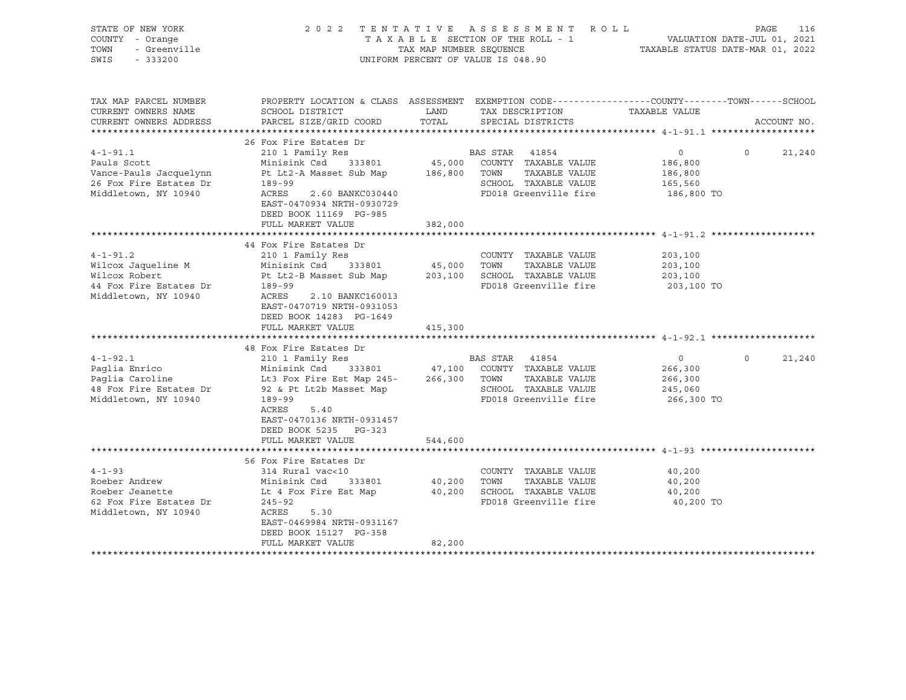STATE OF NEW YORK — 2022 TENTATIVE ASSESSMENT ROLL
COUNTY - Orange — TAXABLE SECTION OF THE ROLL - 1 — VALUATION DATE-JUL 01, 2021
TOWN - Greenville — TAX MAP NUMBER SEQUENCE — TAXABLE STATUS DATE-MAR 01, 2022
SWIS - 333200 — UNIFORM PERCENT OF VALUE IS 048.90

| TAX MAP PARCEL NUMBER / CURRENT OWNERS NAME / CURRENT OWNERS ADDRESS | PROPERTY LOCATION & CLASS / SCHOOL DISTRICT / PARCEL SIZE/GRID COORD | ASSESSMENT LAND / TOTAL | EXEMPTION CODE / TAX DESCRIPTION / SPECIAL DISTRICTS | COUNTY | TOWN | SCHOOL | TAXABLE VALUE / ACCOUNT NO. |
|---|---|---|---|---|---|---|---|
| 4-1-91.1 | 26 Fox Fire Estates Dr | | | | | | |
| | 210 1 Family Res | | BAS STAR 41854 | 0 | 0 | 21,240 | |
| Pauls Scott | Minisink Csd 333801 | 45,000 | COUNTY TAXABLE VALUE | | | | 186,800 |
| Vance-Pauls Jacquelynn | Pt Lt2-A Masset Sub Map | 186,800 | TOWN TAXABLE VALUE | | | | 186,800 |
| 26 Fox Fire Estates Dr | 189-99 | | SCHOOL TAXABLE VALUE | | | | 165,560 |
| Middletown, NY 10940 | ACRES 2.60 BANKC030440 | | FD018 Greenville fire | | | | 186,800 TO |
| | EAST-0470934 NRTH-0930729 | | | | | | |
| | DEED BOOK 11169 PG-985 | | | | | | |
| | FULL MARKET VALUE | 382,000 | | | | | |
| 4-1-91.2 | 44 Fox Fire Estates Dr | | | | | | |
| | 210 1 Family Res | | COUNTY TAXABLE VALUE | | | | 203,100 |
| Wilcox Jaqueline M | Minisink Csd 333801 | 45,000 | TOWN TAXABLE VALUE | | | | 203,100 |
| Wilcox Robert | Pt Lt2-B Masset Sub Map | 203,100 | SCHOOL TAXABLE VALUE | | | | 203,100 |
| 44 Fox Fire Estates Dr | 189-99 | | FD018 Greenville fire | | | | 203,100 TO |
| Middletown, NY 10940 | ACRES 2.10 BANKC160013 | | | | | | |
| | EAST-0470719 NRTH-0931053 | | | | | | |
| | DEED BOOK 14283 PG-1649 | | | | | | |
| | FULL MARKET VALUE | 415,300 | | | | | |
| 4-1-92.1 | 48 Fox Fire Estates Dr | | | | | | |
| | 210 1 Family Res | | BAS STAR 41854 | 0 | 0 | 21,240 | |
| Paglia Enrico | Minisink Csd 333801 | 47,100 | COUNTY TAXABLE VALUE | | | | 266,300 |
| Paglia Caroline | Lt3 Fox Fire Est Map 245- | 266,300 | TOWN TAXABLE VALUE | | | | 266,300 |
| 48 Fox Fire Estates Dr | 92 & Pt Lt2b Masset Map | | SCHOOL TAXABLE VALUE | | | | 245,060 |
| Middletown, NY 10940 | 189-99 | | FD018 Greenville fire | | | | 266,300 TO |
| | ACRES 5.40 | | | | | | |
| | EAST-0470136 NRTH-0931457 | | | | | | |
| | DEED BOOK 5235 PG-323 | | | | | | |
| | FULL MARKET VALUE | 544,600 | | | | | |
| 4-1-93 | 56 Fox Fire Estates Dr | | | | | | |
| | 314 Rural vac<10 | | COUNTY TAXABLE VALUE | | | | 40,200 |
| Roeber Andrew | Minisink Csd 333801 | 40,200 | TOWN TAXABLE VALUE | | | | 40,200 |
| Roeber Jeanette | Lt 4 Fox Fire Est Map | 40,200 | SCHOOL TAXABLE VALUE | | | | 40,200 |
| 62 Fox Fire Estates Dr | 245-92 | | FD018 Greenville fire | | | | 40,200 TO |
| Middletown, NY 10940 | ACRES 5.30 | | | | | | |
| | EAST-0469984 NRTH-0931167 | | | | | | |
| | DEED BOOK 15127 PG-358 | | | | | | |
| | FULL MARKET VALUE | 82,200 | | | | | |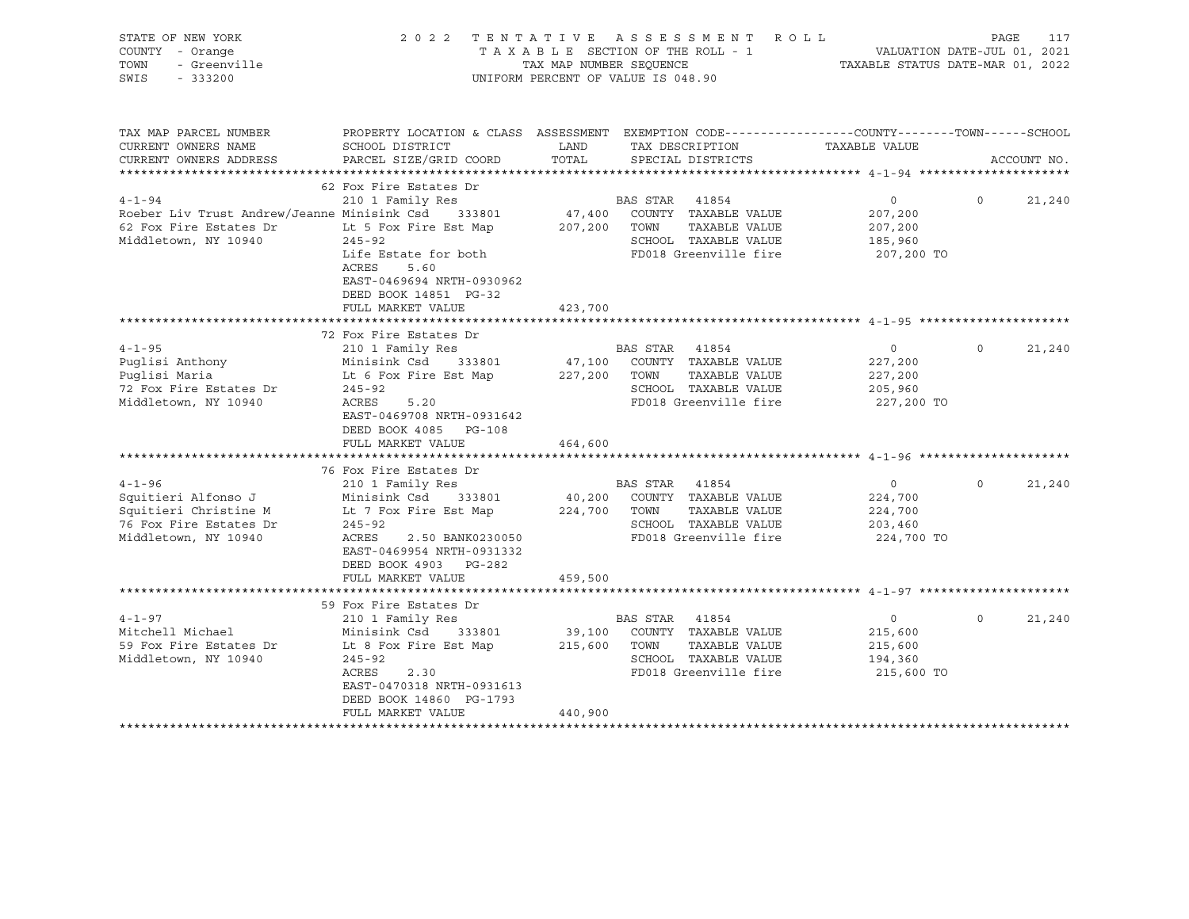STATE OF NEW YORK
COUNTY - Orange
TOWN - Greenville
SWIS - 333200

2022 TENTATIVE ASSESSMENT ROLL
TAXABLE SECTION OF THE ROLL - 1
TAX MAP NUMBER SEQUENCE
UNIFORM PERCENT OF VALUE IS 048.90

VALUATION DATE-JUL 01, 2021
TAXABLE STATUS DATE-MAR 01, 2022

| TAX MAP PARCEL NUMBER / CURRENT OWNERS NAME / CURRENT OWNERS ADDRESS | PROPERTY LOCATION & CLASS / SCHOOL DISTRICT / PARCEL SIZE/GRID COORD | ASSESSMENT LAND / TOTAL | EXEMPTION CODE / TAX DESCRIPTION / SPECIAL DISTRICTS | COUNTY TAXABLE VALUE | TOWN | SCHOOL | ACCOUNT NO. |
|---|---|---|---|---|---|---|---|
| **4-1-94** | 62 Fox Fire Estates Dr | | | | | | |
| 4-1-94 | 210 1 Family Res | | BAS STAR 41854 | 0 | 0 | 21,240 | |
| Roeber Liv Trust Andrew/Jeanne | Minisink Csd 333801 | 47,400 | COUNTY TAXABLE VALUE | 207,200 | | | |
| 62 Fox Fire Estates Dr | Lt 5 Fox Fire Est Map | 207,200 | TOWN TAXABLE VALUE | 207,200 | | | |
| Middletown, NY 10940 | 245-92 | | SCHOOL TAXABLE VALUE | 185,960 | | | |
| | Life Estate for both | | FD018 Greenville fire | 207,200 TO | | | |
| | ACRES 5.60 | | | | | | |
| | EAST-0469694 NRTH-0930962 | | | | | | |
| | DEED BOOK 14851 PG-32 | | | | | | |
| | FULL MARKET VALUE | 423,700 | | | | | |
| **4-1-95** | 72 Fox Fire Estates Dr | | | | | | |
| 4-1-95 | 210 1 Family Res | | BAS STAR 41854 | 0 | 0 | 21,240 | |
| Puglisi Anthony | Minisink Csd 333801 | 47,100 | COUNTY TAXABLE VALUE | 227,200 | | | |
| Puglisi Maria | Lt 6 Fox Fire Est Map | 227,200 | TOWN TAXABLE VALUE | 227,200 | | | |
| 72 Fox Fire Estates Dr | 245-92 | | SCHOOL TAXABLE VALUE | 205,960 | | | |
| Middletown, NY 10940 | ACRES 5.20 | | FD018 Greenville fire | 227,200 TO | | | |
| | EAST-0469708 NRTH-0931642 | | | | | | |
| | DEED BOOK 4085 PG-108 | | | | | | |
| | FULL MARKET VALUE | 464,600 | | | | | |
| **4-1-96** | 76 Fox Fire Estates Dr | | | | | | |
| 4-1-96 | 210 1 Family Res | | BAS STAR 41854 | 0 | 0 | 21,240 | |
| Squitieri Alfonso J | Minisink Csd 333801 | 40,200 | COUNTY TAXABLE VALUE | 224,700 | | | |
| Squitieri Christine M | Lt 7 Fox Fire Est Map | 224,700 | TOWN TAXABLE VALUE | 224,700 | | | |
| 76 Fox Fire Estates Dr | 245-92 | | SCHOOL TAXABLE VALUE | 203,460 | | | |
| Middletown, NY 10940 | ACRES 2.50 BANK0230050 | | FD018 Greenville fire | 224,700 TO | | | |
| | EAST-0469954 NRTH-0931332 | | | | | | |
| | DEED BOOK 4903 PG-282 | | | | | | |
| | FULL MARKET VALUE | 459,500 | | | | | |
| **4-1-97** | 59 Fox Fire Estates Dr | | | | | | |
| 4-1-97 | 210 1 Family Res | | BAS STAR 41854 | 0 | 0 | 21,240 | |
| Mitchell Michael | Minisink Csd 333801 | 39,100 | COUNTY TAXABLE VALUE | 215,600 | | | |
| 59 Fox Fire Estates Dr | Lt 8 Fox Fire Est Map | 215,600 | TOWN TAXABLE VALUE | 215,600 | | | |
| Middletown, NY 10940 | 245-92 | | SCHOOL TAXABLE VALUE | 194,360 | | | |
| | ACRES 2.30 | | FD018 Greenville fire | 215,600 TO | | | |
| | EAST-0470318 NRTH-0931613 | | | | | | |
| | DEED BOOK 14860 PG-1793 | | | | | | |
| | FULL MARKET VALUE | 440,900 | | | | | |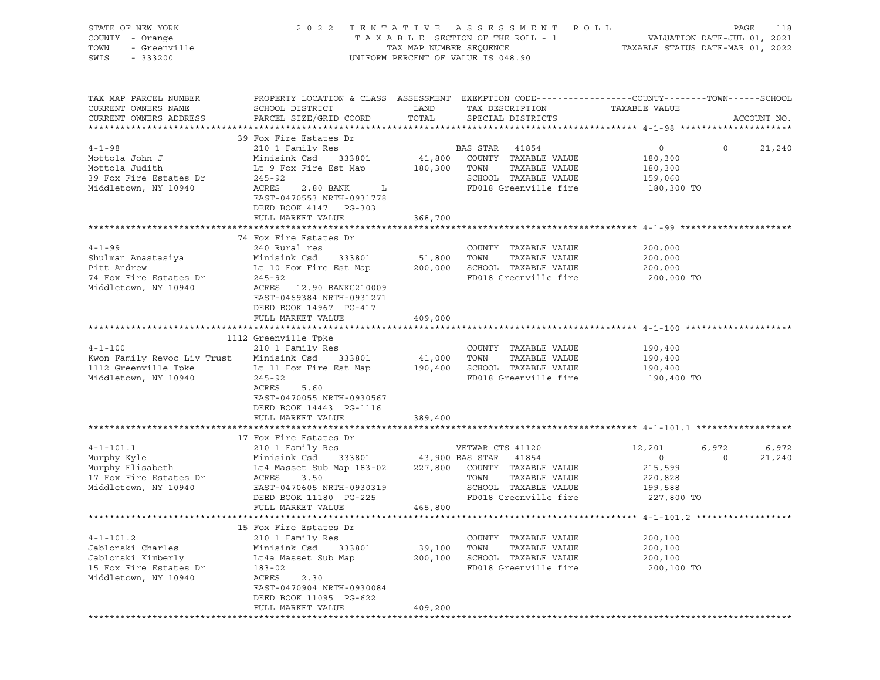STATE OF NEW YORK — COUNTY - Orange — TOWN - Greenville — SWIS - 333200

# 2022 TENTATIVE ASSESSMENT ROLL

TAXABLE SECTION OF THE ROLL - 1
TAX MAP NUMBER SEQUENCE
UNIFORM PERCENT OF VALUE IS 048.90

VALUATION DATE-JUL 01, 2021
TAXABLE STATUS DATE-MAR 01, 2022

| TAX MAP PARCEL NUMBER / CURRENT OWNERS NAME / CURRENT OWNERS ADDRESS | PROPERTY LOCATION & CLASS / SCHOOL DISTRICT / PARCEL SIZE/GRID COORD | LAND / TOTAL (ASSESSMENT) | EXEMPTION CODE / TAX DESCRIPTION / SPECIAL DISTRICTS | COUNTY | TOWN | SCHOOL | ACCOUNT NO. |
|---|---|---|---|---|---|---|---|
| **4-1-98** | 39 Fox Fire Estates Dr | | | | | | |
| | 210 1 Family Res | | BAS STAR 41854 | 0 | 0 | 21,240 | |
| Mottola John J | Minisink Csd 333801 | 41,800 | COUNTY TAXABLE VALUE | 180,300 | | | |
| Mottola Judith | Lt 9 Fox Fire Est Map | 180,300 | TOWN TAXABLE VALUE | | 180,300 | | |
| 39 Fox Fire Estates Dr | 245-92 | | SCHOOL TAXABLE VALUE | | | 159,060 | |
| Middletown, NY 10940 | ACRES 2.80 BANK L | | FD018 Greenville fire | 180,300 TO | | | |
| | EAST-0470553 NRTH-0931778 | | | | | | |
| | DEED BOOK 4147 PG-303 | | | | | | |
| | FULL MARKET VALUE | 368,700 | | | | | |
| **4-1-99** | 74 Fox Fire Estates Dr | | | | | | |
| | 240 Rural res | | COUNTY TAXABLE VALUE | 200,000 | | | |
| Shulman Anastasiya | Minisink Csd 333801 | 51,800 | TOWN TAXABLE VALUE | | 200,000 | | |
| Pitt Andrew | Lt 10 Fox Fire Est Map | 200,000 | SCHOOL TAXABLE VALUE | | | 200,000 | |
| 74 Fox Fire Estates Dr | 245-92 | | FD018 Greenville fire | 200,000 TO | | | |
| Middletown, NY 10940 | ACRES 12.90 BANKC210009 | | | | | | |
| | EAST-0469384 NRTH-0931271 | | | | | | |
| | DEED BOOK 14967 PG-417 | | | | | | |
| | FULL MARKET VALUE | 409,000 | | | | | |
| **4-1-100** | 1112 Greenville Tpke | | | | | | |
| | 210 1 Family Res | | COUNTY TAXABLE VALUE | 190,400 | | | |
| Kwon Family Revoc Liv Trust | Minisink Csd 333801 | 41,000 | TOWN TAXABLE VALUE | | 190,400 | | |
| 1112 Greenville Tpke | Lt 11 Fox Fire Est Map | 190,400 | SCHOOL TAXABLE VALUE | | | 190,400 | |
| Middletown, NY 10940 | 245-92 | | FD018 Greenville fire | 190,400 TO | | | |
| | ACRES 5.60 | | | | | | |
| | EAST-0470055 NRTH-0930567 | | | | | | |
| | DEED BOOK 14443 PG-1116 | | | | | | |
| | FULL MARKET VALUE | 389,400 | | | | | |
| **4-1-101.1** | 17 Fox Fire Estates Dr | | | | | | |
| | 210 1 Family Res | | VETWAR CTS 41120 | 12,201 | 6,972 | 6,972 | |
| Murphy Kyle | Minisink Csd 333801 | 43,900 | BAS STAR 41854 | 0 | 0 | 21,240 | |
| Murphy Elisabeth | Lt4 Masset Sub Map 183-02 | 227,800 | COUNTY TAXABLE VALUE | 215,599 | | | |
| 17 Fox Fire Estates Dr | ACRES 3.50 | | TOWN TAXABLE VALUE | | 220,828 | | |
| Middletown, NY 10940 | EAST-0470605 NRTH-0930319 | | SCHOOL TAXABLE VALUE | | | 199,588 | |
| | DEED BOOK 11180 PG-225 | | FD018 Greenville fire | 227,800 TO | | | |
| | FULL MARKET VALUE | 465,800 | | | | | |
| **4-1-101.2** | 15 Fox Fire Estates Dr | | | | | | |
| | 210 1 Family Res | | COUNTY TAXABLE VALUE | 200,100 | | | |
| Jablonski Charles | Minisink Csd 333801 | 39,100 | TOWN TAXABLE VALUE | | 200,100 | | |
| Jablonski Kimberly | Lt4a Masset Sub Map | 200,100 | SCHOOL TAXABLE VALUE | | | 200,100 | |
| 15 Fox Fire Estates Dr | 183-02 | | FD018 Greenville fire | 200,100 TO | | | |
| Middletown, NY 10940 | ACRES 2.30 | | | | | | |
| | EAST-0470904 NRTH-0930084 | | | | | | |
| | DEED BOOK 11095 PG-622 | | | | | | |
| | FULL MARKET VALUE | 409,200 | | | | | |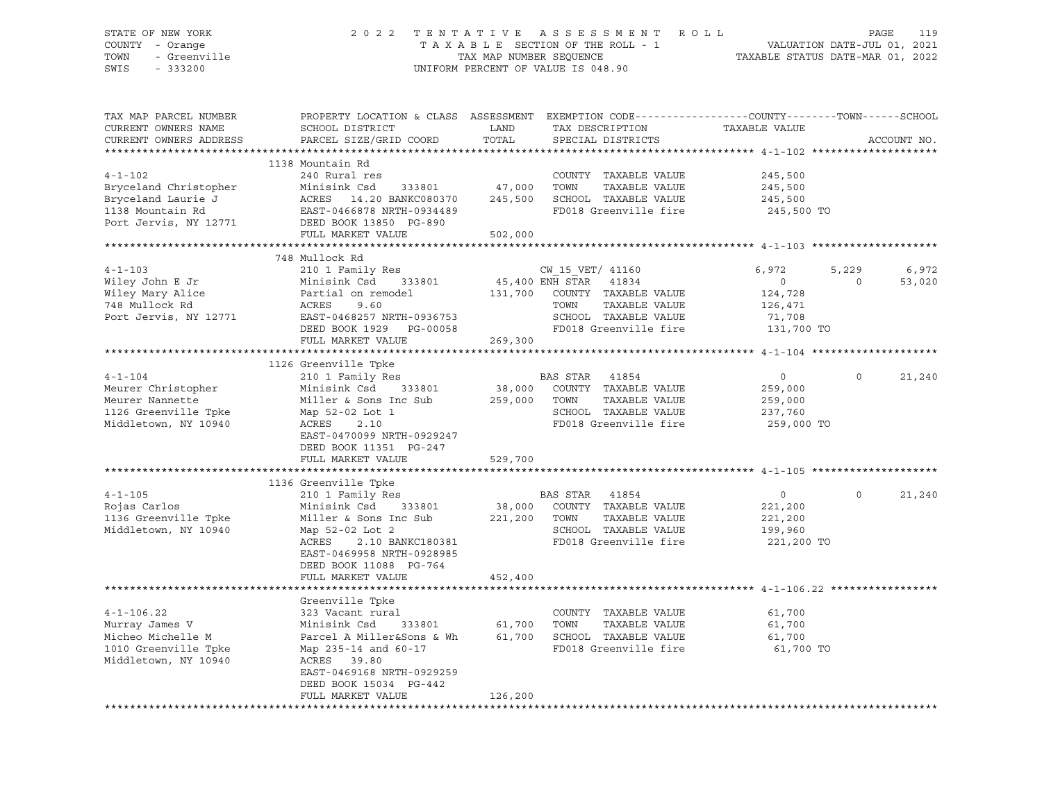STATE OF NEW YORK — COUNTY - Orange — TOWN - Greenville — SWIS - 333200

2022 TENTATIVE ASSESSMENT ROLL
TAXABLE SECTION OF THE ROLL - 1
TAX MAP NUMBER SEQUENCE
UNIFORM PERCENT OF VALUE IS 048.90

VALUATION DATE-JUL 01, 2021
TAXABLE STATUS DATE-MAR 01, 2022

| TAX MAP PARCEL NUMBER / CURRENT OWNERS NAME / CURRENT OWNERS ADDRESS | PROPERTY LOCATION & CLASS / SCHOOL DISTRICT / PARCEL SIZE/GRID COORD | ASSESSMENT LAND / TOTAL | EXEMPTION CODE / TAX DESCRIPTION / SPECIAL DISTRICTS | COUNTY | TOWN | SCHOOL |
|---|---|---|---|---|---|---|
| **4-1-102** | 1138 Mountain Rd | | | | | |
| Bryceland Christopher | 240 Rural res | | COUNTY TAXABLE VALUE | 245,500 | | |
| Bryceland Laurie J | Minisink Csd 333801 | 47,000 | TOWN TAXABLE VALUE | | 245,500 | |
| 1138 Mountain Rd | ACRES 14.20 BANKC080370 | 245,500 | SCHOOL TAXABLE VALUE | | | 245,500 |
| Port Jervis, NY 12771 | EAST-0466878 NRTH-0934489 | | FD018 Greenville fire | 245,500 TO | | |
| | DEED BOOK 13850 PG-890 | | | | | |
| | FULL MARKET VALUE | 502,000 | | | | |
| **4-1-103** | 748 Mullock Rd | | | | | |
| Wiley John E Jr | 210 1 Family Res | | CW_15_VET/ 41160 | 6,972 | 5,229 | 6,972 |
| Wiley Mary Alice | Minisink Csd 333801 | 45,400 | ENH STAR 41834 | 0 | 0 | 53,020 |
| 748 Mullock Rd | Partial on remodel | 131,700 | COUNTY TAXABLE VALUE | 124,728 | | |
| Port Jervis, NY 12771 | ACRES 9.60 | | TOWN TAXABLE VALUE | | 126,471 | |
| | EAST-0468257 NRTH-0936753 | | SCHOOL TAXABLE VALUE | | | 71,708 |
| | DEED BOOK 1929 PG-00058 | | FD018 Greenville fire | 131,700 TO | | |
| | FULL MARKET VALUE | 269,300 | | | | |
| **4-1-104** | 1126 Greenville Tpke | | | | | |
| Meurer Christopher | 210 1 Family Res | | BAS STAR 41854 | 0 | 0 | 21,240 |
| Meurer Nannette | Minisink Csd 333801 | 38,000 | COUNTY TAXABLE VALUE | 259,000 | | |
| 1126 Greenville Tpke | Miller & Sons Inc Sub | 259,000 | TOWN TAXABLE VALUE | | 259,000 | |
| Middletown, NY 10940 | Map 52-02 Lot 1 | | SCHOOL TAXABLE VALUE | | | 237,760 |
| | ACRES 2.10 | | FD018 Greenville fire | 259,000 TO | | |
| | EAST-0470099 NRTH-0929247 | | | | | |
| | DEED BOOK 11351 PG-247 | | | | | |
| | FULL MARKET VALUE | 529,700 | | | | |
| **4-1-105** | 1136 Greenville Tpke | | | | | |
| Rojas Carlos | 210 1 Family Res | | BAS STAR 41854 | 0 | 0 | 21,240 |
| 1136 Greenville Tpke | Minisink Csd 333801 | 38,000 | COUNTY TAXABLE VALUE | 221,200 | | |
| Middletown, NY 10940 | Miller & Sons Inc Sub | 221,200 | TOWN TAXABLE VALUE | | 221,200 | |
| | Map 52-02 Lot 2 | | SCHOOL TAXABLE VALUE | | | 199,960 |
| | ACRES 2.10 BANKC180381 | | FD018 Greenville fire | 221,200 TO | | |
| | EAST-0469958 NRTH-0928985 | | | | | |
| | DEED BOOK 11088 PG-764 | | | | | |
| | FULL MARKET VALUE | 452,400 | | | | |
| **4-1-106.22** | Greenville Tpke | | | | | |
| Murray James V | 323 Vacant rural | | COUNTY TAXABLE VALUE | 61,700 | | |
| Micheo Michelle M | Minisink Csd 333801 | 61,700 | TOWN TAXABLE VALUE | | 61,700 | |
| 1010 Greenville Tpke | Parcel A Miller&Sons & Wh | 61,700 | SCHOOL TAXABLE VALUE | | | 61,700 |
| Middletown, NY 10940 | Map 235-14 and 60-17 | | FD018 Greenville fire | 61,700 TO | | |
| | ACRES 39.80 | | | | | |
| | EAST-0469168 NRTH-0929259 | | | | | |
| | DEED BOOK 15034 PG-442 | | | | | |
| | FULL MARKET VALUE | 126,200 | | | | |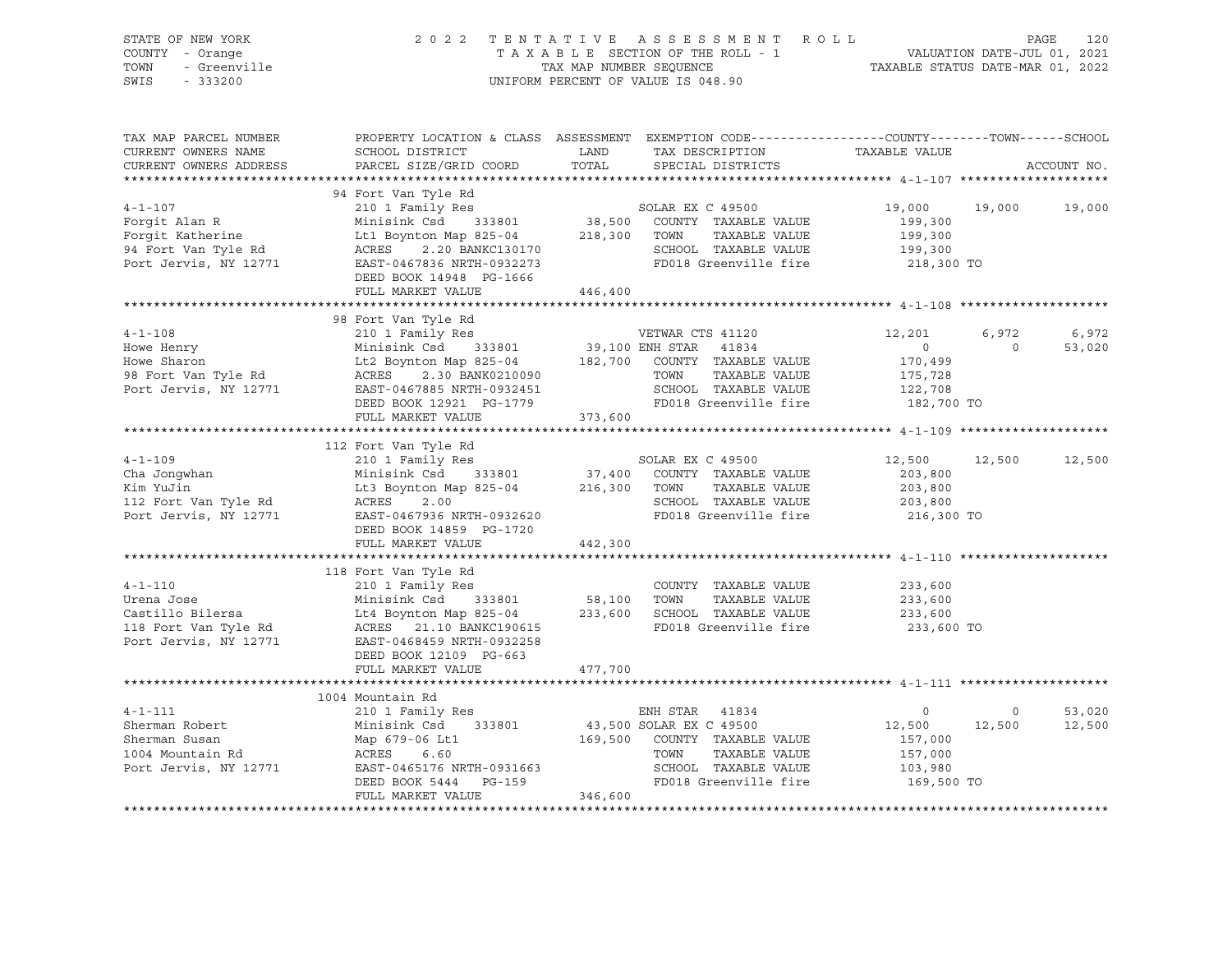STATE OF NEW YORK
COUNTY - Orange
TOWN - Greenville
SWIS - 333200

2022 TENTATIVE ASSESSMENT ROLL
TAXABLE SECTION OF THE ROLL - 1
TAX MAP NUMBER SEQUENCE
UNIFORM PERCENT OF VALUE IS 048.90

VALUATION DATE-JUL 01, 2021
TAXABLE STATUS DATE-MAR 01, 2022

| TAX MAP PARCEL NUMBER / CURRENT OWNERS NAME / CURRENT OWNERS ADDRESS | PROPERTY LOCATION & CLASS / SCHOOL DISTRICT / PARCEL SIZE/GRID COORD | ASSESSMENT LAND / TOTAL | EXEMPTION CODE / TAX DESCRIPTION / SPECIAL DISTRICTS | COUNTY TAXABLE VALUE | TOWN | SCHOOL | ACCOUNT NO. |
|---|---|---|---|---|---|---|---|
| | 94 Fort Van Tyle Rd | | | | | | |
| 4-1-107 | 210 1 Family Res | | SOLAR EX C 49500 | 19,000 | 19,000 | 19,000 | |
| Forgit Alan R | Minisink Csd 333801 | 38,500 | COUNTY TAXABLE VALUE | 199,300 | | | |
| Forgit Katherine | Lt1 Boynton Map 825-04 | 218,300 | TOWN TAXABLE VALUE | 199,300 | | | |
| 94 Fort Van Tyle Rd | ACRES 2.20 BANKC130170 | | SCHOOL TAXABLE VALUE | 199,300 | | | |
| Port Jervis, NY 12771 | EAST-0467836 NRTH-0932273 | | FD018 Greenville fire | 218,300 TO | | | |
| | DEED BOOK 14948 PG-1666 | | | | | | |
| | FULL MARKET VALUE | 446,400 | | | | | |
| | 98 Fort Van Tyle Rd | | | | | | |
| 4-1-108 | 210 1 Family Res | | VETWAR CTS 41120 | 12,201 | 6,972 | 6,972 | |
| Howe Henry | Minisink Csd 333801 | 39,100 | ENH STAR 41834 | 0 | 0 | 53,020 | |
| Howe Sharon | Lt2 Boynton Map 825-04 | 182,700 | COUNTY TAXABLE VALUE | 170,499 | | | |
| 98 Fort Van Tyle Rd | ACRES 2.30 BANK0210090 | | TOWN TAXABLE VALUE | 175,728 | | | |
| Port Jervis, NY 12771 | EAST-0467885 NRTH-0932451 | | SCHOOL TAXABLE VALUE | 122,708 | | | |
| | DEED BOOK 12921 PG-1779 | | FD018 Greenville fire | 182,700 TO | | | |
| | FULL MARKET VALUE | 373,600 | | | | | |
| | 112 Fort Van Tyle Rd | | | | | | |
| 4-1-109 | 210 1 Family Res | | SOLAR EX C 49500 | 12,500 | 12,500 | 12,500 | |
| Cha Jongwhan | Minisink Csd 333801 | 37,400 | COUNTY TAXABLE VALUE | 203,800 | | | |
| Kim YuJin | Lt3 Boynton Map 825-04 | 216,300 | TOWN TAXABLE VALUE | 203,800 | | | |
| 112 Fort Van Tyle Rd | ACRES 2.00 | | SCHOOL TAXABLE VALUE | 203,800 | | | |
| Port Jervis, NY 12771 | EAST-0467936 NRTH-0932620 | | FD018 Greenville fire | 216,300 TO | | | |
| | DEED BOOK 14859 PG-1720 | | | | | | |
| | FULL MARKET VALUE | 442,300 | | | | | |
| | 118 Fort Van Tyle Rd | | | | | | |
| 4-1-110 | 210 1 Family Res | | COUNTY TAXABLE VALUE | 233,600 | | | |
| Urena Jose | Minisink Csd 333801 | 58,100 | TOWN TAXABLE VALUE | 233,600 | | | |
| Castillo Bilersa | Lt4 Boynton Map 825-04 | 233,600 | SCHOOL TAXABLE VALUE | 233,600 | | | |
| 118 Fort Van Tyle Rd | ACRES 21.10 BANKC190615 | | FD018 Greenville fire | 233,600 TO | | | |
| Port Jervis, NY 12771 | EAST-0468459 NRTH-0932258 | | | | | | |
| | DEED BOOK 12109 PG-663 | | | | | | |
| | FULL MARKET VALUE | 477,700 | | | | | |
| | 1004 Mountain Rd | | | | | | |
| 4-1-111 | 210 1 Family Res | | ENH STAR 41834 | 0 | 0 | 53,020 | |
| Sherman Robert | Minisink Csd 333801 | 43,500 | SOLAR EX C 49500 | 12,500 | 12,500 | 12,500 | |
| Sherman Susan | Map 679-06 Lt1 | 169,500 | COUNTY TAXABLE VALUE | 157,000 | | | |
| 1004 Mountain Rd | ACRES 6.60 | | TOWN TAXABLE VALUE | 157,000 | | | |
| Port Jervis, NY 12771 | EAST-0465176 NRTH-0931663 | | SCHOOL TAXABLE VALUE | 103,980 | | | |
| | DEED BOOK 5444 PG-159 | | FD018 Greenville fire | 169,500 TO | | | |
| | FULL MARKET VALUE | 346,600 | | | | | |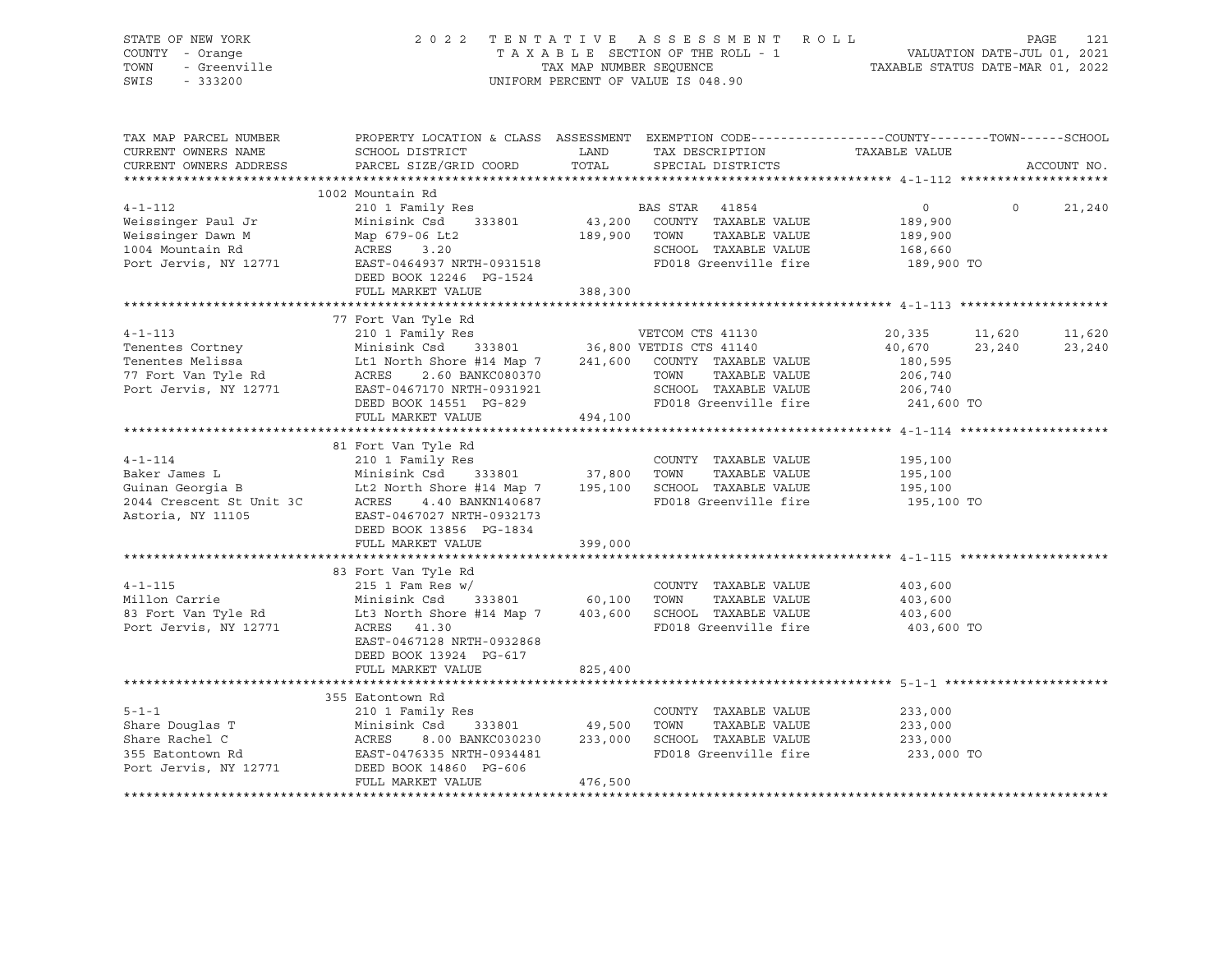STATE OF NEW YORK — 2022 TENTATIVE ASSESSMENT ROLL
COUNTY - Orange — TAXABLE SECTION OF THE ROLL - 1 — VALUATION DATE-JUL 01, 2021
TOWN - Greenville — TAX MAP NUMBER SEQUENCE — TAXABLE STATUS DATE-MAR 01, 2022
SWIS - 333200 — UNIFORM PERCENT OF VALUE IS 048.90

| TAX MAP PARCEL NUMBER / CURRENT OWNERS NAME / CURRENT OWNERS ADDRESS | PROPERTY LOCATION & CLASS / SCHOOL DISTRICT / PARCEL SIZE/GRID COORD | ASSESSMENT LAND / TOTAL | EXEMPTION CODE / TAX DESCRIPTION / SPECIAL DISTRICTS | COUNTY TAXABLE VALUE | TOWN | SCHOOL / ACCOUNT NO. |
|---|---|---|---|---|---|---|
| **4-1-112** | 1002 Mountain Rd | | | | | |
| | 210 1 Family Res | | BAS STAR 41854 | 0 | 0 | 21,240 |
| Weissinger Paul Jr | Minisink Csd 333801 | 43,200 | COUNTY TAXABLE VALUE | 189,900 | | |
| Weissinger Dawn M | Map 679-06 Lt2 | 189,900 | TOWN TAXABLE VALUE | 189,900 | | |
| 1004 Mountain Rd | ACRES 3.20 | | SCHOOL TAXABLE VALUE | 168,660 | | |
| Port Jervis, NY 12771 | EAST-0464937 NRTH-0931518 | | FD018 Greenville fire | 189,900 TO | | |
| | DEED BOOK 12246 PG-1524 | | | | | |
| | FULL MARKET VALUE | 388,300 | | | | |
| **4-1-113** | 77 Fort Van Tyle Rd | | | | | |
| | 210 1 Family Res | | VETCOM CTS 41130 | 20,335 | 11,620 | 11,620 |
| Tenentes Cortney | Minisink Csd 333801 | 36,800 | VETDIS CTS 41140 | 40,670 | 23,240 | 23,240 |
| Tenentes Melissa | Lt1 North Shore #14 Map 7 | 241,600 | COUNTY TAXABLE VALUE | 180,595 | | |
| 77 Fort Van Tyle Rd | ACRES 2.60 BANKC080370 | | TOWN TAXABLE VALUE | 206,740 | | |
| Port Jervis, NY 12771 | EAST-0467170 NRTH-0931921 | | SCHOOL TAXABLE VALUE | 206,740 | | |
| | DEED BOOK 14551 PG-829 | | FD018 Greenville fire | 241,600 TO | | |
| | FULL MARKET VALUE | 494,100 | | | | |
| **4-1-114** | 81 Fort Van Tyle Rd | | | | | |
| | 210 1 Family Res | | COUNTY TAXABLE VALUE | 195,100 | | |
| Baker James L | Minisink Csd 333801 | 37,800 | TOWN TAXABLE VALUE | 195,100 | | |
| Guinan Georgia B | Lt2 North Shore #14 Map 7 | 195,100 | SCHOOL TAXABLE VALUE | 195,100 | | |
| 2044 Crescent St Unit 3C | ACRES 4.40 BANKN140687 | | FD018 Greenville fire | 195,100 TO | | |
| Astoria, NY 11105 | EAST-0467027 NRTH-0932173 | | | | | |
| | DEED BOOK 13856 PG-1834 | | | | | |
| | FULL MARKET VALUE | 399,000 | | | | |
| **4-1-115** | 83 Fort Van Tyle Rd | | | | | |
| | 215 1 Fam Res w/ | | COUNTY TAXABLE VALUE | 403,600 | | |
| Millon Carrie | Minisink Csd 333801 | 60,100 | TOWN TAXABLE VALUE | 403,600 | | |
| 83 Fort Van Tyle Rd | Lt3 North Shore #14 Map 7 | 403,600 | SCHOOL TAXABLE VALUE | 403,600 | | |
| Port Jervis, NY 12771 | ACRES 41.30 | | FD018 Greenville fire | 403,600 TO | | |
| | EAST-0467128 NRTH-0932868 | | | | | |
| | DEED BOOK 13924 PG-617 | | | | | |
| | FULL MARKET VALUE | 825,400 | | | | |
| **5-1-1** | 355 Eatontown Rd | | | | | |
| | 210 1 Family Res | | COUNTY TAXABLE VALUE | 233,000 | | |
| Share Douglas T | Minisink Csd 333801 | 49,500 | TOWN TAXABLE VALUE | 233,000 | | |
| Share Rachel C | ACRES 8.00 BANKC030230 | 233,000 | SCHOOL TAXABLE VALUE | 233,000 | | |
| 355 Eatontown Rd | EAST-0476335 NRTH-0934481 | | FD018 Greenville fire | 233,000 TO | | |
| Port Jervis, NY 12771 | DEED BOOK 14860 PG-606 | | | | | |
| | FULL MARKET VALUE | 476,500 | | | | |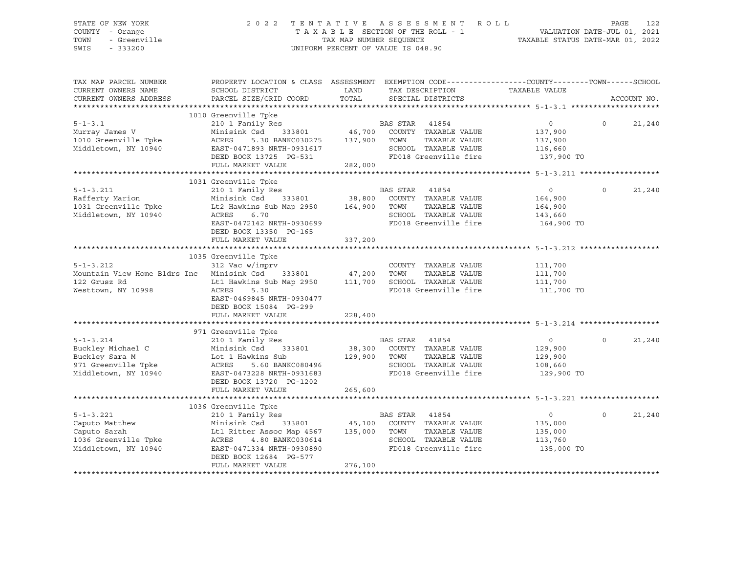STATE OF NEW YORK — COUNTY - Orange — TOWN - Greenville — SWIS - 333200

2022 TENTATIVE ASSESSMENT ROLL
TAXABLE SECTION OF THE ROLL - 1
TAX MAP NUMBER SEQUENCE
UNIFORM PERCENT OF VALUE IS 048.90

VALUATION DATE-JUL 01, 2021
TAXABLE STATUS DATE-MAR 01, 2022

| TAX MAP PARCEL NUMBER / CURRENT OWNERS NAME / CURRENT OWNERS ADDRESS | PROPERTY LOCATION & CLASS / SCHOOL DISTRICT / PARCEL SIZE/GRID COORD | ASSESSMENT LAND / TOTAL | EXEMPTION CODE / TAX DESCRIPTION / SPECIAL DISTRICTS | COUNTY TAXABLE VALUE | TOWN | SCHOOL |
|---|---|---|---|---|---|---|
| **5-1-3.1** | 1010 Greenville Tpke | | | | | |
| 5-1-3.1 | 210 1 Family Res | | BAS STAR 41854 | 0 | 0 | 21,240 |
| Murray James V | Minisink Csd 333801 | 46,700 | COUNTY TAXABLE VALUE | 137,900 | | |
| 1010 Greenville Tpke | ACRES 5.30 BANKC030275 | 137,900 | TOWN TAXABLE VALUE | 137,900 | | |
| Middletown, NY 10940 | EAST-0471893 NRTH-0931617 | | SCHOOL TAXABLE VALUE | 116,660 | | |
| | DEED BOOK 13725 PG-531 | | FD018 Greenville fire | 137,900 TO | | |
| | FULL MARKET VALUE | 282,000 | | | | |
| **5-1-3.211** | 1031 Greenville Tpke | | | | | |
| 5-1-3.211 | 210 1 Family Res | | BAS STAR 41854 | 0 | 0 | 21,240 |
| Rafferty Marion | Minisink Csd 333801 | 38,800 | COUNTY TAXABLE VALUE | 164,900 | | |
| 1031 Greenville Tpke | Lt2 Hawkins Sub Map 2950 | 164,900 | TOWN TAXABLE VALUE | 164,900 | | |
| Middletown, NY 10940 | ACRES 6.70 | | SCHOOL TAXABLE VALUE | 143,660 | | |
| | EAST-0472142 NRTH-0930699 | | FD018 Greenville fire | 164,900 TO | | |
| | DEED BOOK 13350 PG-165 | | | | | |
| | FULL MARKET VALUE | 337,200 | | | | |
| **5-1-3.212** | 1035 Greenville Tpke | | | | | |
| 5-1-3.212 | 312 Vac w/imprv | | COUNTY TAXABLE VALUE | 111,700 | | |
| Mountain View Home Bldrs Inc | Minisink Csd 333801 | 47,200 | TOWN TAXABLE VALUE | 111,700 | | |
| 122 Grusz Rd | Lt1 Hawkins Sub Map 2950 | 111,700 | SCHOOL TAXABLE VALUE | 111,700 | | |
| Westtown, NY 10998 | ACRES 5.30 | | FD018 Greenville fire | 111,700 TO | | |
| | EAST-0469845 NRTH-0930477 | | | | | |
| | DEED BOOK 15084 PG-299 | | | | | |
| | FULL MARKET VALUE | 228,400 | | | | |
| **5-1-3.214** | 971 Greenville Tpke | | | | | |
| 5-1-3.214 | 210 1 Family Res | | BAS STAR 41854 | 0 | 0 | 21,240 |
| Buckley Michael C | Minisink Csd 333801 | 38,300 | COUNTY TAXABLE VALUE | 129,900 | | |
| Buckley Sara M | Lot 1 Hawkins Sub | 129,900 | TOWN TAXABLE VALUE | 129,900 | | |
| 971 Greenville Tpke | ACRES 5.60 BANKC080496 | | SCHOOL TAXABLE VALUE | 108,660 | | |
| Middletown, NY 10940 | EAST-0473228 NRTH-0931683 | | FD018 Greenville fire | 129,900 TO | | |
| | DEED BOOK 13720 PG-1202 | | | | | |
| | FULL MARKET VALUE | 265,600 | | | | |
| **5-1-3.221** | 1036 Greenville Tpke | | | | | |
| 5-1-3.221 | 210 1 Family Res | | BAS STAR 41854 | 0 | 0 | 21,240 |
| Caputo Matthew | Minisink Csd 333801 | 45,100 | COUNTY TAXABLE VALUE | 135,000 | | |
| Caputo Sarah | Lt1 Ritter Assoc Map 4567 | 135,000 | TOWN TAXABLE VALUE | 135,000 | | |
| 1036 Greenville Tpke | ACRES 4.80 BANKC030614 | | SCHOOL TAXABLE VALUE | 113,760 | | |
| Middletown, NY 10940 | EAST-0471334 NRTH-0930890 | | FD018 Greenville fire | 135,000 TO | | |
| | DEED BOOK 12684 PG-577 | | | | | |
| | FULL MARKET VALUE | 276,100 | | | | |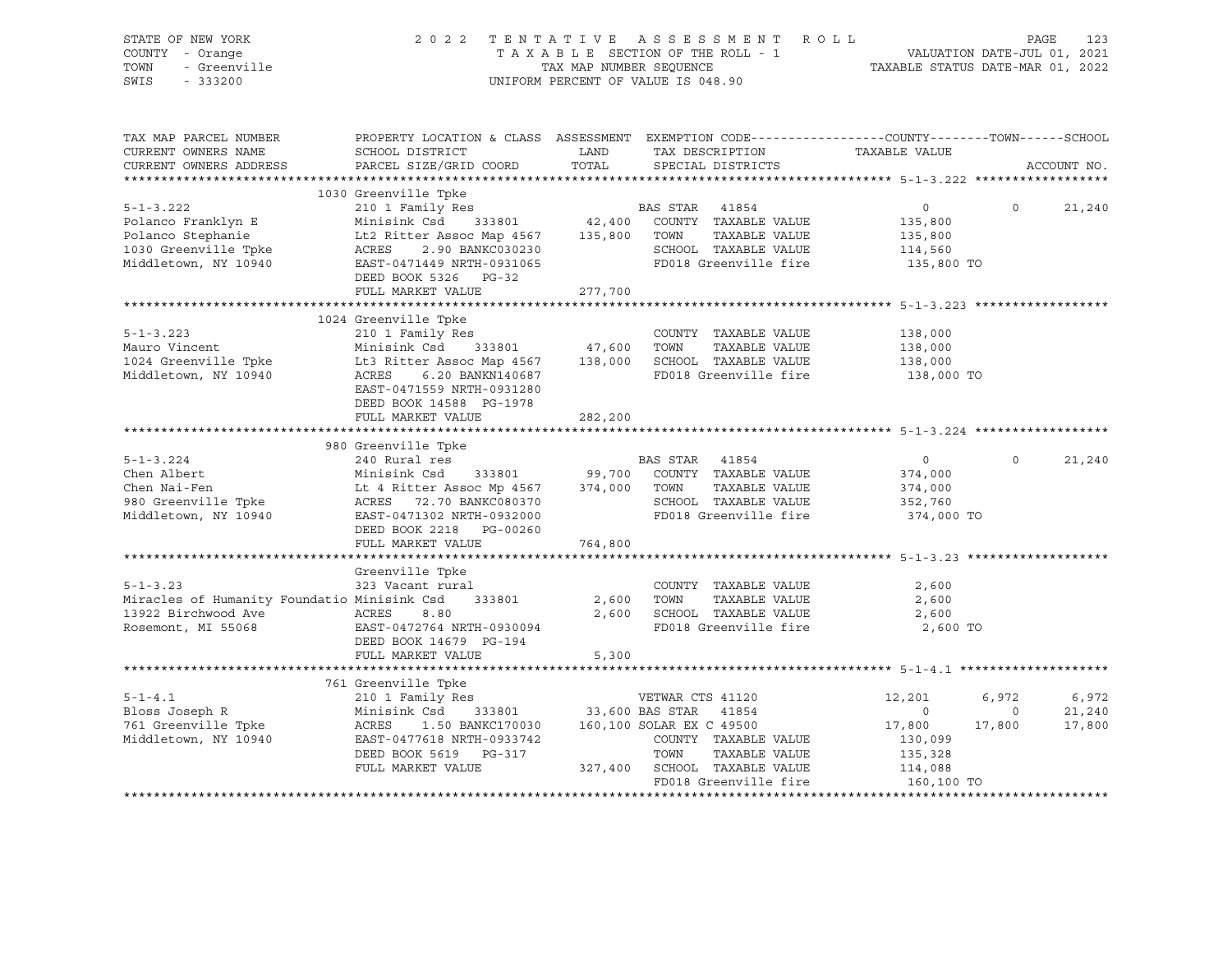STATE OF NEW YORK — COUNTY - Orange — TOWN - Greenville — SWIS - 333200

2022 TENTATIVE ASSESSMENT ROLL
TAXABLE SECTION OF THE ROLL - 1
TAX MAP NUMBER SEQUENCE
UNIFORM PERCENT OF VALUE IS 048.90

VALUATION DATE-JUL 01, 2021
TAXABLE STATUS DATE-MAR 01, 2022

| TAX MAP PARCEL NUMBER / CURRENT OWNERS NAME / CURRENT OWNERS ADDRESS | PROPERTY LOCATION & CLASS / SCHOOL DISTRICT / PARCEL SIZE/GRID COORD | ASSESSMENT LAND / TOTAL | EXEMPTION CODE / TAX DESCRIPTION / SPECIAL DISTRICTS | COUNTY TAXABLE VALUE | TOWN | SCHOOL / ACCOUNT NO. |
|---|---|---|---|---|---|---|
| **5-1-3.222** | 1030 Greenville Tpke | | | | | |
| 5-1-3.222 | 210 1 Family Res | | BAS STAR 41854 | 0 | 0 | 21,240 |
| Polanco Franklyn E | Minisink Csd 333801 | 42,400 | COUNTY TAXABLE VALUE | 135,800 | | |
| Polanco Stephanie | Lt2 Ritter Assoc Map 4567 | 135,800 | TOWN TAXABLE VALUE | 135,800 | | |
| 1030 Greenville Tpke | ACRES 2.90 BANKC030230 | | SCHOOL TAXABLE VALUE | 114,560 | | |
| Middletown, NY 10940 | EAST-0471449 NRTH-0931065 | | FD018 Greenville fire | 135,800 TO | | |
| | DEED BOOK 5326 PG-32 | | | | | |
| | FULL MARKET VALUE | 277,700 | | | | |
| **5-1-3.223** | 1024 Greenville Tpke | | | | | |
| 5-1-3.223 | 210 1 Family Res | | COUNTY TAXABLE VALUE | 138,000 | | |
| Mauro Vincent | Minisink Csd 333801 | 47,600 | TOWN TAXABLE VALUE | 138,000 | | |
| 1024 Greenville Tpke | Lt3 Ritter Assoc Map 4567 | 138,000 | SCHOOL TAXABLE VALUE | 138,000 | | |
| Middletown, NY 10940 | ACRES 6.20 BANKN140687 | | FD018 Greenville fire | 138,000 TO | | |
| | EAST-0471559 NRTH-0931280 | | | | | |
| | DEED BOOK 14588 PG-1978 | | | | | |
| | FULL MARKET VALUE | 282,200 | | | | |
| **5-1-3.224** | 980 Greenville Tpke | | | | | |
| 5-1-3.224 | 240 Rural res | | BAS STAR 41854 | 0 | 0 | 21,240 |
| Chen Albert | Minisink Csd 333801 | 99,700 | COUNTY TAXABLE VALUE | 374,000 | | |
| Chen Nai-Fen | Lt 4 Ritter Assoc Mp 4567 | 374,000 | TOWN TAXABLE VALUE | 374,000 | | |
| 980 Greenville Tpke | ACRES 72.70 BANKC080370 | | SCHOOL TAXABLE VALUE | 352,760 | | |
| Middletown, NY 10940 | EAST-0471302 NRTH-0932000 | | FD018 Greenville fire | 374,000 TO | | |
| | DEED BOOK 2218 PG-00260 | | | | | |
| | FULL MARKET VALUE | 764,800 | | | | |
| **5-1-3.23** | Greenville Tpke | | | | | |
| 5-1-3.23 | 323 Vacant rural | | COUNTY TAXABLE VALUE | 2,600 | | |
| Miracles of Humanity Foundatio | Minisink Csd 333801 | 2,600 | TOWN TAXABLE VALUE | 2,600 | | |
| 13922 Birchwood Ave | ACRES 8.80 | 2,600 | SCHOOL TAXABLE VALUE | 2,600 | | |
| Rosemont, MI 55068 | EAST-0472764 NRTH-0930094 | | FD018 Greenville fire | 2,600 TO | | |
| | DEED BOOK 14679 PG-194 | | | | | |
| | FULL MARKET VALUE | 5,300 | | | | |
| **5-1-4.1** | 761 Greenville Tpke | | | | | |
| 5-1-4.1 | 210 1 Family Res | | VETWAR CTS 41120 | 12,201 | 6,972 | 6,972 |
| Bloss Joseph R | Minisink Csd 333801 | 33,600 | BAS STAR 41854 | 0 | 0 | 21,240 |
| 761 Greenville Tpke | ACRES 1.50 BANKC170030 | 160,100 | SOLAR EX C 49500 | 17,800 | 17,800 | 17,800 |
| Middletown, NY 10940 | EAST-0477618 NRTH-0933742 | | COUNTY TAXABLE VALUE | 130,099 | | |
| | DEED BOOK 5619 PG-317 | | TOWN TAXABLE VALUE | 135,328 | | |
| | FULL MARKET VALUE | 327,400 | SCHOOL TAXABLE VALUE | 114,088 | | |
| | | | FD018 Greenville fire | 160,100 TO | | |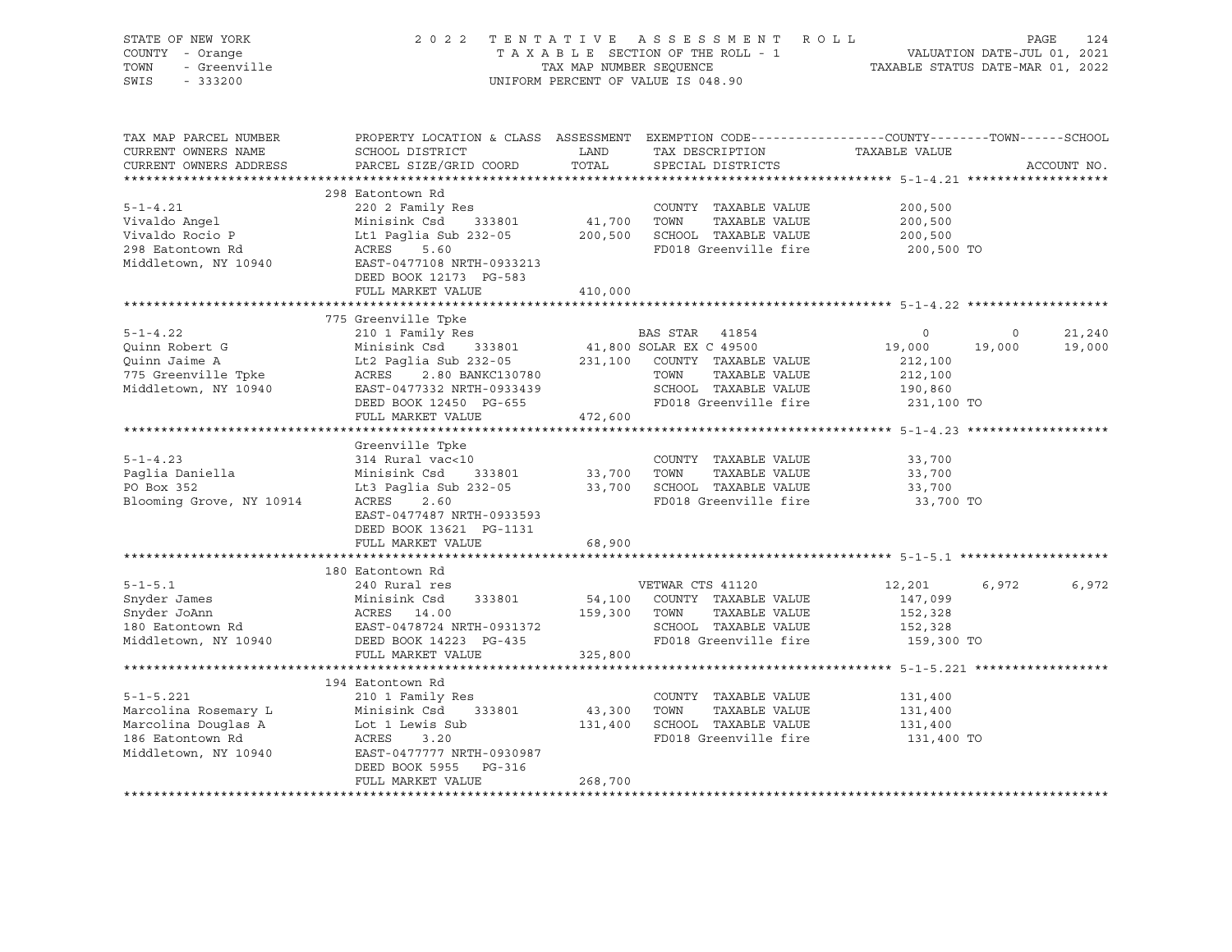STATE OF NEW YORK
COUNTY - Orange
TOWN - Greenville
SWIS - 333200

2022 TENTATIVE ASSESSMENT ROLL
TAXABLE SECTION OF THE ROLL - 1
TAX MAP NUMBER SEQUENCE
UNIFORM PERCENT OF VALUE IS 048.90

VALUATION DATE-JUL 01, 2021
TAXABLE STATUS DATE-MAR 01, 2022

| TAX MAP PARCEL NUMBER / CURRENT OWNERS NAME / CURRENT OWNERS ADDRESS | PROPERTY LOCATION & CLASS / SCHOOL DISTRICT / PARCEL SIZE/GRID COORD | ASSESSMENT LAND / TOTAL | EXEMPTION CODE / TAX DESCRIPTION / SPECIAL DISTRICTS | COUNTY TAXABLE VALUE | TOWN | SCHOOL |
|---|---|---|---|---|---|---|
| **5-1-4.21** | 298 Eatontown Rd | | | | | |
| | 220 2 Family Res | | COUNTY TAXABLE VALUE | 200,500 | | |
| Vivaldo Angel | Minisink Csd 333801 | 41,700 | TOWN TAXABLE VALUE | 200,500 | | |
| Vivaldo Rocio P | Lt1 Paglia Sub 232-05 | 200,500 | SCHOOL TAXABLE VALUE | 200,500 | | |
| 298 Eatontown Rd | ACRES 5.60 | | FD018 Greenville fire | 200,500 TO | | |
| Middletown, NY 10940 | EAST-0477108 NRTH-0933213 | | | | | |
| | DEED BOOK 12173 PG-583 | | | | | |
| | FULL MARKET VALUE | 410,000 | | | | |
| **5-1-4.22** | 775 Greenville Tpke | | | | | |
| | 210 1 Family Res | | BAS STAR 41854 | 0 | 0 | 21,240 |
| Quinn Robert G | Minisink Csd 333801 | 41,800 | SOLAR EX C 49500 | 19,000 | 19,000 | 19,000 |
| Quinn Jaime A | Lt2 Paglia Sub 232-05 | 231,100 | COUNTY TAXABLE VALUE | 212,100 | | |
| 775 Greenville Tpke | ACRES 2.80 BANKC130780 | | TOWN TAXABLE VALUE | 212,100 | | |
| Middletown, NY 10940 | EAST-0477332 NRTH-0933439 | | SCHOOL TAXABLE VALUE | 190,860 | | |
| | DEED BOOK 12450 PG-655 | | FD018 Greenville fire | 231,100 TO | | |
| | FULL MARKET VALUE | 472,600 | | | | |
| **5-1-4.23** | Greenville Tpke | | | | | |
| | 314 Rural vac<10 | | COUNTY TAXABLE VALUE | 33,700 | | |
| Paglia Daniella | Minisink Csd 333801 | 33,700 | TOWN TAXABLE VALUE | 33,700 | | |
| PO Box 352 | Lt3 Paglia Sub 232-05 | 33,700 | SCHOOL TAXABLE VALUE | 33,700 | | |
| Blooming Grove, NY 10914 | ACRES 2.60 | | FD018 Greenville fire | 33,700 TO | | |
| | EAST-0477487 NRTH-0933593 | | | | | |
| | DEED BOOK 13621 PG-1131 | | | | | |
| | FULL MARKET VALUE | 68,900 | | | | |
| **5-1-5.1** | 180 Eatontown Rd | | | | | |
| | 240 Rural res | | VETWAR CTS 41120 | 12,201 | 6,972 | 6,972 |
| Snyder James | Minisink Csd 333801 | 54,100 | COUNTY TAXABLE VALUE | 147,099 | | |
| Snyder JoAnn | ACRES 14.00 | 159,300 | TOWN TAXABLE VALUE | 152,328 | | |
| 180 Eatontown Rd | EAST-0478724 NRTH-0931372 | | SCHOOL TAXABLE VALUE | 152,328 | | |
| Middletown, NY 10940 | DEED BOOK 14223 PG-435 | | FD018 Greenville fire | 159,300 TO | | |
| | FULL MARKET VALUE | 325,800 | | | | |
| **5-1-5.221** | 194 Eatontown Rd | | | | | |
| | 210 1 Family Res | | COUNTY TAXABLE VALUE | 131,400 | | |
| Marcolina Rosemary L | Minisink Csd 333801 | 43,300 | TOWN TAXABLE VALUE | 131,400 | | |
| Marcolina Douglas A | Lot 1 Lewis Sub | 131,400 | SCHOOL TAXABLE VALUE | 131,400 | | |
| 186 Eatontown Rd | ACRES 3.20 | | FD018 Greenville fire | 131,400 TO | | |
| Middletown, NY 10940 | EAST-0477777 NRTH-0930987 | | | | | |
| | DEED BOOK 5955 PG-316 | | | | | |
| | FULL MARKET VALUE | 268,700 | | | | |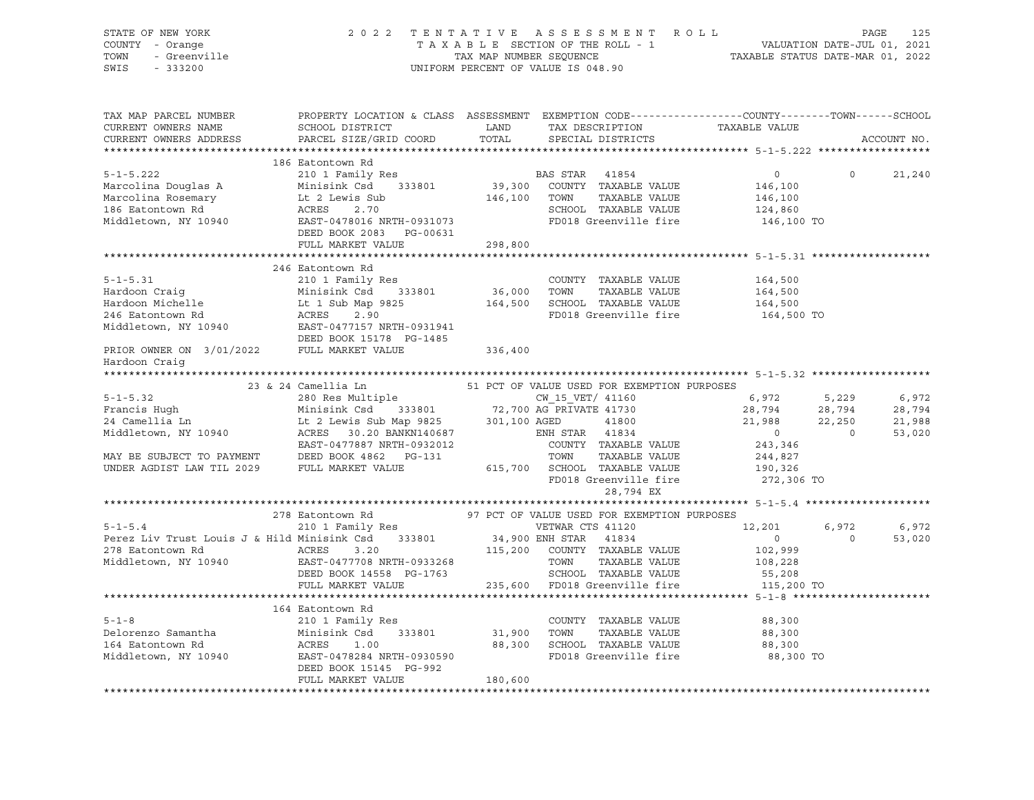STATE OF NEW YORK — 2022 TENTATIVE ASSESSMENT ROLL
COUNTY - Orange — TAXABLE SECTION OF THE ROLL - 1 — VALUATION DATE-JUL 01, 2021
TOWN - Greenville — TAX MAP NUMBER SEQUENCE — TAXABLE STATUS DATE-MAR 01, 2022
SWIS - 333200 — UNIFORM PERCENT OF VALUE IS 048.90

| TAX MAP PARCEL NUMBER / CURRENT OWNERS NAME / CURRENT OWNERS ADDRESS | PROPERTY LOCATION & CLASS / SCHOOL DISTRICT / PARCEL SIZE/GRID COORD | ASSESSMENT LAND / TOTAL | EXEMPTION CODE / TAX DESCRIPTION / SPECIAL DISTRICTS | COUNTY TAXABLE VALUE | TOWN | SCHOOL |
|---|---|---|---|---|---|---|
| **5-1-5.222** | 186 Eatontown Rd | | | | | |
| | 210 1 Family Res | | BAS STAR 41854 | 0 | 0 | 21,240 |
| Marcolina Douglas A | Minisink Csd 333801 | 39,300 | COUNTY TAXABLE VALUE | 146,100 | | |
| Marcolina Rosemary | Lt 2 Lewis Sub | 146,100 | TOWN TAXABLE VALUE | 146,100 | | |
| 186 Eatontown Rd | ACRES 2.70 | | SCHOOL TAXABLE VALUE | 124,860 | | |
| Middletown, NY 10940 | EAST-0478016 NRTH-0931073 | | FD018 Greenville fire | 146,100 TO | | |
| | DEED BOOK 2083 PG-00631 | | | | | |
| | FULL MARKET VALUE | 298,800 | | | | |
| **5-1-5.31** | 246 Eatontown Rd | | | | | |
| | 210 1 Family Res | | COUNTY TAXABLE VALUE | 164,500 | | |
| Hardoon Craig | Minisink Csd 333801 | 36,000 | TOWN TAXABLE VALUE | 164,500 | | |
| Hardoon Michelle | Lt 1 Sub Map 9825 | 164,500 | SCHOOL TAXABLE VALUE | 164,500 | | |
| 246 Eatontown Rd | ACRES 2.90 | | FD018 Greenville fire | 164,500 TO | | |
| Middletown, NY 10940 | EAST-0477157 NRTH-0931941 | | | | | |
| | DEED BOOK 15178 PG-1485 | | | | | |
| PRIOR OWNER ON 3/01/2022 | FULL MARKET VALUE | 336,400 | | | | |
| Hardoon Craig | | | | | | |
| **5-1-5.32** | 23 & 24 Camellia Ln | | 51 PCT OF VALUE USED FOR EXEMPTION PURPOSES | | | |
| | 280 Res Multiple | | CW_15_VET/ 41160 | 6,972 | 5,229 | 6,972 |
| Francis Hugh | Minisink Csd 333801 | 72,700 | AG PRIVATE 41730 | 28,794 | 28,794 | 28,794 |
| 24 Camellia Ln | Lt 2 Lewis Sub Map 9825 | 301,100 | AGED 41800 | 21,988 | 22,250 | 21,988 |
| Middletown, NY 10940 | ACRES 30.20 BANKN140687 | | ENH STAR 41834 | 0 | 0 | 53,020 |
| | EAST-0477887 NRTH-0932012 | | COUNTY TAXABLE VALUE | 243,346 | | |
| MAY BE SUBJECT TO PAYMENT | DEED BOOK 4862 PG-131 | | TOWN TAXABLE VALUE | 244,827 | | |
| UNDER AGDIST LAW TIL 2029 | FULL MARKET VALUE | 615,700 | SCHOOL TAXABLE VALUE | 190,326 | | |
| | | | FD018 Greenville fire | 272,306 TO | | |
| | | | 28,794 EX | | | |
| **5-1-5.4** | 278 Eatontown Rd | | 97 PCT OF VALUE USED FOR EXEMPTION PURPOSES | | | |
| | 210 1 Family Res | | VETWAR CTS 41120 | 12,201 | 6,972 | 6,972 |
| Perez Liv Trust Louis J & Hild | Minisink Csd 333801 | 34,900 | ENH STAR 41834 | 0 | 0 | 53,020 |
| 278 Eatontown Rd | ACRES 3.20 | 115,200 | COUNTY TAXABLE VALUE | 102,999 | | |
| Middletown, NY 10940 | EAST-0477708 NRTH-0933268 | | TOWN TAXABLE VALUE | 108,228 | | |
| | DEED BOOK 14558 PG-1763 | | SCHOOL TAXABLE VALUE | 55,208 | | |
| | FULL MARKET VALUE | 235,600 | FD018 Greenville fire | 115,200 TO | | |
| **5-1-8** | 164 Eatontown Rd | | | | | |
| | 210 1 Family Res | | COUNTY TAXABLE VALUE | 88,300 | | |
| Delorenzo Samantha | Minisink Csd 333801 | 31,900 | TOWN TAXABLE VALUE | 88,300 | | |
| 164 Eatontown Rd | ACRES 1.00 | 88,300 | SCHOOL TAXABLE VALUE | 88,300 | | |
| Middletown, NY 10940 | EAST-0478284 NRTH-0930590 | | FD018 Greenville fire | 88,300 TO | | |
| | DEED BOOK 15145 PG-992 | | | | | |
| | FULL MARKET VALUE | 180,600 | | | | |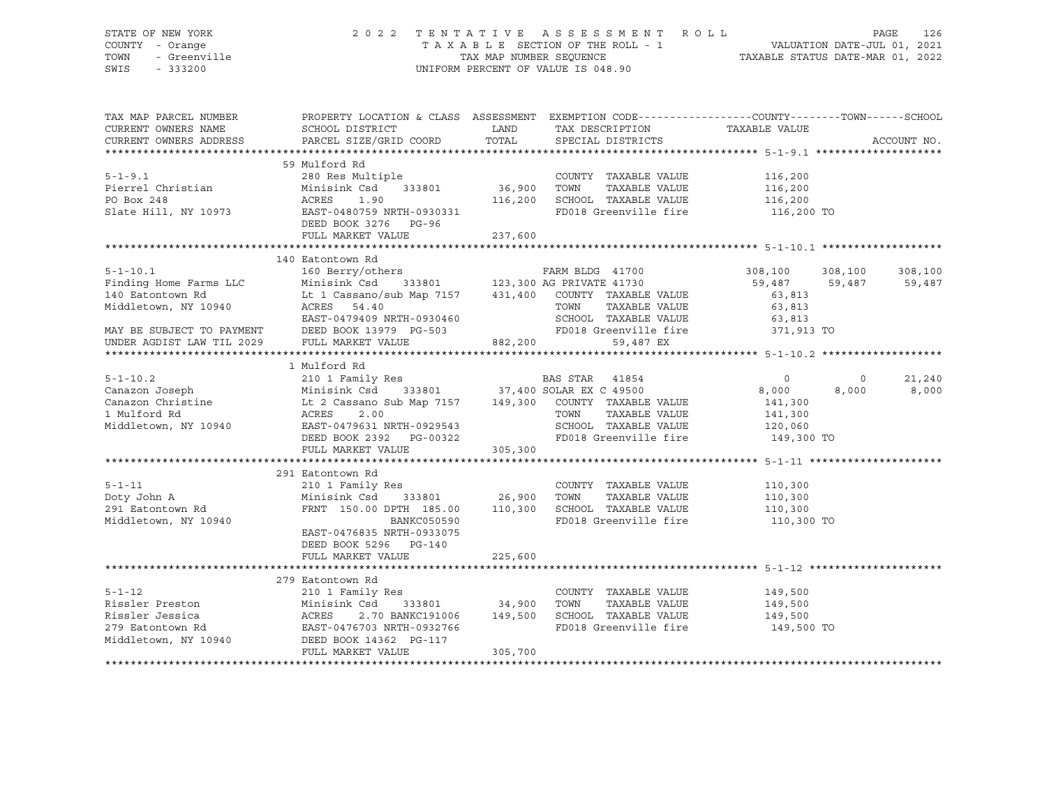STATE OF NEW YORK                    2022 TENTATIVE ASSESSMENT ROLL
COUNTY - Orange                      TAXABLE SECTION OF THE ROLL - 1                    VALUATION DATE-JUL 01, 2021
TOWN - Greenville                    TAX MAP NUMBER SEQUENCE                            TAXABLE STATUS DATE-MAR 01, 2022
SWIS - 333200                        UNIFORM PERCENT OF VALUE IS 048.90

| TAX MAP PARCEL NUMBER / CURRENT OWNERS NAME / CURRENT OWNERS ADDRESS | PROPERTY LOCATION & CLASS / SCHOOL DISTRICT / PARCEL SIZE/GRID COORD | ASSESSMENT LAND / TOTAL | EXEMPTION CODE / TAX DESCRIPTION / SPECIAL DISTRICTS | COUNTY TAXABLE VALUE | TOWN | SCHOOL | ACCOUNT NO. |
|---|---|---|---|---|---|---|---|
| **5-1-9.1** | 59 Mulford Rd | | | | | | |
| 5-1-9.1 | 280 Res Multiple | | COUNTY TAXABLE VALUE | 116,200 | | | |
| Pierrel Christian | Minisink Csd 333801 | 36,900 | TOWN TAXABLE VALUE | 116,200 | | | |
| PO Box 248 | ACRES 1.90 | 116,200 | SCHOOL TAXABLE VALUE | 116,200 | | | |
| Slate Hill, NY 10973 | EAST-0480759 NRTH-0930331 | | FD018 Greenville fire | 116,200 TO | | | |
| | DEED BOOK 3276 PG-96 | | | | | | |
| | FULL MARKET VALUE | 237,600 | | | | | |
| **5-1-10.1** | 140 Eatontown Rd | | | | | | |
| 5-1-10.1 | 160 Berry/others | | FARM BLDG 41700 | 308,100 | 308,100 | 308,100 | |
| Finding Home Farms LLC | Minisink Csd 333801 | 123,300 | AG PRIVATE 41730 | 59,487 | 59,487 | 59,487 | |
| 140 Eatontown Rd | Lt 1 Cassano/sub Map 7157 | 431,400 | COUNTY TAXABLE VALUE | 63,813 | | | |
| Middletown, NY 10940 | ACRES 54.40 | | TOWN TAXABLE VALUE | 63,813 | | | |
| | EAST-0479409 NRTH-0930460 | | SCHOOL TAXABLE VALUE | 63,813 | | | |
| MAY BE SUBJECT TO PAYMENT | DEED BOOK 13979 PG-503 | | FD018 Greenville fire | 371,913 TO | | | |
| UNDER AGDIST LAW TIL 2029 | FULL MARKET VALUE | 882,200 | 59,487 EX | | | | |
| **5-1-10.2** | 1 Mulford Rd | | | | | | |
| 5-1-10.2 | 210 1 Family Res | | BAS STAR 41854 | 0 | 0 | 21,240 | |
| Canazon Joseph | Minisink Csd 333801 | 37,400 | SOLAR EX C 49500 | 8,000 | 8,000 | 8,000 | |
| Canazon Christine | Lt 2 Cassano Sub Map 7157 | 149,300 | COUNTY TAXABLE VALUE | 141,300 | | | |
| 1 Mulford Rd | ACRES 2.00 | | TOWN TAXABLE VALUE | 141,300 | | | |
| Middletown, NY 10940 | EAST-0479631 NRTH-0929543 | | SCHOOL TAXABLE VALUE | 120,060 | | | |
| | DEED BOOK 2392 PG-00322 | | FD018 Greenville fire | 149,300 TO | | | |
| | FULL MARKET VALUE | 305,300 | | | | | |
| **5-1-11** | 291 Eatontown Rd | | | | | | |
| 5-1-11 | 210 1 Family Res | | COUNTY TAXABLE VALUE | 110,300 | | | |
| Doty John A | Minisink Csd 333801 | 26,900 | TOWN TAXABLE VALUE | 110,300 | | | |
| 291 Eatontown Rd | FRNT 150.00 DPTH 185.00 | 110,300 | SCHOOL TAXABLE VALUE | 110,300 | | | |
| Middletown, NY 10940 | BANKC050590 | | FD018 Greenville fire | 110,300 TO | | | |
| | EAST-0476835 NRTH-0933075 | | | | | | |
| | DEED BOOK 5296 PG-140 | | | | | | |
| | FULL MARKET VALUE | 225,600 | | | | | |
| **5-1-12** | 279 Eatontown Rd | | | | | | |
| 5-1-12 | 210 1 Family Res | | COUNTY TAXABLE VALUE | 149,500 | | | |
| Rissler Preston | Minisink Csd 333801 | 34,900 | TOWN TAXABLE VALUE | 149,500 | | | |
| Rissler Jessica | ACRES 2.70 BANKC191006 | 149,500 | SCHOOL TAXABLE VALUE | 149,500 | | | |
| 279 Eatontown Rd | EAST-0476703 NRTH-0932766 | | FD018 Greenville fire | 149,500 TO | | | |
| Middletown, NY 10940 | DEED BOOK 14362 PG-117 | | | | | | |
| | FULL MARKET VALUE | 305,700 | | | | | |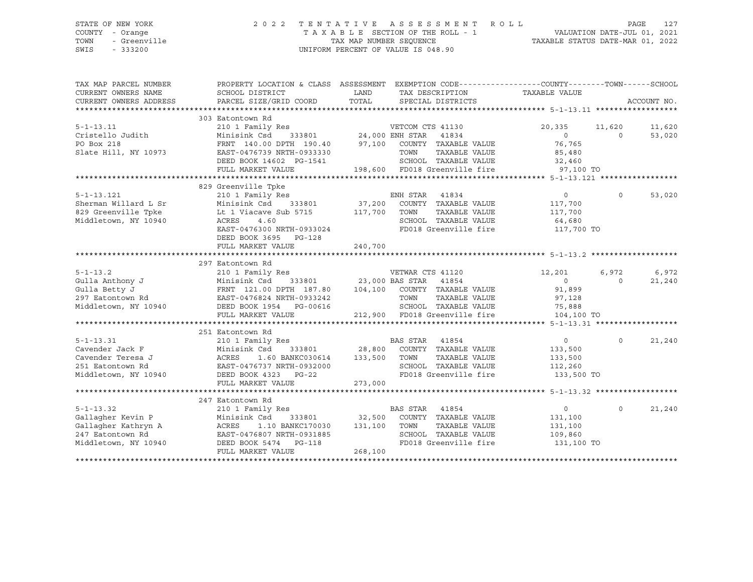STATE OF NEW YORK — 2022 TENTATIVE ASSESSMENT ROLL
COUNTY - Orange — TAXABLE SECTION OF THE ROLL - 1 — VALUATION DATE-JUL 01, 2021
TOWN - Greenville — TAX MAP NUMBER SEQUENCE — TAXABLE STATUS DATE-MAR 01, 2022
SWIS - 333200 — UNIFORM PERCENT OF VALUE IS 048.90

```
TAX MAP PARCEL NUMBER          PROPERTY LOCATION & CLASS  ASSESSMENT  EXEMPTION CODE------------------COUNTY--------TOWN------SCHOOL
CURRENT OWNERS NAME            SCHOOL DISTRICT              LAND      TAX DESCRIPTION             TAXABLE VALUE
CURRENT OWNERS ADDRESS         PARCEL SIZE/GRID COORD       TOTAL     SPECIAL DISTRICTS                                        ACCOUNT NO.
******************************************************************************************************* 5-1-13.11 ******************
                               303 Eatontown Rd
5-1-13.11                      210 1 Family Res                    VETCOM CTS 41130            20,335      11,620      11,620
Cristello Judith               Minisink Csd     333801      24,000 ENH STAR   41834                 0           0      53,020
PO Box 218                     FRNT 140.00 DPTH 190.40      97,100    COUNTY  TAXABLE VALUE        76,765
Slate Hill, NY 10973           EAST-0476739 NRTH-0933330              TOWN    TAXABLE VALUE        85,480
                               DEED BOOK 14602  PG-1541               SCHOOL  TAXABLE VALUE        32,460
                               FULL MARKET VALUE           198,600    FD018 Greenville fire        97,100 TO
******************************************************************************************************* 5-1-13.121 *****************
                               829 Greenville Tpke
5-1-13.121                     210 1 Family Res                    ENH STAR   41834                  0           0      53,020
Sherman Willard L Sr           Minisink Csd     333801      37,200    COUNTY  TAXABLE VALUE       117,700
829 Greenville Tpke            Lt 1 Viacave Sub 5715       117,700    TOWN    TAXABLE VALUE       117,700
Middletown, NY 10940           ACRES     4.60                         SCHOOL  TAXABLE VALUE        64,680
                               EAST-0476300 NRTH-0933024              FD018 Greenville fire       117,700 TO
                               DEED BOOK 3695   PG-128
                               FULL MARKET VALUE           240,700
******************************************************************************************************* 5-1-13.2 *******************
                               297 Eatontown Rd
5-1-13.2                       210 1 Family Res                    VETWAR CTS 41120            12,201       6,972       6,972
Gulla Anthony J                Minisink Csd     333801      23,000 BAS STAR   41854                 0           0      21,240
Gulla Betty J                  FRNT 121.00 DPTH 187.80     104,100    COUNTY  TAXABLE VALUE        91,899
297 Eatontown Rd               EAST-0476824 NRTH-0933242              TOWN    TAXABLE VALUE        97,128
Middletown, NY 10940           DEED BOOK 1954   PG-00616              SCHOOL  TAXABLE VALUE        75,888
                               FULL MARKET VALUE           212,900    FD018 Greenville fire       104,100 TO
******************************************************************************************************* 5-1-13.31 ******************
                               251 Eatontown Rd
5-1-13.31                      210 1 Family Res                    BAS STAR   41854                  0           0      21,240
Cavender Jack F                Minisink Csd     333801      28,800    COUNTY  TAXABLE VALUE       133,500
Cavender Teresa J              ACRES     1.60 BANKC030614  133,500    TOWN    TAXABLE VALUE       133,500
251 Eatontown Rd               EAST-0476737 NRTH-0932000              SCHOOL  TAXABLE VALUE       112,260
Middletown, NY 10940           DEED BOOK 4323   PG-22                 FD018 Greenville fire       133,500 TO
                               FULL MARKET VALUE           273,000
******************************************************************************************************* 5-1-13.32 ******************
                               247 Eatontown Rd
5-1-13.32                      210 1 Family Res                    BAS STAR   41854                  0           0      21,240
Gallagher Kevin P              Minisink Csd     333801      32,500    COUNTY  TAXABLE VALUE       131,100
Gallagher Kathryn A            ACRES     1.10 BANKC170030  131,100    TOWN    TAXABLE VALUE       131,100
247 Eatontown Rd               EAST-0476807 NRTH-0931885              SCHOOL  TAXABLE VALUE       109,860
Middletown, NY 10940           DEED BOOK 5474   PG-118                FD018 Greenville fire       131,100 TO
                               FULL MARKET VALUE           268,100
************************************************************************************************************************************
```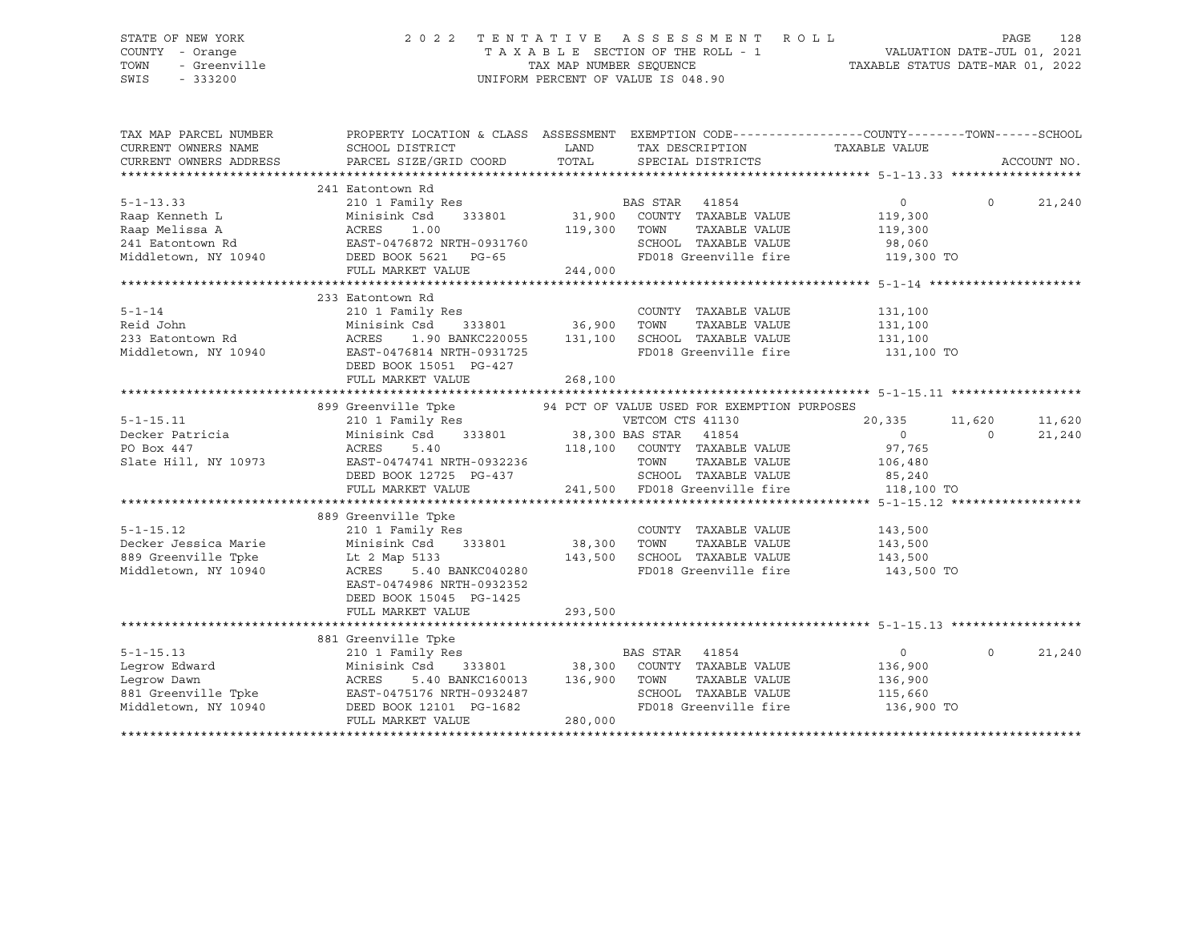STATE OF NEW YORK
COUNTY - Orange
TOWN - Greenville
SWIS - 333200

2022 TENTATIVE ASSESSMENT ROLL
TAXABLE SECTION OF THE ROLL - 1
TAX MAP NUMBER SEQUENCE
UNIFORM PERCENT OF VALUE IS 048.90

VALUATION DATE-JUL 01, 2021
TAXABLE STATUS DATE-MAR 01, 2022

```
TAX MAP PARCEL NUMBER     PROPERTY LOCATION & CLASS  ASSESSMENT  EXEMPTION CODE------------------COUNTY--------TOWN------SCHOOL
CURRENT OWNERS NAME       SCHOOL DISTRICT               LAND      TAX DESCRIPTION             TAXABLE VALUE
CURRENT OWNERS ADDRESS    PARCEL SIZE/GRID COORD        TOTAL     SPECIAL DISTRICTS                                      ACCOUNT NO.
****************************************************************************************************** 5-1-13.33 ******************
                          241 Eatontown Rd
5-1-13.33                 210 1 Family Res                        BAS STAR   41854                  0            0       21,240
Raap Kenneth L            Minisink Csd     333801       31,900    COUNTY  TAXABLE VALUE       119,300
Raap Melissa A            ACRES    1.00                119,300    TOWN    TAXABLE VALUE       119,300
241 Eatontown Rd          EAST-0476872 NRTH-0931760               SCHOOL  TAXABLE VALUE        98,060
Middletown, NY 10940      DEED BOOK 5621   PG-65                  FD018 Greenville fire       119,300 TO
                          FULL MARKET VALUE           244,000
****************************************************************************************************** 5-1-14 *********************
                          233 Eatontown Rd
5-1-14                    210 1 Family Res                        COUNTY  TAXABLE VALUE       131,100
Reid John                 Minisink Csd     333801       36,900    TOWN    TAXABLE VALUE       131,100
233 Eatontown Rd          ACRES    1.90 BANKC220055    131,100    SCHOOL  TAXABLE VALUE       131,100
Middletown, NY 10940      EAST-0476814 NRTH-0931725               FD018 Greenville fire       131,100 TO
                          DEED BOOK 15051  PG-427
                          FULL MARKET VALUE           268,100
****************************************************************************************************** 5-1-15.11 ******************
                          899 Greenville Tpke         94 PCT OF VALUE USED FOR EXEMPTION PURPOSES
5-1-15.11                 210 1 Family Res                        VETCOM CTS 41130             20,335       11,620       11,620
Decker Patricia           Minisink Csd     333801       38,300 BAS STAR   41854                  0            0       21,240
PO Box 447                ACRES    5.40                118,100    COUNTY  TAXABLE VALUE        97,765
Slate Hill, NY 10973      EAST-0474741 NRTH-0932236               TOWN    TAXABLE VALUE       106,480
                          DEED BOOK 12725  PG-437                 SCHOOL  TAXABLE VALUE        85,240
                          FULL MARKET VALUE           241,500     FD018 Greenville fire       118,100 TO
****************************************************************************************************** 5-1-15.12 ******************
                          889 Greenville Tpke
5-1-15.12                 210 1 Family Res                        COUNTY  TAXABLE VALUE       143,500
Decker Jessica Marie      Minisink Csd     333801       38,300    TOWN    TAXABLE VALUE       143,500
889 Greenville Tpke       Lt 2 Map 5133                143,500    SCHOOL  TAXABLE VALUE       143,500
Middletown, NY 10940      ACRES    5.40 BANKC040280               FD018 Greenville fire       143,500 TO
                          EAST-0474986 NRTH-0932352
                          DEED BOOK 15045  PG-1425
                          FULL MARKET VALUE           293,500
****************************************************************************************************** 5-1-15.13 ******************
                          881 Greenville Tpke
5-1-15.13                 210 1 Family Res                        BAS STAR   41854                  0            0       21,240
Legrow Edward             Minisink Csd     333801       38,300    COUNTY  TAXABLE VALUE       136,900
Legrow Dawn               ACRES    5.40 BANKC160013    136,900    TOWN    TAXABLE VALUE       136,900
881 Greenville Tpke       EAST-0475176 NRTH-0932487               SCHOOL  TAXABLE VALUE       115,660
Middletown, NY 10940      DEED BOOK 12101  PG-1682                FD018 Greenville fire       136,900 TO
                          FULL MARKET VALUE           280,000
************************************************************************************************************************************
```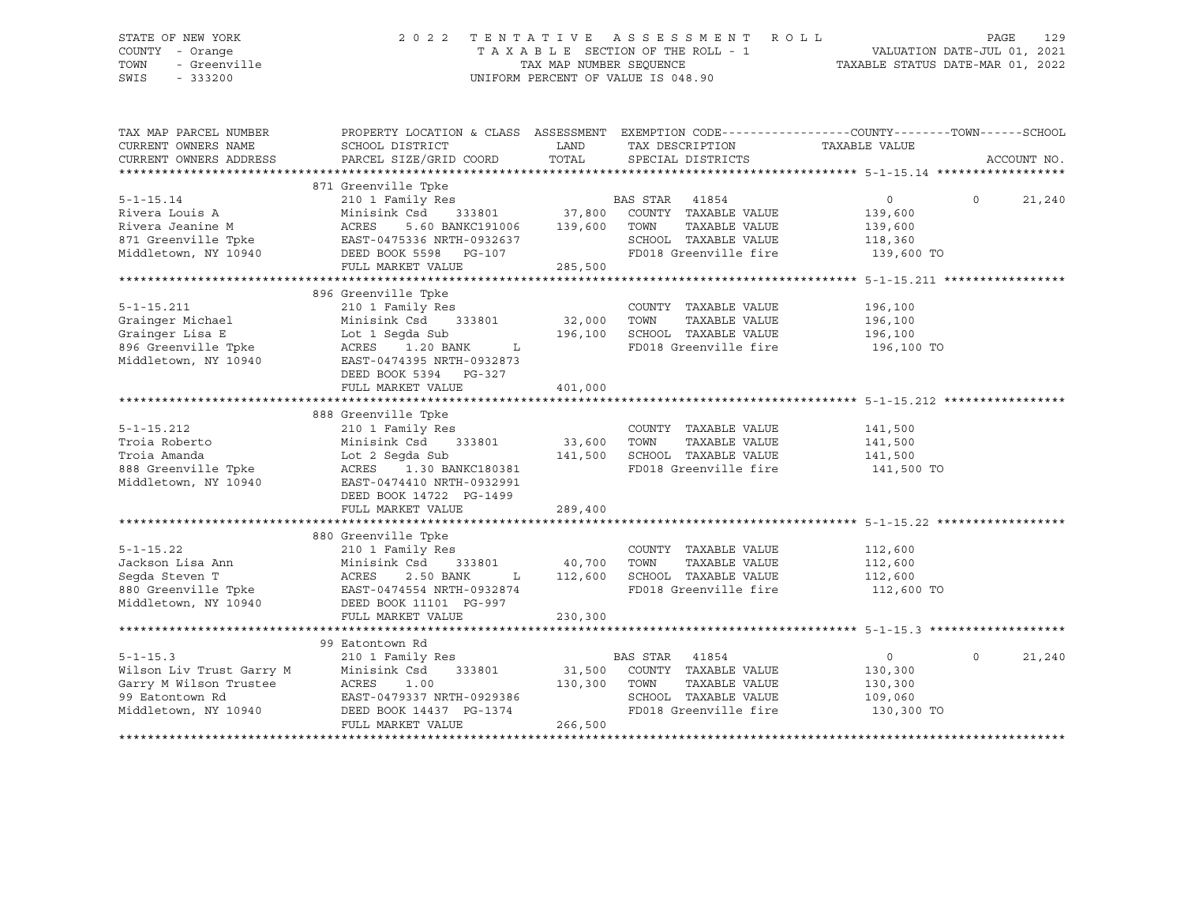STATE OF NEW YORK — 2022 TENTATIVE ASSESSMENT ROLL
COUNTY - Orange — TAXABLE SECTION OF THE ROLL - 1 — VALUATION DATE-JUL 01, 2021
TOWN - Greenville — TAX MAP NUMBER SEQUENCE — TAXABLE STATUS DATE-MAR 01, 2022
SWIS - 333200 — UNIFORM PERCENT OF VALUE IS 048.90

| TAX MAP PARCEL NUMBER / CURRENT OWNERS NAME / CURRENT OWNERS ADDRESS | PROPERTY LOCATION & CLASS / SCHOOL DISTRICT / PARCEL SIZE/GRID COORD | ASSESSMENT LAND / TOTAL | EXEMPTION CODE / TAX DESCRIPTION / SPECIAL DISTRICTS | COUNTY TAXABLE VALUE | TOWN | SCHOOL |
|---|---|---|---|---|---|---|
| **5-1-15.14** | 871 Greenville Tpke | | | | | |
| 5-1-15.14 | 210 1 Family Res | | BAS STAR 41854 | 0 | 0 | 21,240 |
| Rivera Louis A | Minisink Csd 333801 | 37,800 | COUNTY TAXABLE VALUE | 139,600 | | |
| Rivera Jeanine M | ACRES 5.60 BANKC191006 | 139,600 | TOWN TAXABLE VALUE | 139,600 | | |
| 871 Greenville Tpke | EAST-0475336 NRTH-0932637 | | SCHOOL TAXABLE VALUE | 118,360 | | |
| Middletown, NY 10940 | DEED BOOK 5598 PG-107 | | FD018 Greenville fire | 139,600 TO | | |
| | FULL MARKET VALUE | 285,500 | | | | |
| **5-1-15.211** | 896 Greenville Tpke | | | | | |
| 5-1-15.211 | 210 1 Family Res | | COUNTY TAXABLE VALUE | 196,100 | | |
| Grainger Michael | Minisink Csd 333801 | 32,000 | TOWN TAXABLE VALUE | 196,100 | | |
| Grainger Lisa E | Lot 1 Segda Sub | 196,100 | SCHOOL TAXABLE VALUE | 196,100 | | |
| 896 Greenville Tpke | ACRES 1.20 BANK L | | FD018 Greenville fire | 196,100 TO | | |
| Middletown, NY 10940 | EAST-0474395 NRTH-0932873 | | | | | |
| | DEED BOOK 5394 PG-327 | | | | | |
| | FULL MARKET VALUE | 401,000 | | | | |
| **5-1-15.212** | 888 Greenville Tpke | | | | | |
| 5-1-15.212 | 210 1 Family Res | | COUNTY TAXABLE VALUE | 141,500 | | |
| Troia Roberto | Minisink Csd 333801 | 33,600 | TOWN TAXABLE VALUE | 141,500 | | |
| Troia Amanda | Lot 2 Segda Sub | 141,500 | SCHOOL TAXABLE VALUE | 141,500 | | |
| 888 Greenville Tpke | ACRES 1.30 BANKC180381 | | FD018 Greenville fire | 141,500 TO | | |
| Middletown, NY 10940 | EAST-0474410 NRTH-0932991 | | | | | |
| | DEED BOOK 14722 PG-1499 | | | | | |
| | FULL MARKET VALUE | 289,400 | | | | |
| **5-1-15.22** | 880 Greenville Tpke | | | | | |
| 5-1-15.22 | 210 1 Family Res | | COUNTY TAXABLE VALUE | 112,600 | | |
| Jackson Lisa Ann | Minisink Csd 333801 | 40,700 | TOWN TAXABLE VALUE | 112,600 | | |
| Segda Steven T | ACRES 2.50 BANK L | 112,600 | SCHOOL TAXABLE VALUE | 112,600 | | |
| 880 Greenville Tpke | EAST-0474554 NRTH-0932874 | | FD018 Greenville fire | 112,600 TO | | |
| Middletown, NY 10940 | DEED BOOK 11101 PG-997 | | | | | |
| | FULL MARKET VALUE | 230,300 | | | | |
| **5-1-15.3** | 99 Eatontown Rd | | | | | |
| 5-1-15.3 | 210 1 Family Res | | BAS STAR 41854 | 0 | 0 | 21,240 |
| Wilson Liv Trust Garry M | Minisink Csd 333801 | 31,500 | COUNTY TAXABLE VALUE | 130,300 | | |
| Garry M Wilson Trustee | ACRES 1.00 | 130,300 | TOWN TAXABLE VALUE | 130,300 | | |
| 99 Eatontown Rd | EAST-0479337 NRTH-0929386 | | SCHOOL TAXABLE VALUE | 109,060 | | |
| Middletown, NY 10940 | DEED BOOK 14437 PG-1374 | | FD018 Greenville fire | 130,300 TO | | |
| | FULL MARKET VALUE | 266,500 | | | | |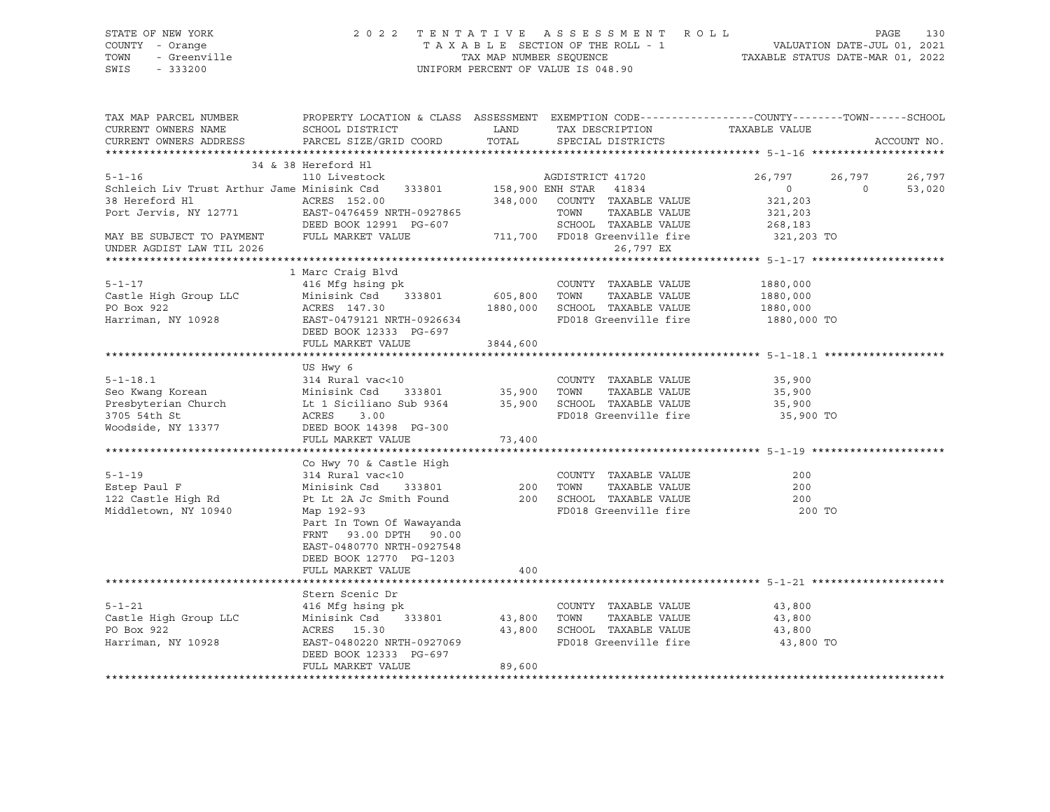STATE OF NEW YORK
COUNTY - Orange
TOWN - Greenville
SWIS - 333200

2 0 2 2 T E N T A T I V E A S S E S S M E N T R O L L
T A X A B L E SECTION OF THE ROLL - 1
TAX MAP NUMBER SEQUENCE
UNIFORM PERCENT OF VALUE IS 048.90

VALUATION DATE-JUL 01, 2021
TAXABLE STATUS DATE-MAR 01, 2022

| TAX MAP PARCEL NUMBER<br>CURRENT OWNERS NAME<br>CURRENT OWNERS ADDRESS | PROPERTY LOCATION & CLASS<br>SCHOOL DISTRICT<br>PARCEL SIZE/GRID COORD | ASSESSMENT LAND | TOTAL | EXEMPTION CODE / TAX DESCRIPTION / SPECIAL DISTRICTS | COUNTY | TOWN | SCHOOL |
|---|---|---|---|---|---|---|---|
| **5-1-16** | 34 & 38 Hereford Hl | | | | | | |
| 5-1-16 | 110 Livestock | | | AGDISTRICT 41720 | 26,797 | 26,797 | 26,797 |
| Schleich Liv Trust Arthur Jame | Minisink Csd 333801 | 158,900 | | ENH STAR 41834 | 0 | 0 | 53,020 |
| 38 Hereford Hl | ACRES 152.00 | | 348,000 | COUNTY TAXABLE VALUE | 321,203 | | |
| Port Jervis, NY 12771 | EAST-0476459 NRTH-0927865 | | | TOWN TAXABLE VALUE | 321,203 | | |
| | DEED BOOK 12991 PG-607 | | | SCHOOL TAXABLE VALUE | 268,183 | | |
| MAY BE SUBJECT TO PAYMENT | FULL MARKET VALUE | | 711,700 | FD018 Greenville fire | 321,203 TO | | |
| UNDER AGDIST LAW TIL 2026 | | | | 26,797 EX | | | |
| **5-1-17** | 1 Marc Craig Blvd | | | | | | |
| 5-1-17 | 416 Mfg hsing pk | | | COUNTY TAXABLE VALUE | 1880,000 | | |
| Castle High Group LLC | Minisink Csd 333801 | 605,800 | | TOWN TAXABLE VALUE | 1880,000 | | |
| PO Box 922 | ACRES 147.30 | | 1880,000 | SCHOOL TAXABLE VALUE | 1880,000 | | |
| Harriman, NY 10928 | EAST-0479121 NRTH-0926634 | | | FD018 Greenville fire | 1880,000 TO | | |
| | DEED BOOK 12333 PG-697 | | | | | | |
| | FULL MARKET VALUE | | 3844,600 | | | | |
| **5-1-18.1** | US Hwy 6 | | | | | | |
| 5-1-18.1 | 314 Rural vac<10 | | | COUNTY TAXABLE VALUE | 35,900 | | |
| Seo Kwang Korean | Minisink Csd 333801 | 35,900 | | TOWN TAXABLE VALUE | 35,900 | | |
| Presbyterian Church | Lt 1 Siciliano Sub 9364 | | 35,900 | SCHOOL TAXABLE VALUE | 35,900 | | |
| 3705 54th St | ACRES 3.00 | | | FD018 Greenville fire | 35,900 TO | | |
| Woodside, NY 13377 | DEED BOOK 14398 PG-300 | | | | | | |
| | FULL MARKET VALUE | | 73,400 | | | | |
| **5-1-19** | Co Hwy 70 & Castle High | | | | | | |
| 5-1-19 | 314 Rural vac<10 | | | COUNTY TAXABLE VALUE | 200 | | |
| Estep Paul F | Minisink Csd 333801 | 200 | | TOWN TAXABLE VALUE | 200 | | |
| 122 Castle High Rd | Pt Lt 2A Jc Smith Found | | 200 | SCHOOL TAXABLE VALUE | 200 | | |
| Middletown, NY 10940 | Map 192-93 | | | FD018 Greenville fire | 200 TO | | |
| | Part In Town Of Wawayanda | | | | | | |
| | FRNT 93.00 DPTH 90.00 | | | | | | |
| | EAST-0480770 NRTH-0927548 | | | | | | |
| | DEED BOOK 12770 PG-1203 | | | | | | |
| | FULL MARKET VALUE | | 400 | | | | |
| **5-1-21** | Stern Scenic Dr | | | | | | |
| 5-1-21 | 416 Mfg hsing pk | | | COUNTY TAXABLE VALUE | 43,800 | | |
| Castle High Group LLC | Minisink Csd 333801 | 43,800 | | TOWN TAXABLE VALUE | 43,800 | | |
| PO Box 922 | ACRES 15.30 | | 43,800 | SCHOOL TAXABLE VALUE | 43,800 | | |
| Harriman, NY 10928 | EAST-0480220 NRTH-0927069 | | | FD018 Greenville fire | 43,800 TO | | |
| | DEED BOOK 12333 PG-697 | | | | | | |
| | FULL MARKET VALUE | | 89,600 | | | | |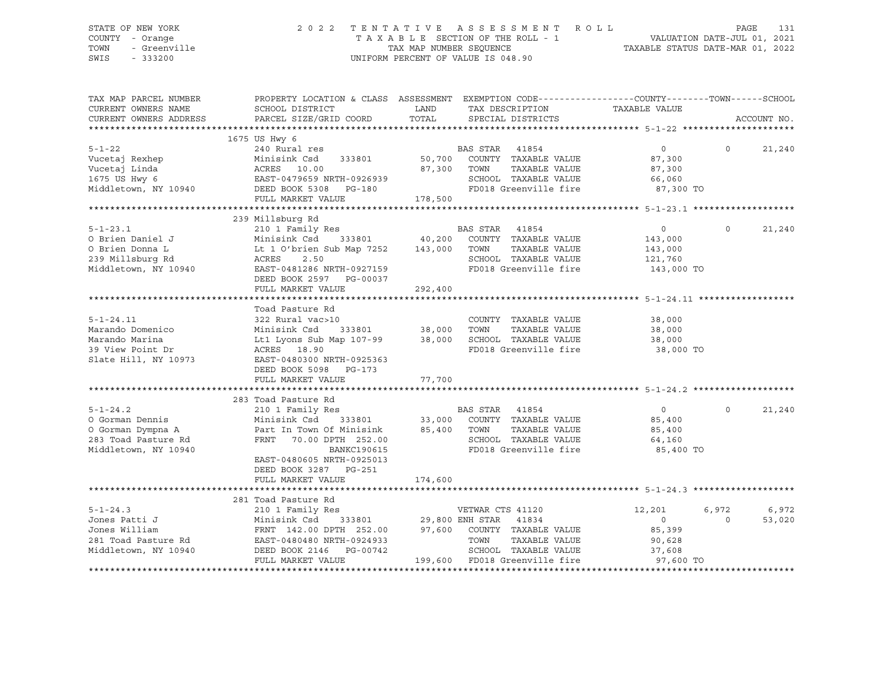STATE OF NEW YORK — COUNTY - Orange — TOWN - Greenville — SWIS - 333200

2022 TENTATIVE ASSESSMENT ROLL
TAXABLE SECTION OF THE ROLL - 1
TAX MAP NUMBER SEQUENCE
UNIFORM PERCENT OF VALUE IS 048.90

VALUATION DATE-JUL 01, 2021
TAXABLE STATUS DATE-MAR 01, 2022

| TAX MAP PARCEL NUMBER / CURRENT OWNERS NAME / CURRENT OWNERS ADDRESS | PROPERTY LOCATION & CLASS / SCHOOL DISTRICT / PARCEL SIZE/GRID COORD | ASSESSMENT LAND / TOTAL | EXEMPTION CODE / TAX DESCRIPTION / SPECIAL DISTRICTS | COUNTY TAXABLE VALUE | TOWN | SCHOOL / ACCOUNT NO. |
|---|---|---|---|---|---|---|
| **5-1-22** | 1675 US Hwy 6 | | | | | |
| | 240 Rural res | | BAS STAR 41854 | 0 | 0 | 21,240 |
| Vucetaj Rexhep | Minisink Csd 333801 | 50,700 | COUNTY TAXABLE VALUE | 87,300 | | |
| Vucetaj Linda | ACRES 10.00 | 87,300 | TOWN TAXABLE VALUE | 87,300 | | |
| 1675 US Hwy 6 | EAST-0479659 NRTH-0926939 | | SCHOOL TAXABLE VALUE | 66,060 | | |
| Middletown, NY 10940 | DEED BOOK 5308 PG-180 | | FD018 Greenville fire | 87,300 TO | | |
| | FULL MARKET VALUE | 178,500 | | | | |
| **5-1-23.1** | 239 Millsburg Rd | | | | | |
| | 210 1 Family Res | | BAS STAR 41854 | 0 | 0 | 21,240 |
| O Brien Daniel J | Minisink Csd 333801 | 40,200 | COUNTY TAXABLE VALUE | 143,000 | | |
| O Brien Donna L | Lt 1 O'brien Sub Map 7252 | 143,000 | TOWN TAXABLE VALUE | 143,000 | | |
| 239 Millsburg Rd | ACRES 2.50 | | SCHOOL TAXABLE VALUE | 121,760 | | |
| Middletown, NY 10940 | EAST-0481286 NRTH-0927159 | | FD018 Greenville fire | 143,000 TO | | |
| | DEED BOOK 2597 PG-00037 | | | | | |
| | FULL MARKET VALUE | 292,400 | | | | |
| **5-1-24.11** | Toad Pasture Rd | | | | | |
| | 322 Rural vac>10 | | COUNTY TAXABLE VALUE | 38,000 | | |
| Marando Domenico | Minisink Csd 333801 | 38,000 | TOWN TAXABLE VALUE | 38,000 | | |
| Marando Marina | Lt1 Lyons Sub Map 107-99 | 38,000 | SCHOOL TAXABLE VALUE | 38,000 | | |
| 39 View Point Dr | ACRES 18.90 | | FD018 Greenville fire | 38,000 TO | | |
| Slate Hill, NY 10973 | EAST-0480300 NRTH-0925363 | | | | | |
| | DEED BOOK 5098 PG-173 | | | | | |
| | FULL MARKET VALUE | 77,700 | | | | |
| **5-1-24.2** | 283 Toad Pasture Rd | | | | | |
| | 210 1 Family Res | | BAS STAR 41854 | 0 | 0 | 21,240 |
| O Gorman Dennis | Minisink Csd 333801 | 33,000 | COUNTY TAXABLE VALUE | 85,400 | | |
| O Gorman Dympna A | Part In Town Of Minisink | 85,400 | TOWN TAXABLE VALUE | 85,400 | | |
| 283 Toad Pasture Rd | FRNT 70.00 DPTH 252.00 | | SCHOOL TAXABLE VALUE | 64,160 | | |
| Middletown, NY 10940 | BANKC190615 | | FD018 Greenville fire | 85,400 TO | | |
| | EAST-0480605 NRTH-0925013 | | | | | |
| | DEED BOOK 3287 PG-251 | | | | | |
| | FULL MARKET VALUE | 174,600 | | | | |
| **5-1-24.3** | 281 Toad Pasture Rd | | | | | |
| | 210 1 Family Res | | VETWAR CTS 41120 | 12,201 | 6,972 | 6,972 |
| Jones Patti J | Minisink Csd 333801 | 29,800 | ENH STAR 41834 | 0 | 0 | 53,020 |
| Jones William | FRNT 142.00 DPTH 252.00 | 97,600 | COUNTY TAXABLE VALUE | 85,399 | | |
| 281 Toad Pasture Rd | EAST-0480480 NRTH-0924933 | | TOWN TAXABLE VALUE | 90,628 | | |
| Middletown, NY 10940 | DEED BOOK 2146 PG-00742 | | SCHOOL TAXABLE VALUE | 37,608 | | |
| | FULL MARKET VALUE | 199,600 | FD018 Greenville fire | 97,600 TO | | |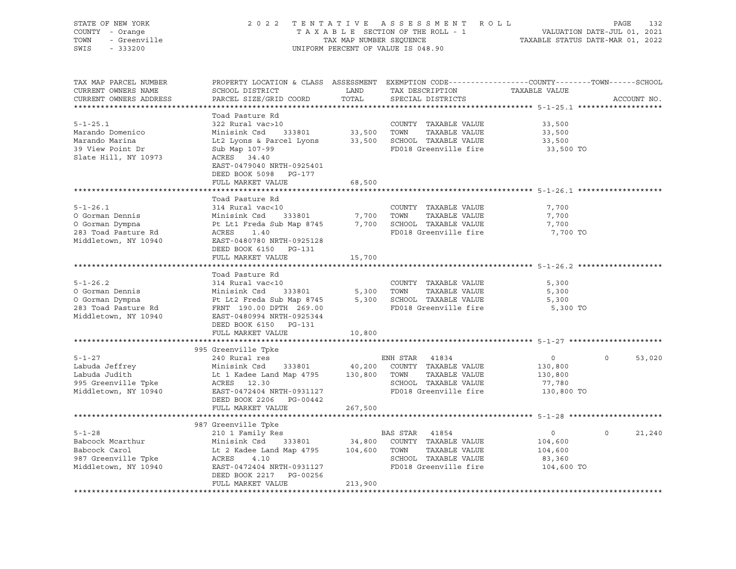STATE OF NEW YORK — COUNTY - Orange — TOWN - Greenville — SWIS - 333200

# 2022 TENTATIVE ASSESSMENT ROLL

TAXABLE SECTION OF THE ROLL - 1
TAX MAP NUMBER SEQUENCE
UNIFORM PERCENT OF VALUE IS 048.90

VALUATION DATE-JUL 01, 2021
TAXABLE STATUS DATE-MAR 01, 2022

| TAX MAP PARCEL NUMBER / CURRENT OWNERS NAME / CURRENT OWNERS ADDRESS | PROPERTY LOCATION & CLASS / SCHOOL DISTRICT / PARCEL SIZE/GRID COORD | ASSESSMENT LAND | TOTAL | EXEMPTION CODE / TAX DESCRIPTION / SPECIAL DISTRICTS | COUNTY TAXABLE VALUE | TOWN | SCHOOL | ACCOUNT NO. |
|---|---|---|---|---|---|---|---|---|
| **5-1-25.1** | Toad Pasture Rd | | | | | | | |
| 5-1-25.1 | 322 Rural vac>10 | | | COUNTY TAXABLE VALUE | 33,500 | | | |
| Marando Domenico | Minisink Csd 333801 | 33,500 | | TOWN TAXABLE VALUE | 33,500 | | | |
| Marando Marina | Lt2 Lyons & Parcel Lyons | | 33,500 | SCHOOL TAXABLE VALUE | 33,500 | | | |
| 39 View Point Dr | Sub Map 107-99 | | | FD018 Greenville fire | 33,500 TO | | | |
| Slate Hill, NY 10973 | ACRES 34.40 | | | | | | | |
| | EAST-0479040 NRTH-0925401 | | | | | | | |
| | DEED BOOK 5098 PG-177 | | | | | | | |
| | FULL MARKET VALUE | | 68,500 | | | | | |
| **5-1-26.1** | Toad Pasture Rd | | | | | | | |
| 5-1-26.1 | 314 Rural vac<10 | | | COUNTY TAXABLE VALUE | 7,700 | | | |
| O Gorman Dennis | Minisink Csd 333801 | 7,700 | | TOWN TAXABLE VALUE | 7,700 | | | |
| O Gorman Dympna | Pt Lt1 Freda Sub Map 8745 | | 7,700 | SCHOOL TAXABLE VALUE | 7,700 | | | |
| 283 Toad Pasture Rd | ACRES 1.40 | | | FD018 Greenville fire | 7,700 TO | | | |
| Middletown, NY 10940 | EAST-0480780 NRTH-0925128 | | | | | | | |
| | DEED BOOK 6150 PG-131 | | | | | | | |
| | FULL MARKET VALUE | | 15,700 | | | | | |
| **5-1-26.2** | Toad Pasture Rd | | | | | | | |
| 5-1-26.2 | 314 Rural vac<10 | | | COUNTY TAXABLE VALUE | 5,300 | | | |
| O Gorman Dennis | Minisink Csd 333801 | 5,300 | | TOWN TAXABLE VALUE | 5,300 | | | |
| O Gorman Dympna | Pt Lt2 Freda Sub Map 8745 | | 5,300 | SCHOOL TAXABLE VALUE | 5,300 | | | |
| 283 Toad Pasture Rd | FRNT 190.00 DPTH 269.00 | | | FD018 Greenville fire | 5,300 TO | | | |
| Middletown, NY 10940 | EAST-0480994 NRTH-0925344 | | | | | | | |
| | DEED BOOK 6150 PG-131 | | | | | | | |
| | FULL MARKET VALUE | | 10,800 | | | | | |
| **5-1-27** | 995 Greenville Tpke | | | | | | | |
| 5-1-27 | 240 Rural res | | | ENH STAR 41834 | 0 | 0 | 53,020 | |
| Labuda Jeffrey | Minisink Csd 333801 | 40,200 | | COUNTY TAXABLE VALUE | 130,800 | | | |
| Labuda Judith | Lt 1 Kadee Land Map 4795 | | 130,800 | TOWN TAXABLE VALUE | 130,800 | | | |
| 995 Greenville Tpke | ACRES 12.30 | | | SCHOOL TAXABLE VALUE | 77,780 | | | |
| Middletown, NY 10940 | EAST-0472404 NRTH-0931127 | | | FD018 Greenville fire | 130,800 TO | | | |
| | DEED BOOK 2206 PG-00442 | | | | | | | |
| | FULL MARKET VALUE | | 267,500 | | | | | |
| **5-1-28** | 987 Greenville Tpke | | | | | | | |
| 5-1-28 | 210 1 Family Res | | | BAS STAR 41854 | 0 | 0 | 21,240 | |
| Babcock Mcarthur | Minisink Csd 333801 | 34,800 | | COUNTY TAXABLE VALUE | 104,600 | | | |
| Babcock Carol | Lt 2 Kadee Land Map 4795 | | 104,600 | TOWN TAXABLE VALUE | 104,600 | | | |
| 987 Greenville Tpke | ACRES 4.10 | | | SCHOOL TAXABLE VALUE | 83,360 | | | |
| Middletown, NY 10940 | EAST-0472404 NRTH-0931127 | | | FD018 Greenville fire | 104,600 TO | | | |
| | DEED BOOK 2217 PG-00256 | | | | | | | |
| | FULL MARKET VALUE | | 213,900 | | | | | |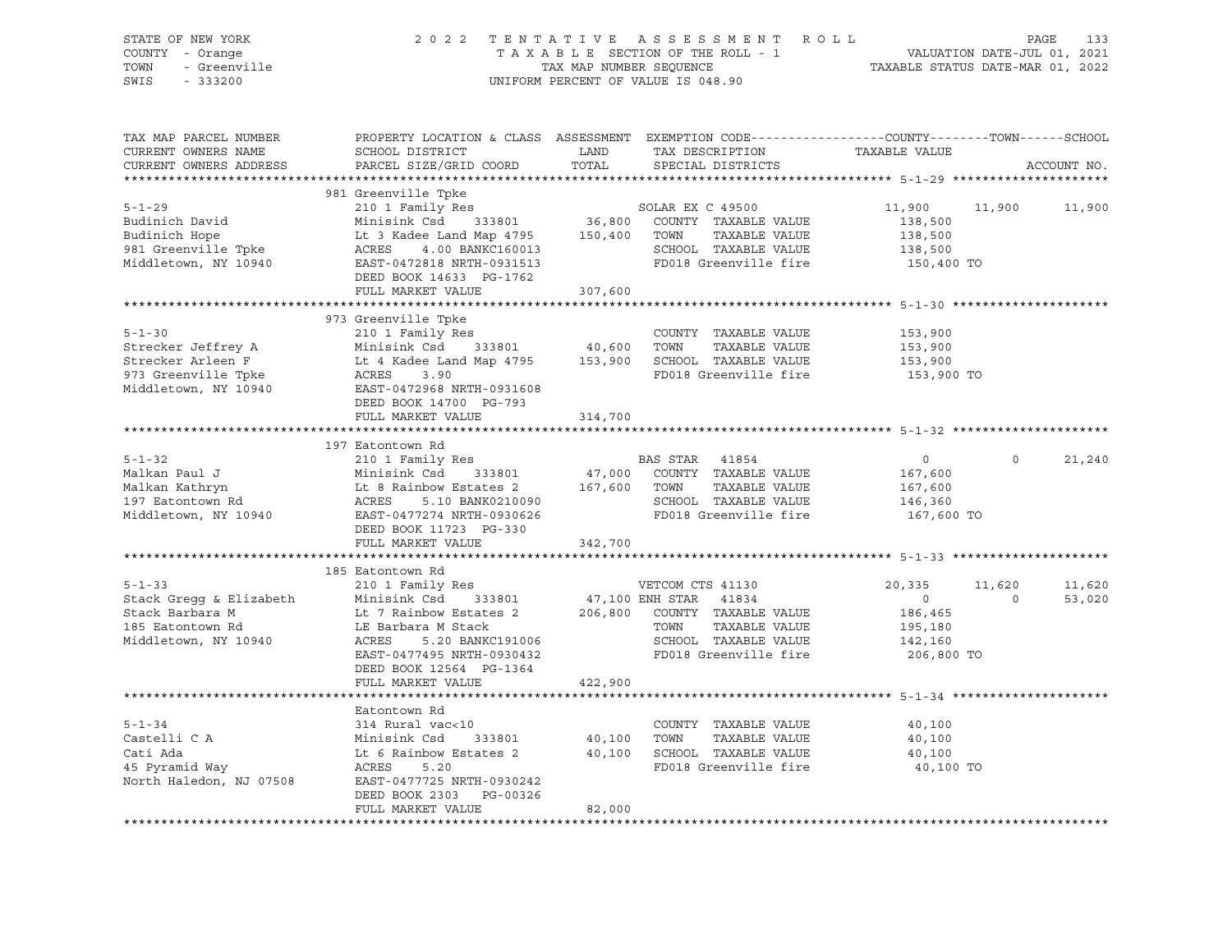STATE OF NEW YORK — COUNTY - Orange — TOWN - Greenville — SWIS - 333200

2022 TENTATIVE ASSESSMENT ROLL
TAXABLE SECTION OF THE ROLL - 1
TAX MAP NUMBER SEQUENCE
UNIFORM PERCENT OF VALUE IS 048.90

VALUATION DATE-JUL 01, 2021
TAXABLE STATUS DATE-MAR 01, 2022

| TAX MAP PARCEL NUMBER / CURRENT OWNERS NAME / CURRENT OWNERS ADDRESS | PROPERTY LOCATION & CLASS / SCHOOL DISTRICT / PARCEL SIZE/GRID COORD | ASSESSMENT LAND / TOTAL | EXEMPTION CODE / TAX DESCRIPTION / SPECIAL DISTRICTS | COUNTY | TOWN | SCHOOL |
|---|---|---|---|---|---|---|
| **5-1-29** | 981 Greenville Tpke | | | | | |
| 5-1-29 | 210 1 Family Res | | SOLAR EX C 49500 | 11,900 | 11,900 | 11,900 |
| Budinich David | Minisink Csd 333801 | 36,800 | COUNTY TAXABLE VALUE | 138,500 | | |
| Budinich Hope | Lt 3 Kadee Land Map 4795 | 150,400 | TOWN TAXABLE VALUE | 138,500 | | |
| 981 Greenville Tpke | ACRES 4.00 BANKC160013 | | SCHOOL TAXABLE VALUE | 138,500 | | |
| Middletown, NY 10940 | EAST-0472818 NRTH-0931513 | | FD018 Greenville fire | 150,400 TO | | |
| | DEED BOOK 14633 PG-1762 | | | | | |
| | FULL MARKET VALUE | 307,600 | | | | |
| **5-1-30** | 973 Greenville Tpke | | | | | |
| 5-1-30 | 210 1 Family Res | | COUNTY TAXABLE VALUE | 153,900 | | |
| Strecker Jeffrey A | Minisink Csd 333801 | 40,600 | TOWN TAXABLE VALUE | 153,900 | | |
| Strecker Arleen F | Lt 4 Kadee Land Map 4795 | 153,900 | SCHOOL TAXABLE VALUE | 153,900 | | |
| 973 Greenville Tpke | ACRES 3.90 | | FD018 Greenville fire | 153,900 TO | | |
| Middletown, NY 10940 | EAST-0472968 NRTH-0931608 | | | | | |
| | DEED BOOK 14700 PG-793 | | | | | |
| | FULL MARKET VALUE | 314,700 | | | | |
| **5-1-32** | 197 Eatontown Rd | | | | | |
| 5-1-32 | 210 1 Family Res | | BAS STAR 41854 | 0 | 0 | 21,240 |
| Malkan Paul J | Minisink Csd 333801 | 47,000 | COUNTY TAXABLE VALUE | 167,600 | | |
| Malkan Kathryn | Lt 8 Rainbow Estates 2 | 167,600 | TOWN TAXABLE VALUE | 167,600 | | |
| 197 Eatontown Rd | ACRES 5.10 BANK0210090 | | SCHOOL TAXABLE VALUE | 146,360 | | |
| Middletown, NY 10940 | EAST-0477274 NRTH-0930626 | | FD018 Greenville fire | 167,600 TO | | |
| | DEED BOOK 11723 PG-330 | | | | | |
| | FULL MARKET VALUE | 342,700 | | | | |
| **5-1-33** | 185 Eatontown Rd | | | | | |
| 5-1-33 | 210 1 Family Res | | VETCOM CTS 41130 | 20,335 | 11,620 | 11,620 |
| Stack Gregg & Elizabeth | Minisink Csd 333801 | 47,100 | ENH STAR 41834 | 0 | 0 | 53,020 |
| Stack Barbara M | Lt 7 Rainbow Estates 2 | 206,800 | COUNTY TAXABLE VALUE | 186,465 | | |
| 185 Eatontown Rd | LE Barbara M Stack | | TOWN TAXABLE VALUE | 195,180 | | |
| Middletown, NY 10940 | ACRES 5.20 BANKC191006 | | SCHOOL TAXABLE VALUE | 142,160 | | |
| | EAST-0477495 NRTH-0930432 | | FD018 Greenville fire | 206,800 TO | | |
| | DEED BOOK 12564 PG-1364 | | | | | |
| | FULL MARKET VALUE | 422,900 | | | | |
| **5-1-34** | Eatontown Rd | | | | | |
| 5-1-34 | 314 Rural vac<10 | | COUNTY TAXABLE VALUE | 40,100 | | |
| Castelli C A | Minisink Csd 333801 | 40,100 | TOWN TAXABLE VALUE | 40,100 | | |
| Cati Ada | Lt 6 Rainbow Estates 2 | 40,100 | SCHOOL TAXABLE VALUE | 40,100 | | |
| 45 Pyramid Way | ACRES 5.20 | | FD018 Greenville fire | 40,100 TO | | |
| North Haledon, NJ 07508 | EAST-0477725 NRTH-0930242 | | | | | |
| | DEED BOOK 2303 PG-00326 | | | | | |
| | FULL MARKET VALUE | 82,000 | | | | |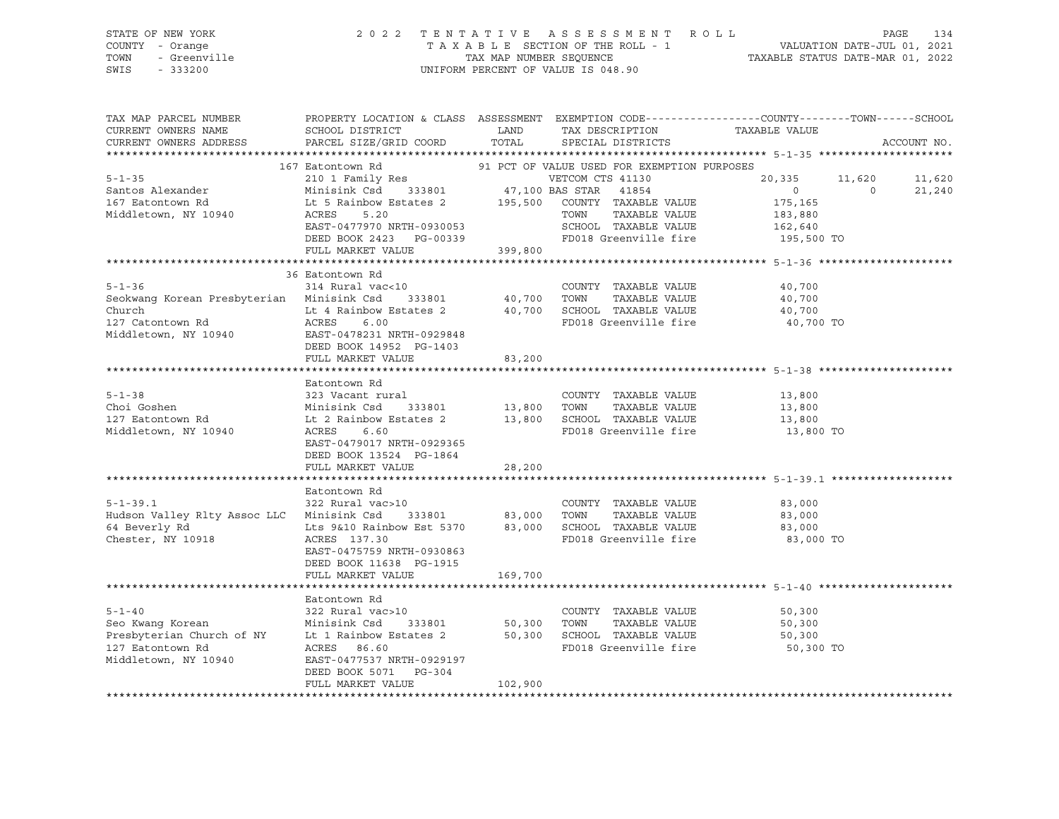STATE OF NEW YORK — COUNTY - Orange — TOWN - Greenville — SWIS - 333200

# 2022 TENTATIVE ASSESSMENT ROLL

TAXABLE SECTION OF THE ROLL - 1
TAX MAP NUMBER SEQUENCE
UNIFORM PERCENT OF VALUE IS 048.90

VALUATION DATE-JUL 01, 2021
TAXABLE STATUS DATE-MAR 01, 2022

| TAX MAP PARCEL NUMBER / CURRENT OWNERS NAME / CURRENT OWNERS ADDRESS | PROPERTY LOCATION & CLASS / SCHOOL DISTRICT / PARCEL SIZE/GRID COORD | ASSESSMENT LAND | TOTAL | EXEMPTION CODE / TAX DESCRIPTION / SPECIAL DISTRICTS | COUNTY TAXABLE VALUE | TOWN | SCHOOL | ACCOUNT NO. |
|---|---|---|---|---|---|---|---|---|
| **5-1-35** | 167 Eatontown Rd | | | 91 PCT OF VALUE USED FOR EXEMPTION PURPOSES | | | | |
| Santos Alexander | 210 1 Family Res | | | VETCOM CTS 41130 | 20,335 | 11,620 | 11,620 | |
| 167 Eatontown Rd | Minisink Csd 333801 | 47,100 | | BAS STAR 41854 | 0 | 0 | 21,240 | |
| Middletown, NY 10940 | Lt 5 Rainbow Estates 2 | | 195,500 | COUNTY TAXABLE VALUE | 175,165 | | | |
| | ACRES 5.20 | | | TOWN TAXABLE VALUE | 183,880 | | | |
| | EAST-0477970 NRTH-0930053 | | | SCHOOL TAXABLE VALUE | 162,640 | | | |
| | DEED BOOK 2423 PG-00339 | | | FD018 Greenville fire | 195,500 TO | | | |
| | FULL MARKET VALUE | | 399,800 | | | | | |
| **5-1-36** | 36 Eatontown Rd | | | | | | | |
| Seokwang Korean Presbyterian Church | 314 Rural vac<10 | | | COUNTY TAXABLE VALUE | 40,700 | | | |
| 127 Catontown Rd | Minisink Csd 333801 | 40,700 | | TOWN TAXABLE VALUE | 40,700 | | | |
| Middletown, NY 10940 | Lt 4 Rainbow Estates 2 | | 40,700 | SCHOOL TAXABLE VALUE | 40,700 | | | |
| | ACRES 6.00 | | | FD018 Greenville fire | 40,700 TO | | | |
| | EAST-0478231 NRTH-0929848 | | | | | | | |
| | DEED BOOK 14952 PG-1403 | | | | | | | |
| | FULL MARKET VALUE | | 83,200 | | | | | |
| **5-1-38** | Eatontown Rd | | | | | | | |
| Choi Goshen | 323 Vacant rural | | | COUNTY TAXABLE VALUE | 13,800 | | | |
| 127 Eatontown Rd | Minisink Csd 333801 | 13,800 | | TOWN TAXABLE VALUE | 13,800 | | | |
| Middletown, NY 10940 | Lt 2 Rainbow Estates 2 | | 13,800 | SCHOOL TAXABLE VALUE | 13,800 | | | |
| | ACRES 6.60 | | | FD018 Greenville fire | 13,800 TO | | | |
| | EAST-0479017 NRTH-0929365 | | | | | | | |
| | DEED BOOK 13524 PG-1864 | | | | | | | |
| | FULL MARKET VALUE | | 28,200 | | | | | |
| **5-1-39.1** | Eatontown Rd | | | | | | | |
| Hudson Valley Rlty Assoc LLC | 322 Rural vac>10 | | | COUNTY TAXABLE VALUE | 83,000 | | | |
| 64 Beverly Rd | Minisink Csd 333801 | 83,000 | | TOWN TAXABLE VALUE | 83,000 | | | |
| Chester, NY 10918 | Lts 9&10 Rainbow Est 5370 | | 83,000 | SCHOOL TAXABLE VALUE | 83,000 | | | |
| | ACRES 137.30 | | | FD018 Greenville fire | 83,000 TO | | | |
| | EAST-0475759 NRTH-0930863 | | | | | | | |
| | DEED BOOK 11638 PG-1915 | | | | | | | |
| | FULL MARKET VALUE | | 169,700 | | | | | |
| **5-1-40** | Eatontown Rd | | | | | | | |
| Seo Kwang Korean Presbyterian Church of NY | 322 Rural vac>10 | | | COUNTY TAXABLE VALUE | 50,300 | | | |
| 127 Eatontown Rd | Minisink Csd 333801 | 50,300 | | TOWN TAXABLE VALUE | 50,300 | | | |
| Middletown, NY 10940 | Lt 1 Rainbow Estates 2 | | 50,300 | SCHOOL TAXABLE VALUE | 50,300 | | | |
| | ACRES 86.60 | | | FD018 Greenville fire | 50,300 TO | | | |
| | EAST-0477537 NRTH-0929197 | | | | | | | |
| | DEED BOOK 5071 PG-304 | | | | | | | |
| | FULL MARKET VALUE | | 102,900 | | | | | |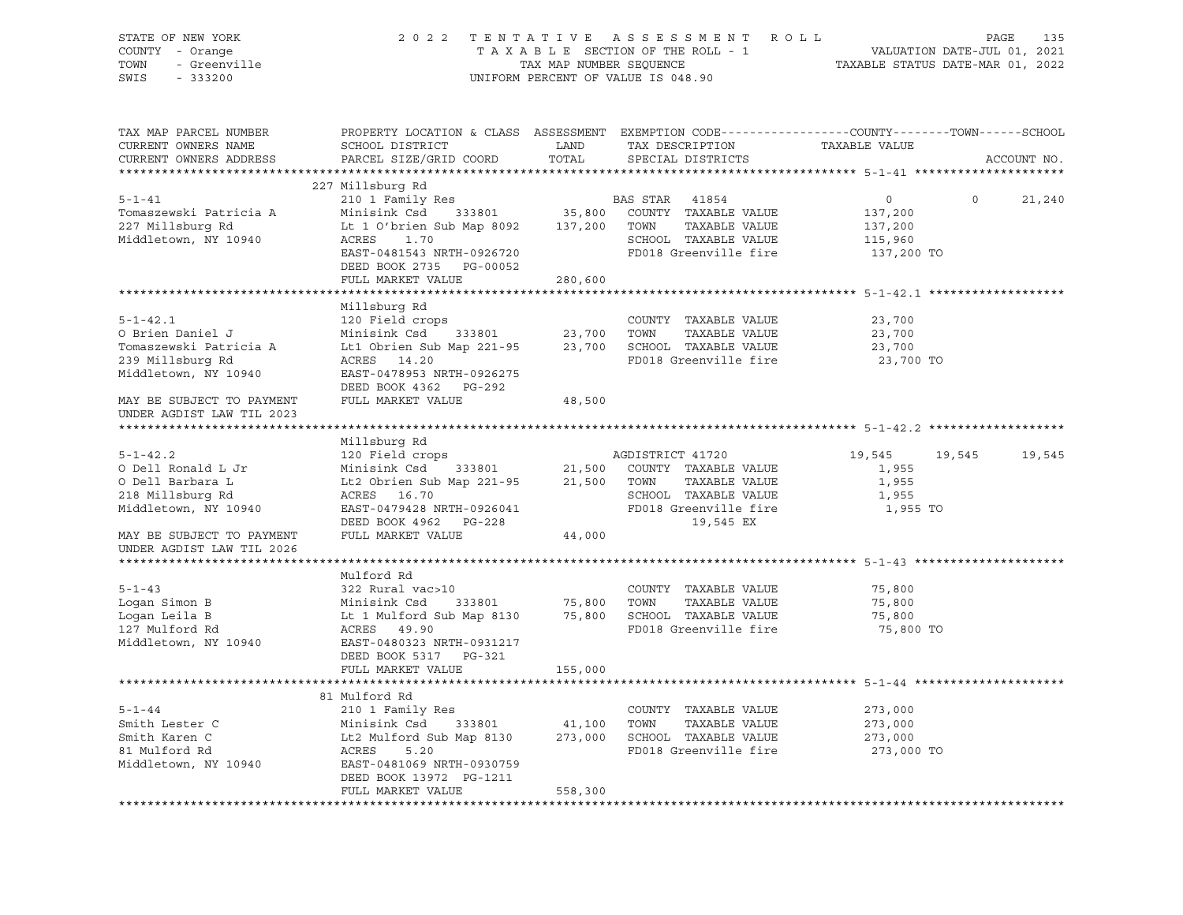STATE OF NEW YORK — 2022 TENTATIVE ASSESSMENT ROLL
COUNTY - Orange — TAXABLE SECTION OF THE ROLL - 1 — VALUATION DATE-JUL 01, 2021
TOWN - Greenville — TAX MAP NUMBER SEQUENCE — TAXABLE STATUS DATE-MAR 01, 2022
SWIS - 333200 — UNIFORM PERCENT OF VALUE IS 048.90

```
TAX MAP PARCEL NUMBER          PROPERTY LOCATION & CLASS  ASSESSMENT  EXEMPTION CODE------------------COUNTY--------TOWN------SCHOOL
CURRENT OWNERS NAME            SCHOOL DISTRICT               LAND      TAX DESCRIPTION            TAXABLE VALUE
CURRENT OWNERS ADDRESS         PARCEL SIZE/GRID COORD        TOTAL     SPECIAL DISTRICTS                                   ACCOUNT NO.
*********************************************************************************************** 5-1-41 ********************
                               227 Millsburg Rd
5-1-41                         210 1 Family Res                    BAS STAR  41854              0           0       21,240
Tomaszewski Patricia A         Minisink Csd    333801     35,800   COUNTY  TAXABLE VALUE       137,200
227 Millsburg Rd               Lt 1 O'brien Sub Map 8092  137,200  TOWN    TAXABLE VALUE       137,200
Middletown, NY 10940           ACRES    1.70                       SCHOOL  TAXABLE VALUE       115,960
                               EAST-0481543 NRTH-0926720           FD018 Greenville fire        137,200 TO
                               DEED BOOK 2735   PG-00052
                               FULL MARKET VALUE          280,600
*********************************************************************************************** 5-1-42.1 ******************
                               Millsburg Rd
5-1-42.1                       120 Field crops                     COUNTY  TAXABLE VALUE        23,700
O Brien Daniel J               Minisink Csd    333801     23,700   TOWN    TAXABLE VALUE        23,700
Tomaszewski Patricia A         Lt1 Obrien Sub Map 221-95   23,700  SCHOOL  TAXABLE VALUE        23,700
239 Millsburg Rd               ACRES   14.20                       FD018 Greenville fire         23,700 TO
Middletown, NY 10940           EAST-0478953 NRTH-0926275
                               DEED BOOK 4362   PG-292
MAY BE SUBJECT TO PAYMENT      FULL MARKET VALUE           48,500
UNDER AGDIST LAW TIL 2023
*********************************************************************************************** 5-1-42.2 ******************
                               Millsburg Rd
5-1-42.2                       120 Field crops                     AGDISTRICT 41720         19,545      19,545      19,545
O Dell Ronald L Jr             Minisink Csd    333801     21,500   COUNTY  TAXABLE VALUE         1,955
O Dell Barbara L               Lt2 Obrien Sub Map 221-95   21,500  TOWN    TAXABLE VALUE         1,955
218 Millsburg Rd               ACRES   16.70                       SCHOOL  TAXABLE VALUE         1,955
Middletown, NY 10940           EAST-0479428 NRTH-0926041           FD018 Greenville fire          1,955 TO
                               DEED BOOK 4962   PG-228                   19,545 EX
MAY BE SUBJECT TO PAYMENT      FULL MARKET VALUE           44,000
UNDER AGDIST LAW TIL 2026
*********************************************************************************************** 5-1-43 ********************
                               Mulford Rd
5-1-43                         322 Rural vac>10                    COUNTY  TAXABLE VALUE        75,800
Logan Simon B                  Minisink Csd    333801     75,800   TOWN    TAXABLE VALUE        75,800
Logan Leila B                  Lt 1 Mulford Sub Map 8130   75,800  SCHOOL  TAXABLE VALUE        75,800
127 Mulford Rd                 ACRES   49.90                       FD018 Greenville fire         75,800 TO
Middletown, NY 10940           EAST-0480323 NRTH-0931217
                               DEED BOOK 5317   PG-321
                               FULL MARKET VALUE          155,000
*********************************************************************************************** 5-1-44 ********************
                               81 Mulford Rd
5-1-44                         210 1 Family Res                    COUNTY  TAXABLE VALUE       273,000
Smith Lester C                 Minisink Csd    333801     41,100   TOWN    TAXABLE VALUE       273,000
Smith Karen C                  Lt2 Mulford Sub Map 8130   273,000  SCHOOL  TAXABLE VALUE       273,000
81 Mulford Rd                  ACRES    5.20                       FD018 Greenville fire        273,000 TO
Middletown, NY 10940           EAST-0481069 NRTH-0930759
                               DEED BOOK 13972  PG-1211
                               FULL MARKET VALUE          558,300
****************************************************************************************************************************
```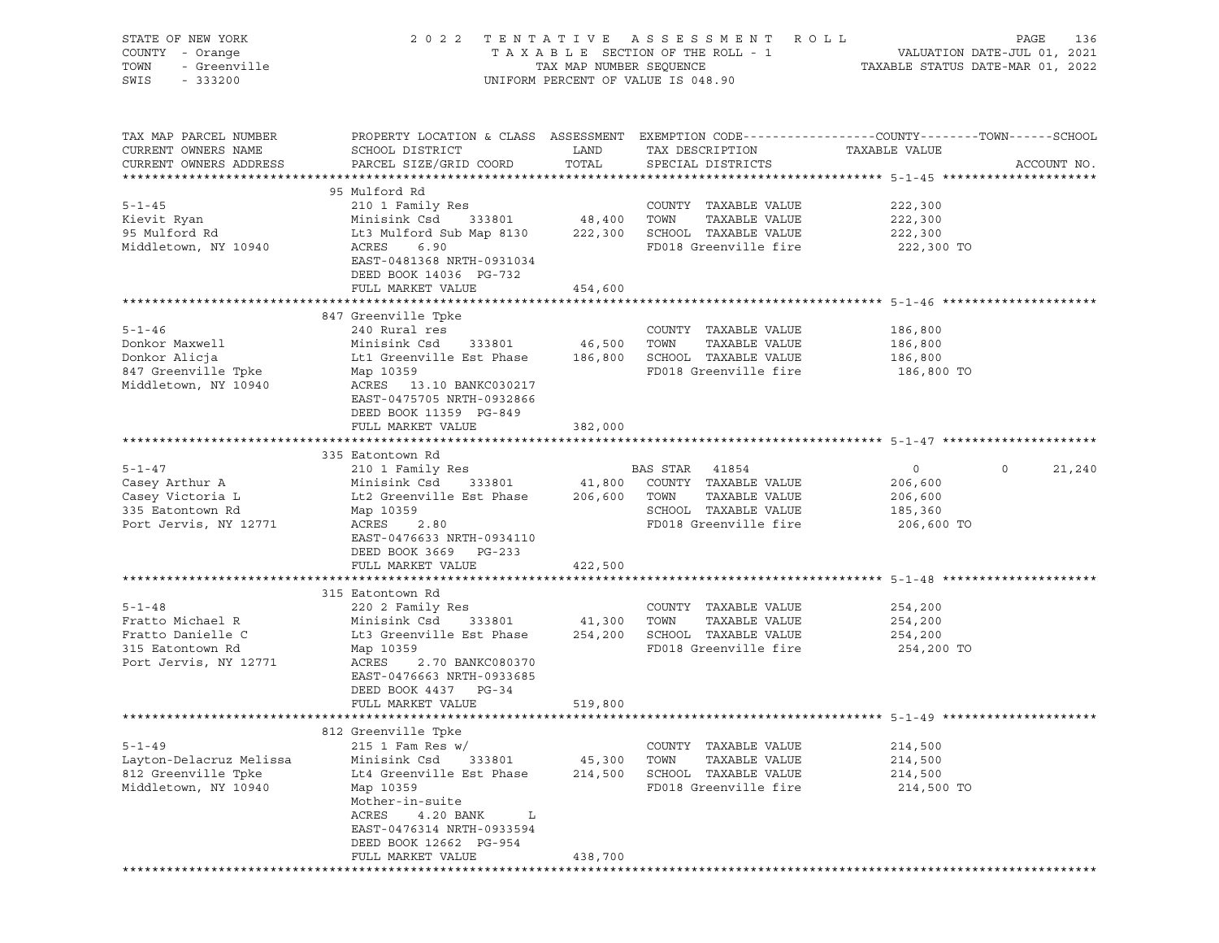STATE OF NEW YORK
COUNTY - Orange
TOWN - Greenville
SWIS - 333200

2022 TENTATIVE ASSESSMENT ROLL
TAXABLE SECTION OF THE ROLL - 1
TAX MAP NUMBER SEQUENCE
UNIFORM PERCENT OF VALUE IS 048.90

VALUATION DATE-JUL 01, 2021
TAXABLE STATUS DATE-MAR 01, 2022

| TAX MAP PARCEL NUMBER / CURRENT OWNERS NAME / CURRENT OWNERS ADDRESS | PROPERTY LOCATION & CLASS / SCHOOL DISTRICT / PARCEL SIZE/GRID COORD | ASSESSMENT LAND / TOTAL | EXEMPTION CODE / TAX DESCRIPTION / SPECIAL DISTRICTS | COUNTY / TAXABLE VALUE | TOWN | SCHOOL | ACCOUNT NO. |
|---|---|---|---|---|---|---|---|
| **5-1-45** | 95 Mulford Rd | | | | | | |
| 5-1-45 | 210 1 Family Res | | COUNTY TAXABLE VALUE | 222,300 | | | |
| Kievit Ryan | Minisink Csd 333801 | 48,400 | TOWN TAXABLE VALUE | 222,300 | | | |
| 95 Mulford Rd | Lt3 Mulford Sub Map 8130 | 222,300 | SCHOOL TAXABLE VALUE | 222,300 | | | |
| Middletown, NY 10940 | ACRES 6.90 | | FD018 Greenville fire | 222,300 TO | | | |
| | EAST-0481368 NRTH-0931034 | | | | | | |
| | DEED BOOK 14036 PG-732 | | | | | | |
| | FULL MARKET VALUE | 454,600 | | | | | |
| **5-1-46** | 847 Greenville Tpke | | | | | | |
| 5-1-46 | 240 Rural res | | COUNTY TAXABLE VALUE | 186,800 | | | |
| Donkor Maxwell | Minisink Csd 333801 | 46,500 | TOWN TAXABLE VALUE | 186,800 | | | |
| Donkor Alicja | Lt1 Greenville Est Phase | 186,800 | SCHOOL TAXABLE VALUE | 186,800 | | | |
| 847 Greenville Tpke | Map 10359 | | FD018 Greenville fire | 186,800 TO | | | |
| Middletown, NY 10940 | ACRES 13.10 BANKC030217 | | | | | | |
| | EAST-0475705 NRTH-0932866 | | | | | | |
| | DEED BOOK 11359 PG-849 | | | | | | |
| | FULL MARKET VALUE | 382,000 | | | | | |
| **5-1-47** | 335 Eatontown Rd | | | | | | |
| 5-1-47 | 210 1 Family Res | | BAS STAR 41854 | 0 | 0 | 21,240 | |
| Casey Arthur A | Minisink Csd 333801 | 41,800 | COUNTY TAXABLE VALUE | 206,600 | | | |
| Casey Victoria L | Lt2 Greenville Est Phase | 206,600 | TOWN TAXABLE VALUE | 206,600 | | | |
| 335 Eatontown Rd | Map 10359 | | SCHOOL TAXABLE VALUE | 185,360 | | | |
| Port Jervis, NY 12771 | ACRES 2.80 | | FD018 Greenville fire | 206,600 TO | | | |
| | EAST-0476633 NRTH-0934110 | | | | | | |
| | DEED BOOK 3669 PG-233 | | | | | | |
| | FULL MARKET VALUE | 422,500 | | | | | |
| **5-1-48** | 315 Eatontown Rd | | | | | | |
| 5-1-48 | 220 2 Family Res | | COUNTY TAXABLE VALUE | 254,200 | | | |
| Fratto Michael R | Minisink Csd 333801 | 41,300 | TOWN TAXABLE VALUE | 254,200 | | | |
| Fratto Danielle C | Lt3 Greenville Est Phase | 254,200 | SCHOOL TAXABLE VALUE | 254,200 | | | |
| 315 Eatontown Rd | Map 10359 | | FD018 Greenville fire | 254,200 TO | | | |
| Port Jervis, NY 12771 | ACRES 2.70 BANKC080370 | | | | | | |
| | EAST-0476663 NRTH-0933685 | | | | | | |
| | DEED BOOK 4437 PG-34 | | | | | | |
| | FULL MARKET VALUE | 519,800 | | | | | |
| **5-1-49** | 812 Greenville Tpke | | | | | | |
| 5-1-49 | 215 1 Fam Res w/ | | COUNTY TAXABLE VALUE | 214,500 | | | |
| Layton-Delacruz Melissa | Minisink Csd 333801 | 45,300 | TOWN TAXABLE VALUE | 214,500 | | | |
| 812 Greenville Tpke | Lt4 Greenville Est Phase | 214,500 | SCHOOL TAXABLE VALUE | 214,500 | | | |
| Middletown, NY 10940 | Map 10359 | | FD018 Greenville fire | 214,500 TO | | | |
| | Mother-in-suite | | | | | | |
| | ACRES 4.20 BANK L | | | | | | |
| | EAST-0476314 NRTH-0933594 | | | | | | |
| | DEED BOOK 12662 PG-954 | | | | | | |
| | FULL MARKET VALUE | 438,700 | | | | | |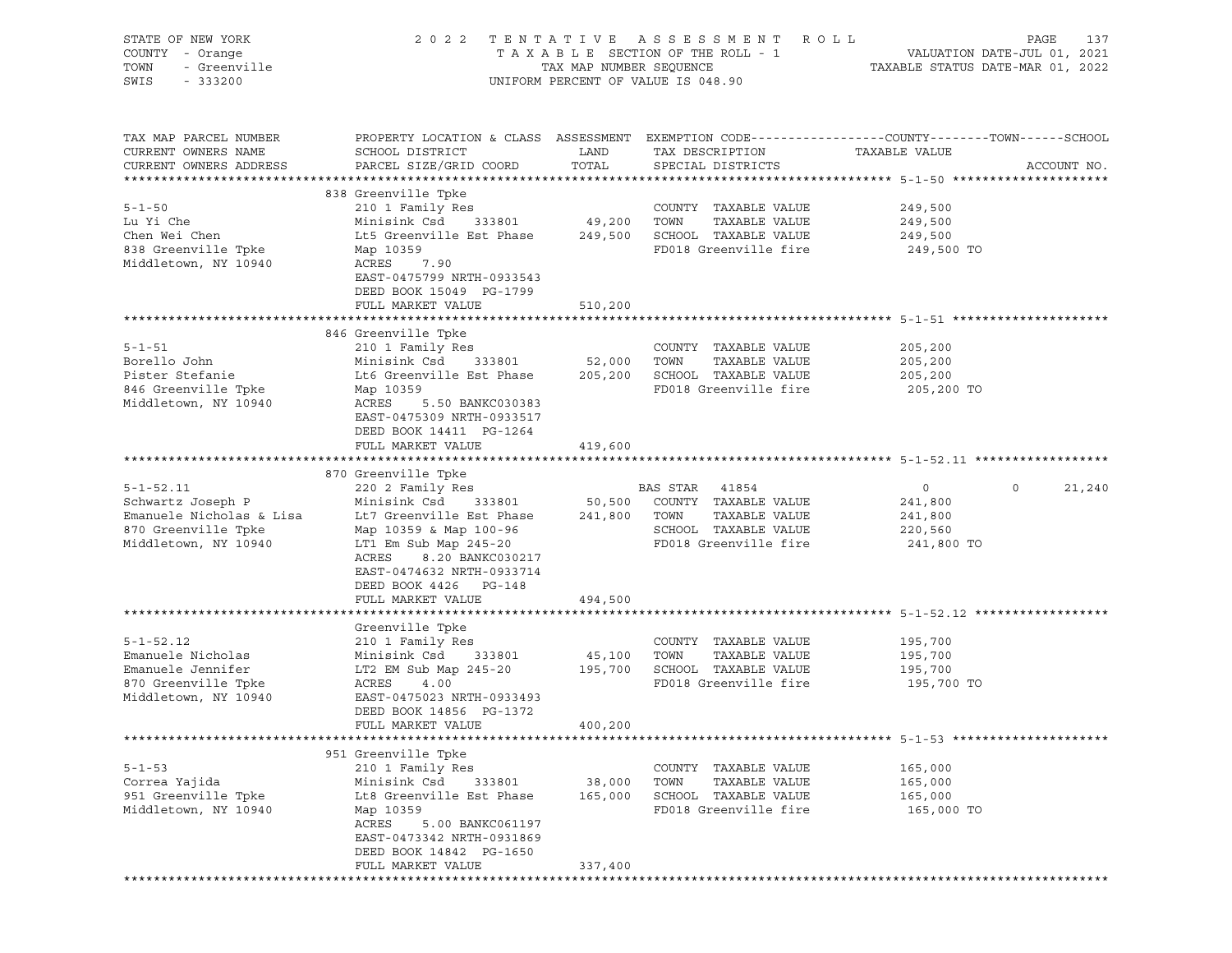STATE OF NEW YORK — COUNTY - Orange — TOWN - Greenville — SWIS - 333200

2022 TENTATIVE ASSESSMENT ROLL
TAXABLE SECTION OF THE ROLL - 1
TAX MAP NUMBER SEQUENCE
UNIFORM PERCENT OF VALUE IS 048.90

VALUATION DATE-JUL 01, 2021
TAXABLE STATUS DATE-MAR 01, 2022

| TAX MAP PARCEL NUMBER / CURRENT OWNERS NAME / CURRENT OWNERS ADDRESS | PROPERTY LOCATION & CLASS / SCHOOL DISTRICT / PARCEL SIZE/GRID COORD | ASSESSMENT LAND | TOTAL | EXEMPTION CODE / TAX DESCRIPTION / SPECIAL DISTRICTS | COUNTY | TOWN | SCHOOL / ACCOUNT NO. |
|---|---|---|---|---|---|---|---|
| **5-1-50** | 838 Greenville Tpke | | | | | | |
| 5-1-50 | 210 1 Family Res | | | COUNTY TAXABLE VALUE | 249,500 | | |
| Lu Yi Che | Minisink Csd 333801 | 49,200 | | TOWN TAXABLE VALUE | | 249,500 | |
| Chen Wei Chen | Lt5 Greenville Est Phase | | 249,500 | SCHOOL TAXABLE VALUE | | | 249,500 |
| 838 Greenville Tpke | Map 10359 | | | FD018 Greenville fire | 249,500 TO | | |
| Middletown, NY 10940 | ACRES 7.90 | | | | | | |
| | EAST-0475799 NRTH-0933543 | | | | | | |
| | DEED BOOK 15049 PG-1799 | | | | | | |
| | FULL MARKET VALUE | | 510,200 | | | | |
| **5-1-51** | 846 Greenville Tpke | | | | | | |
| 5-1-51 | 210 1 Family Res | | | COUNTY TAXABLE VALUE | 205,200 | | |
| Borello John | Minisink Csd 333801 | 52,000 | | TOWN TAXABLE VALUE | | 205,200 | |
| Pister Stefanie | Lt6 Greenville Est Phase | | 205,200 | SCHOOL TAXABLE VALUE | | | 205,200 |
| 846 Greenville Tpke | Map 10359 | | | FD018 Greenville fire | 205,200 TO | | |
| Middletown, NY 10940 | ACRES 5.50 BANKC030383 | | | | | | |
| | EAST-0475309 NRTH-0933517 | | | | | | |
| | DEED BOOK 14411 PG-1264 | | | | | | |
| | FULL MARKET VALUE | | 419,600 | | | | |
| **5-1-52.11** | 870 Greenville Tpke | | | | | | |
| 5-1-52.11 | 220 2 Family Res | | | BAS STAR 41854 | 0 | 0 | 21,240 |
| Schwartz Joseph P | Minisink Csd 333801 | 50,500 | | COUNTY TAXABLE VALUE | 241,800 | | |
| Emanuele Nicholas & Lisa | Lt7 Greenville Est Phase | | 241,800 | TOWN TAXABLE VALUE | | 241,800 | |
| 870 Greenville Tpke | Map 10359 & Map 100-96 | | | SCHOOL TAXABLE VALUE | | | 220,560 |
| Middletown, NY 10940 | LT1 Em Sub Map 245-20 | | | FD018 Greenville fire | 241,800 TO | | |
| | ACRES 8.20 BANKC030217 | | | | | | |
| | EAST-0474632 NRTH-0933714 | | | | | | |
| | DEED BOOK 4426 PG-148 | | | | | | |
| | FULL MARKET VALUE | | 494,500 | | | | |
| **5-1-52.12** | Greenville Tpke | | | | | | |
| 5-1-52.12 | 210 1 Family Res | | | COUNTY TAXABLE VALUE | 195,700 | | |
| Emanuele Nicholas | Minisink Csd 333801 | 45,100 | | TOWN TAXABLE VALUE | | 195,700 | |
| Emanuele Jennifer | LT2 EM Sub Map 245-20 | | 195,700 | SCHOOL TAXABLE VALUE | | | 195,700 |
| 870 Greenville Tpke | ACRES 4.00 | | | FD018 Greenville fire | 195,700 TO | | |
| Middletown, NY 10940 | EAST-0475023 NRTH-0933493 | | | | | | |
| | DEED BOOK 14856 PG-1372 | | | | | | |
| | FULL MARKET VALUE | | 400,200 | | | | |
| **5-1-53** | 951 Greenville Tpke | | | | | | |
| 5-1-53 | 210 1 Family Res | | | COUNTY TAXABLE VALUE | 165,000 | | |
| Correa Yajida | Minisink Csd 333801 | 38,000 | | TOWN TAXABLE VALUE | | 165,000 | |
| 951 Greenville Tpke | Lt8 Greenville Est Phase | | 165,000 | SCHOOL TAXABLE VALUE | | | 165,000 |
| Middletown, NY 10940 | Map 10359 | | | FD018 Greenville fire | 165,000 TO | | |
| | ACRES 5.00 BANKC061197 | | | | | | |
| | EAST-0473342 NRTH-0931869 | | | | | | |
| | DEED BOOK 14842 PG-1650 | | | | | | |
| | FULL MARKET VALUE | | 337,400 | | | | |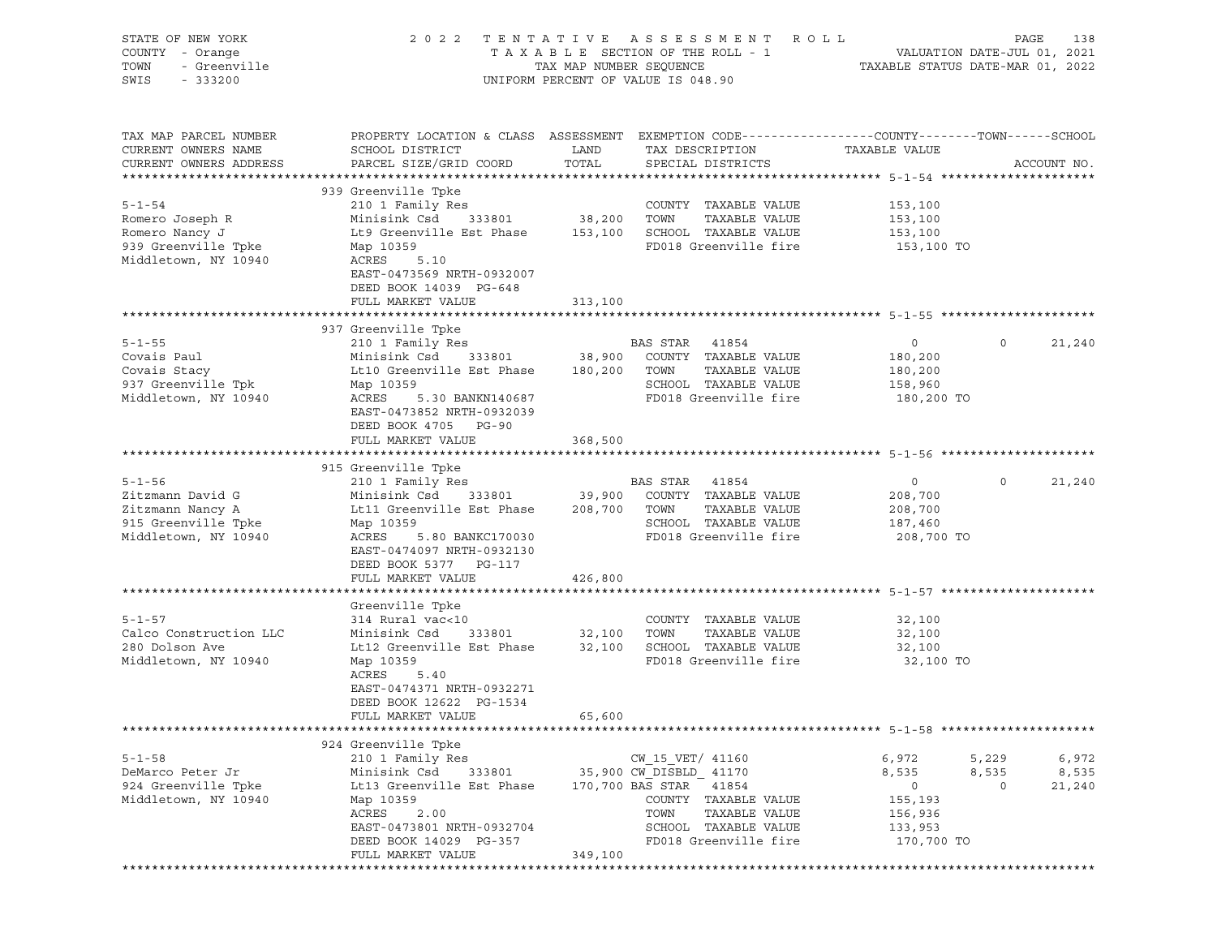STATE OF NEW YORK
COUNTY - Orange
TOWN - Greenville
SWIS - 333200

2 0 2 2 T E N T A T I V E A S S E S S M E N T R O L L
T A X A B L E SECTION OF THE ROLL - 1
TAX MAP NUMBER SEQUENCE
UNIFORM PERCENT OF VALUE IS 048.90

VALUATION DATE-JUL 01, 2021
TAXABLE STATUS DATE-MAR 01, 2022

```
TAX MAP PARCEL NUMBER      PROPERTY LOCATION & CLASS  ASSESSMENT  EXEMPTION CODE------------------COUNTY--------TOWN------SCHOOL
CURRENT OWNERS NAME        SCHOOL DISTRICT               LAND      TAX DESCRIPTION            TAXABLE VALUE
CURRENT OWNERS ADDRESS     PARCEL SIZE/GRID COORD        TOTAL     SPECIAL DISTRICTS                                    ACCOUNT NO.
******************************************************************************************************* 5-1-54 ********************
                           939 Greenville Tpke
5-1-54                     210 1 Family Res                         COUNTY  TAXABLE VALUE          153,100
Romero Joseph R            Minisink Csd     333801       38,200     TOWN    TAXABLE VALUE          153,100
Romero Nancy J             Lt9 Greenville Est Phase     153,100     SCHOOL  TAXABLE VALUE          153,100
939 Greenville Tpke        Map 10359                                FD018 Greenville fire           153,100 TO
Middletown, NY 10940       ACRES     5.10
                           EAST-0473569 NRTH-0932007
                           DEED BOOK 14039  PG-648
                           FULL MARKET VALUE            313,100
******************************************************************************************************* 5-1-55 ********************
                           937 Greenville Tpke
5-1-55                     210 1 Family Res                         BAS STAR   41854                  0          0       21,240
Covais Paul                Minisink Csd     333801       38,900     COUNTY  TAXABLE VALUE          180,200
Covais Stacy               Lt10 Greenville Est Phase    180,200     TOWN    TAXABLE VALUE          180,200
937 Greenville Tpk         Map 10359                                SCHOOL  TAXABLE VALUE          158,960
Middletown, NY 10940       ACRES     5.30 BANKN140687               FD018 Greenville fire           180,200 TO
                           EAST-0473852 NRTH-0932039
                           DEED BOOK 4705   PG-90
                           FULL MARKET VALUE            368,500
******************************************************************************************************* 5-1-56 ********************
                           915 Greenville Tpke
5-1-56                     210 1 Family Res                         BAS STAR   41854                  0          0       21,240
Zitzmann David G           Minisink Csd     333801       39,900     COUNTY  TAXABLE VALUE          208,700
Zitzmann Nancy A           Lt11 Greenville Est Phase    208,700     TOWN    TAXABLE VALUE          208,700
915 Greenville Tpke        Map 10359                                SCHOOL  TAXABLE VALUE          187,460
Middletown, NY 10940       ACRES     5.80 BANKC170030               FD018 Greenville fire           208,700 TO
                           EAST-0474097 NRTH-0932130
                           DEED BOOK 5377   PG-117
                           FULL MARKET VALUE            426,800
******************************************************************************************************* 5-1-57 ********************
                           Greenville Tpke
5-1-57                     314 Rural vac<10                         COUNTY  TAXABLE VALUE           32,100
Calco Construction LLC     Minisink Csd     333801       32,100     TOWN    TAXABLE VALUE           32,100
280 Dolson Ave             Lt12 Greenville Est Phase     32,100     SCHOOL  TAXABLE VALUE           32,100
Middletown, NY 10940       Map 10359                                FD018 Greenville fire            32,100 TO
                           ACRES     5.40
                           EAST-0474371 NRTH-0932271
                           DEED BOOK 12622  PG-1534
                           FULL MARKET VALUE             65,600
******************************************************************************************************* 5-1-58 ********************
                           924 Greenville Tpke
5-1-58                     210 1 Family Res                         CW_15_VET/ 41160              6,972      5,229        6,972
DeMarco Peter Jr           Minisink Csd     333801       35,900 CW_DISBLD_ 41170                  8,535      8,535        8,535
924 Greenville Tpke        Lt13 Greenville Est Phase    170,700 BAS STAR   41854                      0          0       21,240
Middletown, NY 10940       Map 10359                                COUNTY  TAXABLE VALUE          155,193
                           ACRES     2.00                           TOWN    TAXABLE VALUE          156,936
                           EAST-0473801 NRTH-0932704                SCHOOL  TAXABLE VALUE          133,953
                           DEED BOOK 14029  PG-357                  FD018 Greenville fire           170,700 TO
                           FULL MARKET VALUE            349,100
************************************************************************************************************************************
```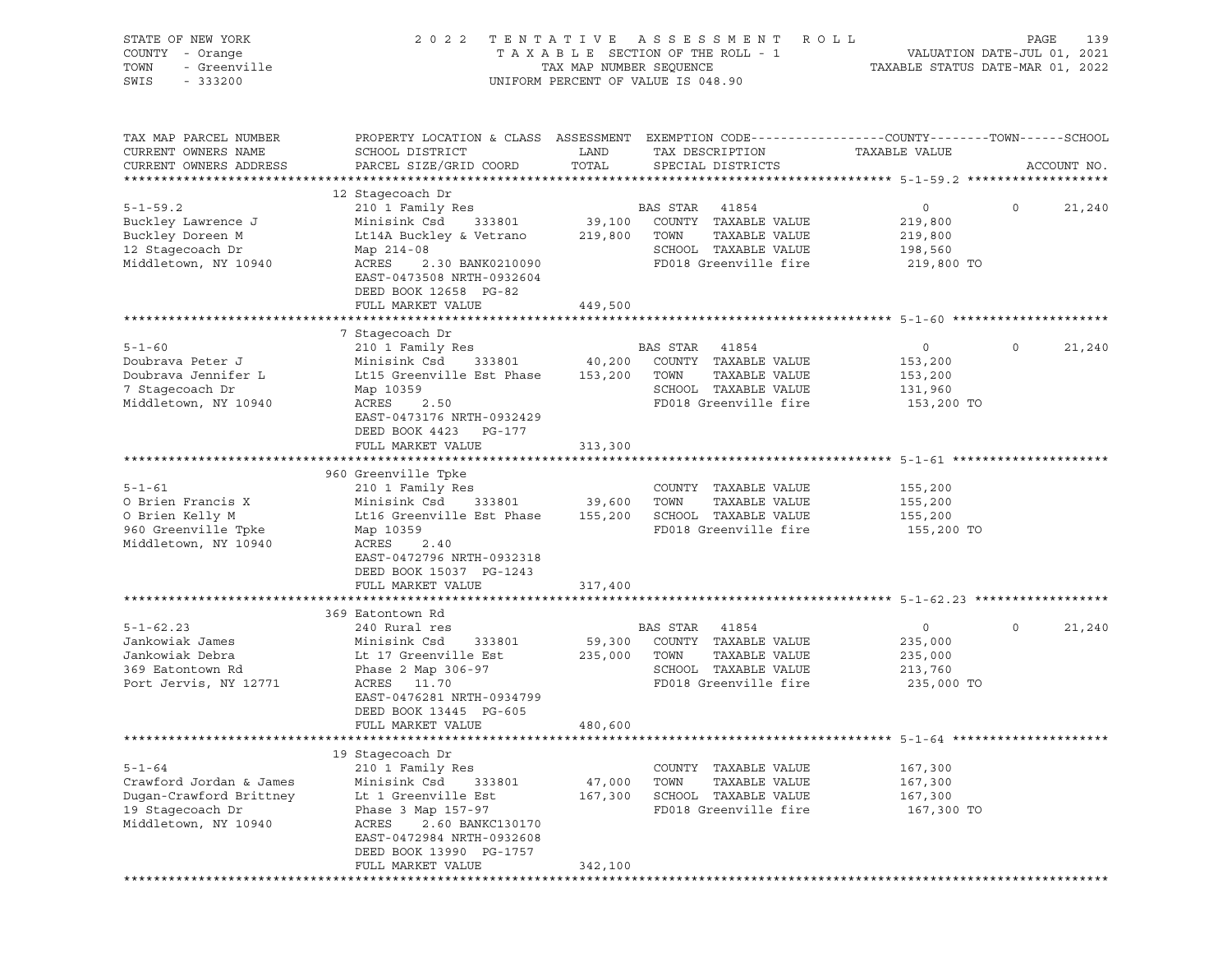STATE OF NEW YORK
COUNTY - Orange
TOWN - Greenville
SWIS - 333200

2022 TENTATIVE ASSESSMENT ROLL
TAXABLE SECTION OF THE ROLL - 1
TAX MAP NUMBER SEQUENCE
UNIFORM PERCENT OF VALUE IS 048.90

VALUATION DATE-JUL 01, 2021
TAXABLE STATUS DATE-MAR 01, 2022

| TAX MAP PARCEL NUMBER / CURRENT OWNERS NAME / CURRENT OWNERS ADDRESS | PROPERTY LOCATION & CLASS / SCHOOL DISTRICT / PARCEL SIZE/GRID COORD | ASSESSMENT LAND | TOTAL | EXEMPTION CODE / TAX DESCRIPTION / SPECIAL DISTRICTS | COUNTY TAXABLE VALUE | TOWN | SCHOOL | ACCOUNT NO. |
|---|---|---|---|---|---|---|---|---|
| **5-1-59.2** | 12 Stagecoach Dr | | | | | | | |
| 5-1-59.2 | 210 1 Family Res | | | BAS STAR 41854 | 0 | 0 | 21,240 | |
| Buckley Lawrence J | Minisink Csd 333801 | 39,100 | | COUNTY TAXABLE VALUE | 219,800 | | | |
| Buckley Doreen M | Lt14A Buckley & Vetrano | | 219,800 | TOWN TAXABLE VALUE | 219,800 | | | |
| 12 Stagecoach Dr | Map 214-08 | | | SCHOOL TAXABLE VALUE | 198,560 | | | |
| Middletown, NY 10940 | ACRES 2.30 BANK0210090 | | | FD018 Greenville fire | 219,800 TO | | | |
| | EAST-0473508 NRTH-0932604 | | | | | | | |
| | DEED BOOK 12658 PG-82 | | | | | | | |
| | FULL MARKET VALUE | | 449,500 | | | | | |
| **5-1-60** | 7 Stagecoach Dr | | | | | | | |
| 5-1-60 | 210 1 Family Res | | | BAS STAR 41854 | 0 | 0 | 21,240 | |
| Doubrava Peter J | Minisink Csd 333801 | 40,200 | | COUNTY TAXABLE VALUE | 153,200 | | | |
| Doubrava Jennifer L | Lt15 Greenville Est Phase | | 153,200 | TOWN TAXABLE VALUE | 153,200 | | | |
| 7 Stagecoach Dr | Map 10359 | | | SCHOOL TAXABLE VALUE | 131,960 | | | |
| Middletown, NY 10940 | ACRES 2.50 | | | FD018 Greenville fire | 153,200 TO | | | |
| | EAST-0473176 NRTH-0932429 | | | | | | | |
| | DEED BOOK 4423 PG-177 | | | | | | | |
| | FULL MARKET VALUE | | 313,300 | | | | | |
| **5-1-61** | 960 Greenville Tpke | | | | | | | |
| 5-1-61 | 210 1 Family Res | | | COUNTY TAXABLE VALUE | 155,200 | | | |
| O Brien Francis X | Minisink Csd 333801 | 39,600 | | TOWN TAXABLE VALUE | 155,200 | | | |
| O Brien Kelly M | Lt16 Greenville Est Phase | | 155,200 | SCHOOL TAXABLE VALUE | 155,200 | | | |
| 960 Greenville Tpke | Map 10359 | | | FD018 Greenville fire | 155,200 TO | | | |
| Middletown, NY 10940 | ACRES 2.40 | | | | | | | |
| | EAST-0472796 NRTH-0932318 | | | | | | | |
| | DEED BOOK 15037 PG-1243 | | | | | | | |
| | FULL MARKET VALUE | | 317,400 | | | | | |
| **5-1-62.23** | 369 Eatontown Rd | | | | | | | |
| 5-1-62.23 | 240 Rural res | | | BAS STAR 41854 | 0 | 0 | 21,240 | |
| Jankowiak James | Minisink Csd 333801 | 59,300 | | COUNTY TAXABLE VALUE | 235,000 | | | |
| Jankowiak Debra | Lt 17 Greenville Est | | 235,000 | TOWN TAXABLE VALUE | 235,000 | | | |
| 369 Eatontown Rd | Phase 2 Map 306-97 | | | SCHOOL TAXABLE VALUE | 213,760 | | | |
| Port Jervis, NY 12771 | ACRES 11.70 | | | FD018 Greenville fire | 235,000 TO | | | |
| | EAST-0476281 NRTH-0934799 | | | | | | | |
| | DEED BOOK 13445 PG-605 | | | | | | | |
| | FULL MARKET VALUE | | 480,600 | | | | | |
| **5-1-64** | 19 Stagecoach Dr | | | | | | | |
| 5-1-64 | 210 1 Family Res | | | COUNTY TAXABLE VALUE | 167,300 | | | |
| Crawford Jordan & James | Minisink Csd 333801 | 47,000 | | TOWN TAXABLE VALUE | 167,300 | | | |
| Dugan-Crawford Brittney | Lt 1 Greenville Est | | 167,300 | SCHOOL TAXABLE VALUE | 167,300 | | | |
| 19 Stagecoach Dr | Phase 3 Map 157-97 | | | FD018 Greenville fire | 167,300 TO | | | |
| Middletown, NY 10940 | ACRES 2.60 BANKC130170 | | | | | | | |
| | EAST-0472984 NRTH-0932608 | | | | | | | |
| | DEED BOOK 13990 PG-1757 | | | | | | | |
| | FULL MARKET VALUE | | 342,100 | | | | | |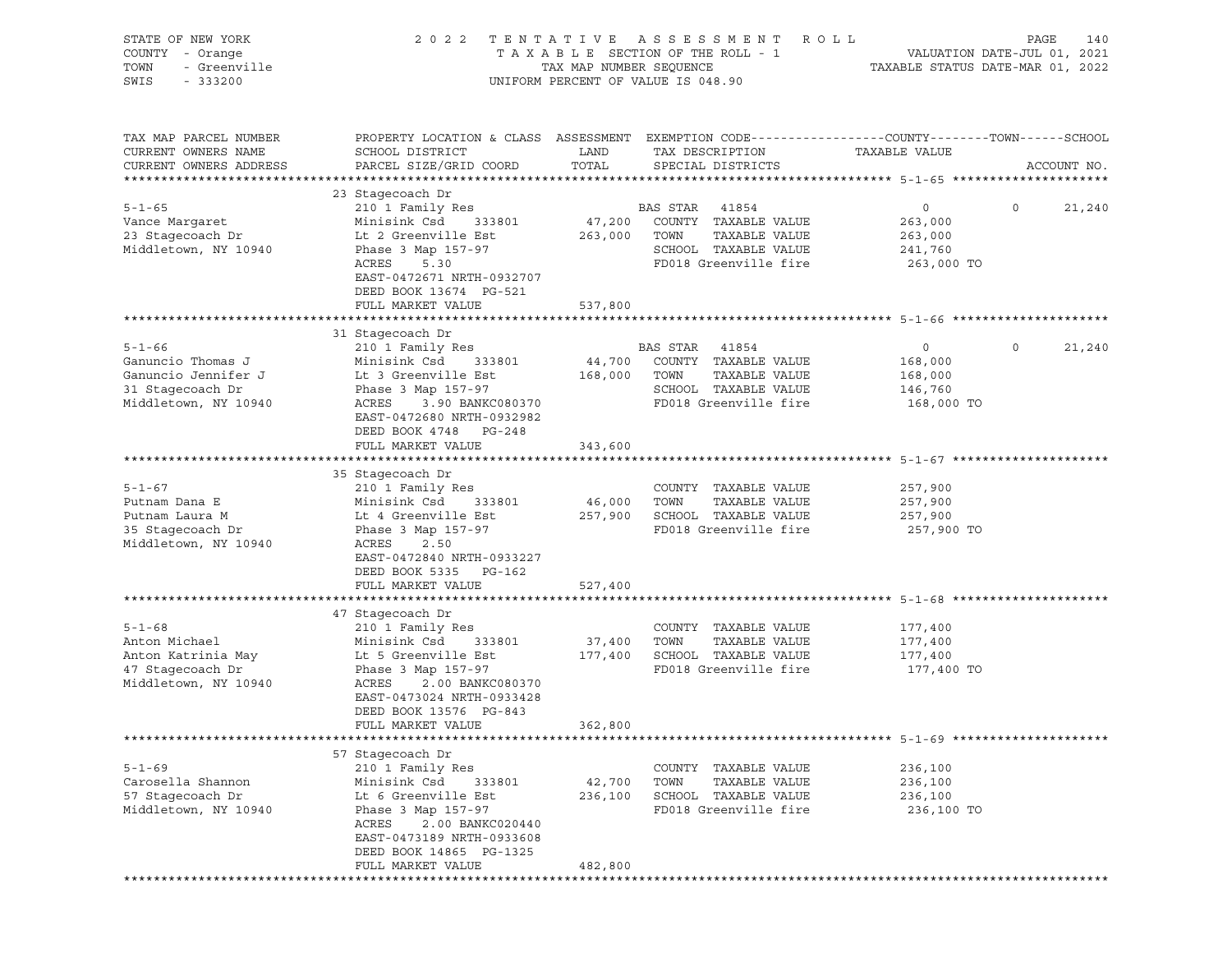STATE OF NEW YORK — 2022 TENTATIVE ASSESSMENT ROLL
COUNTY - Orange — TAXABLE SECTION OF THE ROLL - 1 — VALUATION DATE-JUL 01, 2021
TOWN - Greenville — TAX MAP NUMBER SEQUENCE — TAXABLE STATUS DATE-MAR 01, 2022
SWIS - 333200 — UNIFORM PERCENT OF VALUE IS 048.90

| TAX MAP PARCEL NUMBER / CURRENT OWNERS NAME / CURRENT OWNERS ADDRESS | PROPERTY LOCATION & CLASS / SCHOOL DISTRICT / PARCEL SIZE/GRID COORD | ASSESSMENT LAND | TOTAL | EXEMPTION CODE / TAX DESCRIPTION / SPECIAL DISTRICTS | COUNTY TAXABLE VALUE | TOWN | SCHOOL |
|---|---|---|---|---|---|---|---|
| **5-1-65** | 23 Stagecoach Dr | | | | | | |
| Vance Margaret | 210 1 Family Res | | | BAS STAR 41854 | 0 | 0 | 21,240 |
| 23 Stagecoach Dr | Minisink Csd 333801 | 47,200 | | COUNTY TAXABLE VALUE | 263,000 | | |
| Middletown, NY 10940 | Lt 2 Greenville Est | | 263,000 | TOWN TAXABLE VALUE | 263,000 | | |
| | Phase 3 Map 157-97 | | | SCHOOL TAXABLE VALUE | 241,760 | | |
| | ACRES 5.30 | | | FD018 Greenville fire | 263,000 TO | | |
| | EAST-0472671 NRTH-0932707 | | | | | | |
| | DEED BOOK 13674 PG-521 | | | | | | |
| | FULL MARKET VALUE | | 537,800 | | | | |
| **5-1-66** | 31 Stagecoach Dr | | | | | | |
| Ganuncio Thomas J | 210 1 Family Res | | | BAS STAR 41854 | 0 | 0 | 21,240 |
| Ganuncio Jennifer J | Minisink Csd 333801 | 44,700 | | COUNTY TAXABLE VALUE | 168,000 | | |
| 31 Stagecoach Dr | Lt 3 Greenville Est | | 168,000 | TOWN TAXABLE VALUE | 168,000 | | |
| Middletown, NY 10940 | Phase 3 Map 157-97 | | | SCHOOL TAXABLE VALUE | 146,760 | | |
| | ACRES 3.90 BANKC080370 | | | FD018 Greenville fire | 168,000 TO | | |
| | EAST-0472680 NRTH-0932982 | | | | | | |
| | DEED BOOK 4748 PG-248 | | | | | | |
| | FULL MARKET VALUE | | 343,600 | | | | |
| **5-1-67** | 35 Stagecoach Dr | | | | | | |
| Putnam Dana E | 210 1 Family Res | | | COUNTY TAXABLE VALUE | 257,900 | | |
| Putnam Laura M | Minisink Csd 333801 | 46,000 | | TOWN TAXABLE VALUE | 257,900 | | |
| 35 Stagecoach Dr | Lt 4 Greenville Est | | 257,900 | SCHOOL TAXABLE VALUE | 257,900 | | |
| Middletown, NY 10940 | Phase 3 Map 157-97 | | | FD018 Greenville fire | 257,900 TO | | |
| | ACRES 2.50 | | | | | | |
| | EAST-0472840 NRTH-0933227 | | | | | | |
| | DEED BOOK 5335 PG-162 | | | | | | |
| | FULL MARKET VALUE | | 527,400 | | | | |
| **5-1-68** | 47 Stagecoach Dr | | | | | | |
| Anton Michael | 210 1 Family Res | | | COUNTY TAXABLE VALUE | 177,400 | | |
| Anton Katrinia May | Minisink Csd 333801 | 37,400 | | TOWN TAXABLE VALUE | 177,400 | | |
| 47 Stagecoach Dr | Lt 5 Greenville Est | | 177,400 | SCHOOL TAXABLE VALUE | 177,400 | | |
| Middletown, NY 10940 | Phase 3 Map 157-97 | | | FD018 Greenville fire | 177,400 TO | | |
| | ACRES 2.00 BANKC080370 | | | | | | |
| | EAST-0473024 NRTH-0933428 | | | | | | |
| | DEED BOOK 13576 PG-843 | | | | | | |
| | FULL MARKET VALUE | | 362,800 | | | | |
| **5-1-69** | 57 Stagecoach Dr | | | | | | |
| Carosella Shannon | 210 1 Family Res | | | COUNTY TAXABLE VALUE | 236,100 | | |
| 57 Stagecoach Dr | Minisink Csd 333801 | 42,700 | | TOWN TAXABLE VALUE | 236,100 | | |
| Middletown, NY 10940 | Lt 6 Greenville Est | | 236,100 | SCHOOL TAXABLE VALUE | 236,100 | | |
| | Phase 3 Map 157-97 | | | FD018 Greenville fire | 236,100 TO | | |
| | ACRES 2.00 BANKC020440 | | | | | | |
| | EAST-0473189 NRTH-0933608 | | | | | | |
| | DEED BOOK 14865 PG-1325 | | | | | | |
| | FULL MARKET VALUE | | 482,800 | | | | |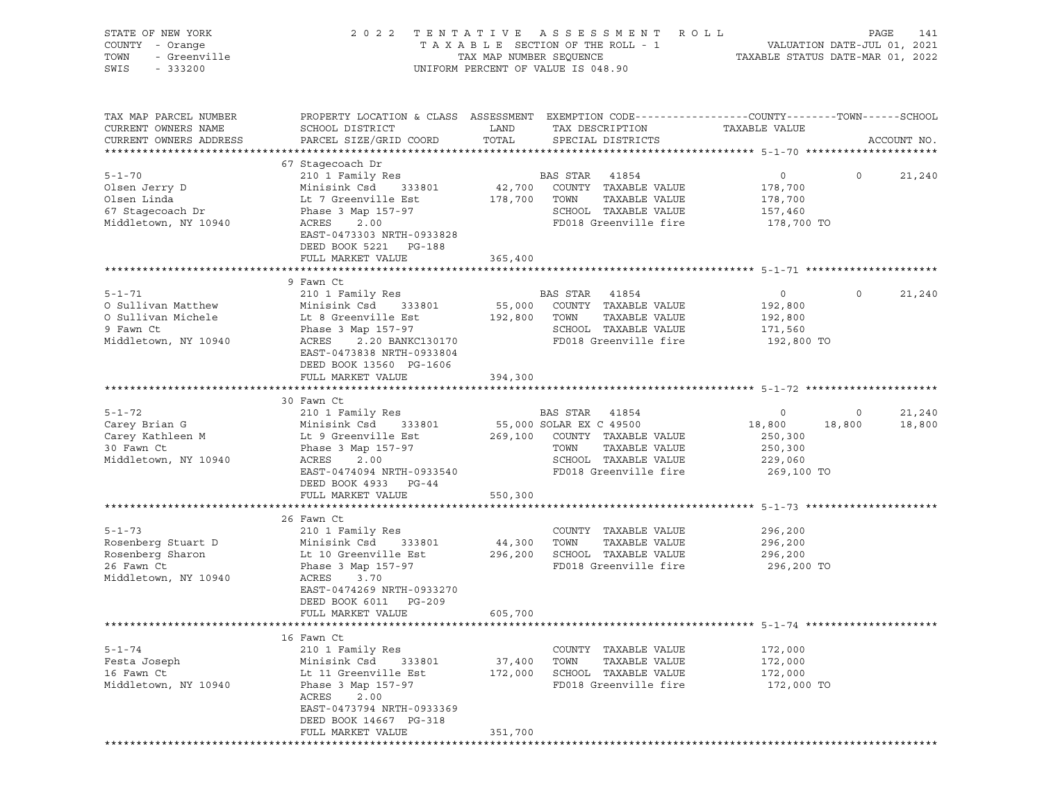STATE OF NEW YORK | COUNTY - Orange | TOWN - Greenville | SWIS - 333200

2 0 2 2  T E N T A T I V E  A S S E S S M E N T  R O L L
T A X A B L E  SECTION OF THE ROLL - 1
TAX MAP NUMBER SEQUENCE
UNIFORM PERCENT OF VALUE IS 048.90

VALUATION DATE-JUL 01, 2021
TAXABLE STATUS DATE-MAR 01, 2022

| TAX MAP PARCEL NUMBER / CURRENT OWNERS NAME / CURRENT OWNERS ADDRESS | PROPERTY LOCATION & CLASS / SCHOOL DISTRICT / PARCEL SIZE/GRID COORD | ASSESSMENT LAND / TOTAL | EXEMPTION CODE / TAX DESCRIPTION / SPECIAL DISTRICTS | COUNTY TAXABLE VALUE | TOWN | SCHOOL / ACCOUNT NO. |
|---|---|---|---|---|---|---|
| **5-1-70** | 67 Stagecoach Dr | | | | | |
| 5-1-70 | 210 1 Family Res | | BAS STAR 41854 | 0 | 0 | 21,240 |
| Olsen Jerry D | Minisink Csd 333801 | 42,700 | COUNTY TAXABLE VALUE | 178,700 | | |
| Olsen Linda | Lt 7 Greenville Est | 178,700 | TOWN TAXABLE VALUE | 178,700 | | |
| 67 Stagecoach Dr | Phase 3 Map 157-97 | | SCHOOL TAXABLE VALUE | 157,460 | | |
| Middletown, NY 10940 | ACRES 2.00 | | FD018 Greenville fire | 178,700 TO | | |
| | EAST-0473303 NRTH-0933828 | | | | | |
| | DEED BOOK 5221 PG-188 | | | | | |
| | FULL MARKET VALUE | 365,400 | | | | |
| **5-1-71** | 9 Fawn Ct | | | | | |
| 5-1-71 | 210 1 Family Res | | BAS STAR 41854 | 0 | 0 | 21,240 |
| O Sullivan Matthew | Minisink Csd 333801 | 55,000 | COUNTY TAXABLE VALUE | 192,800 | | |
| O Sullivan Michele | Lt 8 Greenville Est | 192,800 | TOWN TAXABLE VALUE | 192,800 | | |
| 9 Fawn Ct | Phase 3 Map 157-97 | | SCHOOL TAXABLE VALUE | 171,560 | | |
| Middletown, NY 10940 | ACRES 2.20 BANKC130170 | | FD018 Greenville fire | 192,800 TO | | |
| | EAST-0473838 NRTH-0933804 | | | | | |
| | DEED BOOK 13560 PG-1606 | | | | | |
| | FULL MARKET VALUE | 394,300 | | | | |
| **5-1-72** | 30 Fawn Ct | | | | | |
| 5-1-72 | 210 1 Family Res | | BAS STAR 41854 | 0 | 0 | 21,240 |
| Carey Brian G | Minisink Csd 333801 | 55,000 | SOLAR EX C 49500 | 18,800 | 18,800 | 18,800 |
| Carey Kathleen M | Lt 9 Greenville Est | 269,100 | COUNTY TAXABLE VALUE | 250,300 | | |
| 30 Fawn Ct | Phase 3 Map 157-97 | | TOWN TAXABLE VALUE | 250,300 | | |
| Middletown, NY 10940 | ACRES 2.00 | | SCHOOL TAXABLE VALUE | 229,060 | | |
| | EAST-0474094 NRTH-0933540 | | FD018 Greenville fire | 269,100 TO | | |
| | DEED BOOK 4933 PG-44 | | | | | |
| | FULL MARKET VALUE | 550,300 | | | | |
| **5-1-73** | 26 Fawn Ct | | | | | |
| 5-1-73 | 210 1 Family Res | | COUNTY TAXABLE VALUE | 296,200 | | |
| Rosenberg Stuart D | Minisink Csd 333801 | 44,300 | TOWN TAXABLE VALUE | 296,200 | | |
| Rosenberg Sharon | Lt 10 Greenville Est | 296,200 | SCHOOL TAXABLE VALUE | 296,200 | | |
| 26 Fawn Ct | Phase 3 Map 157-97 | | FD018 Greenville fire | 296,200 TO | | |
| Middletown, NY 10940 | ACRES 3.70 | | | | | |
| | EAST-0474269 NRTH-0933270 | | | | | |
| | DEED BOOK 6011 PG-209 | | | | | |
| | FULL MARKET VALUE | 605,700 | | | | |
| **5-1-74** | 16 Fawn Ct | | | | | |
| 5-1-74 | 210 1 Family Res | | COUNTY TAXABLE VALUE | 172,000 | | |
| Festa Joseph | Minisink Csd 333801 | 37,400 | TOWN TAXABLE VALUE | 172,000 | | |
| 16 Fawn Ct | Lt 11 Greenville Est | 172,000 | SCHOOL TAXABLE VALUE | 172,000 | | |
| Middletown, NY 10940 | Phase 3 Map 157-97 | | FD018 Greenville fire | 172,000 TO | | |
| | ACRES 2.00 | | | | | |
| | EAST-0473794 NRTH-0933369 | | | | | |
| | DEED BOOK 14667 PG-318 | | | | | |
| | FULL MARKET VALUE | 351,700 | | | | |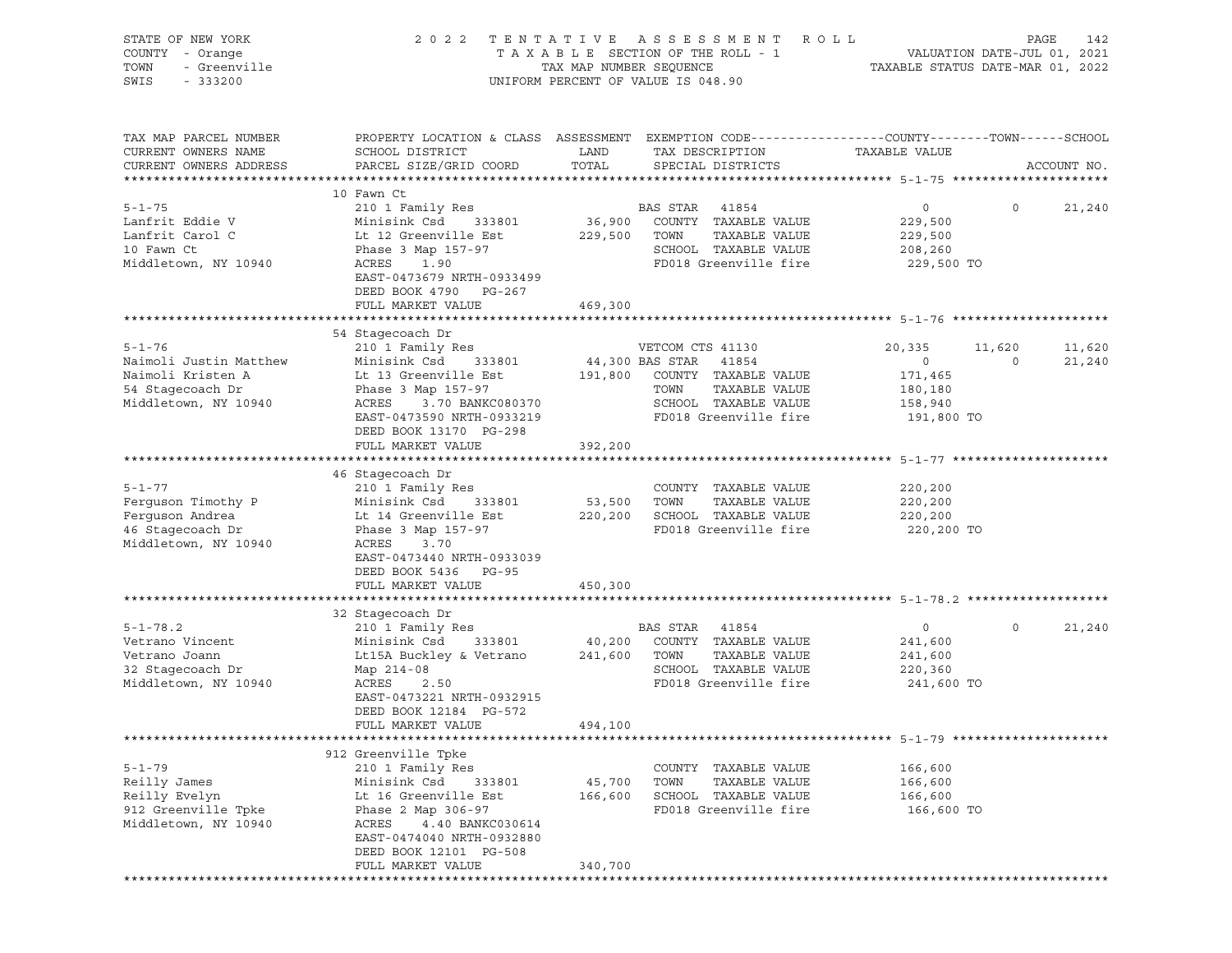STATE OF NEW YORK 2 0 2 2 T E N T A T I V E A S S E S S M E N T R O L L
COUNTY - Orange T A X A B L E SECTION OF THE ROLL - 1 VALUATION DATE-JUL 01, 2021
TOWN - Greenville TAX MAP NUMBER SEQUENCE TAXABLE STATUS DATE-MAR 01, 2022
SWIS - 333200 UNIFORM PERCENT OF VALUE IS 048.90

```
TAX MAP PARCEL NUMBER          PROPERTY LOCATION & CLASS  ASSESSMENT  EXEMPTION CODE------------------COUNTY--------TOWN------SCHOOL
CURRENT OWNERS NAME            SCHOOL DISTRICT               LAND      TAX DESCRIPTION            TAXABLE VALUE
CURRENT OWNERS ADDRESS         PARCEL SIZE/GRID COORD        TOTAL     SPECIAL DISTRICTS                                        ACCOUNT NO.
******************************************************************************************************* 5-1-75 ********************
                               10 Fawn Ct
5-1-75                         210 1 Family Res                        BAS STAR   41854            0            0       21,240
Lanfrit Eddie V                Minisink Csd    333801       36,900     COUNTY  TAXABLE VALUE      229,500
Lanfrit Carol C                Lt 12 Greenville Est        229,500     TOWN    TAXABLE VALUE      229,500
10 Fawn Ct                     Phase 3 Map 157-97                      SCHOOL  TAXABLE VALUE      208,260
Middletown, NY 10940           ACRES     1.90                          FD018 Greenville fire       229,500 TO
                               EAST-0473679 NRTH-0933499
                               DEED BOOK 4790    PG-267
                               FULL MARKET VALUE           469,300
******************************************************************************************************* 5-1-76 ********************
                               54 Stagecoach Dr
5-1-76                         210 1 Family Res                        VETCOM CTS 41130        20,335       11,620       11,620
Naimoli Justin Matthew         Minisink Csd    333801       44,300 BAS STAR   41854            0            0       21,240
Naimoli Kristen A              Lt 13 Greenville Est        191,800     COUNTY  TAXABLE VALUE      171,465
54 Stagecoach Dr               Phase 3 Map 157-97                      TOWN    TAXABLE VALUE      180,180
Middletown, NY 10940           ACRES     3.70 BANKC080370              SCHOOL  TAXABLE VALUE      158,940
                               EAST-0473590 NRTH-0933219               FD018 Greenville fire       191,800 TO
                               DEED BOOK 13170   PG-298
                               FULL MARKET VALUE           392,200
******************************************************************************************************* 5-1-77 ********************
                               46 Stagecoach Dr
5-1-77                         210 1 Family Res                        COUNTY  TAXABLE VALUE      220,200
Ferguson Timothy P             Minisink Csd    333801       53,500     TOWN    TAXABLE VALUE      220,200
Ferguson Andrea                Lt 14 Greenville Est        220,200     SCHOOL  TAXABLE VALUE      220,200
46 Stagecoach Dr               Phase 3 Map 157-97                      FD018 Greenville fire       220,200 TO
Middletown, NY 10940           ACRES     3.70
                               EAST-0473440 NRTH-0933039
                               DEED BOOK 5436    PG-95
                               FULL MARKET VALUE           450,300
******************************************************************************************************* 5-1-78.2 ******************
                               32 Stagecoach Dr
5-1-78.2                       210 1 Family Res                        BAS STAR   41854            0            0       21,240
Vetrano Vincent                Minisink Csd    333801       40,200     COUNTY  TAXABLE VALUE      241,600
Vetrano Joann                  Lt15A Buckley & Vetrano     241,600     TOWN    TAXABLE VALUE      241,600
32 Stagecoach Dr               Map 214-08                              SCHOOL  TAXABLE VALUE      220,360
Middletown, NY 10940           ACRES     2.50                          FD018 Greenville fire       241,600 TO
                               EAST-0473221 NRTH-0932915
                               DEED BOOK 12184   PG-572
                               FULL MARKET VALUE           494,100
******************************************************************************************************* 5-1-79 ********************
                               912 Greenville Tpke
5-1-79                         210 1 Family Res                        COUNTY  TAXABLE VALUE      166,600
Reilly James                   Minisink Csd    333801       45,700     TOWN    TAXABLE VALUE      166,600
Reilly Evelyn                  Lt 16 Greenville Est        166,600     SCHOOL  TAXABLE VALUE      166,600
912 Greenville Tpke            Phase 2 Map 306-97                      FD018 Greenville fire       166,600 TO
Middletown, NY 10940           ACRES     4.40 BANKC030614
                               EAST-0474040 NRTH-0932880
                               DEED BOOK 12101   PG-508
                               FULL MARKET VALUE           340,700
***********************************************************************************************************************************
```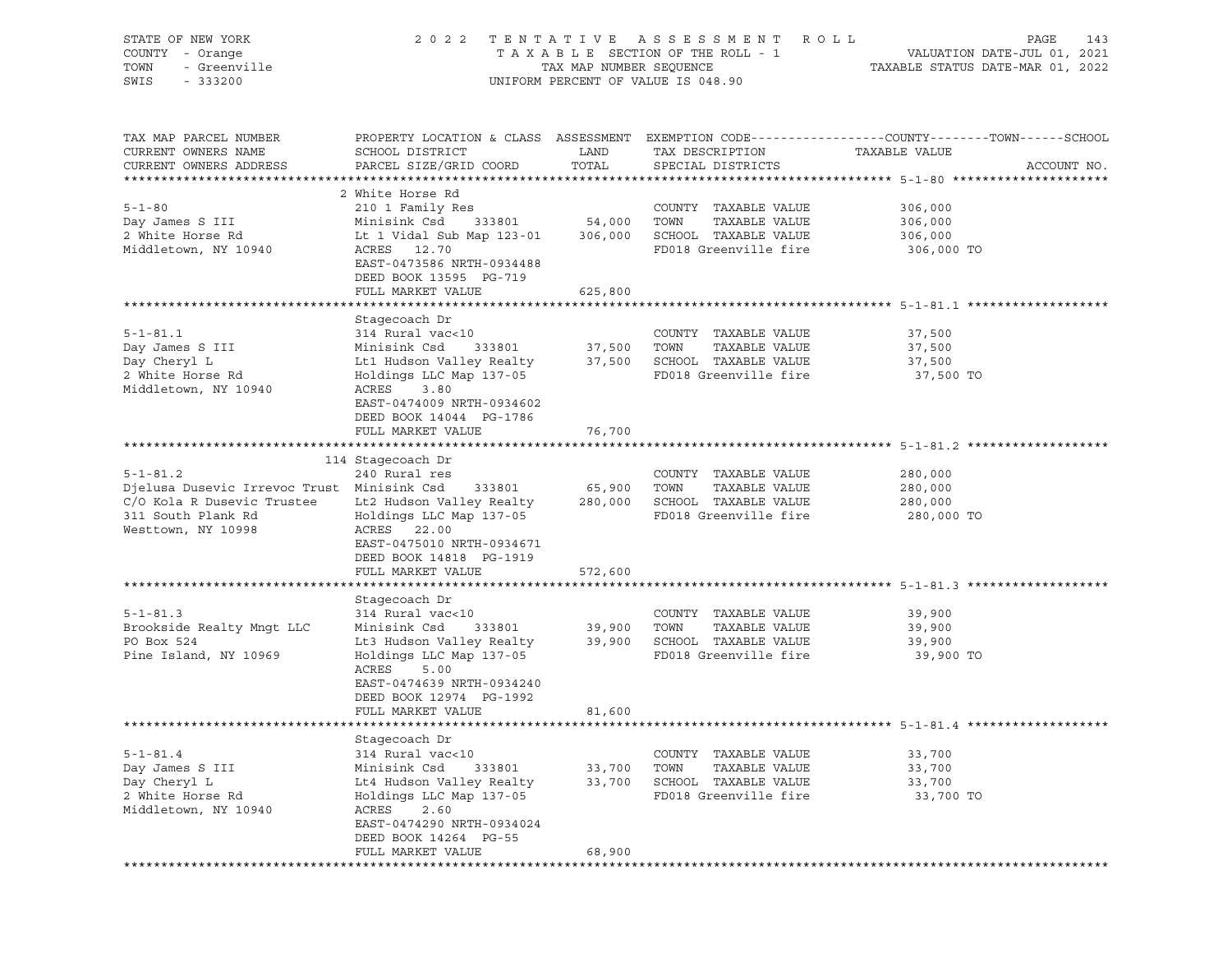STATE OF NEW YORK — COUNTY - Orange — TOWN - Greenville — SWIS - 333200

2 0 2 2 T E N T A T I V E A S S E S S M E N T R O L L
T A X A B L E SECTION OF THE ROLL - 1
TAX MAP NUMBER SEQUENCE
UNIFORM PERCENT OF VALUE IS 048.90

VALUATION DATE-JUL 01, 2021
TAXABLE STATUS DATE-MAR 01, 2022

| TAX MAP PARCEL NUMBER / CURRENT OWNERS NAME / CURRENT OWNERS ADDRESS | PROPERTY LOCATION & CLASS / SCHOOL DISTRICT / PARCEL SIZE/GRID COORD | ASSESSMENT LAND / TOTAL | EXEMPTION CODE / TAX DESCRIPTION / SPECIAL DISTRICTS | TAXABLE VALUE (COUNTY / TOWN / SCHOOL) | ACCOUNT NO. |
|---|---|---|---|---|---|
| **5-1-80** | 2 White Horse Rd | | | | |
| 5-1-80 | 210 1 Family Res | | COUNTY TAXABLE VALUE | 306,000 | |
| Day James S III | Minisink Csd 333801 | 54,000 | TOWN TAXABLE VALUE | 306,000 | |
| 2 White Horse Rd | Lt 1 Vidal Sub Map 123-01 | 306,000 | SCHOOL TAXABLE VALUE | 306,000 | |
| Middletown, NY 10940 | ACRES 12.70 | | FD018 Greenville fire | 306,000 TO | |
| | EAST-0473586 NRTH-0934488 | | | | |
| | DEED BOOK 13595 PG-719 | | | | |
| | FULL MARKET VALUE | 625,800 | | | |
| **5-1-81.1** | Stagecoach Dr | | | | |
| 5-1-81.1 | 314 Rural vac<10 | | COUNTY TAXABLE VALUE | 37,500 | |
| Day James S III | Minisink Csd 333801 | 37,500 | TOWN TAXABLE VALUE | 37,500 | |
| Day Cheryl L | Lt1 Hudson Valley Realty | 37,500 | SCHOOL TAXABLE VALUE | 37,500 | |
| 2 White Horse Rd | Holdings LLC Map 137-05 | | FD018 Greenville fire | 37,500 TO | |
| Middletown, NY 10940 | ACRES 3.80 | | | | |
| | EAST-0474009 NRTH-0934602 | | | | |
| | DEED BOOK 14044 PG-1786 | | | | |
| | FULL MARKET VALUE | 76,700 | | | |
| **5-1-81.2** | 114 Stagecoach Dr | | | | |
| 5-1-81.2 | 240 Rural res | | COUNTY TAXABLE VALUE | 280,000 | |
| Djelusa Dusevic Irrevoc Trust | Minisink Csd 333801 | 65,900 | TOWN TAXABLE VALUE | 280,000 | |
| C/O Kola R Dusevic Trustee | Lt2 Hudson Valley Realty | 280,000 | SCHOOL TAXABLE VALUE | 280,000 | |
| 311 South Plank Rd | Holdings LLC Map 137-05 | | FD018 Greenville fire | 280,000 TO | |
| Westtown, NY 10998 | ACRES 22.00 | | | | |
| | EAST-0475010 NRTH-0934671 | | | | |
| | DEED BOOK 14818 PG-1919 | | | | |
| | FULL MARKET VALUE | 572,600 | | | |
| **5-1-81.3** | Stagecoach Dr | | | | |
| 5-1-81.3 | 314 Rural vac<10 | | COUNTY TAXABLE VALUE | 39,900 | |
| Brookside Realty Mngt LLC | Minisink Csd 333801 | 39,900 | TOWN TAXABLE VALUE | 39,900 | |
| PO Box 524 | Lt3 Hudson Valley Realty | 39,900 | SCHOOL TAXABLE VALUE | 39,900 | |
| Pine Island, NY 10969 | Holdings LLC Map 137-05 | | FD018 Greenville fire | 39,900 TO | |
| | ACRES 5.00 | | | | |
| | EAST-0474639 NRTH-0934240 | | | | |
| | DEED BOOK 12974 PG-1992 | | | | |
| | FULL MARKET VALUE | 81,600 | | | |
| **5-1-81.4** | Stagecoach Dr | | | | |
| 5-1-81.4 | 314 Rural vac<10 | | COUNTY TAXABLE VALUE | 33,700 | |
| Day James S III | Minisink Csd 333801 | 33,700 | TOWN TAXABLE VALUE | 33,700 | |
| Day Cheryl L | Lt4 Hudson Valley Realty | 33,700 | SCHOOL TAXABLE VALUE | 33,700 | |
| 2 White Horse Rd | Holdings LLC Map 137-05 | | FD018 Greenville fire | 33,700 TO | |
| Middletown, NY 10940 | ACRES 2.60 | | | | |
| | EAST-0474290 NRTH-0934024 | | | | |
| | DEED BOOK 14264 PG-55 | | | | |
| | FULL MARKET VALUE | 68,900 | | | |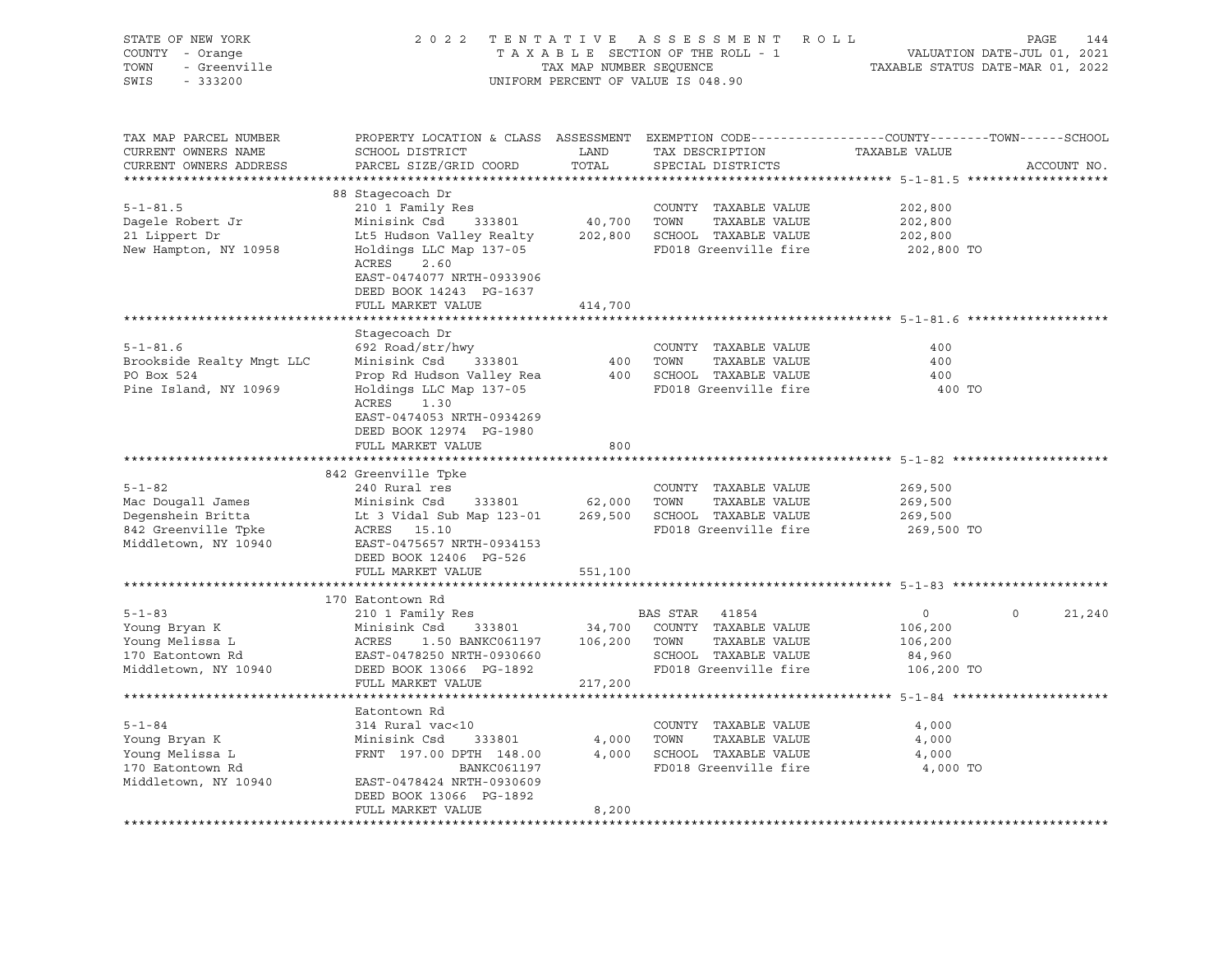STATE OF NEW YORK · COUNTY - Orange · TOWN - Greenville · SWIS - 333200

# 2022 TENTATIVE ASSESSMENT ROLL

TAXABLE SECTION OF THE ROLL - 1
TAX MAP NUMBER SEQUENCE
UNIFORM PERCENT OF VALUE IS 048.90

VALUATION DATE-JUL 01, 2021
TAXABLE STATUS DATE-MAR 01, 2022

| TAX MAP PARCEL NUMBER / CURRENT OWNERS NAME / CURRENT OWNERS ADDRESS | PROPERTY LOCATION & CLASS / SCHOOL DISTRICT / PARCEL SIZE/GRID COORD | LAND / TOTAL | EXEMPTION CODE / TAX DESCRIPTION / SPECIAL DISTRICTS | COUNTY | TOWN | SCHOOL / TAXABLE VALUE | ACCOUNT NO. |
|---|---|---|---|---|---|---|---|
| **5-1-81.5** | 88 Stagecoach Dr | | | | | | |
| | 210 1 Family Res | | COUNTY TAXABLE VALUE | 202,800 | | | |
| Dagele Robert Jr | Minisink Csd 333801 | 40,700 | TOWN TAXABLE VALUE | | 202,800 | | |
| 21 Lippert Dr | Lt5 Hudson Valley Realty | 202,800 | SCHOOL TAXABLE VALUE | | | 202,800 | |
| New Hampton, NY 10958 | Holdings LLC Map 137-05 | | FD018 Greenville fire | 202,800 TO | | | |
| | ACRES 2.60 | | | | | | |
| | EAST-0474077 NRTH-0933906 | | | | | | |
| | DEED BOOK 14243 PG-1637 | | | | | | |
| | FULL MARKET VALUE | 414,700 | | | | | |
| **5-1-81.6** | Stagecoach Dr | | | | | | |
| | 692 Road/str/hwy | | COUNTY TAXABLE VALUE | 400 | | | |
| Brookside Realty Mngt LLC | Minisink Csd 333801 | 400 | TOWN TAXABLE VALUE | | 400 | | |
| PO Box 524 | Prop Rd Hudson Valley Rea | 400 | SCHOOL TAXABLE VALUE | | | 400 | |
| Pine Island, NY 10969 | Holdings LLC Map 137-05 | | FD018 Greenville fire | 400 TO | | | |
| | ACRES 1.30 | | | | | | |
| | EAST-0474053 NRTH-0934269 | | | | | | |
| | DEED BOOK 12974 PG-1980 | | | | | | |
| | FULL MARKET VALUE | 800 | | | | | |
| **5-1-82** | 842 Greenville Tpke | | | | | | |
| | 240 Rural res | | COUNTY TAXABLE VALUE | 269,500 | | | |
| Mac Dougall James | Minisink Csd 333801 | 62,000 | TOWN TAXABLE VALUE | | 269,500 | | |
| Degenshein Britta | Lt 3 Vidal Sub Map 123-01 | 269,500 | SCHOOL TAXABLE VALUE | | | 269,500 | |
| 842 Greenville Tpke | ACRES 15.10 | | FD018 Greenville fire | 269,500 TO | | | |
| Middletown, NY 10940 | EAST-0475657 NRTH-0934153 | | | | | | |
| | DEED BOOK 12406 PG-526 | | | | | | |
| | FULL MARKET VALUE | 551,100 | | | | | |
| **5-1-83** | 170 Eatontown Rd | | | | | | |
| | 210 1 Family Res | | BAS STAR 41854 | 0 | 0 | 21,240 | |
| Young Bryan K | Minisink Csd 333801 | 34,700 | COUNTY TAXABLE VALUE | 106,200 | | | |
| Young Melissa L | ACRES 1.50 BANKC061197 | 106,200 | TOWN TAXABLE VALUE | | 106,200 | | |
| 170 Eatontown Rd | EAST-0478250 NRTH-0930660 | | SCHOOL TAXABLE VALUE | | | 84,960 | |
| Middletown, NY 10940 | DEED BOOK 13066 PG-1892 | | FD018 Greenville fire | 106,200 TO | | | |
| | FULL MARKET VALUE | 217,200 | | | | | |
| **5-1-84** | Eatontown Rd | | | | | | |
| | 314 Rural vac<10 | | COUNTY TAXABLE VALUE | 4,000 | | | |
| Young Bryan K | Minisink Csd 333801 | 4,000 | TOWN TAXABLE VALUE | | 4,000 | | |
| Young Melissa L | FRNT 197.00 DPTH 148.00 | 4,000 | SCHOOL TAXABLE VALUE | | | 4,000 | |
| 170 Eatontown Rd | BANKC061197 | | FD018 Greenville fire | 4,000 TO | | | |
| Middletown, NY 10940 | EAST-0478424 NRTH-0930609 | | | | | | |
| | DEED BOOK 13066 PG-1892 | | | | | | |
| | FULL MARKET VALUE | 8,200 | | | | | |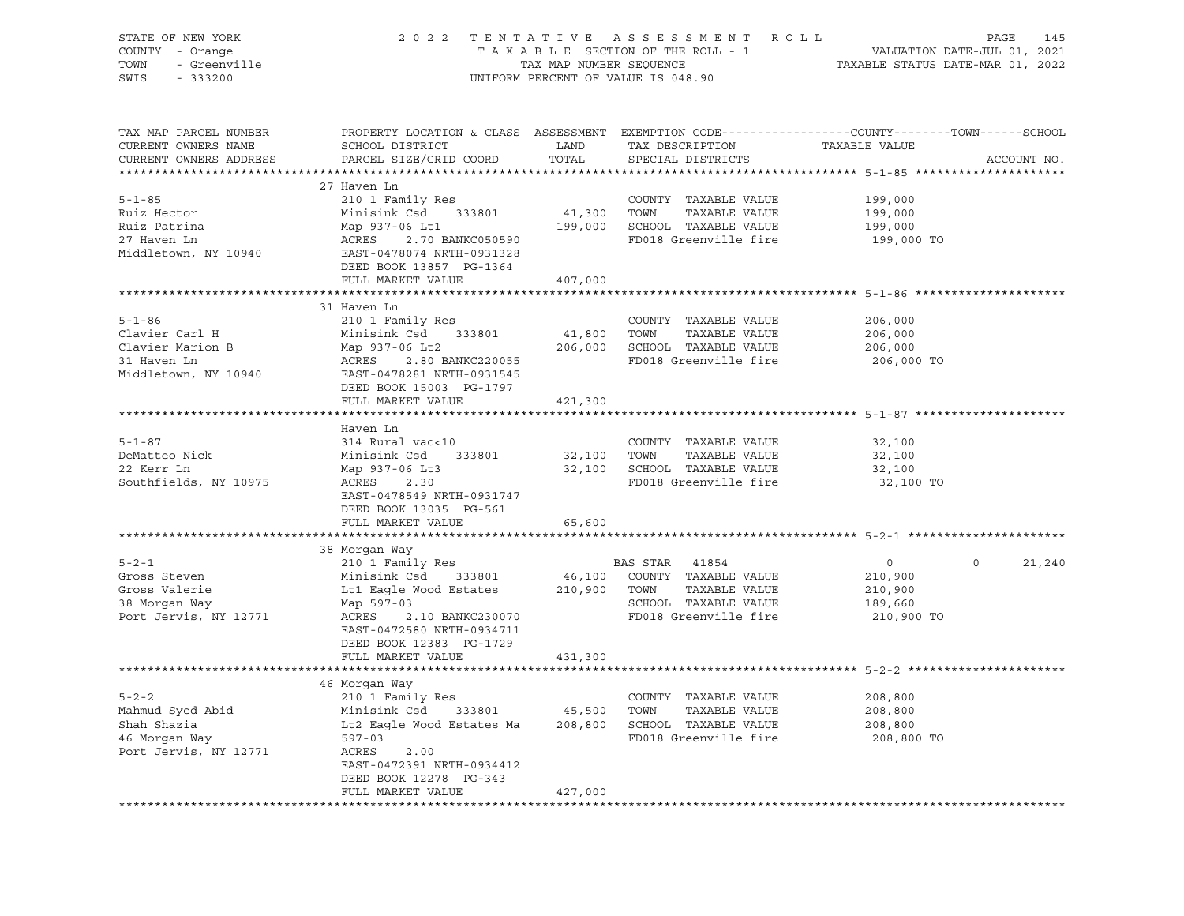STATE OF NEW YORK
COUNTY - Orange
TOWN - Greenville
SWIS - 333200

2022 TENTATIVE ASSESSMENT ROLL
TAXABLE SECTION OF THE ROLL - 1
TAX MAP NUMBER SEQUENCE
UNIFORM PERCENT OF VALUE IS 048.90

VALUATION DATE-JUL 01, 2021
TAXABLE STATUS DATE-MAR 01, 2022

| TAX MAP PARCEL NUMBER / CURRENT OWNERS NAME / CURRENT OWNERS ADDRESS | PROPERTY LOCATION & CLASS / SCHOOL DISTRICT / PARCEL SIZE/GRID COORD | ASSESSMENT LAND | TOTAL | EXEMPTION CODE / TAX DESCRIPTION / SPECIAL DISTRICTS | COUNTY TAXABLE VALUE | TOWN | SCHOOL | ACCOUNT NO. |
|---|---|---|---|---|---|---|---|---|
| **5-1-85** | 27 Haven Ln | | | | | | | |
| 5-1-85 | 210 1 Family Res | | | COUNTY TAXABLE VALUE | 199,000 | | | |
| Ruiz Hector | Minisink Csd 333801 | 41,300 | | TOWN TAXABLE VALUE | 199,000 | | | |
| Ruiz Patrina | Map 937-06 Lt1 | | 199,000 | SCHOOL TAXABLE VALUE | 199,000 | | | |
| 27 Haven Ln | ACRES 2.70 BANKC050590 | | | FD018 Greenville fire | 199,000 TO | | | |
| Middletown, NY 10940 | EAST-0478074 NRTH-0931328 | | | | | | | |
| | DEED BOOK 13857 PG-1364 | | | | | | | |
| | FULL MARKET VALUE | | 407,000 | | | | | |
| **5-1-86** | 31 Haven Ln | | | | | | | |
| 5-1-86 | 210 1 Family Res | | | COUNTY TAXABLE VALUE | 206,000 | | | |
| Clavier Carl H | Minisink Csd 333801 | 41,800 | | TOWN TAXABLE VALUE | 206,000 | | | |
| Clavier Marion B | Map 937-06 Lt2 | | 206,000 | SCHOOL TAXABLE VALUE | 206,000 | | | |
| 31 Haven Ln | ACRES 2.80 BANKC220055 | | | FD018 Greenville fire | 206,000 TO | | | |
| Middletown, NY 10940 | EAST-0478281 NRTH-0931545 | | | | | | | |
| | DEED BOOK 15003 PG-1797 | | | | | | | |
| | FULL MARKET VALUE | | 421,300 | | | | | |
| **5-1-87** | Haven Ln | | | | | | | |
| 5-1-87 | 314 Rural vac<10 | | | COUNTY TAXABLE VALUE | 32,100 | | | |
| DeMatteo Nick | Minisink Csd 333801 | 32,100 | | TOWN TAXABLE VALUE | 32,100 | | | |
| 22 Kerr Ln | Map 937-06 Lt3 | | 32,100 | SCHOOL TAXABLE VALUE | 32,100 | | | |
| Southfields, NY 10975 | ACRES 2.30 | | | FD018 Greenville fire | 32,100 TO | | | |
| | EAST-0478549 NRTH-0931747 | | | | | | | |
| | DEED BOOK 13035 PG-561 | | | | | | | |
| | FULL MARKET VALUE | | 65,600 | | | | | |
| **5-2-1** | 38 Morgan Way | | | | | | | |
| 5-2-1 | 210 1 Family Res | | | BAS STAR 41854 | 0 | 0 | 21,240 | |
| Gross Steven | Minisink Csd 333801 | 46,100 | | COUNTY TAXABLE VALUE | 210,900 | | | |
| Gross Valerie | Lt1 Eagle Wood Estates | | 210,900 | TOWN TAXABLE VALUE | 210,900 | | | |
| 38 Morgan Way | Map 597-03 | | | SCHOOL TAXABLE VALUE | 189,660 | | | |
| Port Jervis, NY 12771 | ACRES 2.10 BANKC230070 | | | FD018 Greenville fire | 210,900 TO | | | |
| | EAST-0472580 NRTH-0934711 | | | | | | | |
| | DEED BOOK 12383 PG-1729 | | | | | | | |
| | FULL MARKET VALUE | | 431,300 | | | | | |
| **5-2-2** | 46 Morgan Way | | | | | | | |
| 5-2-2 | 210 1 Family Res | | | COUNTY TAXABLE VALUE | 208,800 | | | |
| Mahmud Syed Abid | Minisink Csd 333801 | 45,500 | | TOWN TAXABLE VALUE | 208,800 | | | |
| Shah Shazia | Lt2 Eagle Wood Estates Ma | | 208,800 | SCHOOL TAXABLE VALUE | 208,800 | | | |
| 46 Morgan Way | 597-03 | | | FD018 Greenville fire | 208,800 TO | | | |
| Port Jervis, NY 12771 | ACRES 2.00 | | | | | | | |
| | EAST-0472391 NRTH-0934412 | | | | | | | |
| | DEED BOOK 12278 PG-343 | | | | | | | |
| | FULL MARKET VALUE | | 427,000 | | | | | |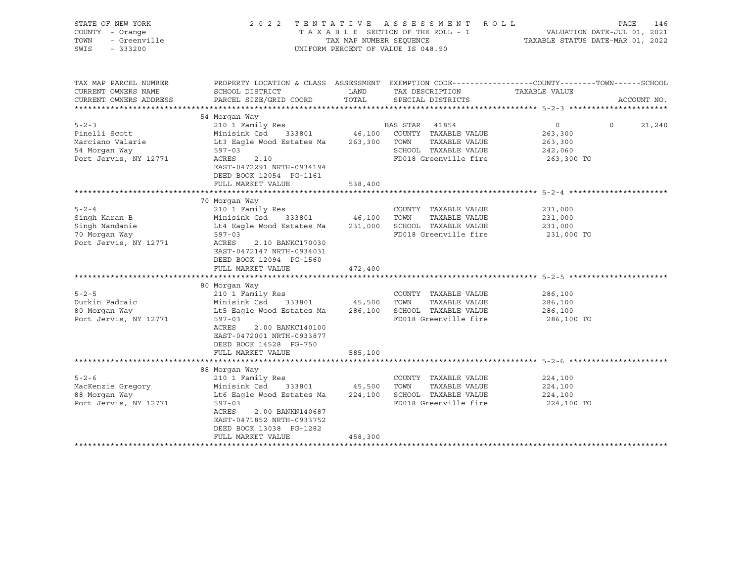STATE OF NEW YORK
COUNTY - Orange
TOWN - Greenville
SWIS - 333200

2022 TENTATIVE ASSESSMENT ROLL
TAXABLE SECTION OF THE ROLL - 1
TAX MAP NUMBER SEQUENCE
UNIFORM PERCENT OF VALUE IS 048.90

VALUATION DATE-JUL 01, 2021
TAXABLE STATUS DATE-MAR 01, 2022

| TAX MAP PARCEL NUMBER / CURRENT OWNERS NAME / CURRENT OWNERS ADDRESS | PROPERTY LOCATION & CLASS / SCHOOL DISTRICT / PARCEL SIZE/GRID COORD | ASSESSMENT LAND / TOTAL | EXEMPTION CODE / TAX DESCRIPTION / SPECIAL DISTRICTS | COUNTY | TOWN | SCHOOL / ACCOUNT NO. |
|---|---|---|---|---|---|---|
| | 54 Morgan Way | | | | | |
| 5-2-3 | 210 1 Family Res | | BAS STAR 41854 | 0 | 0 | 21,240 |
| Pinelli Scott | Minisink Csd 333801 | 46,100 | COUNTY TAXABLE VALUE | 263,300 | | |
| Marciano Valarie | Lt3 Eagle Wood Estates Ma | 263,300 | TOWN TAXABLE VALUE | 263,300 | | |
| 54 Morgan Way | 597-03 | | SCHOOL TAXABLE VALUE | 242,060 | | |
| Port Jervis, NY 12771 | ACRES 2.10 | | FD018 Greenville fire | 263,300 TO | | |
| | EAST-0472291 NRTH-0934194 | | | | | |
| | DEED BOOK 12054 PG-1161 | | | | | |
| | FULL MARKET VALUE | 538,400 | | | | |
| | 70 Morgan Way | | | | | |
| 5-2-4 | 210 1 Family Res | | COUNTY TAXABLE VALUE | 231,000 | | |
| Singh Karan B | Minisink Csd 333801 | 46,100 | TOWN TAXABLE VALUE | 231,000 | | |
| Singh Nandanie | Lt4 Eagle Wood Estates Ma | 231,000 | SCHOOL TAXABLE VALUE | 231,000 | | |
| 70 Morgan Way | 597-03 | | FD018 Greenville fire | 231,000 TO | | |
| Port Jervis, NY 12771 | ACRES 2.10 BANKC170030 | | | | | |
| | EAST-0472147 NRTH-0934031 | | | | | |
| | DEED BOOK 12094 PG-1560 | | | | | |
| | FULL MARKET VALUE | 472,400 | | | | |
| | 80 Morgan Way | | | | | |
| 5-2-5 | 210 1 Family Res | | COUNTY TAXABLE VALUE | 286,100 | | |
| Durkin Padraic | Minisink Csd 333801 | 45,500 | TOWN TAXABLE VALUE | 286,100 | | |
| 80 Morgan Way | Lt5 Eagle Wood Estates Ma | 286,100 | SCHOOL TAXABLE VALUE | 286,100 | | |
| Port Jervis, NY 12771 | 597-03 | | FD018 Greenville fire | 286,100 TO | | |
| | ACRES 2.00 BANKC140100 | | | | | |
| | EAST-0472001 NRTH-0933877 | | | | | |
| | DEED BOOK 14528 PG-750 | | | | | |
| | FULL MARKET VALUE | 585,100 | | | | |
| | 88 Morgan Way | | | | | |
| 5-2-6 | 210 1 Family Res | | COUNTY TAXABLE VALUE | 224,100 | | |
| MacKenzie Gregory | Minisink Csd 333801 | 45,500 | TOWN TAXABLE VALUE | 224,100 | | |
| 88 Morgan Way | Lt6 Eagle Wood Estates Ma | 224,100 | SCHOOL TAXABLE VALUE | 224,100 | | |
| Port Jervis, NY 12771 | 597-03 | | FD018 Greenville fire | 224,100 TO | | |
| | ACRES 2.00 BANKN140687 | | | | | |
| | EAST-0471852 NRTH-0933752 | | | | | |
| | DEED BOOK 13038 PG-1282 | | | | | |
| | FULL MARKET VALUE | 458,300 | | | | |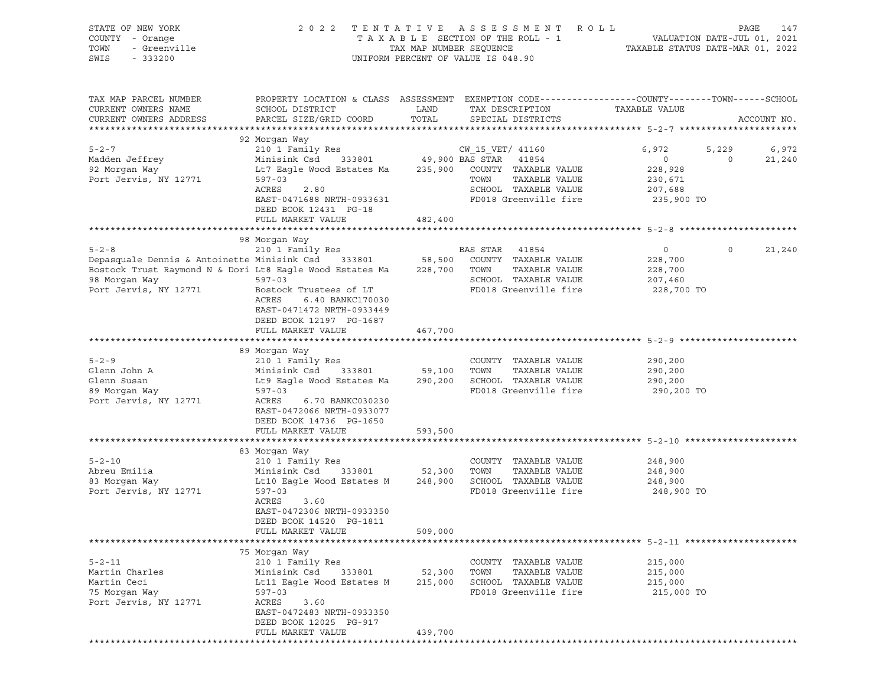STATE OF NEW YORK | COUNTY - Orange | TOWN - Greenville | SWIS - 333200

# 2022 TENTATIVE ASSESSMENT ROLL

TAXABLE SECTION OF THE ROLL - 1
TAX MAP NUMBER SEQUENCE
UNIFORM PERCENT OF VALUE IS 048.90

VALUATION DATE-JUL 01, 2021
TAXABLE STATUS DATE-MAR 01, 2022

| TAX MAP PARCEL NUMBER / CURRENT OWNERS NAME / CURRENT OWNERS ADDRESS | PROPERTY LOCATION & CLASS / SCHOOL DISTRICT / PARCEL SIZE/GRID COORD | ASSESSMENT LAND / TOTAL | EXEMPTION CODE / TAX DESCRIPTION / SPECIAL DISTRICTS | COUNTY TAXABLE VALUE | TOWN | SCHOOL | ACCOUNT NO. |
|---|---|---|---|---|---|---|---|
| | 92 Morgan Way | | | | | | |
| 5-2-7 | 210 1 Family Res | | CW_15_VET/ 41160 | 6,972 | 5,229 | 6,972 | |
| Madden Jeffrey | Minisink Csd 333801 | 49,900 | BAS STAR 41854 | 0 | 0 | 21,240 | |
| 92 Morgan Way | Lt7 Eagle Wood Estates Ma | 235,900 | COUNTY TAXABLE VALUE | 228,928 | | | |
| Port Jervis, NY 12771 | 597-03 | | TOWN TAXABLE VALUE | 230,671 | | | |
| | ACRES 2.80 | | SCHOOL TAXABLE VALUE | 207,688 | | | |
| | EAST-0471688 NRTH-0933631 | | FD018 Greenville fire | 235,900 TO | | | |
| | DEED BOOK 12431 PG-18 | | | | | | |
| | FULL MARKET VALUE | 482,400 | | | | | |
| | 98 Morgan Way | | | | | | |
| 5-2-8 | 210 1 Family Res | | BAS STAR 41854 | 0 | 0 | 21,240 | |
| Depasquale Dennis & Antoinette | Minisink Csd 333801 | 58,500 | COUNTY TAXABLE VALUE | 228,700 | | | |
| Bostock Trust Raymond N & Dori | Lt8 Eagle Wood Estates Ma | 228,700 | TOWN TAXABLE VALUE | 228,700 | | | |
| 98 Morgan Way | 597-03 | | SCHOOL TAXABLE VALUE | 207,460 | | | |
| Port Jervis, NY 12771 | Bostock Trustees of LT | | FD018 Greenville fire | 228,700 TO | | | |
| | ACRES 6.40 BANKC170030 | | | | | | |
| | EAST-0471472 NRTH-0933449 | | | | | | |
| | DEED BOOK 12197 PG-1687 | | | | | | |
| | FULL MARKET VALUE | 467,700 | | | | | |
| | 89 Morgan Way | | | | | | |
| 5-2-9 | 210 1 Family Res | | COUNTY TAXABLE VALUE | 290,200 | | | |
| Glenn John A | Minisink Csd 333801 | 59,100 | TOWN TAXABLE VALUE | 290,200 | | | |
| Glenn Susan | Lt9 Eagle Wood Estates Ma | 290,200 | SCHOOL TAXABLE VALUE | 290,200 | | | |
| 89 Morgan Way | 597-03 | | FD018 Greenville fire | 290,200 TO | | | |
| Port Jervis, NY 12771 | ACRES 6.70 BANKC030230 | | | | | | |
| | EAST-0472066 NRTH-0933077 | | | | | | |
| | DEED BOOK 14736 PG-1650 | | | | | | |
| | FULL MARKET VALUE | 593,500 | | | | | |
| | 83 Morgan Way | | | | | | |
| 5-2-10 | 210 1 Family Res | | COUNTY TAXABLE VALUE | 248,900 | | | |
| Abreu Emilia | Minisink Csd 333801 | 52,300 | TOWN TAXABLE VALUE | 248,900 | | | |
| 83 Morgan Way | Lt10 Eagle Wood Estates M | 248,900 | SCHOOL TAXABLE VALUE | 248,900 | | | |
| Port Jervis, NY 12771 | 597-03 | | FD018 Greenville fire | 248,900 TO | | | |
| | ACRES 3.60 | | | | | | |
| | EAST-0472306 NRTH-0933350 | | | | | | |
| | DEED BOOK 14520 PG-1811 | | | | | | |
| | FULL MARKET VALUE | 509,000 | | | | | |
| | 75 Morgan Way | | | | | | |
| 5-2-11 | 210 1 Family Res | | COUNTY TAXABLE VALUE | 215,000 | | | |
| Martin Charles | Minisink Csd 333801 | 52,300 | TOWN TAXABLE VALUE | 215,000 | | | |
| Martin Ceci | Lt11 Eagle Wood Estates M | 215,000 | SCHOOL TAXABLE VALUE | 215,000 | | | |
| 75 Morgan Way | 597-03 | | FD018 Greenville fire | 215,000 TO | | | |
| Port Jervis, NY 12771 | ACRES 3.60 | | | | | | |
| | EAST-0472483 NRTH-0933350 | | | | | | |
| | DEED BOOK 12025 PG-917 | | | | | | |
| | FULL MARKET VALUE | 439,700 | | | | | |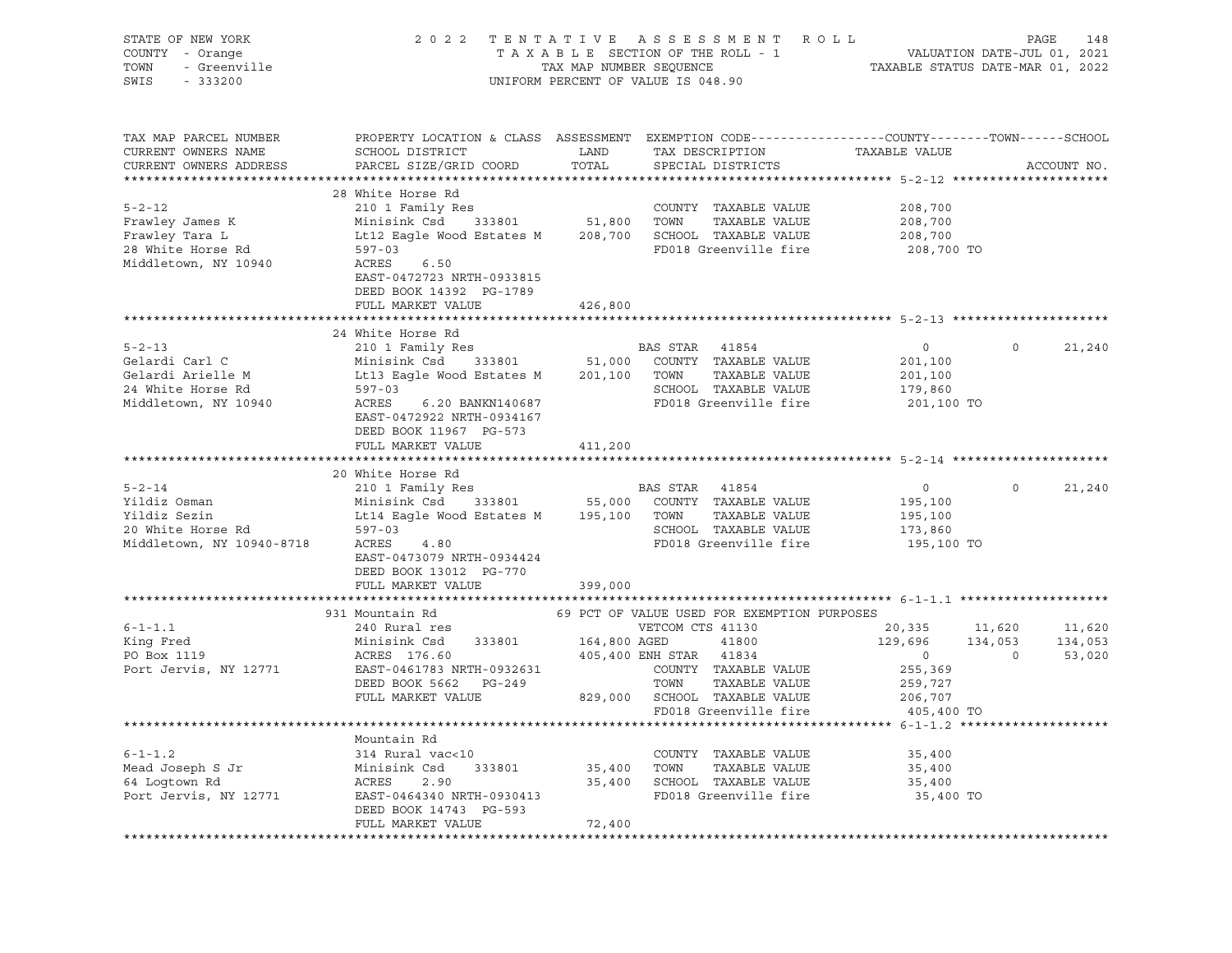STATE OF NEW YORK
COUNTY - Orange
TOWN - Greenville
SWIS - 333200

2022 TENTATIVE ASSESSMENT ROLL
TAXABLE SECTION OF THE ROLL - 1
TAX MAP NUMBER SEQUENCE
UNIFORM PERCENT OF VALUE IS 048.90

VALUATION DATE-JUL 01, 2021
TAXABLE STATUS DATE-MAR 01, 2022

| TAX MAP PARCEL NUMBER / CURRENT OWNERS NAME / CURRENT OWNERS ADDRESS | PROPERTY LOCATION & CLASS / SCHOOL DISTRICT / PARCEL SIZE/GRID COORD | ASSESSMENT LAND / TOTAL | EXEMPTION CODE / TAX DESCRIPTION / SPECIAL DISTRICTS | COUNTY TAXABLE VALUE | TOWN | SCHOOL | ACCOUNT NO. |
|---|---|---|---|---|---|---|---|
| **5-2-12** | 28 White Horse Rd | | | | | | |
| | 210 1 Family Res | | COUNTY TAXABLE VALUE | 208,700 | | | |
| Frawley James K | Minisink Csd 333801 | 51,800 | TOWN TAXABLE VALUE | 208,700 | | | |
| Frawley Tara L | Lt12 Eagle Wood Estates M | 208,700 | SCHOOL TAXABLE VALUE | 208,700 | | | |
| 28 White Horse Rd | 597-03 | | FD018 Greenville fire | 208,700 TO | | | |
| Middletown, NY 10940 | ACRES 6.50 | | | | | | |
| | EAST-0472723 NRTH-0933815 | | | | | | |
| | DEED BOOK 14392 PG-1789 | | | | | | |
| | FULL MARKET VALUE | 426,800 | | | | | |
| **5-2-13** | 24 White Horse Rd | | | | | | |
| | 210 1 Family Res | | BAS STAR 41854 | 0 | 0 | 21,240 | |
| Gelardi Carl C | Minisink Csd 333801 | 51,000 | COUNTY TAXABLE VALUE | 201,100 | | | |
| Gelardi Arielle M | Lt13 Eagle Wood Estates M | 201,100 | TOWN TAXABLE VALUE | 201,100 | | | |
| 24 White Horse Rd | 597-03 | | SCHOOL TAXABLE VALUE | 179,860 | | | |
| Middletown, NY 10940 | ACRES 6.20 BANKN140687 | | FD018 Greenville fire | 201,100 TO | | | |
| | EAST-0472922 NRTH-0934167 | | | | | | |
| | DEED BOOK 11967 PG-573 | | | | | | |
| | FULL MARKET VALUE | 411,200 | | | | | |
| **5-2-14** | 20 White Horse Rd | | | | | | |
| | 210 1 Family Res | | BAS STAR 41854 | 0 | 0 | 21,240 | |
| Yildiz Osman | Minisink Csd 333801 | 55,000 | COUNTY TAXABLE VALUE | 195,100 | | | |
| Yildiz Sezin | Lt14 Eagle Wood Estates M | 195,100 | TOWN TAXABLE VALUE | 195,100 | | | |
| 20 White Horse Rd | 597-03 | | SCHOOL TAXABLE VALUE | 173,860 | | | |
| Middletown, NY 10940-8718 | ACRES 4.80 | | FD018 Greenville fire | 195,100 TO | | | |
| | EAST-0473079 NRTH-0934424 | | | | | | |
| | DEED BOOK 13012 PG-770 | | | | | | |
| | FULL MARKET VALUE | 399,000 | | | | | |
| **6-1-1.1** | 931 Mountain Rd | | 69 PCT OF VALUE USED FOR EXEMPTION PURPOSES | | | | |
| | 240 Rural res | | VETCOM CTS 41130 | 20,335 | 11,620 | 11,620 | |
| King Fred | Minisink Csd 333801 | 164,800 | AGED 41800 | 129,696 | 134,053 | 134,053 | |
| PO Box 1119 | ACRES 176.60 | 405,400 | ENH STAR 41834 | 0 | 0 | 53,020 | |
| Port Jervis, NY 12771 | EAST-0461783 NRTH-0932631 | | COUNTY TAXABLE VALUE | 255,369 | | | |
| | DEED BOOK 5662 PG-249 | | TOWN TAXABLE VALUE | 259,727 | | | |
| | FULL MARKET VALUE | 829,000 | SCHOOL TAXABLE VALUE | 206,707 | | | |
| | | | FD018 Greenville fire | 405,400 TO | | | |
| **6-1-1.2** | Mountain Rd | | | | | | |
| | 314 Rural vac<10 | | COUNTY TAXABLE VALUE | 35,400 | | | |
| Mead Joseph S Jr | Minisink Csd 333801 | 35,400 | TOWN TAXABLE VALUE | 35,400 | | | |
| 64 Logtown Rd | ACRES 2.90 | 35,400 | SCHOOL TAXABLE VALUE | 35,400 | | | |
| Port Jervis, NY 12771 | EAST-0464340 NRTH-0930413 | | FD018 Greenville fire | 35,400 TO | | | |
| | DEED BOOK 14743 PG-593 | | | | | | |
| | FULL MARKET VALUE | 72,400 | | | | | |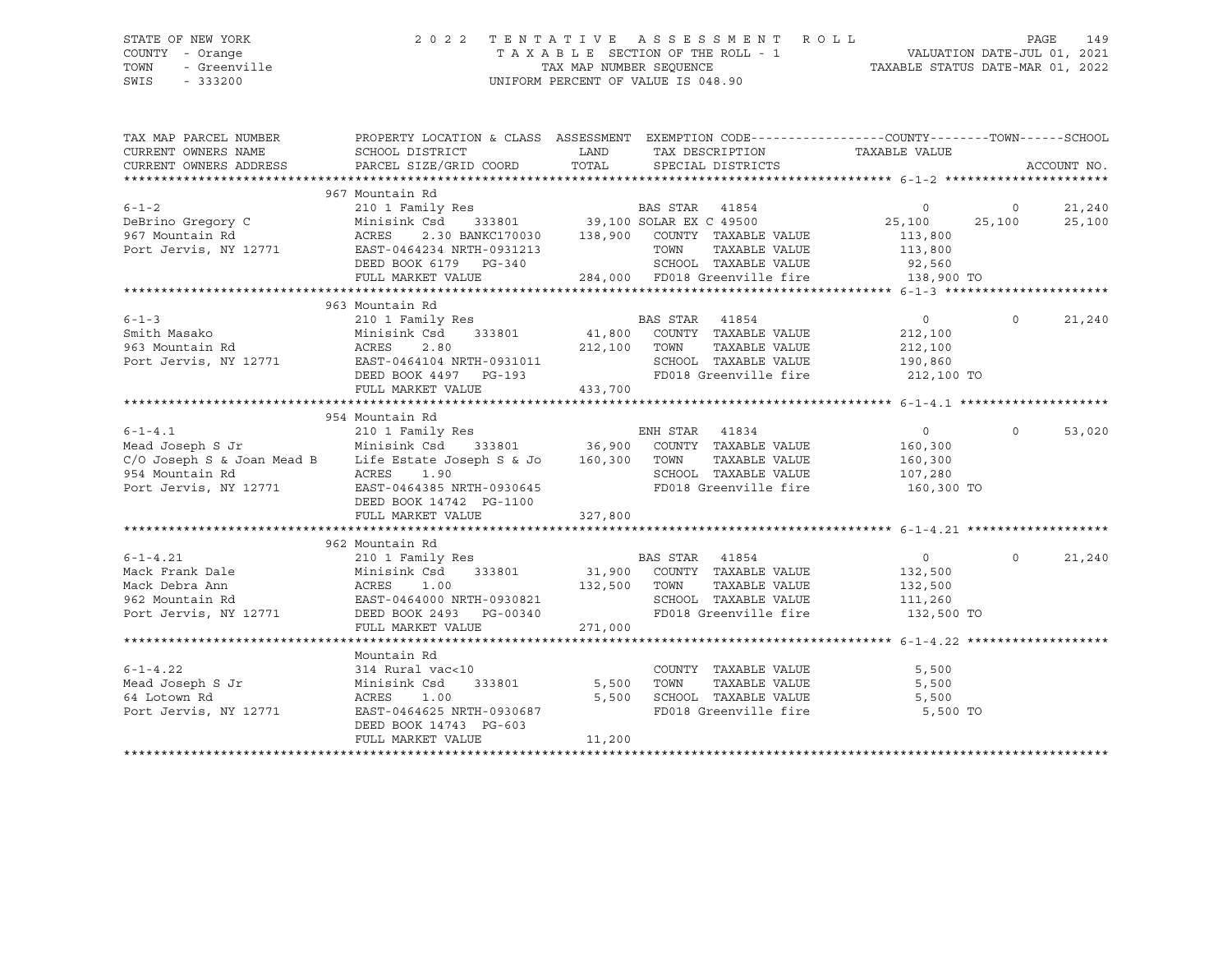STATE OF NEW YORK　　　　2 0 2 2　T E N T A T I V E　A S S E S S M E N T　R O L L
COUNTY - Orange　　　　T A X A B L E SECTION OF THE ROLL - 1　　　　VALUATION DATE-JUL 01, 2021
TOWN - Greenville　　　　TAX MAP NUMBER SEQUENCE　　　　TAXABLE STATUS DATE-MAR 01, 2022
SWIS - 333200　　　　UNIFORM PERCENT OF VALUE IS 048.90

| TAX MAP PARCEL NUMBER / CURRENT OWNERS NAME / CURRENT OWNERS ADDRESS | PROPERTY LOCATION & CLASS / SCHOOL DISTRICT / PARCEL SIZE/GRID COORD | ASSESSMENT LAND / TOTAL | EXEMPTION CODE / TAX DESCRIPTION / SPECIAL DISTRICTS | COUNTY TAXABLE VALUE | TOWN | SCHOOL / ACCOUNT NO. |
|---|---|---|---|---|---|---|
| | 967 Mountain Rd | | | | | |
| 6-1-2 | 210 1 Family Res | | BAS STAR 41854 | 0 | 0 | 21,240 |
| DeBrino Gregory C | Minisink Csd 333801 | 39,100 | SOLAR EX C 49500 | 25,100 | 25,100 | 25,100 |
| 967 Mountain Rd | ACRES 2.30 BANKC170030 | 138,900 | COUNTY TAXABLE VALUE | 113,800 | | |
| Port Jervis, NY 12771 | EAST-0464234 NRTH-0931213 | | TOWN TAXABLE VALUE | 113,800 | | |
| | DEED BOOK 6179 PG-340 | | SCHOOL TAXABLE VALUE | 92,560 | | |
| | FULL MARKET VALUE | 284,000 | FD018 Greenville fire | 138,900 TO | | |
| | 963 Mountain Rd | | | | | |
| 6-1-3 | 210 1 Family Res | | BAS STAR 41854 | 0 | 0 | 21,240 |
| Smith Masako | Minisink Csd 333801 | 41,800 | COUNTY TAXABLE VALUE | 212,100 | | |
| 963 Mountain Rd | ACRES 2.80 | 212,100 | TOWN TAXABLE VALUE | 212,100 | | |
| Port Jervis, NY 12771 | EAST-0464104 NRTH-0931011 | | SCHOOL TAXABLE VALUE | 190,860 | | |
| | DEED BOOK 4497 PG-193 | | FD018 Greenville fire | 212,100 TO | | |
| | FULL MARKET VALUE | 433,700 | | | | |
| | 954 Mountain Rd | | | | | |
| 6-1-4.1 | 210 1 Family Res | | ENH STAR 41834 | 0 | 0 | 53,020 |
| Mead Joseph S Jr | Minisink Csd 333801 | 36,900 | COUNTY TAXABLE VALUE | 160,300 | | |
| C/O Joseph S & Joan Mead B | Life Estate Joseph S & Jo | 160,300 | TOWN TAXABLE VALUE | 160,300 | | |
| 954 Mountain Rd | ACRES 1.90 | | SCHOOL TAXABLE VALUE | 107,280 | | |
| Port Jervis, NY 12771 | EAST-0464385 NRTH-0930645 | | FD018 Greenville fire | 160,300 TO | | |
| | DEED BOOK 14742 PG-1100 | | | | | |
| | FULL MARKET VALUE | 327,800 | | | | |
| | 962 Mountain Rd | | | | | |
| 6-1-4.21 | 210 1 Family Res | | BAS STAR 41854 | 0 | 0 | 21,240 |
| Mack Frank Dale | Minisink Csd 333801 | 31,900 | COUNTY TAXABLE VALUE | 132,500 | | |
| Mack Debra Ann | ACRES 1.00 | 132,500 | TOWN TAXABLE VALUE | 132,500 | | |
| 962 Mountain Rd | EAST-0464000 NRTH-0930821 | | SCHOOL TAXABLE VALUE | 111,260 | | |
| Port Jervis, NY 12771 | DEED BOOK 2493 PG-00340 | | FD018 Greenville fire | 132,500 TO | | |
| | FULL MARKET VALUE | 271,000 | | | | |
| | Mountain Rd | | | | | |
| 6-1-4.22 | 314 Rural vac<10 | | COUNTY TAXABLE VALUE | 5,500 | | |
| Mead Joseph S Jr | Minisink Csd 333801 | 5,500 | TOWN TAXABLE VALUE | 5,500 | | |
| 64 Lotown Rd | ACRES 1.00 | 5,500 | SCHOOL TAXABLE VALUE | 5,500 | | |
| Port Jervis, NY 12771 | EAST-0464625 NRTH-0930687 | | FD018 Greenville fire | 5,500 TO | | |
| | DEED BOOK 14743 PG-603 | | | | | |
| | FULL MARKET VALUE | 11,200 | | | | |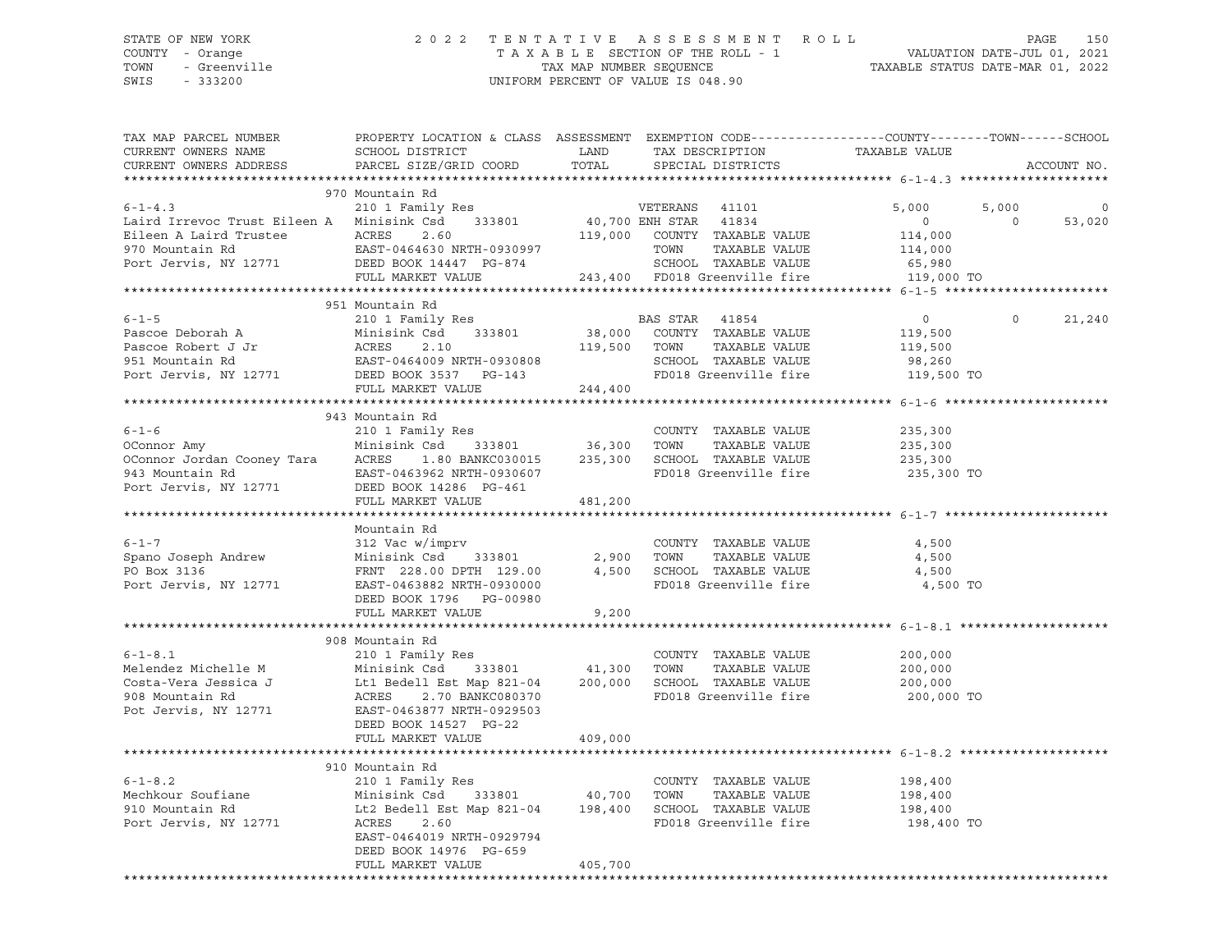STATE OF NEW YORK
COUNTY - Orange
TOWN - Greenville
SWIS - 333200

2022 TENTATIVE ASSESSMENT ROLL
TAXABLE SECTION OF THE ROLL - 1
TAX MAP NUMBER SEQUENCE
UNIFORM PERCENT OF VALUE IS 048.90

VALUATION DATE-JUL 01, 2021
TAXABLE STATUS DATE-MAR 01, 2022

```
TAX MAP PARCEL NUMBER          PROPERTY LOCATION & CLASS  ASSESSMENT  EXEMPTION CODE------------------COUNTY--------TOWN------SCHOOL
CURRENT OWNERS NAME            SCHOOL DISTRICT               LAND      TAX DESCRIPTION            TAXABLE VALUE
CURRENT OWNERS ADDRESS         PARCEL SIZE/GRID COORD        TOTAL     SPECIAL DISTRICTS                                    ACCOUNT NO.
******************************************************************************************************* 6-1-4.3 ********************
                               970 Mountain Rd
6-1-4.3                        210 1 Family Res                        VETERANS  41101             5,000      5,000           0
Laird Irrevoc Trust Eileen A   Minisink Csd     333801       40,700 ENH STAR   41834                 0          0      53,020
Eileen A Laird Trustee         ACRES    2.60               119,000    COUNTY  TAXABLE VALUE         114,000
970 Mountain Rd                EAST-0464630 NRTH-0930997              TOWN    TAXABLE VALUE         114,000
Port Jervis, NY 12771          DEED BOOK 14447  PG-874                SCHOOL  TAXABLE VALUE          65,980
                               FULL MARKET VALUE           243,400    FD018 Greenville fire         119,000 TO
******************************************************************************************************* 6-1-5 **********************
                               951 Mountain Rd
6-1-5                          210 1 Family Res                        BAS STAR  41854                   0          0      21,240
Pascoe Deborah A               Minisink Csd     333801       38,000    COUNTY  TAXABLE VALUE         119,500
Pascoe Robert J Jr             ACRES    2.10               119,500    TOWN    TAXABLE VALUE         119,500
951 Mountain Rd                EAST-0464009 NRTH-0930808              SCHOOL  TAXABLE VALUE          98,260
Port Jervis, NY 12771          DEED BOOK 3537   PG-143                FD018 Greenville fire         119,500 TO
                               FULL MARKET VALUE           244,400
******************************************************************************************************* 6-1-6 **********************
                               943 Mountain Rd
6-1-6                          210 1 Family Res                        COUNTY  TAXABLE VALUE         235,300
OConnor Amy                    Minisink Csd     333801       36,300    TOWN    TAXABLE VALUE         235,300
OConnor Jordan Cooney Tara     ACRES    1.80 BANKC030015   235,300    SCHOOL  TAXABLE VALUE         235,300
943 Mountain Rd                EAST-0463962 NRTH-0930607              FD018 Greenville fire         235,300 TO
Port Jervis, NY 12771          DEED BOOK 14286  PG-461
                               FULL MARKET VALUE           481,200
******************************************************************************************************* 6-1-7 **********************
                               Mountain Rd
6-1-7                          312 Vac w/imprv                         COUNTY  TAXABLE VALUE           4,500
Spano Joseph Andrew            Minisink Csd     333801        2,900    TOWN    TAXABLE VALUE           4,500
PO Box 3136                    FRNT  228.00 DPTH  129.00      4,500    SCHOOL  TAXABLE VALUE           4,500
Port Jervis, NY 12771          EAST-0463882 NRTH-0930000              FD018 Greenville fire           4,500 TO
                               DEED BOOK 1796   PG-00980
                               FULL MARKET VALUE             9,200
******************************************************************************************************* 6-1-8.1 ********************
                               908 Mountain Rd
6-1-8.1                        210 1 Family Res                        COUNTY  TAXABLE VALUE         200,000
Melendez Michelle M            Minisink Csd     333801       41,300    TOWN    TAXABLE VALUE         200,000
Costa-Vera Jessica J           Lt1 Bedell Est Map 821-04   200,000    SCHOOL  TAXABLE VALUE         200,000
908 Mountain Rd                ACRES    2.70 BANKC080370              FD018 Greenville fire         200,000 TO
Pot Jervis, NY 12771           EAST-0463877 NRTH-0929503
                               DEED BOOK 14527  PG-22
                               FULL MARKET VALUE           409,000
******************************************************************************************************* 6-1-8.2 ********************
                               910 Mountain Rd
6-1-8.2                        210 1 Family Res                        COUNTY  TAXABLE VALUE         198,400
Mechkour Soufiane              Minisink Csd     333801       40,700    TOWN    TAXABLE VALUE         198,400
910 Mountain Rd                Lt2 Bedell Est Map 821-04   198,400    SCHOOL  TAXABLE VALUE         198,400
Port Jervis, NY 12771          ACRES    2.60                          FD018 Greenville fire         198,400 TO
                               EAST-0464019 NRTH-0929794
                               DEED BOOK 14976  PG-659
                               FULL MARKET VALUE           405,700
************************************************************************************************************************************
```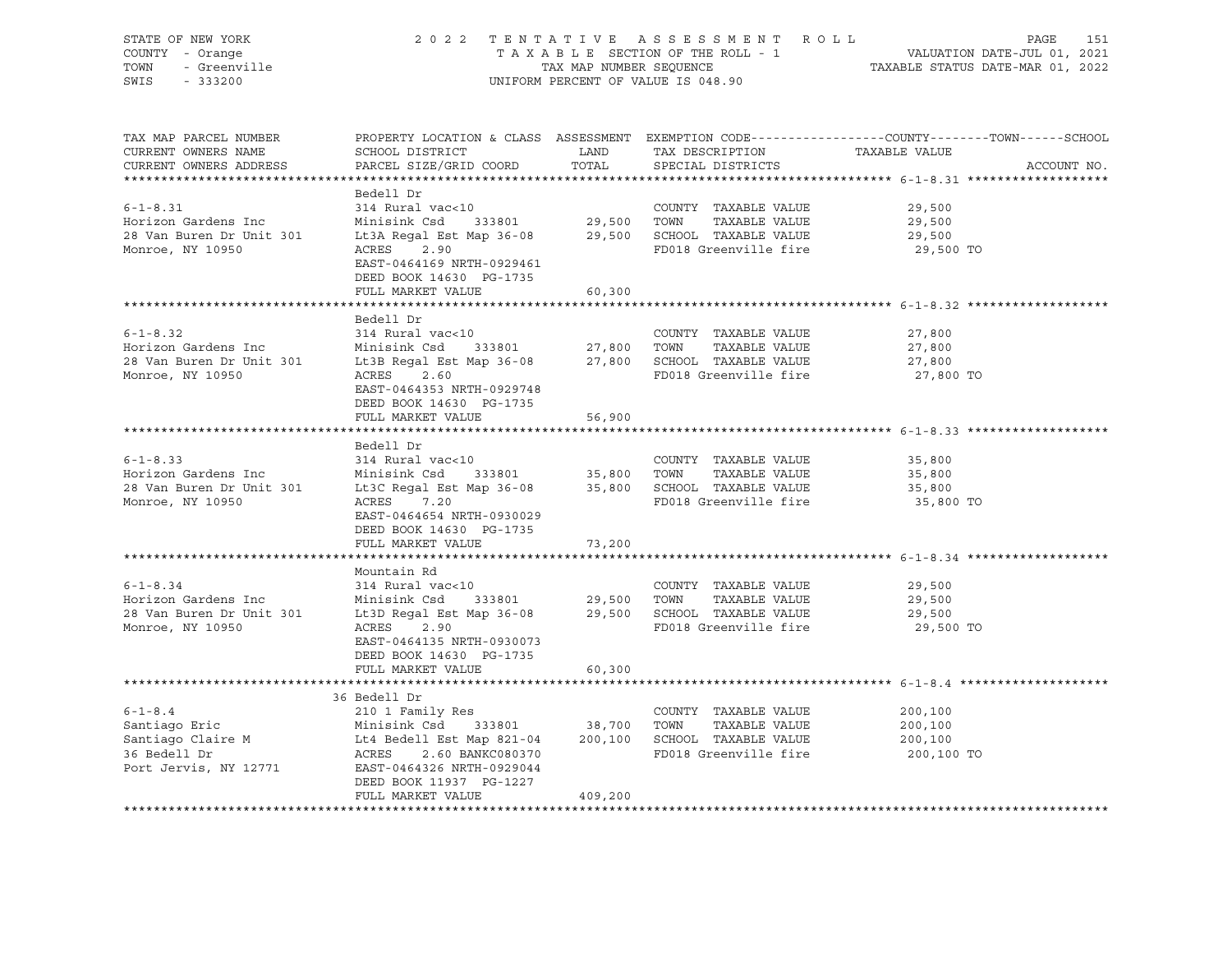STATE OF NEW YORK — COUNTY - Orange — TOWN - Greenville — SWIS - 333200

2022 TENTATIVE ASSESSMENT ROLL — TAXABLE SECTION OF THE ROLL - 1 — TAX MAP NUMBER SEQUENCE — UNIFORM PERCENT OF VALUE IS 048.90

VALUATION DATE-JUL 01, 2021 — TAXABLE STATUS DATE-MAR 01, 2022

| TAX MAP PARCEL NUMBER / CURRENT OWNERS NAME / CURRENT OWNERS ADDRESS | PROPERTY LOCATION & CLASS / SCHOOL DISTRICT / PARCEL SIZE/GRID COORD | ASSESSMENT LAND | TOTAL | EXEMPTION CODE / TAX DESCRIPTION / SPECIAL DISTRICTS | TAXABLE VALUE (COUNTY / TOWN / SCHOOL) | ACCOUNT NO. |
|---|---|---|---|---|---|---|
| 6-1-8.31 | Bedell Dr | | | | | |
| | 314 Rural vac<10 | | | COUNTY TAXABLE VALUE | 29,500 | |
| Horizon Gardens Inc | Minisink Csd 333801 | 29,500 | | TOWN TAXABLE VALUE | 29,500 | |
| 28 Van Buren Dr Unit 301 | Lt3A Regal Est Map 36-08 | | 29,500 | SCHOOL TAXABLE VALUE | 29,500 | |
| Monroe, NY 10950 | ACRES 2.90 | | | FD018 Greenville fire | 29,500 TO | |
| | EAST-0464169 NRTH-0929461 | | | | | |
| | DEED BOOK 14630 PG-1735 | | | | | |
| | FULL MARKET VALUE | | 60,300 | | | |
| 6-1-8.32 | Bedell Dr | | | | | |
| | 314 Rural vac<10 | | | COUNTY TAXABLE VALUE | 27,800 | |
| Horizon Gardens Inc | Minisink Csd 333801 | 27,800 | | TOWN TAXABLE VALUE | 27,800 | |
| 28 Van Buren Dr Unit 301 | Lt3B Regal Est Map 36-08 | | 27,800 | SCHOOL TAXABLE VALUE | 27,800 | |
| Monroe, NY 10950 | ACRES 2.60 | | | FD018 Greenville fire | 27,800 TO | |
| | EAST-0464353 NRTH-0929748 | | | | | |
| | DEED BOOK 14630 PG-1735 | | | | | |
| | FULL MARKET VALUE | | 56,900 | | | |
| 6-1-8.33 | Bedell Dr | | | | | |
| | 314 Rural vac<10 | | | COUNTY TAXABLE VALUE | 35,800 | |
| Horizon Gardens Inc | Minisink Csd 333801 | 35,800 | | TOWN TAXABLE VALUE | 35,800 | |
| 28 Van Buren Dr Unit 301 | Lt3C Regal Est Map 36-08 | | 35,800 | SCHOOL TAXABLE VALUE | 35,800 | |
| Monroe, NY 10950 | ACRES 7.20 | | | FD018 Greenville fire | 35,800 TO | |
| | EAST-0464654 NRTH-0930029 | | | | | |
| | DEED BOOK 14630 PG-1735 | | | | | |
| | FULL MARKET VALUE | | 73,200 | | | |
| 6-1-8.34 | Mountain Rd | | | | | |
| | 314 Rural vac<10 | | | COUNTY TAXABLE VALUE | 29,500 | |
| Horizon Gardens Inc | Minisink Csd 333801 | 29,500 | | TOWN TAXABLE VALUE | 29,500 | |
| 28 Van Buren Dr Unit 301 | Lt3D Regal Est Map 36-08 | | 29,500 | SCHOOL TAXABLE VALUE | 29,500 | |
| Monroe, NY 10950 | ACRES 2.90 | | | FD018 Greenville fire | 29,500 TO | |
| | EAST-0464135 NRTH-0930073 | | | | | |
| | DEED BOOK 14630 PG-1735 | | | | | |
| | FULL MARKET VALUE | | 60,300 | | | |
| 6-1-8.4 | 36 Bedell Dr | | | | | |
| | 210 1 Family Res | | | COUNTY TAXABLE VALUE | 200,100 | |
| Santiago Eric | Minisink Csd 333801 | 38,700 | | TOWN TAXABLE VALUE | 200,100 | |
| Santiago Claire M | Lt4 Bedell Est Map 821-04 | | 200,100 | SCHOOL TAXABLE VALUE | 200,100 | |
| 36 Bedell Dr | ACRES 2.60 BANKC080370 | | | FD018 Greenville fire | 200,100 TO | |
| Port Jervis, NY 12771 | EAST-0464326 NRTH-0929044 | | | | | |
| | DEED BOOK 11937 PG-1227 | | | | | |
| | FULL MARKET VALUE | | 409,200 | | | |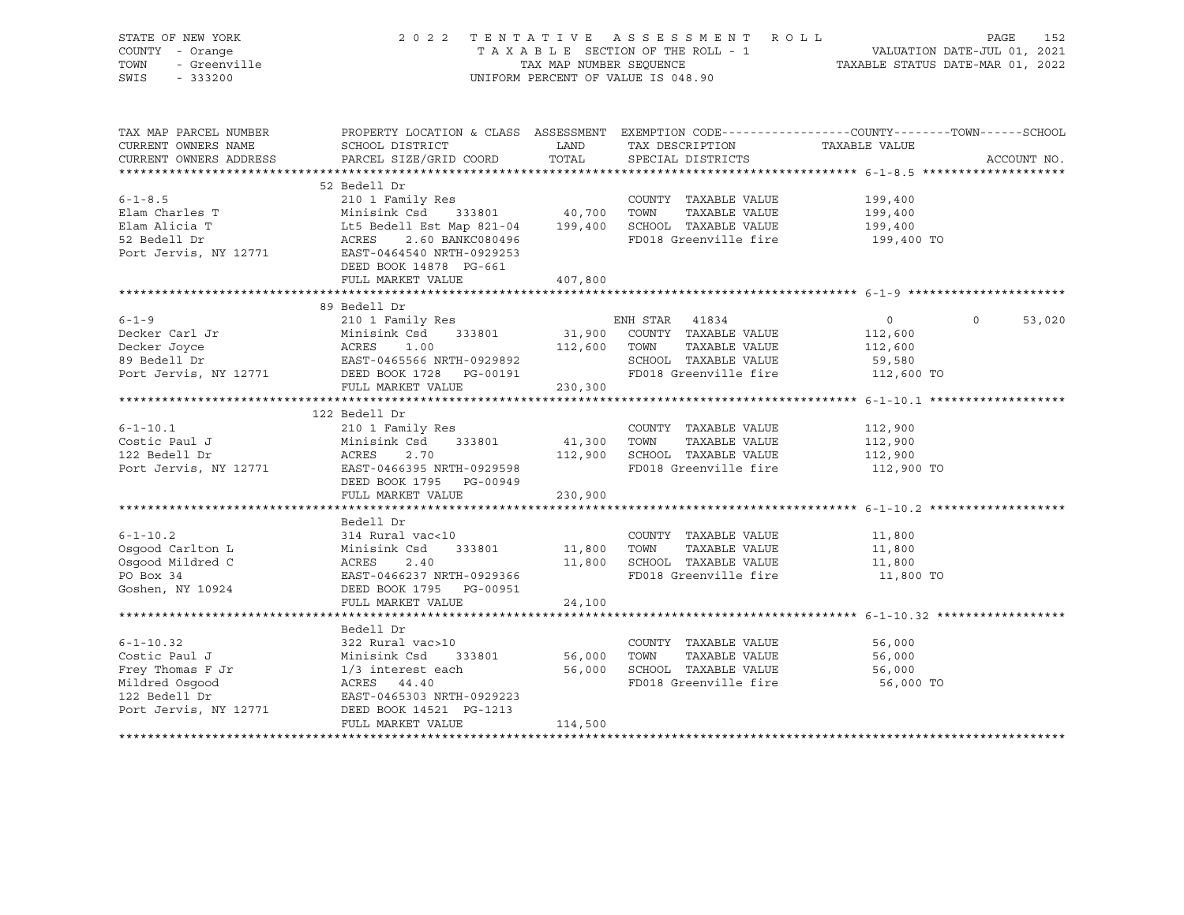STATE OF NEW YORK — COUNTY - Orange — TOWN - Greenville — SWIS - 333200

2 0 2 2 T E N T A T I V E A S S E S S M E N T R O L L
T A X A B L E SECTION OF THE ROLL - 1
TAX MAP NUMBER SEQUENCE
UNIFORM PERCENT OF VALUE IS 048.90

VALUATION DATE-JUL 01, 2021
TAXABLE STATUS DATE-MAR 01, 2022

| TAX MAP PARCEL NUMBER / CURRENT OWNERS NAME / CURRENT OWNERS ADDRESS | PROPERTY LOCATION & CLASS / SCHOOL DISTRICT / PARCEL SIZE/GRID COORD | ASSESSMENT LAND | TOTAL | EXEMPTION CODE / TAX DESCRIPTION / SPECIAL DISTRICTS | COUNTY TAXABLE VALUE | TOWN | SCHOOL | ACCOUNT NO. |
|---|---|---|---|---|---|---|---|---|
| **6-1-8.5** | 52 Bedell Dr | | | | | | | |
| Elam Charles T | 210 1 Family Res | | | COUNTY TAXABLE VALUE | 199,400 | | | |
| Elam Alicia T | Minisink Csd 333801 | 40,700 | | TOWN TAXABLE VALUE | 199,400 | | | |
| 52 Bedell Dr | Lt5 Bedell Est Map 821-04 | | 199,400 | SCHOOL TAXABLE VALUE | 199,400 | | | |
| Port Jervis, NY 12771 | ACRES 2.60 BANKC080496 | | | FD018 Greenville fire | 199,400 TO | | | |
| | EAST-0464540 NRTH-0929253 | | | | | | | |
| | DEED BOOK 14878 PG-661 | | | | | | | |
| | FULL MARKET VALUE | | 407,800 | | | | | |
| **6-1-9** | 89 Bedell Dr | | | | | | | |
| Decker Carl Jr | 210 1 Family Res | | | ENH STAR 41834 | 0 | 0 | 53,020 | |
| Decker Joyce | Minisink Csd 333801 | 31,900 | | COUNTY TAXABLE VALUE | 112,600 | | | |
| 89 Bedell Dr | ACRES 1.00 | | 112,600 | TOWN TAXABLE VALUE | 112,600 | | | |
| Port Jervis, NY 12771 | EAST-0465566 NRTH-0929892 | | | SCHOOL TAXABLE VALUE | 59,580 | | | |
| | DEED BOOK 1728 PG-00191 | | | FD018 Greenville fire | 112,600 TO | | | |
| | FULL MARKET VALUE | | 230,300 | | | | | |
| **6-1-10.1** | 122 Bedell Dr | | | | | | | |
| Costic Paul J | 210 1 Family Res | | | COUNTY TAXABLE VALUE | 112,900 | | | |
| 122 Bedell Dr | Minisink Csd 333801 | 41,300 | | TOWN TAXABLE VALUE | 112,900 | | | |
| Port Jervis, NY 12771 | ACRES 2.70 | | 112,900 | SCHOOL TAXABLE VALUE | 112,900 | | | |
| | EAST-0466395 NRTH-0929598 | | | FD018 Greenville fire | 112,900 TO | | | |
| | DEED BOOK 1795 PG-00949 | | | | | | | |
| | FULL MARKET VALUE | | 230,900 | | | | | |
| **6-1-10.2** | Bedell Dr | | | | | | | |
| Osgood Carlton L | 314 Rural vac<10 | | | COUNTY TAXABLE VALUE | 11,800 | | | |
| Osgood Mildred C | Minisink Csd 333801 | 11,800 | | TOWN TAXABLE VALUE | 11,800 | | | |
| PO Box 34 | ACRES 2.40 | | 11,800 | SCHOOL TAXABLE VALUE | 11,800 | | | |
| Goshen, NY 10924 | EAST-0466237 NRTH-0929366 | | | FD018 Greenville fire | 11,800 TO | | | |
| | DEED BOOK 1795 PG-00951 | | | | | | | |
| | FULL MARKET VALUE | | 24,100 | | | | | |
| **6-1-10.32** | Bedell Dr | | | | | | | |
| Costic Paul J | 322 Rural vac>10 | | | COUNTY TAXABLE VALUE | 56,000 | | | |
| Frey Thomas F Jr | Minisink Csd 333801 | 56,000 | | TOWN TAXABLE VALUE | 56,000 | | | |
| Mildred Osgood | 1/3 interest each | | 56,000 | SCHOOL TAXABLE VALUE | 56,000 | | | |
| 122 Bedell Dr | ACRES 44.40 | | | FD018 Greenville fire | 56,000 TO | | | |
| Port Jervis, NY 12771 | EAST-0465303 NRTH-0929223 | | | | | | | |
| | DEED BOOK 14521 PG-1213 | | | | | | | |
| | FULL MARKET VALUE | | 114,500 | | | | | |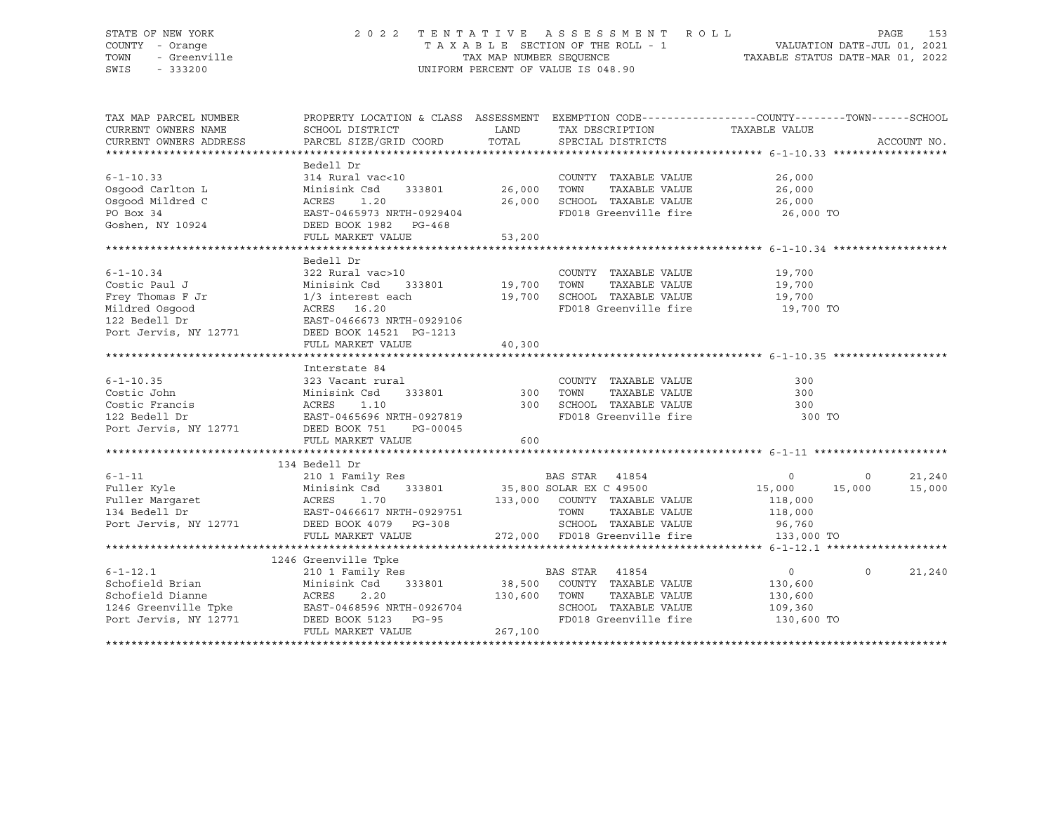STATE OF NEW YORK — COUNTY - Orange — TOWN - Greenville — SWIS - 333200

2022 TENTATIVE ASSESSMENT ROLL
TAXABLE SECTION OF THE ROLL - 1
TAX MAP NUMBER SEQUENCE
UNIFORM PERCENT OF VALUE IS 048.90

VALUATION DATE-JUL 01, 2021
TAXABLE STATUS DATE-MAR 01, 2022

| TAX MAP PARCEL NUMBER / CURRENT OWNERS NAME / CURRENT OWNERS ADDRESS | PROPERTY LOCATION & CLASS / SCHOOL DISTRICT / PARCEL SIZE/GRID COORD | ASSESSMENT LAND / TOTAL | EXEMPTION CODE / TAX DESCRIPTION / SPECIAL DISTRICTS | COUNTY TAXABLE VALUE | TOWN | SCHOOL | ACCOUNT NO. |
|---|---|---|---|---|---|---|---|
| **6-1-10.33** | Bedell Dr | | | | | | |
| 6-1-10.33 | 314 Rural vac<10 | | COUNTY TAXABLE VALUE | 26,000 | | | |
| Osgood Carlton L | Minisink Csd 333801 | 26,000 | TOWN TAXABLE VALUE | 26,000 | | | |
| Osgood Mildred C | ACRES 1.20 | 26,000 | SCHOOL TAXABLE VALUE | 26,000 | | | |
| PO Box 34 | EAST-0465973 NRTH-0929404 | | FD018 Greenville fire | 26,000 TO | | | |
| Goshen, NY 10924 | DEED BOOK 1982 PG-468 | | | | | | |
| | FULL MARKET VALUE | 53,200 | | | | | |
| **6-1-10.34** | Bedell Dr | | | | | | |
| 6-1-10.34 | 322 Rural vac>10 | | COUNTY TAXABLE VALUE | 19,700 | | | |
| Costic Paul J | Minisink Csd 333801 | 19,700 | TOWN TAXABLE VALUE | 19,700 | | | |
| Frey Thomas F Jr | 1/3 interest each | 19,700 | SCHOOL TAXABLE VALUE | 19,700 | | | |
| Mildred Osgood | ACRES 16.20 | | FD018 Greenville fire | 19,700 TO | | | |
| 122 Bedell Dr | EAST-0466673 NRTH-0929106 | | | | | | |
| Port Jervis, NY 12771 | DEED BOOK 14521 PG-1213 | | | | | | |
| | FULL MARKET VALUE | 40,300 | | | | | |
| **6-1-10.35** | Interstate 84 | | | | | | |
| 6-1-10.35 | 323 Vacant rural | | COUNTY TAXABLE VALUE | 300 | | | |
| Costic John | Minisink Csd 333801 | 300 | TOWN TAXABLE VALUE | 300 | | | |
| Costic Francis | ACRES 1.10 | 300 | SCHOOL TAXABLE VALUE | 300 | | | |
| 122 Bedell Dr | EAST-0465696 NRTH-0927819 | | FD018 Greenville fire | 300 TO | | | |
| Port Jervis, NY 12771 | DEED BOOK 751 PG-00045 | | | | | | |
| | FULL MARKET VALUE | 600 | | | | | |
| **6-1-11** | 134 Bedell Dr | | | | | | |
| 6-1-11 | 210 1 Family Res | | BAS STAR 41854 | 0 | 0 | 21,240 | |
| Fuller Kyle | Minisink Csd 333801 | 35,800 | SOLAR EX C 49500 | 15,000 | 15,000 | 15,000 | |
| Fuller Margaret | ACRES 1.70 | 133,000 | COUNTY TAXABLE VALUE | 118,000 | | | |
| 134 Bedell Dr | EAST-0466617 NRTH-0929751 | | TOWN TAXABLE VALUE | 118,000 | | | |
| Port Jervis, NY 12771 | DEED BOOK 4079 PG-308 | | SCHOOL TAXABLE VALUE | 96,760 | | | |
| | FULL MARKET VALUE | 272,000 | FD018 Greenville fire | 133,000 TO | | | |
| **6-1-12.1** | 1246 Greenville Tpke | | | | | | |
| 6-1-12.1 | 210 1 Family Res | | BAS STAR 41854 | 0 | 0 | 21,240 | |
| Schofield Brian | Minisink Csd 333801 | 38,500 | COUNTY TAXABLE VALUE | 130,600 | | | |
| Schofield Dianne | ACRES 2.20 | 130,600 | TOWN TAXABLE VALUE | 130,600 | | | |
| 1246 Greenville Tpke | EAST-0468596 NRTH-0926704 | | SCHOOL TAXABLE VALUE | 109,360 | | | |
| Port Jervis, NY 12771 | DEED BOOK 5123 PG-95 | | FD018 Greenville fire | 130,600 TO | | | |
| | FULL MARKET VALUE | 267,100 | | | | | |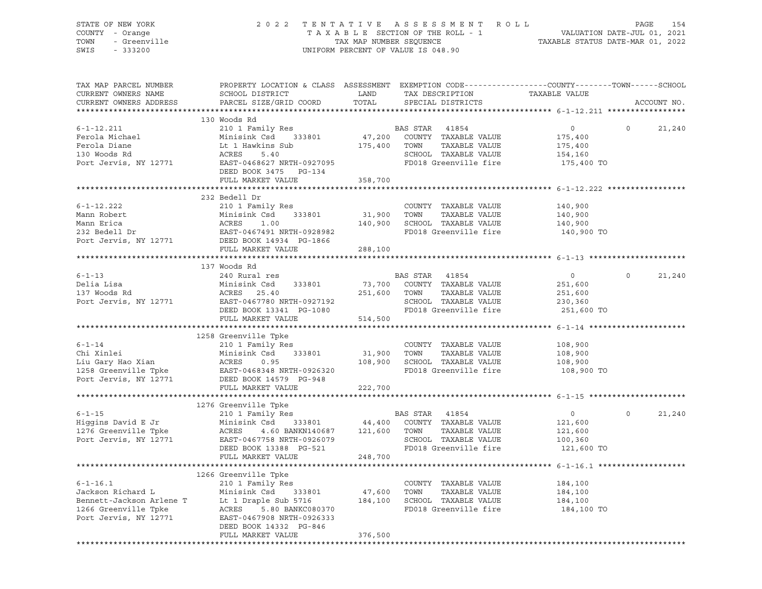STATE OF NEW YORK — COUNTY - Orange — TOWN - Greenville — SWIS - 333200

2022 TENTATIVE ASSESSMENT ROLL
TAXABLE SECTION OF THE ROLL - 1
TAX MAP NUMBER SEQUENCE
UNIFORM PERCENT OF VALUE IS 048.90

VALUATION DATE-JUL 01, 2021
TAXABLE STATUS DATE-MAR 01, 2022

| TAX MAP PARCEL NUMBER / CURRENT OWNERS NAME / CURRENT OWNERS ADDRESS | PROPERTY LOCATION & CLASS / SCHOOL DISTRICT / PARCEL SIZE/GRID COORD | ASSESSMENT LAND | ASSESSMENT TOTAL | EXEMPTION CODE / TAX DESCRIPTION / SPECIAL DISTRICTS | COUNTY TAXABLE VALUE | TOWN | SCHOOL | ACCOUNT NO. |
|---|---|---|---|---|---|---|---|---|
| **6-1-12.211** | 130 Woods Rd | | | | | | | |
| | 210 1 Family Res | | | BAS STAR 41854 | 0 | 0 | 21,240 | |
| Ferola Michael | Minisink Csd 333801 | 47,200 | | COUNTY TAXABLE VALUE | 175,400 | | | |
| Ferola Diane | Lt 1 Hawkins Sub | | 175,400 | TOWN TAXABLE VALUE | 175,400 | | | |
| 130 Woods Rd | ACRES 5.40 | | | SCHOOL TAXABLE VALUE | 154,160 | | | |
| Port Jervis, NY 12771 | EAST-0468627 NRTH-0927095 | | | FD018 Greenville fire | 175,400 TO | | | |
| | DEED BOOK 3475 PG-134 | | | | | | | |
| | FULL MARKET VALUE | | 358,700 | | | | | |
| **6-1-12.222** | 232 Bedell Dr | | | | | | | |
| | 210 1 Family Res | | | COUNTY TAXABLE VALUE | 140,900 | | | |
| Mann Robert | Minisink Csd 333801 | 31,900 | | TOWN TAXABLE VALUE | 140,900 | | | |
| Mann Erica | ACRES 1.00 | | 140,900 | SCHOOL TAXABLE VALUE | 140,900 | | | |
| 232 Bedell Dr | EAST-0467491 NRTH-0928982 | | | FD018 Greenville fire | 140,900 TO | | | |
| Port Jervis, NY 12771 | DEED BOOK 14934 PG-1866 | | | | | | | |
| | FULL MARKET VALUE | | 288,100 | | | | | |
| **6-1-13** | 137 Woods Rd | | | | | | | |
| | 240 Rural res | | | BAS STAR 41854 | 0 | 0 | 21,240 | |
| Delia Lisa | Minisink Csd 333801 | 73,700 | | COUNTY TAXABLE VALUE | 251,600 | | | |
| 137 Woods Rd | ACRES 25.40 | | 251,600 | TOWN TAXABLE VALUE | 251,600 | | | |
| Port Jervis, NY 12771 | EAST-0467780 NRTH-0927192 | | | SCHOOL TAXABLE VALUE | 230,360 | | | |
| | DEED BOOK 13341 PG-1080 | | | FD018 Greenville fire | 251,600 TO | | | |
| | FULL MARKET VALUE | | 514,500 | | | | | |
| **6-1-14** | 1258 Greenville Tpke | | | | | | | |
| | 210 1 Family Res | | | COUNTY TAXABLE VALUE | 108,900 | | | |
| Chi Xinlei | Minisink Csd 333801 | 31,900 | | TOWN TAXABLE VALUE | 108,900 | | | |
| Liu Gary Hao Xian | ACRES 0.95 | | 108,900 | SCHOOL TAXABLE VALUE | 108,900 | | | |
| 1258 Greenville Tpke | EAST-0468348 NRTH-0926320 | | | FD018 Greenville fire | 108,900 TO | | | |
| Port Jervis, NY 12771 | DEED BOOK 14579 PG-948 | | | | | | | |
| | FULL MARKET VALUE | | 222,700 | | | | | |
| **6-1-15** | 1276 Greenville Tpke | | | | | | | |
| | 210 1 Family Res | | | BAS STAR 41854 | 0 | 0 | 21,240 | |
| Higgins David E Jr | Minisink Csd 333801 | 44,400 | | COUNTY TAXABLE VALUE | 121,600 | | | |
| 1276 Greenville Tpke | ACRES 4.60 BANKN140687 | | 121,600 | TOWN TAXABLE VALUE | 121,600 | | | |
| Port Jervis, NY 12771 | EAST-0467758 NRTH-0926079 | | | SCHOOL TAXABLE VALUE | 100,360 | | | |
| | DEED BOOK 13388 PG-521 | | | FD018 Greenville fire | 121,600 TO | | | |
| | FULL MARKET VALUE | | 248,700 | | | | | |
| **6-1-16.1** | 1266 Greenville Tpke | | | | | | | |
| | 210 1 Family Res | | | COUNTY TAXABLE VALUE | 184,100 | | | |
| Jackson Richard L | Minisink Csd 333801 | 47,600 | | TOWN TAXABLE VALUE | 184,100 | | | |
| Bennett-Jackson Arlene T | Lt 1 Draple Sub 5716 | | 184,100 | SCHOOL TAXABLE VALUE | 184,100 | | | |
| 1266 Greenville Tpke | ACRES 5.80 BANKC080370 | | | FD018 Greenville fire | 184,100 TO | | | |
| Port Jervis, NY 12771 | EAST-0467908 NRTH-0926333 | | | | | | | |
| | DEED BOOK 14332 PG-846 | | | | | | | |
| | FULL MARKET VALUE | | 376,500 | | | | | |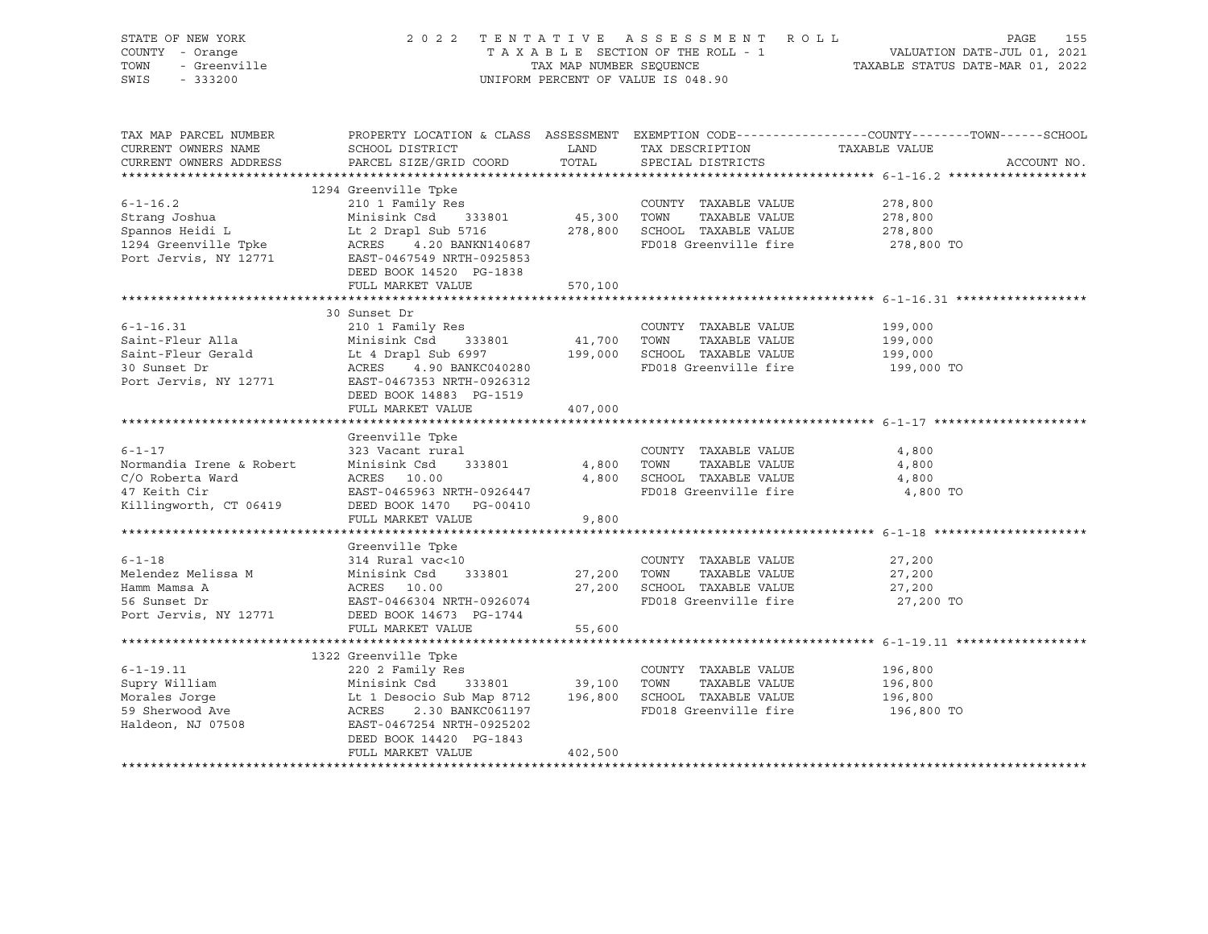STATE OF NEW YORK — COUNTY - Orange — TOWN - Greenville — SWIS - 333200

2022 TENTATIVE ASSESSMENT ROLL — TAXABLE SECTION OF THE ROLL - 1 — TAX MAP NUMBER SEQUENCE — UNIFORM PERCENT OF VALUE IS 048.90

VALUATION DATE-JUL 01, 2021 — TAXABLE STATUS DATE-MAR 01, 2022

| TAX MAP PARCEL NUMBER / CURRENT OWNERS NAME / CURRENT OWNERS ADDRESS | PROPERTY LOCATION & CLASS / SCHOOL DISTRICT / PARCEL SIZE/GRID COORD | ASSESSMENT LAND | TOTAL | EXEMPTION CODE / TAX DESCRIPTION / SPECIAL DISTRICTS | TAXABLE VALUE (COUNTY / TOWN / SCHOOL) |
|---|---|---|---|---|---|
| **6-1-16.2** | 1294 Greenville Tpke | | | | |
| 6-1-16.2 | 210 1 Family Res | | | COUNTY TAXABLE VALUE | 278,800 |
| Strang Joshua | Minisink Csd 333801 | 45,300 | | TOWN TAXABLE VALUE | 278,800 |
| Spannos Heidi L | Lt 2 Drapl Sub 5716 | | 278,800 | SCHOOL TAXABLE VALUE | 278,800 |
| 1294 Greenville Tpke | ACRES 4.20 BANKN140687 | | | FD018 Greenville fire | 278,800 TO |
| Port Jervis, NY 12771 | EAST-0467549 NRTH-0925853 | | | | |
| | DEED BOOK 14520 PG-1838 | | | | |
| | FULL MARKET VALUE | | 570,100 | | |
| **6-1-16.31** | 30 Sunset Dr | | | | |
| 6-1-16.31 | 210 1 Family Res | | | COUNTY TAXABLE VALUE | 199,000 |
| Saint-Fleur Alla | Minisink Csd 333801 | 41,700 | | TOWN TAXABLE VALUE | 199,000 |
| Saint-Fleur Gerald | Lt 4 Drapl Sub 6997 | | 199,000 | SCHOOL TAXABLE VALUE | 199,000 |
| 30 Sunset Dr | ACRES 4.90 BANKC040280 | | | FD018 Greenville fire | 199,000 TO |
| Port Jervis, NY 12771 | EAST-0467353 NRTH-0926312 | | | | |
| | DEED BOOK 14883 PG-1519 | | | | |
| | FULL MARKET VALUE | | 407,000 | | |
| **6-1-17** | Greenville Tpke | | | | |
| 6-1-17 | 323 Vacant rural | | | COUNTY TAXABLE VALUE | 4,800 |
| Normandia Irene & Robert | Minisink Csd 333801 | 4,800 | | TOWN TAXABLE VALUE | 4,800 |
| C/O Roberta Ward | ACRES 10.00 | | 4,800 | SCHOOL TAXABLE VALUE | 4,800 |
| 47 Keith Cir | EAST-0465963 NRTH-0926447 | | | FD018 Greenville fire | 4,800 TO |
| Killingworth, CT 06419 | DEED BOOK 1470 PG-00410 | | | | |
| | FULL MARKET VALUE | | 9,800 | | |
| **6-1-18** | Greenville Tpke | | | | |
| 6-1-18 | 314 Rural vac<10 | | | COUNTY TAXABLE VALUE | 27,200 |
| Melendez Melissa M | Minisink Csd 333801 | 27,200 | | TOWN TAXABLE VALUE | 27,200 |
| Hamm Mamsa A | ACRES 10.00 | | 27,200 | SCHOOL TAXABLE VALUE | 27,200 |
| 56 Sunset Dr | EAST-0466304 NRTH-0926074 | | | FD018 Greenville fire | 27,200 TO |
| Port Jervis, NY 12771 | DEED BOOK 14673 PG-1744 | | | | |
| | FULL MARKET VALUE | | 55,600 | | |
| **6-1-19.11** | 1322 Greenville Tpke | | | | |
| 6-1-19.11 | 220 2 Family Res | | | COUNTY TAXABLE VALUE | 196,800 |
| Supry William | Minisink Csd 333801 | 39,100 | | TOWN TAXABLE VALUE | 196,800 |
| Morales Jorge | Lt 1 Desocio Sub Map 8712 | | 196,800 | SCHOOL TAXABLE VALUE | 196,800 |
| 59 Sherwood Ave | ACRES 2.30 BANKC061197 | | | FD018 Greenville fire | 196,800 TO |
| Haldeon, NJ 07508 | EAST-0467254 NRTH-0925202 | | | | |
| | DEED BOOK 14420 PG-1843 | | | | |
| | FULL MARKET VALUE | | 402,500 | | |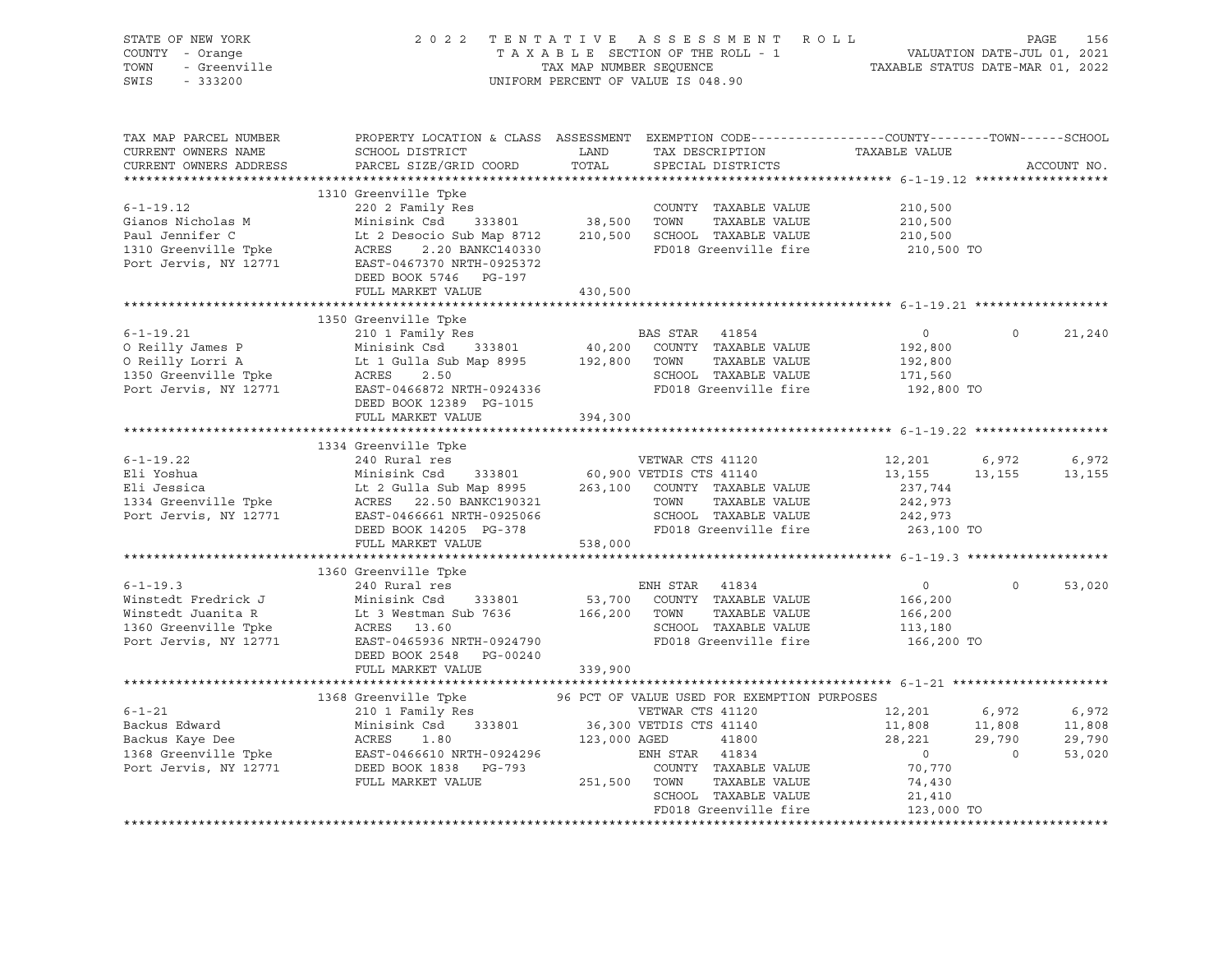STATE OF NEW YORK — 2022 TENTATIVE ASSESSMENT ROLL
COUNTY - Orange — TAXABLE SECTION OF THE ROLL - 1 — VALUATION DATE-JUL 01, 2021
TOWN - Greenville — TAX MAP NUMBER SEQUENCE — TAXABLE STATUS DATE-MAR 01, 2022
SWIS - 333200 — UNIFORM PERCENT OF VALUE IS 048.90

| TAX MAP PARCEL NUMBER / CURRENT OWNERS NAME / CURRENT OWNERS ADDRESS | PROPERTY LOCATION & CLASS / SCHOOL DISTRICT / PARCEL SIZE/GRID COORD | ASSESSMENT LAND / TOTAL | EXEMPTION CODE / TAX DESCRIPTION / SPECIAL DISTRICTS | COUNTY TAXABLE VALUE | TOWN | SCHOOL |
|---|---|---|---|---|---|---|
| **6-1-19.12** | 1310 Greenville Tpke | | | | | |
| | 220 2 Family Res | | COUNTY TAXABLE VALUE | 210,500 | | |
| Gianos Nicholas M | Minisink Csd 333801 | 38,500 | TOWN TAXABLE VALUE | 210,500 | | |
| Paul Jennifer C | Lt 2 Desocio Sub Map 8712 | 210,500 | SCHOOL TAXABLE VALUE | 210,500 | | |
| 1310 Greenville Tpke | ACRES 2.20 BANKC140330 | | FD018 Greenville fire | 210,500 TO | | |
| Port Jervis, NY 12771 | EAST-0467370 NRTH-0925372 | | | | | |
| | DEED BOOK 5746 PG-197 | | | | | |
| | FULL MARKET VALUE | 430,500 | | | | |
| **6-1-19.21** | 1350 Greenville Tpke | | | | | |
| | 210 1 Family Res | | BAS STAR 41854 | 0 | 0 | 21,240 |
| O Reilly James P | Minisink Csd 333801 | 40,200 | COUNTY TAXABLE VALUE | 192,800 | | |
| O Reilly Lorri A | Lt 1 Gulla Sub Map 8995 | 192,800 | TOWN TAXABLE VALUE | 192,800 | | |
| 1350 Greenville Tpke | ACRES 2.50 | | SCHOOL TAXABLE VALUE | 171,560 | | |
| Port Jervis, NY 12771 | EAST-0466872 NRTH-0924336 | | FD018 Greenville fire | 192,800 TO | | |
| | DEED BOOK 12389 PG-1015 | | | | | |
| | FULL MARKET VALUE | 394,300 | | | | |
| **6-1-19.22** | 1334 Greenville Tpke | | | | | |
| | 240 Rural res | | VETWAR CTS 41120 | 12,201 | 6,972 | 6,972 |
| Eli Yoshua | Minisink Csd 333801 | 60,900 | VETDIS CTS 41140 | 13,155 | 13,155 | 13,155 |
| Eli Jessica | Lt 2 Gulla Sub Map 8995 | 263,100 | COUNTY TAXABLE VALUE | 237,744 | | |
| 1334 Greenville Tpke | ACRES 22.50 BANKC190321 | | TOWN TAXABLE VALUE | 242,973 | | |
| Port Jervis, NY 12771 | EAST-0466661 NRTH-0925066 | | SCHOOL TAXABLE VALUE | 242,973 | | |
| | DEED BOOK 14205 PG-378 | | FD018 Greenville fire | 263,100 TO | | |
| | FULL MARKET VALUE | 538,000 | | | | |
| **6-1-19.3** | 1360 Greenville Tpke | | | | | |
| | 240 Rural res | | ENH STAR 41834 | 0 | 0 | 53,020 |
| Winstedt Fredrick J | Minisink Csd 333801 | 53,700 | COUNTY TAXABLE VALUE | 166,200 | | |
| Winstedt Juanita R | Lt 3 Westman Sub 7636 | 166,200 | TOWN TAXABLE VALUE | 166,200 | | |
| 1360 Greenville Tpke | ACRES 13.60 | | SCHOOL TAXABLE VALUE | 113,180 | | |
| Port Jervis, NY 12771 | EAST-0465936 NRTH-0924790 | | FD018 Greenville fire | 166,200 TO | | |
| | DEED BOOK 2548 PG-00240 | | | | | |
| | FULL MARKET VALUE | 339,900 | | | | |
| **6-1-21** | 1368 Greenville Tpke | | 96 PCT OF VALUE USED FOR EXEMPTION PURPOSES | | | |
| | 210 1 Family Res | | VETWAR CTS 41120 | 12,201 | 6,972 | 6,972 |
| Backus Edward | Minisink Csd 333801 | 36,300 | VETDIS CTS 41140 | 11,808 | 11,808 | 11,808 |
| Backus Kaye Dee | ACRES 1.80 | 123,000 | AGED 41800 | 28,221 | 29,790 | 29,790 |
| 1368 Greenville Tpke | EAST-0466610 NRTH-0924296 | | ENH STAR 41834 | 0 | 0 | 53,020 |
| Port Jervis, NY 12771 | DEED BOOK 1838 PG-793 | | COUNTY TAXABLE VALUE | 70,770 | | |
| | FULL MARKET VALUE | 251,500 | TOWN TAXABLE VALUE | 74,430 | | |
| | | | SCHOOL TAXABLE VALUE | 21,410 | | |
| | | | FD018 Greenville fire | 123,000 TO | | |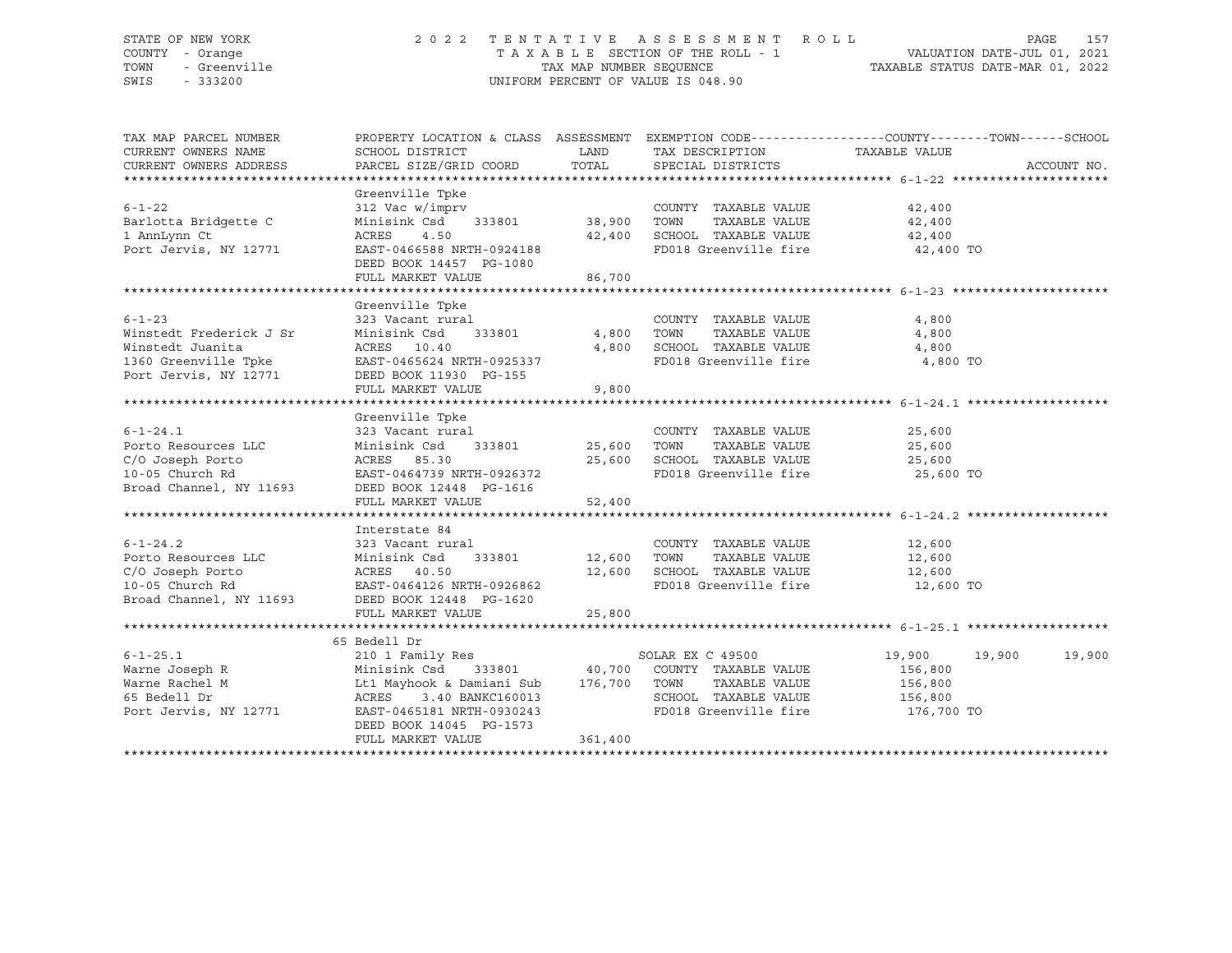STATE OF NEW YORK — COUNTY - Orange — TOWN - Greenville — SWIS - 333200

2022 TENTATIVE ASSESSMENT ROLL — TAXABLE SECTION OF THE ROLL - 1 — TAX MAP NUMBER SEQUENCE — UNIFORM PERCENT OF VALUE IS 048.90

VALUATION DATE-JUL 01, 2021 — TAXABLE STATUS DATE-MAR 01, 2022

| TAX MAP PARCEL NUMBER / CURRENT OWNERS NAME / CURRENT OWNERS ADDRESS | PROPERTY LOCATION & CLASS / SCHOOL DISTRICT / PARCEL SIZE/GRID COORD | ASSESSMENT LAND / TOTAL | EXEMPTION CODE / TAX DESCRIPTION / SPECIAL DISTRICTS | COUNTY TAXABLE VALUE | TOWN | SCHOOL | ACCOUNT NO. |
|---|---|---|---|---|---|---|---|
| **6-1-22** | Greenville Tpke | | | | | | |
| 6-1-22 | 312 Vac w/imprv | | COUNTY TAXABLE VALUE | 42,400 | | | |
| Barlotta Bridgette C | Minisink Csd 333801 | 38,900 | TOWN TAXABLE VALUE | 42,400 | | | |
| 1 AnnLynn Ct | ACRES 4.50 | 42,400 | SCHOOL TAXABLE VALUE | 42,400 | | | |
| Port Jervis, NY 12771 | EAST-0466588 NRTH-0924188 | | FD018 Greenville fire | 42,400 TO | | | |
| | DEED BOOK 14457 PG-1080 | | | | | | |
| | FULL MARKET VALUE | 86,700 | | | | | |
| **6-1-23** | Greenville Tpke | | | | | | |
| 6-1-23 | 323 Vacant rural | | COUNTY TAXABLE VALUE | 4,800 | | | |
| Winstedt Frederick J Sr | Minisink Csd 333801 | 4,800 | TOWN TAXABLE VALUE | 4,800 | | | |
| Winstedt Juanita | ACRES 10.40 | 4,800 | SCHOOL TAXABLE VALUE | 4,800 | | | |
| 1360 Greenville Tpke | EAST-0465624 NRTH-0925337 | | FD018 Greenville fire | 4,800 TO | | | |
| Port Jervis, NY 12771 | DEED BOOK 11930 PG-155 | | | | | | |
| | FULL MARKET VALUE | 9,800 | | | | | |
| **6-1-24.1** | Greenville Tpke | | | | | | |
| 6-1-24.1 | 323 Vacant rural | | COUNTY TAXABLE VALUE | 25,600 | | | |
| Porto Resources LLC | Minisink Csd 333801 | 25,600 | TOWN TAXABLE VALUE | 25,600 | | | |
| C/O Joseph Porto | ACRES 85.30 | 25,600 | SCHOOL TAXABLE VALUE | 25,600 | | | |
| 10-05 Church Rd | EAST-0464739 NRTH-0926372 | | FD018 Greenville fire | 25,600 TO | | | |
| Broad Channel, NY 11693 | DEED BOOK 12448 PG-1616 | | | | | | |
| | FULL MARKET VALUE | 52,400 | | | | | |
| **6-1-24.2** | Interstate 84 | | | | | | |
| 6-1-24.2 | 323 Vacant rural | | COUNTY TAXABLE VALUE | 12,600 | | | |
| Porto Resources LLC | Minisink Csd 333801 | 12,600 | TOWN TAXABLE VALUE | 12,600 | | | |
| C/O Joseph Porto | ACRES 40.50 | 12,600 | SCHOOL TAXABLE VALUE | 12,600 | | | |
| 10-05 Church Rd | EAST-0464126 NRTH-0926862 | | FD018 Greenville fire | 12,600 TO | | | |
| Broad Channel, NY 11693 | DEED BOOK 12448 PG-1620 | | | | | | |
| | FULL MARKET VALUE | 25,800 | | | | | |
| **6-1-25.1** | 65 Bedell Dr | | | | | | |
| 6-1-25.1 | 210 1 Family Res | | SOLAR EX C 49500 | 19,900 | 19,900 | 19,900 | |
| Warne Joseph R | Minisink Csd 333801 | 40,700 | COUNTY TAXABLE VALUE | 156,800 | | | |
| Warne Rachel M | Lt1 Mayhook & Damiani Sub | 176,700 | TOWN TAXABLE VALUE | 156,800 | | | |
| 65 Bedell Dr | ACRES 3.40 BANKC160013 | | SCHOOL TAXABLE VALUE | 156,800 | | | |
| Port Jervis, NY 12771 | EAST-0465181 NRTH-0930243 | | FD018 Greenville fire | 176,700 TO | | | |
| | DEED BOOK 14045 PG-1573 | | | | | | |
| | FULL MARKET VALUE | 361,400 | | | | | |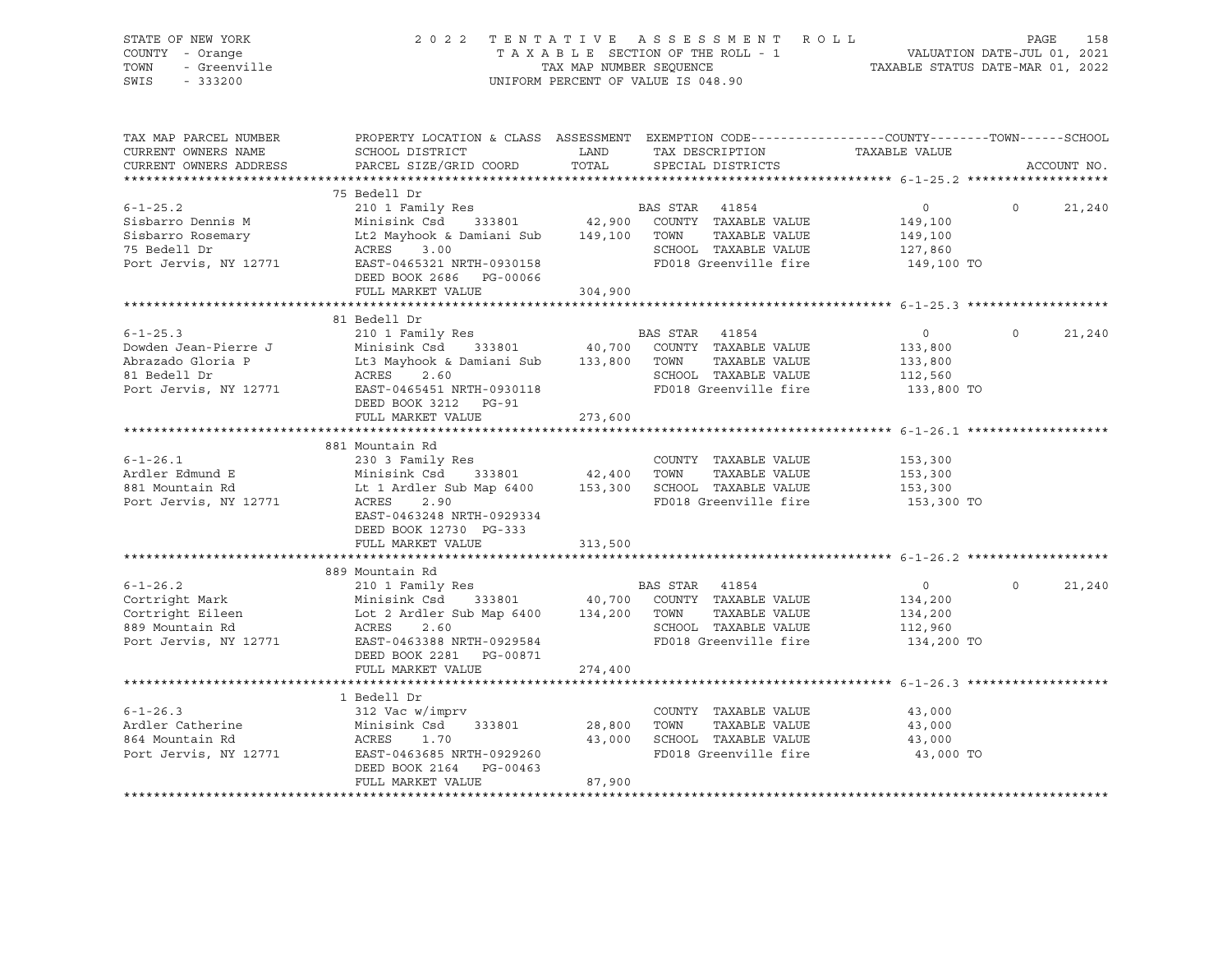STATE OF NEW YORK
COUNTY - Orange
TOWN - Greenville
SWIS - 333200

2 0 2 2 T E N T A T I V E A S S E S S M E N T R O L L
T A X A B L E SECTION OF THE ROLL - 1
TAX MAP NUMBER SEQUENCE
UNIFORM PERCENT OF VALUE IS 048.90

VALUATION DATE-JUL 01, 2021
TAXABLE STATUS DATE-MAR 01, 2022

```
TAX MAP PARCEL NUMBER     PROPERTY LOCATION & CLASS  ASSESSMENT  EXEMPTION CODE------------------COUNTY--------TOWN------SCHOOL
CURRENT OWNERS NAME       SCHOOL DISTRICT               LAND      TAX DESCRIPTION            TAXABLE VALUE
CURRENT OWNERS ADDRESS    PARCEL SIZE/GRID COORD        TOTAL     SPECIAL DISTRICTS                                        ACCOUNT NO.
******************************************************************************************************* 6-1-25.2 *******************
                          75 Bedell Dr
6-1-25.2                  210 1 Family Res                        BAS STAR  41854                 0            0       21,240
Sisbarro Dennis M         Minisink Csd     333801       42,900    COUNTY  TAXABLE VALUE         149,100
Sisbarro Rosemary         Lt2 Mayhook & Damiani Sub    149,100    TOWN    TAXABLE VALUE         149,100
75 Bedell Dr              ACRES     3.00                          SCHOOL  TAXABLE VALUE         127,860
Port Jervis, NY 12771     EAST-0465321 NRTH-0930158               FD018 Greenville fire          149,100 TO
                          DEED BOOK 2686   PG-00066
                          FULL MARKET VALUE            304,900
******************************************************************************************************* 6-1-25.3 *******************
                          81 Bedell Dr
6-1-25.3                  210 1 Family Res                        BAS STAR  41854                 0            0       21,240
Dowden Jean-Pierre J      Minisink Csd     333801       40,700    COUNTY  TAXABLE VALUE         133,800
Abrazado Gloria P         Lt3 Mayhook & Damiani Sub    133,800    TOWN    TAXABLE VALUE         133,800
81 Bedell Dr              ACRES     2.60                          SCHOOL  TAXABLE VALUE         112,560
Port Jervis, NY 12771     EAST-0465451 NRTH-0930118               FD018 Greenville fire          133,800 TO
                          DEED BOOK 3212   PG-91
                          FULL MARKET VALUE            273,600
******************************************************************************************************* 6-1-26.1 *******************
                          881 Mountain Rd
6-1-26.1                  230 3 Family Res                        COUNTY  TAXABLE VALUE         153,300
Ardler Edmund E           Minisink Csd     333801       42,400    TOWN    TAXABLE VALUE         153,300
881 Mountain Rd           Lt 1 Ardler Sub Map 6400     153,300    SCHOOL  TAXABLE VALUE         153,300
Port Jervis, NY 12771     ACRES     2.90                          FD018 Greenville fire          153,300 TO
                          EAST-0463248 NRTH-0929334
                          DEED BOOK 12730  PG-333
                          FULL MARKET VALUE            313,500
******************************************************************************************************* 6-1-26.2 *******************
                          889 Mountain Rd
6-1-26.2                  210 1 Family Res                        BAS STAR  41854                 0            0       21,240
Cortright Mark            Minisink Csd     333801       40,700    COUNTY  TAXABLE VALUE         134,200
Cortright Eileen          Lot 2 Ardler Sub Map 6400    134,200    TOWN    TAXABLE VALUE         134,200
889 Mountain Rd           ACRES     2.60                          SCHOOL  TAXABLE VALUE         112,960
Port Jervis, NY 12771     EAST-0463388 NRTH-0929584               FD018 Greenville fire          134,200 TO
                          DEED BOOK 2281   PG-00871
                          FULL MARKET VALUE            274,400
******************************************************************************************************* 6-1-26.3 *******************
                          1 Bedell Dr
6-1-26.3                  312 Vac w/imprv                         COUNTY  TAXABLE VALUE          43,000
Ardler Catherine          Minisink Csd     333801       28,800    TOWN    TAXABLE VALUE          43,000
864 Mountain Rd           ACRES     1.70                43,000    SCHOOL  TAXABLE VALUE          43,000
Port Jervis, NY 12771     EAST-0463685 NRTH-0929260               FD018 Greenville fire           43,000 TO
                          DEED BOOK 2164   PG-00463
                          FULL MARKET VALUE             87,900
************************************************************************************************************************************
```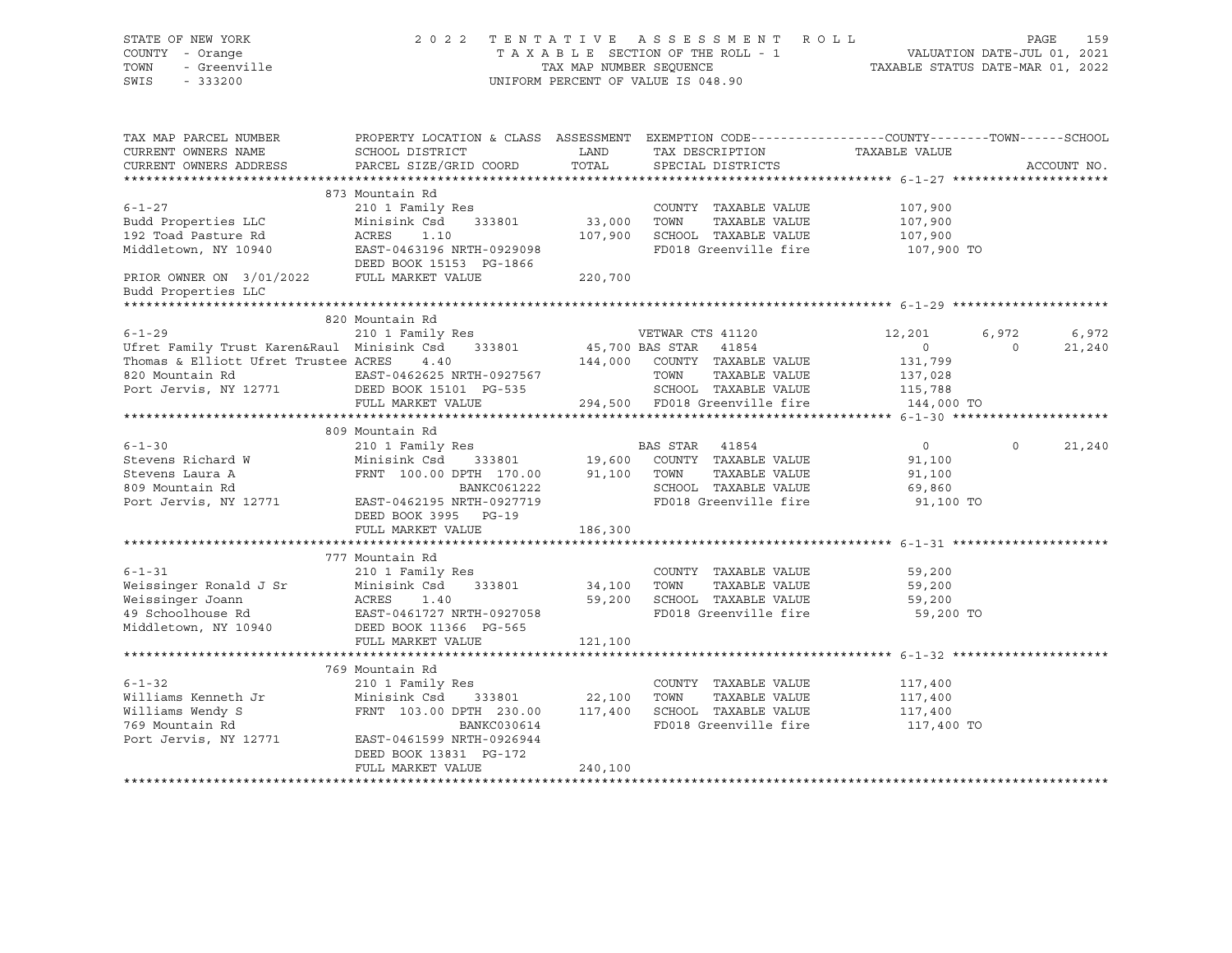STATE OF NEW YORK
COUNTY - Orange
TOWN - Greenville
SWIS - 333200

2022 TENTATIVE ASSESSMENT ROLL
TAXABLE SECTION OF THE ROLL - 1
TAX MAP NUMBER SEQUENCE
UNIFORM PERCENT OF VALUE IS 048.90

VALUATION DATE-JUL 01, 2021
TAXABLE STATUS DATE-MAR 01, 2022

```
TAX MAP PARCEL NUMBER          PROPERTY LOCATION & CLASS  ASSESSMENT  EXEMPTION CODE------------------COUNTY--------TOWN------SCHOOL
CURRENT OWNERS NAME            SCHOOL DISTRICT               LAND      TAX DESCRIPTION              TAXABLE VALUE
CURRENT OWNERS ADDRESS         PARCEL SIZE/GRID COORD        TOTAL     SPECIAL DISTRICTS                                      ACCOUNT NO.
******************************************************************************************************* 6-1-27 ********************
                               873 Mountain Rd
6-1-27                         210 1 Family Res                        COUNTY  TAXABLE VALUE            107,900
Budd Properties LLC            Minisink Csd    333801       33,000     TOWN    TAXABLE VALUE            107,900
192 Toad Pasture Rd            ACRES    1.10               107,900     SCHOOL  TAXABLE VALUE            107,900
Middletown, NY 10940           EAST-0463196 NRTH-0929098               FD018 Greenville fire              107,900 TO
                               DEED BOOK 15153  PG-1866
PRIOR OWNER ON 3/01/2022       FULL MARKET VALUE           220,700
Budd Properties LLC
******************************************************************************************************* 6-1-29 ********************
                               820 Mountain Rd
6-1-29                         210 1 Family Res                        VETWAR CTS 41120              12,201       6,972       6,972
Ufret Family Trust Karen&Raul  Minisink Csd    333801       45,700 BAS STAR   41854                      0           0      21,240
Thomas & Elliott Ufret Trustee ACRES    4.40               144,000     COUNTY  TAXABLE VALUE            131,799
820 Mountain Rd                EAST-0462625 NRTH-0927567               TOWN    TAXABLE VALUE            137,028
Port Jervis, NY 12771          DEED BOOK 15101  PG-535                 SCHOOL  TAXABLE VALUE            115,788
                               FULL MARKET VALUE           294,500     FD018 Greenville fire              144,000 TO
******************************************************************************************************* 6-1-30 ********************
                               809 Mountain Rd
6-1-30                         210 1 Family Res                        BAS STAR   41854                      0           0      21,240
Stevens Richard W              Minisink Csd    333801       19,600     COUNTY  TAXABLE VALUE             91,100
Stevens Laura A                FRNT 100.00 DPTH 170.00      91,100     TOWN    TAXABLE VALUE             91,100
809 Mountain Rd                              BANKC061222               SCHOOL  TAXABLE VALUE             69,860
Port Jervis, NY 12771          EAST-0462195 NRTH-0927719               FD018 Greenville fire               91,100 TO
                               DEED BOOK 3995   PG-19
                               FULL MARKET VALUE           186,300
******************************************************************************************************* 6-1-31 ********************
                               777 Mountain Rd
6-1-31                         210 1 Family Res                        COUNTY  TAXABLE VALUE             59,200
Weissinger Ronald J Sr         Minisink Csd    333801       34,100     TOWN    TAXABLE VALUE             59,200
Weissinger Joann               ACRES    1.40                59,200     SCHOOL  TAXABLE VALUE             59,200
49 Schoolhouse Rd              EAST-0461727 NRTH-0927058               FD018 Greenville fire               59,200 TO
Middletown, NY 10940           DEED BOOK 11366  PG-565
                               FULL MARKET VALUE           121,100
******************************************************************************************************* 6-1-32 ********************
                               769 Mountain Rd
6-1-32                         210 1 Family Res                        COUNTY  TAXABLE VALUE            117,400
Williams Kenneth Jr            Minisink Csd    333801       22,100     TOWN    TAXABLE VALUE            117,400
Williams Wendy S               FRNT 103.00 DPTH 230.00     117,400     SCHOOL  TAXABLE VALUE            117,400
769 Mountain Rd                              BANKC030614               FD018 Greenville fire              117,400 TO
Port Jervis, NY 12771          EAST-0461599 NRTH-0926944
                               DEED BOOK 13831  PG-172
                               FULL MARKET VALUE           240,100
************************************************************************************************************************************
```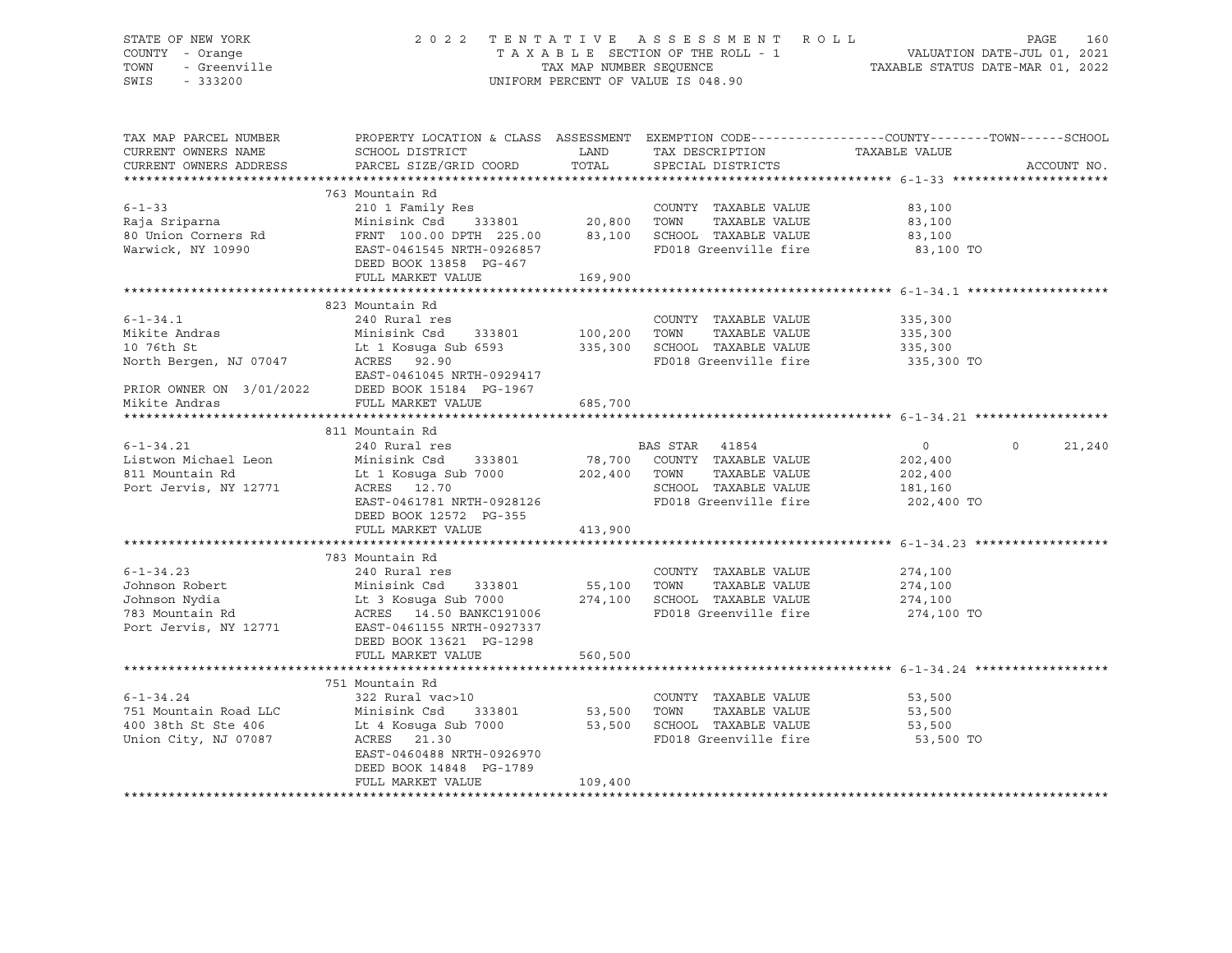STATE OF NEW YORK — 2022 TENTATIVE ASSESSMENT ROLL
COUNTY - Orange — TAXABLE SECTION OF THE ROLL - 1 — VALUATION DATE-JUL 01, 2021
TOWN - Greenville — TAX MAP NUMBER SEQUENCE — TAXABLE STATUS DATE-MAR 01, 2022
SWIS - 333200 — UNIFORM PERCENT OF VALUE IS 048.90

| TAX MAP PARCEL NUMBER / CURRENT OWNERS NAME / CURRENT OWNERS ADDRESS | PROPERTY LOCATION & CLASS / SCHOOL DISTRICT / PARCEL SIZE/GRID COORD | ASSESSMENT LAND | TOTAL | EXEMPTION CODE / TAX DESCRIPTION / SPECIAL DISTRICTS | COUNTY TAXABLE VALUE | TOWN | SCHOOL | ACCOUNT NO. |
|---|---|---|---|---|---|---|---|---|
| **6-1-33** | 763 Mountain Rd | | | | | | | |
| 6-1-33 | 210 1 Family Res | | | COUNTY TAXABLE VALUE | 83,100 | | | |
| Raja Sriparna | Minisink Csd 333801 | 20,800 | | TOWN TAXABLE VALUE | 83,100 | | | |
| 80 Union Corners Rd | FRNT 100.00 DPTH 225.00 | | 83,100 | SCHOOL TAXABLE VALUE | 83,100 | | | |
| Warwick, NY 10990 | EAST-0461545 NRTH-0926857 | | | FD018 Greenville fire | 83,100 TO | | | |
| | DEED BOOK 13858 PG-467 | | | | | | | |
| | FULL MARKET VALUE | | 169,900 | | | | | |
| **6-1-34.1** | 823 Mountain Rd | | | | | | | |
| 6-1-34.1 | 240 Rural res | | | COUNTY TAXABLE VALUE | 335,300 | | | |
| Mikite Andras | Minisink Csd 333801 | 100,200 | | TOWN TAXABLE VALUE | 335,300 | | | |
| 10 76th St | Lt 1 Kosuga Sub 6593 | | 335,300 | SCHOOL TAXABLE VALUE | 335,300 | | | |
| North Bergen, NJ 07047 | ACRES 92.90 | | | FD018 Greenville fire | 335,300 TO | | | |
| | EAST-0461045 NRTH-0929417 | | | | | | | |
| PRIOR OWNER ON 3/01/2022 | DEED BOOK 15184 PG-1967 | | | | | | | |
| Mikite Andras | FULL MARKET VALUE | | 685,700 | | | | | |
| **6-1-34.21** | 811 Mountain Rd | | | | | | | |
| 6-1-34.21 | 240 Rural res | | | BAS STAR 41854 | 0 | 0 | 21,240 | |
| Listwon Michael Leon | Minisink Csd 333801 | 78,700 | | COUNTY TAXABLE VALUE | 202,400 | | | |
| 811 Mountain Rd | Lt 1 Kosuga Sub 7000 | | 202,400 | TOWN TAXABLE VALUE | 202,400 | | | |
| Port Jervis, NY 12771 | ACRES 12.70 | | | SCHOOL TAXABLE VALUE | 181,160 | | | |
| | EAST-0461781 NRTH-0928126 | | | FD018 Greenville fire | 202,400 TO | | | |
| | DEED BOOK 12572 PG-355 | | | | | | | |
| | FULL MARKET VALUE | | 413,900 | | | | | |
| **6-1-34.23** | 783 Mountain Rd | | | | | | | |
| 6-1-34.23 | 240 Rural res | | | COUNTY TAXABLE VALUE | 274,100 | | | |
| Johnson Robert | Minisink Csd 333801 | 55,100 | | TOWN TAXABLE VALUE | 274,100 | | | |
| Johnson Nydia | Lt 3 Kosuga Sub 7000 | | 274,100 | SCHOOL TAXABLE VALUE | 274,100 | | | |
| 783 Mountain Rd | ACRES 14.50 BANKC191006 | | | FD018 Greenville fire | 274,100 TO | | | |
| Port Jervis, NY 12771 | EAST-0461155 NRTH-0927337 | | | | | | | |
| | DEED BOOK 13621 PG-1298 | | | | | | | |
| | FULL MARKET VALUE | | 560,500 | | | | | |
| **6-1-34.24** | 751 Mountain Rd | | | | | | | |
| 6-1-34.24 | 322 Rural vac>10 | | | COUNTY TAXABLE VALUE | 53,500 | | | |
| 751 Mountain Road LLC | Minisink Csd 333801 | 53,500 | | TOWN TAXABLE VALUE | 53,500 | | | |
| 400 38th St Ste 406 | Lt 4 Kosuga Sub 7000 | | 53,500 | SCHOOL TAXABLE VALUE | 53,500 | | | |
| Union City, NJ 07087 | ACRES 21.30 | | | FD018 Greenville fire | 53,500 TO | | | |
| | EAST-0460488 NRTH-0926970 | | | | | | | |
| | DEED BOOK 14848 PG-1789 | | | | | | | |
| | FULL MARKET VALUE | | 109,400 | | | | | |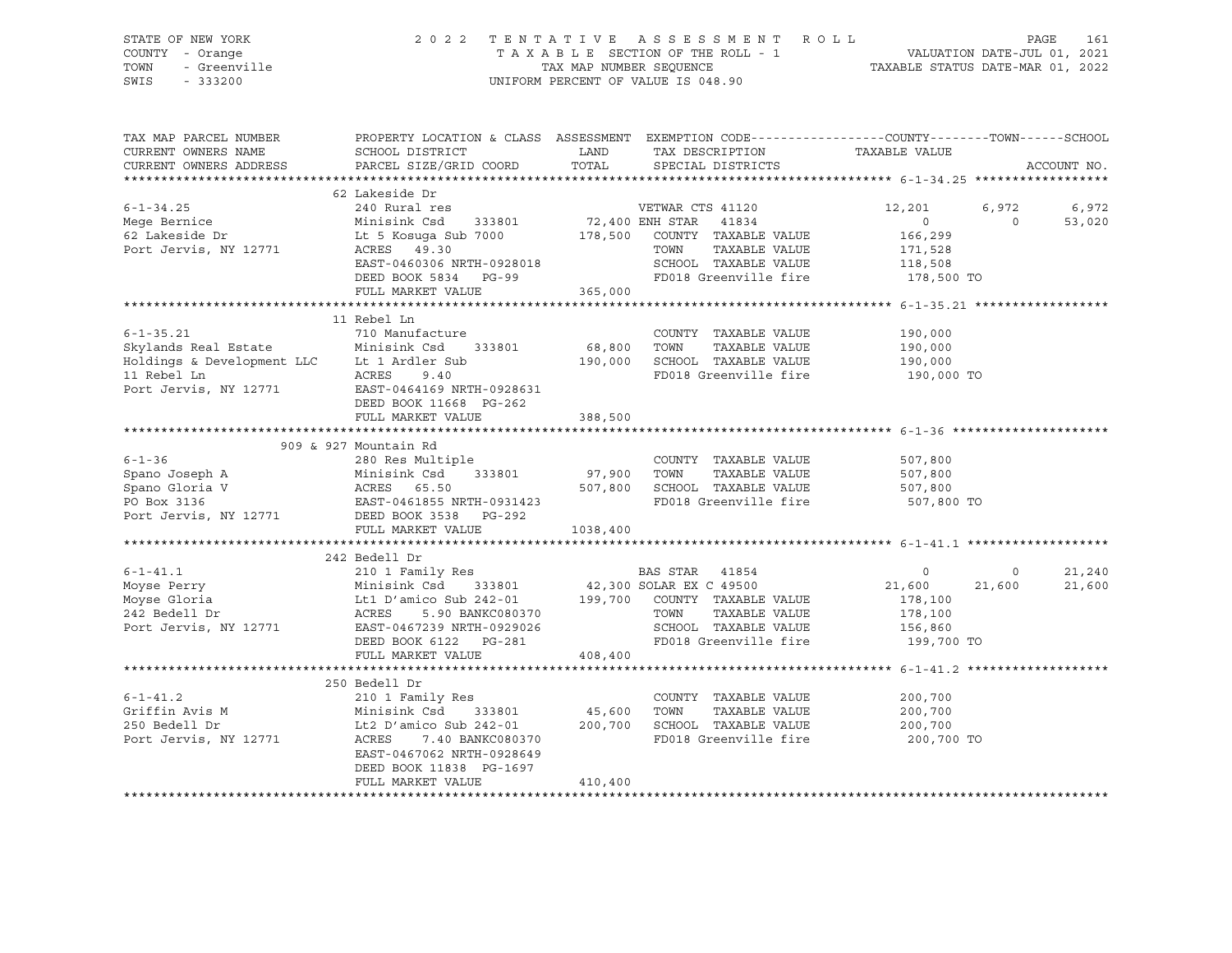STATE OF NEW YORK
COUNTY - Orange
TOWN - Greenville
SWIS - 333200

2022 TENTATIVE ASSESSMENT ROLL
TAXABLE SECTION OF THE ROLL - 1
TAX MAP NUMBER SEQUENCE
UNIFORM PERCENT OF VALUE IS 048.90

VALUATION DATE-JUL 01, 2021
TAXABLE STATUS DATE-MAR 01, 2022

| TAX MAP PARCEL NUMBER / CURRENT OWNERS NAME / CURRENT OWNERS ADDRESS | PROPERTY LOCATION & CLASS / SCHOOL DISTRICT / PARCEL SIZE/GRID COORD | ASSESSMENT LAND / TOTAL | EXEMPTION CODE / TAX DESCRIPTION / SPECIAL DISTRICTS | COUNTY TAXABLE VALUE | TOWN | SCHOOL |
|---|---|---|---|---|---|---|
| **6-1-34.25** | 62 Lakeside Dr | | | | | |
| 6-1-34.25 | 240 Rural res | | VETWAR CTS 41120 | 12,201 | 6,972 | 6,972 |
| Mege Bernice | Minisink Csd 333801 | 72,400 | ENH STAR 41834 | 0 | 0 | 53,020 |
| 62 Lakeside Dr | Lt 5 Kosuga Sub 7000 | 178,500 | COUNTY TAXABLE VALUE | 166,299 | | |
| Port Jervis, NY 12771 | ACRES 49.30 | | TOWN TAXABLE VALUE | 171,528 | | |
| | EAST-0460306 NRTH-0928018 | | SCHOOL TAXABLE VALUE | 118,508 | | |
| | DEED BOOK 5834 PG-99 | | FD018 Greenville fire | 178,500 TO | | |
| | FULL MARKET VALUE | 365,000 | | | | |
| **6-1-35.21** | 11 Rebel Ln | | | | | |
| 6-1-35.21 | 710 Manufacture | | COUNTY TAXABLE VALUE | 190,000 | | |
| Skylands Real Estate | Minisink Csd 333801 | 68,800 | TOWN TAXABLE VALUE | 190,000 | | |
| Holdings & Development LLC | Lt 1 Ardler Sub | 190,000 | SCHOOL TAXABLE VALUE | 190,000 | | |
| 11 Rebel Ln | ACRES 9.40 | | FD018 Greenville fire | 190,000 TO | | |
| Port Jervis, NY 12771 | EAST-0464169 NRTH-0928631 | | | | | |
| | DEED BOOK 11668 PG-262 | | | | | |
| | FULL MARKET VALUE | 388,500 | | | | |
| **6-1-36** | 909 & 927 Mountain Rd | | | | | |
| 6-1-36 | 280 Res Multiple | | COUNTY TAXABLE VALUE | 507,800 | | |
| Spano Joseph A | Minisink Csd 333801 | 97,900 | TOWN TAXABLE VALUE | 507,800 | | |
| Spano Gloria V | ACRES 65.50 | 507,800 | SCHOOL TAXABLE VALUE | 507,800 | | |
| PO Box 3136 | EAST-0461855 NRTH-0931423 | | FD018 Greenville fire | 507,800 TO | | |
| Port Jervis, NY 12771 | DEED BOOK 3538 PG-292 | | | | | |
| | FULL MARKET VALUE | 1038,400 | | | | |
| **6-1-41.1** | 242 Bedell Dr | | | | | |
| 6-1-41.1 | 210 1 Family Res | | BAS STAR 41854 | 0 | 0 | 21,240 |
| Moyse Perry | Minisink Csd 333801 | 42,300 | SOLAR EX C 49500 | 21,600 | 21,600 | 21,600 |
| Moyse Gloria | Lt1 D'amico Sub 242-01 | 199,700 | COUNTY TAXABLE VALUE | 178,100 | | |
| 242 Bedell Dr | ACRES 5.90 BANKC080370 | | TOWN TAXABLE VALUE | 178,100 | | |
| Port Jervis, NY 12771 | EAST-0467239 NRTH-0929026 | | SCHOOL TAXABLE VALUE | 156,860 | | |
| | DEED BOOK 6122 PG-281 | | FD018 Greenville fire | 199,700 TO | | |
| | FULL MARKET VALUE | 408,400 | | | | |
| **6-1-41.2** | 250 Bedell Dr | | | | | |
| 6-1-41.2 | 210 1 Family Res | | COUNTY TAXABLE VALUE | 200,700 | | |
| Griffin Avis M | Minisink Csd 333801 | 45,600 | TOWN TAXABLE VALUE | 200,700 | | |
| 250 Bedell Dr | Lt2 D'amico Sub 242-01 | 200,700 | SCHOOL TAXABLE VALUE | 200,700 | | |
| Port Jervis, NY 12771 | ACRES 7.40 BANKC080370 | | FD018 Greenville fire | 200,700 TO | | |
| | EAST-0467062 NRTH-0928649 | | | | | |
| | DEED BOOK 11838 PG-1697 | | | | | |
| | FULL MARKET VALUE | 410,400 | | | | |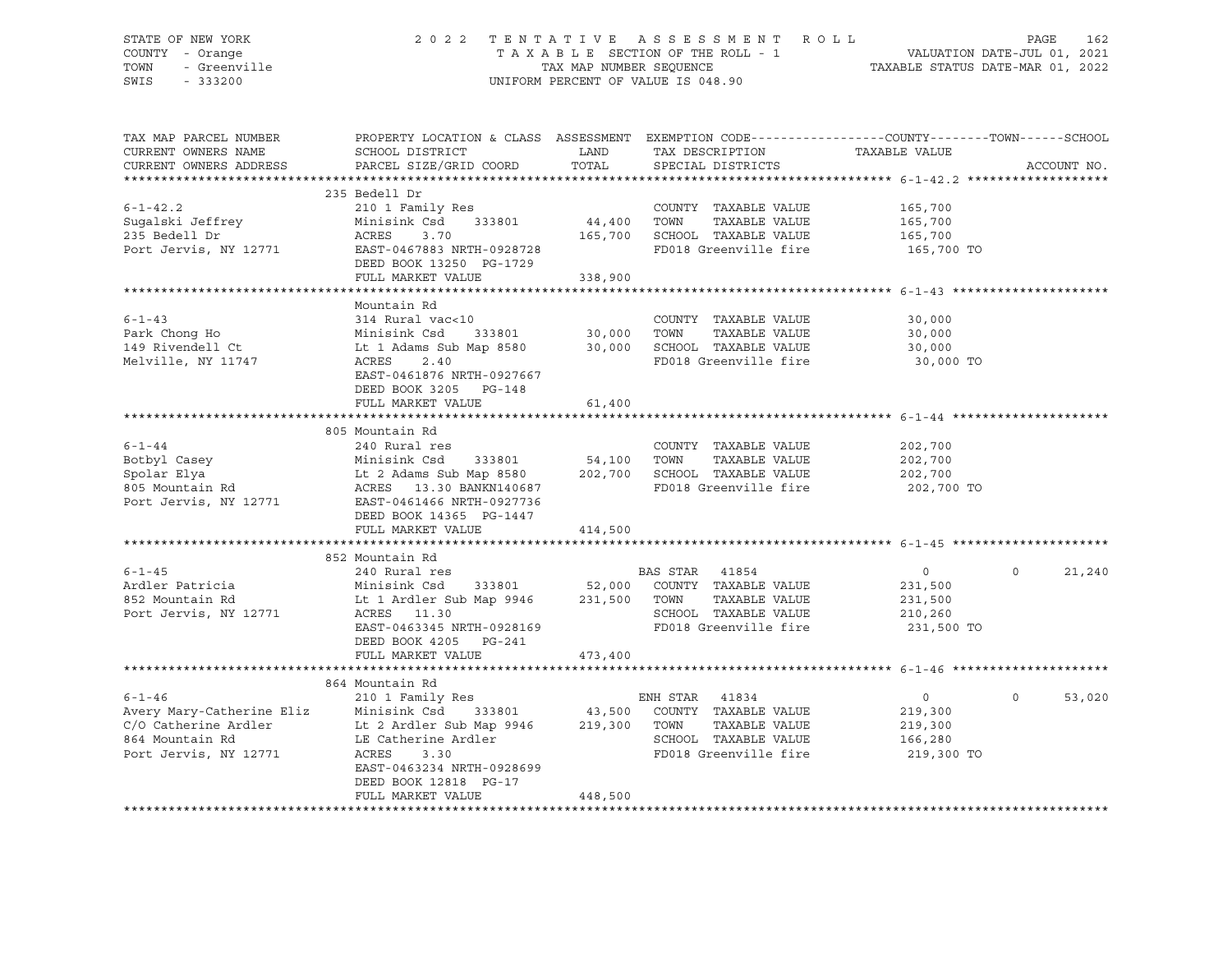STATE OF NEW YORK — 2022 TENTATIVE ASSESSMENT ROLL — PAGE 162
COUNTY - Orange — TAXABLE SECTION OF THE ROLL - 1 — VALUATION DATE-JUL 01, 2021
TOWN - Greenville — TAX MAP NUMBER SEQUENCE — TAXABLE STATUS DATE-MAR 01, 2022
SWIS - 333200 — UNIFORM PERCENT OF VALUE IS 048.90

| TAX MAP PARCEL NUMBER / CURRENT OWNERS NAME / CURRENT OWNERS ADDRESS | PROPERTY LOCATION & CLASS / SCHOOL DISTRICT / PARCEL SIZE/GRID COORD | ASSESSMENT LAND / TOTAL | EXEMPTION CODE / TAX DESCRIPTION / SPECIAL DISTRICTS | COUNTY TAXABLE VALUE | TOWN | SCHOOL |
|---|---|---|---|---|---|---|
| **6-1-42.2** | 235 Bedell Dr | | | | | |
| 6-1-42.2 | 210 1 Family Res | | COUNTY TAXABLE VALUE | 165,700 | | |
| Sugalski Jeffrey | Minisink Csd 333801 | 44,400 | TOWN TAXABLE VALUE | 165,700 | | |
| 235 Bedell Dr | ACRES 3.70 | 165,700 | SCHOOL TAXABLE VALUE | 165,700 | | |
| Port Jervis, NY 12771 | EAST-0467883 NRTH-0928728 | | FD018 Greenville fire | 165,700 TO | | |
| | DEED BOOK 13250 PG-1729 | | | | | |
| | FULL MARKET VALUE | 338,900 | | | | |
| **6-1-43** | Mountain Rd | | | | | |
| 6-1-43 | 314 Rural vac<10 | | COUNTY TAXABLE VALUE | 30,000 | | |
| Park Chong Ho | Minisink Csd 333801 | 30,000 | TOWN TAXABLE VALUE | 30,000 | | |
| 149 Rivendell Ct | Lt 1 Adams Sub Map 8580 | 30,000 | SCHOOL TAXABLE VALUE | 30,000 | | |
| Melville, NY 11747 | ACRES 2.40 | | FD018 Greenville fire | 30,000 TO | | |
| | EAST-0461876 NRTH-0927667 | | | | | |
| | DEED BOOK 3205 PG-148 | | | | | |
| | FULL MARKET VALUE | 61,400 | | | | |
| **6-1-44** | 805 Mountain Rd | | | | | |
| 6-1-44 | 240 Rural res | | COUNTY TAXABLE VALUE | 202,700 | | |
| Botbyl Casey | Minisink Csd 333801 | 54,100 | TOWN TAXABLE VALUE | 202,700 | | |
| Spolar Elya | Lt 2 Adams Sub Map 8580 | 202,700 | SCHOOL TAXABLE VALUE | 202,700 | | |
| 805 Mountain Rd | ACRES 13.30 BANKN140687 | | FD018 Greenville fire | 202,700 TO | | |
| Port Jervis, NY 12771 | EAST-0461466 NRTH-0927736 | | | | | |
| | DEED BOOK 14365 PG-1447 | | | | | |
| | FULL MARKET VALUE | 414,500 | | | | |
| **6-1-45** | 852 Mountain Rd | | | | | |
| 6-1-45 | 240 Rural res | | BAS STAR 41854 | 0 | 0 | 21,240 |
| Ardler Patricia | Minisink Csd 333801 | 52,000 | COUNTY TAXABLE VALUE | 231,500 | | |
| 852 Mountain Rd | Lt 1 Ardler Sub Map 9946 | 231,500 | TOWN TAXABLE VALUE | 231,500 | | |
| Port Jervis, NY 12771 | ACRES 11.30 | | SCHOOL TAXABLE VALUE | 210,260 | | |
| | EAST-0463345 NRTH-0928169 | | FD018 Greenville fire | 231,500 TO | | |
| | DEED BOOK 4205 PG-241 | | | | | |
| | FULL MARKET VALUE | 473,400 | | | | |
| **6-1-46** | 864 Mountain Rd | | | | | |
| 6-1-46 | 210 1 Family Res | | ENH STAR 41834 | 0 | 0 | 53,020 |
| Avery Mary-Catherine Eliz | Minisink Csd 333801 | 43,500 | COUNTY TAXABLE VALUE | 219,300 | | |
| C/O Catherine Ardler | Lt 2 Ardler Sub Map 9946 | 219,300 | TOWN TAXABLE VALUE | 219,300 | | |
| 864 Mountain Rd | LE Catherine Ardler | | SCHOOL TAXABLE VALUE | 166,280 | | |
| Port Jervis, NY 12771 | ACRES 3.30 | | FD018 Greenville fire | 219,300 TO | | |
| | EAST-0463234 NRTH-0928699 | | | | | |
| | DEED BOOK 12818 PG-17 | | | | | |
| | FULL MARKET VALUE | 448,500 | | | | |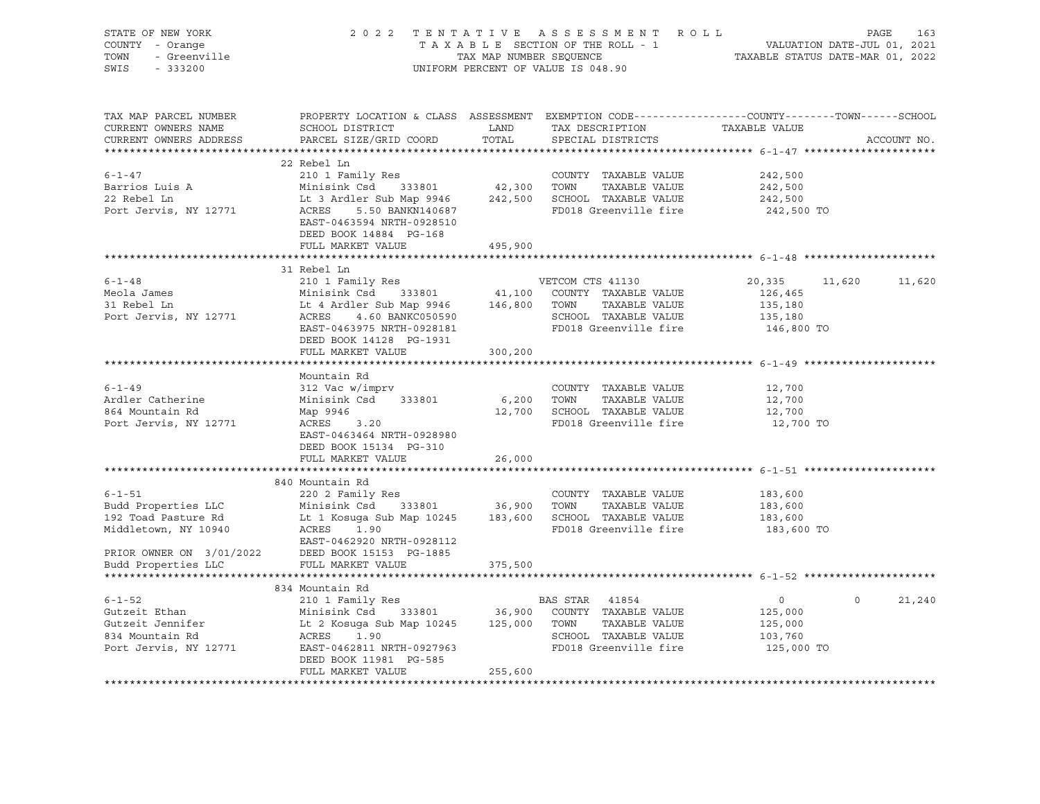STATE OF NEW YORK — COUNTY - Orange — TOWN - Greenville — SWIS - 333200

2022 TENTATIVE ASSESSMENT ROLL — TAXABLE SECTION OF THE ROLL - 1 — TAX MAP NUMBER SEQUENCE — UNIFORM PERCENT OF VALUE IS 048.90

VALUATION DATE-JUL 01, 2021 — TAXABLE STATUS DATE-MAR 01, 2022

| TAX MAP PARCEL NUMBER / CURRENT OWNERS NAME / CURRENT OWNERS ADDRESS | PROPERTY LOCATION & CLASS / SCHOOL DISTRICT / PARCEL SIZE/GRID COORD | ASSESSMENT LAND / TOTAL | EXEMPTION CODE / TAX DESCRIPTION / SPECIAL DISTRICTS | COUNTY TAXABLE VALUE | TOWN | SCHOOL | ACCOUNT NO. |
|---|---|---|---|---|---|---|---|
| **6-1-47** | 22 Rebel Ln | | | | | | |
| | 210 1 Family Res | | COUNTY TAXABLE VALUE | 242,500 | | | |
| Barrios Luis A | Minisink Csd 333801 | 42,300 | TOWN TAXABLE VALUE | 242,500 | | | |
| 22 Rebel Ln | Lt 3 Ardler Sub Map 9946 | 242,500 | SCHOOL TAXABLE VALUE | 242,500 | | | |
| Port Jervis, NY 12771 | ACRES 5.50 BANKN140687 | | FD018 Greenville fire | 242,500 TO | | | |
| | EAST-0463594 NRTH-0928510 | | | | | | |
| | DEED BOOK 14884 PG-168 | | | | | | |
| | FULL MARKET VALUE | 495,900 | | | | | |
| **6-1-48** | 31 Rebel Ln | | | | | | |
| | 210 1 Family Res | | VETCOM CTS 41130 | 20,335 | 11,620 | 11,620 | |
| Meola James | Minisink Csd 333801 | 41,100 | COUNTY TAXABLE VALUE | 126,465 | | | |
| 31 Rebel Ln | Lt 4 Ardler Sub Map 9946 | 146,800 | TOWN TAXABLE VALUE | 135,180 | | | |
| Port Jervis, NY 12771 | ACRES 4.60 BANKC050590 | | SCHOOL TAXABLE VALUE | 135,180 | | | |
| | EAST-0463975 NRTH-0928181 | | FD018 Greenville fire | 146,800 TO | | | |
| | DEED BOOK 14128 PG-1931 | | | | | | |
| | FULL MARKET VALUE | 300,200 | | | | | |
| **6-1-49** | Mountain Rd | | | | | | |
| | 312 Vac w/imprv | | COUNTY TAXABLE VALUE | 12,700 | | | |
| Ardler Catherine | Minisink Csd 333801 | 6,200 | TOWN TAXABLE VALUE | 12,700 | | | |
| 864 Mountain Rd | Map 9946 | 12,700 | SCHOOL TAXABLE VALUE | 12,700 | | | |
| Port Jervis, NY 12771 | ACRES 3.20 | | FD018 Greenville fire | 12,700 TO | | | |
| | EAST-0463464 NRTH-0928980 | | | | | | |
| | DEED BOOK 15134 PG-310 | | | | | | |
| | FULL MARKET VALUE | 26,000 | | | | | |
| **6-1-51** | 840 Mountain Rd | | | | | | |
| | 220 2 Family Res | | COUNTY TAXABLE VALUE | 183,600 | | | |
| Budd Properties LLC | Minisink Csd 333801 | 36,900 | TOWN TAXABLE VALUE | 183,600 | | | |
| 192 Toad Pasture Rd | Lt 1 Kosuga Sub Map 10245 | 183,600 | SCHOOL TAXABLE VALUE | 183,600 | | | |
| Middletown, NY 10940 | ACRES 1.90 | | FD018 Greenville fire | 183,600 TO | | | |
| | EAST-0462920 NRTH-0928112 | | | | | | |
| PRIOR OWNER ON 3/01/2022 | DEED BOOK 15153 PG-1885 | | | | | | |
| Budd Properties LLC | FULL MARKET VALUE | 375,500 | | | | | |
| **6-1-52** | 834 Mountain Rd | | | | | | |
| | 210 1 Family Res | | BAS STAR 41854 | 0 | 0 | 21,240 | |
| Gutzeit Ethan | Minisink Csd 333801 | 36,900 | COUNTY TAXABLE VALUE | 125,000 | | | |
| Gutzeit Jennifer | Lt 2 Kosuga Sub Map 10245 | 125,000 | TOWN TAXABLE VALUE | 125,000 | | | |
| 834 Mountain Rd | ACRES 1.90 | | SCHOOL TAXABLE VALUE | 103,760 | | | |
| Port Jervis, NY 12771 | EAST-0462811 NRTH-0927963 | | FD018 Greenville fire | 125,000 TO | | | |
| | DEED BOOK 11981 PG-585 | | | | | | |
| | FULL MARKET VALUE | 255,600 | | | | | |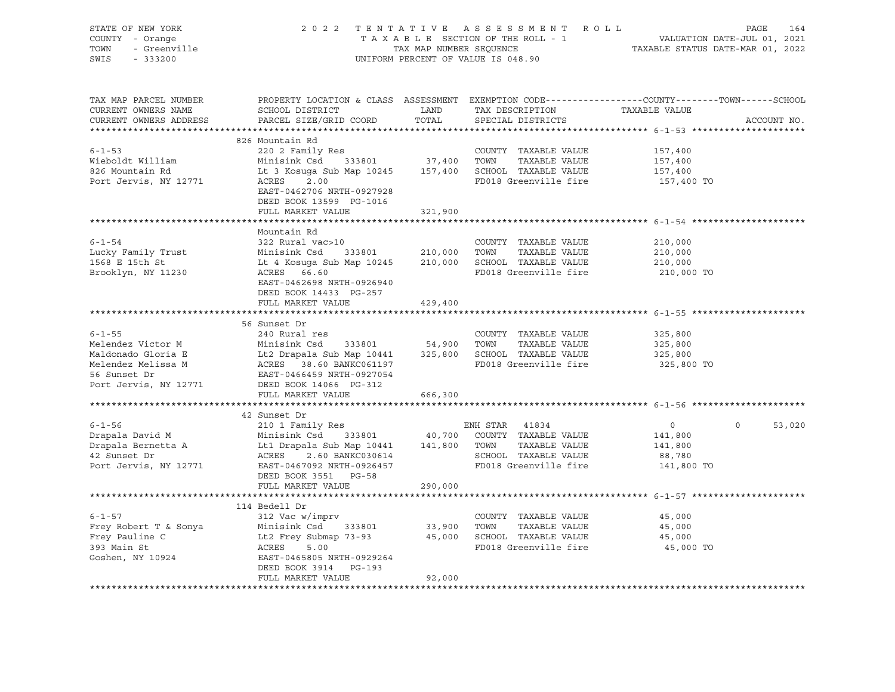STATE OF NEW YORK
COUNTY - Orange
TOWN - Greenville
SWIS - 333200

2022 TENTATIVE ASSESSMENT ROLL
TAXABLE SECTION OF THE ROLL - 1
TAX MAP NUMBER SEQUENCE
UNIFORM PERCENT OF VALUE IS 048.90

VALUATION DATE-JUL 01, 2021
TAXABLE STATUS DATE-MAR 01, 2022

| TAX MAP PARCEL NUMBER / CURRENT OWNERS NAME / CURRENT OWNERS ADDRESS | PROPERTY LOCATION & CLASS / SCHOOL DISTRICT / PARCEL SIZE/GRID COORD | ASSESSMENT LAND / TOTAL | EXEMPTION CODE / TAX DESCRIPTION / SPECIAL DISTRICTS | COUNTY TAXABLE VALUE | TOWN | SCHOOL | ACCOUNT NO. |
|---|---|---|---|---|---|---|---|
| | 826 Mountain Rd | | | | | | |
| 6-1-53 | 220 2 Family Res | | COUNTY TAXABLE VALUE | 157,400 | | | |
| Wieboldt William | Minisink Csd 333801 | 37,400 | TOWN TAXABLE VALUE | 157,400 | | | |
| 826 Mountain Rd | Lt 3 Kosuga Sub Map 10245 | 157,400 | SCHOOL TAXABLE VALUE | 157,400 | | | |
| Port Jervis, NY 12771 | ACRES 2.00 | | FD018 Greenville fire | 157,400 TO | | | |
| | EAST-0462706 NRTH-0927928 | | | | | | |
| | DEED BOOK 13599 PG-1016 | | | | | | |
| | FULL MARKET VALUE | 321,900 | | | | | |
| | Mountain Rd | | | | | | |
| 6-1-54 | 322 Rural vac>10 | | COUNTY TAXABLE VALUE | 210,000 | | | |
| Lucky Family Trust | Minisink Csd 333801 | 210,000 | TOWN TAXABLE VALUE | 210,000 | | | |
| 1568 E 15th St | Lt 4 Kosuga Sub Map 10245 | 210,000 | SCHOOL TAXABLE VALUE | 210,000 | | | |
| Brooklyn, NY 11230 | ACRES 66.60 | | FD018 Greenville fire | 210,000 TO | | | |
| | EAST-0462698 NRTH-0926940 | | | | | | |
| | DEED BOOK 14433 PG-257 | | | | | | |
| | FULL MARKET VALUE | 429,400 | | | | | |
| | 56 Sunset Dr | | | | | | |
| 6-1-55 | 240 Rural res | | COUNTY TAXABLE VALUE | 325,800 | | | |
| Melendez Victor M | Minisink Csd 333801 | 54,900 | TOWN TAXABLE VALUE | 325,800 | | | |
| Maldonado Gloria E | Lt2 Drapala Sub Map 10441 | 325,800 | SCHOOL TAXABLE VALUE | 325,800 | | | |
| Melendez Melissa M | ACRES 38.60 BANKC061197 | | FD018 Greenville fire | 325,800 TO | | | |
| 56 Sunset Dr | EAST-0466459 NRTH-0927054 | | | | | | |
| Port Jervis, NY 12771 | DEED BOOK 14066 PG-312 | | | | | | |
| | FULL MARKET VALUE | 666,300 | | | | | |
| | 42 Sunset Dr | | | | | | |
| 6-1-56 | 210 1 Family Res | | ENH STAR 41834 | 0 | 0 | 53,020 | |
| Drapala David M | Minisink Csd 333801 | 40,700 | COUNTY TAXABLE VALUE | 141,800 | | | |
| Drapala Bernetta A | Lt1 Drapala Sub Map 10441 | 141,800 | TOWN TAXABLE VALUE | 141,800 | | | |
| 42 Sunset Dr | ACRES 2.60 BANKC030614 | | SCHOOL TAXABLE VALUE | 88,780 | | | |
| Port Jervis, NY 12771 | EAST-0467092 NRTH-0926457 | | FD018 Greenville fire | 141,800 TO | | | |
| | DEED BOOK 3551 PG-58 | | | | | | |
| | FULL MARKET VALUE | 290,000 | | | | | |
| | 114 Bedell Dr | | | | | | |
| 6-1-57 | 312 Vac w/imprv | | COUNTY TAXABLE VALUE | 45,000 | | | |
| Frey Robert T & Sonya | Minisink Csd 333801 | 33,900 | TOWN TAXABLE VALUE | 45,000 | | | |
| Frey Pauline C | Lt2 Frey Submap 73-93 | 45,000 | SCHOOL TAXABLE VALUE | 45,000 | | | |
| 393 Main St | ACRES 5.00 | | FD018 Greenville fire | 45,000 TO | | | |
| Goshen, NY 10924 | EAST-0465805 NRTH-0929264 | | | | | | |
| | DEED BOOK 3914 PG-193 | | | | | | |
| | FULL MARKET VALUE | 92,000 | | | | | |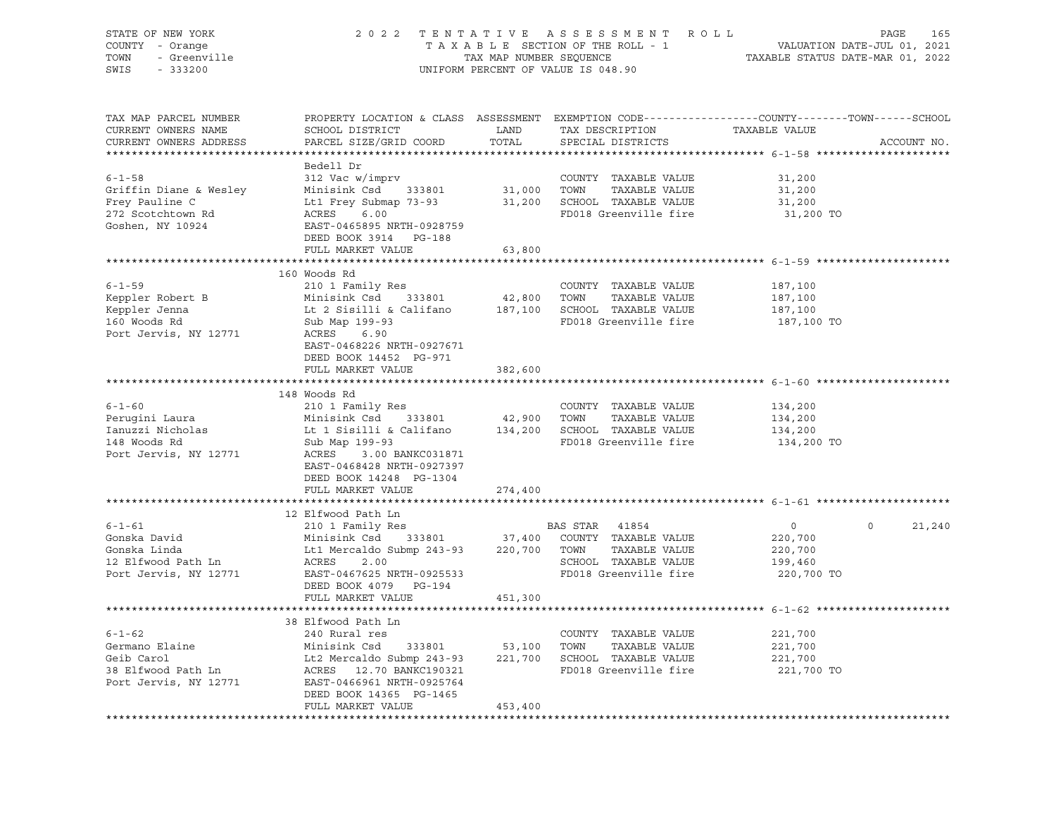STATE OF NEW YORK — COUNTY - Orange — TOWN - Greenville — SWIS - 333200

2022 TENTATIVE ASSESSMENT ROLL
TAXABLE SECTION OF THE ROLL - 1
TAX MAP NUMBER SEQUENCE
UNIFORM PERCENT OF VALUE IS 048.90

VALUATION DATE-JUL 01, 2021
TAXABLE STATUS DATE-MAR 01, 2022

| TAX MAP PARCEL NUMBER / CURRENT OWNERS NAME / CURRENT OWNERS ADDRESS | PROPERTY LOCATION & CLASS / SCHOOL DISTRICT / PARCEL SIZE/GRID COORD | ASSESSMENT LAND / TOTAL | EXEMPTION CODE / TAX DESCRIPTION / SPECIAL DISTRICTS | COUNTY TAXABLE VALUE | TOWN | SCHOOL |
|---|---|---|---|---|---|---|
| **6-1-58** | Bedell Dr | | | | | |
| 6-1-58 | 312 Vac w/imprv | | COUNTY TAXABLE VALUE | 31,200 | | |
| Griffin Diane & Wesley | Minisink Csd 333801 | 31,000 | TOWN TAXABLE VALUE | 31,200 | | |
| Frey Pauline C | Lt1 Frey Submap 73-93 | 31,200 | SCHOOL TAXABLE VALUE | 31,200 | | |
| 272 Scotchtown Rd | ACRES 6.00 | | FD018 Greenville fire | 31,200 TO | | |
| Goshen, NY 10924 | EAST-0465895 NRTH-0928759 | | | | | |
| | DEED BOOK 3914 PG-188 | | | | | |
| | FULL MARKET VALUE | 63,800 | | | | |
| **6-1-59** | 160 Woods Rd | | | | | |
| 6-1-59 | 210 1 Family Res | | COUNTY TAXABLE VALUE | 187,100 | | |
| Keppler Robert B | Minisink Csd 333801 | 42,800 | TOWN TAXABLE VALUE | 187,100 | | |
| Keppler Jenna | Lt 2 Sisilli & Califano | 187,100 | SCHOOL TAXABLE VALUE | 187,100 | | |
| 160 Woods Rd | Sub Map 199-93 | | FD018 Greenville fire | 187,100 TO | | |
| Port Jervis, NY 12771 | ACRES 6.90 | | | | | |
| | EAST-0468226 NRTH-0927671 | | | | | |
| | DEED BOOK 14452 PG-971 | | | | | |
| | FULL MARKET VALUE | 382,600 | | | | |
| **6-1-60** | 148 Woods Rd | | | | | |
| 6-1-60 | 210 1 Family Res | | COUNTY TAXABLE VALUE | 134,200 | | |
| Perugini Laura | Minisink Csd 333801 | 42,900 | TOWN TAXABLE VALUE | 134,200 | | |
| Ianuzzi Nicholas | Lt 1 Sisilli & Califano | 134,200 | SCHOOL TAXABLE VALUE | 134,200 | | |
| 148 Woods Rd | Sub Map 199-93 | | FD018 Greenville fire | 134,200 TO | | |
| Port Jervis, NY 12771 | ACRES 3.00 BANKC031871 | | | | | |
| | EAST-0468428 NRTH-0927397 | | | | | |
| | DEED BOOK 14248 PG-1304 | | | | | |
| | FULL MARKET VALUE | 274,400 | | | | |
| **6-1-61** | 12 Elfwood Path Ln | | | | | |
| 6-1-61 | 210 1 Family Res | | BAS STAR 41854 | 0 | 0 | 21,240 |
| Gonska David | Minisink Csd 333801 | 37,400 | COUNTY TAXABLE VALUE | 220,700 | | |
| Gonska Linda | Lt1 Mercaldo Submp 243-93 | 220,700 | TOWN TAXABLE VALUE | 220,700 | | |
| 12 Elfwood Path Ln | ACRES 2.00 | | SCHOOL TAXABLE VALUE | 199,460 | | |
| Port Jervis, NY 12771 | EAST-0467625 NRTH-0925533 | | FD018 Greenville fire | 220,700 TO | | |
| | DEED BOOK 4079 PG-194 | | | | | |
| | FULL MARKET VALUE | 451,300 | | | | |
| **6-1-62** | 38 Elfwood Path Ln | | | | | |
| 6-1-62 | 240 Rural res | | COUNTY TAXABLE VALUE | 221,700 | | |
| Germano Elaine | Minisink Csd 333801 | 53,100 | TOWN TAXABLE VALUE | 221,700 | | |
| Geib Carol | Lt2 Mercaldo Submp 243-93 | 221,700 | SCHOOL TAXABLE VALUE | 221,700 | | |
| 38 Elfwood Path Ln | ACRES 12.70 BANKC190321 | | FD018 Greenville fire | 221,700 TO | | |
| Port Jervis, NY 12771 | EAST-0466961 NRTH-0925764 | | | | | |
| | DEED BOOK 14365 PG-1465 | | | | | |
| | FULL MARKET VALUE | 453,400 | | | | |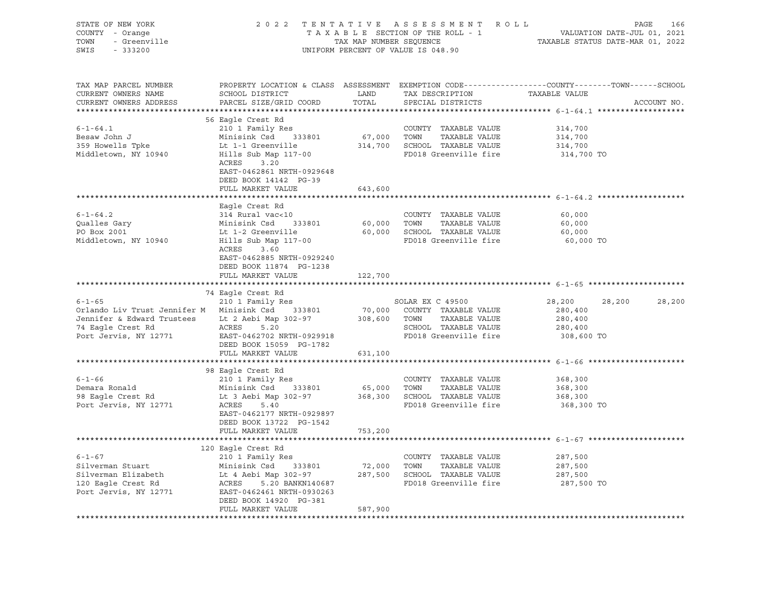STATE OF NEW YORK — 2022 TENTATIVE ASSESSMENT ROLL
COUNTY - Orange — TAXABLE SECTION OF THE ROLL - 1 — VALUATION DATE-JUL 01, 2021
TOWN - Greenville — TAX MAP NUMBER SEQUENCE — TAXABLE STATUS DATE-MAR 01, 2022
SWIS - 333200 — UNIFORM PERCENT OF VALUE IS 048.90

| TAX MAP PARCEL NUMBER / CURRENT OWNERS NAME / CURRENT OWNERS ADDRESS | PROPERTY LOCATION & CLASS / SCHOOL DISTRICT / PARCEL SIZE/GRID COORD | ASSESSMENT LAND | TOTAL | EXEMPTION CODE / TAX DESCRIPTION / SPECIAL DISTRICTS | COUNTY | TOWN | SCHOOL |
|---|---|---|---|---|---|---|---|
| **6-1-64.1** | 56 Eagle Crest Rd | | | | | | |
| | 210 1 Family Res | | | COUNTY TAXABLE VALUE | 314,700 | | |
| Besaw John J | Minisink Csd 333801 | 67,000 | | TOWN TAXABLE VALUE | | 314,700 | |
| 359 Howells Tpke | Lt 1-1 Greenville | | 314,700 | SCHOOL TAXABLE VALUE | | | 314,700 |
| Middletown, NY 10940 | Hills Sub Map 117-00 | | | FD018 Greenville fire | 314,700 TO | | |
| | ACRES 3.20 | | | | | | |
| | EAST-0462861 NRTH-0929648 | | | | | | |
| | DEED BOOK 14142 PG-39 | | | | | | |
| | FULL MARKET VALUE | | 643,600 | | | | |
| **6-1-64.2** | Eagle Crest Rd | | | | | | |
| | 314 Rural vac<10 | | | COUNTY TAXABLE VALUE | 60,000 | | |
| Qualles Gary | Minisink Csd 333801 | 60,000 | | TOWN TAXABLE VALUE | | 60,000 | |
| PO Box 2001 | Lt 1-2 Greenville | | 60,000 | SCHOOL TAXABLE VALUE | | | 60,000 |
| Middletown, NY 10940 | Hills Sub Map 117-00 | | | FD018 Greenville fire | 60,000 TO | | |
| | ACRES 3.60 | | | | | | |
| | EAST-0462885 NRTH-0929240 | | | | | | |
| | DEED BOOK 11874 PG-1238 | | | | | | |
| | FULL MARKET VALUE | | 122,700 | | | | |
| **6-1-65** | 74 Eagle Crest Rd | | | | | | |
| | 210 1 Family Res | | | SOLAR EX C 49500 | 28,200 | 28,200 | 28,200 |
| Orlando Liv Trust Jennifer M | Minisink Csd 333801 | 70,000 | | COUNTY TAXABLE VALUE | 280,400 | | |
| Jennifer & Edward Trustees | Lt 2 Aebi Map 302-97 | | 308,600 | TOWN TAXABLE VALUE | | 280,400 | |
| 74 Eagle Crest Rd | ACRES 5.20 | | | SCHOOL TAXABLE VALUE | | | 280,400 |
| Port Jervis, NY 12771 | EAST-0462702 NRTH-0929918 | | | FD018 Greenville fire | 308,600 TO | | |
| | DEED BOOK 15059 PG-1782 | | | | | | |
| | FULL MARKET VALUE | | 631,100 | | | | |
| **6-1-66** | 98 Eagle Crest Rd | | | | | | |
| | 210 1 Family Res | | | COUNTY TAXABLE VALUE | 368,300 | | |
| Demara Ronald | Minisink Csd 333801 | 65,000 | | TOWN TAXABLE VALUE | | 368,300 | |
| 98 Eagle Crest Rd | Lt 3 Aebi Map 302-97 | | 368,300 | SCHOOL TAXABLE VALUE | | | 368,300 |
| Port Jervis, NY 12771 | ACRES 5.40 | | | FD018 Greenville fire | 368,300 TO | | |
| | EAST-0462177 NRTH-0929897 | | | | | | |
| | DEED BOOK 13722 PG-1542 | | | | | | |
| | FULL MARKET VALUE | | 753,200 | | | | |
| **6-1-67** | 120 Eagle Crest Rd | | | | | | |
| | 210 1 Family Res | | | COUNTY TAXABLE VALUE | 287,500 | | |
| Silverman Stuart | Minisink Csd 333801 | 72,000 | | TOWN TAXABLE VALUE | | 287,500 | |
| Silverman Elizabeth | Lt 4 Aebi Map 302-97 | | 287,500 | SCHOOL TAXABLE VALUE | | | 287,500 |
| 120 Eagle Crest Rd | ACRES 5.20 BANKN140687 | | | FD018 Greenville fire | 287,500 TO | | |
| Port Jervis, NY 12771 | EAST-0462461 NRTH-0930263 | | | | | | |
| | DEED BOOK 14920 PG-381 | | | | | | |
| | FULL MARKET VALUE | | 587,900 | | | | |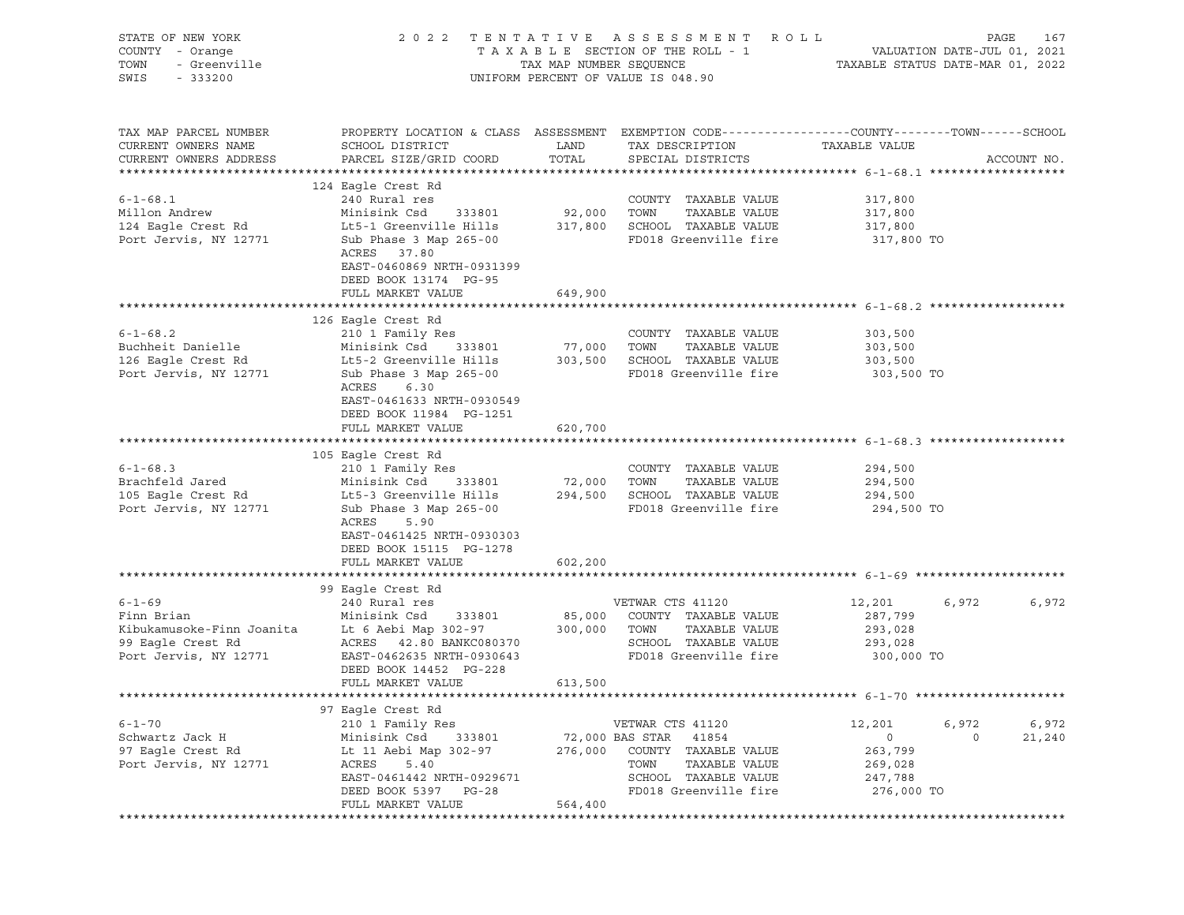STATE OF NEW YORK　　　　2 0 2 2　T E N T A T I V E　A S S E S S M E N T　R O L L　　　　PAGE 167
COUNTY - Orange　　　　T A X A B L E SECTION OF THE ROLL - 1　　　　VALUATION DATE-JUL 01, 2021
TOWN - Greenville　　　　TAX MAP NUMBER SEQUENCE　　　　TAXABLE STATUS DATE-MAR 01, 2022
SWIS - 333200　　　　UNIFORM PERCENT OF VALUE IS 048.90

| TAX MAP PARCEL NUMBER / CURRENT OWNERS NAME / CURRENT OWNERS ADDRESS | PROPERTY LOCATION & CLASS / SCHOOL DISTRICT / PARCEL SIZE/GRID COORD | ASSESSMENT LAND | TOTAL | EXEMPTION CODE / TAX DESCRIPTION / SPECIAL DISTRICTS | COUNTY TAXABLE VALUE | TOWN | SCHOOL | ACCOUNT NO. |
|---|---|---|---|---|---|---|---|---|
| **6-1-68.1** | 124 Eagle Crest Rd | | | | | | | |
| 6-1-68.1 | 240 Rural res | | | COUNTY TAXABLE VALUE | 317,800 | | | |
| Millon Andrew | Minisink Csd 333801 | 92,000 | | TOWN TAXABLE VALUE | 317,800 | | | |
| 124 Eagle Crest Rd | Lt5-1 Greenville Hills | | 317,800 | SCHOOL TAXABLE VALUE | 317,800 | | | |
| Port Jervis, NY 12771 | Sub Phase 3 Map 265-00 | | | FD018 Greenville fire | 317,800 TO | | | |
| | ACRES 37.80 | | | | | | | |
| | EAST-0460869 NRTH-0931399 | | | | | | | |
| | DEED BOOK 13174 PG-95 | | | | | | | |
| | FULL MARKET VALUE | | 649,900 | | | | | |
| **6-1-68.2** | 126 Eagle Crest Rd | | | | | | | |
| 6-1-68.2 | 210 1 Family Res | | | COUNTY TAXABLE VALUE | 303,500 | | | |
| Buchheit Danielle | Minisink Csd 333801 | 77,000 | | TOWN TAXABLE VALUE | 303,500 | | | |
| 126 Eagle Crest Rd | Lt5-2 Greenville Hills | | 303,500 | SCHOOL TAXABLE VALUE | 303,500 | | | |
| Port Jervis, NY 12771 | Sub Phase 3 Map 265-00 | | | FD018 Greenville fire | 303,500 TO | | | |
| | ACRES 6.30 | | | | | | | |
| | EAST-0461633 NRTH-0930549 | | | | | | | |
| | DEED BOOK 11984 PG-1251 | | | | | | | |
| | FULL MARKET VALUE | | 620,700 | | | | | |
| **6-1-68.3** | 105 Eagle Crest Rd | | | | | | | |
| 6-1-68.3 | 210 1 Family Res | | | COUNTY TAXABLE VALUE | 294,500 | | | |
| Brachfeld Jared | Minisink Csd 333801 | 72,000 | | TOWN TAXABLE VALUE | 294,500 | | | |
| 105 Eagle Crest Rd | Lt5-3 Greenville Hills | | 294,500 | SCHOOL TAXABLE VALUE | 294,500 | | | |
| Port Jervis, NY 12771 | Sub Phase 3 Map 265-00 | | | FD018 Greenville fire | 294,500 TO | | | |
| | ACRES 5.90 | | | | | | | |
| | EAST-0461425 NRTH-0930303 | | | | | | | |
| | DEED BOOK 15115 PG-1278 | | | | | | | |
| | FULL MARKET VALUE | | 602,200 | | | | | |
| **6-1-69** | 99 Eagle Crest Rd | | | | | | | |
| 6-1-69 | 240 Rural res | | | VETWAR CTS 41120 | 12,201 | 6,972 | 6,972 | |
| Finn Brian | Minisink Csd 333801 | 85,000 | | COUNTY TAXABLE VALUE | 287,799 | | | |
| Kibukamusoke-Finn Joanita | Lt 6 Aebi Map 302-97 | | 300,000 | TOWN TAXABLE VALUE | 293,028 | | | |
| 99 Eagle Crest Rd | ACRES 42.80 BANKC080370 | | | SCHOOL TAXABLE VALUE | 293,028 | | | |
| Port Jervis, NY 12771 | EAST-0462635 NRTH-0930643 | | | FD018 Greenville fire | 300,000 TO | | | |
| | DEED BOOK 14452 PG-228 | | | | | | | |
| | FULL MARKET VALUE | | 613,500 | | | | | |
| **6-1-70** | 97 Eagle Crest Rd | | | | | | | |
| 6-1-70 | 210 1 Family Res | | | VETWAR CTS 41120 | 12,201 | 6,972 | 6,972 | |
| Schwartz Jack H | Minisink Csd 333801 | 72,000 | | BAS STAR 41854 | 0 | 0 | 21,240 | |
| 97 Eagle Crest Rd | Lt 11 Aebi Map 302-97 | | 276,000 | COUNTY TAXABLE VALUE | 263,799 | | | |
| Port Jervis, NY 12771 | ACRES 5.40 | | | TOWN TAXABLE VALUE | 269,028 | | | |
| | EAST-0461442 NRTH-0929671 | | | SCHOOL TAXABLE VALUE | 247,788 | | | |
| | DEED BOOK 5397 PG-28 | | | FD018 Greenville fire | 276,000 TO | | | |
| | FULL MARKET VALUE | | 564,400 | | | | | |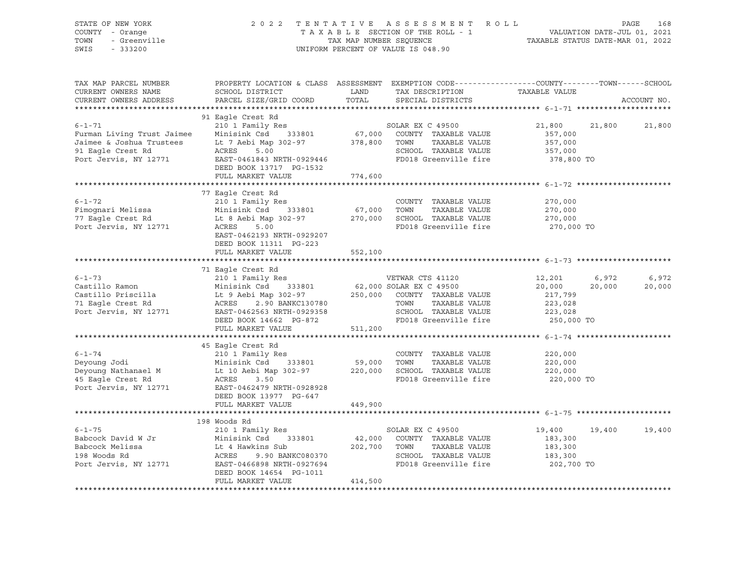STATE OF NEW YORK — COUNTY - Orange — TOWN - Greenville — SWIS - 333200

# 2022 TENTATIVE ASSESSMENT ROLL

TAXABLE SECTION OF THE ROLL - 1
TAX MAP NUMBER SEQUENCE
UNIFORM PERCENT OF VALUE IS 048.90

VALUATION DATE-JUL 01, 2021
TAXABLE STATUS DATE-MAR 01, 2022

| TAX MAP PARCEL NUMBER / CURRENT OWNERS NAME / CURRENT OWNERS ADDRESS | PROPERTY LOCATION & CLASS / SCHOOL DISTRICT / PARCEL SIZE/GRID COORD | ASSESSMENT LAND / TOTAL | EXEMPTION CODE / TAX DESCRIPTION / SPECIAL DISTRICTS | COUNTY TAXABLE VALUE | TOWN | SCHOOL |
|---|---|---|---|---|---|---|
| **6-1-71** | 91 Eagle Crest Rd | | | | | |
| | 210 1 Family Res | | SOLAR EX C 49500 | 21,800 | 21,800 | 21,800 |
| Furman Living Trust Jaimee | Minisink Csd 333801 | 67,000 | COUNTY TAXABLE VALUE | 357,000 | | |
| Jaimee & Joshua Trustees | Lt 7 Aebi Map 302-97 | 378,800 | TOWN TAXABLE VALUE | 357,000 | | |
| 91 Eagle Crest Rd | ACRES 5.00 | | SCHOOL TAXABLE VALUE | 357,000 | | |
| Port Jervis, NY 12771 | EAST-0461843 NRTH-0929446 | | FD018 Greenville fire | 378,800 TO | | |
| | DEED BOOK 13717 PG-1532 | | | | | |
| | FULL MARKET VALUE | 774,600 | | | | |
| **6-1-72** | 77 Eagle Crest Rd | | | | | |
| | 210 1 Family Res | | COUNTY TAXABLE VALUE | 270,000 | | |
| Fimognari Melissa | Minisink Csd 333801 | 67,000 | TOWN TAXABLE VALUE | 270,000 | | |
| 77 Eagle Crest Rd | Lt 8 Aebi Map 302-97 | 270,000 | SCHOOL TAXABLE VALUE | 270,000 | | |
| Port Jervis, NY 12771 | ACRES 5.00 | | FD018 Greenville fire | 270,000 TO | | |
| | EAST-0462193 NRTH-0929207 | | | | | |
| | DEED BOOK 11311 PG-223 | | | | | |
| | FULL MARKET VALUE | 552,100 | | | | |
| **6-1-73** | 71 Eagle Crest Rd | | | | | |
| | 210 1 Family Res | | VETWAR CTS 41120 | 12,201 | 6,972 | 6,972 |
| Castillo Ramon | Minisink Csd 333801 | 62,000 | SOLAR EX C 49500 | 20,000 | 20,000 | 20,000 |
| Castillo Priscilla | Lt 9 Aebi Map 302-97 | 250,000 | COUNTY TAXABLE VALUE | 217,799 | | |
| 71 Eagle Crest Rd | ACRES 2.90 BANKC130780 | | TOWN TAXABLE VALUE | 223,028 | | |
| Port Jervis, NY 12771 | EAST-0462563 NRTH-0929358 | | SCHOOL TAXABLE VALUE | 223,028 | | |
| | DEED BOOK 14662 PG-872 | | FD018 Greenville fire | 250,000 TO | | |
| | FULL MARKET VALUE | 511,200 | | | | |
| **6-1-74** | 45 Eagle Crest Rd | | | | | |
| | 210 1 Family Res | | COUNTY TAXABLE VALUE | 220,000 | | |
| Deyoung Jodi | Minisink Csd 333801 | 59,000 | TOWN TAXABLE VALUE | 220,000 | | |
| Deyoung Nathanael M | Lt 10 Aebi Map 302-97 | 220,000 | SCHOOL TAXABLE VALUE | 220,000 | | |
| 45 Eagle Crest Rd | ACRES 3.50 | | FD018 Greenville fire | 220,000 TO | | |
| Port Jervis, NY 12771 | EAST-0462479 NRTH-0928928 | | | | | |
| | DEED BOOK 13977 PG-647 | | | | | |
| | FULL MARKET VALUE | 449,900 | | | | |
| **6-1-75** | 198 Woods Rd | | | | | |
| | 210 1 Family Res | | SOLAR EX C 49500 | 19,400 | 19,400 | 19,400 |
| Babcock David W Jr | Minisink Csd 333801 | 42,000 | COUNTY TAXABLE VALUE | 183,300 | | |
| Babcock Melissa | Lt 4 Hawkins Sub | 202,700 | TOWN TAXABLE VALUE | 183,300 | | |
| 198 Woods Rd | ACRES 9.90 BANKC080370 | | SCHOOL TAXABLE VALUE | 183,300 | | |
| Port Jervis, NY 12771 | EAST-0466898 NRTH-0927694 | | FD018 Greenville fire | 202,700 TO | | |
| | DEED BOOK 14654 PG-1011 | | | | | |
| | FULL MARKET VALUE | 414,500 | | | | |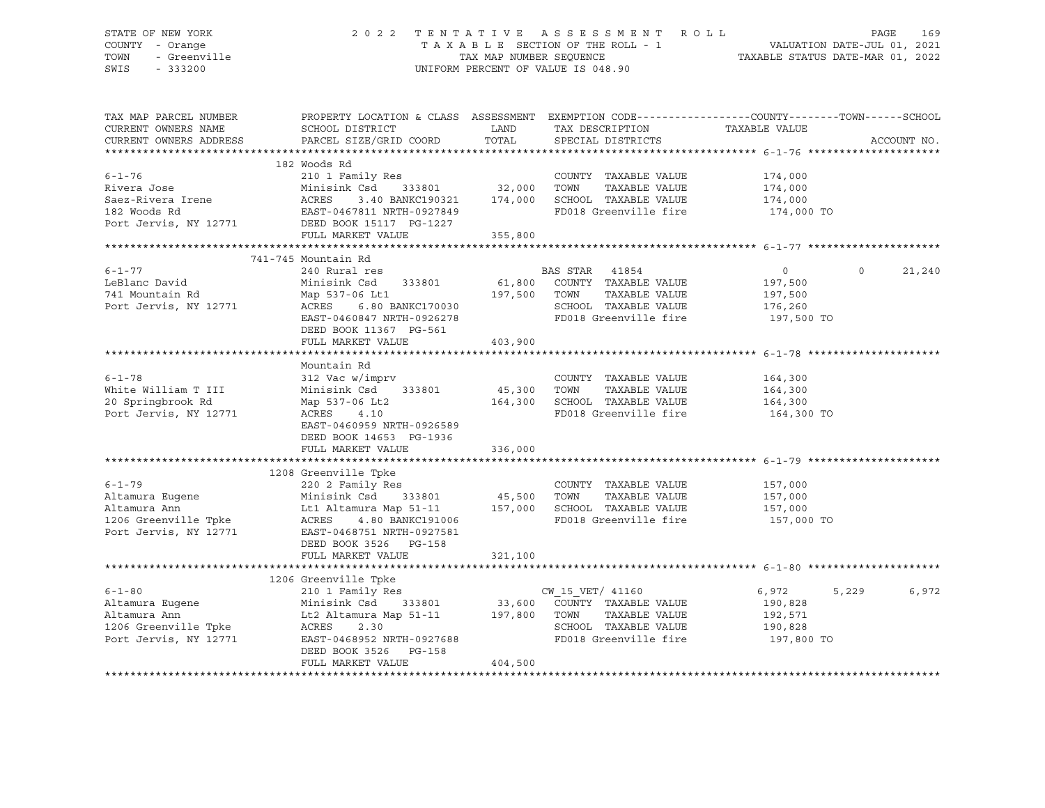STATE OF NEW YORK
COUNTY - Orange
TOWN - Greenville
SWIS - 333200

2022 TENTATIVE ASSESSMENT ROLL
TAXABLE SECTION OF THE ROLL - 1
TAX MAP NUMBER SEQUENCE
UNIFORM PERCENT OF VALUE IS 048.90

VALUATION DATE-JUL 01, 2021
TAXABLE STATUS DATE-MAR 01, 2022

| TAX MAP PARCEL NUMBER / CURRENT OWNERS NAME / CURRENT OWNERS ADDRESS | PROPERTY LOCATION & CLASS / SCHOOL DISTRICT / PARCEL SIZE/GRID COORD | ASSESSMENT LAND | TOTAL | EXEMPTION CODE / TAX DESCRIPTION / SPECIAL DISTRICTS | COUNTY TAXABLE VALUE | TOWN | SCHOOL | ACCOUNT NO. |
|---|---|---|---|---|---|---|---|---|
| **6-1-76** | 182 Woods Rd | | | | | | | |
| 6-1-76 | 210 1 Family Res | | | COUNTY TAXABLE VALUE | 174,000 | | | |
| Rivera Jose | Minisink Csd 333801 | 32,000 | | TOWN TAXABLE VALUE | 174,000 | | | |
| Saez-Rivera Irene | ACRES 3.40 BANKC190321 | | 174,000 | SCHOOL TAXABLE VALUE | 174,000 | | | |
| 182 Woods Rd | EAST-0467811 NRTH-0927849 | | | FD018 Greenville fire | 174,000 TO | | | |
| Port Jervis, NY 12771 | DEED BOOK 15117 PG-1227 | | | | | | | |
| | FULL MARKET VALUE | | 355,800 | | | | | |
| **6-1-77** | 741-745 Mountain Rd | | | | | | | |
| 6-1-77 | 240 Rural res | | | BAS STAR 41854 | 0 | 0 | 21,240 | |
| LeBlanc David | Minisink Csd 333801 | 61,800 | | COUNTY TAXABLE VALUE | 197,500 | | | |
| 741 Mountain Rd | Map 537-06 Lt1 | | 197,500 | TOWN TAXABLE VALUE | 197,500 | | | |
| Port Jervis, NY 12771 | ACRES 6.80 BANKC170030 | | | SCHOOL TAXABLE VALUE | 176,260 | | | |
| | EAST-0460847 NRTH-0926278 | | | FD018 Greenville fire | 197,500 TO | | | |
| | DEED BOOK 11367 PG-561 | | | | | | | |
| | FULL MARKET VALUE | | 403,900 | | | | | |
| **6-1-78** | Mountain Rd | | | | | | | |
| 6-1-78 | 312 Vac w/imprv | | | COUNTY TAXABLE VALUE | 164,300 | | | |
| White William T III | Minisink Csd 333801 | 45,300 | | TOWN TAXABLE VALUE | 164,300 | | | |
| 20 Springbrook Rd | Map 537-06 Lt2 | | 164,300 | SCHOOL TAXABLE VALUE | 164,300 | | | |
| Port Jervis, NY 12771 | ACRES 4.10 | | | FD018 Greenville fire | 164,300 TO | | | |
| | EAST-0460959 NRTH-0926589 | | | | | | | |
| | DEED BOOK 14653 PG-1936 | | | | | | | |
| | FULL MARKET VALUE | | 336,000 | | | | | |
| **6-1-79** | 1208 Greenville Tpke | | | | | | | |
| 6-1-79 | 220 2 Family Res | | | COUNTY TAXABLE VALUE | 157,000 | | | |
| Altamura Eugene | Minisink Csd 333801 | 45,500 | | TOWN TAXABLE VALUE | 157,000 | | | |
| Altamura Ann | Lt1 Altamura Map 51-11 | | 157,000 | SCHOOL TAXABLE VALUE | 157,000 | | | |
| 1206 Greenville Tpke | ACRES 4.80 BANKC191006 | | | FD018 Greenville fire | 157,000 TO | | | |
| Port Jervis, NY 12771 | EAST-0468751 NRTH-0927581 | | | | | | | |
| | DEED BOOK 3526 PG-158 | | | | | | | |
| | FULL MARKET VALUE | | 321,100 | | | | | |
| **6-1-80** | 1206 Greenville Tpke | | | | | | | |
| 6-1-80 | 210 1 Family Res | | | CW_15_VET/ 41160 | 6,972 | 5,229 | 6,972 | |
| Altamura Eugene | Minisink Csd 333801 | 33,600 | | COUNTY TAXABLE VALUE | 190,828 | | | |
| Altamura Ann | Lt2 Altamura Map 51-11 | | 197,800 | TOWN TAXABLE VALUE | 192,571 | | | |
| 1206 Greenville Tpke | ACRES 2.30 | | | SCHOOL TAXABLE VALUE | 190,828 | | | |
| Port Jervis, NY 12771 | EAST-0468952 NRTH-0927688 | | | FD018 Greenville fire | 197,800 TO | | | |
| | DEED BOOK 3526 PG-158 | | | | | | | |
| | FULL MARKET VALUE | | 404,500 | | | | | |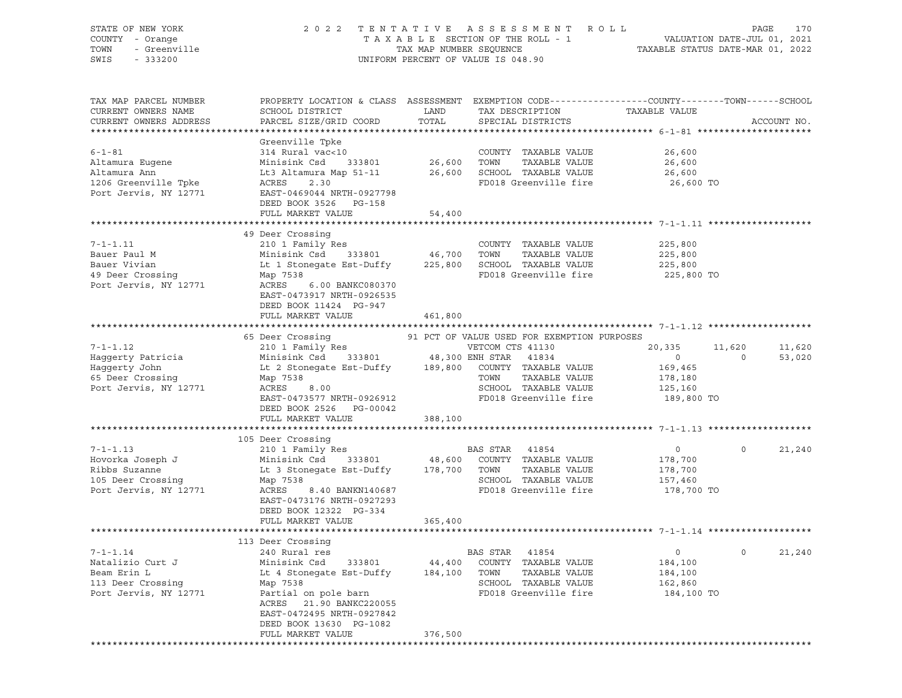STATE OF NEW YORK — COUNTY - Orange — TOWN - Greenville — SWIS - 333200

2022 TENTATIVE ASSESSMENT ROLL — TAXABLE SECTION OF THE ROLL - 1 — TAX MAP NUMBER SEQUENCE — UNIFORM PERCENT OF VALUE IS 048.90

VALUATION DATE-JUL 01, 2021 — TAXABLE STATUS DATE-MAR 01, 2022

| TAX MAP PARCEL NUMBER / CURRENT OWNERS NAME / CURRENT OWNERS ADDRESS | PROPERTY LOCATION & CLASS / SCHOOL DISTRICT / PARCEL SIZE/GRID COORD | ASSESSMENT LAND / TOTAL | EXEMPTION CODE / TAX DESCRIPTION / SPECIAL DISTRICTS | COUNTY TAXABLE VALUE | TOWN | SCHOOL / ACCOUNT NO. |
|---|---|---|---|---|---|---|
| **6-1-81** | Greenville Tpke | | | | | |
| 6-1-81 | 314 Rural vac<10 | | COUNTY TAXABLE VALUE | 26,600 | | |
| Altamura Eugene | Minisink Csd 333801 | 26,600 | TOWN TAXABLE VALUE | 26,600 | | |
| Altamura Ann | Lt3 Altamura Map 51-11 | 26,600 | SCHOOL TAXABLE VALUE | 26,600 | | |
| 1206 Greenville Tpke | ACRES 2.30 | | FD018 Greenville fire | 26,600 TO | | |
| Port Jervis, NY 12771 | EAST-0469044 NRTH-0927798 | | | | | |
| | DEED BOOK 3526 PG-158 | | | | | |
| | FULL MARKET VALUE | 54,400 | | | | |
| **7-1-1.11** | 49 Deer Crossing | | | | | |
| 7-1-1.11 | 210 1 Family Res | | COUNTY TAXABLE VALUE | 225,800 | | |
| Bauer Paul M | Minisink Csd 333801 | 46,700 | TOWN TAXABLE VALUE | 225,800 | | |
| Bauer Vivian | Lt 1 Stonegate Est-Duffy | 225,800 | SCHOOL TAXABLE VALUE | 225,800 | | |
| 49 Deer Crossing | Map 7538 | | FD018 Greenville fire | 225,800 TO | | |
| Port Jervis, NY 12771 | ACRES 6.00 BANKC080370 | | | | | |
| | EAST-0473917 NRTH-0926535 | | | | | |
| | DEED BOOK 11424 PG-947 | | | | | |
| | FULL MARKET VALUE | 461,800 | | | | |
| **7-1-1.12** | 65 Deer Crossing | | 91 PCT OF VALUE USED FOR EXEMPTION PURPOSES | | | |
| 7-1-1.12 | 210 1 Family Res | | VETCOM CTS 41130 | 20,335 | 11,620 | 11,620 |
| Haggerty Patricia | Minisink Csd 333801 | 48,300 | ENH STAR 41834 | 0 | 0 | 53,020 |
| Haggerty John | Lt 2 Stonegate Est-Duffy | 189,800 | COUNTY TAXABLE VALUE | 169,465 | | |
| 65 Deer Crossing | Map 7538 | | TOWN TAXABLE VALUE | 178,180 | | |
| Port Jervis, NY 12771 | ACRES 8.00 | | SCHOOL TAXABLE VALUE | 125,160 | | |
| | EAST-0473577 NRTH-0926912 | | FD018 Greenville fire | 189,800 TO | | |
| | DEED BOOK 2526 PG-00042 | | | | | |
| | FULL MARKET VALUE | 388,100 | | | | |
| **7-1-1.13** | 105 Deer Crossing | | | | | |
| 7-1-1.13 | 210 1 Family Res | | BAS STAR 41854 | 0 | 0 | 21,240 |
| Hovorka Joseph J | Minisink Csd 333801 | 48,600 | COUNTY TAXABLE VALUE | 178,700 | | |
| Ribbs Suzanne | Lt 3 Stonegate Est-Duffy | 178,700 | TOWN TAXABLE VALUE | 178,700 | | |
| 105 Deer Crossing | Map 7538 | | SCHOOL TAXABLE VALUE | 157,460 | | |
| Port Jervis, NY 12771 | ACRES 8.40 BANKN140687 | | FD018 Greenville fire | 178,700 TO | | |
| | EAST-0473176 NRTH-0927293 | | | | | |
| | DEED BOOK 12322 PG-334 | | | | | |
| | FULL MARKET VALUE | 365,400 | | | | |
| **7-1-1.14** | 113 Deer Crossing | | | | | |
| 7-1-1.14 | 240 Rural res | | BAS STAR 41854 | 0 | 0 | 21,240 |
| Natalizio Curt J | Minisink Csd 333801 | 44,400 | COUNTY TAXABLE VALUE | 184,100 | | |
| Beam Erin L | Lt 4 Stonegate Est-Duffy | 184,100 | TOWN TAXABLE VALUE | 184,100 | | |
| 113 Deer Crossing | Map 7538 | | SCHOOL TAXABLE VALUE | 162,860 | | |
| Port Jervis, NY 12771 | Partial on pole barn | | FD018 Greenville fire | 184,100 TO | | |
| | ACRES 21.90 BANKC220055 | | | | | |
| | EAST-0472495 NRTH-0927842 | | | | | |
| | DEED BOOK 13630 PG-1082 | | | | | |
| | FULL MARKET VALUE | 376,500 | | | | |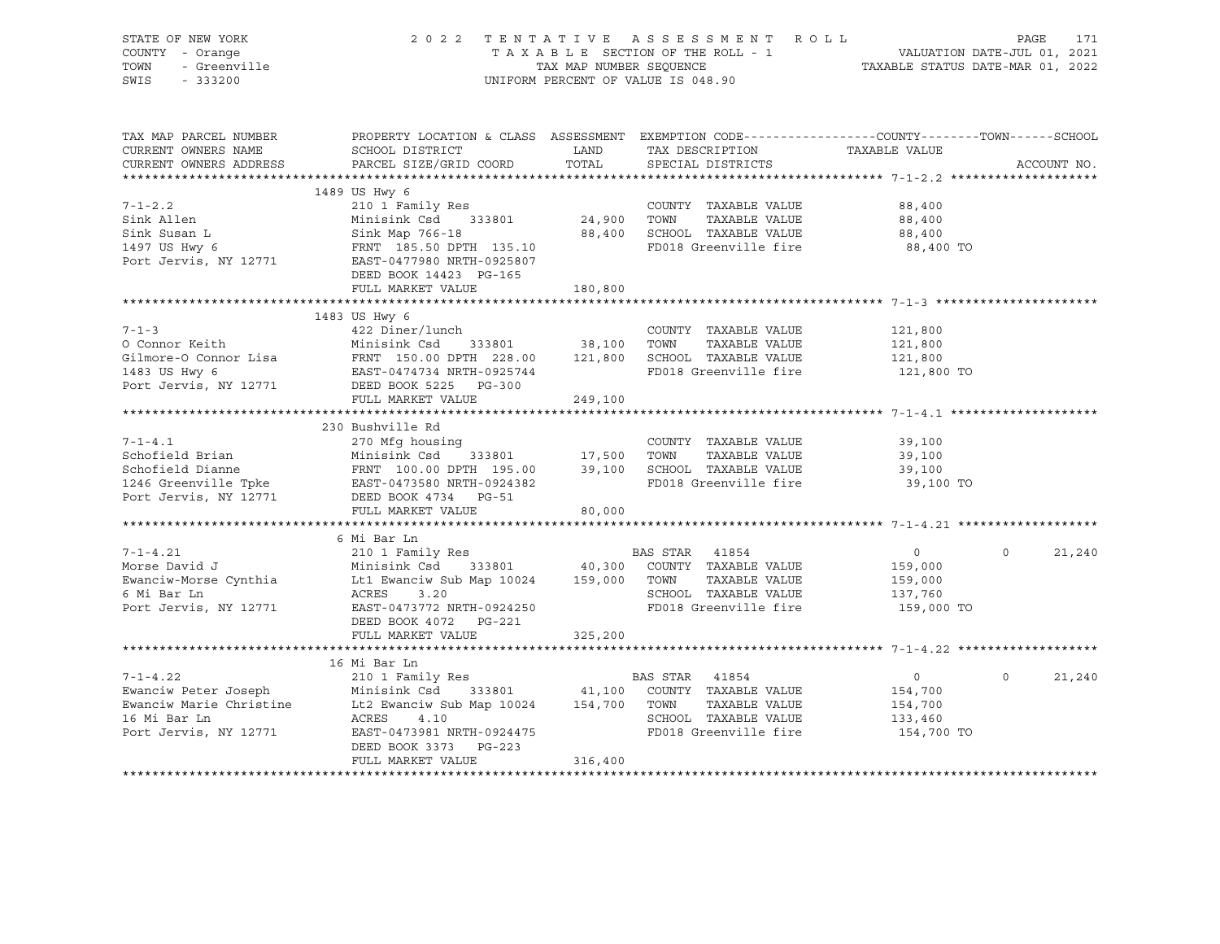STATE OF NEW YORK — 2022 TENTATIVE ASSESSMENT ROLL — PAGE 171
COUNTY - Orange — TAXABLE SECTION OF THE ROLL - 1 — VALUATION DATE-JUL 01, 2021
TOWN - Greenville — TAX MAP NUMBER SEQUENCE — TAXABLE STATUS DATE-MAR 01, 2022
SWIS - 333200 — UNIFORM PERCENT OF VALUE IS 048.90

| TAX MAP PARCEL NUMBER / CURRENT OWNERS NAME / CURRENT OWNERS ADDRESS | PROPERTY LOCATION & CLASS / SCHOOL DISTRICT / PARCEL SIZE/GRID COORD | ASSESSMENT LAND / TOTAL | EXEMPTION CODE / TAX DESCRIPTION / SPECIAL DISTRICTS | COUNTY TAXABLE VALUE | TOWN | SCHOOL |
|---|---|---|---|---|---|---|
| **7-1-2.2** | 1489 US Hwy 6 | | | | | |
| 7-1-2.2 | 210 1 Family Res | | COUNTY TAXABLE VALUE | 88,400 | | |
| Sink Allen | Minisink Csd 333801 | 24,900 | TOWN TAXABLE VALUE | 88,400 | | |
| Sink Susan L | Sink Map 766-18 | 88,400 | SCHOOL TAXABLE VALUE | 88,400 | | |
| 1497 US Hwy 6 | FRNT 185.50 DPTH 135.10 | | FD018 Greenville fire | 88,400 TO | | |
| Port Jervis, NY 12771 | EAST-0477980 NRTH-0925807 | | | | | |
| | DEED BOOK 14423 PG-165 | | | | | |
| | FULL MARKET VALUE | 180,800 | | | | |
| **7-1-3** | 1483 US Hwy 6 | | | | | |
| 7-1-3 | 422 Diner/lunch | | COUNTY TAXABLE VALUE | 121,800 | | |
| O Connor Keith | Minisink Csd 333801 | 38,100 | TOWN TAXABLE VALUE | 121,800 | | |
| Gilmore-O Connor Lisa | FRNT 150.00 DPTH 228.00 | 121,800 | SCHOOL TAXABLE VALUE | 121,800 | | |
| 1483 US Hwy 6 | EAST-0474734 NRTH-0925744 | | FD018 Greenville fire | 121,800 TO | | |
| Port Jervis, NY 12771 | DEED BOOK 5225 PG-300 | | | | | |
| | FULL MARKET VALUE | 249,100 | | | | |
| **7-1-4.1** | 230 Bushville Rd | | | | | |
| 7-1-4.1 | 270 Mfg housing | | COUNTY TAXABLE VALUE | 39,100 | | |
| Schofield Brian | Minisink Csd 333801 | 17,500 | TOWN TAXABLE VALUE | 39,100 | | |
| Schofield Dianne | FRNT 100.00 DPTH 195.00 | 39,100 | SCHOOL TAXABLE VALUE | 39,100 | | |
| 1246 Greenville Tpke | EAST-0473580 NRTH-0924382 | | FD018 Greenville fire | 39,100 TO | | |
| Port Jervis, NY 12771 | DEED BOOK 4734 PG-51 | | | | | |
| | FULL MARKET VALUE | 80,000 | | | | |
| **7-1-4.21** | 6 Mi Bar Ln | | | | | |
| 7-1-4.21 | 210 1 Family Res | | BAS STAR 41854 | 0 | 0 | 21,240 |
| Morse David J | Minisink Csd 333801 | 40,300 | COUNTY TAXABLE VALUE | 159,000 | | |
| Ewanciw-Morse Cynthia | Lt1 Ewanciw Sub Map 10024 | 159,000 | TOWN TAXABLE VALUE | 159,000 | | |
| 6 Mi Bar Ln | ACRES 3.20 | | SCHOOL TAXABLE VALUE | 137,760 | | |
| Port Jervis, NY 12771 | EAST-0473772 NRTH-0924250 | | FD018 Greenville fire | 159,000 TO | | |
| | DEED BOOK 4072 PG-221 | | | | | |
| | FULL MARKET VALUE | 325,200 | | | | |
| **7-1-4.22** | 16 Mi Bar Ln | | | | | |
| 7-1-4.22 | 210 1 Family Res | | BAS STAR 41854 | 0 | 0 | 21,240 |
| Ewanciw Peter Joseph | Minisink Csd 333801 | 41,100 | COUNTY TAXABLE VALUE | 154,700 | | |
| Ewanciw Marie Christine | Lt2 Ewanciw Sub Map 10024 | 154,700 | TOWN TAXABLE VALUE | 154,700 | | |
| 16 Mi Bar Ln | ACRES 4.10 | | SCHOOL TAXABLE VALUE | 133,460 | | |
| Port Jervis, NY 12771 | EAST-0473981 NRTH-0924475 | | FD018 Greenville fire | 154,700 TO | | |
| | DEED BOOK 3373 PG-223 | | | | | |
| | FULL MARKET VALUE | 316,400 | | | | |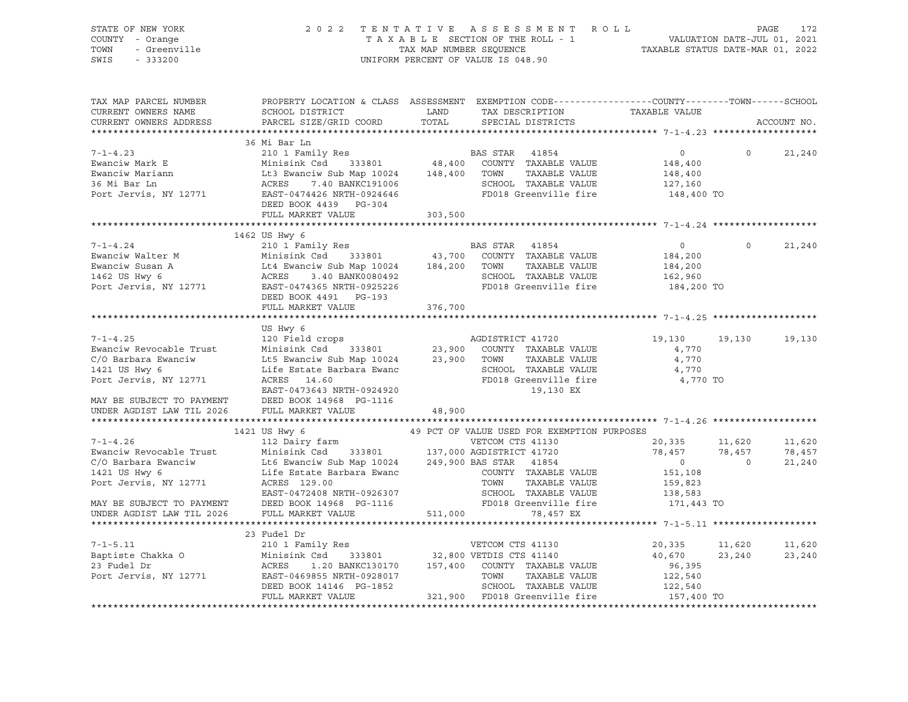STATE OF NEW YORK 2 0 2 2 T E N T A T I V E A S S E S S M E N T R O L L
COUNTY - Orange T A X A B L E SECTION OF THE ROLL - 1 VALUATION DATE-JUL 01, 2021
TOWN - Greenville TAX MAP NUMBER SEQUENCE TAXABLE STATUS DATE-MAR 01, 2022
SWIS - 333200 UNIFORM PERCENT OF VALUE IS 048.90

```
TAX MAP PARCEL NUMBER          PROPERTY LOCATION & CLASS  ASSESSMENT  EXEMPTION CODE-----------------COUNTY--------TOWN------SCHOOL
CURRENT OWNERS NAME            SCHOOL DISTRICT               LAND      TAX DESCRIPTION              TAXABLE VALUE
CURRENT OWNERS ADDRESS         PARCEL SIZE/GRID COORD        TOTAL     SPECIAL DISTRICTS                                       ACCOUNT NO.
******************************************************************************************************* 7-1-4.23 *******************
                               36 Mi Bar Ln
7-1-4.23                       210 1 Family Res                        BAS STAR  41854                   0          0        21,240
Ewanciw Mark E                 Minisink Csd     333801       48,400     COUNTY  TAXABLE VALUE       148,400
Ewanciw Mariann                Lt3 Ewanciw Sub Map 10024    148,400     TOWN    TAXABLE VALUE       148,400
36 Mi Bar Ln                   ACRES     7.40 BANKC191006               SCHOOL  TAXABLE VALUE       127,160
Port Jervis, NY 12771          EAST-0474426 NRTH-0924646                FD018 Greenville fire         148,400 TO
                               DEED BOOK 4439   PG-304
                               FULL MARKET VALUE            303,500
******************************************************************************************************* 7-1-4.24 *******************
                               1462 US Hwy 6
7-1-4.24                       210 1 Family Res                        BAS STAR  41854                   0          0        21,240
Ewanciw Walter M               Minisink Csd     333801       43,700     COUNTY  TAXABLE VALUE       184,200
Ewanciw Susan A                Lt4 Ewanciw Sub Map 10024    184,200     TOWN    TAXABLE VALUE       184,200
1462 US Hwy 6                  ACRES     3.40 BANK0080492               SCHOOL  TAXABLE VALUE       162,960
Port Jervis, NY 12771          EAST-0474365 NRTH-0925226                FD018 Greenville fire         184,200 TO
                               DEED BOOK 4491   PG-193
                               FULL MARKET VALUE            376,700
******************************************************************************************************* 7-1-4.25 *******************
                               US Hwy 6
7-1-4.25                       120 Field crops                         AGDISTRICT 41720              19,130     19,130       19,130
Ewanciw Revocable Trust        Minisink Csd     333801       23,900     COUNTY  TAXABLE VALUE         4,770
C/O Barbara Ewanciw            Lt5 Ewanciw Sub Map 10024     23,900     TOWN    TAXABLE VALUE         4,770
1421 US Hwy 6                  Life Estate Barbara Ewanc                SCHOOL  TAXABLE VALUE         4,770
Port Jervis, NY 12771          ACRES    14.60                           FD018 Greenville fire           4,770 TO
                               EAST-0473643 NRTH-0924920                         19,130 EX
MAY BE SUBJECT TO PAYMENT      DEED BOOK 14968  PG-1116
UNDER AGDIST LAW TIL 2026      FULL MARKET VALUE             48,900
******************************************************************************************************* 7-1-4.26 *******************
                               1421 US Hwy 6                     49 PCT OF VALUE USED FOR EXEMPTION PURPOSES
7-1-4.26                       112 Dairy farm                          VETCOM CTS 41130              20,335     11,620       11,620
Ewanciw Revocable Trust        Minisink Csd     333801      137,000 AGDISTRICT 41720              78,457     78,457       78,457
C/O Barbara Ewanciw            Lt6 Ewanciw Sub Map 10024    249,900 BAS STAR  41854                   0          0        21,240
1421 US Hwy 6                  Life Estate Barbara Ewanc                COUNTY  TAXABLE VALUE       151,108
Port Jervis, NY 12771          ACRES   129.00                           TOWN    TAXABLE VALUE       159,823
                               EAST-0472408 NRTH-0926307                SCHOOL  TAXABLE VALUE       138,583
MAY BE SUBJECT TO PAYMENT      DEED BOOK 14968  PG-1116                 FD018 Greenville fire         171,443 TO
UNDER AGDIST LAW TIL 2026      FULL MARKET VALUE            511,000              78,457 EX
******************************************************************************************************* 7-1-5.11 *******************
                               23 Fudel Dr
7-1-5.11                       210 1 Family Res                        VETCOM CTS 41130              20,335     11,620       11,620
Baptiste Chakka O              Minisink Csd     333801       32,800 VETDIS CTS 41140              40,670     23,240       23,240
23 Fudel Dr                    ACRES     1.20 BANKC130170   157,400     COUNTY  TAXABLE VALUE        96,395
Port Jervis, NY 12771          EAST-0469855 NRTH-0928017                TOWN    TAXABLE VALUE       122,540
                               DEED BOOK 14146  PG-1852                 SCHOOL  TAXABLE VALUE       122,540
                               FULL MARKET VALUE            321,900     FD018 Greenville fire         157,400 TO
************************************************************************************************************************************
```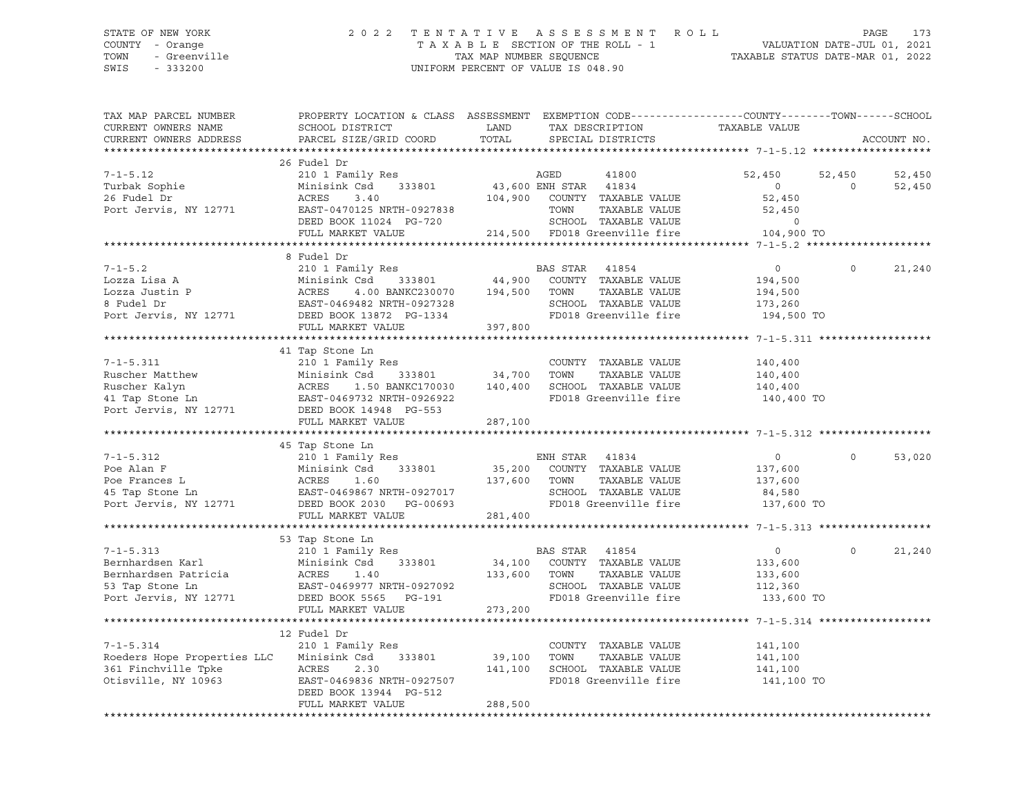STATE OF NEW YORK
COUNTY - Orange
TOWN - Greenville
SWIS - 333200

2022 TENTATIVE ASSESSMENT ROLL
TAXABLE SECTION OF THE ROLL - 1
TAX MAP NUMBER SEQUENCE
UNIFORM PERCENT OF VALUE IS 048.90

VALUATION DATE-JUL 01, 2021
TAXABLE STATUS DATE-MAR 01, 2022

```
TAX MAP PARCEL NUMBER       PROPERTY LOCATION & CLASS  ASSESSMENT  EXEMPTION CODE------------------COUNTY--------TOWN------SCHOOL
CURRENT OWNERS NAME         SCHOOL DISTRICT               LAND      TAX DESCRIPTION            TAXABLE VALUE
CURRENT OWNERS ADDRESS      PARCEL SIZE/GRID COORD        TOTAL     SPECIAL DISTRICTS                                   ACCOUNT NO.
******************************************************************************************************* 7-1-5.12 *******************
                            26 Fudel Dr
7-1-5.12                    210 1 Family Res                   AGED        41800           52,450      52,450      52,450
Turbak Sophie               Minisink Csd    333801        43,600 ENH STAR  41834                0           0      52,450
26 Fudel Dr                 ACRES    3.40                104,900   COUNTY  TAXABLE VALUE         52,450
Port Jervis, NY 12771       EAST-0470125 NRTH-0927838              TOWN    TAXABLE VALUE         52,450
                            DEED BOOK 11024  PG-720                SCHOOL  TAXABLE VALUE              0
                            FULL MARKET VALUE             214,500  FD018 Greenville fire        104,900 TO
******************************************************************************************************* 7-1-5.2 ********************
                            8 Fudel Dr
7-1-5.2                     210 1 Family Res                   BAS STAR  41854                0           0      21,240
Lozza Lisa A                Minisink Csd    333801        44,900   COUNTY  TAXABLE VALUE        194,500
Lozza Justin P              ACRES    4.00 BANKC230070    194,500   TOWN    TAXABLE VALUE        194,500
8 Fudel Dr                  EAST-0469482 NRTH-0927328              SCHOOL  TAXABLE VALUE        173,260
Port Jervis, NY 12771       DEED BOOK 13872  PG-1334               FD018 Greenville fire        194,500 TO
                            FULL MARKET VALUE             397,800
******************************************************************************************************* 7-1-5.311 ******************
                            41 Tap Stone Ln
7-1-5.311                   210 1 Family Res                       COUNTY  TAXABLE VALUE        140,400
Ruscher Matthew             Minisink Csd    333801        34,700   TOWN    TAXABLE VALUE        140,400
Ruscher Kalyn               ACRES    1.50 BANKC170030    140,400   SCHOOL  TAXABLE VALUE        140,400
41 Tap Stone Ln             EAST-0469732 NRTH-0926922              FD018 Greenville fire        140,400 TO
Port Jervis, NY 12771       DEED BOOK 14948  PG-553
                            FULL MARKET VALUE             287,100
******************************************************************************************************* 7-1-5.312 ******************
                            45 Tap Stone Ln
7-1-5.312                   210 1 Family Res                   ENH STAR  41834                0           0      53,020
Poe Alan F                  Minisink Csd    333801        35,200   COUNTY  TAXABLE VALUE        137,600
Poe Frances L               ACRES    1.60                137,600   TOWN    TAXABLE VALUE        137,600
45 Tap Stone Ln             EAST-0469867 NRTH-0927017              SCHOOL  TAXABLE VALUE         84,580
Port Jervis, NY 12771       DEED BOOK 2030   PG-00693              FD018 Greenville fire        137,600 TO
                            FULL MARKET VALUE             281,400
******************************************************************************************************* 7-1-5.313 ******************
                            53 Tap Stone Ln
7-1-5.313                   210 1 Family Res                   BAS STAR  41854                0           0      21,240
Bernhardsen Karl            Minisink Csd    333801        34,100   COUNTY  TAXABLE VALUE        133,600
Bernhardsen Patricia        ACRES    1.40                133,600   TOWN    TAXABLE VALUE        133,600
53 Tap Stone Ln             EAST-0469977 NRTH-0927092              SCHOOL  TAXABLE VALUE        112,360
Port Jervis, NY 12771       DEED BOOK 5565   PG-191                FD018 Greenville fire        133,600 TO
                            FULL MARKET VALUE             273,200
******************************************************************************************************* 7-1-5.314 ******************
                            12 Fudel Dr
7-1-5.314                   210 1 Family Res                       COUNTY  TAXABLE VALUE        141,100
Roeders Hope Properties LLC Minisink Csd    333801        39,100   TOWN    TAXABLE VALUE        141,100
361 Finchville Tpke         ACRES    2.30                141,100   SCHOOL  TAXABLE VALUE        141,100
Otisville, NY 10963         EAST-0469836 NRTH-0927507              FD018 Greenville fire        141,100 TO
                            DEED BOOK 13944  PG-512
                            FULL MARKET VALUE             288,500
************************************************************************************************************************************
```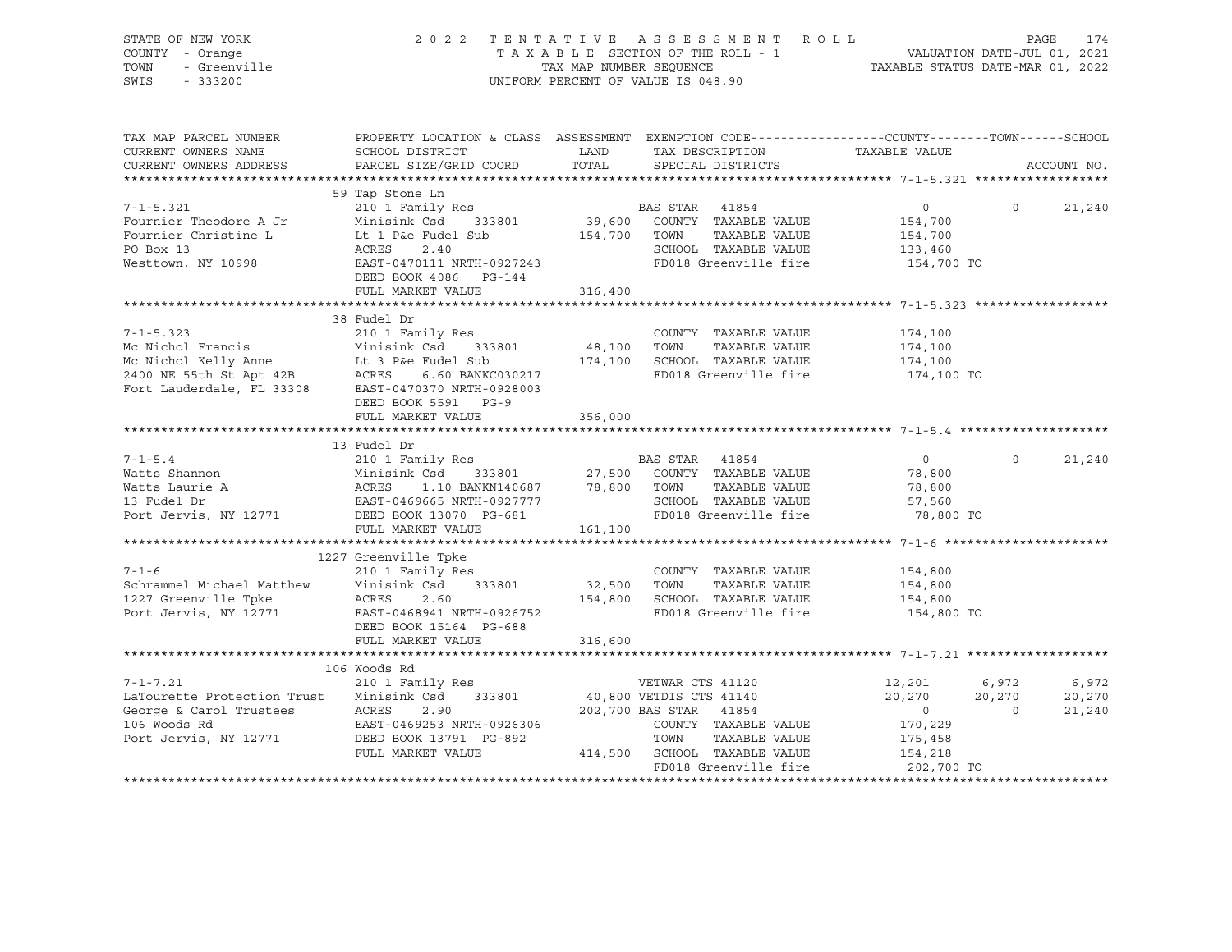STATE OF NEW YORK — 2022 TENTATIVE ASSESSMENT ROLL
COUNTY - Orange — TAXABLE SECTION OF THE ROLL - 1 — VALUATION DATE-JUL 01, 2021
TOWN - Greenville — TAX MAP NUMBER SEQUENCE — TAXABLE STATUS DATE-MAR 01, 2022
SWIS - 333200 — UNIFORM PERCENT OF VALUE IS 048.90

| TAX MAP PARCEL NUMBER / CURRENT OWNERS NAME / CURRENT OWNERS ADDRESS | PROPERTY LOCATION & CLASS / SCHOOL DISTRICT / PARCEL SIZE/GRID COORD | ASSESSMENT LAND / TOTAL | EXEMPTION CODE / TAX DESCRIPTION / SPECIAL DISTRICTS | COUNTY TAXABLE VALUE | TOWN | SCHOOL |
|---|---|---|---|---|---|---|
| 7-1-5.321 | 59 Tap Stone Ln | | | | | |
| 7-1-5.321 | 210 1 Family Res | | BAS STAR 41854 | 0 | 0 | 21,240 |
| Fournier Theodore A Jr | Minisink Csd 333801 | 39,600 | COUNTY TAXABLE VALUE | 154,700 | | |
| Fournier Christine L | Lt 1 P&e Fudel Sub | 154,700 | TOWN TAXABLE VALUE | 154,700 | | |
| PO Box 13 | ACRES 2.40 | | SCHOOL TAXABLE VALUE | 133,460 | | |
| Westtown, NY 10998 | EAST-0470111 NRTH-0927243 | | FD018 Greenville fire | 154,700 TO | | |
| | DEED BOOK 4086 PG-144 | | | | | |
| | FULL MARKET VALUE | 316,400 | | | | |
| 7-1-5.323 | 38 Fudel Dr | | | | | |
| 7-1-5.323 | 210 1 Family Res | | COUNTY TAXABLE VALUE | 174,100 | | |
| Mc Nichol Francis | Minisink Csd 333801 | 48,100 | TOWN TAXABLE VALUE | 174,100 | | |
| Mc Nichol Kelly Anne | Lt 3 P&e Fudel Sub | 174,100 | SCHOOL TAXABLE VALUE | 174,100 | | |
| 2400 NE 55th St Apt 42B | ACRES 6.60 BANKC030217 | | FD018 Greenville fire | 174,100 TO | | |
| Fort Lauderdale, FL 33308 | EAST-0470370 NRTH-0928003 | | | | | |
| | DEED BOOK 5591 PG-9 | | | | | |
| | FULL MARKET VALUE | 356,000 | | | | |
| 7-1-5.4 | 13 Fudel Dr | | | | | |
| 7-1-5.4 | 210 1 Family Res | | BAS STAR 41854 | 0 | 0 | 21,240 |
| Watts Shannon | Minisink Csd 333801 | 27,500 | COUNTY TAXABLE VALUE | 78,800 | | |
| Watts Laurie A | ACRES 1.10 BANKN140687 | 78,800 | TOWN TAXABLE VALUE | 78,800 | | |
| 13 Fudel Dr | EAST-0469665 NRTH-0927777 | | SCHOOL TAXABLE VALUE | 57,560 | | |
| Port Jervis, NY 12771 | DEED BOOK 13070 PG-681 | | FD018 Greenville fire | 78,800 TO | | |
| | FULL MARKET VALUE | 161,100 | | | | |
| 7-1-6 | 1227 Greenville Tpke | | | | | |
| 7-1-6 | 210 1 Family Res | | COUNTY TAXABLE VALUE | 154,800 | | |
| Schrammel Michael Matthew | Minisink Csd 333801 | 32,500 | TOWN TAXABLE VALUE | 154,800 | | |
| 1227 Greenville Tpke | ACRES 2.60 | 154,800 | SCHOOL TAXABLE VALUE | 154,800 | | |
| Port Jervis, NY 12771 | EAST-0468941 NRTH-0926752 | | FD018 Greenville fire | 154,800 TO | | |
| | DEED BOOK 15164 PG-688 | | | | | |
| | FULL MARKET VALUE | 316,600 | | | | |
| 7-1-7.21 | 106 Woods Rd | | | | | |
| 7-1-7.21 | 210 1 Family Res | | VETWAR CTS 41120 | 12,201 | 6,972 | 6,972 |
| LaTourette Protection Trust | Minisink Csd 333801 | 40,800 | VETDIS CTS 41140 | 20,270 | 20,270 | 20,270 |
| George & Carol Trustees | ACRES 2.90 | 202,700 | BAS STAR 41854 | 0 | 0 | 21,240 |
| 106 Woods Rd | EAST-0469253 NRTH-0926306 | | COUNTY TAXABLE VALUE | 170,229 | | |
| Port Jervis, NY 12771 | DEED BOOK 13791 PG-892 | | TOWN TAXABLE VALUE | 175,458 | | |
| | FULL MARKET VALUE | 414,500 | SCHOOL TAXABLE VALUE | 154,218 | | |
| | | | FD018 Greenville fire | 202,700 TO | | |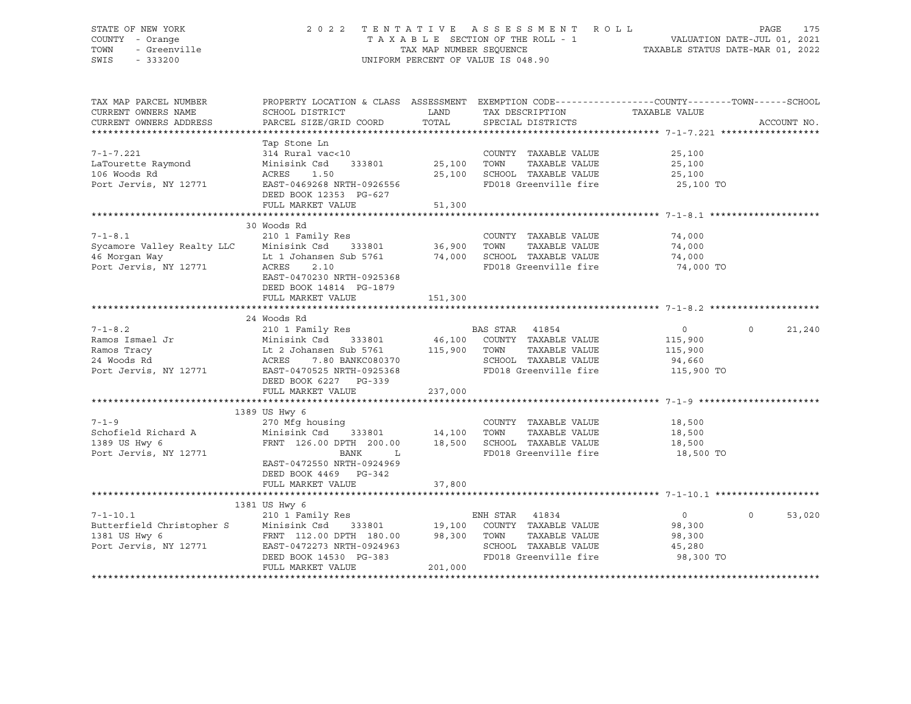STATE OF NEW YORK — 2022 TENTATIVE ASSESSMENT ROLL
COUNTY - Orange — TAXABLE SECTION OF THE ROLL - 1 — VALUATION DATE-JUL 01, 2021
TOWN - Greenville — TAX MAP NUMBER SEQUENCE — TAXABLE STATUS DATE-MAR 01, 2022
SWIS - 333200 — UNIFORM PERCENT OF VALUE IS 048.90

```
TAX MAP PARCEL NUMBER          PROPERTY LOCATION & CLASS  ASSESSMENT  EXEMPTION CODE------------------COUNTY--------TOWN------SCHOOL
CURRENT OWNERS NAME            SCHOOL DISTRICT               LAND      TAX DESCRIPTION            TAXABLE VALUE
CURRENT OWNERS ADDRESS         PARCEL SIZE/GRID COORD        TOTAL     SPECIAL DISTRICTS                                   ACCOUNT NO.
******************************************************************************************************* 7-1-7.221 ******************
                               Tap Stone Ln
7-1-7.221                      314 Rural vac<10                        COUNTY  TAXABLE VALUE            25,100
LaTourette Raymond             Minisink Csd    333801       25,100     TOWN    TAXABLE VALUE            25,100
106 Woods Rd                   ACRES     1.50               25,100     SCHOOL  TAXABLE VALUE            25,100
Port Jervis, NY 12771          EAST-0469268 NRTH-0926556               FD018 Greenville fire             25,100 TO
                               DEED BOOK 12353  PG-627
                               FULL MARKET VALUE            51,300
******************************************************************************************************* 7-1-8.1 ********************
                               30 Woods Rd
7-1-8.1                        210 1 Family Res                        COUNTY  TAXABLE VALUE            74,000
Sycamore Valley Realty LLC     Minisink Csd    333801       36,900     TOWN    TAXABLE VALUE            74,000
46 Morgan Way                  Lt 1 Johansen Sub 5761       74,000     SCHOOL  TAXABLE VALUE            74,000
Port Jervis, NY 12771          ACRES     2.10                          FD018 Greenville fire             74,000 TO
                               EAST-0470230 NRTH-0925368
                               DEED BOOK 14814  PG-1879
                               FULL MARKET VALUE           151,300
******************************************************************************************************* 7-1-8.2 ********************
                               24 Woods Rd
7-1-8.2                        210 1 Family Res                        BAS STAR  41854                      0           0      21,240
Ramos Ismael Jr                Minisink Csd    333801       46,100     COUNTY  TAXABLE VALUE           115,900
Ramos Tracy                    Lt 2 Johansen Sub 5761      115,900     TOWN    TAXABLE VALUE           115,900
24 Woods Rd                    ACRES     7.80 BANKC080370              SCHOOL  TAXABLE VALUE            94,660
Port Jervis, NY 12771          EAST-0470525 NRTH-0925368               FD018 Greenville fire            115,900 TO
                               DEED BOOK 6227   PG-339
                               FULL MARKET VALUE           237,000
******************************************************************************************************* 7-1-9 **********************
                               1389 US Hwy 6
7-1-9                          270 Mfg housing                         COUNTY  TAXABLE VALUE            18,500
Schofield Richard A            Minisink Csd    333801       14,100     TOWN    TAXABLE VALUE            18,500
1389 US Hwy 6                  FRNT 126.00 DPTH 200.00      18,500     SCHOOL  TAXABLE VALUE            18,500
Port Jervis, NY 12771                         BANK     L               FD018 Greenville fire             18,500 TO
                               EAST-0472550 NRTH-0924969
                               DEED BOOK 4469   PG-342
                               FULL MARKET VALUE            37,800
******************************************************************************************************* 7-1-10.1 *******************
                               1381 US Hwy 6
7-1-10.1                       210 1 Family Res                        ENH STAR  41834                      0           0      53,020
Butterfield Christopher S      Minisink Csd    333801       19,100     COUNTY  TAXABLE VALUE            98,300
1381 US Hwy 6                  FRNT 112.00 DPTH 180.00      98,300     TOWN    TAXABLE VALUE            98,300
Port Jervis, NY 12771          EAST-0472273 NRTH-0924963               SCHOOL  TAXABLE VALUE            45,280
                               DEED BOOK 14530  PG-383                 FD018 Greenville fire             98,300 TO
                               FULL MARKET VALUE           201,000
************************************************************************************************************************************
```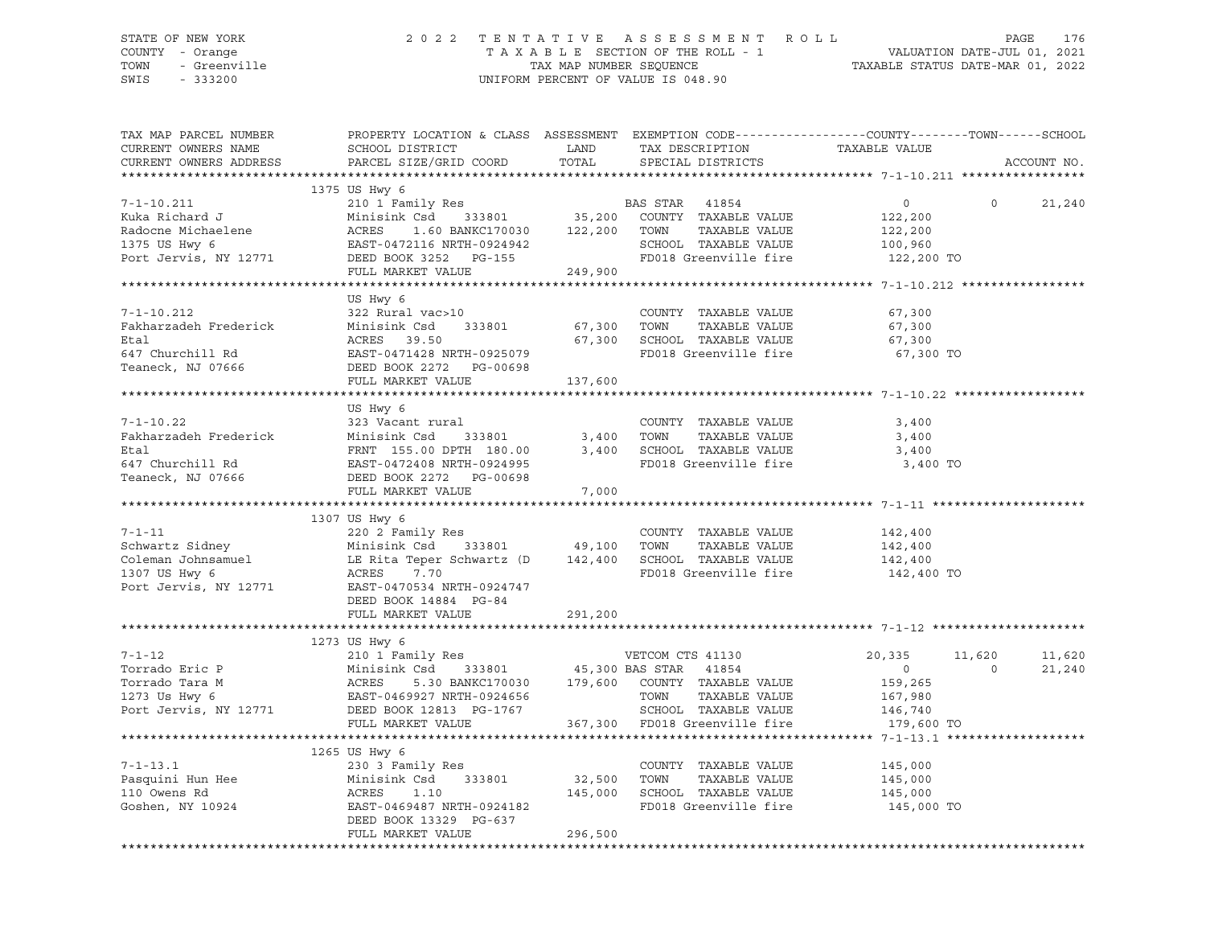STATE OF NEW YORK — 2022 TENTATIVE ASSESSMENT ROLL
COUNTY - Orange — TAXABLE SECTION OF THE ROLL - 1 — VALUATION DATE-JUL 01, 2021
TOWN - Greenville — TAX MAP NUMBER SEQUENCE — TAXABLE STATUS DATE-MAR 01, 2022
SWIS - 333200 — UNIFORM PERCENT OF VALUE IS 048.90

```
TAX MAP PARCEL NUMBER          PROPERTY LOCATION & CLASS  ASSESSMENT  EXEMPTION CODE-----------------COUNTY--------TOWN------SCHOOL
CURRENT OWNERS NAME            SCHOOL DISTRICT               LAND      TAX DESCRIPTION             TAXABLE VALUE
CURRENT OWNERS ADDRESS         PARCEL SIZE/GRID COORD        TOTAL     SPECIAL DISTRICTS                                    ACCOUNT NO.
******************************************************************************************************* 7-1-10.211 *****************
                               1375 US Hwy 6
7-1-10.211                     210 1 Family Res                       BAS STAR  41854                    0          0      21,240
Kuka Richard J                 Minisink Csd     333801      35,200    COUNTY  TAXABLE VALUE           122,200
Radocne Michaelene             ACRES    1.60 BANKC170030   122,200    TOWN    TAXABLE VALUE           122,200
1375 US Hwy 6                  EAST-0472116 NRTH-0924942              SCHOOL  TAXABLE VALUE           100,960
Port Jervis, NY 12771          DEED BOOK 3252   PG-155                FD018 Greenville fire            122,200 TO
                               FULL MARKET VALUE           249,900
******************************************************************************************************* 7-1-10.212 *****************
                               US Hwy 6
7-1-10.212                     322 Rural vac>10                       COUNTY  TAXABLE VALUE            67,300
Fakharzadeh Frederick          Minisink Csd     333801      67,300    TOWN    TAXABLE VALUE            67,300
Etal                           ACRES   39.50                67,300    SCHOOL  TAXABLE VALUE            67,300
647 Churchill Rd               EAST-0471428 NRTH-0925079              FD018 Greenville fire             67,300 TO
Teaneck, NJ 07666              DEED BOOK 2272   PG-00698
                               FULL MARKET VALUE           137,600
******************************************************************************************************* 7-1-10.22 ******************
                               US Hwy 6
7-1-10.22                      323 Vacant rural                       COUNTY  TAXABLE VALUE             3,400
Fakharzadeh Frederick          Minisink Csd     333801       3,400    TOWN    TAXABLE VALUE             3,400
Etal                           FRNT 155.00 DPTH 180.00       3,400    SCHOOL  TAXABLE VALUE             3,400
647 Churchill Rd               EAST-0472408 NRTH-0924995              FD018 Greenville fire              3,400 TO
Teaneck, NJ 07666              DEED BOOK 2272   PG-00698
                               FULL MARKET VALUE             7,000
******************************************************************************************************* 7-1-11 *********************
                               1307 US Hwy 6
7-1-11                         220 2 Family Res                       COUNTY  TAXABLE VALUE           142,400
Schwartz Sidney                Minisink Csd     333801      49,100    TOWN    TAXABLE VALUE           142,400
Coleman Johnsamuel             LE Rita Teper Schwartz (D   142,400    SCHOOL  TAXABLE VALUE           142,400
1307 US Hwy 6                  ACRES    7.70                          FD018 Greenville fire            142,400 TO
Port Jervis, NY 12771          EAST-0470534 NRTH-0924747
                               DEED BOOK 14884  PG-84
                               FULL MARKET VALUE           291,200
******************************************************************************************************* 7-1-12 *********************
                               1273 US Hwy 6
7-1-12                         210 1 Family Res                       VETCOM CTS 41130              20,335     11,620      11,620
Torrado Eric P                 Minisink Csd     333801      45,300 BAS STAR  41854                     0          0      21,240
Torrado Tara M                 ACRES    5.30 BANKC170030   179,600    COUNTY  TAXABLE VALUE           159,265
1273 Us Hwy 6                  EAST-0469927 NRTH-0924656              TOWN    TAXABLE VALUE           167,980
Port Jervis, NY 12771          DEED BOOK 12813  PG-1767               SCHOOL  TAXABLE VALUE           146,740
                               FULL MARKET VALUE           367,300    FD018 Greenville fire            179,600 TO
******************************************************************************************************* 7-1-13.1 *******************
                               1265 US Hwy 6
7-1-13.1                       230 3 Family Res                       COUNTY  TAXABLE VALUE           145,000
Pasquini Hun Hee               Minisink Csd     333801      32,500    TOWN    TAXABLE VALUE           145,000
110 Owens Rd                   ACRES    1.10               145,000    SCHOOL  TAXABLE VALUE           145,000
Goshen, NY 10924               EAST-0469487 NRTH-0924182              FD018 Greenville fire            145,000 TO
                               DEED BOOK 13329  PG-637
                               FULL MARKET VALUE           296,500
************************************************************************************************************************************
```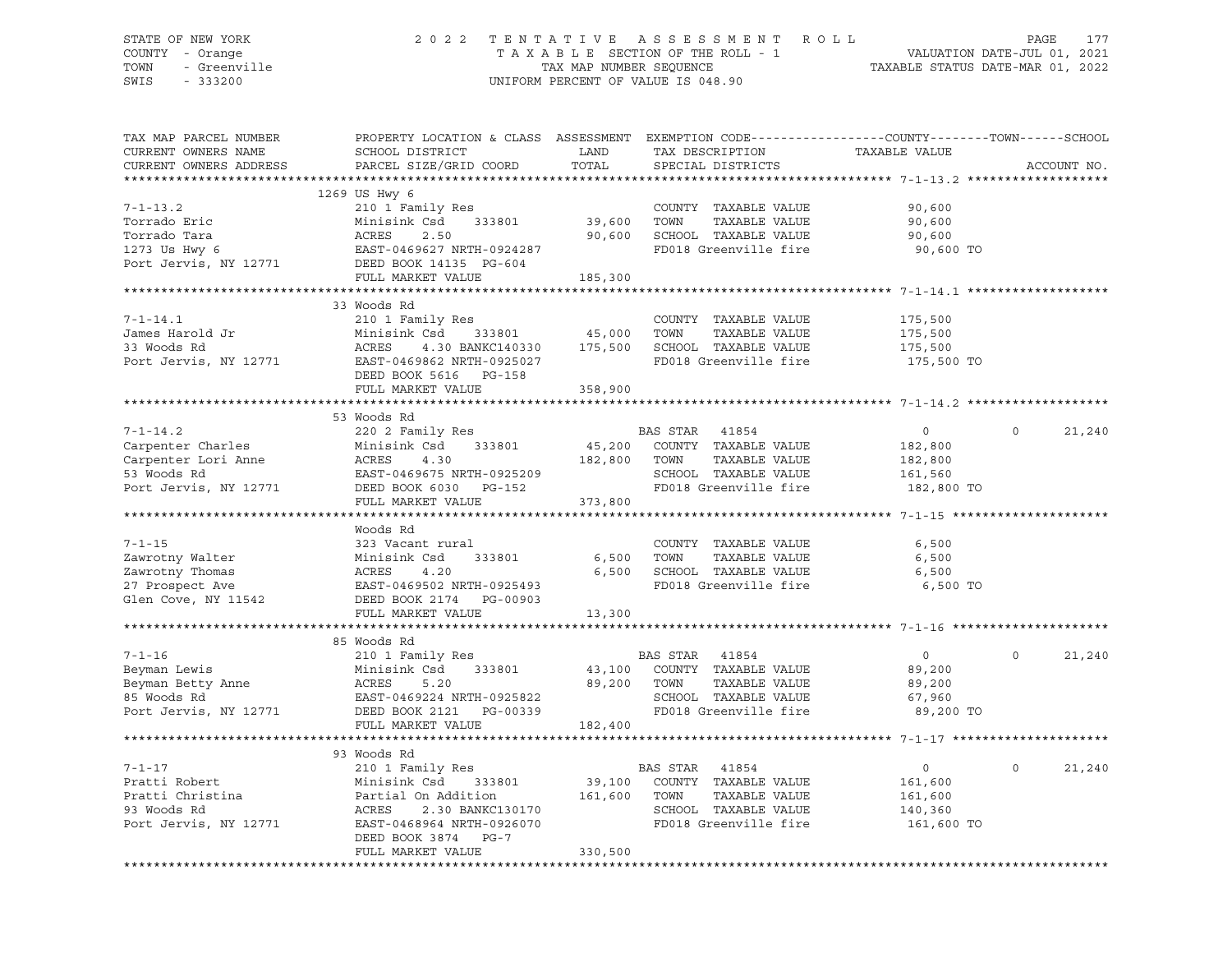STATE OF NEW YORK | COUNTY - Orange | TOWN - Greenville | SWIS - 333200

# 2022 TENTATIVE ASSESSMENT ROLL

TAXABLE SECTION OF THE ROLL - 1
TAX MAP NUMBER SEQUENCE
UNIFORM PERCENT OF VALUE IS 048.90

VALUATION DATE-JUL 01, 2021
TAXABLE STATUS DATE-MAR 01, 2022

| TAX MAP PARCEL NUMBER / CURRENT OWNERS NAME / CURRENT OWNERS ADDRESS | PROPERTY LOCATION & CLASS / SCHOOL DISTRICT / PARCEL SIZE/GRID COORD | ASSESSMENT LAND / TOTAL | EXEMPTION CODE / TAX DESCRIPTION / SPECIAL DISTRICTS | COUNTY TAXABLE VALUE | TOWN | SCHOOL |
|---|---|---|---|---|---|---|
| **7-1-13.2** | 1269 US Hwy 6 | | | | | |
| Torrado Eric | 210 1 Family Res | | COUNTY TAXABLE VALUE | 90,600 | | |
| Torrado Tara | Minisink Csd 333801 | 39,600 | TOWN TAXABLE VALUE | 90,600 | | |
| 1273 Us Hwy 6 | ACRES 2.50 | 90,600 | SCHOOL TAXABLE VALUE | 90,600 | | |
| Port Jervis, NY 12771 | EAST-0469627 NRTH-0924287 | | FD018 Greenville fire | 90,600 TO | | |
| | DEED BOOK 14135 PG-604 | | | | | |
| | FULL MARKET VALUE | 185,300 | | | | |
| **7-1-14.1** | 33 Woods Rd | | | | | |
| James Harold Jr | 210 1 Family Res | | COUNTY TAXABLE VALUE | 175,500 | | |
| 33 Woods Rd | Minisink Csd 333801 | 45,000 | TOWN TAXABLE VALUE | 175,500 | | |
| Port Jervis, NY 12771 | ACRES 4.30 BANKC140330 | 175,500 | SCHOOL TAXABLE VALUE | 175,500 | | |
| | EAST-0469862 NRTH-0925027 | | FD018 Greenville fire | 175,500 TO | | |
| | DEED BOOK 5616 PG-158 | | | | | |
| | FULL MARKET VALUE | 358,900 | | | | |
| **7-1-14.2** | 53 Woods Rd | | | | | |
| Carpenter Charles | 220 2 Family Res | | BAS STAR 41854 | 0 | 0 | 21,240 |
| Carpenter Lori Anne | Minisink Csd 333801 | 45,200 | COUNTY TAXABLE VALUE | 182,800 | | |
| 53 Woods Rd | ACRES 4.30 | 182,800 | TOWN TAXABLE VALUE | 182,800 | | |
| Port Jervis, NY 12771 | EAST-0469675 NRTH-0925209 | | SCHOOL TAXABLE VALUE | 161,560 | | |
| | DEED BOOK 6030 PG-152 | | FD018 Greenville fire | 182,800 TO | | |
| | FULL MARKET VALUE | 373,800 | | | | |
| **7-1-15** | Woods Rd | | | | | |
| Zawrotny Walter | 323 Vacant rural | | COUNTY TAXABLE VALUE | 6,500 | | |
| Zawrotny Thomas | Minisink Csd 333801 | 6,500 | TOWN TAXABLE VALUE | 6,500 | | |
| 27 Prospect Ave | ACRES 4.20 | 6,500 | SCHOOL TAXABLE VALUE | 6,500 | | |
| Glen Cove, NY 11542 | EAST-0469502 NRTH-0925493 | | FD018 Greenville fire | 6,500 TO | | |
| | DEED BOOK 2174 PG-00903 | | | | | |
| | FULL MARKET VALUE | 13,300 | | | | |
| **7-1-16** | 85 Woods Rd | | | | | |
| Beyman Lewis | 210 1 Family Res | | BAS STAR 41854 | 0 | 0 | 21,240 |
| Beyman Betty Anne | Minisink Csd 333801 | 43,100 | COUNTY TAXABLE VALUE | 89,200 | | |
| 85 Woods Rd | ACRES 5.20 | 89,200 | TOWN TAXABLE VALUE | 89,200 | | |
| Port Jervis, NY 12771 | EAST-0469224 NRTH-0925822 | | SCHOOL TAXABLE VALUE | 67,960 | | |
| | DEED BOOK 2121 PG-00339 | | FD018 Greenville fire | 89,200 TO | | |
| | FULL MARKET VALUE | 182,400 | | | | |
| **7-1-17** | 93 Woods Rd | | | | | |
| Pratti Robert | 210 1 Family Res | | BAS STAR 41854 | 0 | 0 | 21,240 |
| Pratti Christina | Minisink Csd 333801 | 39,100 | COUNTY TAXABLE VALUE | 161,600 | | |
| 93 Woods Rd | Partial On Addition | 161,600 | TOWN TAXABLE VALUE | 161,600 | | |
| Port Jervis, NY 12771 | ACRES 2.30 BANKC130170 | | SCHOOL TAXABLE VALUE | 140,360 | | |
| | EAST-0468964 NRTH-0926070 | | FD018 Greenville fire | 161,600 TO | | |
| | DEED BOOK 3874 PG-7 | | | | | |
| | FULL MARKET VALUE | 330,500 | | | | |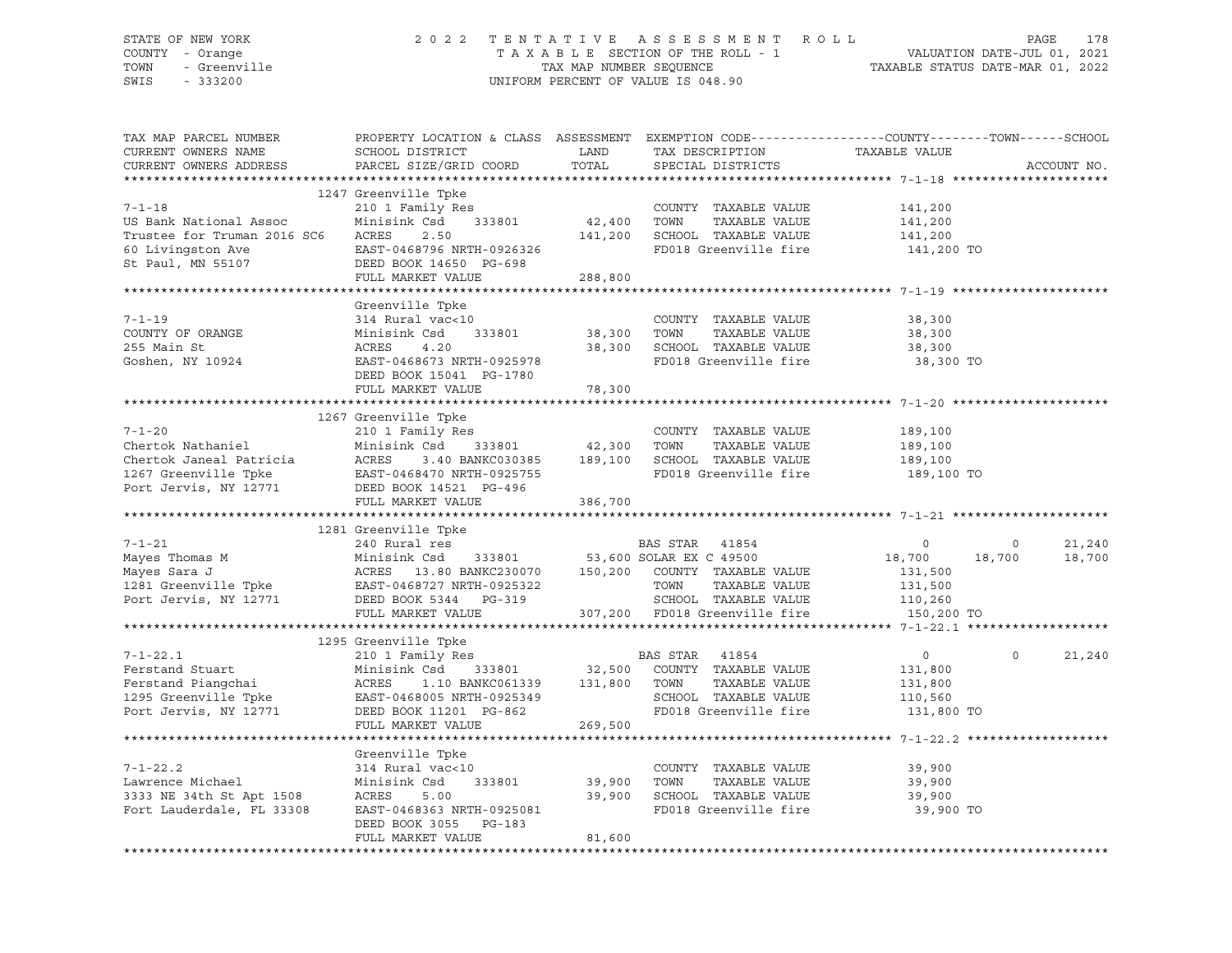STATE OF NEW YORK — COUNTY - Orange — TOWN - Greenville — SWIS - 333200

# 2022 TENTATIVE ASSESSMENT ROLL

TAXABLE SECTION OF THE ROLL - 1 — TAX MAP NUMBER SEQUENCE — UNIFORM PERCENT OF VALUE IS 048.90

VALUATION DATE-JUL 01, 2021 — TAXABLE STATUS DATE-MAR 01, 2022

| TAX MAP PARCEL NUMBER / CURRENT OWNERS NAME / CURRENT OWNERS ADDRESS | PROPERTY LOCATION & CLASS / SCHOOL DISTRICT / PARCEL SIZE/GRID COORD | ASSESSMENT LAND / TOTAL | EXEMPTION CODE / TAX DESCRIPTION / SPECIAL DISTRICTS | COUNTY TAXABLE VALUE | TOWN | SCHOOL |
|---|---|---|---|---|---|---|
| | **1247 Greenville Tpke** | | | | | |
| 7-1-18 | 210 1 Family Res | | COUNTY TAXABLE VALUE | 141,200 | | |
| US Bank National Assoc | Minisink Csd 333801 | 42,400 | TOWN TAXABLE VALUE | 141,200 | | |
| Trustee for Truman 2016 SC6 | ACRES 2.50 | 141,200 | SCHOOL TAXABLE VALUE | 141,200 | | |
| 60 Livingston Ave | EAST-0468796 NRTH-0926326 | | FD018 Greenville fire | 141,200 TO | | |
| St Paul, MN 55107 | DEED BOOK 14650 PG-698 | | | | | |
| | FULL MARKET VALUE | 288,800 | | | | |
| | **Greenville Tpke** | | | | | |
| 7-1-19 | 314 Rural vac<10 | | COUNTY TAXABLE VALUE | 38,300 | | |
| COUNTY OF ORANGE | Minisink Csd 333801 | 38,300 | TOWN TAXABLE VALUE | 38,300 | | |
| 255 Main St | ACRES 4.20 | 38,300 | SCHOOL TAXABLE VALUE | 38,300 | | |
| Goshen, NY 10924 | EAST-0468673 NRTH-0925978 | | FD018 Greenville fire | 38,300 TO | | |
| | DEED BOOK 15041 PG-1780 | | | | | |
| | FULL MARKET VALUE | 78,300 | | | | |
| | **1267 Greenville Tpke** | | | | | |
| 7-1-20 | 210 1 Family Res | | COUNTY TAXABLE VALUE | 189,100 | | |
| Chertok Nathaniel | Minisink Csd 333801 | 42,300 | TOWN TAXABLE VALUE | 189,100 | | |
| Chertok Janeal Patricia | ACRES 3.40 BANKC030385 | 189,100 | SCHOOL TAXABLE VALUE | 189,100 | | |
| 1267 Greenville Tpke | EAST-0468470 NRTH-0925755 | | FD018 Greenville fire | 189,100 TO | | |
| Port Jervis, NY 12771 | DEED BOOK 14521 PG-496 | | | | | |
| | FULL MARKET VALUE | 386,700 | | | | |
| | **1281 Greenville Tpke** | | | | | |
| 7-1-21 | 240 Rural res | | BAS STAR 41854 | 0 | 0 | 21,240 |
| Mayes Thomas M | Minisink Csd 333801 | 53,600 | SOLAR EX C 49500 | 18,700 | 18,700 | 18,700 |
| Mayes Sara J | ACRES 13.80 BANKC230070 | 150,200 | COUNTY TAXABLE VALUE | 131,500 | | |
| 1281 Greenville Tpke | EAST-0468727 NRTH-0925322 | | TOWN TAXABLE VALUE | 131,500 | | |
| Port Jervis, NY 12771 | DEED BOOK 5344 PG-319 | | SCHOOL TAXABLE VALUE | 110,260 | | |
| | FULL MARKET VALUE | 307,200 | FD018 Greenville fire | 150,200 TO | | |
| | **1295 Greenville Tpke** | | | | | |
| 7-1-22.1 | 210 1 Family Res | | BAS STAR 41854 | 0 | 0 | 21,240 |
| Ferstand Stuart | Minisink Csd 333801 | 32,500 | COUNTY TAXABLE VALUE | 131,800 | | |
| Ferstand Piangchai | ACRES 1.10 BANKC061339 | 131,800 | TOWN TAXABLE VALUE | 131,800 | | |
| 1295 Greenville Tpke | EAST-0468005 NRTH-0925349 | | SCHOOL TAXABLE VALUE | 110,560 | | |
| Port Jervis, NY 12771 | DEED BOOK 11201 PG-862 | | FD018 Greenville fire | 131,800 TO | | |
| | FULL MARKET VALUE | 269,500 | | | | |
| | **Greenville Tpke** | | | | | |
| 7-1-22.2 | 314 Rural vac<10 | | COUNTY TAXABLE VALUE | 39,900 | | |
| Lawrence Michael | Minisink Csd 333801 | 39,900 | TOWN TAXABLE VALUE | 39,900 | | |
| 3333 NE 34th St Apt 1508 | ACRES 5.00 | 39,900 | SCHOOL TAXABLE VALUE | 39,900 | | |
| Fort Lauderdale, FL 33308 | EAST-0468363 NRTH-0925081 | | FD018 Greenville fire | 39,900 TO | | |
| | DEED BOOK 3055 PG-183 | | | | | |
| | FULL MARKET VALUE | 81,600 | | | | |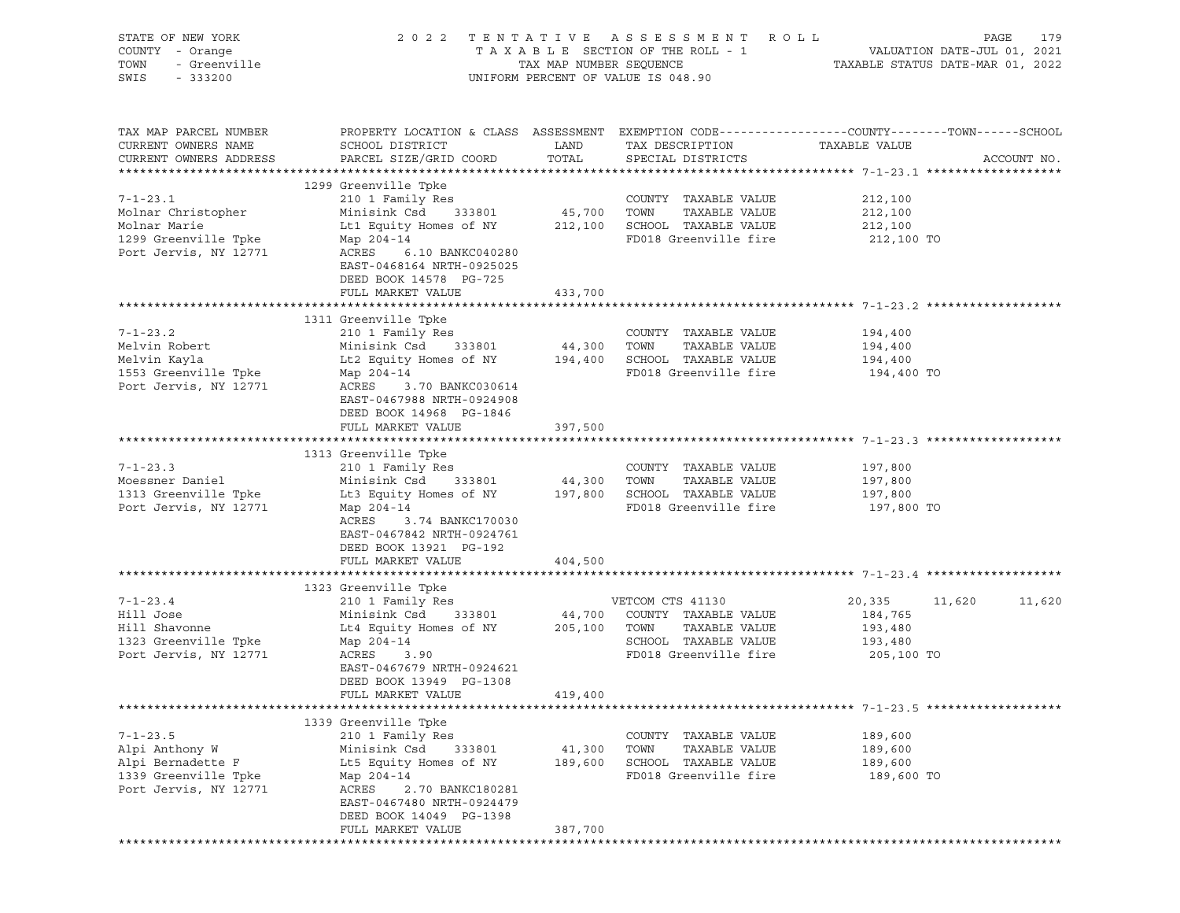STATE OF NEW YORK — COUNTY - Orange — TOWN - Greenville — SWIS - 333200

2022 TENTATIVE ASSESSMENT ROLL
TAXABLE SECTION OF THE ROLL - 1
TAX MAP NUMBER SEQUENCE
UNIFORM PERCENT OF VALUE IS 048.90

VALUATION DATE-JUL 01, 2021
TAXABLE STATUS DATE-MAR 01, 2022

| TAX MAP PARCEL NUMBER / CURRENT OWNERS NAME / CURRENT OWNERS ADDRESS | PROPERTY LOCATION & CLASS / SCHOOL DISTRICT / PARCEL SIZE/GRID COORD | ASSESSMENT LAND | TOTAL | EXEMPTION CODE / TAX DESCRIPTION / SPECIAL DISTRICTS | COUNTY | TOWN | SCHOOL | ACCOUNT NO. |
|---|---|---|---|---|---|---|---|---|
| **7-1-23.1** | 1299 Greenville Tpke | | | | | | | |
| Molnar Christopher | 210 1 Family Res | | | COUNTY TAXABLE VALUE | 212,100 | | | |
| Molnar Marie | Minisink Csd 333801 | 45,700 | | TOWN TAXABLE VALUE | | 212,100 | | |
| 1299 Greenville Tpke | Lt1 Equity Homes of NY | | 212,100 | SCHOOL TAXABLE VALUE | | | 212,100 | |
| Port Jervis, NY 12771 | Map 204-14 | | | FD018 Greenville fire | 212,100 TO | | | |
| | ACRES 6.10 BANKC040280 | | | | | | | |
| | EAST-0468164 NRTH-0925025 | | | | | | | |
| | DEED BOOK 14578 PG-725 | | | | | | | |
| | FULL MARKET VALUE | | 433,700 | | | | | |
| **7-1-23.2** | 1311 Greenville Tpke | | | | | | | |
| Melvin Robert | 210 1 Family Res | | | COUNTY TAXABLE VALUE | 194,400 | | | |
| Melvin Kayla | Minisink Csd 333801 | 44,300 | | TOWN TAXABLE VALUE | | 194,400 | | |
| 1553 Greenville Tpke | Lt2 Equity Homes of NY | | 194,400 | SCHOOL TAXABLE VALUE | | | 194,400 | |
| Port Jervis, NY 12771 | Map 204-14 | | | FD018 Greenville fire | 194,400 TO | | | |
| | ACRES 3.70 BANKC030614 | | | | | | | |
| | EAST-0467988 NRTH-0924908 | | | | | | | |
| | DEED BOOK 14968 PG-1846 | | | | | | | |
| | FULL MARKET VALUE | | 397,500 | | | | | |
| **7-1-23.3** | 1313 Greenville Tpke | | | | | | | |
| Moessner Daniel | 210 1 Family Res | | | COUNTY TAXABLE VALUE | 197,800 | | | |
| 1313 Greenville Tpke | Minisink Csd 333801 | 44,300 | | TOWN TAXABLE VALUE | | 197,800 | | |
| Port Jervis, NY 12771 | Lt3 Equity Homes of NY | | 197,800 | SCHOOL TAXABLE VALUE | | | 197,800 | |
| | Map 204-14 | | | FD018 Greenville fire | 197,800 TO | | | |
| | ACRES 3.74 BANKC170030 | | | | | | | |
| | EAST-0467842 NRTH-0924761 | | | | | | | |
| | DEED BOOK 13921 PG-192 | | | | | | | |
| | FULL MARKET VALUE | | 404,500 | | | | | |
| **7-1-23.4** | 1323 Greenville Tpke | | | | | | | |
| Hill Jose | 210 1 Family Res | | | VETCOM CTS 41130 | 20,335 | 11,620 | 11,620 | |
| Hill Shavonne | Minisink Csd 333801 | 44,700 | | COUNTY TAXABLE VALUE | 184,765 | | | |
| 1323 Greenville Tpke | Lt4 Equity Homes of NY | | 205,100 | TOWN TAXABLE VALUE | | 193,480 | | |
| Port Jervis, NY 12771 | Map 204-14 | | | SCHOOL TAXABLE VALUE | | | 193,480 | |
| | ACRES 3.90 | | | FD018 Greenville fire | 205,100 TO | | | |
| | EAST-0467679 NRTH-0924621 | | | | | | | |
| | DEED BOOK 13949 PG-1308 | | | | | | | |
| | FULL MARKET VALUE | | 419,400 | | | | | |
| **7-1-23.5** | 1339 Greenville Tpke | | | | | | | |
| Alpi Anthony W | 210 1 Family Res | | | COUNTY TAXABLE VALUE | 189,600 | | | |
| Alpi Bernadette F | Minisink Csd 333801 | 41,300 | | TOWN TAXABLE VALUE | | 189,600 | | |
| 1339 Greenville Tpke | Lt5 Equity Homes of NY | | 189,600 | SCHOOL TAXABLE VALUE | | | 189,600 | |
| Port Jervis, NY 12771 | Map 204-14 | | | FD018 Greenville fire | 189,600 TO | | | |
| | ACRES 2.70 BANKC180281 | | | | | | | |
| | EAST-0467480 NRTH-0924479 | | | | | | | |
| | DEED BOOK 14049 PG-1398 | | | | | | | |
| | FULL MARKET VALUE | | 387,700 | | | | | |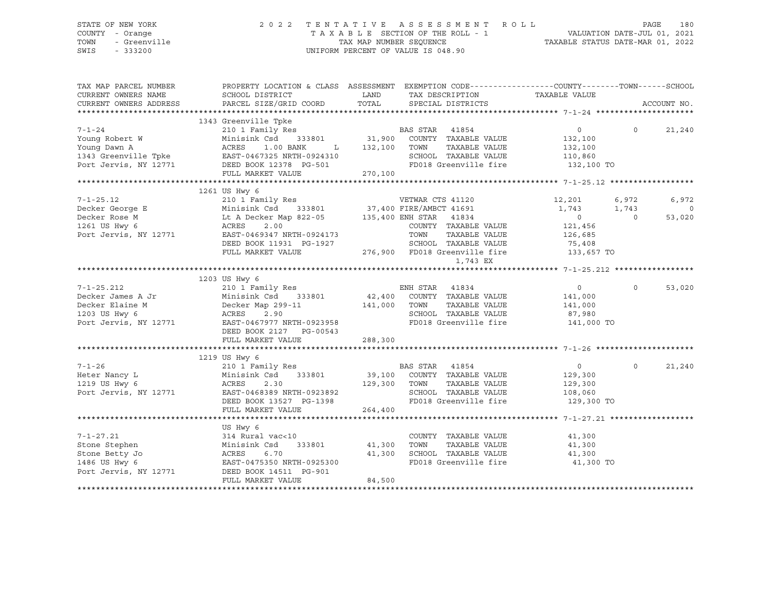STATE OF NEW YORK
COUNTY - Orange
TOWN - Greenville
SWIS - 333200

2 0 2 2 T E N T A T I V E A S S E S S M E N T R O L L
T A X A B L E SECTION OF THE ROLL - 1
TAX MAP NUMBER SEQUENCE
UNIFORM PERCENT OF VALUE IS 048.90

VALUATION DATE-JUL 01, 2021
TAXABLE STATUS DATE-MAR 01, 2022

```
TAX MAP PARCEL NUMBER          PROPERTY LOCATION & CLASS  ASSESSMENT  EXEMPTION CODE------------------COUNTY--------TOWN------SCHOOL
CURRENT OWNERS NAME            SCHOOL DISTRICT               LAND      TAX DESCRIPTION            TAXABLE VALUE
CURRENT OWNERS ADDRESS         PARCEL SIZE/GRID COORD        TOTAL     SPECIAL DISTRICTS                                    ACCOUNT NO.
******************************************************************************************************* 7-1-24 *********************
                               1343 Greenville Tpke
7-1-24                         210 1 Family Res                        BAS STAR  41854                   0            0        21,240
Young Robert W                 Minisink Csd     333801        31,900   COUNTY  TAXABLE VALUE        132,100
Young Dawn A                   ACRES     1.00 BANK      L    132,100   TOWN    TAXABLE VALUE        132,100
1343 Greenville Tpke           EAST-0467325 NRTH-0924310               SCHOOL  TAXABLE VALUE        110,860
Port Jervis, NY 12771          DEED BOOK 12378  PG-501                 FD018 Greenville fire          132,100 TO
                               FULL MARKET VALUE            270,100
******************************************************************************************************* 7-1-25.12 ******************
                               1261 US Hwy 6
7-1-25.12                      210 1 Family Res                        VETWAR CTS 41120             12,201        6,972         6,972
Decker George E                Minisink Csd     333801        37,400   FIRE/AMBCT 41691              1,743        1,743             0
Decker Rose M                  Lt A Decker Map 822-05       135,400   ENH STAR  41834                   0            0        53,020
1261 US Hwy 6                  ACRES     2.00                          COUNTY  TAXABLE VALUE        121,456
Port Jervis, NY 12771          EAST-0469347 NRTH-0924173               TOWN    TAXABLE VALUE        126,685
                               DEED BOOK 11931  PG-1927                SCHOOL  TAXABLE VALUE         75,408
                               FULL MARKET VALUE            276,900    FD018 Greenville fire          133,657 TO
                                                                            1,743 EX
******************************************************************************************************* 7-1-25.212 *****************
                               1203 US Hwy 6
7-1-25.212                     210 1 Family Res                        ENH STAR  41834                   0            0        53,020
Decker James A Jr              Minisink Csd     333801        42,400   COUNTY  TAXABLE VALUE        141,000
Decker Elaine M                Decker Map 299-11            141,000   TOWN    TAXABLE VALUE        141,000
1203 US Hwy 6                  ACRES     2.90                          SCHOOL  TAXABLE VALUE         87,980
Port Jervis, NY 12771          EAST-0467977 NRTH-0923958               FD018 Greenville fire          141,000 TO
                               DEED BOOK 2127   PG-00543
                               FULL MARKET VALUE            288,300
******************************************************************************************************* 7-1-26 *********************
                               1219 US Hwy 6
7-1-26                         210 1 Family Res                        BAS STAR  41854                   0            0        21,240
Heter Nancy L                  Minisink Csd     333801        39,100   COUNTY  TAXABLE VALUE        129,300
1219 US Hwy 6                  ACRES     2.30               129,300   TOWN    TAXABLE VALUE        129,300
Port Jervis, NY 12771          EAST-0468389 NRTH-0923892               SCHOOL  TAXABLE VALUE        108,060
                               DEED BOOK 13527  PG-1398                FD018 Greenville fire          129,300 TO
                               FULL MARKET VALUE            264,400
******************************************************************************************************* 7-1-27.21 ******************
                               US Hwy 6
7-1-27.21                      314 Rural vac<10                        COUNTY  TAXABLE VALUE         41,300
Stone Stephen                  Minisink Csd     333801        41,300   TOWN    TAXABLE VALUE         41,300
Stone Betty Jo                 ACRES     6.70                 41,300   SCHOOL  TAXABLE VALUE         41,300
1486 US Hwy 6                  EAST-0475350 NRTH-0925300               FD018 Greenville fire           41,300 TO
Port Jervis, NY 12771          DEED BOOK 14511  PG-901
                               FULL MARKET VALUE             84,500
************************************************************************************************************************************
```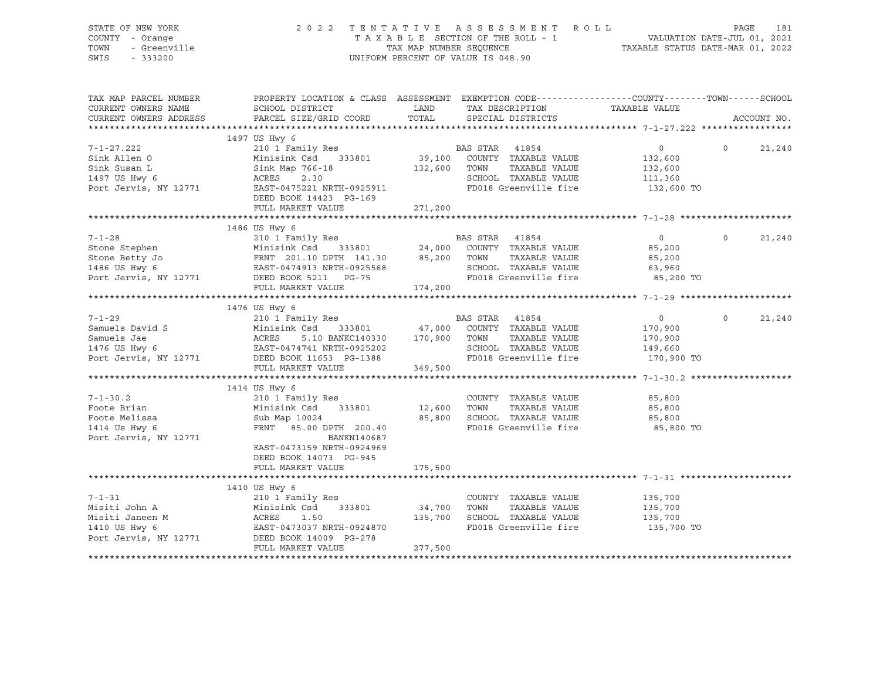STATE OF NEW YORK
COUNTY - Orange
TOWN - Greenville
SWIS - 333200

2022 TENTATIVE ASSESSMENT ROLL
TAXABLE SECTION OF THE ROLL - 1
TAX MAP NUMBER SEQUENCE
UNIFORM PERCENT OF VALUE IS 048.90

VALUATION DATE-JUL 01, 2021
TAXABLE STATUS DATE-MAR 01, 2022

| TAX MAP PARCEL NUMBER / CURRENT OWNERS NAME / CURRENT OWNERS ADDRESS | PROPERTY LOCATION & CLASS / SCHOOL DISTRICT / PARCEL SIZE/GRID COORD | ASSESSMENT LAND / TOTAL | EXEMPTION CODE / TAX DESCRIPTION / SPECIAL DISTRICTS | COUNTY / TAXABLE VALUE | TOWN | SCHOOL / ACCOUNT NO. |
|---|---|---|---|---|---|---|
| **7-1-27.222** | 1497 US Hwy 6 | | | | | |
| | 210 1 Family Res | | BAS STAR 41854 | 0 | 0 | 21,240 |
| Sink Allen O | Minisink Csd 333801 | 39,100 | COUNTY TAXABLE VALUE | 132,600 | | |
| Sink Susan L | Sink Map 766-18 | 132,600 | TOWN TAXABLE VALUE | 132,600 | | |
| 1497 US Hwy 6 | ACRES 2.30 | | SCHOOL TAXABLE VALUE | 111,360 | | |
| Port Jervis, NY 12771 | EAST-0475221 NRTH-0925911 | | FD018 Greenville fire | 132,600 TO | | |
| | DEED BOOK 14423 PG-169 | | | | | |
| | FULL MARKET VALUE | 271,200 | | | | |
| **7-1-28** | 1486 US Hwy 6 | | | | | |
| | 210 1 Family Res | | BAS STAR 41854 | 0 | 0 | 21,240 |
| Stone Stephen | Minisink Csd 333801 | 24,000 | COUNTY TAXABLE VALUE | 85,200 | | |
| Stone Betty Jo | FRNT 201.10 DPTH 141.30 | 85,200 | TOWN TAXABLE VALUE | 85,200 | | |
| 1486 US Hwy 6 | EAST-0474913 NRTH-0925568 | | SCHOOL TAXABLE VALUE | 63,960 | | |
| Port Jervis, NY 12771 | DEED BOOK 5211 PG-75 | | FD018 Greenville fire | 85,200 TO | | |
| | FULL MARKET VALUE | 174,200 | | | | |
| **7-1-29** | 1476 US Hwy 6 | | | | | |
| | 210 1 Family Res | | BAS STAR 41854 | 0 | 0 | 21,240 |
| Samuels David S | Minisink Csd 333801 | 47,000 | COUNTY TAXABLE VALUE | 170,900 | | |
| Samuels Jae | ACRES 5.10 BANKC140330 | 170,900 | TOWN TAXABLE VALUE | 170,900 | | |
| 1476 US Hwy 6 | EAST-0474741 NRTH-0925202 | | SCHOOL TAXABLE VALUE | 149,660 | | |
| Port Jervis, NY 12771 | DEED BOOK 11653 PG-1388 | | FD018 Greenville fire | 170,900 TO | | |
| | FULL MARKET VALUE | 349,500 | | | | |
| **7-1-30.2** | 1414 US Hwy 6 | | | | | |
| | 210 1 Family Res | | COUNTY TAXABLE VALUE | 85,800 | | |
| Foote Brian | Minisink Csd 333801 | 12,600 | TOWN TAXABLE VALUE | 85,800 | | |
| Foote Melissa | Sub Map 10024 | 85,800 | SCHOOL TAXABLE VALUE | 85,800 | | |
| 1414 Us Hwy 6 | FRNT 85.00 DPTH 200.40 | | FD018 Greenville fire | 85,800 TO | | |
| Port Jervis, NY 12771 | BANKN140687 | | | | | |
| | EAST-0473159 NRTH-0924969 | | | | | |
| | DEED BOOK 14073 PG-945 | | | | | |
| | FULL MARKET VALUE | 175,500 | | | | |
| **7-1-31** | 1410 US Hwy 6 | | | | | |
| | 210 1 Family Res | | COUNTY TAXABLE VALUE | 135,700 | | |
| Misiti John A | Minisink Csd 333801 | 34,700 | TOWN TAXABLE VALUE | 135,700 | | |
| Misiti Janeen M | ACRES 1.50 | 135,700 | SCHOOL TAXABLE VALUE | 135,700 | | |
| 1410 US Hwy 6 | EAST-0473037 NRTH-0924870 | | FD018 Greenville fire | 135,700 TO | | |
| Port Jervis, NY 12771 | DEED BOOK 14009 PG-278 | | | | | |
| | FULL MARKET VALUE | 277,500 | | | | |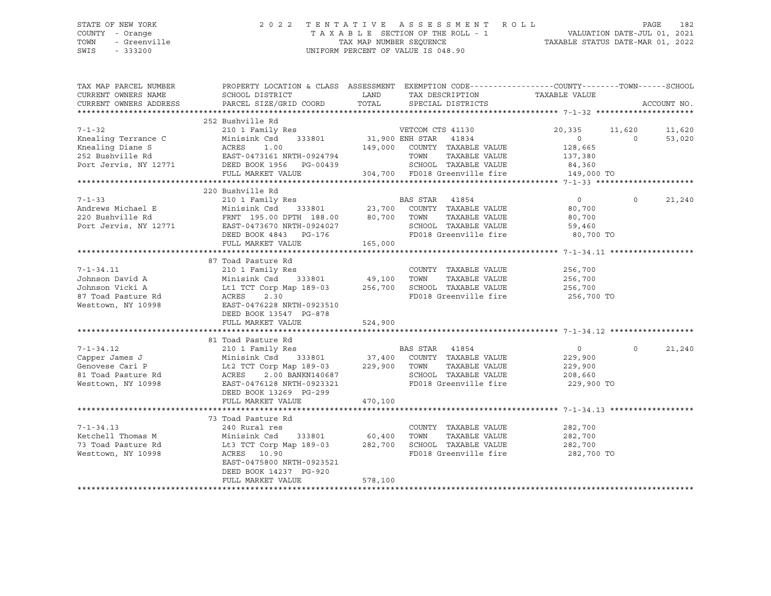STATE OF NEW YORK
COUNTY - Orange
TOWN - Greenville
SWIS - 333200

2022 TENTATIVE ASSESSMENT ROLL
TAXABLE SECTION OF THE ROLL - 1
TAX MAP NUMBER SEQUENCE
UNIFORM PERCENT OF VALUE IS 048.90

VALUATION DATE-JUL 01, 2021
TAXABLE STATUS DATE-MAR 01, 2022

| TAX MAP PARCEL NUMBER / CURRENT OWNERS NAME / CURRENT OWNERS ADDRESS | PROPERTY LOCATION & CLASS / SCHOOL DISTRICT / PARCEL SIZE/GRID COORD | ASSESSMENT LAND / TOTAL | EXEMPTION CODE / TAX DESCRIPTION / SPECIAL DISTRICTS | COUNTY TAXABLE VALUE | TOWN | SCHOOL | ACCOUNT NO. |
|---|---|---|---|---|---|---|---|
| **7-1-32** | 252 Bushville Rd | | | | | | |
| 7-1-32 | 210 1 Family Res | | VETCOM CTS 41130 | 20,335 | 11,620 | 11,620 | |
| Knealing Terrance C | Minisink Csd 333801 | 31,900 | ENH STAR 41834 | 0 | 0 | 53,020 | |
| Knealing Diane S | ACRES 1.00 | 149,000 | COUNTY TAXABLE VALUE | 128,665 | | | |
| 252 Bushville Rd | EAST-0473161 NRTH-0924794 | | TOWN TAXABLE VALUE | 137,380 | | | |
| Port Jervis, NY 12771 | DEED BOOK 1956 PG-00439 | | SCHOOL TAXABLE VALUE | 84,360 | | | |
| | FULL MARKET VALUE | 304,700 | FD018 Greenville fire | 149,000 TO | | | |
| **7-1-33** | 220 Bushville Rd | | | | | | |
| 7-1-33 | 210 1 Family Res | | BAS STAR 41854 | 0 | 0 | 21,240 | |
| Andrews Michael E | Minisink Csd 333801 | 23,700 | COUNTY TAXABLE VALUE | 80,700 | | | |
| 220 Bushville Rd | FRNT 195.00 DPTH 188.00 | 80,700 | TOWN TAXABLE VALUE | 80,700 | | | |
| Port Jervis, NY 12771 | EAST-0473670 NRTH-0924027 | | SCHOOL TAXABLE VALUE | 59,460 | | | |
| | DEED BOOK 4843 PG-176 | | FD018 Greenville fire | 80,700 TO | | | |
| | FULL MARKET VALUE | 165,000 | | | | | |
| **7-1-34.11** | 87 Toad Pasture Rd | | | | | | |
| 7-1-34.11 | 210 1 Family Res | | COUNTY TAXABLE VALUE | 256,700 | | | |
| Johnson David A | Minisink Csd 333801 | 49,100 | TOWN TAXABLE VALUE | 256,700 | | | |
| Johnson Vicki A | Lt1 TCT Corp Map 189-03 | 256,700 | SCHOOL TAXABLE VALUE | 256,700 | | | |
| 87 Toad Pasture Rd | ACRES 2.30 | | FD018 Greenville fire | 256,700 TO | | | |
| Westtown, NY 10998 | EAST-0476228 NRTH-0923510 | | | | | | |
| | DEED BOOK 13547 PG-878 | | | | | | |
| | FULL MARKET VALUE | 524,900 | | | | | |
| **7-1-34.12** | 81 Toad Pasture Rd | | | | | | |
| 7-1-34.12 | 210 1 Family Res | | BAS STAR 41854 | 0 | 0 | 21,240 | |
| Capper James J | Minisink Csd 333801 | 37,400 | COUNTY TAXABLE VALUE | 229,900 | | | |
| Genovese Cari P | Lt2 TCT Corp Map 189-03 | 229,900 | TOWN TAXABLE VALUE | 229,900 | | | |
| 81 Toad Pasture Rd | ACRES 2.00 BANKN140687 | | SCHOOL TAXABLE VALUE | 208,660 | | | |
| Westtown, NY 10998 | EAST-0476128 NRTH-0923321 | | FD018 Greenville fire | 229,900 TO | | | |
| | DEED BOOK 13269 PG-299 | | | | | | |
| | FULL MARKET VALUE | 470,100 | | | | | |
| **7-1-34.13** | 73 Toad Pasture Rd | | | | | | |
| 7-1-34.13 | 240 Rural res | | COUNTY TAXABLE VALUE | 282,700 | | | |
| Ketchell Thomas M | Minisink Csd 333801 | 60,400 | TOWN TAXABLE VALUE | 282,700 | | | |
| 73 Toad Pasture Rd | Lt3 TCT Corp Map 189-03 | 282,700 | SCHOOL TAXABLE VALUE | 282,700 | | | |
| Westtown, NY 10998 | ACRES 10.90 | | FD018 Greenville fire | 282,700 TO | | | |
| | EAST-0475800 NRTH-0923521 | | | | | | |
| | DEED BOOK 14237 PG-920 | | | | | | |
| | FULL MARKET VALUE | 578,100 | | | | | |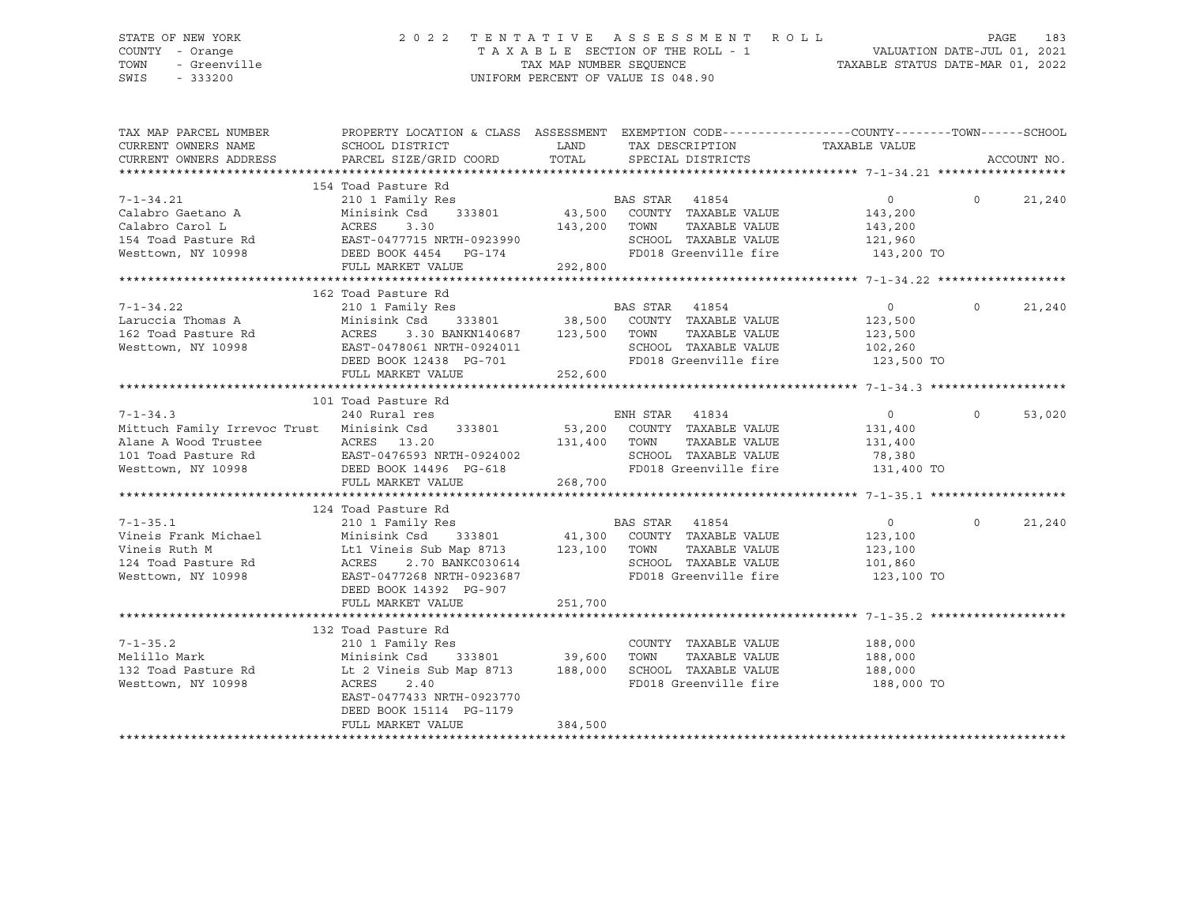STATE OF NEW YORK | COUNTY - Orange | TOWN - Greenville | SWIS - 333200

2022 TENTATIVE ASSESSMENT ROLL
TAXABLE SECTION OF THE ROLL - 1
TAX MAP NUMBER SEQUENCE
UNIFORM PERCENT OF VALUE IS 048.90

VALUATION DATE-JUL 01, 2021
TAXABLE STATUS DATE-MAR 01, 2022

| TAX MAP PARCEL NUMBER / CURRENT OWNERS NAME / CURRENT OWNERS ADDRESS | PROPERTY LOCATION & CLASS / SCHOOL DISTRICT / PARCEL SIZE/GRID COORD | ASSESSMENT LAND / TOTAL | EXEMPTION CODE / TAX DESCRIPTION / SPECIAL DISTRICTS | COUNTY TAXABLE VALUE | TOWN | SCHOOL |
|---|---|---|---|---|---|---|
| **7-1-34.21** | 154 Toad Pasture Rd | | | | | |
| | 210 1 Family Res | | BAS STAR 41854 | 0 | 0 | 21,240 |
| Calabro Gaetano A | Minisink Csd 333801 | 43,500 | COUNTY TAXABLE VALUE | 143,200 | | |
| Calabro Carol L | ACRES 3.30 | 143,200 | TOWN TAXABLE VALUE | 143,200 | | |
| 154 Toad Pasture Rd | EAST-0477715 NRTH-0923990 | | SCHOOL TAXABLE VALUE | 121,960 | | |
| Westtown, NY 10998 | DEED BOOK 4454 PG-174 | | FD018 Greenville fire | 143,200 TO | | |
| | FULL MARKET VALUE | 292,800 | | | | |
| **7-1-34.22** | 162 Toad Pasture Rd | | | | | |
| | 210 1 Family Res | | BAS STAR 41854 | 0 | 0 | 21,240 |
| Laruccia Thomas A | Minisink Csd 333801 | 38,500 | COUNTY TAXABLE VALUE | 123,500 | | |
| 162 Toad Pasture Rd | ACRES 3.30 BANKN140687 | 123,500 | TOWN TAXABLE VALUE | 123,500 | | |
| Westtown, NY 10998 | EAST-0478061 NRTH-0924011 | | SCHOOL TAXABLE VALUE | 102,260 | | |
| | DEED BOOK 12438 PG-701 | | FD018 Greenville fire | 123,500 TO | | |
| | FULL MARKET VALUE | 252,600 | | | | |
| **7-1-34.3** | 101 Toad Pasture Rd | | | | | |
| | 240 Rural res | | ENH STAR 41834 | 0 | 0 | 53,020 |
| Mittuch Family Irrevoc Trust | Minisink Csd 333801 | 53,200 | COUNTY TAXABLE VALUE | 131,400 | | |
| Alane A Wood Trustee | ACRES 13.20 | 131,400 | TOWN TAXABLE VALUE | 131,400 | | |
| 101 Toad Pasture Rd | EAST-0476593 NRTH-0924002 | | SCHOOL TAXABLE VALUE | 78,380 | | |
| Westtown, NY 10998 | DEED BOOK 14496 PG-618 | | FD018 Greenville fire | 131,400 TO | | |
| | FULL MARKET VALUE | 268,700 | | | | |
| **7-1-35.1** | 124 Toad Pasture Rd | | | | | |
| | 210 1 Family Res | | BAS STAR 41854 | 0 | 0 | 21,240 |
| Vineis Frank Michael | Minisink Csd 333801 | 41,300 | COUNTY TAXABLE VALUE | 123,100 | | |
| Vineis Ruth M | Lt1 Vineis Sub Map 8713 | 123,100 | TOWN TAXABLE VALUE | 123,100 | | |
| 124 Toad Pasture Rd | ACRES 2.70 BANKC030614 | | SCHOOL TAXABLE VALUE | 101,860 | | |
| Westtown, NY 10998 | EAST-0477268 NRTH-0923687 | | FD018 Greenville fire | 123,100 TO | | |
| | DEED BOOK 14392 PG-907 | | | | | |
| | FULL MARKET VALUE | 251,700 | | | | |
| **7-1-35.2** | 132 Toad Pasture Rd | | | | | |
| | 210 1 Family Res | | COUNTY TAXABLE VALUE | 188,000 | | |
| Melillo Mark | Minisink Csd 333801 | 39,600 | TOWN TAXABLE VALUE | 188,000 | | |
| 132 Toad Pasture Rd | Lt 2 Vineis Sub Map 8713 | 188,000 | SCHOOL TAXABLE VALUE | 188,000 | | |
| Westtown, NY 10998 | ACRES 2.40 | | FD018 Greenville fire | 188,000 TO | | |
| | EAST-0477433 NRTH-0923770 | | | | | |
| | DEED BOOK 15114 PG-1179 | | | | | |
| | FULL MARKET VALUE | 384,500 | | | | |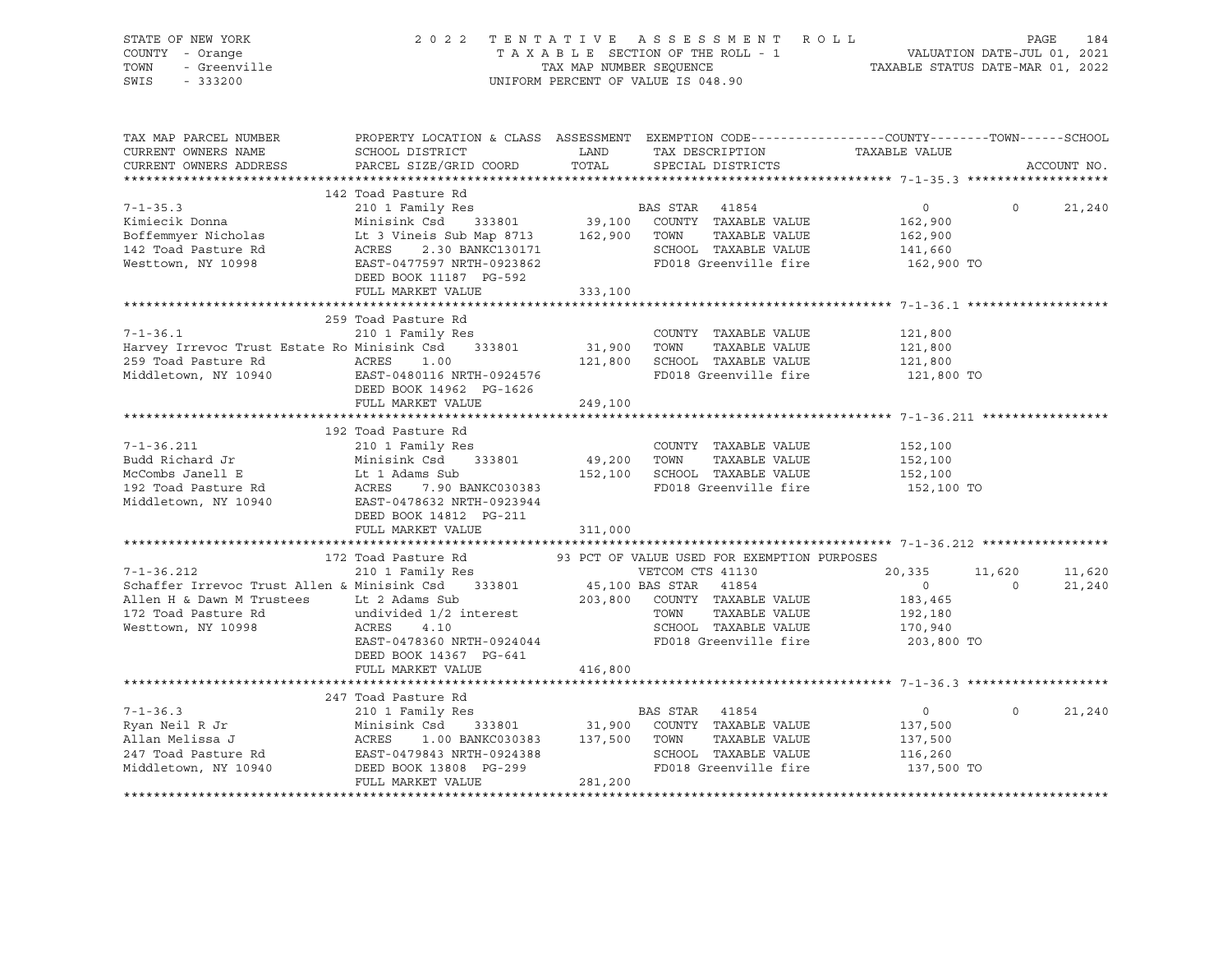STATE OF NEW YORK — COUNTY - Orange — TOWN - Greenville — SWIS - 333200

2022 TENTATIVE ASSESSMENT ROLL
TAXABLE SECTION OF THE ROLL - 1
TAX MAP NUMBER SEQUENCE
UNIFORM PERCENT OF VALUE IS 048.90

VALUATION DATE-JUL 01, 2021
TAXABLE STATUS DATE-MAR 01, 2022

| TAX MAP PARCEL NUMBER / CURRENT OWNERS NAME / CURRENT OWNERS ADDRESS | PROPERTY LOCATION & CLASS / SCHOOL DISTRICT / PARCEL SIZE/GRID COORD | ASSESSMENT LAND / TOTAL | EXEMPTION CODE / TAX DESCRIPTION / SPECIAL DISTRICTS | COUNTY TAXABLE VALUE | TOWN | SCHOOL |
|---|---|---|---|---|---|---|
| **7-1-35.3** | 142 Toad Pasture Rd | | | | | |
| | 210 1 Family Res | | BAS STAR 41854 | 0 | 0 | 21,240 |
| Kimiecik Donna | Minisink Csd 333801 | 39,100 | COUNTY TAXABLE VALUE | 162,900 | | |
| Boffemmyer Nicholas | Lt 3 Vineis Sub Map 8713 | 162,900 | TOWN TAXABLE VALUE | 162,900 | | |
| 142 Toad Pasture Rd | ACRES 2.30 BANKC130171 | | SCHOOL TAXABLE VALUE | 141,660 | | |
| Westtown, NY 10998 | EAST-0477597 NRTH-0923862 | | FD018 Greenville fire | 162,900 TO | | |
| | DEED BOOK 11187 PG-592 | | | | | |
| | FULL MARKET VALUE | 333,100 | | | | |
| **7-1-36.1** | 259 Toad Pasture Rd | | | | | |
| | 210 1 Family Res | | COUNTY TAXABLE VALUE | 121,800 | | |
| Harvey Irrevoc Trust Estate Ro | Minisink Csd 333801 | 31,900 | TOWN TAXABLE VALUE | 121,800 | | |
| 259 Toad Pasture Rd | ACRES 1.00 | 121,800 | SCHOOL TAXABLE VALUE | 121,800 | | |
| Middletown, NY 10940 | EAST-0480116 NRTH-0924576 | | FD018 Greenville fire | 121,800 TO | | |
| | DEED BOOK 14962 PG-1626 | | | | | |
| | FULL MARKET VALUE | 249,100 | | | | |
| **7-1-36.211** | 192 Toad Pasture Rd | | | | | |
| | 210 1 Family Res | | COUNTY TAXABLE VALUE | 152,100 | | |
| Budd Richard Jr | Minisink Csd 333801 | 49,200 | TOWN TAXABLE VALUE | 152,100 | | |
| McCombs Janell E | Lt 1 Adams Sub | 152,100 | SCHOOL TAXABLE VALUE | 152,100 | | |
| 192 Toad Pasture Rd | ACRES 7.90 BANKC030383 | | FD018 Greenville fire | 152,100 TO | | |
| Middletown, NY 10940 | EAST-0478632 NRTH-0923944 | | | | | |
| | DEED BOOK 14812 PG-211 | | | | | |
| | FULL MARKET VALUE | 311,000 | | | | |
| **7-1-36.212** | 172 Toad Pasture Rd | | 93 PCT OF VALUE USED FOR EXEMPTION PURPOSES | | | |
| | 210 1 Family Res | | VETCOM CTS 41130 | 20,335 | 11,620 | 11,620 |
| Schaffer Irrevoc Trust Allen & | Minisink Csd 333801 | 45,100 | BAS STAR 41854 | 0 | 0 | 21,240 |
| Allen H & Dawn M Trustees | Lt 2 Adams Sub | 203,800 | COUNTY TAXABLE VALUE | 183,465 | | |
| 172 Toad Pasture Rd | undivided 1/2 interest | | TOWN TAXABLE VALUE | 192,180 | | |
| Westtown, NY 10998 | ACRES 4.10 | | SCHOOL TAXABLE VALUE | 170,940 | | |
| | EAST-0478360 NRTH-0924044 | | FD018 Greenville fire | 203,800 TO | | |
| | DEED BOOK 14367 PG-641 | | | | | |
| | FULL MARKET VALUE | 416,800 | | | | |
| **7-1-36.3** | 247 Toad Pasture Rd | | | | | |
| | 210 1 Family Res | | BAS STAR 41854 | 0 | 0 | 21,240 |
| Ryan Neil R Jr | Minisink Csd 333801 | 31,900 | COUNTY TAXABLE VALUE | 137,500 | | |
| Allan Melissa J | ACRES 1.00 BANKC030383 | 137,500 | TOWN TAXABLE VALUE | 137,500 | | |
| 247 Toad Pasture Rd | EAST-0479843 NRTH-0924388 | | SCHOOL TAXABLE VALUE | 116,260 | | |
| Middletown, NY 10940 | DEED BOOK 13808 PG-299 | | FD018 Greenville fire | 137,500 TO | | |
| | FULL MARKET VALUE | 281,200 | | | | |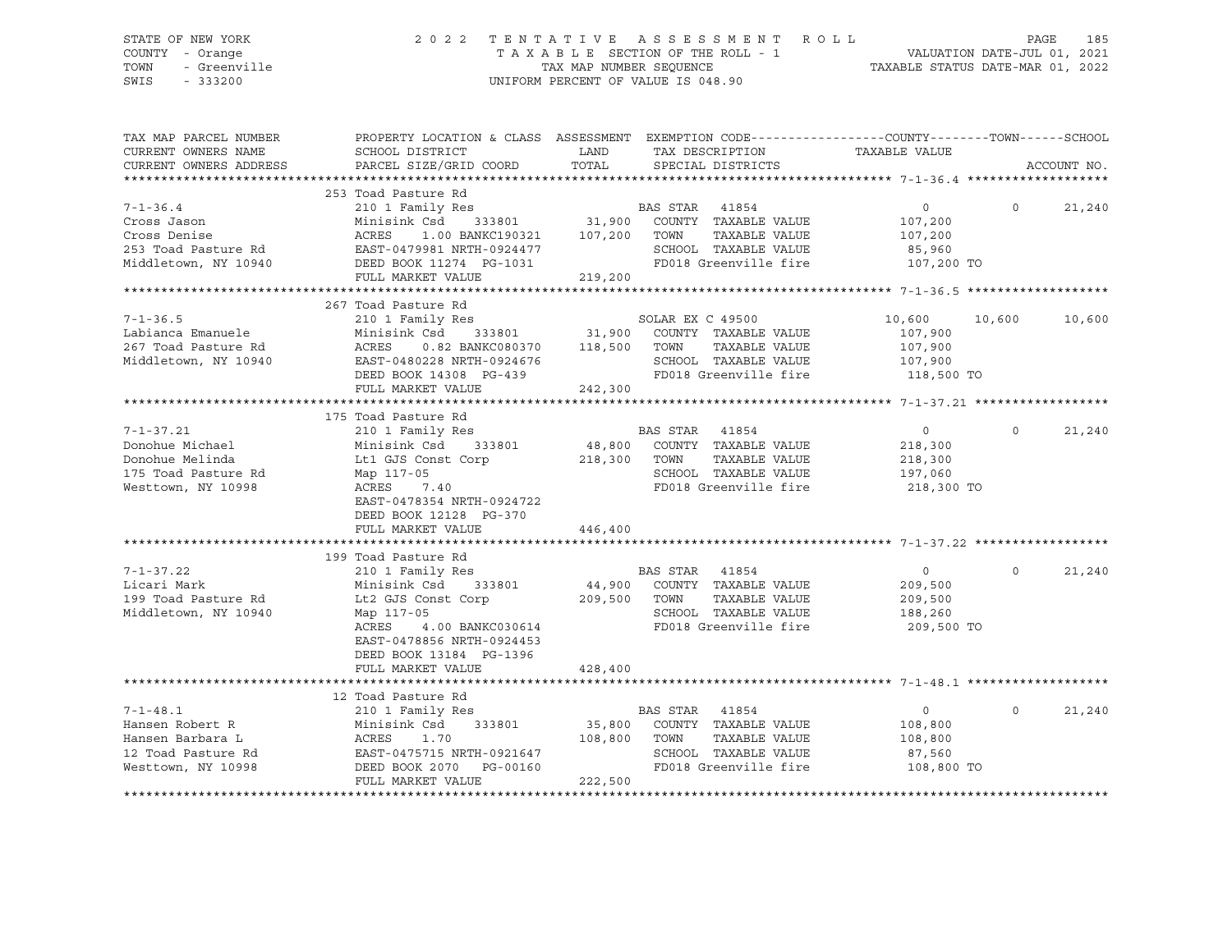STATE OF NEW YORK | COUNTY - Orange | TOWN - Greenville | SWIS - 333200

**2022 TENTATIVE ASSESSMENT ROLL**
TAXABLE SECTION OF THE ROLL - 1
TAX MAP NUMBER SEQUENCE
UNIFORM PERCENT OF VALUE IS 048.90

VALUATION DATE-JUL 01, 2021
TAXABLE STATUS DATE-MAR 01, 2022

| TAX MAP PARCEL NUMBER / CURRENT OWNERS NAME / CURRENT OWNERS ADDRESS | PROPERTY LOCATION & CLASS / SCHOOL DISTRICT / PARCEL SIZE/GRID COORD | ASSESSMENT LAND / TOTAL | EXEMPTION CODE / TAX DESCRIPTION / SPECIAL DISTRICTS | COUNTY TAXABLE VALUE | TOWN | SCHOOL |
|---|---|---|---|---|---|---|
| **7-1-36.4** | 253 Toad Pasture Rd | | | | | |
| | 210 1 Family Res | | BAS STAR 41854 | 0 | 0 | 21,240 |
| Cross Jason | Minisink Csd 333801 | 31,900 | COUNTY TAXABLE VALUE | 107,200 | | |
| Cross Denise | ACRES 1.00 BANKC190321 | 107,200 | TOWN TAXABLE VALUE | 107,200 | | |
| 253 Toad Pasture Rd | EAST-0479981 NRTH-0924477 | | SCHOOL TAXABLE VALUE | 85,960 | | |
| Middletown, NY 10940 | DEED BOOK 11274 PG-1031 | | FD018 Greenville fire | 107,200 TO | | |
| | FULL MARKET VALUE | 219,200 | | | | |
| **7-1-36.5** | 267 Toad Pasture Rd | | | | | |
| | 210 1 Family Res | | SOLAR EX C 49500 | 10,600 | 10,600 | 10,600 |
| Labianca Emanuele | Minisink Csd 333801 | 31,900 | COUNTY TAXABLE VALUE | 107,900 | | |
| 267 Toad Pasture Rd | ACRES 0.82 BANKC080370 | 118,500 | TOWN TAXABLE VALUE | 107,900 | | |
| Middletown, NY 10940 | EAST-0480228 NRTH-0924676 | | SCHOOL TAXABLE VALUE | 107,900 | | |
| | DEED BOOK 14308 PG-439 | | FD018 Greenville fire | 118,500 TO | | |
| | FULL MARKET VALUE | 242,300 | | | | |
| **7-1-37.21** | 175 Toad Pasture Rd | | | | | |
| | 210 1 Family Res | | BAS STAR 41854 | 0 | 0 | 21,240 |
| Donohue Michael | Minisink Csd 333801 | 48,800 | COUNTY TAXABLE VALUE | 218,300 | | |
| Donohue Melinda | Lt1 GJS Const Corp | 218,300 | TOWN TAXABLE VALUE | 218,300 | | |
| 175 Toad Pasture Rd | Map 117-05 | | SCHOOL TAXABLE VALUE | 197,060 | | |
| Westtown, NY 10998 | ACRES 7.40 | | FD018 Greenville fire | 218,300 TO | | |
| | EAST-0478354 NRTH-0924722 | | | | | |
| | DEED BOOK 12128 PG-370 | | | | | |
| | FULL MARKET VALUE | 446,400 | | | | |
| **7-1-37.22** | 199 Toad Pasture Rd | | | | | |
| | 210 1 Family Res | | BAS STAR 41854 | 0 | 0 | 21,240 |
| Licari Mark | Minisink Csd 333801 | 44,900 | COUNTY TAXABLE VALUE | 209,500 | | |
| 199 Toad Pasture Rd | Lt2 GJS Const Corp | 209,500 | TOWN TAXABLE VALUE | 209,500 | | |
| Middletown, NY 10940 | Map 117-05 | | SCHOOL TAXABLE VALUE | 188,260 | | |
| | ACRES 4.00 BANKC030614 | | FD018 Greenville fire | 209,500 TO | | |
| | EAST-0478856 NRTH-0924453 | | | | | |
| | DEED BOOK 13184 PG-1396 | | | | | |
| | FULL MARKET VALUE | 428,400 | | | | |
| **7-1-48.1** | 12 Toad Pasture Rd | | | | | |
| | 210 1 Family Res | | BAS STAR 41854 | 0 | 0 | 21,240 |
| Hansen Robert R | Minisink Csd 333801 | 35,800 | COUNTY TAXABLE VALUE | 108,800 | | |
| Hansen Barbara L | ACRES 1.70 | 108,800 | TOWN TAXABLE VALUE | 108,800 | | |
| 12 Toad Pasture Rd | EAST-0475715 NRTH-0921647 | | SCHOOL TAXABLE VALUE | 87,560 | | |
| Westtown, NY 10998 | DEED BOOK 2070 PG-00160 | | FD018 Greenville fire | 108,800 TO | | |
| | FULL MARKET VALUE | 222,500 | | | | |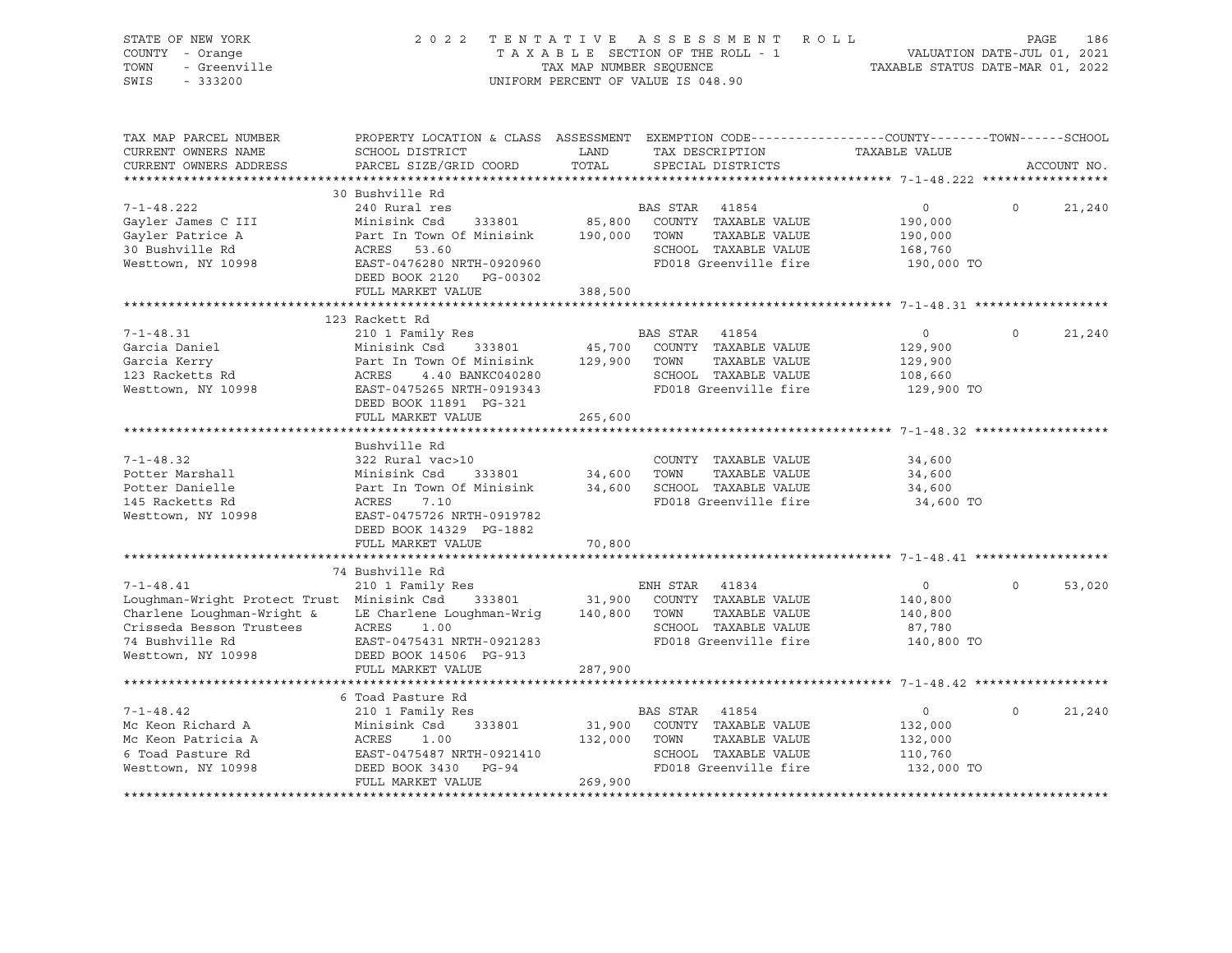STATE OF NEW YORK
COUNTY - Orange
TOWN - Greenville
SWIS - 333200

2022 TENTATIVE ASSESSMENT ROLL
TAXABLE SECTION OF THE ROLL - 1
TAX MAP NUMBER SEQUENCE
UNIFORM PERCENT OF VALUE IS 048.90

VALUATION DATE-JUL 01, 2021
TAXABLE STATUS DATE-MAR 01, 2022

| TAX MAP PARCEL NUMBER / CURRENT OWNERS NAME / CURRENT OWNERS ADDRESS | PROPERTY LOCATION & CLASS / SCHOOL DISTRICT / PARCEL SIZE/GRID COORD | ASSESSMENT LAND / TOTAL | EXEMPTION CODE / TAX DESCRIPTION / SPECIAL DISTRICTS | COUNTY | TOWN | SCHOOL / ACCOUNT NO. |
|---|---|---|---|---|---|---|
| **7-1-48.222** | 30 Bushville Rd | | | | | |
| 7-1-48.222 | 240 Rural res | | BAS STAR 41854 | 0 | 0 | 21,240 |
| Gayler James C III | Minisink Csd 333801 | 85,800 | COUNTY TAXABLE VALUE | 190,000 | | |
| Gayler Patrice A | Part In Town Of Minisink | 190,000 | TOWN TAXABLE VALUE | | 190,000 | |
| 30 Bushville Rd | ACRES 53.60 | | SCHOOL TAXABLE VALUE | | | 168,760 |
| Westtown, NY 10998 | EAST-0476280 NRTH-0920960 | | FD018 Greenville fire | 190,000 TO | | |
| | DEED BOOK 2120 PG-00302 | | | | | |
| | FULL MARKET VALUE | 388,500 | | | | |
| **7-1-48.31** | 123 Rackett Rd | | | | | |
| 7-1-48.31 | 210 1 Family Res | | BAS STAR 41854 | 0 | 0 | 21,240 |
| Garcia Daniel | Minisink Csd 333801 | 45,700 | COUNTY TAXABLE VALUE | 129,900 | | |
| Garcia Kerry | Part In Town Of Minisink | 129,900 | TOWN TAXABLE VALUE | | 129,900 | |
| 123 Racketts Rd | ACRES 4.40 BANKC040280 | | SCHOOL TAXABLE VALUE | | | 108,660 |
| Westtown, NY 10998 | EAST-0475265 NRTH-0919343 | | FD018 Greenville fire | 129,900 TO | | |
| | DEED BOOK 11891 PG-321 | | | | | |
| | FULL MARKET VALUE | 265,600 | | | | |
| **7-1-48.32** | Bushville Rd | | | | | |
| 7-1-48.32 | 322 Rural vac>10 | | COUNTY TAXABLE VALUE | 34,600 | | |
| Potter Marshall | Minisink Csd 333801 | 34,600 | TOWN TAXABLE VALUE | | 34,600 | |
| Potter Danielle | Part In Town Of Minisink | 34,600 | SCHOOL TAXABLE VALUE | | | 34,600 |
| 145 Racketts Rd | ACRES 7.10 | | FD018 Greenville fire | 34,600 TO | | |
| Westtown, NY 10998 | EAST-0475726 NRTH-0919782 | | | | | |
| | DEED BOOK 14329 PG-1882 | | | | | |
| | FULL MARKET VALUE | 70,800 | | | | |
| **7-1-48.41** | 74 Bushville Rd | | | | | |
| 7-1-48.41 | 210 1 Family Res | | ENH STAR 41834 | 0 | 0 | 53,020 |
| Loughman-Wright Protect Trust | Minisink Csd 333801 | 31,900 | COUNTY TAXABLE VALUE | 140,800 | | |
| Charlene Loughman-Wright & | LE Charlene Loughman-Wrig | 140,800 | TOWN TAXABLE VALUE | | 140,800 | |
| Crisseda Besson Trustees | ACRES 1.00 | | SCHOOL TAXABLE VALUE | | | 87,780 |
| 74 Bushville Rd | EAST-0475431 NRTH-0921283 | | FD018 Greenville fire | 140,800 TO | | |
| Westtown, NY 10998 | DEED BOOK 14506 PG-913 | | | | | |
| | FULL MARKET VALUE | 287,900 | | | | |
| **7-1-48.42** | 6 Toad Pasture Rd | | | | | |
| 7-1-48.42 | 210 1 Family Res | | BAS STAR 41854 | 0 | 0 | 21,240 |
| Mc Keon Richard A | Minisink Csd 333801 | 31,900 | COUNTY TAXABLE VALUE | 132,000 | | |
| Mc Keon Patricia A | ACRES 1.00 | 132,000 | TOWN TAXABLE VALUE | | 132,000 | |
| 6 Toad Pasture Rd | EAST-0475487 NRTH-0921410 | | SCHOOL TAXABLE VALUE | | | 110,760 |
| Westtown, NY 10998 | DEED BOOK 3430 PG-94 | | FD018 Greenville fire | 132,000 TO | | |
| | FULL MARKET VALUE | 269,900 | | | | |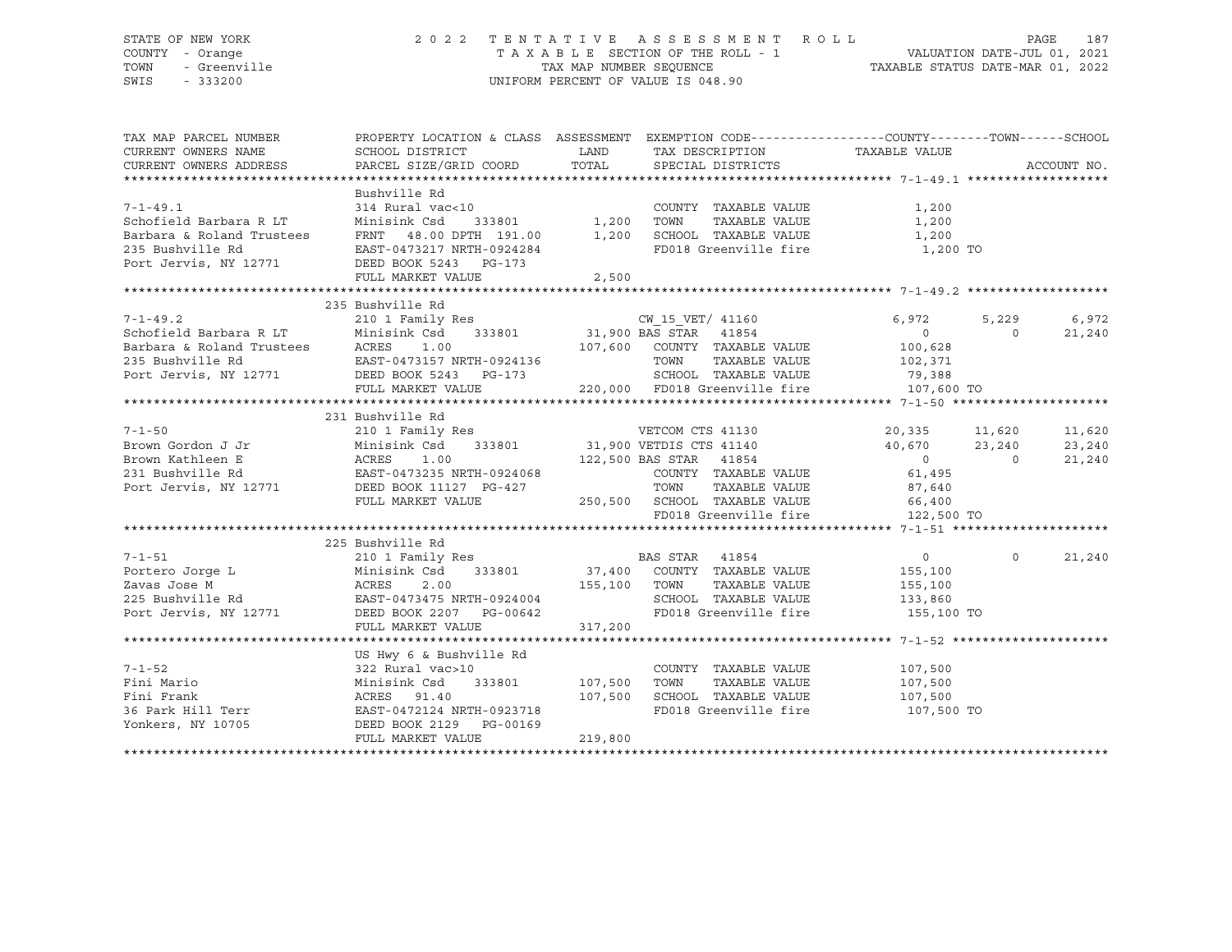STATE OF NEW YORK — COUNTY - Orange — TOWN - Greenville — SWIS - 333200

2022 TENTATIVE ASSESSMENT ROLL
TAXABLE SECTION OF THE ROLL - 1
TAX MAP NUMBER SEQUENCE
UNIFORM PERCENT OF VALUE IS 048.90

VALUATION DATE-JUL 01, 2021
TAXABLE STATUS DATE-MAR 01, 2022

| TAX MAP PARCEL NUMBER / CURRENT OWNERS NAME / CURRENT OWNERS ADDRESS | PROPERTY LOCATION & CLASS / SCHOOL DISTRICT / PARCEL SIZE/GRID COORD | ASSESSMENT LAND / TOTAL | EXEMPTION CODE / TAX DESCRIPTION / SPECIAL DISTRICTS | COUNTY TAXABLE VALUE | TOWN | SCHOOL | ACCOUNT NO. |
|---|---|---|---|---|---|---|---|
| **7-1-49.1** | Bushville Rd | | | | | | |
| 7-1-49.1 | 314 Rural vac<10 | | COUNTY TAXABLE VALUE | 1,200 | | | |
| Schofield Barbara R LT | Minisink Csd 333801 | 1,200 | TOWN TAXABLE VALUE | 1,200 | | | |
| Barbara & Roland Trustees | FRNT 48.00 DPTH 191.00 | 1,200 | SCHOOL TAXABLE VALUE | 1,200 | | | |
| 235 Bushville Rd | EAST-0473217 NRTH-0924284 | | FD018 Greenville fire | 1,200 TO | | | |
| Port Jervis, NY 12771 | DEED BOOK 5243 PG-173 | | | | | | |
| | FULL MARKET VALUE | 2,500 | | | | | |
| **7-1-49.2** | 235 Bushville Rd | | | | | | |
| 7-1-49.2 | 210 1 Family Res | | CW_15_VET/ 41160 | 6,972 | 5,229 | 6,972 | |
| Schofield Barbara R LT | Minisink Csd 333801 | 31,900 | BAS STAR 41854 | 0 | 0 | 21,240 | |
| Barbara & Roland Trustees | ACRES 1.00 | 107,600 | COUNTY TAXABLE VALUE | 100,628 | | | |
| 235 Bushville Rd | EAST-0473157 NRTH-0924136 | | TOWN TAXABLE VALUE | 102,371 | | | |
| Port Jervis, NY 12771 | DEED BOOK 5243 PG-173 | | SCHOOL TAXABLE VALUE | 79,388 | | | |
| | FULL MARKET VALUE | 220,000 | FD018 Greenville fire | 107,600 TO | | | |
| **7-1-50** | 231 Bushville Rd | | | | | | |
| 7-1-50 | 210 1 Family Res | | VETCOM CTS 41130 | 20,335 | 11,620 | 11,620 | |
| Brown Gordon J Jr | Minisink Csd 333801 | 31,900 | VETDIS CTS 41140 | 40,670 | 23,240 | 23,240 | |
| Brown Kathleen E | ACRES 1.00 | 122,500 | BAS STAR 41854 | 0 | 0 | 21,240 | |
| 231 Bushville Rd | EAST-0473235 NRTH-0924068 | | COUNTY TAXABLE VALUE | 61,495 | | | |
| Port Jervis, NY 12771 | DEED BOOK 11127 PG-427 | | TOWN TAXABLE VALUE | 87,640 | | | |
| | FULL MARKET VALUE | 250,500 | SCHOOL TAXABLE VALUE | 66,400 | | | |
| | | | FD018 Greenville fire | 122,500 TO | | | |
| **7-1-51** | 225 Bushville Rd | | | | | | |
| 7-1-51 | 210 1 Family Res | | BAS STAR 41854 | 0 | 0 | 21,240 | |
| Portero Jorge L | Minisink Csd 333801 | 37,400 | COUNTY TAXABLE VALUE | 155,100 | | | |
| Zavas Jose M | ACRES 2.00 | 155,100 | TOWN TAXABLE VALUE | 155,100 | | | |
| 225 Bushville Rd | EAST-0473475 NRTH-0924004 | | SCHOOL TAXABLE VALUE | 133,860 | | | |
| Port Jervis, NY 12771 | DEED BOOK 2207 PG-00642 | | FD018 Greenville fire | 155,100 TO | | | |
| | FULL MARKET VALUE | 317,200 | | | | | |
| **7-1-52** | US Hwy 6 & Bushville Rd | | | | | | |
| 7-1-52 | 322 Rural vac>10 | | COUNTY TAXABLE VALUE | 107,500 | | | |
| Fini Mario | Minisink Csd 333801 | 107,500 | TOWN TAXABLE VALUE | 107,500 | | | |
| Fini Frank | ACRES 91.40 | 107,500 | SCHOOL TAXABLE VALUE | 107,500 | | | |
| 36 Park Hill Terr | EAST-0472124 NRTH-0923718 | | FD018 Greenville fire | 107,500 TO | | | |
| Yonkers, NY 10705 | DEED BOOK 2129 PG-00169 | | | | | | |
| | FULL MARKET VALUE | 219,800 | | | | | |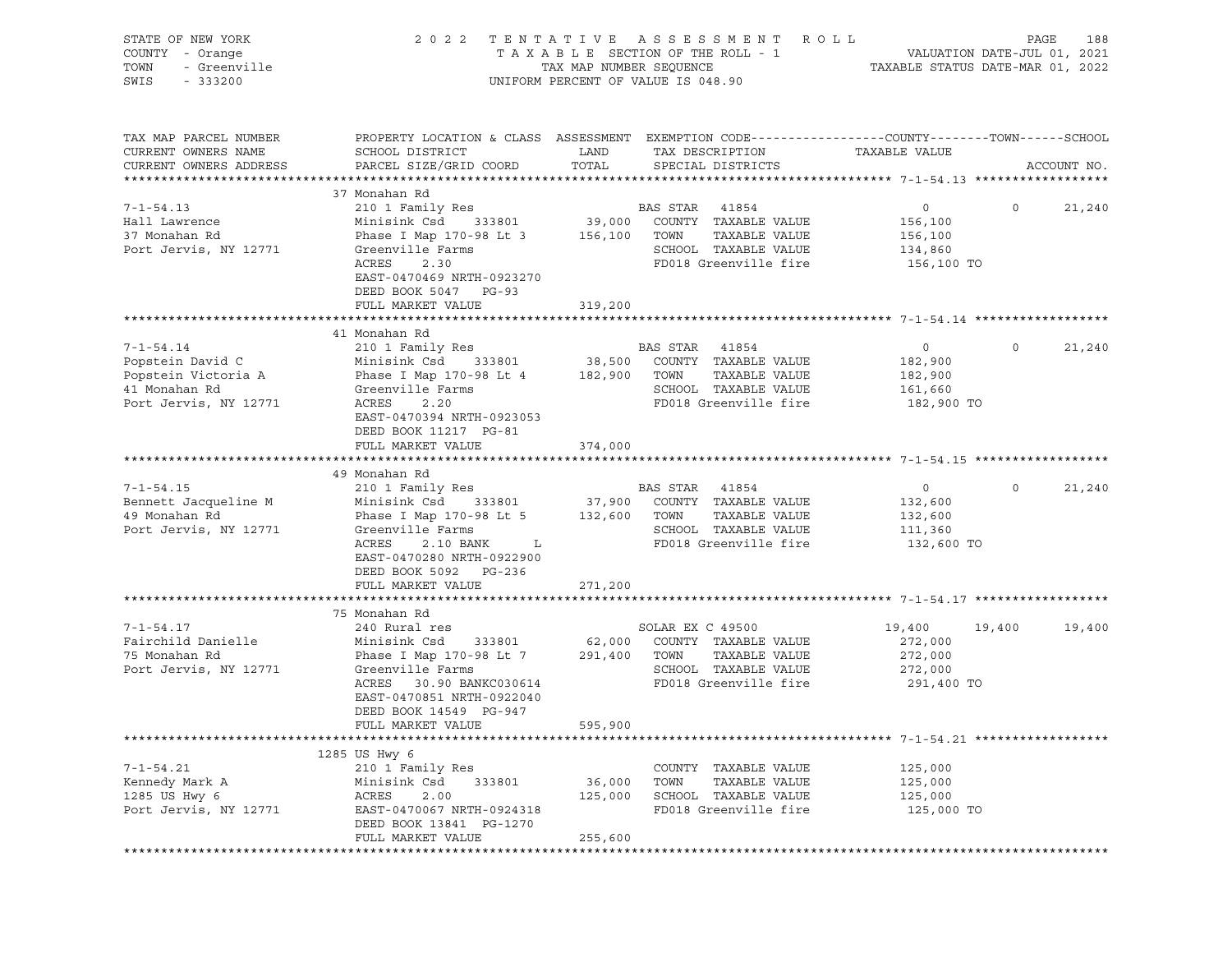STATE OF NEW YORK
COUNTY - Orange
TOWN - Greenville
SWIS - 333200

2 0 2 2 T E N T A T I V E A S S E S S M E N T R O L L
T A X A B L E SECTION OF THE ROLL - 1
TAX MAP NUMBER SEQUENCE
UNIFORM PERCENT OF VALUE IS 048.90

VALUATION DATE-JUL 01, 2021
TAXABLE STATUS DATE-MAR 01, 2022

| TAX MAP PARCEL NUMBER / CURRENT OWNERS NAME / CURRENT OWNERS ADDRESS | PROPERTY LOCATION & CLASS / SCHOOL DISTRICT / PARCEL SIZE/GRID COORD | ASSESSMENT LAND | TOTAL | EXEMPTION CODE / TAX DESCRIPTION / SPECIAL DISTRICTS | COUNTY TAXABLE VALUE | TOWN | SCHOOL | ACCOUNT NO. |
|---|---|---|---|---|---|---|---|---|
| **7-1-54.13** | 37 Monahan Rd | | | | | | | |
| 7-1-54.13 | 210 1 Family Res | | | BAS STAR 41854 | 0 | 0 | 21,240 | |
| Hall Lawrence | Minisink Csd 333801 | 39,000 | | COUNTY TAXABLE VALUE | 156,100 | | | |
| 37 Monahan Rd | Phase I Map 170-98 Lt 3 | | 156,100 | TOWN TAXABLE VALUE | 156,100 | | | |
| Port Jervis, NY 12771 | Greenville Farms | | | SCHOOL TAXABLE VALUE | 134,860 | | | |
| | ACRES 2.30 | | | FD018 Greenville fire | 156,100 TO | | | |
| | EAST-0470469 NRTH-0923270 | | | | | | | |
| | DEED BOOK 5047 PG-93 | | | | | | | |
| | FULL MARKET VALUE | | 319,200 | | | | | |
| **7-1-54.14** | 41 Monahan Rd | | | | | | | |
| 7-1-54.14 | 210 1 Family Res | | | BAS STAR 41854 | 0 | 0 | 21,240 | |
| Popstein David C | Minisink Csd 333801 | 38,500 | | COUNTY TAXABLE VALUE | 182,900 | | | |
| Popstein Victoria A | Phase I Map 170-98 Lt 4 | | 182,900 | TOWN TAXABLE VALUE | 182,900 | | | |
| 41 Monahan Rd | Greenville Farms | | | SCHOOL TAXABLE VALUE | 161,660 | | | |
| Port Jervis, NY 12771 | ACRES 2.20 | | | FD018 Greenville fire | 182,900 TO | | | |
| | EAST-0470394 NRTH-0923053 | | | | | | | |
| | DEED BOOK 11217 PG-81 | | | | | | | |
| | FULL MARKET VALUE | | 374,000 | | | | | |
| **7-1-54.15** | 49 Monahan Rd | | | | | | | |
| 7-1-54.15 | 210 1 Family Res | | | BAS STAR 41854 | 0 | 0 | 21,240 | |
| Bennett Jacqueline M | Minisink Csd 333801 | 37,900 | | COUNTY TAXABLE VALUE | 132,600 | | | |
| 49 Monahan Rd | Phase I Map 170-98 Lt 5 | | 132,600 | TOWN TAXABLE VALUE | 132,600 | | | |
| Port Jervis, NY 12771 | Greenville Farms | | | SCHOOL TAXABLE VALUE | 111,360 | | | |
| | ACRES 2.10 BANK L | | | FD018 Greenville fire | 132,600 TO | | | |
| | EAST-0470280 NRTH-0922900 | | | | | | | |
| | DEED BOOK 5092 PG-236 | | | | | | | |
| | FULL MARKET VALUE | | 271,200 | | | | | |
| **7-1-54.17** | 75 Monahan Rd | | | | | | | |
| 7-1-54.17 | 240 Rural res | | | SOLAR EX C 49500 | 19,400 | 19,400 | 19,400 | |
| Fairchild Danielle | Minisink Csd 333801 | 62,000 | | COUNTY TAXABLE VALUE | 272,000 | | | |
| 75 Monahan Rd | Phase I Map 170-98 Lt 7 | | 291,400 | TOWN TAXABLE VALUE | 272,000 | | | |
| Port Jervis, NY 12771 | Greenville Farms | | | SCHOOL TAXABLE VALUE | 272,000 | | | |
| | ACRES 30.90 BANKC030614 | | | FD018 Greenville fire | 291,400 TO | | | |
| | EAST-0470851 NRTH-0922040 | | | | | | | |
| | DEED BOOK 14549 PG-947 | | | | | | | |
| | FULL MARKET VALUE | | 595,900 | | | | | |
| **7-1-54.21** | 1285 US Hwy 6 | | | | | | | |
| 7-1-54.21 | 210 1 Family Res | | | COUNTY TAXABLE VALUE | 125,000 | | | |
| Kennedy Mark A | Minisink Csd 333801 | 36,000 | | TOWN TAXABLE VALUE | 125,000 | | | |
| 1285 US Hwy 6 | ACRES 2.00 | | 125,000 | SCHOOL TAXABLE VALUE | 125,000 | | | |
| Port Jervis, NY 12771 | EAST-0470067 NRTH-0924318 | | | FD018 Greenville fire | 125,000 TO | | | |
| | DEED BOOK 13841 PG-1270 | | | | | | | |
| | FULL MARKET VALUE | | 255,600 | | | | | |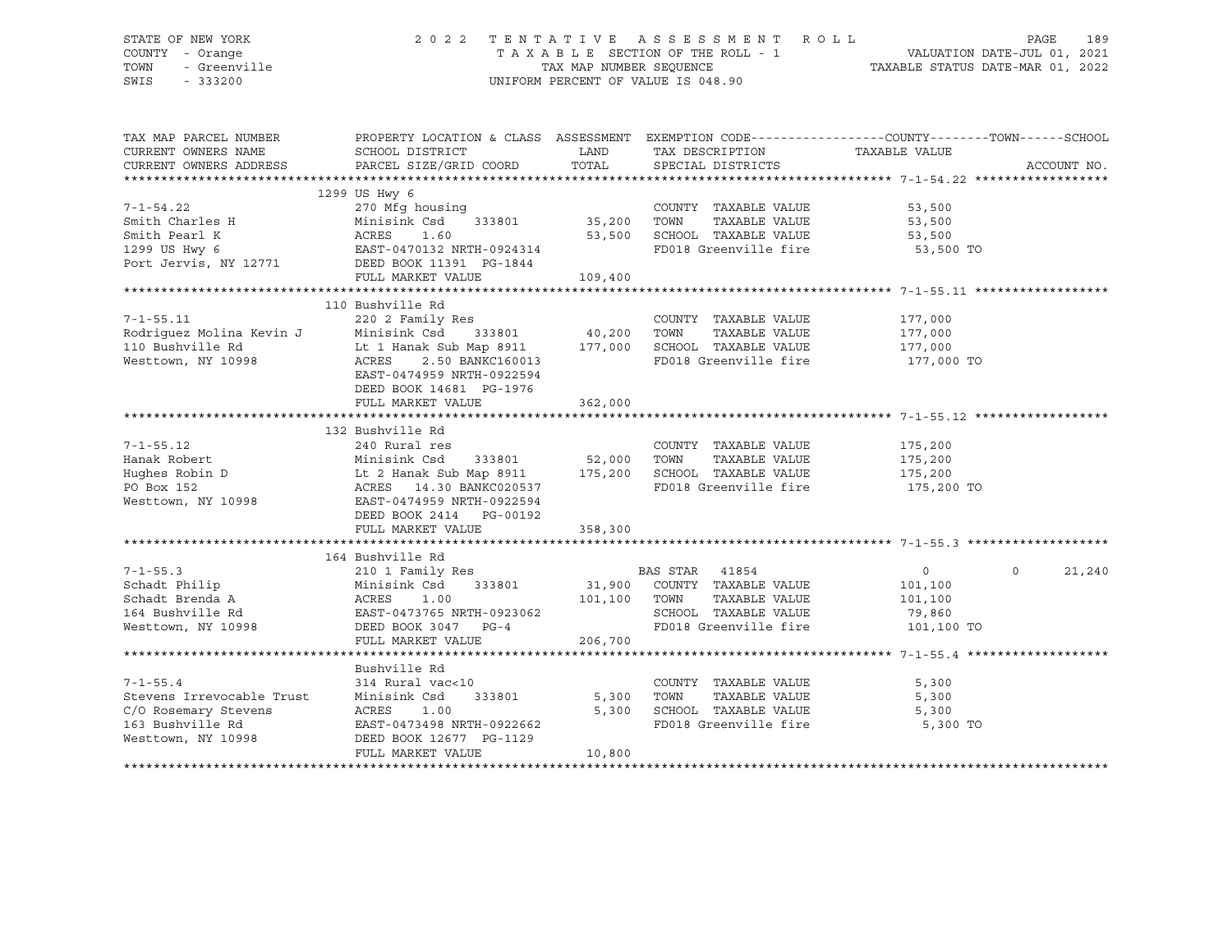STATE OF NEW YORK
COUNTY - Orange
TOWN - Greenville
SWIS - 333200

2022 TENTATIVE ASSESSMENT ROLL
TAXABLE SECTION OF THE ROLL - 1
TAX MAP NUMBER SEQUENCE
UNIFORM PERCENT OF VALUE IS 048.90

VALUATION DATE-JUL 01, 2021
TAXABLE STATUS DATE-MAR 01, 2022

| TAX MAP PARCEL NUMBER / CURRENT OWNERS NAME / CURRENT OWNERS ADDRESS | PROPERTY LOCATION & CLASS / SCHOOL DISTRICT / PARCEL SIZE/GRID COORD | ASSESSMENT LAND / TOTAL | EXEMPTION CODE / TAX DESCRIPTION / SPECIAL DISTRICTS | COUNTY / TAXABLE VALUE | TOWN | SCHOOL / ACCOUNT NO. |
|---|---|---|---|---|---|---|
| **7-1-54.22** | 1299 US Hwy 6 | | | | | |
| | 270 Mfg housing | | COUNTY TAXABLE VALUE | 53,500 | | |
| Smith Charles H | Minisink Csd 333801 | 35,200 | TOWN TAXABLE VALUE | 53,500 | | |
| Smith Pearl K | ACRES 1.60 | 53,500 | SCHOOL TAXABLE VALUE | 53,500 | | |
| 1299 US Hwy 6 | EAST-0470132 NRTH-0924314 | | FD018 Greenville fire | 53,500 TO | | |
| Port Jervis, NY 12771 | DEED BOOK 11391 PG-1844 | | | | | |
| | FULL MARKET VALUE | 109,400 | | | | |
| **7-1-55.11** | 110 Bushville Rd | | | | | |
| | 220 2 Family Res | | COUNTY TAXABLE VALUE | 177,000 | | |
| Rodriguez Molina Kevin J | Minisink Csd 333801 | 40,200 | TOWN TAXABLE VALUE | 177,000 | | |
| 110 Bushville Rd | Lt 1 Hanak Sub Map 8911 | 177,000 | SCHOOL TAXABLE VALUE | 177,000 | | |
| Westtown, NY 10998 | ACRES 2.50 BANKC160013 | | FD018 Greenville fire | 177,000 TO | | |
| | EAST-0474959 NRTH-0922594 | | | | | |
| | DEED BOOK 14681 PG-1976 | | | | | |
| | FULL MARKET VALUE | 362,000 | | | | |
| **7-1-55.12** | 132 Bushville Rd | | | | | |
| | 240 Rural res | | COUNTY TAXABLE VALUE | 175,200 | | |
| Hanak Robert | Minisink Csd 333801 | 52,000 | TOWN TAXABLE VALUE | 175,200 | | |
| Hughes Robin D | Lt 2 Hanak Sub Map 8911 | 175,200 | SCHOOL TAXABLE VALUE | 175,200 | | |
| PO Box 152 | ACRES 14.30 BANKC020537 | | FD018 Greenville fire | 175,200 TO | | |
| Westtown, NY 10998 | EAST-0474959 NRTH-0922594 | | | | | |
| | DEED BOOK 2414 PG-00192 | | | | | |
| | FULL MARKET VALUE | 358,300 | | | | |
| **7-1-55.3** | 164 Bushville Rd | | | | | |
| | 210 1 Family Res | | BAS STAR 41854 | 0 | 0 | 21,240 |
| Schadt Philip | Minisink Csd 333801 | 31,900 | COUNTY TAXABLE VALUE | 101,100 | | |
| Schadt Brenda A | ACRES 1.00 | 101,100 | TOWN TAXABLE VALUE | 101,100 | | |
| 164 Bushville Rd | EAST-0473765 NRTH-0923062 | | SCHOOL TAXABLE VALUE | 79,860 | | |
| Westtown, NY 10998 | DEED BOOK 3047 PG-4 | | FD018 Greenville fire | 101,100 TO | | |
| | FULL MARKET VALUE | 206,700 | | | | |
| **7-1-55.4** | Bushville Rd | | | | | |
| | 314 Rural vac<10 | | COUNTY TAXABLE VALUE | 5,300 | | |
| Stevens Irrevocable Trust | Minisink Csd 333801 | 5,300 | TOWN TAXABLE VALUE | 5,300 | | |
| C/O Rosemary Stevens | ACRES 1.00 | 5,300 | SCHOOL TAXABLE VALUE | 5,300 | | |
| 163 Bushville Rd | EAST-0473498 NRTH-0922662 | | FD018 Greenville fire | 5,300 TO | | |
| Westtown, NY 10998 | DEED BOOK 12677 PG-1129 | | | | | |
| | FULL MARKET VALUE | 10,800 | | | | |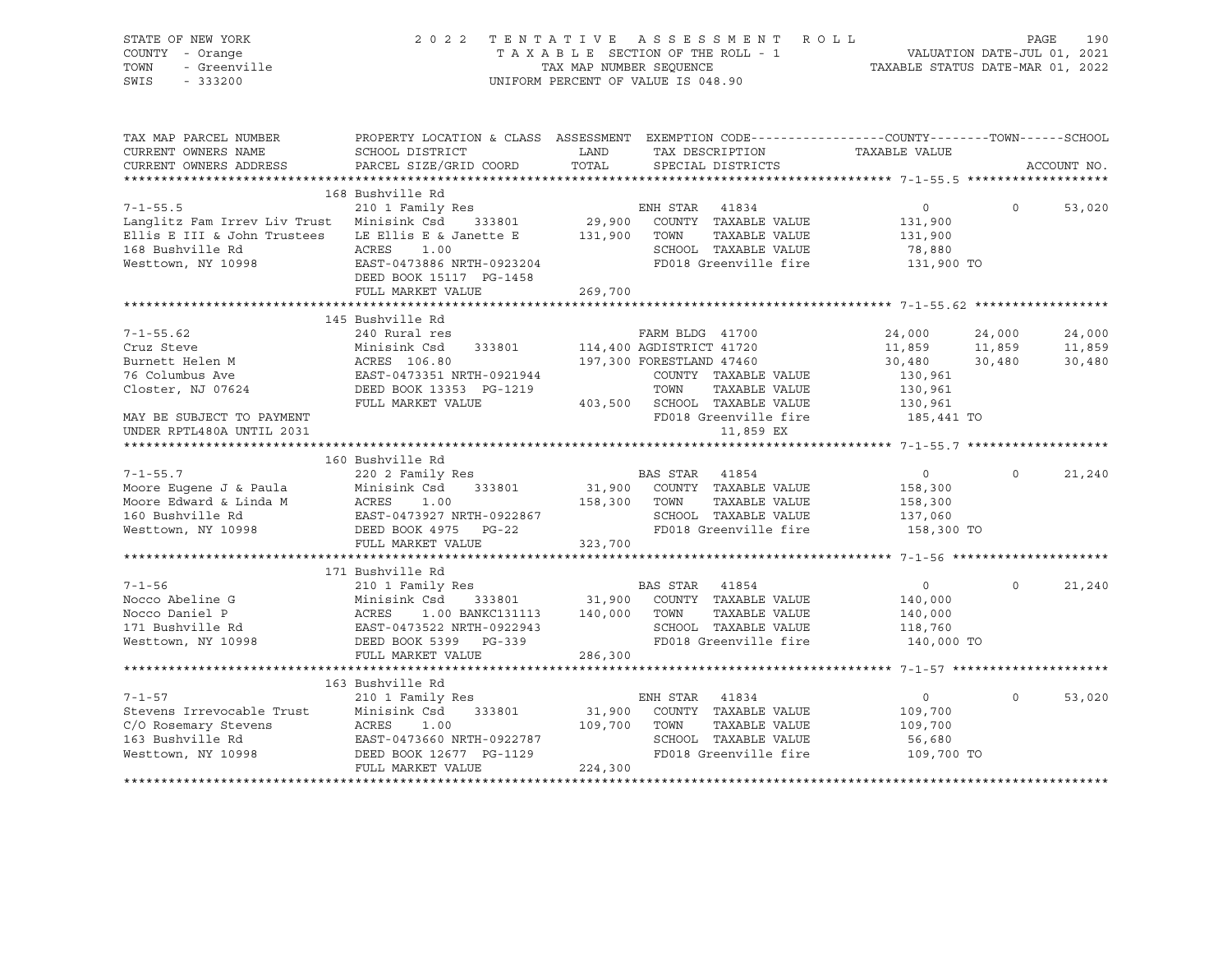STATE OF NEW YORK | COUNTY - Orange | TOWN - Greenville | SWIS - 333200

**2022 TENTATIVE ASSESSMENT ROLL**
TAXABLE SECTION OF THE ROLL - 1
TAX MAP NUMBER SEQUENCE
UNIFORM PERCENT OF VALUE IS 048.90

VALUATION DATE-JUL 01, 2021
TAXABLE STATUS DATE-MAR 01, 2022

| TAX MAP PARCEL NUMBER / CURRENT OWNERS NAME / CURRENT OWNERS ADDRESS | PROPERTY LOCATION & CLASS / SCHOOL DISTRICT / PARCEL SIZE/GRID COORD | ASSESSMENT LAND | TOTAL | EXEMPTION CODE / TAX DESCRIPTION / SPECIAL DISTRICTS | COUNTY TAXABLE VALUE | TOWN | SCHOOL | ACCOUNT NO. |
|---|---|---|---|---|---|---|---|---|
| **7-1-55.5** | 168 Bushville Rd | | | | | | | |
| | 210 1 Family Res | | | ENH STAR 41834 | 0 | 0 | 53,020 | |
| Langlitz Fam Irrev Liv Trust | Minisink Csd 333801 | 29,900 | | COUNTY TAXABLE VALUE | 131,900 | | | |
| Ellis E III & John Trustees | LE Ellis E & Janette E | | 131,900 | TOWN TAXABLE VALUE | 131,900 | | | |
| 168 Bushville Rd | ACRES 1.00 | | | SCHOOL TAXABLE VALUE | 78,880 | | | |
| Westtown, NY 10998 | EAST-0473886 NRTH-0923204 | | | FD018 Greenville fire | 131,900 TO | | | |
| | DEED BOOK 15117 PG-1458 | | | | | | | |
| | FULL MARKET VALUE | | 269,700 | | | | | |
| **7-1-55.62** | 145 Bushville Rd | | | | | | | |
| | 240 Rural res | | | FARM BLDG 41700 | 24,000 | 24,000 | 24,000 | |
| Cruz Steve | Minisink Csd 333801 | 114,400 | | AGDISTRICT 41720 | 11,859 | 11,859 | 11,859 | |
| Burnett Helen M | ACRES 106.80 | | 197,300 | FORESTLAND 47460 | 30,480 | 30,480 | 30,480 | |
| 76 Columbus Ave | EAST-0473351 NRTH-0921944 | | | COUNTY TAXABLE VALUE | 130,961 | | | |
| Closter, NJ 07624 | DEED BOOK 13353 PG-1219 | | | TOWN TAXABLE VALUE | 130,961 | | | |
| | FULL MARKET VALUE | | 403,500 | SCHOOL TAXABLE VALUE | 130,961 | | | |
| MAY BE SUBJECT TO PAYMENT | | | | FD018 Greenville fire | 185,441 TO | | | |
| UNDER RPTL480A UNTIL 2031 | | | | 11,859 EX | | | | |
| **7-1-55.7** | 160 Bushville Rd | | | | | | | |
| | 220 2 Family Res | | | BAS STAR 41854 | 0 | 0 | 21,240 | |
| Moore Eugene J & Paula | Minisink Csd 333801 | 31,900 | | COUNTY TAXABLE VALUE | 158,300 | | | |
| Moore Edward & Linda M | ACRES 1.00 | | 158,300 | TOWN TAXABLE VALUE | 158,300 | | | |
| 160 Bushville Rd | EAST-0473927 NRTH-0922867 | | | SCHOOL TAXABLE VALUE | 137,060 | | | |
| Westtown, NY 10998 | DEED BOOK 4975 PG-22 | | | FD018 Greenville fire | 158,300 TO | | | |
| | FULL MARKET VALUE | | 323,700 | | | | | |
| **7-1-56** | 171 Bushville Rd | | | | | | | |
| | 210 1 Family Res | | | BAS STAR 41854 | 0 | 0 | 21,240 | |
| Nocco Abeline G | Minisink Csd 333801 | 31,900 | | COUNTY TAXABLE VALUE | 140,000 | | | |
| Nocco Daniel P | ACRES 1.00 BANKC131113 | | 140,000 | TOWN TAXABLE VALUE | 140,000 | | | |
| 171 Bushville Rd | EAST-0473522 NRTH-0922943 | | | SCHOOL TAXABLE VALUE | 118,760 | | | |
| Westtown, NY 10998 | DEED BOOK 5399 PG-339 | | | FD018 Greenville fire | 140,000 TO | | | |
| | FULL MARKET VALUE | | 286,300 | | | | | |
| **7-1-57** | 163 Bushville Rd | | | | | | | |
| | 210 1 Family Res | | | ENH STAR 41834 | 0 | 0 | 53,020 | |
| Stevens Irrevocable Trust | Minisink Csd 333801 | 31,900 | | COUNTY TAXABLE VALUE | 109,700 | | | |
| C/O Rosemary Stevens | ACRES 1.00 | | 109,700 | TOWN TAXABLE VALUE | 109,700 | | | |
| 163 Bushville Rd | EAST-0473660 NRTH-0922787 | | | SCHOOL TAXABLE VALUE | 56,680 | | | |
| Westtown, NY 10998 | DEED BOOK 12677 PG-1129 | | | FD018 Greenville fire | 109,700 TO | | | |
| | FULL MARKET VALUE | | 224,300 | | | | | |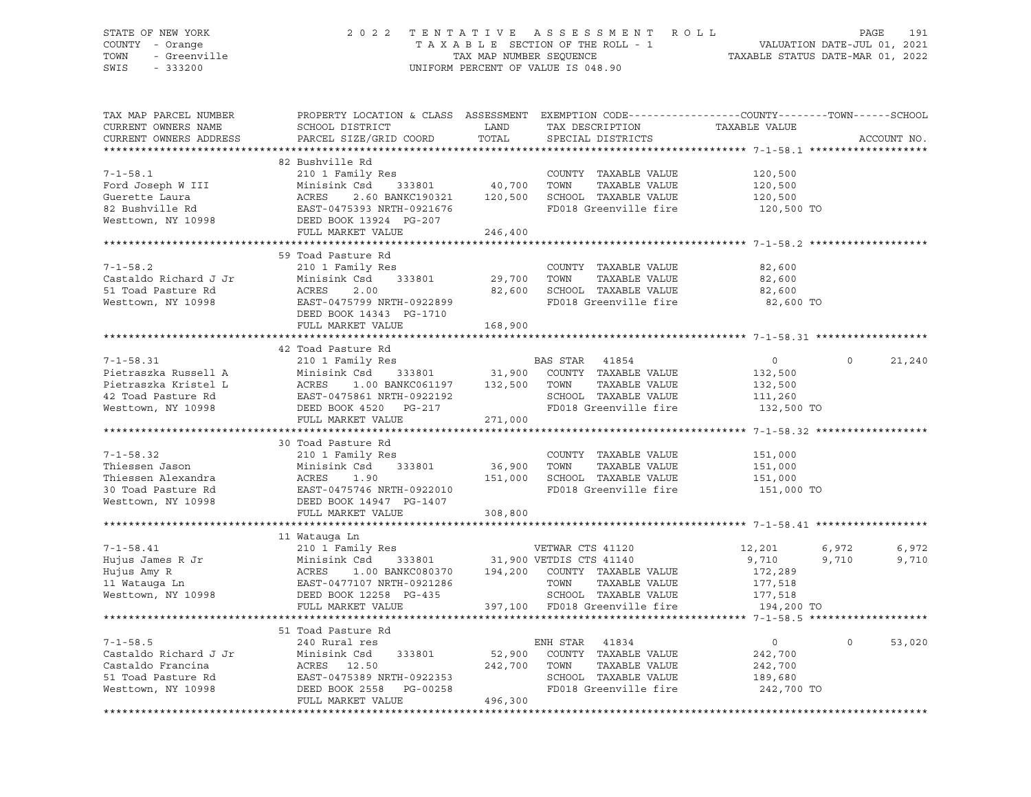STATE OF NEW YORK
COUNTY - Orange
TOWN - Greenville
SWIS - 333200

2022 TENTATIVE ASSESSMENT ROLL
TAXABLE SECTION OF THE ROLL - 1
TAX MAP NUMBER SEQUENCE
UNIFORM PERCENT OF VALUE IS 048.90

VALUATION DATE-JUL 01, 2021
TAXABLE STATUS DATE-MAR 01, 2022

| TAX MAP PARCEL NUMBER / CURRENT OWNERS NAME / CURRENT OWNERS ADDRESS | PROPERTY LOCATION & CLASS / SCHOOL DISTRICT / PARCEL SIZE/GRID COORD | ASSESSMENT LAND / TOTAL | EXEMPTION CODE / TAX DESCRIPTION / SPECIAL DISTRICTS | COUNTY TAXABLE VALUE | TOWN | SCHOOL |
|---|---|---|---|---|---|---|
| **7-1-58.1** | 82 Bushville Rd | | | | | |
| 7-1-58.1 | 210 1 Family Res | | COUNTY TAXABLE VALUE | 120,500 | | |
| Ford Joseph W III | Minisink Csd 333801 | 40,700 | TOWN TAXABLE VALUE | 120,500 | | |
| Guerette Laura | ACRES 2.60 BANKC190321 | 120,500 | SCHOOL TAXABLE VALUE | 120,500 | | |
| 82 Bushville Rd | EAST-0475393 NRTH-0921676 | | FD018 Greenville fire | 120,500 TO | | |
| Westtown, NY 10998 | DEED BOOK 13924 PG-207 | | | | | |
| | FULL MARKET VALUE | 246,400 | | | | |
| **7-1-58.2** | 59 Toad Pasture Rd | | | | | |
| 7-1-58.2 | 210 1 Family Res | | COUNTY TAXABLE VALUE | 82,600 | | |
| Castaldo Richard J Jr | Minisink Csd 333801 | 29,700 | TOWN TAXABLE VALUE | 82,600 | | |
| 51 Toad Pasture Rd | ACRES 2.00 | 82,600 | SCHOOL TAXABLE VALUE | 82,600 | | |
| Westtown, NY 10998 | EAST-0475799 NRTH-0922899 | | FD018 Greenville fire | 82,600 TO | | |
| | DEED BOOK 14343 PG-1710 | | | | | |
| | FULL MARKET VALUE | 168,900 | | | | |
| **7-1-58.31** | 42 Toad Pasture Rd | | | | | |
| 7-1-58.31 | 210 1 Family Res | | BAS STAR 41854 | 0 | 0 | 21,240 |
| Pietraszka Russell A | Minisink Csd 333801 | 31,900 | COUNTY TAXABLE VALUE | 132,500 | | |
| Pietraszka Kristel L | ACRES 1.00 BANKC061197 | 132,500 | TOWN TAXABLE VALUE | 132,500 | | |
| 42 Toad Pasture Rd | EAST-0475861 NRTH-0922192 | | SCHOOL TAXABLE VALUE | 111,260 | | |
| Westtown, NY 10998 | DEED BOOK 4520 PG-217 | | FD018 Greenville fire | 132,500 TO | | |
| | FULL MARKET VALUE | 271,000 | | | | |
| **7-1-58.32** | 30 Toad Pasture Rd | | | | | |
| 7-1-58.32 | 210 1 Family Res | | COUNTY TAXABLE VALUE | 151,000 | | |
| Thiessen Jason | Minisink Csd 333801 | 36,900 | TOWN TAXABLE VALUE | 151,000 | | |
| Thiessen Alexandra | ACRES 1.90 | 151,000 | SCHOOL TAXABLE VALUE | 151,000 | | |
| 30 Toad Pasture Rd | EAST-0475746 NRTH-0922010 | | FD018 Greenville fire | 151,000 TO | | |
| Westtown, NY 10998 | DEED BOOK 14947 PG-1407 | | | | | |
| | FULL MARKET VALUE | 308,800 | | | | |
| **7-1-58.41** | 11 Watauga Ln | | | | | |
| 7-1-58.41 | 210 1 Family Res | | VETWAR CTS 41120 | 12,201 | 6,972 | 6,972 |
| Hujus James R Jr | Minisink Csd 333801 | 31,900 | VETDIS CTS 41140 | 9,710 | 9,710 | 9,710 |
| Hujus Amy R | ACRES 1.00 BANKC080370 | 194,200 | COUNTY TAXABLE VALUE | 172,289 | | |
| 11 Watauga Ln | EAST-0477107 NRTH-0921286 | | TOWN TAXABLE VALUE | 177,518 | | |
| Westtown, NY 10998 | DEED BOOK 12258 PG-435 | | SCHOOL TAXABLE VALUE | 177,518 | | |
| | FULL MARKET VALUE | 397,100 | FD018 Greenville fire | 194,200 TO | | |
| **7-1-58.5** | 51 Toad Pasture Rd | | | | | |
| 7-1-58.5 | 240 Rural res | | ENH STAR 41834 | 0 | 0 | 53,020 |
| Castaldo Richard J Jr | Minisink Csd 333801 | 52,900 | COUNTY TAXABLE VALUE | 242,700 | | |
| Castaldo Francina | ACRES 12.50 | 242,700 | TOWN TAXABLE VALUE | 242,700 | | |
| 51 Toad Pasture Rd | EAST-0475389 NRTH-0922353 | | SCHOOL TAXABLE VALUE | 189,680 | | |
| Westtown, NY 10998 | DEED BOOK 2558 PG-00258 | | FD018 Greenville fire | 242,700 TO | | |
| | FULL MARKET VALUE | 496,300 | | | | |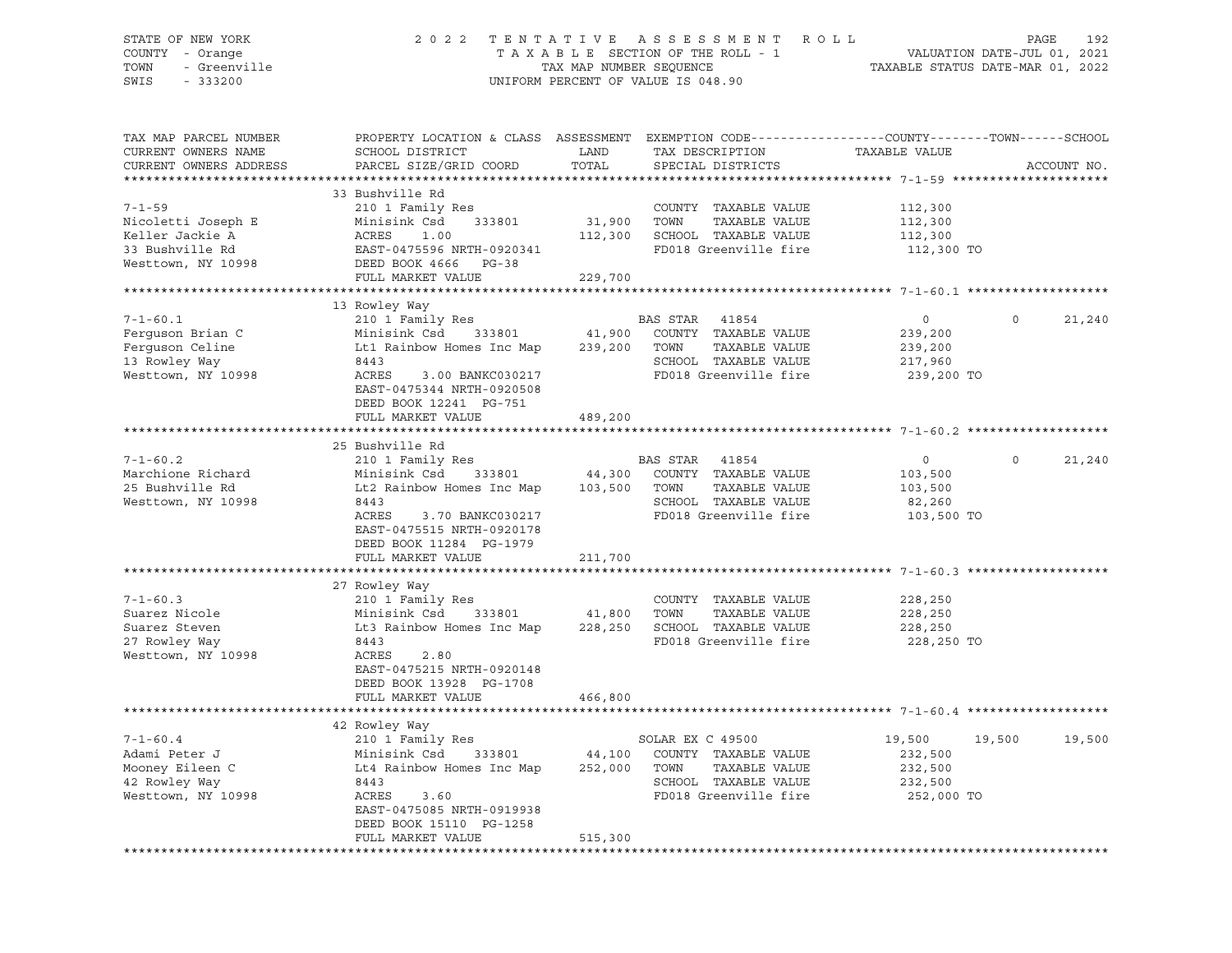STATE OF NEW YORK 2022 TENTATIVE ASSESSMENT ROLL
COUNTY - Orange TAXABLE SECTION OF THE ROLL - 1 VALUATION DATE-JUL 01, 2021
TOWN - Greenville TAX MAP NUMBER SEQUENCE TAXABLE STATUS DATE-MAR 01, 2022
SWIS - 333200 UNIFORM PERCENT OF VALUE IS 048.90

| TAX MAP PARCEL NUMBER / CURRENT OWNERS NAME / CURRENT OWNERS ADDRESS | PROPERTY LOCATION & CLASS / SCHOOL DISTRICT / PARCEL SIZE/GRID COORD | ASSESSMENT LAND / TOTAL | EXEMPTION CODE / TAX DESCRIPTION / SPECIAL DISTRICTS | COUNTY TAXABLE VALUE | TOWN | SCHOOL |
|---|---|---|---|---|---|---|
| **7-1-59** | 33 Bushville Rd | | | | | |
| | 210 1 Family Res | | COUNTY TAXABLE VALUE | 112,300 | | |
| Nicoletti Joseph E | Minisink Csd 333801 | 31,900 | TOWN TAXABLE VALUE | 112,300 | | |
| Keller Jackie A | ACRES 1.00 | 112,300 | SCHOOL TAXABLE VALUE | 112,300 | | |
| 33 Bushville Rd | EAST-0475596 NRTH-0920341 | | FD018 Greenville fire | 112,300 TO | | |
| Westtown, NY 10998 | DEED BOOK 4666 PG-38 | | | | | |
| | FULL MARKET VALUE | 229,700 | | | | |
| **7-1-60.1** | 13 Rowley Way | | | | | |
| | 210 1 Family Res | | BAS STAR 41854 | 0 | 0 | 21,240 |
| Ferguson Brian C | Minisink Csd 333801 | 41,900 | COUNTY TAXABLE VALUE | 239,200 | | |
| Ferguson Celine | Lt1 Rainbow Homes Inc Map | 239,200 | TOWN TAXABLE VALUE | 239,200 | | |
| 13 Rowley Way | 8443 | | SCHOOL TAXABLE VALUE | 217,960 | | |
| Westtown, NY 10998 | ACRES 3.00 BANKC030217 | | FD018 Greenville fire | 239,200 TO | | |
| | EAST-0475344 NRTH-0920508 | | | | | |
| | DEED BOOK 12241 PG-751 | | | | | |
| | FULL MARKET VALUE | 489,200 | | | | |
| **7-1-60.2** | 25 Bushville Rd | | | | | |
| | 210 1 Family Res | | BAS STAR 41854 | 0 | 0 | 21,240 |
| Marchione Richard | Minisink Csd 333801 | 44,300 | COUNTY TAXABLE VALUE | 103,500 | | |
| 25 Bushville Rd | Lt2 Rainbow Homes Inc Map | 103,500 | TOWN TAXABLE VALUE | 103,500 | | |
| Westtown, NY 10998 | 8443 | | SCHOOL TAXABLE VALUE | 82,260 | | |
| | ACRES 3.70 BANKC030217 | | FD018 Greenville fire | 103,500 TO | | |
| | EAST-0475515 NRTH-0920178 | | | | | |
| | DEED BOOK 11284 PG-1979 | | | | | |
| | FULL MARKET VALUE | 211,700 | | | | |
| **7-1-60.3** | 27 Rowley Way | | | | | |
| | 210 1 Family Res | | COUNTY TAXABLE VALUE | 228,250 | | |
| Suarez Nicole | Minisink Csd 333801 | 41,800 | TOWN TAXABLE VALUE | 228,250 | | |
| Suarez Steven | Lt3 Rainbow Homes Inc Map | 228,250 | SCHOOL TAXABLE VALUE | 228,250 | | |
| 27 Rowley Way | 8443 | | FD018 Greenville fire | 228,250 TO | | |
| Westtown, NY 10998 | ACRES 2.80 | | | | | |
| | EAST-0475215 NRTH-0920148 | | | | | |
| | DEED BOOK 13928 PG-1708 | | | | | |
| | FULL MARKET VALUE | 466,800 | | | | |
| **7-1-60.4** | 42 Rowley Way | | | | | |
| | 210 1 Family Res | | SOLAR EX C 49500 | 19,500 | 19,500 | 19,500 |
| Adami Peter J | Minisink Csd 333801 | 44,100 | COUNTY TAXABLE VALUE | 232,500 | | |
| Mooney Eileen C | Lt4 Rainbow Homes Inc Map | 252,000 | TOWN TAXABLE VALUE | 232,500 | | |
| 42 Rowley Way | 8443 | | SCHOOL TAXABLE VALUE | 232,500 | | |
| Westtown, NY 10998 | ACRES 3.60 | | FD018 Greenville fire | 252,000 TO | | |
| | EAST-0475085 NRTH-0919938 | | | | | |
| | DEED BOOK 15110 PG-1258 | | | | | |
| | FULL MARKET VALUE | 515,300 | | | | |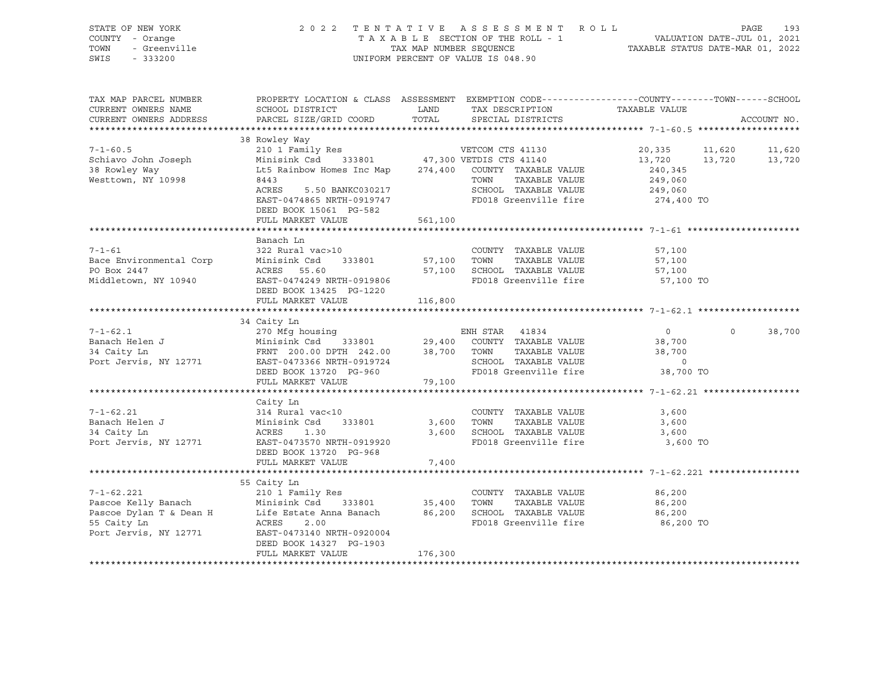STATE OF NEW YORK  
COUNTY - Orange  
TOWN - Greenville  
SWIS - 333200

2022 TENTATIVE ASSESSMENT ROLL  
TAXABLE SECTION OF THE ROLL - 1  
TAX MAP NUMBER SEQUENCE  
UNIFORM PERCENT OF VALUE IS 048.90

VALUATION DATE-JUL 01, 2021  
TAXABLE STATUS DATE-MAR 01, 2022

| TAX MAP PARCEL NUMBER / CURRENT OWNERS NAME / CURRENT OWNERS ADDRESS | PROPERTY LOCATION & CLASS / SCHOOL DISTRICT / PARCEL SIZE/GRID COORD | ASSESSMENT LAND / TOTAL | EXEMPTION CODE / TAX DESCRIPTION / SPECIAL DISTRICTS | COUNTY TAXABLE VALUE | TOWN | SCHOOL |
|---|---|---|---|---|---|---|
| **7-1-60.5** | 38 Rowley Way | | | | | |
| 7-1-60.5 | 210 1 Family Res | | VETCOM CTS 41130 | 20,335 | 11,620 | 11,620 |
| Schiavo John Joseph | Minisink Csd 333801 | 47,300 | VETDIS CTS 41140 | 13,720 | 13,720 | 13,720 |
| 38 Rowley Way | Lt5 Rainbow Homes Inc Map | 274,400 | COUNTY TAXABLE VALUE | 240,345 | | |
| Westtown, NY 10998 | 8443 | | TOWN TAXABLE VALUE | 249,060 | | |
| | ACRES 5.50 BANKC030217 | | SCHOOL TAXABLE VALUE | 249,060 | | |
| | EAST-0474865 NRTH-0919747 | | FD018 Greenville fire | 274,400 TO | | |
| | DEED BOOK 15061 PG-582 | | | | | |
| | FULL MARKET VALUE | 561,100 | | | | |
| **7-1-61** | Banach Ln | | | | | |
| 7-1-61 | 322 Rural vac>10 | | COUNTY TAXABLE VALUE | 57,100 | | |
| Bace Environmental Corp | Minisink Csd 333801 | 57,100 | TOWN TAXABLE VALUE | 57,100 | | |
| PO Box 2447 | ACRES 55.60 | 57,100 | SCHOOL TAXABLE VALUE | 57,100 | | |
| Middletown, NY 10940 | EAST-0474249 NRTH-0919806 | | FD018 Greenville fire | 57,100 TO | | |
| | DEED BOOK 13425 PG-1220 | | | | | |
| | FULL MARKET VALUE | 116,800 | | | | |
| **7-1-62.1** | 34 Caity Ln | | | | | |
| 7-1-62.1 | 270 Mfg housing | | ENH STAR 41834 | 0 | 0 | 38,700 |
| Banach Helen J | Minisink Csd 333801 | 29,400 | COUNTY TAXABLE VALUE | 38,700 | | |
| 34 Caity Ln | FRNT 200.00 DPTH 242.00 | 38,700 | TOWN TAXABLE VALUE | 38,700 | | |
| Port Jervis, NY 12771 | EAST-0473366 NRTH-0919724 | | SCHOOL TAXABLE VALUE | 0 | | |
| | DEED BOOK 13720 PG-960 | | FD018 Greenville fire | 38,700 TO | | |
| | FULL MARKET VALUE | 79,100 | | | | |
| **7-1-62.21** | Caity Ln | | | | | |
| 7-1-62.21 | 314 Rural vac<10 | | COUNTY TAXABLE VALUE | 3,600 | | |
| Banach Helen J | Minisink Csd 333801 | 3,600 | TOWN TAXABLE VALUE | 3,600 | | |
| 34 Caity Ln | ACRES 1.30 | 3,600 | SCHOOL TAXABLE VALUE | 3,600 | | |
| Port Jervis, NY 12771 | EAST-0473570 NRTH-0919920 | | FD018 Greenville fire | 3,600 TO | | |
| | DEED BOOK 13720 PG-968 | | | | | |
| | FULL MARKET VALUE | 7,400 | | | | |
| **7-1-62.221** | 55 Caity Ln | | | | | |
| 7-1-62.221 | 210 1 Family Res | | COUNTY TAXABLE VALUE | 86,200 | | |
| Pascoe Kelly Banach | Minisink Csd 333801 | 35,400 | TOWN TAXABLE VALUE | 86,200 | | |
| Pascoe Dylan T & Dean H | Life Estate Anna Banach | 86,200 | SCHOOL TAXABLE VALUE | 86,200 | | |
| 55 Caity Ln | ACRES 2.00 | | FD018 Greenville fire | 86,200 TO | | |
| Port Jervis, NY 12771 | EAST-0473140 NRTH-0920004 | | | | | |
| | DEED BOOK 14327 PG-1903 | | | | | |
| | FULL MARKET VALUE | 176,300 | | | | |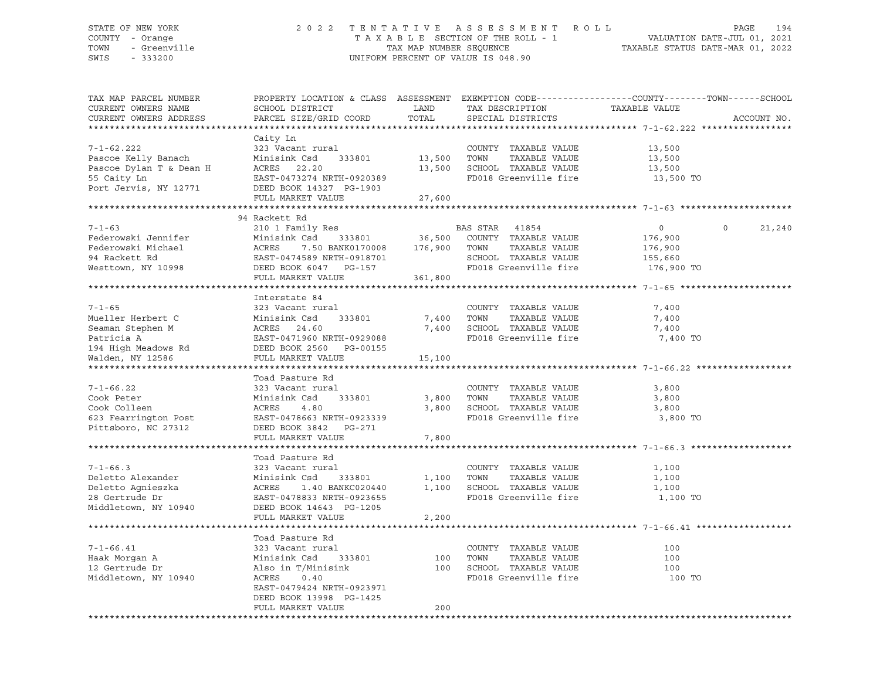STATE OF NEW YORK — 2022 TENTATIVE ASSESSMENT ROLL
COUNTY - Orange — TAXABLE SECTION OF THE ROLL - 1 — VALUATION DATE-JUL 01, 2021
TOWN - Greenville — TAX MAP NUMBER SEQUENCE — TAXABLE STATUS DATE-MAR 01, 2022
SWIS - 333200 — UNIFORM PERCENT OF VALUE IS 048.90

```
TAX MAP PARCEL NUMBER     PROPERTY LOCATION & CLASS  ASSESSMENT  EXEMPTION CODE-----------------COUNTY--------TOWN------SCHOOL
CURRENT OWNERS NAME       SCHOOL DISTRICT               LAND      TAX DESCRIPTION            TAXABLE VALUE
CURRENT OWNERS ADDRESS    PARCEL SIZE/GRID COORD        TOTAL     SPECIAL DISTRICTS                                    ACCOUNT NO.
******************************************************************************************************* 7-1-62.222 *****************
                          Caity Ln
7-1-62.222                323 Vacant rural                        COUNTY  TAXABLE VALUE           13,500
Pascoe Kelly Banach       Minisink Csd    333801        13,500   TOWN    TAXABLE VALUE           13,500
Pascoe Dylan T & Dean H   ACRES  22.20                  13,500   SCHOOL  TAXABLE VALUE           13,500
55 Caity Ln               EAST-0473274 NRTH-0920389               FD018 Greenville fire           13,500 TO
Port Jervis, NY 12771     DEED BOOK 14327  PG-1903
                          FULL MARKET VALUE             27,600
******************************************************************************************************* 7-1-63 *********************
                          94 Rackett Rd
7-1-63                    210 1 Family Res                        BAS STAR  41854                 0            0       21,240
Federowski Jennifer       Minisink Csd    333801        36,500   COUNTY  TAXABLE VALUE          176,900
Federowski Michael        ACRES   7.50 BANK0170008     176,900   TOWN    TAXABLE VALUE          176,900
94 Rackett Rd             EAST-0474589 NRTH-0918701               SCHOOL  TAXABLE VALUE          155,660
Westtown, NY 10998        DEED BOOK 6047   PG-157                 FD018 Greenville fire          176,900 TO
                          FULL MARKET VALUE            361,800
******************************************************************************************************* 7-1-65 *********************
                          Interstate 84
7-1-65                    323 Vacant rural                        COUNTY  TAXABLE VALUE            7,400
Mueller Herbert C         Minisink Csd    333801         7,400   TOWN    TAXABLE VALUE            7,400
Seaman Stephen M          ACRES  24.60                   7,400   SCHOOL  TAXABLE VALUE            7,400
Patricia A                EAST-0471960 NRTH-0929088               FD018 Greenville fire            7,400 TO
194 High Meadows Rd       DEED BOOK 2560   PG-00155
Walden, NY 12586          FULL MARKET VALUE             15,100
******************************************************************************************************* 7-1-66.22 ******************
                          Toad Pasture Rd
7-1-66.22                 323 Vacant rural                        COUNTY  TAXABLE VALUE            3,800
Cook Peter                Minisink Csd    333801         3,800   TOWN    TAXABLE VALUE            3,800
Cook Colleen              ACRES   4.80                   3,800   SCHOOL  TAXABLE VALUE            3,800
623 Fearrington Post      EAST-0478663 NRTH-0923339               FD018 Greenville fire            3,800 TO
Pittsboro, NC 27312       DEED BOOK 3842   PG-271
                          FULL MARKET VALUE              7,800
******************************************************************************************************* 7-1-66.3 *******************
                          Toad Pasture Rd
7-1-66.3                  323 Vacant rural                        COUNTY  TAXABLE VALUE            1,100
Deletto Alexander         Minisink Csd    333801         1,100   TOWN    TAXABLE VALUE            1,100
Deletto Agnieszka         ACRES   1.40 BANKC020440       1,100   SCHOOL  TAXABLE VALUE            1,100
28 Gertrude Dr            EAST-0478833 NRTH-0923655               FD018 Greenville fire            1,100 TO
Middletown, NY 10940      DEED BOOK 14643  PG-1205
                          FULL MARKET VALUE              2,200
******************************************************************************************************* 7-1-66.41 ******************
                          Toad Pasture Rd
7-1-66.41                 323 Vacant rural                        COUNTY  TAXABLE VALUE              100
Haak Morgan A             Minisink Csd    333801           100   TOWN    TAXABLE VALUE              100
12 Gertrude Dr            Also in T/Minisink               100   SCHOOL  TAXABLE VALUE              100
Middletown, NY 10940      ACRES   0.40                            FD018 Greenville fire              100 TO
                          EAST-0479424 NRTH-0923971
                          DEED BOOK 13998  PG-1425
                          FULL MARKET VALUE                200
************************************************************************************************************************************
```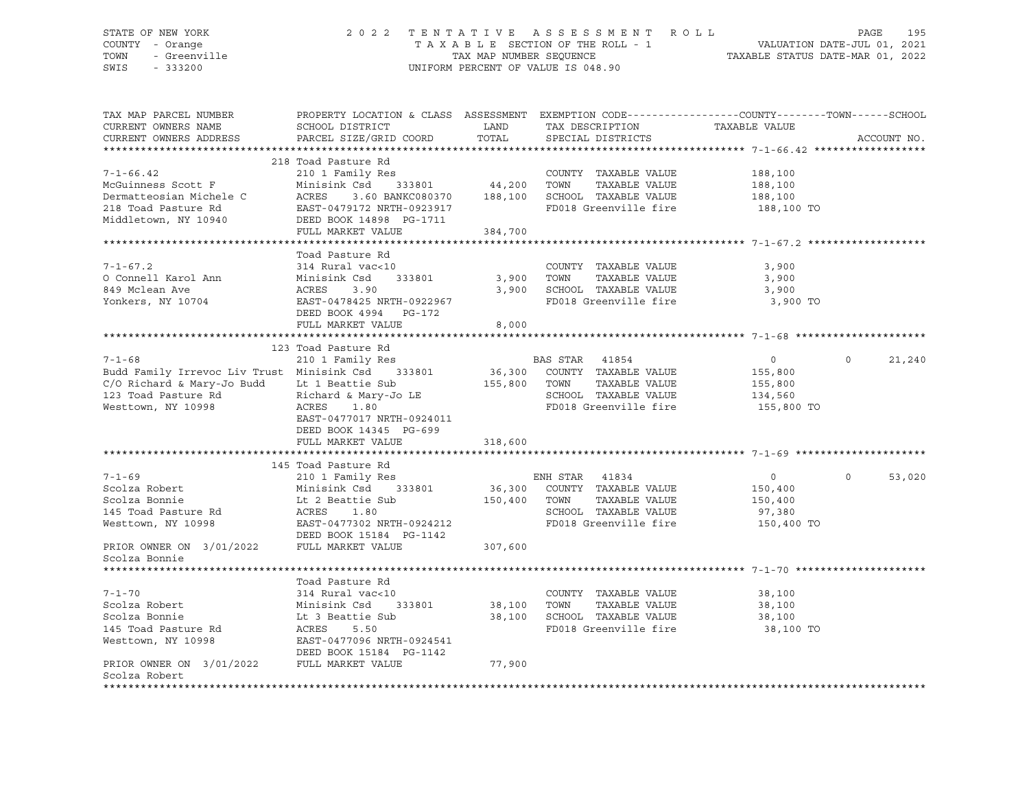STATE OF NEW YORK — COUNTY - Orange — TOWN - Greenville — SWIS - 333200

2022 TENTATIVE ASSESSMENT ROLL
TAXABLE SECTION OF THE ROLL - 1
TAX MAP NUMBER SEQUENCE
UNIFORM PERCENT OF VALUE IS 048.90

VALUATION DATE-JUL 01, 2021
TAXABLE STATUS DATE-MAR 01, 2022

| TAX MAP PARCEL NUMBER / CURRENT OWNERS NAME / CURRENT OWNERS ADDRESS | PROPERTY LOCATION & CLASS / SCHOOL DISTRICT / PARCEL SIZE/GRID COORD | ASSESSMENT LAND | TOTAL | EXEMPTION CODE / TAX DESCRIPTION / SPECIAL DISTRICTS | COUNTY TAXABLE VALUE | TOWN | SCHOOL | ACCOUNT NO. |
|---|---|---|---|---|---|---|---|---|
| **7-1-66.42** | 218 Toad Pasture Rd | | | | | | | |
| 7-1-66.42 | 210 1 Family Res | | | COUNTY TAXABLE VALUE | 188,100 | | | |
| McGuinness Scott F | Minisink Csd 333801 | 44,200 | | TOWN TAXABLE VALUE | 188,100 | | | |
| Dermatteosian Michele C | ACRES 3.60 BANKC080370 | | 188,100 | SCHOOL TAXABLE VALUE | 188,100 | | | |
| 218 Toad Pasture Rd | EAST-0479172 NRTH-0923917 | | | FD018 Greenville fire | 188,100 TO | | | |
| Middletown, NY 10940 | DEED BOOK 14898 PG-1711 | | | | | | | |
| | FULL MARKET VALUE | | 384,700 | | | | | |
| **7-1-67.2** | Toad Pasture Rd | | | | | | | |
| 7-1-67.2 | 314 Rural vac<10 | | | COUNTY TAXABLE VALUE | 3,900 | | | |
| O Connell Karol Ann | Minisink Csd 333801 | 3,900 | | TOWN TAXABLE VALUE | 3,900 | | | |
| 849 Mclean Ave | ACRES 3.90 | | 3,900 | SCHOOL TAXABLE VALUE | 3,900 | | | |
| Yonkers, NY 10704 | EAST-0478425 NRTH-0922967 | | | FD018 Greenville fire | 3,900 TO | | | |
| | DEED BOOK 4994 PG-172 | | | | | | | |
| | FULL MARKET VALUE | | 8,000 | | | | | |
| **7-1-68** | 123 Toad Pasture Rd | | | | | | | |
| 7-1-68 | 210 1 Family Res | | | BAS STAR 41854 | 0 | 0 | 21,240 | |
| Budd Family Irrevoc Liv Trust | Minisink Csd 333801 | 36,300 | | COUNTY TAXABLE VALUE | 155,800 | | | |
| C/O Richard & Mary-Jo Budd | Lt 1 Beattie Sub | | 155,800 | TOWN TAXABLE VALUE | 155,800 | | | |
| 123 Toad Pasture Rd | Richard & Mary-Jo LE | | | SCHOOL TAXABLE VALUE | 134,560 | | | |
| Westtown, NY 10998 | ACRES 1.80 | | | FD018 Greenville fire | 155,800 TO | | | |
| | EAST-0477017 NRTH-0924011 | | | | | | | |
| | DEED BOOK 14345 PG-699 | | | | | | | |
| | FULL MARKET VALUE | | 318,600 | | | | | |
| **7-1-69** | 145 Toad Pasture Rd | | | | | | | |
| 7-1-69 | 210 1 Family Res | | | ENH STAR 41834 | 0 | 0 | 53,020 | |
| Scolza Robert | Minisink Csd 333801 | 36,300 | | COUNTY TAXABLE VALUE | 150,400 | | | |
| Scolza Bonnie | Lt 2 Beattie Sub | | 150,400 | TOWN TAXABLE VALUE | 150,400 | | | |
| 145 Toad Pasture Rd | ACRES 1.80 | | | SCHOOL TAXABLE VALUE | 97,380 | | | |
| Westtown, NY 10998 | EAST-0477302 NRTH-0924212 | | | FD018 Greenville fire | 150,400 TO | | | |
| | DEED BOOK 15184 PG-1142 | | | | | | | |
| PRIOR OWNER ON 3/01/2022 | FULL MARKET VALUE | | 307,600 | | | | | |
| Scolza Bonnie | | | | | | | | |
| **7-1-70** | Toad Pasture Rd | | | | | | | |
| 7-1-70 | 314 Rural vac<10 | | | COUNTY TAXABLE VALUE | 38,100 | | | |
| Scolza Robert | Minisink Csd 333801 | 38,100 | | TOWN TAXABLE VALUE | 38,100 | | | |
| Scolza Bonnie | Lt 3 Beattie Sub | | 38,100 | SCHOOL TAXABLE VALUE | 38,100 | | | |
| 145 Toad Pasture Rd | ACRES 5.50 | | | FD018 Greenville fire | 38,100 TO | | | |
| Westtown, NY 10998 | EAST-0477096 NRTH-0924541 | | | | | | | |
| | DEED BOOK 15184 PG-1142 | | | | | | | |
| PRIOR OWNER ON 3/01/2022 | FULL MARKET VALUE | | 77,900 | | | | | |
| Scolza Robert | | | | | | | | |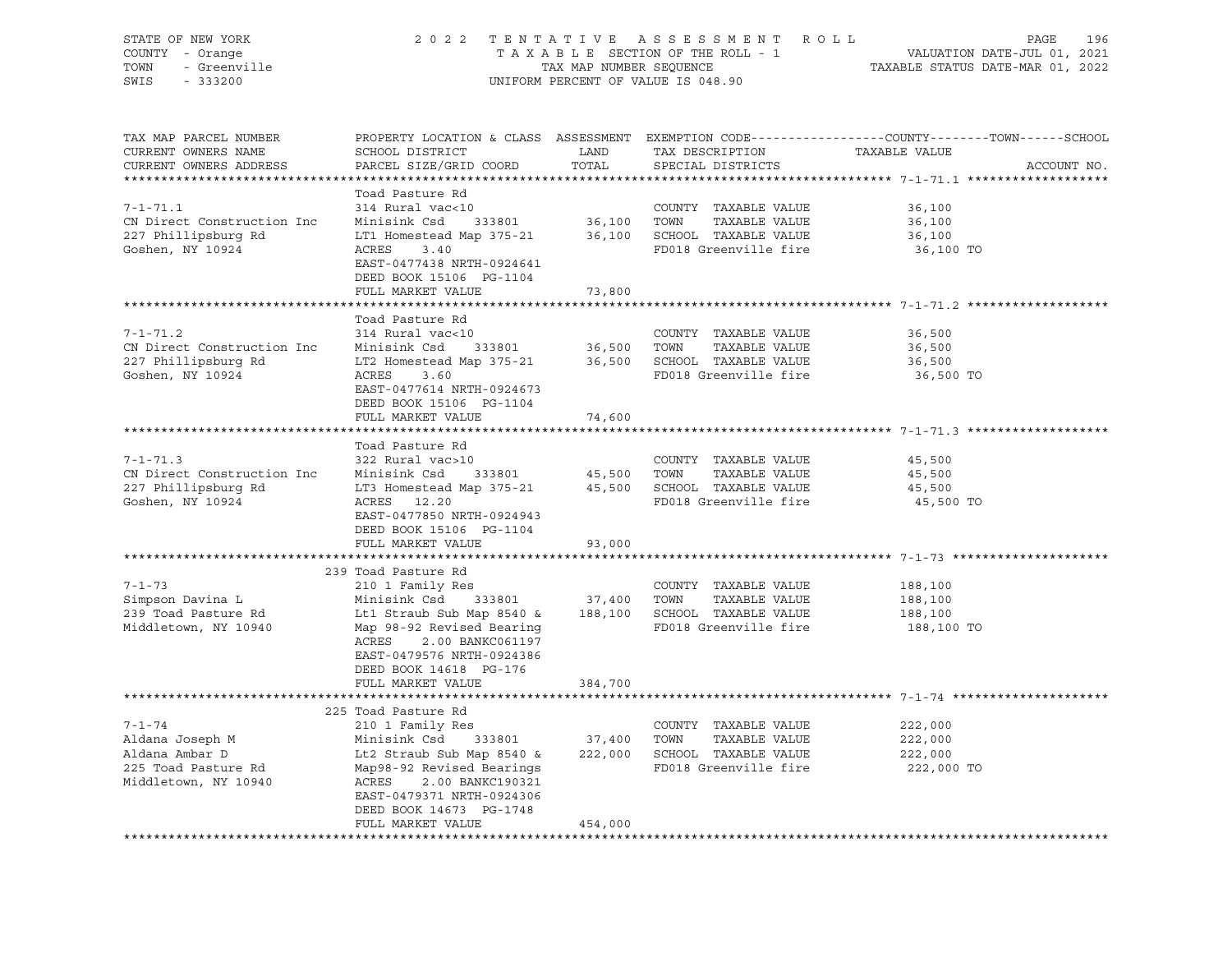STATE OF NEW YORK
COUNTY - Orange
TOWN - Greenville
SWIS - 333200

2 0 2 2 T E N T A T I V E A S S E S S M E N T R O L L
T A X A B L E SECTION OF THE ROLL - 1
TAX MAP NUMBER SEQUENCE
UNIFORM PERCENT OF VALUE IS 048.90

VALUATION DATE-JUL 01, 2021
TAXABLE STATUS DATE-MAR 01, 2022

| TAX MAP PARCEL NUMBER / CURRENT OWNERS NAME / CURRENT OWNERS ADDRESS | PROPERTY LOCATION & CLASS / SCHOOL DISTRICT / PARCEL SIZE/GRID COORD | ASSESSMENT LAND / TOTAL | EXEMPTION CODE / TAX DESCRIPTION / SPECIAL DISTRICTS | TAXABLE VALUE (COUNTY / TOWN / SCHOOL) | ACCOUNT NO. |
|---|---|---|---|---|---|
| **7-1-71.1** | Toad Pasture Rd | | | | |
| 7-1-71.1 | 314 Rural vac<10 | | COUNTY TAXABLE VALUE | 36,100 | |
| CN Direct Construction Inc | Minisink Csd 333801 | 36,100 | TOWN TAXABLE VALUE | 36,100 | |
| 227 Phillipsburg Rd | LT1 Homestead Map 375-21 | 36,100 | SCHOOL TAXABLE VALUE | 36,100 | |
| Goshen, NY 10924 | ACRES 3.40 | | FD018 Greenville fire | 36,100 TO | |
| | EAST-0477438 NRTH-0924641 | | | | |
| | DEED BOOK 15106 PG-1104 | | | | |
| | FULL MARKET VALUE | 73,800 | | | |
| **7-1-71.2** | Toad Pasture Rd | | | | |
| 7-1-71.2 | 314 Rural vac<10 | | COUNTY TAXABLE VALUE | 36,500 | |
| CN Direct Construction Inc | Minisink Csd 333801 | 36,500 | TOWN TAXABLE VALUE | 36,500 | |
| 227 Phillipsburg Rd | LT2 Homestead Map 375-21 | 36,500 | SCHOOL TAXABLE VALUE | 36,500 | |
| Goshen, NY 10924 | ACRES 3.60 | | FD018 Greenville fire | 36,500 TO | |
| | EAST-0477614 NRTH-0924673 | | | | |
| | DEED BOOK 15106 PG-1104 | | | | |
| | FULL MARKET VALUE | 74,600 | | | |
| **7-1-71.3** | Toad Pasture Rd | | | | |
| 7-1-71.3 | 322 Rural vac>10 | | COUNTY TAXABLE VALUE | 45,500 | |
| CN Direct Construction Inc | Minisink Csd 333801 | 45,500 | TOWN TAXABLE VALUE | 45,500 | |
| 227 Phillipsburg Rd | LT3 Homestead Map 375-21 | 45,500 | SCHOOL TAXABLE VALUE | 45,500 | |
| Goshen, NY 10924 | ACRES 12.20 | | FD018 Greenville fire | 45,500 TO | |
| | EAST-0477850 NRTH-0924943 | | | | |
| | DEED BOOK 15106 PG-1104 | | | | |
| | FULL MARKET VALUE | 93,000 | | | |
| **7-1-73** | 239 Toad Pasture Rd | | | | |
| 7-1-73 | 210 1 Family Res | | COUNTY TAXABLE VALUE | 188,100 | |
| Simpson Davina L | Minisink Csd 333801 | 37,400 | TOWN TAXABLE VALUE | 188,100 | |
| 239 Toad Pasture Rd | Lt1 Straub Sub Map 8540 & | 188,100 | SCHOOL TAXABLE VALUE | 188,100 | |
| Middletown, NY 10940 | Map 98-92 Revised Bearing | | FD018 Greenville fire | 188,100 TO | |
| | ACRES 2.00 BANKC061197 | | | | |
| | EAST-0479576 NRTH-0924386 | | | | |
| | DEED BOOK 14618 PG-176 | | | | |
| | FULL MARKET VALUE | 384,700 | | | |
| **7-1-74** | 225 Toad Pasture Rd | | | | |
| 7-1-74 | 210 1 Family Res | | COUNTY TAXABLE VALUE | 222,000 | |
| Aldana Joseph M | Minisink Csd 333801 | 37,400 | TOWN TAXABLE VALUE | 222,000 | |
| Aldana Ambar D | Lt2 Straub Sub Map 8540 & | 222,000 | SCHOOL TAXABLE VALUE | 222,000 | |
| 225 Toad Pasture Rd | Map98-92 Revised Bearings | | FD018 Greenville fire | 222,000 TO | |
| Middletown, NY 10940 | ACRES 2.00 BANKC190321 | | | | |
| | EAST-0479371 NRTH-0924306 | | | | |
| | DEED BOOK 14673 PG-1748 | | | | |
| | FULL MARKET VALUE | 454,000 | | | |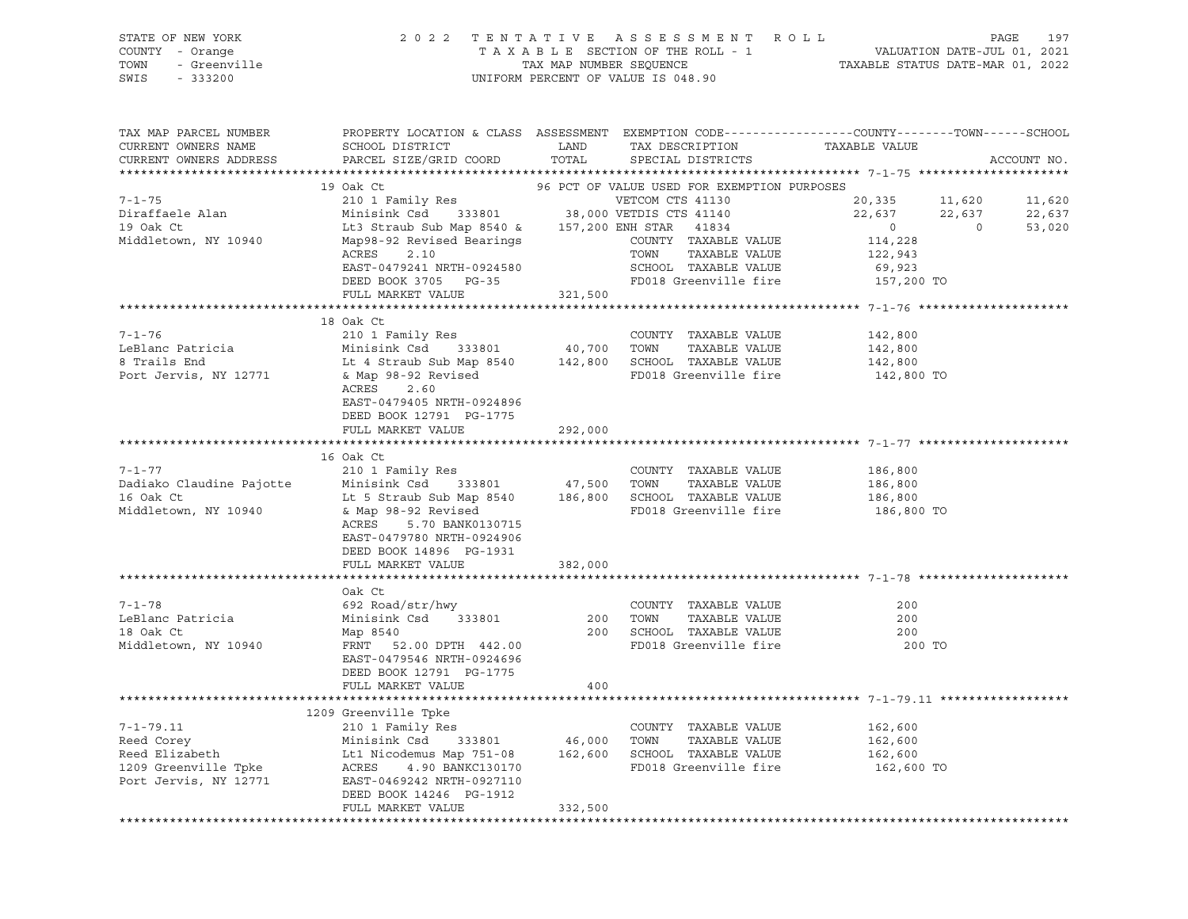STATE OF NEW YORK
COUNTY - Orange
TOWN - Greenville
SWIS - 333200

2 0 2 2 T E N T A T I V E A S S E S S M E N T R O L L
T A X A B L E SECTION OF THE ROLL - 1
TAX MAP NUMBER SEQUENCE
UNIFORM PERCENT OF VALUE IS 048.90

VALUATION DATE-JUL 01, 2021
TAXABLE STATUS DATE-MAR 01, 2022

| TAX MAP PARCEL NUMBER / CURRENT OWNERS NAME / CURRENT OWNERS ADDRESS | PROPERTY LOCATION & CLASS / SCHOOL DISTRICT / PARCEL SIZE/GRID COORD | ASSESSMENT LAND / TOTAL | EXEMPTION CODE / TAX DESCRIPTION / SPECIAL DISTRICTS | COUNTY TAXABLE VALUE | TOWN | SCHOOL | ACCOUNT NO. |
|---|---|---|---|---|---|---|---|
| **7-1-75** | 19 Oak Ct | | 96 PCT OF VALUE USED FOR EXEMPTION PURPOSES | | | | |
| Diraffaele Alan | 210 1 Family Res | | VETCOM CTS 41130 | 20,335 | 11,620 | 11,620 | |
| 19 Oak Ct | Minisink Csd 333801 | 38,000 | VETDIS CTS 41140 | 22,637 | 22,637 | 22,637 | |
| Middletown, NY 10940 | Lt3 Straub Sub Map 8540 & | 157,200 | ENH STAR 41834 | 0 | 0 | 53,020 | |
| | Map98-92 Revised Bearings | | COUNTY TAXABLE VALUE | 114,228 | | | |
| | ACRES 2.10 | | TOWN TAXABLE VALUE | 122,943 | | | |
| | EAST-0479241 NRTH-0924580 | | SCHOOL TAXABLE VALUE | 69,923 | | | |
| | DEED BOOK 3705 PG-35 | | FD018 Greenville fire | 157,200 TO | | | |
| | FULL MARKET VALUE | 321,500 | | | | | |
| **7-1-76** | 18 Oak Ct | | | | | | |
| LeBlanc Patricia | 210 1 Family Res | | COUNTY TAXABLE VALUE | 142,800 | | | |
| 8 Trails End | Minisink Csd 333801 | 40,700 | TOWN TAXABLE VALUE | 142,800 | | | |
| Port Jervis, NY 12771 | Lt 4 Straub Sub Map 8540 | 142,800 | SCHOOL TAXABLE VALUE | 142,800 | | | |
| | & Map 98-92 Revised | | FD018 Greenville fire | 142,800 TO | | | |
| | ACRES 2.60 | | | | | | |
| | EAST-0479405 NRTH-0924896 | | | | | | |
| | DEED BOOK 12791 PG-1775 | | | | | | |
| | FULL MARKET VALUE | 292,000 | | | | | |
| **7-1-77** | 16 Oak Ct | | | | | | |
| Dadiako Claudine Pajotte | 210 1 Family Res | | COUNTY TAXABLE VALUE | 186,800 | | | |
| 16 Oak Ct | Minisink Csd 333801 | 47,500 | TOWN TAXABLE VALUE | 186,800 | | | |
| Middletown, NY 10940 | Lt 5 Straub Sub Map 8540 | 186,800 | SCHOOL TAXABLE VALUE | 186,800 | | | |
| | & Map 98-92 Revised | | FD018 Greenville fire | 186,800 TO | | | |
| | ACRES 5.70 BANK0130715 | | | | | | |
| | EAST-0479780 NRTH-0924906 | | | | | | |
| | DEED BOOK 14896 PG-1931 | | | | | | |
| | FULL MARKET VALUE | 382,000 | | | | | |
| **7-1-78** | Oak Ct | | | | | | |
| LeBlanc Patricia | 692 Road/str/hwy | | COUNTY TAXABLE VALUE | 200 | | | |
| 18 Oak Ct | Minisink Csd 333801 | 200 | TOWN TAXABLE VALUE | 200 | | | |
| Middletown, NY 10940 | Map 8540 | 200 | SCHOOL TAXABLE VALUE | 200 | | | |
| | FRNT 52.00 DPTH 442.00 | | FD018 Greenville fire | 200 TO | | | |
| | EAST-0479546 NRTH-0924696 | | | | | | |
| | DEED BOOK 12791 PG-1775 | | | | | | |
| | FULL MARKET VALUE | 400 | | | | | |
| **7-1-79.11** | 1209 Greenville Tpke | | | | | | |
| Reed Corey | 210 1 Family Res | | COUNTY TAXABLE VALUE | 162,600 | | | |
| Reed Elizabeth | Minisink Csd 333801 | 46,000 | TOWN TAXABLE VALUE | 162,600 | | | |
| 1209 Greenville Tpke | Lt1 Nicodemus Map 751-08 | 162,600 | SCHOOL TAXABLE VALUE | 162,600 | | | |
| Port Jervis, NY 12771 | ACRES 4.90 BANKC130170 | | FD018 Greenville fire | 162,600 TO | | | |
| | EAST-0469242 NRTH-0927110 | | | | | | |
| | DEED BOOK 14246 PG-1912 | | | | | | |
| | FULL MARKET VALUE | 332,500 | | | | | |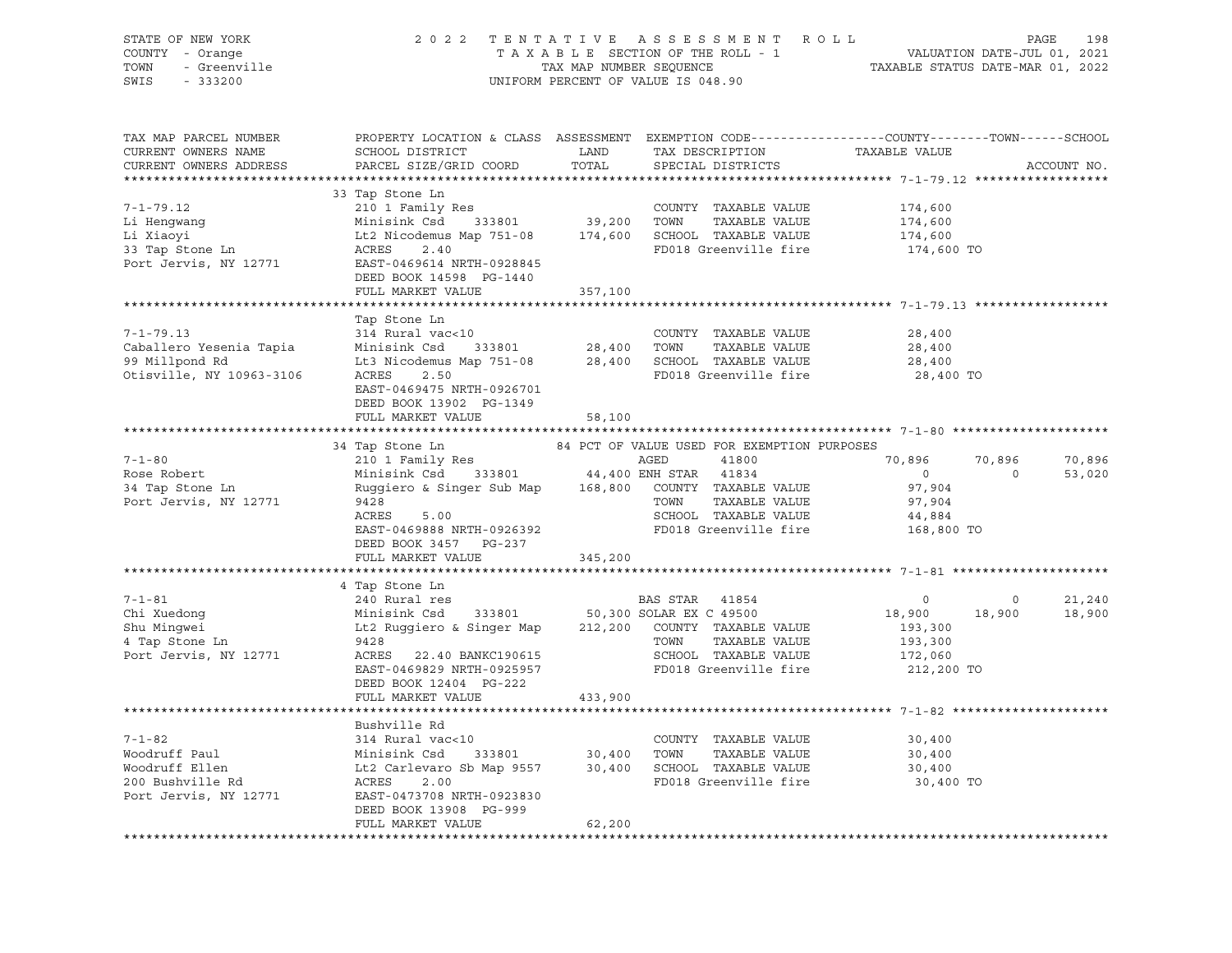STATE OF NEW YORK — COUNTY - Orange — TOWN - Greenville — SWIS - 333200

2 0 2 2 T E N T A T I V E A S S E S S M E N T R O L L
T A X A B L E SECTION OF THE ROLL - 1
TAX MAP NUMBER SEQUENCE
UNIFORM PERCENT OF VALUE IS 048.90

VALUATION DATE-JUL 01, 2021
TAXABLE STATUS DATE-MAR 01, 2022

| TAX MAP PARCEL NUMBER / CURRENT OWNERS NAME / CURRENT OWNERS ADDRESS | PROPERTY LOCATION & CLASS / SCHOOL DISTRICT / PARCEL SIZE/GRID COORD | ASSESSMENT LAND / TOTAL | EXEMPTION CODE / TAX DESCRIPTION / SPECIAL DISTRICTS | COUNTY | TOWN | SCHOOL |
|---|---|---|---|---|---|---|
| **7-1-79.12** | 33 Tap Stone Ln | | | | | |
| | 210 1 Family Res | | COUNTY TAXABLE VALUE | 174,600 | | |
| Li Hengwang | Minisink Csd 333801 | 39,200 | TOWN TAXABLE VALUE | | 174,600 | |
| Li Xiaoyi | Lt2 Nicodemus Map 751-08 | 174,600 | SCHOOL TAXABLE VALUE | | | 174,600 |
| 33 Tap Stone Ln | ACRES 2.40 | | FD018 Greenville fire | 174,600 TO | | |
| Port Jervis, NY 12771 | EAST-0469614 NRTH-0928845 | | | | | |
| | DEED BOOK 14598 PG-1440 | | | | | |
| | FULL MARKET VALUE | 357,100 | | | | |
| **7-1-79.13** | Tap Stone Ln | | | | | |
| | 314 Rural vac<10 | | COUNTY TAXABLE VALUE | 28,400 | | |
| Caballero Yesenia Tapia | Minisink Csd 333801 | 28,400 | TOWN TAXABLE VALUE | | 28,400 | |
| 99 Millpond Rd | Lt3 Nicodemus Map 751-08 | 28,400 | SCHOOL TAXABLE VALUE | | | 28,400 |
| Otisville, NY 10963-3106 | ACRES 2.50 | | FD018 Greenville fire | 28,400 TO | | |
| | EAST-0469475 NRTH-0926701 | | | | | |
| | DEED BOOK 13902 PG-1349 | | | | | |
| | FULL MARKET VALUE | 58,100 | | | | |
| **7-1-80** | 34 Tap Stone Ln | | 84 PCT OF VALUE USED FOR EXEMPTION PURPOSES | | | |
| | 210 1 Family Res | | AGED 41800 | 70,896 | 70,896 | 70,896 |
| Rose Robert | Minisink Csd 333801 | 44,400 | ENH STAR 41834 | 0 | 0 | 53,020 |
| 34 Tap Stone Ln | Ruggiero & Singer Sub Map | 168,800 | COUNTY TAXABLE VALUE | 97,904 | | |
| Port Jervis, NY 12771 | 9428 | | TOWN TAXABLE VALUE | | 97,904 | |
| | ACRES 5.00 | | SCHOOL TAXABLE VALUE | | | 44,884 |
| | EAST-0469888 NRTH-0926392 | | FD018 Greenville fire | 168,800 TO | | |
| | DEED BOOK 3457 PG-237 | | | | | |
| | FULL MARKET VALUE | 345,200 | | | | |
| **7-1-81** | 4 Tap Stone Ln | | | | | |
| | 240 Rural res | | BAS STAR 41854 | 0 | 0 | 21,240 |
| Chi Xuedong | Minisink Csd 333801 | 50,300 | SOLAR EX C 49500 | 18,900 | 18,900 | 18,900 |
| Shu Mingwei | Lt2 Ruggiero & Singer Map | 212,200 | COUNTY TAXABLE VALUE | 193,300 | | |
| 4 Tap Stone Ln | 9428 | | TOWN TAXABLE VALUE | | 193,300 | |
| Port Jervis, NY 12771 | ACRES 22.40 BANKC190615 | | SCHOOL TAXABLE VALUE | | | 172,060 |
| | EAST-0469829 NRTH-0925957 | | FD018 Greenville fire | 212,200 TO | | |
| | DEED BOOK 12404 PG-222 | | | | | |
| | FULL MARKET VALUE | 433,900 | | | | |
| **7-1-82** | Bushville Rd | | | | | |
| | 314 Rural vac<10 | | COUNTY TAXABLE VALUE | 30,400 | | |
| Woodruff Paul | Minisink Csd 333801 | 30,400 | TOWN TAXABLE VALUE | | 30,400 | |
| Woodruff Ellen | Lt2 Carlevaro Sb Map 9557 | 30,400 | SCHOOL TAXABLE VALUE | | | 30,400 |
| 200 Bushville Rd | ACRES 2.00 | | FD018 Greenville fire | 30,400 TO | | |
| Port Jervis, NY 12771 | EAST-0473708 NRTH-0923830 | | | | | |
| | DEED BOOK 13908 PG-999 | | | | | |
| | FULL MARKET VALUE | 62,200 | | | | |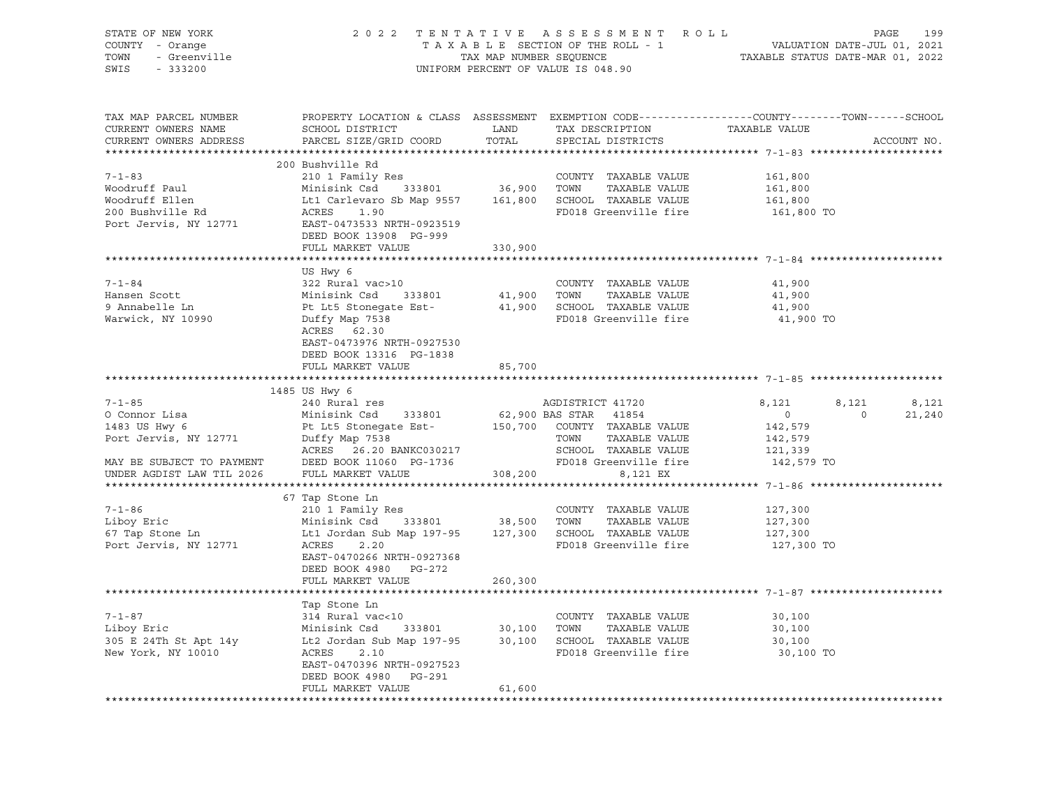STATE OF NEW YORK
COUNTY - Orange
TOWN - Greenville
SWIS - 333200

2022 TENTATIVE ASSESSMENT ROLL
TAXABLE SECTION OF THE ROLL - 1
TAX MAP NUMBER SEQUENCE
UNIFORM PERCENT OF VALUE IS 048.90

VALUATION DATE-JUL 01, 2021
TAXABLE STATUS DATE-MAR 01, 2022

| TAX MAP PARCEL NUMBER / CURRENT OWNERS NAME / CURRENT OWNERS ADDRESS | PROPERTY LOCATION & CLASS / SCHOOL DISTRICT / PARCEL SIZE/GRID COORD | ASSESSMENT LAND | TOTAL | EXEMPTION CODE / TAX DESCRIPTION / SPECIAL DISTRICTS | COUNTY | TOWN | SCHOOL | ACCOUNT NO. |
|---|---|---|---|---|---|---|---|---|
| **7-1-83** | 200 Bushville Rd | | | | | | | |
| Woodruff Paul | 210 1 Family Res | | | COUNTY TAXABLE VALUE | 161,800 | | | |
| Woodruff Ellen | Minisink Csd 333801 | 36,900 | | TOWN TAXABLE VALUE | | 161,800 | | |
| 200 Bushville Rd | Lt1 Carlevaro Sb Map 9557 | | 161,800 | SCHOOL TAXABLE VALUE | | | 161,800 | |
| Port Jervis, NY 12771 | ACRES 1.90 | | | FD018 Greenville fire | 161,800 TO | | | |
| | EAST-0473533 NRTH-0923519 | | | | | | | |
| | DEED BOOK 13908 PG-999 | | | | | | | |
| | FULL MARKET VALUE | 330,900 | | | | | | |
| **7-1-84** | US Hwy 6 | | | | | | | |
| Hansen Scott | 322 Rural vac>10 | | | COUNTY TAXABLE VALUE | 41,900 | | | |
| 9 Annabelle Ln | Minisink Csd 333801 | 41,900 | | TOWN TAXABLE VALUE | | 41,900 | | |
| Warwick, NY 10990 | Pt Lt5 Stonegate Est- | | 41,900 | SCHOOL TAXABLE VALUE | | | 41,900 | |
| | Duffy Map 7538 | | | FD018 Greenville fire | 41,900 TO | | | |
| | ACRES 62.30 | | | | | | | |
| | EAST-0473976 NRTH-0927530 | | | | | | | |
| | DEED BOOK 13316 PG-1838 | | | | | | | |
| | FULL MARKET VALUE | 85,700 | | | | | | |
| **7-1-85** | 1485 US Hwy 6 | | | | | | | |
| O Connor Lisa | 240 Rural res | | | AGDISTRICT 41720 | 8,121 | 8,121 | 8,121 | |
| 1483 US Hwy 6 | Minisink Csd 333801 | 62,900 | | BAS STAR 41854 | 0 | 0 | 21,240 | |
| Port Jervis, NY 12771 | Pt Lt5 Stonegate Est- | | 150,700 | COUNTY TAXABLE VALUE | 142,579 | | | |
| | Duffy Map 7538 | | | TOWN TAXABLE VALUE | | 142,579 | | |
| | ACRES 26.20 BANKC030217 | | | SCHOOL TAXABLE VALUE | | | 121,339 | |
| MAY BE SUBJECT TO PAYMENT | DEED BOOK 11060 PG-1736 | | | FD018 Greenville fire | 142,579 TO | | | |
| UNDER AGDIST LAW TIL 2026 | FULL MARKET VALUE | 308,200 | | 8,121 EX | | | | |
| **7-1-86** | 67 Tap Stone Ln | | | | | | | |
| Liboy Eric | 210 1 Family Res | | | COUNTY TAXABLE VALUE | 127,300 | | | |
| 67 Tap Stone Ln | Minisink Csd 333801 | 38,500 | | TOWN TAXABLE VALUE | | 127,300 | | |
| Port Jervis, NY 12771 | Lt1 Jordan Sub Map 197-95 | | 127,300 | SCHOOL TAXABLE VALUE | | | 127,300 | |
| | ACRES 2.20 | | | FD018 Greenville fire | 127,300 TO | | | |
| | EAST-0470266 NRTH-0927368 | | | | | | | |
| | DEED BOOK 4980 PG-272 | | | | | | | |
| | FULL MARKET VALUE | 260,300 | | | | | | |
| **7-1-87** | Tap Stone Ln | | | | | | | |
| Liboy Eric | 314 Rural vac<10 | | | COUNTY TAXABLE VALUE | 30,100 | | | |
| 305 E 24Th St Apt 14y | Minisink Csd 333801 | 30,100 | | TOWN TAXABLE VALUE | | 30,100 | | |
| New York, NY 10010 | Lt2 Jordan Sub Map 197-95 | | 30,100 | SCHOOL TAXABLE VALUE | | | 30,100 | |
| | ACRES 2.10 | | | FD018 Greenville fire | 30,100 TO | | | |
| | EAST-0470396 NRTH-0927523 | | | | | | | |
| | DEED BOOK 4980 PG-291 | | | | | | | |
| | FULL MARKET VALUE | 61,600 | | | | | | |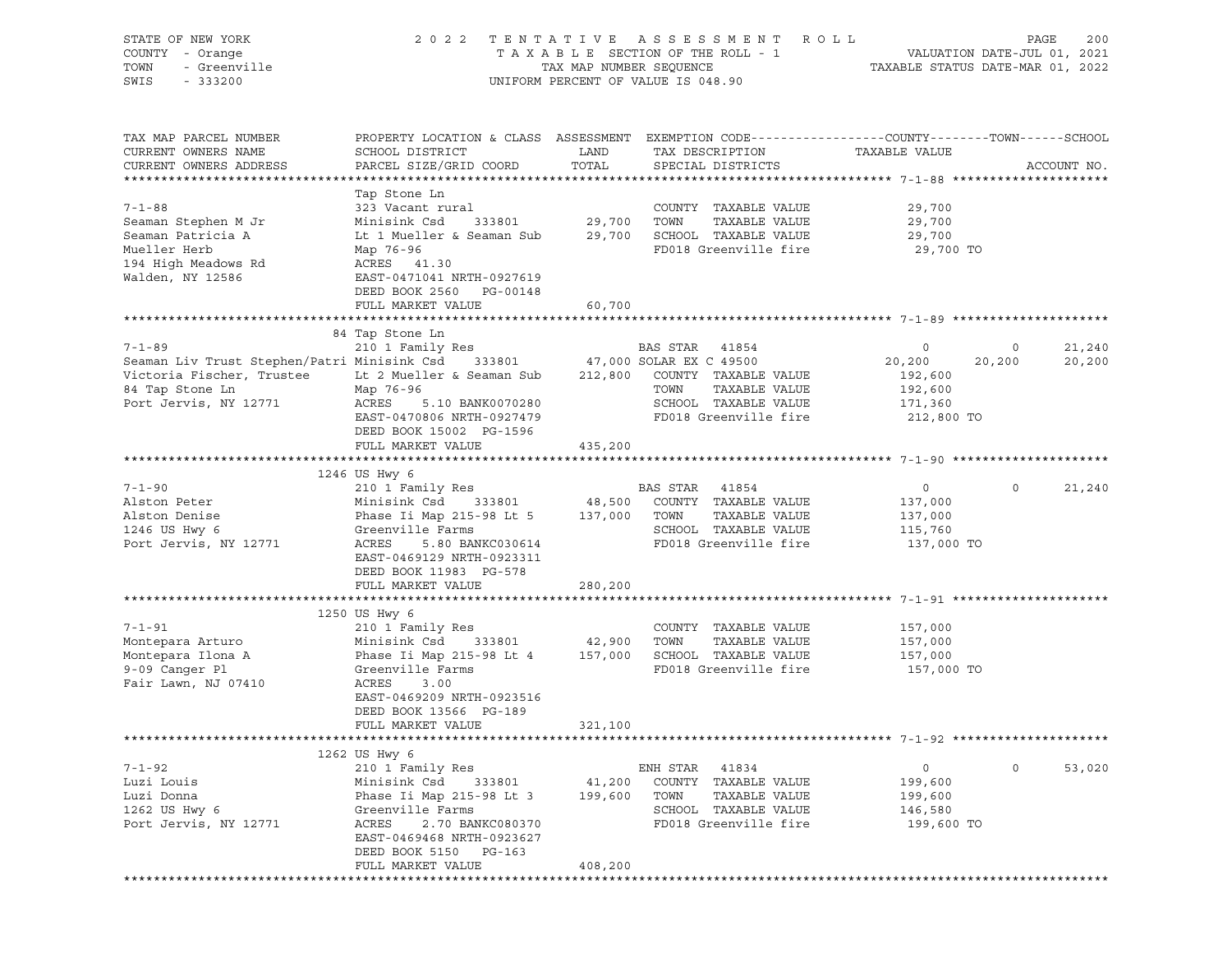STATE OF NEW YORK — 2022 TENTATIVE ASSESSMENT ROLL — PAGE 200
COUNTY - Orange — TAXABLE SECTION OF THE ROLL - 1 — VALUATION DATE-JUL 01, 2021
TOWN - Greenville — TAX MAP NUMBER SEQUENCE — TAXABLE STATUS DATE-MAR 01, 2022
SWIS - 333200 — UNIFORM PERCENT OF VALUE IS 048.90

| TAX MAP PARCEL NUMBER / CURRENT OWNERS NAME / CURRENT OWNERS ADDRESS | PROPERTY LOCATION & CLASS / SCHOOL DISTRICT / PARCEL SIZE/GRID COORD | ASSESSMENT LAND | TOTAL | EXEMPTION CODE / TAX DESCRIPTION / SPECIAL DISTRICTS | COUNTY TAXABLE VALUE | TOWN | SCHOOL |
|---|---|---|---|---|---|---|---|
| **7-1-88** | Tap Stone Ln | | | | | | |
| | 323 Vacant rural | | | COUNTY TAXABLE VALUE | 29,700 | | |
| Seaman Stephen M Jr | Minisink Csd 333801 | 29,700 | | TOWN TAXABLE VALUE | 29,700 | | |
| Seaman Patricia A | Lt 1 Mueller & Seaman Sub | | 29,700 | SCHOOL TAXABLE VALUE | 29,700 | | |
| Mueller Herb | Map 76-96 | | | FD018 Greenville fire | 29,700 TO | | |
| 194 High Meadows Rd | ACRES 41.30 | | | | | | |
| Walden, NY 12586 | EAST-0471041 NRTH-0927619 | | | | | | |
| | DEED BOOK 2560 PG-00148 | | | | | | |
| | FULL MARKET VALUE | | 60,700 | | | | |
| **7-1-89** | 84 Tap Stone Ln | | | | | | |
| | 210 1 Family Res | | | BAS STAR 41854 | 0 | 0 | 21,240 |
| Seaman Liv Trust Stephen/Patri | Minisink Csd 333801 | 47,000 | | SOLAR EX C 49500 | 20,200 | 20,200 | 20,200 |
| Victoria Fischer, Trustee | Lt 2 Mueller & Seaman Sub | | 212,800 | COUNTY TAXABLE VALUE | 192,600 | | |
| 84 Tap Stone Ln | Map 76-96 | | | TOWN TAXABLE VALUE | 192,600 | | |
| Port Jervis, NY 12771 | ACRES 5.10 BANK0070280 | | | SCHOOL TAXABLE VALUE | 171,360 | | |
| | EAST-0470806 NRTH-0927479 | | | FD018 Greenville fire | 212,800 TO | | |
| | DEED BOOK 15002 PG-1596 | | | | | | |
| | FULL MARKET VALUE | | 435,200 | | | | |
| **7-1-90** | 1246 US Hwy 6 | | | | | | |
| | 210 1 Family Res | | | BAS STAR 41854 | 0 | 0 | 21,240 |
| Alston Peter | Minisink Csd 333801 | 48,500 | | COUNTY TAXABLE VALUE | 137,000 | | |
| Alston Denise | Phase Ii Map 215-98 Lt 5 | | 137,000 | TOWN TAXABLE VALUE | 137,000 | | |
| 1246 US Hwy 6 | Greenville Farms | | | SCHOOL TAXABLE VALUE | 115,760 | | |
| Port Jervis, NY 12771 | ACRES 5.80 BANKC030614 | | | FD018 Greenville fire | 137,000 TO | | |
| | EAST-0469129 NRTH-0923311 | | | | | | |
| | DEED BOOK 11983 PG-578 | | | | | | |
| | FULL MARKET VALUE | | 280,200 | | | | |
| **7-1-91** | 1250 US Hwy 6 | | | | | | |
| | 210 1 Family Res | | | COUNTY TAXABLE VALUE | 157,000 | | |
| Montepara Arturo | Minisink Csd 333801 | 42,900 | | TOWN TAXABLE VALUE | 157,000 | | |
| Montepara Ilona A | Phase Ii Map 215-98 Lt 4 | | 157,000 | SCHOOL TAXABLE VALUE | 157,000 | | |
| 9-09 Canger Pl | Greenville Farms | | | FD018 Greenville fire | 157,000 TO | | |
| Fair Lawn, NJ 07410 | ACRES 3.00 | | | | | | |
| | EAST-0469209 NRTH-0923516 | | | | | | |
| | DEED BOOK 13566 PG-189 | | | | | | |
| | FULL MARKET VALUE | | 321,100 | | | | |
| **7-1-92** | 1262 US Hwy 6 | | | | | | |
| | 210 1 Family Res | | | ENH STAR 41834 | 0 | 0 | 53,020 |
| Luzi Louis | Minisink Csd 333801 | 41,200 | | COUNTY TAXABLE VALUE | 199,600 | | |
| Luzi Donna | Phase Ii Map 215-98 Lt 3 | | 199,600 | TOWN TAXABLE VALUE | 199,600 | | |
| 1262 US Hwy 6 | Greenville Farms | | | SCHOOL TAXABLE VALUE | 146,580 | | |
| Port Jervis, NY 12771 | ACRES 2.70 BANKC080370 | | | FD018 Greenville fire | 199,600 TO | | |
| | EAST-0469468 NRTH-0923627 | | | | | | |
| | DEED BOOK 5150 PG-163 | | | | | | |
| | FULL MARKET VALUE | | 408,200 | | | | |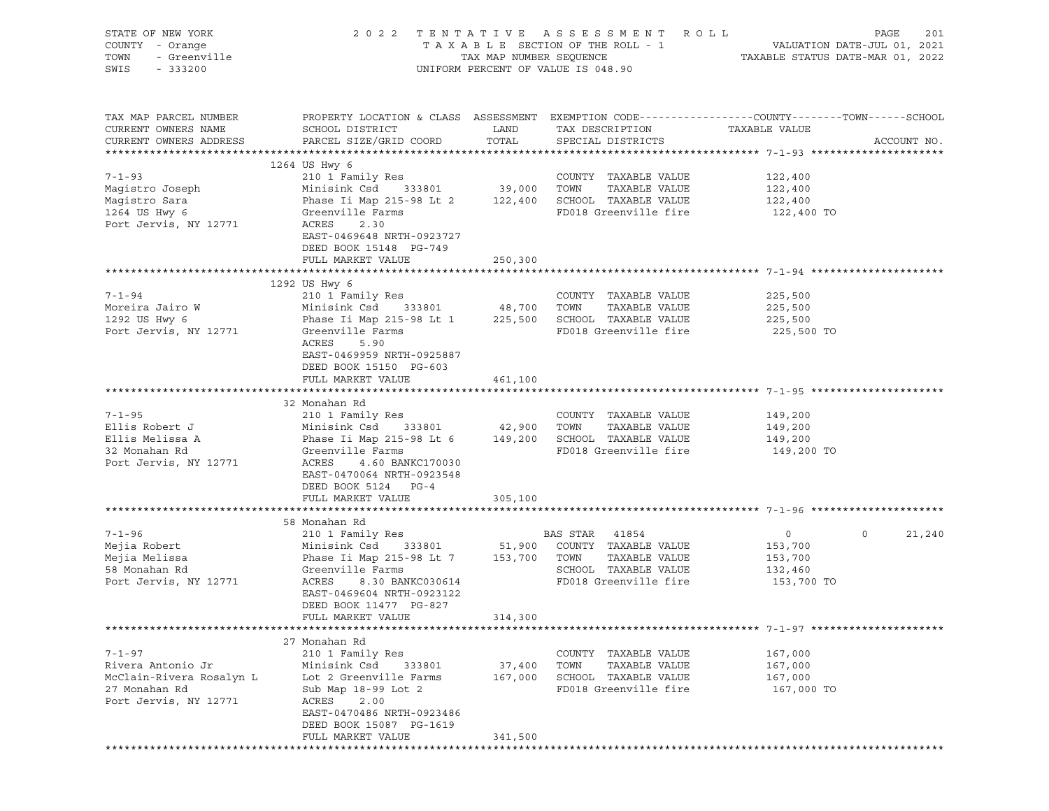STATE OF NEW YORK — 2022 TENTATIVE ASSESSMENT ROLL
COUNTY - Orange — TAXABLE SECTION OF THE ROLL - 1 — VALUATION DATE-JUL 01, 2021
TOWN - Greenville — TAX MAP NUMBER SEQUENCE — TAXABLE STATUS DATE-MAR 01, 2022
SWIS - 333200 — UNIFORM PERCENT OF VALUE IS 048.90

| TAX MAP PARCEL NUMBER / CURRENT OWNERS NAME / CURRENT OWNERS ADDRESS | PROPERTY LOCATION & CLASS / SCHOOL DISTRICT / PARCEL SIZE/GRID COORD | ASSESSMENT LAND | TOTAL | EXEMPTION CODE / TAX DESCRIPTION / SPECIAL DISTRICTS | COUNTY / TOWN TAXABLE VALUE | SCHOOL | ACCOUNT NO. |
|---|---|---|---|---|---|---|---|
| **7-1-93** | 1264 US Hwy 6 | | | | | | |
| Magistro Joseph | 210 1 Family Res | | | COUNTY TAXABLE VALUE | 122,400 | | |
| Magistro Sara | Minisink Csd 333801 | 39,000 | | TOWN TAXABLE VALUE | 122,400 | | |
| 1264 US Hwy 6 | Phase Ii Map 215-98 Lt 2 | | 122,400 | SCHOOL TAXABLE VALUE | 122,400 | | |
| Port Jervis, NY 12771 | Greenville Farms | | | FD018 Greenville fire | 122,400 TO | | |
| | ACRES 2.30 | | | | | | |
| | EAST-0469648 NRTH-0923727 | | | | | | |
| | DEED BOOK 15148 PG-749 | | | | | | |
| | FULL MARKET VALUE | | 250,300 | | | | |
| **7-1-94** | 1292 US Hwy 6 | | | | | | |
| Moreira Jairo W | 210 1 Family Res | | | COUNTY TAXABLE VALUE | 225,500 | | |
| 1292 US Hwy 6 | Minisink Csd 333801 | 48,700 | | TOWN TAXABLE VALUE | 225,500 | | |
| Port Jervis, NY 12771 | Phase Ii Map 215-98 Lt 1 | | 225,500 | SCHOOL TAXABLE VALUE | 225,500 | | |
| | Greenville Farms | | | FD018 Greenville fire | 225,500 TO | | |
| | ACRES 5.90 | | | | | | |
| | EAST-0469959 NRTH-0925887 | | | | | | |
| | DEED BOOK 15150 PG-603 | | | | | | |
| | FULL MARKET VALUE | | 461,100 | | | | |
| **7-1-95** | 32 Monahan Rd | | | | | | |
| Ellis Robert J | 210 1 Family Res | | | COUNTY TAXABLE VALUE | 149,200 | | |
| Ellis Melissa A | Minisink Csd 333801 | 42,900 | | TOWN TAXABLE VALUE | 149,200 | | |
| 32 Monahan Rd | Phase Ii Map 215-98 Lt 6 | | 149,200 | SCHOOL TAXABLE VALUE | 149,200 | | |
| Port Jervis, NY 12771 | Greenville Farms | | | FD018 Greenville fire | 149,200 TO | | |
| | ACRES 4.60 BANKC170030 | | | | | | |
| | EAST-0470064 NRTH-0923548 | | | | | | |
| | DEED BOOK 5124 PG-4 | | | | | | |
| | FULL MARKET VALUE | | 305,100 | | | | |
| **7-1-96** | 58 Monahan Rd | | | | | | |
| Mejia Robert | 210 1 Family Res | | | BAS STAR 41854 | 0 / 0 | 21,240 | |
| Mejia Melissa | Minisink Csd 333801 | 51,900 | | COUNTY TAXABLE VALUE | 153,700 | | |
| 58 Monahan Rd | Phase Ii Map 215-98 Lt 7 | | 153,700 | TOWN TAXABLE VALUE | 153,700 | | |
| Port Jervis, NY 12771 | Greenville Farms | | | SCHOOL TAXABLE VALUE | 132,460 | | |
| | ACRES 8.30 BANKC030614 | | | FD018 Greenville fire | 153,700 TO | | |
| | EAST-0469604 NRTH-0923122 | | | | | | |
| | DEED BOOK 11477 PG-827 | | | | | | |
| | FULL MARKET VALUE | | 314,300 | | | | |
| **7-1-97** | 27 Monahan Rd | | | | | | |
| Rivera Antonio Jr | 210 1 Family Res | | | COUNTY TAXABLE VALUE | 167,000 | | |
| McClain-Rivera Rosalyn L | Minisink Csd 333801 | 37,400 | | TOWN TAXABLE VALUE | 167,000 | | |
| 27 Monahan Rd | Lot 2 Greenville Farms | | 167,000 | SCHOOL TAXABLE VALUE | 167,000 | | |
| Port Jervis, NY 12771 | Sub Map 18-99 Lot 2 | | | FD018 Greenville fire | 167,000 TO | | |
| | ACRES 2.00 | | | | | | |
| | EAST-0470486 NRTH-0923486 | | | | | | |
| | DEED BOOK 15087 PG-1619 | | | | | | |
| | FULL MARKET VALUE | | 341,500 | | | | |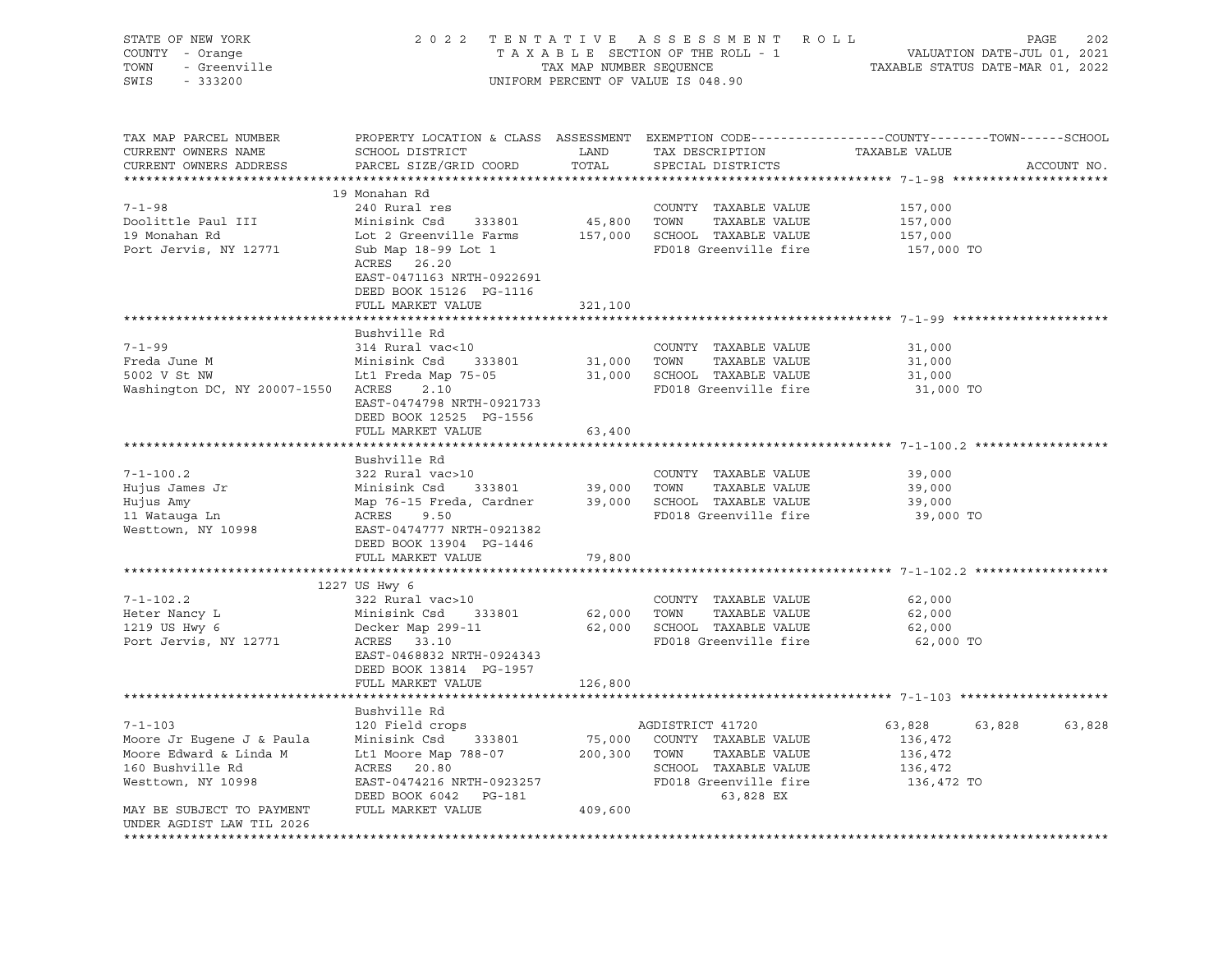STATE OF NEW YORK
COUNTY - Orange
TOWN - Greenville
SWIS - 333200

2022 TENTATIVE ASSESSMENT ROLL
TAXABLE SECTION OF THE ROLL - 1
TAX MAP NUMBER SEQUENCE
UNIFORM PERCENT OF VALUE IS 048.90

VALUATION DATE-JUL 01, 2021
TAXABLE STATUS DATE-MAR 01, 2022

| TAX MAP PARCEL NUMBER / CURRENT OWNERS NAME / CURRENT OWNERS ADDRESS | PROPERTY LOCATION & CLASS / SCHOOL DISTRICT / PARCEL SIZE/GRID COORD | ASSESSMENT LAND / TOTAL | EXEMPTION CODE / TAX DESCRIPTION / SPECIAL DISTRICTS | COUNTY | TOWN | SCHOOL | ACCOUNT NO. |
|---|---|---|---|---|---|---|---|
| **7-1-98** | 19 Monahan Rd | | | | | | |
| 7-1-98 | 240 Rural res | | COUNTY TAXABLE VALUE | 157,000 | | | |
| Doolittle Paul III | Minisink Csd 333801 | 45,800 | TOWN TAXABLE VALUE | 157,000 | | | |
| 19 Monahan Rd | Lot 2 Greenville Farms | 157,000 | SCHOOL TAXABLE VALUE | 157,000 | | | |
| Port Jervis, NY 12771 | Sub Map 18-99 Lot 1 | | FD018 Greenville fire | 157,000 TO | | | |
| | ACRES 26.20 | | | | | | |
| | EAST-0471163 NRTH-0922691 | | | | | | |
| | DEED BOOK 15126 PG-1116 | | | | | | |
| | FULL MARKET VALUE | 321,100 | | | | | |
| **7-1-99** | Bushville Rd | | | | | | |
| 7-1-99 | 314 Rural vac<10 | | COUNTY TAXABLE VALUE | 31,000 | | | |
| Freda June M | Minisink Csd 333801 | 31,000 | TOWN TAXABLE VALUE | 31,000 | | | |
| 5002 V St NW | Lt1 Freda Map 75-05 | 31,000 | SCHOOL TAXABLE VALUE | 31,000 | | | |
| Washington DC, NY 20007-1550 | ACRES 2.10 | | FD018 Greenville fire | 31,000 TO | | | |
| | EAST-0474798 NRTH-0921733 | | | | | | |
| | DEED BOOK 12525 PG-1556 | | | | | | |
| | FULL MARKET VALUE | 63,400 | | | | | |
| **7-1-100.2** | Bushville Rd | | | | | | |
| 7-1-100.2 | 322 Rural vac>10 | | COUNTY TAXABLE VALUE | 39,000 | | | |
| Hujus James Jr | Minisink Csd 333801 | 39,000 | TOWN TAXABLE VALUE | 39,000 | | | |
| Hujus Amy | Map 76-15 Freda, Cardner | 39,000 | SCHOOL TAXABLE VALUE | 39,000 | | | |
| 11 Watauga Ln | ACRES 9.50 | | FD018 Greenville fire | 39,000 TO | | | |
| Westtown, NY 10998 | EAST-0474777 NRTH-0921382 | | | | | | |
| | DEED BOOK 13904 PG-1446 | | | | | | |
| | FULL MARKET VALUE | 79,800 | | | | | |
| **7-1-102.2** | 1227 US Hwy 6 | | | | | | |
| 7-1-102.2 | 322 Rural vac>10 | | COUNTY TAXABLE VALUE | 62,000 | | | |
| Heter Nancy L | Minisink Csd 333801 | 62,000 | TOWN TAXABLE VALUE | 62,000 | | | |
| 1219 US Hwy 6 | Decker Map 299-11 | 62,000 | SCHOOL TAXABLE VALUE | 62,000 | | | |
| Port Jervis, NY 12771 | ACRES 33.10 | | FD018 Greenville fire | 62,000 TO | | | |
| | EAST-0468832 NRTH-0924343 | | | | | | |
| | DEED BOOK 13814 PG-1957 | | | | | | |
| | FULL MARKET VALUE | 126,800 | | | | | |
| **7-1-103** | Bushville Rd | | | | | | |
| 7-1-103 | 120 Field crops | | AGDISTRICT 41720 | 63,828 | 63,828 | 63,828 | |
| Moore Jr Eugene J & Paula | Minisink Csd 333801 | 75,000 | COUNTY TAXABLE VALUE | 136,472 | | | |
| Moore Edward & Linda M | Lt1 Moore Map 788-07 | 200,300 | TOWN TAXABLE VALUE | 136,472 | | | |
| 160 Bushville Rd | ACRES 20.80 | | SCHOOL TAXABLE VALUE | 136,472 | | | |
| Westtown, NY 10998 | EAST-0474216 NRTH-0923257 | | FD018 Greenville fire | 136,472 TO | | | |
| | DEED BOOK 6042 PG-181 | | 63,828 EX | | | | |
| MAY BE SUBJECT TO PAYMENT | FULL MARKET VALUE | 409,600 | | | | | |
| UNDER AGDIST LAW TIL 2026 | | | | | | | |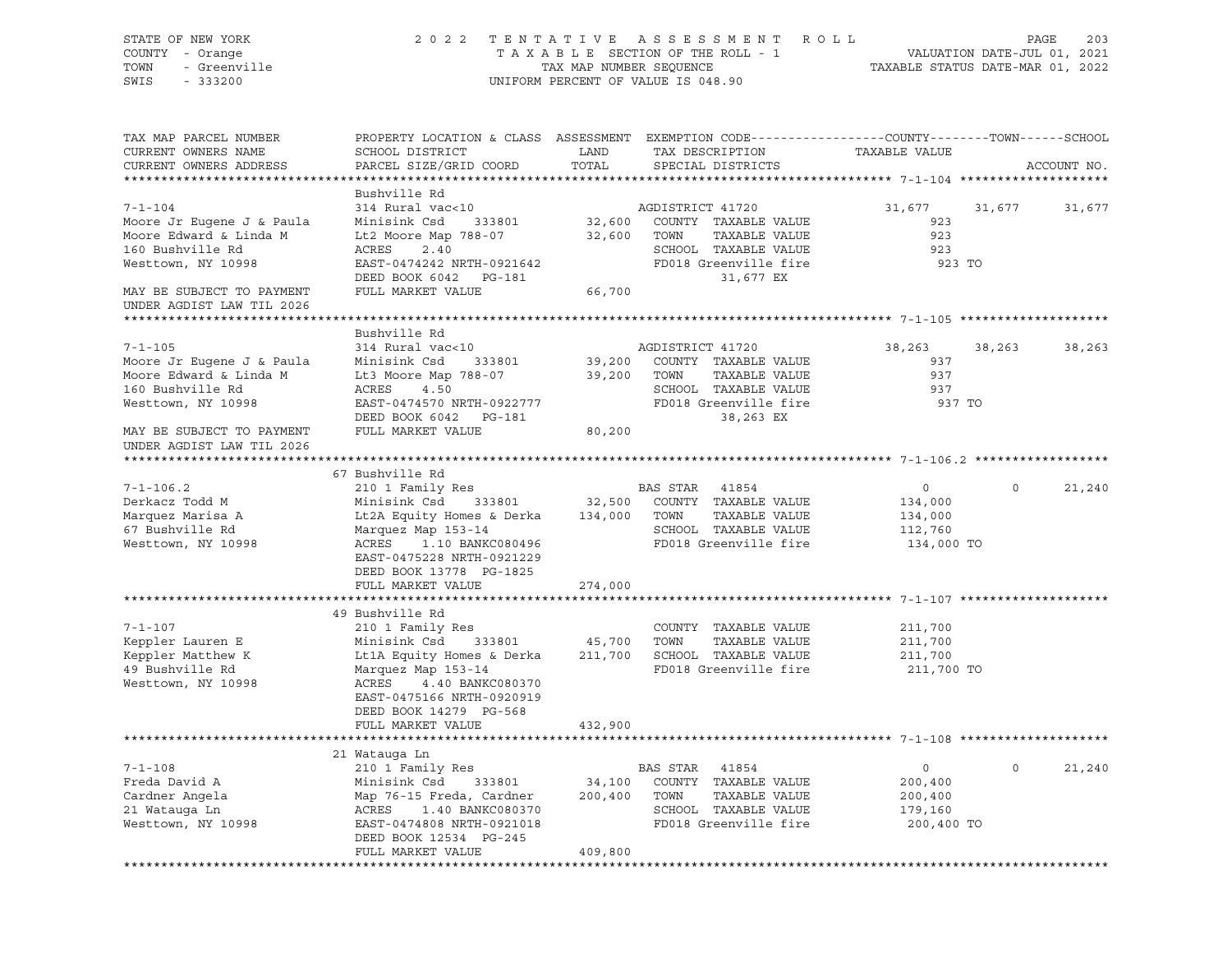STATE OF NEW YORK
COUNTY - Orange
TOWN - Greenville
SWIS - 333200

2 0 2 2 T E N T A T I V E A S S E S S M E N T R O L L
T A X A B L E SECTION OF THE ROLL - 1
TAX MAP NUMBER SEQUENCE
UNIFORM PERCENT OF VALUE IS 048.90

VALUATION DATE-JUL 01, 2021
TAXABLE STATUS DATE-MAR 01, 2022

```
TAX MAP PARCEL NUMBER          PROPERTY LOCATION & CLASS  ASSESSMENT  EXEMPTION CODE------------------COUNTY--------TOWN------SCHOOL
CURRENT OWNERS NAME            SCHOOL DISTRICT               LAND      TAX DESCRIPTION            TAXABLE VALUE
CURRENT OWNERS ADDRESS         PARCEL SIZE/GRID COORD        TOTAL     SPECIAL DISTRICTS                                        ACCOUNT NO.
******************************************************************************************************* 7-1-104 ********************
                               Bushville Rd
7-1-104                        314 Rural vac<10                        AGDISTRICT 41720              31,677     31,677     31,677
Moore Jr Eugene J & Paula      Minisink Csd      333801       32,600   COUNTY  TAXABLE VALUE              923
Moore Edward & Linda M         Lt2 Moore Map 788-07           32,600   TOWN    TAXABLE VALUE              923
160 Bushville Rd               ACRES     2.40                          SCHOOL  TAXABLE VALUE              923
Westtown, NY 10998             EAST-0474242 NRTH-0921642               FD018 Greenville fire              923 TO
                               DEED BOOK 6042    PG-181                        31,677 EX
MAY BE SUBJECT TO PAYMENT      FULL MARKET VALUE              66,700
UNDER AGDIST LAW TIL 2026
******************************************************************************************************* 7-1-105 ********************
                               Bushville Rd
7-1-105                        314 Rural vac<10                        AGDISTRICT 41720              38,263     38,263     38,263
Moore Jr Eugene J & Paula      Minisink Csd      333801       39,200   COUNTY  TAXABLE VALUE              937
Moore Edward & Linda M         Lt3 Moore Map 788-07           39,200   TOWN    TAXABLE VALUE              937
160 Bushville Rd               ACRES     4.50                          SCHOOL  TAXABLE VALUE              937
Westtown, NY 10998             EAST-0474570 NRTH-0922777               FD018 Greenville fire              937 TO
                               DEED BOOK 6042    PG-181                        38,263 EX
MAY BE SUBJECT TO PAYMENT      FULL MARKET VALUE              80,200
UNDER AGDIST LAW TIL 2026
******************************************************************************************************* 7-1-106.2 ******************
                               67 Bushville Rd
7-1-106.2                      210 1 Family Res                        BAS STAR  41854                    0          0     21,240
Derkacz Todd M                 Minisink Csd      333801       32,500   COUNTY  TAXABLE VALUE          134,000
Marquez Marisa A               Lt2A Equity Homes & Derka     134,000   TOWN    TAXABLE VALUE          134,000
67 Bushville Rd                Marquez Map 153-14                      SCHOOL  TAXABLE VALUE          112,760
Westtown, NY 10998             ACRES     1.10 BANKC080496              FD018 Greenville fire          134,000 TO
                               EAST-0475228 NRTH-0921229
                               DEED BOOK 13778   PG-1825
                               FULL MARKET VALUE             274,000
******************************************************************************************************* 7-1-107 ********************
                               49 Bushville Rd
7-1-107                        210 1 Family Res                        COUNTY  TAXABLE VALUE          211,700
Keppler Lauren E               Minisink Csd      333801       45,700   TOWN    TAXABLE VALUE          211,700
Keppler Matthew K              Lt1A Equity Homes & Derka     211,700   SCHOOL  TAXABLE VALUE          211,700
49 Bushville Rd                Marquez Map 153-14                      FD018 Greenville fire          211,700 TO
Westtown, NY 10998             ACRES     4.40 BANKC080370
                               EAST-0475166 NRTH-0920919
                               DEED BOOK 14279   PG-568
                               FULL MARKET VALUE             432,900
******************************************************************************************************* 7-1-108 ********************
                               21 Watauga Ln
7-1-108                        210 1 Family Res                        BAS STAR  41854                    0          0     21,240
Freda David A                  Minisink Csd      333801       34,100   COUNTY  TAXABLE VALUE          200,400
Cardner Angela                 Map 76-15 Freda, Cardner      200,400   TOWN    TAXABLE VALUE          200,400
21 Watauga Ln                  ACRES     1.40 BANKC080370              SCHOOL  TAXABLE VALUE          179,160
Westtown, NY 10998             EAST-0474808 NRTH-0921018               FD018 Greenville fire          200,400 TO
                               DEED BOOK 12534   PG-245
                               FULL MARKET VALUE             409,800
************************************************************************************************************************************
```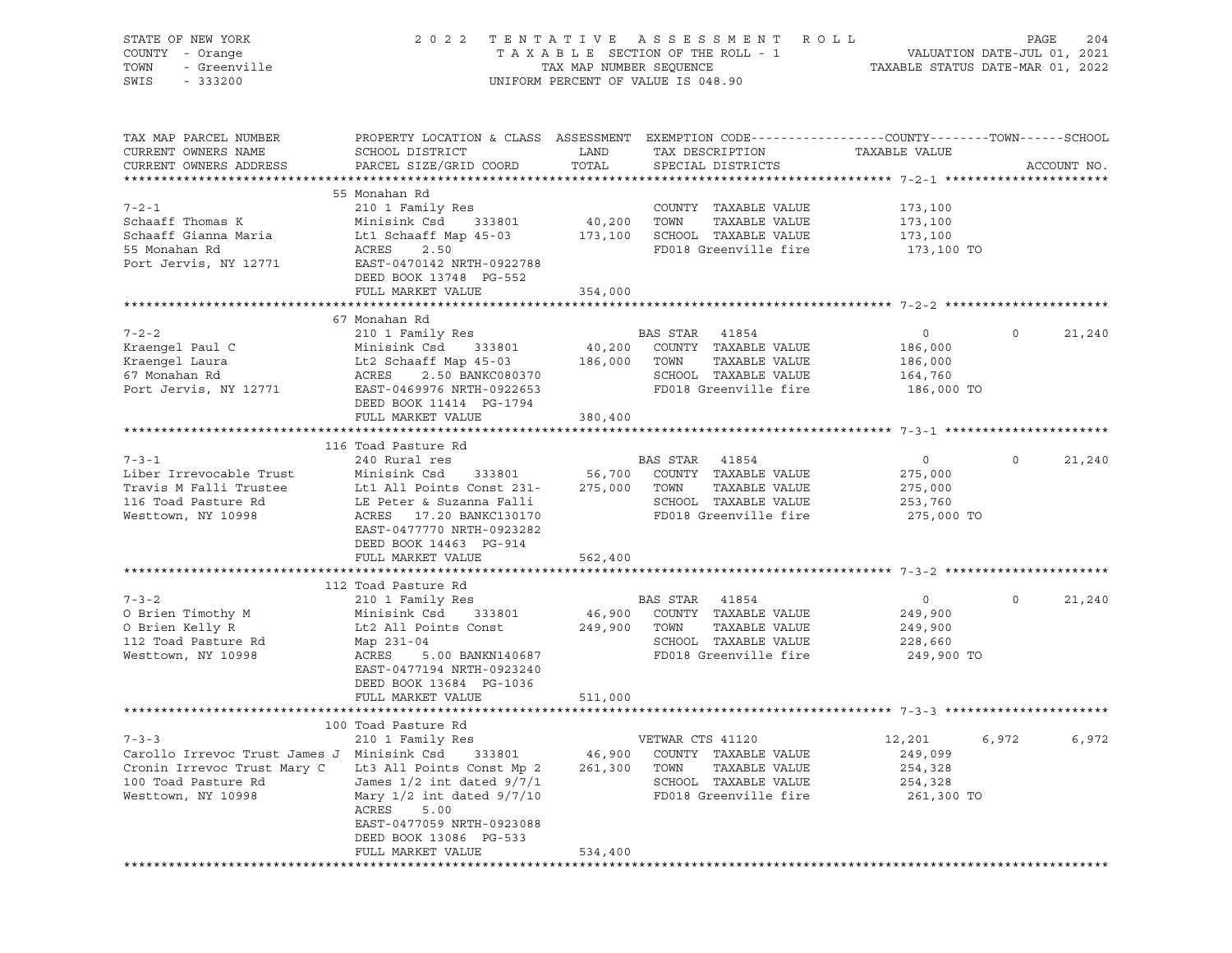STATE OF NEW YORK 2 0 2 2 T E N T A T I V E A S S E S S M E N T R O L L
COUNTY - Orange T A X A B L E SECTION OF THE ROLL - 1 VALUATION DATE-JUL 01, 2021
TOWN - Greenville TAX MAP NUMBER SEQUENCE TAXABLE STATUS DATE-MAR 01, 2022
SWIS - 333200 UNIFORM PERCENT OF VALUE IS 048.90

```
TAX MAP PARCEL NUMBER          PROPERTY LOCATION & CLASS  ASSESSMENT  EXEMPTION CODE------------------COUNTY--------TOWN------SCHOOL
CURRENT OWNERS NAME            SCHOOL DISTRICT               LAND      TAX DESCRIPTION            TAXABLE VALUE
CURRENT OWNERS ADDRESS         PARCEL SIZE/GRID COORD        TOTAL     SPECIAL DISTRICTS                                     ACCOUNT NO.
******************************************************************************************************* 7-2-1 *********************
                               55 Monahan Rd
7-2-1                          210 1 Family Res                        COUNTY  TAXABLE VALUE            173,100
Schaaff Thomas K               Minisink Csd    333801       40,200     TOWN    TAXABLE VALUE            173,100
Schaaff Gianna Maria           Lt1 Schaaff Map 45-03       173,100     SCHOOL  TAXABLE VALUE            173,100
55 Monahan Rd                  ACRES     2.50                          FD018 Greenville fire             173,100 TO
Port Jervis, NY 12771          EAST-0470142 NRTH-0922788
                               DEED BOOK 13748  PG-552
                               FULL MARKET VALUE           354,000
******************************************************************************************************* 7-2-2 *********************
                               67 Monahan Rd
7-2-2                          210 1 Family Res                        BAS STAR  41854                       0          0     21,240
Kraengel Paul C                Minisink Csd    333801       40,200     COUNTY  TAXABLE VALUE            186,000
Kraengel Laura                 Lt2 Schaaff Map 45-03       186,000     TOWN    TAXABLE VALUE            186,000
67 Monahan Rd                  ACRES     2.50 BANKC080370              SCHOOL  TAXABLE VALUE            164,760
Port Jervis, NY 12771          EAST-0469976 NRTH-0922653               FD018 Greenville fire             186,000 TO
                               DEED BOOK 11414  PG-1794
                               FULL MARKET VALUE           380,400
******************************************************************************************************* 7-3-1 *********************
                               116 Toad Pasture Rd
7-3-1                          240 Rural res                           BAS STAR  41854                       0          0     21,240
Liber Irrevocable Trust        Minisink Csd    333801       56,700     COUNTY  TAXABLE VALUE            275,000
Travis M Falli Trustee         Lt1 All Points Const 231-   275,000     TOWN    TAXABLE VALUE            275,000
116 Toad Pasture Rd            LE Peter & Suzanna Falli                SCHOOL  TAXABLE VALUE            253,760
Westtown, NY 10998             ACRES    17.20 BANKC130170              FD018 Greenville fire             275,000 TO
                               EAST-0477770 NRTH-0923282
                               DEED BOOK 14463  PG-914
                               FULL MARKET VALUE           562,400
******************************************************************************************************* 7-3-2 *********************
                               112 Toad Pasture Rd
7-3-2                          210 1 Family Res                        BAS STAR  41854                       0          0     21,240
O Brien Timothy M              Minisink Csd    333801       46,900     COUNTY  TAXABLE VALUE            249,900
O Brien Kelly R                Lt2 All Points Const        249,900     TOWN    TAXABLE VALUE            249,900
112 Toad Pasture Rd            Map 231-04                              SCHOOL  TAXABLE VALUE            228,660
Westtown, NY 10998             ACRES     5.00 BANKN140687              FD018 Greenville fire             249,900 TO
                               EAST-0477194 NRTH-0923240
                               DEED BOOK 13684  PG-1036
                               FULL MARKET VALUE           511,000
******************************************************************************************************* 7-3-3 *********************
                               100 Toad Pasture Rd
7-3-3                          210 1 Family Res                        VETWAR CTS 41120                 12,201      6,972      6,972
Carollo Irrevoc Trust James J  Minisink Csd    333801       46,900     COUNTY  TAXABLE VALUE            249,099
Cronin Irrevoc Trust Mary C    Lt3 All Points Const Mp 2   261,300     TOWN    TAXABLE VALUE            254,328
100 Toad Pasture Rd            James 1/2 int dated 9/7/1               SCHOOL  TAXABLE VALUE            254,328
Westtown, NY 10998             Mary 1/2 int dated 9/7/10               FD018 Greenville fire             261,300 TO
                               ACRES     5.00
                               EAST-0477059 NRTH-0923088
                               DEED BOOK 13086  PG-533
                               FULL MARKET VALUE           534,400
************************************************************************************************************************************
```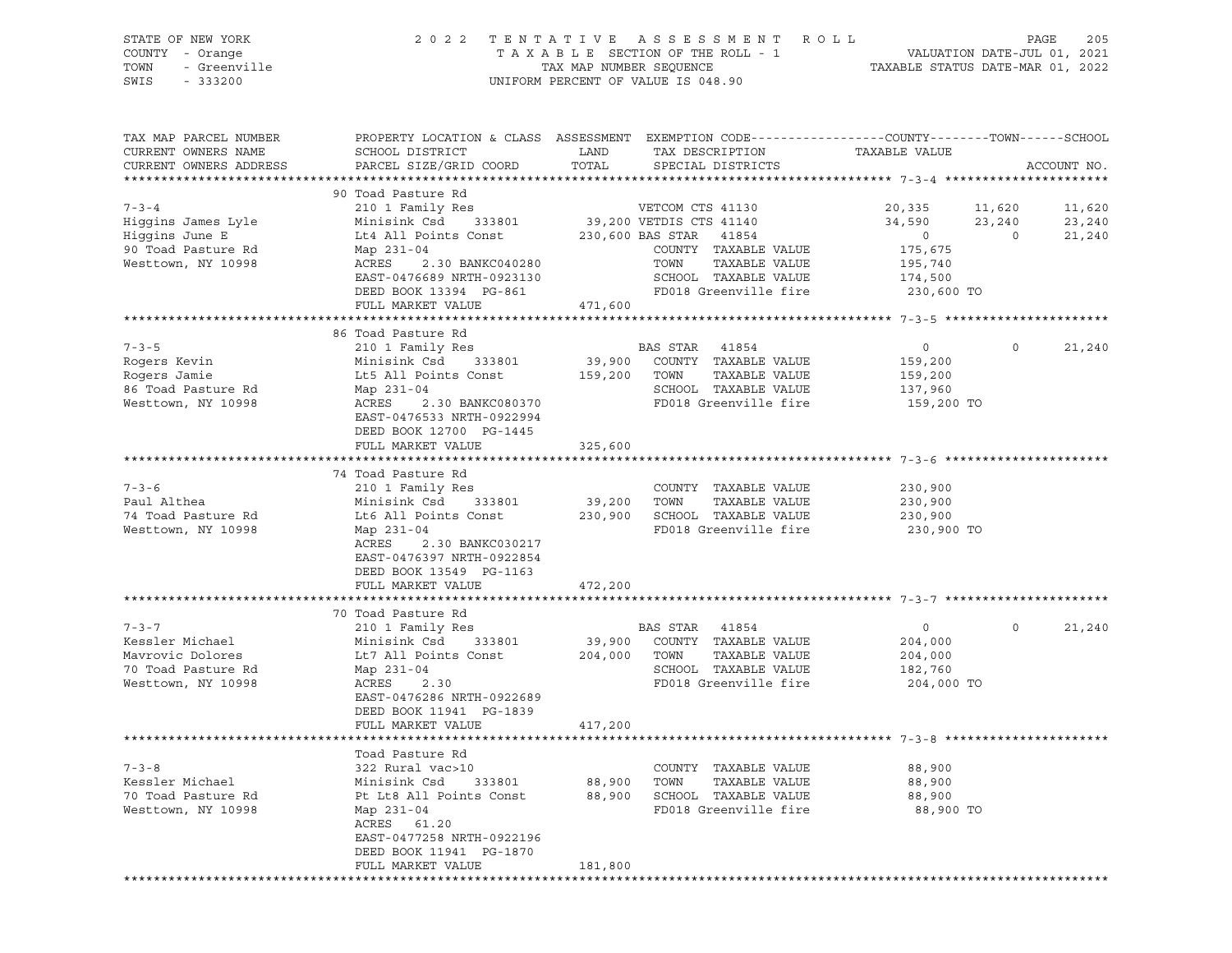STATE OF NEW YORK
COUNTY - Orange
TOWN - Greenville
SWIS - 333200

# 2022 TENTATIVE ASSESSMENT ROLL
TAXABLE SECTION OF THE ROLL - 1
TAX MAP NUMBER SEQUENCE
UNIFORM PERCENT OF VALUE IS 048.90

VALUATION DATE-JUL 01, 2021
TAXABLE STATUS DATE-MAR 01, 2022

| TAX MAP PARCEL NUMBER / CURRENT OWNERS NAME / CURRENT OWNERS ADDRESS | PROPERTY LOCATION & CLASS / SCHOOL DISTRICT / PARCEL SIZE/GRID COORD | ASSESSMENT LAND / TOTAL | EXEMPTION CODE / TAX DESCRIPTION / SPECIAL DISTRICTS | COUNTY TAXABLE VALUE | TOWN | SCHOOL | ACCOUNT NO. |
|---|---|---|---|---|---|---|---|
| **7-3-4** | 90 Toad Pasture Rd | | | | | | |
| Higgins James Lyle | 210 1 Family Res | | VETCOM CTS 41130 | 20,335 | 11,620 | 11,620 | |
| Higgins June E | Minisink Csd 333801 | 39,200 | VETDIS CTS 41140 | 34,590 | 23,240 | 23,240 | |
| 90 Toad Pasture Rd | Lt4 All Points Const | 230,600 | BAS STAR 41854 | 0 | 0 | 21,240 | |
| Westtown, NY 10998 | Map 231-04 | | COUNTY TAXABLE VALUE | 175,675 | | | |
| | ACRES 2.30 BANKC040280 | | TOWN TAXABLE VALUE | 195,740 | | | |
| | EAST-0476689 NRTH-0923130 | | SCHOOL TAXABLE VALUE | 174,500 | | | |
| | DEED BOOK 13394 PG-861 | | FD018 Greenville fire | 230,600 TO | | | |
| | FULL MARKET VALUE | 471,600 | | | | | |
| **7-3-5** | 86 Toad Pasture Rd | | | | | | |
| Rogers Kevin | 210 1 Family Res | | BAS STAR 41854 | 0 | 0 | 21,240 | |
| Rogers Jamie | Minisink Csd 333801 | 39,900 | COUNTY TAXABLE VALUE | 159,200 | | | |
| 86 Toad Pasture Rd | Lt5 All Points Const | 159,200 | TOWN TAXABLE VALUE | 159,200 | | | |
| Westtown, NY 10998 | Map 231-04 | | SCHOOL TAXABLE VALUE | 137,960 | | | |
| | ACRES 2.30 BANKC080370 | | FD018 Greenville fire | 159,200 TO | | | |
| | EAST-0476533 NRTH-0922994 | | | | | | |
| | DEED BOOK 12700 PG-1445 | | | | | | |
| | FULL MARKET VALUE | 325,600 | | | | | |
| **7-3-6** | 74 Toad Pasture Rd | | | | | | |
| Paul Althea | 210 1 Family Res | | COUNTY TAXABLE VALUE | 230,900 | | | |
| 74 Toad Pasture Rd | Minisink Csd 333801 | 39,200 | TOWN TAXABLE VALUE | 230,900 | | | |
| Westtown, NY 10998 | Lt6 All Points Const | 230,900 | SCHOOL TAXABLE VALUE | 230,900 | | | |
| | Map 231-04 | | FD018 Greenville fire | 230,900 TO | | | |
| | ACRES 2.30 BANKC030217 | | | | | | |
| | EAST-0476397 NRTH-0922854 | | | | | | |
| | DEED BOOK 13549 PG-1163 | | | | | | |
| | FULL MARKET VALUE | 472,200 | | | | | |
| **7-3-7** | 70 Toad Pasture Rd | | | | | | |
| Kessler Michael | 210 1 Family Res | | BAS STAR 41854 | 0 | 0 | 21,240 | |
| Mavrovic Dolores | Minisink Csd 333801 | 39,900 | COUNTY TAXABLE VALUE | 204,000 | | | |
| 70 Toad Pasture Rd | Lt7 All Points Const | 204,000 | TOWN TAXABLE VALUE | 204,000 | | | |
| Westtown, NY 10998 | Map 231-04 | | SCHOOL TAXABLE VALUE | 182,760 | | | |
| | ACRES 2.30 | | FD018 Greenville fire | 204,000 TO | | | |
| | EAST-0476286 NRTH-0922689 | | | | | | |
| | DEED BOOK 11941 PG-1839 | | | | | | |
| | FULL MARKET VALUE | 417,200 | | | | | |
| **7-3-8** | Toad Pasture Rd | | | | | | |
| Kessler Michael | 322 Rural vac>10 | | COUNTY TAXABLE VALUE | 88,900 | | | |
| 70 Toad Pasture Rd | Minisink Csd 333801 | 88,900 | TOWN TAXABLE VALUE | 88,900 | | | |
| Westtown, NY 10998 | Pt Lt8 All Points Const | 88,900 | SCHOOL TAXABLE VALUE | 88,900 | | | |
| | Map 231-04 | | FD018 Greenville fire | 88,900 TO | | | |
| | ACRES 61.20 | | | | | | |
| | EAST-0477258 NRTH-0922196 | | | | | | |
| | DEED BOOK 11941 PG-1870 | | | | | | |
| | FULL MARKET VALUE | 181,800 | | | | | |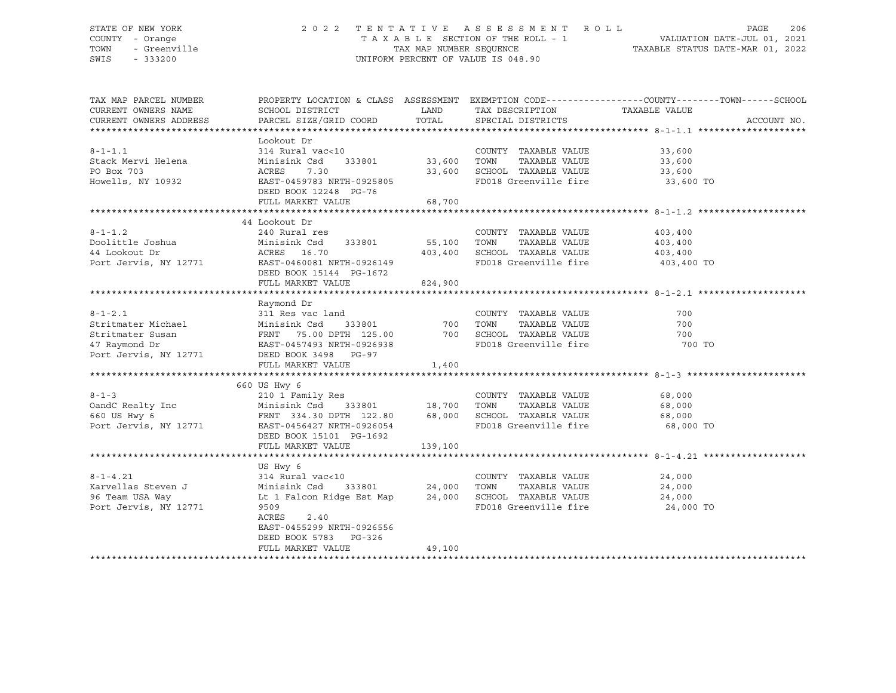STATE OF NEW YORK — 2022 TENTATIVE ASSESSMENT ROLL
COUNTY - Orange — TAXABLE SECTION OF THE ROLL - 1 — VALUATION DATE-JUL 01, 2021
TOWN - Greenville — TAX MAP NUMBER SEQUENCE — TAXABLE STATUS DATE-MAR 01, 2022
SWIS - 333200 — UNIFORM PERCENT OF VALUE IS 048.90

| TAX MAP PARCEL NUMBER / CURRENT OWNERS NAME / CURRENT OWNERS ADDRESS | PROPERTY LOCATION & CLASS / SCHOOL DISTRICT / PARCEL SIZE/GRID COORD | ASSESSMENT LAND | TOTAL | EXEMPTION CODE / TAX DESCRIPTION / SPECIAL DISTRICTS | TAXABLE VALUE (COUNTY / TOWN / SCHOOL) | ACCOUNT NO. |
|---|---|---|---|---|---|---|
| **8-1-1.1** | Lookout Dr | | | | | |
| 8-1-1.1 | 314 Rural vac<10 | | | COUNTY TAXABLE VALUE | 33,600 | |
| Stack Mervi Helena | Minisink Csd 333801 | 33,600 | | TOWN TAXABLE VALUE | 33,600 | |
| PO Box 703 | ACRES 7.30 | | 33,600 | SCHOOL TAXABLE VALUE | 33,600 | |
| Howells, NY 10932 | EAST-0459783 NRTH-0925805 | | | FD018 Greenville fire | 33,600 TO | |
| | DEED BOOK 12248 PG-76 | | | | | |
| | FULL MARKET VALUE | | 68,700 | | | |
| **8-1-1.2** | 44 Lookout Dr | | | | | |
| 8-1-1.2 | 240 Rural res | | | COUNTY TAXABLE VALUE | 403,400 | |
| Doolittle Joshua | Minisink Csd 333801 | 55,100 | | TOWN TAXABLE VALUE | 403,400 | |
| 44 Lookout Dr | ACRES 16.70 | | 403,400 | SCHOOL TAXABLE VALUE | 403,400 | |
| Port Jervis, NY 12771 | EAST-0460081 NRTH-0926149 | | | FD018 Greenville fire | 403,400 TO | |
| | DEED BOOK 15144 PG-1672 | | | | | |
| | FULL MARKET VALUE | | 824,900 | | | |
| **8-1-2.1** | Raymond Dr | | | | | |
| 8-1-2.1 | 311 Res vac land | | | COUNTY TAXABLE VALUE | 700 | |
| Stritmater Michael | Minisink Csd 333801 | 700 | | TOWN TAXABLE VALUE | 700 | |
| Stritmater Susan | FRNT 75.00 DPTH 125.00 | | 700 | SCHOOL TAXABLE VALUE | 700 | |
| 47 Raymond Dr | EAST-0457493 NRTH-0926938 | | | FD018 Greenville fire | 700 TO | |
| Port Jervis, NY 12771 | DEED BOOK 3498 PG-97 | | | | | |
| | FULL MARKET VALUE | | 1,400 | | | |
| **8-1-3** | 660 US Hwy 6 | | | | | |
| 8-1-3 | 210 1 Family Res | | | COUNTY TAXABLE VALUE | 68,000 | |
| OandC Realty Inc | Minisink Csd 333801 | 18,700 | | TOWN TAXABLE VALUE | 68,000 | |
| 660 US Hwy 6 | FRNT 334.30 DPTH 122.80 | | 68,000 | SCHOOL TAXABLE VALUE | 68,000 | |
| Port Jervis, NY 12771 | EAST-0456427 NRTH-0926054 | | | FD018 Greenville fire | 68,000 TO | |
| | DEED BOOK 15101 PG-1692 | | | | | |
| | FULL MARKET VALUE | | 139,100 | | | |
| **8-1-4.21** | US Hwy 6 | | | | | |
| 8-1-4.21 | 314 Rural vac<10 | | | COUNTY TAXABLE VALUE | 24,000 | |
| Karvellas Steven J | Minisink Csd 333801 | 24,000 | | TOWN TAXABLE VALUE | 24,000 | |
| 96 Team USA Way | Lt 1 Falcon Ridge Est Map | | 24,000 | SCHOOL TAXABLE VALUE | 24,000 | |
| Port Jervis, NY 12771 | 9509 | | | FD018 Greenville fire | 24,000 TO | |
| | ACRES 2.40 | | | | | |
| | EAST-0455299 NRTH-0926556 | | | | | |
| | DEED BOOK 5783 PG-326 | | | | | |
| | FULL MARKET VALUE | | 49,100 | | | |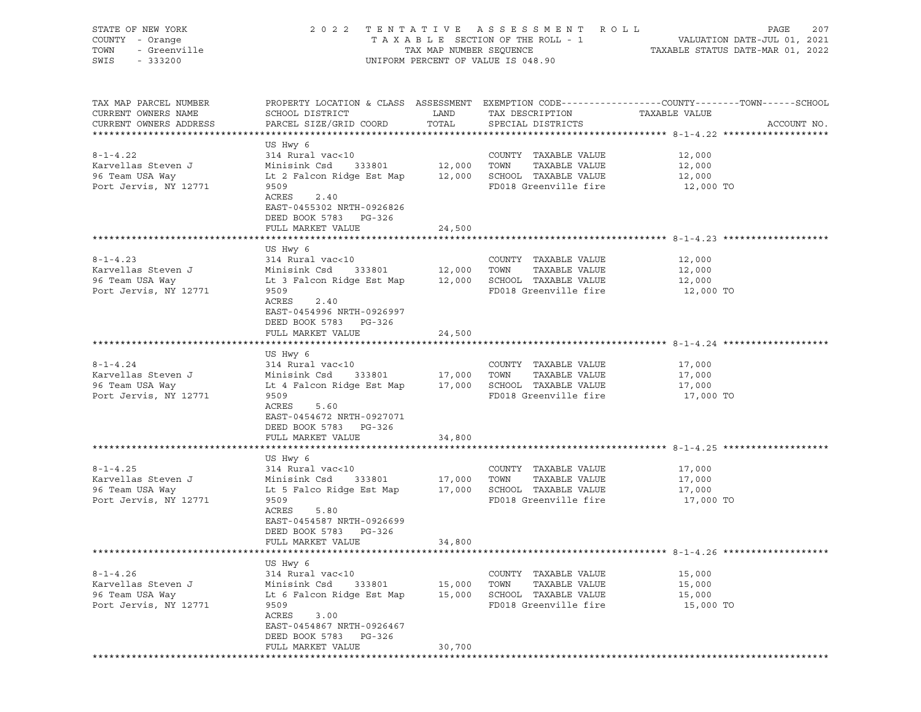STATE OF NEW YORK
COUNTY - Orange
TOWN - Greenville
SWIS - 333200

2 0 2 2 T E N T A T I V E A S S E S S M E N T R O L L
T A X A B L E SECTION OF THE ROLL - 1
TAX MAP NUMBER SEQUENCE
UNIFORM PERCENT OF VALUE IS 048.90

VALUATION DATE-JUL 01, 2021
TAXABLE STATUS DATE-MAR 01, 2022

| TAX MAP PARCEL NUMBER / CURRENT OWNERS NAME / CURRENT OWNERS ADDRESS | PROPERTY LOCATION & CLASS / SCHOOL DISTRICT / PARCEL SIZE/GRID COORD | ASSESSMENT LAND / TOTAL | EXEMPTION CODE / TAX DESCRIPTION / SPECIAL DISTRICTS | COUNTY--------TOWN------SCHOOL TAXABLE VALUE | ACCOUNT NO. |
|---|---|---|---|---|---|
| **8-1-4.22** | US Hwy 6 | | | | |
| 8-1-4.22 | 314 Rural vac<10 | | COUNTY TAXABLE VALUE | 12,000 | |
| Karvellas Steven J | Minisink Csd 333801 | 12,000 | TOWN TAXABLE VALUE | 12,000 | |
| 96 Team USA Way | Lt 2 Falcon Ridge Est Map | 12,000 | SCHOOL TAXABLE VALUE | 12,000 | |
| Port Jervis, NY 12771 | 9509 | | FD018 Greenville fire | 12,000 TO | |
| | ACRES 2.40 | | | | |
| | EAST-0455302 NRTH-0926826 | | | | |
| | DEED BOOK 5783 PG-326 | | | | |
| | FULL MARKET VALUE | 24,500 | | | |
| **8-1-4.23** | US Hwy 6 | | | | |
| 8-1-4.23 | 314 Rural vac<10 | | COUNTY TAXABLE VALUE | 12,000 | |
| Karvellas Steven J | Minisink Csd 333801 | 12,000 | TOWN TAXABLE VALUE | 12,000 | |
| 96 Team USA Way | Lt 3 Falcon Ridge Est Map | 12,000 | SCHOOL TAXABLE VALUE | 12,000 | |
| Port Jervis, NY 12771 | 9509 | | FD018 Greenville fire | 12,000 TO | |
| | ACRES 2.40 | | | | |
| | EAST-0454996 NRTH-0926997 | | | | |
| | DEED BOOK 5783 PG-326 | | | | |
| | FULL MARKET VALUE | 24,500 | | | |
| **8-1-4.24** | US Hwy 6 | | | | |
| 8-1-4.24 | 314 Rural vac<10 | | COUNTY TAXABLE VALUE | 17,000 | |
| Karvellas Steven J | Minisink Csd 333801 | 17,000 | TOWN TAXABLE VALUE | 17,000 | |
| 96 Team USA Way | Lt 4 Falcon Ridge Est Map | 17,000 | SCHOOL TAXABLE VALUE | 17,000 | |
| Port Jervis, NY 12771 | 9509 | | FD018 Greenville fire | 17,000 TO | |
| | ACRES 5.60 | | | | |
| | EAST-0454672 NRTH-0927071 | | | | |
| | DEED BOOK 5783 PG-326 | | | | |
| | FULL MARKET VALUE | 34,800 | | | |
| **8-1-4.25** | US Hwy 6 | | | | |
| 8-1-4.25 | 314 Rural vac<10 | | COUNTY TAXABLE VALUE | 17,000 | |
| Karvellas Steven J | Minisink Csd 333801 | 17,000 | TOWN TAXABLE VALUE | 17,000 | |
| 96 Team USA Way | Lt 5 Falco Ridge Est Map | 17,000 | SCHOOL TAXABLE VALUE | 17,000 | |
| Port Jervis, NY 12771 | 9509 | | FD018 Greenville fire | 17,000 TO | |
| | ACRES 5.80 | | | | |
| | EAST-0454587 NRTH-0926699 | | | | |
| | DEED BOOK 5783 PG-326 | | | | |
| | FULL MARKET VALUE | 34,800 | | | |
| **8-1-4.26** | US Hwy 6 | | | | |
| 8-1-4.26 | 314 Rural vac<10 | | COUNTY TAXABLE VALUE | 15,000 | |
| Karvellas Steven J | Minisink Csd 333801 | 15,000 | TOWN TAXABLE VALUE | 15,000 | |
| 96 Team USA Way | Lt 6 Falcon Ridge Est Map | 15,000 | SCHOOL TAXABLE VALUE | 15,000 | |
| Port Jervis, NY 12771 | 9509 | | FD018 Greenville fire | 15,000 TO | |
| | ACRES 3.00 | | | | |
| | EAST-0454867 NRTH-0926467 | | | | |
| | DEED BOOK 5783 PG-326 | | | | |
| | FULL MARKET VALUE | 30,700 | | | |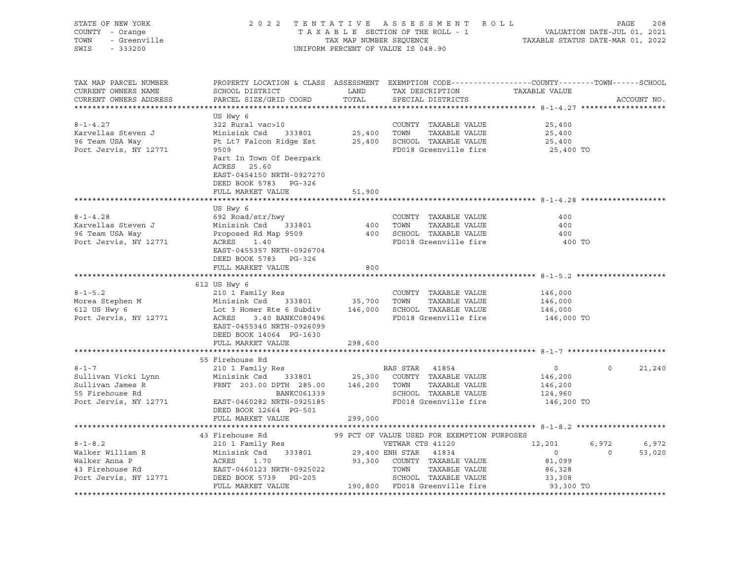STATE OF NEW YORK
COUNTY - Orange
TOWN - Greenville
SWIS - 333200

2022 TENTATIVE ASSESSMENT ROLL
TAXABLE SECTION OF THE ROLL - 1
TAX MAP NUMBER SEQUENCE
UNIFORM PERCENT OF VALUE IS 048.90

VALUATION DATE-JUL 01, 2021
TAXABLE STATUS DATE-MAR 01, 2022

| TAX MAP PARCEL NUMBER / CURRENT OWNERS NAME / CURRENT OWNERS ADDRESS | PROPERTY LOCATION & CLASS / SCHOOL DISTRICT / PARCEL SIZE/GRID COORD | ASSESSMENT LAND / TOTAL | EXEMPTION CODE / TAX DESCRIPTION / SPECIAL DISTRICTS | COUNTY | TOWN | SCHOOL |
|---|---|---|---|---|---|---|
| **8-1-4.27** | US Hwy 6 | | | | | |
| 8-1-4.27 | 322 Rural vac>10 | | COUNTY TAXABLE VALUE | 25,400 | | |
| Karvellas Steven J | Minisink Csd 333801 | 25,400 | TOWN TAXABLE VALUE | 25,400 | | |
| 96 Team USA Way | Pt Lt7 Falcon Ridge Est | 25,400 | SCHOOL TAXABLE VALUE | 25,400 | | |
| Port Jervis, NY 12771 | 9509 | | FD018 Greenville fire | 25,400 TO | | |
| | Part In Town Of Deerpark | | | | | |
| | ACRES 25.60 | | | | | |
| | EAST-0454150 NRTH-0927270 | | | | | |
| | DEED BOOK 5783 PG-326 | | | | | |
| | FULL MARKET VALUE | 51,900 | | | | |
| **8-1-4.28** | US Hwy 6 | | | | | |
| 8-1-4.28 | 692 Road/str/hwy | | COUNTY TAXABLE VALUE | 400 | | |
| Karvellas Steven J | Minisink Csd 333801 | 400 | TOWN TAXABLE VALUE | 400 | | |
| 96 Team USA Way | Proposed Rd Map 9509 | 400 | SCHOOL TAXABLE VALUE | 400 | | |
| Port Jervis, NY 12771 | ACRES 1.40 | | FD018 Greenville fire | 400 TO | | |
| | EAST-0455357 NRTH-0926704 | | | | | |
| | DEED BOOK 5783 PG-326 | | | | | |
| | FULL MARKET VALUE | 800 | | | | |
| **8-1-5.2** | 612 US Hwy 6 | | | | | |
| 8-1-5.2 | 210 1 Family Res | | COUNTY TAXABLE VALUE | 146,000 | | |
| Morea Stephen M | Minisink Csd 333801 | 35,700 | TOWN TAXABLE VALUE | 146,000 | | |
| 612 US Hwy 6 | Lot 3 Homer Rte 6 Subdiv | 146,000 | SCHOOL TAXABLE VALUE | 146,000 | | |
| Port Jervis, NY 12771 | ACRES 3.40 BANKC080496 | | FD018 Greenville fire | 146,000 TO | | |
| | EAST-0455340 NRTH-0926099 | | | | | |
| | DEED BOOK 14064 PG-1630 | | | | | |
| | FULL MARKET VALUE | 298,600 | | | | |
| **8-1-7** | 55 Firehouse Rd | | | | | |
| 8-1-7 | 210 1 Family Res | | BAS STAR 41854 | 0 | 0 | 21,240 |
| Sullivan Vicki Lynn | Minisink Csd 333801 | 25,300 | COUNTY TAXABLE VALUE | 146,200 | | |
| Sullivan James R | FRNT 203.00 DPTH 285.00 | 146,200 | TOWN TAXABLE VALUE | 146,200 | | |
| 55 Firehouse Rd | BANKC061339 | | SCHOOL TAXABLE VALUE | 124,960 | | |
| Port Jervis, NY 12771 | EAST-0460282 NRTH-0925185 | | FD018 Greenville fire | 146,200 TO | | |
| | DEED BOOK 12664 PG-501 | | | | | |
| | FULL MARKET VALUE | 299,000 | | | | |
| **8-1-8.2** | 43 Firehouse Rd | | 99 PCT OF VALUE USED FOR EXEMPTION PURPOSES | | | |
| 8-1-8.2 | 210 1 Family Res | | VETWAR CTS 41120 | 12,201 | 6,972 | 6,972 |
| Walker William R | Minisink Csd 333801 | 29,400 | ENH STAR 41834 | 0 | 0 | 53,020 |
| Walker Anna P | ACRES 1.70 | 93,300 | COUNTY TAXABLE VALUE | 81,099 | | |
| 43 Firehouse Rd | EAST-0460123 NRTH-0925022 | | TOWN TAXABLE VALUE | 86,328 | | |
| Port Jervis, NY 12771 | DEED BOOK 5739 PG-205 | | SCHOOL TAXABLE VALUE | 33,308 | | |
| | FULL MARKET VALUE | 190,800 | FD018 Greenville fire | 93,300 TO | | |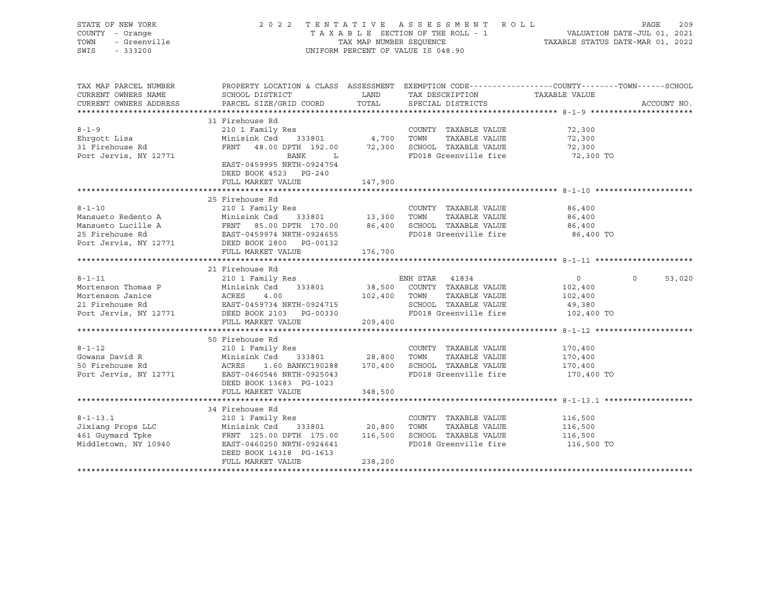STATE OF NEW YORK  
COUNTY - Orange  
TOWN - Greenville  
SWIS - 333200

2022 TENTATIVE ASSESSMENT ROLL  
TAXABLE SECTION OF THE ROLL - 1  
TAX MAP NUMBER SEQUENCE  
UNIFORM PERCENT OF VALUE IS 048.90

VALUATION DATE-JUL 01, 2021  
TAXABLE STATUS DATE-MAR 01, 2022

| TAX MAP PARCEL NUMBER / CURRENT OWNERS NAME / CURRENT OWNERS ADDRESS | PROPERTY LOCATION & CLASS / SCHOOL DISTRICT / PARCEL SIZE/GRID COORD | ASSESSMENT LAND / TOTAL | EXEMPTION CODE / TAX DESCRIPTION / SPECIAL DISTRICTS | COUNTY TAXABLE VALUE | TOWN | SCHOOL | ACCOUNT NO. |
|---|---|---|---|---|---|---|---|
| **8-1-9** | 31 Firehouse Rd | | | | | | |
| | 210 1 Family Res | | COUNTY TAXABLE VALUE | 72,300 | | | |
| Ehrgott Lisa | Minisink Csd 333801 | 4,700 | TOWN TAXABLE VALUE | 72,300 | | | |
| 31 Firehouse Rd | FRNT 48.00 DPTH 192.00 | 72,300 | SCHOOL TAXABLE VALUE | 72,300 | | | |
| Port Jervis, NY 12771 | BANK L | | FD018 Greenville fire | 72,300 TO | | | |
| | EAST-0459995 NRTH-0924754 | | | | | | |
| | DEED BOOK 4523 PG-240 | | | | | | |
| | FULL MARKET VALUE | 147,900 | | | | | |
| **8-1-10** | 25 Firehouse Rd | | | | | | |
| | 210 1 Family Res | | COUNTY TAXABLE VALUE | 86,400 | | | |
| Mansueto Redento A | Minisink Csd 333801 | 13,300 | TOWN TAXABLE VALUE | 86,400 | | | |
| Mansueto Lucille A | FRNT 85.00 DPTH 170.00 | 86,400 | SCHOOL TAXABLE VALUE | 86,400 | | | |
| 25 Firehouse Rd | EAST-0459974 NRTH-0924655 | | FD018 Greenville fire | 86,400 TO | | | |
| Port Jervis, NY 12771 | DEED BOOK 2800 PG-00132 | | | | | | |
| | FULL MARKET VALUE | 176,700 | | | | | |
| **8-1-11** | 21 Firehouse Rd | | | | | | |
| | 210 1 Family Res | | ENH STAR 41834 | 0 | 0 | 53,020 | |
| Mortenson Thomas P | Minisink Csd 333801 | 38,500 | COUNTY TAXABLE VALUE | 102,400 | | | |
| Mortenson Janice | ACRES 4.00 | 102,400 | TOWN TAXABLE VALUE | 102,400 | | | |
| 21 Firehouse Rd | EAST-0459734 NRTH-0924715 | | SCHOOL TAXABLE VALUE | 49,380 | | | |
| Port Jervis, NY 12771 | DEED BOOK 2103 PG-00330 | | FD018 Greenville fire | 102,400 TO | | | |
| | FULL MARKET VALUE | 209,400 | | | | | |
| **8-1-12** | 50 Firehouse Rd | | | | | | |
| | 210 1 Family Res | | COUNTY TAXABLE VALUE | 170,400 | | | |
| Gowans David R | Minisink Csd 333801 | 28,800 | TOWN TAXABLE VALUE | 170,400 | | | |
| 50 Firehouse Rd | ACRES 1.60 BANKC190288 | 170,400 | SCHOOL TAXABLE VALUE | 170,400 | | | |
| Port Jervis, NY 12771 | EAST-0460546 NRTH-0925043 | | FD018 Greenville fire | 170,400 TO | | | |
| | DEED BOOK 13683 PG-1023 | | | | | | |
| | FULL MARKET VALUE | 348,500 | | | | | |
| **8-1-13.1** | 34 Firehouse Rd | | | | | | |
| | 210 1 Family Res | | COUNTY TAXABLE VALUE | 116,500 | | | |
| Jixiang Props LLC | Minisink Csd 333801 | 20,800 | TOWN TAXABLE VALUE | 116,500 | | | |
| 461 Guymard Tpke | FRNT 125.00 DPTH 175.00 | 116,500 | SCHOOL TAXABLE VALUE | 116,500 | | | |
| Middletown, NY 10940 | EAST-0460250 NRTH-0924641 | | FD018 Greenville fire | 116,500 TO | | | |
| | DEED BOOK 14318 PG-1613 | | | | | | |
| | FULL MARKET VALUE | 238,200 | | | | | |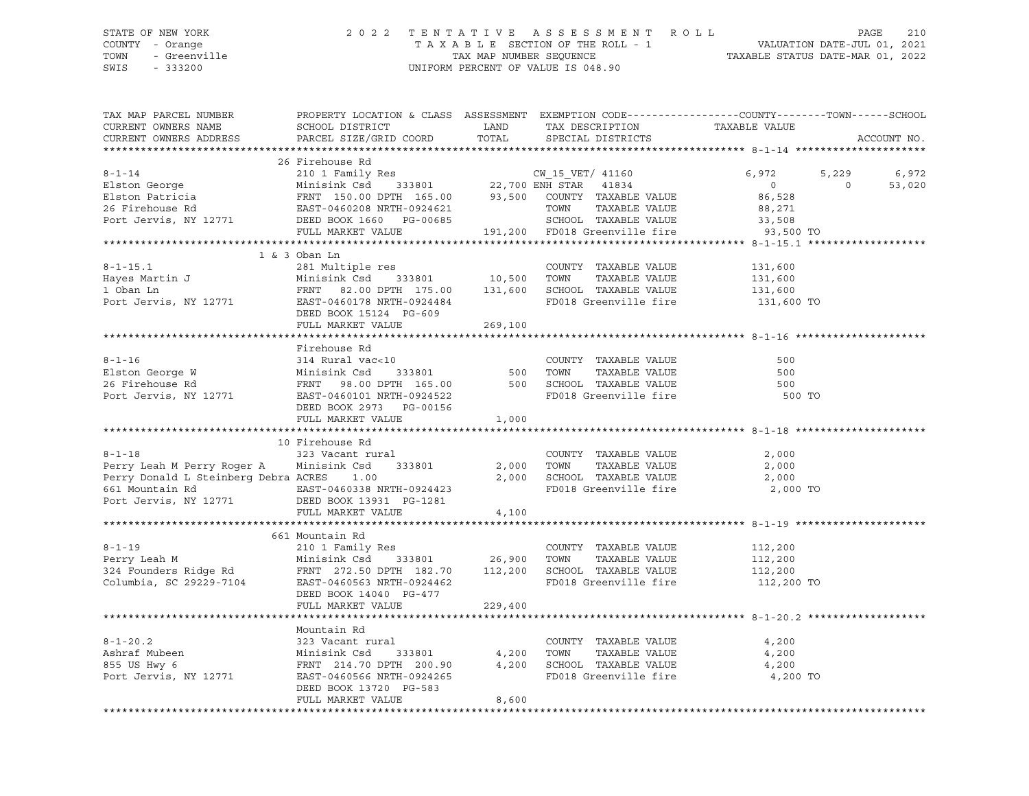STATE OF NEW YORK — 2022 TENTATIVE ASSESSMENT ROLL
COUNTY - Orange — TAXABLE SECTION OF THE ROLL - 1 — VALUATION DATE-JUL 01, 2021
TOWN - Greenville — TAX MAP NUMBER SEQUENCE — TAXABLE STATUS DATE-MAR 01, 2022
SWIS - 333200 — UNIFORM PERCENT OF VALUE IS 048.90

| TAX MAP PARCEL NUMBER / CURRENT OWNERS NAME / CURRENT OWNERS ADDRESS | PROPERTY LOCATION & CLASS / SCHOOL DISTRICT / PARCEL SIZE/GRID COORD | ASSESSMENT LAND | TOTAL | EXEMPTION CODE / TAX DESCRIPTION / SPECIAL DISTRICTS | COUNTY TAXABLE VALUE | TOWN | SCHOOL | ACCOUNT NO. |
|---|---|---|---|---|---|---|---|---|
| **8-1-14** | 26 Firehouse Rd | | | | | | | |
| | 210 1 Family Res | | | CW_15_VET/ 41160 | 6,972 | 5,229 | 6,972 | |
| Elston George | Minisink Csd 333801 | 22,700 | | ENH STAR 41834 | 0 | 0 | 53,020 | |
| Elston Patricia | FRNT 150.00 DPTH 165.00 | | 93,500 | COUNTY TAXABLE VALUE | 86,528 | | | |
| 26 Firehouse Rd | EAST-0460208 NRTH-0924621 | | | TOWN TAXABLE VALUE | 88,271 | | | |
| Port Jervis, NY 12771 | DEED BOOK 1660 PG-00685 | | | SCHOOL TAXABLE VALUE | 33,508 | | | |
| | FULL MARKET VALUE | | 191,200 | FD018 Greenville fire | 93,500 TO | | | |
| **8-1-15.1** | 1 & 3 Oban Ln | | | | | | | |
| | 281 Multiple res | | | COUNTY TAXABLE VALUE | 131,600 | | | |
| Hayes Martin J | Minisink Csd 333801 | 10,500 | | TOWN TAXABLE VALUE | 131,600 | | | |
| 1 Oban Ln | FRNT 82.00 DPTH 175.00 | | 131,600 | SCHOOL TAXABLE VALUE | 131,600 | | | |
| Port Jervis, NY 12771 | EAST-0460178 NRTH-0924484 | | | FD018 Greenville fire | 131,600 TO | | | |
| | DEED BOOK 15124 PG-609 | | | | | | | |
| | FULL MARKET VALUE | | 269,100 | | | | | |
| **8-1-16** | Firehouse Rd | | | | | | | |
| | 314 Rural vac<10 | | | COUNTY TAXABLE VALUE | 500 | | | |
| Elston George W | Minisink Csd 333801 | 500 | | TOWN TAXABLE VALUE | 500 | | | |
| 26 Firehouse Rd | FRNT 98.00 DPTH 165.00 | | 500 | SCHOOL TAXABLE VALUE | 500 | | | |
| Port Jervis, NY 12771 | EAST-0460101 NRTH-0924522 | | | FD018 Greenville fire | 500 TO | | | |
| | DEED BOOK 2973 PG-00156 | | | | | | | |
| | FULL MARKET VALUE | | 1,000 | | | | | |
| **8-1-18** | 10 Firehouse Rd | | | | | | | |
| | 323 Vacant rural | | | COUNTY TAXABLE VALUE | 2,000 | | | |
| Perry Leah M Perry Roger A | Minisink Csd 333801 | 2,000 | | TOWN TAXABLE VALUE | 2,000 | | | |
| Perry Donald L Steinberg Debra | ACRES 1.00 | | 2,000 | SCHOOL TAXABLE VALUE | 2,000 | | | |
| 661 Mountain Rd | EAST-0460338 NRTH-0924423 | | | FD018 Greenville fire | 2,000 TO | | | |
| Port Jervis, NY 12771 | DEED BOOK 13931 PG-1281 | | | | | | | |
| | FULL MARKET VALUE | | 4,100 | | | | | |
| **8-1-19** | 661 Mountain Rd | | | | | | | |
| | 210 1 Family Res | | | COUNTY TAXABLE VALUE | 112,200 | | | |
| Perry Leah M | Minisink Csd 333801 | 26,900 | | TOWN TAXABLE VALUE | 112,200 | | | |
| 324 Founders Ridge Rd | FRNT 272.50 DPTH 182.70 | | 112,200 | SCHOOL TAXABLE VALUE | 112,200 | | | |
| Columbia, SC 29229-7104 | EAST-0460563 NRTH-0924462 | | | FD018 Greenville fire | 112,200 TO | | | |
| | DEED BOOK 14040 PG-477 | | | | | | | |
| | FULL MARKET VALUE | | 229,400 | | | | | |
| **8-1-20.2** | Mountain Rd | | | | | | | |
| | 323 Vacant rural | | | COUNTY TAXABLE VALUE | 4,200 | | | |
| Ashraf Mubeen | Minisink Csd 333801 | 4,200 | | TOWN TAXABLE VALUE | 4,200 | | | |
| 855 US Hwy 6 | FRNT 214.70 DPTH 200.90 | | 4,200 | SCHOOL TAXABLE VALUE | 4,200 | | | |
| Port Jervis, NY 12771 | EAST-0460566 NRTH-0924265 | | | FD018 Greenville fire | 4,200 TO | | | |
| | DEED BOOK 13720 PG-583 | | | | | | | |
| | FULL MARKET VALUE | | 8,600 | | | | | |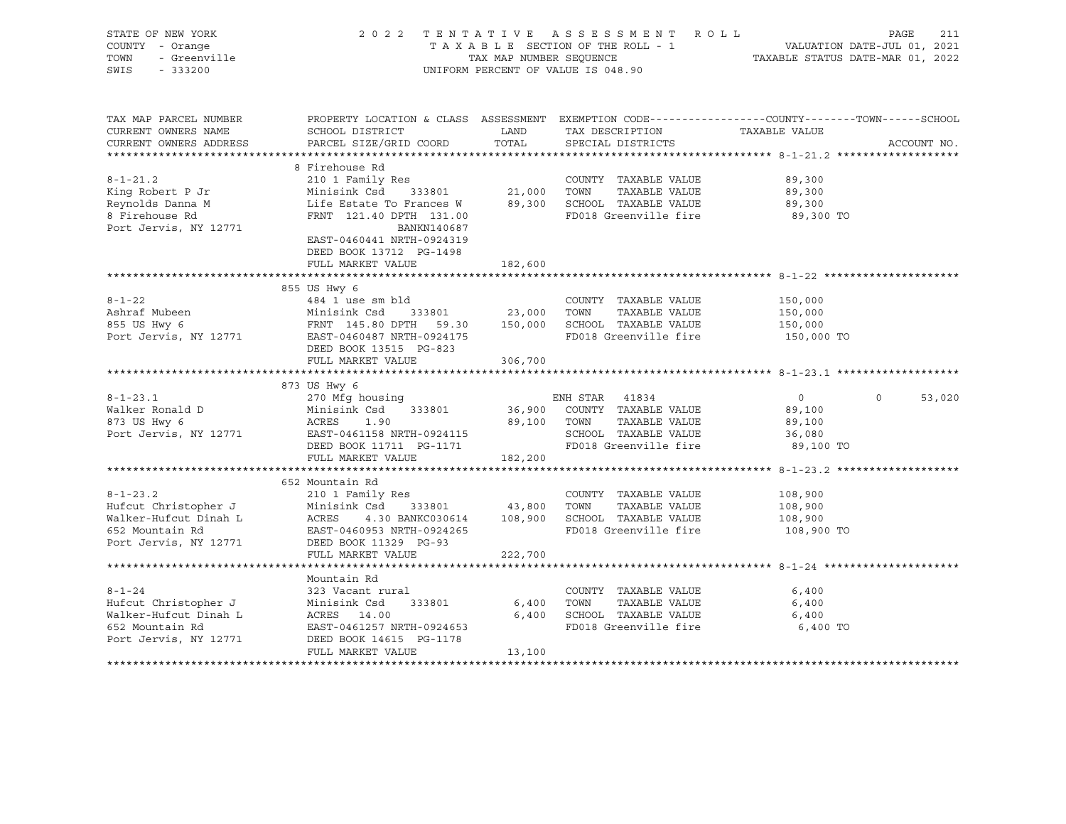STATE OF NEW YORK  
COUNTY - Orange  
TOWN - Greenville  
SWIS - 333200

2022 TENTATIVE ASSESSMENT ROLL  
TAXABLE SECTION OF THE ROLL - 1  
TAX MAP NUMBER SEQUENCE  
UNIFORM PERCENT OF VALUE IS 048.90

VALUATION DATE-JUL 01, 2021  
TAXABLE STATUS DATE-MAR 01, 2022

| TAX MAP PARCEL NUMBER / CURRENT OWNERS NAME / CURRENT OWNERS ADDRESS | PROPERTY LOCATION & CLASS / SCHOOL DISTRICT / PARCEL SIZE/GRID COORD | ASSESSMENT LAND / TOTAL | EXEMPTION CODE / TAX DESCRIPTION / SPECIAL DISTRICTS | COUNTY / TOWN TAXABLE VALUE | SCHOOL |
|---|---|---|---|---|---|
| **8-1-21.2** | 8 Firehouse Rd | | | | |
| 8-1-21.2 | 210 1 Family Res | | COUNTY TAXABLE VALUE | 89,300 | |
| King Robert P Jr | Minisink Csd 333801 | 21,000 | TOWN TAXABLE VALUE | 89,300 | |
| Reynolds Danna M | Life Estate To Frances W | 89,300 | SCHOOL TAXABLE VALUE | 89,300 | |
| 8 Firehouse Rd | FRNT 121.40 DPTH 131.00 | | FD018 Greenville fire | 89,300 TO | |
| Port Jervis, NY 12771 | BANKN140687 | | | | |
| | EAST-0460441 NRTH-0924319 | | | | |
| | DEED BOOK 13712 PG-1498 | | | | |
| | FULL MARKET VALUE | 182,600 | | | |
| **8-1-22** | 855 US Hwy 6 | | | | |
| 8-1-22 | 484 1 use sm bld | | COUNTY TAXABLE VALUE | 150,000 | |
| Ashraf Mubeen | Minisink Csd 333801 | 23,000 | TOWN TAXABLE VALUE | 150,000 | |
| 855 US Hwy 6 | FRNT 145.80 DPTH 59.30 | 150,000 | SCHOOL TAXABLE VALUE | 150,000 | |
| Port Jervis, NY 12771 | EAST-0460487 NRTH-0924175 | | FD018 Greenville fire | 150,000 TO | |
| | DEED BOOK 13515 PG-823 | | | | |
| | FULL MARKET VALUE | 306,700 | | | |
| **8-1-23.1** | 873 US Hwy 6 | | | | |
| 8-1-23.1 | 270 Mfg housing | | ENH STAR 41834 | 0 / 0 | 53,020 |
| Walker Ronald D | Minisink Csd 333801 | 36,900 | COUNTY TAXABLE VALUE | 89,100 | |
| 873 US Hwy 6 | ACRES 1.90 | 89,100 | TOWN TAXABLE VALUE | 89,100 | |
| Port Jervis, NY 12771 | EAST-0461158 NRTH-0924115 | | SCHOOL TAXABLE VALUE | 36,080 | |
| | DEED BOOK 11711 PG-1171 | | FD018 Greenville fire | 89,100 TO | |
| | FULL MARKET VALUE | 182,200 | | | |
| **8-1-23.2** | 652 Mountain Rd | | | | |
| 8-1-23.2 | 210 1 Family Res | | COUNTY TAXABLE VALUE | 108,900 | |
| Hufcut Christopher J | Minisink Csd 333801 | 43,800 | TOWN TAXABLE VALUE | 108,900 | |
| Walker-Hufcut Dinah L | ACRES 4.30 BANKC030614 | 108,900 | SCHOOL TAXABLE VALUE | 108,900 | |
| 652 Mountain Rd | EAST-0460953 NRTH-0924265 | | FD018 Greenville fire | 108,900 TO | |
| Port Jervis, NY 12771 | DEED BOOK 11329 PG-93 | | | | |
| | FULL MARKET VALUE | 222,700 | | | |
| **8-1-24** | Mountain Rd | | | | |
| 8-1-24 | 323 Vacant rural | | COUNTY TAXABLE VALUE | 6,400 | |
| Hufcut Christopher J | Minisink Csd 333801 | 6,400 | TOWN TAXABLE VALUE | 6,400 | |
| Walker-Hufcut Dinah L | ACRES 14.00 | 6,400 | SCHOOL TAXABLE VALUE | 6,400 | |
| 652 Mountain Rd | EAST-0461257 NRTH-0924653 | | FD018 Greenville fire | 6,400 TO | |
| Port Jervis, NY 12771 | DEED BOOK 14615 PG-1178 | | | | |
| | FULL MARKET VALUE | 13,100 | | | |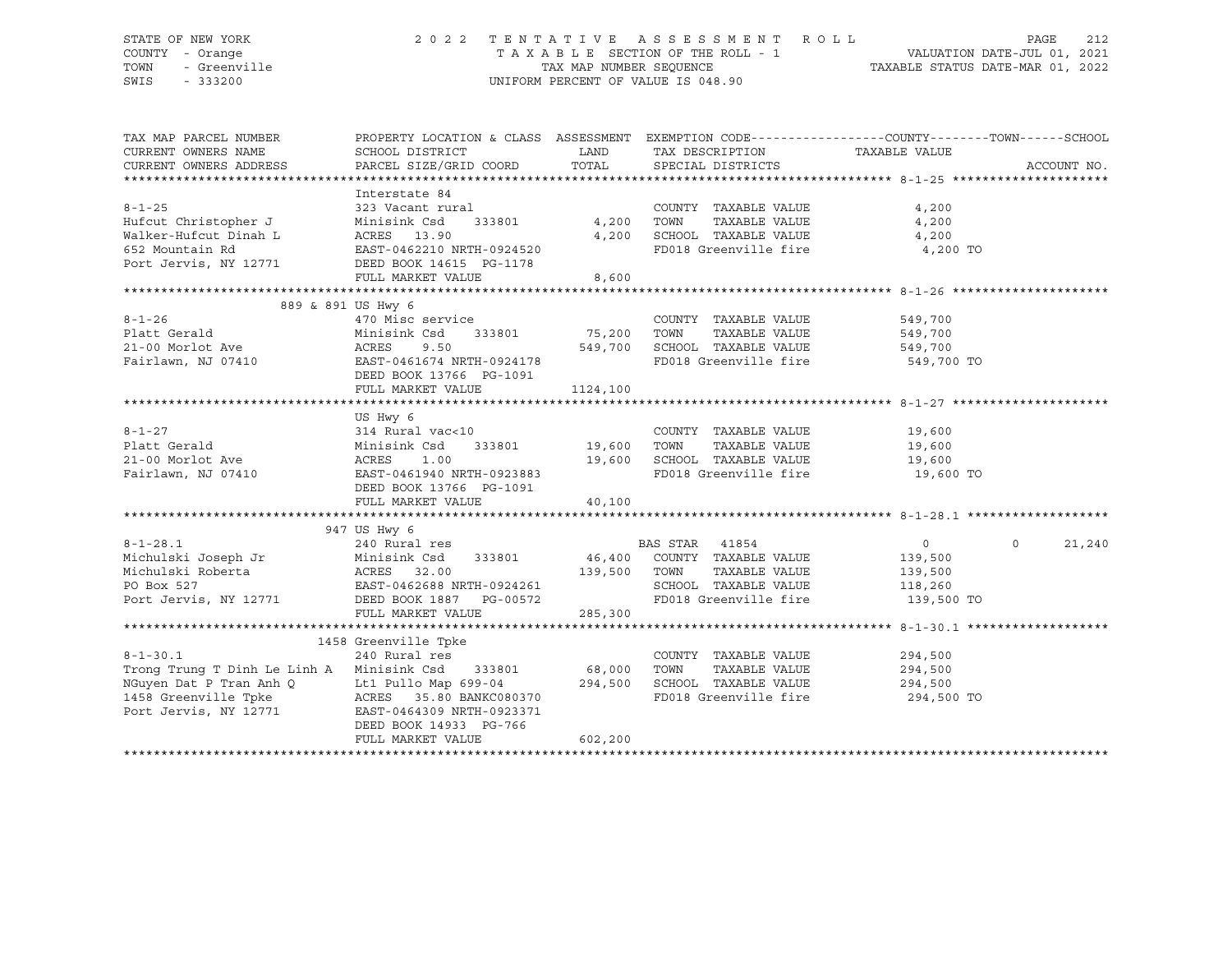STATE OF NEW YORK
COUNTY - Orange
TOWN - Greenville
SWIS - 333200

2022 TENTATIVE ASSESSMENT ROLL
TAXABLE SECTION OF THE ROLL - 1
TAX MAP NUMBER SEQUENCE
UNIFORM PERCENT OF VALUE IS 048.90

VALUATION DATE-JUL 01, 2021
TAXABLE STATUS DATE-MAR 01, 2022

| TAX MAP PARCEL NUMBER / CURRENT OWNERS NAME / CURRENT OWNERS ADDRESS | PROPERTY LOCATION & CLASS / SCHOOL DISTRICT / PARCEL SIZE/GRID COORD | ASSESSMENT LAND / TOTAL | EXEMPTION CODE / TAX DESCRIPTION / SPECIAL DISTRICTS | COUNTY TAXABLE VALUE | TOWN | SCHOOL | ACCOUNT NO. |
|---|---|---|---|---|---|---|---|
| **8-1-25** | Interstate 84 | | | | | | |
| | 323 Vacant rural | | COUNTY TAXABLE VALUE | 4,200 | | | |
| Hufcut Christopher J | Minisink Csd 333801 | 4,200 | TOWN TAXABLE VALUE | 4,200 | | | |
| Walker-Hufcut Dinah L | ACRES 13.90 | 4,200 | SCHOOL TAXABLE VALUE | 4,200 | | | |
| 652 Mountain Rd | EAST-0462210 NRTH-0924520 | | FD018 Greenville fire | 4,200 TO | | | |
| Port Jervis, NY 12771 | DEED BOOK 14615 PG-1178 | | | | | | |
| | FULL MARKET VALUE | 8,600 | | | | | |
| **8-1-26** | 889 & 891 US Hwy 6 | | | | | | |
| | 470 Misc service | | COUNTY TAXABLE VALUE | 549,700 | | | |
| Platt Gerald | Minisink Csd 333801 | 75,200 | TOWN TAXABLE VALUE | 549,700 | | | |
| 21-00 Morlot Ave | ACRES 9.50 | 549,700 | SCHOOL TAXABLE VALUE | 549,700 | | | |
| Fairlawn, NJ 07410 | EAST-0461674 NRTH-0924178 | | FD018 Greenville fire | 549,700 TO | | | |
| | DEED BOOK 13766 PG-1091 | | | | | | |
| | FULL MARKET VALUE | 1124,100 | | | | | |
| **8-1-27** | US Hwy 6 | | | | | | |
| | 314 Rural vac<10 | | COUNTY TAXABLE VALUE | 19,600 | | | |
| Platt Gerald | Minisink Csd 333801 | 19,600 | TOWN TAXABLE VALUE | 19,600 | | | |
| 21-00 Morlot Ave | ACRES 1.00 | 19,600 | SCHOOL TAXABLE VALUE | 19,600 | | | |
| Fairlawn, NJ 07410 | EAST-0461940 NRTH-0923883 | | FD018 Greenville fire | 19,600 TO | | | |
| | DEED BOOK 13766 PG-1091 | | | | | | |
| | FULL MARKET VALUE | 40,100 | | | | | |
| **8-1-28.1** | 947 US Hwy 6 | | | | | | |
| | 240 Rural res | | BAS STAR 41854 | 0 | 0 | 21,240 | |
| Michulski Joseph Jr | Minisink Csd 333801 | 46,400 | COUNTY TAXABLE VALUE | 139,500 | | | |
| Michulski Roberta | ACRES 32.00 | 139,500 | TOWN TAXABLE VALUE | 139,500 | | | |
| PO Box 527 | EAST-0462688 NRTH-0924261 | | SCHOOL TAXABLE VALUE | 118,260 | | | |
| Port Jervis, NY 12771 | DEED BOOK 1887 PG-00572 | | FD018 Greenville fire | 139,500 TO | | | |
| | FULL MARKET VALUE | 285,300 | | | | | |
| **8-1-30.1** | 1458 Greenville Tpke | | | | | | |
| | 240 Rural res | | COUNTY TAXABLE VALUE | 294,500 | | | |
| Trong Trung T Dinh Le Linh A | Minisink Csd 333801 | 68,000 | TOWN TAXABLE VALUE | 294,500 | | | |
| NGuyen Dat P Tran Anh Q | Lt1 Pullo Map 699-04 | 294,500 | SCHOOL TAXABLE VALUE | 294,500 | | | |
| 1458 Greenville Tpke | ACRES 35.80 BANKC080370 | | FD018 Greenville fire | 294,500 TO | | | |
| Port Jervis, NY 12771 | EAST-0464309 NRTH-0923371 | | | | | | |
| | DEED BOOK 14933 PG-766 | | | | | | |
| | FULL MARKET VALUE | 602,200 | | | | | |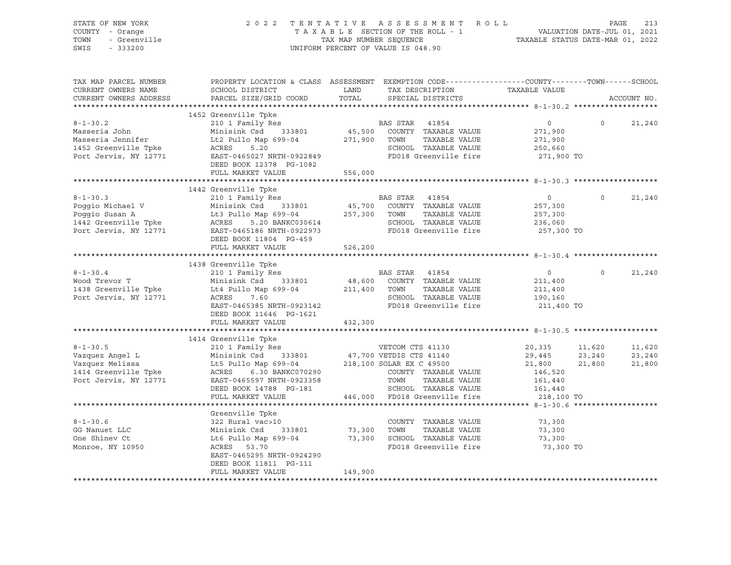STATE OF NEW YORK
COUNTY - Orange
TOWN - Greenville
SWIS - 333200

2022 TENTATIVE ASSESSMENT ROLL
TAXABLE SECTION OF THE ROLL - 1
TAX MAP NUMBER SEQUENCE
UNIFORM PERCENT OF VALUE IS 048.90

VALUATION DATE-JUL 01, 2021
TAXABLE STATUS DATE-MAR 01, 2022

| TAX MAP PARCEL NUMBER / CURRENT OWNERS NAME / CURRENT OWNERS ADDRESS | PROPERTY LOCATION & CLASS / SCHOOL DISTRICT / PARCEL SIZE/GRID COORD | ASSESSMENT LAND / TOTAL | EXEMPTION CODE / TAX DESCRIPTION / SPECIAL DISTRICTS | COUNTY TAXABLE VALUE | TOWN | SCHOOL |
|---|---|---|---|---|---|---|
| **8-1-30.2** | 1452 Greenville Tpke | | | | | |
| 8-1-30.2 | 210 1 Family Res | | BAS STAR 41854 | 0 | 0 | 21,240 |
| Masseria John | Minisink Csd 333801 | 45,500 | COUNTY TAXABLE VALUE | 271,900 | | |
| Masseria Jennifer | Lt2 Pullo Map 699-04 | 271,900 | TOWN TAXABLE VALUE | 271,900 | | |
| 1452 Greenville Tpke | ACRES 5.20 | | SCHOOL TAXABLE VALUE | 250,660 | | |
| Port Jervis, NY 12771 | EAST-0465027 NRTH-0922849 | | FD018 Greenville fire | 271,900 TO | | |
| | DEED BOOK 12378 PG-1082 | | | | | |
| | FULL MARKET VALUE | 556,000 | | | | |
| **8-1-30.3** | 1442 Greenville Tpke | | | | | |
| 8-1-30.3 | 210 1 Family Res | | BAS STAR 41854 | 0 | 0 | 21,240 |
| Poggio Michael V | Minisink Csd 333801 | 45,700 | COUNTY TAXABLE VALUE | 257,300 | | |
| Poggio Susan A | Lt3 Pullo Map 699-04 | 257,300 | TOWN TAXABLE VALUE | 257,300 | | |
| 1442 Greenville Tpke | ACRES 5.20 BANKC030614 | | SCHOOL TAXABLE VALUE | 236,060 | | |
| Port Jervis, NY 12771 | EAST-0465186 NRTH-0922973 | | FD018 Greenville fire | 257,300 TO | | |
| | DEED BOOK 11804 PG-459 | | | | | |
| | FULL MARKET VALUE | 526,200 | | | | |
| **8-1-30.4** | 1438 Greenville Tpke | | | | | |
| 8-1-30.4 | 210 1 Family Res | | BAS STAR 41854 | 0 | 0 | 21,240 |
| Wood Trevor T | Minisink Csd 333801 | 48,600 | COUNTY TAXABLE VALUE | 211,400 | | |
| 1438 Greenville Tpke | Lt4 Pullo Map 699-04 | 211,400 | TOWN TAXABLE VALUE | 211,400 | | |
| Port Jervis, NY 12771 | ACRES 7.60 | | SCHOOL TAXABLE VALUE | 190,160 | | |
| | EAST-0465385 NRTH-0923142 | | FD018 Greenville fire | 211,400 TO | | |
| | DEED BOOK 11646 PG-1621 | | | | | |
| | FULL MARKET VALUE | 432,300 | | | | |
| **8-1-30.5** | 1414 Greenville Tpke | | | | | |
| 8-1-30.5 | 210 1 Family Res | | VETCOM CTS 41130 | 20,335 | 11,620 | 11,620 |
| Vazquez Angel L | Minisink Csd 333801 | 47,700 | VETDIS CTS 41140 | 29,445 | 23,240 | 23,240 |
| Vazquez Melissa | Lt5 Pullo Map 699-04 | 218,100 | SOLAR EX C 49500 | 21,800 | 21,800 | 21,800 |
| 1414 Greenville Tpke | ACRES 6.30 BANKC070290 | | COUNTY TAXABLE VALUE | 146,520 | | |
| Port Jervis, NY 12771 | EAST-0465597 NRTH-0923358 | | TOWN TAXABLE VALUE | 161,440 | | |
| | DEED BOOK 14788 PG-181 | | SCHOOL TAXABLE VALUE | 161,440 | | |
| | FULL MARKET VALUE | 446,000 | FD018 Greenville fire | 218,100 TO | | |
| **8-1-30.6** | Greenville Tpke | | | | | |
| 8-1-30.6 | 322 Rural vac>10 | | COUNTY TAXABLE VALUE | 73,300 | | |
| GG Nanuet LLC | Minisink Csd 333801 | 73,300 | TOWN TAXABLE VALUE | 73,300 | | |
| One Shinev Ct | Lt6 Pullo Map 699-04 | 73,300 | SCHOOL TAXABLE VALUE | 73,300 | | |
| Monroe, NY 10950 | ACRES 53.70 | | FD018 Greenville fire | 73,300 TO | | |
| | EAST-0465295 NRTH-0924290 | | | | | |
| | DEED BOOK 11811 PG-111 | | | | | |
| | FULL MARKET VALUE | 149,900 | | | | |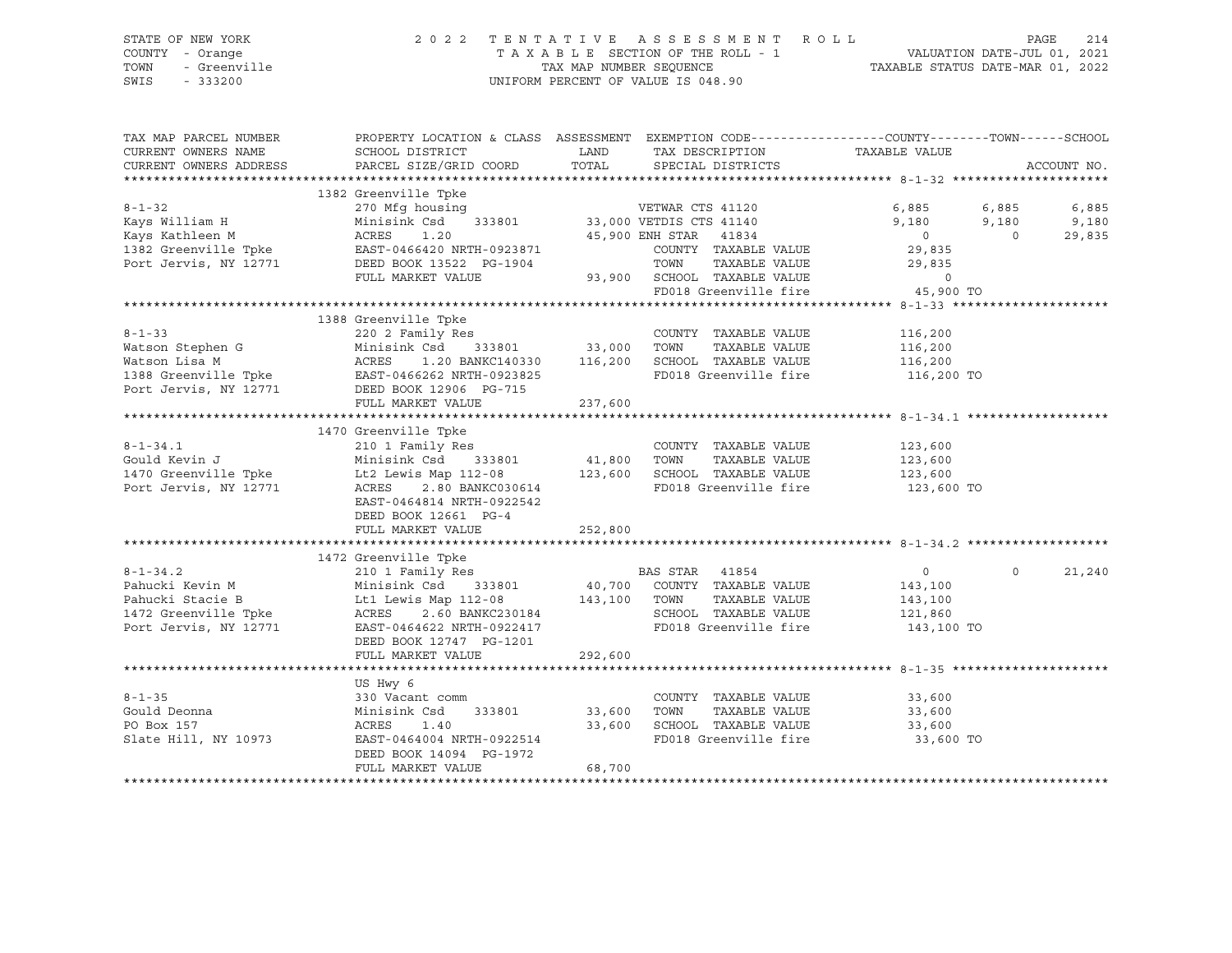STATE OF NEW YORK
COUNTY - Orange
TOWN - Greenville
SWIS - 333200

2022 TENTATIVE ASSESSMENT ROLL
TAXABLE SECTION OF THE ROLL - 1
TAX MAP NUMBER SEQUENCE
UNIFORM PERCENT OF VALUE IS 048.90

VALUATION DATE-JUL 01, 2021
TAXABLE STATUS DATE-MAR 01, 2022

| TAX MAP PARCEL NUMBER / CURRENT OWNERS NAME / CURRENT OWNERS ADDRESS | PROPERTY LOCATION & CLASS / SCHOOL DISTRICT / PARCEL SIZE/GRID COORD | ASSESSMENT LAND / TOTAL | EXEMPTION CODE / TAX DESCRIPTION / SPECIAL DISTRICTS | COUNTY TAXABLE VALUE | TOWN | SCHOOL |
|---|---|---|---|---|---|---|
| | 1382 Greenville Tpke | | | | | |
| 8-1-32 | 270 Mfg housing | | VETWAR CTS 41120 | 6,885 | 6,885 | 6,885 |
| Kays William H | Minisink Csd 333801 | 33,000 | VETDIS CTS 41140 | 9,180 | 9,180 | 9,180 |
| Kays Kathleen M | ACRES 1.20 | 45,900 | ENH STAR 41834 | 0 | 0 | 29,835 |
| 1382 Greenville Tpke | EAST-0466420 NRTH-0923871 | | COUNTY TAXABLE VALUE | 29,835 | | |
| Port Jervis, NY 12771 | DEED BOOK 13522 PG-1904 | | TOWN TAXABLE VALUE | 29,835 | | |
| | FULL MARKET VALUE | 93,900 | SCHOOL TAXABLE VALUE | 0 | | |
| | | | FD018 Greenville fire | 45,900 TO | | |
| | 1388 Greenville Tpke | | | | | |
| 8-1-33 | 220 2 Family Res | | COUNTY TAXABLE VALUE | 116,200 | | |
| Watson Stephen G | Minisink Csd 333801 | 33,000 | TOWN TAXABLE VALUE | 116,200 | | |
| Watson Lisa M | ACRES 1.20 BANKC140330 | 116,200 | SCHOOL TAXABLE VALUE | 116,200 | | |
| 1388 Greenville Tpke | EAST-0466262 NRTH-0923825 | | FD018 Greenville fire | 116,200 TO | | |
| Port Jervis, NY 12771 | DEED BOOK 12906 PG-715 | | | | | |
| | FULL MARKET VALUE | 237,600 | | | | |
| | 1470 Greenville Tpke | | | | | |
| 8-1-34.1 | 210 1 Family Res | | COUNTY TAXABLE VALUE | 123,600 | | |
| Gould Kevin J | Minisink Csd 333801 | 41,800 | TOWN TAXABLE VALUE | 123,600 | | |
| 1470 Greenville Tpke | Lt2 Lewis Map 112-08 | 123,600 | SCHOOL TAXABLE VALUE | 123,600 | | |
| Port Jervis, NY 12771 | ACRES 2.80 BANKC030614 | | FD018 Greenville fire | 123,600 TO | | |
| | EAST-0464814 NRTH-0922542 | | | | | |
| | DEED BOOK 12661 PG-4 | | | | | |
| | FULL MARKET VALUE | 252,800 | | | | |
| | 1472 Greenville Tpke | | | | | |
| 8-1-34.2 | 210 1 Family Res | | BAS STAR 41854 | 0 | 0 | 21,240 |
| Pahucki Kevin M | Minisink Csd 333801 | 40,700 | COUNTY TAXABLE VALUE | 143,100 | | |
| Pahucki Stacie B | Lt1 Lewis Map 112-08 | 143,100 | TOWN TAXABLE VALUE | 143,100 | | |
| 1472 Greenville Tpke | ACRES 2.60 BANKC230184 | | SCHOOL TAXABLE VALUE | 121,860 | | |
| Port Jervis, NY 12771 | EAST-0464622 NRTH-0922417 | | FD018 Greenville fire | 143,100 TO | | |
| | DEED BOOK 12747 PG-1201 | | | | | |
| | FULL MARKET VALUE | 292,600 | | | | |
| | US Hwy 6 | | | | | |
| 8-1-35 | 330 Vacant comm | | COUNTY TAXABLE VALUE | 33,600 | | |
| Gould Deonna | Minisink Csd 333801 | 33,600 | TOWN TAXABLE VALUE | 33,600 | | |
| PO Box 157 | ACRES 1.40 | 33,600 | SCHOOL TAXABLE VALUE | 33,600 | | |
| Slate Hill, NY 10973 | EAST-0464004 NRTH-0922514 | | FD018 Greenville fire | 33,600 TO | | |
| | DEED BOOK 14094 PG-1972 | | | | | |
| | FULL MARKET VALUE | 68,700 | | | | |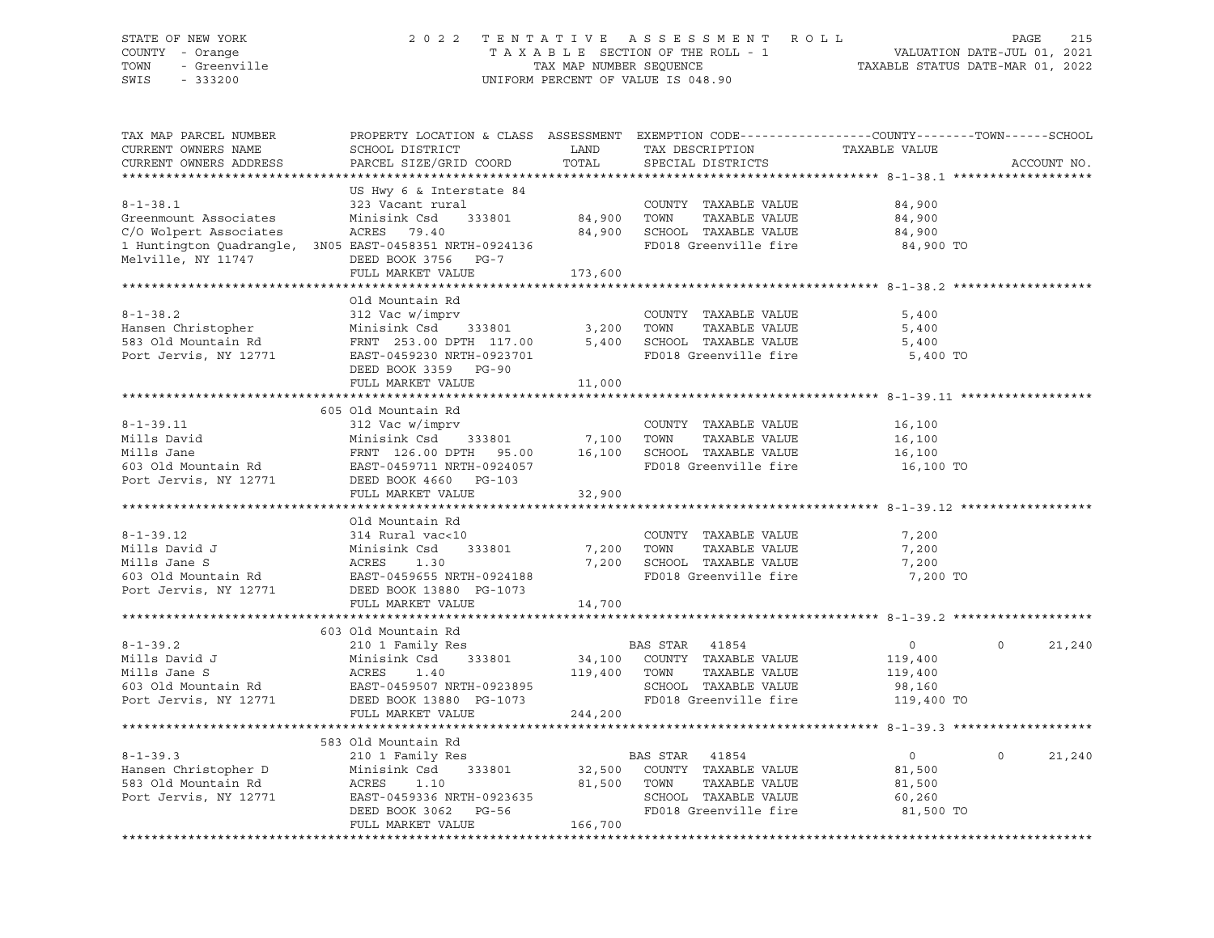STATE OF NEW YORK — COUNTY - Orange — TOWN - Greenville — SWIS - 333200

2022 TENTATIVE ASSESSMENT ROLL
TAXABLE SECTION OF THE ROLL - 1
TAX MAP NUMBER SEQUENCE
UNIFORM PERCENT OF VALUE IS 048.90

VALUATION DATE-JUL 01, 2021
TAXABLE STATUS DATE-MAR 01, 2022

| TAX MAP PARCEL NUMBER / CURRENT OWNERS NAME / CURRENT OWNERS ADDRESS | PROPERTY LOCATION & CLASS / SCHOOL DISTRICT / PARCEL SIZE/GRID COORD | ASSESSMENT LAND / TOTAL | EXEMPTION CODE / TAX DESCRIPTION / SPECIAL DISTRICTS | COUNTY | TOWN | SCHOOL |
|---|---|---|---|---|---|---|
| **8-1-38.1** | US Hwy 6 & Interstate 84 | | | | | |
| Greenmount Associates | 323 Vacant rural | | COUNTY TAXABLE VALUE | 84,900 | | |
| C/O Wolpert Associates | Minisink Csd 333801 | 84,900 | TOWN TAXABLE VALUE | | 84,900 | |
| 1 Huntington Quadrangle, 3N05 | ACRES 79.40 | 84,900 | SCHOOL TAXABLE VALUE | | | 84,900 |
| Melville, NY 11747 | EAST-0458351 NRTH-0924136 | | FD018 Greenville fire | 84,900 TO | | |
| | DEED BOOK 3756 PG-7 | | | | | |
| | FULL MARKET VALUE | 173,600 | | | | |
| **8-1-38.2** | Old Mountain Rd | | | | | |
| Hansen Christopher | 312 Vac w/imprv | | COUNTY TAXABLE VALUE | 5,400 | | |
| 583 Old Mountain Rd | Minisink Csd 333801 | 3,200 | TOWN TAXABLE VALUE | | 5,400 | |
| Port Jervis, NY 12771 | FRNT 253.00 DPTH 117.00 | 5,400 | SCHOOL TAXABLE VALUE | | | 5,400 |
| | EAST-0459230 NRTH-0923701 | | FD018 Greenville fire | 5,400 TO | | |
| | DEED BOOK 3359 PG-90 | | | | | |
| | FULL MARKET VALUE | 11,000 | | | | |
| **8-1-39.11** | 605 Old Mountain Rd | | | | | |
| Mills David | 312 Vac w/imprv | | COUNTY TAXABLE VALUE | 16,100 | | |
| Mills Jane | Minisink Csd 333801 | 7,100 | TOWN TAXABLE VALUE | | 16,100 | |
| 603 Old Mountain Rd | FRNT 126.00 DPTH 95.00 | 16,100 | SCHOOL TAXABLE VALUE | | | 16,100 |
| Port Jervis, NY 12771 | EAST-0459711 NRTH-0924057 | | FD018 Greenville fire | 16,100 TO | | |
| | DEED BOOK 4660 PG-103 | | | | | |
| | FULL MARKET VALUE | 32,900 | | | | |
| **8-1-39.12** | Old Mountain Rd | | | | | |
| Mills David J | 314 Rural vac<10 | | COUNTY TAXABLE VALUE | 7,200 | | |
| Mills Jane S | Minisink Csd 333801 | 7,200 | TOWN TAXABLE VALUE | | 7,200 | |
| 603 Old Mountain Rd | ACRES 1.30 | 7,200 | SCHOOL TAXABLE VALUE | | | 7,200 |
| Port Jervis, NY 12771 | EAST-0459655 NRTH-0924188 | | FD018 Greenville fire | 7,200 TO | | |
| | DEED BOOK 13880 PG-1073 | | | | | |
| | FULL MARKET VALUE | 14,700 | | | | |
| **8-1-39.2** | 603 Old Mountain Rd | | | | | |
| Mills David J | 210 1 Family Res | | BAS STAR 41854 | 0 | 0 | 21,240 |
| Mills Jane S | Minisink Csd 333801 | 34,100 | COUNTY TAXABLE VALUE | 119,400 | | |
| 603 Old Mountain Rd | ACRES 1.40 | 119,400 | TOWN TAXABLE VALUE | | 119,400 | |
| Port Jervis, NY 12771 | EAST-0459507 NRTH-0923895 | | SCHOOL TAXABLE VALUE | | | 98,160 |
| | DEED BOOK 13880 PG-1073 | | FD018 Greenville fire | 119,400 TO | | |
| | FULL MARKET VALUE | 244,200 | | | | |
| **8-1-39.3** | 583 Old Mountain Rd | | | | | |
| Hansen Christopher D | 210 1 Family Res | | BAS STAR 41854 | 0 | 0 | 21,240 |
| 583 Old Mountain Rd | Minisink Csd 333801 | 32,500 | COUNTY TAXABLE VALUE | 81,500 | | |
| Port Jervis, NY 12771 | ACRES 1.10 | 81,500 | TOWN TAXABLE VALUE | | 81,500 | |
| | EAST-0459336 NRTH-0923635 | | SCHOOL TAXABLE VALUE | | | 60,260 |
| | DEED BOOK 3062 PG-56 | | FD018 Greenville fire | 81,500 TO | | |
| | FULL MARKET VALUE | 166,700 | | | | |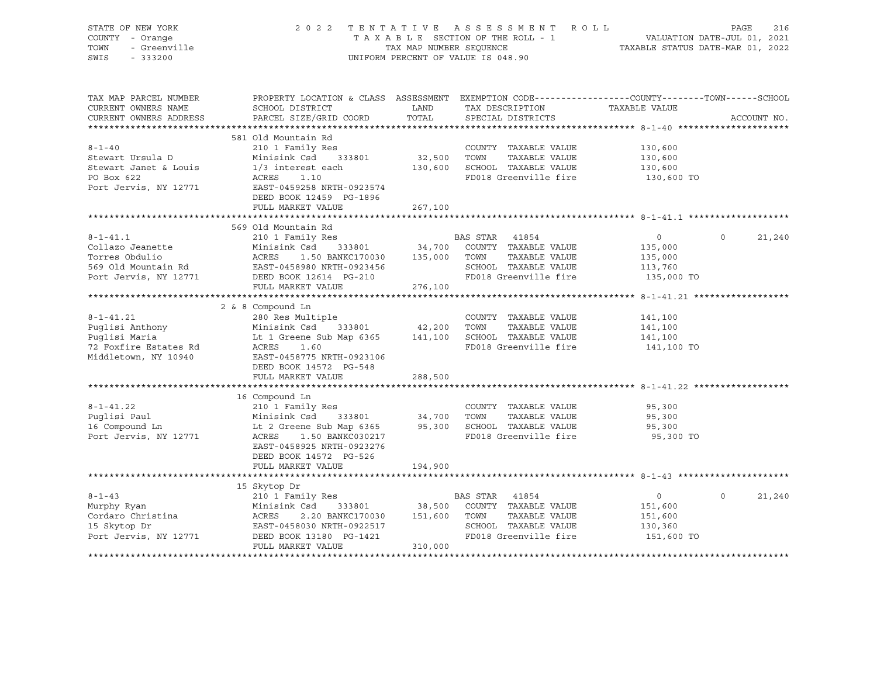STATE OF NEW YORK
COUNTY - Orange
TOWN - Greenville
SWIS - 333200

2022 TENTATIVE ASSESSMENT ROLL
TAXABLE SECTION OF THE ROLL - 1
TAX MAP NUMBER SEQUENCE
UNIFORM PERCENT OF VALUE IS 048.90

VALUATION DATE-JUL 01, 2021
TAXABLE STATUS DATE-MAR 01, 2022

| TAX MAP PARCEL NUMBER / CURRENT OWNERS NAME / CURRENT OWNERS ADDRESS | PROPERTY LOCATION & CLASS / SCHOOL DISTRICT / PARCEL SIZE/GRID COORD | ASSESSMENT LAND / TOTAL | EXEMPTION CODE / TAX DESCRIPTION / SPECIAL DISTRICTS | COUNTY | TOWN | SCHOOL |
|---|---|---|---|---|---|---|
| **8-1-40** | 581 Old Mountain Rd | | | | | |
| | 210 1 Family Res | | COUNTY TAXABLE VALUE | 130,600 | | |
| Stewart Ursula D | Minisink Csd 333801 | 32,500 | TOWN TAXABLE VALUE | 130,600 | | |
| Stewart Janet & Louis | 1/3 interest each | 130,600 | SCHOOL TAXABLE VALUE | 130,600 | | |
| PO Box 622 | ACRES 1.10 | | FD018 Greenville fire | 130,600 TO | | |
| Port Jervis, NY 12771 | EAST-0459258 NRTH-0923574 | | | | | |
| | DEED BOOK 12459 PG-1896 | | | | | |
| | FULL MARKET VALUE | 267,100 | | | | |
| **8-1-41.1** | 569 Old Mountain Rd | | | | | |
| | 210 1 Family Res | | BAS STAR 41854 | 0 | 0 | 21,240 |
| Collazo Jeanette | Minisink Csd 333801 | 34,700 | COUNTY TAXABLE VALUE | 135,000 | | |
| Torres Obdulio | ACRES 1.50 BANKC170030 | 135,000 | TOWN TAXABLE VALUE | 135,000 | | |
| 569 Old Mountain Rd | EAST-0458980 NRTH-0923456 | | SCHOOL TAXABLE VALUE | 113,760 | | |
| Port Jervis, NY 12771 | DEED BOOK 12614 PG-210 | | FD018 Greenville fire | 135,000 TO | | |
| | FULL MARKET VALUE | 276,100 | | | | |
| **8-1-41.21** | 2 & 8 Compound Ln | | | | | |
| | 280 Res Multiple | | COUNTY TAXABLE VALUE | 141,100 | | |
| Puglisi Anthony | Minisink Csd 333801 | 42,200 | TOWN TAXABLE VALUE | 141,100 | | |
| Puglisi Maria | Lt 1 Greene Sub Map 6365 | 141,100 | SCHOOL TAXABLE VALUE | 141,100 | | |
| 72 Foxfire Estates Rd | ACRES 1.60 | | FD018 Greenville fire | 141,100 TO | | |
| Middletown, NY 10940 | EAST-0458775 NRTH-0923106 | | | | | |
| | DEED BOOK 14572 PG-548 | | | | | |
| | FULL MARKET VALUE | 288,500 | | | | |
| **8-1-41.22** | 16 Compound Ln | | | | | |
| | 210 1 Family Res | | COUNTY TAXABLE VALUE | 95,300 | | |
| Puglisi Paul | Minisink Csd 333801 | 34,700 | TOWN TAXABLE VALUE | 95,300 | | |
| 16 Compound Ln | Lt 2 Greene Sub Map 6365 | 95,300 | SCHOOL TAXABLE VALUE | 95,300 | | |
| Port Jervis, NY 12771 | ACRES 1.50 BANKC030217 | | FD018 Greenville fire | 95,300 TO | | |
| | EAST-0458925 NRTH-0923276 | | | | | |
| | DEED BOOK 14572 PG-526 | | | | | |
| | FULL MARKET VALUE | 194,900 | | | | |
| **8-1-43** | 15 Skytop Dr | | | | | |
| | 210 1 Family Res | | BAS STAR 41854 | 0 | 0 | 21,240 |
| Murphy Ryan | Minisink Csd 333801 | 38,500 | COUNTY TAXABLE VALUE | 151,600 | | |
| Cordaro Christina | ACRES 2.20 BANKC170030 | 151,600 | TOWN TAXABLE VALUE | 151,600 | | |
| 15 Skytop Dr | EAST-0458030 NRTH-0922517 | | SCHOOL TAXABLE VALUE | 130,360 | | |
| Port Jervis, NY 12771 | DEED BOOK 13180 PG-1421 | | FD018 Greenville fire | 151,600 TO | | |
| | FULL MARKET VALUE | 310,000 | | | | |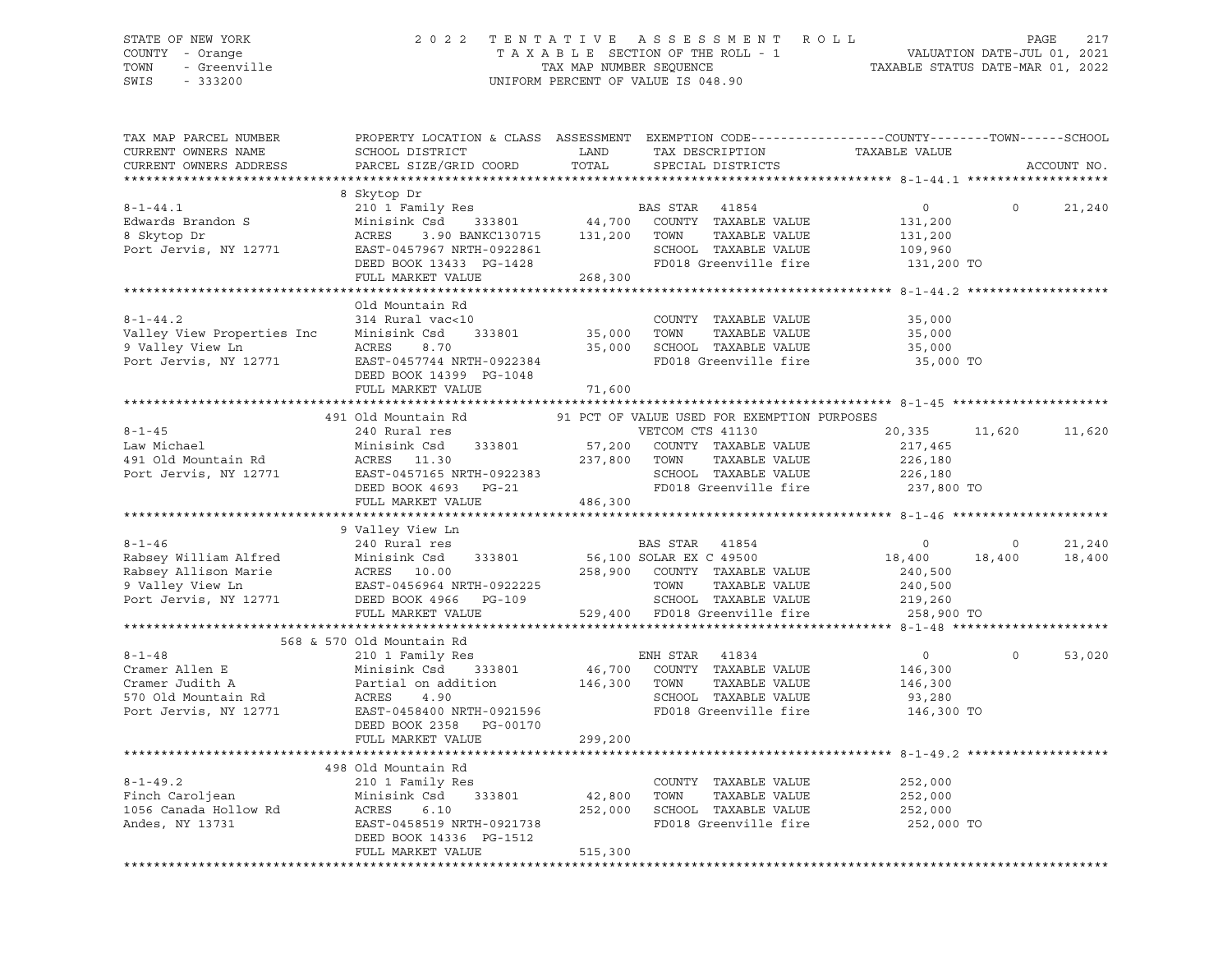STATE OF NEW YORK — COUNTY - Orange — TOWN - Greenville — SWIS - 333200

2022 TENTATIVE ASSESSMENT ROLL — TAXABLE SECTION OF THE ROLL - 1 — TAX MAP NUMBER SEQUENCE — UNIFORM PERCENT OF VALUE IS 048.90

VALUATION DATE-JUL 01, 2021 — TAXABLE STATUS DATE-MAR 01, 2022

```
TAX MAP PARCEL NUMBER          PROPERTY LOCATION & CLASS  ASSESSMENT  EXEMPTION CODE------------------COUNTY--------TOWN------SCHOOL
CURRENT OWNERS NAME            SCHOOL DISTRICT               LAND      TAX DESCRIPTION            TAXABLE VALUE
CURRENT OWNERS ADDRESS         PARCEL SIZE/GRID COORD        TOTAL     SPECIAL DISTRICTS                                    ACCOUNT NO.
******************************************************************************************************* 8-1-44.1 *******************
                               8 Skytop Dr
8-1-44.1                       210 1 Family Res                        BAS STAR  41854                  0             0      21,240
Edwards Brandon S              Minisink Csd    333801        44,700    COUNTY  TAXABLE VALUE          131,200
8 Skytop Dr                    ACRES    3.90 BANKC130715    131,200    TOWN    TAXABLE VALUE          131,200
Port Jervis, NY 12771          EAST-0457967 NRTH-0922861               SCHOOL  TAXABLE VALUE          109,960
                               DEED BOOK 13433  PG-1428                FD018 Greenville fire           131,200 TO
                               FULL MARKET VALUE            268,300
******************************************************************************************************* 8-1-44.2 *******************
                               Old Mountain Rd
8-1-44.2                       314 Rural vac<10                        COUNTY  TAXABLE VALUE           35,000
Valley View Properties Inc     Minisink Csd    333801        35,000    TOWN    TAXABLE VALUE           35,000
9 Valley View Ln               ACRES    8.70                 35,000    SCHOOL  TAXABLE VALUE           35,000
Port Jervis, NY 12771          EAST-0457744 NRTH-0922384               FD018 Greenville fire            35,000 TO
                               DEED BOOK 14399  PG-1048
                               FULL MARKET VALUE             71,600
******************************************************************************************************* 8-1-45 *********************
                               491 Old Mountain Rd          91 PCT OF VALUE USED FOR EXEMPTION PURPOSES
8-1-45                         240 Rural res                           VETCOM CTS 41130             20,335        11,620      11,620
Law Michael                    Minisink Csd    333801        57,200    COUNTY  TAXABLE VALUE          217,465
491 Old Mountain Rd            ACRES   11.30                237,800    TOWN    TAXABLE VALUE          226,180
Port Jervis, NY 12771          EAST-0457165 NRTH-0922383               SCHOOL  TAXABLE VALUE          226,180
                               DEED BOOK 4693   PG-21                  FD018 Greenville fire           237,800 TO
                               FULL MARKET VALUE            486,300
******************************************************************************************************* 8-1-46 *********************
                               9 Valley View Ln
8-1-46                         240 Rural res                           BAS STAR  41854                  0             0      21,240
Rabsey William Alfred          Minisink Csd    333801        56,100 SOLAR EX C 49500               18,400        18,400      18,400
Rabsey Allison Marie           ACRES   10.00                258,900    COUNTY  TAXABLE VALUE          240,500
9 Valley View Ln               EAST-0456964 NRTH-0922225               TOWN    TAXABLE VALUE          240,500
Port Jervis, NY 12771          DEED BOOK 4966   PG-109                 SCHOOL  TAXABLE VALUE          219,260
                               FULL MARKET VALUE            529,400    FD018 Greenville fire           258,900 TO
******************************************************************************************************* 8-1-48 *********************
                               568 & 570 Old Mountain Rd
8-1-48                         210 1 Family Res                        ENH STAR  41834                  0             0      53,020
Cramer Allen E                 Minisink Csd    333801        46,700    COUNTY  TAXABLE VALUE          146,300
Cramer Judith A                Partial on addition          146,300    TOWN    TAXABLE VALUE          146,300
570 Old Mountain Rd            ACRES    4.90                           SCHOOL  TAXABLE VALUE           93,280
Port Jervis, NY 12771          EAST-0458400 NRTH-0921596               FD018 Greenville fire           146,300 TO
                               DEED BOOK 2358   PG-00170
                               FULL MARKET VALUE            299,200
******************************************************************************************************* 8-1-49.2 *******************
                               498 Old Mountain Rd
8-1-49.2                       210 1 Family Res                        COUNTY  TAXABLE VALUE          252,000
Finch Caroljean                Minisink Csd    333801        42,800    TOWN    TAXABLE VALUE          252,000
1056 Canada Hollow Rd          ACRES    6.10                252,000    SCHOOL  TAXABLE VALUE          252,000
Andes, NY 13731                EAST-0458519 NRTH-0921738               FD018 Greenville fire           252,000 TO
                               DEED BOOK 14336  PG-1512
                               FULL MARKET VALUE            515,300
************************************************************************************************************************************
```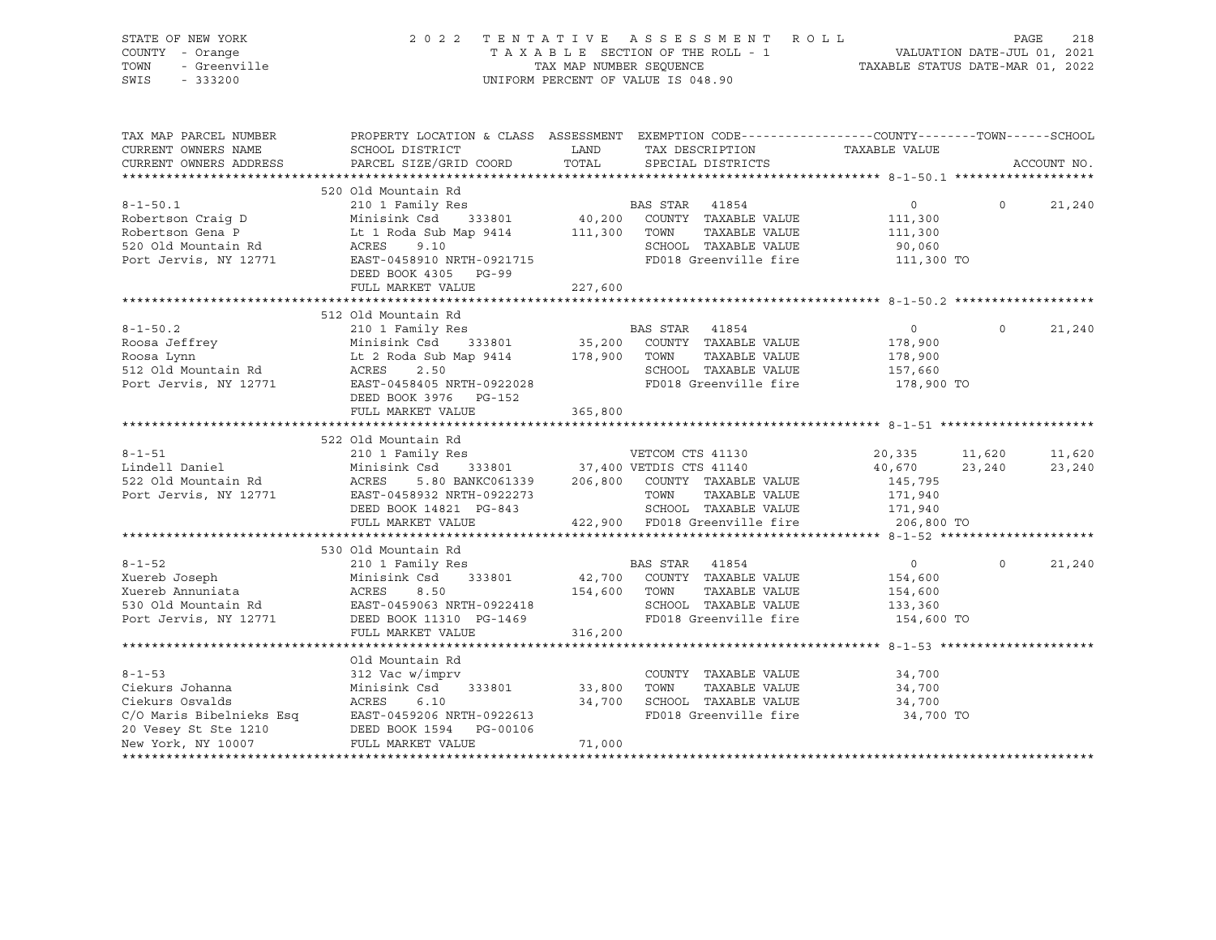STATE OF NEW YORK — COUNTY - Orange — TOWN - Greenville — SWIS - 333200

2 0 2 2 T E N T A T I V E A S S E S S M E N T R O L L
T A X A B L E SECTION OF THE ROLL - 1
TAX MAP NUMBER SEQUENCE
UNIFORM PERCENT OF VALUE IS 048.90

VALUATION DATE-JUL 01, 2021
TAXABLE STATUS DATE-MAR 01, 2022

| TAX MAP PARCEL NUMBER / CURRENT OWNERS NAME / CURRENT OWNERS ADDRESS | PROPERTY LOCATION & CLASS / SCHOOL DISTRICT / PARCEL SIZE/GRID COORD | ASSESSMENT LAND / TOTAL | EXEMPTION CODE / TAX DESCRIPTION / SPECIAL DISTRICTS | COUNTY TAXABLE VALUE | TOWN | SCHOOL | ACCOUNT NO. |
|---|---|---|---|---|---|---|---|
| **8-1-50.1** | 520 Old Mountain Rd | | | | | | |
| | 210 1 Family Res | | BAS STAR 41854 | 0 | 0 | 21,240 | |
| Robertson Craig D | Minisink Csd 333801 | 40,200 | COUNTY TAXABLE VALUE | 111,300 | | | |
| Robertson Gena P | Lt 1 Roda Sub Map 9414 | 111,300 | TOWN TAXABLE VALUE | 111,300 | | | |
| 520 Old Mountain Rd | ACRES 9.10 | | SCHOOL TAXABLE VALUE | 90,060 | | | |
| Port Jervis, NY 12771 | EAST-0458910 NRTH-0921715 | | FD018 Greenville fire | 111,300 TO | | | |
| | DEED BOOK 4305 PG-99 | | | | | | |
| | FULL MARKET VALUE | 227,600 | | | | | |
| **8-1-50.2** | 512 Old Mountain Rd | | | | | | |
| | 210 1 Family Res | | BAS STAR 41854 | 0 | 0 | 21,240 | |
| Roosa Jeffrey | Minisink Csd 333801 | 35,200 | COUNTY TAXABLE VALUE | 178,900 | | | |
| Roosa Lynn | Lt 2 Roda Sub Map 9414 | 178,900 | TOWN TAXABLE VALUE | 178,900 | | | |
| 512 Old Mountain Rd | ACRES 2.50 | | SCHOOL TAXABLE VALUE | 157,660 | | | |
| Port Jervis, NY 12771 | EAST-0458405 NRTH-0922028 | | FD018 Greenville fire | 178,900 TO | | | |
| | DEED BOOK 3976 PG-152 | | | | | | |
| | FULL MARKET VALUE | 365,800 | | | | | |
| **8-1-51** | 522 Old Mountain Rd | | | | | | |
| | 210 1 Family Res | | VETCOM CTS 41130 | 20,335 | 11,620 | 11,620 | |
| Lindell Daniel | Minisink Csd 333801 | 37,400 | VETDIS CTS 41140 | 40,670 | 23,240 | 23,240 | |
| 522 Old Mountain Rd | ACRES 5.80 BANKC061339 | 206,800 | COUNTY TAXABLE VALUE | 145,795 | | | |
| Port Jervis, NY 12771 | EAST-0458932 NRTH-0922273 | | TOWN TAXABLE VALUE | 171,940 | | | |
| | DEED BOOK 14821 PG-843 | | SCHOOL TAXABLE VALUE | 171,940 | | | |
| | FULL MARKET VALUE | 422,900 | FD018 Greenville fire | 206,800 TO | | | |
| **8-1-52** | 530 Old Mountain Rd | | | | | | |
| | 210 1 Family Res | | BAS STAR 41854 | 0 | 0 | 21,240 | |
| Xuereb Joseph | Minisink Csd 333801 | 42,700 | COUNTY TAXABLE VALUE | 154,600 | | | |
| Xuereb Annuniata | ACRES 8.50 | 154,600 | TOWN TAXABLE VALUE | 154,600 | | | |
| 530 Old Mountain Rd | EAST-0459063 NRTH-0922418 | | SCHOOL TAXABLE VALUE | 133,360 | | | |
| Port Jervis, NY 12771 | DEED BOOK 11310 PG-1469 | | FD018 Greenville fire | 154,600 TO | | | |
| | FULL MARKET VALUE | 316,200 | | | | | |
| **8-1-53** | Old Mountain Rd | | | | | | |
| | 312 Vac w/imprv | | COUNTY TAXABLE VALUE | 34,700 | | | |
| Ciekurs Johanna | Minisink Csd 333801 | 33,800 | TOWN TAXABLE VALUE | 34,700 | | | |
| Ciekurs Osvalds | ACRES 6.10 | 34,700 | SCHOOL TAXABLE VALUE | 34,700 | | | |
| C/O Maris Bibelnieks Esq | EAST-0459206 NRTH-0922613 | | FD018 Greenville fire | 34,700 TO | | | |
| 20 Vesey St Ste 1210 | DEED BOOK 1594 PG-00106 | | | | | | |
| New York, NY 10007 | FULL MARKET VALUE | 71,000 | | | | | |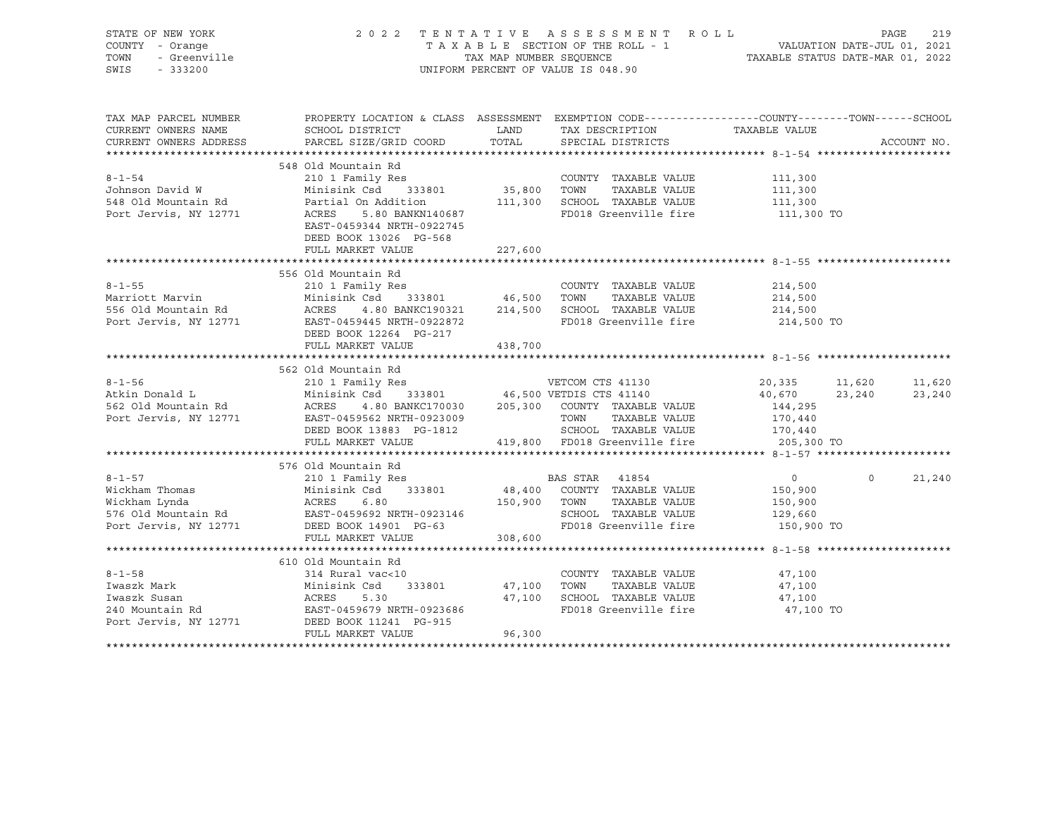STATE OF NEW YORK 2 0 2 2 T E N T A T I V E A S S E S S M E N T R O L L
COUNTY - Orange T A X A B L E SECTION OF THE ROLL - 1 VALUATION DATE-JUL 01, 2021
TOWN - Greenville TAX MAP NUMBER SEQUENCE TAXABLE STATUS DATE-MAR 01, 2022
SWIS - 333200 UNIFORM PERCENT OF VALUE IS 048.90

| TAX MAP PARCEL NUMBER<br>CURRENT OWNERS NAME<br>CURRENT OWNERS ADDRESS | PROPERTY LOCATION & CLASS<br>SCHOOL DISTRICT<br>PARCEL SIZE/GRID COORD | ASSESSMENT<br>LAND<br>TOTAL | EXEMPTION CODE<br>TAX DESCRIPTION<br>SPECIAL DISTRICTS | COUNTY<br>TAXABLE VALUE | TOWN | SCHOOL<br>ACCOUNT NO. |
|---|---|---|---|---|---|---|
| | 548 Old Mountain Rd | | | | | |
| 8-1-54 | 210 1 Family Res | | COUNTY TAXABLE VALUE | 111,300 | | |
| Johnson David W | Minisink Csd 333801 | 35,800 | TOWN TAXABLE VALUE | 111,300 | | |
| 548 Old Mountain Rd | Partial On Addition | 111,300 | SCHOOL TAXABLE VALUE | 111,300 | | |
| Port Jervis, NY 12771 | ACRES 5.80 BANKN140687 | | FD018 Greenville fire | 111,300 TO | | |
| | EAST-0459344 NRTH-0922745 | | | | | |
| | DEED BOOK 13026 PG-568 | | | | | |
| | FULL MARKET VALUE | 227,600 | | | | |
| | 556 Old Mountain Rd | | | | | |
| 8-1-55 | 210 1 Family Res | | COUNTY TAXABLE VALUE | 214,500 | | |
| Marriott Marvin | Minisink Csd 333801 | 46,500 | TOWN TAXABLE VALUE | 214,500 | | |
| 556 Old Mountain Rd | ACRES 4.80 BANKC190321 | 214,500 | SCHOOL TAXABLE VALUE | 214,500 | | |
| Port Jervis, NY 12771 | EAST-0459445 NRTH-0922872 | | FD018 Greenville fire | 214,500 TO | | |
| | DEED BOOK 12264 PG-217 | | | | | |
| | FULL MARKET VALUE | 438,700 | | | | |
| | 562 Old Mountain Rd | | | | | |
| 8-1-56 | 210 1 Family Res | | VETCOM CTS 41130 | 20,335 | 11,620 | 11,620 |
| Atkin Donald L | Minisink Csd 333801 | 46,500 | VETDIS CTS 41140 | 40,670 | 23,240 | 23,240 |
| 562 Old Mountain Rd | ACRES 4.80 BANKC170030 | 205,300 | COUNTY TAXABLE VALUE | 144,295 | | |
| Port Jervis, NY 12771 | EAST-0459562 NRTH-0923009 | | TOWN TAXABLE VALUE | 170,440 | | |
| | DEED BOOK 13883 PG-1812 | | SCHOOL TAXABLE VALUE | 170,440 | | |
| | FULL MARKET VALUE | 419,800 | FD018 Greenville fire | 205,300 TO | | |
| | 576 Old Mountain Rd | | | | | |
| 8-1-57 | 210 1 Family Res | | BAS STAR 41854 | 0 | 0 | 21,240 |
| Wickham Thomas | Minisink Csd 333801 | 48,400 | COUNTY TAXABLE VALUE | 150,900 | | |
| Wickham Lynda | ACRES 6.80 | 150,900 | TOWN TAXABLE VALUE | 150,900 | | |
| 576 Old Mountain Rd | EAST-0459692 NRTH-0923146 | | SCHOOL TAXABLE VALUE | 129,660 | | |
| Port Jervis, NY 12771 | DEED BOOK 14901 PG-63 | | FD018 Greenville fire | 150,900 TO | | |
| | FULL MARKET VALUE | 308,600 | | | | |
| | 610 Old Mountain Rd | | | | | |
| 8-1-58 | 314 Rural vac<10 | | COUNTY TAXABLE VALUE | 47,100 | | |
| Iwaszk Mark | Minisink Csd 333801 | 47,100 | TOWN TAXABLE VALUE | 47,100 | | |
| Iwaszk Susan | ACRES 5.30 | 47,100 | SCHOOL TAXABLE VALUE | 47,100 | | |
| 240 Mountain Rd | EAST-0459679 NRTH-0923686 | | FD018 Greenville fire | 47,100 TO | | |
| Port Jervis, NY 12771 | DEED BOOK 11241 PG-915 | | | | | |
| | FULL MARKET VALUE | 96,300 | | | | |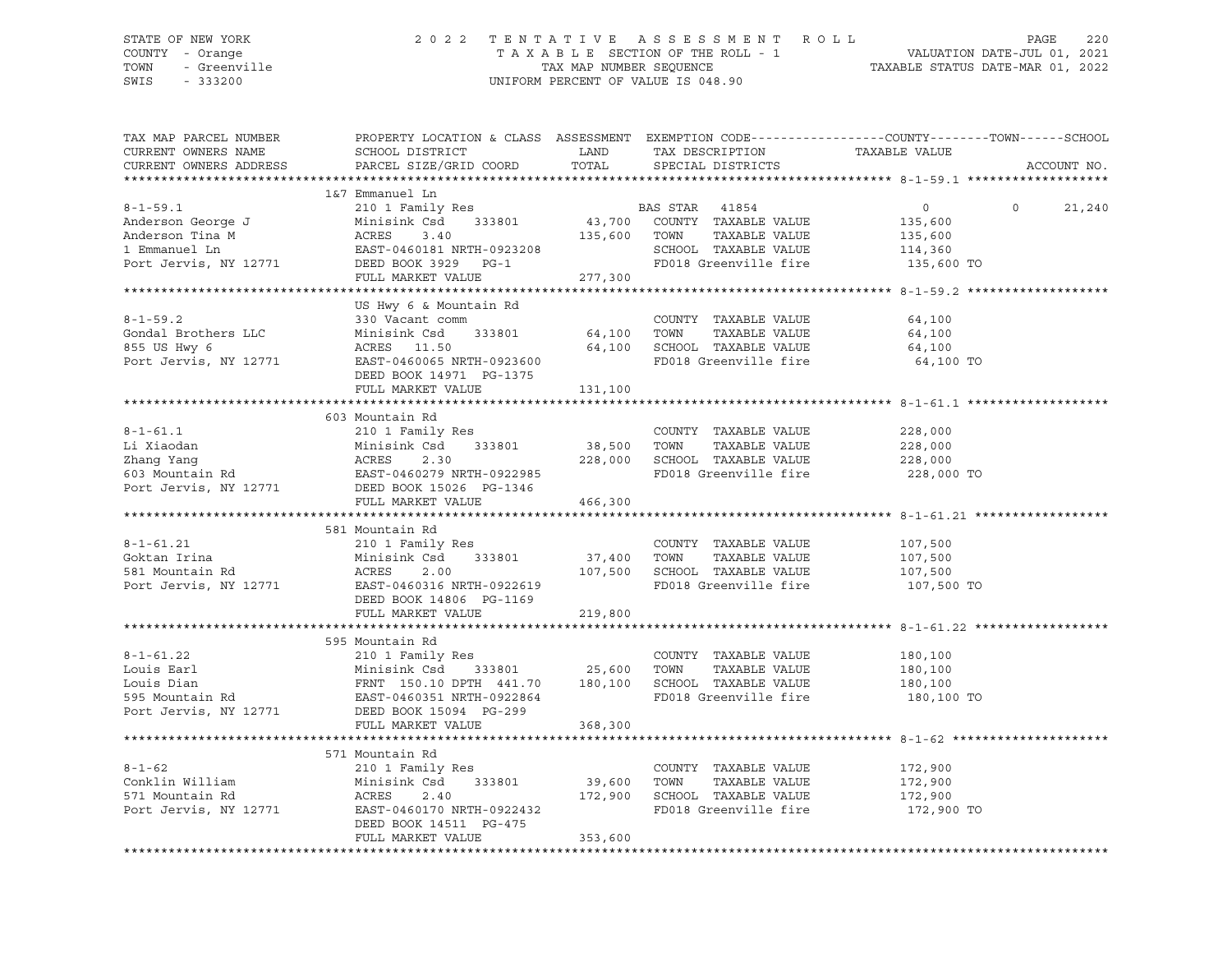STATE OF NEW YORK — 2022 TENTATIVE ASSESSMENT ROLL
COUNTY - Orange — TAXABLE SECTION OF THE ROLL - 1 — VALUATION DATE-JUL 01, 2021
TOWN - Greenville — TAX MAP NUMBER SEQUENCE — TAXABLE STATUS DATE-MAR 01, 2022
SWIS - 333200 — UNIFORM PERCENT OF VALUE IS 048.90

| TAX MAP PARCEL NUMBER / CURRENT OWNERS NAME / CURRENT OWNERS ADDRESS | PROPERTY LOCATION & CLASS / SCHOOL DISTRICT / PARCEL SIZE/GRID COORD | ASSESSMENT LAND | TOTAL | EXEMPTION CODE / TAX DESCRIPTION / SPECIAL DISTRICTS | COUNTY / TAXABLE VALUE | TOWN | SCHOOL |
|---|---|---|---|---|---|---|---|
| **8-1-59.1** | 1&7 Emmanuel Ln | | | | | | |
| Anderson George J | 210 1 Family Res | | | BAS STAR 41854 | 0 | 0 | 21,240 |
| Anderson Tina M | Minisink Csd 333801 | 43,700 | | COUNTY TAXABLE VALUE | 135,600 | | |
| 1 Emmanuel Ln | ACRES 3.40 | | 135,600 | TOWN TAXABLE VALUE | 135,600 | | |
| Port Jervis, NY 12771 | EAST-0460181 NRTH-0923208 | | | SCHOOL TAXABLE VALUE | 114,360 | | |
| | DEED BOOK 3929 PG-1 | | | FD018 Greenville fire | 135,600 TO | | |
| | FULL MARKET VALUE | | 277,300 | | | | |
| **8-1-59.2** | US Hwy 6 & Mountain Rd | | | | | | |
| Gondal Brothers LLC | 330 Vacant comm | | | COUNTY TAXABLE VALUE | 64,100 | | |
| 855 US Hwy 6 | Minisink Csd 333801 | 64,100 | | TOWN TAXABLE VALUE | 64,100 | | |
| Port Jervis, NY 12771 | ACRES 11.50 | | 64,100 | SCHOOL TAXABLE VALUE | 64,100 | | |
| | EAST-0460065 NRTH-0923600 | | | FD018 Greenville fire | 64,100 TO | | |
| | DEED BOOK 14971 PG-1375 | | | | | | |
| | FULL MARKET VALUE | | 131,100 | | | | |
| **8-1-61.1** | 603 Mountain Rd | | | | | | |
| Li Xiaodan | 210 1 Family Res | | | COUNTY TAXABLE VALUE | 228,000 | | |
| Zhang Yang | Minisink Csd 333801 | 38,500 | | TOWN TAXABLE VALUE | 228,000 | | |
| 603 Mountain Rd | ACRES 2.30 | | 228,000 | SCHOOL TAXABLE VALUE | 228,000 | | |
| Port Jervis, NY 12771 | EAST-0460279 NRTH-0922985 | | | FD018 Greenville fire | 228,000 TO | | |
| | DEED BOOK 15026 PG-1346 | | | | | | |
| | FULL MARKET VALUE | | 466,300 | | | | |
| **8-1-61.21** | 581 Mountain Rd | | | | | | |
| Goktan Irina | 210 1 Family Res | | | COUNTY TAXABLE VALUE | 107,500 | | |
| 581 Mountain Rd | Minisink Csd 333801 | 37,400 | | TOWN TAXABLE VALUE | 107,500 | | |
| Port Jervis, NY 12771 | ACRES 2.00 | | 107,500 | SCHOOL TAXABLE VALUE | 107,500 | | |
| | EAST-0460316 NRTH-0922619 | | | FD018 Greenville fire | 107,500 TO | | |
| | DEED BOOK 14806 PG-1169 | | | | | | |
| | FULL MARKET VALUE | | 219,800 | | | | |
| **8-1-61.22** | 595 Mountain Rd | | | | | | |
| Louis Earl | 210 1 Family Res | | | COUNTY TAXABLE VALUE | 180,100 | | |
| Louis Dian | Minisink Csd 333801 | 25,600 | | TOWN TAXABLE VALUE | 180,100 | | |
| 595 Mountain Rd | FRNT 150.10 DPTH 441.70 | | 180,100 | SCHOOL TAXABLE VALUE | 180,100 | | |
| Port Jervis, NY 12771 | EAST-0460351 NRTH-0922864 | | | FD018 Greenville fire | 180,100 TO | | |
| | DEED BOOK 15094 PG-299 | | | | | | |
| | FULL MARKET VALUE | | 368,300 | | | | |
| **8-1-62** | 571 Mountain Rd | | | | | | |
| Conklin William | 210 1 Family Res | | | COUNTY TAXABLE VALUE | 172,900 | | |
| 571 Mountain Rd | Minisink Csd 333801 | 39,600 | | TOWN TAXABLE VALUE | 172,900 | | |
| Port Jervis, NY 12771 | ACRES 2.40 | | 172,900 | SCHOOL TAXABLE VALUE | 172,900 | | |
| | EAST-0460170 NRTH-0922432 | | | FD018 Greenville fire | 172,900 TO | | |
| | DEED BOOK 14511 PG-475 | | | | | | |
| | FULL MARKET VALUE | | 353,600 | | | | |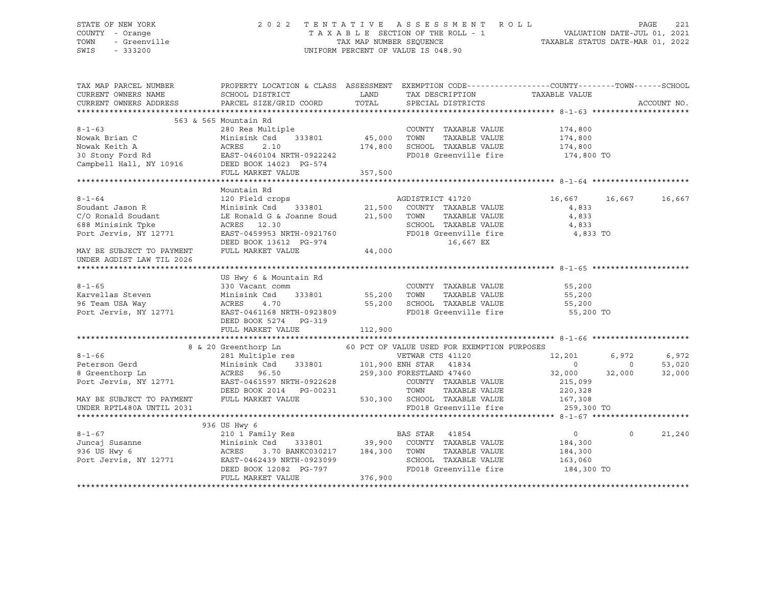STATE OF NEW YORK — COUNTY - Orange — TOWN - Greenville — SWIS - 333200

2022 TENTATIVE ASSESSMENT ROLL
TAXABLE SECTION OF THE ROLL - 1
TAX MAP NUMBER SEQUENCE
UNIFORM PERCENT OF VALUE IS 048.90

VALUATION DATE-JUL 01, 2021
TAXABLE STATUS DATE-MAR 01, 2022

| TAX MAP PARCEL NUMBER / CURRENT OWNERS NAME / CURRENT OWNERS ADDRESS | PROPERTY LOCATION & CLASS / SCHOOL DISTRICT / PARCEL SIZE/GRID COORD | ASSESSMENT LAND / TOTAL | EXEMPTION CODE / TAX DESCRIPTION / SPECIAL DISTRICTS | COUNTY TAXABLE VALUE | TOWN | SCHOOL | ACCOUNT NO. |
|---|---|---|---|---|---|---|---|
| **8-1-63** | 563 & 565 Mountain Rd | | | | | | |
| | 280 Res Multiple | | COUNTY TAXABLE VALUE | 174,800 | | | |
| Nowak Brian C | Minisink Csd 333801 | 45,000 | TOWN TAXABLE VALUE | 174,800 | | | |
| Nowak Keith A | ACRES 2.10 | 174,800 | SCHOOL TAXABLE VALUE | 174,800 | | | |
| 30 Stony Ford Rd | EAST-0460104 NRTH-0922242 | | FD018 Greenville fire | 174,800 TO | | | |
| Campbell Hall, NY 10916 | DEED BOOK 14023 PG-574 | | | | | | |
| | FULL MARKET VALUE | 357,500 | | | | | |
| **8-1-64** | Mountain Rd | | | | | | |
| | 120 Field crops | | AGDISTRICT 41720 | 16,667 | 16,667 | 16,667 | |
| Soudant Jason R | Minisink Csd 333801 | 21,500 | COUNTY TAXABLE VALUE | 4,833 | | | |
| C/O Ronald Soudant | LE Ronald G & Joanne Soud | 21,500 | TOWN TAXABLE VALUE | 4,833 | | | |
| 688 Minisink Tpke | ACRES 12.30 | | SCHOOL TAXABLE VALUE | 4,833 | | | |
| Port Jervis, NY 12771 | EAST-0459953 NRTH-0921760 | | FD018 Greenville fire | 4,833 TO | | | |
| | DEED BOOK 13612 PG-974 | | 16,667 EX | | | | |
| MAY BE SUBJECT TO PAYMENT UNDER AGDIST LAW TIL 2026 | FULL MARKET VALUE | 44,000 | | | | | |
| **8-1-65** | US Hwy 6 & Mountain Rd | | | | | | |
| | 330 Vacant comm | | COUNTY TAXABLE VALUE | 55,200 | | | |
| Karvellas Steven | Minisink Csd 333801 | 55,200 | TOWN TAXABLE VALUE | 55,200 | | | |
| 96 Team USA Way | ACRES 4.70 | 55,200 | SCHOOL TAXABLE VALUE | 55,200 | | | |
| Port Jervis, NY 12771 | EAST-0461168 NRTH-0923809 | | FD018 Greenville fire | 55,200 TO | | | |
| | DEED BOOK 5274 PG-319 | | | | | | |
| | FULL MARKET VALUE | 112,900 | | | | | |
| **8-1-66** | 8 & 20 Greenthorp Ln | | 60 PCT OF VALUE USED FOR EXEMPTION PURPOSES | | | | |
| | 281 Multiple res | | VETWAR CTS 41120 | 12,201 | 6,972 | 6,972 | |
| Peterson Gerd | Minisink Csd 333801 | 101,900 | ENH STAR 41834 | 0 | 0 | 53,020 | |
| 8 Greenthorp Ln | ACRES 96.50 | 259,300 | FORESTLAND 47460 | 32,000 | 32,000 | 32,000 | |
| Port Jervis, NY 12771 | EAST-0461597 NRTH-0922628 | | COUNTY TAXABLE VALUE | 215,099 | | | |
| | DEED BOOK 2014 PG-00231 | | TOWN TAXABLE VALUE | 220,328 | | | |
| MAY BE SUBJECT TO PAYMENT | FULL MARKET VALUE | 530,300 | SCHOOL TAXABLE VALUE | 167,308 | | | |
| UNDER RPTL480A UNTIL 2031 | | | FD018 Greenville fire | 259,300 TO | | | |
| **8-1-67** | 936 US Hwy 6 | | | | | | |
| | 210 1 Family Res | | BAS STAR 41854 | 0 | 0 | 21,240 | |
| Juncaj Susanne | Minisink Csd 333801 | 39,900 | COUNTY TAXABLE VALUE | 184,300 | | | |
| 936 US Hwy 6 | ACRES 3.70 BANKC030217 | 184,300 | TOWN TAXABLE VALUE | 184,300 | | | |
| Port Jervis, NY 12771 | EAST-0462439 NRTH-0923099 | | SCHOOL TAXABLE VALUE | 163,060 | | | |
| | DEED BOOK 12082 PG-797 | | FD018 Greenville fire | 184,300 TO | | | |
| | FULL MARKET VALUE | 376,900 | | | | | |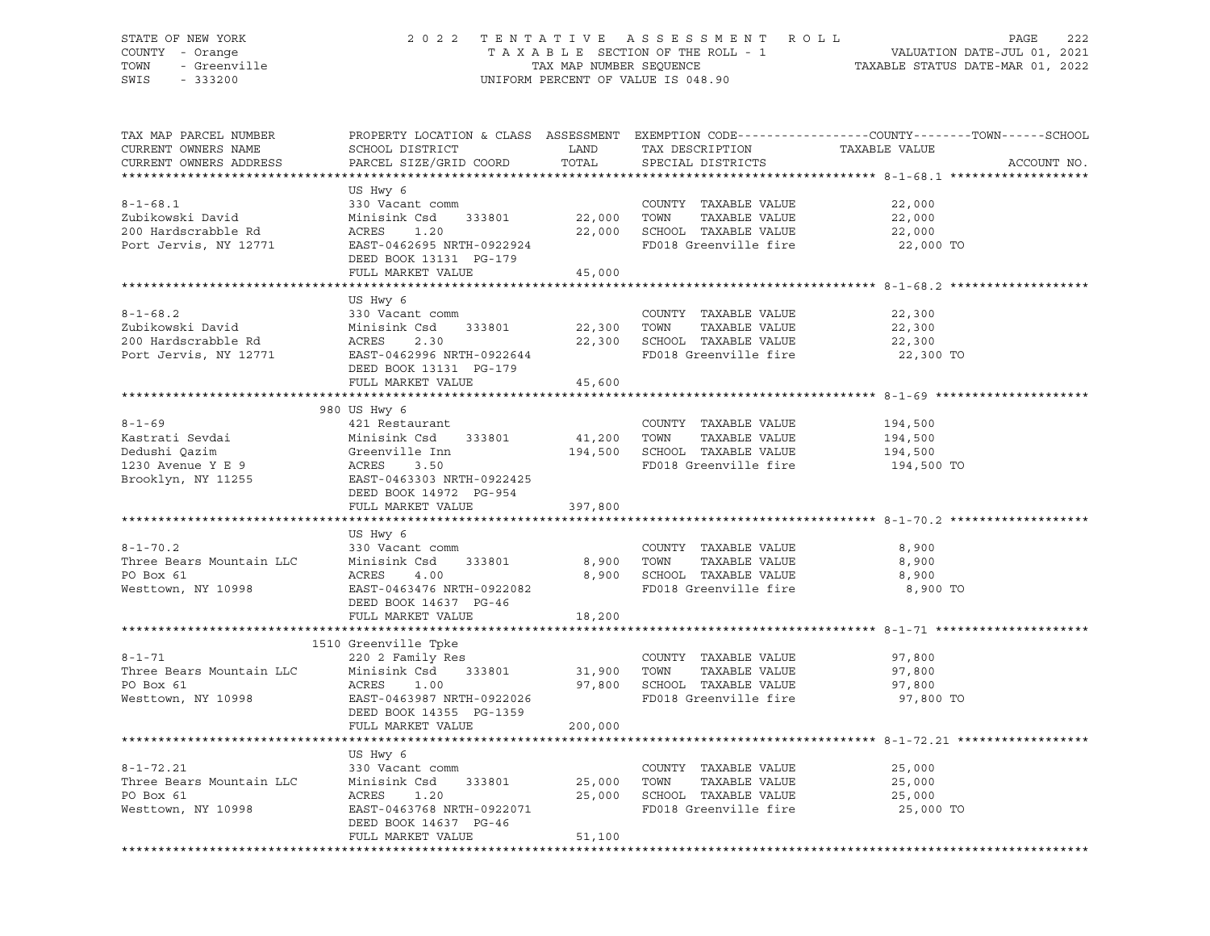STATE OF NEW YORK 2022 TENTATIVE ASSESSMENT ROLL
COUNTY - Orange TAXABLE SECTION OF THE ROLL - 1 VALUATION DATE-JUL 01, 2021
TOWN - Greenville TAX MAP NUMBER SEQUENCE TAXABLE STATUS DATE-MAR 01, 2022
SWIS - 333200 UNIFORM PERCENT OF VALUE IS 048.90

| TAX MAP PARCEL NUMBER / CURRENT OWNERS NAME / CURRENT OWNERS ADDRESS | PROPERTY LOCATION & CLASS / SCHOOL DISTRICT / PARCEL SIZE/GRID COORD | ASSESSMENT LAND / TOTAL | EXEMPTION CODE / TAX DESCRIPTION / SPECIAL DISTRICTS | COUNTY--------TOWN------SCHOOL TAXABLE VALUE | ACCOUNT NO. |
|---|---|---|---|---|---|
| **8-1-68.1** | US Hwy 6 | | | | |
| 8-1-68.1 | 330 Vacant comm | | COUNTY TAXABLE VALUE | 22,000 | |
| Zubikowski David | Minisink Csd 333801 | 22,000 | TOWN TAXABLE VALUE | 22,000 | |
| 200 Hardscrabble Rd | ACRES 1.20 | 22,000 | SCHOOL TAXABLE VALUE | 22,000 | |
| Port Jervis, NY 12771 | EAST-0462695 NRTH-0922924 | | FD018 Greenville fire | 22,000 TO | |
| | DEED BOOK 13131 PG-179 | | | | |
| | FULL MARKET VALUE | 45,000 | | | |
| **8-1-68.2** | US Hwy 6 | | | | |
| 8-1-68.2 | 330 Vacant comm | | COUNTY TAXABLE VALUE | 22,300 | |
| Zubikowski David | Minisink Csd 333801 | 22,300 | TOWN TAXABLE VALUE | 22,300 | |
| 200 Hardscrabble Rd | ACRES 2.30 | 22,300 | SCHOOL TAXABLE VALUE | 22,300 | |
| Port Jervis, NY 12771 | EAST-0462996 NRTH-0922644 | | FD018 Greenville fire | 22,300 TO | |
| | DEED BOOK 13131 PG-179 | | | | |
| | FULL MARKET VALUE | 45,600 | | | |
| **8-1-69** | 980 US Hwy 6 | | | | |
| 8-1-69 | 421 Restaurant | | COUNTY TAXABLE VALUE | 194,500 | |
| Kastrati Sevdai | Minisink Csd 333801 | 41,200 | TOWN TAXABLE VALUE | 194,500 | |
| Dedushi Qazim | Greenville Inn | 194,500 | SCHOOL TAXABLE VALUE | 194,500 | |
| 1230 Avenue Y E 9 | ACRES 3.50 | | FD018 Greenville fire | 194,500 TO | |
| Brooklyn, NY 11255 | EAST-0463303 NRTH-0922425 | | | | |
| | DEED BOOK 14972 PG-954 | | | | |
| | FULL MARKET VALUE | 397,800 | | | |
| **8-1-70.2** | US Hwy 6 | | | | |
| 8-1-70.2 | 330 Vacant comm | | COUNTY TAXABLE VALUE | 8,900 | |
| Three Bears Mountain LLC | Minisink Csd 333801 | 8,900 | TOWN TAXABLE VALUE | 8,900 | |
| PO Box 61 | ACRES 4.00 | 8,900 | SCHOOL TAXABLE VALUE | 8,900 | |
| Westtown, NY 10998 | EAST-0463476 NRTH-0922082 | | FD018 Greenville fire | 8,900 TO | |
| | DEED BOOK 14637 PG-46 | | | | |
| | FULL MARKET VALUE | 18,200 | | | |
| **8-1-71** | 1510 Greenville Tpke | | | | |
| 8-1-71 | 220 2 Family Res | | COUNTY TAXABLE VALUE | 97,800 | |
| Three Bears Mountain LLC | Minisink Csd 333801 | 31,900 | TOWN TAXABLE VALUE | 97,800 | |
| PO Box 61 | ACRES 1.00 | 97,800 | SCHOOL TAXABLE VALUE | 97,800 | |
| Westtown, NY 10998 | EAST-0463987 NRTH-0922026 | | FD018 Greenville fire | 97,800 TO | |
| | DEED BOOK 14355 PG-1359 | | | | |
| | FULL MARKET VALUE | 200,000 | | | |
| **8-1-72.21** | US Hwy 6 | | | | |
| 8-1-72.21 | 330 Vacant comm | | COUNTY TAXABLE VALUE | 25,000 | |
| Three Bears Mountain LLC | Minisink Csd 333801 | 25,000 | TOWN TAXABLE VALUE | 25,000 | |
| PO Box 61 | ACRES 1.20 | 25,000 | SCHOOL TAXABLE VALUE | 25,000 | |
| Westtown, NY 10998 | EAST-0463768 NRTH-0922071 | | FD018 Greenville fire | 25,000 TO | |
| | DEED BOOK 14637 PG-46 | | | | |
| | FULL MARKET VALUE | 51,100 | | | |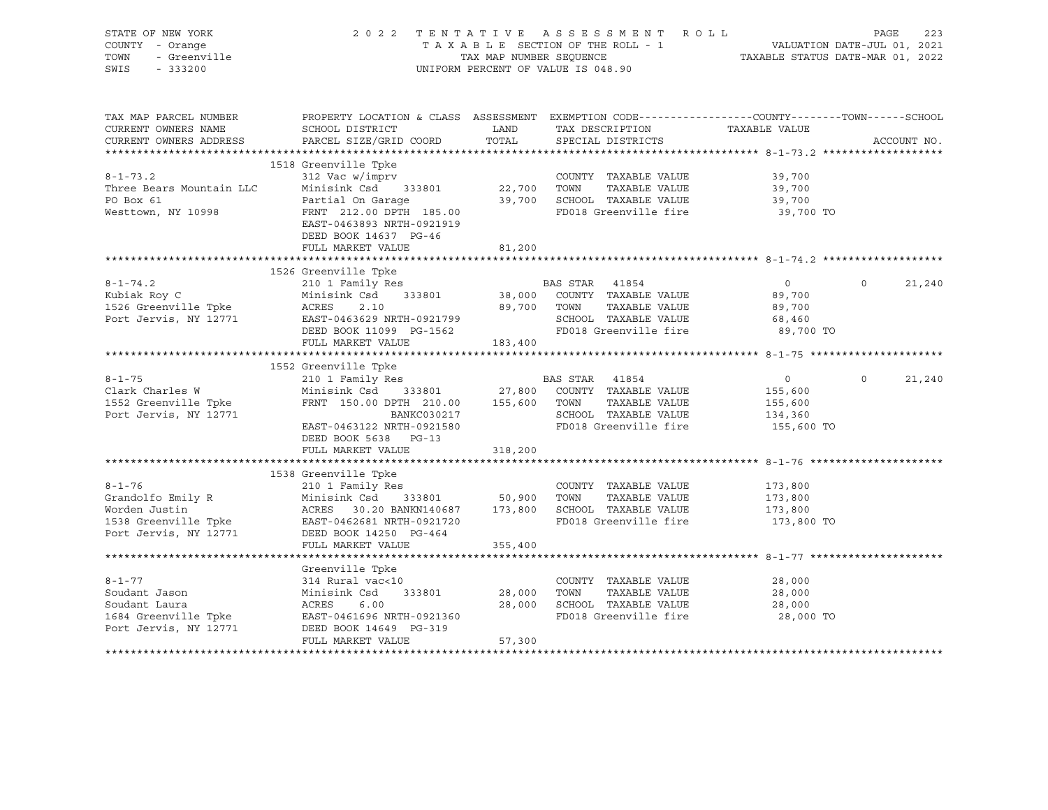STATE OF NEW YORK
COUNTY - Orange
TOWN - Greenville
SWIS - 333200

2022 TENTATIVE ASSESSMENT ROLL
TAXABLE SECTION OF THE ROLL - 1
TAX MAP NUMBER SEQUENCE
UNIFORM PERCENT OF VALUE IS 048.90

VALUATION DATE-JUL 01, 2021
TAXABLE STATUS DATE-MAR 01, 2022

| TAX MAP PARCEL NUMBER / CURRENT OWNERS NAME / CURRENT OWNERS ADDRESS | PROPERTY LOCATION & CLASS / SCHOOL DISTRICT / PARCEL SIZE/GRID COORD | ASSESSMENT LAND | TOTAL | EXEMPTION CODE / TAX DESCRIPTION / SPECIAL DISTRICTS | COUNTY TAXABLE VALUE | TOWN | SCHOOL |
|---|---|---|---|---|---|---|---|
| **8-1-73.2** | 1518 Greenville Tpke | | | | | | |
| Three Bears Mountain LLC | 312 Vac w/imprv | | | COUNTY TAXABLE VALUE | 39,700 | | |
| PO Box 61 | Minisink Csd 333801 | 22,700 | | TOWN TAXABLE VALUE | 39,700 | | |
| Westtown, NY 10998 | Partial On Garage | | 39,700 | SCHOOL TAXABLE VALUE | 39,700 | | |
| | FRNT 212.00 DPTH 185.00 | | | FD018 Greenville fire | 39,700 TO | | |
| | EAST-0463893 NRTH-0921919 | | | | | | |
| | DEED BOOK 14637 PG-46 | | | | | | |
| | FULL MARKET VALUE | | 81,200 | | | | |
| **8-1-74.2** | 1526 Greenville Tpke | | | | | | |
| Kubiak Roy C | 210 1 Family Res | | | BAS STAR 41854 | 0 | 0 | 21,240 |
| 1526 Greenville Tpke | Minisink Csd 333801 | 38,000 | | COUNTY TAXABLE VALUE | 89,700 | | |
| Port Jervis, NY 12771 | ACRES 2.10 | | 89,700 | TOWN TAXABLE VALUE | 89,700 | | |
| | EAST-0463629 NRTH-0921799 | | | SCHOOL TAXABLE VALUE | 68,460 | | |
| | DEED BOOK 11099 PG-1562 | | | FD018 Greenville fire | 89,700 TO | | |
| | FULL MARKET VALUE | | 183,400 | | | | |
| **8-1-75** | 1552 Greenville Tpke | | | | | | |
| Clark Charles W | 210 1 Family Res | | | BAS STAR 41854 | 0 | 0 | 21,240 |
| 1552 Greenville Tpke | Minisink Csd 333801 | 27,800 | | COUNTY TAXABLE VALUE | 155,600 | | |
| Port Jervis, NY 12771 | FRNT 150.00 DPTH 210.00 | | 155,600 | TOWN TAXABLE VALUE | 155,600 | | |
| | BANKC030217 | | | SCHOOL TAXABLE VALUE | 134,360 | | |
| | EAST-0463122 NRTH-0921580 | | | FD018 Greenville fire | 155,600 TO | | |
| | DEED BOOK 5638 PG-13 | | | | | | |
| | FULL MARKET VALUE | | 318,200 | | | | |
| **8-1-76** | 1538 Greenville Tpke | | | | | | |
| Grandolfo Emily R | 210 1 Family Res | | | COUNTY TAXABLE VALUE | 173,800 | | |
| Worden Justin | Minisink Csd 333801 | 50,900 | | TOWN TAXABLE VALUE | 173,800 | | |
| 1538 Greenville Tpke | ACRES 30.20 BANKN140687 | | 173,800 | SCHOOL TAXABLE VALUE | 173,800 | | |
| Port Jervis, NY 12771 | EAST-0462681 NRTH-0921720 | | | FD018 Greenville fire | 173,800 TO | | |
| | DEED BOOK 14250 PG-464 | | | | | | |
| | FULL MARKET VALUE | | 355,400 | | | | |
| **8-1-77** | Greenville Tpke | | | | | | |
| Soudant Jason | 314 Rural vac<10 | | | COUNTY TAXABLE VALUE | 28,000 | | |
| Soudant Laura | Minisink Csd 333801 | 28,000 | | TOWN TAXABLE VALUE | 28,000 | | |
| 1684 Greenville Tpke | ACRES 6.00 | | 28,000 | SCHOOL TAXABLE VALUE | 28,000 | | |
| Port Jervis, NY 12771 | EAST-0461696 NRTH-0921360 | | | FD018 Greenville fire | 28,000 TO | | |
| | DEED BOOK 14649 PG-319 | | | | | | |
| | FULL MARKET VALUE | | 57,300 | | | | |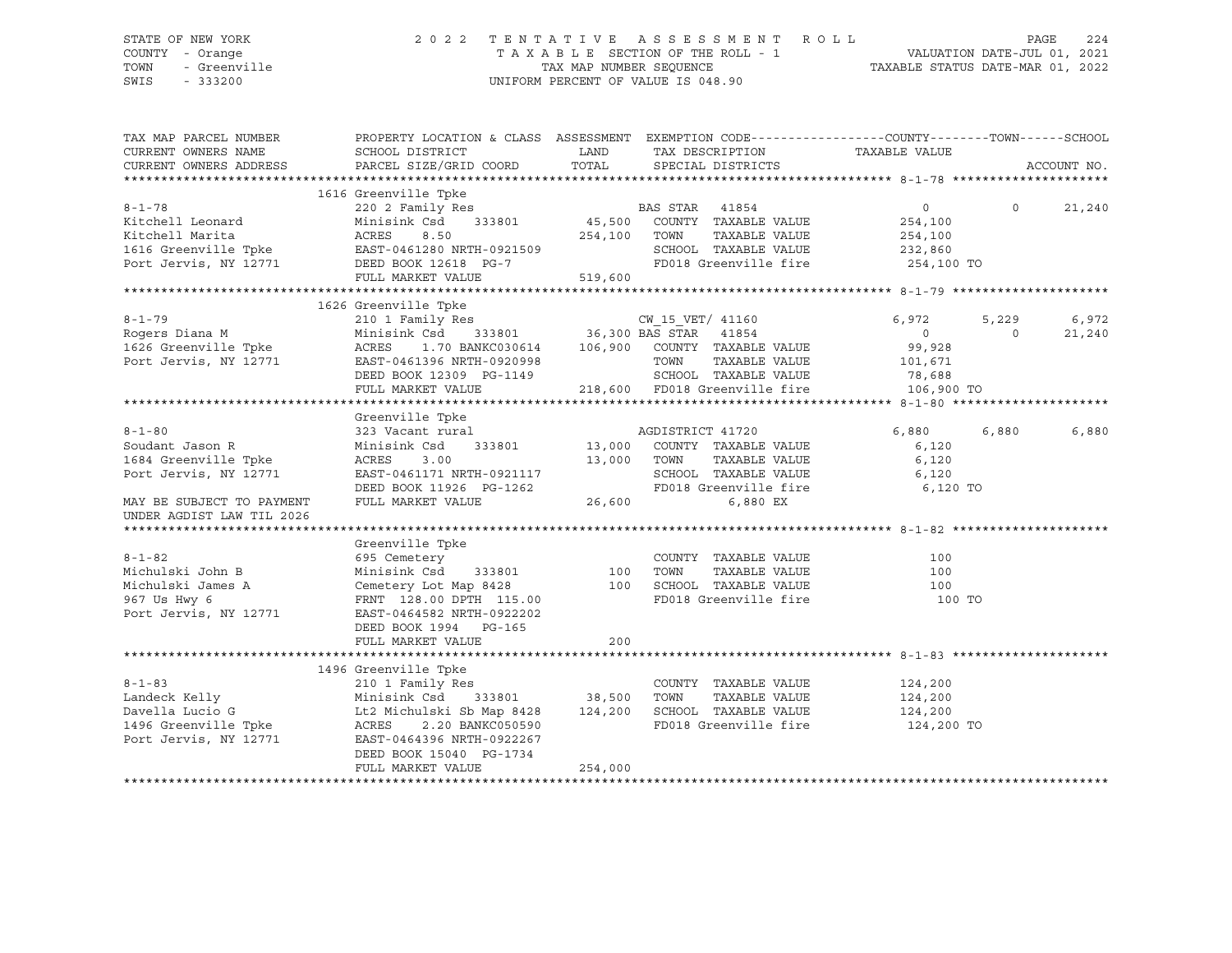STATE OF NEW YORK — 2022 TENTATIVE ASSESSMENT ROLL
COUNTY - Orange — TAXABLE SECTION OF THE ROLL - 1 — VALUATION DATE-JUL 01, 2021
TOWN - Greenville — TAX MAP NUMBER SEQUENCE — TAXABLE STATUS DATE-MAR 01, 2022
SWIS - 333200 — UNIFORM PERCENT OF VALUE IS 048.90

| TAX MAP PARCEL NUMBER / CURRENT OWNERS NAME / CURRENT OWNERS ADDRESS | PROPERTY LOCATION & CLASS / SCHOOL DISTRICT / PARCEL SIZE/GRID COORD | ASSESSMENT LAND | TOTAL | EXEMPTION CODE / TAX DESCRIPTION / SPECIAL DISTRICTS | COUNTY TAXABLE VALUE | TOWN | SCHOOL | ACCOUNT NO. |
|---|---|---|---|---|---|---|---|---|
| **8-1-78** | 1616 Greenville Tpke | | | | | | | |
| | 220 2 Family Res | | | BAS STAR 41854 | 0 | 0 | 21,240 | |
| Kitchell Leonard | Minisink Csd 333801 | 45,500 | | COUNTY TAXABLE VALUE | 254,100 | | | |
| Kitchell Marita | ACRES 8.50 | | 254,100 | TOWN TAXABLE VALUE | 254,100 | | | |
| 1616 Greenville Tpke | EAST-0461280 NRTH-0921509 | | | SCHOOL TAXABLE VALUE | 232,860 | | | |
| Port Jervis, NY 12771 | DEED BOOK 12618 PG-7 | | | FD018 Greenville fire | 254,100 TO | | | |
| | FULL MARKET VALUE | | 519,600 | | | | | |
| **8-1-79** | 1626 Greenville Tpke | | | | | | | |
| | 210 1 Family Res | | | CW_15_VET/ 41160 | 6,972 | 5,229 | 6,972 | |
| Rogers Diana M | Minisink Csd 333801 | 36,300 | | BAS STAR 41854 | 0 | 0 | 21,240 | |
| 1626 Greenville Tpke | ACRES 1.70 BANKC030614 | | 106,900 | COUNTY TAXABLE VALUE | 99,928 | | | |
| Port Jervis, NY 12771 | EAST-0461396 NRTH-0920998 | | | TOWN TAXABLE VALUE | 101,671 | | | |
| | DEED BOOK 12309 PG-1149 | | | SCHOOL TAXABLE VALUE | 78,688 | | | |
| | FULL MARKET VALUE | | 218,600 | FD018 Greenville fire | 106,900 TO | | | |
| **8-1-80** | Greenville Tpke | | | | | | | |
| | 323 Vacant rural | | | AGDISTRICT 41720 | 6,880 | 6,880 | 6,880 | |
| Soudant Jason R | Minisink Csd 333801 | 13,000 | | COUNTY TAXABLE VALUE | 6,120 | | | |
| 1684 Greenville Tpke | ACRES 3.00 | | 13,000 | TOWN TAXABLE VALUE | 6,120 | | | |
| Port Jervis, NY 12771 | EAST-0461171 NRTH-0921117 | | | SCHOOL TAXABLE VALUE | 6,120 | | | |
| | DEED BOOK 11926 PG-1262 | | | FD018 Greenville fire | 6,120 TO | | | |
| MAY BE SUBJECT TO PAYMENT | FULL MARKET VALUE | | 26,600 | 6,880 EX | | | | |
| UNDER AGDIST LAW TIL 2026 | | | | | | | | |
| **8-1-82** | Greenville Tpke | | | | | | | |
| | 695 Cemetery | | | COUNTY TAXABLE VALUE | 100 | | | |
| Michulski John B | Minisink Csd 333801 | 100 | | TOWN TAXABLE VALUE | 100 | | | |
| Michulski James A | Cemetery Lot Map 8428 | | 100 | SCHOOL TAXABLE VALUE | 100 | | | |
| 967 Us Hwy 6 | FRNT 128.00 DPTH 115.00 | | | FD018 Greenville fire | 100 TO | | | |
| Port Jervis, NY 12771 | EAST-0464582 NRTH-0922202 | | | | | | | |
| | DEED BOOK 1994 PG-165 | | | | | | | |
| | FULL MARKET VALUE | | 200 | | | | | |
| **8-1-83** | 1496 Greenville Tpke | | | | | | | |
| | 210 1 Family Res | | | COUNTY TAXABLE VALUE | 124,200 | | | |
| Landeck Kelly | Minisink Csd 333801 | 38,500 | | TOWN TAXABLE VALUE | 124,200 | | | |
| Davella Lucio G | Lt2 Michulski Sb Map 8428 | | 124,200 | SCHOOL TAXABLE VALUE | 124,200 | | | |
| 1496 Greenville Tpke | ACRES 2.20 BANKC050590 | | | FD018 Greenville fire | 124,200 TO | | | |
| Port Jervis, NY 12771 | EAST-0464396 NRTH-0922267 | | | | | | | |
| | DEED BOOK 15040 PG-1734 | | | | | | | |
| | FULL MARKET VALUE | | 254,000 | | | | | |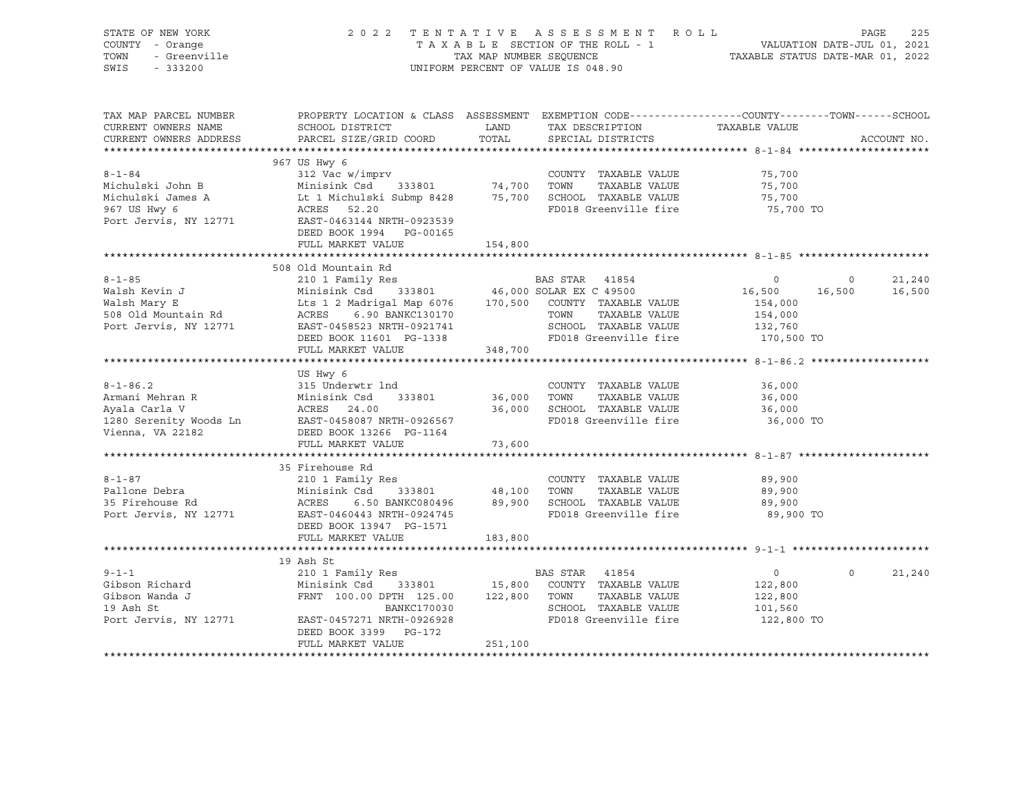STATE OF NEW YORK — COUNTY - Orange — TOWN - Greenville — SWIS - 333200

2022 TENTATIVE ASSESSMENT ROLL — TAXABLE SECTION OF THE ROLL - 1 — TAX MAP NUMBER SEQUENCE — UNIFORM PERCENT OF VALUE IS 048.90

VALUATION DATE-JUL 01, 2021 — TAXABLE STATUS DATE-MAR 01, 2022

| TAX MAP PARCEL NUMBER / CURRENT OWNERS NAME / CURRENT OWNERS ADDRESS | PROPERTY LOCATION & CLASS / SCHOOL DISTRICT / PARCEL SIZE/GRID COORD | ASSESSMENT LAND / TOTAL | EXEMPTION CODE / TAX DESCRIPTION / SPECIAL DISTRICTS | COUNTY | TOWN | SCHOOL |
|---|---|---|---|---|---|---|
| **8-1-84** | 967 US Hwy 6 | | | | | |
| Michulski John B | 312 Vac w/imprv | | COUNTY TAXABLE VALUE | 75,700 | | |
| Michulski James A | Minisink Csd 333801 | 74,700 | TOWN TAXABLE VALUE | | 75,700 | |
| 967 US Hwy 6 | Lt 1 Michulski Submp 8428 | 75,700 | SCHOOL TAXABLE VALUE | | | 75,700 |
| Port Jervis, NY 12771 | ACRES 52.20 | | FD018 Greenville fire | 75,700 TO | | |
| | EAST-0463144 NRTH-0923539 | | | | | |
| | DEED BOOK 1994 PG-00165 | | | | | |
| | FULL MARKET VALUE | 154,800 | | | | |
| **8-1-85** | 508 Old Mountain Rd | | | | | |
| Walsh Kevin J | 210 1 Family Res | | BAS STAR 41854 | 0 | 0 | 21,240 |
| Walsh Mary E | Minisink Csd 333801 | 46,000 | SOLAR EX C 49500 | 16,500 | 16,500 | 16,500 |
| 508 Old Mountain Rd | Lts 1 2 Madrigal Map 6076 | 170,500 | COUNTY TAXABLE VALUE | 154,000 | | |
| Port Jervis, NY 12771 | ACRES 6.90 BANKC130170 | | TOWN TAXABLE VALUE | | 154,000 | |
| | EAST-0458523 NRTH-0921741 | | SCHOOL TAXABLE VALUE | | | 132,760 |
| | DEED BOOK 11601 PG-1338 | | FD018 Greenville fire | 170,500 TO | | |
| | FULL MARKET VALUE | 348,700 | | | | |
| **8-1-86.2** | US Hwy 6 | | | | | |
| Armani Mehran R | 315 Underwtr lnd | | COUNTY TAXABLE VALUE | 36,000 | | |
| Ayala Carla V | Minisink Csd 333801 | 36,000 | TOWN TAXABLE VALUE | | 36,000 | |
| 1280 Serenity Woods Ln | ACRES 24.00 | 36,000 | SCHOOL TAXABLE VALUE | | | 36,000 |
| Vienna, VA 22182 | EAST-0458087 NRTH-0926567 | | FD018 Greenville fire | 36,000 TO | | |
| | DEED BOOK 13266 PG-1164 | | | | | |
| | FULL MARKET VALUE | 73,600 | | | | |
| **8-1-87** | 35 Firehouse Rd | | | | | |
| Pallone Debra | 210 1 Family Res | | COUNTY TAXABLE VALUE | 89,900 | | |
| 35 Firehouse Rd | Minisink Csd 333801 | 48,100 | TOWN TAXABLE VALUE | | 89,900 | |
| Port Jervis, NY 12771 | ACRES 6.50 BANKC080496 | 89,900 | SCHOOL TAXABLE VALUE | | | 89,900 |
| | EAST-0460443 NRTH-0924745 | | FD018 Greenville fire | 89,900 TO | | |
| | DEED BOOK 13947 PG-1571 | | | | | |
| | FULL MARKET VALUE | 183,800 | | | | |
| **9-1-1** | 19 Ash St | | | | | |
| Gibson Richard | 210 1 Family Res | | BAS STAR 41854 | 0 | 0 | 21,240 |
| Gibson Wanda J | Minisink Csd 333801 | 15,800 | COUNTY TAXABLE VALUE | 122,800 | | |
| 19 Ash St | FRNT 100.00 DPTH 125.00 | 122,800 | TOWN TAXABLE VALUE | | 122,800 | |
| Port Jervis, NY 12771 | BANKC170030 | | SCHOOL TAXABLE VALUE | | | 101,560 |
| | EAST-0457271 NRTH-0926928 | | FD018 Greenville fire | 122,800 TO | | |
| | DEED BOOK 3399 PG-172 | | | | | |
| | FULL MARKET VALUE | 251,100 | | | | |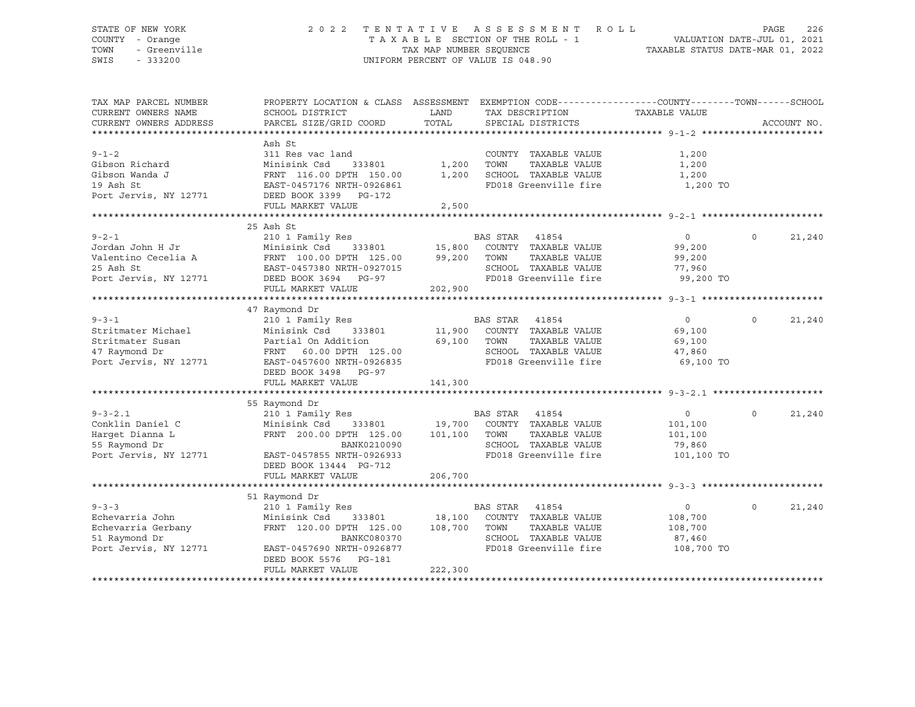STATE OF NEW YORK — 2022 TENTATIVE ASSESSMENT ROLL
COUNTY - Orange — TAXABLE SECTION OF THE ROLL - 1 — VALUATION DATE-JUL 01, 2021
TOWN - Greenville — TAX MAP NUMBER SEQUENCE — TAXABLE STATUS DATE-MAR 01, 2022
SWIS - 333200 — UNIFORM PERCENT OF VALUE IS 048.90

| TAX MAP PARCEL NUMBER / CURRENT OWNERS NAME / CURRENT OWNERS ADDRESS | PROPERTY LOCATION & CLASS / SCHOOL DISTRICT / PARCEL SIZE/GRID COORD | ASSESSMENT LAND / TOTAL | EXEMPTION CODE / TAX DESCRIPTION / SPECIAL DISTRICTS | COUNTY TAXABLE VALUE | TOWN | SCHOOL / ACCOUNT NO. |
|---|---|---|---|---|---|---|
| **9-1-2** | Ash St | | | | | |
| 9-1-2 | 311 Res vac land | | COUNTY TAXABLE VALUE | 1,200 | | |
| Gibson Richard | Minisink Csd 333801 | 1,200 | TOWN TAXABLE VALUE | 1,200 | | |
| Gibson Wanda J | FRNT 116.00 DPTH 150.00 | 1,200 | SCHOOL TAXABLE VALUE | 1,200 | | |
| 19 Ash St | EAST-0457176 NRTH-0926861 | | FD018 Greenville fire | 1,200 TO | | |
| Port Jervis, NY 12771 | DEED BOOK 3399 PG-172 | | | | | |
| | FULL MARKET VALUE | 2,500 | | | | |
| **9-2-1** | 25 Ash St | | | | | |
| 9-2-1 | 210 1 Family Res | | BAS STAR 41854 | 0 | 0 | 21,240 |
| Jordan John H Jr | Minisink Csd 333801 | 15,800 | COUNTY TAXABLE VALUE | 99,200 | | |
| Valentino Cecelia A | FRNT 100.00 DPTH 125.00 | 99,200 | TOWN TAXABLE VALUE | 99,200 | | |
| 25 Ash St | EAST-0457380 NRTH-0927015 | | SCHOOL TAXABLE VALUE | 77,960 | | |
| Port Jervis, NY 12771 | DEED BOOK 3694 PG-97 | | FD018 Greenville fire | 99,200 TO | | |
| | FULL MARKET VALUE | 202,900 | | | | |
| **9-3-1** | 47 Raymond Dr | | | | | |
| 9-3-1 | 210 1 Family Res | | BAS STAR 41854 | 0 | 0 | 21,240 |
| Stritmater Michael | Minisink Csd 333801 | 11,900 | COUNTY TAXABLE VALUE | 69,100 | | |
| Stritmater Susan | Partial On Addition | 69,100 | TOWN TAXABLE VALUE | 69,100 | | |
| 47 Raymond Dr | FRNT 60.00 DPTH 125.00 | | SCHOOL TAXABLE VALUE | 47,860 | | |
| Port Jervis, NY 12771 | EAST-0457600 NRTH-0926835 | | FD018 Greenville fire | 69,100 TO | | |
| | DEED BOOK 3498 PG-97 | | | | | |
| | FULL MARKET VALUE | 141,300 | | | | |
| **9-3-2.1** | 55 Raymond Dr | | | | | |
| 9-3-2.1 | 210 1 Family Res | | BAS STAR 41854 | 0 | 0 | 21,240 |
| Conklin Daniel C | Minisink Csd 333801 | 19,700 | COUNTY TAXABLE VALUE | 101,100 | | |
| Harget Dianna L | FRNT 200.00 DPTH 125.00 | 101,100 | TOWN TAXABLE VALUE | 101,100 | | |
| 55 Raymond Dr | BANK0210090 | | SCHOOL TAXABLE VALUE | 79,860 | | |
| Port Jervis, NY 12771 | EAST-0457855 NRTH-0926933 | | FD018 Greenville fire | 101,100 TO | | |
| | DEED BOOK 13444 PG-712 | | | | | |
| | FULL MARKET VALUE | 206,700 | | | | |
| **9-3-3** | 51 Raymond Dr | | | | | |
| 9-3-3 | 210 1 Family Res | | BAS STAR 41854 | 0 | 0 | 21,240 |
| Echevarria John | Minisink Csd 333801 | 18,100 | COUNTY TAXABLE VALUE | 108,700 | | |
| Echevarria Gerbany | FRNT 120.00 DPTH 125.00 | 108,700 | TOWN TAXABLE VALUE | 108,700 | | |
| 51 Raymond Dr | BANKC080370 | | SCHOOL TAXABLE VALUE | 87,460 | | |
| Port Jervis, NY 12771 | EAST-0457690 NRTH-0926877 | | FD018 Greenville fire | 108,700 TO | | |
| | DEED BOOK 5576 PG-181 | | | | | |
| | FULL MARKET VALUE | 222,300 | | | | |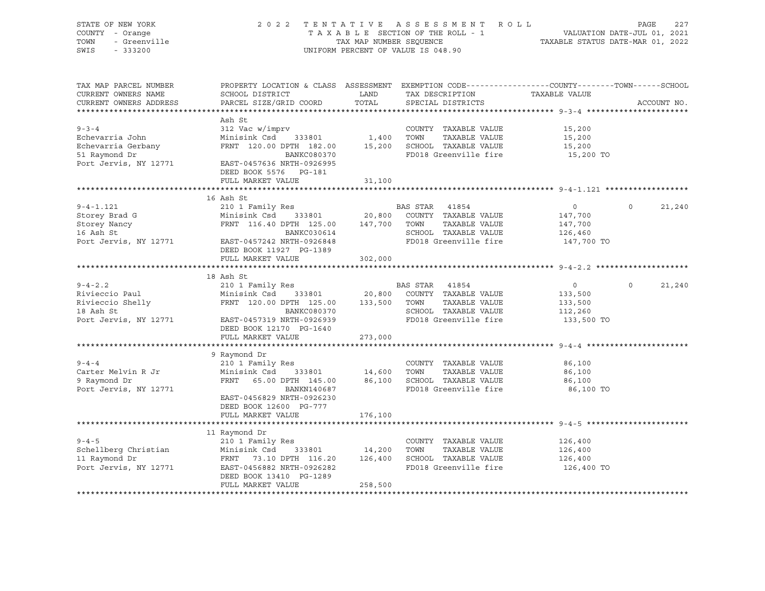STATE OF NEW YORK
COUNTY - Orange
TOWN - Greenville
SWIS - 333200

2022 TENTATIVE ASSESSMENT ROLL
TAXABLE SECTION OF THE ROLL - 1
TAX MAP NUMBER SEQUENCE
UNIFORM PERCENT OF VALUE IS 048.90

VALUATION DATE-JUL 01, 2021
TAXABLE STATUS DATE-MAR 01, 2022

| TAX MAP PARCEL NUMBER / CURRENT OWNERS NAME / CURRENT OWNERS ADDRESS | PROPERTY LOCATION & CLASS / SCHOOL DISTRICT / PARCEL SIZE/GRID COORD | ASSESSMENT LAND / TOTAL | EXEMPTION CODE / TAX DESCRIPTION / SPECIAL DISTRICTS | COUNTY TAXABLE VALUE | TOWN | SCHOOL / ACCOUNT NO. |
|---|---|---|---|---|---|---|
| **9-3-4** | Ash St | | | | | |
| 9-3-4 | 312 Vac w/imprv | | COUNTY TAXABLE VALUE | 15,200 | | |
| Echevarria John | Minisink Csd 333801 | 1,400 | TOWN TAXABLE VALUE | 15,200 | | |
| Echevarria Gerbany | FRNT 120.00 DPTH 182.00 | 15,200 | SCHOOL TAXABLE VALUE | 15,200 | | |
| 51 Raymond Dr | BANKC080370 | | FD018 Greenville fire | 15,200 TO | | |
| Port Jervis, NY 12771 | EAST-0457636 NRTH-0926995 | | | | | |
| | DEED BOOK 5576 PG-181 | | | | | |
| | FULL MARKET VALUE | 31,100 | | | | |
| **9-4-1.121** | 16 Ash St | | | | | |
| 9-4-1.121 | 210 1 Family Res | | BAS STAR 41854 | 0 | 0 | 21,240 |
| Storey Brad G | Minisink Csd 333801 | 20,800 | COUNTY TAXABLE VALUE | 147,700 | | |
| Storey Nancy | FRNT 116.40 DPTH 125.00 | 147,700 | TOWN TAXABLE VALUE | 147,700 | | |
| 16 Ash St | BANKC030614 | | SCHOOL TAXABLE VALUE | 126,460 | | |
| Port Jervis, NY 12771 | EAST-0457242 NRTH-0926848 | | FD018 Greenville fire | 147,700 TO | | |
| | DEED BOOK 11927 PG-1389 | | | | | |
| | FULL MARKET VALUE | 302,000 | | | | |
| **9-4-2.2** | 18 Ash St | | | | | |
| 9-4-2.2 | 210 1 Family Res | | BAS STAR 41854 | 0 | 0 | 21,240 |
| Rivieccio Paul | Minisink Csd 333801 | 20,800 | COUNTY TAXABLE VALUE | 133,500 | | |
| Rivieccio Shelly | FRNT 120.00 DPTH 125.00 | 133,500 | TOWN TAXABLE VALUE | 133,500 | | |
| 18 Ash St | BANKC080370 | | SCHOOL TAXABLE VALUE | 112,260 | | |
| Port Jervis, NY 12771 | EAST-0457319 NRTH-0926939 | | FD018 Greenville fire | 133,500 TO | | |
| | DEED BOOK 12170 PG-1640 | | | | | |
| | FULL MARKET VALUE | 273,000 | | | | |
| **9-4-4** | 9 Raymond Dr | | | | | |
| 9-4-4 | 210 1 Family Res | | COUNTY TAXABLE VALUE | 86,100 | | |
| Carter Melvin R Jr | Minisink Csd 333801 | 14,600 | TOWN TAXABLE VALUE | 86,100 | | |
| 9 Raymond Dr | FRNT 65.00 DPTH 145.00 | 86,100 | SCHOOL TAXABLE VALUE | 86,100 | | |
| Port Jervis, NY 12771 | BANKN140687 | | FD018 Greenville fire | 86,100 TO | | |
| | EAST-0456829 NRTH-0926230 | | | | | |
| | DEED BOOK 12600 PG-777 | | | | | |
| | FULL MARKET VALUE | 176,100 | | | | |
| **9-4-5** | 11 Raymond Dr | | | | | |
| 9-4-5 | 210 1 Family Res | | COUNTY TAXABLE VALUE | 126,400 | | |
| Schellberg Christian | Minisink Csd 333801 | 14,200 | TOWN TAXABLE VALUE | 126,400 | | |
| 11 Raymond Dr | FRNT 73.10 DPTH 116.20 | 126,400 | SCHOOL TAXABLE VALUE | 126,400 | | |
| Port Jervis, NY 12771 | EAST-0456882 NRTH-0926282 | | FD018 Greenville fire | 126,400 TO | | |
| | DEED BOOK 13410 PG-1289 | | | | | |
| | FULL MARKET VALUE | 258,500 | | | | |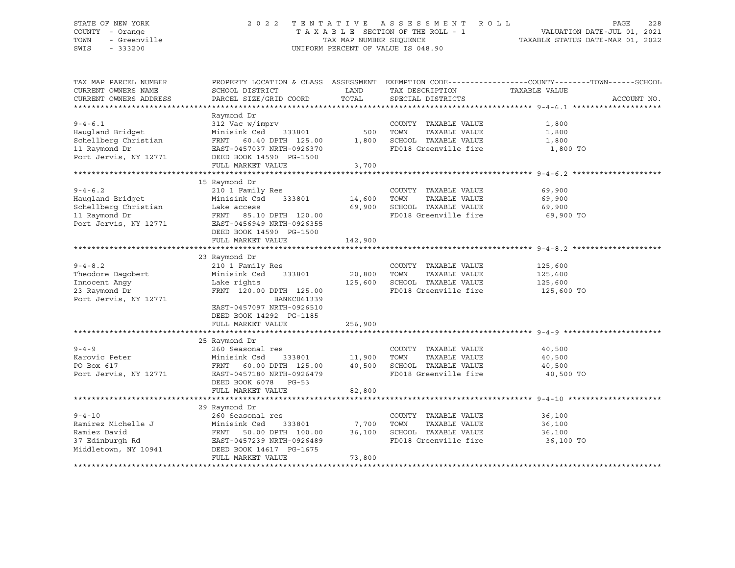STATE OF NEW YORK
COUNTY - Orange
TOWN - Greenville
SWIS - 333200

2022 TENTATIVE ASSESSMENT ROLL
TAXABLE SECTION OF THE ROLL - 1
TAX MAP NUMBER SEQUENCE
UNIFORM PERCENT OF VALUE IS 048.90

VALUATION DATE-JUL 01, 2021
TAXABLE STATUS DATE-MAR 01, 2022

| TAX MAP PARCEL NUMBER / CURRENT OWNERS NAME / CURRENT OWNERS ADDRESS | PROPERTY LOCATION & CLASS / SCHOOL DISTRICT / PARCEL SIZE/GRID COORD | ASSESSMENT LAND / TOTAL | EXEMPTION CODE / TAX DESCRIPTION / SPECIAL DISTRICTS | COUNTY / TOWN / SCHOOL TAXABLE VALUE | ACCOUNT NO. |
|---|---|---|---|---|---|
| **9-4-6.1** | Raymond Dr | | | | |
| Haugland Bridget | 312 Vac w/imprv | | COUNTY TAXABLE VALUE | 1,800 | |
| Schellberg Christian | Minisink Csd 333801 | 500 | TOWN TAXABLE VALUE | 1,800 | |
| 11 Raymond Dr | FRNT 60.40 DPTH 125.00 | 1,800 | SCHOOL TAXABLE VALUE | 1,800 | |
| Port Jervis, NY 12771 | EAST-0457037 NRTH-0926370 | | FD018 Greenville fire | 1,800 TO | |
| | DEED BOOK 14590 PG-1500 | | | | |
| | FULL MARKET VALUE | 3,700 | | | |
| **9-4-6.2** | 15 Raymond Dr | | | | |
| Haugland Bridget | 210 1 Family Res | | COUNTY TAXABLE VALUE | 69,900 | |
| Schellberg Christian | Minisink Csd 333801 | 14,600 | TOWN TAXABLE VALUE | 69,900 | |
| 11 Raymond Dr | Lake access | 69,900 | SCHOOL TAXABLE VALUE | 69,900 | |
| Port Jervis, NY 12771 | FRNT 85.10 DPTH 120.00 | | FD018 Greenville fire | 69,900 TO | |
| | EAST-0456949 NRTH-0926355 | | | | |
| | DEED BOOK 14590 PG-1500 | | | | |
| | FULL MARKET VALUE | 142,900 | | | |
| **9-4-8.2** | 23 Raymond Dr | | | | |
| Theodore Dagobert | 210 1 Family Res | | COUNTY TAXABLE VALUE | 125,600 | |
| Innocent Angy | Minisink Csd 333801 | 20,800 | TOWN TAXABLE VALUE | 125,600 | |
| 23 Raymond Dr | Lake rights | 125,600 | SCHOOL TAXABLE VALUE | 125,600 | |
| Port Jervis, NY 12771 | FRNT 120.00 DPTH 125.00 | | FD018 Greenville fire | 125,600 TO | |
| | BANKC061339 | | | | |
| | EAST-0457097 NRTH-0926510 | | | | |
| | DEED BOOK 14292 PG-1185 | | | | |
| | FULL MARKET VALUE | 256,900 | | | |
| **9-4-9** | 25 Raymond Dr | | | | |
| Karovic Peter | 260 Seasonal res | | COUNTY TAXABLE VALUE | 40,500 | |
| PO Box 617 | Minisink Csd 333801 | 11,900 | TOWN TAXABLE VALUE | 40,500 | |
| Port Jervis, NY 12771 | FRNT 60.00 DPTH 125.00 | 40,500 | SCHOOL TAXABLE VALUE | 40,500 | |
| | EAST-0457180 NRTH-0926479 | | FD018 Greenville fire | 40,500 TO | |
| | DEED BOOK 6078 PG-53 | | | | |
| | FULL MARKET VALUE | 82,800 | | | |
| **9-4-10** | 29 Raymond Dr | | | | |
| Ramirez Michelle J | 260 Seasonal res | | COUNTY TAXABLE VALUE | 36,100 | |
| Ramiez David | Minisink Csd 333801 | 7,700 | TOWN TAXABLE VALUE | 36,100 | |
| 37 Edinburgh Rd | FRNT 50.00 DPTH 100.00 | 36,100 | SCHOOL TAXABLE VALUE | 36,100 | |
| Middletown, NY 10941 | EAST-0457239 NRTH-0926489 | | FD018 Greenville fire | 36,100 TO | |
| | DEED BOOK 14617 PG-1675 | | | | |
| | FULL MARKET VALUE | 73,800 | | | |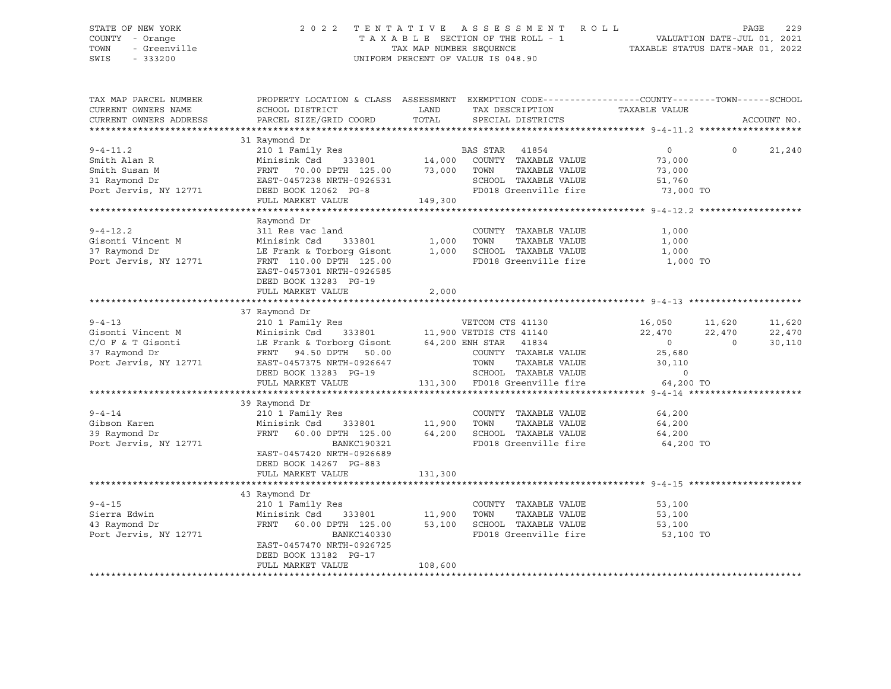STATE OF NEW YORK
COUNTY - Orange
TOWN - Greenville
SWIS - 333200

2022 TENTATIVE ASSESSMENT ROLL
TAXABLE SECTION OF THE ROLL - 1
TAX MAP NUMBER SEQUENCE
UNIFORM PERCENT OF VALUE IS 048.90

VALUATION DATE-JUL 01, 2021
TAXABLE STATUS DATE-MAR 01, 2022

| TAX MAP PARCEL NUMBER / CURRENT OWNERS NAME / CURRENT OWNERS ADDRESS | PROPERTY LOCATION & CLASS / SCHOOL DISTRICT / PARCEL SIZE/GRID COORD | ASSESSMENT LAND / TOTAL | EXEMPTION CODE / TAX DESCRIPTION / SPECIAL DISTRICTS | COUNTY | TOWN | SCHOOL |
|---|---|---|---|---|---|---|
| **9-4-11.2** | 31 Raymond Dr | | | | | |
| 9-4-11.2 | 210 1 Family Res | | BAS STAR 41854 | 0 | 0 | 21,240 |
| Smith Alan R | Minisink Csd 333801 | 14,000 | COUNTY TAXABLE VALUE | 73,000 | | |
| Smith Susan M | FRNT 70.00 DPTH 125.00 | 73,000 | TOWN TAXABLE VALUE | | 73,000 | |
| 31 Raymond Dr | EAST-0457238 NRTH-0926531 | | SCHOOL TAXABLE VALUE | | | 51,760 |
| Port Jervis, NY 12771 | DEED BOOK 12062 PG-8 | | FD018 Greenville fire | 73,000 TO | | |
| | FULL MARKET VALUE | 149,300 | | | | |
| **9-4-12.2** | Raymond Dr | | | | | |
| 9-4-12.2 | 311 Res vac land | | COUNTY TAXABLE VALUE | 1,000 | | |
| Gisonti Vincent M | Minisink Csd 333801 | 1,000 | TOWN TAXABLE VALUE | | 1,000 | |
| 37 Raymond Dr | LE Frank & Torborg Gisont | 1,000 | SCHOOL TAXABLE VALUE | | | 1,000 |
| Port Jervis, NY 12771 | FRNT 110.00 DPTH 125.00 | | FD018 Greenville fire | 1,000 TO | | |
| | EAST-0457301 NRTH-0926585 | | | | | |
| | DEED BOOK 13283 PG-19 | | | | | |
| | FULL MARKET VALUE | 2,000 | | | | |
| **9-4-13** | 37 Raymond Dr | | | | | |
| 9-4-13 | 210 1 Family Res | | VETCOM CTS 41130 | 16,050 | 11,620 | 11,620 |
| Gisonti Vincent M | Minisink Csd 333801 | 11,900 | VETDIS CTS 41140 | 22,470 | 22,470 | 22,470 |
| C/O F & T Gisonti | LE Frank & Torborg Gisont | 64,200 | ENH STAR 41834 | 0 | 0 | 30,110 |
| 37 Raymond Dr | FRNT 94.50 DPTH 50.00 | | COUNTY TAXABLE VALUE | 25,680 | | |
| Port Jervis, NY 12771 | EAST-0457375 NRTH-0926647 | | TOWN TAXABLE VALUE | | 30,110 | |
| | DEED BOOK 13283 PG-19 | | SCHOOL TAXABLE VALUE | | | 0 |
| | FULL MARKET VALUE | 131,300 | FD018 Greenville fire | 64,200 TO | | |
| **9-4-14** | 39 Raymond Dr | | | | | |
| 9-4-14 | 210 1 Family Res | | COUNTY TAXABLE VALUE | 64,200 | | |
| Gibson Karen | Minisink Csd 333801 | 11,900 | TOWN TAXABLE VALUE | | 64,200 | |
| 39 Raymond Dr | FRNT 60.00 DPTH 125.00 | 64,200 | SCHOOL TAXABLE VALUE | | | 64,200 |
| Port Jervis, NY 12771 | BANKC190321 | | FD018 Greenville fire | 64,200 TO | | |
| | EAST-0457420 NRTH-0926689 | | | | | |
| | DEED BOOK 14267 PG-883 | | | | | |
| | FULL MARKET VALUE | 131,300 | | | | |
| **9-4-15** | 43 Raymond Dr | | | | | |
| 9-4-15 | 210 1 Family Res | | COUNTY TAXABLE VALUE | 53,100 | | |
| Sierra Edwin | Minisink Csd 333801 | 11,900 | TOWN TAXABLE VALUE | | 53,100 | |
| 43 Raymond Dr | FRNT 60.00 DPTH 125.00 | 53,100 | SCHOOL TAXABLE VALUE | | | 53,100 |
| Port Jervis, NY 12771 | BANKC140330 | | FD018 Greenville fire | 53,100 TO | | |
| | EAST-0457470 NRTH-0926725 | | | | | |
| | DEED BOOK 13182 PG-17 | | | | | |
| | FULL MARKET VALUE | 108,600 | | | | |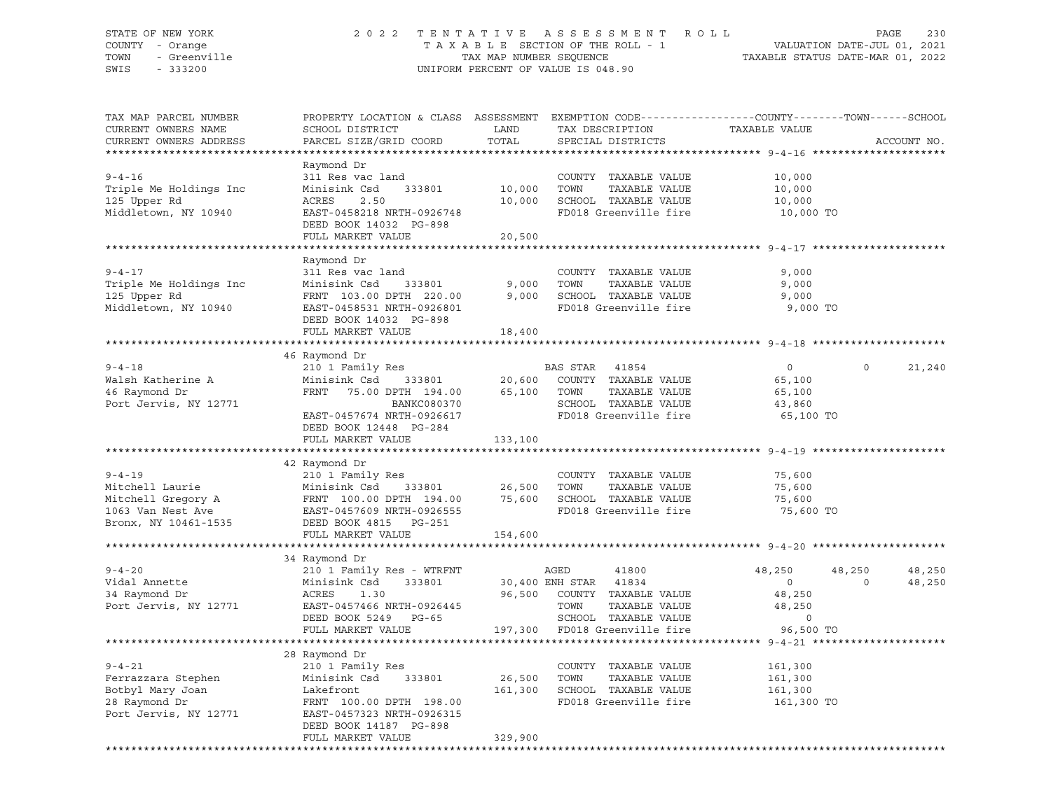STATE OF NEW YORK
COUNTY - Orange
TOWN - Greenville
SWIS - 333200

# 2022 TENTATIVE ASSESSMENT ROLL

TAXABLE SECTION OF THE ROLL - 1
TAX MAP NUMBER SEQUENCE
UNIFORM PERCENT OF VALUE IS 048.90

VALUATION DATE-JUL 01, 2021
TAXABLE STATUS DATE-MAR 01, 2022

| TAX MAP PARCEL NUMBER / CURRENT OWNERS NAME / CURRENT OWNERS ADDRESS | PROPERTY LOCATION & CLASS / SCHOOL DISTRICT / PARCEL SIZE/GRID COORD | ASSESSMENT LAND / TOTAL | EXEMPTION CODE / TAX DESCRIPTION / SPECIAL DISTRICTS | COUNTY TAXABLE VALUE | TOWN | SCHOOL | ACCOUNT NO. |
|---|---|---|---|---|---|---|---|
| **9-4-16** | Raymond Dr | | | | | | |
| 9-4-16 | 311 Res vac land | | COUNTY TAXABLE VALUE | 10,000 | | | |
| Triple Me Holdings Inc | Minisink Csd 333801 | 10,000 | TOWN TAXABLE VALUE | 10,000 | | | |
| 125 Upper Rd | ACRES 2.50 | 10,000 | SCHOOL TAXABLE VALUE | 10,000 | | | |
| Middletown, NY 10940 | EAST-0458218 NRTH-0926748 | | FD018 Greenville fire | 10,000 TO | | | |
| | DEED BOOK 14032 PG-898 | | | | | | |
| | FULL MARKET VALUE | 20,500 | | | | | |
| **9-4-17** | Raymond Dr | | | | | | |
| 9-4-17 | 311 Res vac land | | COUNTY TAXABLE VALUE | 9,000 | | | |
| Triple Me Holdings Inc | Minisink Csd 333801 | 9,000 | TOWN TAXABLE VALUE | 9,000 | | | |
| 125 Upper Rd | FRNT 103.00 DPTH 220.00 | 9,000 | SCHOOL TAXABLE VALUE | 9,000 | | | |
| Middletown, NY 10940 | EAST-0458531 NRTH-0926801 | | FD018 Greenville fire | 9,000 TO | | | |
| | DEED BOOK 14032 PG-898 | | | | | | |
| | FULL MARKET VALUE | 18,400 | | | | | |
| **9-4-18** | 46 Raymond Dr | | | | | | |
| 9-4-18 | 210 1 Family Res | | BAS STAR 41854 | 0 | 0 | 21,240 | |
| Walsh Katherine A | Minisink Csd 333801 | 20,600 | COUNTY TAXABLE VALUE | 65,100 | | | |
| 46 Raymond Dr | FRNT 75.00 DPTH 194.00 | 65,100 | TOWN TAXABLE VALUE | 65,100 | | | |
| Port Jervis, NY 12771 | BANKC080370 | | SCHOOL TAXABLE VALUE | 43,860 | | | |
| | EAST-0457674 NRTH-0926617 | | FD018 Greenville fire | 65,100 TO | | | |
| | DEED BOOK 12448 PG-284 | | | | | | |
| | FULL MARKET VALUE | 133,100 | | | | | |
| **9-4-19** | 42 Raymond Dr | | | | | | |
| 9-4-19 | 210 1 Family Res | | COUNTY TAXABLE VALUE | 75,600 | | | |
| Mitchell Laurie | Minisink Csd 333801 | 26,500 | TOWN TAXABLE VALUE | 75,600 | | | |
| Mitchell Gregory A | FRNT 100.00 DPTH 194.00 | 75,600 | SCHOOL TAXABLE VALUE | 75,600 | | | |
| 1063 Van Nest Ave | EAST-0457609 NRTH-0926555 | | FD018 Greenville fire | 75,600 TO | | | |
| Bronx, NY 10461-1535 | DEED BOOK 4815 PG-251 | | | | | | |
| | FULL MARKET VALUE | 154,600 | | | | | |
| **9-4-20** | 34 Raymond Dr | | | | | | |
| 9-4-20 | 210 1 Family Res - WTRFNT | | AGED 41800 | 48,250 | 48,250 | 48,250 | |
| Vidal Annette | Minisink Csd 333801 | 30,400 | ENH STAR 41834 | 0 | 0 | 48,250 | |
| 34 Raymond Dr | ACRES 1.30 | 96,500 | COUNTY TAXABLE VALUE | 48,250 | | | |
| Port Jervis, NY 12771 | EAST-0457466 NRTH-0926445 | | TOWN TAXABLE VALUE | 48,250 | | | |
| | DEED BOOK 5249 PG-65 | | SCHOOL TAXABLE VALUE | 0 | | | |
| | FULL MARKET VALUE | 197,300 | FD018 Greenville fire | 96,500 TO | | | |
| **9-4-21** | 28 Raymond Dr | | | | | | |
| 9-4-21 | 210 1 Family Res | | COUNTY TAXABLE VALUE | 161,300 | | | |
| Ferrazzara Stephen | Minisink Csd 333801 | 26,500 | TOWN TAXABLE VALUE | 161,300 | | | |
| Botbyl Mary Joan | Lakefront | 161,300 | SCHOOL TAXABLE VALUE | 161,300 | | | |
| 28 Raymond Dr | FRNT 100.00 DPTH 198.00 | | FD018 Greenville fire | 161,300 TO | | | |
| Port Jervis, NY 12771 | EAST-0457323 NRTH-0926315 | | | | | | |
| | DEED BOOK 14187 PG-898 | | | | | | |
| | FULL MARKET VALUE | 329,900 | | | | | |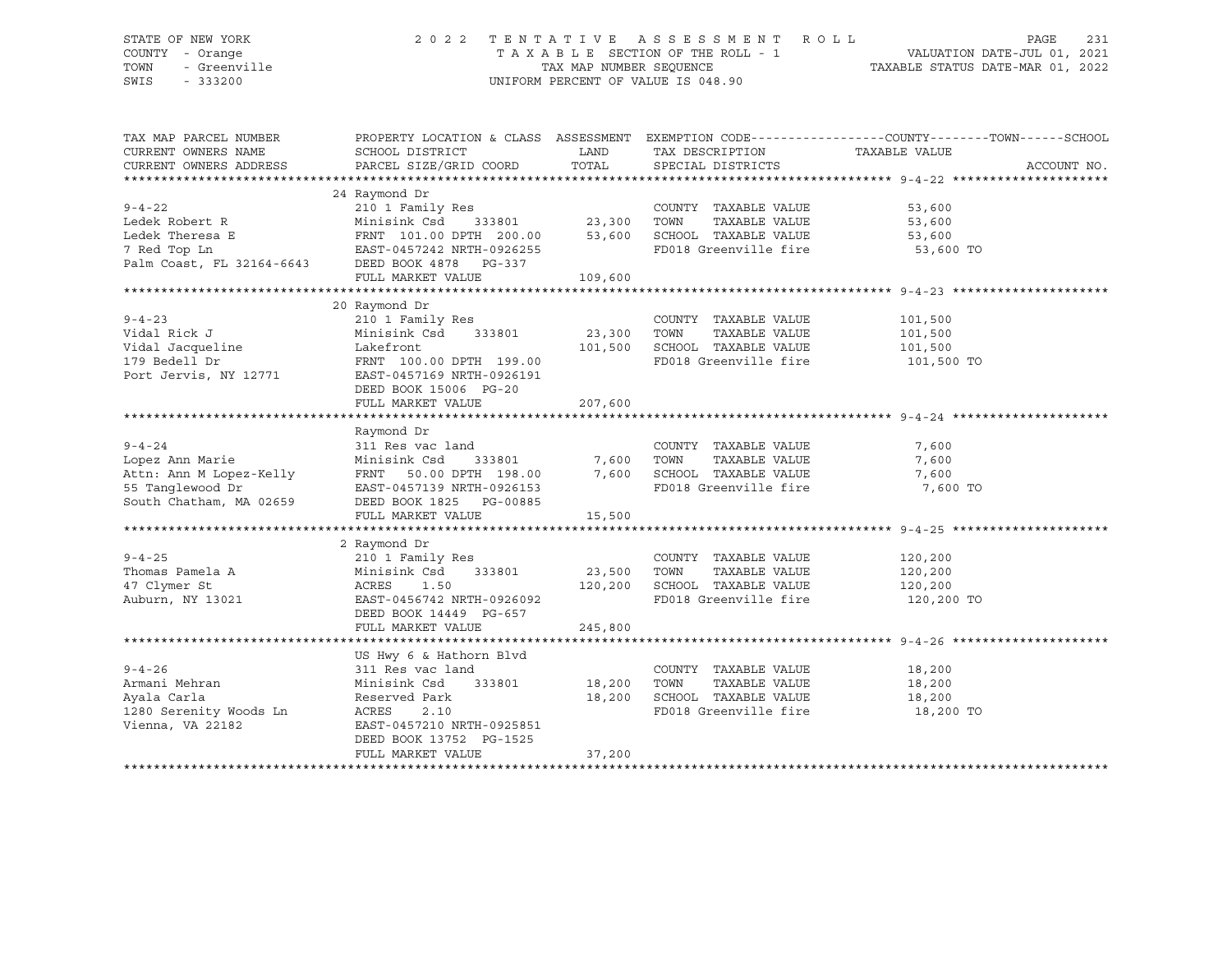STATE OF NEW YORK  
COUNTY - Orange  
TOWN - Greenville  
SWIS - 333200

2 0 2 2 T E N T A T I V E A S S E S S M E N T R O L L  
T A X A B L E SECTION OF THE ROLL - 1  
TAX MAP NUMBER SEQUENCE  
UNIFORM PERCENT OF VALUE IS 048.90

VALUATION DATE-JUL 01, 2021  
TAXABLE STATUS DATE-MAR 01, 2022

| TAX MAP PARCEL NUMBER / CURRENT OWNERS NAME / CURRENT OWNERS ADDRESS | PROPERTY LOCATION & CLASS / SCHOOL DISTRICT / PARCEL SIZE/GRID COORD | ASSESSMENT LAND | ASSESSMENT TOTAL | EXEMPTION CODE / TAX DESCRIPTION / SPECIAL DISTRICTS | TAXABLE VALUE (COUNTY / TOWN / SCHOOL) | ACCOUNT NO. |
|---|---|---|---|---|---|---|
| **9-4-22** | 24 Raymond Dr | | | | | |
| | 210 1 Family Res | | | COUNTY TAXABLE VALUE | 53,600 | |
| Ledek Robert R | Minisink Csd 333801 | 23,300 | | TOWN TAXABLE VALUE | 53,600 | |
| Ledek Theresa E | FRNT 101.00 DPTH 200.00 | | 53,600 | SCHOOL TAXABLE VALUE | 53,600 | |
| 7 Red Top Ln | EAST-0457242 NRTH-0926255 | | | FD018 Greenville fire | 53,600 TO | |
| Palm Coast, FL 32164-6643 | DEED BOOK 4878 PG-337 | | | | | |
| | FULL MARKET VALUE | | 109,600 | | | |
| **9-4-23** | 20 Raymond Dr | | | | | |
| | 210 1 Family Res | | | COUNTY TAXABLE VALUE | 101,500 | |
| Vidal Rick J | Minisink Csd 333801 | 23,300 | | TOWN TAXABLE VALUE | 101,500 | |
| Vidal Jacqueline | Lakefront | | 101,500 | SCHOOL TAXABLE VALUE | 101,500 | |
| 179 Bedell Dr | FRNT 100.00 DPTH 199.00 | | | FD018 Greenville fire | 101,500 TO | |
| Port Jervis, NY 12771 | EAST-0457169 NRTH-0926191 | | | | | |
| | DEED BOOK 15006 PG-20 | | | | | |
| | FULL MARKET VALUE | | 207,600 | | | |
| **9-4-24** | Raymond Dr | | | | | |
| | 311 Res vac land | | | COUNTY TAXABLE VALUE | 7,600 | |
| Lopez Ann Marie | Minisink Csd 333801 | 7,600 | | TOWN TAXABLE VALUE | 7,600 | |
| Attn: Ann M Lopez-Kelly | FRNT 50.00 DPTH 198.00 | | 7,600 | SCHOOL TAXABLE VALUE | 7,600 | |
| 55 Tanglewood Dr | EAST-0457139 NRTH-0926153 | | | FD018 Greenville fire | 7,600 TO | |
| South Chatham, MA 02659 | DEED BOOK 1825 PG-00885 | | | | | |
| | FULL MARKET VALUE | | 15,500 | | | |
| **9-4-25** | 2 Raymond Dr | | | | | |
| | 210 1 Family Res | | | COUNTY TAXABLE VALUE | 120,200 | |
| Thomas Pamela A | Minisink Csd 333801 | 23,500 | | TOWN TAXABLE VALUE | 120,200 | |
| 47 Clymer St | ACRES 1.50 | | 120,200 | SCHOOL TAXABLE VALUE | 120,200 | |
| Auburn, NY 13021 | EAST-0456742 NRTH-0926092 | | | FD018 Greenville fire | 120,200 TO | |
| | DEED BOOK 14449 PG-657 | | | | | |
| | FULL MARKET VALUE | | 245,800 | | | |
| **9-4-26** | US Hwy 6 & Hathorn Blvd | | | | | |
| | 311 Res vac land | | | COUNTY TAXABLE VALUE | 18,200 | |
| Armani Mehran | Minisink Csd 333801 | 18,200 | | TOWN TAXABLE VALUE | 18,200 | |
| Ayala Carla | Reserved Park | | 18,200 | SCHOOL TAXABLE VALUE | 18,200 | |
| 1280 Serenity Woods Ln | ACRES 2.10 | | | FD018 Greenville fire | 18,200 TO | |
| Vienna, VA 22182 | EAST-0457210 NRTH-0925851 | | | | | |
| | DEED BOOK 13752 PG-1525 | | | | | |
| | FULL MARKET VALUE | | 37,200 | | | |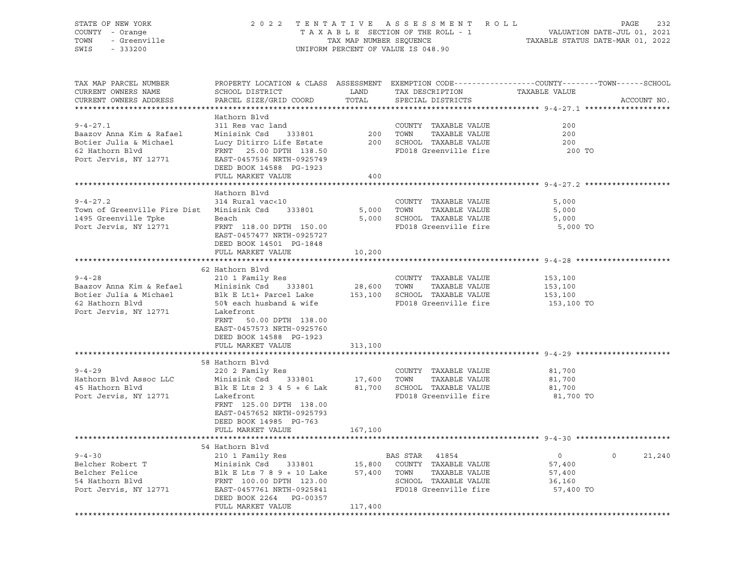STATE OF NEW YORK
COUNTY - Orange
TOWN - Greenville
SWIS - 333200

2 0 2 2 T E N T A T I V E A S S E S S M E N T R O L L
T A X A B L E SECTION OF THE ROLL - 1
TAX MAP NUMBER SEQUENCE
UNIFORM PERCENT OF VALUE IS 048.90

VALUATION DATE-JUL 01, 2021
TAXABLE STATUS DATE-MAR 01, 2022

```
TAX MAP PARCEL NUMBER          PROPERTY LOCATION & CLASS  ASSESSMENT  EXEMPTION CODE------------------COUNTY--------TOWN------SCHOOL
CURRENT OWNERS NAME            SCHOOL DISTRICT               LAND      TAX DESCRIPTION            TAXABLE VALUE
CURRENT OWNERS ADDRESS         PARCEL SIZE/GRID COORD        TOTAL     SPECIAL DISTRICTS                                         ACCOUNT NO.
******************************************************************************************************* 9-4-27.1 *******************
                               Hathorn Blvd
9-4-27.1                       311 Res vac land                         COUNTY  TAXABLE VALUE              200
Baazov Anna Kim & Rafael       Minisink Csd     333801          200     TOWN    TAXABLE VALUE              200
Botier Julia & Michael         Lucy Ditirro Life Estate         200     SCHOOL  TAXABLE VALUE              200
62 Hathorn Blvd                FRNT   25.00 DPTH 138.50                 FD018 Greenville fire               200 TO
Port Jervis, NY 12771          EAST-0457536 NRTH-0925749
                               DEED BOOK 14588  PG-1923
                               FULL MARKET VALUE                400
******************************************************************************************************* 9-4-27.2 *******************
                               Hathorn Blvd
9-4-27.2                       314 Rural vac<10                         COUNTY  TAXABLE VALUE            5,000
Town of Greenville Fire Dist   Minisink Csd     333801        5,000     TOWN    TAXABLE VALUE            5,000
1495 Greenville Tpke           Beach                          5,000     SCHOOL  TAXABLE VALUE            5,000
Port Jervis, NY 12771          FRNT  118.00 DPTH 150.00                 FD018 Greenville fire            5,000 TO
                               EAST-0457477 NRTH-0925727
                               DEED BOOK 14501  PG-1848
                               FULL MARKET VALUE             10,200
******************************************************************************************************* 9-4-28 *********************
                               62 Hathorn Blvd
9-4-28                         210 1 Family Res                         COUNTY  TAXABLE VALUE          153,100
Baazov Anna Kim & Refael       Minisink Csd     333801       28,600     TOWN    TAXABLE VALUE          153,100
Botier Julia & Michael         Blk E Lt1+ Parcel Lake       153,100     SCHOOL  TAXABLE VALUE          153,100
62 Hathorn Blvd                50% each husband & wife                  FD018 Greenville fire          153,100 TO
Port Jervis, NY 12771          Lakefront
                               FRNT   50.00 DPTH 138.00
                               EAST-0457573 NRTH-0925760
                               DEED BOOK 14588  PG-1923
                               FULL MARKET VALUE            313,100
******************************************************************************************************* 9-4-29 *********************
                               58 Hathorn Blvd
9-4-29                         220 2 Family Res                         COUNTY  TAXABLE VALUE           81,700
Hathorn Blvd Assoc LLC         Minisink Csd     333801       17,600     TOWN    TAXABLE VALUE           81,700
45 Hathorn Blvd                Blk E Lts 2 3 4 5 + 6 Lak     81,700     SCHOOL  TAXABLE VALUE           81,700
Port Jervis, NY 12771          Lakefront                                FD018 Greenville fire           81,700 TO
                               FRNT  125.00 DPTH 138.00
                               EAST-0457652 NRTH-0925793
                               DEED BOOK 14985  PG-763
                               FULL MARKET VALUE            167,100
******************************************************************************************************* 9-4-30 *********************
                               54 Hathorn Blvd
9-4-30                         210 1 Family Res                         BAS STAR  41854                  0             0      21,240
Belcher Robert T               Minisink Csd     333801       15,800     COUNTY  TAXABLE VALUE           57,400
Belcher Felice                 Blk E Lts 7 8 9 + 10 Lake     57,400     TOWN    TAXABLE VALUE           57,400
54 Hathorn Blvd                FRNT  100.00 DPTH 123.00                 SCHOOL  TAXABLE VALUE           36,160
Port Jervis, NY 12771          EAST-0457761 NRTH-0925841                FD018 Greenville fire           57,400 TO
                               DEED BOOK 2264   PG-00357
                               FULL MARKET VALUE            117,400
************************************************************************************************************************************
```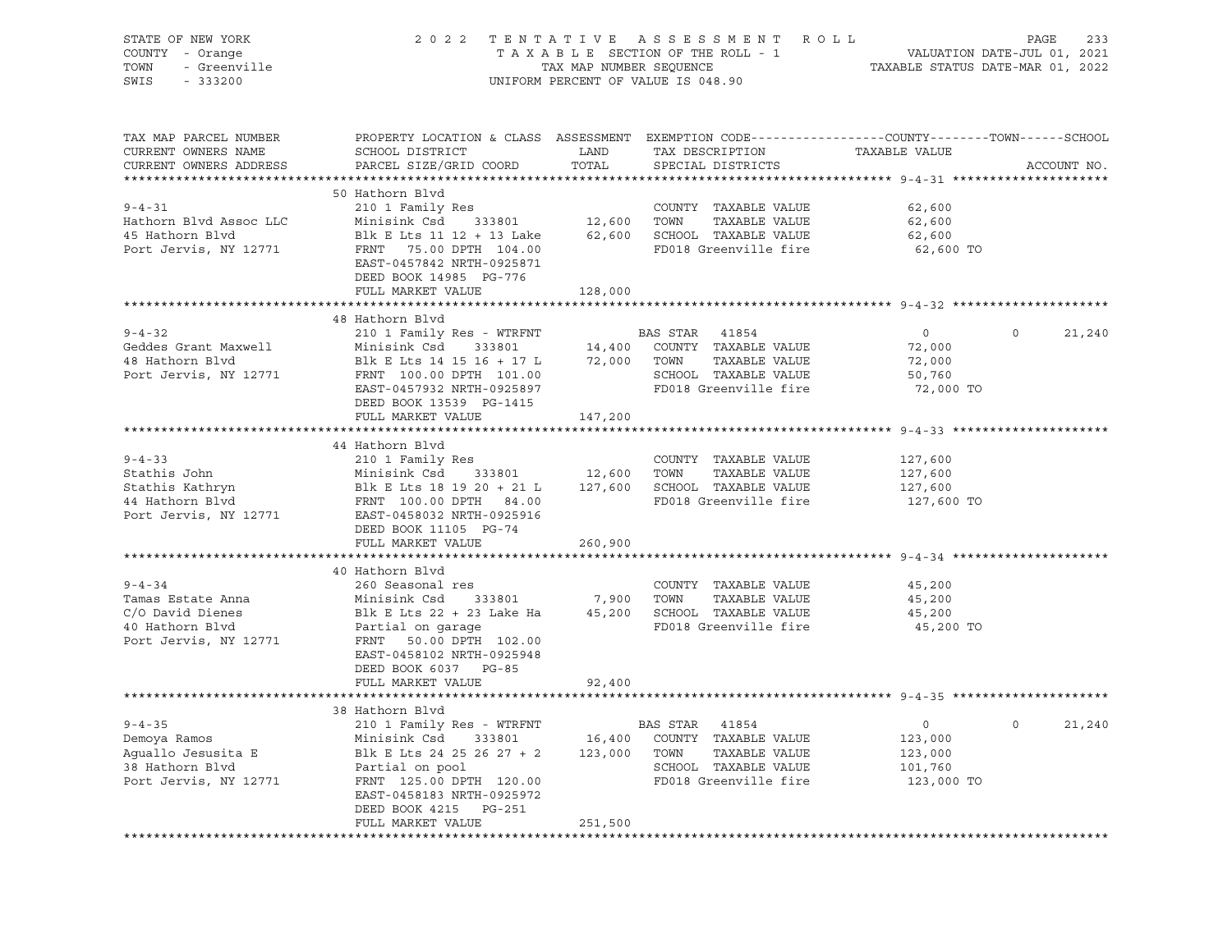STATE OF NEW YORK — 2022 TENTATIVE ASSESSMENT ROLL — PAGE 233
COUNTY - Orange — TAXABLE SECTION OF THE ROLL - 1 — VALUATION DATE-JUL 01, 2021
TOWN - Greenville — TAX MAP NUMBER SEQUENCE — TAXABLE STATUS DATE-MAR 01, 2022
SWIS - 333200 — UNIFORM PERCENT OF VALUE IS 048.90

| TAX MAP PARCEL NUMBER / CURRENT OWNERS NAME / CURRENT OWNERS ADDRESS | PROPERTY LOCATION & CLASS / SCHOOL DISTRICT / PARCEL SIZE/GRID COORD | ASSESSMENT LAND / TOTAL | EXEMPTION CODE / TAX DESCRIPTION / SPECIAL DISTRICTS | COUNTY TAXABLE VALUE | TOWN | SCHOOL | ACCOUNT NO. |
|---|---|---|---|---|---|---|---|
| **9-4-31** | 50 Hathorn Blvd | | | | | | |
| | 210 1 Family Res | | COUNTY TAXABLE VALUE | 62,600 | | | |
| Hathorn Blvd Assoc LLC | Minisink Csd 333801 | 12,600 | TOWN TAXABLE VALUE | 62,600 | | | |
| 45 Hathorn Blvd | Blk E Lts 11 12 + 13 Lake | 62,600 | SCHOOL TAXABLE VALUE | 62,600 | | | |
| Port Jervis, NY 12771 | FRNT 75.00 DPTH 104.00 | | FD018 Greenville fire | 62,600 TO | | | |
| | EAST-0457842 NRTH-0925871 | | | | | | |
| | DEED BOOK 14985 PG-776 | | | | | | |
| | FULL MARKET VALUE | 128,000 | | | | | |
| **9-4-32** | 48 Hathorn Blvd | | | | | | |
| | 210 1 Family Res - WTRFNT | | BAS STAR 41854 | 0 | 0 | 21,240 | |
| Geddes Grant Maxwell | Minisink Csd 333801 | 14,400 | COUNTY TAXABLE VALUE | 72,000 | | | |
| 48 Hathorn Blvd | Blk E Lts 14 15 16 + 17 L | 72,000 | TOWN TAXABLE VALUE | 72,000 | | | |
| Port Jervis, NY 12771 | FRNT 100.00 DPTH 101.00 | | SCHOOL TAXABLE VALUE | 50,760 | | | |
| | EAST-0457932 NRTH-0925897 | | FD018 Greenville fire | 72,000 TO | | | |
| | DEED BOOK 13539 PG-1415 | | | | | | |
| | FULL MARKET VALUE | 147,200 | | | | | |
| **9-4-33** | 44 Hathorn Blvd | | | | | | |
| | 210 1 Family Res | | COUNTY TAXABLE VALUE | 127,600 | | | |
| Stathis John | Minisink Csd 333801 | 12,600 | TOWN TAXABLE VALUE | 127,600 | | | |
| Stathis Kathryn | Blk E Lts 18 19 20 + 21 L | 127,600 | SCHOOL TAXABLE VALUE | 127,600 | | | |
| 44 Hathorn Blvd | FRNT 100.00 DPTH 84.00 | | FD018 Greenville fire | 127,600 TO | | | |
| Port Jervis, NY 12771 | EAST-0458032 NRTH-0925916 | | | | | | |
| | DEED BOOK 11105 PG-74 | | | | | | |
| | FULL MARKET VALUE | 260,900 | | | | | |
| **9-4-34** | 40 Hathorn Blvd | | | | | | |
| | 260 Seasonal res | | COUNTY TAXABLE VALUE | 45,200 | | | |
| Tamas Estate Anna | Minisink Csd 333801 | 7,900 | TOWN TAXABLE VALUE | 45,200 | | | |
| C/O David Dienes | Blk E Lts 22 + 23 Lake Ha | 45,200 | SCHOOL TAXABLE VALUE | 45,200 | | | |
| 40 Hathorn Blvd | Partial on garage | | FD018 Greenville fire | 45,200 TO | | | |
| Port Jervis, NY 12771 | FRNT 50.00 DPTH 102.00 | | | | | | |
| | EAST-0458102 NRTH-0925948 | | | | | | |
| | DEED BOOK 6037 PG-85 | | | | | | |
| | FULL MARKET VALUE | 92,400 | | | | | |
| **9-4-35** | 38 Hathorn Blvd | | | | | | |
| | 210 1 Family Res - WTRFNT | | BAS STAR 41854 | 0 | 0 | 21,240 | |
| Demoya Ramos | Minisink Csd 333801 | 16,400 | COUNTY TAXABLE VALUE | 123,000 | | | |
| Aguallo Jesusita E | Blk E Lts 24 25 26 27 + 2 | 123,000 | TOWN TAXABLE VALUE | 123,000 | | | |
| 38 Hathorn Blvd | Partial on pool | | SCHOOL TAXABLE VALUE | 101,760 | | | |
| Port Jervis, NY 12771 | FRNT 125.00 DPTH 120.00 | | FD018 Greenville fire | 123,000 TO | | | |
| | EAST-0458183 NRTH-0925972 | | | | | | |
| | DEED BOOK 4215 PG-251 | | | | | | |
| | FULL MARKET VALUE | 251,500 | | | | | |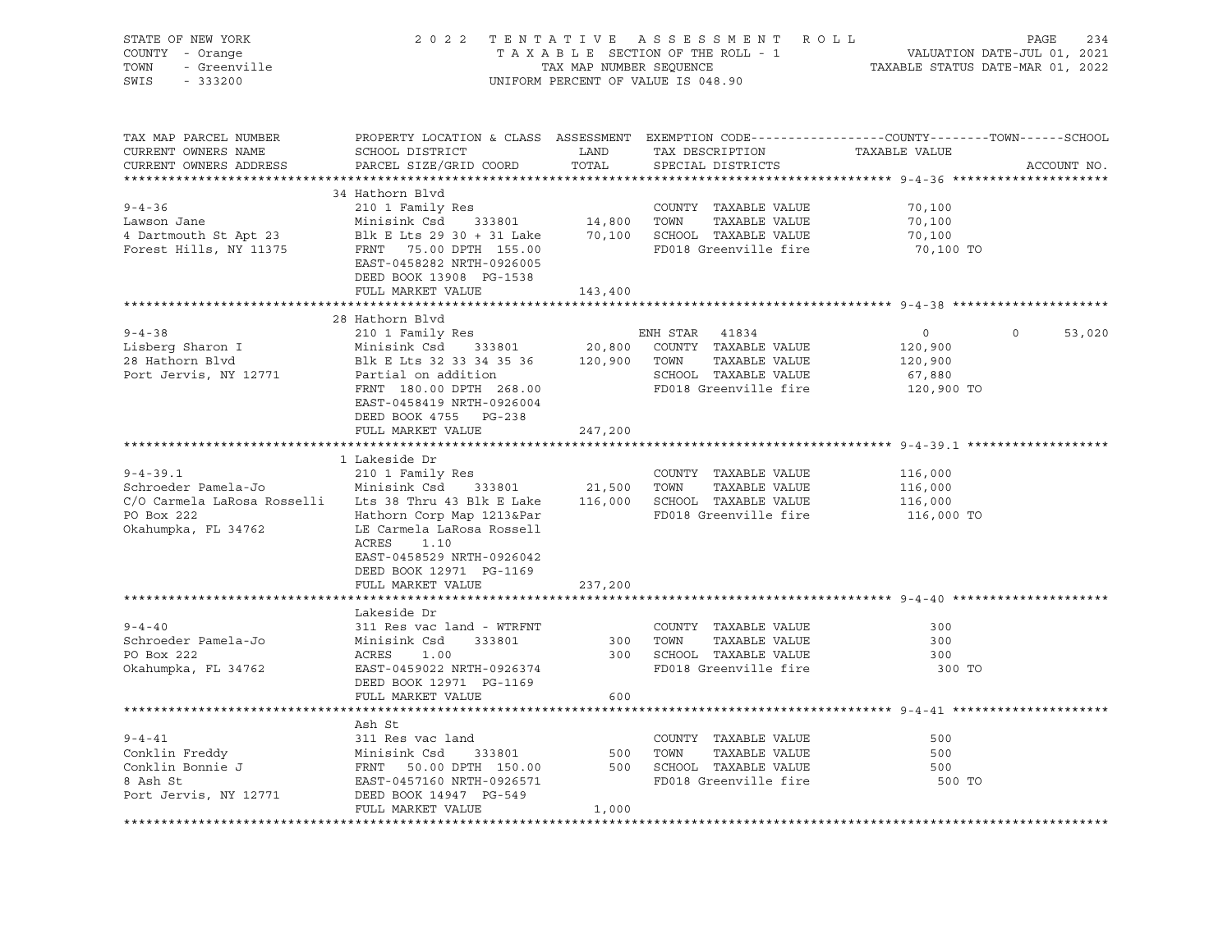STATE OF NEW YORK
COUNTY - Orange
TOWN - Greenville
SWIS - 333200

2022 TENTATIVE ASSESSMENT ROLL
TAXABLE SECTION OF THE ROLL - 1
TAX MAP NUMBER SEQUENCE
UNIFORM PERCENT OF VALUE IS 048.90

VALUATION DATE-JUL 01, 2021
TAXABLE STATUS DATE-MAR 01, 2022

| TAX MAP PARCEL NUMBER / CURRENT OWNERS NAME / CURRENT OWNERS ADDRESS | PROPERTY LOCATION & CLASS / SCHOOL DISTRICT / PARCEL SIZE/GRID COORD | ASSESSMENT LAND / TOTAL | EXEMPTION CODE / TAX DESCRIPTION / SPECIAL DISTRICTS | COUNTY TAXABLE VALUE | TOWN | SCHOOL | ACCOUNT NO. |
|---|---|---|---|---|---|---|---|
| **9-4-36** | 34 Hathorn Blvd | | | | | | |
| 9-4-36 | 210 1 Family Res | | COUNTY TAXABLE VALUE | 70,100 | | | |
| Lawson Jane | Minisink Csd 333801 | 14,800 | TOWN TAXABLE VALUE | 70,100 | | | |
| 4 Dartmouth St Apt 23 | Blk E Lts 29 30 + 31 Lake | 70,100 | SCHOOL TAXABLE VALUE | 70,100 | | | |
| Forest Hills, NY 11375 | FRNT 75.00 DPTH 155.00 | | FD018 Greenville fire | 70,100 TO | | | |
| | EAST-0458282 NRTH-0926005 | | | | | | |
| | DEED BOOK 13908 PG-1538 | | | | | | |
| | FULL MARKET VALUE | 143,400 | | | | | |
| **9-4-38** | 28 Hathorn Blvd | | | | | | |
| 9-4-38 | 210 1 Family Res | | ENH STAR 41834 | 0 | 0 | 53,020 | |
| Lisberg Sharon I | Minisink Csd 333801 | 20,800 | COUNTY TAXABLE VALUE | 120,900 | | | |
| 28 Hathorn Blvd | Blk E Lts 32 33 34 35 36 | 120,900 | TOWN TAXABLE VALUE | 120,900 | | | |
| Port Jervis, NY 12771 | Partial on addition | | SCHOOL TAXABLE VALUE | 67,880 | | | |
| | FRNT 180.00 DPTH 268.00 | | FD018 Greenville fire | 120,900 TO | | | |
| | EAST-0458419 NRTH-0926004 | | | | | | |
| | DEED BOOK 4755 PG-238 | | | | | | |
| | FULL MARKET VALUE | 247,200 | | | | | |
| **9-4-39.1** | 1 Lakeside Dr | | | | | | |
| 9-4-39.1 | 210 1 Family Res | | COUNTY TAXABLE VALUE | 116,000 | | | |
| Schroeder Pamela-Jo | Minisink Csd 333801 | 21,500 | TOWN TAXABLE VALUE | 116,000 | | | |
| C/O Carmela LaRosa Rosselli | Lts 38 Thru 43 Blk E Lake | 116,000 | SCHOOL TAXABLE VALUE | 116,000 | | | |
| PO Box 222 | Hathorn Corp Map 1213&Par | | FD018 Greenville fire | 116,000 TO | | | |
| Okahumpka, FL 34762 | LE Carmela LaRosa Rossell | | | | | | |
| | ACRES 1.10 | | | | | | |
| | EAST-0458529 NRTH-0926042 | | | | | | |
| | DEED BOOK 12971 PG-1169 | | | | | | |
| | FULL MARKET VALUE | 237,200 | | | | | |
| **9-4-40** | Lakeside Dr | | | | | | |
| 9-4-40 | 311 Res vac land - WTRFNT | | COUNTY TAXABLE VALUE | 300 | | | |
| Schroeder Pamela-Jo | Minisink Csd 333801 | 300 | TOWN TAXABLE VALUE | 300 | | | |
| PO Box 222 | ACRES 1.00 | 300 | SCHOOL TAXABLE VALUE | 300 | | | |
| Okahumpka, FL 34762 | EAST-0459022 NRTH-0926374 | | FD018 Greenville fire | 300 TO | | | |
| | DEED BOOK 12971 PG-1169 | | | | | | |
| | FULL MARKET VALUE | 600 | | | | | |
| **9-4-41** | Ash St | | | | | | |
| 9-4-41 | 311 Res vac land | | COUNTY TAXABLE VALUE | 500 | | | |
| Conklin Freddy | Minisink Csd 333801 | 500 | TOWN TAXABLE VALUE | 500 | | | |
| Conklin Bonnie J | FRNT 50.00 DPTH 150.00 | 500 | SCHOOL TAXABLE VALUE | 500 | | | |
| 8 Ash St | EAST-0457160 NRTH-0926571 | | FD018 Greenville fire | 500 TO | | | |
| Port Jervis, NY 12771 | DEED BOOK 14947 PG-549 | | | | | | |
| | FULL MARKET VALUE | 1,000 | | | | | |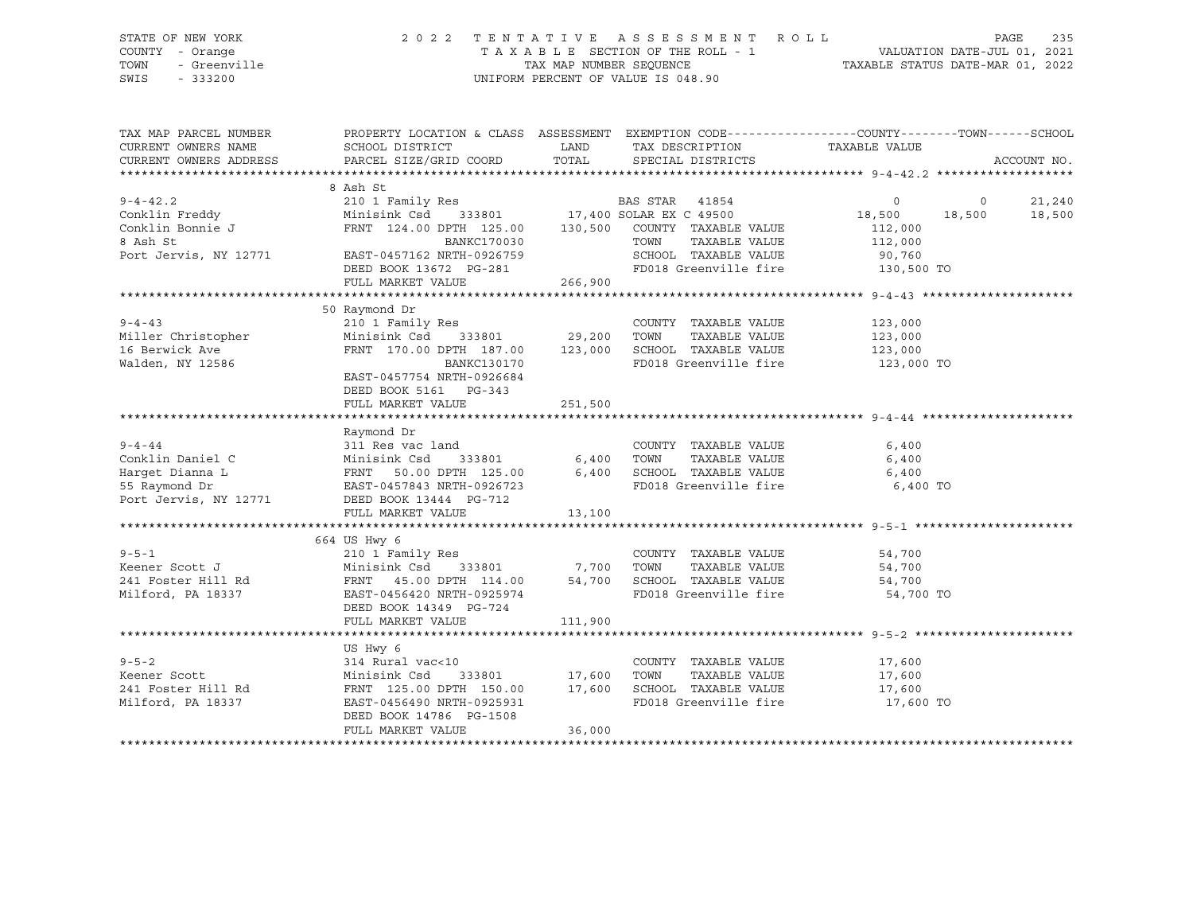STATE OF NEW YORK | COUNTY - Orange | TOWN - Greenville | SWIS - 333200

# 2022 TENTATIVE ASSESSMENT ROLL

TAXABLE SECTION OF THE ROLL - 1 — TAX MAP NUMBER SEQUENCE — UNIFORM PERCENT OF VALUE IS 048.90

VALUATION DATE-JUL 01, 2021 — TAXABLE STATUS DATE-MAR 01, 2022

| TAX MAP PARCEL NUMBER / CURRENT OWNERS NAME / CURRENT OWNERS ADDRESS | PROPERTY LOCATION & CLASS / SCHOOL DISTRICT / PARCEL SIZE/GRID COORD | ASSESSMENT LAND / TOTAL | EXEMPTION CODE / TAX DESCRIPTION / SPECIAL DISTRICTS | COUNTY | TOWN | SCHOOL |
|---|---|---|---|---|---|---|
| | 8 Ash St | | | | | |
| 9-4-42.2 | 210 1 Family Res | | BAS STAR 41854 | 0 | 0 | 21,240 |
| Conklin Freddy | Minisink Csd 333801 | 17,400 | SOLAR EX C 49500 | 18,500 | 18,500 | 18,500 |
| Conklin Bonnie J | FRNT 124.00 DPTH 125.00 | 130,500 | COUNTY TAXABLE VALUE | 112,000 | | |
| 8 Ash St | BANKC170030 | | TOWN TAXABLE VALUE | | 112,000 | |
| Port Jervis, NY 12771 | EAST-0457162 NRTH-0926759 | | SCHOOL TAXABLE VALUE | | | 90,760 |
| | DEED BOOK 13672 PG-281 | | FD018 Greenville fire | 130,500 TO | | |
| | FULL MARKET VALUE | 266,900 | | | | |
| | 50 Raymond Dr | | | | | |
| 9-4-43 | 210 1 Family Res | | COUNTY TAXABLE VALUE | 123,000 | | |
| Miller Christopher | Minisink Csd 333801 | 29,200 | TOWN TAXABLE VALUE | | 123,000 | |
| 16 Berwick Ave | FRNT 170.00 DPTH 187.00 | 123,000 | SCHOOL TAXABLE VALUE | | | 123,000 |
| Walden, NY 12586 | BANKC130170 | | FD018 Greenville fire | 123,000 TO | | |
| | EAST-0457754 NRTH-0926684 | | | | | |
| | DEED BOOK 5161 PG-343 | | | | | |
| | FULL MARKET VALUE | 251,500 | | | | |
| | Raymond Dr | | | | | |
| 9-4-44 | 311 Res vac land | | COUNTY TAXABLE VALUE | 6,400 | | |
| Conklin Daniel C | Minisink Csd 333801 | 6,400 | TOWN TAXABLE VALUE | | 6,400 | |
| Harget Dianna L | FRNT 50.00 DPTH 125.00 | 6,400 | SCHOOL TAXABLE VALUE | | | 6,400 |
| 55 Raymond Dr | EAST-0457843 NRTH-0926723 | | FD018 Greenville fire | 6,400 TO | | |
| Port Jervis, NY 12771 | DEED BOOK 13444 PG-712 | | | | | |
| | FULL MARKET VALUE | 13,100 | | | | |
| | 664 US Hwy 6 | | | | | |
| 9-5-1 | 210 1 Family Res | | COUNTY TAXABLE VALUE | 54,700 | | |
| Keener Scott J | Minisink Csd 333801 | 7,700 | TOWN TAXABLE VALUE | | 54,700 | |
| 241 Foster Hill Rd | FRNT 45.00 DPTH 114.00 | 54,700 | SCHOOL TAXABLE VALUE | | | 54,700 |
| Milford, PA 18337 | EAST-0456420 NRTH-0925974 | | FD018 Greenville fire | 54,700 TO | | |
| | DEED BOOK 14349 PG-724 | | | | | |
| | FULL MARKET VALUE | 111,900 | | | | |
| | US Hwy 6 | | | | | |
| 9-5-2 | 314 Rural vac<10 | | COUNTY TAXABLE VALUE | 17,600 | | |
| Keener Scott | Minisink Csd 333801 | 17,600 | TOWN TAXABLE VALUE | | 17,600 | |
| 241 Foster Hill Rd | FRNT 125.00 DPTH 150.00 | 17,600 | SCHOOL TAXABLE VALUE | | | 17,600 |
| Milford, PA 18337 | EAST-0456490 NRTH-0925931 | | FD018 Greenville fire | 17,600 TO | | |
| | DEED BOOK 14786 PG-1508 | | | | | |
| | FULL MARKET VALUE | 36,000 | | | | |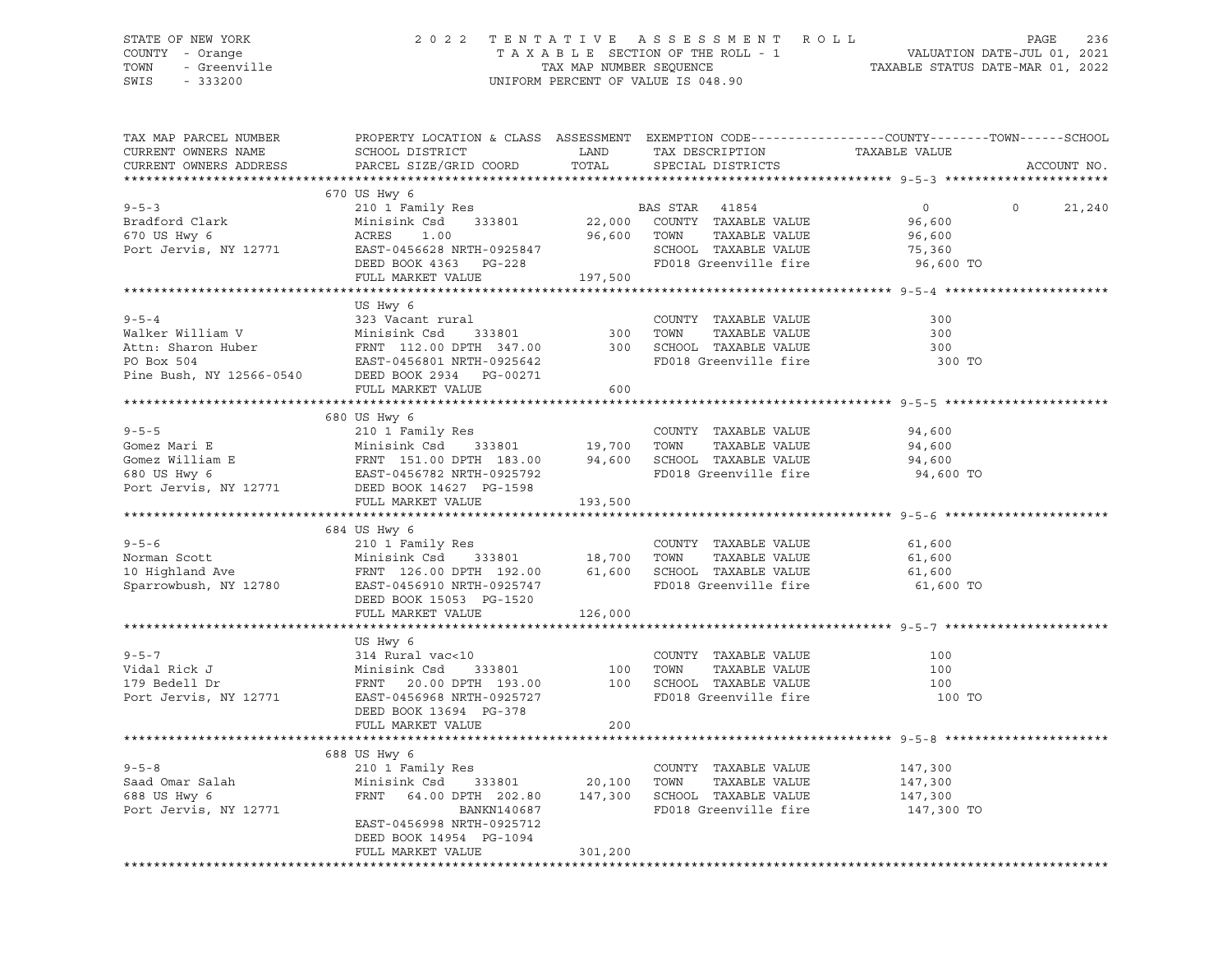STATE OF NEW YORK · COUNTY - Orange · TOWN - Greenville · SWIS - 333200

# 2022 TENTATIVE ASSESSMENT ROLL

TAXABLE SECTION OF THE ROLL - 1 · TAX MAP NUMBER SEQUENCE · UNIFORM PERCENT OF VALUE IS 048.90

VALUATION DATE-JUL 01, 2021 · TAXABLE STATUS DATE-MAR 01, 2022

| TAX MAP PARCEL NUMBER / CURRENT OWNERS NAME / CURRENT OWNERS ADDRESS | PROPERTY LOCATION & CLASS / SCHOOL DISTRICT / PARCEL SIZE/GRID COORD | ASSESSMENT LAND / TOTAL | EXEMPTION CODE / TAX DESCRIPTION / SPECIAL DISTRICTS | COUNTY | TOWN | SCHOOL |
|---|---|---|---|---|---|---|
| 9-5-3 | 670 US Hwy 6 | | | | | |
| Bradford Clark | 210 1 Family Res | | BAS STAR 41854 | 0 | 0 | 21,240 |
| 670 US Hwy 6 | Minisink Csd 333801 | 22,000 | COUNTY TAXABLE VALUE | 96,600 | | |
| Port Jervis, NY 12771 | ACRES 1.00 | 96,600 | TOWN TAXABLE VALUE | | 96,600 | |
| | EAST-0456628 NRTH-0925847 | | SCHOOL TAXABLE VALUE | | | 75,360 |
| | DEED BOOK 4363 PG-228 | | FD018 Greenville fire | 96,600 TO | | |
| | FULL MARKET VALUE | 197,500 | | | | |
| 9-5-4 | US Hwy 6 | | | | | |
| Walker William V | 323 Vacant rural | | COUNTY TAXABLE VALUE | 300 | | |
| Attn: Sharon Huber | Minisink Csd 333801 | 300 | TOWN TAXABLE VALUE | | 300 | |
| PO Box 504 | FRNT 112.00 DPTH 347.00 | 300 | SCHOOL TAXABLE VALUE | | | 300 |
| Pine Bush, NY 12566-0540 | EAST-0456801 NRTH-0925642 | | FD018 Greenville fire | 300 TO | | |
| | DEED BOOK 2934 PG-00271 | | | | | |
| | FULL MARKET VALUE | 600 | | | | |
| 9-5-5 | 680 US Hwy 6 | | | | | |
| Gomez Mari E | 210 1 Family Res | | COUNTY TAXABLE VALUE | 94,600 | | |
| Gomez William E | Minisink Csd 333801 | 19,700 | TOWN TAXABLE VALUE | | 94,600 | |
| 680 US Hwy 6 | FRNT 151.00 DPTH 183.00 | 94,600 | SCHOOL TAXABLE VALUE | | | 94,600 |
| Port Jervis, NY 12771 | EAST-0456782 NRTH-0925792 | | FD018 Greenville fire | 94,600 TO | | |
| | DEED BOOK 14627 PG-1598 | | | | | |
| | FULL MARKET VALUE | 193,500 | | | | |
| 9-5-6 | 684 US Hwy 6 | | | | | |
| Norman Scott | 210 1 Family Res | | COUNTY TAXABLE VALUE | 61,600 | | |
| 10 Highland Ave | Minisink Csd 333801 | 18,700 | TOWN TAXABLE VALUE | | 61,600 | |
| Sparrowbush, NY 12780 | FRNT 126.00 DPTH 192.00 | 61,600 | SCHOOL TAXABLE VALUE | | | 61,600 |
| | EAST-0456910 NRTH-0925747 | | FD018 Greenville fire | 61,600 TO | | |
| | DEED BOOK 15053 PG-1520 | | | | | |
| | FULL MARKET VALUE | 126,000 | | | | |
| 9-5-7 | US Hwy 6 | | | | | |
| Vidal Rick J | 314 Rural vac<10 | | COUNTY TAXABLE VALUE | 100 | | |
| 179 Bedell Dr | Minisink Csd 333801 | 100 | TOWN TAXABLE VALUE | | 100 | |
| Port Jervis, NY 12771 | FRNT 20.00 DPTH 193.00 | 100 | SCHOOL TAXABLE VALUE | | | 100 |
| | EAST-0456968 NRTH-0925727 | | FD018 Greenville fire | 100 TO | | |
| | DEED BOOK 13694 PG-378 | | | | | |
| | FULL MARKET VALUE | 200 | | | | |
| 9-5-8 | 688 US Hwy 6 | | | | | |
| Saad Omar Salah | 210 1 Family Res | | COUNTY TAXABLE VALUE | 147,300 | | |
| 688 US Hwy 6 | Minisink Csd 333801 | 20,100 | TOWN TAXABLE VALUE | | 147,300 | |
| Port Jervis, NY 12771 | FRNT 64.00 DPTH 202.80 | 147,300 | SCHOOL TAXABLE VALUE | | | 147,300 |
| | BANKN140687 | | FD018 Greenville fire | 147,300 TO | | |
| | EAST-0456998 NRTH-0925712 | | | | | |
| | DEED BOOK 14954 PG-1094 | | | | | |
| | FULL MARKET VALUE | 301,200 | | | | |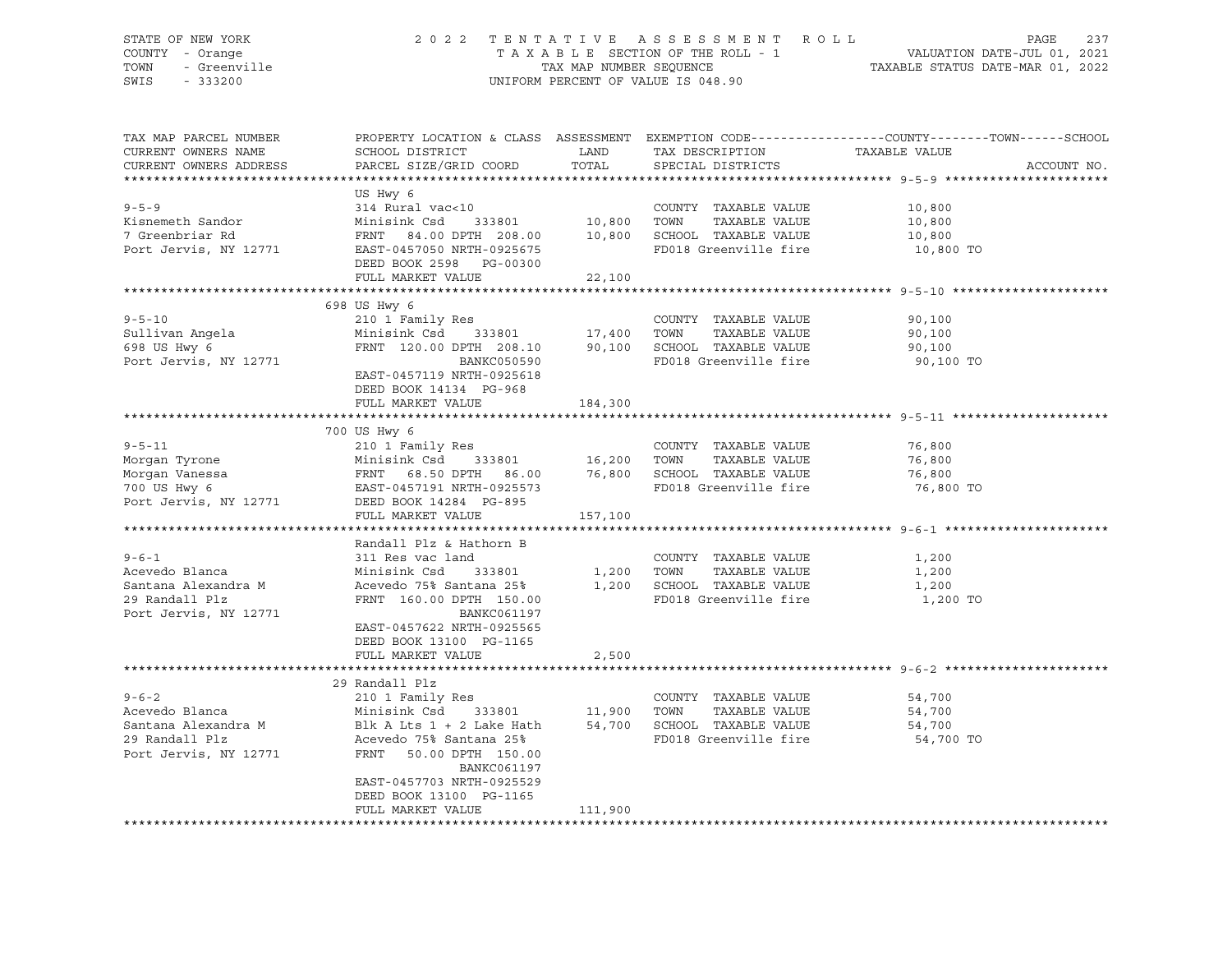STATE OF NEW YORK — COUNTY - Orange — TOWN - Greenville — SWIS - 333200

2022 TENTATIVE ASSESSMENT ROLL
TAXABLE SECTION OF THE ROLL - 1
TAX MAP NUMBER SEQUENCE
UNIFORM PERCENT OF VALUE IS 048.90

VALUATION DATE-JUL 01, 2021
TAXABLE STATUS DATE-MAR 01, 2022

| TAX MAP PARCEL NUMBER / CURRENT OWNERS NAME / CURRENT OWNERS ADDRESS | PROPERTY LOCATION & CLASS / SCHOOL DISTRICT / PARCEL SIZE/GRID COORD | ASSESSMENT LAND | ASSESSMENT TOTAL | EXEMPTION CODE / TAX DESCRIPTION / SPECIAL DISTRICTS | TAXABLE VALUE (COUNTY--TOWN--SCHOOL) |
|---|---|---|---|---|---|
| **9-5-9** | US Hwy 6 | | | | |
| | 314 Rural vac<10 | | | COUNTY TAXABLE VALUE | 10,800 |
| Kisnemeth Sandor | Minisink Csd 333801 | 10,800 | | TOWN TAXABLE VALUE | 10,800 |
| 7 Greenbriar Rd | FRNT 84.00 DPTH 208.00 | | 10,800 | SCHOOL TAXABLE VALUE | 10,800 |
| Port Jervis, NY 12771 | EAST-0457050 NRTH-0925675 | | | FD018 Greenville fire | 10,800 TO |
| | DEED BOOK 2598 PG-00300 | | | | |
| | FULL MARKET VALUE | | 22,100 | | |
| **9-5-10** | 698 US Hwy 6 | | | | |
| | 210 1 Family Res | | | COUNTY TAXABLE VALUE | 90,100 |
| Sullivan Angela | Minisink Csd 333801 | 17,400 | | TOWN TAXABLE VALUE | 90,100 |
| 698 US Hwy 6 | FRNT 120.00 DPTH 208.10 | | 90,100 | SCHOOL TAXABLE VALUE | 90,100 |
| Port Jervis, NY 12771 | BANKC050590 | | | FD018 Greenville fire | 90,100 TO |
| | EAST-0457119 NRTH-0925618 | | | | |
| | DEED BOOK 14134 PG-968 | | | | |
| | FULL MARKET VALUE | | 184,300 | | |
| **9-5-11** | 700 US Hwy 6 | | | | |
| | 210 1 Family Res | | | COUNTY TAXABLE VALUE | 76,800 |
| Morgan Tyrone | Minisink Csd 333801 | 16,200 | | TOWN TAXABLE VALUE | 76,800 |
| Morgan Vanessa | FRNT 68.50 DPTH 86.00 | | 76,800 | SCHOOL TAXABLE VALUE | 76,800 |
| 700 US Hwy 6 | EAST-0457191 NRTH-0925573 | | | FD018 Greenville fire | 76,800 TO |
| Port Jervis, NY 12771 | DEED BOOK 14284 PG-895 | | | | |
| | FULL MARKET VALUE | | 157,100 | | |
| **9-6-1** | Randall Plz & Hathorn B | | | | |
| | 311 Res vac land | | | COUNTY TAXABLE VALUE | 1,200 |
| Acevedo Blanca | Minisink Csd 333801 | 1,200 | | TOWN TAXABLE VALUE | 1,200 |
| Santana Alexandra M | Acevedo 75% Santana 25% | | 1,200 | SCHOOL TAXABLE VALUE | 1,200 |
| 29 Randall Plz | FRNT 160.00 DPTH 150.00 | | | FD018 Greenville fire | 1,200 TO |
| Port Jervis, NY 12771 | BANKC061197 | | | | |
| | EAST-0457622 NRTH-0925565 | | | | |
| | DEED BOOK 13100 PG-1165 | | | | |
| | FULL MARKET VALUE | | 2,500 | | |
| **9-6-2** | 29 Randall Plz | | | | |
| | 210 1 Family Res | | | COUNTY TAXABLE VALUE | 54,700 |
| Acevedo Blanca | Minisink Csd 333801 | 11,900 | | TOWN TAXABLE VALUE | 54,700 |
| Santana Alexandra M | Blk A Lts 1 + 2 Lake Hath | | 54,700 | SCHOOL TAXABLE VALUE | 54,700 |
| 29 Randall Plz | Acevedo 75% Santana 25% | | | FD018 Greenville fire | 54,700 TO |
| Port Jervis, NY 12771 | FRNT 50.00 DPTH 150.00 | | | | |
| | BANKC061197 | | | | |
| | EAST-0457703 NRTH-0925529 | | | | |
| | DEED BOOK 13100 PG-1165 | | | | |
| | FULL MARKET VALUE | | 111,900 | | |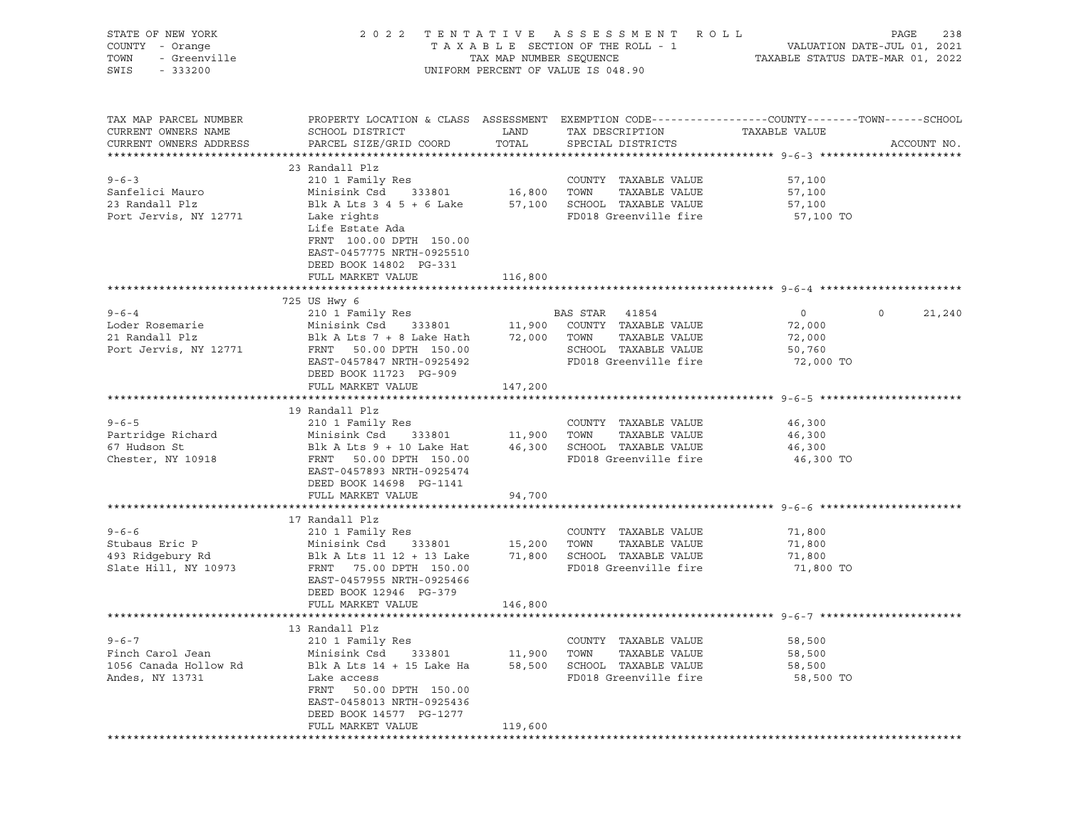STATE OF NEW YORK | COUNTY - Orange | TOWN - Greenville | SWIS - 333200

# 2022 TENTATIVE ASSESSMENT ROLL

TAXABLE SECTION OF THE ROLL - 1
TAX MAP NUMBER SEQUENCE
UNIFORM PERCENT OF VALUE IS 048.90

VALUATION DATE-JUL 01, 2021
TAXABLE STATUS DATE-MAR 01, 2022

| TAX MAP PARCEL NUMBER / CURRENT OWNERS NAME / CURRENT OWNERS ADDRESS | PROPERTY LOCATION & CLASS / SCHOOL DISTRICT / PARCEL SIZE/GRID COORD | ASSESSMENT LAND / TOTAL | EXEMPTION CODE / TAX DESCRIPTION / SPECIAL DISTRICTS | COUNTY | TOWN | SCHOOL | ACCOUNT NO. |
|---|---|---|---|---|---|---|---|
| **9-6-3** | 23 Randall Plz | | | | | | |
| | 210 1 Family Res | | COUNTY TAXABLE VALUE | 57,100 | | | |
| Sanfelici Mauro | Minisink Csd 333801 | 16,800 | TOWN TAXABLE VALUE | | 57,100 | | |
| 23 Randall Plz | Blk A Lts 3 4 5 + 6 Lake | 57,100 | SCHOOL TAXABLE VALUE | | | 57,100 | |
| Port Jervis, NY 12771 | Lake rights | | FD018 Greenville fire | 57,100 TO | | | |
| | Life Estate Ada | | | | | | |
| | FRNT 100.00 DPTH 150.00 | | | | | | |
| | EAST-0457775 NRTH-0925510 | | | | | | |
| | DEED BOOK 14802 PG-331 | | | | | | |
| | FULL MARKET VALUE | 116,800 | | | | | |
| **9-6-4** | 725 US Hwy 6 | | | | | | |
| | 210 1 Family Res | | BAS STAR 41854 | 0 | 0 | 21,240 | |
| Loder Rosemarie | Minisink Csd 333801 | 11,900 | COUNTY TAXABLE VALUE | 72,000 | | | |
| 21 Randall Plz | Blk A Lts 7 + 8 Lake Hath | 72,000 | TOWN TAXABLE VALUE | | 72,000 | | |
| Port Jervis, NY 12771 | FRNT 50.00 DPTH 150.00 | | SCHOOL TAXABLE VALUE | | | 50,760 | |
| | EAST-0457847 NRTH-0925492 | | FD018 Greenville fire | 72,000 TO | | | |
| | DEED BOOK 11723 PG-909 | | | | | | |
| | FULL MARKET VALUE | 147,200 | | | | | |
| **9-6-5** | 19 Randall Plz | | | | | | |
| | 210 1 Family Res | | COUNTY TAXABLE VALUE | 46,300 | | | |
| Partridge Richard | Minisink Csd 333801 | 11,900 | TOWN TAXABLE VALUE | | 46,300 | | |
| 67 Hudson St | Blk A Lts 9 + 10 Lake Hat | 46,300 | SCHOOL TAXABLE VALUE | | | 46,300 | |
| Chester, NY 10918 | FRNT 50.00 DPTH 150.00 | | FD018 Greenville fire | 46,300 TO | | | |
| | EAST-0457893 NRTH-0925474 | | | | | | |
| | DEED BOOK 14698 PG-1141 | | | | | | |
| | FULL MARKET VALUE | 94,700 | | | | | |
| **9-6-6** | 17 Randall Plz | | | | | | |
| | 210 1 Family Res | | COUNTY TAXABLE VALUE | 71,800 | | | |
| Stubaus Eric P | Minisink Csd 333801 | 15,200 | TOWN TAXABLE VALUE | | 71,800 | | |
| 493 Ridgebury Rd | Blk A Lts 11 12 + 13 Lake | 71,800 | SCHOOL TAXABLE VALUE | | | 71,800 | |
| Slate Hill, NY 10973 | FRNT 75.00 DPTH 150.00 | | FD018 Greenville fire | 71,800 TO | | | |
| | EAST-0457955 NRTH-0925466 | | | | | | |
| | DEED BOOK 12946 PG-379 | | | | | | |
| | FULL MARKET VALUE | 146,800 | | | | | |
| **9-6-7** | 13 Randall Plz | | | | | | |
| | 210 1 Family Res | | COUNTY TAXABLE VALUE | 58,500 | | | |
| Finch Carol Jean | Minisink Csd 333801 | 11,900 | TOWN TAXABLE VALUE | | 58,500 | | |
| 1056 Canada Hollow Rd | Blk A Lts 14 + 15 Lake Ha | 58,500 | SCHOOL TAXABLE VALUE | | | 58,500 | |
| Andes, NY 13731 | Lake access | | FD018 Greenville fire | 58,500 TO | | | |
| | FRNT 50.00 DPTH 150.00 | | | | | | |
| | EAST-0458013 NRTH-0925436 | | | | | | |
| | DEED BOOK 14577 PG-1277 | | | | | | |
| | FULL MARKET VALUE | 119,600 | | | | | |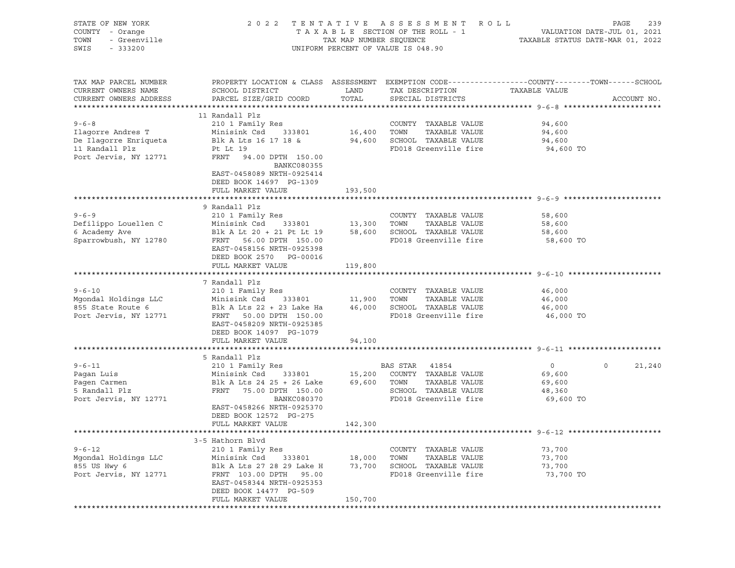STATE OF NEW YORK | COUNTY - Orange | TOWN - Greenville | SWIS - 333200

2022 TENTATIVE ASSESSMENT ROLL
TAXABLE SECTION OF THE ROLL - 1
TAX MAP NUMBER SEQUENCE
UNIFORM PERCENT OF VALUE IS 048.90

VALUATION DATE-JUL 01, 2021
TAXABLE STATUS DATE-MAR 01, 2022

| TAX MAP PARCEL NUMBER / CURRENT OWNERS NAME / CURRENT OWNERS ADDRESS | PROPERTY LOCATION & CLASS / SCHOOL DISTRICT / PARCEL SIZE/GRID COORD | ASSESSMENT LAND / TOTAL | EXEMPTION CODE / TAX DESCRIPTION / SPECIAL DISTRICTS | COUNTY | TOWN | SCHOOL | ACCOUNT NO. |
|---|---|---|---|---|---|---|---|
| **9-6-8** | 11 Randall Plz | | | | | | |
| Ilagorre Andres T | 210 1 Family Res | | COUNTY TAXABLE VALUE | 94,600 | | | |
| De Ilagorre Enriqueta | Minisink Csd 333801 | 16,400 | TOWN TAXABLE VALUE | | 94,600 | | |
| 11 Randall Plz | Blk A Lts 16 17 18 & | 94,600 | SCHOOL TAXABLE VALUE | | | 94,600 | |
| Port Jervis, NY 12771 | Pt Lt 19 | | FD018 Greenville fire | 94,600 TO | | | |
| | FRNT 94.00 DPTH 150.00 | | | | | | |
| | BANKC080355 | | | | | | |
| | EAST-0458089 NRTH-0925414 | | | | | | |
| | DEED BOOK 14697 PG-1309 | | | | | | |
| | FULL MARKET VALUE | 193,500 | | | | | |
| **9-6-9** | 9 Randall Plz | | | | | | |
| Defilippo Louellen C | 210 1 Family Res | | COUNTY TAXABLE VALUE | 58,600 | | | |
| 6 Academy Ave | Minisink Csd 333801 | 13,300 | TOWN TAXABLE VALUE | | 58,600 | | |
| Sparrowbush, NY 12780 | Blk A Lt 20 + 21 Pt Lt 19 | 58,600 | SCHOOL TAXABLE VALUE | | | 58,600 | |
| | FRNT 56.00 DPTH 150.00 | | FD018 Greenville fire | 58,600 TO | | | |
| | EAST-0458156 NRTH-0925398 | | | | | | |
| | DEED BOOK 2570 PG-00016 | | | | | | |
| | FULL MARKET VALUE | 119,800 | | | | | |
| **9-6-10** | 7 Randall Plz | | | | | | |
| Mgondal Holdings LLC | 210 1 Family Res | | COUNTY TAXABLE VALUE | 46,000 | | | |
| 855 State Route 6 | Minisink Csd 333801 | 11,900 | TOWN TAXABLE VALUE | | 46,000 | | |
| Port Jervis, NY 12771 | Blk A Lts 22 + 23 Lake Ha | 46,000 | SCHOOL TAXABLE VALUE | | | 46,000 | |
| | FRNT 50.00 DPTH 150.00 | | FD018 Greenville fire | 46,000 TO | | | |
| | EAST-0458209 NRTH-0925385 | | | | | | |
| | DEED BOOK 14097 PG-1079 | | | | | | |
| | FULL MARKET VALUE | 94,100 | | | | | |
| **9-6-11** | 5 Randall Plz | | | | | | |
| Pagan Luis | 210 1 Family Res | | BAS STAR 41854 | 0 | 0 | 21,240 | |
| Pagen Carmen | Minisink Csd 333801 | 15,200 | COUNTY TAXABLE VALUE | 69,600 | | | |
| 5 Randall Plz | Blk A Lts 24 25 + 26 Lake | 69,600 | TOWN TAXABLE VALUE | | 69,600 | | |
| Port Jervis, NY 12771 | FRNT 75.00 DPTH 150.00 | | SCHOOL TAXABLE VALUE | | | 48,360 | |
| | BANKC080370 | | FD018 Greenville fire | 69,600 TO | | | |
| | EAST-0458266 NRTH-0925370 | | | | | | |
| | DEED BOOK 12572 PG-275 | | | | | | |
| | FULL MARKET VALUE | 142,300 | | | | | |
| **9-6-12** | 3-5 Hathorn Blvd | | | | | | |
| Mgondal Holdings LLC | 210 1 Family Res | | COUNTY TAXABLE VALUE | 73,700 | | | |
| 855 US Hwy 6 | Minisink Csd 333801 | 18,000 | TOWN TAXABLE VALUE | | 73,700 | | |
| Port Jervis, NY 12771 | Blk A Lts 27 28 29 Lake H | 73,700 | SCHOOL TAXABLE VALUE | | | 73,700 | |
| | FRNT 103.00 DPTH 95.00 | | FD018 Greenville fire | 73,700 TO | | | |
| | EAST-0458344 NRTH-0925353 | | | | | | |
| | DEED BOOK 14477 PG-509 | | | | | | |
| | FULL MARKET VALUE | 150,700 | | | | | |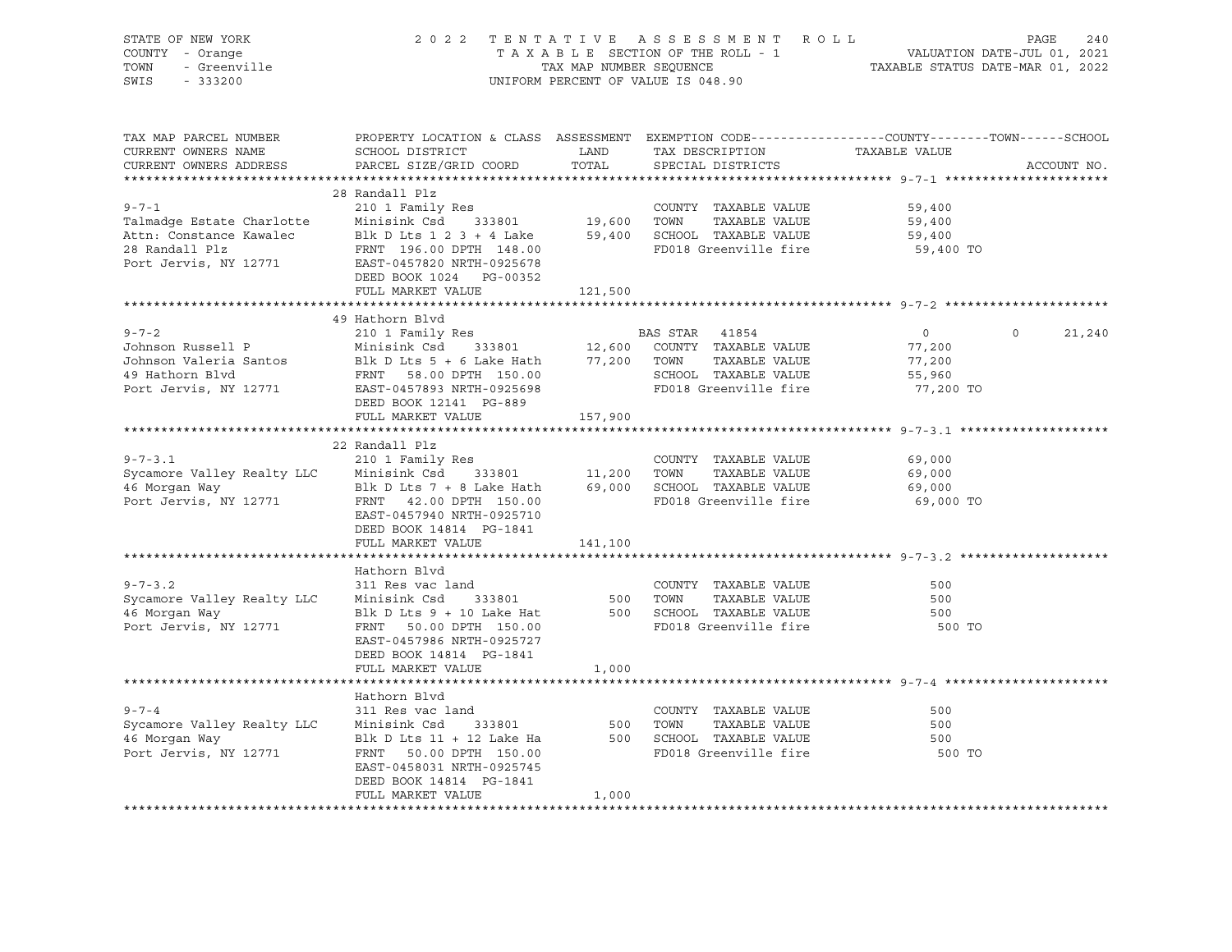STATE OF NEW YORK — COUNTY - Orange — TOWN - Greenville — SWIS - 333200

# 2022 TENTATIVE ASSESSMENT ROLL

TAXABLE SECTION OF THE ROLL - 1 — TAX MAP NUMBER SEQUENCE — UNIFORM PERCENT OF VALUE IS 048.90

VALUATION DATE-JUL 01, 2021 — TAXABLE STATUS DATE-MAR 01, 2022

| TAX MAP PARCEL NUMBER / CURRENT OWNERS NAME / CURRENT OWNERS ADDRESS | PROPERTY LOCATION & CLASS / SCHOOL DISTRICT / PARCEL SIZE/GRID COORD | ASSESSMENT LAND | ASSESSMENT TOTAL | EXEMPTION CODE / TAX DESCRIPTION / SPECIAL DISTRICTS | COUNTY TAXABLE VALUE | TOWN | SCHOOL | ACCOUNT NO. |
|---|---|---|---|---|---|---|---|---|
| **9-7-1** | 28 Randall Plz | | | | | | | |
| Talmadge Estate Charlotte | 210 1 Family Res | | | COUNTY TAXABLE VALUE | 59,400 | | | |
| Attn: Constance Kawalec | Minisink Csd 333801 | 19,600 | | TOWN TAXABLE VALUE | 59,400 | | | |
| 28 Randall Plz | Blk D Lts 1 2 3 + 4 Lake | | 59,400 | SCHOOL TAXABLE VALUE | 59,400 | | | |
| Port Jervis, NY 12771 | FRNT 196.00 DPTH 148.00 | | | FD018 Greenville fire | 59,400 TO | | | |
| | EAST-0457820 NRTH-0925678 | | | | | | | |
| | DEED BOOK 1024 PG-00352 | | | | | | | |
| | FULL MARKET VALUE | | 121,500 | | | | | |
| **9-7-2** | 49 Hathorn Blvd | | | | | | | |
| Johnson Russell P | 210 1 Family Res | | | BAS STAR 41854 | 0 | 0 | 21,240 | |
| Johnson Valeria Santos | Minisink Csd 333801 | 12,600 | | COUNTY TAXABLE VALUE | 77,200 | | | |
| 49 Hathorn Blvd | Blk D Lts 5 + 6 Lake Hath | | 77,200 | TOWN TAXABLE VALUE | 77,200 | | | |
| Port Jervis, NY 12771 | FRNT 58.00 DPTH 150.00 | | | SCHOOL TAXABLE VALUE | 55,960 | | | |
| | EAST-0457893 NRTH-0925698 | | | FD018 Greenville fire | 77,200 TO | | | |
| | DEED BOOK 12141 PG-889 | | | | | | | |
| | FULL MARKET VALUE | | 157,900 | | | | | |
| **9-7-3.1** | 22 Randall Plz | | | | | | | |
| Sycamore Valley Realty LLC | 210 1 Family Res | | | COUNTY TAXABLE VALUE | 69,000 | | | |
| 46 Morgan Way | Minisink Csd 333801 | 11,200 | | TOWN TAXABLE VALUE | 69,000 | | | |
| Port Jervis, NY 12771 | Blk D Lts 7 + 8 Lake Hath | | 69,000 | SCHOOL TAXABLE VALUE | 69,000 | | | |
| | FRNT 42.00 DPTH 150.00 | | | FD018 Greenville fire | 69,000 TO | | | |
| | EAST-0457940 NRTH-0925710 | | | | | | | |
| | DEED BOOK 14814 PG-1841 | | | | | | | |
| | FULL MARKET VALUE | | 141,100 | | | | | |
| **9-7-3.2** | Hathorn Blvd | | | | | | | |
| Sycamore Valley Realty LLC | 311 Res vac land | | | COUNTY TAXABLE VALUE | 500 | | | |
| 46 Morgan Way | Minisink Csd 333801 | 500 | | TOWN TAXABLE VALUE | 500 | | | |
| Port Jervis, NY 12771 | Blk D Lts 9 + 10 Lake Hat | | 500 | SCHOOL TAXABLE VALUE | 500 | | | |
| | FRNT 50.00 DPTH 150.00 | | | FD018 Greenville fire | 500 TO | | | |
| | EAST-0457986 NRTH-0925727 | | | | | | | |
| | DEED BOOK 14814 PG-1841 | | | | | | | |
| | FULL MARKET VALUE | | 1,000 | | | | | |
| **9-7-4** | Hathorn Blvd | | | | | | | |
| Sycamore Valley Realty LLC | 311 Res vac land | | | COUNTY TAXABLE VALUE | 500 | | | |
| 46 Morgan Way | Minisink Csd 333801 | 500 | | TOWN TAXABLE VALUE | 500 | | | |
| Port Jervis, NY 12771 | Blk D Lts 11 + 12 Lake Ha | | 500 | SCHOOL TAXABLE VALUE | 500 | | | |
| | FRNT 50.00 DPTH 150.00 | | | FD018 Greenville fire | 500 TO | | | |
| | EAST-0458031 NRTH-0925745 | | | | | | | |
| | DEED BOOK 14814 PG-1841 | | | | | | | |
| | FULL MARKET VALUE | | 1,000 | | | | | |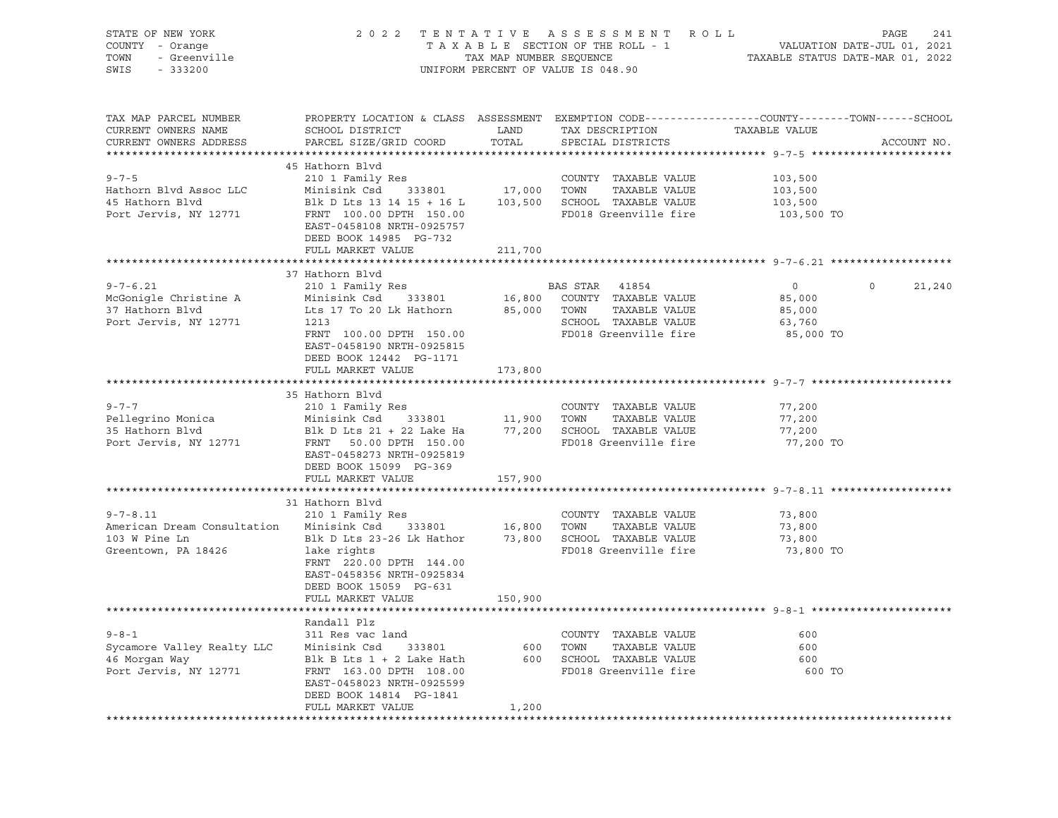STATE OF NEW YORK
COUNTY - Orange
TOWN - Greenville
SWIS - 333200

2022 TENTATIVE ASSESSMENT ROLL
TAXABLE SECTION OF THE ROLL - 1
TAX MAP NUMBER SEQUENCE
UNIFORM PERCENT OF VALUE IS 048.90

VALUATION DATE-JUL 01, 2021
TAXABLE STATUS DATE-MAR 01, 2022

| TAX MAP PARCEL NUMBER / CURRENT OWNERS NAME / CURRENT OWNERS ADDRESS | PROPERTY LOCATION & CLASS / SCHOOL DISTRICT / PARCEL SIZE/GRID COORD | ASSESSMENT LAND / TOTAL | EXEMPTION CODE / TAX DESCRIPTION / SPECIAL DISTRICTS | COUNTY | TOWN | SCHOOL |
|---|---|---|---|---|---|---|
| **9-7-5** | 45 Hathorn Blvd | | | | | |
| 9-7-5 | 210 1 Family Res | | COUNTY TAXABLE VALUE | 103,500 | | |
| Hathorn Blvd Assoc LLC | Minisink Csd 333801 | 17,000 | TOWN TAXABLE VALUE | 103,500 | | |
| 45 Hathorn Blvd | Blk D Lts 13 14 15 + 16 L | 103,500 | SCHOOL TAXABLE VALUE | 103,500 | | |
| Port Jervis, NY 12771 | FRNT 100.00 DPTH 150.00 | | FD018 Greenville fire | 103,500 TO | | |
| | EAST-0458108 NRTH-0925757 | | | | | |
| | DEED BOOK 14985 PG-732 | | | | | |
| | FULL MARKET VALUE | 211,700 | | | | |
| **9-7-6.21** | 37 Hathorn Blvd | | | | | |
| 9-7-6.21 | 210 1 Family Res | | BAS STAR 41854 | 0 | 0 | 21,240 |
| McGonigle Christine A | Minisink Csd 333801 | 16,800 | COUNTY TAXABLE VALUE | 85,000 | | |
| 37 Hathorn Blvd | Lts 17 To 20 Lk Hathorn | 85,000 | TOWN TAXABLE VALUE | 85,000 | | |
| Port Jervis, NY 12771 | 1213 | | SCHOOL TAXABLE VALUE | 63,760 | | |
| | FRNT 100.00 DPTH 150.00 | | FD018 Greenville fire | 85,000 TO | | |
| | EAST-0458190 NRTH-0925815 | | | | | |
| | DEED BOOK 12442 PG-1171 | | | | | |
| | FULL MARKET VALUE | 173,800 | | | | |
| **9-7-7** | 35 Hathorn Blvd | | | | | |
| 9-7-7 | 210 1 Family Res | | COUNTY TAXABLE VALUE | 77,200 | | |
| Pellegrino Monica | Minisink Csd 333801 | 11,900 | TOWN TAXABLE VALUE | 77,200 | | |
| 35 Hathorn Blvd | Blk D Lts 21 + 22 Lake Ha | 77,200 | SCHOOL TAXABLE VALUE | 77,200 | | |
| Port Jervis, NY 12771 | FRNT 50.00 DPTH 150.00 | | FD018 Greenville fire | 77,200 TO | | |
| | EAST-0458273 NRTH-0925819 | | | | | |
| | DEED BOOK 15099 PG-369 | | | | | |
| | FULL MARKET VALUE | 157,900 | | | | |
| **9-7-8.11** | 31 Hathorn Blvd | | | | | |
| 9-7-8.11 | 210 1 Family Res | | COUNTY TAXABLE VALUE | 73,800 | | |
| American Dream Consultation | Minisink Csd 333801 | 16,800 | TOWN TAXABLE VALUE | 73,800 | | |
| 103 W Pine Ln | Blk D Lts 23-26 Lk Hathor | 73,800 | SCHOOL TAXABLE VALUE | 73,800 | | |
| Greentown, PA 18426 | lake rights | | FD018 Greenville fire | 73,800 TO | | |
| | FRNT 220.00 DPTH 144.00 | | | | | |
| | EAST-0458356 NRTH-0925834 | | | | | |
| | DEED BOOK 15059 PG-631 | | | | | |
| | FULL MARKET VALUE | 150,900 | | | | |
| **9-8-1** | Randall Plz | | | | | |
| 9-8-1 | 311 Res vac land | | COUNTY TAXABLE VALUE | 600 | | |
| Sycamore Valley Realty LLC | Minisink Csd 333801 | 600 | TOWN TAXABLE VALUE | 600 | | |
| 46 Morgan Way | Blk B Lts 1 + 2 Lake Hath | 600 | SCHOOL TAXABLE VALUE | 600 | | |
| Port Jervis, NY 12771 | FRNT 163.00 DPTH 108.00 | | FD018 Greenville fire | 600 TO | | |
| | EAST-0458023 NRTH-0925599 | | | | | |
| | DEED BOOK 14814 PG-1841 | | | | | |
| | FULL MARKET VALUE | 1,200 | | | | |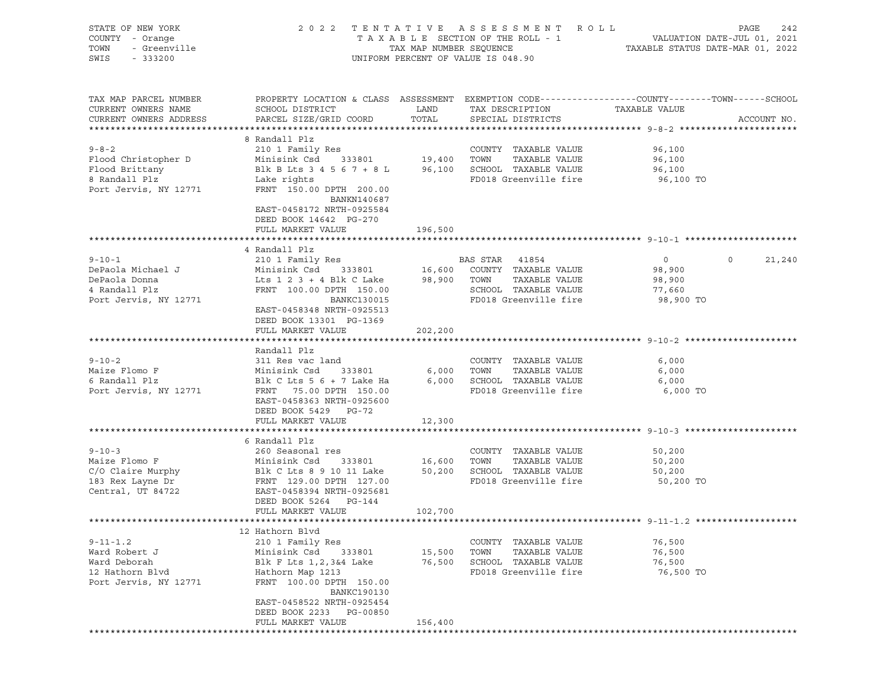STATE OF NEW YORK
COUNTY - Orange
TOWN - Greenville
SWIS - 333200

2022 TENTATIVE ASSESSMENT ROLL
TAXABLE SECTION OF THE ROLL - 1
TAX MAP NUMBER SEQUENCE
UNIFORM PERCENT OF VALUE IS 048.90

VALUATION DATE-JUL 01, 2021
TAXABLE STATUS DATE-MAR 01, 2022

| TAX MAP PARCEL NUMBER / CURRENT OWNERS NAME / CURRENT OWNERS ADDRESS | PROPERTY LOCATION & CLASS / SCHOOL DISTRICT / PARCEL SIZE/GRID COORD | ASSESSMENT LAND / TOTAL | EXEMPTION CODE / TAX DESCRIPTION / SPECIAL DISTRICTS | COUNTY | TOWN | SCHOOL / ACCOUNT NO. |
|---|---|---|---|---|---|---|
| **9-8-2** | 8 Randall Plz | | | | | |
| Flood Christopher D | 210 1 Family Res | | COUNTY TAXABLE VALUE | 96,100 | | |
| Flood Brittany | Minisink Csd 333801 | 19,400 | TOWN TAXABLE VALUE | | 96,100 | |
| 8 Randall Plz | Blk B Lts 3 4 5 6 7 + 8 L | 96,100 | SCHOOL TAXABLE VALUE | | | 96,100 |
| Port Jervis, NY 12771 | Lake rights | | FD018 Greenville fire | 96,100 TO | | |
| | FRNT 150.00 DPTH 200.00 | | | | | |
| | BANKN140687 | | | | | |
| | EAST-0458172 NRTH-0925584 | | | | | |
| | DEED BOOK 14642 PG-270 | | | | | |
| | FULL MARKET VALUE | 196,500 | | | | |
| **9-10-1** | 4 Randall Plz | | | | | |
| DePaola Michael J | 210 1 Family Res | | BAS STAR 41854 | 0 | 0 | 21,240 |
| DePaola Donna | Minisink Csd 333801 | 16,600 | COUNTY TAXABLE VALUE | 98,900 | | |
| 4 Randall Plz | Lts 1 2 3 + 4 Blk C Lake | 98,900 | TOWN TAXABLE VALUE | | 98,900 | |
| Port Jervis, NY 12771 | FRNT 100.00 DPTH 150.00 | | SCHOOL TAXABLE VALUE | | | 77,660 |
| | BANKC130015 | | FD018 Greenville fire | 98,900 TO | | |
| | EAST-0458348 NRTH-0925513 | | | | | |
| | DEED BOOK 13301 PG-1369 | | | | | |
| | FULL MARKET VALUE | 202,200 | | | | |
| **9-10-2** | Randall Plz | | | | | |
| Maize Flomo F | 311 Res vac land | | COUNTY TAXABLE VALUE | 6,000 | | |
| 6 Randall Plz | Minisink Csd 333801 | 6,000 | TOWN TAXABLE VALUE | | 6,000 | |
| Port Jervis, NY 12771 | Blk C Lts 5 6 + 7 Lake Ha | 6,000 | SCHOOL TAXABLE VALUE | | | 6,000 |
| | FRNT 75.00 DPTH 150.00 | | FD018 Greenville fire | 6,000 TO | | |
| | EAST-0458363 NRTH-0925600 | | | | | |
| | DEED BOOK 5429 PG-72 | | | | | |
| | FULL MARKET VALUE | 12,300 | | | | |
| **9-10-3** | 6 Randall Plz | | | | | |
| Maize Flomo F | 260 Seasonal res | | COUNTY TAXABLE VALUE | 50,200 | | |
| C/O Claire Murphy | Minisink Csd 333801 | 16,600 | TOWN TAXABLE VALUE | | 50,200 | |
| 183 Rex Layne Dr | Blk C Lts 8 9 10 11 Lake | 50,200 | SCHOOL TAXABLE VALUE | | | 50,200 |
| Central, UT 84722 | FRNT 129.00 DPTH 127.00 | | FD018 Greenville fire | 50,200 TO | | |
| | EAST-0458394 NRTH-0925681 | | | | | |
| | DEED BOOK 5264 PG-144 | | | | | |
| | FULL MARKET VALUE | 102,700 | | | | |
| **9-11-1.2** | 12 Hathorn Blvd | | | | | |
| Ward Robert J | 210 1 Family Res | | COUNTY TAXABLE VALUE | 76,500 | | |
| Ward Deborah | Minisink Csd 333801 | 15,500 | TOWN TAXABLE VALUE | | 76,500 | |
| 12 Hathorn Blvd | Blk F Lts 1,2,3&4 Lake | 76,500 | SCHOOL TAXABLE VALUE | | | 76,500 |
| Port Jervis, NY 12771 | Hathorn Map 1213 | | FD018 Greenville fire | 76,500 TO | | |
| | FRNT 100.00 DPTH 150.00 | | | | | |
| | BANKC190130 | | | | | |
| | EAST-0458522 NRTH-0925454 | | | | | |
| | DEED BOOK 2233 PG-00850 | | | | | |
| | FULL MARKET VALUE | 156,400 | | | | |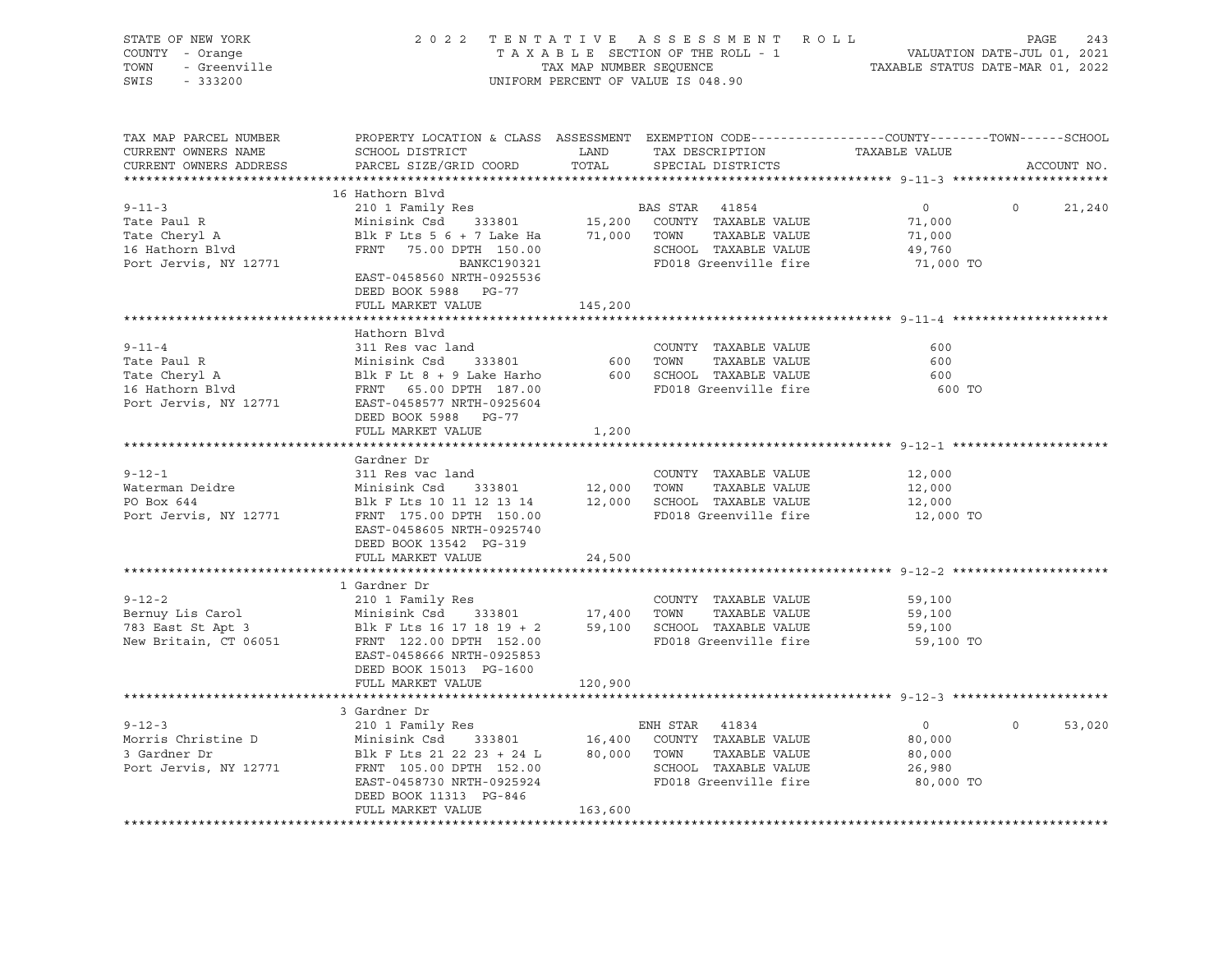STATE OF NEW YORK · COUNTY - Orange · TOWN - Greenville · SWIS - 333200

**2022 TENTATIVE ASSESSMENT ROLL**
TAXABLE SECTION OF THE ROLL - 1
TAX MAP NUMBER SEQUENCE
UNIFORM PERCENT OF VALUE IS 048.90

VALUATION DATE-JUL 01, 2021
TAXABLE STATUS DATE-MAR 01, 2022

| TAX MAP PARCEL NUMBER / CURRENT OWNERS NAME / CURRENT OWNERS ADDRESS | PROPERTY LOCATION & CLASS / SCHOOL DISTRICT / PARCEL SIZE/GRID COORD | ASSESSMENT LAND / TOTAL | EXEMPTION CODE / TAX DESCRIPTION / SPECIAL DISTRICTS | COUNTY | TOWN | SCHOOL |
|---|---|---|---|---|---|---|
| **9-11-3** | 16 Hathorn Blvd | | | | | |
| | 210 1 Family Res | | BAS STAR 41854 | 0 | 0 | 21,240 |
| Tate Paul R | Minisink Csd 333801 | 15,200 | COUNTY TAXABLE VALUE | 71,000 | | |
| Tate Cheryl A | Blk F Lts 5 6 + 7 Lake Ha | 71,000 | TOWN TAXABLE VALUE | | 71,000 | |
| 16 Hathorn Blvd | FRNT 75.00 DPTH 150.00 | | SCHOOL TAXABLE VALUE | | | 49,760 |
| Port Jervis, NY 12771 | BANKC190321 | | FD018 Greenville fire | 71,000 TO | | |
| | EAST-0458560 NRTH-0925536 | | | | | |
| | DEED BOOK 5988 PG-77 | | | | | |
| | FULL MARKET VALUE | 145,200 | | | | |
| **9-11-4** | Hathorn Blvd | | | | | |
| | 311 Res vac land | | COUNTY TAXABLE VALUE | 600 | | |
| Tate Paul R | Minisink Csd 333801 | 600 | TOWN TAXABLE VALUE | | 600 | |
| Tate Cheryl A | Blk F Lt 8 + 9 Lake Harho | 600 | SCHOOL TAXABLE VALUE | | | 600 |
| 16 Hathorn Blvd | FRNT 65.00 DPTH 187.00 | | FD018 Greenville fire | 600 TO | | |
| Port Jervis, NY 12771 | EAST-0458577 NRTH-0925604 | | | | | |
| | DEED BOOK 5988 PG-77 | | | | | |
| | FULL MARKET VALUE | 1,200 | | | | |
| **9-12-1** | Gardner Dr | | | | | |
| | 311 Res vac land | | COUNTY TAXABLE VALUE | 12,000 | | |
| Waterman Deidre | Minisink Csd 333801 | 12,000 | TOWN TAXABLE VALUE | | 12,000 | |
| PO Box 644 | Blk F Lts 10 11 12 13 14 | 12,000 | SCHOOL TAXABLE VALUE | | | 12,000 |
| Port Jervis, NY 12771 | FRNT 175.00 DPTH 150.00 | | FD018 Greenville fire | 12,000 TO | | |
| | EAST-0458605 NRTH-0925740 | | | | | |
| | DEED BOOK 13542 PG-319 | | | | | |
| | FULL MARKET VALUE | 24,500 | | | | |
| **9-12-2** | 1 Gardner Dr | | | | | |
| | 210 1 Family Res | | COUNTY TAXABLE VALUE | 59,100 | | |
| Bernuy Lis Carol | Minisink Csd 333801 | 17,400 | TOWN TAXABLE VALUE | | 59,100 | |
| 783 East St Apt 3 | Blk F Lts 16 17 18 19 + 2 | 59,100 | SCHOOL TAXABLE VALUE | | | 59,100 |
| New Britain, CT 06051 | FRNT 122.00 DPTH 152.00 | | FD018 Greenville fire | 59,100 TO | | |
| | EAST-0458666 NRTH-0925853 | | | | | |
| | DEED BOOK 15013 PG-1600 | | | | | |
| | FULL MARKET VALUE | 120,900 | | | | |
| **9-12-3** | 3 Gardner Dr | | | | | |
| | 210 1 Family Res | | ENH STAR 41834 | 0 | 0 | 53,020 |
| Morris Christine D | Minisink Csd 333801 | 16,400 | COUNTY TAXABLE VALUE | 80,000 | | |
| 3 Gardner Dr | Blk F Lts 21 22 23 + 24 L | 80,000 | TOWN TAXABLE VALUE | | 80,000 | |
| Port Jervis, NY 12771 | FRNT 105.00 DPTH 152.00 | | SCHOOL TAXABLE VALUE | | | 26,980 |
| | EAST-0458730 NRTH-0925924 | | FD018 Greenville fire | 80,000 TO | | |
| | DEED BOOK 11313 PG-846 | | | | | |
| | FULL MARKET VALUE | 163,600 | | | | |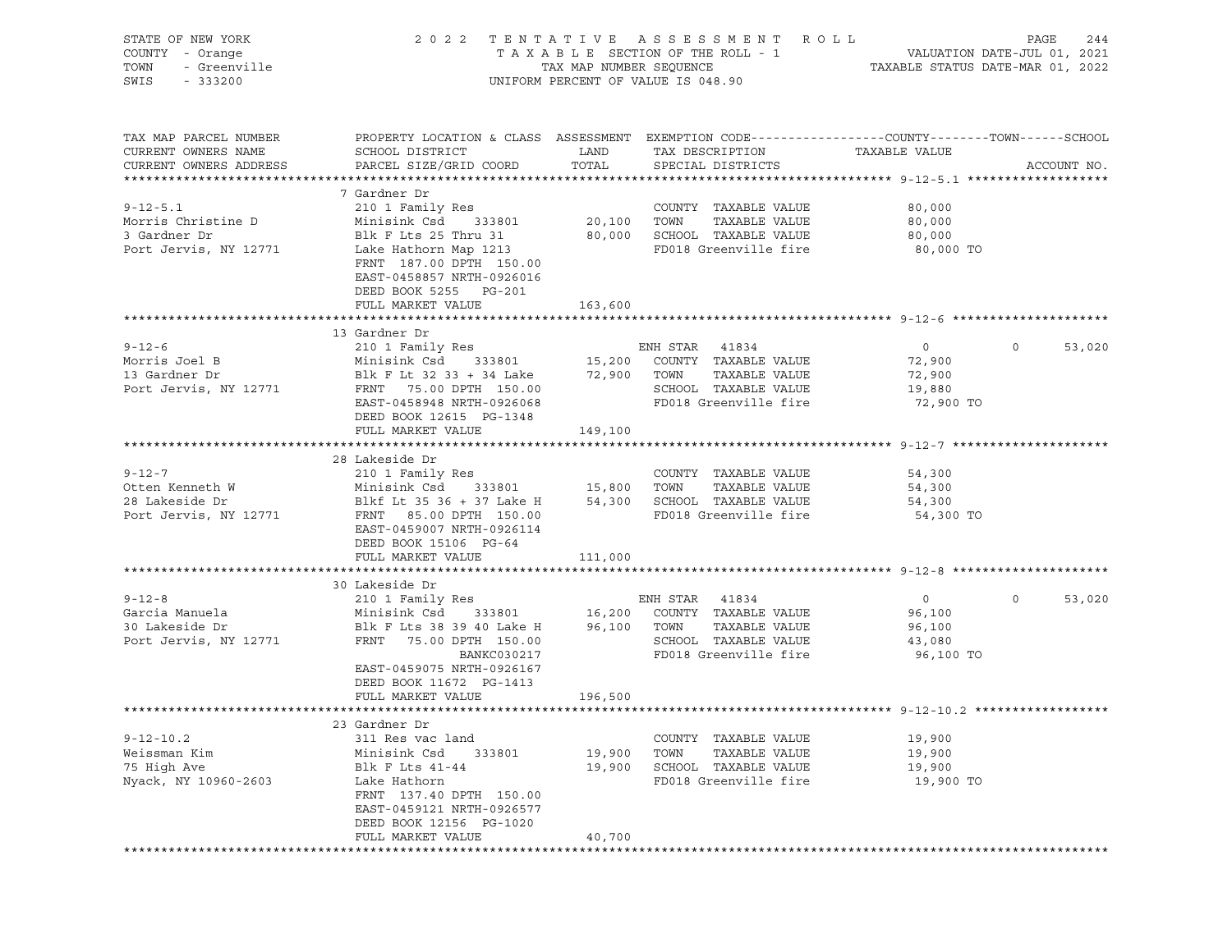STATE OF NEW YORK
COUNTY - Orange
TOWN - Greenville
SWIS - 333200

# 2022 TENTATIVE ASSESSMENT ROLL

TAXABLE SECTION OF THE ROLL - 1
TAX MAP NUMBER SEQUENCE
UNIFORM PERCENT OF VALUE IS 048.90

VALUATION DATE-JUL 01, 2021
TAXABLE STATUS DATE-MAR 01, 2022

| TAX MAP PARCEL NUMBER / CURRENT OWNERS NAME / CURRENT OWNERS ADDRESS | PROPERTY LOCATION & CLASS / SCHOOL DISTRICT / PARCEL SIZE/GRID COORD | ASSESSMENT LAND / TOTAL | EXEMPTION CODE / TAX DESCRIPTION / SPECIAL DISTRICTS | COUNTY TAXABLE VALUE | TOWN | SCHOOL | ACCOUNT NO. |
|---|---|---|---|---|---|---|---|
| **9-12-5.1** | 7 Gardner Dr | | | | | | |
| 9-12-5.1 | 210 1 Family Res | | COUNTY TAXABLE VALUE | 80,000 | | | |
| Morris Christine D | Minisink Csd 333801 | 20,100 | TOWN TAXABLE VALUE | 80,000 | | | |
| 3 Gardner Dr | Blk F Lts 25 Thru 31 | 80,000 | SCHOOL TAXABLE VALUE | 80,000 | | | |
| Port Jervis, NY 12771 | Lake Hathorn Map 1213 | | FD018 Greenville fire | 80,000 TO | | | |
| | FRNT 187.00 DPTH 150.00 | | | | | | |
| | EAST-0458857 NRTH-0926016 | | | | | | |
| | DEED BOOK 5255 PG-201 | | | | | | |
| | FULL MARKET VALUE | 163,600 | | | | | |
| **9-12-6** | 13 Gardner Dr | | | | | | |
| 9-12-6 | 210 1 Family Res | | ENH STAR 41834 | 0 | 0 | 53,020 | |
| Morris Joel B | Minisink Csd 333801 | 15,200 | COUNTY TAXABLE VALUE | 72,900 | | | |
| 13 Gardner Dr | Blk F Lt 32 33 + 34 Lake | 72,900 | TOWN TAXABLE VALUE | 72,900 | | | |
| Port Jervis, NY 12771 | FRNT 75.00 DPTH 150.00 | | SCHOOL TAXABLE VALUE | 19,880 | | | |
| | EAST-0458948 NRTH-0926068 | | FD018 Greenville fire | 72,900 TO | | | |
| | DEED BOOK 12615 PG-1348 | | | | | | |
| | FULL MARKET VALUE | 149,100 | | | | | |
| **9-12-7** | 28 Lakeside Dr | | | | | | |
| 9-12-7 | 210 1 Family Res | | COUNTY TAXABLE VALUE | 54,300 | | | |
| Otten Kenneth W | Minisink Csd 333801 | 15,800 | TOWN TAXABLE VALUE | 54,300 | | | |
| 28 Lakeside Dr | Blkf Lt 35 36 + 37 Lake H | 54,300 | SCHOOL TAXABLE VALUE | 54,300 | | | |
| Port Jervis, NY 12771 | FRNT 85.00 DPTH 150.00 | | FD018 Greenville fire | 54,300 TO | | | |
| | EAST-0459007 NRTH-0926114 | | | | | | |
| | DEED BOOK 15106 PG-64 | | | | | | |
| | FULL MARKET VALUE | 111,000 | | | | | |
| **9-12-8** | 30 Lakeside Dr | | | | | | |
| 9-12-8 | 210 1 Family Res | | ENH STAR 41834 | 0 | 0 | 53,020 | |
| Garcia Manuela | Minisink Csd 333801 | 16,200 | COUNTY TAXABLE VALUE | 96,100 | | | |
| 30 Lakeside Dr | Blk F Lts 38 39 40 Lake H | 96,100 | TOWN TAXABLE VALUE | 96,100 | | | |
| Port Jervis, NY 12771 | FRNT 75.00 DPTH 150.00 | | SCHOOL TAXABLE VALUE | 43,080 | | | |
| | BANKC030217 | | FD018 Greenville fire | 96,100 TO | | | |
| | EAST-0459075 NRTH-0926167 | | | | | | |
| | DEED BOOK 11672 PG-1413 | | | | | | |
| | FULL MARKET VALUE | 196,500 | | | | | |
| **9-12-10.2** | 23 Gardner Dr | | | | | | |
| 9-12-10.2 | 311 Res vac land | | COUNTY TAXABLE VALUE | 19,900 | | | |
| Weissman Kim | Minisink Csd 333801 | 19,900 | TOWN TAXABLE VALUE | 19,900 | | | |
| 75 High Ave | Blk F Lts 41-44 | 19,900 | SCHOOL TAXABLE VALUE | 19,900 | | | |
| Nyack, NY 10960-2603 | Lake Hathorn | | FD018 Greenville fire | 19,900 TO | | | |
| | FRNT 137.40 DPTH 150.00 | | | | | | |
| | EAST-0459121 NRTH-0926577 | | | | | | |
| | DEED BOOK 12156 PG-1020 | | | | | | |
| | FULL MARKET VALUE | 40,700 | | | | | |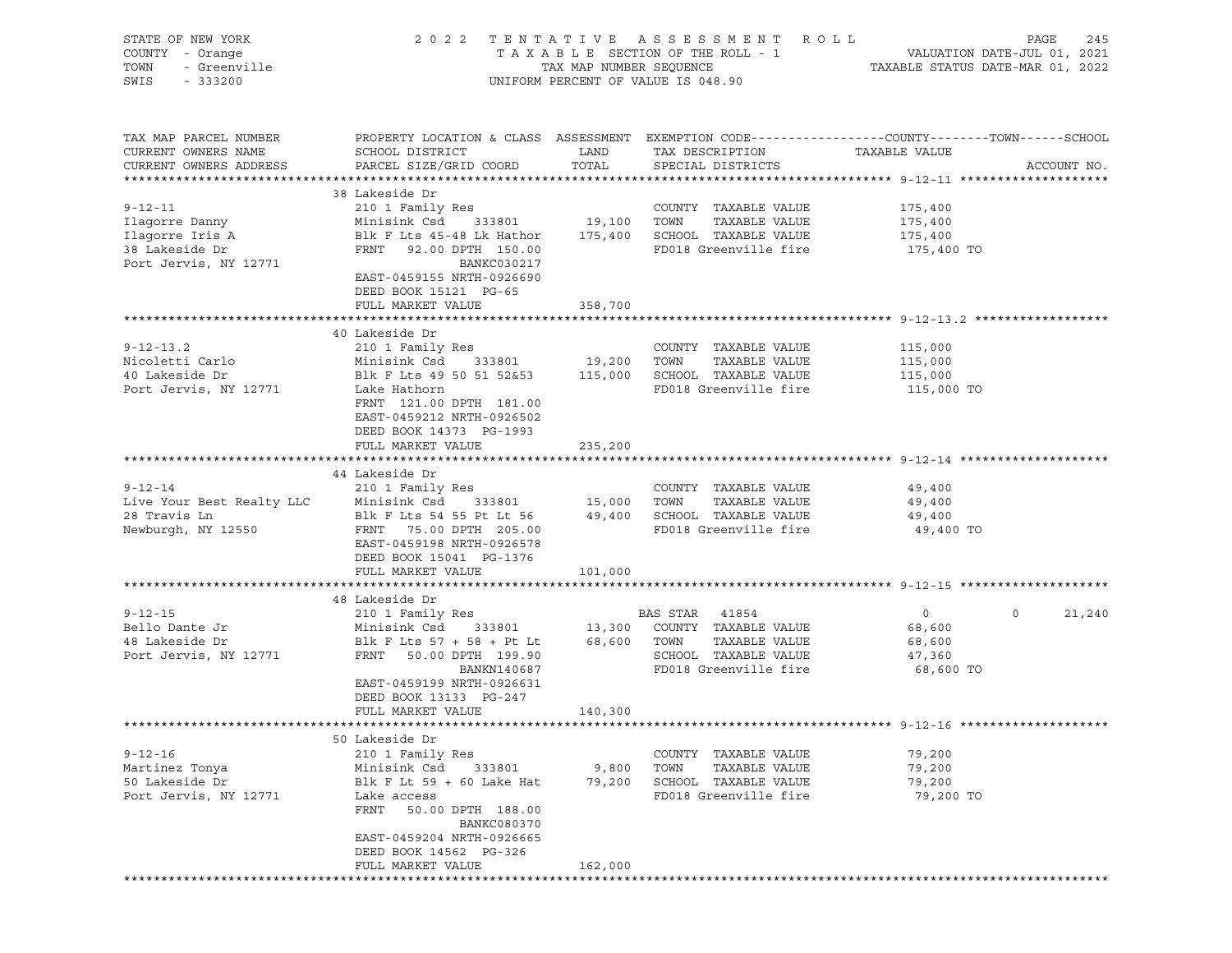STATE OF NEW YORK 2 0 2 2 T E N T A T I V E A S S E S S M E N T R O L L
COUNTY - Orange T A X A B L E SECTION OF THE ROLL - 1 VALUATION DATE-JUL 01, 2021
TOWN - Greenville TAX MAP NUMBER SEQUENCE TAXABLE STATUS DATE-MAR 01, 2022
SWIS - 333200 UNIFORM PERCENT OF VALUE IS 048.90

| TAX MAP PARCEL NUMBER / CURRENT OWNERS NAME / CURRENT OWNERS ADDRESS | PROPERTY LOCATION & CLASS / SCHOOL DISTRICT / PARCEL SIZE/GRID COORD | ASSESSMENT LAND | TOTAL | EXEMPTION CODE / TAX DESCRIPTION / SPECIAL DISTRICTS | COUNTY TAXABLE VALUE | TOWN | SCHOOL | ACCOUNT NO. |
|---|---|---|---|---|---|---|---|---|
| **9-12-11** | 38 Lakeside Dr | | | | | | | |
| | 210 1 Family Res | | | COUNTY TAXABLE VALUE | 175,400 | | | |
| Ilagorre Danny | Minisink Csd 333801 | 19,100 | | TOWN TAXABLE VALUE | 175,400 | | | |
| Ilagorre Iris A | Blk F Lts 45-48 Lk Hathor | | 175,400 | SCHOOL TAXABLE VALUE | 175,400 | | | |
| 38 Lakeside Dr | FRNT 92.00 DPTH 150.00 | | | FD018 Greenville fire | 175,400 TO | | | |
| Port Jervis, NY 12771 | BANKC030217 | | | | | | | |
| | EAST-0459155 NRTH-0926690 | | | | | | | |
| | DEED BOOK 15121 PG-65 | | | | | | | |
| | FULL MARKET VALUE | | 358,700 | | | | | |
| **9-12-13.2** | 40 Lakeside Dr | | | | | | | |
| | 210 1 Family Res | | | COUNTY TAXABLE VALUE | 115,000 | | | |
| Nicoletti Carlo | Minisink Csd 333801 | 19,200 | | TOWN TAXABLE VALUE | 115,000 | | | |
| 40 Lakeside Dr | Blk F Lts 49 50 51 52&53 | | 115,000 | SCHOOL TAXABLE VALUE | 115,000 | | | |
| Port Jervis, NY 12771 | Lake Hathorn | | | FD018 Greenville fire | 115,000 TO | | | |
| | FRNT 121.00 DPTH 181.00 | | | | | | | |
| | EAST-0459212 NRTH-0926502 | | | | | | | |
| | DEED BOOK 14373 PG-1993 | | | | | | | |
| | FULL MARKET VALUE | | 235,200 | | | | | |
| **9-12-14** | 44 Lakeside Dr | | | | | | | |
| | 210 1 Family Res | | | COUNTY TAXABLE VALUE | 49,400 | | | |
| Live Your Best Realty LLC | Minisink Csd 333801 | 15,000 | | TOWN TAXABLE VALUE | 49,400 | | | |
| 28 Travis Ln | Blk F Lts 54 55 Pt Lt 56 | | 49,400 | SCHOOL TAXABLE VALUE | 49,400 | | | |
| Newburgh, NY 12550 | FRNT 75.00 DPTH 205.00 | | | FD018 Greenville fire | 49,400 TO | | | |
| | EAST-0459198 NRTH-0926578 | | | | | | | |
| | DEED BOOK 15041 PG-1376 | | | | | | | |
| | FULL MARKET VALUE | | 101,000 | | | | | |
| **9-12-15** | 48 Lakeside Dr | | | | | | | |
| | 210 1 Family Res | | | BAS STAR 41854 | 0 | 0 | 21,240 | |
| Bello Dante Jr | Minisink Csd 333801 | 13,300 | | COUNTY TAXABLE VALUE | 68,600 | | | |
| 48 Lakeside Dr | Blk F Lts 57 + 58 + Pt Lt | | 68,600 | TOWN TAXABLE VALUE | 68,600 | | | |
| Port Jervis, NY 12771 | FRNT 50.00 DPTH 199.90 | | | SCHOOL TAXABLE VALUE | 47,360 | | | |
| | BANKN140687 | | | FD018 Greenville fire | 68,600 TO | | | |
| | EAST-0459199 NRTH-0926631 | | | | | | | |
| | DEED BOOK 13133 PG-247 | | | | | | | |
| | FULL MARKET VALUE | | 140,300 | | | | | |
| **9-12-16** | 50 Lakeside Dr | | | | | | | |
| | 210 1 Family Res | | | COUNTY TAXABLE VALUE | 79,200 | | | |
| Martinez Tonya | Minisink Csd 333801 | 9,800 | | TOWN TAXABLE VALUE | 79,200 | | | |
| 50 Lakeside Dr | Blk F Lt 59 + 60 Lake Hat | | 79,200 | SCHOOL TAXABLE VALUE | 79,200 | | | |
| Port Jervis, NY 12771 | Lake access | | | FD018 Greenville fire | 79,200 TO | | | |
| | FRNT 50.00 DPTH 188.00 | | | | | | | |
| | BANKC080370 | | | | | | | |
| | EAST-0459204 NRTH-0926665 | | | | | | | |
| | DEED BOOK 14562 PG-326 | | | | | | | |
| | FULL MARKET VALUE | | 162,000 | | | | | |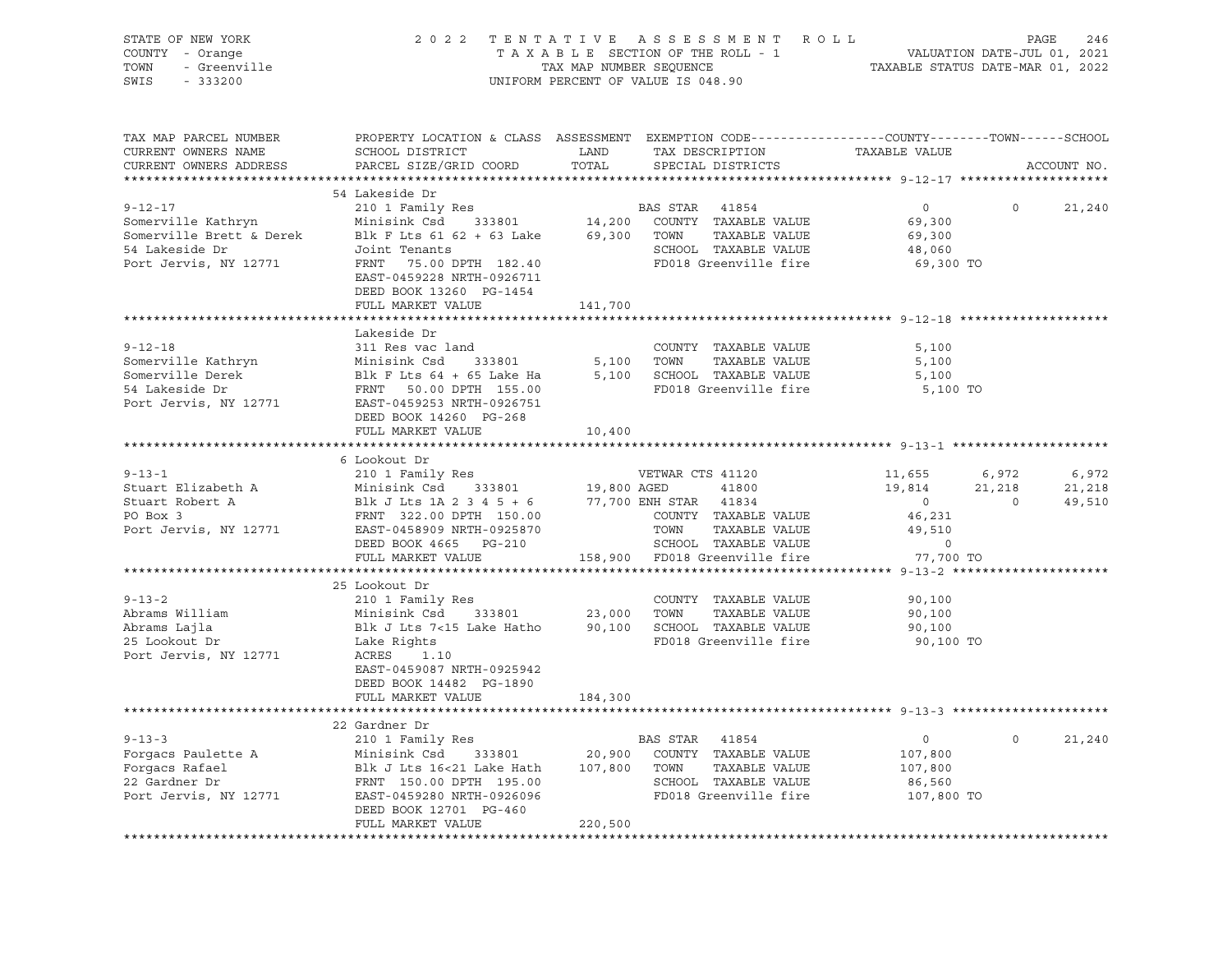STATE OF NEW YORK
COUNTY - Orange
TOWN - Greenville
SWIS - 333200

2022 TENTATIVE ASSESSMENT ROLL
TAXABLE SECTION OF THE ROLL - 1
TAX MAP NUMBER SEQUENCE
UNIFORM PERCENT OF VALUE IS 048.90

VALUATION DATE-JUL 01, 2021
TAXABLE STATUS DATE-MAR 01, 2022

| TAX MAP PARCEL NUMBER / CURRENT OWNERS NAME / CURRENT OWNERS ADDRESS | PROPERTY LOCATION & CLASS / SCHOOL DISTRICT / PARCEL SIZE/GRID COORD | ASSESSMENT LAND / TOTAL | EXEMPTION CODE / TAX DESCRIPTION / SPECIAL DISTRICTS | COUNTY | TOWN | SCHOOL |
|---|---|---|---|---|---|---|
| **9-12-17** | 54 Lakeside Dr | | | | | |
| | 210 1 Family Res | | BAS STAR 41854 | 0 | 0 | 21,240 |
| Somerville Kathryn | Minisink Csd 333801 | 14,200 | COUNTY TAXABLE VALUE | 69,300 | | |
| Somerville Brett & Derek | Blk F Lts 61 62 + 63 Lake | 69,300 | TOWN TAXABLE VALUE | 69,300 | | |
| 54 Lakeside Dr | Joint Tenants | | SCHOOL TAXABLE VALUE | 48,060 | | |
| Port Jervis, NY 12771 | FRNT 75.00 DPTH 182.40 | | FD018 Greenville fire | 69,300 TO | | |
| | EAST-0459228 NRTH-0926711 | | | | | |
| | DEED BOOK 13260 PG-1454 | | | | | |
| | FULL MARKET VALUE | 141,700 | | | | |
| **9-12-18** | Lakeside Dr | | | | | |
| | 311 Res vac land | | COUNTY TAXABLE VALUE | 5,100 | | |
| Somerville Kathryn | Minisink Csd 333801 | 5,100 | TOWN TAXABLE VALUE | 5,100 | | |
| Somerville Derek | Blk F Lts 64 + 65 Lake Ha | 5,100 | SCHOOL TAXABLE VALUE | 5,100 | | |
| 54 Lakeside Dr | FRNT 50.00 DPTH 155.00 | | FD018 Greenville fire | 5,100 TO | | |
| Port Jervis, NY 12771 | EAST-0459253 NRTH-0926751 | | | | | |
| | DEED BOOK 14260 PG-268 | | | | | |
| | FULL MARKET VALUE | 10,400 | | | | |
| **9-13-1** | 6 Lookout Dr | | | | | |
| | 210 1 Family Res | | VETWAR CTS 41120 | 11,655 | 6,972 | 6,972 |
| Stuart Elizabeth A | Minisink Csd 333801 | 19,800 | AGED 41800 | 19,814 | 21,218 | 21,218 |
| Stuart Robert A | Blk J Lts 1A 2 3 4 5 + 6 | 77,700 | ENH STAR 41834 | 0 | 0 | 49,510 |
| PO Box 3 | FRNT 322.00 DPTH 150.00 | | COUNTY TAXABLE VALUE | 46,231 | | |
| Port Jervis, NY 12771 | EAST-0458909 NRTH-0925870 | | TOWN TAXABLE VALUE | 49,510 | | |
| | DEED BOOK 4665 PG-210 | | SCHOOL TAXABLE VALUE | 0 | | |
| | FULL MARKET VALUE | 158,900 | FD018 Greenville fire | 77,700 TO | | |
| **9-13-2** | 25 Lookout Dr | | | | | |
| | 210 1 Family Res | | COUNTY TAXABLE VALUE | 90,100 | | |
| Abrams William | Minisink Csd 333801 | 23,000 | TOWN TAXABLE VALUE | 90,100 | | |
| Abrams Lajla | Blk J Lts 7<15 Lake Hatho | 90,100 | SCHOOL TAXABLE VALUE | 90,100 | | |
| 25 Lookout Dr | Lake Rights | | FD018 Greenville fire | 90,100 TO | | |
| Port Jervis, NY 12771 | ACRES 1.10 | | | | | |
| | EAST-0459087 NRTH-0925942 | | | | | |
| | DEED BOOK 14482 PG-1890 | | | | | |
| | FULL MARKET VALUE | 184,300 | | | | |
| **9-13-3** | 22 Gardner Dr | | | | | |
| | 210 1 Family Res | | BAS STAR 41854 | 0 | 0 | 21,240 |
| Forgacs Paulette A | Minisink Csd 333801 | 20,900 | COUNTY TAXABLE VALUE | 107,800 | | |
| Forgacs Rafael | Blk J Lts 16<21 Lake Hath | 107,800 | TOWN TAXABLE VALUE | 107,800 | | |
| 22 Gardner Dr | FRNT 150.00 DPTH 195.00 | | SCHOOL TAXABLE VALUE | 86,560 | | |
| Port Jervis, NY 12771 | EAST-0459280 NRTH-0926096 | | FD018 Greenville fire | 107,800 TO | | |
| | DEED BOOK 12701 PG-460 | | | | | |
| | FULL MARKET VALUE | 220,500 | | | | |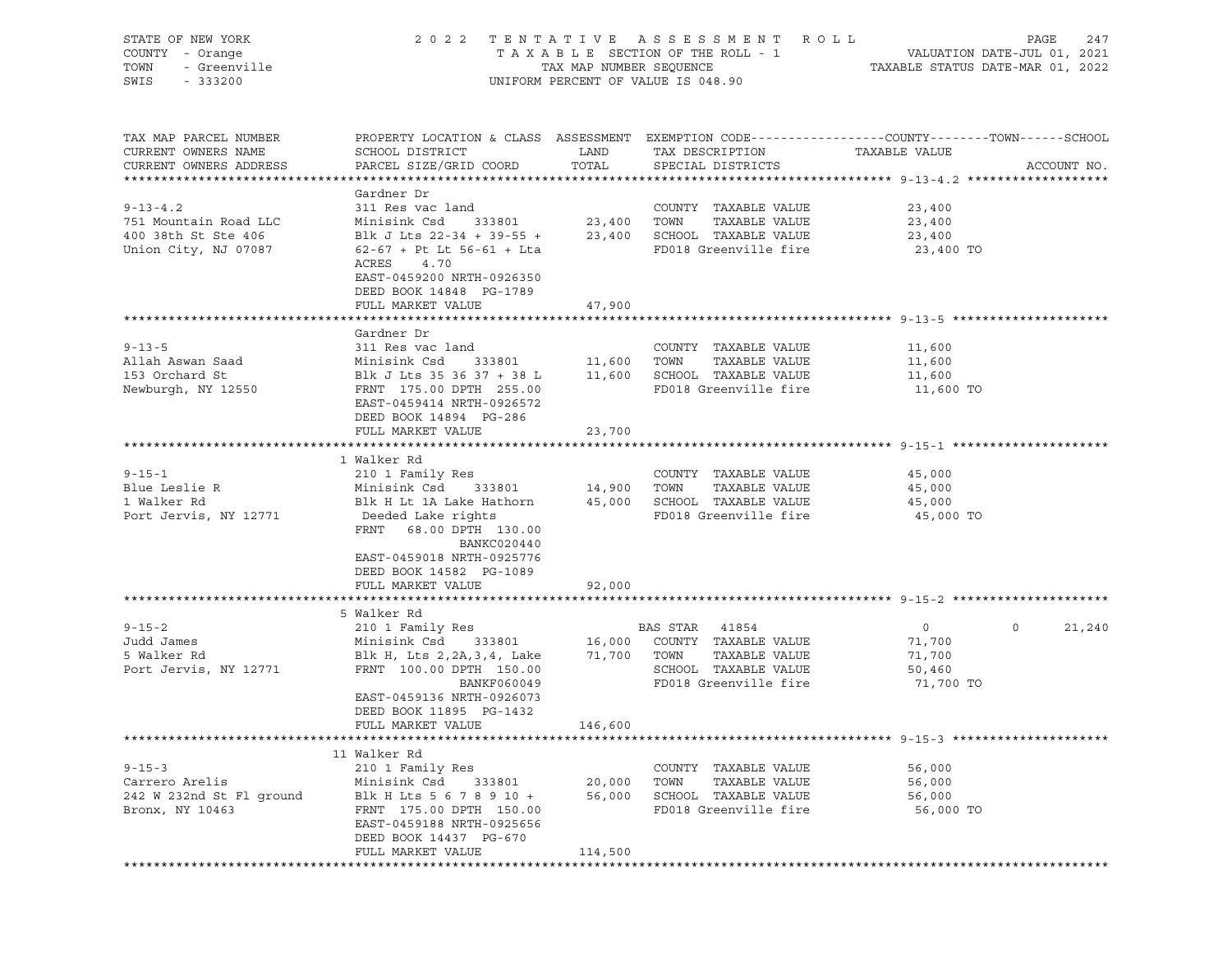STATE OF NEW YORK — 2022 TENTATIVE ASSESSMENT ROLL
COUNTY - Orange — TAXABLE SECTION OF THE ROLL - 1 — VALUATION DATE-JUL 01, 2021
TOWN - Greenville — TAX MAP NUMBER SEQUENCE — TAXABLE STATUS DATE-MAR 01, 2022
SWIS - 333200 — UNIFORM PERCENT OF VALUE IS 048.90

| TAX MAP PARCEL NUMBER / CURRENT OWNERS NAME / CURRENT OWNERS ADDRESS | PROPERTY LOCATION & CLASS / SCHOOL DISTRICT / PARCEL SIZE/GRID COORD | ASSESSMENT LAND | TOTAL | EXEMPTION CODE / TAX DESCRIPTION / SPECIAL DISTRICTS | COUNTY TAXABLE VALUE | TOWN | SCHOOL |
|---|---|---|---|---|---|---|---|
| **9-13-4.2** | Gardner Dr | | | | | | |
| | 311 Res vac land | | | COUNTY TAXABLE VALUE | 23,400 | | |
| 751 Mountain Road LLC | Minisink Csd 333801 | 23,400 | | TOWN TAXABLE VALUE | 23,400 | | |
| 400 38th St Ste 406 | Blk J Lts 22-34 + 39-55 + | | 23,400 | SCHOOL TAXABLE VALUE | 23,400 | | |
| Union City, NJ 07087 | 62-67 + Pt Lt 56-61 + Lta | | | FD018 Greenville fire | 23,400 TO | | |
| | ACRES 4.70 | | | | | | |
| | EAST-0459200 NRTH-0926350 | | | | | | |
| | DEED BOOK 14848 PG-1789 | | | | | | |
| | FULL MARKET VALUE | | 47,900 | | | | |
| **9-13-5** | Gardner Dr | | | | | | |
| | 311 Res vac land | | | COUNTY TAXABLE VALUE | 11,600 | | |
| Allah Aswan Saad | Minisink Csd 333801 | 11,600 | | TOWN TAXABLE VALUE | 11,600 | | |
| 153 Orchard St | Blk J Lts 35 36 37 + 38 L | | 11,600 | SCHOOL TAXABLE VALUE | 11,600 | | |
| Newburgh, NY 12550 | FRNT 175.00 DPTH 255.00 | | | FD018 Greenville fire | 11,600 TO | | |
| | EAST-0459414 NRTH-0926572 | | | | | | |
| | DEED BOOK 14894 PG-286 | | | | | | |
| | FULL MARKET VALUE | | 23,700 | | | | |
| **9-15-1** | 1 Walker Rd | | | | | | |
| | 210 1 Family Res | | | COUNTY TAXABLE VALUE | 45,000 | | |
| Blue Leslie R | Minisink Csd 333801 | 14,900 | | TOWN TAXABLE VALUE | 45,000 | | |
| 1 Walker Rd | Blk H Lt 1A Lake Hathorn | | 45,000 | SCHOOL TAXABLE VALUE | 45,000 | | |
| Port Jervis, NY 12771 | Deeded Lake rights | | | FD018 Greenville fire | 45,000 TO | | |
| | FRNT 68.00 DPTH 130.00 | | | | | | |
| | BANKC020440 | | | | | | |
| | EAST-0459018 NRTH-0925776 | | | | | | |
| | DEED BOOK 14582 PG-1089 | | | | | | |
| | FULL MARKET VALUE | | 92,000 | | | | |
| **9-15-2** | 5 Walker Rd | | | | | | |
| | 210 1 Family Res | | | BAS STAR 41854 | 0 | 0 | 21,240 |
| Judd James | Minisink Csd 333801 | 16,000 | | COUNTY TAXABLE VALUE | 71,700 | | |
| 5 Walker Rd | Blk H, Lts 2,2A,3,4, Lake | | 71,700 | TOWN TAXABLE VALUE | 71,700 | | |
| Port Jervis, NY 12771 | FRNT 100.00 DPTH 150.00 | | | SCHOOL TAXABLE VALUE | 50,460 | | |
| | BANKF060049 | | | FD018 Greenville fire | 71,700 TO | | |
| | EAST-0459136 NRTH-0926073 | | | | | | |
| | DEED BOOK 11895 PG-1432 | | | | | | |
| | FULL MARKET VALUE | | 146,600 | | | | |
| **9-15-3** | 11 Walker Rd | | | | | | |
| | 210 1 Family Res | | | COUNTY TAXABLE VALUE | 56,000 | | |
| Carrero Arelis | Minisink Csd 333801 | 20,000 | | TOWN TAXABLE VALUE | 56,000 | | |
| 242 W 232nd St Fl ground | Blk H Lts 5 6 7 8 9 10 + | | 56,000 | SCHOOL TAXABLE VALUE | 56,000 | | |
| Bronx, NY 10463 | FRNT 175.00 DPTH 150.00 | | | FD018 Greenville fire | 56,000 TO | | |
| | EAST-0459188 NRTH-0925656 | | | | | | |
| | DEED BOOK 14437 PG-670 | | | | | | |
| | FULL MARKET VALUE | | 114,500 | | | | |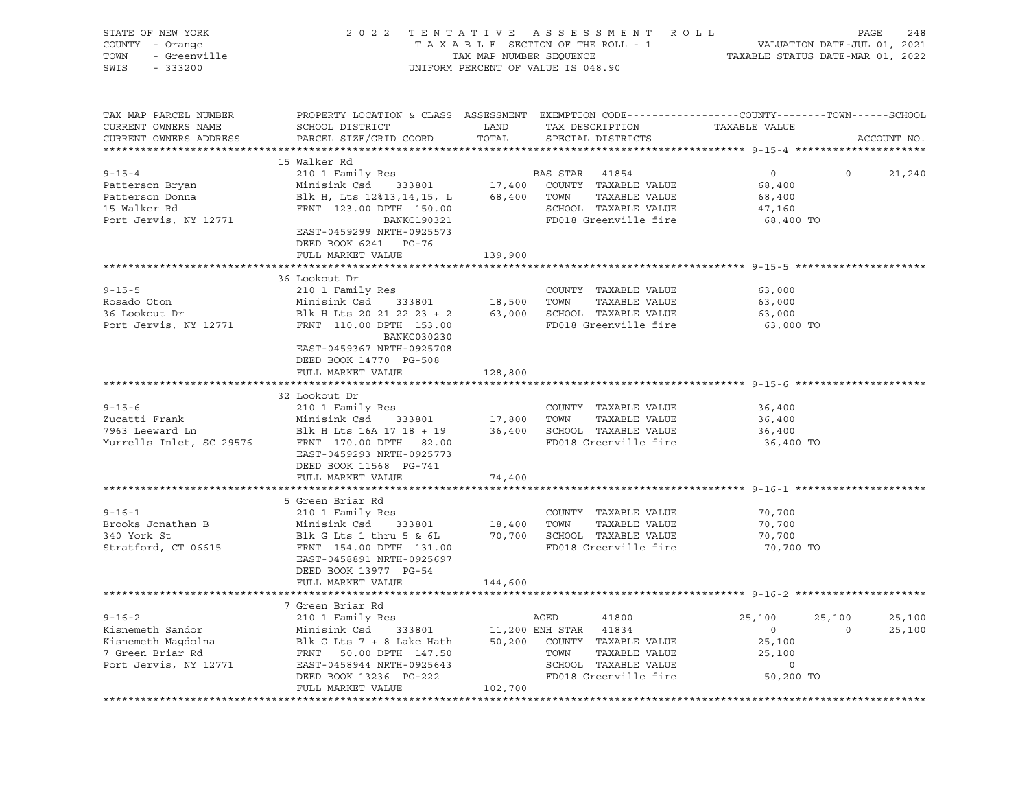STATE OF NEW YORK — COUNTY - Orange — TOWN - Greenville — SWIS - 333200

# 2022 TENTATIVE ASSESSMENT ROLL

TAXABLE SECTION OF THE ROLL - 1 — TAX MAP NUMBER SEQUENCE — UNIFORM PERCENT OF VALUE IS 048.90

VALUATION DATE-JUL 01, 2021 — TAXABLE STATUS DATE-MAR 01, 2022

| TAX MAP PARCEL NUMBER / CURRENT OWNERS NAME / CURRENT OWNERS ADDRESS | PROPERTY LOCATION & CLASS / SCHOOL DISTRICT / PARCEL SIZE/GRID COORD | LAND | ASSESSMENT TOTAL | EXEMPTION CODE / TAX DESCRIPTION / SPECIAL DISTRICTS | COUNTY TAXABLE VALUE | TOWN | SCHOOL | ACCOUNT NO. |
|---|---|---|---|---|---|---|---|---|
| **9-15-4** | 15 Walker Rd | | | | | | | |
| | 210 1 Family Res | | | BAS STAR 41854 | 0 | 0 | 21,240 | |
| Patterson Bryan | Minisink Csd 333801 | 17,400 | | COUNTY TAXABLE VALUE | 68,400 | | | |
| Patterson Donna | Blk H, Lts 12%13,14,15, L | | 68,400 | TOWN TAXABLE VALUE | 68,400 | | | |
| 15 Walker Rd | FRNT 123.00 DPTH 150.00 | | | SCHOOL TAXABLE VALUE | 47,160 | | | |
| Port Jervis, NY 12771 | BANKC190321 | | | FD018 Greenville fire | 68,400 TO | | | |
| | EAST-0459299 NRTH-0925573 | | | | | | | |
| | DEED BOOK 6241 PG-76 | | | | | | | |
| | FULL MARKET VALUE | | 139,900 | | | | | |
| **9-15-5** | 36 Lookout Dr | | | | | | | |
| | 210 1 Family Res | | | COUNTY TAXABLE VALUE | 63,000 | | | |
| Rosado Oton | Minisink Csd 333801 | 18,500 | | TOWN TAXABLE VALUE | 63,000 | | | |
| 36 Lookout Dr | Blk H Lts 20 21 22 23 + 2 | | 63,000 | SCHOOL TAXABLE VALUE | 63,000 | | | |
| Port Jervis, NY 12771 | FRNT 110.00 DPTH 153.00 | | | FD018 Greenville fire | 63,000 TO | | | |
| | BANKC030230 | | | | | | | |
| | EAST-0459367 NRTH-0925708 | | | | | | | |
| | DEED BOOK 14770 PG-508 | | | | | | | |
| | FULL MARKET VALUE | | 128,800 | | | | | |
| **9-15-6** | 32 Lookout Dr | | | | | | | |
| | 210 1 Family Res | | | COUNTY TAXABLE VALUE | 36,400 | | | |
| Zucatti Frank | Minisink Csd 333801 | 17,800 | | TOWN TAXABLE VALUE | 36,400 | | | |
| 7963 Leeward Ln | Blk H Lts 16A 17 18 + 19 | | 36,400 | SCHOOL TAXABLE VALUE | 36,400 | | | |
| Murrells Inlet, SC 29576 | FRNT 170.00 DPTH 82.00 | | | FD018 Greenville fire | 36,400 TO | | | |
| | EAST-0459293 NRTH-0925773 | | | | | | | |
| | DEED BOOK 11568 PG-741 | | | | | | | |
| | FULL MARKET VALUE | | 74,400 | | | | | |
| **9-16-1** | 5 Green Briar Rd | | | | | | | |
| | 210 1 Family Res | | | COUNTY TAXABLE VALUE | 70,700 | | | |
| Brooks Jonathan B | Minisink Csd 333801 | 18,400 | | TOWN TAXABLE VALUE | 70,700 | | | |
| 340 York St | Blk G Lts 1 thru 5 & 6L | | 70,700 | SCHOOL TAXABLE VALUE | 70,700 | | | |
| Stratford, CT 06615 | FRNT 154.00 DPTH 131.00 | | | FD018 Greenville fire | 70,700 TO | | | |
| | EAST-0458891 NRTH-0925697 | | | | | | | |
| | DEED BOOK 13977 PG-54 | | | | | | | |
| | FULL MARKET VALUE | | 144,600 | | | | | |
| **9-16-2** | 7 Green Briar Rd | | | | | | | |
| | 210 1 Family Res | | | AGED 41800 | 25,100 | 25,100 | 25,100 | |
| Kisnemeth Sandor | Minisink Csd 333801 | 11,200 | | ENH STAR 41834 | 0 | 0 | 25,100 | |
| Kisnemeth Magdolna | Blk G Lts 7 + 8 Lake Hath | | 50,200 | COUNTY TAXABLE VALUE | 25,100 | | | |
| 7 Green Briar Rd | FRNT 50.00 DPTH 147.50 | | | TOWN TAXABLE VALUE | 25,100 | | | |
| Port Jervis, NY 12771 | EAST-0458944 NRTH-0925643 | | | SCHOOL TAXABLE VALUE | 0 | | | |
| | DEED BOOK 13236 PG-222 | | | FD018 Greenville fire | 50,200 TO | | | |
| | FULL MARKET VALUE | | 102,700 | | | | | |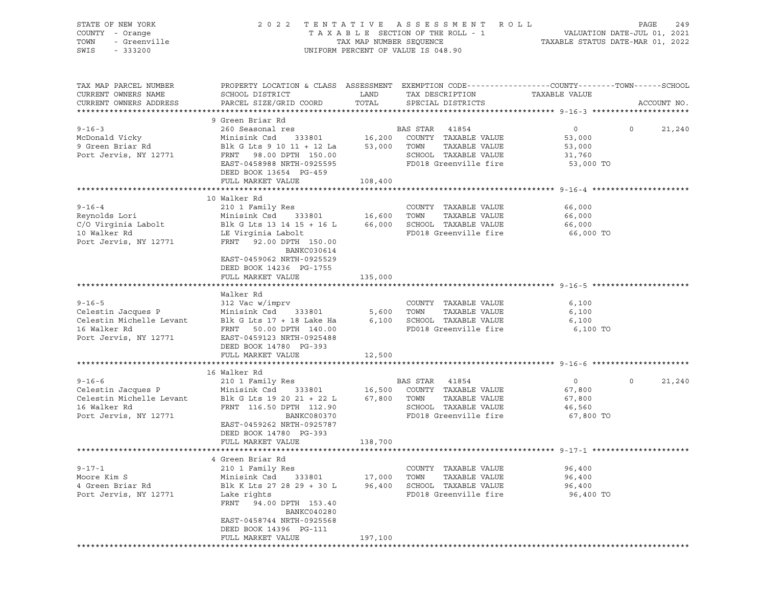STATE OF NEW YORK
COUNTY - Orange
TOWN - Greenville
SWIS - 333200

2022 TENTATIVE ASSESSMENT ROLL
TAXABLE SECTION OF THE ROLL - 1
TAX MAP NUMBER SEQUENCE
UNIFORM PERCENT OF VALUE IS 048.90

VALUATION DATE-JUL 01, 2021
TAXABLE STATUS DATE-MAR 01, 2022

| TAX MAP PARCEL NUMBER / CURRENT OWNERS NAME / CURRENT OWNERS ADDRESS | PROPERTY LOCATION & CLASS / SCHOOL DISTRICT / PARCEL SIZE/GRID COORD | ASSESSMENT LAND / TOTAL | EXEMPTION CODE / TAX DESCRIPTION / SPECIAL DISTRICTS | COUNTY TAXABLE VALUE | TOWN | SCHOOL / ACCOUNT NO. |
|---|---|---|---|---|---|---|
| **9-16-3** | 9 Green Briar Rd | | | | | |
| 9-16-3 | 260 Seasonal res | | BAS STAR 41854 | 0 | 0 | 21,240 |
| McDonald Vicky | Minisink Csd 333801 | 16,200 | COUNTY TAXABLE VALUE | 53,000 | | |
| 9 Green Briar Rd | Blk G Lts 9 10 11 + 12 La | 53,000 | TOWN TAXABLE VALUE | 53,000 | | |
| Port Jervis, NY 12771 | FRNT 98.00 DPTH 150.00 | | SCHOOL TAXABLE VALUE | 31,760 | | |
| | EAST-0458988 NRTH-0925595 | | FD018 Greenville fire | 53,000 TO | | |
| | DEED BOOK 13654 PG-459 | | | | | |
| | FULL MARKET VALUE | 108,400 | | | | |
| **9-16-4** | 10 Walker Rd | | | | | |
| 9-16-4 | 210 1 Family Res | | COUNTY TAXABLE VALUE | 66,000 | | |
| Reynolds Lori | Minisink Csd 333801 | 16,600 | TOWN TAXABLE VALUE | 66,000 | | |
| C/O Virginia Labolt | Blk G Lts 13 14 15 + 16 L | 66,000 | SCHOOL TAXABLE VALUE | 66,000 | | |
| 10 Walker Rd | LE Virginia Labolt | | FD018 Greenville fire | 66,000 TO | | |
| Port Jervis, NY 12771 | FRNT 92.00 DPTH 150.00 | | | | | |
| | BANKC030614 | | | | | |
| | EAST-0459062 NRTH-0925529 | | | | | |
| | DEED BOOK 14236 PG-1755 | | | | | |
| | FULL MARKET VALUE | 135,000 | | | | |
| **9-16-5** | Walker Rd | | | | | |
| 9-16-5 | 312 Vac w/imprv | | COUNTY TAXABLE VALUE | 6,100 | | |
| Celestin Jacques P | Minisink Csd 333801 | 5,600 | TOWN TAXABLE VALUE | 6,100 | | |
| Celestin Michelle Levant | Blk G Lts 17 + 18 Lake Ha | 6,100 | SCHOOL TAXABLE VALUE | 6,100 | | |
| 16 Walker Rd | FRNT 50.00 DPTH 140.00 | | FD018 Greenville fire | 6,100 TO | | |
| Port Jervis, NY 12771 | EAST-0459123 NRTH-0925488 | | | | | |
| | DEED BOOK 14780 PG-393 | | | | | |
| | FULL MARKET VALUE | 12,500 | | | | |
| **9-16-6** | 16 Walker Rd | | | | | |
| 9-16-6 | 210 1 Family Res | | BAS STAR 41854 | 0 | 0 | 21,240 |
| Celestin Jacques P | Minisink Csd 333801 | 16,500 | COUNTY TAXABLE VALUE | 67,800 | | |
| Celestin Michelle Levant | Blk G Lts 19 20 21 + 22 L | 67,800 | TOWN TAXABLE VALUE | 67,800 | | |
| 16 Walker Rd | FRNT 116.50 DPTH 112.90 | | SCHOOL TAXABLE VALUE | 46,560 | | |
| Port Jervis, NY 12771 | BANKC080370 | | FD018 Greenville fire | 67,800 TO | | |
| | EAST-0459262 NRTH-0925787 | | | | | |
| | DEED BOOK 14780 PG-393 | | | | | |
| | FULL MARKET VALUE | 138,700 | | | | |
| **9-17-1** | 4 Green Briar Rd | | | | | |
| 9-17-1 | 210 1 Family Res | | COUNTY TAXABLE VALUE | 96,400 | | |
| Moore Kim S | Minisink Csd 333801 | 17,000 | TOWN TAXABLE VALUE | 96,400 | | |
| 4 Green Briar Rd | Blk K Lts 27 28 29 + 30 L | 96,400 | SCHOOL TAXABLE VALUE | 96,400 | | |
| Port Jervis, NY 12771 | Lake rights | | FD018 Greenville fire | 96,400 TO | | |
| | FRNT 94.00 DPTH 153.40 | | | | | |
| | BANKC040280 | | | | | |
| | EAST-0458744 NRTH-0925568 | | | | | |
| | DEED BOOK 14396 PG-111 | | | | | |
| | FULL MARKET VALUE | 197,100 | | | | |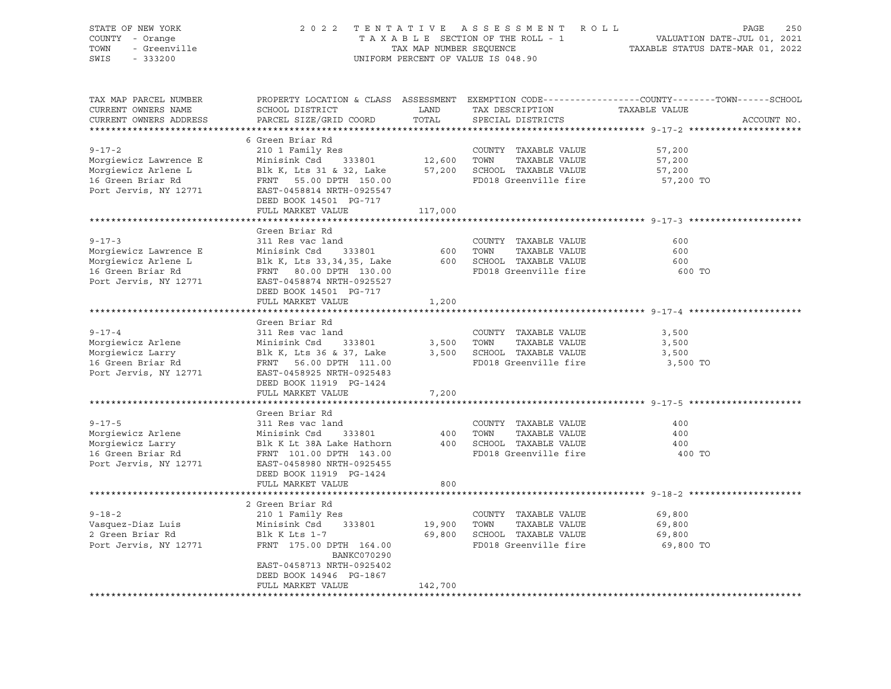STATE OF NEW YORK 2022 TENTATIVE ASSESSMENT ROLL
COUNTY - Orange TAXABLE SECTION OF THE ROLL - 1 VALUATION DATE-JUL 01, 2021
TOWN - Greenville TAX MAP NUMBER SEQUENCE TAXABLE STATUS DATE-MAR 01, 2022
SWIS - 333200 UNIFORM PERCENT OF VALUE IS 048.90

| TAX MAP PARCEL NUMBER / CURRENT OWNERS NAME / CURRENT OWNERS ADDRESS | PROPERTY LOCATION & CLASS / SCHOOL DISTRICT / PARCEL SIZE/GRID COORD | ASSESSMENT LAND | ASSESSMENT TOTAL | EXEMPTION CODE / TAX DESCRIPTION / SPECIAL DISTRICTS | COUNTY | TOWN | SCHOOL / ACCOUNT NO. |
|---|---|---|---|---|---|---|---|
| **9-17-2** | 6 Green Briar Rd | | | | | | |
| | 210 1 Family Res | | | COUNTY TAXABLE VALUE | 57,200 | | |
| Morgiewicz Lawrence E | Minisink Csd 333801 | 12,600 | | TOWN TAXABLE VALUE | | 57,200 | |
| Morgiewicz Arlene L | Blk K, Lts 31 & 32, Lake | | 57,200 | SCHOOL TAXABLE VALUE | | | 57,200 |
| 16 Green Briar Rd | FRNT 55.00 DPTH 150.00 | | | FD018 Greenville fire | 57,200 TO | | |
| Port Jervis, NY 12771 | EAST-0458814 NRTH-0925547 | | | | | | |
| | DEED BOOK 14501 PG-717 | | | | | | |
| | FULL MARKET VALUE | | 117,000 | | | | |
| **9-17-3** | Green Briar Rd | | | | | | |
| | 311 Res vac land | | | COUNTY TAXABLE VALUE | 600 | | |
| Morgiewicz Lawrence E | Minisink Csd 333801 | 600 | | TOWN TAXABLE VALUE | | 600 | |
| Morgiewicz Arlene L | Blk K, Lts 33,34,35, Lake | | 600 | SCHOOL TAXABLE VALUE | | | 600 |
| 16 Green Briar Rd | FRNT 80.00 DPTH 130.00 | | | FD018 Greenville fire | 600 TO | | |
| Port Jervis, NY 12771 | EAST-0458874 NRTH-0925527 | | | | | | |
| | DEED BOOK 14501 PG-717 | | | | | | |
| | FULL MARKET VALUE | | 1,200 | | | | |
| **9-17-4** | Green Briar Rd | | | | | | |
| | 311 Res vac land | | | COUNTY TAXABLE VALUE | 3,500 | | |
| Morgiewicz Arlene | Minisink Csd 333801 | 3,500 | | TOWN TAXABLE VALUE | | 3,500 | |
| Morgiewicz Larry | Blk K, Lts 36 & 37, Lake | | 3,500 | SCHOOL TAXABLE VALUE | | | 3,500 |
| 16 Green Briar Rd | FRNT 56.00 DPTH 111.00 | | | FD018 Greenville fire | 3,500 TO | | |
| Port Jervis, NY 12771 | EAST-0458925 NRTH-0925483 | | | | | | |
| | DEED BOOK 11919 PG-1424 | | | | | | |
| | FULL MARKET VALUE | | 7,200 | | | | |
| **9-17-5** | Green Briar Rd | | | | | | |
| | 311 Res vac land | | | COUNTY TAXABLE VALUE | 400 | | |
| Morgiewicz Arlene | Minisink Csd 333801 | 400 | | TOWN TAXABLE VALUE | | 400 | |
| Morgiewicz Larry | Blk K Lt 38A Lake Hathorn | | 400 | SCHOOL TAXABLE VALUE | | | 400 |
| 16 Green Briar Rd | FRNT 101.00 DPTH 143.00 | | | FD018 Greenville fire | 400 TO | | |
| Port Jervis, NY 12771 | EAST-0458980 NRTH-0925455 | | | | | | |
| | DEED BOOK 11919 PG-1424 | | | | | | |
| | FULL MARKET VALUE | | 800 | | | | |
| **9-18-2** | 2 Green Briar Rd | | | | | | |
| | 210 1 Family Res | | | COUNTY TAXABLE VALUE | 69,800 | | |
| Vasquez-Diaz Luis | Minisink Csd 333801 | 19,900 | | TOWN TAXABLE VALUE | | 69,800 | |
| 2 Green Briar Rd | Blk K Lts 1-7 | | 69,800 | SCHOOL TAXABLE VALUE | | | 69,800 |
| Port Jervis, NY 12771 | FRNT 175.00 DPTH 164.00 | | | FD018 Greenville fire | 69,800 TO | | |
| | BANKC070290 | | | | | | |
| | EAST-0458713 NRTH-0925402 | | | | | | |
| | DEED BOOK 14946 PG-1867 | | | | | | |
| | FULL MARKET VALUE | | 142,700 | | | | |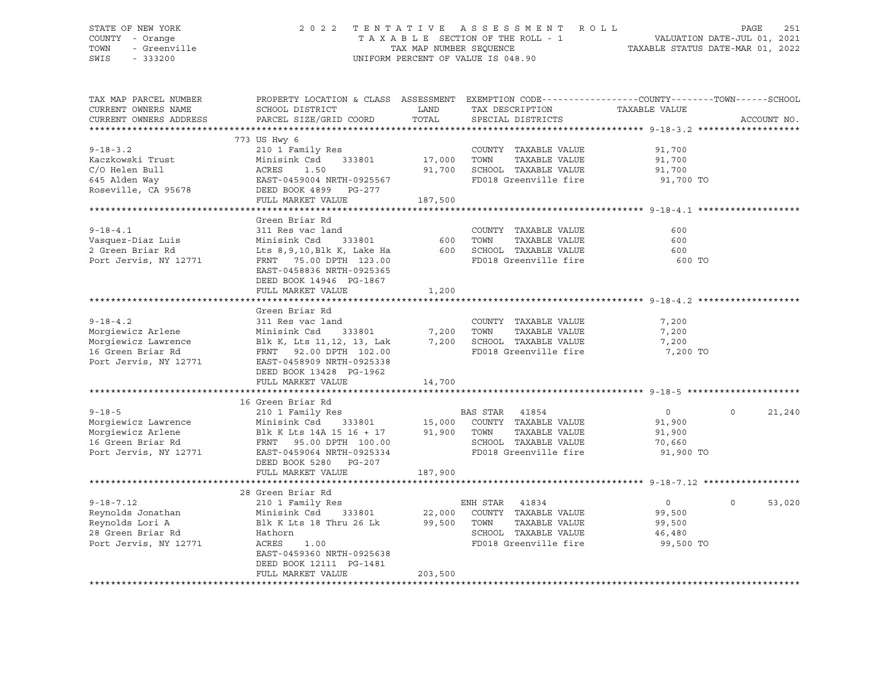STATE OF NEW YORK — 2022 TENTATIVE ASSESSMENT ROLL
COUNTY - Orange — TAXABLE SECTION OF THE ROLL - 1 — VALUATION DATE-JUL 01, 2021
TOWN - Greenville — TAX MAP NUMBER SEQUENCE — TAXABLE STATUS DATE-MAR 01, 2022
SWIS - 333200 — UNIFORM PERCENT OF VALUE IS 048.90

| TAX MAP PARCEL NUMBER / CURRENT OWNERS NAME / CURRENT OWNERS ADDRESS | PROPERTY LOCATION & CLASS / SCHOOL DISTRICT / PARCEL SIZE/GRID COORD | ASSESSMENT LAND | TOTAL | EXEMPTION CODE / TAX DESCRIPTION / SPECIAL DISTRICTS | COUNTY TAXABLE VALUE | TOWN | SCHOOL |
|---|---|---|---|---|---|---|---|
| **9-18-3.2** | 773 US Hwy 6 | | | | | | |
| Kaczkowski Trust | 210 1 Family Res | | | COUNTY TAXABLE VALUE | 91,700 | | |
| C/O Helen Bull | Minisink Csd 333801 | 17,000 | | TOWN TAXABLE VALUE | 91,700 | | |
| 645 Alden Way | ACRES 1.50 | | 91,700 | SCHOOL TAXABLE VALUE | 91,700 | | |
| Roseville, CA 95678 | EAST-0459004 NRTH-0925567 | | | FD018 Greenville fire | 91,700 TO | | |
| | DEED BOOK 4899 PG-277 | | | | | | |
| | FULL MARKET VALUE | | 187,500 | | | | |
| **9-18-4.1** | Green Briar Rd | | | | | | |
| Vasquez-Diaz Luis | 311 Res vac land | | | COUNTY TAXABLE VALUE | 600 | | |
| 2 Green Briar Rd | Minisink Csd 333801 | 600 | | TOWN TAXABLE VALUE | 600 | | |
| Port Jervis, NY 12771 | Lts 8,9,10,Blk K, Lake Ha | | 600 | SCHOOL TAXABLE VALUE | 600 | | |
| | FRNT 75.00 DPTH 123.00 | | | FD018 Greenville fire | 600 TO | | |
| | EAST-0458836 NRTH-0925365 | | | | | | |
| | DEED BOOK 14946 PG-1867 | | | | | | |
| | FULL MARKET VALUE | | 1,200 | | | | |
| **9-18-4.2** | Green Briar Rd | | | | | | |
| Morgiewicz Arlene | 311 Res vac land | | | COUNTY TAXABLE VALUE | 7,200 | | |
| Morgiewicz Lawrence | Minisink Csd 333801 | 7,200 | | TOWN TAXABLE VALUE | 7,200 | | |
| 16 Green Briar Rd | Blk K, Lts 11,12, 13, Lak | | 7,200 | SCHOOL TAXABLE VALUE | 7,200 | | |
| Port Jervis, NY 12771 | FRNT 92.00 DPTH 102.00 | | | FD018 Greenville fire | 7,200 TO | | |
| | EAST-0458909 NRTH-0925338 | | | | | | |
| | DEED BOOK 13428 PG-1962 | | | | | | |
| | FULL MARKET VALUE | | 14,700 | | | | |
| **9-18-5** | 16 Green Briar Rd | | | | | | |
| Morgiewicz Lawrence | 210 1 Family Res | | | BAS STAR 41854 | 0 | 0 | 21,240 |
| Morgiewicz Arlene | Minisink Csd 333801 | 15,000 | | COUNTY TAXABLE VALUE | 91,900 | | |
| 16 Green Briar Rd | Blk K Lts 14A 15 16 + 17 | | 91,900 | TOWN TAXABLE VALUE | 91,900 | | |
| Port Jervis, NY 12771 | FRNT 95.00 DPTH 100.00 | | | SCHOOL TAXABLE VALUE | 70,660 | | |
| | EAST-0459064 NRTH-0925334 | | | FD018 Greenville fire | 91,900 TO | | |
| | DEED BOOK 5280 PG-207 | | | | | | |
| | FULL MARKET VALUE | | 187,900 | | | | |
| **9-18-7.12** | 28 Green Briar Rd | | | | | | |
| Reynolds Jonathan | 210 1 Family Res | | | ENH STAR 41834 | 0 | 0 | 53,020 |
| Reynolds Lori A | Minisink Csd 333801 | 22,000 | | COUNTY TAXABLE VALUE | 99,500 | | |
| 28 Green Briar Rd | Blk K Lts 18 Thru 26 Lk | | 99,500 | TOWN TAXABLE VALUE | 99,500 | | |
| Port Jervis, NY 12771 | Hathorn | | | SCHOOL TAXABLE VALUE | 46,480 | | |
| | ACRES 1.00 | | | FD018 Greenville fire | 99,500 TO | | |
| | EAST-0459360 NRTH-0925638 | | | | | | |
| | DEED BOOK 12111 PG-1481 | | | | | | |
| | FULL MARKET VALUE | | 203,500 | | | | |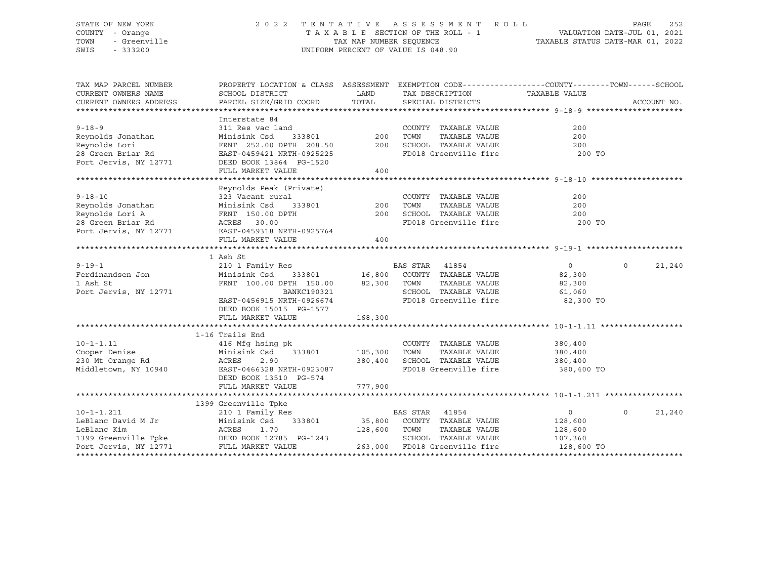STATE OF NEW YORK
COUNTY - Orange
TOWN - Greenville
SWIS - 333200

2022 TENTATIVE ASSESSMENT ROLL
TAXABLE SECTION OF THE ROLL - 1
TAX MAP NUMBER SEQUENCE
UNIFORM PERCENT OF VALUE IS 048.90

VALUATION DATE-JUL 01, 2021
TAXABLE STATUS DATE-MAR 01, 2022

| TAX MAP PARCEL NUMBER / CURRENT OWNERS NAME / CURRENT OWNERS ADDRESS | PROPERTY LOCATION & CLASS / SCHOOL DISTRICT / PARCEL SIZE/GRID COORD | ASSESSMENT LAND / TOTAL | EXEMPTION CODE / TAX DESCRIPTION / SPECIAL DISTRICTS | COUNTY TAXABLE VALUE | TOWN | SCHOOL / ACCOUNT NO. |
|---|---|---|---|---|---|---|
| **9-18-9** | Interstate 84 | | | | | |
| 9-18-9 | 311 Res vac land | | COUNTY TAXABLE VALUE | 200 | | |
| Reynolds Jonathan | Minisink Csd 333801 | 200 | TOWN TAXABLE VALUE | 200 | | |
| Reynolds Lori | FRNT 252.00 DPTH 208.50 | 200 | SCHOOL TAXABLE VALUE | 200 | | |
| 28 Green Briar Rd | EAST-0459421 NRTH-0925225 | | FD018 Greenville fire | 200 TO | | |
| Port Jervis, NY 12771 | DEED BOOK 13864 PG-1520 | | | | | |
| | FULL MARKET VALUE | 400 | | | | |
| **9-18-10** | Reynolds Peak (Private) | | | | | |
| 9-18-10 | 323 Vacant rural | | COUNTY TAXABLE VALUE | 200 | | |
| Reynolds Jonathan | Minisink Csd 333801 | 200 | TOWN TAXABLE VALUE | 200 | | |
| Reynolds Lori A | FRNT 150.00 DPTH | 200 | SCHOOL TAXABLE VALUE | 200 | | |
| 28 Green Briar Rd | ACRES 30.00 | | FD018 Greenville fire | 200 TO | | |
| Port Jervis, NY 12771 | EAST-0459318 NRTH-0925764 | | | | | |
| | FULL MARKET VALUE | 400 | | | | |
| **9-19-1** | 1 Ash St | | | | | |
| 9-19-1 | 210 1 Family Res | | BAS STAR 41854 | 0 | 0 | 21,240 |
| Ferdinandsen Jon | Minisink Csd 333801 | 16,800 | COUNTY TAXABLE VALUE | 82,300 | | |
| 1 Ash St | FRNT 100.00 DPTH 150.00 | 82,300 | TOWN TAXABLE VALUE | 82,300 | | |
| Port Jervis, NY 12771 | BANKC190321 | | SCHOOL TAXABLE VALUE | 61,060 | | |
| | EAST-0456915 NRTH-0926674 | | FD018 Greenville fire | 82,300 TO | | |
| | DEED BOOK 15015 PG-1577 | | | | | |
| | FULL MARKET VALUE | 168,300 | | | | |
| **10-1-1.11** | 1-16 Trails End | | | | | |
| 10-1-1.11 | 416 Mfg hsing pk | | COUNTY TAXABLE VALUE | 380,400 | | |
| Cooper Denise | Minisink Csd 333801 | 105,300 | TOWN TAXABLE VALUE | 380,400 | | |
| 230 Mt Orange Rd | ACRES 2.90 | 380,400 | SCHOOL TAXABLE VALUE | 380,400 | | |
| Middletown, NY 10940 | EAST-0466328 NRTH-0923087 | | FD018 Greenville fire | 380,400 TO | | |
| | DEED BOOK 13510 PG-574 | | | | | |
| | FULL MARKET VALUE | 777,900 | | | | |
| **10-1-1.211** | 1399 Greenville Tpke | | | | | |
| 10-1-1.211 | 210 1 Family Res | | BAS STAR 41854 | 0 | 0 | 21,240 |
| LeBlanc David M Jr | Minisink Csd 333801 | 35,800 | COUNTY TAXABLE VALUE | 128,600 | | |
| LeBlanc Kim | ACRES 1.70 | 128,600 | TOWN TAXABLE VALUE | 128,600 | | |
| 1399 Greenville Tpke | DEED BOOK 12785 PG-1243 | | SCHOOL TAXABLE VALUE | 107,360 | | |
| Port Jervis, NY 12771 | FULL MARKET VALUE | 263,000 | FD018 Greenville fire | 128,600 TO | | |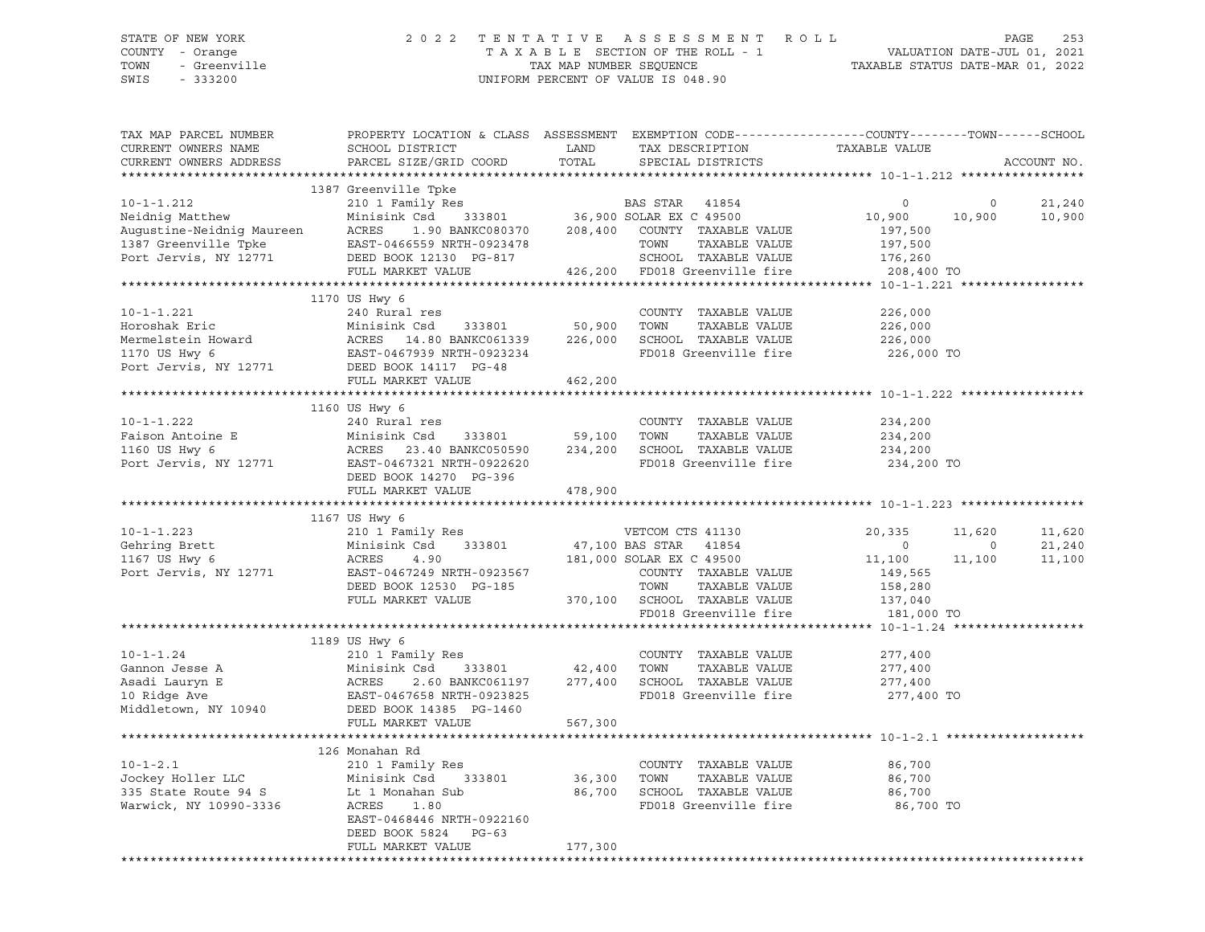STATE OF NEW YORK  
COUNTY - Orange  
TOWN - Greenville  
SWIS - 333200

# 2022 TENTATIVE ASSESSMENT ROLL

TAXABLE SECTION OF THE ROLL - 1  
TAX MAP NUMBER SEQUENCE  
UNIFORM PERCENT OF VALUE IS 048.90

VALUATION DATE-JUL 01, 2021  
TAXABLE STATUS DATE-MAR 01, 2022

```
TAX MAP PARCEL NUMBER          PROPERTY LOCATION & CLASS  ASSESSMENT  EXEMPTION CODE-----------------COUNTY--------TOWN------SCHOOL
CURRENT OWNERS NAME            SCHOOL DISTRICT              LAND      TAX DESCRIPTION              TAXABLE VALUE
CURRENT OWNERS ADDRESS         PARCEL SIZE/GRID COORD       TOTAL     SPECIAL DISTRICTS                                        ACCOUNT NO.
******************************************************************************************************* 10-1-1.212 *****************
                               1387 Greenville Tpke
10-1-1.212                     210 1 Family Res                    BAS STAR  41854                   0          0      21,240
Neidnig Matthew                Minisink Csd    333801      36,900 SOLAR EX C 49500              10,900     10,900      10,900
Augustine-Neidnig Maureen      ACRES    1.90 BANKC080370  208,400   COUNTY  TAXABLE VALUE          197,500
1387 Greenville Tpke           EAST-0466559 NRTH-0923478            TOWN    TAXABLE VALUE          197,500
Port Jervis, NY 12771          DEED BOOK 12130  PG-817              SCHOOL  TAXABLE VALUE          176,260
                               FULL MARKET VALUE          426,200   FD018 Greenville fire          208,400 TO
******************************************************************************************************* 10-1-1.221 *****************
                               1170 US Hwy 6
10-1-1.221                     240 Rural res                        COUNTY  TAXABLE VALUE          226,000
Horoshak Eric                  Minisink Csd    333801      50,900   TOWN    TAXABLE VALUE          226,000
Mermelstein Howard             ACRES   14.80 BANKC061339  226,000   SCHOOL  TAXABLE VALUE          226,000
1170 US Hwy 6                  EAST-0467939 NRTH-0923234            FD018 Greenville fire          226,000 TO
Port Jervis, NY 12771          DEED BOOK 14117  PG-48
                               FULL MARKET VALUE          462,200
******************************************************************************************************* 10-1-1.222 *****************
                               1160 US Hwy 6
10-1-1.222                     240 Rural res                        COUNTY  TAXABLE VALUE          234,200
Faison Antoine E               Minisink Csd    333801      59,100   TOWN    TAXABLE VALUE          234,200
1160 US Hwy 6                  ACRES   23.40 BANKC050590  234,200   SCHOOL  TAXABLE VALUE          234,200
Port Jervis, NY 12771          EAST-0467321 NRTH-0922620            FD018 Greenville fire          234,200 TO
                               DEED BOOK 14270  PG-396
                               FULL MARKET VALUE          478,900
******************************************************************************************************* 10-1-1.223 *****************
                               1167 US Hwy 6
10-1-1.223                     210 1 Family Res                    VETCOM CTS 41130             20,335     11,620      11,620
Gehring Brett                  Minisink Csd    333801      47,100 BAS STAR  41854                   0          0      21,240
1167 US Hwy 6                  ACRES    4.90              181,000 SOLAR EX C 49500              11,100     11,100      11,100
Port Jervis, NY 12771          EAST-0467249 NRTH-0923567            COUNTY  TAXABLE VALUE          149,565
                               DEED BOOK 12530  PG-185              TOWN    TAXABLE VALUE          158,280
                               FULL MARKET VALUE          370,100   SCHOOL  TAXABLE VALUE          137,040
                                                                    FD018 Greenville fire          181,000 TO
******************************************************************************************************* 10-1-1.24 ******************
                               1189 US Hwy 6
10-1-1.24                      210 1 Family Res                     COUNTY  TAXABLE VALUE          277,400
Gannon Jesse A                 Minisink Csd    333801      42,400   TOWN    TAXABLE VALUE          277,400
Asadi Lauryn E                 ACRES    2.60 BANKC061197  277,400   SCHOOL  TAXABLE VALUE          277,400
10 Ridge Ave                   EAST-0467658 NRTH-0923825            FD018 Greenville fire          277,400 TO
Middletown, NY 10940           DEED BOOK 14385  PG-1460
                               FULL MARKET VALUE          567,300
******************************************************************************************************* 10-1-2.1 *******************
                               126 Monahan Rd
10-1-2.1                       210 1 Family Res                     COUNTY  TAXABLE VALUE           86,700
Jockey Holler LLC              Minisink Csd    333801      36,300   TOWN    TAXABLE VALUE           86,700
335 State Route 94 S           Lt 1 Monahan Sub            86,700   SCHOOL  TAXABLE VALUE           86,700
Warwick, NY 10990-3336         ACRES    1.80                        FD018 Greenville fire           86,700 TO
                               EAST-0468446 NRTH-0922160
                               DEED BOOK 5824   PG-63
                               FULL MARKET VALUE          177,300
************************************************************************************************************************************
```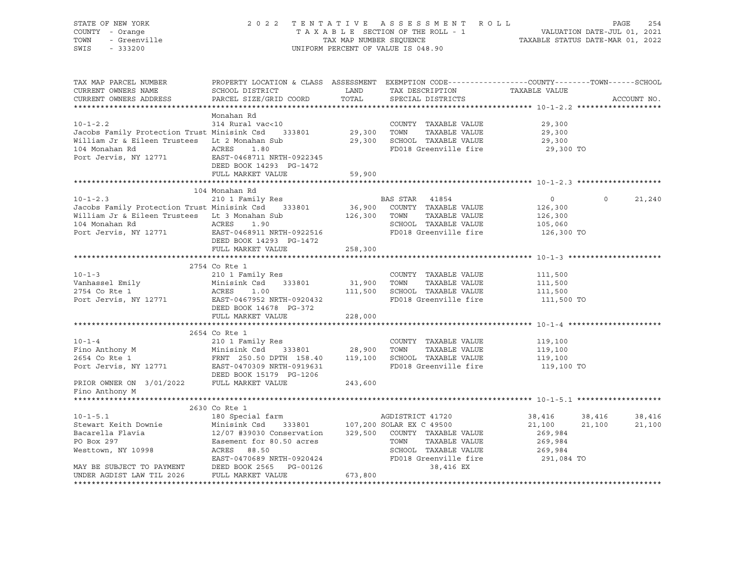STATE OF NEW YORK — 2022 TENTATIVE ASSESSMENT ROLL
COUNTY - Orange — TAXABLE SECTION OF THE ROLL - 1 — VALUATION DATE-JUL 01, 2021
TOWN - Greenville — TAX MAP NUMBER SEQUENCE — TAXABLE STATUS DATE-MAR 01, 2022
SWIS - 333200 — UNIFORM PERCENT OF VALUE IS 048.90

```
TAX MAP PARCEL NUMBER          PROPERTY LOCATION & CLASS  ASSESSMENT  EXEMPTION CODE------------------COUNTY--------TOWN------SCHOOL
CURRENT OWNERS NAME            SCHOOL DISTRICT               LAND      TAX DESCRIPTION             TAXABLE VALUE
CURRENT OWNERS ADDRESS         PARCEL SIZE/GRID COORD        TOTAL     SPECIAL DISTRICTS                                  ACCOUNT NO.
******************************************************************************************************* 10-1-2.2 ******************
                               Monahan Rd
10-1-2.2                       314 Rural vac<10                        COUNTY  TAXABLE VALUE            29,300
Jacobs Family Protection Trust Minisink Csd     333801      29,300     TOWN    TAXABLE VALUE            29,300
William Jr & Eileen Trustees   Lt 2 Monahan Sub             29,300     SCHOOL  TAXABLE VALUE            29,300
104 Monahan Rd                 ACRES    1.80                           FD018 Greenville fire             29,300 TO
Port Jervis, NY 12771          EAST-0468711 NRTH-0922345
                               DEED BOOK 14293  PG-1472
                               FULL MARKET VALUE            59,900
******************************************************************************************************* 10-1-2.3 ******************
                               104 Monahan Rd
10-1-2.3                       210 1 Family Res                        BAS STAR   41854                 0           0      21,240
Jacobs Family Protection Trust Minisink Csd     333801      36,900     COUNTY  TAXABLE VALUE           126,300
William Jr & Eileen Trustees   Lt 3 Monahan Sub            126,300     TOWN    TAXABLE VALUE           126,300
104 Monahan Rd                 ACRES    1.90                           SCHOOL  TAXABLE VALUE           105,060
Port Jervis, NY 12771          EAST-0468911 NRTH-0922516               FD018 Greenville fire            126,300 TO
                               DEED BOOK 14293  PG-1472
                               FULL MARKET VALUE           258,300
******************************************************************************************************* 10-1-3 ********************
                               2754 Co Rte 1
10-1-3                         210 1 Family Res                        COUNTY  TAXABLE VALUE           111,500
Vanhassel Emily                Minisink Csd     333801      31,900     TOWN    TAXABLE VALUE           111,500
2754 Co Rte 1                  ACRES    1.00               111,500     SCHOOL  TAXABLE VALUE           111,500
Port Jervis, NY 12771          EAST-0467952 NRTH-0920432               FD018 Greenville fire            111,500 TO
                               DEED BOOK 14678  PG-372
                               FULL MARKET VALUE           228,000
******************************************************************************************************* 10-1-4 ********************
                               2654 Co Rte 1
10-1-4                         210 1 Family Res                        COUNTY  TAXABLE VALUE           119,100
Fino Anthony M                 Minisink Csd     333801      28,900     TOWN    TAXABLE VALUE           119,100
2654 Co Rte 1                  FRNT  250.50 DPTH  158.40   119,100     SCHOOL  TAXABLE VALUE           119,100
Port Jervis, NY 12771          EAST-0470309 NRTH-0919631               FD018 Greenville fire            119,100 TO
                               DEED BOOK 15179  PG-1206
PRIOR OWNER ON  3/01/2022      FULL MARKET VALUE           243,600
Fino Anthony M
******************************************************************************************************* 10-1-5.1 ******************
                               2630 Co Rte 1
10-1-5.1                       180 Special farm                        AGDISTRICT 41720            38,416      38,416      38,416
Stewart Keith Downie           Minisink Csd     333801     107,200 SOLAR EX C 49500                21,100      21,100      21,100
Bacarella Flavia               12/07 #39030 Conservation   329,500     COUNTY  TAXABLE VALUE           269,984
PO Box 297                     Easement for 80.50 acres                TOWN    TAXABLE VALUE           269,984
Westtown, NY 10998             ACRES   88.50                           SCHOOL  TAXABLE VALUE           269,984
                               EAST-0470689 NRTH-0920424               FD018 Greenville fire            291,084 TO
MAY BE SUBJECT TO PAYMENT      DEED BOOK 2565   PG-00126                     38,416 EX
UNDER AGDIST LAW TIL 2026      FULL MARKET VALUE           673,800
************************************************************************************************************************************
```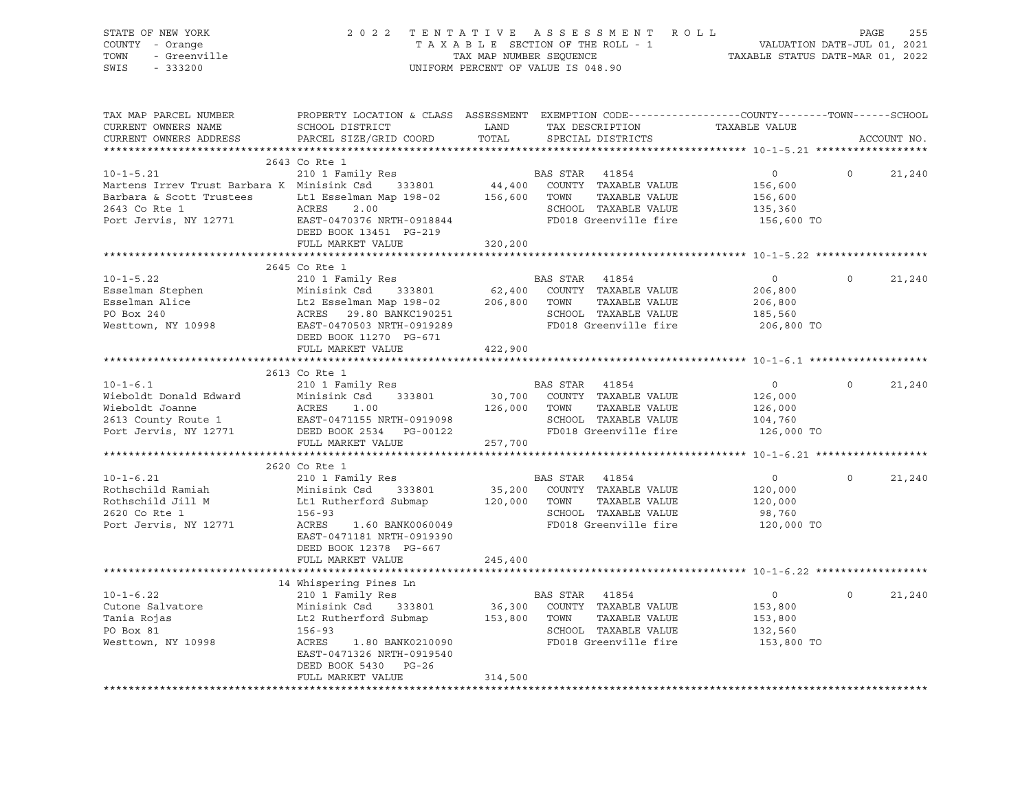STATE OF NEW YORK  
COUNTY - Orange  
TOWN - Greenville  
SWIS - 333200

2 0 2 2 T E N T A T I V E A S S E S S M E N T R O L L  
T A X A B L E SECTION OF THE ROLL - 1  
TAX MAP NUMBER SEQUENCE  
UNIFORM PERCENT OF VALUE IS 048.90

VALUATION DATE-JUL 01, 2021  
TAXABLE STATUS DATE-MAR 01, 2022

| TAX MAP PARCEL NUMBER / CURRENT OWNERS NAME / CURRENT OWNERS ADDRESS | PROPERTY LOCATION & CLASS / SCHOOL DISTRICT / PARCEL SIZE/GRID COORD | ASSESSMENT LAND / TOTAL | EXEMPTION CODE / TAX DESCRIPTION / SPECIAL DISTRICTS | COUNTY TAXABLE VALUE | TOWN | SCHOOL / ACCOUNT NO. |
|---|---|---|---|---|---|---|
| **10-1-5.21** | 2643 Co Rte 1 | | | | | |
| 10-1-5.21 | 210 1 Family Res | | BAS STAR 41854 | 0 | 0 | 21,240 |
| Martens Irrev Trust Barbara K | Minisink Csd 333801 | 44,400 | COUNTY TAXABLE VALUE | 156,600 | | |
| Barbara & Scott Trustees | Lt1 Esselman Map 198-02 | 156,600 | TOWN TAXABLE VALUE | 156,600 | | |
| 2643 Co Rte 1 | ACRES 2.00 | | SCHOOL TAXABLE VALUE | 135,360 | | |
| Port Jervis, NY 12771 | EAST-0470376 NRTH-0918844 | | FD018 Greenville fire | 156,600 TO | | |
| | DEED BOOK 13451 PG-219 | | | | | |
| | FULL MARKET VALUE | 320,200 | | | | |
| **10-1-5.22** | 2645 Co Rte 1 | | | | | |
| 10-1-5.22 | 210 1 Family Res | | BAS STAR 41854 | 0 | 0 | 21,240 |
| Esselman Stephen | Minisink Csd 333801 | 62,400 | COUNTY TAXABLE VALUE | 206,800 | | |
| Esselman Alice | Lt2 Esselman Map 198-02 | 206,800 | TOWN TAXABLE VALUE | 206,800 | | |
| PO Box 240 | ACRES 29.80 BANKC190251 | | SCHOOL TAXABLE VALUE | 185,560 | | |
| Westtown, NY 10998 | EAST-0470503 NRTH-0919289 | | FD018 Greenville fire | 206,800 TO | | |
| | DEED BOOK 11270 PG-671 | | | | | |
| | FULL MARKET VALUE | 422,900 | | | | |
| **10-1-6.1** | 2613 Co Rte 1 | | | | | |
| 10-1-6.1 | 210 1 Family Res | | BAS STAR 41854 | 0 | 0 | 21,240 |
| Wieboldt Donald Edward | Minisink Csd 333801 | 30,700 | COUNTY TAXABLE VALUE | 126,000 | | |
| Wieboldt Joanne | ACRES 1.00 | 126,000 | TOWN TAXABLE VALUE | 126,000 | | |
| 2613 County Route 1 | EAST-0471155 NRTH-0919098 | | SCHOOL TAXABLE VALUE | 104,760 | | |
| Port Jervis, NY 12771 | DEED BOOK 2534 PG-00122 | | FD018 Greenville fire | 126,000 TO | | |
| | FULL MARKET VALUE | 257,700 | | | | |
| **10-1-6.21** | 2620 Co Rte 1 | | | | | |
| 10-1-6.21 | 210 1 Family Res | | BAS STAR 41854 | 0 | 0 | 21,240 |
| Rothschild Ramiah | Minisink Csd 333801 | 35,200 | COUNTY TAXABLE VALUE | 120,000 | | |
| Rothschild Jill M | Lt1 Rutherford Submap | 120,000 | TOWN TAXABLE VALUE | 120,000 | | |
| 2620 Co Rte 1 | 156-93 | | SCHOOL TAXABLE VALUE | 98,760 | | |
| Port Jervis, NY 12771 | ACRES 1.60 BANK0060049 | | FD018 Greenville fire | 120,000 TO | | |
| | EAST-0471181 NRTH-0919390 | | | | | |
| | DEED BOOK 12378 PG-667 | | | | | |
| | FULL MARKET VALUE | 245,400 | | | | |
| **10-1-6.22** | 14 Whispering Pines Ln | | | | | |
| 10-1-6.22 | 210 1 Family Res | | BAS STAR 41854 | 0 | 0 | 21,240 |
| Cutone Salvatore | Minisink Csd 333801 | 36,300 | COUNTY TAXABLE VALUE | 153,800 | | |
| Tania Rojas | Lt2 Rutherford Submap | 153,800 | TOWN TAXABLE VALUE | 153,800 | | |
| PO Box 81 | 156-93 | | SCHOOL TAXABLE VALUE | 132,560 | | |
| Westtown, NY 10998 | ACRES 1.80 BANK0210090 | | FD018 Greenville fire | 153,800 TO | | |
| | EAST-0471326 NRTH-0919540 | | | | | |
| | DEED BOOK 5430 PG-26 | | | | | |
| | FULL MARKET VALUE | 314,500 | | | | |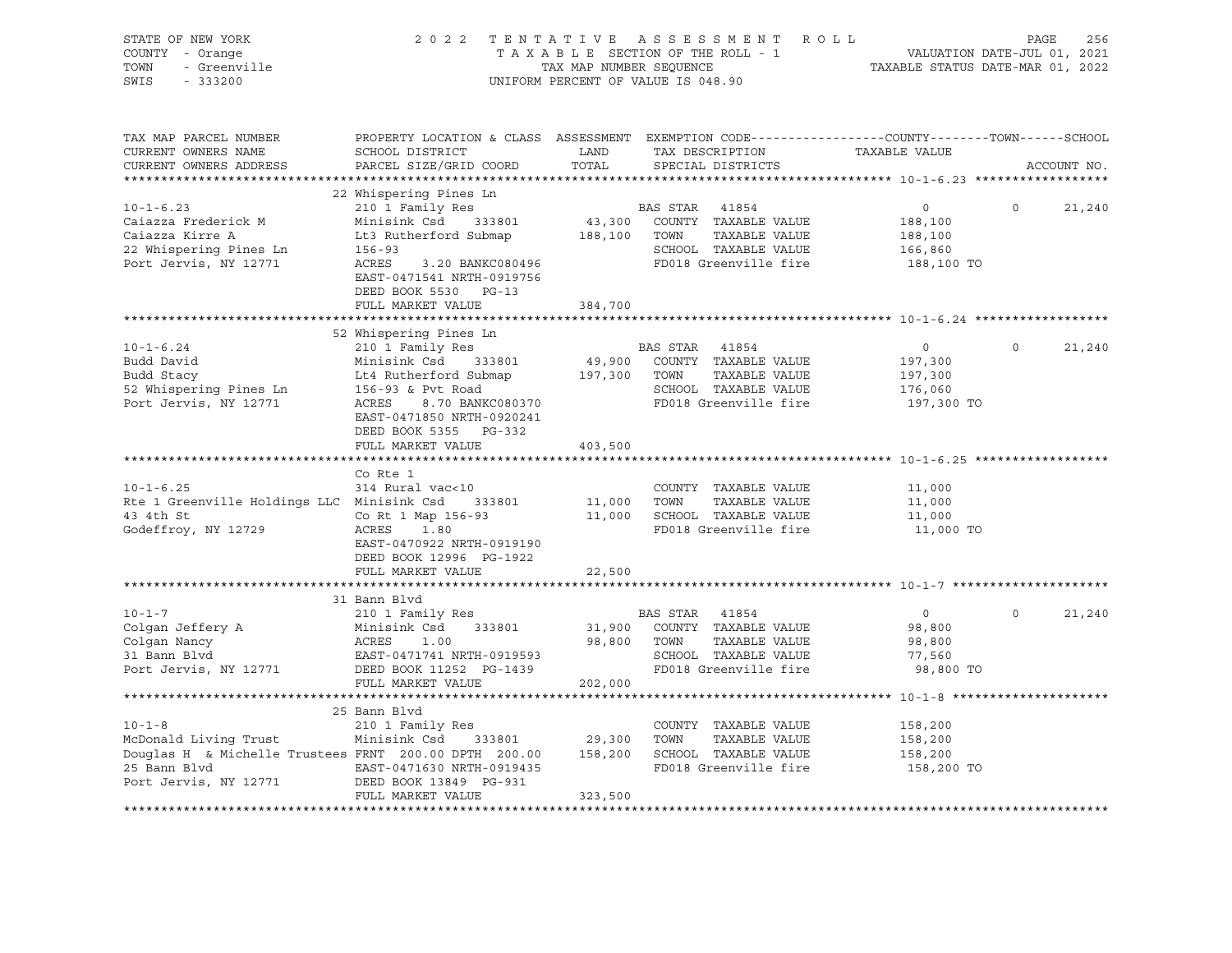STATE OF NEW YORK
COUNTY - Orange
TOWN - Greenville
SWIS - 333200

2022 TENTATIVE ASSESSMENT ROLL
TAXABLE SECTION OF THE ROLL - 1
TAX MAP NUMBER SEQUENCE
UNIFORM PERCENT OF VALUE IS 048.90

VALUATION DATE-JUL 01, 2021
TAXABLE STATUS DATE-MAR 01, 2022

| TAX MAP PARCEL NUMBER / CURRENT OWNERS NAME / CURRENT OWNERS ADDRESS | PROPERTY LOCATION & CLASS / SCHOOL DISTRICT / PARCEL SIZE/GRID COORD | ASSESSMENT LAND / TOTAL | EXEMPTION CODE / TAX DESCRIPTION / SPECIAL DISTRICTS | COUNTY | TOWN | SCHOOL / ACCOUNT NO. |
|---|---|---|---|---|---|---|
| **10-1-6.23** | 22 Whispering Pines Ln | | | | | |
| 10-1-6.23 | 210 1 Family Res | | BAS STAR 41854 | 0 | 0 | 21,240 |
| Caiazza Frederick M | Minisink Csd 333801 | 43,300 | COUNTY TAXABLE VALUE | 188,100 | | |
| Caiazza Kirre A | Lt3 Rutherford Submap | 188,100 | TOWN TAXABLE VALUE | | 188,100 | |
| 22 Whispering Pines Ln | 156-93 | | SCHOOL TAXABLE VALUE | | | 166,860 |
| Port Jervis, NY 12771 | ACRES 3.20 BANKC080496 | | FD018 Greenville fire | 188,100 TO | | |
| | EAST-0471541 NRTH-0919756 | | | | | |
| | DEED BOOK 5530 PG-13 | | | | | |
| | FULL MARKET VALUE | 384,700 | | | | |
| **10-1-6.24** | 52 Whispering Pines Ln | | | | | |
| 10-1-6.24 | 210 1 Family Res | | BAS STAR 41854 | 0 | 0 | 21,240 |
| Budd David | Minisink Csd 333801 | 49,900 | COUNTY TAXABLE VALUE | 197,300 | | |
| Budd Stacy | Lt4 Rutherford Submap | 197,300 | TOWN TAXABLE VALUE | | 197,300 | |
| 52 Whispering Pines Ln | 156-93 & Pvt Road | | SCHOOL TAXABLE VALUE | | | 176,060 |
| Port Jervis, NY 12771 | ACRES 8.70 BANKC080370 | | FD018 Greenville fire | 197,300 TO | | |
| | EAST-0471850 NRTH-0920241 | | | | | |
| | DEED BOOK 5355 PG-332 | | | | | |
| | FULL MARKET VALUE | 403,500 | | | | |
| **10-1-6.25** | Co Rte 1 | | | | | |
| 10-1-6.25 | 314 Rural vac<10 | | COUNTY TAXABLE VALUE | 11,000 | | |
| Rte 1 Greenville Holdings LLC | Minisink Csd 333801 | 11,000 | TOWN TAXABLE VALUE | | 11,000 | |
| 43 4th St | Co Rt 1 Map 156-93 | 11,000 | SCHOOL TAXABLE VALUE | | | 11,000 |
| Godeffroy, NY 12729 | ACRES 1.80 | | FD018 Greenville fire | 11,000 TO | | |
| | EAST-0470922 NRTH-0919190 | | | | | |
| | DEED BOOK 12996 PG-1922 | | | | | |
| | FULL MARKET VALUE | 22,500 | | | | |
| **10-1-7** | 31 Bann Blvd | | | | | |
| 10-1-7 | 210 1 Family Res | | BAS STAR 41854 | 0 | 0 | 21,240 |
| Colgan Jeffery A | Minisink Csd 333801 | 31,900 | COUNTY TAXABLE VALUE | 98,800 | | |
| Colgan Nancy | ACRES 1.00 | 98,800 | TOWN TAXABLE VALUE | | 98,800 | |
| 31 Bann Blvd | EAST-0471741 NRTH-0919593 | | SCHOOL TAXABLE VALUE | | | 77,560 |
| Port Jervis, NY 12771 | DEED BOOK 11252 PG-1439 | | FD018 Greenville fire | 98,800 TO | | |
| | FULL MARKET VALUE | 202,000 | | | | |
| **10-1-8** | 25 Bann Blvd | | | | | |
| 10-1-8 | 210 1 Family Res | | COUNTY TAXABLE VALUE | 158,200 | | |
| McDonald Living Trust | Minisink Csd 333801 | 29,300 | TOWN TAXABLE VALUE | | 158,200 | |
| Douglas H & Michelle Trustees | FRNT 200.00 DPTH 200.00 | 158,200 | SCHOOL TAXABLE VALUE | | | 158,200 |
| 25 Bann Blvd | EAST-0471630 NRTH-0919435 | | FD018 Greenville fire | 158,200 TO | | |
| Port Jervis, NY 12771 | DEED BOOK 13849 PG-931 | | | | | |
| | FULL MARKET VALUE | 323,500 | | | | |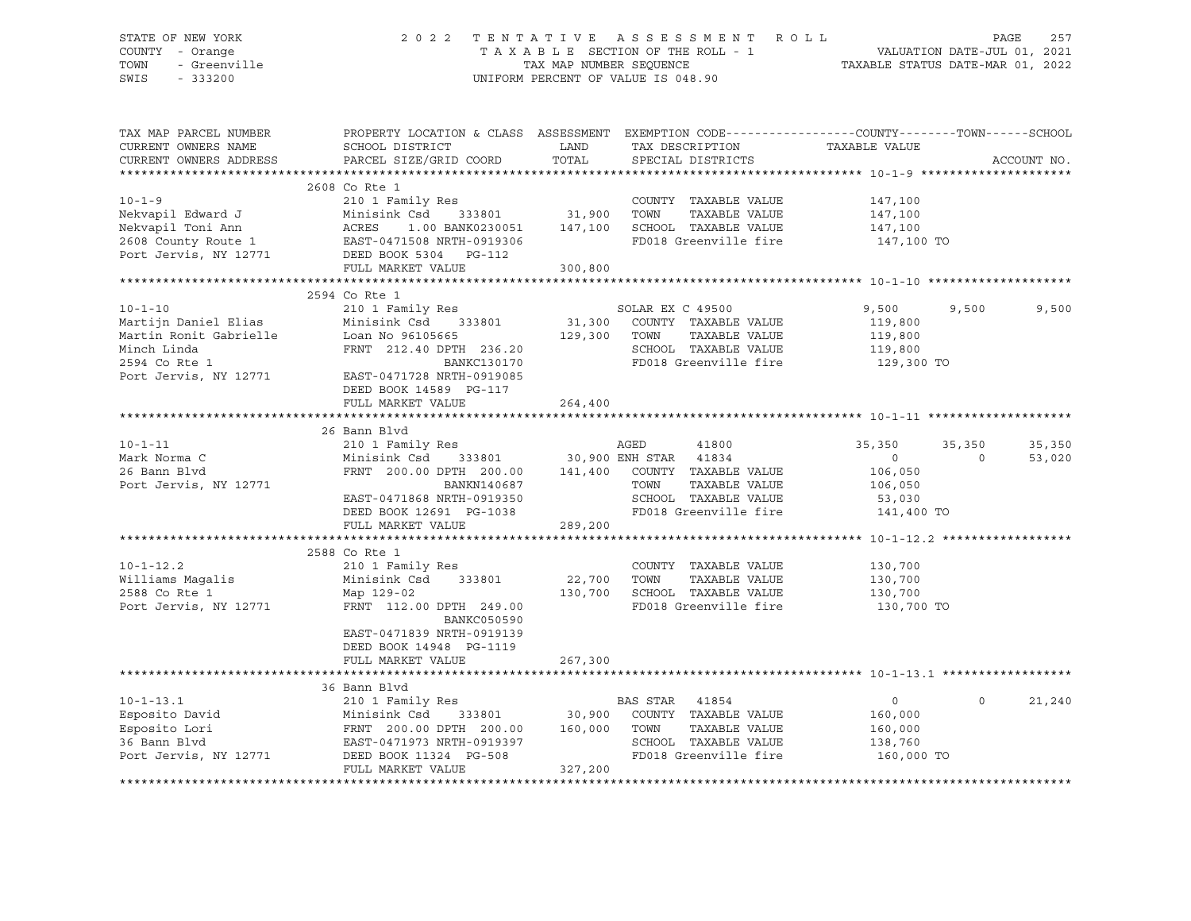STATE OF NEW YORK
COUNTY - Orange
TOWN - Greenville
SWIS - 333200

2022 TENTATIVE ASSESSMENT ROLL
TAXABLE SECTION OF THE ROLL - 1
TAX MAP NUMBER SEQUENCE
UNIFORM PERCENT OF VALUE IS 048.90

VALUATION DATE-JUL 01, 2021
TAXABLE STATUS DATE-MAR 01, 2022

| TAX MAP PARCEL NUMBER / CURRENT OWNERS NAME / CURRENT OWNERS ADDRESS | PROPERTY LOCATION & CLASS / SCHOOL DISTRICT / PARCEL SIZE/GRID COORD | ASSESSMENT LAND / TOTAL | EXEMPTION CODE / TAX DESCRIPTION / SPECIAL DISTRICTS | COUNTY TAXABLE VALUE | TOWN | SCHOOL |
|---|---|---|---|---|---|---|
| **10-1-9** | 2608 Co Rte 1 | | | | | |
| 10-1-9 | 210 1 Family Res | | COUNTY TAXABLE VALUE | 147,100 | | |
| Nekvapil Edward J | Minisink Csd 333801 | 31,900 | TOWN TAXABLE VALUE | 147,100 | | |
| Nekvapil Toni Ann | ACRES 1.00 BANK0230051 | 147,100 | SCHOOL TAXABLE VALUE | 147,100 | | |
| 2608 County Route 1 | EAST-0471508 NRTH-0919306 | | FD018 Greenville fire | 147,100 TO | | |
| Port Jervis, NY 12771 | DEED BOOK 5304 PG-112 | | | | | |
| | FULL MARKET VALUE | 300,800 | | | | |
| **10-1-10** | 2594 Co Rte 1 | | | | | |
| 10-1-10 | 210 1 Family Res | | SOLAR EX C 49500 | 9,500 | 9,500 | 9,500 |
| Martijn Daniel Elias | Minisink Csd 333801 | 31,300 | COUNTY TAXABLE VALUE | 119,800 | | |
| Martin Ronit Gabrielle | Loan No 96105665 | 129,300 | TOWN TAXABLE VALUE | 119,800 | | |
| Minch Linda | FRNT 212.40 DPTH 236.20 | | SCHOOL TAXABLE VALUE | 119,800 | | |
| 2594 Co Rte 1 | BANKC130170 | | FD018 Greenville fire | 129,300 TO | | |
| Port Jervis, NY 12771 | EAST-0471728 NRTH-0919085 | | | | | |
| | DEED BOOK 14589 PG-117 | | | | | |
| | FULL MARKET VALUE | 264,400 | | | | |
| **10-1-11** | 26 Bann Blvd | | | | | |
| 10-1-11 | 210 1 Family Res | | AGED 41800 | 35,350 | 35,350 | 35,350 |
| Mark Norma C | Minisink Csd 333801 | 30,900 | ENH STAR 41834 | 0 | 0 | 53,020 |
| 26 Bann Blvd | FRNT 200.00 DPTH 200.00 | 141,400 | COUNTY TAXABLE VALUE | 106,050 | | |
| Port Jervis, NY 12771 | BANKN140687 | | TOWN TAXABLE VALUE | 106,050 | | |
| | EAST-0471868 NRTH-0919350 | | SCHOOL TAXABLE VALUE | 53,030 | | |
| | DEED BOOK 12691 PG-1038 | | FD018 Greenville fire | 141,400 TO | | |
| | FULL MARKET VALUE | 289,200 | | | | |
| **10-1-12.2** | 2588 Co Rte 1 | | | | | |
| 10-1-12.2 | 210 1 Family Res | | COUNTY TAXABLE VALUE | 130,700 | | |
| Williams Magalis | Minisink Csd 333801 | 22,700 | TOWN TAXABLE VALUE | 130,700 | | |
| 2588 Co Rte 1 | Map 129-02 | 130,700 | SCHOOL TAXABLE VALUE | 130,700 | | |
| Port Jervis, NY 12771 | FRNT 112.00 DPTH 249.00 | | FD018 Greenville fire | 130,700 TO | | |
| | BANKC050590 | | | | | |
| | EAST-0471839 NRTH-0919139 | | | | | |
| | DEED BOOK 14948 PG-1119 | | | | | |
| | FULL MARKET VALUE | 267,300 | | | | |
| **10-1-13.1** | 36 Bann Blvd | | | | | |
| 10-1-13.1 | 210 1 Family Res | | BAS STAR 41854 | 0 | 0 | 21,240 |
| Esposito David | Minisink Csd 333801 | 30,900 | COUNTY TAXABLE VALUE | 160,000 | | |
| Esposito Lori | FRNT 200.00 DPTH 200.00 | 160,000 | TOWN TAXABLE VALUE | 160,000 | | |
| 36 Bann Blvd | EAST-0471973 NRTH-0919397 | | SCHOOL TAXABLE VALUE | 138,760 | | |
| Port Jervis, NY 12771 | DEED BOOK 11324 PG-508 | | FD018 Greenville fire | 160,000 TO | | |
| | FULL MARKET VALUE | 327,200 | | | | |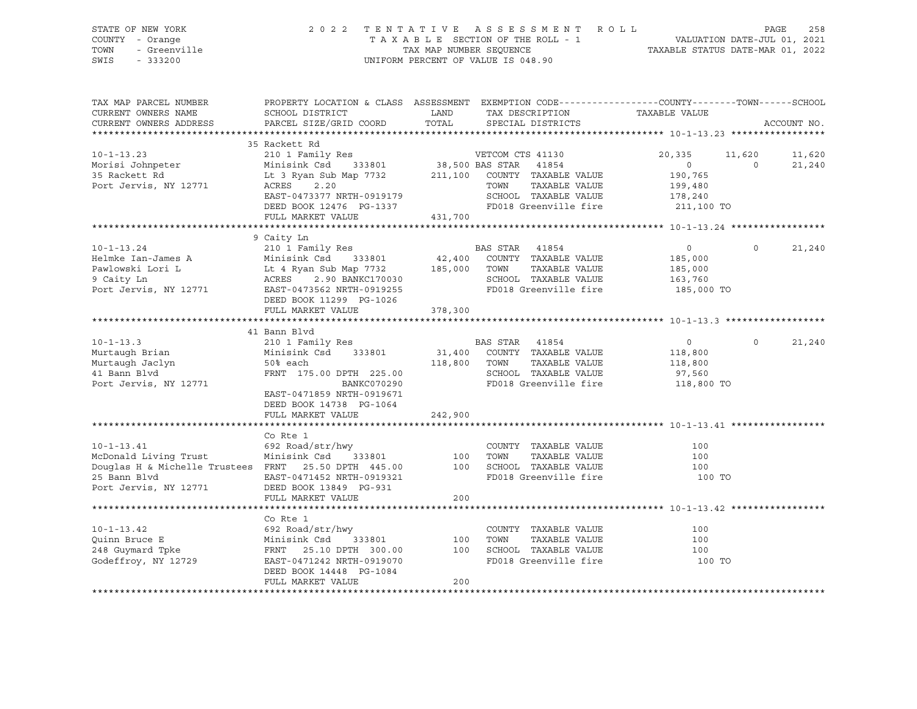STATE OF NEW YORK
COUNTY - Orange
TOWN - Greenville
SWIS - 333200

2022 TENTATIVE ASSESSMENT ROLL
TAXABLE SECTION OF THE ROLL - 1
TAX MAP NUMBER SEQUENCE
UNIFORM PERCENT OF VALUE IS 048.90

VALUATION DATE-JUL 01, 2021
TAXABLE STATUS DATE-MAR 01, 2022

| TAX MAP PARCEL NUMBER / CURRENT OWNERS NAME / CURRENT OWNERS ADDRESS | PROPERTY LOCATION & CLASS / SCHOOL DISTRICT / PARCEL SIZE/GRID COORD | ASSESSMENT LAND / TOTAL | EXEMPTION CODE / TAX DESCRIPTION / SPECIAL DISTRICTS | COUNTY | TOWN | SCHOOL |
|---|---|---|---|---|---|---|
| **10-1-13.23** | 35 Rackett Rd | | | | | |
| 10-1-13.23 | 210 1 Family Res | | VETCOM CTS 41130 | 20,335 | 11,620 | 11,620 |
| Morisi Johnpeter | Minisink Csd 333801 | 38,500 | BAS STAR 41854 | 0 | 0 | 21,240 |
| 35 Rackett Rd | Lt 3 Ryan Sub Map 7732 | 211,100 | COUNTY TAXABLE VALUE | 190,765 | | |
| Port Jervis, NY 12771 | ACRES 2.20 | | TOWN TAXABLE VALUE | | 199,480 | |
| | EAST-0473377 NRTH-0919179 | | SCHOOL TAXABLE VALUE | | | 178,240 |
| | DEED BOOK 12476 PG-1337 | | FD018 Greenville fire | 211,100 TO | | |
| | FULL MARKET VALUE | 431,700 | | | | |
| **10-1-13.24** | 9 Caity Ln | | | | | |
| 10-1-13.24 | 210 1 Family Res | | BAS STAR 41854 | 0 | 0 | 21,240 |
| Helmke Ian-James A | Minisink Csd 333801 | 42,400 | COUNTY TAXABLE VALUE | 185,000 | | |
| Pawlowski Lori L | Lt 4 Ryan Sub Map 7732 | 185,000 | TOWN TAXABLE VALUE | | 185,000 | |
| 9 Caity Ln | ACRES 2.90 BANKC170030 | | SCHOOL TAXABLE VALUE | | | 163,760 |
| Port Jervis, NY 12771 | EAST-0473562 NRTH-0919255 | | FD018 Greenville fire | 185,000 TO | | |
| | DEED BOOK 11299 PG-1026 | | | | | |
| | FULL MARKET VALUE | 378,300 | | | | |
| **10-1-13.3** | 41 Bann Blvd | | | | | |
| 10-1-13.3 | 210 1 Family Res | | BAS STAR 41854 | 0 | 0 | 21,240 |
| Murtaugh Brian | Minisink Csd 333801 | 31,400 | COUNTY TAXABLE VALUE | 118,800 | | |
| Murtaugh Jaclyn | 50% each | 118,800 | TOWN TAXABLE VALUE | | 118,800 | |
| 41 Bann Blvd | FRNT 175.00 DPTH 225.00 | | SCHOOL TAXABLE VALUE | | | 97,560 |
| Port Jervis, NY 12771 | BANKC070290 | | FD018 Greenville fire | 118,800 TO | | |
| | EAST-0471859 NRTH-0919671 | | | | | |
| | DEED BOOK 14738 PG-1064 | | | | | |
| | FULL MARKET VALUE | 242,900 | | | | |
| **10-1-13.41** | Co Rte 1 | | | | | |
| 10-1-13.41 | 692 Road/str/hwy | | COUNTY TAXABLE VALUE | 100 | | |
| McDonald Living Trust | Minisink Csd 333801 | 100 | TOWN TAXABLE VALUE | | 100 | |
| Douglas H & Michelle Trustees | FRNT 25.50 DPTH 445.00 | 100 | SCHOOL TAXABLE VALUE | | | 100 |
| 25 Bann Blvd | EAST-0471452 NRTH-0919321 | | FD018 Greenville fire | 100 TO | | |
| Port Jervis, NY 12771 | DEED BOOK 13849 PG-931 | | | | | |
| | FULL MARKET VALUE | 200 | | | | |
| **10-1-13.42** | Co Rte 1 | | | | | |
| 10-1-13.42 | 692 Road/str/hwy | | COUNTY TAXABLE VALUE | 100 | | |
| Quinn Bruce E | Minisink Csd 333801 | 100 | TOWN TAXABLE VALUE | | 100 | |
| 248 Guymard Tpke | FRNT 25.10 DPTH 300.00 | 100 | SCHOOL TAXABLE VALUE | | | 100 |
| Godeffroy, NY 12729 | EAST-0471242 NRTH-0919070 | | FD018 Greenville fire | 100 TO | | |
| | DEED BOOK 14448 PG-1084 | | | | | |
| | FULL MARKET VALUE | 200 | | | | |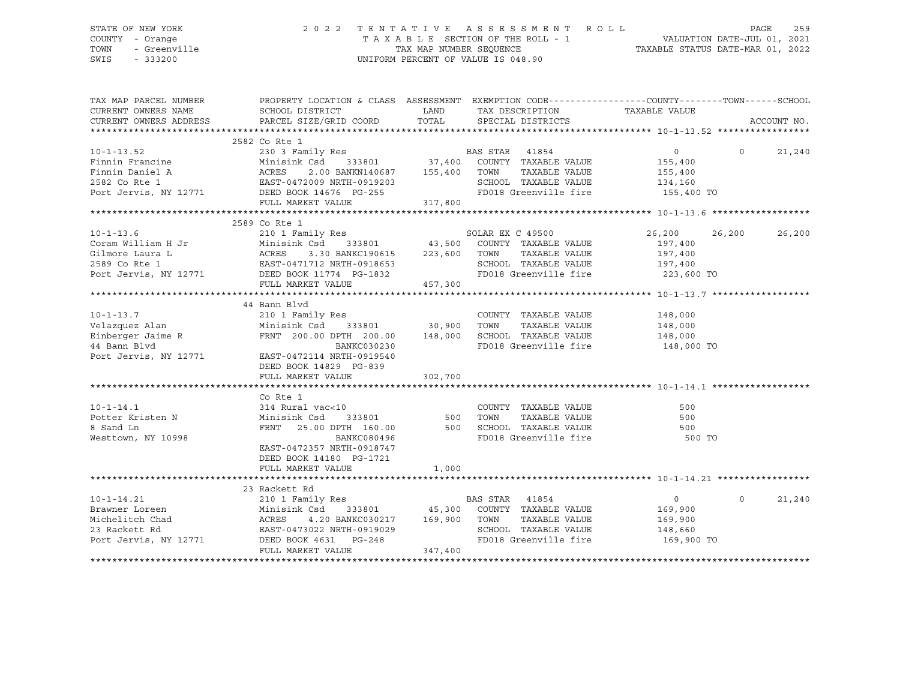STATE OF NEW YORK
COUNTY - Orange
TOWN - Greenville
SWIS - 333200

2 0 2 2 T E N T A T I V E A S S E S S M E N T R O L L
T A X A B L E SECTION OF THE ROLL - 1
TAX MAP NUMBER SEQUENCE
UNIFORM PERCENT OF VALUE IS 048.90

VALUATION DATE-JUL 01, 2021
TAXABLE STATUS DATE-MAR 01, 2022

| TAX MAP PARCEL NUMBER / CURRENT OWNERS NAME / CURRENT OWNERS ADDRESS | PROPERTY LOCATION & CLASS / SCHOOL DISTRICT / PARCEL SIZE/GRID COORD | ASSESSMENT LAND / TOTAL | EXEMPTION CODE / TAX DESCRIPTION / SPECIAL DISTRICTS | COUNTY TAXABLE VALUE | TOWN | SCHOOL / ACCOUNT NO. |
|---|---|---|---|---|---|---|
| **10-1-13.52** | 2582 Co Rte 1 | | | | | |
| 10-1-13.52 | 230 3 Family Res | | BAS STAR 41854 | 0 | 0 | 21,240 |
| Finnin Francine | Minisink Csd 333801 | 37,400 | COUNTY TAXABLE VALUE | 155,400 | | |
| Finnin Daniel A | ACRES 2.00 BANKN140687 | 155,400 | TOWN TAXABLE VALUE | 155,400 | | |
| 2582 Co Rte 1 | EAST-0472009 NRTH-0919203 | | SCHOOL TAXABLE VALUE | 134,160 | | |
| Port Jervis, NY 12771 | DEED BOOK 14676 PG-255 | | FD018 Greenville fire | 155,400 TO | | |
| | FULL MARKET VALUE | 317,800 | | | | |
| **10-1-13.6** | 2589 Co Rte 1 | | | | | |
| 10-1-13.6 | 210 1 Family Res | | SOLAR EX C 49500 | 26,200 | 26,200 | 26,200 |
| Coram William H Jr | Minisink Csd 333801 | 43,500 | COUNTY TAXABLE VALUE | 197,400 | | |
| Gilmore Laura L | ACRES 3.30 BANKC190615 | 223,600 | TOWN TAXABLE VALUE | 197,400 | | |
| 2589 Co Rte 1 | EAST-0471712 NRTH-0918653 | | SCHOOL TAXABLE VALUE | 197,400 | | |
| Port Jervis, NY 12771 | DEED BOOK 11774 PG-1832 | | FD018 Greenville fire | 223,600 TO | | |
| | FULL MARKET VALUE | 457,300 | | | | |
| **10-1-13.7** | 44 Bann Blvd | | | | | |
| 10-1-13.7 | 210 1 Family Res | | COUNTY TAXABLE VALUE | 148,000 | | |
| Velazquez Alan | Minisink Csd 333801 | 30,900 | TOWN TAXABLE VALUE | 148,000 | | |
| Einberger Jaime R | FRNT 200.00 DPTH 200.00 | 148,000 | SCHOOL TAXABLE VALUE | 148,000 | | |
| 44 Bann Blvd | BANKC030230 | | FD018 Greenville fire | 148,000 TO | | |
| Port Jervis, NY 12771 | EAST-0472114 NRTH-0919540 | | | | | |
| | DEED BOOK 14829 PG-839 | | | | | |
| | FULL MARKET VALUE | 302,700 | | | | |
| **10-1-14.1** | Co Rte 1 | | | | | |
| 10-1-14.1 | 314 Rural vac<10 | | COUNTY TAXABLE VALUE | 500 | | |
| Potter Kristen N | Minisink Csd 333801 | 500 | TOWN TAXABLE VALUE | 500 | | |
| 8 Sand Ln | FRNT 25.00 DPTH 160.00 | 500 | SCHOOL TAXABLE VALUE | 500 | | |
| Westtown, NY 10998 | BANKC080496 | | FD018 Greenville fire | 500 TO | | |
| | EAST-0472357 NRTH-0918747 | | | | | |
| | DEED BOOK 14180 PG-1721 | | | | | |
| | FULL MARKET VALUE | 1,000 | | | | |
| **10-1-14.21** | 23 Rackett Rd | | | | | |
| 10-1-14.21 | 210 1 Family Res | | BAS STAR 41854 | 0 | 0 | 21,240 |
| Brawner Loreen | Minisink Csd 333801 | 45,300 | COUNTY TAXABLE VALUE | 169,900 | | |
| Michelitch Chad | ACRES 4.20 BANKC030217 | 169,900 | TOWN TAXABLE VALUE | 169,900 | | |
| 23 Rackett Rd | EAST-0473022 NRTH-0919029 | | SCHOOL TAXABLE VALUE | 148,660 | | |
| Port Jervis, NY 12771 | DEED BOOK 4631 PG-248 | | FD018 Greenville fire | 169,900 TO | | |
| | FULL MARKET VALUE | 347,400 | | | | |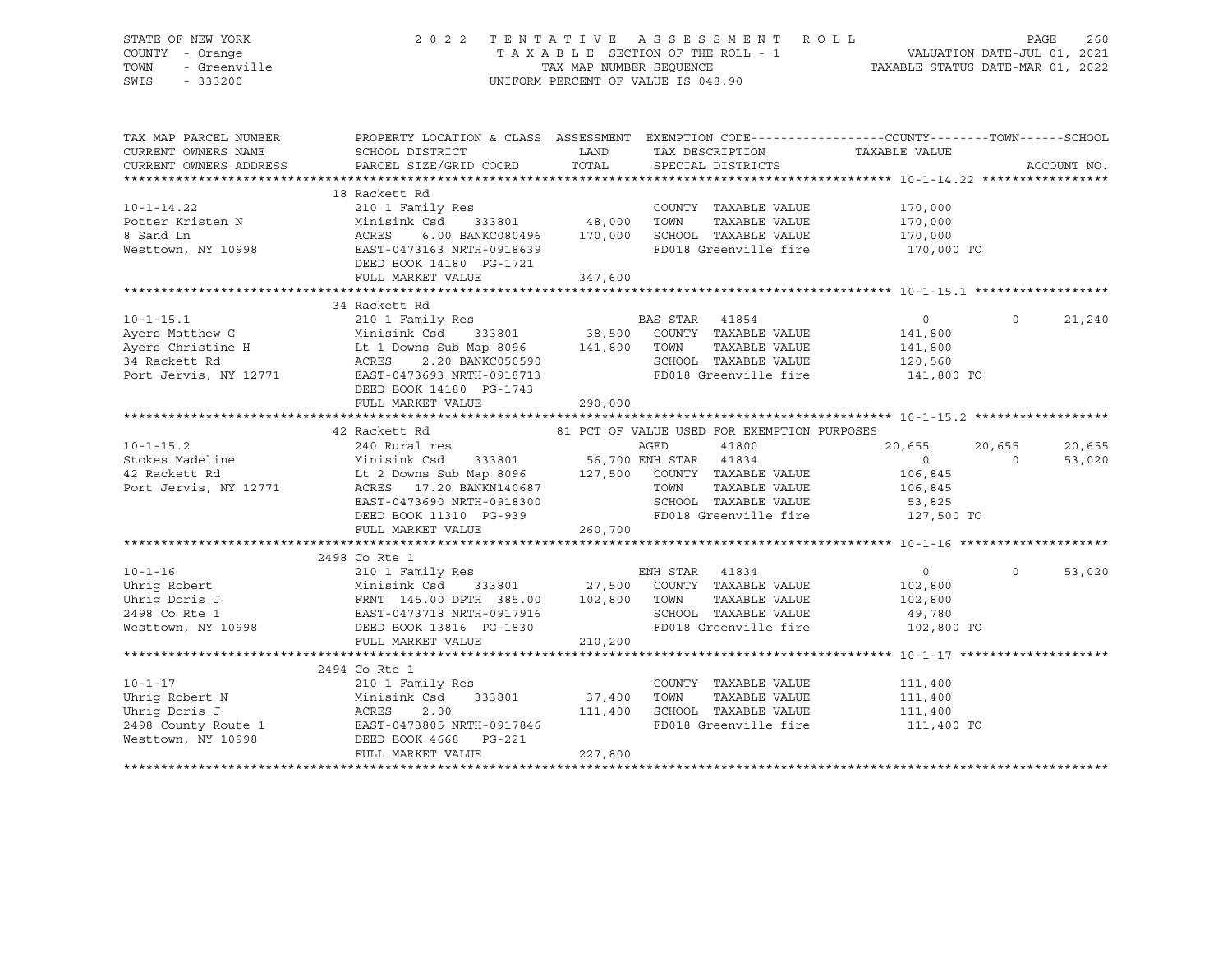STATE OF NEW YORK
COUNTY - Orange
TOWN - Greenville
SWIS - 333200

2022 TENTATIVE ASSESSMENT ROLL
TAXABLE SECTION OF THE ROLL - 1
TAX MAP NUMBER SEQUENCE
UNIFORM PERCENT OF VALUE IS 048.90

VALUATION DATE-JUL 01, 2021
TAXABLE STATUS DATE-MAR 01, 2022

| TAX MAP PARCEL NUMBER / CURRENT OWNERS NAME / CURRENT OWNERS ADDRESS | PROPERTY LOCATION & CLASS / SCHOOL DISTRICT / PARCEL SIZE/GRID COORD | ASSESSMENT LAND / TOTAL | EXEMPTION CODE / TAX DESCRIPTION / SPECIAL DISTRICTS | COUNTY TAXABLE VALUE | TOWN | SCHOOL / ACCOUNT NO. |
|---|---|---|---|---|---|---|
| **10-1-14.22** | 18 Rackett Rd | | | | | |
| 10-1-14.22 | 210 1 Family Res | | COUNTY TAXABLE VALUE | 170,000 | | |
| Potter Kristen N | Minisink Csd 333801 | 48,000 | TOWN TAXABLE VALUE | 170,000 | | |
| 8 Sand Ln | ACRES 6.00 BANKC080496 | 170,000 | SCHOOL TAXABLE VALUE | 170,000 | | |
| Westtown, NY 10998 | EAST-0473163 NRTH-0918639 | | FD018 Greenville fire | 170,000 TO | | |
| | DEED BOOK 14180 PG-1721 | | | | | |
| | FULL MARKET VALUE | 347,600 | | | | |
| **10-1-15.1** | 34 Rackett Rd | | | | | |
| 10-1-15.1 | 210 1 Family Res | | BAS STAR 41854 | 0 | 0 | 21,240 |
| Ayers Matthew G | Minisink Csd 333801 | 38,500 | COUNTY TAXABLE VALUE | 141,800 | | |
| Ayers Christine H | Lt 1 Downs Sub Map 8096 | 141,800 | TOWN TAXABLE VALUE | 141,800 | | |
| 34 Rackett Rd | ACRES 2.20 BANKC050590 | | SCHOOL TAXABLE VALUE | 120,560 | | |
| Port Jervis, NY 12771 | EAST-0473693 NRTH-0918713 | | FD018 Greenville fire | 141,800 TO | | |
| | DEED BOOK 14180 PG-1743 | | | | | |
| | FULL MARKET VALUE | 290,000 | | | | |
| **10-1-15.2** | 42 Rackett Rd | | 81 PCT OF VALUE USED FOR EXEMPTION PURPOSES | | | |
| 10-1-15.2 | 240 Rural res | | AGED 41800 | 20,655 | 20,655 | 20,655 |
| Stokes Madeline | Minisink Csd 333801 | 56,700 | ENH STAR 41834 | 0 | 0 | 53,020 |
| 42 Rackett Rd | Lt 2 Downs Sub Map 8096 | 127,500 | COUNTY TAXABLE VALUE | 106,845 | | |
| Port Jervis, NY 12771 | ACRES 17.20 BANKN140687 | | TOWN TAXABLE VALUE | 106,845 | | |
| | EAST-0473690 NRTH-0918300 | | SCHOOL TAXABLE VALUE | 53,825 | | |
| | DEED BOOK 11310 PG-939 | | FD018 Greenville fire | 127,500 TO | | |
| | FULL MARKET VALUE | 260,700 | | | | |
| **10-1-16** | 2498 Co Rte 1 | | | | | |
| 10-1-16 | 210 1 Family Res | | ENH STAR 41834 | 0 | 0 | 53,020 |
| Uhrig Robert | Minisink Csd 333801 | 27,500 | COUNTY TAXABLE VALUE | 102,800 | | |
| Uhrig Doris J | FRNT 145.00 DPTH 385.00 | 102,800 | TOWN TAXABLE VALUE | 102,800 | | |
| 2498 Co Rte 1 | EAST-0473718 NRTH-0917916 | | SCHOOL TAXABLE VALUE | 49,780 | | |
| Westtown, NY 10998 | DEED BOOK 13816 PG-1830 | | FD018 Greenville fire | 102,800 TO | | |
| | FULL MARKET VALUE | 210,200 | | | | |
| **10-1-17** | 2494 Co Rte 1 | | | | | |
| 10-1-17 | 210 1 Family Res | | COUNTY TAXABLE VALUE | 111,400 | | |
| Uhrig Robert N | Minisink Csd 333801 | 37,400 | TOWN TAXABLE VALUE | 111,400 | | |
| Uhrig Doris J | ACRES 2.00 | 111,400 | SCHOOL TAXABLE VALUE | 111,400 | | |
| 2498 County Route 1 | EAST-0473805 NRTH-0917846 | | FD018 Greenville fire | 111,400 TO | | |
| Westtown, NY 10998 | DEED BOOK 4668 PG-221 | | | | | |
| | FULL MARKET VALUE | 227,800 | | | | |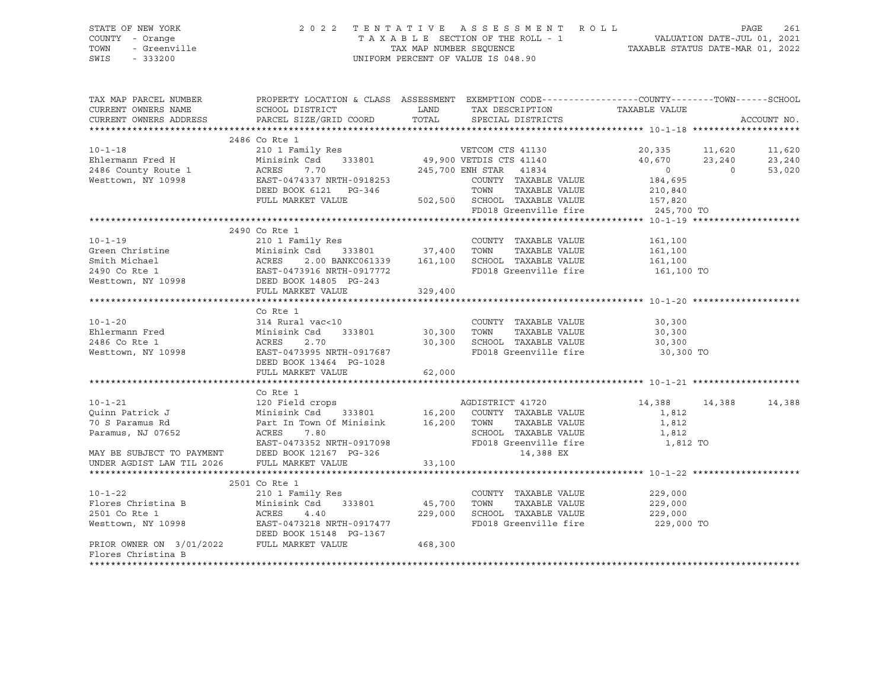STATE OF NEW YORK
COUNTY - Orange
TOWN - Greenville
SWIS - 333200

2 0 2 2 T E N T A T I V E A S S E S S M E N T R O L L
T A X A B L E SECTION OF THE ROLL - 1
TAX MAP NUMBER SEQUENCE
UNIFORM PERCENT OF VALUE IS 048.90

VALUATION DATE-JUL 01, 2021
TAXABLE STATUS DATE-MAR 01, 2022

```
TAX MAP PARCEL NUMBER      PROPERTY LOCATION & CLASS  ASSESSMENT  EXEMPTION CODE------------------COUNTY--------TOWN------SCHOOL
CURRENT OWNERS NAME        SCHOOL DISTRICT              LAND      TAX DESCRIPTION                TAXABLE VALUE
CURRENT OWNERS ADDRESS     PARCEL SIZE/GRID COORD       TOTAL     SPECIAL DISTRICTS                                    ACCOUNT NO.
******************************************************************************************************* 10-1-18 ********************
                    2486 Co Rte 1
10-1-18                    210 1 Family Res                     VETCOM CTS 41130              20,335     11,620     11,620
Ehlermann Fred H           Minisink Csd    333801       49,900 VETDIS CTS 41140              40,670     23,240     23,240
2486 County Route 1        ACRES    7.70               245,700 ENH STAR  41834                    0          0     53,020
Westtown, NY 10998         EAST-0474337 NRTH-0918253           COUNTY  TAXABLE VALUE          184,695
                           DEED BOOK 6121   PG-346              TOWN    TAXABLE VALUE          210,840
                           FULL MARKET VALUE           502,500  SCHOOL  TAXABLE VALUE          157,820
                                                                FD018 Greenville fire          245,700 TO
******************************************************************************************************* 10-1-19 ********************
                    2490 Co Rte 1
10-1-19                    210 1 Family Res                     COUNTY  TAXABLE VALUE          161,100
Green Christine            Minisink Csd    333801       37,400  TOWN    TAXABLE VALUE          161,100
Smith Michael              ACRES    2.00 BANKC061339   161,100  SCHOOL  TAXABLE VALUE          161,100
2490 Co Rte 1              EAST-0473916 NRTH-0917772            FD018 Greenville fire          161,100 TO
Westtown, NY 10998         DEED BOOK 14805  PG-243
                           FULL MARKET VALUE           329,400
******************************************************************************************************* 10-1-20 ********************
                           Co Rte 1
10-1-20                    314 Rural vac<10                     COUNTY  TAXABLE VALUE           30,300
Ehlermann Fred             Minisink Csd    333801       30,300  TOWN    TAXABLE VALUE           30,300
2486 Co Rte 1              ACRES    2.70                30,300  SCHOOL  TAXABLE VALUE           30,300
Westtown, NY 10998         EAST-0473995 NRTH-0917687            FD018 Greenville fire           30,300 TO
                           DEED BOOK 13464  PG-1028
                           FULL MARKET VALUE            62,000
******************************************************************************************************* 10-1-21 ********************
                           Co Rte 1
10-1-21                    120 Field crops                      AGDISTRICT 41720              14,388     14,388     14,388
Quinn Patrick J            Minisink Csd    333801       16,200  COUNTY  TAXABLE VALUE            1,812
70 S Paramus Rd            Part In Town Of Minisink     16,200  TOWN    TAXABLE VALUE            1,812
Paramus, NJ 07652          ACRES    7.80                        SCHOOL  TAXABLE VALUE            1,812
                           EAST-0473352 NRTH-0917098            FD018 Greenville fire            1,812 TO
MAY BE SUBJECT TO PAYMENT  DEED BOOK 12167  PG-326                 14,388 EX
UNDER AGDIST LAW TIL 2026  FULL MARKET VALUE            33,100
******************************************************************************************************* 10-1-22 ********************
                    2501 Co Rte 1
10-1-22                    210 1 Family Res                     COUNTY  TAXABLE VALUE          229,000
Flores Christina B         Minisink Csd    333801       45,700  TOWN    TAXABLE VALUE          229,000
2501 Co Rte 1              ACRES    4.40               229,000  SCHOOL  TAXABLE VALUE          229,000
Westtown, NY 10998         EAST-0473218 NRTH-0917477            FD018 Greenville fire          229,000 TO
                           DEED BOOK 15148  PG-1367
PRIOR OWNER ON 3/01/2022   FULL MARKET VALUE           468,300
Flores Christina B
************************************************************************************************************************************
```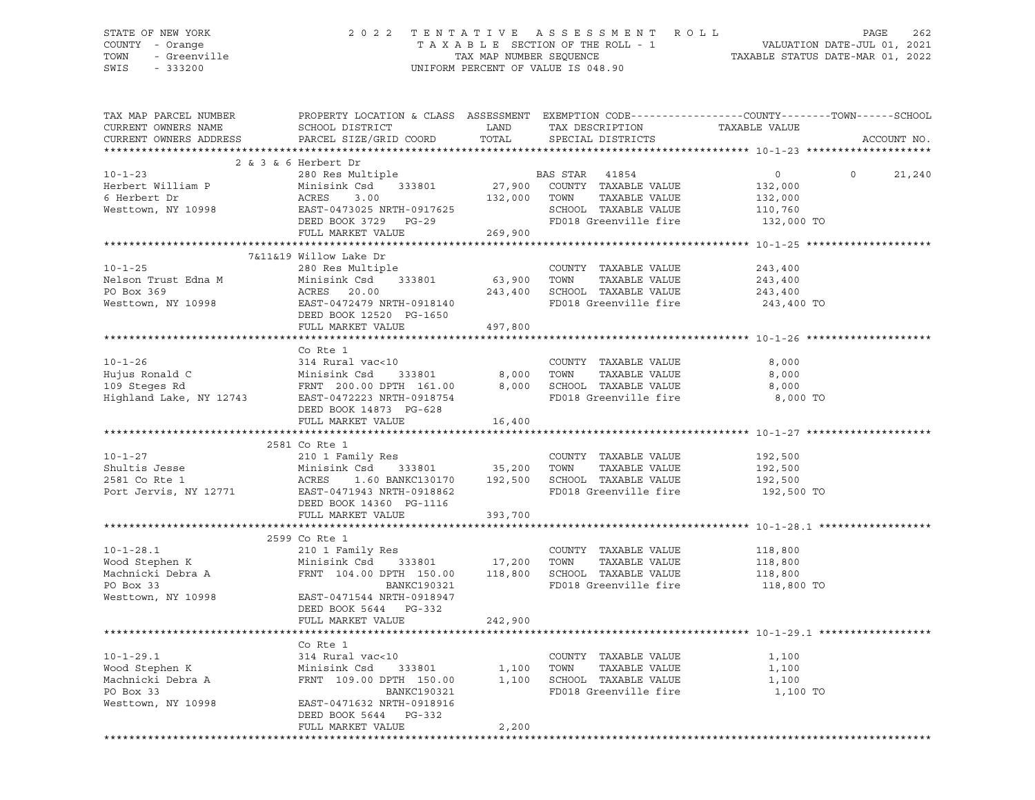STATE OF NEW YORK | COUNTY - Orange | TOWN - Greenville | SWIS - 333200

2022 TENTATIVE ASSESSMENT ROLL
TAXABLE SECTION OF THE ROLL - 1
TAX MAP NUMBER SEQUENCE
UNIFORM PERCENT OF VALUE IS 048.90

VALUATION DATE-JUL 01, 2021
TAXABLE STATUS DATE-MAR 01, 2022

```
TAX MAP PARCEL NUMBER          PROPERTY LOCATION & CLASS  ASSESSMENT  EXEMPTION CODE------------------COUNTY--------TOWN------SCHOOL
CURRENT OWNERS NAME            SCHOOL DISTRICT               LAND      TAX DESCRIPTION             TAXABLE VALUE
CURRENT OWNERS ADDRESS         PARCEL SIZE/GRID COORD        TOTAL     SPECIAL DISTRICTS                                      ACCOUNT NO.
******************************************************************************************************* 10-1-23 ********************
                    2 & 3 & 6 Herbert Dr
10-1-23                        280 Res Multiple                        BAS STAR  41854                  0            0       21,240
Herbert William P              Minisink Csd    333801       27,900     COUNTY  TAXABLE VALUE        132,000
6 Herbert Dr                   ACRES     3.00              132,000     TOWN    TAXABLE VALUE        132,000
Westtown, NY 10998             EAST-0473025 NRTH-0917625               SCHOOL  TAXABLE VALUE        110,760
                               DEED BOOK 3729   PG-29                  FD018 Greenville fire          132,000 TO
                               FULL MARKET VALUE           269,900
******************************************************************************************************* 10-1-25 ********************
                    7&11&19 Willow Lake Dr
10-1-25                        280 Res Multiple                        COUNTY  TAXABLE VALUE        243,400
Nelson Trust Edna M            Minisink Csd    333801       63,900     TOWN    TAXABLE VALUE        243,400
PO Box 369                     ACRES    20.00              243,400     SCHOOL  TAXABLE VALUE        243,400
Westtown, NY 10998             EAST-0472479 NRTH-0918140               FD018 Greenville fire          243,400 TO
                               DEED BOOK 12520  PG-1650
                               FULL MARKET VALUE           497,800
******************************************************************************************************* 10-1-26 ********************
                    Co Rte 1
10-1-26                        314 Rural vac<10                        COUNTY  TAXABLE VALUE          8,000
Hujus Ronald C                 Minisink Csd    333801        8,000     TOWN    TAXABLE VALUE          8,000
109 Steges Rd                  FRNT 200.00 DPTH 161.00       8,000     SCHOOL  TAXABLE VALUE          8,000
Highland Lake, NY 12743        EAST-0472223 NRTH-0918754               FD018 Greenville fire            8,000 TO
                               DEED BOOK 14873  PG-628
                               FULL MARKET VALUE            16,400
******************************************************************************************************* 10-1-27 ********************
                    2581 Co Rte 1
10-1-27                        210 1 Family Res                        COUNTY  TAXABLE VALUE        192,500
Shultis Jesse                  Minisink Csd    333801       35,200     TOWN    TAXABLE VALUE        192,500
2581 Co Rte 1                  ACRES     1.60 BANKC130170  192,500     SCHOOL  TAXABLE VALUE        192,500
Port Jervis, NY 12771          EAST-0471943 NRTH-0918862               FD018 Greenville fire          192,500 TO
                               DEED BOOK 14360  PG-1116
                               FULL MARKET VALUE           393,700
******************************************************************************************************* 10-1-28.1 ******************
                    2599 Co Rte 1
10-1-28.1                      210 1 Family Res                        COUNTY  TAXABLE VALUE        118,800
Wood Stephen K                 Minisink Csd    333801       17,200     TOWN    TAXABLE VALUE        118,800
Machnicki Debra A              FRNT 104.00 DPTH 150.00     118,800     SCHOOL  TAXABLE VALUE        118,800
PO Box 33                                    BANKC190321               FD018 Greenville fire          118,800 TO
Westtown, NY 10998             EAST-0471544 NRTH-0918947
                               DEED BOOK 5644   PG-332
                               FULL MARKET VALUE           242,900
******************************************************************************************************* 10-1-29.1 ******************
                    Co Rte 1
10-1-29.1                      314 Rural vac<10                        COUNTY  TAXABLE VALUE          1,100
Wood Stephen K                 Minisink Csd    333801        1,100     TOWN    TAXABLE VALUE          1,100
Machnicki Debra A              FRNT 109.00 DPTH 150.00       1,100     SCHOOL  TAXABLE VALUE          1,100
PO Box 33                                    BANKC190321               FD018 Greenville fire            1,100 TO
Westtown, NY 10998             EAST-0471632 NRTH-0918916
                               DEED BOOK 5644   PG-332
                               FULL MARKET VALUE             2,200
************************************************************************************************************************************
```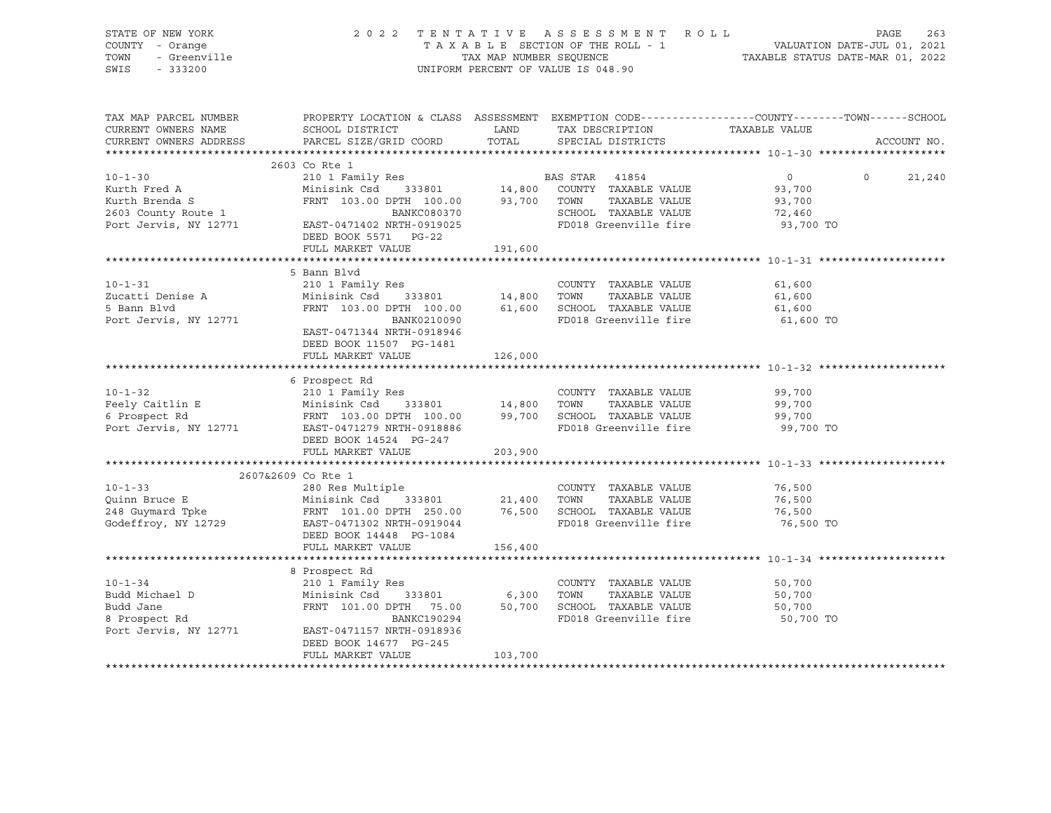STATE OF NEW YORK
COUNTY - Orange
TOWN - Greenville
SWIS - 333200

2022 TENTATIVE ASSESSMENT ROLL
TAXABLE SECTION OF THE ROLL - 1
TAX MAP NUMBER SEQUENCE
UNIFORM PERCENT OF VALUE IS 048.90

VALUATION DATE-JUL 01, 2021
TAXABLE STATUS DATE-MAR 01, 2022

| TAX MAP PARCEL NUMBER / CURRENT OWNERS NAME / CURRENT OWNERS ADDRESS | PROPERTY LOCATION & CLASS / SCHOOL DISTRICT / PARCEL SIZE/GRID COORD | ASSESSMENT LAND / TOTAL | EXEMPTION CODE / TAX DESCRIPTION / SPECIAL DISTRICTS | COUNTY TAXABLE VALUE | TOWN | SCHOOL | ACCOUNT NO. |
|---|---|---|---|---|---|---|---|
| **10-1-30** | 2603 Co Rte 1 | | | | | | |
| 10-1-30 | 210 1 Family Res | | BAS STAR 41854 | 0 | 0 | 21,240 | |
| Kurth Fred A | Minisink Csd 333801 | 14,800 | COUNTY TAXABLE VALUE | 93,700 | | | |
| Kurth Brenda S | FRNT 103.00 DPTH 100.00 | 93,700 | TOWN TAXABLE VALUE | 93,700 | | | |
| 2603 County Route 1 | BANKC080370 | | SCHOOL TAXABLE VALUE | 72,460 | | | |
| Port Jervis, NY 12771 | EAST-0471402 NRTH-0919025 | | FD018 Greenville fire | 93,700 TO | | | |
| | DEED BOOK 5571 PG-22 | | | | | | |
| | FULL MARKET VALUE | 191,600 | | | | | |
| **10-1-31** | 5 Bann Blvd | | | | | | |
| 10-1-31 | 210 1 Family Res | | COUNTY TAXABLE VALUE | 61,600 | | | |
| Zucatti Denise A | Minisink Csd 333801 | 14,800 | TOWN TAXABLE VALUE | 61,600 | | | |
| 5 Bann Blvd | FRNT 103.00 DPTH 100.00 | 61,600 | SCHOOL TAXABLE VALUE | 61,600 | | | |
| Port Jervis, NY 12771 | BANK0210090 | | FD018 Greenville fire | 61,600 TO | | | |
| | EAST-0471344 NRTH-0918946 | | | | | | |
| | DEED BOOK 11507 PG-1481 | | | | | | |
| | FULL MARKET VALUE | 126,000 | | | | | |
| **10-1-32** | 6 Prospect Rd | | | | | | |
| 10-1-32 | 210 1 Family Res | | COUNTY TAXABLE VALUE | 99,700 | | | |
| Feely Caitlin E | Minisink Csd 333801 | 14,800 | TOWN TAXABLE VALUE | 99,700 | | | |
| 6 Prospect Rd | FRNT 103.00 DPTH 100.00 | 99,700 | SCHOOL TAXABLE VALUE | 99,700 | | | |
| Port Jervis, NY 12771 | EAST-0471279 NRTH-0918886 | | FD018 Greenville fire | 99,700 TO | | | |
| | DEED BOOK 14524 PG-247 | | | | | | |
| | FULL MARKET VALUE | 203,900 | | | | | |
| **10-1-33** | 2607&2609 Co Rte 1 | | | | | | |
| 10-1-33 | 280 Res Multiple | | COUNTY TAXABLE VALUE | 76,500 | | | |
| Quinn Bruce E | Minisink Csd 333801 | 21,400 | TOWN TAXABLE VALUE | 76,500 | | | |
| 248 Guymard Tpke | FRNT 101.00 DPTH 250.00 | 76,500 | SCHOOL TAXABLE VALUE | 76,500 | | | |
| Godeffroy, NY 12729 | EAST-0471302 NRTH-0919044 | | FD018 Greenville fire | 76,500 TO | | | |
| | DEED BOOK 14448 PG-1084 | | | | | | |
| | FULL MARKET VALUE | 156,400 | | | | | |
| **10-1-34** | 8 Prospect Rd | | | | | | |
| 10-1-34 | 210 1 Family Res | | COUNTY TAXABLE VALUE | 50,700 | | | |
| Budd Michael D | Minisink Csd 333801 | 6,300 | TOWN TAXABLE VALUE | 50,700 | | | |
| Budd Jane | FRNT 101.00 DPTH 75.00 | 50,700 | SCHOOL TAXABLE VALUE | 50,700 | | | |
| 8 Prospect Rd | BANKC190294 | | FD018 Greenville fire | 50,700 TO | | | |
| Port Jervis, NY 12771 | EAST-0471157 NRTH-0918936 | | | | | | |
| | DEED BOOK 14677 PG-245 | | | | | | |
| | FULL MARKET VALUE | 103,700 | | | | | |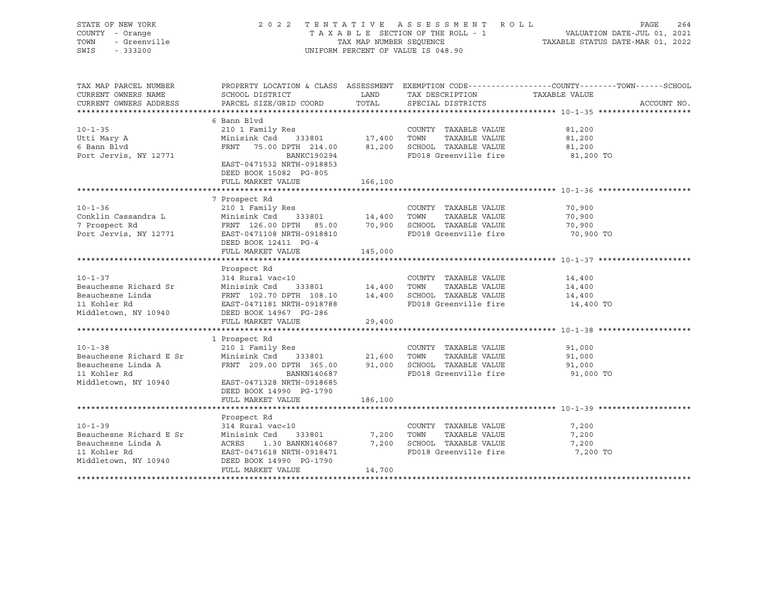STATE OF NEW YORK | COUNTY - Orange | TOWN - Greenville | SWIS - 333200

**2022 TENTATIVE ASSESSMENT ROLL**
TAXABLE SECTION OF THE ROLL - 1
TAX MAP NUMBER SEQUENCE
UNIFORM PERCENT OF VALUE IS 048.90

VALUATION DATE-JUL 01, 2021
TAXABLE STATUS DATE-MAR 01, 2022

| TAX MAP PARCEL NUMBER / CURRENT OWNERS NAME / CURRENT OWNERS ADDRESS | PROPERTY LOCATION & CLASS / SCHOOL DISTRICT / PARCEL SIZE/GRID COORD | ASSESSMENT LAND / TOTAL | EXEMPTION CODE / TAX DESCRIPTION / SPECIAL DISTRICTS | TAXABLE VALUE (COUNTY--TOWN--SCHOOL) | ACCOUNT NO. |
|---|---|---|---|---|---|
| **10-1-35** | 6 Bann Blvd | | | | |
| | 210 1 Family Res | | COUNTY TAXABLE VALUE | 81,200 | |
| Utti Mary A | Minisink Csd 333801 | 17,400 | TOWN TAXABLE VALUE | 81,200 | |
| 6 Bann Blvd | FRNT 75.00 DPTH 214.00 | 81,200 | SCHOOL TAXABLE VALUE | 81,200 | |
| Port Jervis, NY 12771 | BANKC190294 | | FD018 Greenville fire | 81,200 TO | |
| | EAST-0471532 NRTH-0918853 | | | | |
| | DEED BOOK 15082 PG-805 | | | | |
| | FULL MARKET VALUE | 166,100 | | | |
| **10-1-36** | 7 Prospect Rd | | | | |
| | 210 1 Family Res | | COUNTY TAXABLE VALUE | 70,900 | |
| Conklin Cassandra L | Minisink Csd 333801 | 14,400 | TOWN TAXABLE VALUE | 70,900 | |
| 7 Prospect Rd | FRNT 126.00 DPTH 85.00 | 70,900 | SCHOOL TAXABLE VALUE | 70,900 | |
| Port Jervis, NY 12771 | EAST-0471108 NRTH-0918810 | | FD018 Greenville fire | 70,900 TO | |
| | DEED BOOK 12411 PG-4 | | | | |
| | FULL MARKET VALUE | 145,000 | | | |
| **10-1-37** | Prospect Rd | | | | |
| | 314 Rural vac<10 | | COUNTY TAXABLE VALUE | 14,400 | |
| Beauchesne Richard Sr | Minisink Csd 333801 | 14,400 | TOWN TAXABLE VALUE | 14,400 | |
| Beauchesne Linda | FRNT 102.70 DPTH 108.10 | 14,400 | SCHOOL TAXABLE VALUE | 14,400 | |
| 11 Kohler Rd | EAST-0471181 NRTH-0918788 | | FD018 Greenville fire | 14,400 TO | |
| Middletown, NY 10940 | DEED BOOK 14967 PG-286 | | | | |
| | FULL MARKET VALUE | 29,400 | | | |
| **10-1-38** | 1 Prospect Rd | | | | |
| | 210 1 Family Res | | COUNTY TAXABLE VALUE | 91,000 | |
| Beauchesne Richard E Sr | Minisink Csd 333801 | 21,600 | TOWN TAXABLE VALUE | 91,000 | |
| Beauchesne Linda A | FRNT 209.00 DPTH 365.00 | 91,000 | SCHOOL TAXABLE VALUE | 91,000 | |
| 11 Kohler Rd | BANKN140687 | | FD018 Greenville fire | 91,000 TO | |
| Middletown, NY 10940 | EAST-0471328 NRTH-0918685 | | | | |
| | DEED BOOK 14990 PG-1790 | | | | |
| | FULL MARKET VALUE | 186,100 | | | |
| **10-1-39** | Prospect Rd | | | | |
| | 314 Rural vac<10 | | COUNTY TAXABLE VALUE | 7,200 | |
| Beauchesne Richard E Sr | Minisink Csd 333801 | 7,200 | TOWN TAXABLE VALUE | 7,200 | |
| Beauchesne Linda A | ACRES 1.30 BANKN140687 | 7,200 | SCHOOL TAXABLE VALUE | 7,200 | |
| 11 Kohler Rd | EAST-0471618 NRTH-0918471 | | FD018 Greenville fire | 7,200 TO | |
| Middletown, NY 10940 | DEED BOOK 14990 PG-1790 | | | | |
| | FULL MARKET VALUE | 14,700 | | | |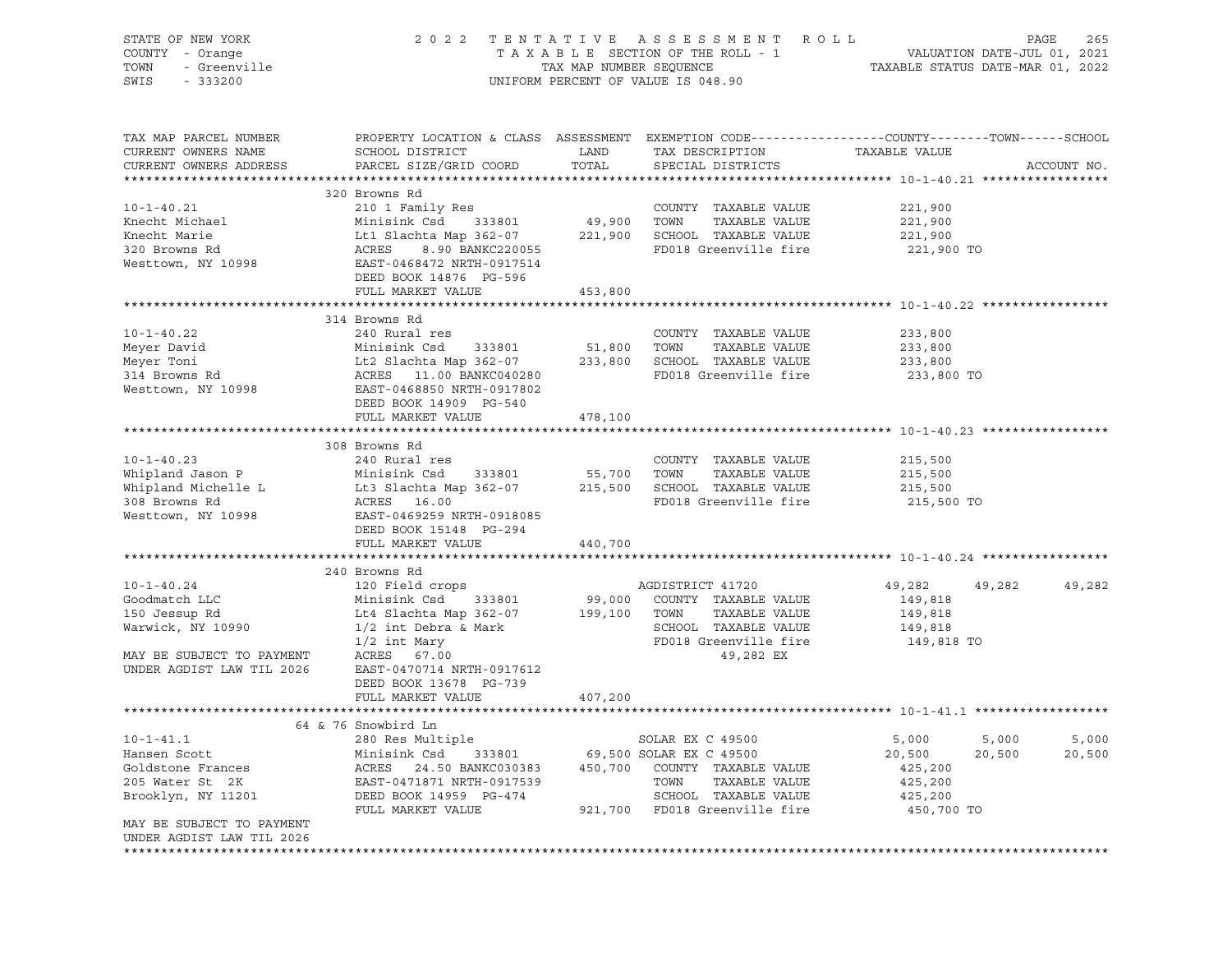STATE OF NEW YORK — 2022 TENTATIVE ASSESSMENT ROLL
COUNTY - Orange — TAXABLE SECTION OF THE ROLL - 1 — VALUATION DATE-JUL 01, 2021
TOWN - Greenville — TAX MAP NUMBER SEQUENCE — TAXABLE STATUS DATE-MAR 01, 2022
SWIS - 333200 — UNIFORM PERCENT OF VALUE IS 048.90

| TAX MAP PARCEL NUMBER / CURRENT OWNERS NAME / CURRENT OWNERS ADDRESS | PROPERTY LOCATION & CLASS / SCHOOL DISTRICT / PARCEL SIZE/GRID COORD | ASSESSMENT LAND | TOTAL | EXEMPTION CODE / TAX DESCRIPTION / SPECIAL DISTRICTS | COUNTY | TOWN | SCHOOL |
|---|---|---|---|---|---|---|---|
| **10-1-40.21** | 320 Browns Rd | | | | | | |
| 10-1-40.21 | 210 1 Family Res | | | COUNTY TAXABLE VALUE | 221,900 | | |
| Knecht Michael | Minisink Csd 333801 | 49,900 | | TOWN TAXABLE VALUE | | 221,900 | |
| Knecht Marie | Lt1 Slachta Map 362-07 | | 221,900 | SCHOOL TAXABLE VALUE | | | 221,900 |
| 320 Browns Rd | ACRES 8.90 BANKC220055 | | | FD018 Greenville fire | 221,900 TO | | |
| Westtown, NY 10998 | EAST-0468472 NRTH-0917514 | | | | | | |
| | DEED BOOK 14876 PG-596 | | | | | | |
| | FULL MARKET VALUE | | 453,800 | | | | |
| **10-1-40.22** | 314 Browns Rd | | | | | | |
| 10-1-40.22 | 240 Rural res | | | COUNTY TAXABLE VALUE | 233,800 | | |
| Meyer David | Minisink Csd 333801 | 51,800 | | TOWN TAXABLE VALUE | | 233,800 | |
| Meyer Toni | Lt2 Slachta Map 362-07 | | 233,800 | SCHOOL TAXABLE VALUE | | | 233,800 |
| 314 Browns Rd | ACRES 11.00 BANKC040280 | | | FD018 Greenville fire | 233,800 TO | | |
| Westtown, NY 10998 | EAST-0468850 NRTH-0917802 | | | | | | |
| | DEED BOOK 14909 PG-540 | | | | | | |
| | FULL MARKET VALUE | | 478,100 | | | | |
| **10-1-40.23** | 308 Browns Rd | | | | | | |
| 10-1-40.23 | 240 Rural res | | | COUNTY TAXABLE VALUE | 215,500 | | |
| Whipland Jason P | Minisink Csd 333801 | 55,700 | | TOWN TAXABLE VALUE | | 215,500 | |
| Whipland Michelle L | Lt3 Slachta Map 362-07 | | 215,500 | SCHOOL TAXABLE VALUE | | | 215,500 |
| 308 Browns Rd | ACRES 16.00 | | | FD018 Greenville fire | 215,500 TO | | |
| Westtown, NY 10998 | EAST-0469259 NRTH-0918085 | | | | | | |
| | DEED BOOK 15148 PG-294 | | | | | | |
| | FULL MARKET VALUE | | 440,700 | | | | |
| **10-1-40.24** | 240 Browns Rd | | | | | | |
| 10-1-40.24 | 120 Field crops | | | AGDISTRICT 41720 | 49,282 | 49,282 | 49,282 |
| Goodmatch LLC | Minisink Csd 333801 | 99,000 | | COUNTY TAXABLE VALUE | 149,818 | | |
| 150 Jessup Rd | Lt4 Slachta Map 362-07 | | 199,100 | TOWN TAXABLE VALUE | | 149,818 | |
| Warwick, NY 10990 | 1/2 int Debra & Mark | | | SCHOOL TAXABLE VALUE | | | 149,818 |
| | 1/2 int Mary | | | FD018 Greenville fire | 149,818 TO | | |
| MAY BE SUBJECT TO PAYMENT | ACRES 67.00 | | | 49,282 EX | | | |
| UNDER AGDIST LAW TIL 2026 | EAST-0470714 NRTH-0917612 | | | | | | |
| | DEED BOOK 13678 PG-739 | | | | | | |
| | FULL MARKET VALUE | | 407,200 | | | | |
| **10-1-41.1** | 64 & 76 Snowbird Ln | | | | | | |
| 10-1-41.1 | 280 Res Multiple | | | SOLAR EX C 49500 | 5,000 | 5,000 | 5,000 |
| Hansen Scott | Minisink Csd 333801 | 69,500 | | SOLAR EX C 49500 | 20,500 | 20,500 | 20,500 |
| Goldstone Frances | ACRES 24.50 BANKC030383 | | 450,700 | COUNTY TAXABLE VALUE | 425,200 | | |
| 205 Water St 2K | EAST-0471871 NRTH-0917539 | | | TOWN TAXABLE VALUE | | 425,200 | |
| Brooklyn, NY 11201 | DEED BOOK 14959 PG-474 | | | SCHOOL TAXABLE VALUE | | | 425,200 |
| | FULL MARKET VALUE | | 921,700 | FD018 Greenville fire | 450,700 TO | | |
| MAY BE SUBJECT TO PAYMENT | | | | | | | |
| UNDER AGDIST LAW TIL 2026 | | | | | | | |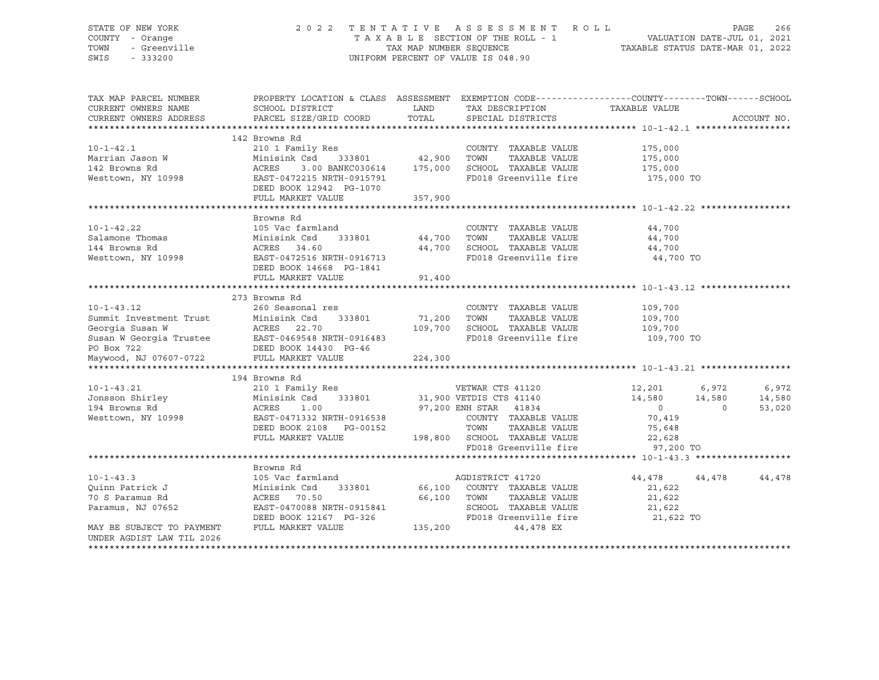STATE OF NEW YORK
COUNTY - Orange
TOWN - Greenville
SWIS - 333200

2022 TENTATIVE ASSESSMENT ROLL
TAXABLE SECTION OF THE ROLL - 1
TAX MAP NUMBER SEQUENCE
UNIFORM PERCENT OF VALUE IS 048.90

VALUATION DATE-JUL 01, 2021
TAXABLE STATUS DATE-MAR 01, 2022

| TAX MAP PARCEL NUMBER / CURRENT OWNERS NAME / CURRENT OWNERS ADDRESS | PROPERTY LOCATION & CLASS / SCHOOL DISTRICT / PARCEL SIZE/GRID COORD | ASSESSMENT LAND / TOTAL | EXEMPTION CODE / TAX DESCRIPTION / SPECIAL DISTRICTS | COUNTY TAXABLE VALUE | TOWN | SCHOOL |
|---|---|---|---|---|---|---|
| **10-1-42.1** | 142 Browns Rd | | | | | |
| 10-1-42.1 | 210 1 Family Res | | COUNTY TAXABLE VALUE | 175,000 | | |
| Marrian Jason W | Minisink Csd 333801 | 42,900 | TOWN TAXABLE VALUE | 175,000 | | |
| 142 Browns Rd | ACRES 3.00 BANKC030614 | 175,000 | SCHOOL TAXABLE VALUE | 175,000 | | |
| Westtown, NY 10998 | EAST-0472215 NRTH-0915791 | | FD018 Greenville fire | 175,000 TO | | |
| | DEED BOOK 12942 PG-1070 | | | | | |
| | FULL MARKET VALUE | 357,900 | | | | |
| **10-1-42.22** | Browns Rd | | | | | |
| 10-1-42.22 | 105 Vac farmland | | COUNTY TAXABLE VALUE | 44,700 | | |
| Salamone Thomas | Minisink Csd 333801 | 44,700 | TOWN TAXABLE VALUE | 44,700 | | |
| 144 Browns Rd | ACRES 34.60 | 44,700 | SCHOOL TAXABLE VALUE | 44,700 | | |
| Westtown, NY 10998 | EAST-0472516 NRTH-0916713 | | FD018 Greenville fire | 44,700 TO | | |
| | DEED BOOK 14668 PG-1841 | | | | | |
| | FULL MARKET VALUE | 91,400 | | | | |
| **10-1-43.12** | 273 Browns Rd | | | | | |
| 10-1-43.12 | 260 Seasonal res | | COUNTY TAXABLE VALUE | 109,700 | | |
| Summit Investment Trust | Minisink Csd 333801 | 71,200 | TOWN TAXABLE VALUE | 109,700 | | |
| Georgia Susan W | ACRES 22.70 | 109,700 | SCHOOL TAXABLE VALUE | 109,700 | | |
| Susan W Georgia Trustee | EAST-0469548 NRTH-0916483 | | FD018 Greenville fire | 109,700 TO | | |
| PO Box 722 | DEED BOOK 14430 PG-46 | | | | | |
| Maywood, NJ 07607-0722 | FULL MARKET VALUE | 224,300 | | | | |
| **10-1-43.21** | 194 Browns Rd | | | | | |
| 10-1-43.21 | 210 1 Family Res | | VETWAR CTS 41120 | 12,201 | 6,972 | 6,972 |
| Jonsson Shirley | Minisink Csd 333801 | 31,900 | VETDIS CTS 41140 | 14,580 | 14,580 | 14,580 |
| 194 Browns Rd | ACRES 1.00 | 97,200 | ENH STAR 41834 | 0 | 0 | 53,020 |
| Westtown, NY 10998 | EAST-0471332 NRTH-0916538 | | COUNTY TAXABLE VALUE | 70,419 | | |
| | DEED BOOK 2108 PG-00152 | | TOWN TAXABLE VALUE | 75,648 | | |
| | FULL MARKET VALUE | 198,800 | SCHOOL TAXABLE VALUE | 22,628 | | |
| | | | FD018 Greenville fire | 97,200 TO | | |
| **10-1-43.3** | Browns Rd | | | | | |
| 10-1-43.3 | 105 Vac farmland | | AGDISTRICT 41720 | 44,478 | 44,478 | 44,478 |
| Quinn Patrick J | Minisink Csd 333801 | 66,100 | COUNTY TAXABLE VALUE | 21,622 | | |
| 70 S Paramus Rd | ACRES 70.50 | 66,100 | TOWN TAXABLE VALUE | 21,622 | | |
| Paramus, NJ 07652 | EAST-0470088 NRTH-0915841 | | SCHOOL TAXABLE VALUE | 21,622 | | |
| | DEED BOOK 12167 PG-326 | | FD018 Greenville fire | 21,622 TO | | |
| MAY BE SUBJECT TO PAYMENT | FULL MARKET VALUE | 135,200 | 44,478 EX | | | |
| UNDER AGDIST LAW TIL 2026 | | | | | | |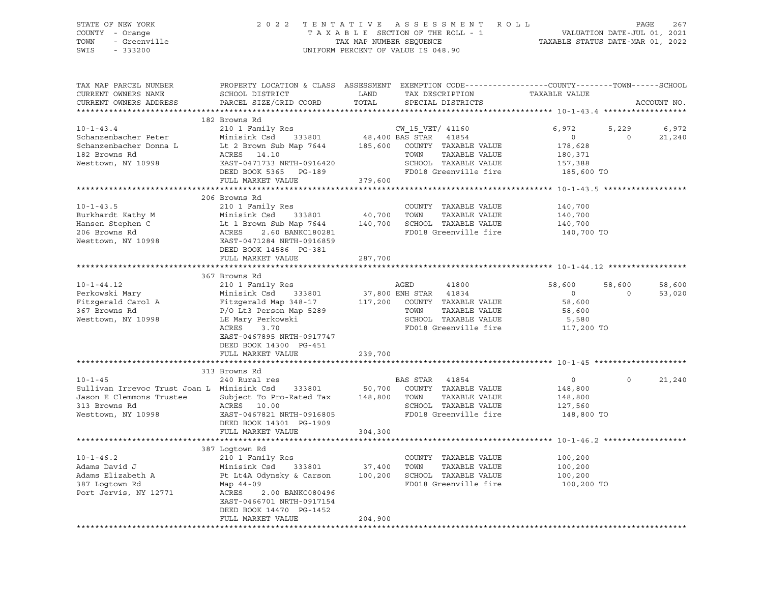STATE OF NEW YORK — 2022 TENTATIVE ASSESSMENT ROLL
COUNTY - Orange — TAXABLE SECTION OF THE ROLL - 1 — VALUATION DATE-JUL 01, 2021
TOWN - Greenville — TAX MAP NUMBER SEQUENCE — TAXABLE STATUS DATE-MAR 01, 2022
SWIS - 333200 — UNIFORM PERCENT OF VALUE IS 048.90

| TAX MAP PARCEL NUMBER / CURRENT OWNERS NAME / CURRENT OWNERS ADDRESS | PROPERTY LOCATION & CLASS / SCHOOL DISTRICT / PARCEL SIZE/GRID COORD | ASSESSMENT LAND / TOTAL | EXEMPTION CODE / TAX DESCRIPTION / SPECIAL DISTRICTS | COUNTY TAXABLE VALUE | TOWN | SCHOOL / ACCOUNT NO. |
|---|---|---|---|---|---|---|
| | 182 Browns Rd | | | | | |
| 10-1-43.4 | 210 1 Family Res | | CW_15_VET/ 41160 | 6,972 | 5,229 | 6,972 |
| Schanzenbacher Peter | Minisink Csd 333801 | 48,400 | BAS STAR 41854 | 0 | 0 | 21,240 |
| Schanzenbacher Donna L | Lt 2 Brown Sub Map 7644 | 185,600 | COUNTY TAXABLE VALUE | 178,628 | | |
| 182 Browns Rd | ACRES 14.10 | | TOWN TAXABLE VALUE | 180,371 | | |
| Westtown, NY 10998 | EAST-0471733 NRTH-0916420 | | SCHOOL TAXABLE VALUE | 157,388 | | |
| | DEED BOOK 5365 PG-189 | | FD018 Greenville fire | 185,600 TO | | |
| | FULL MARKET VALUE | 379,600 | | | | |
| | 206 Browns Rd | | | | | |
| 10-1-43.5 | 210 1 Family Res | | COUNTY TAXABLE VALUE | 140,700 | | |
| Burkhardt Kathy M | Minisink Csd 333801 | 40,700 | TOWN TAXABLE VALUE | 140,700 | | |
| Hansen Stephen C | Lt 1 Brown Sub Map 7644 | 140,700 | SCHOOL TAXABLE VALUE | 140,700 | | |
| 206 Browns Rd | ACRES 2.60 BANKC180281 | | FD018 Greenville fire | 140,700 TO | | |
| Westtown, NY 10998 | EAST-0471284 NRTH-0916859 | | | | | |
| | DEED BOOK 14586 PG-381 | | | | | |
| | FULL MARKET VALUE | 287,700 | | | | |
| | 367 Browns Rd | | | | | |
| 10-1-44.12 | 210 1 Family Res | | AGED 41800 | 58,600 | 58,600 | 58,600 |
| Perkowski Mary | Minisink Csd 333801 | 37,800 | ENH STAR 41834 | 0 | 0 | 53,020 |
| Fitzgerald Carol A | Fitzgerald Map 348-17 | 117,200 | COUNTY TAXABLE VALUE | 58,600 | | |
| 367 Browns Rd | P/O Lt3 Person Map 5289 | | TOWN TAXABLE VALUE | 58,600 | | |
| Westtown, NY 10998 | LE Mary Perkowski | | SCHOOL TAXABLE VALUE | 5,580 | | |
| | ACRES 3.70 | | FD018 Greenville fire | 117,200 TO | | |
| | EAST-0467895 NRTH-0917747 | | | | | |
| | DEED BOOK 14300 PG-451 | | | | | |
| | FULL MARKET VALUE | 239,700 | | | | |
| | 313 Browns Rd | | | | | |
| 10-1-45 | 240 Rural res | | BAS STAR 41854 | 0 | 0 | 21,240 |
| Sullivan Irrevoc Trust Joan L | Minisink Csd 333801 | 50,700 | COUNTY TAXABLE VALUE | 148,800 | | |
| Jason E Clemmons Trustee | Subject To Pro-Rated Tax | 148,800 | TOWN TAXABLE VALUE | 148,800 | | |
| 313 Browns Rd | ACRES 10.00 | | SCHOOL TAXABLE VALUE | 127,560 | | |
| Westtown, NY 10998 | EAST-0467821 NRTH-0916805 | | FD018 Greenville fire | 148,800 TO | | |
| | DEED BOOK 14301 PG-1909 | | | | | |
| | FULL MARKET VALUE | 304,300 | | | | |
| | 387 Logtown Rd | | | | | |
| 10-1-46.2 | 210 1 Family Res | | COUNTY TAXABLE VALUE | 100,200 | | |
| Adams David J | Minisink Csd 333801 | 37,400 | TOWN TAXABLE VALUE | 100,200 | | |
| Adams Elizabeth A | Pt Lt4A Odynsky & Carson | 100,200 | SCHOOL TAXABLE VALUE | 100,200 | | |
| 387 Logtown Rd | Map 44-09 | | FD018 Greenville fire | 100,200 TO | | |
| Port Jervis, NY 12771 | ACRES 2.00 BANKC080496 | | | | | |
| | EAST-0466701 NRTH-0917154 | | | | | |
| | DEED BOOK 14470 PG-1452 | | | | | |
| | FULL MARKET VALUE | 204,900 | | | | |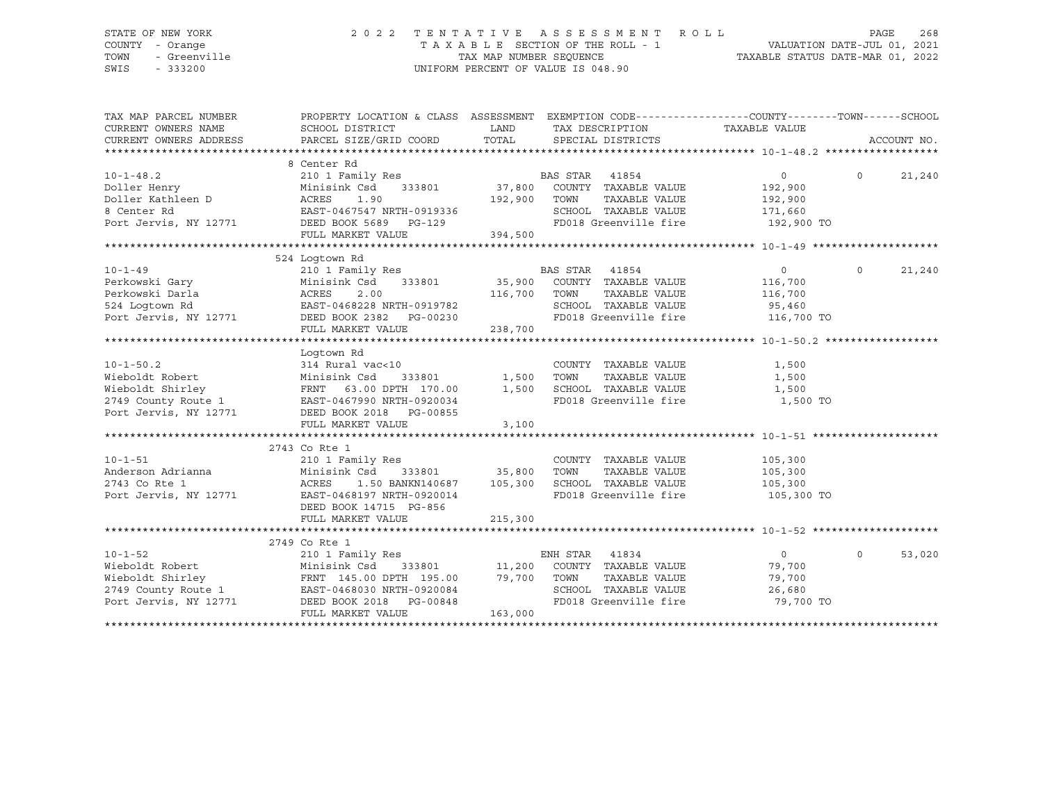STATE OF NEW YORK                    2 0 2 2  T E N T A T I V E  A S S E S S M E N T  R O L L
COUNTY - Orange                      T A X A B L E SECTION OF THE ROLL - 1          VALUATION DATE-JUL 01, 2021
TOWN - Greenville                    TAX MAP NUMBER SEQUENCE                        TAXABLE STATUS DATE-MAR 01, 2022
SWIS - 333200                        UNIFORM PERCENT OF VALUE IS 048.90

| TAX MAP PARCEL NUMBER<br>CURRENT OWNERS NAME<br>CURRENT OWNERS ADDRESS | PROPERTY LOCATION & CLASS<br>SCHOOL DISTRICT<br>PARCEL SIZE/GRID COORD | ASSESSMENT<br>LAND<br>TOTAL | EXEMPTION CODE<br>TAX DESCRIPTION<br>SPECIAL DISTRICTS | COUNTY TOWN<br>TAXABLE VALUE | SCHOOL<br>ACCOUNT NO. |
|---|---|---|---|---|---|
| **10-1-48.2** | 8 Center Rd | | | | |
| 10-1-48.2 | 210 1 Family Res | | BAS STAR 41854 | 0 | 0 21,240 |
| Doller Henry | Minisink Csd 333801 | 37,800 | COUNTY TAXABLE VALUE | 192,900 | |
| Doller Kathleen D | ACRES 1.90 | 192,900 | TOWN TAXABLE VALUE | 192,900 | |
| 8 Center Rd | EAST-0467547 NRTH-0919336 | | SCHOOL TAXABLE VALUE | 171,660 | |
| Port Jervis, NY 12771 | DEED BOOK 5689 PG-129 | | FD018 Greenville fire | 192,900 TO | |
| | FULL MARKET VALUE | 394,500 | | | |
| **10-1-49** | 524 Logtown Rd | | | | |
| 10-1-49 | 210 1 Family Res | | BAS STAR 41854 | 0 | 0 21,240 |
| Perkowski Gary | Minisink Csd 333801 | 35,900 | COUNTY TAXABLE VALUE | 116,700 | |
| Perkowski Darla | ACRES 2.00 | 116,700 | TOWN TAXABLE VALUE | 116,700 | |
| 524 Logtown Rd | EAST-0468228 NRTH-0919782 | | SCHOOL TAXABLE VALUE | 95,460 | |
| Port Jervis, NY 12771 | DEED BOOK 2382 PG-00230 | | FD018 Greenville fire | 116,700 TO | |
| | FULL MARKET VALUE | 238,700 | | | |
| **10-1-50.2** | Logtown Rd | | | | |
| 10-1-50.2 | 314 Rural vac<10 | | COUNTY TAXABLE VALUE | 1,500 | |
| Wieboldt Robert | Minisink Csd 333801 | 1,500 | TOWN TAXABLE VALUE | 1,500 | |
| Wieboldt Shirley | FRNT 63.00 DPTH 170.00 | 1,500 | SCHOOL TAXABLE VALUE | 1,500 | |
| 2749 County Route 1 | EAST-0467990 NRTH-0920034 | | FD018 Greenville fire | 1,500 TO | |
| Port Jervis, NY 12771 | DEED BOOK 2018 PG-00855 | | | | |
| | FULL MARKET VALUE | 3,100 | | | |
| **10-1-51** | 2743 Co Rte 1 | | | | |
| 10-1-51 | 210 1 Family Res | | COUNTY TAXABLE VALUE | 105,300 | |
| Anderson Adrianna | Minisink Csd 333801 | 35,800 | TOWN TAXABLE VALUE | 105,300 | |
| 2743 Co Rte 1 | ACRES 1.50 BANKN140687 | 105,300 | SCHOOL TAXABLE VALUE | 105,300 | |
| Port Jervis, NY 12771 | EAST-0468197 NRTH-0920014 | | FD018 Greenville fire | 105,300 TO | |
| | DEED BOOK 14715 PG-856 | | | | |
| | FULL MARKET VALUE | 215,300 | | | |
| **10-1-52** | 2749 Co Rte 1 | | | | |
| 10-1-52 | 210 1 Family Res | | ENH STAR 41834 | 0 | 0 53,020 |
| Wieboldt Robert | Minisink Csd 333801 | 11,200 | COUNTY TAXABLE VALUE | 79,700 | |
| Wieboldt Shirley | FRNT 145.00 DPTH 195.00 | 79,700 | TOWN TAXABLE VALUE | 79,700 | |
| 2749 County Route 1 | EAST-0468030 NRTH-0920084 | | SCHOOL TAXABLE VALUE | 26,680 | |
| Port Jervis, NY 12771 | DEED BOOK 2018 PG-00848 | | FD018 Greenville fire | 79,700 TO | |
| | FULL MARKET VALUE | 163,000 | | | |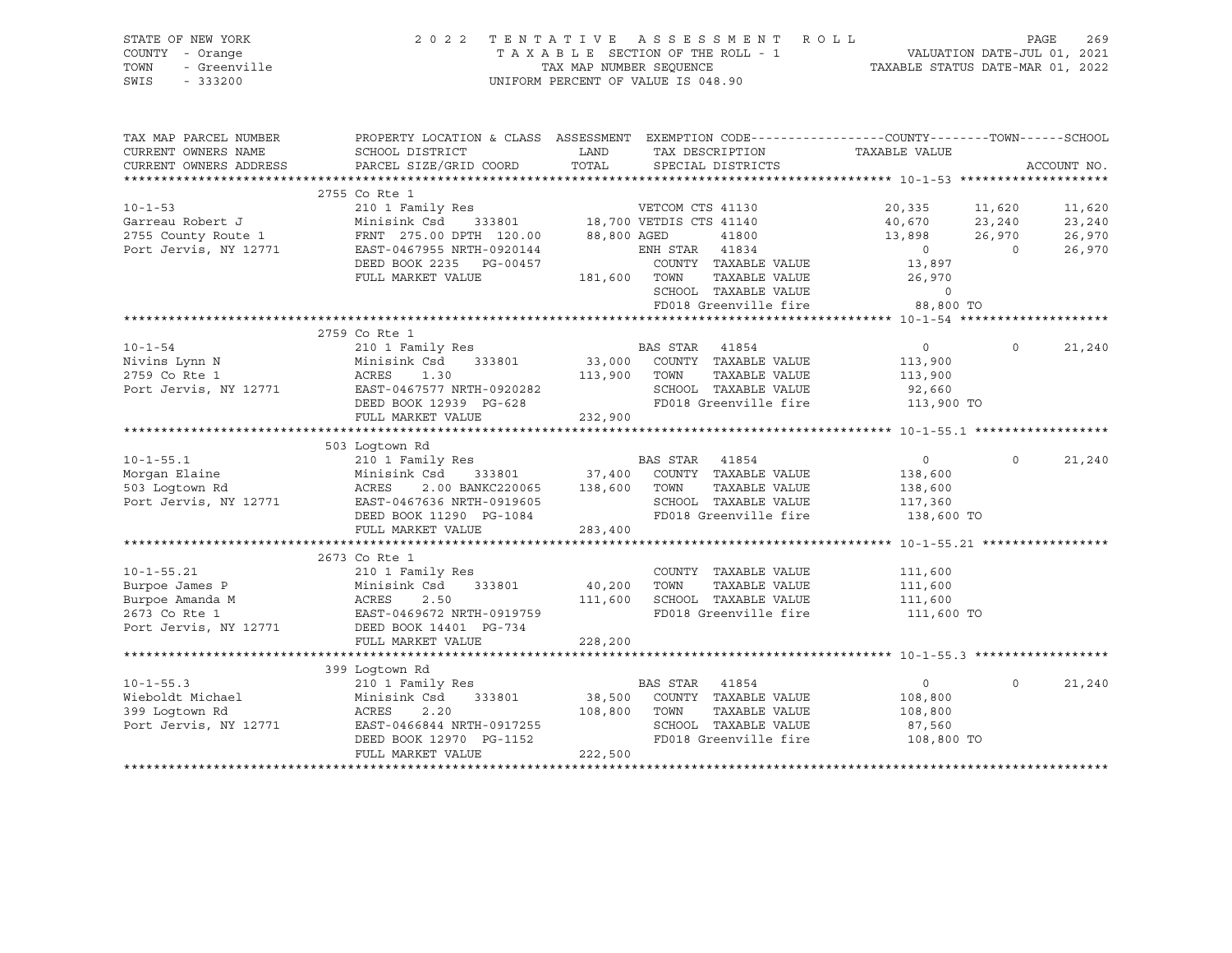STATE OF NEW YORK — 2022 TENTATIVE ASSESSMENT ROLL
COUNTY - Orange — TAXABLE SECTION OF THE ROLL - 1 — VALUATION DATE-JUL 01, 2021
TOWN - Greenville — TAX MAP NUMBER SEQUENCE — TAXABLE STATUS DATE-MAR 01, 2022
SWIS - 333200 — UNIFORM PERCENT OF VALUE IS 048.90

| TAX MAP PARCEL NUMBER / CURRENT OWNERS NAME / CURRENT OWNERS ADDRESS | PROPERTY LOCATION & CLASS / SCHOOL DISTRICT / PARCEL SIZE/GRID COORD | ASSESSMENT LAND / TOTAL | EXEMPTION CODE / TAX DESCRIPTION / SPECIAL DISTRICTS | COUNTY TAXABLE VALUE | TOWN | SCHOOL |
|---|---|---|---|---|---|---|
| **10-1-53** | 2755 Co Rte 1 | | | | | |
| 10-1-53 | 210 1 Family Res | | VETCOM CTS 41130 | 20,335 | 11,620 | 11,620 |
| Garreau Robert J | Minisink Csd 333801 | 18,700 | VETDIS CTS 41140 | 40,670 | 23,240 | 23,240 |
| 2755 County Route 1 | FRNT 275.00 DPTH 120.00 | 88,800 | AGED 41800 | 13,898 | 26,970 | 26,970 |
| Port Jervis, NY 12771 | EAST-0467955 NRTH-0920144 | | ENH STAR 41834 | 0 | 0 | 26,970 |
| | DEED BOOK 2235 PG-00457 | | COUNTY TAXABLE VALUE | 13,897 | | |
| | FULL MARKET VALUE | 181,600 | TOWN TAXABLE VALUE | 26,970 | | |
| | | | SCHOOL TAXABLE VALUE | 0 | | |
| | | | FD018 Greenville fire | 88,800 TO | | |
| **10-1-54** | 2759 Co Rte 1 | | | | | |
| 10-1-54 | 210 1 Family Res | | BAS STAR 41854 | 0 | 0 | 21,240 |
| Nivins Lynn N | Minisink Csd 333801 | 33,000 | COUNTY TAXABLE VALUE | 113,900 | | |
| 2759 Co Rte 1 | ACRES 1.30 | 113,900 | TOWN TAXABLE VALUE | 113,900 | | |
| Port Jervis, NY 12771 | EAST-0467577 NRTH-0920282 | | SCHOOL TAXABLE VALUE | 92,660 | | |
| | DEED BOOK 12939 PG-628 | | FD018 Greenville fire | 113,900 TO | | |
| | FULL MARKET VALUE | 232,900 | | | | |
| **10-1-55.1** | 503 Logtown Rd | | | | | |
| 10-1-55.1 | 210 1 Family Res | | BAS STAR 41854 | 0 | 0 | 21,240 |
| Morgan Elaine | Minisink Csd 333801 | 37,400 | COUNTY TAXABLE VALUE | 138,600 | | |
| 503 Logtown Rd | ACRES 2.00 BANKC220065 | 138,600 | TOWN TAXABLE VALUE | 138,600 | | |
| Port Jervis, NY 12771 | EAST-0467636 NRTH-0919605 | | SCHOOL TAXABLE VALUE | 117,360 | | |
| | DEED BOOK 11290 PG-1084 | | FD018 Greenville fire | 138,600 TO | | |
| | FULL MARKET VALUE | 283,400 | | | | |
| **10-1-55.21** | 2673 Co Rte 1 | | | | | |
| 10-1-55.21 | 210 1 Family Res | | COUNTY TAXABLE VALUE | 111,600 | | |
| Burpoe James P | Minisink Csd 333801 | 40,200 | TOWN TAXABLE VALUE | 111,600 | | |
| Burpoe Amanda M | ACRES 2.50 | 111,600 | SCHOOL TAXABLE VALUE | 111,600 | | |
| 2673 Co Rte 1 | EAST-0469672 NRTH-0919759 | | FD018 Greenville fire | 111,600 TO | | |
| Port Jervis, NY 12771 | DEED BOOK 14401 PG-734 | | | | | |
| | FULL MARKET VALUE | 228,200 | | | | |
| **10-1-55.3** | 399 Logtown Rd | | | | | |
| 10-1-55.3 | 210 1 Family Res | | BAS STAR 41854 | 0 | 0 | 21,240 |
| Wieboldt Michael | Minisink Csd 333801 | 38,500 | COUNTY TAXABLE VALUE | 108,800 | | |
| 399 Logtown Rd | ACRES 2.20 | 108,800 | TOWN TAXABLE VALUE | 108,800 | | |
| Port Jervis, NY 12771 | EAST-0466844 NRTH-0917255 | | SCHOOL TAXABLE VALUE | 87,560 | | |
| | DEED BOOK 12970 PG-1152 | | FD018 Greenville fire | 108,800 TO | | |
| | FULL MARKET VALUE | 222,500 | | | | |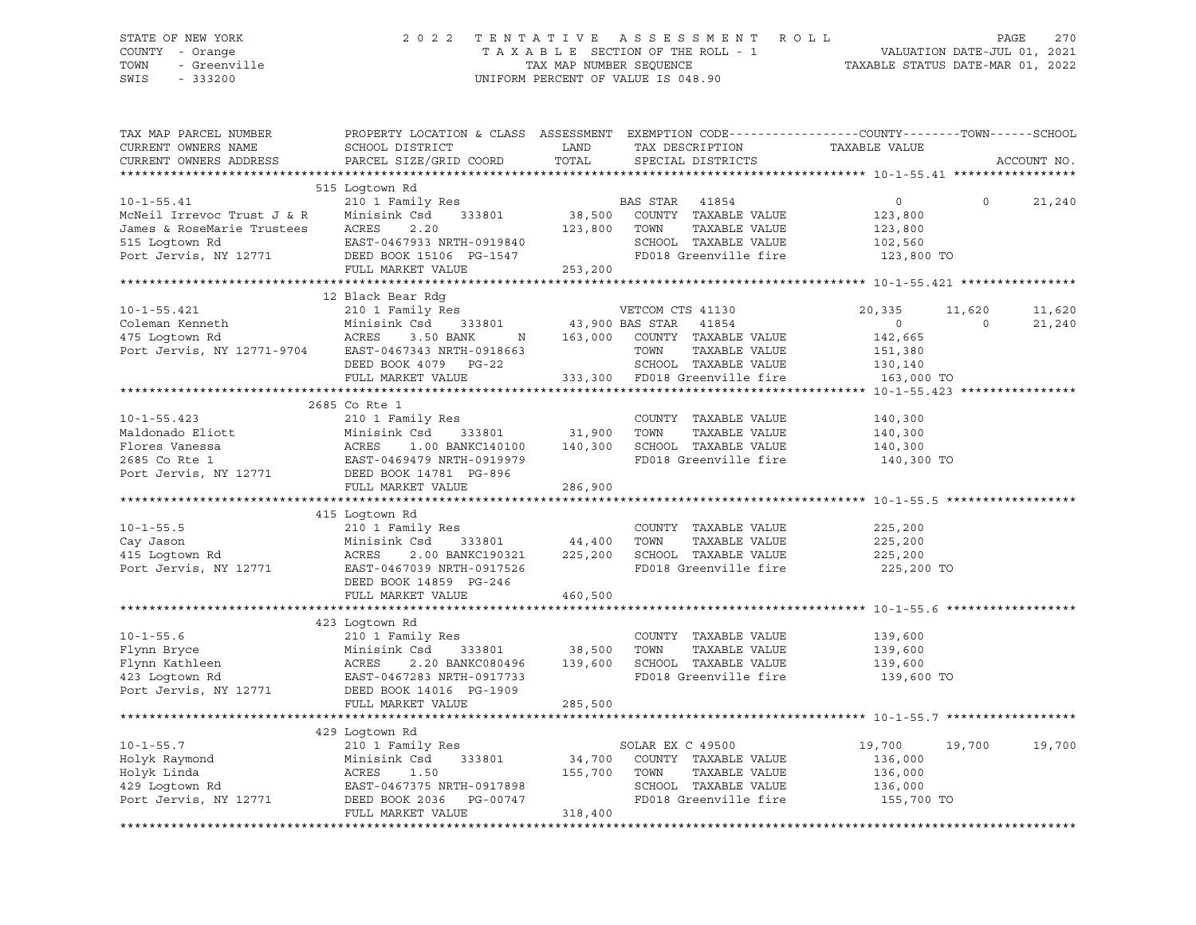STATE OF NEW YORK
COUNTY - Orange
TOWN - Greenville
SWIS - 333200

2022 TENTATIVE ASSESSMENT ROLL
TAXABLE SECTION OF THE ROLL - 1
TAX MAP NUMBER SEQUENCE
UNIFORM PERCENT OF VALUE IS 048.90

VALUATION DATE-JUL 01, 2021
TAXABLE STATUS DATE-MAR 01, 2022

| TAX MAP PARCEL NUMBER / CURRENT OWNERS NAME / CURRENT OWNERS ADDRESS | PROPERTY LOCATION & CLASS / SCHOOL DISTRICT / PARCEL SIZE/GRID COORD | ASSESSMENT LAND / TOTAL | EXEMPTION CODE / TAX DESCRIPTION / SPECIAL DISTRICTS | COUNTY TAXABLE VALUE | TOWN | SCHOOL | ACCOUNT NO. |
|---|---|---|---|---|---|---|---|
| **10-1-55.41** | 515 Logtown Rd | | | | | | |
| | 210 1 Family Res | | BAS STAR 41854 | 0 | 0 | 21,240 | |
| McNeil Irrevoc Trust J & R | Minisink Csd 333801 | 38,500 | COUNTY TAXABLE VALUE | 123,800 | | | |
| James & RoseMarie Trustees | ACRES 2.20 | 123,800 | TOWN TAXABLE VALUE | 123,800 | | | |
| 515 Logtown Rd | EAST-0467933 NRTH-0919840 | | SCHOOL TAXABLE VALUE | 102,560 | | | |
| Port Jervis, NY 12771 | DEED BOOK 15106 PG-1547 | | FD018 Greenville fire | 123,800 TO | | | |
| | FULL MARKET VALUE | 253,200 | | | | | |
| **10-1-55.421** | 12 Black Bear Rdg | | | | | | |
| | 210 1 Family Res | | VETCOM CTS 41130 | 20,335 | 11,620 | 11,620 | |
| Coleman Kenneth | Minisink Csd 333801 | 43,900 | BAS STAR 41854 | 0 | 0 | 21,240 | |
| 475 Logtown Rd | ACRES 3.50 BANK N | 163,000 | COUNTY TAXABLE VALUE | 142,665 | | | |
| Port Jervis, NY 12771-9704 | EAST-0467343 NRTH-0918663 | | TOWN TAXABLE VALUE | 151,380 | | | |
| | DEED BOOK 4079 PG-22 | | SCHOOL TAXABLE VALUE | 130,140 | | | |
| | FULL MARKET VALUE | 333,300 | FD018 Greenville fire | 163,000 TO | | | |
| **10-1-55.423** | 2685 Co Rte 1 | | | | | | |
| | 210 1 Family Res | | COUNTY TAXABLE VALUE | 140,300 | | | |
| Maldonado Eliott | Minisink Csd 333801 | 31,900 | TOWN TAXABLE VALUE | 140,300 | | | |
| Flores Vanessa | ACRES 1.00 BANKC140100 | 140,300 | SCHOOL TAXABLE VALUE | 140,300 | | | |
| 2685 Co Rte 1 | EAST-0469479 NRTH-0919979 | | FD018 Greenville fire | 140,300 TO | | | |
| Port Jervis, NY 12771 | DEED BOOK 14781 PG-896 | | | | | | |
| | FULL MARKET VALUE | 286,900 | | | | | |
| **10-1-55.5** | 415 Logtown Rd | | | | | | |
| | 210 1 Family Res | | COUNTY TAXABLE VALUE | 225,200 | | | |
| Cay Jason | Minisink Csd 333801 | 44,400 | TOWN TAXABLE VALUE | 225,200 | | | |
| 415 Logtown Rd | ACRES 2.00 BANKC190321 | 225,200 | SCHOOL TAXABLE VALUE | 225,200 | | | |
| Port Jervis, NY 12771 | EAST-0467039 NRTH-0917526 | | FD018 Greenville fire | 225,200 TO | | | |
| | DEED BOOK 14859 PG-246 | | | | | | |
| | FULL MARKET VALUE | 460,500 | | | | | |
| **10-1-55.6** | 423 Logtown Rd | | | | | | |
| | 210 1 Family Res | | COUNTY TAXABLE VALUE | 139,600 | | | |
| Flynn Bryce | Minisink Csd 333801 | 38,500 | TOWN TAXABLE VALUE | 139,600 | | | |
| Flynn Kathleen | ACRES 2.20 BANKC080496 | 139,600 | SCHOOL TAXABLE VALUE | 139,600 | | | |
| 423 Logtown Rd | EAST-0467283 NRTH-0917733 | | FD018 Greenville fire | 139,600 TO | | | |
| Port Jervis, NY 12771 | DEED BOOK 14016 PG-1909 | | | | | | |
| | FULL MARKET VALUE | 285,500 | | | | | |
| **10-1-55.7** | 429 Logtown Rd | | | | | | |
| | 210 1 Family Res | | SOLAR EX C 49500 | 19,700 | 19,700 | 19,700 | |
| Holyk Raymond | Minisink Csd 333801 | 34,700 | COUNTY TAXABLE VALUE | 136,000 | | | |
| Holyk Linda | ACRES 1.50 | 155,700 | TOWN TAXABLE VALUE | 136,000 | | | |
| 429 Logtown Rd | EAST-0467375 NRTH-0917898 | | SCHOOL TAXABLE VALUE | 136,000 | | | |
| Port Jervis, NY 12771 | DEED BOOK 2036 PG-00747 | | FD018 Greenville fire | 155,700 TO | | | |
| | FULL MARKET VALUE | 318,400 | | | | | |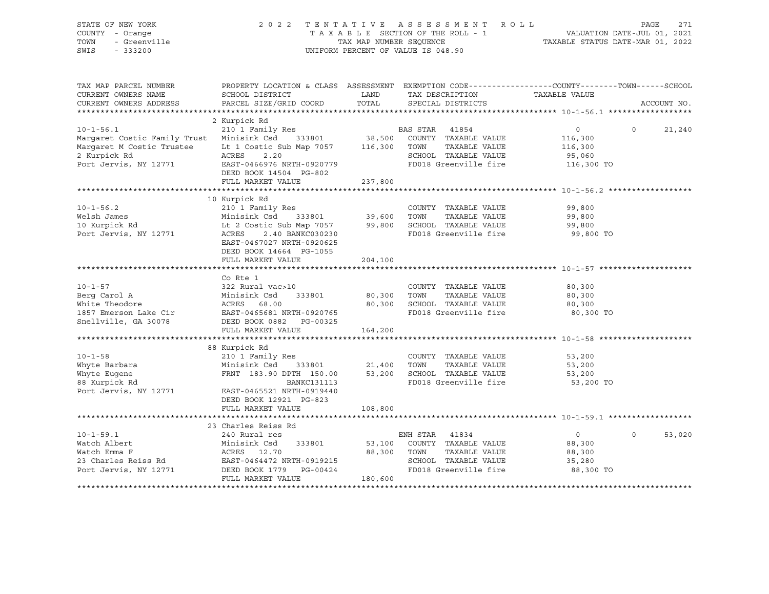STATE OF NEW YORK
COUNTY - Orange
TOWN - Greenville
SWIS - 333200

2022 TENTATIVE ASSESSMENT ROLL
TAXABLE SECTION OF THE ROLL - 1
TAX MAP NUMBER SEQUENCE
UNIFORM PERCENT OF VALUE IS 048.90

VALUATION DATE-JUL 01, 2021
TAXABLE STATUS DATE-MAR 01, 2022

| TAX MAP PARCEL NUMBER / CURRENT OWNERS NAME / CURRENT OWNERS ADDRESS | PROPERTY LOCATION & CLASS / SCHOOL DISTRICT / PARCEL SIZE/GRID COORD | ASSESSMENT LAND | TOTAL | EXEMPTION CODE / TAX DESCRIPTION / SPECIAL DISTRICTS | COUNTY | TOWN | SCHOOL / ACCOUNT NO. |
|---|---|---|---|---|---|---|---|
| **10-1-56.1** | 2 Kurpick Rd | | | | | | |
| 10-1-56.1 | 210 1 Family Res | | | BAS STAR 41854 | 0 | 0 | 21,240 |
| Margaret Costic Family Trust | Minisink Csd 333801 | 38,500 | | COUNTY TAXABLE VALUE | 116,300 | | |
| Margaret M Costic Trustee | Lt 1 Costic Sub Map 7057 | | 116,300 | TOWN TAXABLE VALUE | | 116,300 | |
| 2 Kurpick Rd | ACRES 2.20 | | | SCHOOL TAXABLE VALUE | | | 95,060 |
| Port Jervis, NY 12771 | EAST-0466976 NRTH-0920779 | | | FD018 Greenville fire | 116,300 TO | | |
| | DEED BOOK 14504 PG-802 | | | | | | |
| | FULL MARKET VALUE | | 237,800 | | | | |
| **10-1-56.2** | 10 Kurpick Rd | | | | | | |
| 10-1-56.2 | 210 1 Family Res | | | COUNTY TAXABLE VALUE | 99,800 | | |
| Welsh James | Minisink Csd 333801 | 39,600 | | TOWN TAXABLE VALUE | | 99,800 | |
| 10 Kurpick Rd | Lt 2 Costic Sub Map 7057 | | 99,800 | SCHOOL TAXABLE VALUE | | | 99,800 |
| Port Jervis, NY 12771 | ACRES 2.40 BANKC030230 | | | FD018 Greenville fire | 99,800 TO | | |
| | EAST-0467027 NRTH-0920625 | | | | | | |
| | DEED BOOK 14664 PG-1055 | | | | | | |
| | FULL MARKET VALUE | | 204,100 | | | | |
| **10-1-57** | Co Rte 1 | | | | | | |
| 10-1-57 | 322 Rural vac>10 | | | COUNTY TAXABLE VALUE | 80,300 | | |
| Berg Carol A | Minisink Csd 333801 | 80,300 | | TOWN TAXABLE VALUE | | 80,300 | |
| White Theodore | ACRES 68.00 | | 80,300 | SCHOOL TAXABLE VALUE | | | 80,300 |
| 1857 Emerson Lake Cir | EAST-0465681 NRTH-0920765 | | | FD018 Greenville fire | 80,300 TO | | |
| Snellville, GA 30078 | DEED BOOK 0882 PG-00325 | | | | | | |
| | FULL MARKET VALUE | | 164,200 | | | | |
| **10-1-58** | 88 Kurpick Rd | | | | | | |
| 10-1-58 | 210 1 Family Res | | | COUNTY TAXABLE VALUE | 53,200 | | |
| Whyte Barbara | Minisink Csd 333801 | 21,400 | | TOWN TAXABLE VALUE | | 53,200 | |
| Whyte Eugene | FRNT 183.90 DPTH 150.00 | | 53,200 | SCHOOL TAXABLE VALUE | | | 53,200 |
| 88 Kurpick Rd | BANKC131113 | | | FD018 Greenville fire | 53,200 TO | | |
| Port Jervis, NY 12771 | EAST-0465521 NRTH-0919440 | | | | | | |
| | DEED BOOK 12921 PG-823 | | | | | | |
| | FULL MARKET VALUE | | 108,800 | | | | |
| **10-1-59.1** | 23 Charles Reiss Rd | | | | | | |
| 10-1-59.1 | 240 Rural res | | | ENH STAR 41834 | 0 | 0 | 53,020 |
| Watch Albert | Minisink Csd 333801 | 53,100 | | COUNTY TAXABLE VALUE | 88,300 | | |
| Watch Emma F | ACRES 12.70 | | 88,300 | TOWN TAXABLE VALUE | | 88,300 | |
| 23 Charles Reiss Rd | EAST-0464472 NRTH-0919215 | | | SCHOOL TAXABLE VALUE | | | 35,280 |
| Port Jervis, NY 12771 | DEED BOOK 1779 PG-00424 | | | FD018 Greenville fire | 88,300 TO | | |
| | FULL MARKET VALUE | | 180,600 | | | | |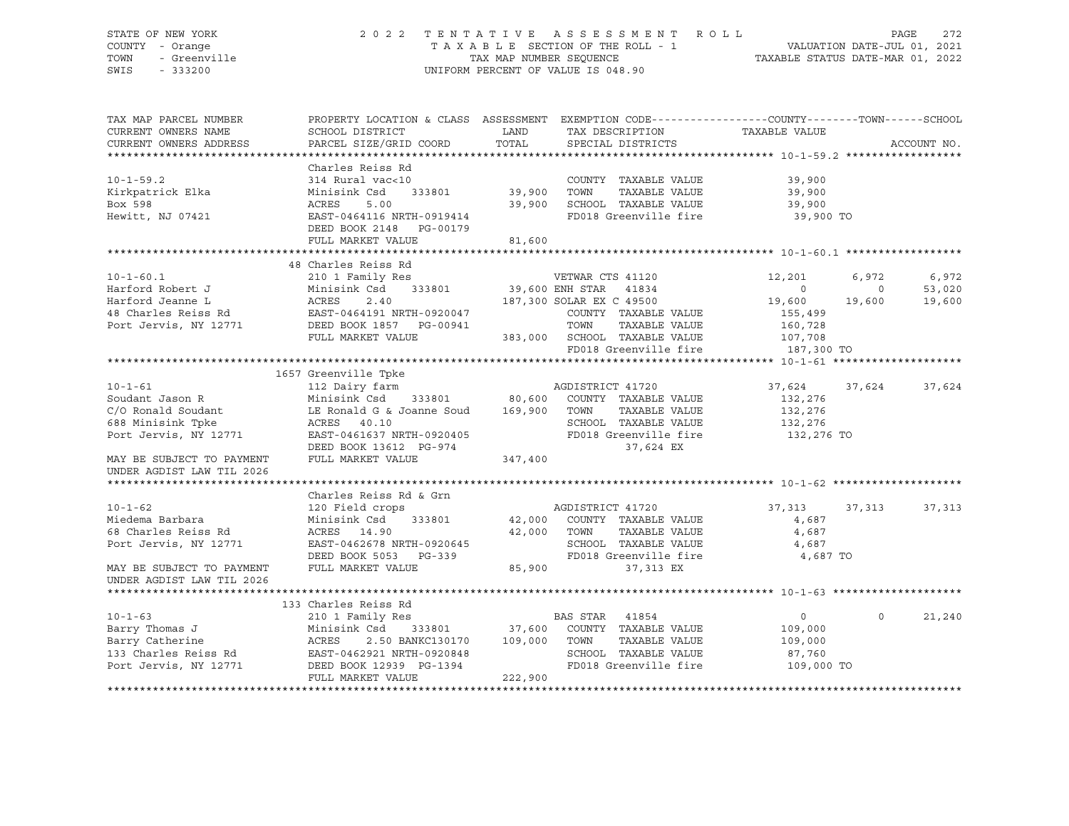STATE OF NEW YORK
COUNTY - Orange
TOWN - Greenville
SWIS - 333200

2022 TENTATIVE ASSESSMENT ROLL
TAXABLE SECTION OF THE ROLL - 1
TAX MAP NUMBER SEQUENCE
UNIFORM PERCENT OF VALUE IS 048.90

VALUATION DATE-JUL 01, 2021
TAXABLE STATUS DATE-MAR 01, 2022

| TAX MAP PARCEL NUMBER / CURRENT OWNERS NAME / CURRENT OWNERS ADDRESS | PROPERTY LOCATION & CLASS / SCHOOL DISTRICT / PARCEL SIZE/GRID COORD | ASSESSMENT LAND / TOTAL | EXEMPTION CODE / TAX DESCRIPTION / SPECIAL DISTRICTS | COUNTY TAXABLE VALUE | TOWN | SCHOOL |
|---|---|---|---|---|---|---|
| **10-1-59.2** | Charles Reiss Rd | | | | | |
| 10-1-59.2 | 314 Rural vac<10 | | COUNTY TAXABLE VALUE | 39,900 | | |
| Kirkpatrick Elka | Minisink Csd 333801 | 39,900 | TOWN TAXABLE VALUE | 39,900 | | |
| Box 598 | ACRES 5.00 | 39,900 | SCHOOL TAXABLE VALUE | 39,900 | | |
| Hewitt, NJ 07421 | EAST-0464116 NRTH-0919414 | | FD018 Greenville fire | 39,900 TO | | |
| | DEED BOOK 2148 PG-00179 | | | | | |
| | FULL MARKET VALUE | 81,600 | | | | |
| **10-1-60.1** | 48 Charles Reiss Rd | | | | | |
| 10-1-60.1 | 210 1 Family Res | | VETWAR CTS 41120 | 12,201 | 6,972 | 6,972 |
| Harford Robert J | Minisink Csd 333801 | 39,600 | ENH STAR 41834 | 0 | 0 | 53,020 |
| Harford Jeanne L | ACRES 2.40 | 187,300 | SOLAR EX C 49500 | 19,600 | 19,600 | 19,600 |
| 48 Charles Reiss Rd | EAST-0464191 NRTH-0920047 | | COUNTY TAXABLE VALUE | 155,499 | | |
| Port Jervis, NY 12771 | DEED BOOK 1857 PG-00941 | | TOWN TAXABLE VALUE | 160,728 | | |
| | FULL MARKET VALUE | 383,000 | SCHOOL TAXABLE VALUE | 107,708 | | |
| | | | FD018 Greenville fire | 187,300 TO | | |
| **10-1-61** | 1657 Greenville Tpke | | | | | |
| 10-1-61 | 112 Dairy farm | | AGDISTRICT 41720 | 37,624 | 37,624 | 37,624 |
| Soudant Jason R | Minisink Csd 333801 | 80,600 | COUNTY TAXABLE VALUE | 132,276 | | |
| C/O Ronald Soudant | LE Ronald G & Joanne Soud | 169,900 | TOWN TAXABLE VALUE | 132,276 | | |
| 688 Minisink Tpke | ACRES 40.10 | | SCHOOL TAXABLE VALUE | 132,276 | | |
| Port Jervis, NY 12771 | EAST-0461637 NRTH-0920405 | | FD018 Greenville fire | 132,276 TO | | |
| | DEED BOOK 13612 PG-974 | | 37,624 EX | | | |
| MAY BE SUBJECT TO PAYMENT UNDER AGDIST LAW TIL 2026 | FULL MARKET VALUE | 347,400 | | | | |
| **10-1-62** | Charles Reiss Rd & Grn | | | | | |
| 10-1-62 | 120 Field crops | | AGDISTRICT 41720 | 37,313 | 37,313 | 37,313 |
| Miedema Barbara | Minisink Csd 333801 | 42,000 | COUNTY TAXABLE VALUE | 4,687 | | |
| 68 Charles Reiss Rd | ACRES 14.90 | 42,000 | TOWN TAXABLE VALUE | 4,687 | | |
| Port Jervis, NY 12771 | EAST-0462678 NRTH-0920645 | | SCHOOL TAXABLE VALUE | 4,687 | | |
| | DEED BOOK 5053 PG-339 | | FD018 Greenville fire | 4,687 TO | | |
| MAY BE SUBJECT TO PAYMENT UNDER AGDIST LAW TIL 2026 | FULL MARKET VALUE | 85,900 | 37,313 EX | | | |
| **10-1-63** | 133 Charles Reiss Rd | | | | | |
| 10-1-63 | 210 1 Family Res | | BAS STAR 41854 | 0 | 0 | 21,240 |
| Barry Thomas J | Minisink Csd 333801 | 37,600 | COUNTY TAXABLE VALUE | 109,000 | | |
| Barry Catherine | ACRES 2.50 BANKC130170 | 109,000 | TOWN TAXABLE VALUE | 109,000 | | |
| 133 Charles Reiss Rd | EAST-0462921 NRTH-0920848 | | SCHOOL TAXABLE VALUE | 87,760 | | |
| Port Jervis, NY 12771 | DEED BOOK 12939 PG-1394 | | FD018 Greenville fire | 109,000 TO | | |
| | FULL MARKET VALUE | 222,900 | | | | |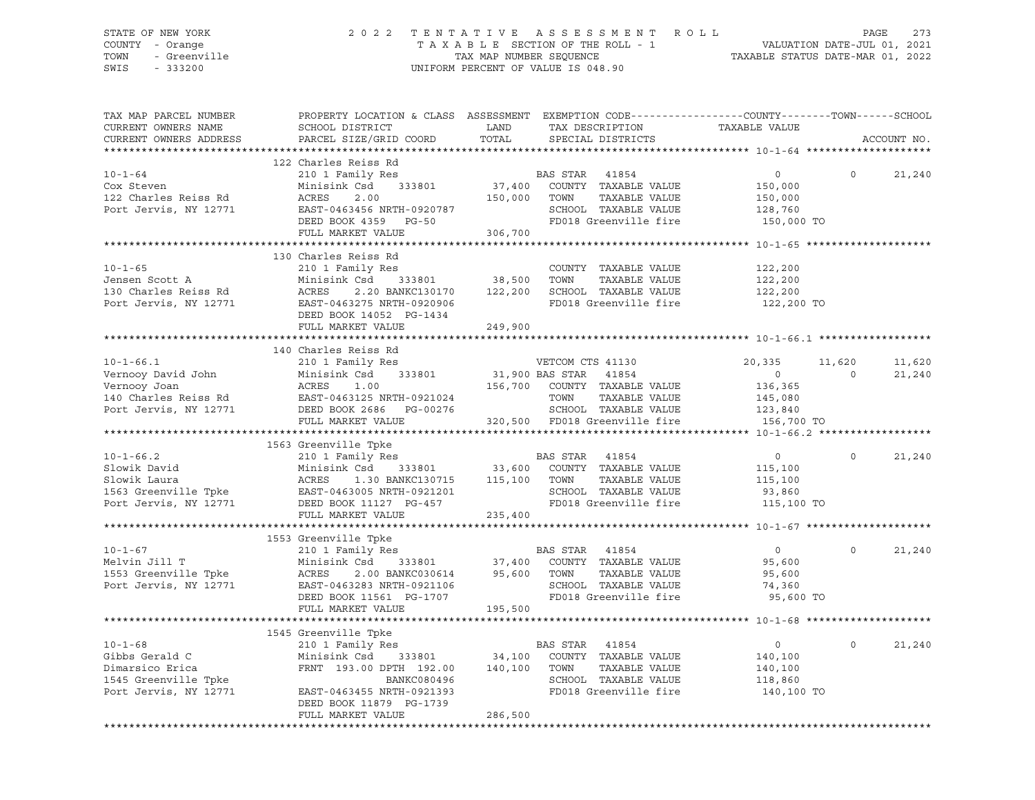STATE OF NEW YORK
COUNTY - Orange
TOWN - Greenville
SWIS - 333200

2 0 2 2 T E N T A T I V E A S S E S S M E N T R O L L
T A X A B L E SECTION OF THE ROLL - 1
TAX MAP NUMBER SEQUENCE
UNIFORM PERCENT OF VALUE IS 048.90

VALUATION DATE-JUL 01, 2021
TAXABLE STATUS DATE-MAR 01, 2022

| TAX MAP PARCEL NUMBER / CURRENT OWNERS NAME / CURRENT OWNERS ADDRESS | PROPERTY LOCATION & CLASS / SCHOOL DISTRICT / PARCEL SIZE/GRID COORD | ASSESSMENT LAND / TOTAL | EXEMPTION CODE / TAX DESCRIPTION / SPECIAL DISTRICTS | COUNTY TAXABLE VALUE | TOWN | SCHOOL / ACCOUNT NO. |
|---|---|---|---|---|---|---|
| **10-1-64** | 122 Charles Reiss Rd | | | | | |
| 10-1-64 | 210 1 Family Res | | BAS STAR 41854 | 0 | 0 | 21,240 |
| Cox Steven | Minisink Csd 333801 | 37,400 | COUNTY TAXABLE VALUE | 150,000 | | |
| 122 Charles Reiss Rd | ACRES 2.00 | 150,000 | TOWN TAXABLE VALUE | 150,000 | | |
| Port Jervis, NY 12771 | EAST-0463456 NRTH-0920787 | | SCHOOL TAXABLE VALUE | 128,760 | | |
| | DEED BOOK 4359 PG-50 | | FD018 Greenville fire | 150,000 TO | | |
| | FULL MARKET VALUE | 306,700 | | | | |
| **10-1-65** | 130 Charles Reiss Rd | | | | | |
| 10-1-65 | 210 1 Family Res | | COUNTY TAXABLE VALUE | 122,200 | | |
| Jensen Scott A | Minisink Csd 333801 | 38,500 | TOWN TAXABLE VALUE | 122,200 | | |
| 130 Charles Reiss Rd | ACRES 2.20 BANKC130170 | 122,200 | SCHOOL TAXABLE VALUE | 122,200 | | |
| Port Jervis, NY 12771 | EAST-0463275 NRTH-0920906 | | FD018 Greenville fire | 122,200 TO | | |
| | DEED BOOK 14052 PG-1434 | | | | | |
| | FULL MARKET VALUE | 249,900 | | | | |
| **10-1-66.1** | 140 Charles Reiss Rd | | | | | |
| 10-1-66.1 | 210 1 Family Res | | VETCOM CTS 41130 | 20,335 | 11,620 | 11,620 |
| Vernooy David John | Minisink Csd 333801 | 31,900 | BAS STAR 41854 | 0 | 0 | 21,240 |
| Vernooy Joan | ACRES 1.00 | 156,700 | COUNTY TAXABLE VALUE | 136,365 | | |
| 140 Charles Reiss Rd | EAST-0463125 NRTH-0921024 | | TOWN TAXABLE VALUE | 145,080 | | |
| Port Jervis, NY 12771 | DEED BOOK 2686 PG-00276 | | SCHOOL TAXABLE VALUE | 123,840 | | |
| | FULL MARKET VALUE | 320,500 | FD018 Greenville fire | 156,700 TO | | |
| **10-1-66.2** | 1563 Greenville Tpke | | | | | |
| 10-1-66.2 | 210 1 Family Res | | BAS STAR 41854 | 0 | 0 | 21,240 |
| Slowik David | Minisink Csd 333801 | 33,600 | COUNTY TAXABLE VALUE | 115,100 | | |
| Slowik Laura | ACRES 1.30 BANKC130715 | 115,100 | TOWN TAXABLE VALUE | 115,100 | | |
| 1563 Greenville Tpke | EAST-0463005 NRTH-0921201 | | SCHOOL TAXABLE VALUE | 93,860 | | |
| Port Jervis, NY 12771 | DEED BOOK 11127 PG-457 | | FD018 Greenville fire | 115,100 TO | | |
| | FULL MARKET VALUE | 235,400 | | | | |
| **10-1-67** | 1553 Greenville Tpke | | | | | |
| 10-1-67 | 210 1 Family Res | | BAS STAR 41854 | 0 | 0 | 21,240 |
| Melvin Jill T | Minisink Csd 333801 | 37,400 | COUNTY TAXABLE VALUE | 95,600 | | |
| 1553 Greenville Tpke | ACRES 2.00 BANKC030614 | 95,600 | TOWN TAXABLE VALUE | 95,600 | | |
| Port Jervis, NY 12771 | EAST-0463283 NRTH-0921106 | | SCHOOL TAXABLE VALUE | 74,360 | | |
| | DEED BOOK 11561 PG-1707 | | FD018 Greenville fire | 95,600 TO | | |
| | FULL MARKET VALUE | 195,500 | | | | |
| **10-1-68** | 1545 Greenville Tpke | | | | | |
| 10-1-68 | 210 1 Family Res | | BAS STAR 41854 | 0 | 0 | 21,240 |
| Gibbs Gerald C | Minisink Csd 333801 | 34,100 | COUNTY TAXABLE VALUE | 140,100 | | |
| Dimarsico Erica | FRNT 193.00 DPTH 192.00 | 140,100 | TOWN TAXABLE VALUE | 140,100 | | |
| 1545 Greenville Tpke | BANKC080496 | | SCHOOL TAXABLE VALUE | 118,860 | | |
| Port Jervis, NY 12771 | EAST-0463455 NRTH-0921393 | | FD018 Greenville fire | 140,100 TO | | |
| | DEED BOOK 11879 PG-1739 | | | | | |
| | FULL MARKET VALUE | 286,500 | | | | |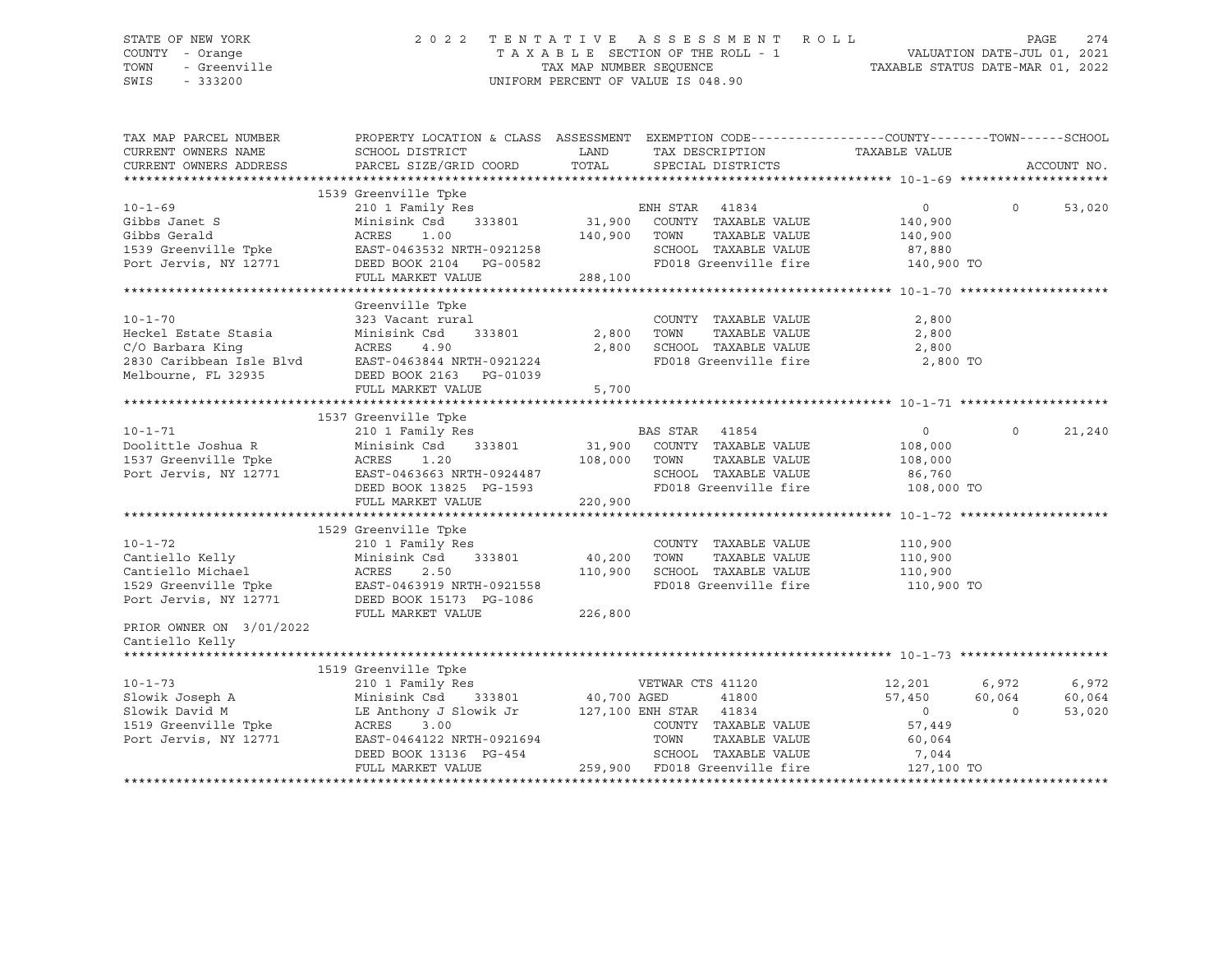STATE OF NEW YORK — COUNTY - Orange — TOWN - Greenville — SWIS - 333200

2 0 2 2 T E N T A T I V E A S S E S S M E N T R O L L
T A X A B L E SECTION OF THE ROLL - 1
TAX MAP NUMBER SEQUENCE
UNIFORM PERCENT OF VALUE IS 048.90

VALUATION DATE-JUL 01, 2021
TAXABLE STATUS DATE-MAR 01, 2022

```
TAX MAP PARCEL NUMBER          PROPERTY LOCATION & CLASS  ASSESSMENT  EXEMPTION CODE------------------COUNTY--------TOWN------SCHOOL
CURRENT OWNERS NAME            SCHOOL DISTRICT               LAND      TAX DESCRIPTION              TAXABLE VALUE
CURRENT OWNERS ADDRESS         PARCEL SIZE/GRID COORD        TOTAL     SPECIAL DISTRICTS                                  ACCOUNT NO.
******************************************************************************************************* 10-1-69 ********************
                               1539 Greenville Tpke
10-1-69                        210 1 Family Res                     ENH STAR  41834                    0            0       53,020
Gibbs Janet S                  Minisink Csd    333801       31,900   COUNTY  TAXABLE VALUE          140,900
Gibbs Gerald                   ACRES     1.00              140,900   TOWN    TAXABLE VALUE          140,900
1539 Greenville Tpke           EAST-0463532 NRTH-0921258             SCHOOL  TAXABLE VALUE           87,880
Port Jervis, NY 12771          DEED BOOK 2104   PG-00582              FD018 Greenville fire           140,900 TO
                               FULL MARKET VALUE           288,100
******************************************************************************************************* 10-1-70 ********************
                               Greenville Tpke
10-1-70                        323 Vacant rural                      COUNTY  TAXABLE VALUE            2,800
Heckel Estate Stasia           Minisink Csd    333801        2,800   TOWN    TAXABLE VALUE            2,800
C/O Barbara King               ACRES     4.90                2,800   SCHOOL  TAXABLE VALUE            2,800
2830 Caribbean Isle Blvd       EAST-0463844 NRTH-0921224             FD018 Greenville fire             2,800 TO
Melbourne, FL 32935            DEED BOOK 2163   PG-01039
                               FULL MARKET VALUE             5,700
******************************************************************************************************* 10-1-71 ********************
                               1537 Greenville Tpke
10-1-71                        210 1 Family Res                     BAS STAR  41854                    0            0       21,240
Doolittle Joshua R             Minisink Csd    333801       31,900   COUNTY  TAXABLE VALUE          108,000
1537 Greenville Tpke           ACRES     1.20              108,000   TOWN    TAXABLE VALUE          108,000
Port Jervis, NY 12771          EAST-0463663 NRTH-0924487             SCHOOL  TAXABLE VALUE           86,760
                               DEED BOOK 13825  PG-1593              FD018 Greenville fire           108,000 TO
                               FULL MARKET VALUE           220,900
******************************************************************************************************* 10-1-72 ********************
                               1529 Greenville Tpke
10-1-72                        210 1 Family Res                      COUNTY  TAXABLE VALUE          110,900
Cantiello Kelly                Minisink Csd    333801       40,200   TOWN    TAXABLE VALUE          110,900
Cantiello Michael              ACRES     2.50              110,900   SCHOOL  TAXABLE VALUE          110,900
1529 Greenville Tpke           EAST-0463919 NRTH-0921558             FD018 Greenville fire           110,900 TO
Port Jervis, NY 12771          DEED BOOK 15173  PG-1086
                               FULL MARKET VALUE           226,800
PRIOR OWNER ON 3/01/2022
Cantiello Kelly
******************************************************************************************************* 10-1-73 ********************
                               1519 Greenville Tpke
10-1-73                        210 1 Family Res                     VETWAR CTS 41120               12,201        6,972        6,972
Slowik Joseph A                Minisink Csd    333801       40,700 AGED       41800               57,450       60,064       60,064
Slowik David M                 LE Anthony J Slowik Jr      127,100 ENH STAR  41834                    0            0       53,020
1519 Greenville Tpke           ACRES     3.00                        COUNTY  TAXABLE VALUE           57,449
Port Jervis, NY 12771          EAST-0464122 NRTH-0921694             TOWN    TAXABLE VALUE           60,064
                               DEED BOOK 13136  PG-454               SCHOOL  TAXABLE VALUE            7,044
                               FULL MARKET VALUE           259,900   FD018 Greenville fire           127,100 TO
************************************************************************************************************************************
```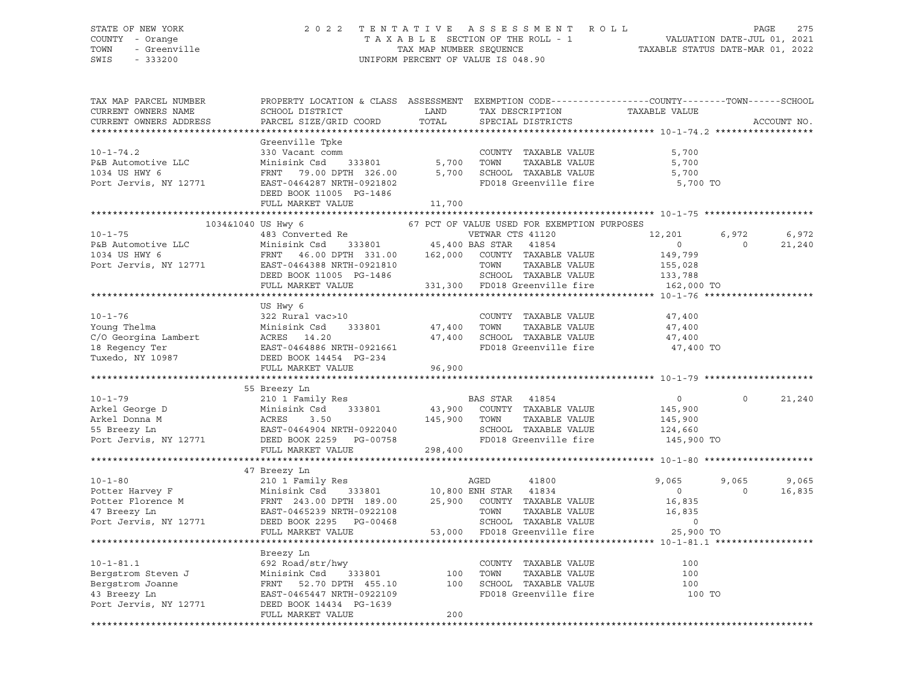STATE OF NEW YORK — 2022 TENTATIVE ASSESSMENT ROLL
COUNTY - Orange — TAXABLE SECTION OF THE ROLL - 1 — VALUATION DATE-JUL 01, 2021
TOWN - Greenville — TAX MAP NUMBER SEQUENCE — TAXABLE STATUS DATE-MAR 01, 2022
SWIS - 333200 — UNIFORM PERCENT OF VALUE IS 048.90

| TAX MAP PARCEL NUMBER / CURRENT OWNERS NAME / CURRENT OWNERS ADDRESS | PROPERTY LOCATION & CLASS / SCHOOL DISTRICT / PARCEL SIZE/GRID COORD | ASSESSMENT LAND / TOTAL | EXEMPTION CODE / TAX DESCRIPTION / SPECIAL DISTRICTS | COUNTY TAXABLE VALUE | TOWN | SCHOOL |
|---|---|---|---|---|---|---|
| **10-1-74.2** | Greenville Tpke | | | | | |
| 10-1-74.2 | 330 Vacant comm | | COUNTY TAXABLE VALUE | 5,700 | | |
| P&B Automotive LLC | Minisink Csd 333801 | 5,700 | TOWN TAXABLE VALUE | 5,700 | | |
| 1034 US HWY 6 | FRNT 79.00 DPTH 326.00 | 5,700 | SCHOOL TAXABLE VALUE | 5,700 | | |
| Port Jervis, NY 12771 | EAST-0464287 NRTH-0921802 | | FD018 Greenville fire | 5,700 TO | | |
| | DEED BOOK 11005 PG-1486 | | | | | |
| | FULL MARKET VALUE | 11,700 | | | | |
| **10-1-75** | 1034&1040 US Hwy 6 | | 67 PCT OF VALUE USED FOR EXEMPTION PURPOSES | | | |
| 10-1-75 | 483 Converted Re | | VETWAR CTS 41120 | 12,201 | 6,972 | 6,972 |
| P&B Automotive LLC | Minisink Csd 333801 | 45,400 | BAS STAR 41854 | 0 | 0 | 21,240 |
| 1034 US HWY 6 | FRNT 46.00 DPTH 331.00 | 162,000 | COUNTY TAXABLE VALUE | 149,799 | | |
| Port Jervis, NY 12771 | EAST-0464388 NRTH-0921810 | | TOWN TAXABLE VALUE | 155,028 | | |
| | DEED BOOK 11005 PG-1486 | | SCHOOL TAXABLE VALUE | 133,788 | | |
| | FULL MARKET VALUE | 331,300 | FD018 Greenville fire | 162,000 TO | | |
| **10-1-76** | US Hwy 6 | | | | | |
| 10-1-76 | 322 Rural vac>10 | | COUNTY TAXABLE VALUE | 47,400 | | |
| Young Thelma | Minisink Csd 333801 | 47,400 | TOWN TAXABLE VALUE | 47,400 | | |
| C/O Georgina Lambert | ACRES 14.20 | 47,400 | SCHOOL TAXABLE VALUE | 47,400 | | |
| 18 Regency Ter | EAST-0464886 NRTH-0921661 | | FD018 Greenville fire | 47,400 TO | | |
| Tuxedo, NY 10987 | DEED BOOK 14454 PG-234 | | | | | |
| | FULL MARKET VALUE | 96,900 | | | | |
| **10-1-79** | 55 Breezy Ln | | | | | |
| 10-1-79 | 210 1 Family Res | | BAS STAR 41854 | 0 | 0 | 21,240 |
| Arkel George D | Minisink Csd 333801 | 43,900 | COUNTY TAXABLE VALUE | 145,900 | | |
| Arkel Donna M | ACRES 3.50 | 145,900 | TOWN TAXABLE VALUE | 145,900 | | |
| 55 Breezy Ln | EAST-0464904 NRTH-0922040 | | SCHOOL TAXABLE VALUE | 124,660 | | |
| Port Jervis, NY 12771 | DEED BOOK 2259 PG-00758 | | FD018 Greenville fire | 145,900 TO | | |
| | FULL MARKET VALUE | 298,400 | | | | |
| **10-1-80** | 47 Breezy Ln | | | | | |
| 10-1-80 | 210 1 Family Res | | AGED 41800 | 9,065 | 9,065 | 9,065 |
| Potter Harvey F | Minisink Csd 333801 | 10,800 | ENH STAR 41834 | 0 | 0 | 16,835 |
| Potter Florence M | FRNT 243.00 DPTH 189.00 | 25,900 | COUNTY TAXABLE VALUE | 16,835 | | |
| 47 Breezy Ln | EAST-0465239 NRTH-0922108 | | TOWN TAXABLE VALUE | 16,835 | | |
| Port Jervis, NY 12771 | DEED BOOK 2295 PG-00468 | | SCHOOL TAXABLE VALUE | 0 | | |
| | FULL MARKET VALUE | 53,000 | FD018 Greenville fire | 25,900 TO | | |
| **10-1-81.1** | Breezy Ln | | | | | |
| 10-1-81.1 | 692 Road/str/hwy | | COUNTY TAXABLE VALUE | 100 | | |
| Bergstrom Steven J | Minisink Csd 333801 | 100 | TOWN TAXABLE VALUE | 100 | | |
| Bergstrom Joanne | FRNT 52.70 DPTH 455.10 | 100 | SCHOOL TAXABLE VALUE | 100 | | |
| 43 Breezy Ln | EAST-0465447 NRTH-0922109 | | FD018 Greenville fire | 100 TO | | |
| Port Jervis, NY 12771 | DEED BOOK 14434 PG-1639 | | | | | |
| | FULL MARKET VALUE | 200 | | | | |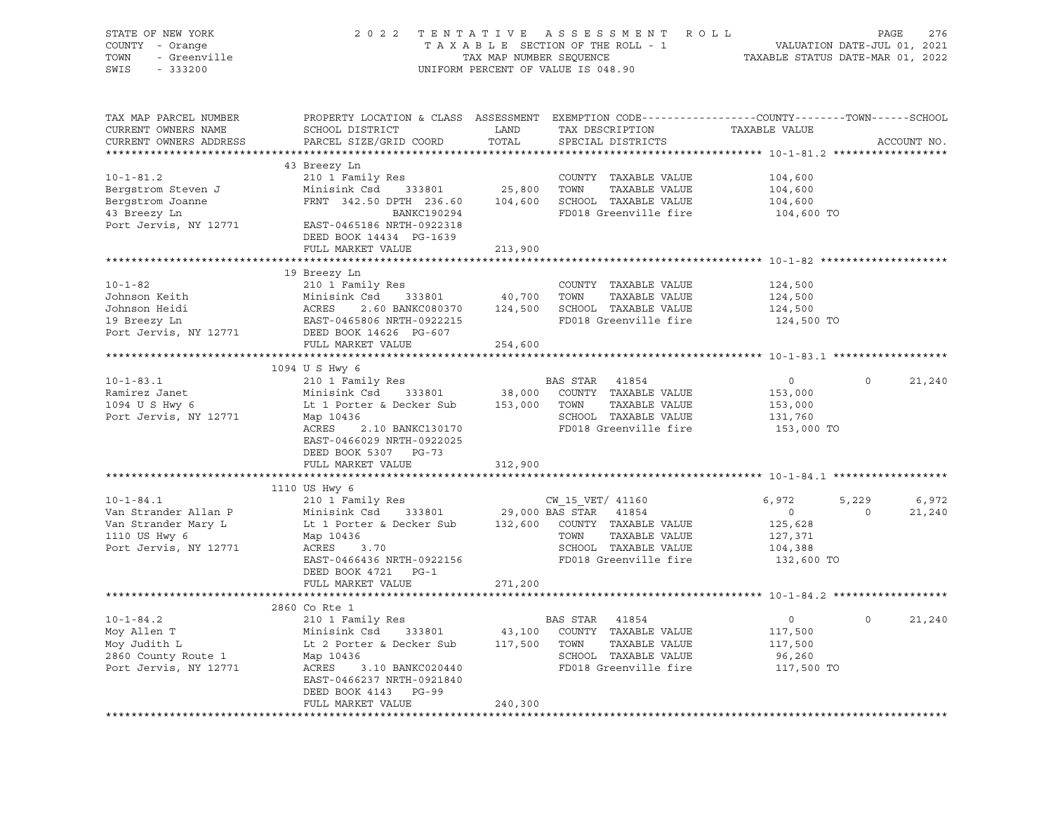STATE OF NEW YORK — COUNTY - Orange — TOWN - Greenville — SWIS - 333200

2022 TENTATIVE ASSESSMENT ROLL
TAXABLE SECTION OF THE ROLL - 1
TAX MAP NUMBER SEQUENCE
UNIFORM PERCENT OF VALUE IS 048.90

VALUATION DATE-JUL 01, 2021
TAXABLE STATUS DATE-MAR 01, 2022

| TAX MAP PARCEL NUMBER / CURRENT OWNERS NAME / CURRENT OWNERS ADDRESS | PROPERTY LOCATION & CLASS / SCHOOL DISTRICT / PARCEL SIZE/GRID COORD | ASSESSMENT LAND | TOTAL | EXEMPTION CODE / TAX DESCRIPTION / SPECIAL DISTRICTS | COUNTY TAXABLE VALUE | TOWN | SCHOOL | ACCOUNT NO. |
|---|---|---|---|---|---|---|---|---|
| **10-1-81.2** | 43 Breezy Ln | | | | | | | |
| Bergstrom Steven J | 210 1 Family Res | | | COUNTY TAXABLE VALUE | 104,600 | | | |
| Bergstrom Joanne | Minisink Csd 333801 | 25,800 | | TOWN TAXABLE VALUE | 104,600 | | | |
| 43 Breezy Ln | FRNT 342.50 DPTH 236.60 | | 104,600 | SCHOOL TAXABLE VALUE | 104,600 | | | |
| Port Jervis, NY 12771 | BANKC190294 | | | FD018 Greenville fire | 104,600 TO | | | |
| | EAST-0465186 NRTH-0922318 | | | | | | | |
| | DEED BOOK 14434 PG-1639 | | | | | | | |
| | FULL MARKET VALUE | | 213,900 | | | | | |
| **10-1-82** | 19 Breezy Ln | | | | | | | |
| Johnson Keith | 210 1 Family Res | | | COUNTY TAXABLE VALUE | 124,500 | | | |
| Johnson Heidi | Minisink Csd 333801 | 40,700 | | TOWN TAXABLE VALUE | 124,500 | | | |
| 19 Breezy Ln | ACRES 2.60 BANKC080370 | | 124,500 | SCHOOL TAXABLE VALUE | 124,500 | | | |
| Port Jervis, NY 12771 | EAST-0465806 NRTH-0922215 | | | FD018 Greenville fire | 124,500 TO | | | |
| | DEED BOOK 14626 PG-607 | | | | | | | |
| | FULL MARKET VALUE | | 254,600 | | | | | |
| **10-1-83.1** | 1094 U S Hwy 6 | | | | | | | |
| Ramirez Janet | 210 1 Family Res | | | BAS STAR 41854 | 0 | 0 | 21,240 | |
| 1094 U S Hwy 6 | Minisink Csd 333801 | 38,000 | | COUNTY TAXABLE VALUE | 153,000 | | | |
| Port Jervis, NY 12771 | Lt 1 Porter & Decker Sub | | 153,000 | TOWN TAXABLE VALUE | 153,000 | | | |
| | Map 10436 | | | SCHOOL TAXABLE VALUE | 131,760 | | | |
| | ACRES 2.10 BANKC130170 | | | FD018 Greenville fire | 153,000 TO | | | |
| | EAST-0466029 NRTH-0922025 | | | | | | | |
| | DEED BOOK 5307 PG-73 | | | | | | | |
| | FULL MARKET VALUE | | 312,900 | | | | | |
| **10-1-84.1** | 1110 US Hwy 6 | | | | | | | |
| Van Strander Allan P | 210 1 Family Res | | | CW_15_VET/ 41160 | 6,972 | 5,229 | 6,972 | |
| Van Strander Mary L | Minisink Csd 333801 | 29,000 | | BAS STAR 41854 | 0 | 0 | 21,240 | |
| 1110 US Hwy 6 | Lt 1 Porter & Decker Sub | | 132,600 | COUNTY TAXABLE VALUE | 125,628 | | | |
| Port Jervis, NY 12771 | Map 10436 | | | TOWN TAXABLE VALUE | 127,371 | | | |
| | ACRES 3.70 | | | SCHOOL TAXABLE VALUE | 104,388 | | | |
| | EAST-0466436 NRTH-0922156 | | | FD018 Greenville fire | 132,600 TO | | | |
| | DEED BOOK 4721 PG-1 | | | | | | | |
| | FULL MARKET VALUE | | 271,200 | | | | | |
| **10-1-84.2** | 2860 Co Rte 1 | | | | | | | |
| Moy Allen T | 210 1 Family Res | | | BAS STAR 41854 | 0 | 0 | 21,240 | |
| Moy Judith L | Minisink Csd 333801 | 43,100 | | COUNTY TAXABLE VALUE | 117,500 | | | |
| 2860 County Route 1 | Lt 2 Porter & Decker Sub | | 117,500 | TOWN TAXABLE VALUE | 117,500 | | | |
| Port Jervis, NY 12771 | Map 10436 | | | SCHOOL TAXABLE VALUE | 96,260 | | | |
| | ACRES 3.10 BANKC020440 | | | FD018 Greenville fire | 117,500 TO | | | |
| | EAST-0466237 NRTH-0921840 | | | | | | | |
| | DEED BOOK 4143 PG-99 | | | | | | | |
| | FULL MARKET VALUE | | 240,300 | | | | | |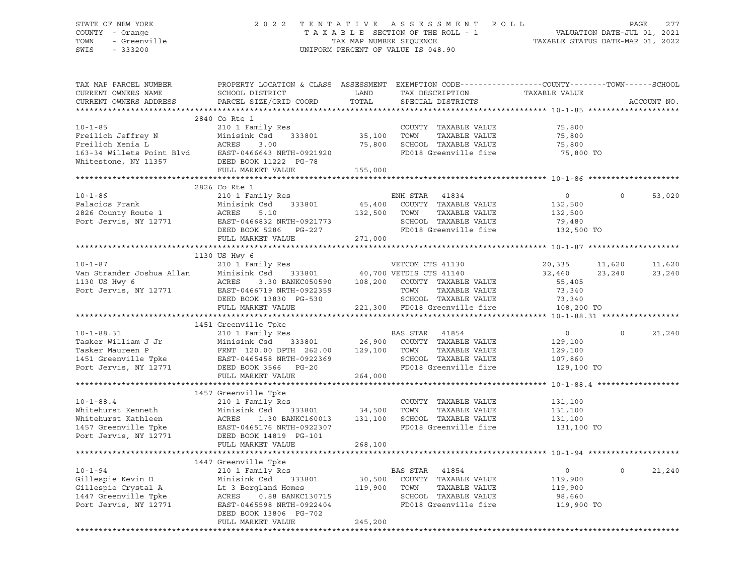STATE OF NEW YORK — 2022 TENTATIVE ASSESSMENT ROLL
COUNTY - Orange — TAXABLE SECTION OF THE ROLL - 1 — VALUATION DATE-JUL 01, 2021
TOWN - Greenville — TAX MAP NUMBER SEQUENCE — TAXABLE STATUS DATE-MAR 01, 2022
SWIS - 333200 — UNIFORM PERCENT OF VALUE IS 048.90

```
TAX MAP PARCEL NUMBER          PROPERTY LOCATION & CLASS  ASSESSMENT  EXEMPTION CODE------------------COUNTY--------TOWN------SCHOOL
CURRENT OWNERS NAME            SCHOOL DISTRICT               LAND      TAX DESCRIPTION            TAXABLE VALUE
CURRENT OWNERS ADDRESS         PARCEL SIZE/GRID COORD        TOTAL     SPECIAL DISTRICTS                                     ACCOUNT NO.
******************************************************************************************************* 10-1-85 ********************
                               2840 Co Rte 1
10-1-85                        210 1 Family Res                        COUNTY  TAXABLE VALUE          75,800
Freilich Jeffrey N             Minisink Csd     333801      35,100     TOWN    TAXABLE VALUE          75,800
Freilich Xenia L               ACRES      3.00              75,800     SCHOOL  TAXABLE VALUE          75,800
163-34 Willets Point Blvd      EAST-0466643 NRTH-0921920               FD018 Greenville fire           75,800 TO
Whitestone, NY 11357           DEED BOOK 11222  PG-78
                               FULL MARKET VALUE           155,000
******************************************************************************************************* 10-1-86 ********************
                               2826 Co Rte 1
10-1-86                        210 1 Family Res                        ENH STAR   41834                   0            0       53,020
Palacios Frank                 Minisink Csd     333801      45,400     COUNTY  TAXABLE VALUE         132,500
2826 County Route 1            ACRES      5.10             132,500     TOWN    TAXABLE VALUE         132,500
Port Jervis, NY 12771          EAST-0466832 NRTH-0921773               SCHOOL  TAXABLE VALUE          79,480
                               DEED BOOK 5286   PG-227                 FD018 Greenville fire          132,500 TO
                               FULL MARKET VALUE           271,000
******************************************************************************************************* 10-1-87 ********************
                               1130 US Hwy 6
10-1-87                        210 1 Family Res                        VETCOM CTS 41130              20,335       11,620       11,620
Van Strander Joshua Allan      Minisink Csd     333801      40,700 VETDIS CTS 41140                  32,460       23,240       23,240
1130 US Hwy 6                  ACRES      3.30 BANKC050590 108,200     COUNTY  TAXABLE VALUE          55,405
Port Jervis, NY 12771          EAST-0466719 NRTH-0922359               TOWN    TAXABLE VALUE          73,340
                               DEED BOOK 13830  PG-530                 SCHOOL  TAXABLE VALUE          73,340
                               FULL MARKET VALUE           221,300     FD018 Greenville fire          108,200 TO
******************************************************************************************************* 10-1-88.31 *****************
                               1451 Greenville Tpke
10-1-88.31                     210 1 Family Res                        BAS STAR   41854                   0            0       21,240
Tasker William J Jr            Minisink Csd     333801      26,900     COUNTY  TAXABLE VALUE         129,100
Tasker Maureen P               FRNT 120.00 DPTH 262.00     129,100     TOWN    TAXABLE VALUE         129,100
1451 Greenville Tpke           EAST-0465458 NRTH-0922369               SCHOOL  TAXABLE VALUE         107,860
Port Jervis, NY 12771          DEED BOOK 3566   PG-20                  FD018 Greenville fire          129,100 TO
                               FULL MARKET VALUE           264,000
******************************************************************************************************* 10-1-88.4 ******************
                               1457 Greenville Tpke
10-1-88.4                      210 1 Family Res                        COUNTY  TAXABLE VALUE         131,100
Whitehurst Kenneth             Minisink Csd     333801      34,500     TOWN    TAXABLE VALUE         131,100
Whitehurst Kathleen            ACRES      1.30 BANKC160013 131,100     SCHOOL  TAXABLE VALUE         131,100
1457 Greenville Tpke           EAST-0465176 NRTH-0922307               FD018 Greenville fire          131,100 TO
Port Jervis, NY 12771          DEED BOOK 14819  PG-101
                               FULL MARKET VALUE           268,100
******************************************************************************************************* 10-1-94 ********************
                               1447 Greenville Tpke
10-1-94                        210 1 Family Res                        BAS STAR   41854                   0            0       21,240
Gillespie Kevin D              Minisink Csd     333801      30,500     COUNTY  TAXABLE VALUE         119,900
Gillespie Crystal A            Lt 3 Bergland Homes         119,900     TOWN    TAXABLE VALUE         119,900
1447 Greenville Tpke           ACRES      0.88 BANKC130715             SCHOOL  TAXABLE VALUE          98,660
Port Jervis, NY 12771          EAST-0465598 NRTH-0922404               FD018 Greenville fire          119,900 TO
                               DEED BOOK 13806  PG-702
                               FULL MARKET VALUE           245,200
************************************************************************************************************************************
```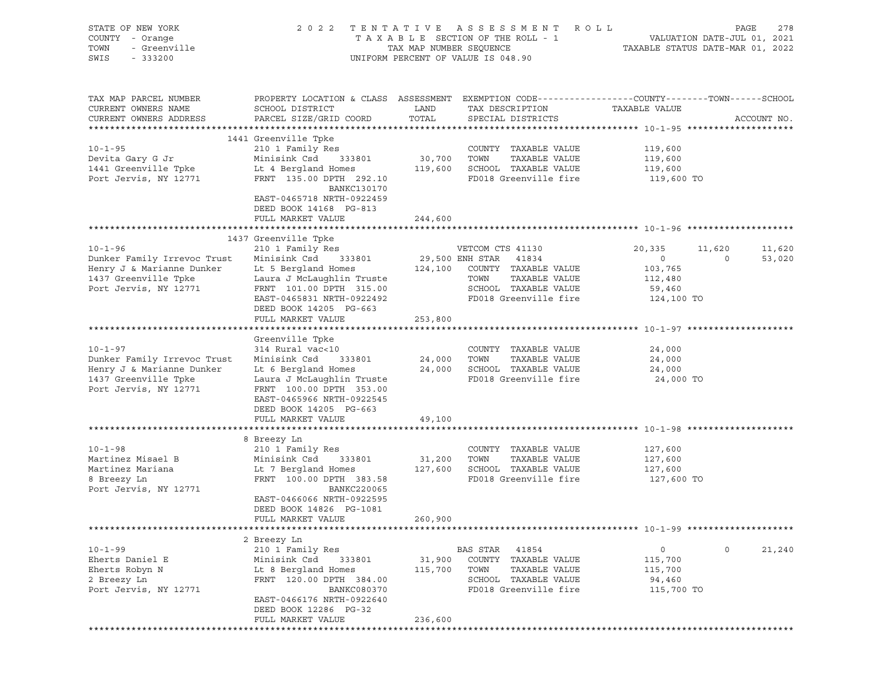STATE OF NEW YORK — COUNTY - Orange — TOWN - Greenville — SWIS - 333200

# 2022 TENTATIVE ASSESSMENT ROLL

TAXABLE SECTION OF THE ROLL - 1 — TAX MAP NUMBER SEQUENCE — UNIFORM PERCENT OF VALUE IS 048.90

VALUATION DATE-JUL 01, 2021 — TAXABLE STATUS DATE-MAR 01, 2022

| TAX MAP PARCEL NUMBER / CURRENT OWNERS NAME / CURRENT OWNERS ADDRESS | PROPERTY LOCATION & CLASS / SCHOOL DISTRICT / PARCEL SIZE/GRID COORD | ASSESSMENT LAND / TOTAL | EXEMPTION CODE / TAX DESCRIPTION / SPECIAL DISTRICTS | COUNTY TAXABLE VALUE | TOWN | SCHOOL |
|---|---|---|---|---|---|---|
| **10-1-95** | 1441 Greenville Tpke | | | | | |
| | 210 1 Family Res | | COUNTY TAXABLE VALUE | 119,600 | | |
| Devita Gary G Jr | Minisink Csd 333801 | 30,700 | TOWN TAXABLE VALUE | 119,600 | | |
| 1441 Greenville Tpke | Lt 4 Bergland Homes | 119,600 | SCHOOL TAXABLE VALUE | 119,600 | | |
| Port Jervis, NY 12771 | FRNT 135.00 DPTH 292.10 | | FD018 Greenville fire | 119,600 TO | | |
| | BANKC130170 | | | | | |
| | EAST-0465718 NRTH-0922459 | | | | | |
| | DEED BOOK 14168 PG-813 | | | | | |
| | FULL MARKET VALUE | 244,600 | | | | |
| **10-1-96** | 1437 Greenville Tpke | | | | | |
| | 210 1 Family Res | | VETCOM CTS 41130 | 20,335 | 11,620 | 11,620 |
| Dunker Family Irrevoc Trust | Minisink Csd 333801 | 29,500 | ENH STAR 41834 | 0 | 0 | 53,020 |
| Henry J & Marianne Dunker | Lt 5 Bergland Homes | 124,100 | COUNTY TAXABLE VALUE | 103,765 | | |
| 1437 Greenville Tpke | Laura J McLaughlin Truste | | TOWN TAXABLE VALUE | 112,480 | | |
| Port Jervis, NY 12771 | FRNT 101.00 DPTH 315.00 | | SCHOOL TAXABLE VALUE | 59,460 | | |
| | EAST-0465831 NRTH-0922492 | | FD018 Greenville fire | 124,100 TO | | |
| | DEED BOOK 14205 PG-663 | | | | | |
| | FULL MARKET VALUE | 253,800 | | | | |
| **10-1-97** | Greenville Tpke | | | | | |
| | 314 Rural vac<10 | | COUNTY TAXABLE VALUE | 24,000 | | |
| Dunker Family Irrevoc Trust | Minisink Csd 333801 | 24,000 | TOWN TAXABLE VALUE | 24,000 | | |
| Henry J & Marianne Dunker | Lt 6 Bergland Homes | 24,000 | SCHOOL TAXABLE VALUE | 24,000 | | |
| 1437 Greenville Tpke | Laura J McLaughlin Truste | | FD018 Greenville fire | 24,000 TO | | |
| Port Jervis, NY 12771 | FRNT 100.00 DPTH 353.00 | | | | | |
| | EAST-0465966 NRTH-0922545 | | | | | |
| | DEED BOOK 14205 PG-663 | | | | | |
| | FULL MARKET VALUE | 49,100 | | | | |
| **10-1-98** | 8 Breezy Ln | | | | | |
| | 210 1 Family Res | | COUNTY TAXABLE VALUE | 127,600 | | |
| Martinez Misael B | Minisink Csd 333801 | 31,200 | TOWN TAXABLE VALUE | 127,600 | | |
| Martinez Mariana | Lt 7 Bergland Homes | 127,600 | SCHOOL TAXABLE VALUE | 127,600 | | |
| 8 Breezy Ln | FRNT 100.00 DPTH 383.58 | | FD018 Greenville fire | 127,600 TO | | |
| Port Jervis, NY 12771 | BANKC220065 | | | | | |
| | EAST-0466066 NRTH-0922595 | | | | | |
| | DEED BOOK 14826 PG-1081 | | | | | |
| | FULL MARKET VALUE | 260,900 | | | | |
| **10-1-99** | 2 Breezy Ln | | | | | |
| | 210 1 Family Res | | BAS STAR 41854 | 0 | 0 | 21,240 |
| Eherts Daniel E | Minisink Csd 333801 | 31,900 | COUNTY TAXABLE VALUE | 115,700 | | |
| Eherts Robyn N | Lt 8 Bergland Homes | 115,700 | TOWN TAXABLE VALUE | 115,700 | | |
| 2 Breezy Ln | FRNT 120.00 DPTH 384.00 | | SCHOOL TAXABLE VALUE | 94,460 | | |
| Port Jervis, NY 12771 | BANKC080370 | | FD018 Greenville fire | 115,700 TO | | |
| | EAST-0466176 NRTH-0922640 | | | | | |
| | DEED BOOK 12286 PG-32 | | | | | |
| | FULL MARKET VALUE | 236,600 | | | | |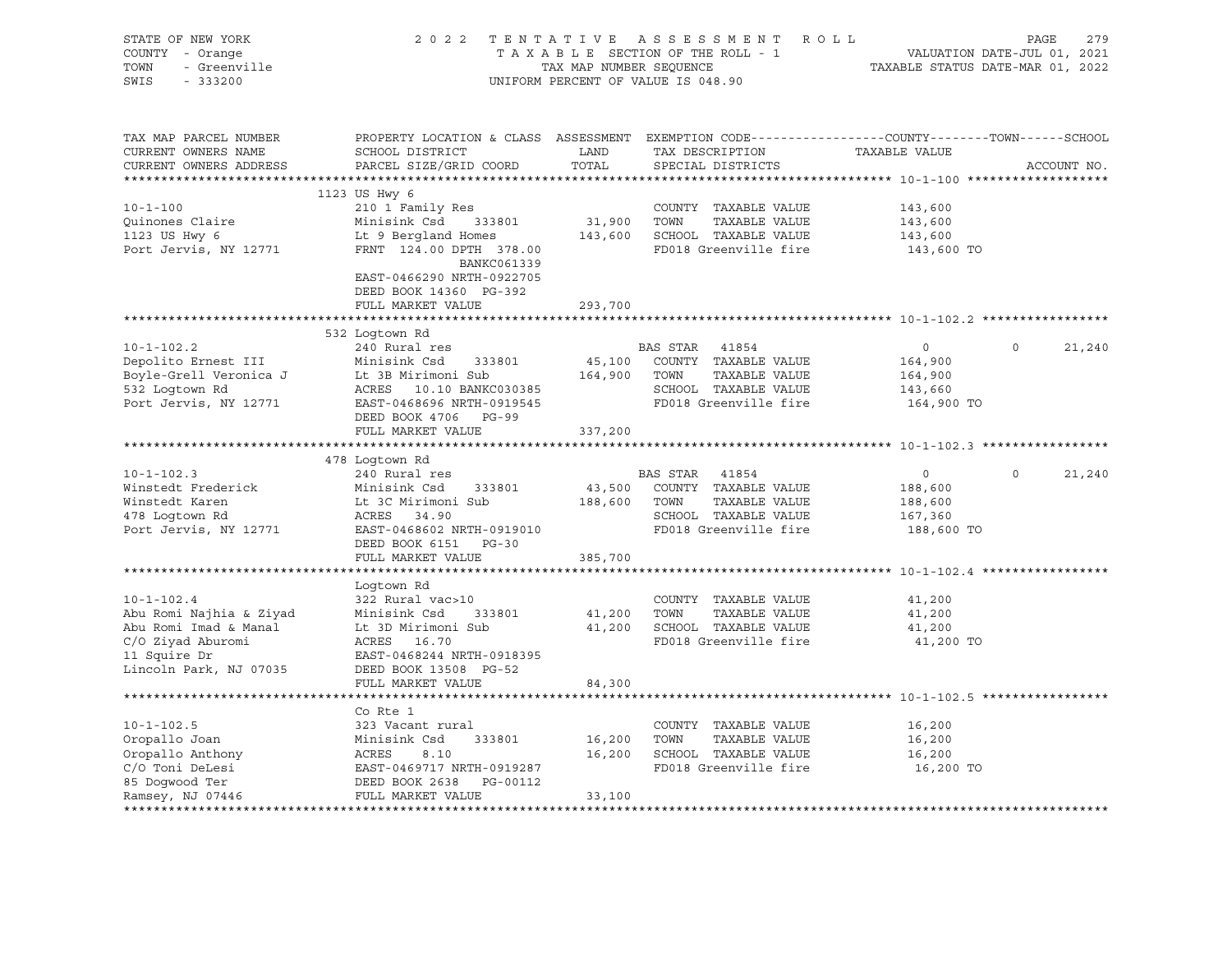STATE OF NEW YORK — COUNTY - Orange — TOWN - Greenville — SWIS - 333200

2022 TENTATIVE ASSESSMENT ROLL — TAXABLE SECTION OF THE ROLL - 1 — TAX MAP NUMBER SEQUENCE — UNIFORM PERCENT OF VALUE IS 048.90

VALUATION DATE-JUL 01, 2021 — TAXABLE STATUS DATE-MAR 01, 2022

| TAX MAP PARCEL NUMBER / CURRENT OWNERS NAME / CURRENT OWNERS ADDRESS | PROPERTY LOCATION & CLASS / SCHOOL DISTRICT / PARCEL SIZE/GRID COORD | ASSESSMENT LAND | TOTAL | EXEMPTION CODE / TAX DESCRIPTION / SPECIAL DISTRICTS | COUNTY TAXABLE VALUE | TOWN | SCHOOL |
|---|---|---|---|---|---|---|---|
| **10-1-100** | 1123 US Hwy 6 | | | | | | |
| Quinones Claire | 210 1 Family Res | | | COUNTY TAXABLE VALUE | 143,600 | | |
| 1123 US Hwy 6 | Minisink Csd 333801 | 31,900 | | TOWN TAXABLE VALUE | 143,600 | | |
| Port Jervis, NY 12771 | Lt 9 Bergland Homes | | 143,600 | SCHOOL TAXABLE VALUE | 143,600 | | |
| | FRNT 124.00 DPTH 378.00 | | | FD018 Greenville fire | 143,600 TO | | |
| | BANKC061339 | | | | | | |
| | EAST-0466290 NRTH-0922705 | | | | | | |
| | DEED BOOK 14360 PG-392 | | | | | | |
| | FULL MARKET VALUE | | 293,700 | | | | |
| **10-1-102.2** | 532 Logtown Rd | | | | | | |
| Depolito Ernest III | 240 Rural res | | | BAS STAR 41854 | 0 | 0 | 21,240 |
| Boyle-Grell Veronica J | Minisink Csd 333801 | 45,100 | | COUNTY TAXABLE VALUE | 164,900 | | |
| 532 Logtown Rd | Lt 3B Mirimoni Sub | | 164,900 | TOWN TAXABLE VALUE | 164,900 | | |
| Port Jervis, NY 12771 | ACRES 10.10 BANKC030385 | | | SCHOOL TAXABLE VALUE | 143,660 | | |
| | EAST-0468696 NRTH-0919545 | | | FD018 Greenville fire | 164,900 TO | | |
| | DEED BOOK 4706 PG-99 | | | | | | |
| | FULL MARKET VALUE | | 337,200 | | | | |
| **10-1-102.3** | 478 Logtown Rd | | | | | | |
| Winstedt Frederick | 240 Rural res | | | BAS STAR 41854 | 0 | 0 | 21,240 |
| Winstedt Karen | Minisink Csd 333801 | 43,500 | | COUNTY TAXABLE VALUE | 188,600 | | |
| 478 Logtown Rd | Lt 3C Mirimoni Sub | | 188,600 | TOWN TAXABLE VALUE | 188,600 | | |
| Port Jervis, NY 12771 | ACRES 34.90 | | | SCHOOL TAXABLE VALUE | 167,360 | | |
| | EAST-0468602 NRTH-0919010 | | | FD018 Greenville fire | 188,600 TO | | |
| | DEED BOOK 6151 PG-30 | | | | | | |
| | FULL MARKET VALUE | | 385,700 | | | | |
| **10-1-102.4** | Logtown Rd | | | | | | |
| Abu Romi Najhia & Ziyad | 322 Rural vac>10 | | | COUNTY TAXABLE VALUE | 41,200 | | |
| Abu Romi Imad & Manal | Minisink Csd 333801 | 41,200 | | TOWN TAXABLE VALUE | 41,200 | | |
| C/O Ziyad Aburomi | Lt 3D Mirimoni Sub | | 41,200 | SCHOOL TAXABLE VALUE | 41,200 | | |
| 11 Squire Dr | ACRES 16.70 | | | FD018 Greenville fire | 41,200 TO | | |
| Lincoln Park, NJ 07035 | EAST-0468244 NRTH-0918395 | | | | | | |
| | DEED BOOK 13508 PG-52 | | | | | | |
| | FULL MARKET VALUE | | 84,300 | | | | |
| **10-1-102.5** | Co Rte 1 | | | | | | |
| Oropallo Joan | 323 Vacant rural | | | COUNTY TAXABLE VALUE | 16,200 | | |
| Oropallo Anthony | Minisink Csd 333801 | 16,200 | | TOWN TAXABLE VALUE | 16,200 | | |
| C/O Toni DeLesi | ACRES 8.10 | | 16,200 | SCHOOL TAXABLE VALUE | 16,200 | | |
| 85 Dogwood Ter | EAST-0469717 NRTH-0919287 | | | FD018 Greenville fire | 16,200 TO | | |
| Ramsey, NJ 07446 | DEED BOOK 2638 PG-00112 | | | | | | |
| | FULL MARKET VALUE | | 33,100 | | | | |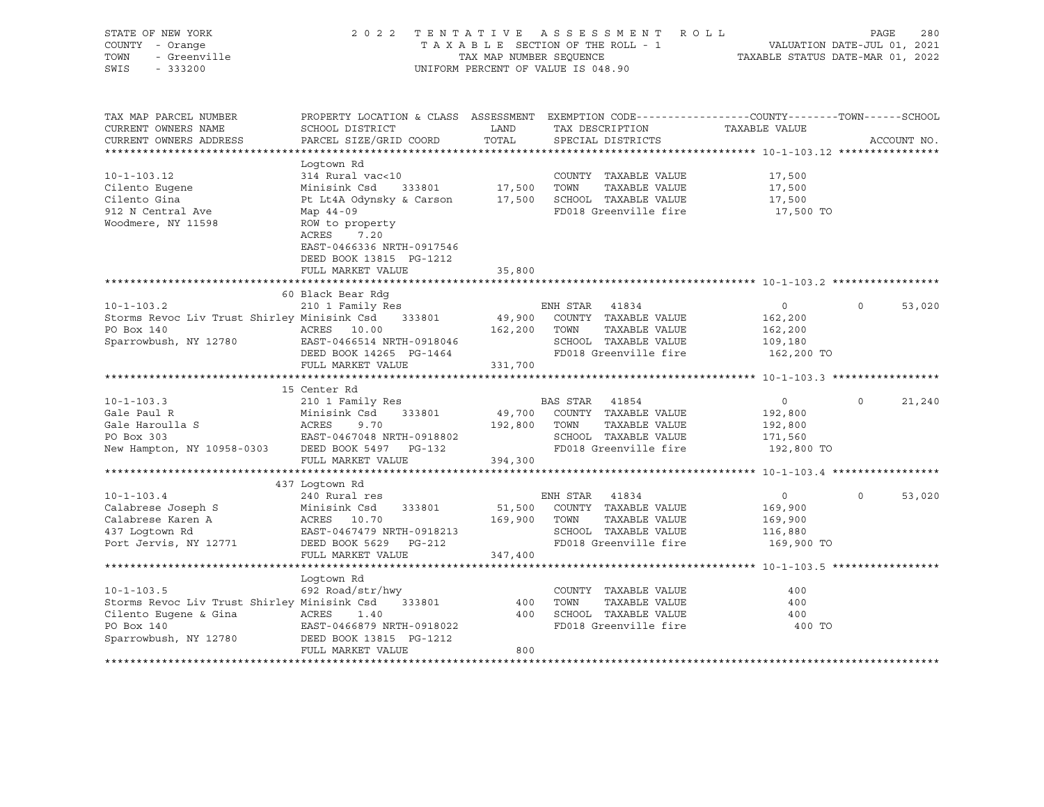STATE OF NEW YORK
COUNTY - Orange
TOWN - Greenville
SWIS - 333200

2022 TENTATIVE ASSESSMENT ROLL
TAXABLE SECTION OF THE ROLL - 1
TAX MAP NUMBER SEQUENCE
UNIFORM PERCENT OF VALUE IS 048.90

VALUATION DATE-JUL 01, 2021
TAXABLE STATUS DATE-MAR 01, 2022

| TAX MAP PARCEL NUMBER / CURRENT OWNERS NAME / CURRENT OWNERS ADDRESS | PROPERTY LOCATION & CLASS / SCHOOL DISTRICT / PARCEL SIZE/GRID COORD | ASSESSMENT LAND | TOTAL | EXEMPTION CODE / TAX DESCRIPTION / SPECIAL DISTRICTS | COUNTY TAXABLE VALUE | TOWN | SCHOOL | ACCOUNT NO. |
|---|---|---|---|---|---|---|---|---|
| **10-1-103.12** | Logtown Rd | | | | | | | |
| Cilento Eugene | 314 Rural vac<10 | | | COUNTY TAXABLE VALUE | 17,500 | | | |
| Cilento Gina | Minisink Csd 333801 | 17,500 | | TOWN TAXABLE VALUE | 17,500 | | | |
| 912 N Central Ave | Pt Lt4A Odynsky & Carson | | 17,500 | SCHOOL TAXABLE VALUE | 17,500 | | | |
| Woodmere, NY 11598 | Map 44-09 | | | FD018 Greenville fire | 17,500 TO | | | |
| | ROW to property | | | | | | | |
| | ACRES 7.20 | | | | | | | |
| | EAST-0466336 NRTH-0917546 | | | | | | | |
| | DEED BOOK 13815 PG-1212 | | | | | | | |
| | FULL MARKET VALUE | | 35,800 | | | | | |
| **10-1-103.2** | 60 Black Bear Rdg | | | | | | | |
| Storms Revoc Liv Trust Shirley | 210 1 Family Res | | | ENH STAR 41834 | 0 | 0 | 53,020 | |
| PO Box 140 | Minisink Csd 333801 | 49,900 | | COUNTY TAXABLE VALUE | 162,200 | | | |
| Sparrowbush, NY 12780 | ACRES 10.00 | | 162,200 | TOWN TAXABLE VALUE | 162,200 | | | |
| | EAST-0466514 NRTH-0918046 | | | SCHOOL TAXABLE VALUE | 109,180 | | | |
| | DEED BOOK 14265 PG-1464 | | | FD018 Greenville fire | 162,200 TO | | | |
| | FULL MARKET VALUE | | 331,700 | | | | | |
| **10-1-103.3** | 15 Center Rd | | | | | | | |
| Gale Paul R | 210 1 Family Res | | | BAS STAR 41854 | 0 | 0 | 21,240 | |
| Gale Haroulla S | Minisink Csd 333801 | 49,700 | | COUNTY TAXABLE VALUE | 192,800 | | | |
| PO Box 303 | ACRES 9.70 | | 192,800 | TOWN TAXABLE VALUE | 192,800 | | | |
| New Hampton, NY 10958-0303 | EAST-0467048 NRTH-0918802 | | | SCHOOL TAXABLE VALUE | 171,560 | | | |
| | DEED BOOK 5497 PG-132 | | | FD018 Greenville fire | 192,800 TO | | | |
| | FULL MARKET VALUE | | 394,300 | | | | | |
| **10-1-103.4** | 437 Logtown Rd | | | | | | | |
| Calabrese Joseph S | 240 Rural res | | | ENH STAR 41834 | 0 | 0 | 53,020 | |
| Calabrese Karen A | Minisink Csd 333801 | 51,500 | | COUNTY TAXABLE VALUE | 169,900 | | | |
| 437 Logtown Rd | ACRES 10.70 | | 169,900 | TOWN TAXABLE VALUE | 169,900 | | | |
| Port Jervis, NY 12771 | EAST-0467479 NRTH-0918213 | | | SCHOOL TAXABLE VALUE | 116,880 | | | |
| | DEED BOOK 5629 PG-212 | | | FD018 Greenville fire | 169,900 TO | | | |
| | FULL MARKET VALUE | | 347,400 | | | | | |
| **10-1-103.5** | Logtown Rd | | | | | | | |
| Storms Revoc Liv Trust Shirley | 692 Road/str/hwy | | | COUNTY TAXABLE VALUE | 400 | | | |
| Cilento Eugene & Gina | Minisink Csd 333801 | 400 | | TOWN TAXABLE VALUE | 400 | | | |
| PO Box 140 | ACRES 1.40 | | 400 | SCHOOL TAXABLE VALUE | 400 | | | |
| Sparrowbush, NY 12780 | EAST-0466879 NRTH-0918022 | | | FD018 Greenville fire | 400 TO | | | |
| | DEED BOOK 13815 PG-1212 | | | | | | | |
| | FULL MARKET VALUE | | 800 | | | | | |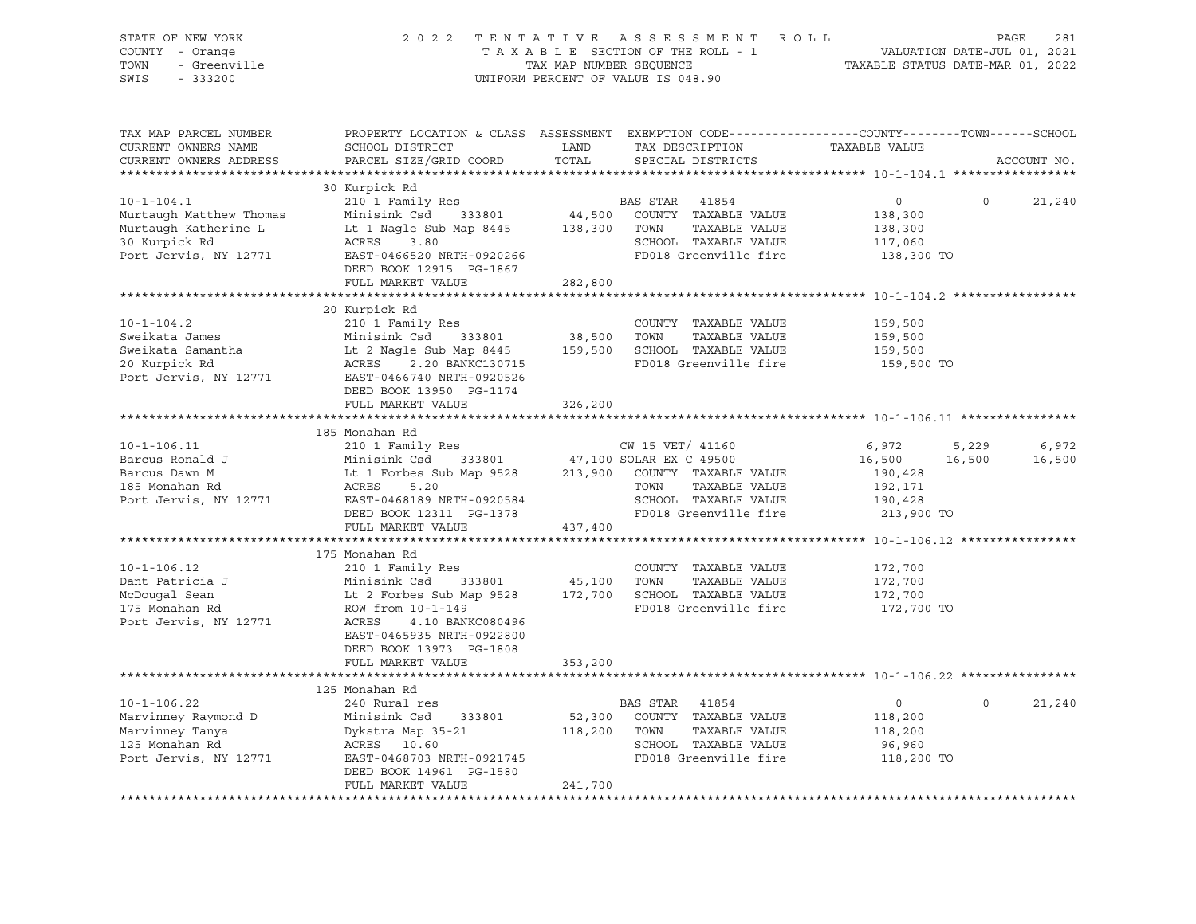STATE OF NEW YORK
COUNTY - Orange
TOWN - Greenville
SWIS - 333200

2022 TENTATIVE ASSESSMENT ROLL
TAXABLE SECTION OF THE ROLL - 1
TAX MAP NUMBER SEQUENCE
UNIFORM PERCENT OF VALUE IS 048.90

VALUATION DATE-JUL 01, 2021
TAXABLE STATUS DATE-MAR 01, 2022

| TAX MAP PARCEL NUMBER / CURRENT OWNERS NAME / CURRENT OWNERS ADDRESS | PROPERTY LOCATION & CLASS / SCHOOL DISTRICT / PARCEL SIZE/GRID COORD | ASSESSMENT LAND / TOTAL | EXEMPTION CODE / TAX DESCRIPTION / SPECIAL DISTRICTS | COUNTY TAXABLE VALUE | TOWN | SCHOOL | ACCOUNT NO. |
|---|---|---|---|---|---|---|---|
| **10-1-104.1** | 30 Kurpick Rd | | | | | | |
| 10-1-104.1 | 210 1 Family Res | | BAS STAR 41854 | 0 | 0 | 21,240 | |
| Murtaugh Matthew Thomas | Minisink Csd 333801 | 44,500 | COUNTY TAXABLE VALUE | 138,300 | | | |
| Murtaugh Katherine L | Lt 1 Nagle Sub Map 8445 | 138,300 | TOWN TAXABLE VALUE | 138,300 | | | |
| 30 Kurpick Rd | ACRES 3.80 | | SCHOOL TAXABLE VALUE | 117,060 | | | |
| Port Jervis, NY 12771 | EAST-0466520 NRTH-0920266 | | FD018 Greenville fire | 138,300 TO | | | |
| | DEED BOOK 12915 PG-1867 | | | | | | |
| | FULL MARKET VALUE | 282,800 | | | | | |
| **10-1-104.2** | 20 Kurpick Rd | | | | | | |
| 10-1-104.2 | 210 1 Family Res | | COUNTY TAXABLE VALUE | 159,500 | | | |
| Sweikata James | Minisink Csd 333801 | 38,500 | TOWN TAXABLE VALUE | 159,500 | | | |
| Sweikata Samantha | Lt 2 Nagle Sub Map 8445 | 159,500 | SCHOOL TAXABLE VALUE | 159,500 | | | |
| 20 Kurpick Rd | ACRES 2.20 BANKC130715 | | FD018 Greenville fire | 159,500 TO | | | |
| Port Jervis, NY 12771 | EAST-0466740 NRTH-0920526 | | | | | | |
| | DEED BOOK 13950 PG-1174 | | | | | | |
| | FULL MARKET VALUE | 326,200 | | | | | |
| **10-1-106.11** | 185 Monahan Rd | | | | | | |
| 10-1-106.11 | 210 1 Family Res | | CW_15_VET/ 41160 | 6,972 | 5,229 | 6,972 | |
| Barcus Ronald J | Minisink Csd 333801 | 47,100 | SOLAR EX C 49500 | 16,500 | 16,500 | 16,500 | |
| Barcus Dawn M | Lt 1 Forbes Sub Map 9528 | 213,900 | COUNTY TAXABLE VALUE | 190,428 | | | |
| 185 Monahan Rd | ACRES 5.20 | | TOWN TAXABLE VALUE | 192,171 | | | |
| Port Jervis, NY 12771 | EAST-0468189 NRTH-0920584 | | SCHOOL TAXABLE VALUE | 190,428 | | | |
| | DEED BOOK 12311 PG-1378 | | FD018 Greenville fire | 213,900 TO | | | |
| | FULL MARKET VALUE | 437,400 | | | | | |
| **10-1-106.12** | 175 Monahan Rd | | | | | | |
| 10-1-106.12 | 210 1 Family Res | | COUNTY TAXABLE VALUE | 172,700 | | | |
| Dant Patricia J | Minisink Csd 333801 | 45,100 | TOWN TAXABLE VALUE | 172,700 | | | |
| McDougal Sean | Lt 2 Forbes Sub Map 9528 | 172,700 | SCHOOL TAXABLE VALUE | 172,700 | | | |
| 175 Monahan Rd | ROW from 10-1-149 | | FD018 Greenville fire | 172,700 TO | | | |
| Port Jervis, NY 12771 | ACRES 4.10 BANKC080496 | | | | | | |
| | EAST-0465935 NRTH-0922800 | | | | | | |
| | DEED BOOK 13973 PG-1808 | | | | | | |
| | FULL MARKET VALUE | 353,200 | | | | | |
| **10-1-106.22** | 125 Monahan Rd | | | | | | |
| 10-1-106.22 | 240 Rural res | | BAS STAR 41854 | 0 | 0 | 21,240 | |
| Marvinney Raymond D | Minisink Csd 333801 | 52,300 | COUNTY TAXABLE VALUE | 118,200 | | | |
| Marvinney Tanya | Dykstra Map 35-21 | 118,200 | TOWN TAXABLE VALUE | 118,200 | | | |
| 125 Monahan Rd | ACRES 10.60 | | SCHOOL TAXABLE VALUE | 96,960 | | | |
| Port Jervis, NY 12771 | EAST-0468703 NRTH-0921745 | | FD018 Greenville fire | 118,200 TO | | | |
| | DEED BOOK 14961 PG-1580 | | | | | | |
| | FULL MARKET VALUE | 241,700 | | | | | |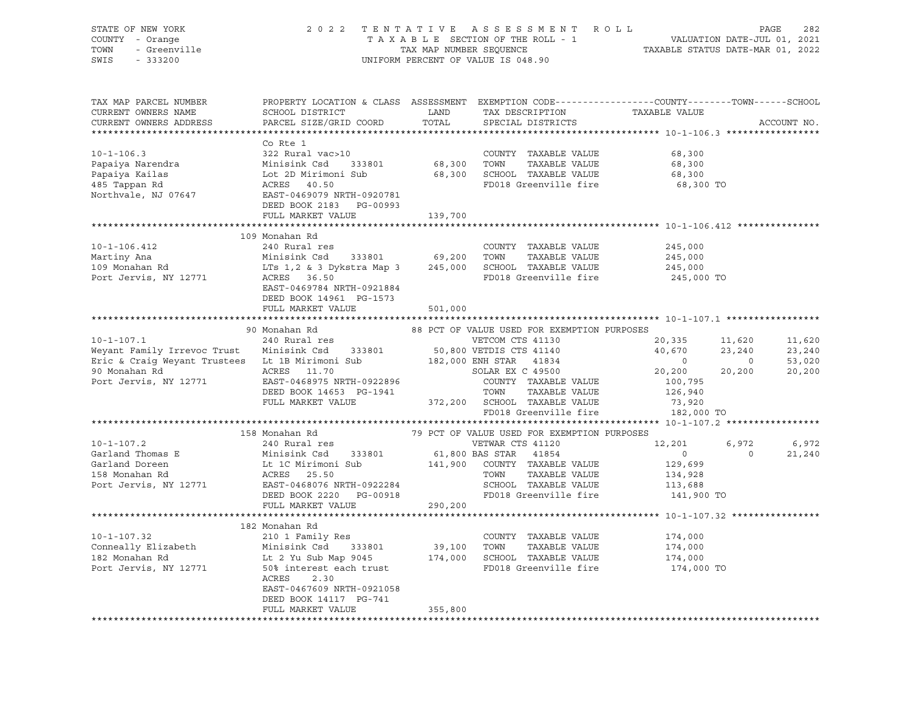STATE OF NEW YORK
COUNTY - Orange
TOWN - Greenville
SWIS - 333200

2 0 2 2 T E N T A T I V E A S S E S S M E N T R O L L
T A X A B L E SECTION OF THE ROLL - 1
TAX MAP NUMBER SEQUENCE
UNIFORM PERCENT OF VALUE IS 048.90

VALUATION DATE-JUL 01, 2021
TAXABLE STATUS DATE-MAR 01, 2022

```
TAX MAP PARCEL NUMBER          PROPERTY LOCATION & CLASS  ASSESSMENT  EXEMPTION CODE------------------COUNTY--------TOWN------SCHOOL
CURRENT OWNERS NAME            SCHOOL DISTRICT               LAND      TAX DESCRIPTION              TAXABLE VALUE
CURRENT OWNERS ADDRESS         PARCEL SIZE/GRID COORD        TOTAL     SPECIAL DISTRICTS                                      ACCOUNT NO.
******************************************************************************************************* 10-1-106.3 *****************
                               Co Rte 1
10-1-106.3                     322 Rural vac>10                         COUNTY  TAXABLE VALUE            68,300
Papaiya Narendra               Minisink Csd    333801        68,300    TOWN    TAXABLE VALUE            68,300
Papaiya Kailas                 Lot 2D Mirimoni Sub           68,300    SCHOOL  TAXABLE VALUE            68,300
485 Tappan Rd                  ACRES  40.50                            FD018 Greenville fire             68,300 TO
Northvale, NJ 07647            EAST-0469079 NRTH-0920781
                               DEED BOOK 2183   PG-00993
                               FULL MARKET VALUE            139,700
******************************************************************************************************* 10-1-106.412 ***************
                           109 Monahan Rd
10-1-106.412                   240 Rural res                            COUNTY  TAXABLE VALUE           245,000
Martiny Ana                    Minisink Csd    333801        69,200    TOWN    TAXABLE VALUE           245,000
109 Monahan Rd                 LTs 1,2 & 3 Dykstra Map 3    245,000    SCHOOL  TAXABLE VALUE           245,000
Port Jervis, NY 12771          ACRES  36.50                            FD018 Greenville fire            245,000 TO
                               EAST-0469784 NRTH-0921884
                               DEED BOOK 14961  PG-1573
                               FULL MARKET VALUE            501,000
******************************************************************************************************* 10-1-107.1 *****************
                            90 Monahan Rd                  88 PCT OF VALUE USED FOR EXEMPTION PURPOSES
10-1-107.1                     240 Rural res                      VETCOM CTS 41130             20,335      11,620      11,620
Weyant Family Irrevoc Trust    Minisink Csd    333801        50,800 VETDIS CTS 41140             40,670      23,240      23,240
Eric & Craig Weyant Trustees   Lt 1B Mirimoni Sub           182,000 ENH STAR  41834                   0           0      53,020
90 Monahan Rd                  ACRES  11.70                       SOLAR EX C 49500             20,200      20,200      20,200
Port Jervis, NY 12771          EAST-0468975 NRTH-0922896           COUNTY  TAXABLE VALUE           100,795
                               DEED BOOK 14653  PG-1941            TOWN    TAXABLE VALUE           126,940
                               FULL MARKET VALUE            372,200 SCHOOL  TAXABLE VALUE            73,920
                                                                   FD018 Greenville fire            182,000 TO
******************************************************************************************************* 10-1-107.2 *****************
                           158 Monahan Rd                  79 PCT OF VALUE USED FOR EXEMPTION PURPOSES
10-1-107.2                     240 Rural res                      VETWAR CTS 41120             12,201       6,972       6,972
Garland Thomas E               Minisink Csd    333801        61,800 BAS STAR  41854                   0           0      21,240
Garland Doreen                 Lt 1C Mirimoni Sub           141,900 COUNTY  TAXABLE VALUE           129,699
158 Monahan Rd                 ACRES  25.50                        TOWN    TAXABLE VALUE           134,928
Port Jervis, NY 12771          EAST-0468076 NRTH-0922284           SCHOOL  TAXABLE VALUE           113,688
                               DEED BOOK 2220   PG-00918           FD018 Greenville fire            141,900 TO
                               FULL MARKET VALUE            290,200
******************************************************************************************************* 10-1-107.32 ****************
                           182 Monahan Rd
10-1-107.32                    210 1 Family Res                         COUNTY  TAXABLE VALUE           174,000
Conneally Elizabeth            Minisink Csd    333801        39,100    TOWN    TAXABLE VALUE           174,000
182 Monahan Rd                 Lt 2 Yu Sub Map 9045         174,000    SCHOOL  TAXABLE VALUE           174,000
Port Jervis, NY 12771          50% interest each trust                 FD018 Greenville fire            174,000 TO
                               ACRES   2.30
                               EAST-0467609 NRTH-0921058
                               DEED BOOK 14117  PG-741
                               FULL MARKET VALUE            355,800
************************************************************************************************************************************
```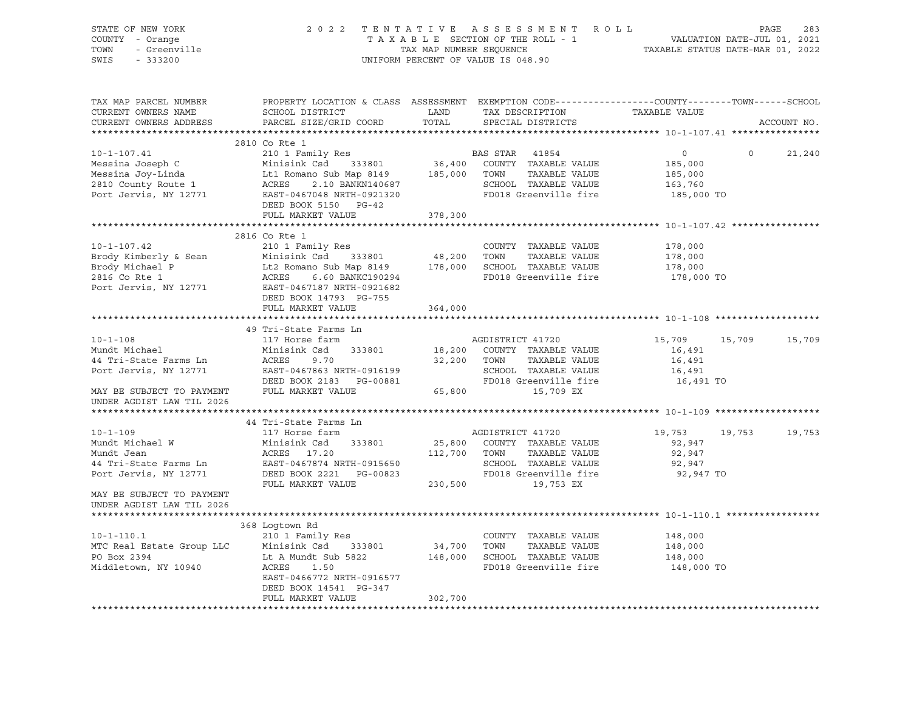STATE OF NEW YORK
COUNTY - Orange
TOWN - Greenville
SWIS - 333200

2 0 2 2 T E N T A T I V E A S S E S S M E N T R O L L
T A X A B L E SECTION OF THE ROLL - 1
TAX MAP NUMBER SEQUENCE
UNIFORM PERCENT OF VALUE IS 048.90

VALUATION DATE-JUL 01, 2021
TAXABLE STATUS DATE-MAR 01, 2022

```
TAX MAP PARCEL NUMBER          PROPERTY LOCATION & CLASS  ASSESSMENT  EXEMPTION CODE------------------COUNTY--------TOWN------SCHOOL
CURRENT OWNERS NAME            SCHOOL DISTRICT               LAND      TAX DESCRIPTION            TAXABLE VALUE
CURRENT OWNERS ADDRESS         PARCEL SIZE/GRID COORD        TOTAL     SPECIAL DISTRICTS                                    ACCOUNT NO.
******************************************************************************************************* 10-1-107.41 ****************
                               2810 Co Rte 1
10-1-107.41                    210 1 Family Res                         BAS STAR  41854              0           0      21,240
Messina Joseph C               Minisink Csd      333801       36,400    COUNTY  TAXABLE VALUE         185,000
Messina Joy-Linda              Lt1 Romano Sub Map 8149       185,000    TOWN    TAXABLE VALUE         185,000
2810 County Route 1            ACRES     2.10 BANKN140687               SCHOOL  TAXABLE VALUE         163,760
Port Jervis, NY 12771          EAST-0467048 NRTH-0921320                FD018 Greenville fire          185,000 TO
                               DEED BOOK 5150   PG-42
                               FULL MARKET VALUE             378,300
******************************************************************************************************* 10-1-107.42 ****************
                               2816 Co Rte 1
10-1-107.42                    210 1 Family Res                         COUNTY  TAXABLE VALUE         178,000
Brody Kimberly & Sean          Minisink Csd      333801       48,200    TOWN    TAXABLE VALUE         178,000
Brody Michael P                Lt2 Romano Sub Map 8149       178,000    SCHOOL  TAXABLE VALUE         178,000
2816 Co Rte 1                  ACRES     6.60 BANKC190294               FD018 Greenville fire          178,000 TO
Port Jervis, NY 12771          EAST-0467187 NRTH-0921682
                               DEED BOOK 14793  PG-755
                               FULL MARKET VALUE             364,000
******************************************************************************************************* 10-1-108 *******************
                               49 Tri-State Farms Ln
10-1-108                       117 Horse farm                           AGDISTRICT 41720         15,709      15,709      15,709
Mundt Michael                  Minisink Csd      333801       18,200    COUNTY  TAXABLE VALUE          16,491
44 Tri-State Farms Ln          ACRES     9.70                 32,200    TOWN    TAXABLE VALUE          16,491
Port Jervis, NY 12771          EAST-0467863 NRTH-0916199                SCHOOL  TAXABLE VALUE          16,491
                               DEED BOOK 2183   PG-00881                FD018 Greenville fire           16,491 TO
MAY BE SUBJECT TO PAYMENT      FULL MARKET VALUE              65,800              15,709 EX
UNDER AGDIST LAW TIL 2026
******************************************************************************************************* 10-1-109 *******************
                               44 Tri-State Farms Ln
10-1-109                       117 Horse farm                           AGDISTRICT 41720         19,753      19,753      19,753
Mundt Michael W                Minisink Csd      333801       25,800    COUNTY  TAXABLE VALUE          92,947
Mundt Jean                     ACRES    17.20                112,700    TOWN    TAXABLE VALUE          92,947
44 Tri-State Farms Ln          EAST-0467874 NRTH-0915650                SCHOOL  TAXABLE VALUE          92,947
Port Jervis, NY 12771          DEED BOOK 2221   PG-00823                FD018 Greenville fire           92,947 TO
                               FULL MARKET VALUE             230,500              19,753 EX
MAY BE SUBJECT TO PAYMENT
UNDER AGDIST LAW TIL 2026
******************************************************************************************************* 10-1-110.1 *****************
                               368 Logtown Rd
10-1-110.1                     210 1 Family Res                         COUNTY  TAXABLE VALUE         148,000
MTC Real Estate Group LLC      Minisink Csd      333801       34,700    TOWN    TAXABLE VALUE         148,000
PO Box 2394                    Lt A Mundt Sub 5822           148,000    SCHOOL  TAXABLE VALUE         148,000
Middletown, NY 10940           ACRES     1.50                           FD018 Greenville fire          148,000 TO
                               EAST-0466772 NRTH-0916577
                               DEED BOOK 14541  PG-347
                               FULL MARKET VALUE             302,700
************************************************************************************************************************************
```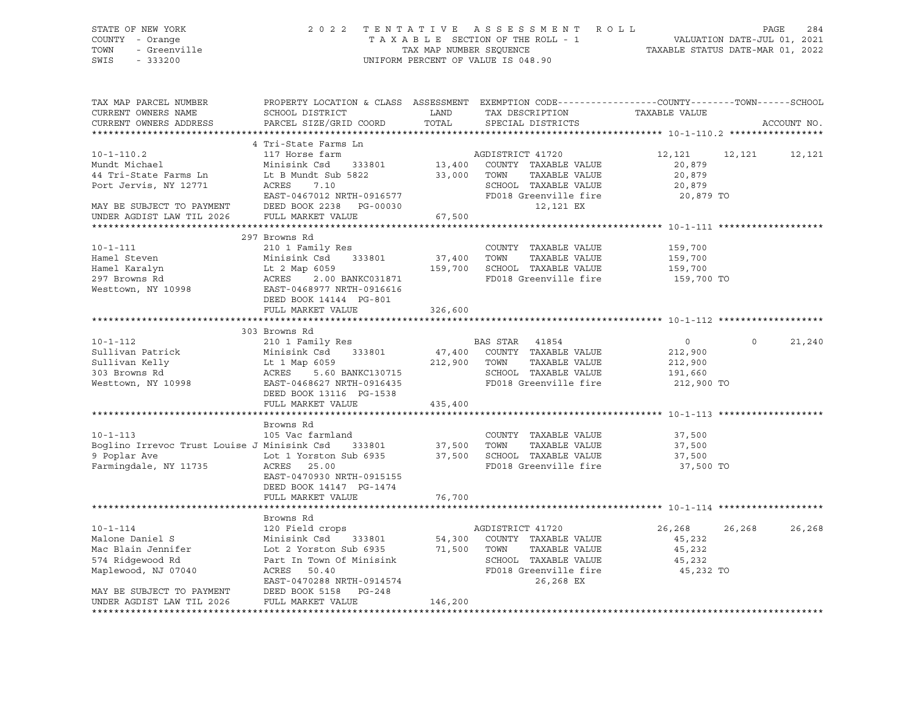STATE OF NEW YORK — 2022 TENTATIVE ASSESSMENT ROLL
COUNTY - Orange — TAXABLE SECTION OF THE ROLL - 1 — VALUATION DATE-JUL 01, 2021
TOWN - Greenville — TAX MAP NUMBER SEQUENCE — TAXABLE STATUS DATE-MAR 01, 2022
SWIS - 333200 — UNIFORM PERCENT OF VALUE IS 048.90

```
TAX MAP PARCEL NUMBER         PROPERTY LOCATION & CLASS  ASSESSMENT  EXEMPTION CODE------------------COUNTY--------TOWN------SCHOOL
CURRENT OWNERS NAME           SCHOOL DISTRICT               LAND      TAX DESCRIPTION            TAXABLE VALUE
CURRENT OWNERS ADDRESS        PARCEL SIZE/GRID COORD        TOTAL     SPECIAL DISTRICTS                                       ACCOUNT NO.
******************************************************************************************************* 10-1-110.2 *****************
                              4 Tri-State Farms Ln
10-1-110.2                    117 Horse farm                          AGDISTRICT 41720          12,121     12,121      12,121
Mundt Michael                 Minisink Csd     333801      13,400     COUNTY  TAXABLE VALUE       20,879
44 Tri-State Farms Ln         Lt B Mundt Sub 5822          33,000     TOWN    TAXABLE VALUE       20,879
Port Jervis, NY 12771         ACRES     7.10                          SCHOOL  TAXABLE VALUE       20,879
                              EAST-0467012 NRTH-0916577               FD018 Greenville fire        20,879 TO
MAY BE SUBJECT TO PAYMENT     DEED BOOK 2238   PG-00030                     12,121 EX
UNDER AGDIST LAW TIL 2026     FULL MARKET VALUE            67,500
******************************************************************************************************* 10-1-111 *******************
                              297 Browns Rd
10-1-111                      210 1 Family Res                        COUNTY  TAXABLE VALUE      159,700
Hamel Steven                  Minisink Csd     333801      37,400     TOWN    TAXABLE VALUE      159,700
Hamel Karalyn                 Lt 2 Map 6059               159,700     SCHOOL  TAXABLE VALUE      159,700
297 Browns Rd                 ACRES     2.00 BANKC031871              FD018 Greenville fire       159,700 TO
Westtown, NY 10998            EAST-0468977 NRTH-0916616
                              DEED BOOK 14144  PG-801
                              FULL MARKET VALUE           326,600
******************************************************************************************************* 10-1-112 *******************
                              303 Browns Rd
10-1-112                      210 1 Family Res                        BAS STAR  41854                 0          0      21,240
Sullivan Patrick              Minisink Csd     333801      47,400     COUNTY  TAXABLE VALUE      212,900
Sullivan Kelly                Lt 1 Map 6059               212,900     TOWN    TAXABLE VALUE      212,900
303 Browns Rd                 ACRES     5.60 BANKC130715              SCHOOL  TAXABLE VALUE      191,660
Westtown, NY 10998            EAST-0468627 NRTH-0916435               FD018 Greenville fire       212,900 TO
                              DEED BOOK 13116  PG-1538
                              FULL MARKET VALUE           435,400
******************************************************************************************************* 10-1-113 *******************
                              Browns Rd
10-1-113                      105 Vac farmland                        COUNTY  TAXABLE VALUE       37,500
Boglino Irrevoc Trust Louise J Minisink Csd    333801      37,500     TOWN    TAXABLE VALUE       37,500
9 Poplar Ave                  Lot 1 Yorston Sub 6935       37,500     SCHOOL  TAXABLE VALUE       37,500
Farmingdale, NY 11735         ACRES    25.00                          FD018 Greenville fire        37,500 TO
                              EAST-0470930 NRTH-0915155
                              DEED BOOK 14147  PG-1474
                              FULL MARKET VALUE            76,700
******************************************************************************************************* 10-1-114 *******************
                              Browns Rd
10-1-114                      120 Field crops                         AGDISTRICT 41720          26,268     26,268      26,268
Malone Daniel S               Minisink Csd     333801      54,300     COUNTY  TAXABLE VALUE       45,232
Mac Blain Jennifer            Lot 2 Yorston Sub 6935       71,500     TOWN    TAXABLE VALUE       45,232
574 Ridgewood Rd              Part In Town Of Minisink                SCHOOL  TAXABLE VALUE       45,232
Maplewood, NJ 07040           ACRES    50.40                          FD018 Greenville fire        45,232 TO
                              EAST-0470288 NRTH-0914574                     26,268 EX
MAY BE SUBJECT TO PAYMENT     DEED BOOK 5158   PG-248
UNDER AGDIST LAW TIL 2026     FULL MARKET VALUE           146,200
************************************************************************************************************************************
```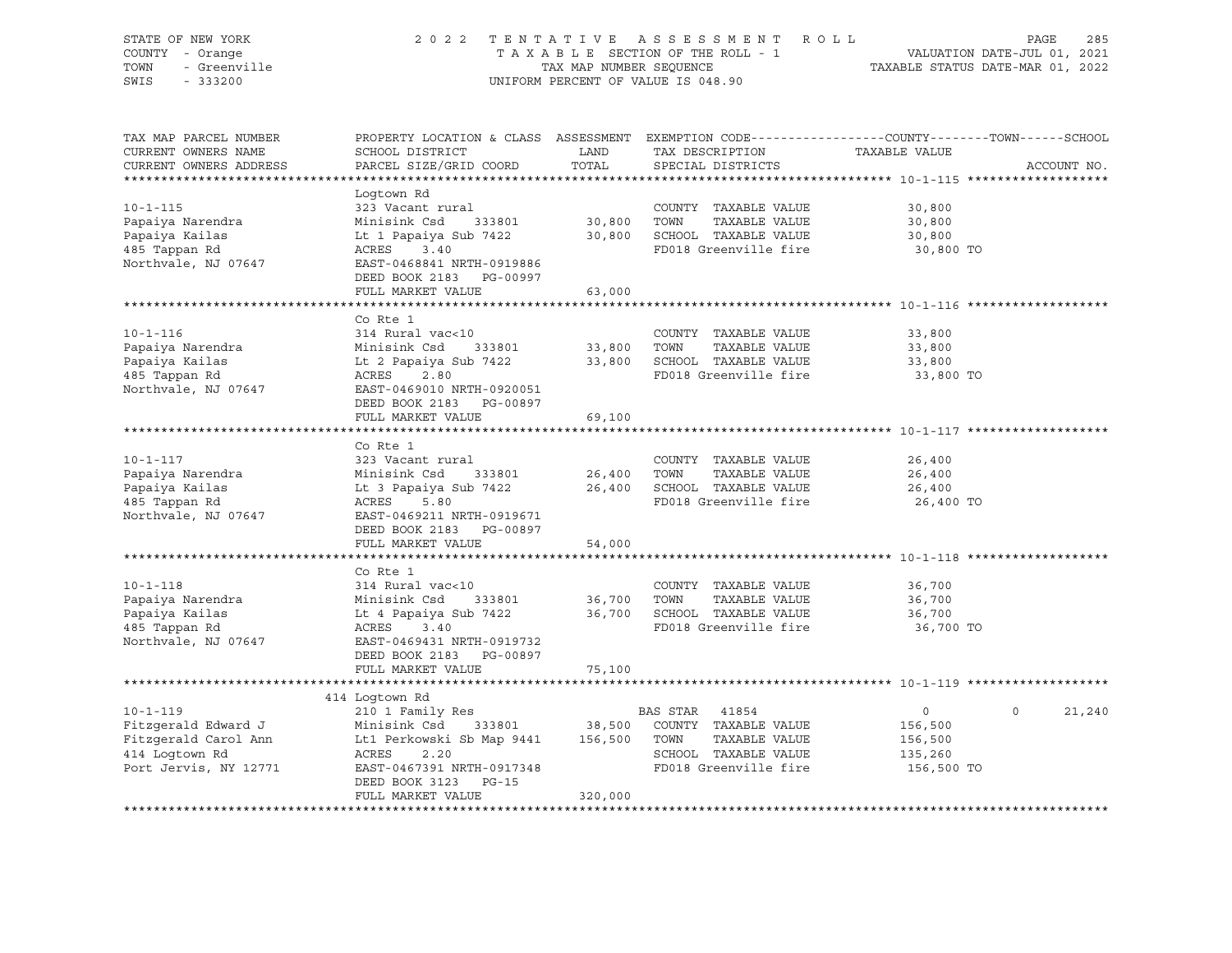STATE OF NEW YORK — COUNTY - Orange — TOWN - Greenville — SWIS - 333200

2022 TENTATIVE ASSESSMENT ROLL
TAXABLE SECTION OF THE ROLL - 1
TAX MAP NUMBER SEQUENCE
UNIFORM PERCENT OF VALUE IS 048.90

VALUATION DATE-JUL 01, 2021
TAXABLE STATUS DATE-MAR 01, 2022

| TAX MAP PARCEL NUMBER / CURRENT OWNERS NAME / CURRENT OWNERS ADDRESS | PROPERTY LOCATION & CLASS / SCHOOL DISTRICT / PARCEL SIZE/GRID COORD | ASSESSMENT LAND / TOTAL | EXEMPTION CODE / TAX DESCRIPTION / SPECIAL DISTRICTS | COUNTY TAXABLE VALUE | TOWN | SCHOOL | ACCOUNT NO. |
|---|---|---|---|---|---|---|---|
| **10-1-115** | Logtown Rd | | | | | | |
| 10-1-115 | 323 Vacant rural | | COUNTY TAXABLE VALUE | 30,800 | | | |
| Papaiya Narendra | Minisink Csd 333801 | 30,800 | TOWN TAXABLE VALUE | 30,800 | | | |
| Papaiya Kailas | Lt 1 Papaiya Sub 7422 | 30,800 | SCHOOL TAXABLE VALUE | 30,800 | | | |
| 485 Tappan Rd | ACRES 3.40 | | FD018 Greenville fire | 30,800 TO | | | |
| Northvale, NJ 07647 | EAST-0468841 NRTH-0919886 | | | | | | |
| | DEED BOOK 2183 PG-00997 | | | | | | |
| | FULL MARKET VALUE | 63,000 | | | | | |
| **10-1-116** | Co Rte 1 | | | | | | |
| 10-1-116 | 314 Rural vac<10 | | COUNTY TAXABLE VALUE | 33,800 | | | |
| Papaiya Narendra | Minisink Csd 333801 | 33,800 | TOWN TAXABLE VALUE | 33,800 | | | |
| Papaiya Kailas | Lt 2 Papaiya Sub 7422 | 33,800 | SCHOOL TAXABLE VALUE | 33,800 | | | |
| 485 Tappan Rd | ACRES 2.80 | | FD018 Greenville fire | 33,800 TO | | | |
| Northvale, NJ 07647 | EAST-0469010 NRTH-0920051 | | | | | | |
| | DEED BOOK 2183 PG-00897 | | | | | | |
| | FULL MARKET VALUE | 69,100 | | | | | |
| **10-1-117** | Co Rte 1 | | | | | | |
| 10-1-117 | 323 Vacant rural | | COUNTY TAXABLE VALUE | 26,400 | | | |
| Papaiya Narendra | Minisink Csd 333801 | 26,400 | TOWN TAXABLE VALUE | 26,400 | | | |
| Papaiya Kailas | Lt 3 Papaiya Sub 7422 | 26,400 | SCHOOL TAXABLE VALUE | 26,400 | | | |
| 485 Tappan Rd | ACRES 5.80 | | FD018 Greenville fire | 26,400 TO | | | |
| Northvale, NJ 07647 | EAST-0469211 NRTH-0919671 | | | | | | |
| | DEED BOOK 2183 PG-00897 | | | | | | |
| | FULL MARKET VALUE | 54,000 | | | | | |
| **10-1-118** | Co Rte 1 | | | | | | |
| 10-1-118 | 314 Rural vac<10 | | COUNTY TAXABLE VALUE | 36,700 | | | |
| Papaiya Narendra | Minisink Csd 333801 | 36,700 | TOWN TAXABLE VALUE | 36,700 | | | |
| Papaiya Kailas | Lt 4 Papaiya Sub 7422 | 36,700 | SCHOOL TAXABLE VALUE | 36,700 | | | |
| 485 Tappan Rd | ACRES 3.40 | | FD018 Greenville fire | 36,700 TO | | | |
| Northvale, NJ 07647 | EAST-0469431 NRTH-0919732 | | | | | | |
| | DEED BOOK 2183 PG-00897 | | | | | | |
| | FULL MARKET VALUE | 75,100 | | | | | |
| **10-1-119** | 414 Logtown Rd | | | | | | |
| 10-1-119 | 210 1 Family Res | | BAS STAR 41854 | 0 | 0 | 21,240 | |
| Fitzgerald Edward J | Minisink Csd 333801 | 38,500 | COUNTY TAXABLE VALUE | 156,500 | | | |
| Fitzgerald Carol Ann | Lt1 Perkowski Sb Map 9441 | 156,500 | TOWN TAXABLE VALUE | 156,500 | | | |
| 414 Logtown Rd | ACRES 2.20 | | SCHOOL TAXABLE VALUE | 135,260 | | | |
| Port Jervis, NY 12771 | EAST-0467391 NRTH-0917348 | | FD018 Greenville fire | 156,500 TO | | | |
| | DEED BOOK 3123 PG-15 | | | | | | |
| | FULL MARKET VALUE | 320,000 | | | | | |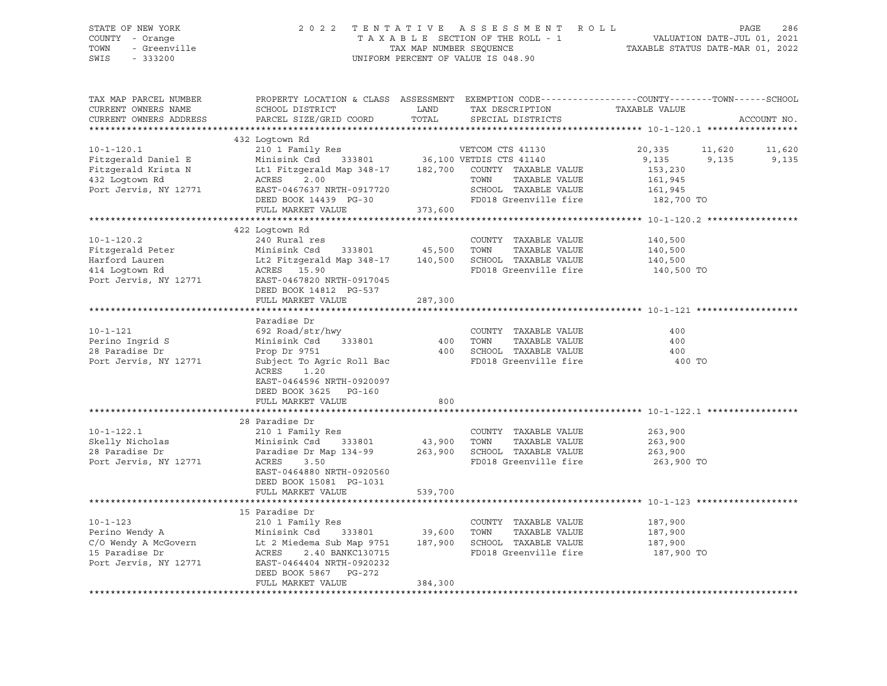STATE OF NEW YORK
COUNTY - Orange
TOWN - Greenville
SWIS - 333200

2 0 2 2 T E N T A T I V E A S S E S S M E N T R O L L
T A X A B L E SECTION OF THE ROLL - 1
TAX MAP NUMBER SEQUENCE
UNIFORM PERCENT OF VALUE IS 048.90

VALUATION DATE-JUL 01, 2021
TAXABLE STATUS DATE-MAR 01, 2022

| TAX MAP PARCEL NUMBER / CURRENT OWNERS NAME / CURRENT OWNERS ADDRESS | PROPERTY LOCATION & CLASS / SCHOOL DISTRICT / PARCEL SIZE/GRID COORD | ASSESSMENT LAND | TOTAL | EXEMPTION CODE / TAX DESCRIPTION / SPECIAL DISTRICTS | COUNTY TAXABLE VALUE | TOWN | SCHOOL | ACCOUNT NO. |
|---|---|---|---|---|---|---|---|---|
| | 432 Logtown Rd | | | | | | | |
| 10-1-120.1 | 210 1 Family Res | | | VETCOM CTS 41130 | 20,335 | 11,620 | 11,620 | |
| Fitzgerald Daniel E | Minisink Csd 333801 | 36,100 | | VETDIS CTS 41140 | 9,135 | 9,135 | 9,135 | |
| Fitzgerald Krista N | Lt1 Fitzgerald Map 348-17 | | 182,700 | COUNTY TAXABLE VALUE | 153,230 | | | |
| 432 Logtown Rd | ACRES 2.00 | | | TOWN TAXABLE VALUE | 161,945 | | | |
| Port Jervis, NY 12771 | EAST-0467637 NRTH-0917720 | | | SCHOOL TAXABLE VALUE | 161,945 | | | |
| | DEED BOOK 14439 PG-30 | | | FD018 Greenville fire | 182,700 TO | | | |
| | FULL MARKET VALUE | | 373,600 | | | | | |
| | 422 Logtown Rd | | | | | | | |
| 10-1-120.2 | 240 Rural res | | | COUNTY TAXABLE VALUE | 140,500 | | | |
| Fitzgerald Peter | Minisink Csd 333801 | 45,500 | | TOWN TAXABLE VALUE | 140,500 | | | |
| Harford Lauren | Lt2 Fitzgerald Map 348-17 | | 140,500 | SCHOOL TAXABLE VALUE | 140,500 | | | |
| 414 Logtown Rd | ACRES 15.90 | | | FD018 Greenville fire | 140,500 TO | | | |
| Port Jervis, NY 12771 | EAST-0467820 NRTH-0917045 | | | | | | | |
| | DEED BOOK 14812 PG-537 | | | | | | | |
| | FULL MARKET VALUE | | 287,300 | | | | | |
| | Paradise Dr | | | | | | | |
| 10-1-121 | 692 Road/str/hwy | | | COUNTY TAXABLE VALUE | 400 | | | |
| Perino Ingrid S | Minisink Csd 333801 | 400 | | TOWN TAXABLE VALUE | 400 | | | |
| 28 Paradise Dr | Prop Dr 9751 | | 400 | SCHOOL TAXABLE VALUE | 400 | | | |
| Port Jervis, NY 12771 | Subject To Agric Roll Bac | | | FD018 Greenville fire | 400 TO | | | |
| | ACRES 1.20 | | | | | | | |
| | EAST-0464596 NRTH-0920097 | | | | | | | |
| | DEED BOOK 3625 PG-160 | | | | | | | |
| | FULL MARKET VALUE | | 800 | | | | | |
| | 28 Paradise Dr | | | | | | | |
| 10-1-122.1 | 210 1 Family Res | | | COUNTY TAXABLE VALUE | 263,900 | | | |
| Skelly Nicholas | Minisink Csd 333801 | 43,900 | | TOWN TAXABLE VALUE | 263,900 | | | |
| 28 Paradise Dr | Paradise Dr Map 134-99 | | 263,900 | SCHOOL TAXABLE VALUE | 263,900 | | | |
| Port Jervis, NY 12771 | ACRES 3.50 | | | FD018 Greenville fire | 263,900 TO | | | |
| | EAST-0464880 NRTH-0920560 | | | | | | | |
| | DEED BOOK 15081 PG-1031 | | | | | | | |
| | FULL MARKET VALUE | | 539,700 | | | | | |
| | 15 Paradise Dr | | | | | | | |
| 10-1-123 | 210 1 Family Res | | | COUNTY TAXABLE VALUE | 187,900 | | | |
| Perino Wendy A | Minisink Csd 333801 | 39,600 | | TOWN TAXABLE VALUE | 187,900 | | | |
| C/O Wendy A McGovern | Lt 2 Miedema Sub Map 9751 | | 187,900 | SCHOOL TAXABLE VALUE | 187,900 | | | |
| 15 Paradise Dr | ACRES 2.40 BANKC130715 | | | FD018 Greenville fire | 187,900 TO | | | |
| Port Jervis, NY 12771 | EAST-0464404 NRTH-0920232 | | | | | | | |
| | DEED BOOK 5867 PG-272 | | | | | | | |
| | FULL MARKET VALUE | | 384,300 | | | | | |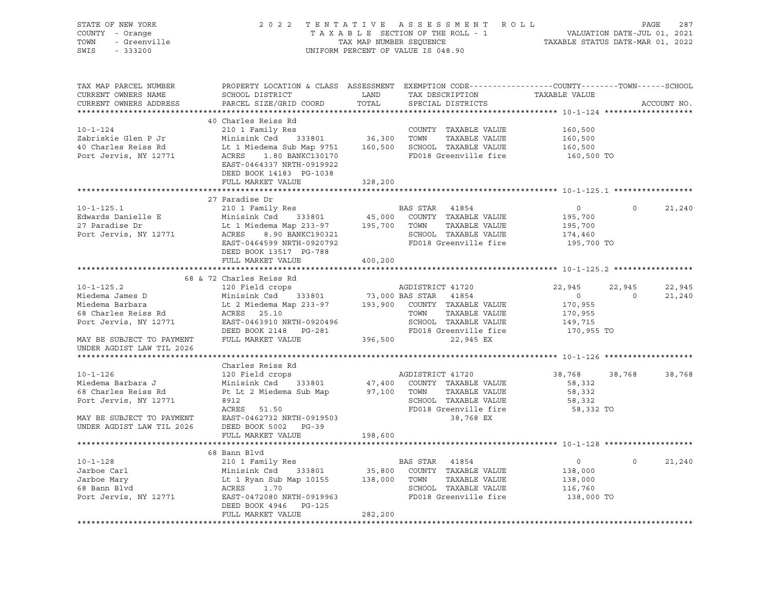STATE OF NEW YORK
COUNTY - Orange
TOWN - Greenville
SWIS - 333200

2 0 2 2 T E N T A T I V E A S S E S S M E N T R O L L
T A X A B L E SECTION OF THE ROLL - 1
TAX MAP NUMBER SEQUENCE
UNIFORM PERCENT OF VALUE IS 048.90

VALUATION DATE-JUL 01, 2021
TAXABLE STATUS DATE-MAR 01, 2022

| TAX MAP PARCEL NUMBER / CURRENT OWNERS NAME / CURRENT OWNERS ADDRESS | PROPERTY LOCATION & CLASS / SCHOOL DISTRICT / PARCEL SIZE/GRID COORD | ASSESSMENT LAND / TOTAL | EXEMPTION CODE / TAX DESCRIPTION / SPECIAL DISTRICTS | COUNTY TAXABLE VALUE | TOWN | SCHOOL | ACCOUNT NO. |
|---|---|---|---|---|---|---|---|
| **10-1-124** | 40 Charles Reiss Rd | | | | | | |
| Zabriskie Glen P Jr | 210 1 Family Res | | COUNTY TAXABLE VALUE | 160,500 | | | |
| 40 Charles Reiss Rd | Minisink Csd 333801 | 36,300 | TOWN TAXABLE VALUE | 160,500 | | | |
| Port Jervis, NY 12771 | Lt 1 Miedema Sub Map 9751 | 160,500 | SCHOOL TAXABLE VALUE | 160,500 | | | |
| | ACRES 1.80 BANKC130170 | | FD018 Greenville fire | 160,500 TO | | | |
| | EAST-0464337 NRTH-0919922 | | | | | | |
| | DEED BOOK 14183 PG-1038 | | | | | | |
| | FULL MARKET VALUE | 328,200 | | | | | |
| **10-1-125.1** | 27 Paradise Dr | | | | | | |
| Edwards Danielle E | 210 1 Family Res | | BAS STAR 41854 | 0 | 0 | 21,240 | |
| 27 Paradise Dr | Minisink Csd 333801 | 45,000 | COUNTY TAXABLE VALUE | 195,700 | | | |
| Port Jervis, NY 12771 | Lt 1 Miedema Map 233-97 | 195,700 | TOWN TAXABLE VALUE | 195,700 | | | |
| | ACRES 8.90 BANKC190321 | | SCHOOL TAXABLE VALUE | 174,460 | | | |
| | EAST-0464599 NRTH-0920792 | | FD018 Greenville fire | 195,700 TO | | | |
| | DEED BOOK 13517 PG-788 | | | | | | |
| | FULL MARKET VALUE | 400,200 | | | | | |
| **10-1-125.2** | 68 & 72 Charles Reiss Rd | | | | | | |
| Miedema James D | 120 Field crops | | AGDISTRICT 41720 | 22,945 | 22,945 | 22,945 | |
| Miedema Barbara | Minisink Csd 333801 | 73,000 | BAS STAR 41854 | 0 | 0 | 21,240 | |
| 68 Charles Reiss Rd | Lt 2 Miedema Map 233-97 | 193,900 | COUNTY TAXABLE VALUE | 170,955 | | | |
| Port Jervis, NY 12771 | ACRES 25.10 | | TOWN TAXABLE VALUE | 170,955 | | | |
| | EAST-0463910 NRTH-0920496 | | SCHOOL TAXABLE VALUE | 149,715 | | | |
| MAY BE SUBJECT TO PAYMENT | DEED BOOK 2148 PG-281 | | FD018 Greenville fire | 170,955 TO | | | |
| UNDER AGDIST LAW TIL 2026 | FULL MARKET VALUE | 396,500 | 22,945 EX | | | | |
| **10-1-126** | Charles Reiss Rd | | | | | | |
| Miedema Barbara J | 120 Field crops | | AGDISTRICT 41720 | 38,768 | 38,768 | 38,768 | |
| 68 Charles Reiss Rd | Minisink Csd 333801 | 47,400 | COUNTY TAXABLE VALUE | 58,332 | | | |
| Port Jervis, NY 12771 | Pt Lt 2 Miedema Sub Map 8912 | 97,100 | TOWN TAXABLE VALUE | 58,332 | | | |
| | ACRES 51.50 | | SCHOOL TAXABLE VALUE | 58,332 | | | |
| MAY BE SUBJECT TO PAYMENT | EAST-0462732 NRTH-0919503 | | FD018 Greenville fire | 58,332 TO | | | |
| UNDER AGDIST LAW TIL 2026 | DEED BOOK 5002 PG-39 | | 38,768 EX | | | | |
| | FULL MARKET VALUE | 198,600 | | | | | |
| **10-1-128** | 68 Bann Blvd | | | | | | |
| Jarboe Carl | 210 1 Family Res | | BAS STAR 41854 | 0 | 0 | 21,240 | |
| Jarboe Mary | Minisink Csd 333801 | 35,800 | COUNTY TAXABLE VALUE | 138,000 | | | |
| 68 Bann Blvd | Lt 1 Ryan Sub Map 10155 | 138,000 | TOWN TAXABLE VALUE | 138,000 | | | |
| Port Jervis, NY 12771 | ACRES 1.70 | | SCHOOL TAXABLE VALUE | 116,760 | | | |
| | EAST-0472080 NRTH-0919963 | | FD018 Greenville fire | 138,000 TO | | | |
| | DEED BOOK 4946 PG-125 | | | | | | |
| | FULL MARKET VALUE | 282,200 | | | | | |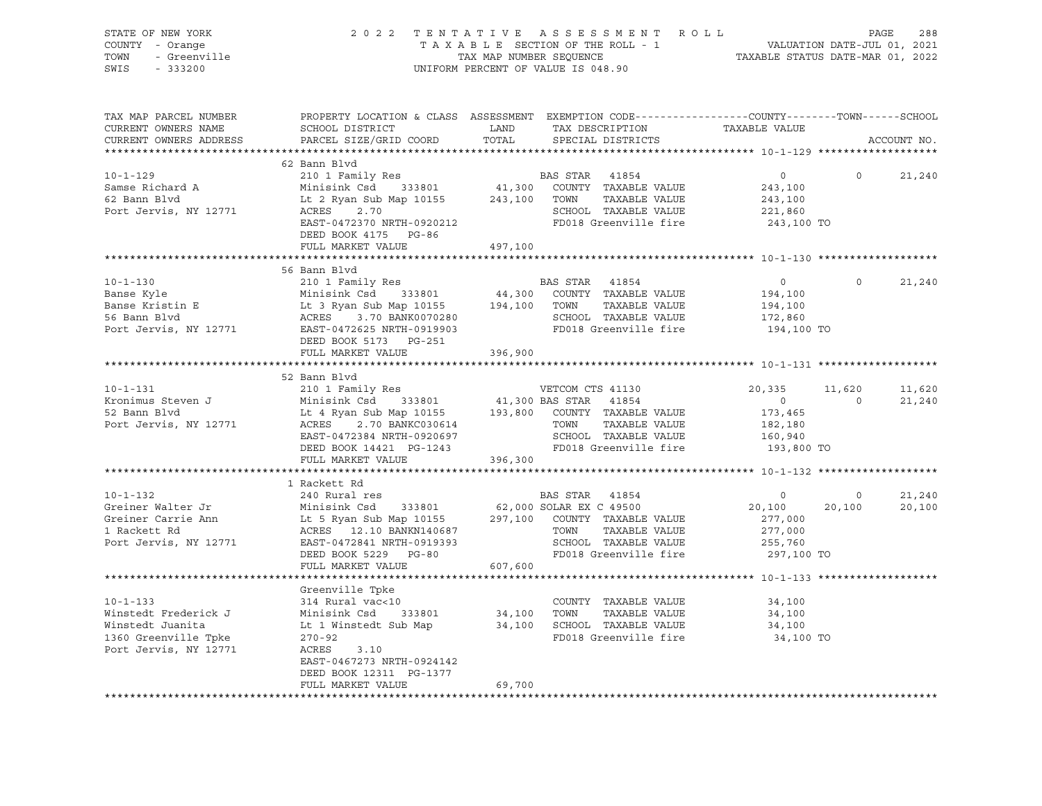STATE OF NEW YORK — COUNTY - Orange — TOWN - Greenville — SWIS - 333200

2022 TENTATIVE ASSESSMENT ROLL
TAXABLE SECTION OF THE ROLL - 1
TAX MAP NUMBER SEQUENCE
UNIFORM PERCENT OF VALUE IS 048.90

VALUATION DATE-JUL 01, 2021
TAXABLE STATUS DATE-MAR 01, 2022

| TAX MAP PARCEL NUMBER / CURRENT OWNERS NAME / CURRENT OWNERS ADDRESS | PROPERTY LOCATION & CLASS / SCHOOL DISTRICT / PARCEL SIZE/GRID COORD | LAND / ASSESSMENT TOTAL | EXEMPTION CODE / TAX DESCRIPTION / SPECIAL DISTRICTS | COUNTY TAXABLE VALUE | TOWN | SCHOOL |
|---|---|---|---|---|---|---|
| **10-1-129** | 62 Bann Blvd | | | | | |
| | 210 1 Family Res | | BAS STAR 41854 | 0 | 0 | 21,240 |
| Samse Richard A | Minisink Csd 333801 | 41,300 | COUNTY TAXABLE VALUE | 243,100 | | |
| 62 Bann Blvd | Lt 2 Ryan Sub Map 10155 | 243,100 | TOWN TAXABLE VALUE | 243,100 | | |
| Port Jervis, NY 12771 | ACRES 2.70 | | SCHOOL TAXABLE VALUE | 221,860 | | |
| | EAST-0472370 NRTH-0920212 | | FD018 Greenville fire | 243,100 TO | | |
| | DEED BOOK 4175 PG-86 | | | | | |
| | FULL MARKET VALUE | 497,100 | | | | |
| **10-1-130** | 56 Bann Blvd | | | | | |
| | 210 1 Family Res | | BAS STAR 41854 | 0 | 0 | 21,240 |
| Banse Kyle | Minisink Csd 333801 | 44,300 | COUNTY TAXABLE VALUE | 194,100 | | |
| Banse Kristin E | Lt 3 Ryan Sub Map 10155 | 194,100 | TOWN TAXABLE VALUE | 194,100 | | |
| 56 Bann Blvd | ACRES 3.70 BANK0070280 | | SCHOOL TAXABLE VALUE | 172,860 | | |
| Port Jervis, NY 12771 | EAST-0472625 NRTH-0919903 | | FD018 Greenville fire | 194,100 TO | | |
| | DEED BOOK 5173 PG-251 | | | | | |
| | FULL MARKET VALUE | 396,900 | | | | |
| **10-1-131** | 52 Bann Blvd | | | | | |
| | 210 1 Family Res | | VETCOM CTS 41130 | 20,335 | 11,620 | 11,620 |
| Kronimus Steven J | Minisink Csd 333801 | 41,300 | BAS STAR 41854 | 0 | 0 | 21,240 |
| 52 Bann Blvd | Lt 4 Ryan Sub Map 10155 | 193,800 | COUNTY TAXABLE VALUE | 173,465 | | |
| Port Jervis, NY 12771 | ACRES 2.70 BANKC030614 | | TOWN TAXABLE VALUE | 182,180 | | |
| | EAST-0472384 NRTH-0920697 | | SCHOOL TAXABLE VALUE | 160,940 | | |
| | DEED BOOK 14421 PG-1243 | | FD018 Greenville fire | 193,800 TO | | |
| | FULL MARKET VALUE | 396,300 | | | | |
| **10-1-132** | 1 Rackett Rd | | | | | |
| | 240 Rural res | | BAS STAR 41854 | 0 | 0 | 21,240 |
| Greiner Walter Jr | Minisink Csd 333801 | 62,000 | SOLAR EX C 49500 | 20,100 | 20,100 | 20,100 |
| Greiner Carrie Ann | Lt 5 Ryan Sub Map 10155 | 297,100 | COUNTY TAXABLE VALUE | 277,000 | | |
| 1 Rackett Rd | ACRES 12.10 BANKN140687 | | TOWN TAXABLE VALUE | 277,000 | | |
| Port Jervis, NY 12771 | EAST-0472841 NRTH-0919393 | | SCHOOL TAXABLE VALUE | 255,760 | | |
| | DEED BOOK 5229 PG-80 | | FD018 Greenville fire | 297,100 TO | | |
| | FULL MARKET VALUE | 607,600 | | | | |
| **10-1-133** | Greenville Tpke | | | | | |
| | 314 Rural vac<10 | | COUNTY TAXABLE VALUE | 34,100 | | |
| Winstedt Frederick J | Minisink Csd 333801 | 34,100 | TOWN TAXABLE VALUE | 34,100 | | |
| Winstedt Juanita | Lt 1 Winstedt Sub Map | 34,100 | SCHOOL TAXABLE VALUE | 34,100 | | |
| 1360 Greenville Tpke | 270-92 | | FD018 Greenville fire | 34,100 TO | | |
| Port Jervis, NY 12771 | ACRES 3.10 | | | | | |
| | EAST-0467273 NRTH-0924142 | | | | | |
| | DEED BOOK 12311 PG-1377 | | | | | |
| | FULL MARKET VALUE | 69,700 | | | | |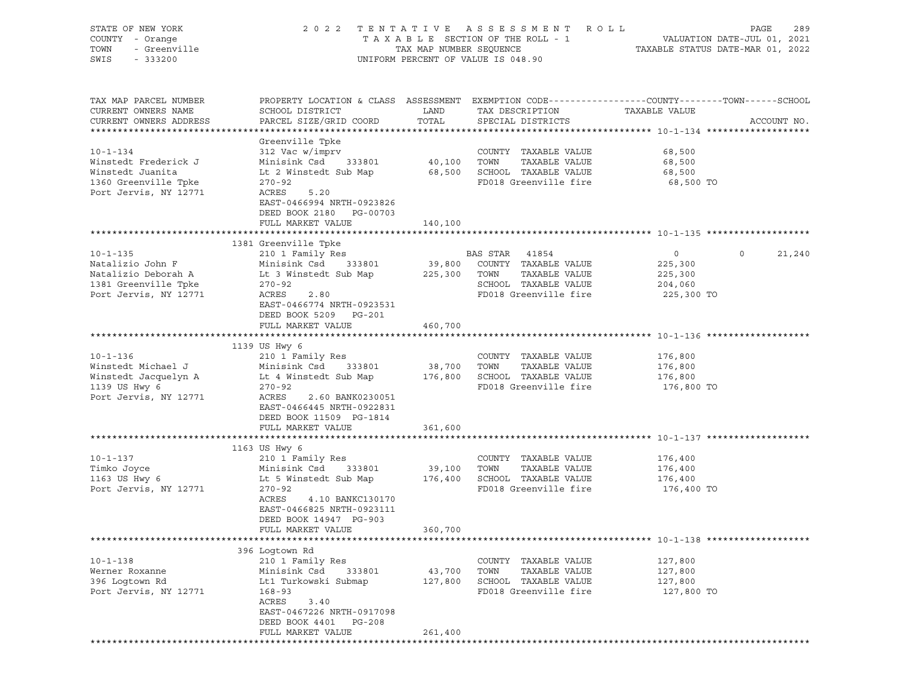STATE OF NEW YORK — 2022 TENTATIVE ASSESSMENT ROLL
COUNTY - Orange — TAXABLE SECTION OF THE ROLL - 1 — VALUATION DATE-JUL 01, 2021
TOWN - Greenville — TAX MAP NUMBER SEQUENCE — TAXABLE STATUS DATE-MAR 01, 2022
SWIS - 333200 — UNIFORM PERCENT OF VALUE IS 048.90

| TAX MAP PARCEL NUMBER / CURRENT OWNERS NAME / CURRENT OWNERS ADDRESS | PROPERTY LOCATION & CLASS / SCHOOL DISTRICT / PARCEL SIZE/GRID COORD | ASSESSMENT LAND | ASSESSMENT TOTAL | EXEMPTION CODE / TAX DESCRIPTION / SPECIAL DISTRICTS | COUNTY TAXABLE VALUE | TOWN | SCHOOL |
|---|---|---|---|---|---|---|---|
| 10-1-134 | Greenville Tpke | | | | | | |
| Winstedt Frederick J | 312 Vac w/imprv | | | COUNTY TAXABLE VALUE | 68,500 | | |
| Winstedt Juanita | Minisink Csd 333801 | 40,100 | | TOWN TAXABLE VALUE | 68,500 | | |
| 1360 Greenville Tpke | Lt 2 Winstedt Sub Map | | 68,500 | SCHOOL TAXABLE VALUE | 68,500 | | |
| Port Jervis, NY 12771 | 270-92 | | | FD018 Greenville fire | 68,500 TO | | |
| | ACRES 5.20 | | | | | | |
| | EAST-0466994 NRTH-0923826 | | | | | | |
| | DEED BOOK 2180 PG-00703 | | | | | | |
| | FULL MARKET VALUE | | 140,100 | | | | |
| 10-1-135 | 1381 Greenville Tpke | | | | | | |
| Natalizio John F | 210 1 Family Res | | | BAS STAR 41854 | 0 | 0 | 21,240 |
| Natalizio Deborah A | Minisink Csd 333801 | 39,800 | | COUNTY TAXABLE VALUE | 225,300 | | |
| 1381 Greenville Tpke | Lt 3 Winstedt Sub Map | | 225,300 | TOWN TAXABLE VALUE | 225,300 | | |
| Port Jervis, NY 12771 | 270-92 | | | SCHOOL TAXABLE VALUE | 204,060 | | |
| | ACRES 2.80 | | | FD018 Greenville fire | 225,300 TO | | |
| | EAST-0466774 NRTH-0923531 | | | | | | |
| | DEED BOOK 5209 PG-201 | | | | | | |
| | FULL MARKET VALUE | | 460,700 | | | | |
| 10-1-136 | 1139 US Hwy 6 | | | | | | |
| Winstedt Michael J | 210 1 Family Res | | | COUNTY TAXABLE VALUE | 176,800 | | |
| Winstedt Jacquelyn A | Minisink Csd 333801 | 38,700 | | TOWN TAXABLE VALUE | 176,800 | | |
| 1139 US Hwy 6 | Lt 4 Winstedt Sub Map | | 176,800 | SCHOOL TAXABLE VALUE | 176,800 | | |
| Port Jervis, NY 12771 | 270-92 | | | FD018 Greenville fire | 176,800 TO | | |
| | ACRES 2.60 BANK0230051 | | | | | | |
| | EAST-0466445 NRTH-0922831 | | | | | | |
| | DEED BOOK 11509 PG-1814 | | | | | | |
| | FULL MARKET VALUE | | 361,600 | | | | |
| 10-1-137 | 1163 US Hwy 6 | | | | | | |
| Timko Joyce | 210 1 Family Res | | | COUNTY TAXABLE VALUE | 176,400 | | |
| 1163 US Hwy 6 | Minisink Csd 333801 | 39,100 | | TOWN TAXABLE VALUE | 176,400 | | |
| Port Jervis, NY 12771 | Lt 5 Winstedt Sub Map | | 176,400 | SCHOOL TAXABLE VALUE | 176,400 | | |
| | 270-92 | | | FD018 Greenville fire | 176,400 TO | | |
| | ACRES 4.10 BANKC130170 | | | | | | |
| | EAST-0466825 NRTH-0923111 | | | | | | |
| | DEED BOOK 14947 PG-903 | | | | | | |
| | FULL MARKET VALUE | | 360,700 | | | | |
| 10-1-138 | 396 Logtown Rd | | | | | | |
| Werner Roxanne | 210 1 Family Res | | | COUNTY TAXABLE VALUE | 127,800 | | |
| 396 Logtown Rd | Minisink Csd 333801 | 43,700 | | TOWN TAXABLE VALUE | 127,800 | | |
| Port Jervis, NY 12771 | Lt1 Turkowski Submap | | 127,800 | SCHOOL TAXABLE VALUE | 127,800 | | |
| | 168-93 | | | FD018 Greenville fire | 127,800 TO | | |
| | ACRES 3.40 | | | | | | |
| | EAST-0467226 NRTH-0917098 | | | | | | |
| | DEED BOOK 4401 PG-208 | | | | | | |
| | FULL MARKET VALUE | | 261,400 | | | | |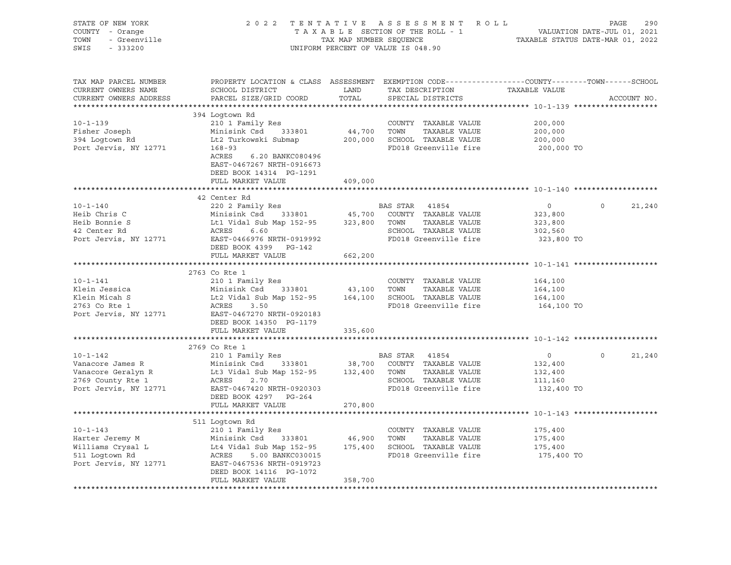STATE OF NEW YORK — COUNTY - Orange — TOWN - Greenville — SWIS - 333200

2022 TENTATIVE ASSESSMENT ROLL
TAXABLE SECTION OF THE ROLL - 1
TAX MAP NUMBER SEQUENCE
UNIFORM PERCENT OF VALUE IS 048.90

VALUATION DATE-JUL 01, 2021
TAXABLE STATUS DATE-MAR 01, 2022

| TAX MAP PARCEL NUMBER / CURRENT OWNERS NAME / CURRENT OWNERS ADDRESS | PROPERTY LOCATION & CLASS / SCHOOL DISTRICT / PARCEL SIZE/GRID COORD | ASSESSMENT LAND | TOTAL | EXEMPTION CODE / TAX DESCRIPTION / SPECIAL DISTRICTS | COUNTY | TOWN | SCHOOL |
|---|---|---|---|---|---|---|---|
| **10-1-139** | 394 Logtown Rd | | | | | | |
| Fisher Joseph | 210 1 Family Res | | | COUNTY TAXABLE VALUE | 200,000 | | |
| 394 Logtown Rd | Minisink Csd 333801 | 44,700 | | TOWN TAXABLE VALUE | | 200,000 | |
| Port Jervis, NY 12771 | Lt2 Turkowski Submap | | 200,000 | SCHOOL TAXABLE VALUE | | | 200,000 |
| | 168-93 | | | FD018 Greenville fire | 200,000 TO | | |
| | ACRES 6.20 BANKC080496 | | | | | | |
| | EAST-0467267 NRTH-0916673 | | | | | | |
| | DEED BOOK 14314 PG-1291 | | | | | | |
| | FULL MARKET VALUE | | 409,000 | | | | |
| **10-1-140** | 42 Center Rd | | | | | | |
| Heib Chris C | 220 2 Family Res | | | BAS STAR 41854 | 0 | 0 | 21,240 |
| Heib Bonnie S | Minisink Csd 333801 | 45,700 | | COUNTY TAXABLE VALUE | 323,800 | | |
| 42 Center Rd | Lt1 Vidal Sub Map 152-95 | | 323,800 | TOWN TAXABLE VALUE | | 323,800 | |
| Port Jervis, NY 12771 | ACRES 6.60 | | | SCHOOL TAXABLE VALUE | | | 302,560 |
| | EAST-0466976 NRTH-0919992 | | | FD018 Greenville fire | 323,800 TO | | |
| | DEED BOOK 4399 PG-142 | | | | | | |
| | FULL MARKET VALUE | | 662,200 | | | | |
| **10-1-141** | 2763 Co Rte 1 | | | | | | |
| Klein Jessica | 210 1 Family Res | | | COUNTY TAXABLE VALUE | 164,100 | | |
| Klein Micah S | Minisink Csd 333801 | 43,100 | | TOWN TAXABLE VALUE | | 164,100 | |
| 2763 Co Rte 1 | Lt2 Vidal Sub Map 152-95 | | 164,100 | SCHOOL TAXABLE VALUE | | | 164,100 |
| Port Jervis, NY 12771 | ACRES 3.50 | | | FD018 Greenville fire | 164,100 TO | | |
| | EAST-0467270 NRTH-0920183 | | | | | | |
| | DEED BOOK 14350 PG-1179 | | | | | | |
| | FULL MARKET VALUE | | 335,600 | | | | |
| **10-1-142** | 2769 Co Rte 1 | | | | | | |
| Vanacore James R | 210 1 Family Res | | | BAS STAR 41854 | 0 | 0 | 21,240 |
| Vanacore Geralyn R | Minisink Csd 333801 | 38,700 | | COUNTY TAXABLE VALUE | 132,400 | | |
| 2769 County Rte 1 | Lt3 Vidal Sub Map 152-95 | | 132,400 | TOWN TAXABLE VALUE | | 132,400 | |
| Port Jervis, NY 12771 | ACRES 2.70 | | | SCHOOL TAXABLE VALUE | | | 111,160 |
| | EAST-0467420 NRTH-0920303 | | | FD018 Greenville fire | 132,400 TO | | |
| | DEED BOOK 4297 PG-264 | | | | | | |
| | FULL MARKET VALUE | | 270,800 | | | | |
| **10-1-143** | 511 Logtown Rd | | | | | | |
| Harter Jeremy M | 210 1 Family Res | | | COUNTY TAXABLE VALUE | 175,400 | | |
| Williams Crysal L | Minisink Csd 333801 | 46,900 | | TOWN TAXABLE VALUE | | 175,400 | |
| 511 Logtown Rd | Lt4 Vidal Sub Map 152-95 | | 175,400 | SCHOOL TAXABLE VALUE | | | 175,400 |
| Port Jervis, NY 12771 | ACRES 5.00 BANKC030015 | | | FD018 Greenville fire | 175,400 TO | | |
| | EAST-0467536 NRTH-0919723 | | | | | | |
| | DEED BOOK 14116 PG-1072 | | | | | | |
| | FULL MARKET VALUE | | 358,700 | | | | |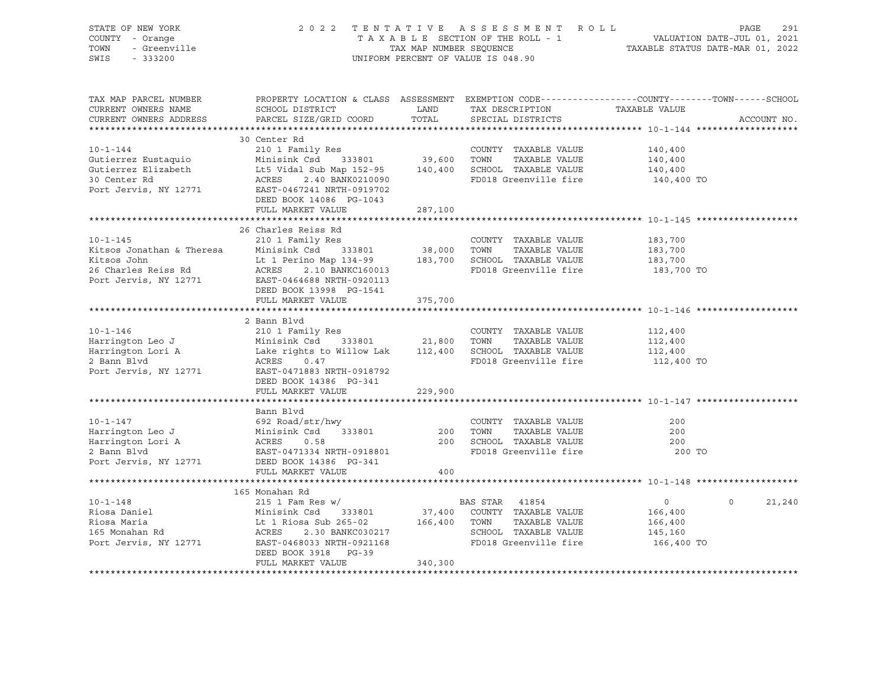STATE OF NEW YORK — COUNTY - Orange — TOWN - Greenville — SWIS - 333200

2022 TENTATIVE ASSESSMENT ROLL
TAXABLE SECTION OF THE ROLL - 1
TAX MAP NUMBER SEQUENCE
UNIFORM PERCENT OF VALUE IS 048.90

VALUATION DATE-JUL 01, 2021
TAXABLE STATUS DATE-MAR 01, 2022

| TAX MAP PARCEL NUMBER / CURRENT OWNERS NAME / CURRENT OWNERS ADDRESS | PROPERTY LOCATION & CLASS / SCHOOL DISTRICT / PARCEL SIZE/GRID COORD | ASSESSMENT LAND | TOTAL | EXEMPTION CODE / TAX DESCRIPTION / SPECIAL DISTRICTS | COUNTY TAXABLE VALUE | TOWN | SCHOOL |
|---|---|---|---|---|---|---|---|
| **10-1-144** | 30 Center Rd | | | | | | |
| 10-1-144 | 210 1 Family Res | | | COUNTY TAXABLE VALUE | 140,400 | | |
| Gutierrez Eustaquio | Minisink Csd 333801 | 39,600 | | TOWN TAXABLE VALUE | 140,400 | | |
| Gutierrez Elizabeth | Lt5 Vidal Sub Map 152-95 | | 140,400 | SCHOOL TAXABLE VALUE | 140,400 | | |
| 30 Center Rd | ACRES 2.40 BANK0210090 | | | FD018 Greenville fire | 140,400 TO | | |
| Port Jervis, NY 12771 | EAST-0467241 NRTH-0919702 | | | | | | |
| | DEED BOOK 14086 PG-1043 | | | | | | |
| | FULL MARKET VALUE | | 287,100 | | | | |
| **10-1-145** | 26 Charles Reiss Rd | | | | | | |
| 10-1-145 | 210 1 Family Res | | | COUNTY TAXABLE VALUE | 183,700 | | |
| Kitsos Jonathan & Theresa | Minisink Csd 333801 | 38,000 | | TOWN TAXABLE VALUE | 183,700 | | |
| Kitsos John | Lt 1 Perino Map 134-99 | | 183,700 | SCHOOL TAXABLE VALUE | 183,700 | | |
| 26 Charles Reiss Rd | ACRES 2.10 BANKC160013 | | | FD018 Greenville fire | 183,700 TO | | |
| Port Jervis, NY 12771 | EAST-0464688 NRTH-0920113 | | | | | | |
| | DEED BOOK 13998 PG-1541 | | | | | | |
| | FULL MARKET VALUE | | 375,700 | | | | |
| **10-1-146** | 2 Bann Blvd | | | | | | |
| 10-1-146 | 210 1 Family Res | | | COUNTY TAXABLE VALUE | 112,400 | | |
| Harrington Leo J | Minisink Csd 333801 | 21,800 | | TOWN TAXABLE VALUE | 112,400 | | |
| Harrington Lori A | Lake rights to Willow Lak | | 112,400 | SCHOOL TAXABLE VALUE | 112,400 | | |
| 2 Bann Blvd | ACRES 0.47 | | | FD018 Greenville fire | 112,400 TO | | |
| Port Jervis, NY 12771 | EAST-0471883 NRTH-0918792 | | | | | | |
| | DEED BOOK 14386 PG-341 | | | | | | |
| | FULL MARKET VALUE | | 229,900 | | | | |
| **10-1-147** | Bann Blvd | | | | | | |
| 10-1-147 | 692 Road/str/hwy | | | COUNTY TAXABLE VALUE | 200 | | |
| Harrington Leo J | Minisink Csd 333801 | 200 | | TOWN TAXABLE VALUE | 200 | | |
| Harrington Lori A | ACRES 0.58 | | 200 | SCHOOL TAXABLE VALUE | 200 | | |
| 2 Bann Blvd | EAST-0471334 NRTH-0918801 | | | FD018 Greenville fire | 200 TO | | |
| Port Jervis, NY 12771 | DEED BOOK 14386 PG-341 | | | | | | |
| | FULL MARKET VALUE | | 400 | | | | |
| **10-1-148** | 165 Monahan Rd | | | | | | |
| 10-1-148 | 215 1 Fam Res w/ | | | BAS STAR 41854 | 0 | 0 | 21,240 |
| Riosa Daniel | Minisink Csd 333801 | 37,400 | | COUNTY TAXABLE VALUE | 166,400 | | |
| Riosa Maria | Lt 1 Riosa Sub 265-02 | | 166,400 | TOWN TAXABLE VALUE | 166,400 | | |
| 165 Monahan Rd | ACRES 2.30 BANKC030217 | | | SCHOOL TAXABLE VALUE | 145,160 | | |
| Port Jervis, NY 12771 | EAST-0468033 NRTH-0921168 | | | FD018 Greenville fire | 166,400 TO | | |
| | DEED BOOK 3918 PG-39 | | | | | | |
| | FULL MARKET VALUE | | 340,300 | | | | |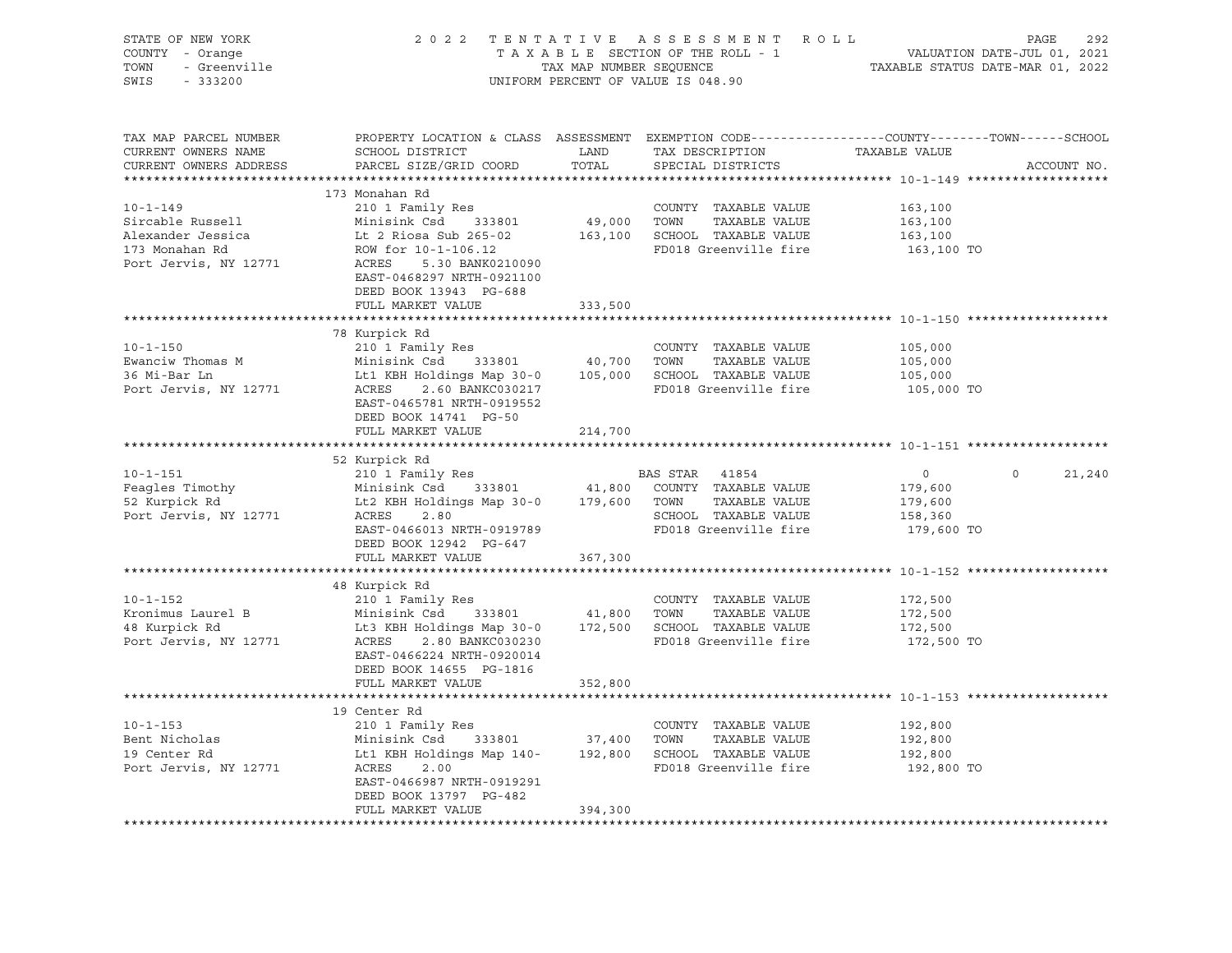STATE OF NEW YORK — 2022 TENTATIVE ASSESSMENT ROLL — PAGE 292
COUNTY - Orange — TAXABLE SECTION OF THE ROLL - 1 — VALUATION DATE-JUL 01, 2021
TOWN - Greenville — TAX MAP NUMBER SEQUENCE — TAXABLE STATUS DATE-MAR 01, 2022
SWIS - 333200 — UNIFORM PERCENT OF VALUE IS 048.90

| TAX MAP PARCEL NUMBER / CURRENT OWNERS NAME / CURRENT OWNERS ADDRESS | PROPERTY LOCATION & CLASS / SCHOOL DISTRICT / PARCEL SIZE/GRID COORD | ASSESSMENT LAND / TOTAL | EXEMPTION CODE / TAX DESCRIPTION / SPECIAL DISTRICTS | COUNTY | TOWN | SCHOOL / ACCOUNT NO. |
|---|---|---|---|---|---|---|
| **10-1-149** | 173 Monahan Rd | | | | | |
| 10-1-149 | 210 1 Family Res | | COUNTY TAXABLE VALUE | 163,100 | | |
| Sircable Russell | Minisink Csd 333801 | 49,000 | TOWN TAXABLE VALUE | 163,100 | | |
| Alexander Jessica | Lt 2 Riosa Sub 265-02 | 163,100 | SCHOOL TAXABLE VALUE | 163,100 | | |
| 173 Monahan Rd | ROW for 10-1-106.12 | | FD018 Greenville fire | 163,100 TO | | |
| Port Jervis, NY 12771 | ACRES 5.30 BANK0210090 | | | | | |
| | EAST-0468297 NRTH-0921100 | | | | | |
| | DEED BOOK 13943 PG-688 | | | | | |
| | FULL MARKET VALUE | 333,500 | | | | |
| **10-1-150** | 78 Kurpick Rd | | | | | |
| 10-1-150 | 210 1 Family Res | | COUNTY TAXABLE VALUE | 105,000 | | |
| Ewanciw Thomas M | Minisink Csd 333801 | 40,700 | TOWN TAXABLE VALUE | 105,000 | | |
| 36 Mi-Bar Ln | Lt1 KBH Holdings Map 30-0 | 105,000 | SCHOOL TAXABLE VALUE | 105,000 | | |
| Port Jervis, NY 12771 | ACRES 2.60 BANKC030217 | | FD018 Greenville fire | 105,000 TO | | |
| | EAST-0465781 NRTH-0919552 | | | | | |
| | DEED BOOK 14741 PG-50 | | | | | |
| | FULL MARKET VALUE | 214,700 | | | | |
| **10-1-151** | 52 Kurpick Rd | | | | | |
| 10-1-151 | 210 1 Family Res | | BAS STAR 41854 | 0 | 0 | 21,240 |
| Feagles Timothy | Minisink Csd 333801 | 41,800 | COUNTY TAXABLE VALUE | 179,600 | | |
| 52 Kurpick Rd | Lt2 KBH Holdings Map 30-0 | 179,600 | TOWN TAXABLE VALUE | 179,600 | | |
| Port Jervis, NY 12771 | ACRES 2.80 | | SCHOOL TAXABLE VALUE | 158,360 | | |
| | EAST-0466013 NRTH-0919789 | | FD018 Greenville fire | 179,600 TO | | |
| | DEED BOOK 12942 PG-647 | | | | | |
| | FULL MARKET VALUE | 367,300 | | | | |
| **10-1-152** | 48 Kurpick Rd | | | | | |
| 10-1-152 | 210 1 Family Res | | COUNTY TAXABLE VALUE | 172,500 | | |
| Kronimus Laurel B | Minisink Csd 333801 | 41,800 | TOWN TAXABLE VALUE | 172,500 | | |
| 48 Kurpick Rd | Lt3 KBH Holdings Map 30-0 | 172,500 | SCHOOL TAXABLE VALUE | 172,500 | | |
| Port Jervis, NY 12771 | ACRES 2.80 BANKC030230 | | FD018 Greenville fire | 172,500 TO | | |
| | EAST-0466224 NRTH-0920014 | | | | | |
| | DEED BOOK 14655 PG-1816 | | | | | |
| | FULL MARKET VALUE | 352,800 | | | | |
| **10-1-153** | 19 Center Rd | | | | | |
| 10-1-153 | 210 1 Family Res | | COUNTY TAXABLE VALUE | 192,800 | | |
| Bent Nicholas | Minisink Csd 333801 | 37,400 | TOWN TAXABLE VALUE | 192,800 | | |
| 19 Center Rd | Lt1 KBH Holdings Map 140- | 192,800 | SCHOOL TAXABLE VALUE | 192,800 | | |
| Port Jervis, NY 12771 | ACRES 2.00 | | FD018 Greenville fire | 192,800 TO | | |
| | EAST-0466987 NRTH-0919291 | | | | | |
| | DEED BOOK 13797 PG-482 | | | | | |
| | FULL MARKET VALUE | 394,300 | | | | |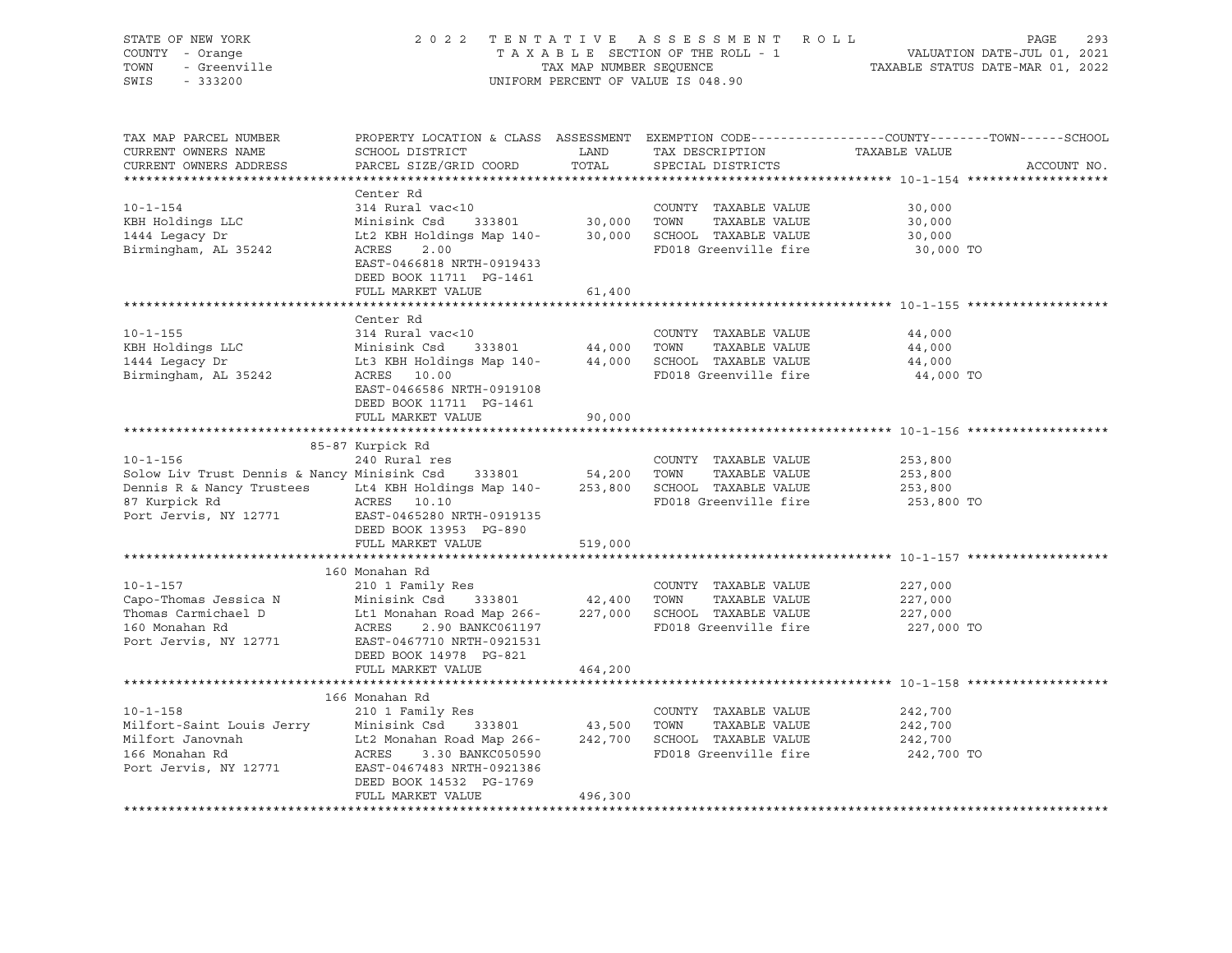STATE OF NEW YORK
COUNTY - Orange
TOWN - Greenville
SWIS - 333200

2022 TENTATIVE ASSESSMENT ROLL
TAXABLE SECTION OF THE ROLL - 1
TAX MAP NUMBER SEQUENCE
UNIFORM PERCENT OF VALUE IS 048.90

VALUATION DATE-JUL 01, 2021
TAXABLE STATUS DATE-MAR 01, 2022

| TAX MAP PARCEL NUMBER / CURRENT OWNERS NAME / CURRENT OWNERS ADDRESS | PROPERTY LOCATION & CLASS / SCHOOL DISTRICT / PARCEL SIZE/GRID COORD | ASSESSMENT LAND | TOTAL | EXEMPTION CODE / TAX DESCRIPTION / SPECIAL DISTRICTS | COUNTY / TOWN / SCHOOL TAXABLE VALUE | ACCOUNT NO. |
|---|---|---|---|---|---|---|
| **10-1-154** | Center Rd | | | | | |
| 10-1-154 | 314 Rural vac<10 | | | COUNTY TAXABLE VALUE | 30,000 | |
| KBH Holdings LLC | Minisink Csd 333801 | 30,000 | | TOWN TAXABLE VALUE | 30,000 | |
| 1444 Legacy Dr | Lt2 KBH Holdings Map 140- | | 30,000 | SCHOOL TAXABLE VALUE | 30,000 | |
| Birmingham, AL 35242 | ACRES 2.00 | | | FD018 Greenville fire | 30,000 TO | |
| | EAST-0466818 NRTH-0919433 | | | | | |
| | DEED BOOK 11711 PG-1461 | | | | | |
| | FULL MARKET VALUE | | 61,400 | | | |
| **10-1-155** | Center Rd | | | | | |
| 10-1-155 | 314 Rural vac<10 | | | COUNTY TAXABLE VALUE | 44,000 | |
| KBH Holdings LLC | Minisink Csd 333801 | 44,000 | | TOWN TAXABLE VALUE | 44,000 | |
| 1444 Legacy Dr | Lt3 KBH Holdings Map 140- | | 44,000 | SCHOOL TAXABLE VALUE | 44,000 | |
| Birmingham, AL 35242 | ACRES 10.00 | | | FD018 Greenville fire | 44,000 TO | |
| | EAST-0466586 NRTH-0919108 | | | | | |
| | DEED BOOK 11711 PG-1461 | | | | | |
| | FULL MARKET VALUE | | 90,000 | | | |
| **10-1-156** | 85-87 Kurpick Rd | | | | | |
| 10-1-156 | 240 Rural res | | | COUNTY TAXABLE VALUE | 253,800 | |
| Solow Liv Trust Dennis & Nancy | Minisink Csd 333801 | 54,200 | | TOWN TAXABLE VALUE | 253,800 | |
| Dennis R & Nancy Trustees | Lt4 KBH Holdings Map 140- | | 253,800 | SCHOOL TAXABLE VALUE | 253,800 | |
| 87 Kurpick Rd | ACRES 10.10 | | | FD018 Greenville fire | 253,800 TO | |
| Port Jervis, NY 12771 | EAST-0465280 NRTH-0919135 | | | | | |
| | DEED BOOK 13953 PG-890 | | | | | |
| | FULL MARKET VALUE | | 519,000 | | | |
| **10-1-157** | 160 Monahan Rd | | | | | |
| 10-1-157 | 210 1 Family Res | | | COUNTY TAXABLE VALUE | 227,000 | |
| Capo-Thomas Jessica N | Minisink Csd 333801 | 42,400 | | TOWN TAXABLE VALUE | 227,000 | |
| Thomas Carmichael D | Lt1 Monahan Road Map 266- | | 227,000 | SCHOOL TAXABLE VALUE | 227,000 | |
| 160 Monahan Rd | ACRES 2.90 BANKC061197 | | | FD018 Greenville fire | 227,000 TO | |
| Port Jervis, NY 12771 | EAST-0467710 NRTH-0921531 | | | | | |
| | DEED BOOK 14978 PG-821 | | | | | |
| | FULL MARKET VALUE | | 464,200 | | | |
| **10-1-158** | 166 Monahan Rd | | | | | |
| 10-1-158 | 210 1 Family Res | | | COUNTY TAXABLE VALUE | 242,700 | |
| Milfort-Saint Louis Jerry | Minisink Csd 333801 | 43,500 | | TOWN TAXABLE VALUE | 242,700 | |
| Milfort Janovnah | Lt2 Monahan Road Map 266- | | 242,700 | SCHOOL TAXABLE VALUE | 242,700 | |
| 166 Monahan Rd | ACRES 3.30 BANKC050590 | | | FD018 Greenville fire | 242,700 TO | |
| Port Jervis, NY 12771 | EAST-0467483 NRTH-0921386 | | | | | |
| | DEED BOOK 14532 PG-1769 | | | | | |
| | FULL MARKET VALUE | | 496,300 | | | |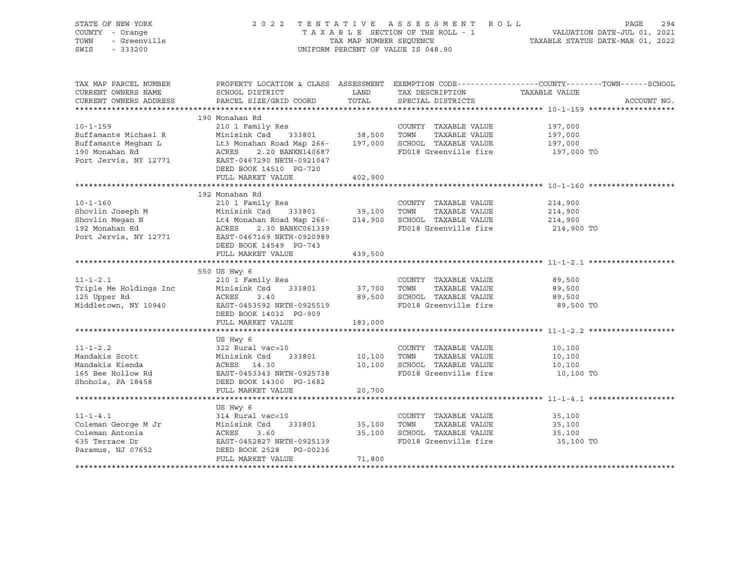STATE OF NEW YORK — 2022 TENTATIVE ASSESSMENT ROLL
COUNTY - Orange — TAXABLE SECTION OF THE ROLL - 1 — VALUATION DATE-JUL 01, 2021
TOWN - Greenville — TAX MAP NUMBER SEQUENCE — TAXABLE STATUS DATE-MAR 01, 2022
SWIS - 333200 — UNIFORM PERCENT OF VALUE IS 048.90

| TAX MAP PARCEL NUMBER / CURRENT OWNERS NAME / CURRENT OWNERS ADDRESS | PROPERTY LOCATION & CLASS / SCHOOL DISTRICT / PARCEL SIZE/GRID COORD | ASSESSMENT LAND | ASSESSMENT TOTAL | EXEMPTION CODE / TAX DESCRIPTION / SPECIAL DISTRICTS | COUNTY--------TOWN------SCHOOL TAXABLE VALUE | ACCOUNT NO. |
|---|---|---|---|---|---|---|
| **10-1-159** | 190 Monahan Rd | | | | | |
| 10-1-159 | 210 1 Family Res | | | COUNTY TAXABLE VALUE | 197,000 | |
| Buffamante Michael R | Minisink Csd 333801 | 38,500 | | TOWN TAXABLE VALUE | 197,000 | |
| Buffamante Meghan L | Lt3 Monahan Road Map 266- | | 197,000 | SCHOOL TAXABLE VALUE | 197,000 | |
| 190 Monahan Rd | ACRES 2.20 BANKN140687 | | | FD018 Greenville fire | 197,000 TO | |
| Port Jervis, NY 12771 | EAST-0467290 NRTH-0921047 | | | | | |
| | DEED BOOK 14510 PG-720 | | | | | |
| | FULL MARKET VALUE | | 402,900 | | | |
| **10-1-160** | 192 Monahan Rd | | | | | |
| 10-1-160 | 210 1 Family Res | | | COUNTY TAXABLE VALUE | 214,900 | |
| Shovlin Joseph M | Minisink Csd 333801 | 39,100 | | TOWN TAXABLE VALUE | 214,900 | |
| Shovlin Megan N | Lt4 Monahan Road Map 266- | | 214,900 | SCHOOL TAXABLE VALUE | 214,900 | |
| 192 Monahan Rd | ACRES 2.30 BANKC061339 | | | FD018 Greenville fire | 214,900 TO | |
| Port Jervis, NY 12771 | EAST-0467169 NRTH-0920989 | | | | | |
| | DEED BOOK 14549 PG-743 | | | | | |
| | FULL MARKET VALUE | | 439,500 | | | |
| **11-1-2.1** | 550 US Hwy 6 | | | | | |
| 11-1-2.1 | 210 1 Family Res | | | COUNTY TAXABLE VALUE | 89,500 | |
| Triple Me Holdings Inc | Minisink Csd 333801 | 37,700 | | TOWN TAXABLE VALUE | 89,500 | |
| 125 Upper Rd | ACRES 3.40 | | 89,500 | SCHOOL TAXABLE VALUE | 89,500 | |
| Middletown, NY 10940 | EAST-0453592 NRTH-0925519 | | | FD018 Greenville fire | 89,500 TO | |
| | DEED BOOK 14032 PG-909 | | | | | |
| | FULL MARKET VALUE | | 183,000 | | | |
| **11-1-2.2** | US Hwy 6 | | | | | |
| 11-1-2.2 | 322 Rural vac>10 | | | COUNTY TAXABLE VALUE | 10,100 | |
| Mandakis Scott | Minisink Csd 333801 | 10,100 | | TOWN TAXABLE VALUE | 10,100 | |
| Mandakis Kienda | ACRES 14.30 | | 10,100 | SCHOOL TAXABLE VALUE | 10,100 | |
| 165 Bee Hollow Rd | EAST-0453343 NRTH-0925738 | | | FD018 Greenville fire | 10,100 TO | |
| Shohola, PA 18458 | DEED BOOK 14300 PG-1682 | | | | | |
| | FULL MARKET VALUE | | 20,700 | | | |
| **11-1-4.1** | US Hwy 6 | | | | | |
| 11-1-4.1 | 314 Rural vac<10 | | | COUNTY TAXABLE VALUE | 35,100 | |
| Coleman George M Jr | Minisink Csd 333801 | 35,100 | | TOWN TAXABLE VALUE | 35,100 | |
| Coleman Antonia | ACRES 3.60 | | 35,100 | SCHOOL TAXABLE VALUE | 35,100 | |
| 635 Terrace Dr | EAST-0452827 NRTH-0925139 | | | FD018 Greenville fire | 35,100 TO | |
| Paramus, NJ 07652 | DEED BOOK 2528 PG-00236 | | | | | |
| | FULL MARKET VALUE | | 71,800 | | | |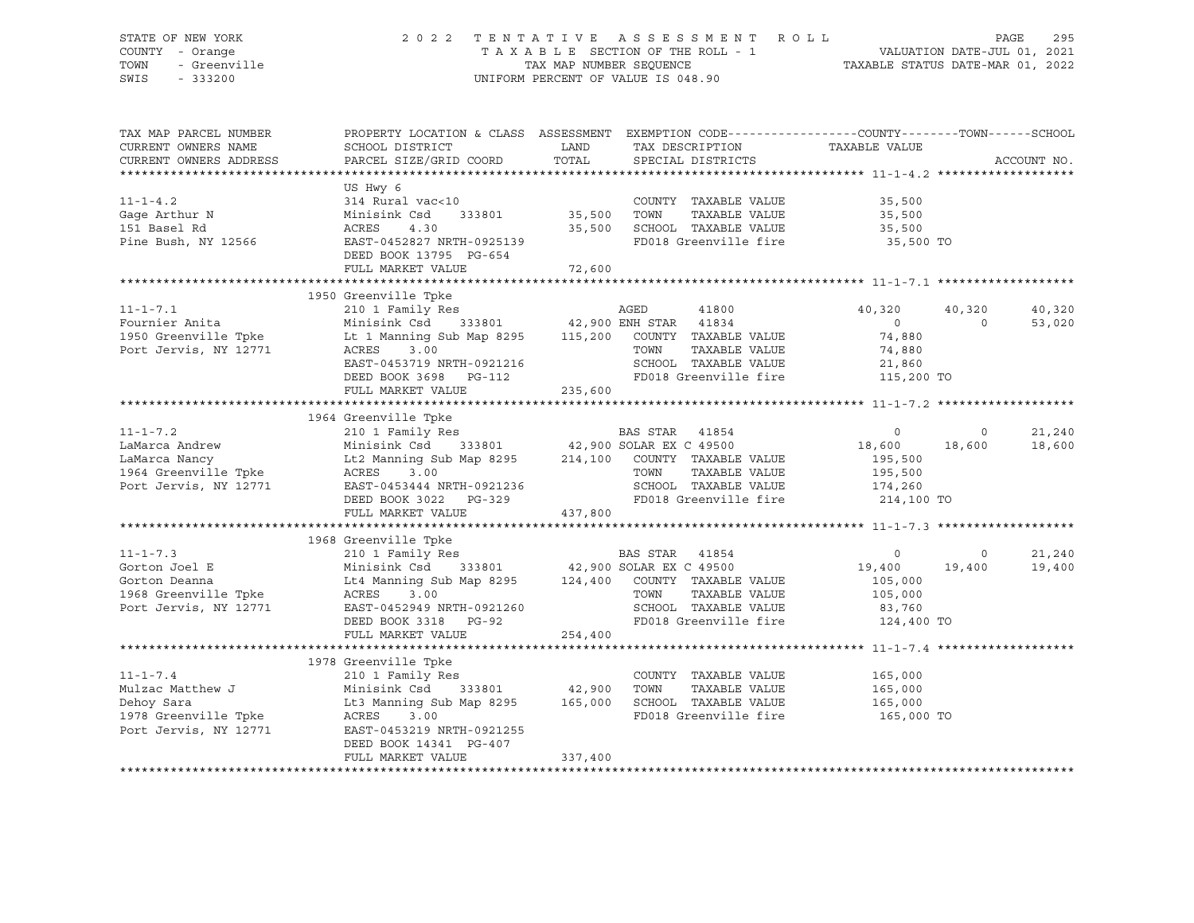STATE OF NEW YORK — COUNTY - Orange — TOWN - Greenville — SWIS - 333200

2022 TENTATIVE ASSESSMENT ROLL
TAXABLE SECTION OF THE ROLL - 1
TAX MAP NUMBER SEQUENCE
UNIFORM PERCENT OF VALUE IS 048.90

VALUATION DATE-JUL 01, 2021
TAXABLE STATUS DATE-MAR 01, 2022

| TAX MAP PARCEL NUMBER / CURRENT OWNERS NAME / CURRENT OWNERS ADDRESS | PROPERTY LOCATION & CLASS / SCHOOL DISTRICT / PARCEL SIZE/GRID COORD | ASSESSMENT LAND / TOTAL | EXEMPTION CODE / TAX DESCRIPTION / SPECIAL DISTRICTS | COUNTY TAXABLE VALUE | TOWN | SCHOOL |
|---|---|---|---|---|---|---|
| **11-1-4.2** | US Hwy 6 | | | | | |
| | 314 Rural vac<10 | | COUNTY TAXABLE VALUE | 35,500 | | |
| Gage Arthur N | Minisink Csd 333801 | 35,500 | TOWN TAXABLE VALUE | 35,500 | | |
| 151 Basel Rd | ACRES 4.30 | 35,500 | SCHOOL TAXABLE VALUE | 35,500 | | |
| Pine Bush, NY 12566 | EAST-0452827 NRTH-0925139 | | FD018 Greenville fire | 35,500 TO | | |
| | DEED BOOK 13795 PG-654 | | | | | |
| | FULL MARKET VALUE | 72,600 | | | | |
| **11-1-7.1** | 1950 Greenville Tpke | | | | | |
| | 210 1 Family Res | | AGED 41800 | 40,320 | 40,320 | 40,320 |
| Fournier Anita | Minisink Csd 333801 | 42,900 | ENH STAR 41834 | 0 | 0 | 53,020 |
| 1950 Greenville Tpke | Lt 1 Manning Sub Map 8295 | 115,200 | COUNTY TAXABLE VALUE | 74,880 | | |
| Port Jervis, NY 12771 | ACRES 3.00 | | TOWN TAXABLE VALUE | 74,880 | | |
| | EAST-0453719 NRTH-0921216 | | SCHOOL TAXABLE VALUE | 21,860 | | |
| | DEED BOOK 3698 PG-112 | | FD018 Greenville fire | 115,200 TO | | |
| | FULL MARKET VALUE | 235,600 | | | | |
| **11-1-7.2** | 1964 Greenville Tpke | | | | | |
| | 210 1 Family Res | | BAS STAR 41854 | 0 | 0 | 21,240 |
| LaMarca Andrew | Minisink Csd 333801 | 42,900 | SOLAR EX C 49500 | 18,600 | 18,600 | 18,600 |
| LaMarca Nancy | Lt2 Manning Sub Map 8295 | 214,100 | COUNTY TAXABLE VALUE | 195,500 | | |
| 1964 Greenville Tpke | ACRES 3.00 | | TOWN TAXABLE VALUE | 195,500 | | |
| Port Jervis, NY 12771 | EAST-0453444 NRTH-0921236 | | SCHOOL TAXABLE VALUE | 174,260 | | |
| | DEED BOOK 3022 PG-329 | | FD018 Greenville fire | 214,100 TO | | |
| | FULL MARKET VALUE | 437,800 | | | | |
| **11-1-7.3** | 1968 Greenville Tpke | | | | | |
| | 210 1 Family Res | | BAS STAR 41854 | 0 | 0 | 21,240 |
| Gorton Joel E | Minisink Csd 333801 | 42,900 | SOLAR EX C 49500 | 19,400 | 19,400 | 19,400 |
| Gorton Deanna | Lt4 Manning Sub Map 8295 | 124,400 | COUNTY TAXABLE VALUE | 105,000 | | |
| 1968 Greenville Tpke | ACRES 3.00 | | TOWN TAXABLE VALUE | 105,000 | | |
| Port Jervis, NY 12771 | EAST-0452949 NRTH-0921260 | | SCHOOL TAXABLE VALUE | 83,760 | | |
| | DEED BOOK 3318 PG-92 | | FD018 Greenville fire | 124,400 TO | | |
| | FULL MARKET VALUE | 254,400 | | | | |
| **11-1-7.4** | 1978 Greenville Tpke | | | | | |
| | 210 1 Family Res | | COUNTY TAXABLE VALUE | 165,000 | | |
| Mulzac Matthew J | Minisink Csd 333801 | 42,900 | TOWN TAXABLE VALUE | 165,000 | | |
| Dehoy Sara | Lt3 Manning Sub Map 8295 | 165,000 | SCHOOL TAXABLE VALUE | 165,000 | | |
| 1978 Greenville Tpke | ACRES 3.00 | | FD018 Greenville fire | 165,000 TO | | |
| Port Jervis, NY 12771 | EAST-0453219 NRTH-0921255 | | | | | |
| | DEED BOOK 14341 PG-407 | | | | | |
| | FULL MARKET VALUE | 337,400 | | | | |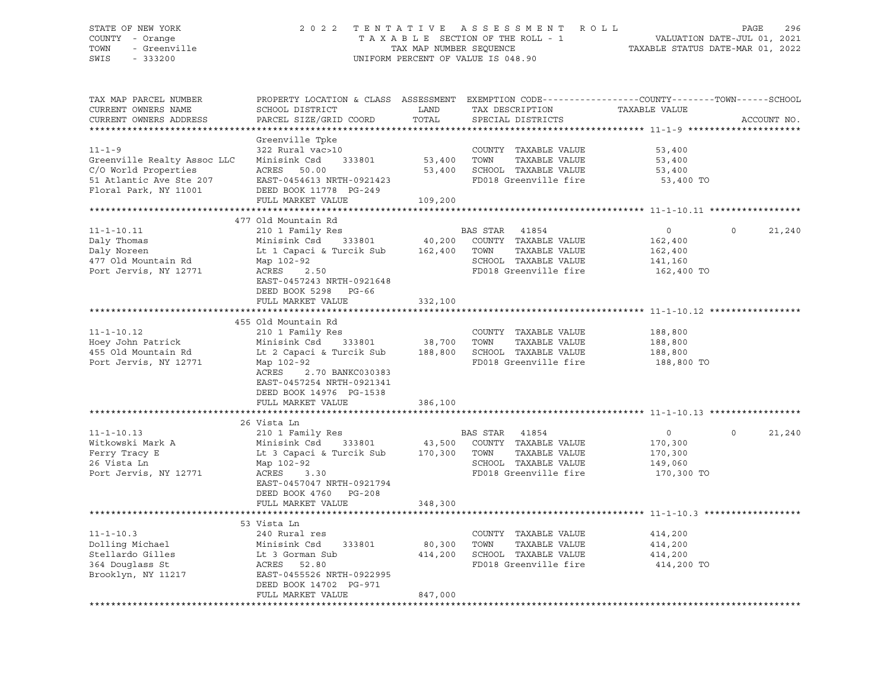STATE OF NEW YORK · COUNTY - Orange · TOWN - Greenville · SWIS - 333200

# 2022 TENTATIVE ASSESSMENT ROLL

TAXABLE SECTION OF THE ROLL - 1 · TAX MAP NUMBER SEQUENCE · UNIFORM PERCENT OF VALUE IS 048.90

VALUATION DATE-JUL 01, 2021 · TAXABLE STATUS DATE-MAR 01, 2022

```
TAX MAP PARCEL NUMBER          PROPERTY LOCATION & CLASS  ASSESSMENT  EXEMPTION CODE------------------COUNTY--------TOWN------SCHOOL
CURRENT OWNERS NAME            SCHOOL DISTRICT               LAND      TAX DESCRIPTION              TAXABLE VALUE
CURRENT OWNERS ADDRESS         PARCEL SIZE/GRID COORD        TOTAL     SPECIAL DISTRICTS                                       ACCOUNT NO.
******************************************************************************************************* 11-1-9 *********************
                               Greenville Tpke
11-1-9                         322 Rural vac>10                        COUNTY  TAXABLE VALUE           53,400
Greenville Realty Assoc LLC    Minisink Csd    333801        53,400    TOWN    TAXABLE VALUE           53,400
C/O World Properties           ACRES   50.00                 53,400    SCHOOL  TAXABLE VALUE           53,400
51 Atlantic Ave Ste 207        EAST-0454613 NRTH-0921423               FD018 Greenville fire            53,400 TO
Floral Park, NY 11001          DEED BOOK 11778  PG-249
                               FULL MARKET VALUE            109,200
******************************************************************************************************* 11-1-10.11 *****************
                               477 Old Mountain Rd
11-1-10.11                     210 1 Family Res                        BAS STAR   41854                     0           0      21,240
Daly Thomas                    Minisink Csd    333801        40,200    COUNTY  TAXABLE VALUE          162,400
Daly Noreen                    Lt 1 Capaci & Turcik Sub     162,400    TOWN    TAXABLE VALUE          162,400
477 Old Mountain Rd            Map 102-92                              SCHOOL  TAXABLE VALUE          141,160
Port Jervis, NY 12771          ACRES    2.50                           FD018 Greenville fire           162,400 TO
                               EAST-0457243 NRTH-0921648
                               DEED BOOK 5298   PG-66
                               FULL MARKET VALUE            332,100
******************************************************************************************************* 11-1-10.12 *****************
                               455 Old Mountain Rd
11-1-10.12                     210 1 Family Res                        COUNTY  TAXABLE VALUE          188,800
Hoey John Patrick              Minisink Csd    333801        38,700    TOWN    TAXABLE VALUE          188,800
455 Old Mountain Rd            Lt 2 Capaci & Turcik Sub     188,800    SCHOOL  TAXABLE VALUE          188,800
Port Jervis, NY 12771          Map 102-92                              FD018 Greenville fire           188,800 TO
                               ACRES    2.70 BANKC030383
                               EAST-0457254 NRTH-0921341
                               DEED BOOK 14976  PG-1538
                               FULL MARKET VALUE            386,100
******************************************************************************************************* 11-1-10.13 *****************
                               26 Vista Ln
11-1-10.13                     210 1 Family Res                        BAS STAR   41854                     0           0      21,240
Witkowski Mark A               Minisink Csd    333801        43,500    COUNTY  TAXABLE VALUE          170,300
Ferry Tracy E                  Lt 3 Capaci & Turcik Sub     170,300    TOWN    TAXABLE VALUE          170,300
26 Vista Ln                    Map 102-92                              SCHOOL  TAXABLE VALUE          149,060
Port Jervis, NY 12771          ACRES    3.30                           FD018 Greenville fire           170,300 TO
                               EAST-0457047 NRTH-0921794
                               DEED BOOK 4760   PG-208
                               FULL MARKET VALUE            348,300
******************************************************************************************************* 11-1-10.3 ******************
                               53 Vista Ln
11-1-10.3                      240 Rural res                           COUNTY  TAXABLE VALUE          414,200
Dolling Michael                Minisink Csd    333801        80,300    TOWN    TAXABLE VALUE          414,200
Stellardo Gilles               Lt 3 Gorman Sub              414,200    SCHOOL  TAXABLE VALUE          414,200
364 Douglass St                ACRES   52.80                           FD018 Greenville fire           414,200 TO
Brooklyn, NY 11217             EAST-0455526 NRTH-0922995
                               DEED BOOK 14702  PG-971
                               FULL MARKET VALUE            847,000
************************************************************************************************************************************
```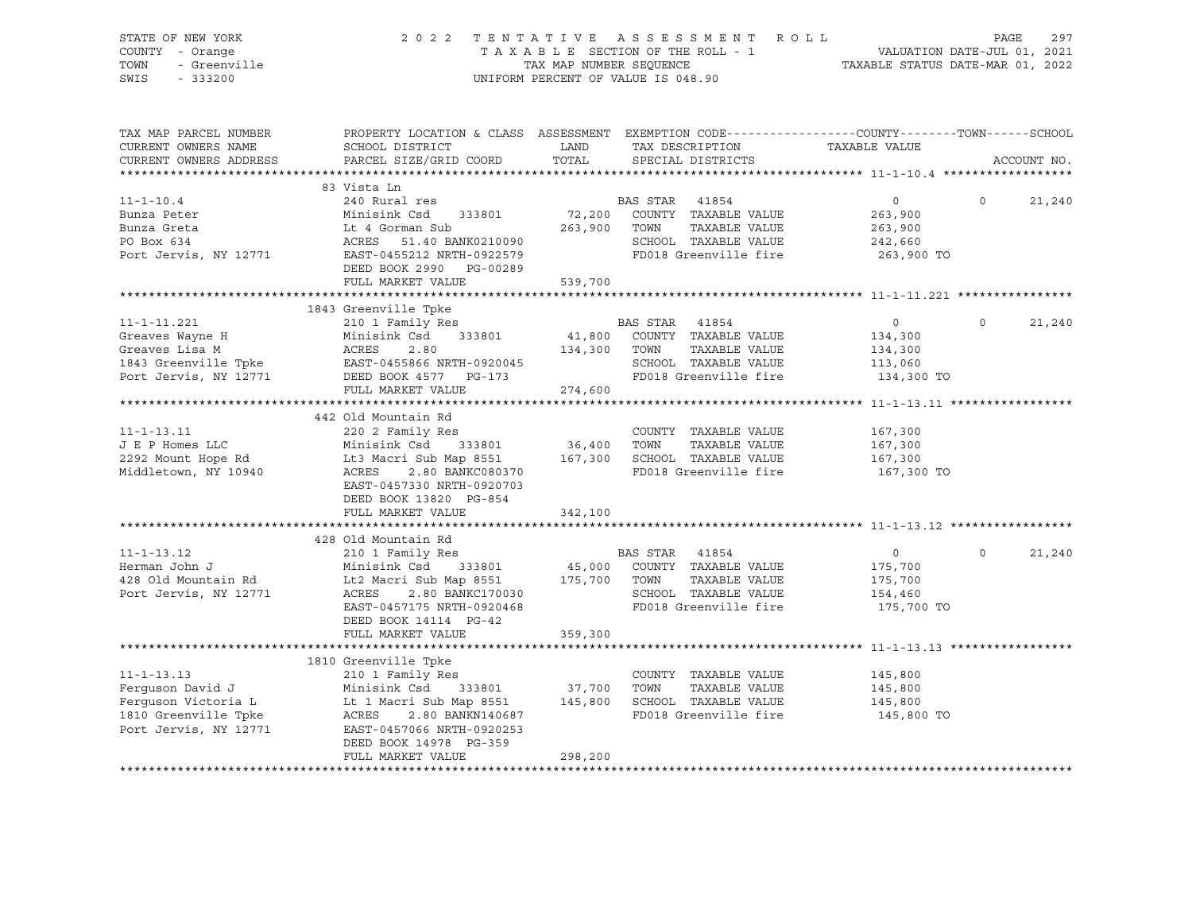STATE OF NEW YORK
COUNTY - Orange
TOWN - Greenville
SWIS - 333200

# 2022 TENTATIVE ASSESSMENT ROLL

TAXABLE SECTION OF THE ROLL - 1
TAX MAP NUMBER SEQUENCE
UNIFORM PERCENT OF VALUE IS 048.90

VALUATION DATE-JUL 01, 2021
TAXABLE STATUS DATE-MAR 01, 2022

```
TAX MAP PARCEL NUMBER     PROPERTY LOCATION & CLASS  ASSESSMENT  EXEMPTION CODE------------------COUNTY--------TOWN------SCHOOL
CURRENT OWNERS NAME       SCHOOL DISTRICT               LAND      TAX DESCRIPTION            TAXABLE VALUE
CURRENT OWNERS ADDRESS    PARCEL SIZE/GRID COORD        TOTAL     SPECIAL DISTRICTS                                   ACCOUNT NO.
******************************************************************************************************* 11-1-10.4 ******************
                          83 Vista Ln
11-1-10.4                 240 Rural res                           BAS STAR  41854                  0             0      21,240
Bunza Peter               Minisink Csd     333801       72,200    COUNTY  TAXABLE VALUE          263,900
Bunza Greta               Lt 4 Gorman Sub              263,900    TOWN    TAXABLE VALUE          263,900
PO Box 634                ACRES   51.40 BANK0210090               SCHOOL  TAXABLE VALUE          242,660
Port Jervis, NY 12771     EAST-0455212 NRTH-0922579               FD018 Greenville fire           263,900 TO
                          DEED BOOK 2990   PG-00289
                          FULL MARKET VALUE            539,700
******************************************************************************************************* 11-1-11.221 ****************
                          1843 Greenville Tpke
11-1-11.221               210 1 Family Res                        BAS STAR  41854                  0             0      21,240
Greaves Wayne H           Minisink Csd     333801       41,800    COUNTY  TAXABLE VALUE          134,300
Greaves Lisa M            ACRES     2.80               134,300    TOWN    TAXABLE VALUE          134,300
1843 Greenville Tpke      EAST-0455866 NRTH-0920045               SCHOOL  TAXABLE VALUE          113,060
Port Jervis, NY 12771     DEED BOOK 4577   PG-173                 FD018 Greenville fire           134,300 TO
                          FULL MARKET VALUE            274,600
******************************************************************************************************* 11-1-13.11 *****************
                          442 Old Mountain Rd
11-1-13.11                220 2 Family Res                        COUNTY  TAXABLE VALUE          167,300
J E P Homes LLC           Minisink Csd     333801       36,400    TOWN    TAXABLE VALUE          167,300
2292 Mount Hope Rd        Lt3 Macri Sub Map 8551       167,300    SCHOOL  TAXABLE VALUE          167,300
Middletown, NY 10940      ACRES     2.80 BANKC080370              FD018 Greenville fire           167,300 TO
                          EAST-0457330 NRTH-0920703
                          DEED BOOK 13820  PG-854
                          FULL MARKET VALUE            342,100
******************************************************************************************************* 11-1-13.12 *****************
                          428 Old Mountain Rd
11-1-13.12                210 1 Family Res                        BAS STAR  41854                  0             0      21,240
Herman John J             Minisink Csd     333801       45,000    COUNTY  TAXABLE VALUE          175,700
428 Old Mountain Rd       Lt2 Macri Sub Map 8551       175,700    TOWN    TAXABLE VALUE          175,700
Port Jervis, NY 12771     ACRES     2.80 BANKC170030              SCHOOL  TAXABLE VALUE          154,460
                          EAST-0457175 NRTH-0920468               FD018 Greenville fire           175,700 TO
                          DEED BOOK 14114  PG-42
                          FULL MARKET VALUE            359,300
******************************************************************************************************* 11-1-13.13 *****************
                          1810 Greenville Tpke
11-1-13.13                210 1 Family Res                        COUNTY  TAXABLE VALUE          145,800
Ferguson David J          Minisink Csd     333801       37,700    TOWN    TAXABLE VALUE          145,800
Ferguson Victoria L       Lt 1 Macri Sub Map 8551      145,800    SCHOOL  TAXABLE VALUE          145,800
1810 Greenville Tpke      ACRES     2.80 BANKN140687              FD018 Greenville fire           145,800 TO
Port Jervis, NY 12771     EAST-0457066 NRTH-0920253
                          DEED BOOK 14978  PG-359
                          FULL MARKET VALUE            298,200
************************************************************************************************************************************
```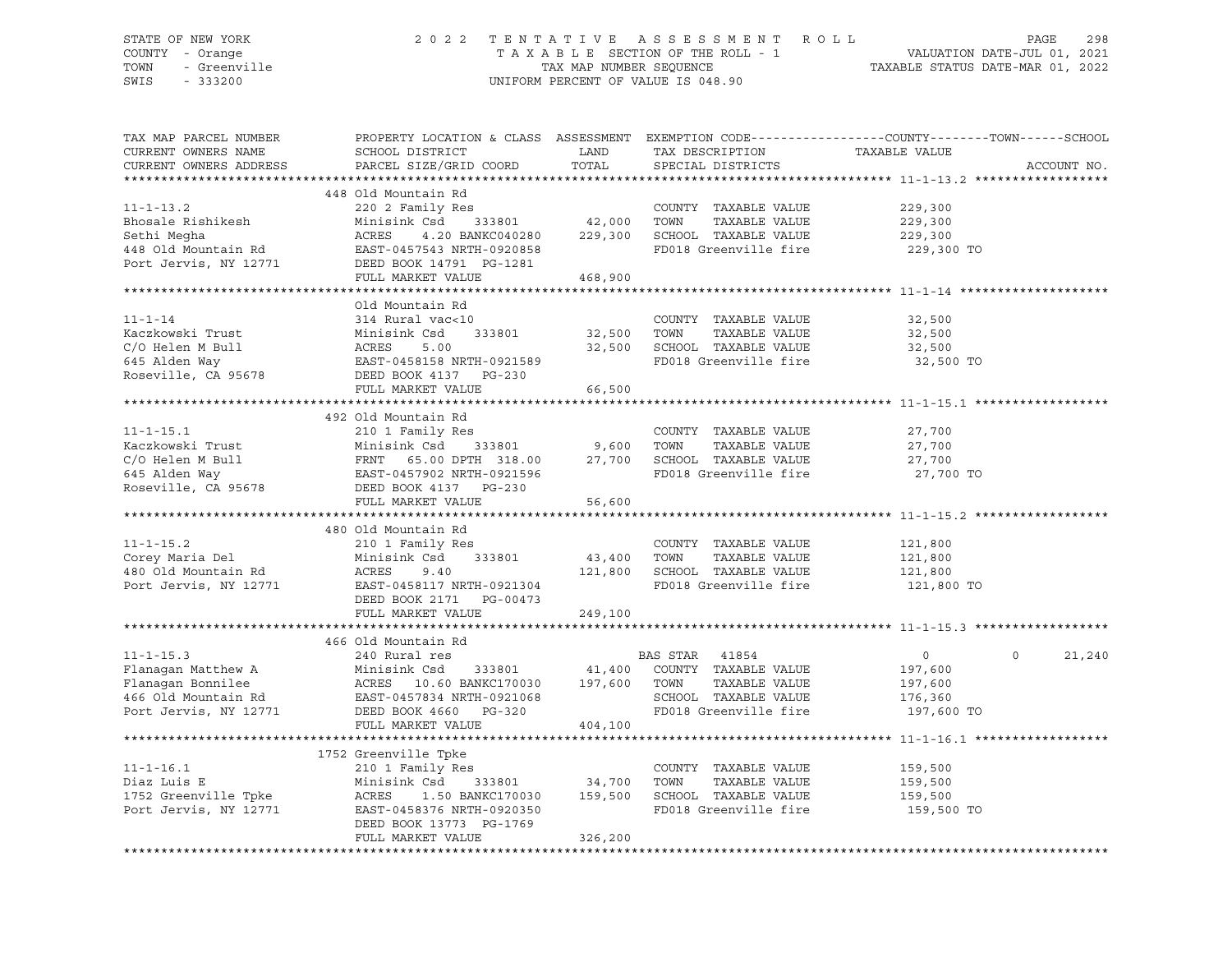STATE OF NEW YORK
COUNTY - Orange
TOWN - Greenville
SWIS - 333200

# 2022 TENTATIVE ASSESSMENT ROLL

TAXABLE SECTION OF THE ROLL - 1
TAX MAP NUMBER SEQUENCE
UNIFORM PERCENT OF VALUE IS 048.90

VALUATION DATE-JUL 01, 2021
TAXABLE STATUS DATE-MAR 01, 2022

| TAX MAP PARCEL NUMBER / CURRENT OWNERS NAME / CURRENT OWNERS ADDRESS | PROPERTY LOCATION & CLASS / SCHOOL DISTRICT / PARCEL SIZE/GRID COORD | ASSESSMENT LAND / TOTAL | EXEMPTION CODE / TAX DESCRIPTION / SPECIAL DISTRICTS | COUNTY TAXABLE VALUE | TOWN | SCHOOL |
|---|---|---|---|---|---|---|
| **11-1-13.2** | 448 Old Mountain Rd | | | | | |
| 11-1-13.2 | 220 2 Family Res | | COUNTY TAXABLE VALUE | 229,300 | | |
| Bhosale Rishikesh | Minisink Csd 333801 | 42,000 | TOWN TAXABLE VALUE | 229,300 | | |
| Sethi Megha | ACRES 4.20 BANKC040280 | 229,300 | SCHOOL TAXABLE VALUE | 229,300 | | |
| 448 Old Mountain Rd | EAST-0457543 NRTH-0920858 | | FD018 Greenville fire | 229,300 TO | | |
| Port Jervis, NY 12771 | DEED BOOK 14791 PG-1281 | | | | | |
| | FULL MARKET VALUE | 468,900 | | | | |
| **11-1-14** | Old Mountain Rd | | | | | |
| 11-1-14 | 314 Rural vac<10 | | COUNTY TAXABLE VALUE | 32,500 | | |
| Kaczkowski Trust | Minisink Csd 333801 | 32,500 | TOWN TAXABLE VALUE | 32,500 | | |
| C/O Helen M Bull | ACRES 5.00 | 32,500 | SCHOOL TAXABLE VALUE | 32,500 | | |
| 645 Alden Way | EAST-0458158 NRTH-0921589 | | FD018 Greenville fire | 32,500 TO | | |
| Roseville, CA 95678 | DEED BOOK 4137 PG-230 | | | | | |
| | FULL MARKET VALUE | 66,500 | | | | |
| **11-1-15.1** | 492 Old Mountain Rd | | | | | |
| 11-1-15.1 | 210 1 Family Res | | COUNTY TAXABLE VALUE | 27,700 | | |
| Kaczkowski Trust | Minisink Csd 333801 | 9,600 | TOWN TAXABLE VALUE | 27,700 | | |
| C/O Helen M Bull | FRNT 65.00 DPTH 318.00 | 27,700 | SCHOOL TAXABLE VALUE | 27,700 | | |
| 645 Alden Way | EAST-0457902 NRTH-0921596 | | FD018 Greenville fire | 27,700 TO | | |
| Roseville, CA 95678 | DEED BOOK 4137 PG-230 | | | | | |
| | FULL MARKET VALUE | 56,600 | | | | |
| **11-1-15.2** | 480 Old Mountain Rd | | | | | |
| 11-1-15.2 | 210 1 Family Res | | COUNTY TAXABLE VALUE | 121,800 | | |
| Corey Maria Del | Minisink Csd 333801 | 43,400 | TOWN TAXABLE VALUE | 121,800 | | |
| 480 Old Mountain Rd | ACRES 9.40 | 121,800 | SCHOOL TAXABLE VALUE | 121,800 | | |
| Port Jervis, NY 12771 | EAST-0458117 NRTH-0921304 | | FD018 Greenville fire | 121,800 TO | | |
| | DEED BOOK 2171 PG-00473 | | | | | |
| | FULL MARKET VALUE | 249,100 | | | | |
| **11-1-15.3** | 466 Old Mountain Rd | | | | | |
| 11-1-15.3 | 240 Rural res | | BAS STAR 41854 | 0 | 0 | 21,240 |
| Flanagan Matthew A | Minisink Csd 333801 | 41,400 | COUNTY TAXABLE VALUE | 197,600 | | |
| Flanagan Bonnilee | ACRES 10.60 BANKC170030 | 197,600 | TOWN TAXABLE VALUE | 197,600 | | |
| 466 Old Mountain Rd | EAST-0457834 NRTH-0921068 | | SCHOOL TAXABLE VALUE | 176,360 | | |
| Port Jervis, NY 12771 | DEED BOOK 4660 PG-320 | | FD018 Greenville fire | 197,600 TO | | |
| | FULL MARKET VALUE | 404,100 | | | | |
| **11-1-16.1** | 1752 Greenville Tpke | | | | | |
| 11-1-16.1 | 210 1 Family Res | | COUNTY TAXABLE VALUE | 159,500 | | |
| Diaz Luis E | Minisink Csd 333801 | 34,700 | TOWN TAXABLE VALUE | 159,500 | | |
| 1752 Greenville Tpke | ACRES 1.50 BANKC170030 | 159,500 | SCHOOL TAXABLE VALUE | 159,500 | | |
| Port Jervis, NY 12771 | EAST-0458376 NRTH-0920350 | | FD018 Greenville fire | 159,500 TO | | |
| | DEED BOOK 13773 PG-1769 | | | | | |
| | FULL MARKET VALUE | 326,200 | | | | |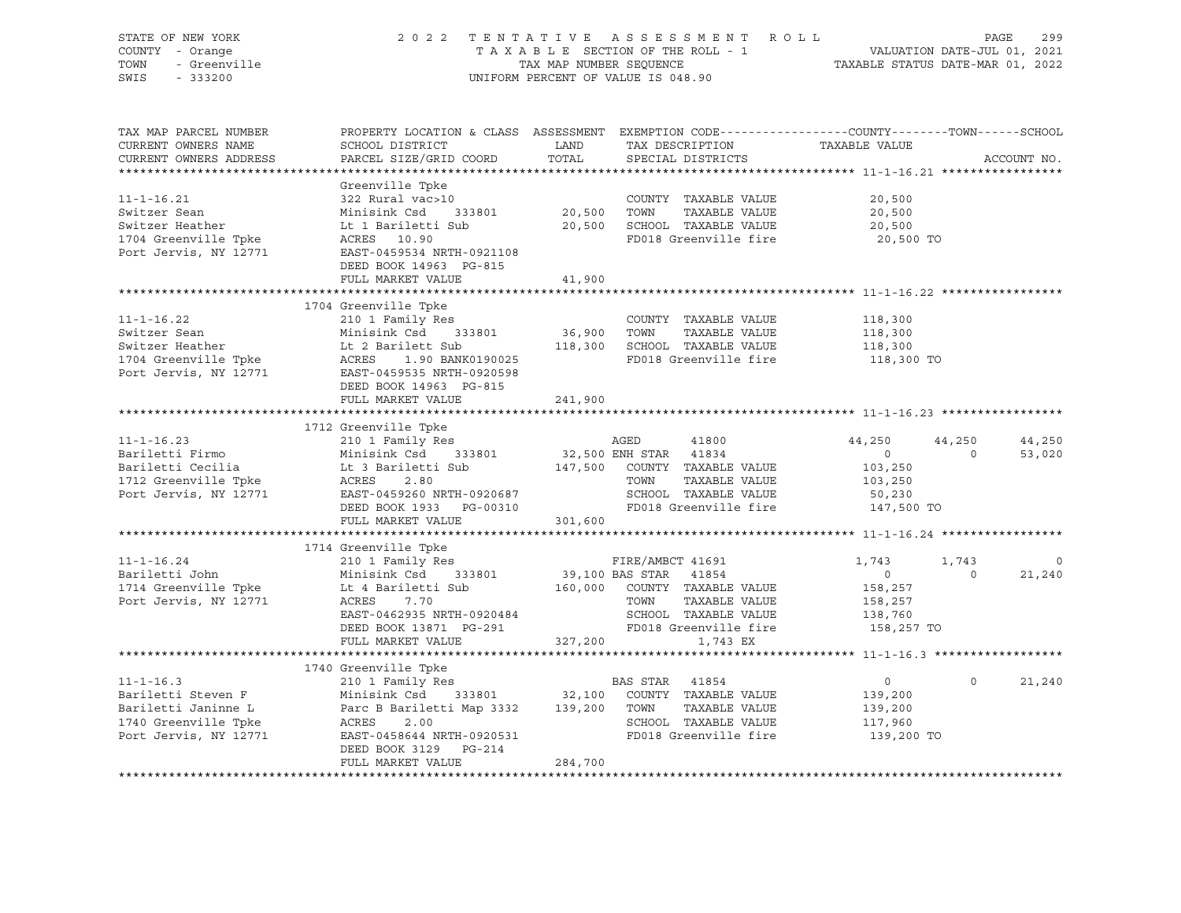STATE OF NEW YORK
COUNTY - Orange
TOWN - Greenville
SWIS - 333200

2 0 2 2 T E N T A T I V E A S S E S S M E N T R O L L
T A X A B L E SECTION OF THE ROLL - 1
TAX MAP NUMBER SEQUENCE
UNIFORM PERCENT OF VALUE IS 048.90

VALUATION DATE-JUL 01, 2021
TAXABLE STATUS DATE-MAR 01, 2022

```
TAX MAP PARCEL NUMBER     PROPERTY LOCATION & CLASS  ASSESSMENT  EXEMPTION CODE------------------COUNTY--------TOWN------SCHOOL
CURRENT OWNERS NAME       SCHOOL DISTRICT               LAND      TAX DESCRIPTION            TAXABLE VALUE
CURRENT OWNERS ADDRESS    PARCEL SIZE/GRID COORD        TOTAL     SPECIAL DISTRICTS                                   ACCOUNT NO.
******************************************************************************************************* 11-1-16.21 *****************
                          Greenville Tpke
11-1-16.21                322 Rural vac>10                       COUNTY  TAXABLE VALUE          20,500
Switzer Sean              Minisink Csd     333801       20,500   TOWN    TAXABLE VALUE          20,500
Switzer Heather           Lt 1 Bariletti Sub            20,500   SCHOOL  TAXABLE VALUE          20,500
1704 Greenville Tpke      ACRES  10.90                           FD018 Greenville fire           20,500 TO
Port Jervis, NY 12771     EAST-0459534 NRTH-0921108
                          DEED BOOK 14963  PG-815
                          FULL MARKET VALUE             41,900
******************************************************************************************************* 11-1-16.22 *****************
                          1704 Greenville Tpke
11-1-16.22                210 1 Family Res                       COUNTY  TAXABLE VALUE         118,300
Switzer Sean              Minisink Csd     333801       36,900   TOWN    TAXABLE VALUE         118,300
Switzer Heather           Lt 2 Barilett Sub            118,300   SCHOOL  TAXABLE VALUE         118,300
1704 Greenville Tpke      ACRES    1.90 BANK0190025              FD018 Greenville fire          118,300 TO
Port Jervis, NY 12771     EAST-0459535 NRTH-0920598
                          DEED BOOK 14963  PG-815
                          FULL MARKET VALUE            241,900
******************************************************************************************************* 11-1-16.23 *****************
                          1712 Greenville Tpke
11-1-16.23                210 1 Family Res                AGED          41800              44,250      44,250      44,250
Bariletti Firmo           Minisink Csd     333801       32,500 ENH STAR  41834                   0           0      53,020
Bariletti Cecilia         Lt 3 Bariletti Sub           147,500   COUNTY  TAXABLE VALUE         103,250
1712 Greenville Tpke      ACRES    2.80                          TOWN    TAXABLE VALUE         103,250
Port Jervis, NY 12771     EAST-0459260 NRTH-0920687              SCHOOL  TAXABLE VALUE          50,230
                          DEED BOOK 1933   PG-00310              FD018 Greenville fire          147,500 TO
                          FULL MARKET VALUE            301,600
******************************************************************************************************* 11-1-16.24 *****************
                          1714 Greenville Tpke
11-1-16.24                210 1 Family Res                FIRE/AMBCT 41691                1,743       1,743           0
Bariletti John            Minisink Csd     333801       39,100 BAS STAR  41854                   0           0      21,240
1714 Greenville Tpke      Lt 4 Bariletti Sub           160,000   COUNTY  TAXABLE VALUE         158,257
Port Jervis, NY 12771     ACRES    7.70                          TOWN    TAXABLE VALUE         158,257
                          EAST-0462935 NRTH-0920484              SCHOOL  TAXABLE VALUE         138,760
                          DEED BOOK 13871  PG-291                FD018 Greenville fire          158,257 TO
                          FULL MARKET VALUE            327,200            1,743 EX
******************************************************************************************************* 11-1-16.3 ******************
                          1740 Greenville Tpke
11-1-16.3                 210 1 Family Res                BAS STAR  41854                      0           0      21,240
Bariletti Steven F        Minisink Csd     333801       32,100   COUNTY  TAXABLE VALUE         139,200
Bariletti Janinne L       Parc B Bariletti Map 3332    139,200   TOWN    TAXABLE VALUE         139,200
1740 Greenville Tpke      ACRES    2.00                          SCHOOL  TAXABLE VALUE         117,960
Port Jervis, NY 12771     EAST-0458644 NRTH-0920531              FD018 Greenville fire          139,200 TO
                          DEED BOOK 3129   PG-214
                          FULL MARKET VALUE            284,700
************************************************************************************************************************************
```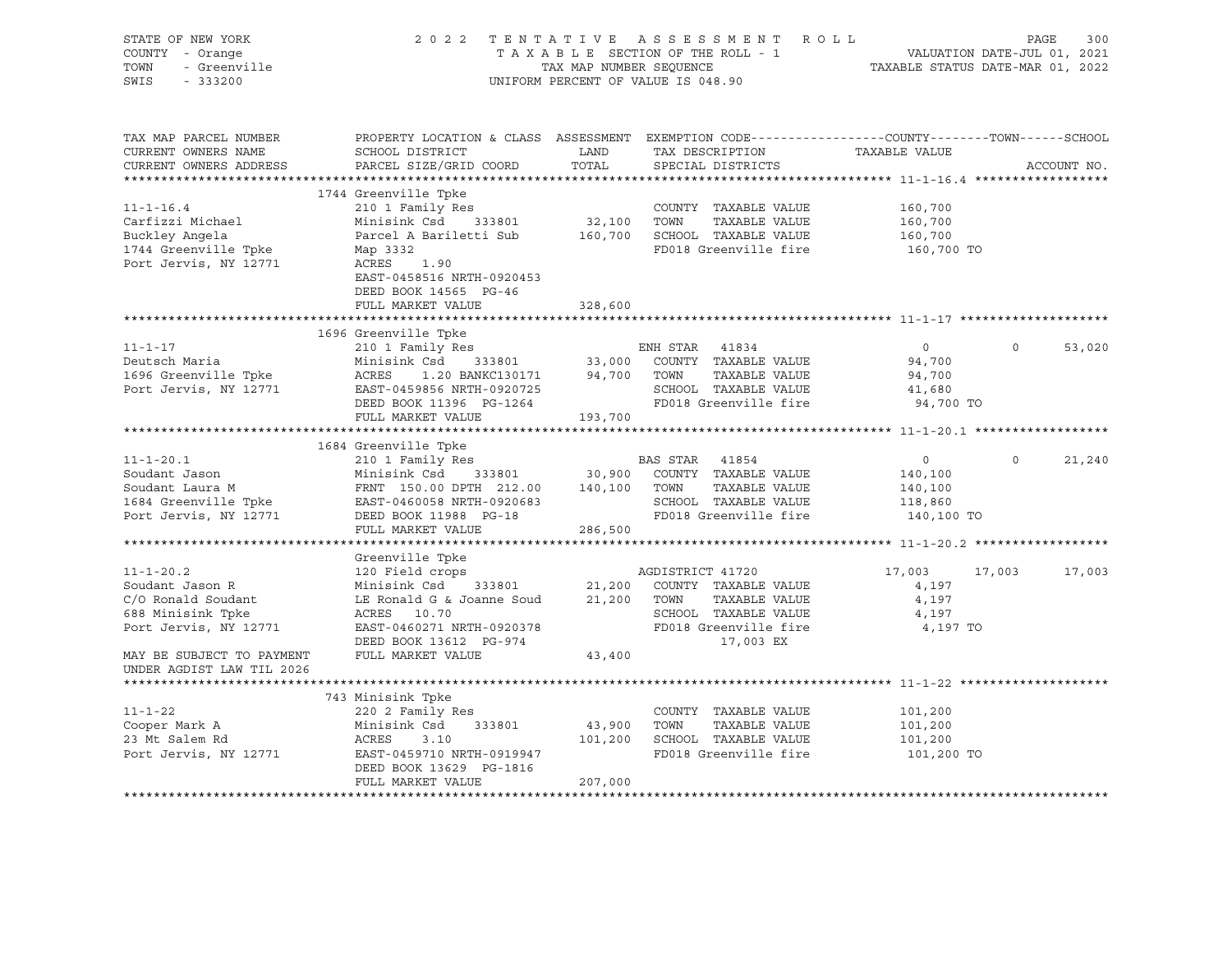STATE OF NEW YORK | COUNTY - Orange | TOWN - Greenville | SWIS - 333200

# 2022 TENTATIVE ASSESSMENT ROLL

TAXABLE SECTION OF THE ROLL - 1 | TAX MAP NUMBER SEQUENCE | UNIFORM PERCENT OF VALUE IS 048.90

VALUATION DATE-JUL 01, 2021 | TAXABLE STATUS DATE-MAR 01, 2022

| TAX MAP PARCEL NUMBER / CURRENT OWNERS NAME / CURRENT OWNERS ADDRESS | PROPERTY LOCATION & CLASS / SCHOOL DISTRICT / PARCEL SIZE/GRID COORD | LAND / TOTAL | EXEMPTION CODE / TAX DESCRIPTION / SPECIAL DISTRICTS | COUNTY | TOWN | SCHOOL |
|---|---|---|---|---|---|---|
| **11-1-16.4** | 1744 Greenville Tpke | | | | | |
| 11-1-16.4 | 210 1 Family Res | | COUNTY TAXABLE VALUE | 160,700 | | |
| Carfizzi Michael | Minisink Csd 333801 | 32,100 | TOWN TAXABLE VALUE | | 160,700 | |
| Buckley Angela | Parcel A Bariletti Sub | 160,700 | SCHOOL TAXABLE VALUE | | | 160,700 |
| 1744 Greenville Tpke | Map 3332 | | FD018 Greenville fire | 160,700 TO | | |
| Port Jervis, NY 12771 | ACRES 1.90 | | | | | |
| | EAST-0458516 NRTH-0920453 | | | | | |
| | DEED BOOK 14565 PG-46 | | | | | |
| | FULL MARKET VALUE | 328,600 | | | | |
| **11-1-17** | 1696 Greenville Tpke | | | | | |
| 11-1-17 | 210 1 Family Res | | ENH STAR 41834 | 0 | 0 | 53,020 |
| Deutsch Maria | Minisink Csd 333801 | 33,000 | COUNTY TAXABLE VALUE | 94,700 | | |
| 1696 Greenville Tpke | ACRES 1.20 BANKC130171 | 94,700 | TOWN TAXABLE VALUE | | 94,700 | |
| Port Jervis, NY 12771 | EAST-0459856 NRTH-0920725 | | SCHOOL TAXABLE VALUE | | | 41,680 |
| | DEED BOOK 11396 PG-1264 | | FD018 Greenville fire | 94,700 TO | | |
| | FULL MARKET VALUE | 193,700 | | | | |
| **11-1-20.1** | 1684 Greenville Tpke | | | | | |
| 11-1-20.1 | 210 1 Family Res | | BAS STAR 41854 | 0 | 0 | 21,240 |
| Soudant Jason | Minisink Csd 333801 | 30,900 | COUNTY TAXABLE VALUE | 140,100 | | |
| Soudant Laura M | FRNT 150.00 DPTH 212.00 | 140,100 | TOWN TAXABLE VALUE | | 140,100 | |
| 1684 Greenville Tpke | EAST-0460058 NRTH-0920683 | | SCHOOL TAXABLE VALUE | | | 118,860 |
| Port Jervis, NY 12771 | DEED BOOK 11988 PG-18 | | FD018 Greenville fire | 140,100 TO | | |
| | FULL MARKET VALUE | 286,500 | | | | |
| **11-1-20.2** | Greenville Tpke | | | | | |
| 11-1-20.2 | 120 Field crops | | AGDISTRICT 41720 | 17,003 | 17,003 | 17,003 |
| Soudant Jason R | Minisink Csd 333801 | 21,200 | COUNTY TAXABLE VALUE | 4,197 | | |
| C/O Ronald Soudant | LE Ronald G & Joanne Soud | 21,200 | TOWN TAXABLE VALUE | | 4,197 | |
| 688 Minisink Tpke | ACRES 10.70 | | SCHOOL TAXABLE VALUE | | | 4,197 |
| Port Jervis, NY 12771 | EAST-0460271 NRTH-0920378 | | FD018 Greenville fire | 4,197 TO | | |
| | DEED BOOK 13612 PG-974 | | 17,003 EX | | | |
| MAY BE SUBJECT TO PAYMENT UNDER AGDIST LAW TIL 2026 | FULL MARKET VALUE | 43,400 | | | | |
| **11-1-22** | 743 Minisink Tpke | | | | | |
| 11-1-22 | 220 2 Family Res | | COUNTY TAXABLE VALUE | 101,200 | | |
| Cooper Mark A | Minisink Csd 333801 | 43,900 | TOWN TAXABLE VALUE | | 101,200 | |
| 23 Mt Salem Rd | ACRES 3.10 | 101,200 | SCHOOL TAXABLE VALUE | | | 101,200 |
| Port Jervis, NY 12771 | EAST-0459710 NRTH-0919947 | | FD018 Greenville fire | 101,200 TO | | |
| | DEED BOOK 13629 PG-1816 | | | | | |
| | FULL MARKET VALUE | 207,000 | | | | |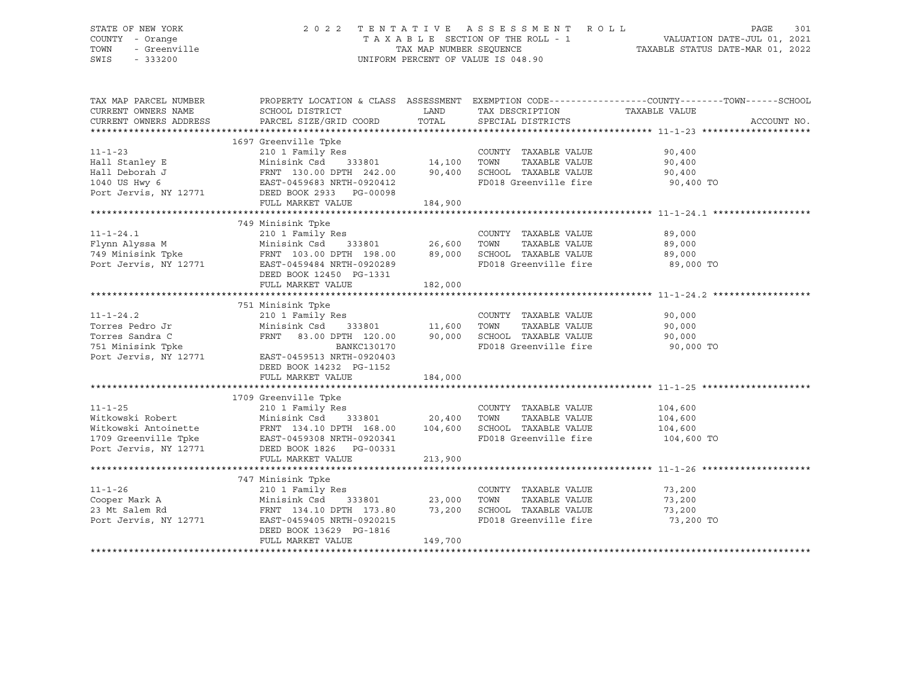STATE OF NEW YORK — 2022 TENTATIVE ASSESSMENT ROLL
COUNTY - Orange — TAXABLE SECTION OF THE ROLL - 1 — VALUATION DATE-JUL 01, 2021
TOWN - Greenville — TAX MAP NUMBER SEQUENCE — TAXABLE STATUS DATE-MAR 01, 2022
SWIS - 333200 — UNIFORM PERCENT OF VALUE IS 048.90

| TAX MAP PARCEL NUMBER / CURRENT OWNERS NAME / CURRENT OWNERS ADDRESS | PROPERTY LOCATION & CLASS / SCHOOL DISTRICT / PARCEL SIZE/GRID COORD | ASSESSMENT LAND / TOTAL | EXEMPTION CODE / TAX DESCRIPTION / SPECIAL DISTRICTS | COUNTY--------TOWN------SCHOOL TAXABLE VALUE | ACCOUNT NO. |
|---|---|---|---|---|---|
| **11-1-23** | 1697 Greenville Tpke | | | | |
| 11-1-23 | 210 1 Family Res | | COUNTY TAXABLE VALUE | 90,400 | |
| Hall Stanley E | Minisink Csd 333801 | 14,100 | TOWN TAXABLE VALUE | 90,400 | |
| Hall Deborah J | FRNT 130.00 DPTH 242.00 | 90,400 | SCHOOL TAXABLE VALUE | 90,400 | |
| 1040 US Hwy 6 | EAST-0459683 NRTH-0920412 | | FD018 Greenville fire | 90,400 TO | |
| Port Jervis, NY 12771 | DEED BOOK 2933 PG-00098 | | | | |
| | FULL MARKET VALUE | 184,900 | | | |
| **11-1-24.1** | 749 Minisink Tpke | | | | |
| 11-1-24.1 | 210 1 Family Res | | COUNTY TAXABLE VALUE | 89,000 | |
| Flynn Alyssa M | Minisink Csd 333801 | 26,600 | TOWN TAXABLE VALUE | 89,000 | |
| 749 Minisink Tpke | FRNT 103.00 DPTH 198.00 | 89,000 | SCHOOL TAXABLE VALUE | 89,000 | |
| Port Jervis, NY 12771 | EAST-0459484 NRTH-0920289 | | FD018 Greenville fire | 89,000 TO | |
| | DEED BOOK 12450 PG-1331 | | | | |
| | FULL MARKET VALUE | 182,000 | | | |
| **11-1-24.2** | 751 Minisink Tpke | | | | |
| 11-1-24.2 | 210 1 Family Res | | COUNTY TAXABLE VALUE | 90,000 | |
| Torres Pedro Jr | Minisink Csd 333801 | 11,600 | TOWN TAXABLE VALUE | 90,000 | |
| Torres Sandra C | FRNT 83.00 DPTH 120.00 | 90,000 | SCHOOL TAXABLE VALUE | 90,000 | |
| 751 Minisink Tpke | BANKC130170 | | FD018 Greenville fire | 90,000 TO | |
| Port Jervis, NY 12771 | EAST-0459513 NRTH-0920403 | | | | |
| | DEED BOOK 14232 PG-1152 | | | | |
| | FULL MARKET VALUE | 184,000 | | | |
| **11-1-25** | 1709 Greenville Tpke | | | | |
| 11-1-25 | 210 1 Family Res | | COUNTY TAXABLE VALUE | 104,600 | |
| Witkowski Robert | Minisink Csd 333801 | 20,400 | TOWN TAXABLE VALUE | 104,600 | |
| Witkowski Antoinette | FRNT 134.10 DPTH 168.00 | 104,600 | SCHOOL TAXABLE VALUE | 104,600 | |
| 1709 Greenville Tpke | EAST-0459308 NRTH-0920341 | | FD018 Greenville fire | 104,600 TO | |
| Port Jervis, NY 12771 | DEED BOOK 1826 PG-00331 | | | | |
| | FULL MARKET VALUE | 213,900 | | | |
| **11-1-26** | 747 Minisink Tpke | | | | |
| 11-1-26 | 210 1 Family Res | | COUNTY TAXABLE VALUE | 73,200 | |
| Cooper Mark A | Minisink Csd 333801 | 23,000 | TOWN TAXABLE VALUE | 73,200 | |
| 23 Mt Salem Rd | FRNT 134.10 DPTH 173.80 | 73,200 | SCHOOL TAXABLE VALUE | 73,200 | |
| Port Jervis, NY 12771 | EAST-0459405 NRTH-0920215 | | FD018 Greenville fire | 73,200 TO | |
| | DEED BOOK 13629 PG-1816 | | | | |
| | FULL MARKET VALUE | 149,700 | | | |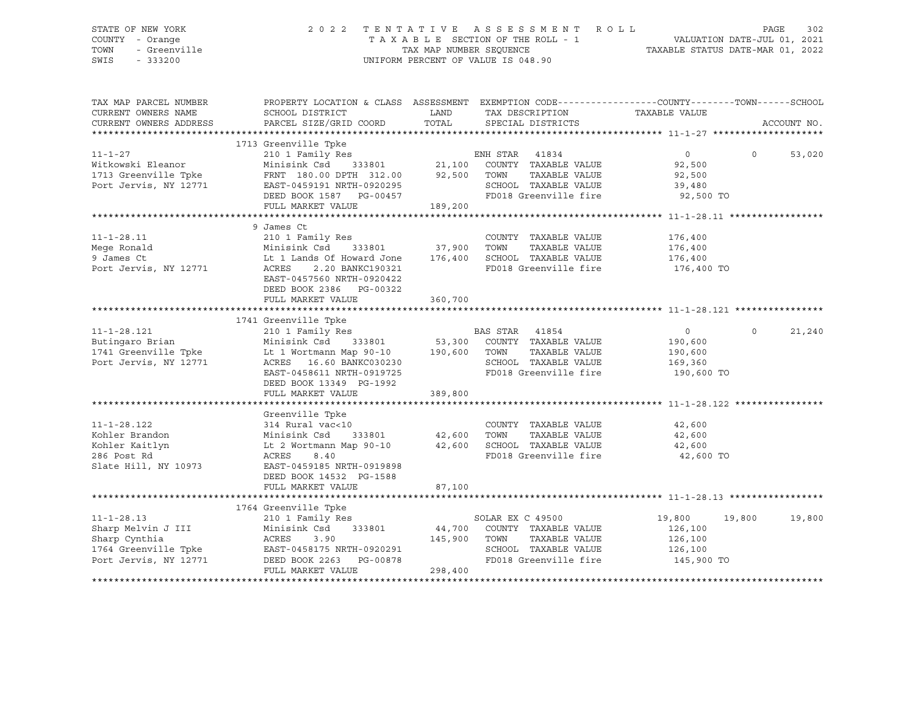STATE OF NEW YORK
COUNTY - Orange
TOWN - Greenville
SWIS - 333200

2022 TENTATIVE ASSESSMENT ROLL
TAXABLE SECTION OF THE ROLL - 1
TAX MAP NUMBER SEQUENCE
UNIFORM PERCENT OF VALUE IS 048.90

VALUATION DATE-JUL 01, 2021
TAXABLE STATUS DATE-MAR 01, 2022

| TAX MAP PARCEL NUMBER / CURRENT OWNERS NAME / CURRENT OWNERS ADDRESS | PROPERTY LOCATION & CLASS / SCHOOL DISTRICT / PARCEL SIZE/GRID COORD | ASSESSMENT LAND | TOTAL | EXEMPTION CODE / TAX DESCRIPTION / SPECIAL DISTRICTS | COUNTY TAXABLE VALUE | TOWN | SCHOOL | ACCOUNT NO. |
|---|---|---|---|---|---|---|---|---|
| **11-1-27** | 1713 Greenville Tpke | | | | | | | |
| 11-1-27 | 210 1 Family Res | | | ENH STAR 41834 | 0 | 0 | 53,020 | |
| Witkowski Eleanor | Minisink Csd 333801 | 21,100 | | COUNTY TAXABLE VALUE | 92,500 | | | |
| 1713 Greenville Tpke | FRNT 180.00 DPTH 312.00 | | 92,500 | TOWN TAXABLE VALUE | 92,500 | | | |
| Port Jervis, NY 12771 | EAST-0459191 NRTH-0920295 | | | SCHOOL TAXABLE VALUE | 39,480 | | | |
| | DEED BOOK 1587 PG-00457 | | | FD018 Greenville fire | 92,500 TO | | | |
| | FULL MARKET VALUE | | 189,200 | | | | | |
| **11-1-28.11** | 9 James Ct | | | | | | | |
| 11-1-28.11 | 210 1 Family Res | | | COUNTY TAXABLE VALUE | 176,400 | | | |
| Mege Ronald | Minisink Csd 333801 | 37,900 | | TOWN TAXABLE VALUE | 176,400 | | | |
| 9 James Ct | Lt 1 Lands Of Howard Jone | | 176,400 | SCHOOL TAXABLE VALUE | 176,400 | | | |
| Port Jervis, NY 12771 | ACRES 2.20 BANKC190321 | | | FD018 Greenville fire | 176,400 TO | | | |
| | EAST-0457560 NRTH-0920422 | | | | | | | |
| | DEED BOOK 2386 PG-00322 | | | | | | | |
| | FULL MARKET VALUE | | 360,700 | | | | | |
| **11-1-28.121** | 1741 Greenville Tpke | | | | | | | |
| 11-1-28.121 | 210 1 Family Res | | | BAS STAR 41854 | 0 | 0 | 21,240 | |
| Butingaro Brian | Minisink Csd 333801 | 53,300 | | COUNTY TAXABLE VALUE | 190,600 | | | |
| 1741 Greenville Tpke | Lt 1 Wortmann Map 90-10 | | 190,600 | TOWN TAXABLE VALUE | 190,600 | | | |
| Port Jervis, NY 12771 | ACRES 16.60 BANKC030230 | | | SCHOOL TAXABLE VALUE | 169,360 | | | |
| | EAST-0458611 NRTH-0919725 | | | FD018 Greenville fire | 190,600 TO | | | |
| | DEED BOOK 13349 PG-1992 | | | | | | | |
| | FULL MARKET VALUE | | 389,800 | | | | | |
| **11-1-28.122** | Greenville Tpke | | | | | | | |
| 11-1-28.122 | 314 Rural vac<10 | | | COUNTY TAXABLE VALUE | 42,600 | | | |
| Kohler Brandon | Minisink Csd 333801 | 42,600 | | TOWN TAXABLE VALUE | 42,600 | | | |
| Kohler Kaitlyn | Lt 2 Wortmann Map 90-10 | | 42,600 | SCHOOL TAXABLE VALUE | 42,600 | | | |
| 286 Post Rd | ACRES 8.40 | | | FD018 Greenville fire | 42,600 TO | | | |
| Slate Hill, NY 10973 | EAST-0459185 NRTH-0919898 | | | | | | | |
| | DEED BOOK 14532 PG-1588 | | | | | | | |
| | FULL MARKET VALUE | | 87,100 | | | | | |
| **11-1-28.13** | 1764 Greenville Tpke | | | | | | | |
| 11-1-28.13 | 210 1 Family Res | | | SOLAR EX C 49500 | 19,800 | 19,800 | 19,800 | |
| Sharp Melvin J III | Minisink Csd 333801 | 44,700 | | COUNTY TAXABLE VALUE | 126,100 | | | |
| Sharp Cynthia | ACRES 3.90 | | 145,900 | TOWN TAXABLE VALUE | 126,100 | | | |
| 1764 Greenville Tpke | EAST-0458175 NRTH-0920291 | | | SCHOOL TAXABLE VALUE | 126,100 | | | |
| Port Jervis, NY 12771 | DEED BOOK 2263 PG-00878 | | | FD018 Greenville fire | 145,900 TO | | | |
| | FULL MARKET VALUE | | 298,400 | | | | | |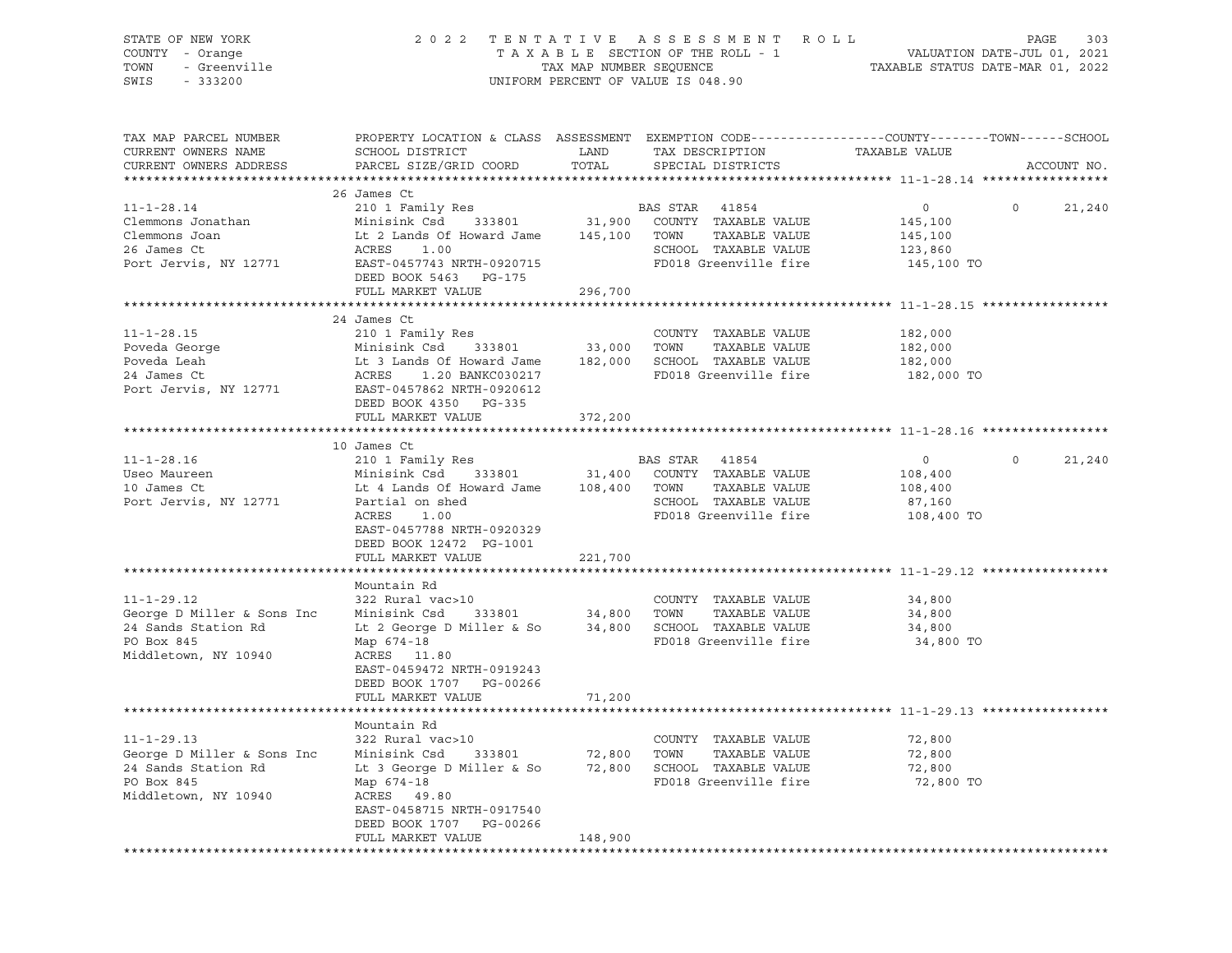STATE OF NEW YORK — COUNTY - Orange — TOWN - Greenville — SWIS - 333200

2 0 2 2 T E N T A T I V E A S S E S S M E N T R O L L
T A X A B L E SECTION OF THE ROLL - 1
TAX MAP NUMBER SEQUENCE
UNIFORM PERCENT OF VALUE IS 048.90

VALUATION DATE-JUL 01, 2021
TAXABLE STATUS DATE-MAR 01, 2022

| TAX MAP PARCEL NUMBER / CURRENT OWNERS NAME / CURRENT OWNERS ADDRESS | PROPERTY LOCATION & CLASS / SCHOOL DISTRICT / PARCEL SIZE/GRID COORD | ASSESSMENT LAND | TOTAL | EXEMPTION CODE / TAX DESCRIPTION / SPECIAL DISTRICTS | COUNTY TAXABLE VALUE | TOWN | SCHOOL | ACCOUNT NO. |
|---|---|---|---|---|---|---|---|---|
| **11-1-28.14** | 26 James Ct | | | | | | | |
| 11-1-28.14 | 210 1 Family Res | | | BAS STAR 41854 | 0 | 0 | 21,240 | |
| Clemmons Jonathan | Minisink Csd 333801 | 31,900 | | COUNTY TAXABLE VALUE | 145,100 | | | |
| Clemmons Joan | Lt 2 Lands Of Howard Jame | | 145,100 | TOWN TAXABLE VALUE | 145,100 | | | |
| 26 James Ct | ACRES 1.00 | | | SCHOOL TAXABLE VALUE | 123,860 | | | |
| Port Jervis, NY 12771 | EAST-0457743 NRTH-0920715 | | | FD018 Greenville fire | 145,100 TO | | | |
| | DEED BOOK 5463 PG-175 | | | | | | | |
| | FULL MARKET VALUE | | 296,700 | | | | | |
| **11-1-28.15** | 24 James Ct | | | | | | | |
| 11-1-28.15 | 210 1 Family Res | | | COUNTY TAXABLE VALUE | 182,000 | | | |
| Poveda George | Minisink Csd 333801 | 33,000 | | TOWN TAXABLE VALUE | 182,000 | | | |
| Poveda Leah | Lt 3 Lands Of Howard Jame | | 182,000 | SCHOOL TAXABLE VALUE | 182,000 | | | |
| 24 James Ct | ACRES 1.20 BANKC030217 | | | FD018 Greenville fire | 182,000 TO | | | |
| Port Jervis, NY 12771 | EAST-0457862 NRTH-0920612 | | | | | | | |
| | DEED BOOK 4350 PG-335 | | | | | | | |
| | FULL MARKET VALUE | | 372,200 | | | | | |
| **11-1-28.16** | 10 James Ct | | | | | | | |
| 11-1-28.16 | 210 1 Family Res | | | BAS STAR 41854 | 0 | 0 | 21,240 | |
| Useo Maureen | Minisink Csd 333801 | 31,400 | | COUNTY TAXABLE VALUE | 108,400 | | | |
| 10 James Ct | Lt 4 Lands Of Howard Jame | | 108,400 | TOWN TAXABLE VALUE | 108,400 | | | |
| Port Jervis, NY 12771 | Partial on shed | | | SCHOOL TAXABLE VALUE | 87,160 | | | |
| | ACRES 1.00 | | | FD018 Greenville fire | 108,400 TO | | | |
| | EAST-0457788 NRTH-0920329 | | | | | | | |
| | DEED BOOK 12472 PG-1001 | | | | | | | |
| | FULL MARKET VALUE | | 221,700 | | | | | |
| **11-1-29.12** | Mountain Rd | | | | | | | |
| 11-1-29.12 | 322 Rural vac>10 | | | COUNTY TAXABLE VALUE | 34,800 | | | |
| George D Miller & Sons Inc | Minisink Csd 333801 | 34,800 | | TOWN TAXABLE VALUE | 34,800 | | | |
| 24 Sands Station Rd | Lt 2 George D Miller & So | | 34,800 | SCHOOL TAXABLE VALUE | 34,800 | | | |
| PO Box 845 | Map 674-18 | | | FD018 Greenville fire | 34,800 TO | | | |
| Middletown, NY 10940 | ACRES 11.80 | | | | | | | |
| | EAST-0459472 NRTH-0919243 | | | | | | | |
| | DEED BOOK 1707 PG-00266 | | | | | | | |
| | FULL MARKET VALUE | | 71,200 | | | | | |
| **11-1-29.13** | Mountain Rd | | | | | | | |
| 11-1-29.13 | 322 Rural vac>10 | | | COUNTY TAXABLE VALUE | 72,800 | | | |
| George D Miller & Sons Inc | Minisink Csd 333801 | 72,800 | | TOWN TAXABLE VALUE | 72,800 | | | |
| 24 Sands Station Rd | Lt 3 George D Miller & So | | 72,800 | SCHOOL TAXABLE VALUE | 72,800 | | | |
| PO Box 845 | Map 674-18 | | | FD018 Greenville fire | 72,800 TO | | | |
| Middletown, NY 10940 | ACRES 49.80 | | | | | | | |
| | EAST-0458715 NRTH-0917540 | | | | | | | |
| | DEED BOOK 1707 PG-00266 | | | | | | | |
| | FULL MARKET VALUE | | 148,900 | | | | | |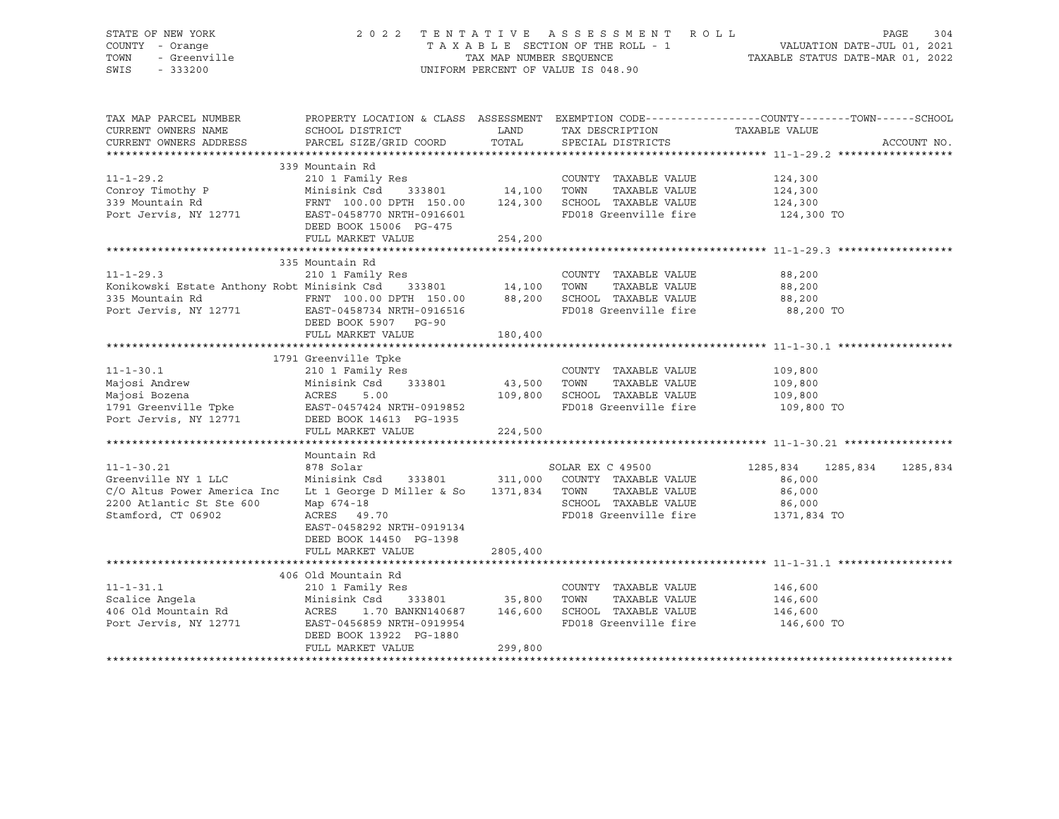STATE OF NEW YORK — COUNTY - Orange — TOWN - Greenville — SWIS - 333200

# 2022 TENTATIVE ASSESSMENT ROLL

TAXABLE SECTION OF THE ROLL - 1 — TAX MAP NUMBER SEQUENCE — UNIFORM PERCENT OF VALUE IS 048.90

VALUATION DATE-JUL 01, 2021 — TAXABLE STATUS DATE-MAR 01, 2022

| TAX MAP PARCEL NUMBER / CURRENT OWNERS NAME / CURRENT OWNERS ADDRESS | PROPERTY LOCATION & CLASS / SCHOOL DISTRICT / PARCEL SIZE/GRID COORD | ASSESSMENT LAND | TOTAL | EXEMPTION CODE / TAX DESCRIPTION / SPECIAL DISTRICTS | COUNTY | TOWN | SCHOOL / TAXABLE VALUE / ACCOUNT NO. |
|---|---|---|---|---|---|---|---|
| **11-1-29.2** | 339 Mountain Rd | | | | | | |
| | 210 1 Family Res | | | COUNTY TAXABLE VALUE | 124,300 | | |
| Conroy Timothy P | Minisink Csd 333801 | 14,100 | | TOWN TAXABLE VALUE | | 124,300 | |
| 339 Mountain Rd | FRNT 100.00 DPTH 150.00 | | 124,300 | SCHOOL TAXABLE VALUE | | | 124,300 |
| Port Jervis, NY 12771 | EAST-0458770 NRTH-0916601 | | | FD018 Greenville fire | 124,300 TO | | |
| | DEED BOOK 15006 PG-475 | | | | | | |
| | FULL MARKET VALUE | | 254,200 | | | | |
| **11-1-29.3** | 335 Mountain Rd | | | | | | |
| | 210 1 Family Res | | | COUNTY TAXABLE VALUE | 88,200 | | |
| Konikowski Estate Anthony Robt | Minisink Csd 333801 | 14,100 | | TOWN TAXABLE VALUE | | 88,200 | |
| 335 Mountain Rd | FRNT 100.00 DPTH 150.00 | | 88,200 | SCHOOL TAXABLE VALUE | | | 88,200 |
| Port Jervis, NY 12771 | EAST-0458734 NRTH-0916516 | | | FD018 Greenville fire | 88,200 TO | | |
| | DEED BOOK 5907 PG-90 | | | | | | |
| | FULL MARKET VALUE | | 180,400 | | | | |
| **11-1-30.1** | 1791 Greenville Tpke | | | | | | |
| | 210 1 Family Res | | | COUNTY TAXABLE VALUE | 109,800 | | |
| Majosi Andrew | Minisink Csd 333801 | 43,500 | | TOWN TAXABLE VALUE | | 109,800 | |
| Majosi Bozena | ACRES 5.00 | | 109,800 | SCHOOL TAXABLE VALUE | | | 109,800 |
| 1791 Greenville Tpke | EAST-0457424 NRTH-0919852 | | | FD018 Greenville fire | 109,800 TO | | |
| Port Jervis, NY 12771 | DEED BOOK 14613 PG-1935 | | | | | | |
| | FULL MARKET VALUE | | 224,500 | | | | |
| **11-1-30.21** | Mountain Rd | | | | | | |
| | 878 Solar | | | SOLAR EX C 49500 | 1285,834 | 1285,834 | 1285,834 |
| Greenville NY 1 LLC | Minisink Csd 333801 | 311,000 | | COUNTY TAXABLE VALUE | 86,000 | | |
| C/O Altus Power America Inc | Lt 1 George D Miller & So | | 1371,834 | TOWN TAXABLE VALUE | | 86,000 | |
| 2200 Atlantic St Ste 600 | Map 674-18 | | | SCHOOL TAXABLE VALUE | | | 86,000 |
| Stamford, CT 06902 | ACRES 49.70 | | | FD018 Greenville fire | 1371,834 TO | | |
| | EAST-0458292 NRTH-0919134 | | | | | | |
| | DEED BOOK 14450 PG-1398 | | | | | | |
| | FULL MARKET VALUE | | 2805,400 | | | | |
| **11-1-31.1** | 406 Old Mountain Rd | | | | | | |
| | 210 1 Family Res | | | COUNTY TAXABLE VALUE | 146,600 | | |
| Scalice Angela | Minisink Csd 333801 | 35,800 | | TOWN TAXABLE VALUE | | 146,600 | |
| 406 Old Mountain Rd | ACRES 1.70 BANKN140687 | | 146,600 | SCHOOL TAXABLE VALUE | | | 146,600 |
| Port Jervis, NY 12771 | EAST-0456859 NRTH-0919954 | | | FD018 Greenville fire | 146,600 TO | | |
| | DEED BOOK 13922 PG-1880 | | | | | | |
| | FULL MARKET VALUE | | 299,800 | | | | |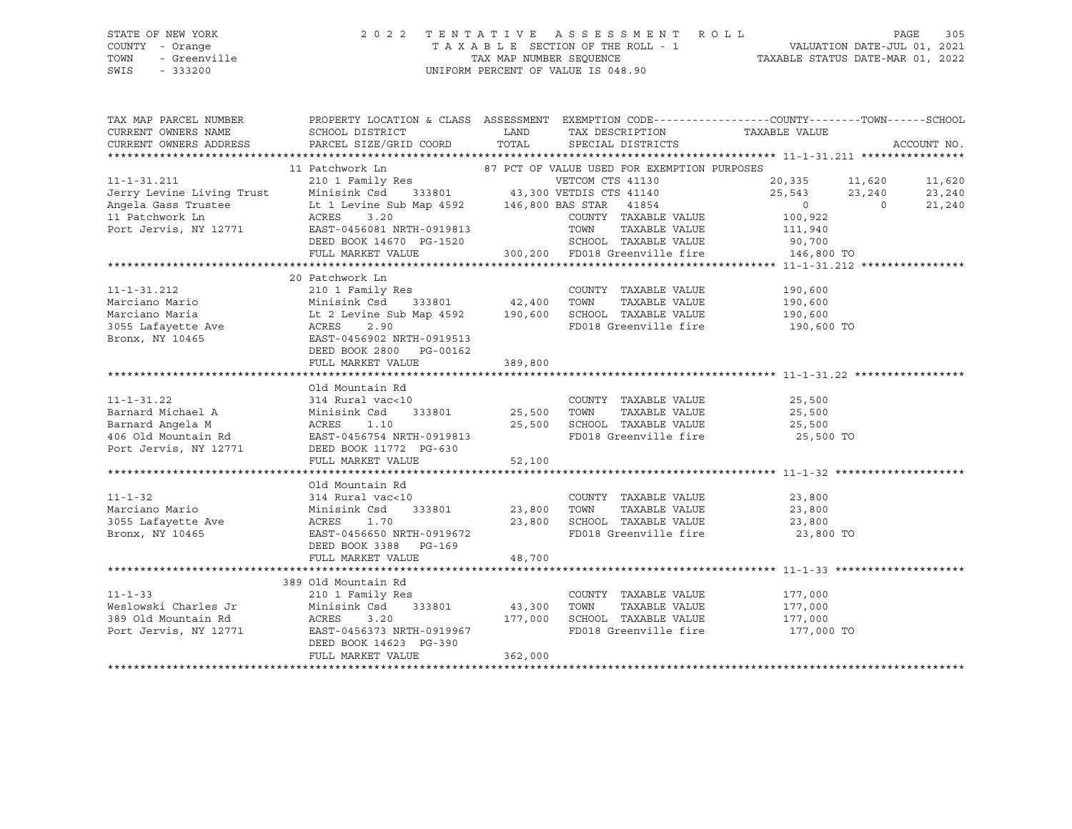STATE OF NEW YORK
COUNTY - Orange
TOWN - Greenville
SWIS - 333200

2022 TENTATIVE ASSESSMENT ROLL
TAXABLE SECTION OF THE ROLL - 1
TAX MAP NUMBER SEQUENCE
UNIFORM PERCENT OF VALUE IS 048.90

VALUATION DATE-JUL 01, 2021
TAXABLE STATUS DATE-MAR 01, 2022

| TAX MAP PARCEL NUMBER / CURRENT OWNERS NAME / CURRENT OWNERS ADDRESS | PROPERTY LOCATION & CLASS / SCHOOL DISTRICT / PARCEL SIZE/GRID COORD | ASSESSMENT LAND / TOTAL | EXEMPTION CODE / TAX DESCRIPTION / SPECIAL DISTRICTS | COUNTY | TOWN | SCHOOL |
|---|---|---|---|---|---|---|
| **11-1-31.211** | 11 Patchwork Ln | | 87 PCT OF VALUE USED FOR EXEMPTION PURPOSES | | | |
| 11-1-31.211 | 210 1 Family Res | | VETCOM CTS 41130 | 20,335 | 11,620 | 11,620 |
| Jerry Levine Living Trust | Minisink Csd 333801 | 43,300 | VETDIS CTS 41140 | 25,543 | 23,240 | 23,240 |
| Angela Gass Trustee | Lt 1 Levine Sub Map 4592 | 146,800 | BAS STAR 41854 | 0 | 0 | 21,240 |
| 11 Patchwork Ln | ACRES 3.20 | | COUNTY TAXABLE VALUE | 100,922 | | |
| Port Jervis, NY 12771 | EAST-0456081 NRTH-0919813 | | TOWN TAXABLE VALUE | 111,940 | | |
| | DEED BOOK 14670 PG-1520 | | SCHOOL TAXABLE VALUE | 90,700 | | |
| | FULL MARKET VALUE | 300,200 | FD018 Greenville fire | 146,800 TO | | |
| **11-1-31.212** | 20 Patchwork Ln | | | | | |
| 11-1-31.212 | 210 1 Family Res | | COUNTY TAXABLE VALUE | 190,600 | | |
| Marciano Mario | Minisink Csd 333801 | 42,400 | TOWN TAXABLE VALUE | 190,600 | | |
| Marciano Maria | Lt 2 Levine Sub Map 4592 | 190,600 | SCHOOL TAXABLE VALUE | 190,600 | | |
| 3055 Lafayette Ave | ACRES 2.90 | | FD018 Greenville fire | 190,600 TO | | |
| Bronx, NY 10465 | EAST-0456902 NRTH-0919513 | | | | | |
| | DEED BOOK 2800 PG-00162 | | | | | |
| | FULL MARKET VALUE | 389,800 | | | | |
| **11-1-31.22** | Old Mountain Rd | | | | | |
| 11-1-31.22 | 314 Rural vac<10 | | COUNTY TAXABLE VALUE | 25,500 | | |
| Barnard Michael A | Minisink Csd 333801 | 25,500 | TOWN TAXABLE VALUE | 25,500 | | |
| Barnard Angela M | ACRES 1.10 | 25,500 | SCHOOL TAXABLE VALUE | 25,500 | | |
| 406 Old Mountain Rd | EAST-0456754 NRTH-0919813 | | FD018 Greenville fire | 25,500 TO | | |
| Port Jervis, NY 12771 | DEED BOOK 11772 PG-630 | | | | | |
| | FULL MARKET VALUE | 52,100 | | | | |
| **11-1-32** | Old Mountain Rd | | | | | |
| 11-1-32 | 314 Rural vac<10 | | COUNTY TAXABLE VALUE | 23,800 | | |
| Marciano Mario | Minisink Csd 333801 | 23,800 | TOWN TAXABLE VALUE | 23,800 | | |
| 3055 Lafayette Ave | ACRES 1.70 | 23,800 | SCHOOL TAXABLE VALUE | 23,800 | | |
| Bronx, NY 10465 | EAST-0456650 NRTH-0919672 | | FD018 Greenville fire | 23,800 TO | | |
| | DEED BOOK 3388 PG-169 | | | | | |
| | FULL MARKET VALUE | 48,700 | | | | |
| **11-1-33** | 389 Old Mountain Rd | | | | | |
| 11-1-33 | 210 1 Family Res | | COUNTY TAXABLE VALUE | 177,000 | | |
| Weslowski Charles Jr | Minisink Csd 333801 | 43,300 | TOWN TAXABLE VALUE | 177,000 | | |
| 389 Old Mountain Rd | ACRES 3.20 | 177,000 | SCHOOL TAXABLE VALUE | 177,000 | | |
| Port Jervis, NY 12771 | EAST-0456373 NRTH-0919967 | | FD018 Greenville fire | 177,000 TO | | |
| | DEED BOOK 14623 PG-390 | | | | | |
| | FULL MARKET VALUE | 362,000 | | | | |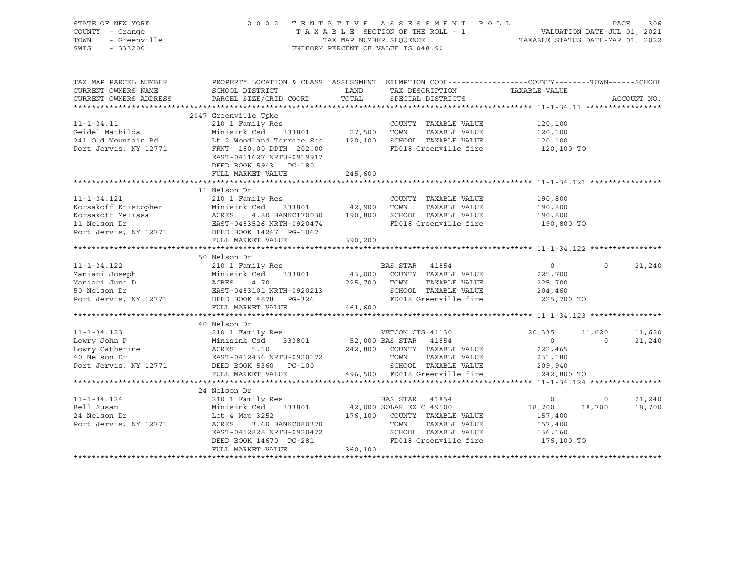STATE OF NEW YORK | COUNTY - Orange | TOWN - Greenville | SWIS - 333200

2022 TENTATIVE ASSESSMENT ROLL
TAXABLE SECTION OF THE ROLL - 1
TAX MAP NUMBER SEQUENCE
UNIFORM PERCENT OF VALUE IS 048.90

VALUATION DATE-JUL 01, 2021
TAXABLE STATUS DATE-MAR 01, 2022

| TAX MAP PARCEL NUMBER / CURRENT OWNERS NAME / CURRENT OWNERS ADDRESS | PROPERTY LOCATION & CLASS / SCHOOL DISTRICT / PARCEL SIZE/GRID COORD | ASSESSMENT LAND / TOTAL | EXEMPTION CODE / TAX DESCRIPTION / SPECIAL DISTRICTS | COUNTY | TOWN | SCHOOL |
|---|---|---|---|---|---|---|
| **11-1-34.11** | 2047 Greenville Tpke | | | | | |
| 11-1-34.11 | 210 1 Family Res | | COUNTY TAXABLE VALUE | 120,100 | | |
| Geidel Mathilda | Minisink Csd 333801 | 27,500 | TOWN TAXABLE VALUE | 120,100 | | |
| 241 Old Mountain Rd | Lt 2 Woodland Terrace Sec | 120,100 | SCHOOL TAXABLE VALUE | 120,100 | | |
| Port Jervis, NY 12771 | FRNT 150.00 DPTH 202.00 | | FD018 Greenville fire | 120,100 TO | | |
| | EAST-0451627 NRTH-0919917 | | | | | |
| | DEED BOOK 5943 PG-180 | | | | | |
| | FULL MARKET VALUE | 245,600 | | | | |
| **11-1-34.121** | 11 Nelson Dr | | | | | |
| 11-1-34.121 | 210 1 Family Res | | COUNTY TAXABLE VALUE | 190,800 | | |
| Korsakoff Kristopher | Minisink Csd 333801 | 42,900 | TOWN TAXABLE VALUE | 190,800 | | |
| Korsakoff Melissa | ACRES 4.80 BANKC170030 | 190,800 | SCHOOL TAXABLE VALUE | 190,800 | | |
| 11 Nelson Dr | EAST-0453526 NRTH-0920474 | | FD018 Greenville fire | 190,800 TO | | |
| Port Jervis, NY 12771 | DEED BOOK 14247 PG-1067 | | | | | |
| | FULL MARKET VALUE | 390,200 | | | | |
| **11-1-34.122** | 50 Nelson Dr | | | | | |
| 11-1-34.122 | 210 1 Family Res | | BAS STAR 41854 | 0 | 0 | 21,240 |
| Maniaci Joseph | Minisink Csd 333801 | 43,000 | COUNTY TAXABLE VALUE | 225,700 | | |
| Maniaci June D | ACRES 4.70 | 225,700 | TOWN TAXABLE VALUE | 225,700 | | |
| 50 Nelson Dr | EAST-0453101 NRTH-0920213 | | SCHOOL TAXABLE VALUE | 204,460 | | |
| Port Jervis, NY 12771 | DEED BOOK 4878 PG-326 | | FD018 Greenville fire | 225,700 TO | | |
| | FULL MARKET VALUE | 461,600 | | | | |
| **11-1-34.123** | 40 Nelson Dr | | | | | |
| 11-1-34.123 | 210 1 Family Res | | VETCOM CTS 41130 | 20,335 | 11,620 | 11,620 |
| Lowry John P | Minisink Csd 333801 | 52,000 | BAS STAR 41854 | 0 | 0 | 21,240 |
| Lowry Catherine | ACRES 5.10 | 242,800 | COUNTY TAXABLE VALUE | 222,465 | | |
| 40 Nelson Dr | EAST-0452436 NRTH-0920172 | | TOWN TAXABLE VALUE | 231,180 | | |
| Port Jervis, NY 12771 | DEED BOOK 5360 PG-100 | | SCHOOL TAXABLE VALUE | 209,940 | | |
| | FULL MARKET VALUE | 496,500 | FD018 Greenville fire | 242,800 TO | | |
| **11-1-34.124** | 24 Nelson Dr | | | | | |
| 11-1-34.124 | 210 1 Family Res | | BAS STAR 41854 | 0 | 0 | 21,240 |
| Bell Susan | Minisink Csd 333801 | 42,000 | SOLAR EX C 49500 | 18,700 | 18,700 | 18,700 |
| 24 Nelson Dr | Lot 4 Map 3252 | 176,100 | COUNTY TAXABLE VALUE | 157,400 | | |
| Port Jervis, NY 12771 | ACRES 3.60 BANKC080370 | | TOWN TAXABLE VALUE | 157,400 | | |
| | EAST-0452828 NRTH-0920472 | | SCHOOL TAXABLE VALUE | 136,160 | | |
| | DEED BOOK 14670 PG-281 | | FD018 Greenville fire | 176,100 TO | | |
| | FULL MARKET VALUE | 360,100 | | | | |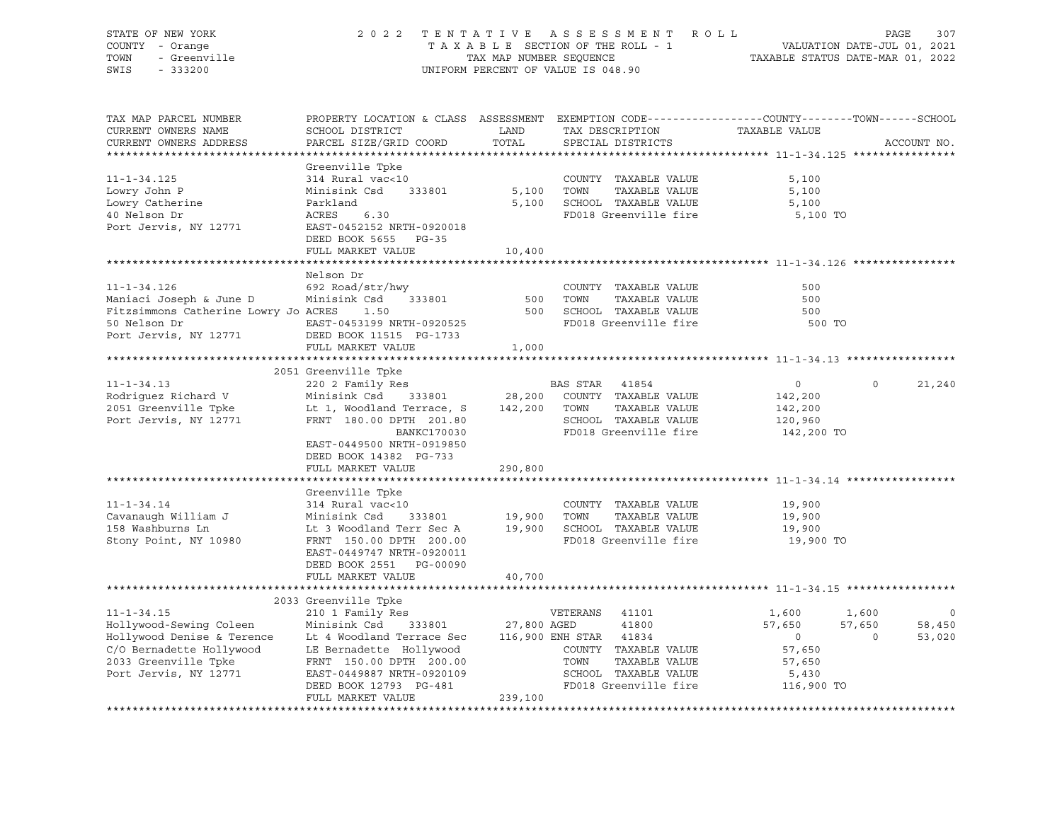STATE OF NEW YORK — 2022 TENTATIVE ASSESSMENT ROLL
COUNTY - Orange — TAXABLE SECTION OF THE ROLL - 1 — VALUATION DATE-JUL 01, 2021
TOWN - Greenville — TAX MAP NUMBER SEQUENCE — TAXABLE STATUS DATE-MAR 01, 2022
SWIS - 333200 — UNIFORM PERCENT OF VALUE IS 048.90

| TAX MAP PARCEL NUMBER / CURRENT OWNERS NAME / CURRENT OWNERS ADDRESS | PROPERTY LOCATION & CLASS / SCHOOL DISTRICT / PARCEL SIZE/GRID COORD | ASSESSMENT LAND | TOTAL | EXEMPTION CODE / TAX DESCRIPTION / SPECIAL DISTRICTS | COUNTY TAXABLE VALUE | TOWN | SCHOOL |
|---|---|---|---|---|---|---|---|
| **11-1-34.125** | Greenville Tpke | | | | | | |
| 11-1-34.125 | 314 Rural vac<10 | | | COUNTY TAXABLE VALUE | 5,100 | | |
| Lowry John P | Minisink Csd 333801 | 5,100 | | TOWN TAXABLE VALUE | 5,100 | | |
| Lowry Catherine | Parkland | | 5,100 | SCHOOL TAXABLE VALUE | 5,100 | | |
| 40 Nelson Dr | ACRES 6.30 | | | FD018 Greenville fire | 5,100 TO | | |
| Port Jervis, NY 12771 | EAST-0452152 NRTH-0920018 | | | | | | |
| | DEED BOOK 5655 PG-35 | | | | | | |
| | FULL MARKET VALUE | | 10,400 | | | | |
| **11-1-34.126** | Nelson Dr | | | | | | |
| 11-1-34.126 | 692 Road/str/hwy | | | COUNTY TAXABLE VALUE | 500 | | |
| Maniaci Joseph & June D | Minisink Csd 333801 | 500 | | TOWN TAXABLE VALUE | 500 | | |
| Fitzsimmons Catherine Lowry Jo | ACRES 1.50 | | 500 | SCHOOL TAXABLE VALUE | 500 | | |
| 50 Nelson Dr | EAST-0453199 NRTH-0920525 | | | FD018 Greenville fire | 500 TO | | |
| Port Jervis, NY 12771 | DEED BOOK 11515 PG-1733 | | | | | | |
| | FULL MARKET VALUE | | 1,000 | | | | |
| **11-1-34.13** | 2051 Greenville Tpke | | | | | | |
| 11-1-34.13 | 220 2 Family Res | | | BAS STAR 41854 | 0 | 0 | 21,240 |
| Rodriguez Richard V | Minisink Csd 333801 | 28,200 | | COUNTY TAXABLE VALUE | 142,200 | | |
| 2051 Greenville Tpke | Lt 1, Woodland Terrace, S | | 142,200 | TOWN TAXABLE VALUE | 142,200 | | |
| Port Jervis, NY 12771 | FRNT 180.00 DPTH 201.80 | | | SCHOOL TAXABLE VALUE | 120,960 | | |
| | BANKC170030 | | | FD018 Greenville fire | 142,200 TO | | |
| | EAST-0449500 NRTH-0919850 | | | | | | |
| | DEED BOOK 14382 PG-733 | | | | | | |
| | FULL MARKET VALUE | | 290,800 | | | | |
| **11-1-34.14** | Greenville Tpke | | | | | | |
| 11-1-34.14 | 314 Rural vac<10 | | | COUNTY TAXABLE VALUE | 19,900 | | |
| Cavanaugh William J | Minisink Csd 333801 | 19,900 | | TOWN TAXABLE VALUE | 19,900 | | |
| 158 Washburns Ln | Lt 3 Woodland Terr Sec A | | 19,900 | SCHOOL TAXABLE VALUE | 19,900 | | |
| Stony Point, NY 10980 | FRNT 150.00 DPTH 200.00 | | | FD018 Greenville fire | 19,900 TO | | |
| | EAST-0449747 NRTH-0920011 | | | | | | |
| | DEED BOOK 2551 PG-00090 | | | | | | |
| | FULL MARKET VALUE | | 40,700 | | | | |
| **11-1-34.15** | 2033 Greenville Tpke | | | | | | |
| 11-1-34.15 | 210 1 Family Res | | | VETERANS 41101 | 1,600 | 1,600 | 0 |
| Hollywood-Sewing Coleen | Minisink Csd 333801 | 27,800 | | AGED 41800 | 57,650 | 57,650 | 58,450 |
| Hollywood Denise & Terence | Lt 4 Woodland Terrace Sec | | 116,900 | ENH STAR 41834 | 0 | 0 | 53,020 |
| C/O Bernadette Hollywood | LE Bernadette Hollywood | | | COUNTY TAXABLE VALUE | 57,650 | | |
| 2033 Greenville Tpke | FRNT 150.00 DPTH 200.00 | | | TOWN TAXABLE VALUE | 57,650 | | |
| Port Jervis, NY 12771 | EAST-0449887 NRTH-0920109 | | | SCHOOL TAXABLE VALUE | 5,430 | | |
| | DEED BOOK 12793 PG-481 | | | FD018 Greenville fire | 116,900 TO | | |
| | FULL MARKET VALUE | | 239,100 | | | | |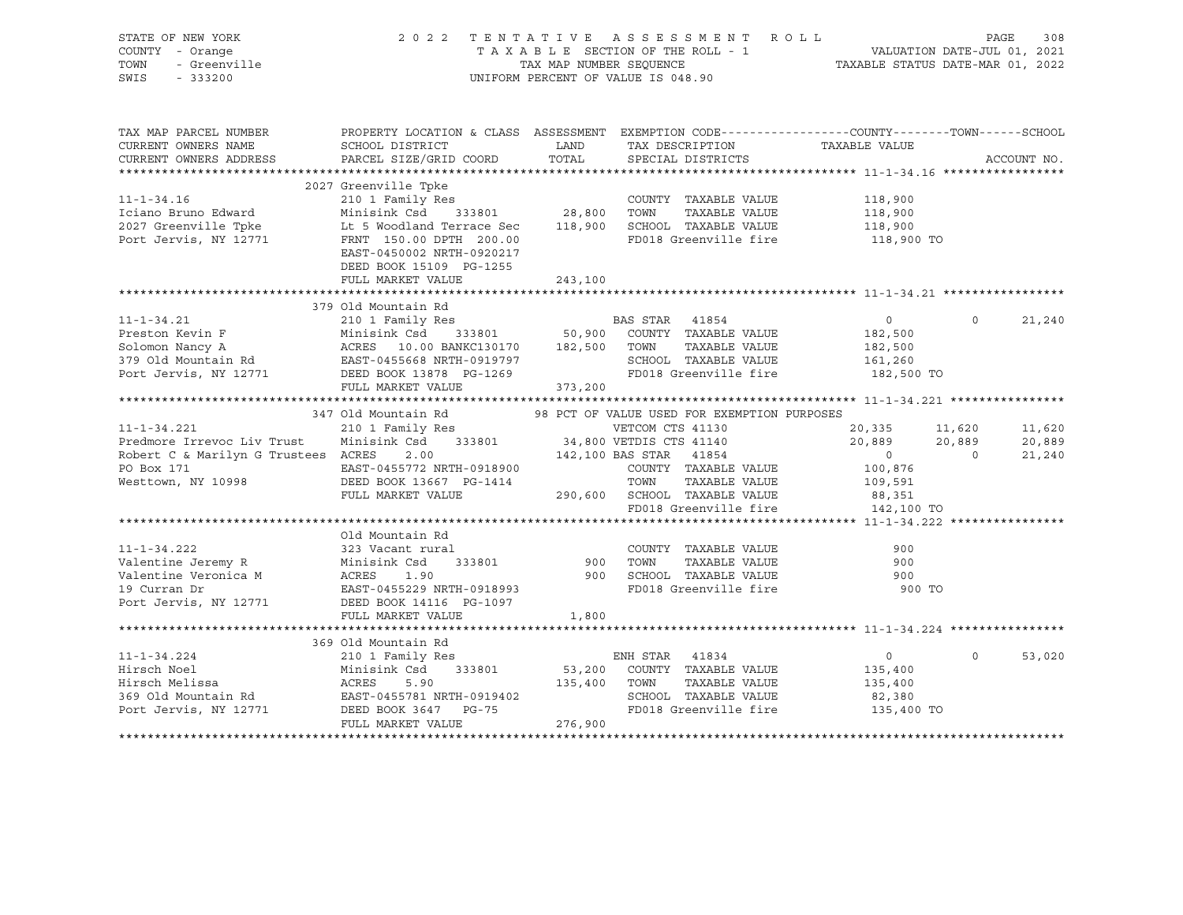STATE OF NEW YORK | 2 0 2 2 T E N T A T I V E A S S E S S M E N T R O L L | PAGE 308
COUNTY - Orange | T A X A B L E SECTION OF THE ROLL - 1 | VALUATION DATE-JUL 01, 2021
TOWN - Greenville | TAX MAP NUMBER SEQUENCE | TAXABLE STATUS DATE-MAR 01, 2022
SWIS - 333200 | UNIFORM PERCENT OF VALUE IS 048.90

```
TAX MAP PARCEL NUMBER          PROPERTY LOCATION & CLASS  ASSESSMENT  EXEMPTION CODE------------------COUNTY--------TOWN------SCHOOL
CURRENT OWNERS NAME            SCHOOL DISTRICT               LAND      TAX DESCRIPTION              TAXABLE VALUE
CURRENT OWNERS ADDRESS         PARCEL SIZE/GRID COORD        TOTAL     SPECIAL DISTRICTS                                  ACCOUNT NO.
******************************************************************************************************* 11-1-34.16 *****************
                               2027 Greenville Tpke
11-1-34.16                     210 1 Family Res                         COUNTY  TAXABLE VALUE          118,900
Iciano Bruno Edward            Minisink Csd     333801       28,800    TOWN    TAXABLE VALUE          118,900
2027 Greenville Tpke           Lt 5 Woodland Terrace Sec    118,900    SCHOOL  TAXABLE VALUE          118,900
Port Jervis, NY 12771          FRNT 150.00 DPTH 200.00                  FD018 Greenville fire            118,900 TO
                               EAST-0450002 NRTH-0920217
                               DEED BOOK 15109  PG-1255
                               FULL MARKET VALUE            243,100
******************************************************************************************************* 11-1-34.21 *****************
                               379 Old Mountain Rd
11-1-34.21                     210 1 Family Res                         BAS STAR   41854                   0          0      21,240
Preston Kevin F                Minisink Csd     333801       50,900    COUNTY  TAXABLE VALUE          182,500
Solomon Nancy A                ACRES  10.00 BANKC130170     182,500    TOWN    TAXABLE VALUE          182,500
379 Old Mountain Rd            EAST-0455668 NRTH-0919797                SCHOOL  TAXABLE VALUE          161,260
Port Jervis, NY 12771          DEED BOOK 13878  PG-1269                 FD018 Greenville fire            182,500 TO
                               FULL MARKET VALUE            373,200
******************************************************************************************************* 11-1-34.221 ****************
                               347 Old Mountain Rd           98 PCT OF VALUE USED FOR EXEMPTION PURPOSES
11-1-34.221                    210 1 Family Res                         VETCOM CTS 41130              20,335     11,620      11,620
Predmore Irrevoc Liv Trust     Minisink Csd     333801       34,800 VETDIS CTS 41140              20,889     20,889      20,889
Robert C & Marilyn G Trustees  ACRES    2.00                142,100 BAS STAR   41854                   0          0      21,240
PO Box 171                     EAST-0455772 NRTH-0918900                COUNTY  TAXABLE VALUE          100,876
Westtown, NY 10998             DEED BOOK 13667  PG-1414                 TOWN    TAXABLE VALUE          109,591
                               FULL MARKET VALUE            290,600    SCHOOL  TAXABLE VALUE           88,351
                                                                        FD018 Greenville fire            142,100 TO
******************************************************************************************************* 11-1-34.222 ****************
                               Old Mountain Rd
11-1-34.222                    323 Vacant rural                         COUNTY  TAXABLE VALUE              900
Valentine Jeremy R             Minisink Csd     333801          900    TOWN    TAXABLE VALUE              900
Valentine Veronica M           ACRES    1.90                    900    SCHOOL  TAXABLE VALUE              900
19 Curran Dr                   EAST-0455229 NRTH-0918993                FD018 Greenville fire                900 TO
Port Jervis, NY 12771          DEED BOOK 14116  PG-1097
                               FULL MARKET VALUE              1,800
******************************************************************************************************* 11-1-34.224 ****************
                               369 Old Mountain Rd
11-1-34.224                    210 1 Family Res                         ENH STAR   41834                   0          0      53,020
Hirsch Noel                    Minisink Csd     333801       53,200    COUNTY  TAXABLE VALUE          135,400
Hirsch Melissa                 ACRES    5.90                135,400    TOWN    TAXABLE VALUE          135,400
369 Old Mountain Rd            EAST-0455781 NRTH-0919402                SCHOOL  TAXABLE VALUE           82,380
Port Jervis, NY 12771          DEED BOOK 3647   PG-75                   FD018 Greenville fire            135,400 TO
                               FULL MARKET VALUE            276,900
************************************************************************************************************************************
```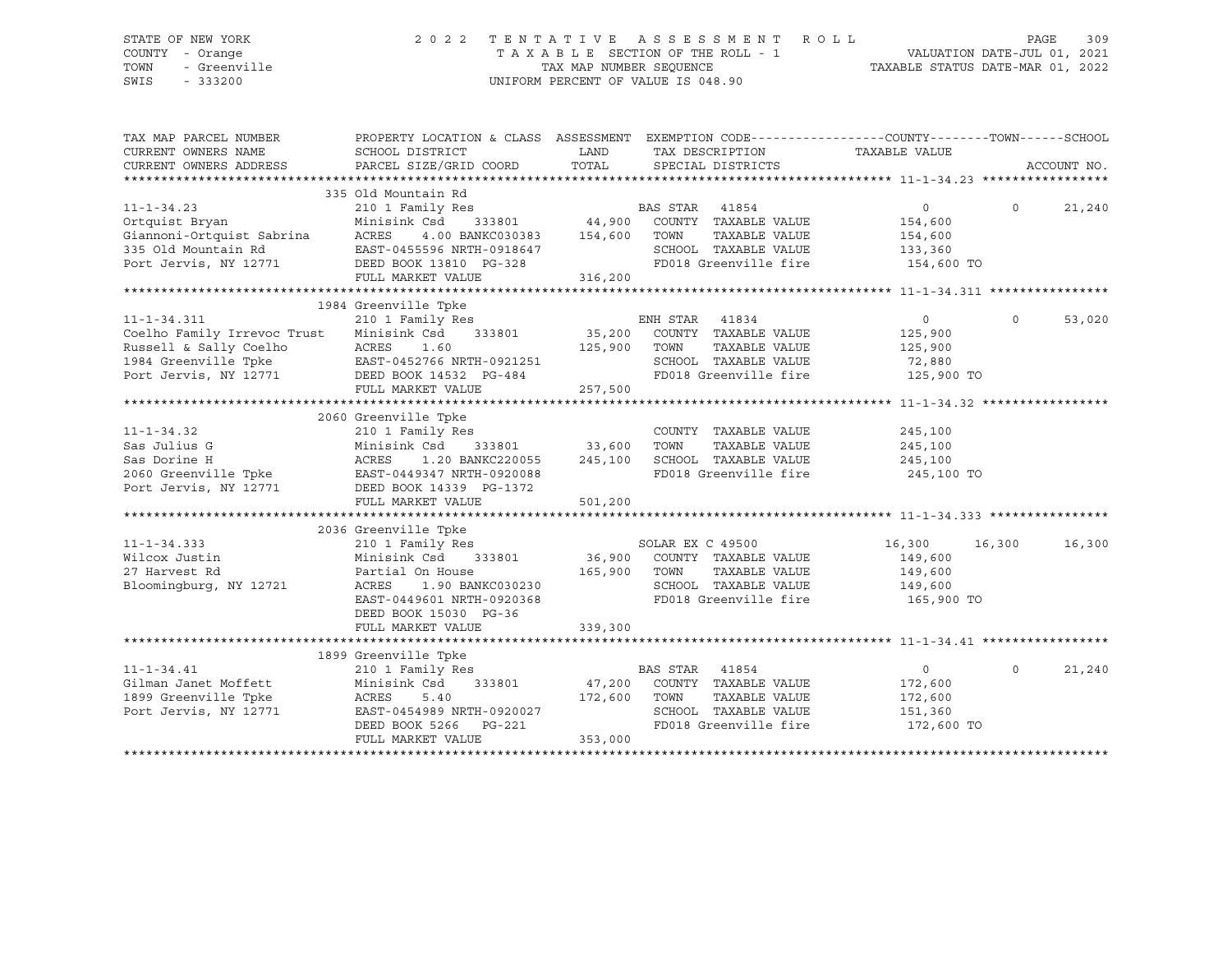STATE OF NEW YORK
COUNTY - Orange
TOWN - Greenville
SWIS - 333200

2022 TENTATIVE ASSESSMENT ROLL
TAXABLE SECTION OF THE ROLL - 1
TAX MAP NUMBER SEQUENCE
UNIFORM PERCENT OF VALUE IS 048.90

VALUATION DATE-JUL 01, 2021
TAXABLE STATUS DATE-MAR 01, 2022

| TAX MAP PARCEL NUMBER / CURRENT OWNERS NAME / CURRENT OWNERS ADDRESS | PROPERTY LOCATION & CLASS / SCHOOL DISTRICT / PARCEL SIZE/GRID COORD | ASSESSMENT LAND / TOTAL | EXEMPTION CODE / TAX DESCRIPTION / SPECIAL DISTRICTS | COUNTY TAXABLE VALUE | TOWN | SCHOOL | ACCOUNT NO. |
|---|---|---|---|---|---|---|---|
| **11-1-34.23** | 335 Old Mountain Rd | | | | | | |
| 11-1-34.23 | 210 1 Family Res | | BAS STAR 41854 | 0 | 0 | 21,240 | |
| Ortquist Bryan | Minisink Csd 333801 | 44,900 | COUNTY TAXABLE VALUE | 154,600 | | | |
| Giannoni-Ortquist Sabrina | ACRES 4.00 BANKC030383 | 154,600 | TOWN TAXABLE VALUE | 154,600 | | | |
| 335 Old Mountain Rd | EAST-0455596 NRTH-0918647 | | SCHOOL TAXABLE VALUE | 133,360 | | | |
| Port Jervis, NY 12771 | DEED BOOK 13810 PG-328 | | FD018 Greenville fire | 154,600 TO | | | |
| | FULL MARKET VALUE | 316,200 | | | | | |
| **11-1-34.311** | 1984 Greenville Tpke | | | | | | |
| 11-1-34.311 | 210 1 Family Res | | ENH STAR 41834 | 0 | 0 | 53,020 | |
| Coelho Family Irrevoc Trust | Minisink Csd 333801 | 35,200 | COUNTY TAXABLE VALUE | 125,900 | | | |
| Russell & Sally Coelho | ACRES 1.60 | 125,900 | TOWN TAXABLE VALUE | 125,900 | | | |
| 1984 Greenville Tpke | EAST-0452766 NRTH-0921251 | | SCHOOL TAXABLE VALUE | 72,880 | | | |
| Port Jervis, NY 12771 | DEED BOOK 14532 PG-484 | | FD018 Greenville fire | 125,900 TO | | | |
| | FULL MARKET VALUE | 257,500 | | | | | |
| **11-1-34.32** | 2060 Greenville Tpke | | | | | | |
| 11-1-34.32 | 210 1 Family Res | | COUNTY TAXABLE VALUE | 245,100 | | | |
| Sas Julius G | Minisink Csd 333801 | 33,600 | TOWN TAXABLE VALUE | 245,100 | | | |
| Sas Dorine H | ACRES 1.20 BANKC220055 | 245,100 | SCHOOL TAXABLE VALUE | 245,100 | | | |
| 2060 Greenville Tpke | EAST-0449347 NRTH-0920088 | | FD018 Greenville fire | 245,100 TO | | | |
| Port Jervis, NY 12771 | DEED BOOK 14339 PG-1372 | | | | | | |
| | FULL MARKET VALUE | 501,200 | | | | | |
| **11-1-34.333** | 2036 Greenville Tpke | | | | | | |
| 11-1-34.333 | 210 1 Family Res | | SOLAR EX C 49500 | 16,300 | 16,300 | 16,300 | |
| Wilcox Justin | Minisink Csd 333801 | 36,900 | COUNTY TAXABLE VALUE | 149,600 | | | |
| 27 Harvest Rd | Partial On House | 165,900 | TOWN TAXABLE VALUE | 149,600 | | | |
| Bloomingburg, NY 12721 | ACRES 1.90 BANKC030230 | | SCHOOL TAXABLE VALUE | 149,600 | | | |
| | EAST-0449601 NRTH-0920368 | | FD018 Greenville fire | 165,900 TO | | | |
| | DEED BOOK 15030 PG-36 | | | | | | |
| | FULL MARKET VALUE | 339,300 | | | | | |
| **11-1-34.41** | 1899 Greenville Tpke | | | | | | |
| 11-1-34.41 | 210 1 Family Res | | BAS STAR 41854 | 0 | 0 | 21,240 | |
| Gilman Janet Moffett | Minisink Csd 333801 | 47,200 | COUNTY TAXABLE VALUE | 172,600 | | | |
| 1899 Greenville Tpke | ACRES 5.40 | 172,600 | TOWN TAXABLE VALUE | 172,600 | | | |
| Port Jervis, NY 12771 | EAST-0454989 NRTH-0920027 | | SCHOOL TAXABLE VALUE | 151,360 | | | |
| | DEED BOOK 5266 PG-221 | | FD018 Greenville fire | 172,600 TO | | | |
| | FULL MARKET VALUE | 353,000 | | | | | |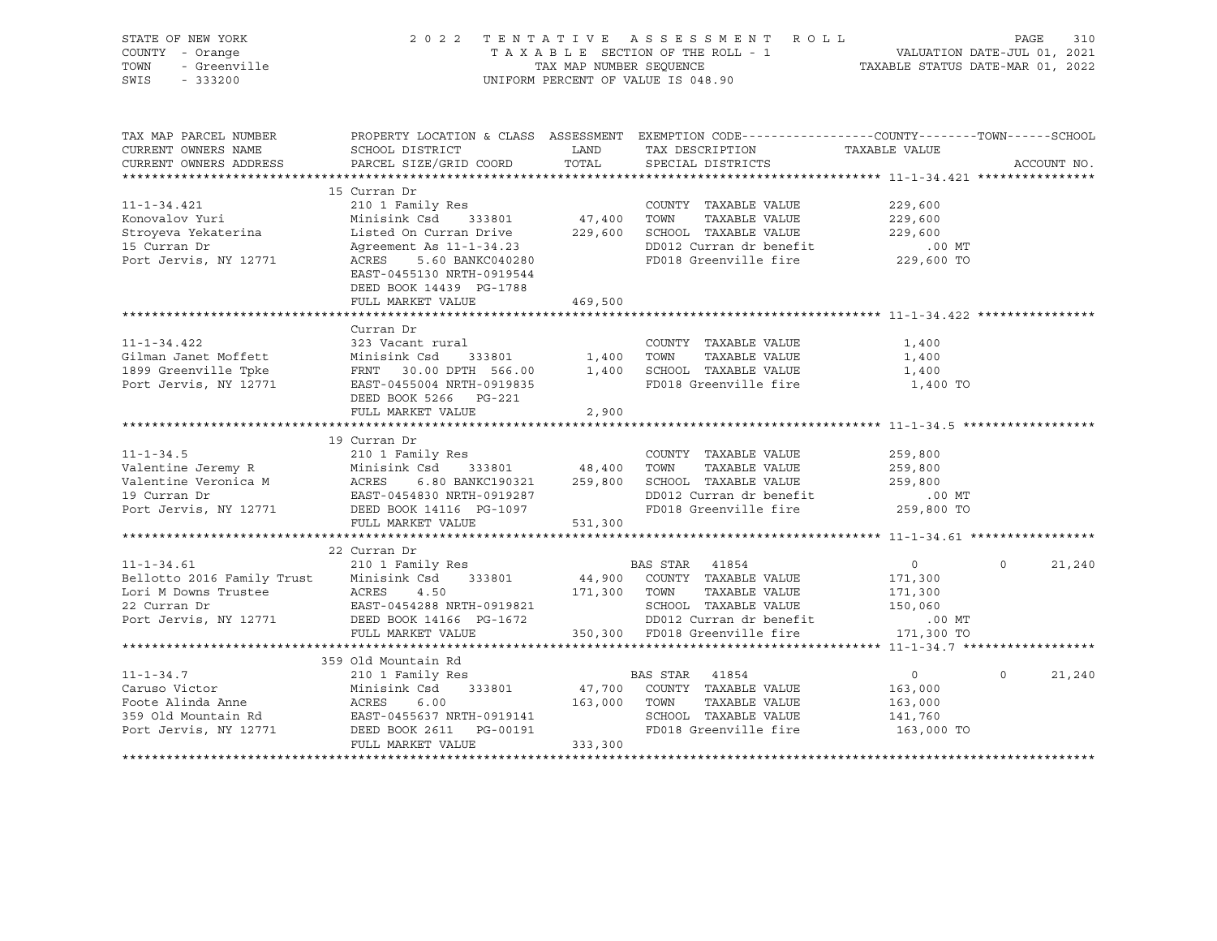STATE OF NEW YORK
COUNTY - Orange
TOWN - Greenville
SWIS - 333200

2 0 2 2 T E N T A T I V E A S S E S S M E N T R O L L
T A X A B L E SECTION OF THE ROLL - 1
TAX MAP NUMBER SEQUENCE
UNIFORM PERCENT OF VALUE IS 048.90

VALUATION DATE-JUL 01, 2021
TAXABLE STATUS DATE-MAR 01, 2022

| TAX MAP PARCEL NUMBER / CURRENT OWNERS NAME / CURRENT OWNERS ADDRESS | PROPERTY LOCATION & CLASS / SCHOOL DISTRICT / PARCEL SIZE/GRID COORD | ASSESSMENT LAND / TOTAL | EXEMPTION CODE / TAX DESCRIPTION / SPECIAL DISTRICTS | COUNTY TAXABLE VALUE | TOWN | SCHOOL | ACCOUNT NO. |
|---|---|---|---|---|---|---|---|
| **11-1-34.421** | 15 Curran Dr | | | | | | |
| 11-1-34.421 | 210 1 Family Res | | COUNTY TAXABLE VALUE | 229,600 | | | |
| Konovalov Yuri | Minisink Csd 333801 | 47,400 | TOWN TAXABLE VALUE | 229,600 | | | |
| Stroyeva Yekaterina | Listed On Curran Drive | 229,600 | SCHOOL TAXABLE VALUE | 229,600 | | | |
| 15 Curran Dr | Agreement As 11-1-34.23 | | DD012 Curran dr benefit | .00 MT | | | |
| Port Jervis, NY 12771 | ACRES 5.60 BANKC040280 | | FD018 Greenville fire | 229,600 TO | | | |
| | EAST-0455130 NRTH-0919544 | | | | | | |
| | DEED BOOK 14439 PG-1788 | | | | | | |
| | FULL MARKET VALUE | 469,500 | | | | | |
| **11-1-34.422** | Curran Dr | | | | | | |
| 11-1-34.422 | 323 Vacant rural | | COUNTY TAXABLE VALUE | 1,400 | | | |
| Gilman Janet Moffett | Minisink Csd 333801 | 1,400 | TOWN TAXABLE VALUE | 1,400 | | | |
| 1899 Greenville Tpke | FRNT 30.00 DPTH 566.00 | 1,400 | SCHOOL TAXABLE VALUE | 1,400 | | | |
| Port Jervis, NY 12771 | EAST-0455004 NRTH-0919835 | | FD018 Greenville fire | 1,400 TO | | | |
| | DEED BOOK 5266 PG-221 | | | | | | |
| | FULL MARKET VALUE | 2,900 | | | | | |
| **11-1-34.5** | 19 Curran Dr | | | | | | |
| 11-1-34.5 | 210 1 Family Res | | COUNTY TAXABLE VALUE | 259,800 | | | |
| Valentine Jeremy R | Minisink Csd 333801 | 48,400 | TOWN TAXABLE VALUE | 259,800 | | | |
| Valentine Veronica M | ACRES 6.80 BANKC190321 | 259,800 | SCHOOL TAXABLE VALUE | 259,800 | | | |
| 19 Curran Dr | EAST-0454830 NRTH-0919287 | | DD012 Curran dr benefit | .00 MT | | | |
| Port Jervis, NY 12771 | DEED BOOK 14116 PG-1097 | | FD018 Greenville fire | 259,800 TO | | | |
| | FULL MARKET VALUE | 531,300 | | | | | |
| **11-1-34.61** | 22 Curran Dr | | | | | | |
| 11-1-34.61 | 210 1 Family Res | | BAS STAR 41854 | 0 | 0 | 21,240 | |
| Bellotto 2016 Family Trust | Minisink Csd 333801 | 44,900 | COUNTY TAXABLE VALUE | 171,300 | | | |
| Lori M Downs Trustee | ACRES 4.50 | 171,300 | TOWN TAXABLE VALUE | 171,300 | | | |
| 22 Curran Dr | EAST-0454288 NRTH-0919821 | | SCHOOL TAXABLE VALUE | 150,060 | | | |
| Port Jervis, NY 12771 | DEED BOOK 14166 PG-1672 | | DD012 Curran dr benefit | .00 MT | | | |
| | FULL MARKET VALUE | 350,300 | FD018 Greenville fire | 171,300 TO | | | |
| **11-1-34.7** | 359 Old Mountain Rd | | | | | | |
| 11-1-34.7 | 210 1 Family Res | | BAS STAR 41854 | 0 | 0 | 21,240 | |
| Caruso Victor | Minisink Csd 333801 | 47,700 | COUNTY TAXABLE VALUE | 163,000 | | | |
| Foote Alinda Anne | ACRES 6.00 | 163,000 | TOWN TAXABLE VALUE | 163,000 | | | |
| 359 Old Mountain Rd | EAST-0455637 NRTH-0919141 | | SCHOOL TAXABLE VALUE | 141,760 | | | |
| Port Jervis, NY 12771 | DEED BOOK 2611 PG-00191 | | FD018 Greenville fire | 163,000 TO | | | |
| | FULL MARKET VALUE | 333,300 | | | | | |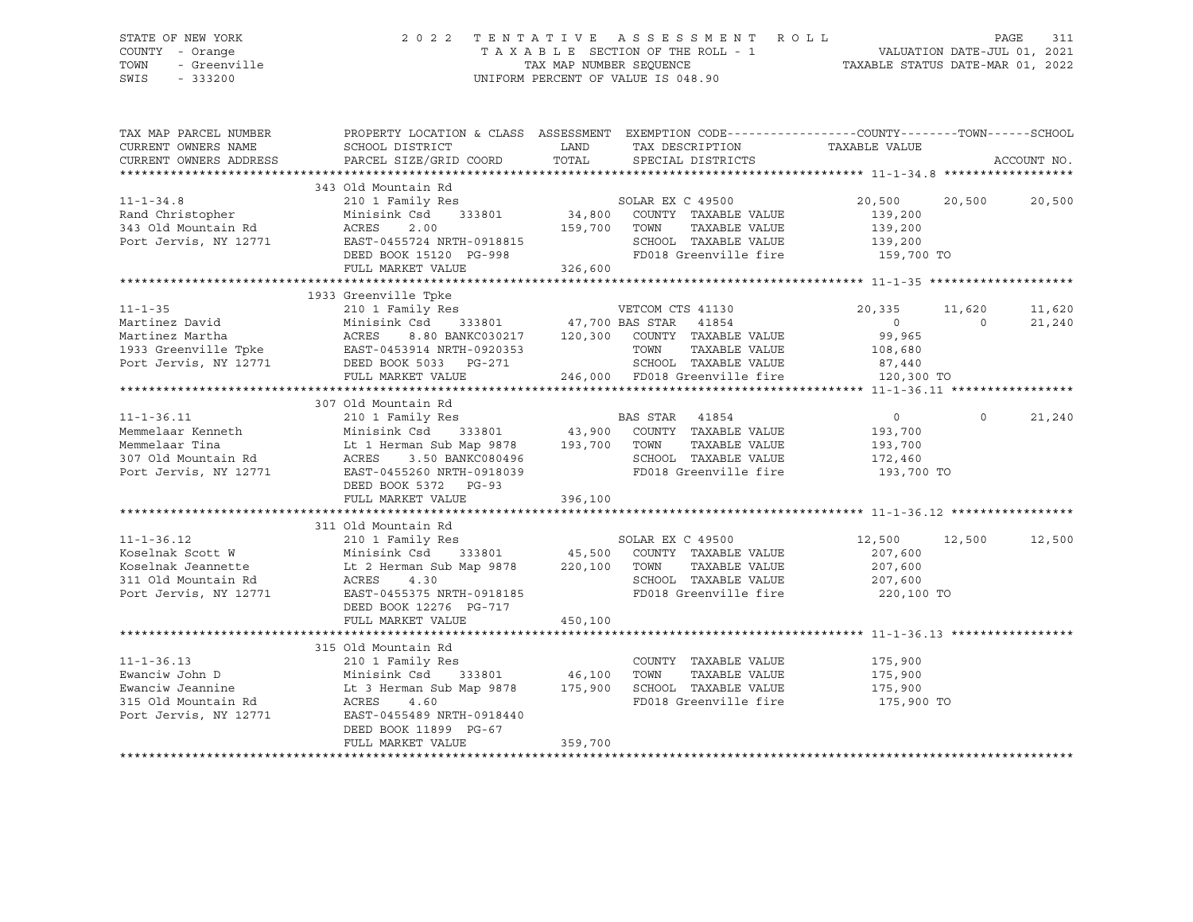STATE OF NEW YORK — COUNTY - Orange — TOWN - Greenville — SWIS - 333200

2022 TENTATIVE ASSESSMENT ROLL
TAXABLE SECTION OF THE ROLL - 1
TAX MAP NUMBER SEQUENCE
UNIFORM PERCENT OF VALUE IS 048.90

VALUATION DATE-JUL 01, 2021
TAXABLE STATUS DATE-MAR 01, 2022

| TAX MAP PARCEL NUMBER / CURRENT OWNERS NAME / CURRENT OWNERS ADDRESS | PROPERTY LOCATION & CLASS / SCHOOL DISTRICT / PARCEL SIZE/GRID COORD | ASSESSMENT LAND / TOTAL | EXEMPTION CODE / TAX DESCRIPTION / SPECIAL DISTRICTS | COUNTY TAXABLE VALUE | TOWN | SCHOOL | ACCOUNT NO. |
|---|---|---|---|---|---|---|---|
| **11-1-34.8** | 343 Old Mountain Rd | | | | | | |
| 11-1-34.8 | 210 1 Family Res | | SOLAR EX C 49500 | 20,500 | 20,500 | 20,500 | |
| Rand Christopher | Minisink Csd 333801 | 34,800 | COUNTY TAXABLE VALUE | 139,200 | | | |
| 343 Old Mountain Rd | ACRES 2.00 | 159,700 | TOWN TAXABLE VALUE | 139,200 | | | |
| Port Jervis, NY 12771 | EAST-0455724 NRTH-0918815 | | SCHOOL TAXABLE VALUE | 139,200 | | | |
| | DEED BOOK 15120 PG-998 | | FD018 Greenville fire | 159,700 TO | | | |
| | FULL MARKET VALUE | 326,600 | | | | | |
| **11-1-35** | 1933 Greenville Tpke | | | | | | |
| 11-1-35 | 210 1 Family Res | | VETCOM CTS 41130 | 20,335 | 11,620 | 11,620 | |
| Martinez David | Minisink Csd 333801 | 47,700 | BAS STAR 41854 | 0 | 0 | 21,240 | |
| Martinez Martha | ACRES 8.80 BANKC030217 | 120,300 | COUNTY TAXABLE VALUE | 99,965 | | | |
| 1933 Greenville Tpke | EAST-0453914 NRTH-0920353 | | TOWN TAXABLE VALUE | 108,680 | | | |
| Port Jervis, NY 12771 | DEED BOOK 5033 PG-271 | | SCHOOL TAXABLE VALUE | 87,440 | | | |
| | FULL MARKET VALUE | 246,000 | FD018 Greenville fire | 120,300 TO | | | |
| **11-1-36.11** | 307 Old Mountain Rd | | | | | | |
| 11-1-36.11 | 210 1 Family Res | | BAS STAR 41854 | 0 | 0 | 21,240 | |
| Memmelaar Kenneth | Minisink Csd 333801 | 43,900 | COUNTY TAXABLE VALUE | 193,700 | | | |
| Memmelaar Tina | Lt 1 Herman Sub Map 9878 | 193,700 | TOWN TAXABLE VALUE | 193,700 | | | |
| 307 Old Mountain Rd | ACRES 3.50 BANKC080496 | | SCHOOL TAXABLE VALUE | 172,460 | | | |
| Port Jervis, NY 12771 | EAST-0455260 NRTH-0918039 | | FD018 Greenville fire | 193,700 TO | | | |
| | DEED BOOK 5372 PG-93 | | | | | | |
| | FULL MARKET VALUE | 396,100 | | | | | |
| **11-1-36.12** | 311 Old Mountain Rd | | | | | | |
| 11-1-36.12 | 210 1 Family Res | | SOLAR EX C 49500 | 12,500 | 12,500 | 12,500 | |
| Koselnak Scott W | Minisink Csd 333801 | 45,500 | COUNTY TAXABLE VALUE | 207,600 | | | |
| Koselnak Jeannette | Lt 2 Herman Sub Map 9878 | 220,100 | TOWN TAXABLE VALUE | 207,600 | | | |
| 311 Old Mountain Rd | ACRES 4.30 | | SCHOOL TAXABLE VALUE | 207,600 | | | |
| Port Jervis, NY 12771 | EAST-0455375 NRTH-0918185 | | FD018 Greenville fire | 220,100 TO | | | |
| | DEED BOOK 12276 PG-717 | | | | | | |
| | FULL MARKET VALUE | 450,100 | | | | | |
| **11-1-36.13** | 315 Old Mountain Rd | | | | | | |
| 11-1-36.13 | 210 1 Family Res | | COUNTY TAXABLE VALUE | 175,900 | | | |
| Ewanciw John D | Minisink Csd 333801 | 46,100 | TOWN TAXABLE VALUE | 175,900 | | | |
| Ewanciw Jeannine | Lt 3 Herman Sub Map 9878 | 175,900 | SCHOOL TAXABLE VALUE | 175,900 | | | |
| 315 Old Mountain Rd | ACRES 4.60 | | FD018 Greenville fire | 175,900 TO | | | |
| Port Jervis, NY 12771 | EAST-0455489 NRTH-0918440 | | | | | | |
| | DEED BOOK 11899 PG-67 | | | | | | |
| | FULL MARKET VALUE | 359,700 | | | | | |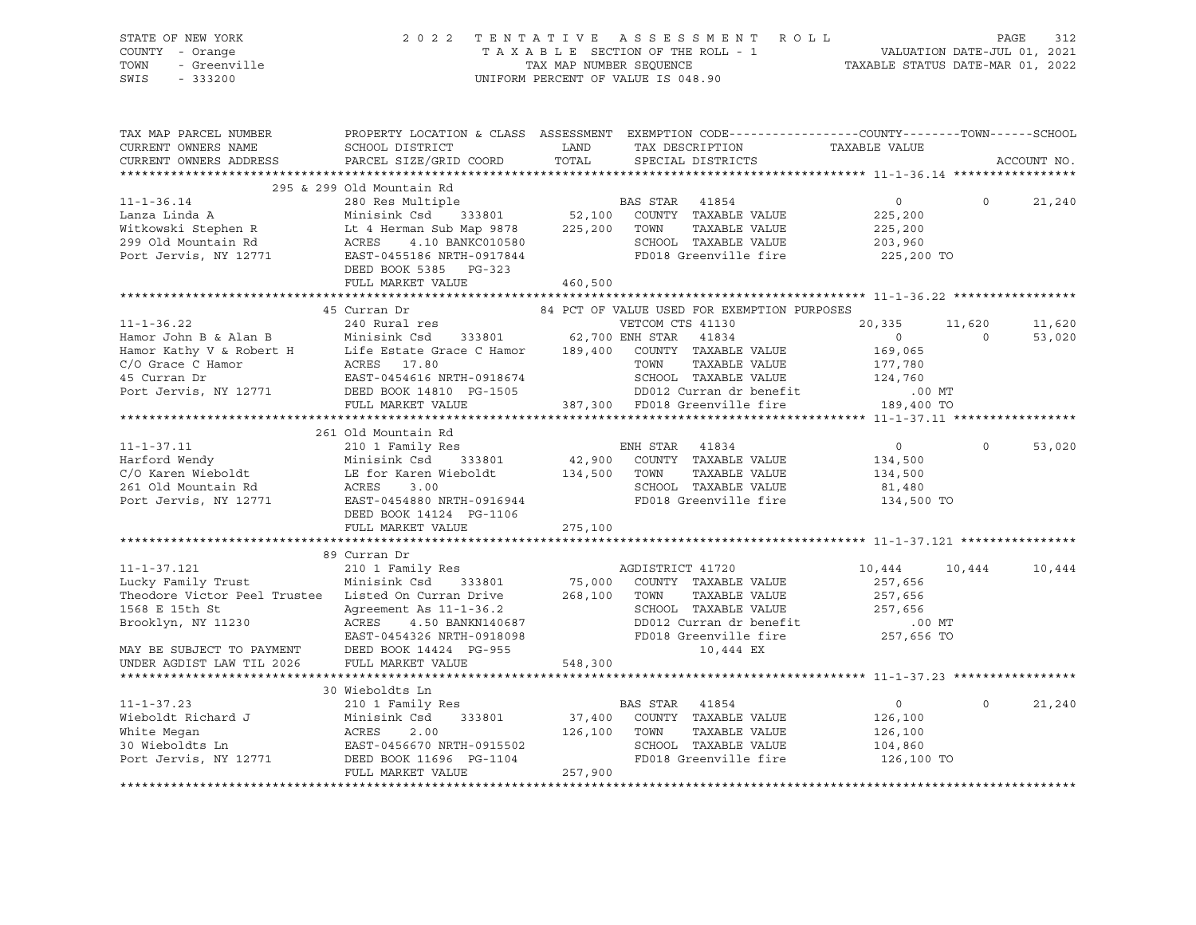STATE OF NEW YORK
COUNTY - Orange
TOWN - Greenville
SWIS - 333200

# 2022 TENTATIVE ASSESSMENT ROLL

TAXABLE SECTION OF THE ROLL - 1
TAX MAP NUMBER SEQUENCE
UNIFORM PERCENT OF VALUE IS 048.90

VALUATION DATE-JUL 01, 2021
TAXABLE STATUS DATE-MAR 01, 2022

```
TAX MAP PARCEL NUMBER          PROPERTY LOCATION & CLASS  ASSESSMENT  EXEMPTION CODE------------------COUNTY--------TOWN------SCHOOL
CURRENT OWNERS NAME            SCHOOL DISTRICT              LAND      TAX DESCRIPTION              TAXABLE VALUE
CURRENT OWNERS ADDRESS         PARCEL SIZE/GRID COORD       TOTAL     SPECIAL DISTRICTS                                    ACCOUNT NO.
******************************************************************************************************* 11-1-36.14 *****************
                       295 & 299 Old Mountain Rd
11-1-36.14                     280 Res Multiple                      BAS STAR   41854                  0            0       21,240
Lanza Linda A                  Minisink Csd     333801      52,100    COUNTY  TAXABLE VALUE          225,200
Witkowski Stephen R            Lt 4 Herman Sub Map 9878    225,200    TOWN    TAXABLE VALUE          225,200
299 Old Mountain Rd            ACRES    4.10 BANKC010580              SCHOOL  TAXABLE VALUE          203,960
Port Jervis, NY 12771          EAST-0455186 NRTH-0917844              FD018 Greenville fire           225,200 TO
                               DEED BOOK 5385   PG-323
                               FULL MARKET VALUE           460,500
******************************************************************************************************* 11-1-36.22 *****************
                       45 Curran Dr                          84 PCT OF VALUE USED FOR EXEMPTION PURPOSES
11-1-36.22                     240 Rural res                         VETCOM CTS 41130              20,335       11,620       11,620
Hamor John B & Alan B          Minisink Csd     333801      62,700 ENH STAR   41834                  0            0       53,020
Hamor Kathy V & Robert H       Life Estate Grace C Hamor   189,400    COUNTY  TAXABLE VALUE          169,065
C/O Grace C Hamor              ACRES   17.80                          TOWN    TAXABLE VALUE          177,780
45 Curran Dr                   EAST-0454616 NRTH-0918674              SCHOOL  TAXABLE VALUE          124,760
Port Jervis, NY 12771          DEED BOOK 14810  PG-1505               DD012 Curran dr benefit            .00 MT
                               FULL MARKET VALUE           387,300    FD018 Greenville fire           189,400 TO
******************************************************************************************************* 11-1-37.11 *****************
                       261 Old Mountain Rd
11-1-37.11                     210 1 Family Res                      ENH STAR   41834                  0            0       53,020
Harford Wendy                  Minisink Csd     333801      42,900    COUNTY  TAXABLE VALUE          134,500
C/O Karen Wieboldt             LE for Karen Wieboldt       134,500    TOWN    TAXABLE VALUE          134,500
261 Old Mountain Rd            ACRES    3.00                          SCHOOL  TAXABLE VALUE           81,480
Port Jervis, NY 12771          EAST-0454880 NRTH-0916944              FD018 Greenville fire           134,500 TO
                               DEED BOOK 14124  PG-1106
                               FULL MARKET VALUE           275,100
******************************************************************************************************* 11-1-37.121 ****************
                       89 Curran Dr
11-1-37.121                    210 1 Family Res                      AGDISTRICT 41720              10,444       10,444       10,444
Lucky Family Trust             Minisink Csd     333801      75,000    COUNTY  TAXABLE VALUE          257,656
Theodore Victor Peel Trustee   Listed On Curran Drive      268,100    TOWN    TAXABLE VALUE          257,656
1568 E 15th St                 Agreement As 11-1-36.2                 SCHOOL  TAXABLE VALUE          257,656
Brooklyn, NY 11230             ACRES    4.50 BANKN140687              DD012 Curran dr benefit            .00 MT
                               EAST-0454326 NRTH-0918098              FD018 Greenville fire           257,656 TO
MAY BE SUBJECT TO PAYMENT      DEED BOOK 14424  PG-955                      10,444 EX
UNDER AGDIST LAW TIL 2026      FULL MARKET VALUE           548,300
******************************************************************************************************* 11-1-37.23 *****************
                       30 Wieboldts Ln
11-1-37.23                     210 1 Family Res                      BAS STAR   41854                  0            0       21,240
Wieboldt Richard J             Minisink Csd     333801      37,400    COUNTY  TAXABLE VALUE          126,100
White Megan                    ACRES    2.00               126,100    TOWN    TAXABLE VALUE          126,100
30 Wieboldts Ln                EAST-0456670 NRTH-0915502              SCHOOL  TAXABLE VALUE          104,860
Port Jervis, NY 12771          DEED BOOK 11696  PG-1104               FD018 Greenville fire           126,100 TO
                               FULL MARKET VALUE           257,900
************************************************************************************************************************************
```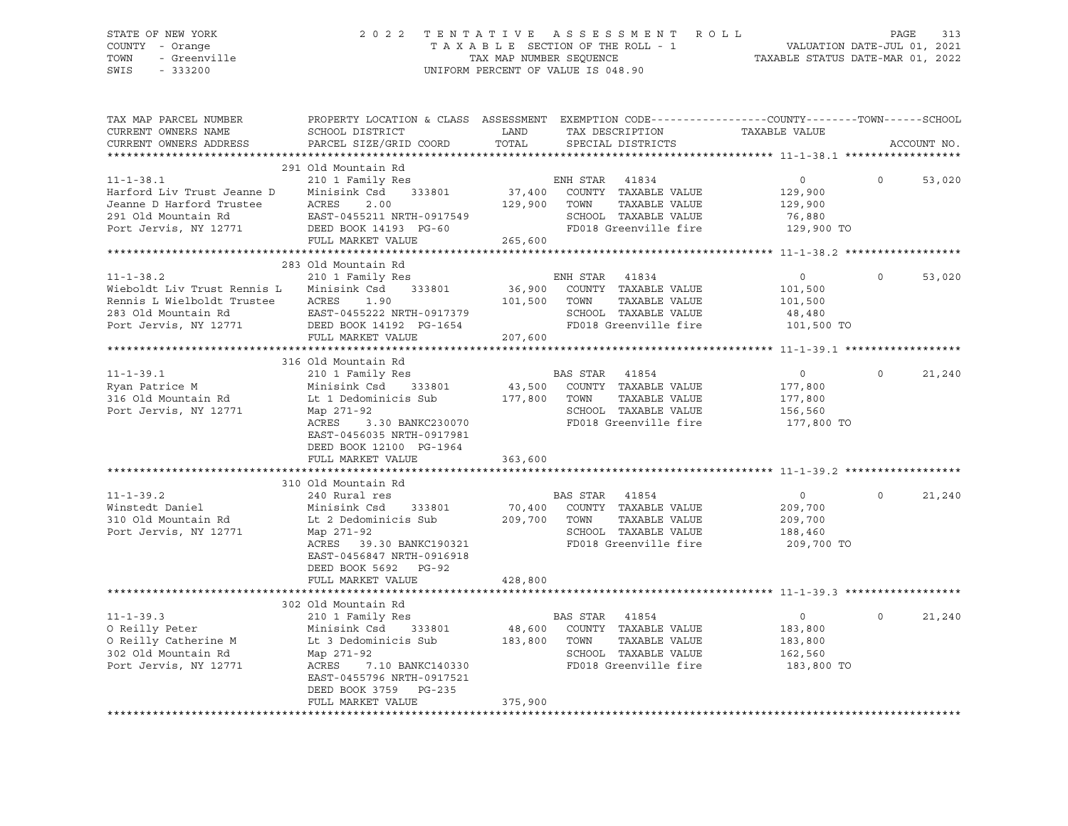STATE OF NEW YORK  
COUNTY - Orange  
TOWN - Greenville  
SWIS - 333200

2022 TENTATIVE ASSESSMENT ROLL  
TAXABLE SECTION OF THE ROLL - 1  
TAX MAP NUMBER SEQUENCE  
UNIFORM PERCENT OF VALUE IS 048.90

VALUATION DATE-JUL 01, 2021  
TAXABLE STATUS DATE-MAR 01, 2022

```
TAX MAP PARCEL NUMBER          PROPERTY LOCATION & CLASS  ASSESSMENT  EXEMPTION CODE------------------COUNTY--------TOWN------SCHOOL
CURRENT OWNERS NAME            SCHOOL DISTRICT               LAND      TAX DESCRIPTION             TAXABLE VALUE
CURRENT OWNERS ADDRESS         PARCEL SIZE/GRID COORD        TOTAL     SPECIAL DISTRICTS                                        ACCOUNT NO.
******************************************************************************************************* 11-1-38.1 ******************
                               291 Old Mountain Rd
11-1-38.1                      210 1 Family Res                        ENH STAR   41834                0          0      53,020
Harford Liv Trust Jeanne D     Minisink Csd     333801      37,400     COUNTY  TAXABLE VALUE          129,900
Jeanne D Harford Trustee       ACRES     2.00              129,900     TOWN    TAXABLE VALUE          129,900
291 Old Mountain Rd            EAST-0455211 NRTH-0917549               SCHOOL  TAXABLE VALUE           76,880
Port Jervis, NY 12771          DEED BOOK 14193  PG-60                  FD018 Greenville fire          129,900 TO
                               FULL MARKET VALUE           265,600
******************************************************************************************************* 11-1-38.2 ******************
                               283 Old Mountain Rd
11-1-38.2                      210 1 Family Res                        ENH STAR   41834                0          0      53,020
Wieboldt Liv Trust Rennis L    Minisink Csd     333801      36,900     COUNTY  TAXABLE VALUE          101,500
Rennis L Wielboldt Trustee     ACRES     1.90              101,500     TOWN    TAXABLE VALUE          101,500
283 Old Mountain Rd            EAST-0455222 NRTH-0917379               SCHOOL  TAXABLE VALUE           48,480
Port Jervis, NY 12771          DEED BOOK 14192  PG-1654                FD018 Greenville fire          101,500 TO
                               FULL MARKET VALUE           207,600
******************************************************************************************************* 11-1-39.1 ******************
                               316 Old Mountain Rd
11-1-39.1                      210 1 Family Res                        BAS STAR   41854                0          0      21,240
Ryan Patrice M                 Minisink Csd     333801      43,500     COUNTY  TAXABLE VALUE          177,800
316 Old Mountain Rd            Lt 1 Dedominicis Sub        177,800     TOWN    TAXABLE VALUE          177,800
Port Jervis, NY 12771          Map 271-92                              SCHOOL  TAXABLE VALUE          156,560
                               ACRES     3.30 BANKC230070              FD018 Greenville fire          177,800 TO
                               EAST-0456035 NRTH-0917981
                               DEED BOOK 12100  PG-1964
                               FULL MARKET VALUE           363,600
******************************************************************************************************* 11-1-39.2 ******************
                               310 Old Mountain Rd
11-1-39.2                      240 Rural res                           BAS STAR   41854                0          0      21,240
Winstedt Daniel                Minisink Csd     333801      70,400     COUNTY  TAXABLE VALUE          209,700
310 Old Mountain Rd            Lt 2 Dedominicis Sub        209,700     TOWN    TAXABLE VALUE          209,700
Port Jervis, NY 12771          Map 271-92                              SCHOOL  TAXABLE VALUE          188,460
                               ACRES    39.30 BANKC190321              FD018 Greenville fire          209,700 TO
                               EAST-0456847 NRTH-0916918
                               DEED BOOK 5692   PG-92
                               FULL MARKET VALUE           428,800
******************************************************************************************************* 11-1-39.3 ******************
                               302 Old Mountain Rd
11-1-39.3                      210 1 Family Res                        BAS STAR   41854                0          0      21,240
O Reilly Peter                 Minisink Csd     333801      48,600     COUNTY  TAXABLE VALUE          183,800
O Reilly Catherine M           Lt 3 Dedominicis Sub        183,800     TOWN    TAXABLE VALUE          183,800
302 Old Mountain Rd            Map 271-92                              SCHOOL  TAXABLE VALUE          162,560
Port Jervis, NY 12771          ACRES     7.10 BANKC140330              FD018 Greenville fire          183,800 TO
                               EAST-0455796 NRTH-0917521
                               DEED BOOK 3759   PG-235
                               FULL MARKET VALUE           375,900
************************************************************************************************************************************
```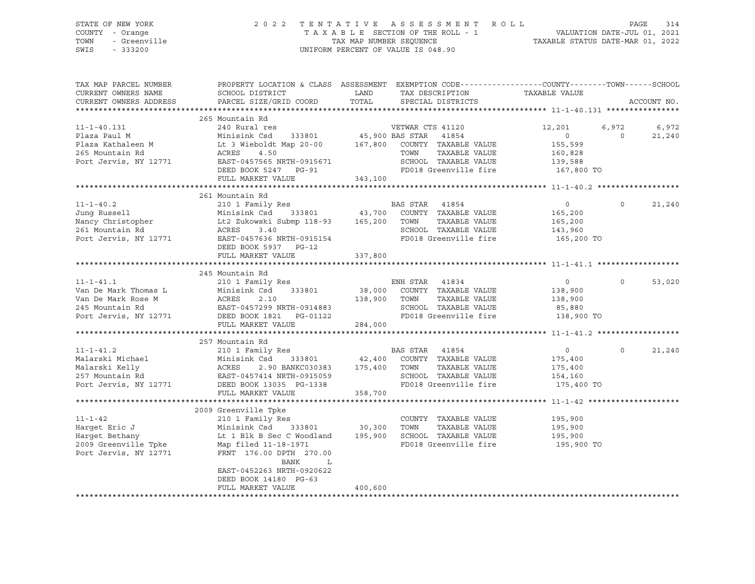STATE OF NEW YORK
COUNTY - Orange
TOWN - Greenville
SWIS - 333200

2022 TENTATIVE ASSESSMENT ROLL
TAXABLE SECTION OF THE ROLL - 1
TAX MAP NUMBER SEQUENCE
UNIFORM PERCENT OF VALUE IS 048.90

VALUATION DATE-JUL 01, 2021
TAXABLE STATUS DATE-MAR 01, 2022

| TAX MAP PARCEL NUMBER / CURRENT OWNERS NAME / CURRENT OWNERS ADDRESS | PROPERTY LOCATION & CLASS / SCHOOL DISTRICT / PARCEL SIZE/GRID COORD | ASSESSMENT LAND / TOTAL | EXEMPTION CODE / TAX DESCRIPTION / SPECIAL DISTRICTS | COUNTY TAXABLE VALUE | TOWN | SCHOOL | ACCOUNT NO. |
|---|---|---|---|---|---|---|---|
| **11-1-40.131** | 265 Mountain Rd | | | | | | |
| | 240 Rural res | | VETWAR CTS 41120 | 12,201 | 6,972 | 6,972 | |
| Plaza Paul M | Minisink Csd 333801 | 45,900 | BAS STAR 41854 | 0 | 0 | 21,240 | |
| Plaza Kathaleen M | Lt 3 Wieboldt Map 20-00 | 167,800 | COUNTY TAXABLE VALUE | 155,599 | | | |
| 265 Mountain Rd | ACRES 4.50 | | TOWN TAXABLE VALUE | 160,828 | | | |
| Port Jervis, NY 12771 | EAST-0457565 NRTH-0915671 | | SCHOOL TAXABLE VALUE | 139,588 | | | |
| | DEED BOOK 5247 PG-91 | | FD018 Greenville fire | 167,800 TO | | | |
| | FULL MARKET VALUE | 343,100 | | | | | |
| **11-1-40.2** | 261 Mountain Rd | | | | | | |
| | 210 1 Family Res | | BAS STAR 41854 | 0 | 0 | 21,240 | |
| Jung Russell | Minisink Csd 333801 | 43,700 | COUNTY TAXABLE VALUE | 165,200 | | | |
| Nancy Christopher | Lt2 Zukowski Submp 118-93 | 165,200 | TOWN TAXABLE VALUE | 165,200 | | | |
| 261 Mountain Rd | ACRES 3.40 | | SCHOOL TAXABLE VALUE | 143,960 | | | |
| Port Jervis, NY 12771 | EAST-0457636 NRTH-0915154 | | FD018 Greenville fire | 165,200 TO | | | |
| | DEED BOOK 5937 PG-12 | | | | | | |
| | FULL MARKET VALUE | 337,800 | | | | | |
| **11-1-41.1** | 245 Mountain Rd | | | | | | |
| | 210 1 Family Res | | ENH STAR 41834 | 0 | 0 | 53,020 | |
| Van De Mark Thomas L | Minisink Csd 333801 | 38,000 | COUNTY TAXABLE VALUE | 138,900 | | | |
| Van De Mark Rose M | ACRES 2.10 | 138,900 | TOWN TAXABLE VALUE | 138,900 | | | |
| 245 Mountain Rd | EAST-0457299 NRTH-0914883 | | SCHOOL TAXABLE VALUE | 85,880 | | | |
| Port Jervis, NY 12771 | DEED BOOK 1821 PG-01122 | | FD018 Greenville fire | 138,900 TO | | | |
| | FULL MARKET VALUE | 284,000 | | | | | |
| **11-1-41.2** | 257 Mountain Rd | | | | | | |
| | 210 1 Family Res | | BAS STAR 41854 | 0 | 0 | 21,240 | |
| Malarski Michael | Minisink Csd 333801 | 42,400 | COUNTY TAXABLE VALUE | 175,400 | | | |
| Malarski Kelly | ACRES 2.90 BANKC030383 | 175,400 | TOWN TAXABLE VALUE | 175,400 | | | |
| 257 Mountain Rd | EAST-0457414 NRTH-0915059 | | SCHOOL TAXABLE VALUE | 154,160 | | | |
| Port Jervis, NY 12771 | DEED BOOK 13035 PG-1338 | | FD018 Greenville fire | 175,400 TO | | | |
| | FULL MARKET VALUE | 358,700 | | | | | |
| **11-1-42** | 2009 Greenville Tpke | | | | | | |
| | 210 1 Family Res | | COUNTY TAXABLE VALUE | 195,900 | | | |
| Harget Eric J | Minisink Csd 333801 | 30,300 | TOWN TAXABLE VALUE | 195,900 | | | |
| Harget Bethany | Lt 1 Blk B Sec C Woodland | 195,900 | SCHOOL TAXABLE VALUE | 195,900 | | | |
| 2009 Greenville Tpke | Map filed 11-18-1971 | | FD018 Greenville fire | 195,900 TO | | | |
| Port Jervis, NY 12771 | FRNT 176.00 DPTH 270.00 | | | | | | |
| | BANK L | | | | | | |
| | EAST-0452263 NRTH-0920622 | | | | | | |
| | DEED BOOK 14180 PG-63 | | | | | | |
| | FULL MARKET VALUE | 400,600 | | | | | |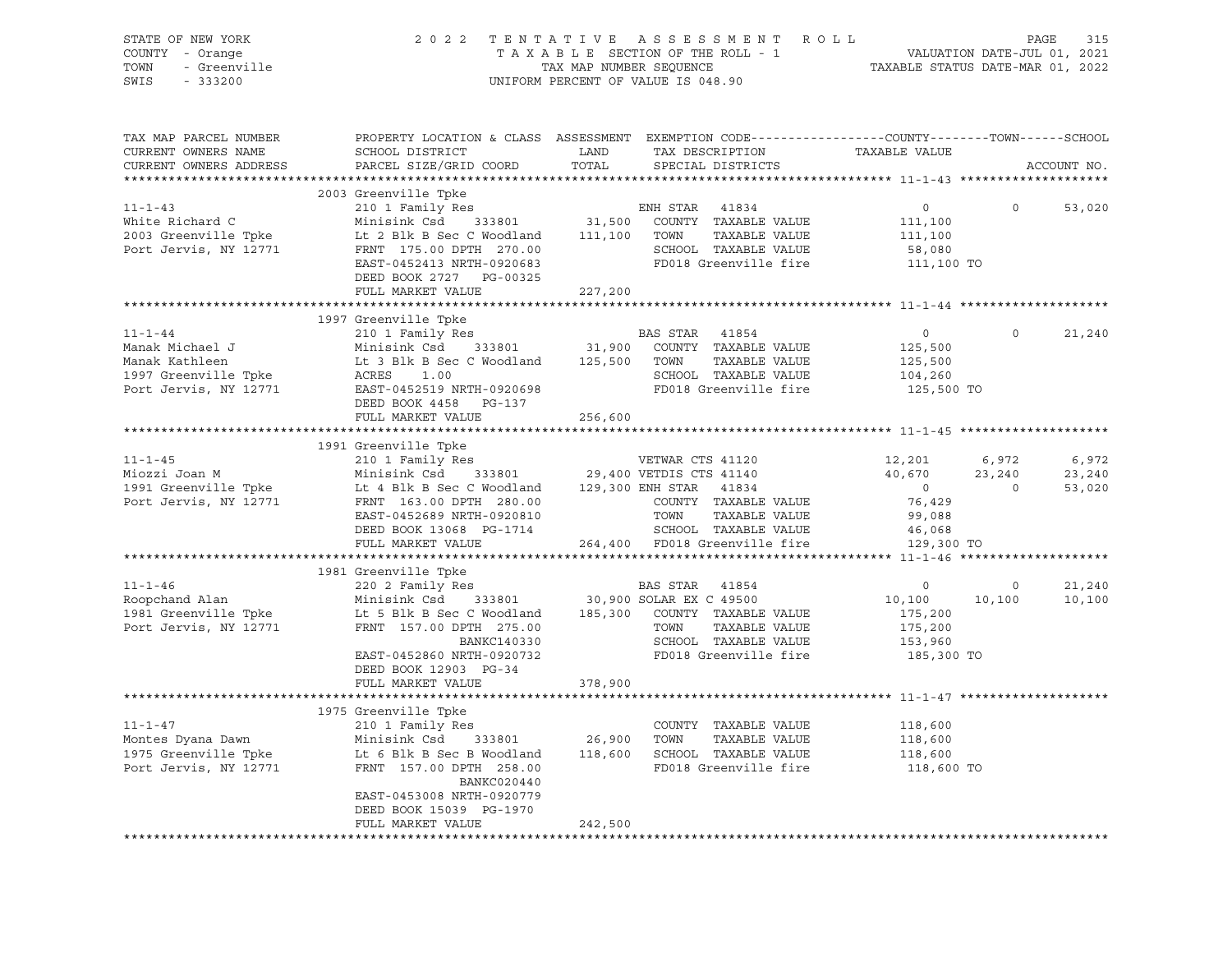STATE OF NEW YORK
COUNTY - Orange
TOWN - Greenville
SWIS - 333200

2 0 2 2 T E N T A T I V E A S S E S S M E N T R O L L
T A X A B L E SECTION OF THE ROLL - 1
TAX MAP NUMBER SEQUENCE
UNIFORM PERCENT OF VALUE IS 048.90

VALUATION DATE-JUL 01, 2021
TAXABLE STATUS DATE-MAR 01, 2022

| TAX MAP PARCEL NUMBER / CURRENT OWNERS NAME / CURRENT OWNERS ADDRESS | PROPERTY LOCATION & CLASS / SCHOOL DISTRICT / PARCEL SIZE/GRID COORD | ASSESSMENT LAND / TOTAL | EXEMPTION CODE / TAX DESCRIPTION / SPECIAL DISTRICTS | COUNTY TAXABLE VALUE | TOWN | SCHOOL / ACCOUNT NO. |
|---|---|---|---|---|---|---|
| **11-1-43** | 2003 Greenville Tpke | | | | | |
| 11-1-43 | 210 1 Family Res | | ENH STAR 41834 | 0 | 0 | 53,020 |
| White Richard C | Minisink Csd 333801 | 31,500 | COUNTY TAXABLE VALUE | 111,100 | | |
| 2003 Greenville Tpke | Lt 2 Blk B Sec C Woodland | 111,100 | TOWN TAXABLE VALUE | 111,100 | | |
| Port Jervis, NY 12771 | FRNT 175.00 DPTH 270.00 | | SCHOOL TAXABLE VALUE | 58,080 | | |
| | EAST-0452413 NRTH-0920683 | | FD018 Greenville fire | 111,100 TO | | |
| | DEED BOOK 2727 PG-00325 | | | | | |
| | FULL MARKET VALUE | 227,200 | | | | |
| **11-1-44** | 1997 Greenville Tpke | | | | | |
| 11-1-44 | 210 1 Family Res | | BAS STAR 41854 | 0 | 0 | 21,240 |
| Manak Michael J | Minisink Csd 333801 | 31,900 | COUNTY TAXABLE VALUE | 125,500 | | |
| Manak Kathleen | Lt 3 Blk B Sec C Woodland | 125,500 | TOWN TAXABLE VALUE | 125,500 | | |
| 1997 Greenville Tpke | ACRES 1.00 | | SCHOOL TAXABLE VALUE | 104,260 | | |
| Port Jervis, NY 12771 | EAST-0452519 NRTH-0920698 | | FD018 Greenville fire | 125,500 TO | | |
| | DEED BOOK 4458 PG-137 | | | | | |
| | FULL MARKET VALUE | 256,600 | | | | |
| **11-1-45** | 1991 Greenville Tpke | | | | | |
| 11-1-45 | 210 1 Family Res | | VETWAR CTS 41120 | 12,201 | 6,972 | 6,972 |
| Miozzi Joan M | Minisink Csd 333801 | 29,400 | VETDIS CTS 41140 | 40,670 | 23,240 | 23,240 |
| 1991 Greenville Tpke | Lt 4 Blk B Sec C Woodland | 129,300 | ENH STAR 41834 | 0 | 0 | 53,020 |
| Port Jervis, NY 12771 | FRNT 163.00 DPTH 280.00 | | COUNTY TAXABLE VALUE | 76,429 | | |
| | EAST-0452689 NRTH-0920810 | | TOWN TAXABLE VALUE | 99,088 | | |
| | DEED BOOK 13068 PG-1714 | | SCHOOL TAXABLE VALUE | 46,068 | | |
| | FULL MARKET VALUE | 264,400 | FD018 Greenville fire | 129,300 TO | | |
| **11-1-46** | 1981 Greenville Tpke | | | | | |
| 11-1-46 | 220 2 Family Res | | BAS STAR 41854 | 0 | 0 | 21,240 |
| Roopchand Alan | Minisink Csd 333801 | 30,900 | SOLAR EX C 49500 | 10,100 | 10,100 | 10,100 |
| 1981 Greenville Tpke | Lt 5 Blk B Sec C Woodland | 185,300 | COUNTY TAXABLE VALUE | 175,200 | | |
| Port Jervis, NY 12771 | FRNT 157.00 DPTH 275.00 | | TOWN TAXABLE VALUE | 175,200 | | |
| | BANKC140330 | | SCHOOL TAXABLE VALUE | 153,960 | | |
| | EAST-0452860 NRTH-0920732 | | FD018 Greenville fire | 185,300 TO | | |
| | DEED BOOK 12903 PG-34 | | | | | |
| | FULL MARKET VALUE | 378,900 | | | | |
| **11-1-47** | 1975 Greenville Tpke | | | | | |
| 11-1-47 | 210 1 Family Res | | COUNTY TAXABLE VALUE | 118,600 | | |
| Montes Dyana Dawn | Minisink Csd 333801 | 26,900 | TOWN TAXABLE VALUE | 118,600 | | |
| 1975 Greenville Tpke | Lt 6 Blk B Sec B Woodland | 118,600 | SCHOOL TAXABLE VALUE | 118,600 | | |
| Port Jervis, NY 12771 | FRNT 157.00 DPTH 258.00 | | FD018 Greenville fire | 118,600 TO | | |
| | BANKC020440 | | | | | |
| | EAST-0453008 NRTH-0920779 | | | | | |
| | DEED BOOK 15039 PG-1970 | | | | | |
| | FULL MARKET VALUE | 242,500 | | | | |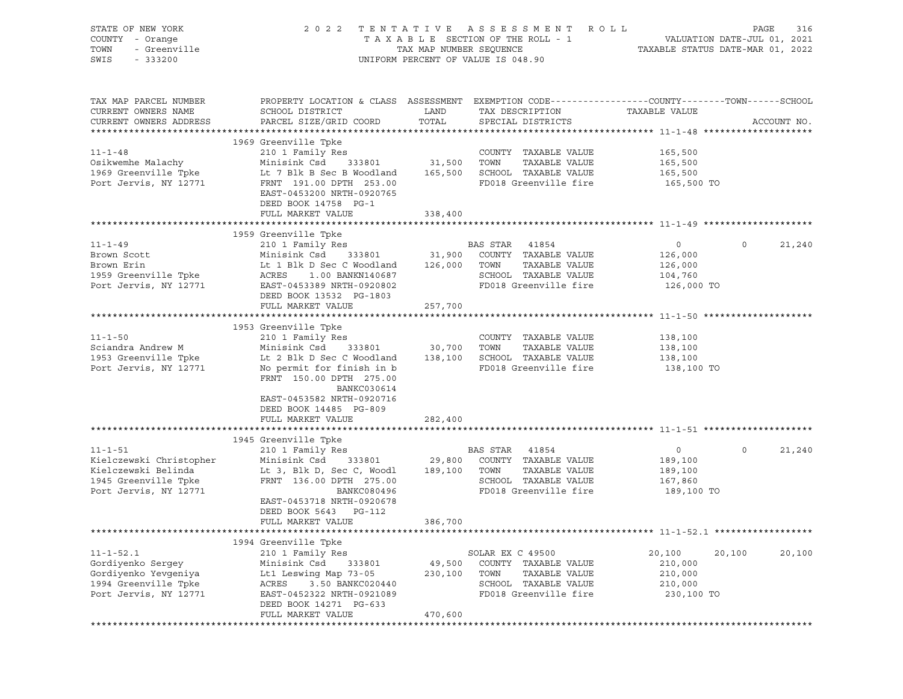STATE OF NEW YORK · COUNTY - Orange · TOWN - Greenville · SWIS - 333200

# 2022 TENTATIVE ASSESSMENT ROLL

TAXABLE SECTION OF THE ROLL - 1 · TAX MAP NUMBER SEQUENCE · UNIFORM PERCENT OF VALUE IS 048.90

VALUATION DATE-JUL 01, 2021 · TAXABLE STATUS DATE-MAR 01, 2022

| TAX MAP PARCEL NUMBER / CURRENT OWNERS NAME / CURRENT OWNERS ADDRESS | PROPERTY LOCATION & CLASS / SCHOOL DISTRICT / PARCEL SIZE/GRID COORD | ASSESSMENT LAND / TOTAL | EXEMPTION CODE / TAX DESCRIPTION / SPECIAL DISTRICTS | COUNTY | TOWN | SCHOOL / TAXABLE VALUE |
|---|---|---|---|---|---|---|
| **11-1-48** | 1969 Greenville Tpke | | | | | |
| Osikwemhe Malachy | 210 1 Family Res | | COUNTY TAXABLE VALUE | 165,500 | | |
| 1969 Greenville Tpke | Minisink Csd 333801 | 31,500 | TOWN TAXABLE VALUE | | 165,500 | |
| Port Jervis, NY 12771 | Lt 7 Blk B Sec B Woodland | 165,500 | SCHOOL TAXABLE VALUE | | | 165,500 |
| | FRNT 191.00 DPTH 253.00 | | FD018 Greenville fire | 165,500 TO | | |
| | EAST-0453200 NRTH-0920765 | | | | | |
| | DEED BOOK 14758 PG-1 | | | | | |
| | FULL MARKET VALUE | 338,400 | | | | |
| **11-1-49** | 1959 Greenville Tpke | | | | | |
| Brown Scott | 210 1 Family Res | | BAS STAR 41854 | 0 | 0 | 21,240 |
| Brown Erin | Minisink Csd 333801 | 31,900 | COUNTY TAXABLE VALUE | 126,000 | | |
| 1959 Greenville Tpke | Lt 1 Blk D Sec C Woodland | 126,000 | TOWN TAXABLE VALUE | | 126,000 | |
| Port Jervis, NY 12771 | ACRES 1.00 BANKN140687 | | SCHOOL TAXABLE VALUE | | | 104,760 |
| | EAST-0453389 NRTH-0920802 | | FD018 Greenville fire | 126,000 TO | | |
| | DEED BOOK 13532 PG-1803 | | | | | |
| | FULL MARKET VALUE | 257,700 | | | | |
| **11-1-50** | 1953 Greenville Tpke | | | | | |
| Sciandra Andrew M | 210 1 Family Res | | COUNTY TAXABLE VALUE | 138,100 | | |
| 1953 Greenville Tpke | Minisink Csd 333801 | 30,700 | TOWN TAXABLE VALUE | | 138,100 | |
| Port Jervis, NY 12771 | Lt 2 Blk D Sec C Woodland | 138,100 | SCHOOL TAXABLE VALUE | | | 138,100 |
| | No permit for finish in b | | FD018 Greenville fire | 138,100 TO | | |
| | FRNT 150.00 DPTH 275.00 | | | | | |
| | BANKC030614 | | | | | |
| | EAST-0453582 NRTH-0920716 | | | | | |
| | DEED BOOK 14485 PG-809 | | | | | |
| | FULL MARKET VALUE | 282,400 | | | | |
| **11-1-51** | 1945 Greenville Tpke | | | | | |
| Kielczewski Christopher | 210 1 Family Res | | BAS STAR 41854 | 0 | 0 | 21,240 |
| Kielczewski Belinda | Minisink Csd 333801 | 29,800 | COUNTY TAXABLE VALUE | 189,100 | | |
| 1945 Greenville Tpke | Lt 3, Blk D, Sec C, Woodl | 189,100 | TOWN TAXABLE VALUE | | 189,100 | |
| Port Jervis, NY 12771 | FRNT 136.00 DPTH 275.00 | | SCHOOL TAXABLE VALUE | | | 167,860 |
| | BANKC080496 | | FD018 Greenville fire | 189,100 TO | | |
| | EAST-0453718 NRTH-0920678 | | | | | |
| | DEED BOOK 5643 PG-112 | | | | | |
| | FULL MARKET VALUE | 386,700 | | | | |
| **11-1-52.1** | 1994 Greenville Tpke | | | | | |
| Gordiyenko Sergey | 210 1 Family Res | | SOLAR EX C 49500 | 20,100 | 20,100 | 20,100 |
| Gordiyenko Yevgeniya | Minisink Csd 333801 | 49,500 | COUNTY TAXABLE VALUE | 210,000 | | |
| 1994 Greenville Tpke | Lt1 Leswing Map 73-05 | 230,100 | TOWN TAXABLE VALUE | | 210,000 | |
| Port Jervis, NY 12771 | ACRES 3.50 BANKC020440 | | SCHOOL TAXABLE VALUE | | | 210,000 |
| | EAST-0452322 NRTH-0921089 | | FD018 Greenville fire | 230,100 TO | | |
| | DEED BOOK 14271 PG-633 | | | | | |
| | FULL MARKET VALUE | 470,600 | | | | |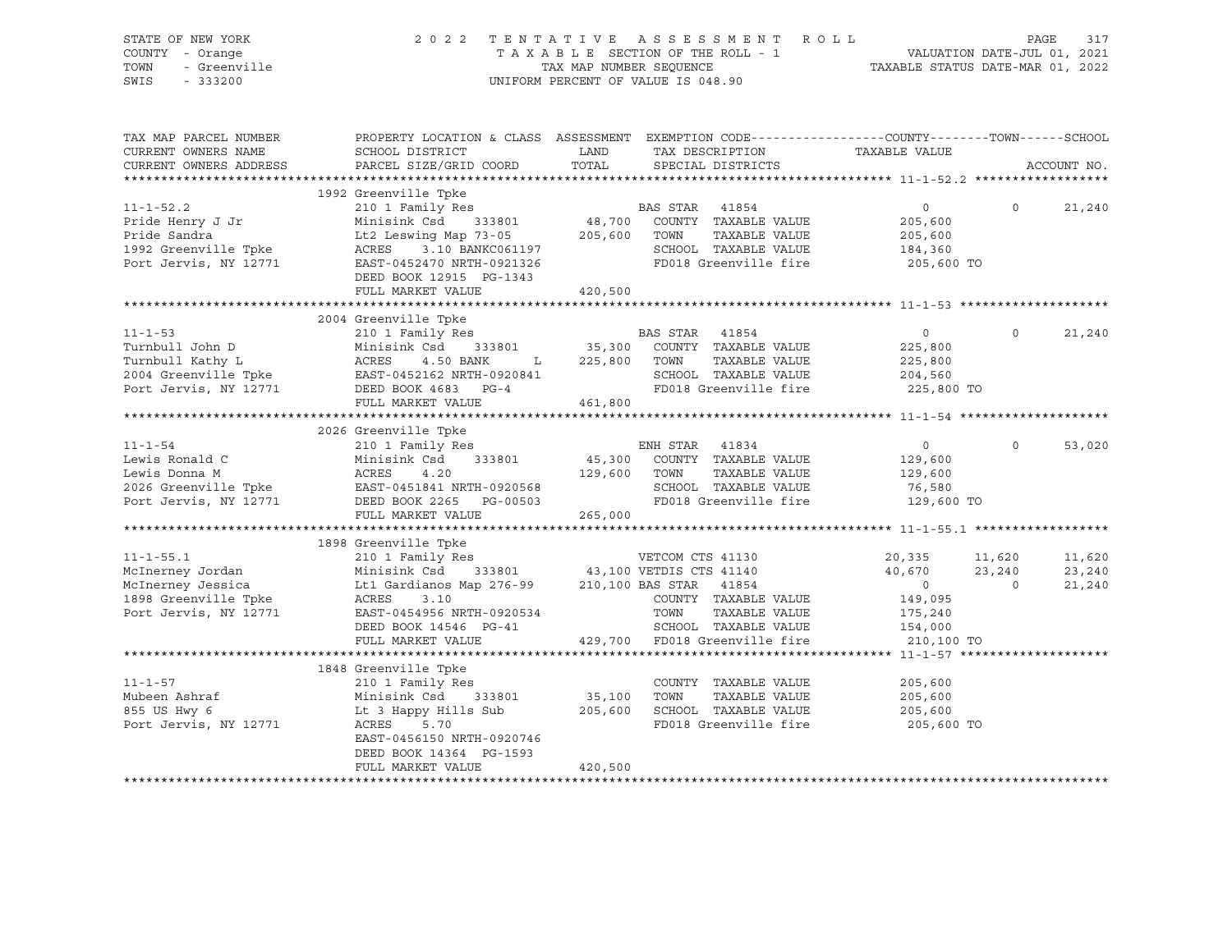STATE OF NEW YORK
COUNTY - Orange
TOWN - Greenville
SWIS - 333200

2022 TENTATIVE ASSESSMENT ROLL
TAXABLE SECTION OF THE ROLL - 1
TAX MAP NUMBER SEQUENCE
UNIFORM PERCENT OF VALUE IS 048.90

VALUATION DATE-JUL 01, 2021
TAXABLE STATUS DATE-MAR 01, 2022

```
TAX MAP PARCEL NUMBER       PROPERTY LOCATION & CLASS  ASSESSMENT  EXEMPTION CODE-----------------COUNTY--------TOWN------SCHOOL
CURRENT OWNERS NAME         SCHOOL DISTRICT               LAND      TAX DESCRIPTION            TAXABLE VALUE
CURRENT OWNERS ADDRESS      PARCEL SIZE/GRID COORD        TOTAL     SPECIAL DISTRICTS                                    ACCOUNT NO.
******************************************************************************************************* 11-1-52.2 ******************
                            1992 Greenville Tpke
11-1-52.2                   210 1 Family Res                        BAS STAR  41854                  0             0      21,240
Pride Henry J Jr            Minisink Csd    333801        48,700    COUNTY  TAXABLE VALUE       205,600
Pride Sandra                Lt2 Leswing Map 73-05        205,600    TOWN    TAXABLE VALUE       205,600
1992 Greenville Tpke        ACRES     3.10 BANKC061197              SCHOOL  TAXABLE VALUE       184,360
Port Jervis, NY 12771       EAST-0452470 NRTH-0921326               FD018 Greenville fire        205,600 TO
                            DEED BOOK 12915  PG-1343
                            FULL MARKET VALUE            420,500
******************************************************************************************************* 11-1-53 ********************
                            2004 Greenville Tpke
11-1-53                     210 1 Family Res                        BAS STAR  41854                  0             0      21,240
Turnbull John D             Minisink Csd    333801        35,300    COUNTY  TAXABLE VALUE       225,800
Turnbull Kathy L            ACRES     4.50 BANK     L    225,800    TOWN    TAXABLE VALUE       225,800
2004 Greenville Tpke        EAST-0452162 NRTH-0920841               SCHOOL  TAXABLE VALUE       204,560
Port Jervis, NY 12771       DEED BOOK 4683   PG-4                   FD018 Greenville fire        225,800 TO
                            FULL MARKET VALUE            461,800
******************************************************************************************************* 11-1-54 ********************
                            2026 Greenville Tpke
11-1-54                     210 1 Family Res                        ENH STAR  41834                  0             0      53,020
Lewis Ronald C              Minisink Csd    333801        45,300    COUNTY  TAXABLE VALUE       129,600
Lewis Donna M               ACRES     4.20               129,600    TOWN    TAXABLE VALUE       129,600
2026 Greenville Tpke        EAST-0451841 NRTH-0920568               SCHOOL  TAXABLE VALUE        76,580
Port Jervis, NY 12771       DEED BOOK 2265   PG-00503               FD018 Greenville fire        129,600 TO
                            FULL MARKET VALUE            265,000
******************************************************************************************************* 11-1-55.1 ******************
                            1898 Greenville Tpke
11-1-55.1                   210 1 Family Res                        VETCOM CTS 41130            20,335        11,620      11,620
McInerney Jordan            Minisink Csd    333801        43,100 VETDIS CTS 41140               40,670        23,240      23,240
McInerney Jessica           Lt1 Gardianos Map 276-99     210,100 BAS STAR  41854                     0             0      21,240
1898 Greenville Tpke        ACRES     3.10                          COUNTY  TAXABLE VALUE       149,095
Port Jervis, NY 12771       EAST-0454956 NRTH-0920534               TOWN    TAXABLE VALUE       175,240
                            DEED BOOK 14546  PG-41                  SCHOOL  TAXABLE VALUE       154,000
                            FULL MARKET VALUE            429,700    FD018 Greenville fire        210,100 TO
******************************************************************************************************* 11-1-57 ********************
                            1848 Greenville Tpke
11-1-57                     210 1 Family Res                        COUNTY  TAXABLE VALUE       205,600
Mubeen Ashraf               Minisink Csd    333801        35,100    TOWN    TAXABLE VALUE       205,600
855 US Hwy 6                Lt 3 Happy Hills Sub         205,600    SCHOOL  TAXABLE VALUE       205,600
Port Jervis, NY 12771       ACRES     5.70                          FD018 Greenville fire        205,600 TO
                            EAST-0456150 NRTH-0920746
                            DEED BOOK 14364  PG-1593
                            FULL MARKET VALUE            420,500
************************************************************************************************************************************
```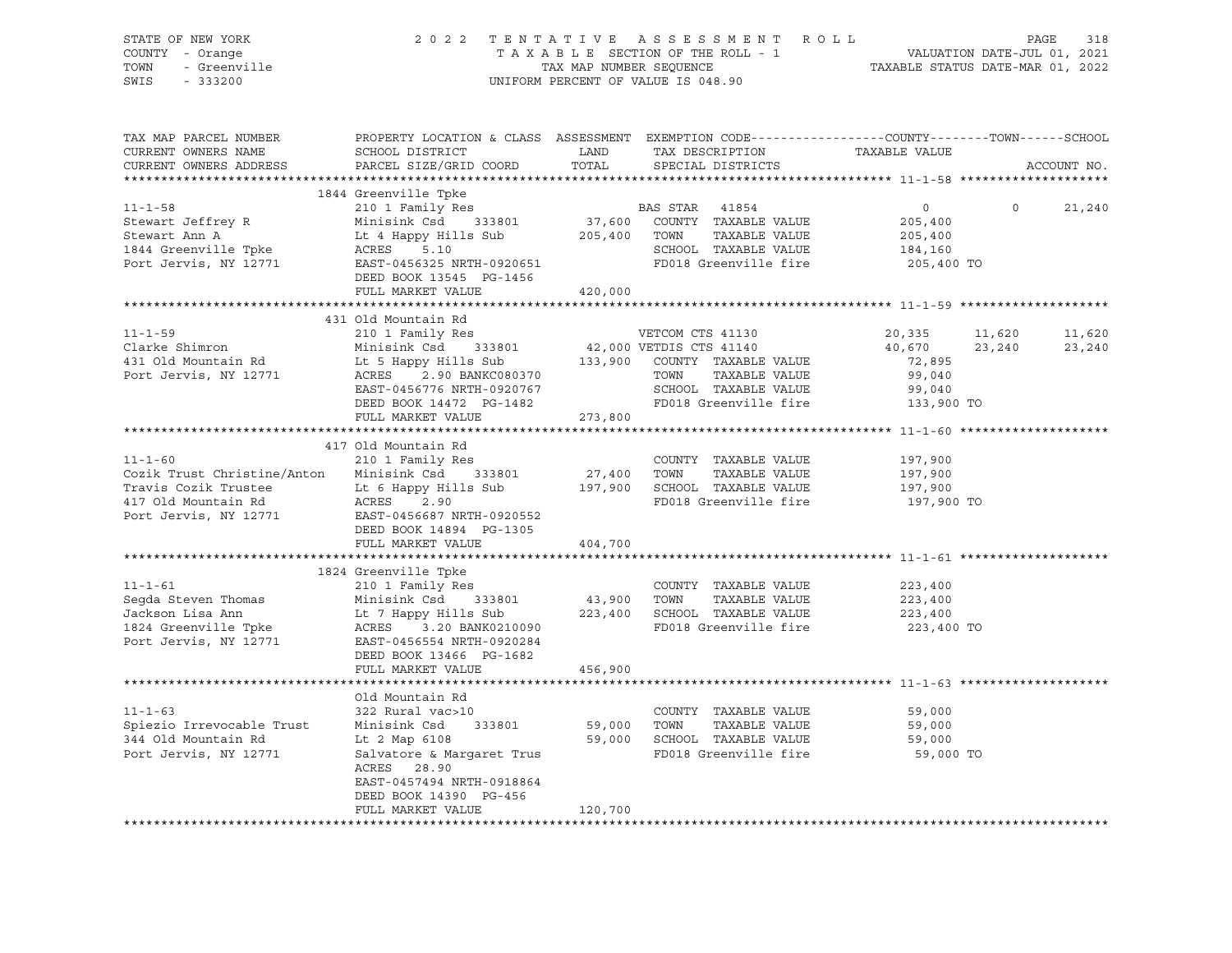STATE OF NEW YORK — COUNTY - Orange — TOWN - Greenville — SWIS - 333200

# 2022 TENTATIVE ASSESSMENT ROLL

TAXABLE SECTION OF THE ROLL - 1
TAX MAP NUMBER SEQUENCE
UNIFORM PERCENT OF VALUE IS 048.90

VALUATION DATE-JUL 01, 2021
TAXABLE STATUS DATE-MAR 01, 2022

| TAX MAP PARCEL NUMBER / CURRENT OWNERS NAME / CURRENT OWNERS ADDRESS | PROPERTY LOCATION & CLASS / SCHOOL DISTRICT / PARCEL SIZE/GRID COORD | ASSESSMENT LAND / TOTAL | EXEMPTION CODE / TAX DESCRIPTION / SPECIAL DISTRICTS | COUNTY TAXABLE VALUE | TOWN | SCHOOL / ACCOUNT NO. |
|---|---|---|---|---|---|---|
| **11-1-58** | 1844 Greenville Tpke | | | | | |
| 11-1-58 | 210 1 Family Res | | BAS STAR 41854 | 0 | 0 | 21,240 |
| Stewart Jeffrey R | Minisink Csd 333801 | 37,600 | COUNTY TAXABLE VALUE | 205,400 | | |
| Stewart Ann A | Lt 4 Happy Hills Sub | 205,400 | TOWN TAXABLE VALUE | 205,400 | | |
| 1844 Greenville Tpke | ACRES 5.10 | | SCHOOL TAXABLE VALUE | 184,160 | | |
| Port Jervis, NY 12771 | EAST-0456325 NRTH-0920651 | | FD018 Greenville fire | 205,400 TO | | |
| | DEED BOOK 13545 PG-1456 | | | | | |
| | FULL MARKET VALUE | 420,000 | | | | |
| **11-1-59** | 431 Old Mountain Rd | | | | | |
| 11-1-59 | 210 1 Family Res | | VETCOM CTS 41130 | 20,335 | 11,620 | 11,620 |
| Clarke Shimron | Minisink Csd 333801 | 42,000 | VETDIS CTS 41140 | 40,670 | 23,240 | 23,240 |
| 431 Old Mountain Rd | Lt 5 Happy Hills Sub | 133,900 | COUNTY TAXABLE VALUE | 72,895 | | |
| Port Jervis, NY 12771 | ACRES 2.90 BANKC080370 | | TOWN TAXABLE VALUE | 99,040 | | |
| | EAST-0456776 NRTH-0920767 | | SCHOOL TAXABLE VALUE | 99,040 | | |
| | DEED BOOK 14472 PG-1482 | | FD018 Greenville fire | 133,900 TO | | |
| | FULL MARKET VALUE | 273,800 | | | | |
| **11-1-60** | 417 Old Mountain Rd | | | | | |
| 11-1-60 | 210 1 Family Res | | COUNTY TAXABLE VALUE | 197,900 | | |
| Cozik Trust Christine/Anton | Minisink Csd 333801 | 27,400 | TOWN TAXABLE VALUE | 197,900 | | |
| Travis Cozik Trustee | Lt 6 Happy Hills Sub | 197,900 | SCHOOL TAXABLE VALUE | 197,900 | | |
| 417 Old Mountain Rd | ACRES 2.90 | | FD018 Greenville fire | 197,900 TO | | |
| Port Jervis, NY 12771 | EAST-0456687 NRTH-0920552 | | | | | |
| | DEED BOOK 14894 PG-1305 | | | | | |
| | FULL MARKET VALUE | 404,700 | | | | |
| **11-1-61** | 1824 Greenville Tpke | | | | | |
| 11-1-61 | 210 1 Family Res | | COUNTY TAXABLE VALUE | 223,400 | | |
| Segda Steven Thomas | Minisink Csd 333801 | 43,900 | TOWN TAXABLE VALUE | 223,400 | | |
| Jackson Lisa Ann | Lt 7 Happy Hills Sub | 223,400 | SCHOOL TAXABLE VALUE | 223,400 | | |
| 1824 Greenville Tpke | ACRES 3.20 BANK0210090 | | FD018 Greenville fire | 223,400 TO | | |
| Port Jervis, NY 12771 | EAST-0456554 NRTH-0920284 | | | | | |
| | DEED BOOK 13466 PG-1682 | | | | | |
| | FULL MARKET VALUE | 456,900 | | | | |
| **11-1-63** | Old Mountain Rd | | | | | |
| 11-1-63 | 322 Rural vac>10 | | COUNTY TAXABLE VALUE | 59,000 | | |
| Spiezio Irrevocable Trust | Minisink Csd 333801 | 59,000 | TOWN TAXABLE VALUE | 59,000 | | |
| 344 Old Mountain Rd | Lt 2 Map 6108 | 59,000 | SCHOOL TAXABLE VALUE | 59,000 | | |
| Port Jervis, NY 12771 | Salvatore & Margaret Trus | | FD018 Greenville fire | 59,000 TO | | |
| | ACRES 28.90 | | | | | |
| | EAST-0457494 NRTH-0918864 | | | | | |
| | DEED BOOK 14390 PG-456 | | | | | |
| | FULL MARKET VALUE | 120,700 | | | | |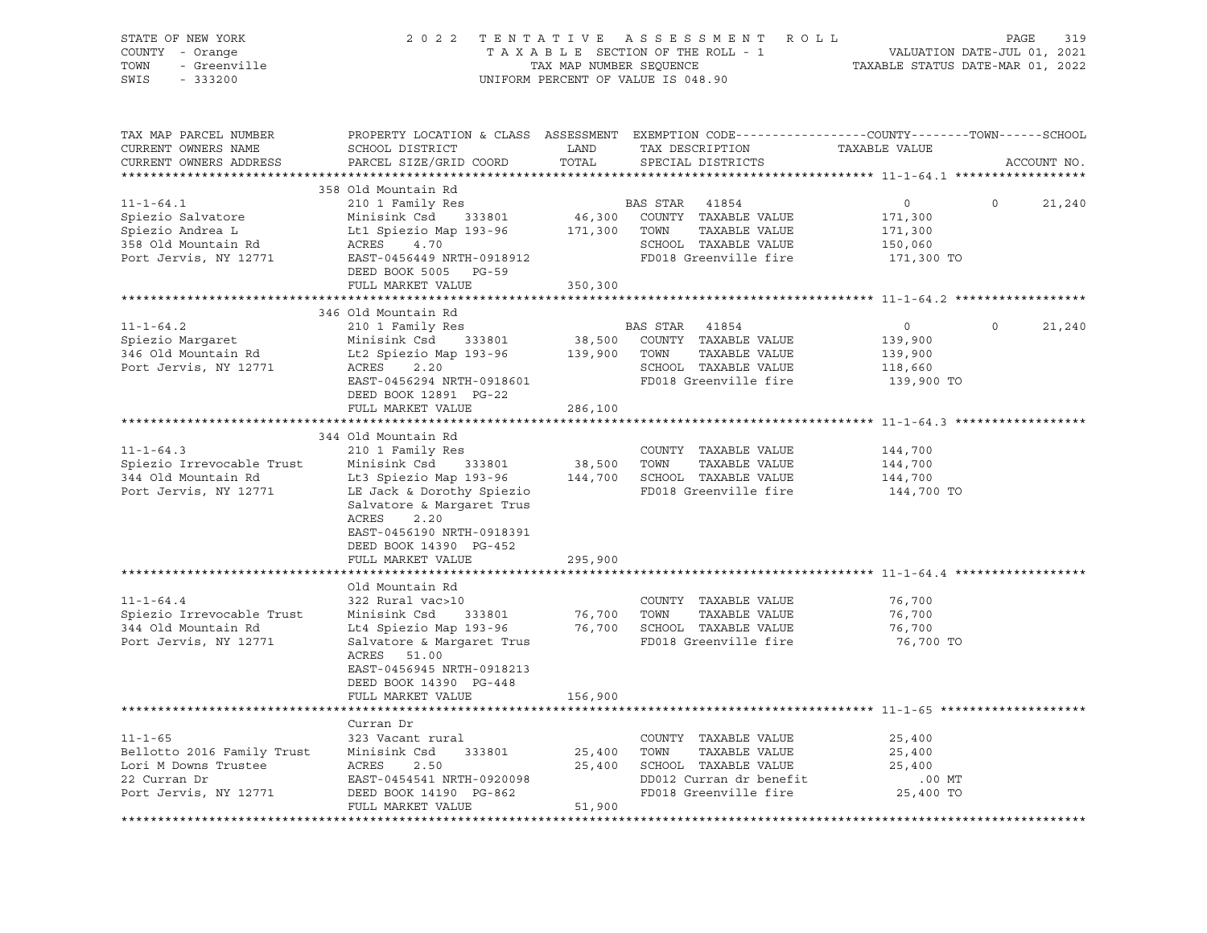STATE OF NEW YORK
COUNTY - Orange
TOWN - Greenville
SWIS - 333200

2 0 2 2 T E N T A T I V E A S S E S S M E N T R O L L
T A X A B L E SECTION OF THE ROLL - 1
TAX MAP NUMBER SEQUENCE
UNIFORM PERCENT OF VALUE IS 048.90

VALUATION DATE-JUL 01, 2021
TAXABLE STATUS DATE-MAR 01, 2022

| TAX MAP PARCEL NUMBER / CURRENT OWNERS NAME / CURRENT OWNERS ADDRESS | PROPERTY LOCATION & CLASS / SCHOOL DISTRICT / PARCEL SIZE/GRID COORD | ASSESSMENT LAND / TOTAL | EXEMPTION CODE / TAX DESCRIPTION / SPECIAL DISTRICTS | COUNTY TAXABLE VALUE | TOWN | SCHOOL | ACCOUNT NO. |
|---|---|---|---|---|---|---|---|
| **11-1-64.1** | 358 Old Mountain Rd | | | | | | |
| 11-1-64.1 | 210 1 Family Res | | BAS STAR 41854 | 0 | 0 | 21,240 | |
| Spiezio Salvatore | Minisink Csd 333801 | 46,300 | COUNTY TAXABLE VALUE | 171,300 | | | |
| Spiezio Andrea L | Lt1 Spiezio Map 193-96 | 171,300 | TOWN TAXABLE VALUE | 171,300 | | | |
| 358 Old Mountain Rd | ACRES 4.70 | | SCHOOL TAXABLE VALUE | 150,060 | | | |
| Port Jervis, NY 12771 | EAST-0456449 NRTH-0918912 | | FD018 Greenville fire | 171,300 TO | | | |
| | DEED BOOK 5005 PG-59 | | | | | | |
| | FULL MARKET VALUE | 350,300 | | | | | |
| **11-1-64.2** | 346 Old Mountain Rd | | | | | | |
| 11-1-64.2 | 210 1 Family Res | | BAS STAR 41854 | 0 | 0 | 21,240 | |
| Spiezio Margaret | Minisink Csd 333801 | 38,500 | COUNTY TAXABLE VALUE | 139,900 | | | |
| 346 Old Mountain Rd | Lt2 Spiezio Map 193-96 | 139,900 | TOWN TAXABLE VALUE | 139,900 | | | |
| Port Jervis, NY 12771 | ACRES 2.20 | | SCHOOL TAXABLE VALUE | 118,660 | | | |
| | EAST-0456294 NRTH-0918601 | | FD018 Greenville fire | 139,900 TO | | | |
| | DEED BOOK 12891 PG-22 | | | | | | |
| | FULL MARKET VALUE | 286,100 | | | | | |
| **11-1-64.3** | 344 Old Mountain Rd | | | | | | |
| 11-1-64.3 | 210 1 Family Res | | COUNTY TAXABLE VALUE | 144,700 | | | |
| Spiezio Irrevocable Trust | Minisink Csd 333801 | 38,500 | TOWN TAXABLE VALUE | 144,700 | | | |
| 344 Old Mountain Rd | Lt3 Spiezio Map 193-96 | 144,700 | SCHOOL TAXABLE VALUE | 144,700 | | | |
| Port Jervis, NY 12771 | LE Jack & Dorothy Spiezio | | FD018 Greenville fire | 144,700 TO | | | |
| | Salvatore & Margaret Trus | | | | | | |
| | ACRES 2.20 | | | | | | |
| | EAST-0456190 NRTH-0918391 | | | | | | |
| | DEED BOOK 14390 PG-452 | | | | | | |
| | FULL MARKET VALUE | 295,900 | | | | | |
| **11-1-64.4** | Old Mountain Rd | | | | | | |
| 11-1-64.4 | 322 Rural vac>10 | | COUNTY TAXABLE VALUE | 76,700 | | | |
| Spiezio Irrevocable Trust | Minisink Csd 333801 | 76,700 | TOWN TAXABLE VALUE | 76,700 | | | |
| 344 Old Mountain Rd | Lt4 Spiezio Map 193-96 | 76,700 | SCHOOL TAXABLE VALUE | 76,700 | | | |
| Port Jervis, NY 12771 | Salvatore & Margaret Trus | | FD018 Greenville fire | 76,700 TO | | | |
| | ACRES 51.00 | | | | | | |
| | EAST-0456945 NRTH-0918213 | | | | | | |
| | DEED BOOK 14390 PG-448 | | | | | | |
| | FULL MARKET VALUE | 156,900 | | | | | |
| **11-1-65** | Curran Dr | | | | | | |
| 11-1-65 | 323 Vacant rural | | COUNTY TAXABLE VALUE | 25,400 | | | |
| Bellotto 2016 Family Trust | Minisink Csd 333801 | 25,400 | TOWN TAXABLE VALUE | 25,400 | | | |
| Lori M Downs Trustee | ACRES 2.50 | 25,400 | SCHOOL TAXABLE VALUE | 25,400 | | | |
| 22 Curran Dr | EAST-0454541 NRTH-0920098 | | DD012 Curran dr benefit | .00 MT | | | |
| Port Jervis, NY 12771 | DEED BOOK 14190 PG-862 | | FD018 Greenville fire | 25,400 TO | | | |
| | FULL MARKET VALUE | 51,900 | | | | | |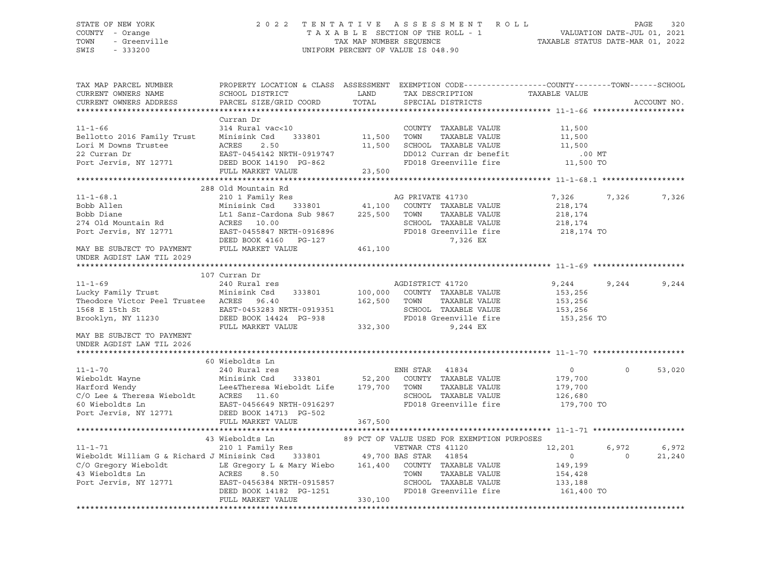STATE OF NEW YORK — COUNTY - Orange — TOWN - Greenville — SWIS - 333200

2022 TENTATIVE ASSESSMENT ROLL
TAXABLE SECTION OF THE ROLL - 1
TAX MAP NUMBER SEQUENCE
UNIFORM PERCENT OF VALUE IS 048.90

VALUATION DATE-JUL 01, 2021
TAXABLE STATUS DATE-MAR 01, 2022

| TAX MAP PARCEL NUMBER / CURRENT OWNERS NAME / CURRENT OWNERS ADDRESS | PROPERTY LOCATION & CLASS / SCHOOL DISTRICT / PARCEL SIZE/GRID COORD | ASSESSMENT LAND / TOTAL | EXEMPTION CODE / TAX DESCRIPTION / SPECIAL DISTRICTS | COUNTY | TOWN | SCHOOL |
|---|---|---|---|---|---|---|
| **11-1-66** | Curran Dr | | | | | |
| 11-1-66 | 314 Rural vac<10 | | COUNTY TAXABLE VALUE | 11,500 | | |
| Bellotto 2016 Family Trust | Minisink Csd 333801 | 11,500 | TOWN TAXABLE VALUE | 11,500 | | |
| Lori M Downs Trustee | ACRES 2.50 | 11,500 | SCHOOL TAXABLE VALUE | 11,500 | | |
| 22 Curran Dr | EAST-0454142 NRTH-0919747 | | DD012 Curran dr benefit | .00 MT | | |
| Port Jervis, NY 12771 | DEED BOOK 14190 PG-862 | | FD018 Greenville fire | 11,500 TO | | |
| | FULL MARKET VALUE | 23,500 | | | | |
| **11-1-68.1** | 288 Old Mountain Rd | | | | | |
| 11-1-68.1 | 210 1 Family Res | | AG PRIVATE 41730 | 7,326 | 7,326 | 7,326 |
| Bobb Allen | Minisink Csd 333801 | 41,100 | COUNTY TAXABLE VALUE | 218,174 | | |
| Bobb Diane | Lt1 Sanz-Cardona Sub 9867 | 225,500 | TOWN TAXABLE VALUE | 218,174 | | |
| 274 Old Mountain Rd | ACRES 10.00 | | SCHOOL TAXABLE VALUE | 218,174 | | |
| Port Jervis, NY 12771 | EAST-0455847 NRTH-0916896 | | FD018 Greenville fire | 218,174 TO | | |
| | DEED BOOK 4160 PG-127 | | 7,326 EX | | | |
| MAY BE SUBJECT TO PAYMENT UNDER AGDIST LAW TIL 2029 | FULL MARKET VALUE | 461,100 | | | | |
| **11-1-69** | 107 Curran Dr | | | | | |
| 11-1-69 | 240 Rural res | | AGDISTRICT 41720 | 9,244 | 9,244 | 9,244 |
| Lucky Family Trust | Minisink Csd 333801 | 100,000 | COUNTY TAXABLE VALUE | 153,256 | | |
| Theodore Victor Peel Trustee | ACRES 96.40 | 162,500 | TOWN TAXABLE VALUE | 153,256 | | |
| 1568 E 15th St | EAST-0453283 NRTH-0919351 | | SCHOOL TAXABLE VALUE | 153,256 | | |
| Brooklyn, NY 11230 | DEED BOOK 14424 PG-938 | | FD018 Greenville fire | 153,256 TO | | |
| | FULL MARKET VALUE | 332,300 | 9,244 EX | | | |
| MAY BE SUBJECT TO PAYMENT UNDER AGDIST LAW TIL 2026 | | | | | | |
| **11-1-70** | 60 Wieboldts Ln | | | | | |
| 11-1-70 | 240 Rural res | | ENH STAR 41834 | 0 | 0 | 53,020 |
| Wieboldt Wayne | Minisink Csd 333801 | 52,200 | COUNTY TAXABLE VALUE | 179,700 | | |
| Harford Wendy | Lee&Theresa Wieboldt Life | 179,700 | TOWN TAXABLE VALUE | 179,700 | | |
| C/O Lee & Theresa Wieboldt | ACRES 11.60 | | SCHOOL TAXABLE VALUE | 126,680 | | |
| 60 Wieboldts Ln | EAST-0456649 NRTH-0916297 | | FD018 Greenville fire | 179,700 TO | | |
| Port Jervis, NY 12771 | DEED BOOK 14713 PG-502 | | | | | |
| | FULL MARKET VALUE | 367,500 | | | | |
| **11-1-71** | 43 Wieboldts Ln | | 89 PCT OF VALUE USED FOR EXEMPTION PURPOSES | | | |
| 11-1-71 | 210 1 Family Res | | VETWAR CTS 41120 | 12,201 | 6,972 | 6,972 |
| Wieboldt William G & Richard J | Minisink Csd 333801 | 49,700 | BAS STAR 41854 | 0 | 0 | 21,240 |
| C/O Gregory Wieboldt | LE Gregory L & Mary Wiebo | 161,400 | COUNTY TAXABLE VALUE | 149,199 | | |
| 43 Wieboldts Ln | ACRES 8.50 | | TOWN TAXABLE VALUE | 154,428 | | |
| Port Jervis, NY 12771 | EAST-0456384 NRTH-0915857 | | SCHOOL TAXABLE VALUE | 133,188 | | |
| | DEED BOOK 14182 PG-1251 | | FD018 Greenville fire | 161,400 TO | | |
| | FULL MARKET VALUE | 330,100 | | | | |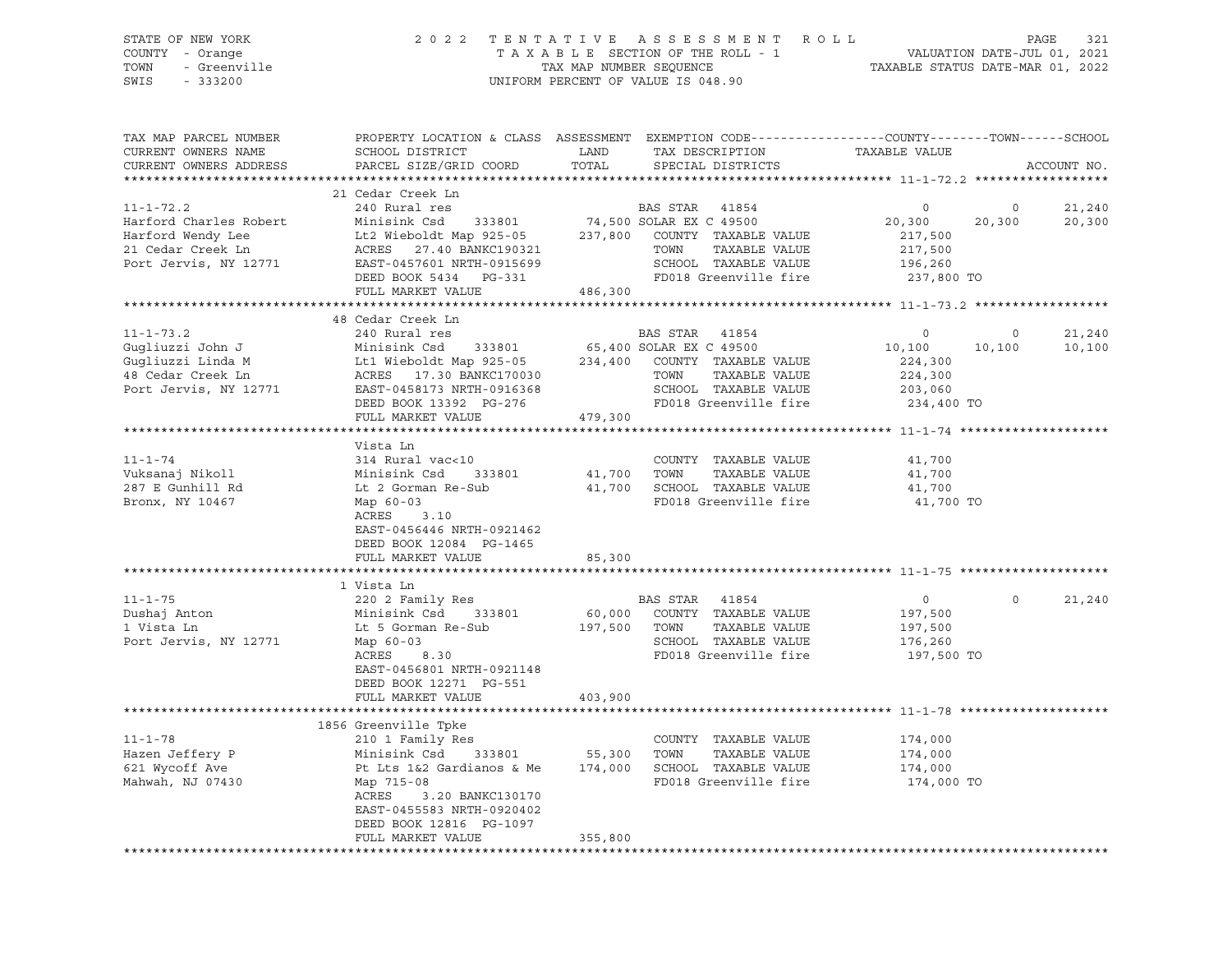STATE OF NEW YORK
COUNTY - Orange
TOWN - Greenville
SWIS - 333200

2022 TENTATIVE ASSESSMENT ROLL
TAXABLE SECTION OF THE ROLL - 1
TAX MAP NUMBER SEQUENCE
UNIFORM PERCENT OF VALUE IS 048.90

VALUATION DATE-JUL 01, 2021
TAXABLE STATUS DATE-MAR 01, 2022

| TAX MAP PARCEL NUMBER / CURRENT OWNERS NAME / CURRENT OWNERS ADDRESS | PROPERTY LOCATION & CLASS / SCHOOL DISTRICT / PARCEL SIZE/GRID COORD | ASSESSMENT LAND / TOTAL | EXEMPTION CODE / TAX DESCRIPTION / SPECIAL DISTRICTS | COUNTY TAXABLE VALUE | TOWN | SCHOOL |
|---|---|---|---|---|---|---|
| **11-1-72.2** | 21 Cedar Creek Ln | | | | | |
| | 240 Rural res | | BAS STAR 41854 | 0 | 0 | 21,240 |
| Harford Charles Robert | Minisink Csd 333801 | 74,500 | SOLAR EX C 49500 | 20,300 | 20,300 | 20,300 |
| Harford Wendy Lee | Lt2 Wieboldt Map 925-05 | 237,800 | COUNTY TAXABLE VALUE | 217,500 | | |
| 21 Cedar Creek Ln | ACRES 27.40 BANKC190321 | | TOWN TAXABLE VALUE | 217,500 | | |
| Port Jervis, NY 12771 | EAST-0457601 NRTH-0915699 | | SCHOOL TAXABLE VALUE | 196,260 | | |
| | DEED BOOK 5434 PG-331 | | FD018 Greenville fire | 237,800 TO | | |
| | FULL MARKET VALUE | 486,300 | | | | |
| **11-1-73.2** | 48 Cedar Creek Ln | | | | | |
| | 240 Rural res | | BAS STAR 41854 | 0 | 0 | 21,240 |
| Gugliuzzi John J | Minisink Csd 333801 | 65,400 | SOLAR EX C 49500 | 10,100 | 10,100 | 10,100 |
| Gugliuzzi Linda M | Lt1 Wieboldt Map 925-05 | 234,400 | COUNTY TAXABLE VALUE | 224,300 | | |
| 48 Cedar Creek Ln | ACRES 17.30 BANKC170030 | | TOWN TAXABLE VALUE | 224,300 | | |
| Port Jervis, NY 12771 | EAST-0458173 NRTH-0916368 | | SCHOOL TAXABLE VALUE | 203,060 | | |
| | DEED BOOK 13392 PG-276 | | FD018 Greenville fire | 234,400 TO | | |
| | FULL MARKET VALUE | 479,300 | | | | |
| **11-1-74** | Vista Ln | | | | | |
| | 314 Rural vac<10 | | COUNTY TAXABLE VALUE | 41,700 | | |
| Vuksanaj Nikoll | Minisink Csd 333801 | 41,700 | TOWN TAXABLE VALUE | 41,700 | | |
| 287 E Gunhill Rd | Lt 2 Gorman Re-Sub | 41,700 | SCHOOL TAXABLE VALUE | 41,700 | | |
| Bronx, NY 10467 | Map 60-03 | | FD018 Greenville fire | 41,700 TO | | |
| | ACRES 3.10 | | | | | |
| | EAST-0456446 NRTH-0921462 | | | | | |
| | DEED BOOK 12084 PG-1465 | | | | | |
| | FULL MARKET VALUE | 85,300 | | | | |
| **11-1-75** | 1 Vista Ln | | | | | |
| | 220 2 Family Res | | BAS STAR 41854 | 0 | 0 | 21,240 |
| Dushaj Anton | Minisink Csd 333801 | 60,000 | COUNTY TAXABLE VALUE | 197,500 | | |
| 1 Vista Ln | Lt 5 Gorman Re-Sub | 197,500 | TOWN TAXABLE VALUE | 197,500 | | |
| Port Jervis, NY 12771 | Map 60-03 | | SCHOOL TAXABLE VALUE | 176,260 | | |
| | ACRES 8.30 | | FD018 Greenville fire | 197,500 TO | | |
| | EAST-0456801 NRTH-0921148 | | | | | |
| | DEED BOOK 12271 PG-551 | | | | | |
| | FULL MARKET VALUE | 403,900 | | | | |
| **11-1-78** | 1856 Greenville Tpke | | | | | |
| | 210 1 Family Res | | COUNTY TAXABLE VALUE | 174,000 | | |
| Hazen Jeffery P | Minisink Csd 333801 | 55,300 | TOWN TAXABLE VALUE | 174,000 | | |
| 621 Wycoff Ave | Pt Lts 1&2 Gardianos & Me | 174,000 | SCHOOL TAXABLE VALUE | 174,000 | | |
| Mahwah, NJ 07430 | Map 715-08 | | FD018 Greenville fire | 174,000 TO | | |
| | ACRES 3.20 BANKC130170 | | | | | |
| | EAST-0455583 NRTH-0920402 | | | | | |
| | DEED BOOK 12816 PG-1097 | | | | | |
| | FULL MARKET VALUE | 355,800 | | | | |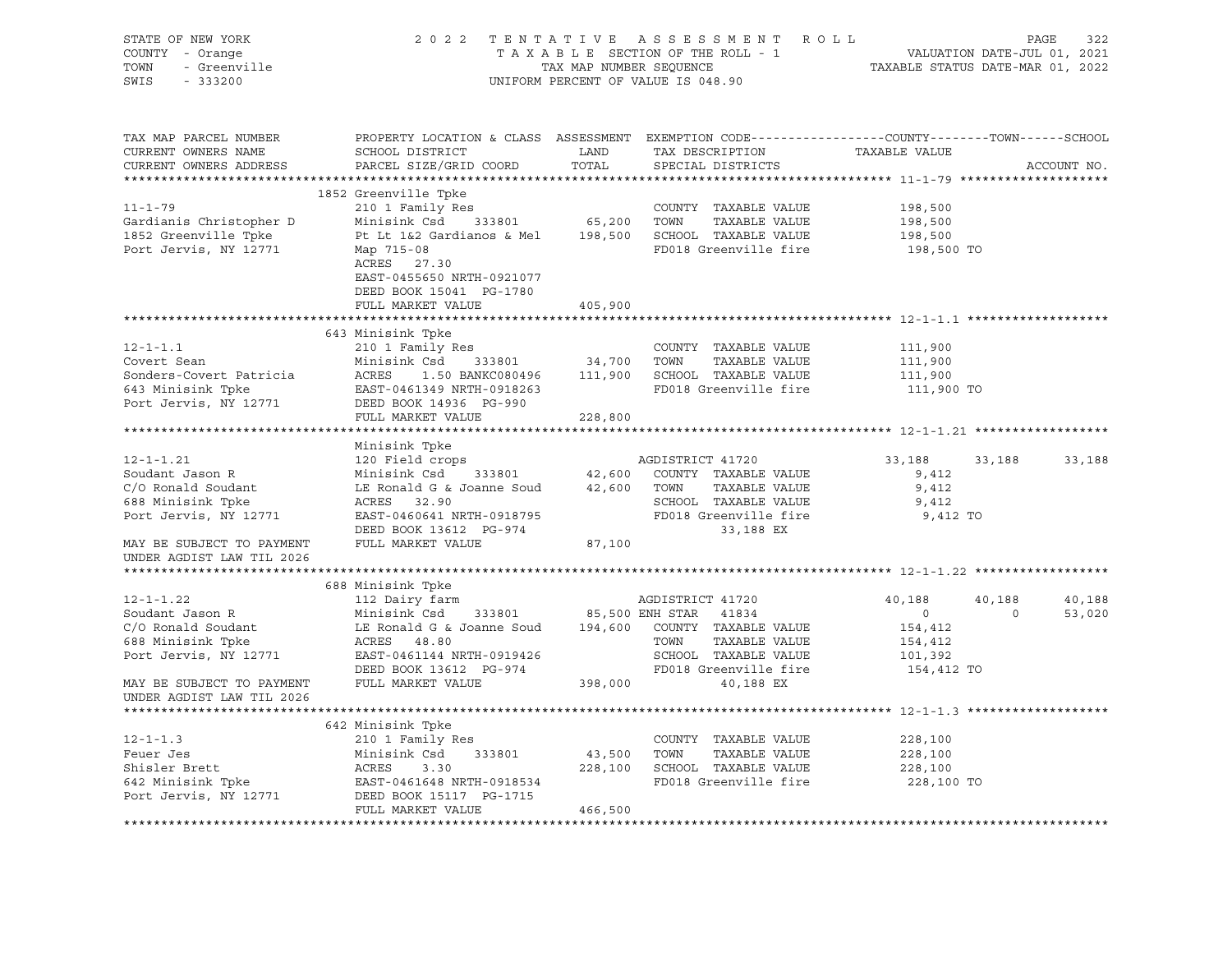STATE OF NEW YORK
COUNTY - Orange
TOWN - Greenville
SWIS - 333200

2022 TENTATIVE ASSESSMENT ROLL
TAXABLE SECTION OF THE ROLL - 1
TAX MAP NUMBER SEQUENCE
UNIFORM PERCENT OF VALUE IS 048.90

VALUATION DATE-JUL 01, 2021
TAXABLE STATUS DATE-MAR 01, 2022

```
TAX MAP PARCEL NUMBER          PROPERTY LOCATION & CLASS  ASSESSMENT  EXEMPTION CODE------------------COUNTY--------TOWN------SCHOOL
CURRENT OWNERS NAME            SCHOOL DISTRICT            LAND        TAX DESCRIPTION                TAXABLE VALUE
CURRENT OWNERS ADDRESS         PARCEL SIZE/GRID COORD     TOTAL       SPECIAL DISTRICTS                                      ACCOUNT NO.
******************************************************************************************************* 11-1-79 *******************
                               1852 Greenville Tpke
11-1-79                        210 1 Family Res                       COUNTY  TAXABLE VALUE           198,500
Gardianis Christopher D        Minisink Csd    333801      65,200     TOWN    TAXABLE VALUE           198,500
1852 Greenville Tpke           Pt Lt 1&2 Gardianos & Mel  198,500     SCHOOL  TAXABLE VALUE           198,500
Port Jervis, NY 12771          Map 715-08                             FD018 Greenville fire            198,500 TO
                               ACRES   27.30
                               EAST-0455650 NRTH-0921077
                               DEED BOOK 15041  PG-1780
                               FULL MARKET VALUE          405,900
******************************************************************************************************* 12-1-1.1 ******************
                               643 Minisink Tpke
12-1-1.1                       210 1 Family Res                       COUNTY  TAXABLE VALUE           111,900
Covert Sean                    Minisink Csd    333801      34,700     TOWN    TAXABLE VALUE           111,900
Sonders-Covert Patricia        ACRES    1.50 BANKC080496  111,900     SCHOOL  TAXABLE VALUE           111,900
643 Minisink Tpke              EAST-0461349 NRTH-0918263              FD018 Greenville fire            111,900 TO
Port Jervis, NY 12771          DEED BOOK 14936  PG-990
                               FULL MARKET VALUE          228,800
******************************************************************************************************* 12-1-1.21 *****************
                               Minisink Tpke
12-1-1.21                      120 Field crops                        AGDISTRICT 41720                33,188     33,188     33,188
Soudant Jason R                Minisink Csd    333801      42,600     COUNTY  TAXABLE VALUE             9,412
C/O Ronald Soudant             LE Ronald G & Joanne Soud   42,600     TOWN    TAXABLE VALUE             9,412
688 Minisink Tpke              ACRES   32.90                          SCHOOL  TAXABLE VALUE             9,412
Port Jervis, NY 12771          EAST-0460641 NRTH-0918795              FD018 Greenville fire              9,412 TO
                               DEED BOOK 13612  PG-974                      33,188 EX
MAY BE SUBJECT TO PAYMENT      FULL MARKET VALUE           87,100
UNDER AGDIST LAW TIL 2026
******************************************************************************************************* 12-1-1.22 *****************
                               688 Minisink Tpke
12-1-1.22                      112 Dairy farm                         AGDISTRICT 41720                40,188     40,188     40,188
Soudant Jason R                Minisink Csd    333801      85,500 ENH STAR   41834                     0          0     53,020
C/O Ronald Soudant             LE Ronald G & Joanne Soud  194,600     COUNTY  TAXABLE VALUE           154,412
688 Minisink Tpke              ACRES   48.80                          TOWN    TAXABLE VALUE           154,412
Port Jervis, NY 12771          EAST-0461144 NRTH-0919426              SCHOOL  TAXABLE VALUE           101,392
                               DEED BOOK 13612  PG-974                FD018 Greenville fire            154,412 TO
MAY BE SUBJECT TO PAYMENT      FULL MARKET VALUE          398,000           40,188 EX
UNDER AGDIST LAW TIL 2026
******************************************************************************************************* 12-1-1.3 ******************
                               642 Minisink Tpke
12-1-1.3                       210 1 Family Res                       COUNTY  TAXABLE VALUE           228,100
Feuer Jes                      Minisink Csd    333801      43,500     TOWN    TAXABLE VALUE           228,100
Shisler Brett                  ACRES    3.30              228,100     SCHOOL  TAXABLE VALUE           228,100
642 Minisink Tpke              EAST-0461648 NRTH-0918534              FD018 Greenville fire            228,100 TO
Port Jervis, NY 12771          DEED BOOK 15117  PG-1715
                               FULL MARKET VALUE          466,500
***********************************************************************************************************************************
```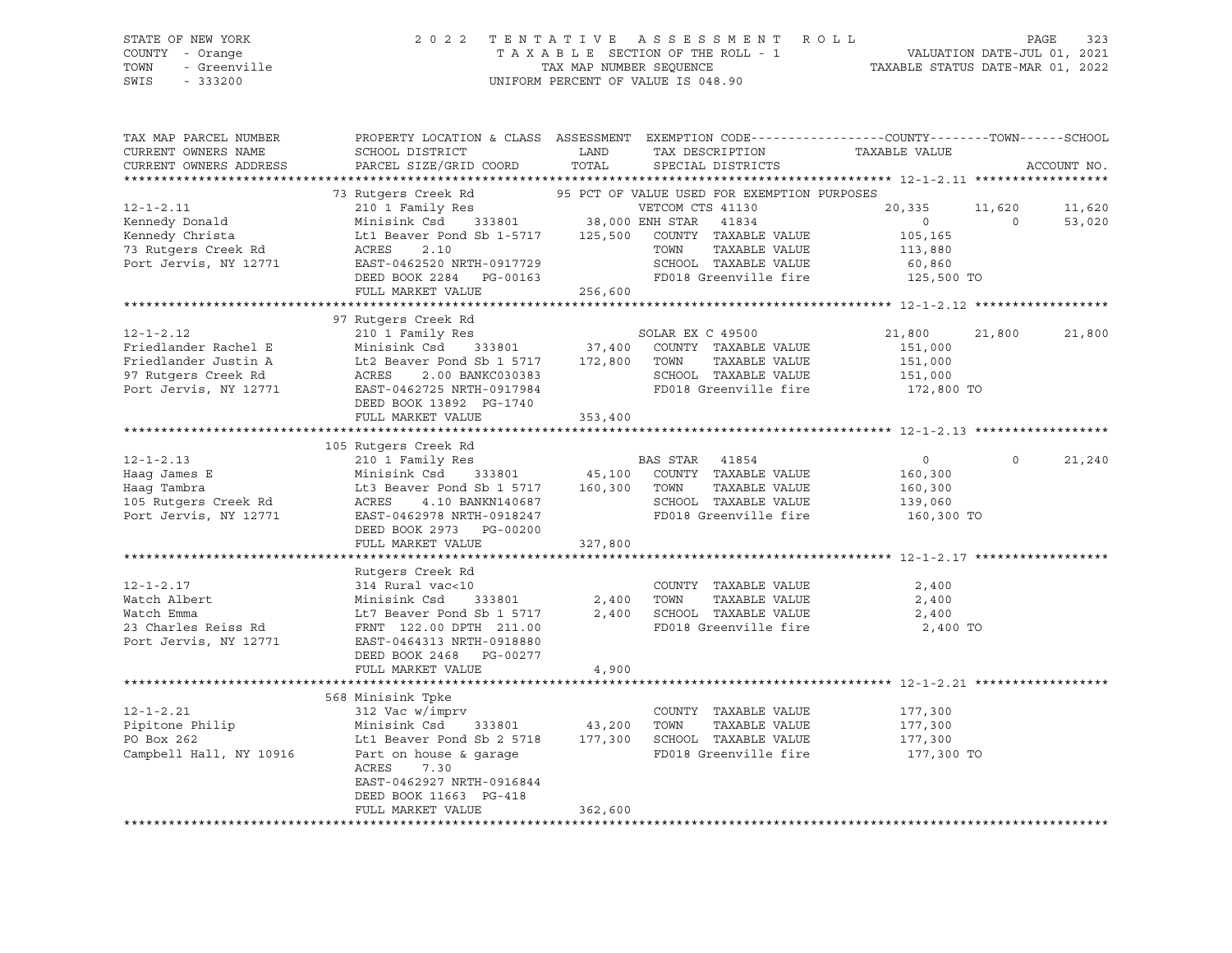STATE OF NEW YORK — COUNTY - Orange — TOWN - Greenville — SWIS - 333200

2022 TENTATIVE ASSESSMENT ROLL
TAXABLE SECTION OF THE ROLL - 1
TAX MAP NUMBER SEQUENCE
UNIFORM PERCENT OF VALUE IS 048.90

VALUATION DATE-JUL 01, 2021
TAXABLE STATUS DATE-MAR 01, 2022

| TAX MAP PARCEL NUMBER / CURRENT OWNERS NAME / CURRENT OWNERS ADDRESS | PROPERTY LOCATION & CLASS / SCHOOL DISTRICT / PARCEL SIZE/GRID COORD | ASSESSMENT LAND / TOTAL | EXEMPTION CODE / TAX DESCRIPTION / SPECIAL DISTRICTS | COUNTY | TOWN | SCHOOL |
|---|---|---|---|---|---|---|
| **12-1-2.11** | 73 Rutgers Creek Rd | | 95 PCT OF VALUE USED FOR EXEMPTION PURPOSES | | | |
| 12-1-2.11 | 210 1 Family Res | | VETCOM CTS 41130 | 20,335 | 11,620 | 11,620 |
| Kennedy Donald | Minisink Csd 333801 | 38,000 | ENH STAR 41834 | 0 | 0 | 53,020 |
| Kennedy Christa | Lt1 Beaver Pond Sb 1-5717 | 125,500 | COUNTY TAXABLE VALUE | 105,165 | | |
| 73 Rutgers Creek Rd | ACRES 2.10 | | TOWN TAXABLE VALUE | | 113,880 | |
| Port Jervis, NY 12771 | EAST-0462520 NRTH-0917729 | | SCHOOL TAXABLE VALUE | | | 60,860 |
| | DEED BOOK 2284 PG-00163 | | FD018 Greenville fire | 125,500 TO | | |
| | FULL MARKET VALUE | 256,600 | | | | |
| **12-1-2.12** | 97 Rutgers Creek Rd | | | | | |
| 12-1-2.12 | 210 1 Family Res | | SOLAR EX C 49500 | 21,800 | 21,800 | 21,800 |
| Friedlander Rachel E | Minisink Csd 333801 | 37,400 | COUNTY TAXABLE VALUE | 151,000 | | |
| Friedlander Justin A | Lt2 Beaver Pond Sb 1 5717 | 172,800 | TOWN TAXABLE VALUE | | 151,000 | |
| 97 Rutgers Creek Rd | ACRES 2.00 BANKC030383 | | SCHOOL TAXABLE VALUE | | | 151,000 |
| Port Jervis, NY 12771 | EAST-0462725 NRTH-0917984 | | FD018 Greenville fire | 172,800 TO | | |
| | DEED BOOK 13892 PG-1740 | | | | | |
| | FULL MARKET VALUE | 353,400 | | | | |
| **12-1-2.13** | 105 Rutgers Creek Rd | | | | | |
| 12-1-2.13 | 210 1 Family Res | | BAS STAR 41854 | 0 | 0 | 21,240 |
| Haag James E | Minisink Csd 333801 | 45,100 | COUNTY TAXABLE VALUE | 160,300 | | |
| Haag Tambra | Lt3 Beaver Pond Sb 1 5717 | 160,300 | TOWN TAXABLE VALUE | | 160,300 | |
| 105 Rutgers Creek Rd | ACRES 4.10 BANKN140687 | | SCHOOL TAXABLE VALUE | | | 139,060 |
| Port Jervis, NY 12771 | EAST-0462978 NRTH-0918247 | | FD018 Greenville fire | 160,300 TO | | |
| | DEED BOOK 2973 PG-00200 | | | | | |
| | FULL MARKET VALUE | 327,800 | | | | |
| **12-1-2.17** | Rutgers Creek Rd | | | | | |
| 12-1-2.17 | 314 Rural vac<10 | | COUNTY TAXABLE VALUE | 2,400 | | |
| Watch Albert | Minisink Csd 333801 | 2,400 | TOWN TAXABLE VALUE | | 2,400 | |
| Watch Emma | Lt7 Beaver Pond Sb 1 5717 | 2,400 | SCHOOL TAXABLE VALUE | | | 2,400 |
| 23 Charles Reiss Rd | FRNT 122.00 DPTH 211.00 | | FD018 Greenville fire | 2,400 TO | | |
| Port Jervis, NY 12771 | EAST-0464313 NRTH-0918880 | | | | | |
| | DEED BOOK 2468 PG-00277 | | | | | |
| | FULL MARKET VALUE | 4,900 | | | | |
| **12-1-2.21** | 568 Minisink Tpke | | | | | |
| 12-1-2.21 | 312 Vac w/imprv | | COUNTY TAXABLE VALUE | 177,300 | | |
| Pipitone Philip | Minisink Csd 333801 | 43,200 | TOWN TAXABLE VALUE | | 177,300 | |
| PO Box 262 | Lt1 Beaver Pond Sb 2 5718 | 177,300 | SCHOOL TAXABLE VALUE | | | 177,300 |
| Campbell Hall, NY 10916 | Part on house & garage | | FD018 Greenville fire | 177,300 TO | | |
| | ACRES 7.30 | | | | | |
| | EAST-0462927 NRTH-0916844 | | | | | |
| | DEED BOOK 11663 PG-418 | | | | | |
| | FULL MARKET VALUE | 362,600 | | | | |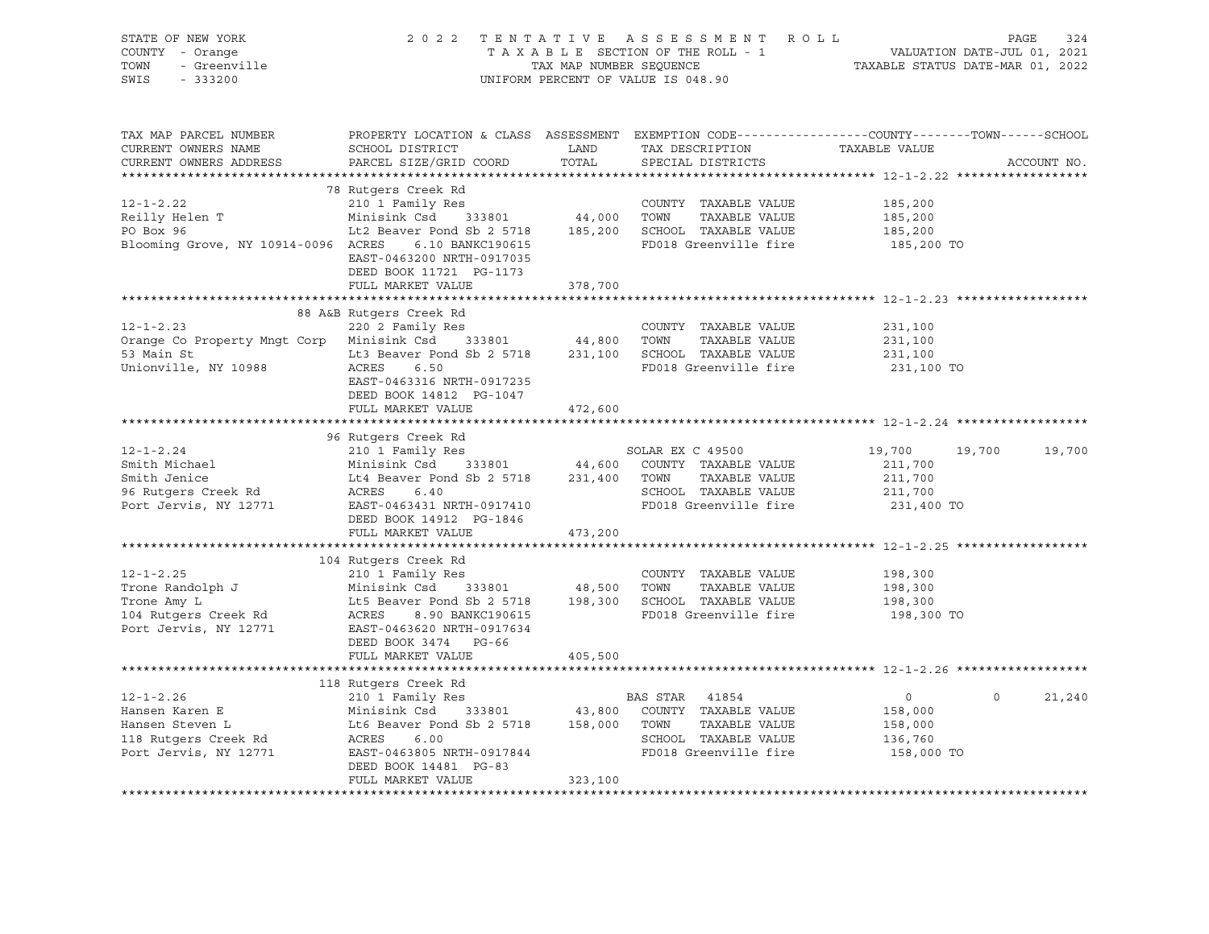STATE OF NEW YORK
COUNTY - Orange
TOWN - Greenville
SWIS - 333200

2022 TENTATIVE ASSESSMENT ROLL
TAXABLE SECTION OF THE ROLL - 1
TAX MAP NUMBER SEQUENCE
UNIFORM PERCENT OF VALUE IS 048.90

VALUATION DATE-JUL 01, 2021
TAXABLE STATUS DATE-MAR 01, 2022

| TAX MAP PARCEL NUMBER / CURRENT OWNERS NAME / CURRENT OWNERS ADDRESS | PROPERTY LOCATION & CLASS / SCHOOL DISTRICT / PARCEL SIZE/GRID COORD | ASSESSMENT LAND / TOTAL | EXEMPTION CODE / TAX DESCRIPTION / SPECIAL DISTRICTS | COUNTY TAXABLE VALUE | TOWN | SCHOOL | ACCOUNT NO. |
|---|---|---|---|---|---|---|---|
| **12-1-2.22** | 78 Rutgers Creek Rd | | | | | | |
| | 210 1 Family Res | | COUNTY TAXABLE VALUE | 185,200 | | | |
| Reilly Helen T | Minisink Csd 333801 | 44,000 | TOWN TAXABLE VALUE | 185,200 | | | |
| PO Box 96 | Lt2 Beaver Pond Sb 2 5718 | 185,200 | SCHOOL TAXABLE VALUE | 185,200 | | | |
| Blooming Grove, NY 10914-0096 | ACRES 6.10 BANKC190615 | | FD018 Greenville fire | 185,200 TO | | | |
| | EAST-0463200 NRTH-0917035 | | | | | | |
| | DEED BOOK 11721 PG-1173 | | | | | | |
| | FULL MARKET VALUE | 378,700 | | | | | |
| **12-1-2.23** | 88 A&B Rutgers Creek Rd | | | | | | |
| | 220 2 Family Res | | COUNTY TAXABLE VALUE | 231,100 | | | |
| Orange Co Property Mngt Corp | Minisink Csd 333801 | 44,800 | TOWN TAXABLE VALUE | 231,100 | | | |
| 53 Main St | Lt3 Beaver Pond Sb 2 5718 | 231,100 | SCHOOL TAXABLE VALUE | 231,100 | | | |
| Unionville, NY 10988 | ACRES 6.50 | | FD018 Greenville fire | 231,100 TO | | | |
| | EAST-0463316 NRTH-0917235 | | | | | | |
| | DEED BOOK 14812 PG-1047 | | | | | | |
| | FULL MARKET VALUE | 472,600 | | | | | |
| **12-1-2.24** | 96 Rutgers Creek Rd | | | | | | |
| | 210 1 Family Res | | SOLAR EX C 49500 | 19,700 | 19,700 | 19,700 | |
| Smith Michael | Minisink Csd 333801 | 44,600 | COUNTY TAXABLE VALUE | 211,700 | | | |
| Smith Jenice | Lt4 Beaver Pond Sb 2 5718 | 231,400 | TOWN TAXABLE VALUE | 211,700 | | | |
| 96 Rutgers Creek Rd | ACRES 6.40 | | SCHOOL TAXABLE VALUE | 211,700 | | | |
| Port Jervis, NY 12771 | EAST-0463431 NRTH-0917410 | | FD018 Greenville fire | 231,400 TO | | | |
| | DEED BOOK 14912 PG-1846 | | | | | | |
| | FULL MARKET VALUE | 473,200 | | | | | |
| **12-1-2.25** | 104 Rutgers Creek Rd | | | | | | |
| | 210 1 Family Res | | COUNTY TAXABLE VALUE | 198,300 | | | |
| Trone Randolph J | Minisink Csd 333801 | 48,500 | TOWN TAXABLE VALUE | 198,300 | | | |
| Trone Amy L | Lt5 Beaver Pond Sb 2 5718 | 198,300 | SCHOOL TAXABLE VALUE | 198,300 | | | |
| 104 Rutgers Creek Rd | ACRES 8.90 BANKC190615 | | FD018 Greenville fire | 198,300 TO | | | |
| Port Jervis, NY 12771 | EAST-0463620 NRTH-0917634 | | | | | | |
| | DEED BOOK 3474 PG-66 | | | | | | |
| | FULL MARKET VALUE | 405,500 | | | | | |
| **12-1-2.26** | 118 Rutgers Creek Rd | | | | | | |
| | 210 1 Family Res | | BAS STAR 41854 | 0 | 0 | 21,240 | |
| Hansen Karen E | Minisink Csd 333801 | 43,800 | COUNTY TAXABLE VALUE | 158,000 | | | |
| Hansen Steven L | Lt6 Beaver Pond Sb 2 5718 | 158,000 | TOWN TAXABLE VALUE | 158,000 | | | |
| 118 Rutgers Creek Rd | ACRES 6.00 | | SCHOOL TAXABLE VALUE | 136,760 | | | |
| Port Jervis, NY 12771 | EAST-0463805 NRTH-0917844 | | FD018 Greenville fire | 158,000 TO | | | |
| | DEED BOOK 14481 PG-83 | | | | | | |
| | FULL MARKET VALUE | 323,100 | | | | | |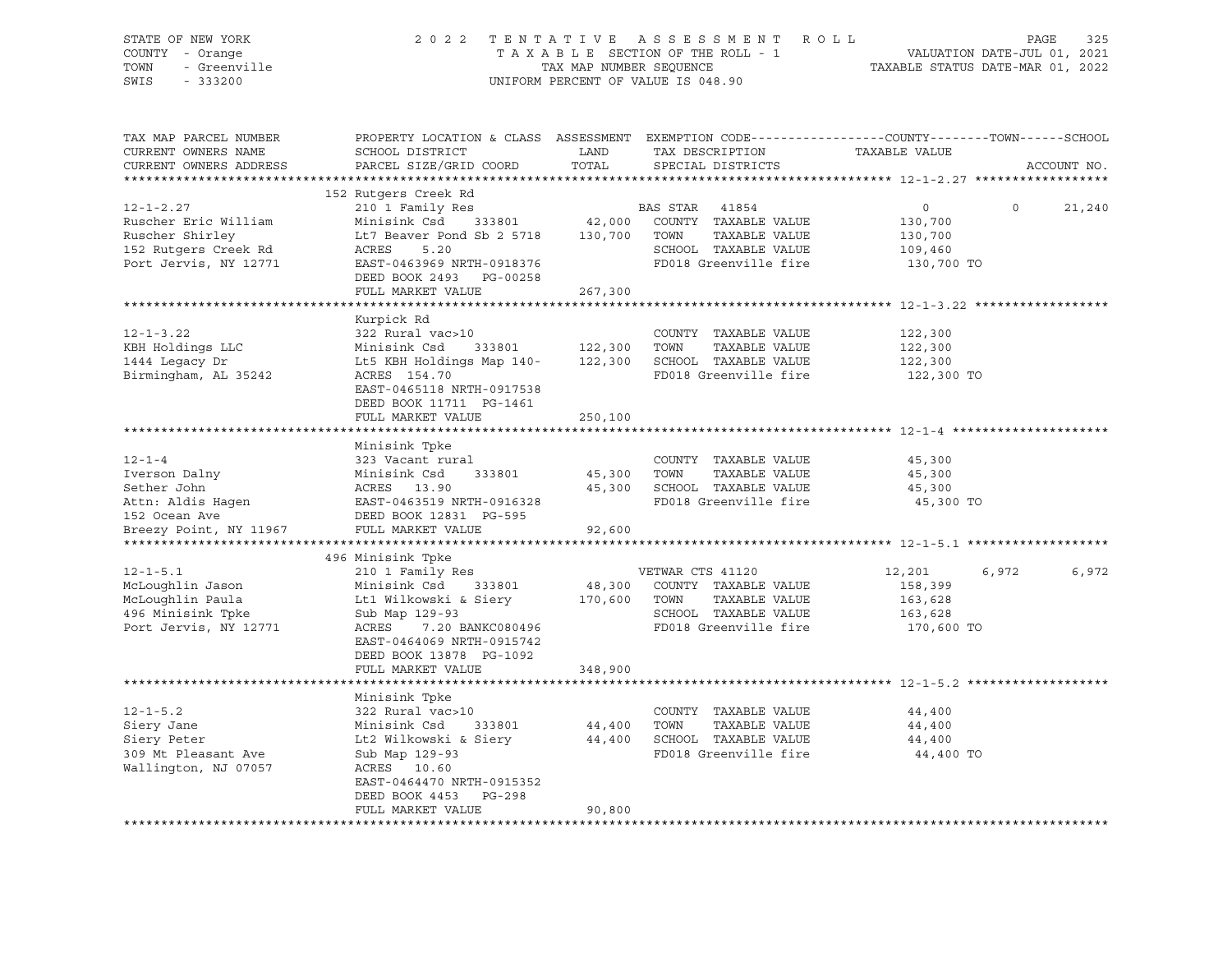STATE OF NEW YORK
COUNTY - Orange
TOWN - Greenville
SWIS - 333200

2022 TENTATIVE ASSESSMENT ROLL
TAXABLE SECTION OF THE ROLL - 1
TAX MAP NUMBER SEQUENCE
UNIFORM PERCENT OF VALUE IS 048.90

VALUATION DATE-JUL 01, 2021
TAXABLE STATUS DATE-MAR 01, 2022

| TAX MAP PARCEL NUMBER / CURRENT OWNERS NAME / CURRENT OWNERS ADDRESS | PROPERTY LOCATION & CLASS / SCHOOL DISTRICT / PARCEL SIZE/GRID COORD | ASSESSMENT LAND | TOTAL | EXEMPTION CODE / TAX DESCRIPTION / SPECIAL DISTRICTS | COUNTY TAXABLE VALUE | TOWN | SCHOOL | ACCOUNT NO. |
|---|---|---|---|---|---|---|---|---|
| **12-1-2.27** | 152 Rutgers Creek Rd | | | | | | | |
| 12-1-2.27 | 210 1 Family Res | | | BAS STAR 41854 | 0 | 0 | 21,240 | |
| Ruscher Eric William | Minisink Csd 333801 | 42,000 | | COUNTY TAXABLE VALUE | 130,700 | | | |
| Ruscher Shirley | Lt7 Beaver Pond Sb 2 5718 | | 130,700 | TOWN TAXABLE VALUE | 130,700 | | | |
| 152 Rutgers Creek Rd | ACRES 5.20 | | | SCHOOL TAXABLE VALUE | 109,460 | | | |
| Port Jervis, NY 12771 | EAST-0463969 NRTH-0918376 | | | FD018 Greenville fire | 130,700 TO | | | |
| | DEED BOOK 2493 PG-00258 | | | | | | | |
| | FULL MARKET VALUE | 267,300 | | | | | | |
| **12-1-3.22** | Kurpick Rd | | | | | | | |
| 12-1-3.22 | 322 Rural vac>10 | | | COUNTY TAXABLE VALUE | 122,300 | | | |
| KBH Holdings LLC | Minisink Csd 333801 | 122,300 | | TOWN TAXABLE VALUE | 122,300 | | | |
| 1444 Legacy Dr | Lt5 KBH Holdings Map 140- | | 122,300 | SCHOOL TAXABLE VALUE | 122,300 | | | |
| Birmingham, AL 35242 | ACRES 154.70 | | | FD018 Greenville fire | 122,300 TO | | | |
| | EAST-0465118 NRTH-0917538 | | | | | | | |
| | DEED BOOK 11711 PG-1461 | | | | | | | |
| | FULL MARKET VALUE | 250,100 | | | | | | |
| **12-1-4** | Minisink Tpke | | | | | | | |
| 12-1-4 | 323 Vacant rural | | | COUNTY TAXABLE VALUE | 45,300 | | | |
| Iverson Dalny | Minisink Csd 333801 | 45,300 | | TOWN TAXABLE VALUE | 45,300 | | | |
| Sether John | ACRES 13.90 | | 45,300 | SCHOOL TAXABLE VALUE | 45,300 | | | |
| Attn: Aldis Hagen | EAST-0463519 NRTH-0916328 | | | FD018 Greenville fire | 45,300 TO | | | |
| 152 Ocean Ave | DEED BOOK 12831 PG-595 | | | | | | | |
| Breezy Point, NY 11967 | FULL MARKET VALUE | 92,600 | | | | | | |
| **12-1-5.1** | 496 Minisink Tpke | | | | | | | |
| 12-1-5.1 | 210 1 Family Res | | | VETWAR CTS 41120 | 12,201 | 6,972 | 6,972 | |
| McLoughlin Jason | Minisink Csd 333801 | 48,300 | | COUNTY TAXABLE VALUE | 158,399 | | | |
| McLoughlin Paula | Lt1 Wilkowski & Siery | | 170,600 | TOWN TAXABLE VALUE | 163,628 | | | |
| 496 Minisink Tpke | Sub Map 129-93 | | | SCHOOL TAXABLE VALUE | 163,628 | | | |
| Port Jervis, NY 12771 | ACRES 7.20 BANKC080496 | | | FD018 Greenville fire | 170,600 TO | | | |
| | EAST-0464069 NRTH-0915742 | | | | | | | |
| | DEED BOOK 13878 PG-1092 | | | | | | | |
| | FULL MARKET VALUE | 348,900 | | | | | | |
| **12-1-5.2** | Minisink Tpke | | | | | | | |
| 12-1-5.2 | 322 Rural vac>10 | | | COUNTY TAXABLE VALUE | 44,400 | | | |
| Siery Jane | Minisink Csd 333801 | 44,400 | | TOWN TAXABLE VALUE | 44,400 | | | |
| Siery Peter | Lt2 Wilkowski & Siery | | 44,400 | SCHOOL TAXABLE VALUE | 44,400 | | | |
| 309 Mt Pleasant Ave | Sub Map 129-93 | | | FD018 Greenville fire | 44,400 TO | | | |
| Wallington, NJ 07057 | ACRES 10.60 | | | | | | | |
| | EAST-0464470 NRTH-0915352 | | | | | | | |
| | DEED BOOK 4453 PG-298 | | | | | | | |
| | FULL MARKET VALUE | 90,800 | | | | | | |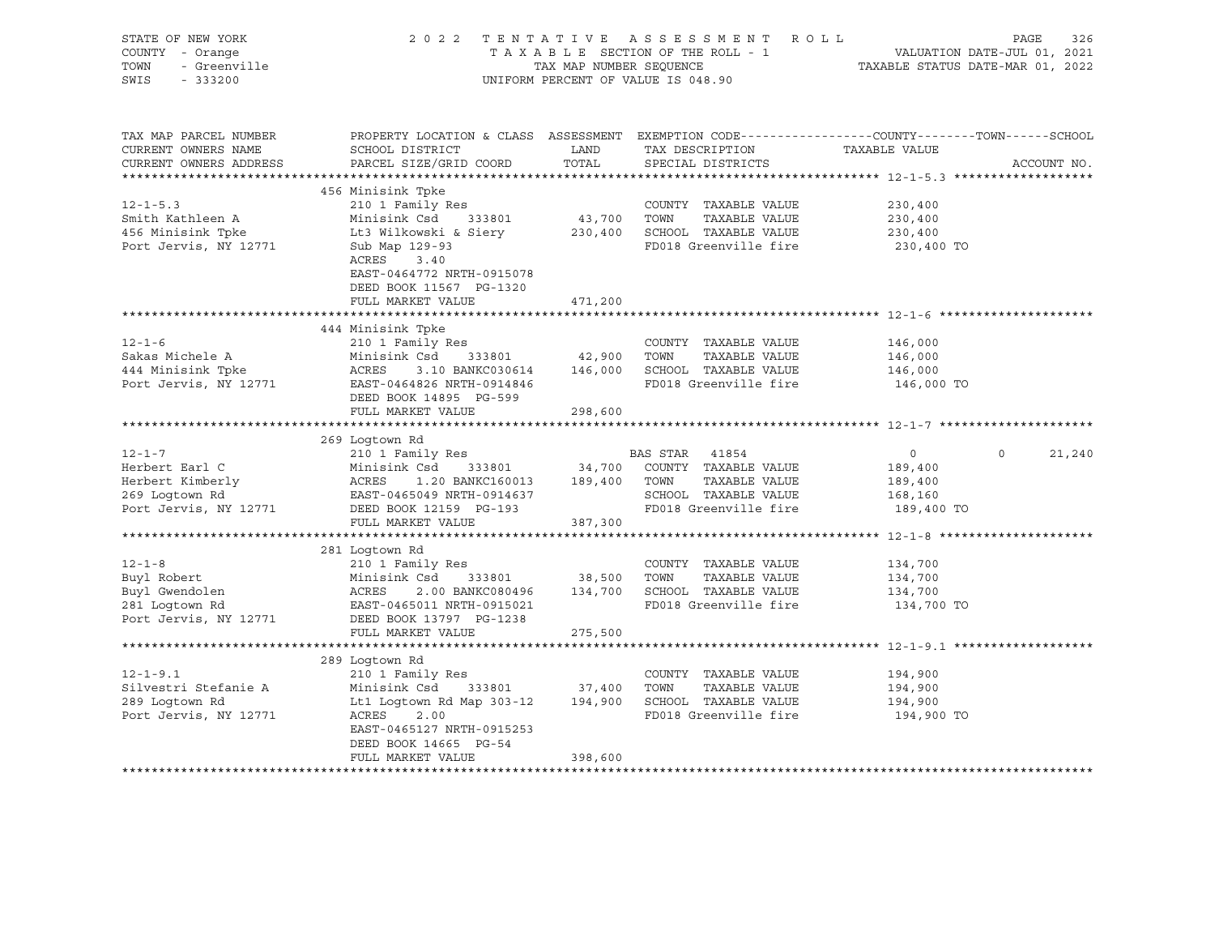STATE OF NEW YORK — COUNTY - Orange — TOWN - Greenville — SWIS - 333200

2022 TENTATIVE ASSESSMENT ROLL
TAXABLE SECTION OF THE ROLL - 1
TAX MAP NUMBER SEQUENCE
UNIFORM PERCENT OF VALUE IS 048.90

VALUATION DATE-JUL 01, 2021
TAXABLE STATUS DATE-MAR 01, 2022

| TAX MAP PARCEL NUMBER / CURRENT OWNERS NAME / CURRENT OWNERS ADDRESS | PROPERTY LOCATION & CLASS / SCHOOL DISTRICT / PARCEL SIZE/GRID COORD | ASSESSMENT LAND | TOTAL | EXEMPTION CODE / TAX DESCRIPTION / SPECIAL DISTRICTS | COUNTY TAXABLE VALUE | TOWN | SCHOOL | ACCOUNT NO. |
|---|---|---|---|---|---|---|---|---|
| | 456 Minisink Tpke | | | | | | | |
| 12-1-5.3 | 210 1 Family Res | | | COUNTY TAXABLE VALUE | 230,400 | | | |
| Smith Kathleen A | Minisink Csd 333801 | 43,700 | | TOWN TAXABLE VALUE | 230,400 | | | |
| 456 Minisink Tpke | Lt3 Wilkowski & Siery | | 230,400 | SCHOOL TAXABLE VALUE | 230,400 | | | |
| Port Jervis, NY 12771 | Sub Map 129-93 | | | FD018 Greenville fire | 230,400 TO | | | |
| | ACRES 3.40 | | | | | | | |
| | EAST-0464772 NRTH-0915078 | | | | | | | |
| | DEED BOOK 11567 PG-1320 | | | | | | | |
| | FULL MARKET VALUE | | 471,200 | | | | | |
| | 444 Minisink Tpke | | | | | | | |
| 12-1-6 | 210 1 Family Res | | | COUNTY TAXABLE VALUE | 146,000 | | | |
| Sakas Michele A | Minisink Csd 333801 | 42,900 | | TOWN TAXABLE VALUE | 146,000 | | | |
| 444 Minisink Tpke | ACRES 3.10 BANKC030614 | | 146,000 | SCHOOL TAXABLE VALUE | 146,000 | | | |
| Port Jervis, NY 12771 | EAST-0464826 NRTH-0914846 | | | FD018 Greenville fire | 146,000 TO | | | |
| | DEED BOOK 14895 PG-599 | | | | | | | |
| | FULL MARKET VALUE | | 298,600 | | | | | |
| | 269 Logtown Rd | | | | | | | |
| 12-1-7 | 210 1 Family Res | | | BAS STAR 41854 | 0 | 0 | 21,240 | |
| Herbert Earl C | Minisink Csd 333801 | 34,700 | | COUNTY TAXABLE VALUE | 189,400 | | | |
| Herbert Kimberly | ACRES 1.20 BANKC160013 | | 189,400 | TOWN TAXABLE VALUE | 189,400 | | | |
| 269 Logtown Rd | EAST-0465049 NRTH-0914637 | | | SCHOOL TAXABLE VALUE | 168,160 | | | |
| Port Jervis, NY 12771 | DEED BOOK 12159 PG-193 | | | FD018 Greenville fire | 189,400 TO | | | |
| | FULL MARKET VALUE | | 387,300 | | | | | |
| | 281 Logtown Rd | | | | | | | |
| 12-1-8 | 210 1 Family Res | | | COUNTY TAXABLE VALUE | 134,700 | | | |
| Buyl Robert | Minisink Csd 333801 | 38,500 | | TOWN TAXABLE VALUE | 134,700 | | | |
| Buyl Gwendolen | ACRES 2.00 BANKC080496 | | 134,700 | SCHOOL TAXABLE VALUE | 134,700 | | | |
| 281 Logtown Rd | EAST-0465011 NRTH-0915021 | | | FD018 Greenville fire | 134,700 TO | | | |
| Port Jervis, NY 12771 | DEED BOOK 13797 PG-1238 | | | | | | | |
| | FULL MARKET VALUE | | 275,500 | | | | | |
| | 289 Logtown Rd | | | | | | | |
| 12-1-9.1 | 210 1 Family Res | | | COUNTY TAXABLE VALUE | 194,900 | | | |
| Silvestri Stefanie A | Minisink Csd 333801 | 37,400 | | TOWN TAXABLE VALUE | 194,900 | | | |
| 289 Logtown Rd | Lt1 Logtown Rd Map 303-12 | | 194,900 | SCHOOL TAXABLE VALUE | 194,900 | | | |
| Port Jervis, NY 12771 | ACRES 2.00 | | | FD018 Greenville fire | 194,900 TO | | | |
| | EAST-0465127 NRTH-0915253 | | | | | | | |
| | DEED BOOK 14665 PG-54 | | | | | | | |
| | FULL MARKET VALUE | | 398,600 | | | | | |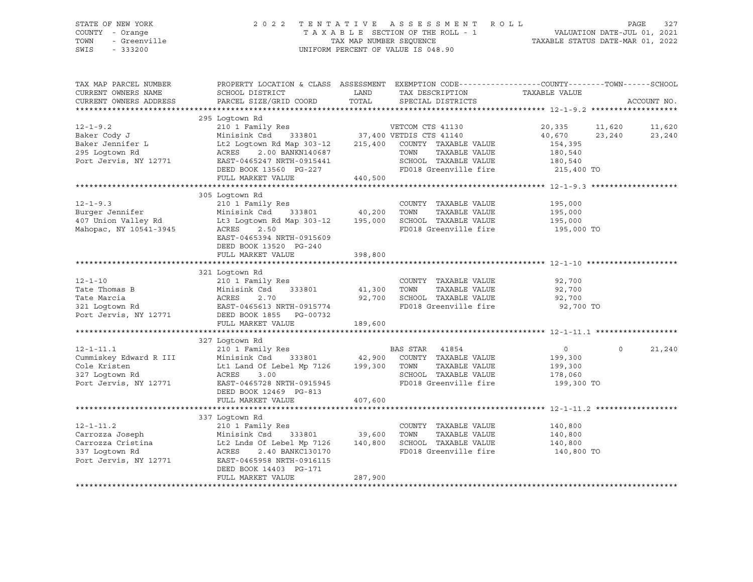STATE OF NEW YORK
COUNTY - Orange
TOWN - Greenville
SWIS - 333200

2022 TENTATIVE ASSESSMENT ROLL
TAXABLE SECTION OF THE ROLL - 1
TAX MAP NUMBER SEQUENCE
UNIFORM PERCENT OF VALUE IS 048.90

VALUATION DATE-JUL 01, 2021
TAXABLE STATUS DATE-MAR 01, 2022

| TAX MAP PARCEL NUMBER / CURRENT OWNERS NAME / CURRENT OWNERS ADDRESS | PROPERTY LOCATION & CLASS / SCHOOL DISTRICT / PARCEL SIZE/GRID COORD | ASSESSMENT LAND / TOTAL | EXEMPTION CODE / TAX DESCRIPTION / SPECIAL DISTRICTS | COUNTY TAXABLE VALUE | TOWN | SCHOOL |
|---|---|---|---|---|---|---|
| | 295 Logtown Rd | | | | | |
| 12-1-9.2 | 210 1 Family Res | | VETCOM CTS 41130 | 20,335 | 11,620 | 11,620 |
| Baker Cody J | Minisink Csd 333801 | 37,400 | VETDIS CTS 41140 | 40,670 | 23,240 | 23,240 |
| Baker Jennifer L | Lt2 Logtown Rd Map 303-12 | 215,400 | COUNTY TAXABLE VALUE | 154,395 | | |
| 295 Logtown Rd | ACRES 2.00 BANKN140687 | | TOWN TAXABLE VALUE | 180,540 | | |
| Port Jervis, NY 12771 | EAST-0465247 NRTH-0915441 | | SCHOOL TAXABLE VALUE | 180,540 | | |
| | DEED BOOK 13560 PG-227 | | FD018 Greenville fire | 215,400 TO | | |
| | FULL MARKET VALUE | 440,500 | | | | |
| | 305 Logtown Rd | | | | | |
| 12-1-9.3 | 210 1 Family Res | | COUNTY TAXABLE VALUE | 195,000 | | |
| Burger Jennifer | Minisink Csd 333801 | 40,200 | TOWN TAXABLE VALUE | 195,000 | | |
| 407 Union Valley Rd | Lt3 Logtown Rd Map 303-12 | 195,000 | SCHOOL TAXABLE VALUE | 195,000 | | |
| Mahopac, NY 10541-3945 | ACRES 2.50 | | FD018 Greenville fire | 195,000 TO | | |
| | EAST-0465394 NRTH-0915609 | | | | | |
| | DEED BOOK 13520 PG-240 | | | | | |
| | FULL MARKET VALUE | 398,800 | | | | |
| | 321 Logtown Rd | | | | | |
| 12-1-10 | 210 1 Family Res | | COUNTY TAXABLE VALUE | 92,700 | | |
| Tate Thomas B | Minisink Csd 333801 | 41,300 | TOWN TAXABLE VALUE | 92,700 | | |
| Tate Marcia | ACRES 2.70 | 92,700 | SCHOOL TAXABLE VALUE | 92,700 | | |
| 321 Logtown Rd | EAST-0465613 NRTH-0915774 | | FD018 Greenville fire | 92,700 TO | | |
| Port Jervis, NY 12771 | DEED BOOK 1855 PG-00732 | | | | | |
| | FULL MARKET VALUE | 189,600 | | | | |
| | 327 Logtown Rd | | | | | |
| 12-1-11.1 | 210 1 Family Res | | BAS STAR 41854 | 0 | 0 | 21,240 |
| Cummiskey Edward R III | Minisink Csd 333801 | 42,900 | COUNTY TAXABLE VALUE | 199,300 | | |
| Cole Kristen | Lt1 Land Of Lebel Mp 7126 | 199,300 | TOWN TAXABLE VALUE | 199,300 | | |
| 327 Logtown Rd | ACRES 3.00 | | SCHOOL TAXABLE VALUE | 178,060 | | |
| Port Jervis, NY 12771 | EAST-0465728 NRTH-0915945 | | FD018 Greenville fire | 199,300 TO | | |
| | DEED BOOK 12469 PG-813 | | | | | |
| | FULL MARKET VALUE | 407,600 | | | | |
| | 337 Logtown Rd | | | | | |
| 12-1-11.2 | 210 1 Family Res | | COUNTY TAXABLE VALUE | 140,800 | | |
| Carrozza Joseph | Minisink Csd 333801 | 39,600 | TOWN TAXABLE VALUE | 140,800 | | |
| Carrozza Cristina | Lt2 Lnds Of Lebel Mp 7126 | 140,800 | SCHOOL TAXABLE VALUE | 140,800 | | |
| 337 Logtown Rd | ACRES 2.40 BANKC130170 | | FD018 Greenville fire | 140,800 TO | | |
| Port Jervis, NY 12771 | EAST-0465958 NRTH-0916115 | | | | | |
| | DEED BOOK 14403 PG-171 | | | | | |
| | FULL MARKET VALUE | 287,900 | | | | |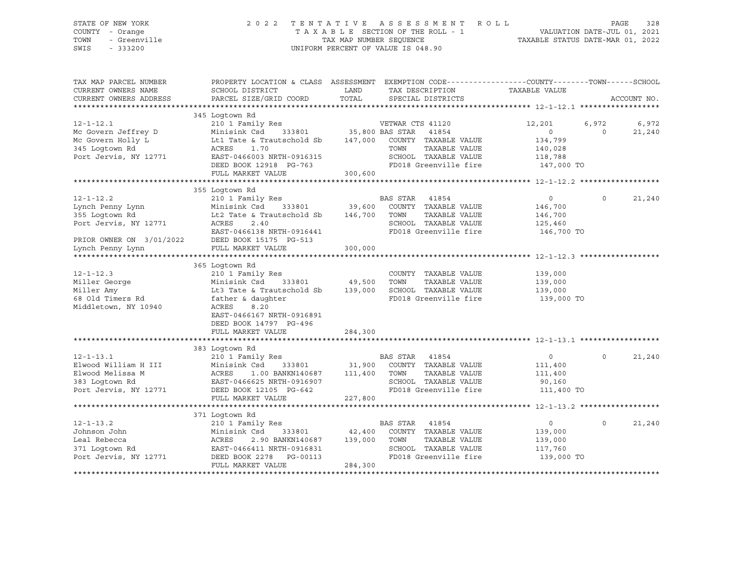STATE OF NEW YORK — COUNTY - Orange — TOWN - Greenville — SWIS - 333200

2022 TENTATIVE ASSESSMENT ROLL
TAXABLE SECTION OF THE ROLL - 1
TAX MAP NUMBER SEQUENCE
UNIFORM PERCENT OF VALUE IS 048.90

VALUATION DATE-JUL 01, 2021
TAXABLE STATUS DATE-MAR 01, 2022

| TAX MAP PARCEL NUMBER / CURRENT OWNERS NAME / CURRENT OWNERS ADDRESS | PROPERTY LOCATION & CLASS / SCHOOL DISTRICT / PARCEL SIZE/GRID COORD | ASSESSMENT LAND | TOTAL | EXEMPTION CODE / TAX DESCRIPTION / SPECIAL DISTRICTS | COUNTY TAXABLE VALUE | TOWN | SCHOOL | ACCOUNT NO. |
|---|---|---|---|---|---|---|---|---|
| **12-1-12.1** | 345 Logtown Rd | | | | | | | |
| 12-1-12.1 | 210 1 Family Res | | | VETWAR CTS 41120 | 12,201 | 6,972 | 6,972 | |
| Mc Govern Jeffrey D | Minisink Csd 333801 | 35,800 | | BAS STAR 41854 | 0 | 0 | 21,240 | |
| Mc Govern Holly L | Lt1 Tate & Trautschold Sb | | 147,000 | COUNTY TAXABLE VALUE | 134,799 | | | |
| 345 Logtown Rd | ACRES 1.70 | | | TOWN TAXABLE VALUE | 140,028 | | | |
| Port Jervis, NY 12771 | EAST-0466003 NRTH-0916315 | | | SCHOOL TAXABLE VALUE | 118,788 | | | |
| | DEED BOOK 12918 PG-763 | | | FD018 Greenville fire | 147,000 TO | | | |
| | FULL MARKET VALUE | | 300,600 | | | | | |
| **12-1-12.2** | 355 Logtown Rd | | | | | | | |
| 12-1-12.2 | 210 1 Family Res | | | BAS STAR 41854 | 0 | 0 | 21,240 | |
| Lynch Penny Lynn | Minisink Csd 333801 | 39,600 | | COUNTY TAXABLE VALUE | 146,700 | | | |
| 355 Logtown Rd | Lt2 Tate & Trautschold Sb | | 146,700 | TOWN TAXABLE VALUE | 146,700 | | | |
| Port Jervis, NY 12771 | ACRES 2.40 | | | SCHOOL TAXABLE VALUE | 125,460 | | | |
| | EAST-0466138 NRTH-0916441 | | | FD018 Greenville fire | 146,700 TO | | | |
| PRIOR OWNER ON 3/01/2022 | DEED BOOK 15175 PG-513 | | | | | | | |
| Lynch Penny Lynn | FULL MARKET VALUE | | 300,000 | | | | | |
| **12-1-12.3** | 365 Logtown Rd | | | | | | | |
| 12-1-12.3 | 210 1 Family Res | | | COUNTY TAXABLE VALUE | 139,000 | | | |
| Miller George | Minisink Csd 333801 | 49,500 | | TOWN TAXABLE VALUE | 139,000 | | | |
| Miller Amy | Lt3 Tate & Trautschold Sb | | 139,000 | SCHOOL TAXABLE VALUE | 139,000 | | | |
| 68 Old Timers Rd | father & daughter | | | FD018 Greenville fire | 139,000 TO | | | |
| Middletown, NY 10940 | ACRES 8.20 | | | | | | | |
| | EAST-0466167 NRTH-0916891 | | | | | | | |
| | DEED BOOK 14797 PG-496 | | | | | | | |
| | FULL MARKET VALUE | | 284,300 | | | | | |
| **12-1-13.1** | 383 Logtown Rd | | | | | | | |
| 12-1-13.1 | 210 1 Family Res | | | BAS STAR 41854 | 0 | 0 | 21,240 | |
| Elwood William H III | Minisink Csd 333801 | 31,900 | | COUNTY TAXABLE VALUE | 111,400 | | | |
| Elwood Melissa M | ACRES 1.00 BANKN140687 | | 111,400 | TOWN TAXABLE VALUE | 111,400 | | | |
| 383 Logtown Rd | EAST-0466625 NRTH-0916907 | | | SCHOOL TAXABLE VALUE | 90,160 | | | |
| Port Jervis, NY 12771 | DEED BOOK 12105 PG-642 | | | FD018 Greenville fire | 111,400 TO | | | |
| | FULL MARKET VALUE | | 227,800 | | | | | |
| **12-1-13.2** | 371 Logtown Rd | | | | | | | |
| 12-1-13.2 | 210 1 Family Res | | | BAS STAR 41854 | 0 | 0 | 21,240 | |
| Johnson John | Minisink Csd 333801 | 42,400 | | COUNTY TAXABLE VALUE | 139,000 | | | |
| Leal Rebecca | ACRES 2.90 BANKN140687 | | 139,000 | TOWN TAXABLE VALUE | 139,000 | | | |
| 371 Logtown Rd | EAST-0466411 NRTH-0916831 | | | SCHOOL TAXABLE VALUE | 117,760 | | | |
| Port Jervis, NY 12771 | DEED BOOK 2278 PG-00113 | | | FD018 Greenville fire | 139,000 TO | | | |
| | FULL MARKET VALUE | | 284,300 | | | | | |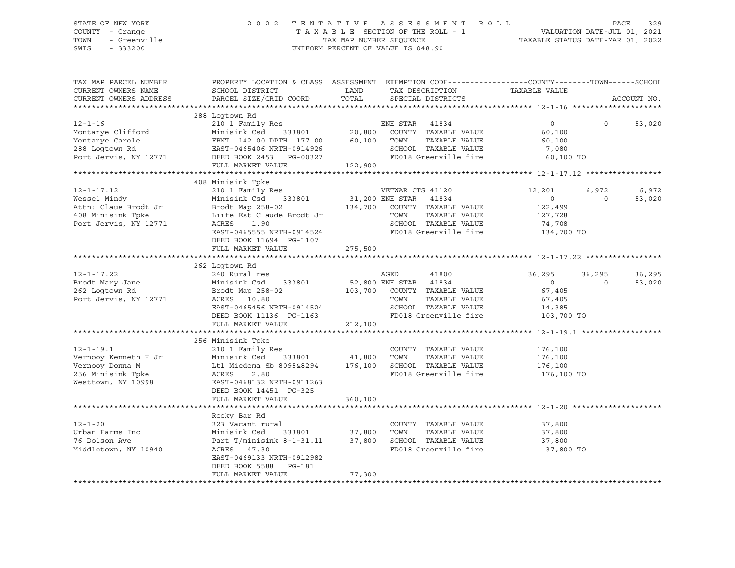STATE OF NEW YORK
COUNTY - Orange
TOWN - Greenville
SWIS - 333200

2022 TENTATIVE ASSESSMENT ROLL
TAXABLE SECTION OF THE ROLL - 1
TAX MAP NUMBER SEQUENCE
UNIFORM PERCENT OF VALUE IS 048.90

VALUATION DATE-JUL 01, 2021
TAXABLE STATUS DATE-MAR 01, 2022

| TAX MAP PARCEL NUMBER / CURRENT OWNERS NAME / CURRENT OWNERS ADDRESS | PROPERTY LOCATION & CLASS / SCHOOL DISTRICT / PARCEL SIZE/GRID COORD | ASSESSMENT LAND / TOTAL | EXEMPTION CODE / TAX DESCRIPTION / SPECIAL DISTRICTS | COUNTY TAXABLE VALUE | TOWN | SCHOOL | ACCOUNT NO. |
|---|---|---|---|---|---|---|---|
| **12-1-16** | 288 Logtown Rd | | | | | | |
| 12-1-16 | 210 1 Family Res | | ENH STAR 41834 | 0 | 0 | 53,020 | |
| Montanye Clifford | Minisink Csd 333801 | 20,800 | COUNTY TAXABLE VALUE | 60,100 | | | |
| Montanye Carole | FRNT 142.00 DPTH 177.00 | 60,100 | TOWN TAXABLE VALUE | 60,100 | | | |
| 288 Logtown Rd | EAST-0465406 NRTH-0914926 | | SCHOOL TAXABLE VALUE | 7,080 | | | |
| Port Jervis, NY 12771 | DEED BOOK 2453 PG-00327 | | FD018 Greenville fire | 60,100 TO | | | |
| | FULL MARKET VALUE | 122,900 | | | | | |
| **12-1-17.12** | 408 Minisink Tpke | | | | | | |
| 12-1-17.12 | 210 1 Family Res | | VETWAR CTS 41120 | 12,201 | 6,972 | 6,972 | |
| Wessel Mindy | Minisink Csd 333801 | 31,200 | ENH STAR 41834 | 0 | 0 | 53,020 | |
| Attn: Claue Brodt Jr | Brodt Map 258-02 | 134,700 | COUNTY TAXABLE VALUE | 122,499 | | | |
| 408 Minisink Tpke | Liife Est Claude Brodt Jr | | TOWN TAXABLE VALUE | 127,728 | | | |
| Port Jervis, NY 12771 | ACRES 1.90 | | SCHOOL TAXABLE VALUE | 74,708 | | | |
| | EAST-0465555 NRTH-0914524 | | FD018 Greenville fire | 134,700 TO | | | |
| | DEED BOOK 11694 PG-1107 | | | | | | |
| | FULL MARKET VALUE | 275,500 | | | | | |
| **12-1-17.22** | 262 Logtown Rd | | | | | | |
| 12-1-17.22 | 240 Rural res | | AGED 41800 | 36,295 | 36,295 | 36,295 | |
| Brodt Mary Jane | Minisink Csd 333801 | 52,800 | ENH STAR 41834 | 0 | 0 | 53,020 | |
| 262 Logtown Rd | Brodt Map 258-02 | 103,700 | COUNTY TAXABLE VALUE | 67,405 | | | |
| Port Jervis, NY 12771 | ACRES 10.80 | | TOWN TAXABLE VALUE | 67,405 | | | |
| | EAST-0465456 NRTH-0914524 | | SCHOOL TAXABLE VALUE | 14,385 | | | |
| | DEED BOOK 11136 PG-1163 | | FD018 Greenville fire | 103,700 TO | | | |
| | FULL MARKET VALUE | 212,100 | | | | | |
| **12-1-19.1** | 256 Minisink Tpke | | | | | | |
| 12-1-19.1 | 210 1 Family Res | | COUNTY TAXABLE VALUE | 176,100 | | | |
| Vernooy Kenneth H Jr | Minisink Csd 333801 | 41,800 | TOWN TAXABLE VALUE | 176,100 | | | |
| Vernooy Donna M | Lt1 Miedema Sb 8095&8294 | 176,100 | SCHOOL TAXABLE VALUE | 176,100 | | | |
| 256 Minisink Tpke | ACRES 2.80 | | FD018 Greenville fire | 176,100 TO | | | |
| Westtown, NY 10998 | EAST-0468132 NRTH-0911263 | | | | | | |
| | DEED BOOK 14451 PG-325 | | | | | | |
| | FULL MARKET VALUE | 360,100 | | | | | |
| **12-1-20** | Rocky Bar Rd | | | | | | |
| 12-1-20 | 323 Vacant rural | | COUNTY TAXABLE VALUE | 37,800 | | | |
| Urban Farms Inc | Minisink Csd 333801 | 37,800 | TOWN TAXABLE VALUE | 37,800 | | | |
| 76 Dolson Ave | Part T/minisink 8-1-31.11 | 37,800 | SCHOOL TAXABLE VALUE | 37,800 | | | |
| Middletown, NY 10940 | ACRES 47.30 | | FD018 Greenville fire | 37,800 TO | | | |
| | EAST-0469133 NRTH-0912982 | | | | | | |
| | DEED BOOK 5588 PG-181 | | | | | | |
| | FULL MARKET VALUE | 77,300 | | | | | |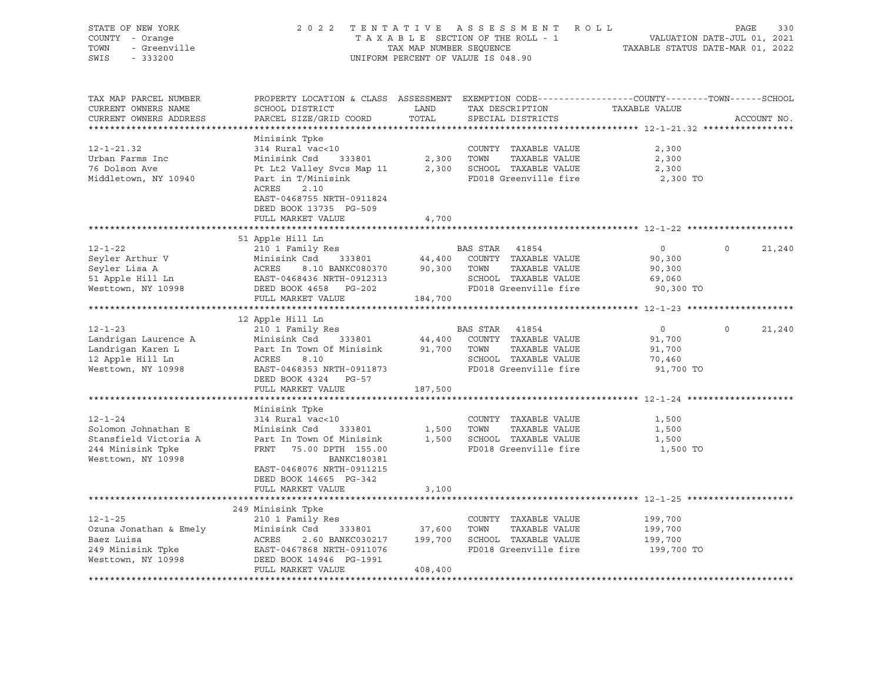STATE OF NEW YORK | COUNTY - Orange | TOWN - Greenville | SWIS - 333200

2022 TENTATIVE ASSESSMENT ROLL
TAXABLE SECTION OF THE ROLL - 1
TAX MAP NUMBER SEQUENCE
UNIFORM PERCENT OF VALUE IS 048.90

VALUATION DATE-JUL 01, 2021
TAXABLE STATUS DATE-MAR 01, 2022

| TAX MAP PARCEL NUMBER / CURRENT OWNERS NAME / CURRENT OWNERS ADDRESS | PROPERTY LOCATION & CLASS / SCHOOL DISTRICT / PARCEL SIZE/GRID COORD | ASSESSMENT LAND / TOTAL | EXEMPTION CODE / TAX DESCRIPTION / SPECIAL DISTRICTS | COUNTY | TOWN | SCHOOL |
|---|---|---|---|---|---|---|
| **12-1-21.32** | Minisink Tpke | | | | | |
| 12-1-21.32 | 314 Rural vac<10 | | COUNTY TAXABLE VALUE | 2,300 | | |
| Urban Farms Inc | Minisink Csd 333801 | 2,300 | TOWN TAXABLE VALUE | | 2,300 | |
| 76 Dolson Ave | Pt Lt2 Valley Svcs Map 11 | 2,300 | SCHOOL TAXABLE VALUE | | | 2,300 |
| Middletown, NY 10940 | Part in T/Minisink | | FD018 Greenville fire | 2,300 TO | | |
| | ACRES 2.10 | | | | | |
| | EAST-0468755 NRTH-0911824 | | | | | |
| | DEED BOOK 13735 PG-509 | | | | | |
| | FULL MARKET VALUE | 4,700 | | | | |
| **12-1-22** | 51 Apple Hill Ln | | | | | |
| 12-1-22 | 210 1 Family Res | | BAS STAR 41854 | 0 | 0 | 21,240 |
| Seyler Arthur V | Minisink Csd 333801 | 44,400 | COUNTY TAXABLE VALUE | 90,300 | | |
| Seyler Lisa A | ACRES 8.10 BANKC080370 | 90,300 | TOWN TAXABLE VALUE | | 90,300 | |
| 51 Apple Hill Ln | EAST-0468436 NRTH-0912313 | | SCHOOL TAXABLE VALUE | | | 69,060 |
| Westtown, NY 10998 | DEED BOOK 4658 PG-202 | | FD018 Greenville fire | 90,300 TO | | |
| | FULL MARKET VALUE | 184,700 | | | | |
| **12-1-23** | 12 Apple Hill Ln | | | | | |
| 12-1-23 | 210 1 Family Res | | BAS STAR 41854 | 0 | 0 | 21,240 |
| Landrigan Laurence A | Minisink Csd 333801 | 44,400 | COUNTY TAXABLE VALUE | 91,700 | | |
| Landrigan Karen L | Part In Town Of Minisink | 91,700 | TOWN TAXABLE VALUE | | 91,700 | |
| 12 Apple Hill Ln | ACRES 8.10 | | SCHOOL TAXABLE VALUE | | | 70,460 |
| Westtown, NY 10998 | EAST-0468353 NRTH-0911873 | | FD018 Greenville fire | 91,700 TO | | |
| | DEED BOOK 4324 PG-57 | | | | | |
| | FULL MARKET VALUE | 187,500 | | | | |
| **12-1-24** | Minisink Tpke | | | | | |
| 12-1-24 | 314 Rural vac<10 | | COUNTY TAXABLE VALUE | 1,500 | | |
| Solomon Johnathan E | Minisink Csd 333801 | 1,500 | TOWN TAXABLE VALUE | | 1,500 | |
| Stansfield Victoria A | Part In Town Of Minisink | 1,500 | SCHOOL TAXABLE VALUE | | | 1,500 |
| 244 Minisink Tpke | FRNT 75.00 DPTH 155.00 | | FD018 Greenville fire | 1,500 TO | | |
| Westtown, NY 10998 | BANKC180381 | | | | | |
| | EAST-0468076 NRTH-0911215 | | | | | |
| | DEED BOOK 14665 PG-342 | | | | | |
| | FULL MARKET VALUE | 3,100 | | | | |
| **12-1-25** | 249 Minisink Tpke | | | | | |
| 12-1-25 | 210 1 Family Res | | COUNTY TAXABLE VALUE | 199,700 | | |
| Ozuna Jonathan & Emely | Minisink Csd 333801 | 37,600 | TOWN TAXABLE VALUE | | 199,700 | |
| Baez Luisa | ACRES 2.60 BANKC030217 | 199,700 | SCHOOL TAXABLE VALUE | | | 199,700 |
| 249 Minisink Tpke | EAST-0467868 NRTH-0911076 | | FD018 Greenville fire | 199,700 TO | | |
| Westtown, NY 10998 | DEED BOOK 14946 PG-1991 | | | | | |
| | FULL MARKET VALUE | 408,400 | | | | |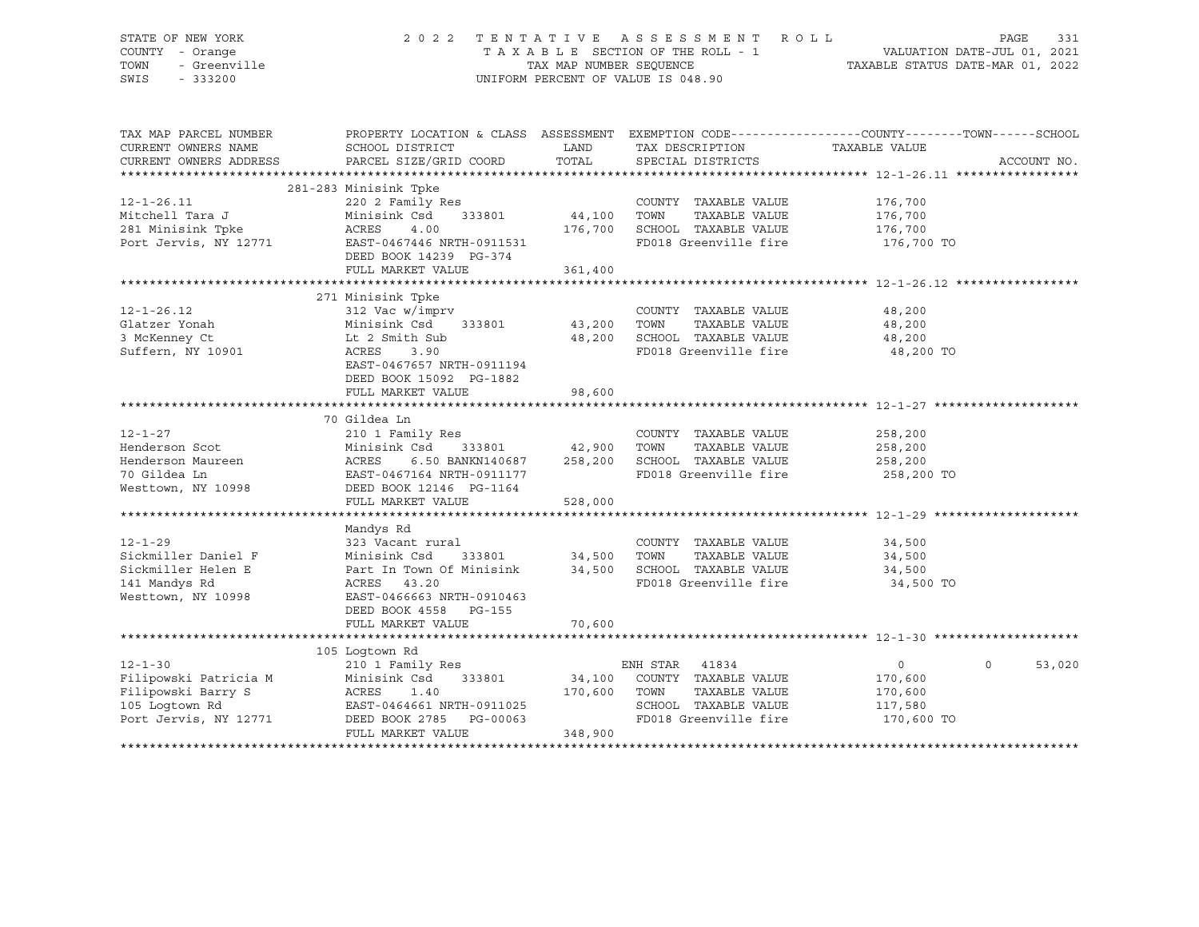STATE OF NEW YORK — 2022 TENTATIVE ASSESSMENT ROLL
COUNTY - Orange — TAXABLE SECTION OF THE ROLL - 1 — VALUATION DATE-JUL 01, 2021
TOWN - Greenville — TAX MAP NUMBER SEQUENCE — TAXABLE STATUS DATE-MAR 01, 2022
SWIS - 333200 — UNIFORM PERCENT OF VALUE IS 048.90

| TAX MAP PARCEL NUMBER / CURRENT OWNERS NAME / CURRENT OWNERS ADDRESS | PROPERTY LOCATION & CLASS / SCHOOL DISTRICT / PARCEL SIZE/GRID COORD | ASSESSMENT LAND / TOTAL | EXEMPTION CODE / TAX DESCRIPTION / SPECIAL DISTRICTS | COUNTY TAXABLE VALUE | TOWN | SCHOOL |
|---|---|---|---|---|---|---|
| 12-1-26.11 | 281-283 Minisink Tpke | | | | | |
| | 220 2 Family Res | | COUNTY TAXABLE VALUE | 176,700 | | |
| Mitchell Tara J | Minisink Csd 333801 | 44,100 | TOWN TAXABLE VALUE | 176,700 | | |
| 281 Minisink Tpke | ACRES 4.00 | 176,700 | SCHOOL TAXABLE VALUE | 176,700 | | |
| Port Jervis, NY 12771 | EAST-0467446 NRTH-0911531 | | FD018 Greenville fire | 176,700 TO | | |
| | DEED BOOK 14239 PG-374 | | | | | |
| | FULL MARKET VALUE | 361,400 | | | | |
| 12-1-26.12 | 271 Minisink Tpke | | | | | |
| | 312 Vac w/imprv | | COUNTY TAXABLE VALUE | 48,200 | | |
| Glatzer Yonah | Minisink Csd 333801 | 43,200 | TOWN TAXABLE VALUE | 48,200 | | |
| 3 McKenney Ct | Lt 2 Smith Sub | 48,200 | SCHOOL TAXABLE VALUE | 48,200 | | |
| Suffern, NY 10901 | ACRES 3.90 | | FD018 Greenville fire | 48,200 TO | | |
| | EAST-0467657 NRTH-0911194 | | | | | |
| | DEED BOOK 15092 PG-1882 | | | | | |
| | FULL MARKET VALUE | 98,600 | | | | |
| 12-1-27 | 70 Gildea Ln | | | | | |
| | 210 1 Family Res | | COUNTY TAXABLE VALUE | 258,200 | | |
| Henderson Scot | Minisink Csd 333801 | 42,900 | TOWN TAXABLE VALUE | 258,200 | | |
| Henderson Maureen | ACRES 6.50 BANKN140687 | 258,200 | SCHOOL TAXABLE VALUE | 258,200 | | |
| 70 Gildea Ln | EAST-0467164 NRTH-0911177 | | FD018 Greenville fire | 258,200 TO | | |
| Westtown, NY 10998 | DEED BOOK 12146 PG-1164 | | | | | |
| | FULL MARKET VALUE | 528,000 | | | | |
| 12-1-29 | Mandys Rd | | | | | |
| | 323 Vacant rural | | COUNTY TAXABLE VALUE | 34,500 | | |
| Sickmiller Daniel F | Minisink Csd 333801 | 34,500 | TOWN TAXABLE VALUE | 34,500 | | |
| Sickmiller Helen E | Part In Town Of Minisink | 34,500 | SCHOOL TAXABLE VALUE | 34,500 | | |
| 141 Mandys Rd | ACRES 43.20 | | FD018 Greenville fire | 34,500 TO | | |
| Westtown, NY 10998 | EAST-0466663 NRTH-0910463 | | | | | |
| | DEED BOOK 4558 PG-155 | | | | | |
| | FULL MARKET VALUE | 70,600 | | | | |
| 12-1-30 | 105 Logtown Rd | | | | | |
| | 210 1 Family Res | | ENH STAR 41834 | 0 | 0 | 53,020 |
| Filipowski Patricia M | Minisink Csd 333801 | 34,100 | COUNTY TAXABLE VALUE | 170,600 | | |
| Filipowski Barry S | ACRES 1.40 | 170,600 | TOWN TAXABLE VALUE | 170,600 | | |
| 105 Logtown Rd | EAST-0464661 NRTH-0911025 | | SCHOOL TAXABLE VALUE | 117,580 | | |
| Port Jervis, NY 12771 | DEED BOOK 2785 PG-00063 | | FD018 Greenville fire | 170,600 TO | | |
| | FULL MARKET VALUE | 348,900 | | | | |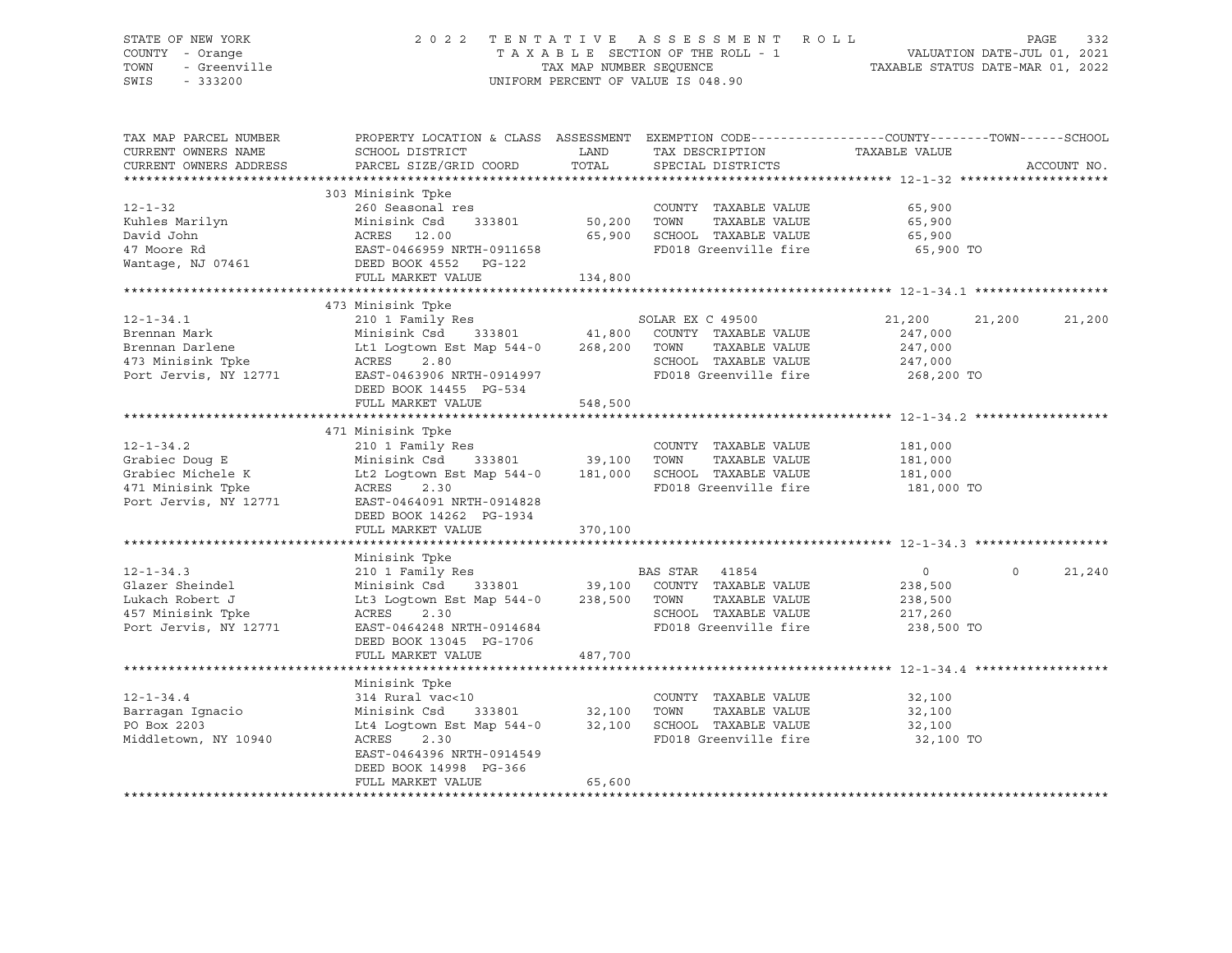STATE OF NEW YORK  
COUNTY - Orange  
TOWN - Greenville  
SWIS - 333200

2022 TENTATIVE ASSESSMENT ROLL  
TAXABLE SECTION OF THE ROLL - 1  
TAX MAP NUMBER SEQUENCE  
UNIFORM PERCENT OF VALUE IS 048.90

VALUATION DATE-JUL 01, 2021  
TAXABLE STATUS DATE-MAR 01, 2022

| TAX MAP PARCEL NUMBER / CURRENT OWNERS NAME / CURRENT OWNERS ADDRESS | PROPERTY LOCATION & CLASS / SCHOOL DISTRICT / PARCEL SIZE/GRID COORD | ASSESSMENT LAND / TOTAL | EXEMPTION CODE / TAX DESCRIPTION / SPECIAL DISTRICTS | COUNTY TAXABLE VALUE | TOWN | SCHOOL |
|---|---|---|---|---|---|---|
| **12-1-32** | 303 Minisink Tpke | | | | | |
| 12-1-32 | 260 Seasonal res | | COUNTY TAXABLE VALUE | 65,900 | | |
| Kuhles Marilyn | Minisink Csd 333801 | 50,200 | TOWN TAXABLE VALUE | 65,900 | | |
| David John | ACRES 12.00 | 65,900 | SCHOOL TAXABLE VALUE | 65,900 | | |
| 47 Moore Rd | EAST-0466959 NRTH-0911658 | | FD018 Greenville fire | 65,900 TO | | |
| Wantage, NJ 07461 | DEED BOOK 4552 PG-122 | | | | | |
| | FULL MARKET VALUE | 134,800 | | | | |
| **12-1-34.1** | 473 Minisink Tpke | | | | | |
| 12-1-34.1 | 210 1 Family Res | | SOLAR EX C 49500 | 21,200 | 21,200 | 21,200 |
| Brennan Mark | Minisink Csd 333801 | 41,800 | COUNTY TAXABLE VALUE | 247,000 | | |
| Brennan Darlene | Lt1 Logtown Est Map 544-0 | 268,200 | TOWN TAXABLE VALUE | 247,000 | | |
| 473 Minisink Tpke | ACRES 2.80 | | SCHOOL TAXABLE VALUE | 247,000 | | |
| Port Jervis, NY 12771 | EAST-0463906 NRTH-0914997 | | FD018 Greenville fire | 268,200 TO | | |
| | DEED BOOK 14455 PG-534 | | | | | |
| | FULL MARKET VALUE | 548,500 | | | | |
| **12-1-34.2** | 471 Minisink Tpke | | | | | |
| 12-1-34.2 | 210 1 Family Res | | COUNTY TAXABLE VALUE | 181,000 | | |
| Grabiec Doug E | Minisink Csd 333801 | 39,100 | TOWN TAXABLE VALUE | 181,000 | | |
| Grabiec Michele K | Lt2 Logtown Est Map 544-0 | 181,000 | SCHOOL TAXABLE VALUE | 181,000 | | |
| 471 Minisink Tpke | ACRES 2.30 | | FD018 Greenville fire | 181,000 TO | | |
| Port Jervis, NY 12771 | EAST-0464091 NRTH-0914828 | | | | | |
| | DEED BOOK 14262 PG-1934 | | | | | |
| | FULL MARKET VALUE | 370,100 | | | | |
| **12-1-34.3** | Minisink Tpke | | | | | |
| 12-1-34.3 | 210 1 Family Res | | BAS STAR 41854 | 0 | 0 | 21,240 |
| Glazer Sheindel | Minisink Csd 333801 | 39,100 | COUNTY TAXABLE VALUE | 238,500 | | |
| Lukach Robert J | Lt3 Logtown Est Map 544-0 | 238,500 | TOWN TAXABLE VALUE | 238,500 | | |
| 457 Minisink Tpke | ACRES 2.30 | | SCHOOL TAXABLE VALUE | 217,260 | | |
| Port Jervis, NY 12771 | EAST-0464248 NRTH-0914684 | | FD018 Greenville fire | 238,500 TO | | |
| | DEED BOOK 13045 PG-1706 | | | | | |
| | FULL MARKET VALUE | 487,700 | | | | |
| **12-1-34.4** | Minisink Tpke | | | | | |
| 12-1-34.4 | 314 Rural vac<10 | | COUNTY TAXABLE VALUE | 32,100 | | |
| Barragan Ignacio | Minisink Csd 333801 | 32,100 | TOWN TAXABLE VALUE | 32,100 | | |
| PO Box 2203 | Lt4 Logtown Est Map 544-0 | 32,100 | SCHOOL TAXABLE VALUE | 32,100 | | |
| Middletown, NY 10940 | ACRES 2.30 | | FD018 Greenville fire | 32,100 TO | | |
| | EAST-0464396 NRTH-0914549 | | | | | |
| | DEED BOOK 14998 PG-366 | | | | | |
| | FULL MARKET VALUE | 65,600 | | | | |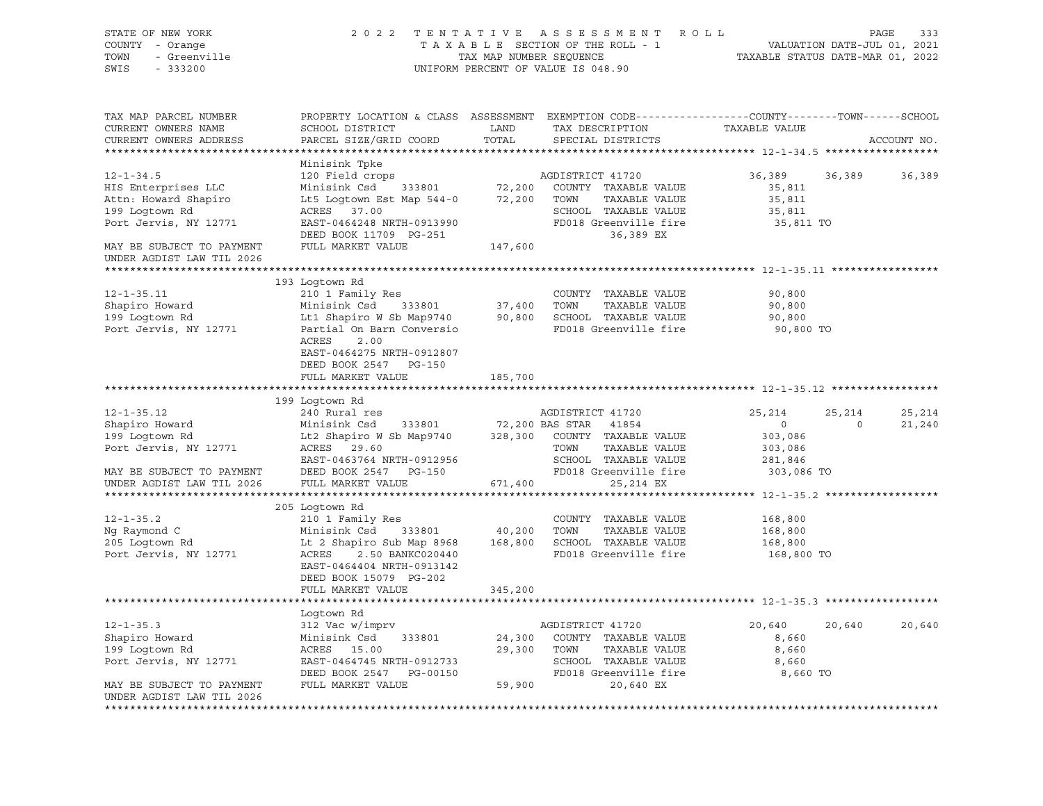STATE OF NEW YORK
COUNTY - Orange
TOWN - Greenville
SWIS - 333200

2022 TENTATIVE ASSESSMENT ROLL
TAXABLE SECTION OF THE ROLL - 1
TAX MAP NUMBER SEQUENCE
UNIFORM PERCENT OF VALUE IS 048.90

VALUATION DATE-JUL 01, 2021
TAXABLE STATUS DATE-MAR 01, 2022

```
TAX MAP PARCEL NUMBER          PROPERTY LOCATION & CLASS  ASSESSMENT  EXEMPTION CODE------------------COUNTY--------TOWN------SCHOOL
CURRENT OWNERS NAME            SCHOOL DISTRICT               LAND      TAX DESCRIPTION            TAXABLE VALUE
CURRENT OWNERS ADDRESS         PARCEL SIZE/GRID COORD        TOTAL     SPECIAL DISTRICTS                                  ACCOUNT NO.
******************************************************************************************************* 12-1-34.5 ******************
                               Minisink Tpke
12-1-34.5                      120 Field crops                          AGDISTRICT 41720            36,389     36,389     36,389
HIS Enterprises LLC            Minisink Csd     333801        72,200   COUNTY  TAXABLE VALUE         35,811
Attn: Howard Shapiro           Lt5 Logtown Est Map 544-0      72,200   TOWN    TAXABLE VALUE         35,811
199 Logtown Rd                 ACRES   37.00                           SCHOOL  TAXABLE VALUE         35,811
Port Jervis, NY 12771          EAST-0464248 NRTH-0913990               FD018 Greenville fire          35,811 TO
                               DEED BOOK 11709  PG-251                          36,389 EX
MAY BE SUBJECT TO PAYMENT      FULL MARKET VALUE             147,600
UNDER AGDIST LAW TIL 2026
******************************************************************************************************* 12-1-35.11 *****************
                           193 Logtown Rd
12-1-35.11                     210 1 Family Res                         COUNTY  TAXABLE VALUE         90,800
Shapiro Howard                 Minisink Csd     333801        37,400   TOWN    TAXABLE VALUE         90,800
199 Logtown Rd                 Lt1 Shapiro W Sb Map9740       90,800   SCHOOL  TAXABLE VALUE         90,800
Port Jervis, NY 12771          Partial On Barn Conversio               FD018 Greenville fire          90,800 TO
                               ACRES     2.00
                               EAST-0464275 NRTH-0912807
                               DEED BOOK 2547   PG-150
                               FULL MARKET VALUE             185,700
******************************************************************************************************* 12-1-35.12 *****************
                           199 Logtown Rd
12-1-35.12                     240 Rural res                            AGDISTRICT 41720            25,214     25,214     25,214
Shapiro Howard                 Minisink Csd     333801        72,200 BAS STAR   41854                    0          0     21,240
199 Logtown Rd                 Lt2 Shapiro W Sb Map9740      328,300   COUNTY  TAXABLE VALUE        303,086
Port Jervis, NY 12771          ACRES   29.60                           TOWN    TAXABLE VALUE        303,086
                               EAST-0463764 NRTH-0912956               SCHOOL  TAXABLE VALUE        281,846
MAY BE SUBJECT TO PAYMENT      DEED BOOK 2547   PG-150                 FD018 Greenville fire         303,086 TO
UNDER AGDIST LAW TIL 2026      FULL MARKET VALUE             671,400            25,214 EX
******************************************************************************************************* 12-1-35.2 ******************
                           205 Logtown Rd
12-1-35.2                      210 1 Family Res                         COUNTY  TAXABLE VALUE        168,800
Ng Raymond C                   Minisink Csd     333801        40,200   TOWN    TAXABLE VALUE        168,800
205 Logtown Rd                 Lt 2 Shapiro Sub Map 8968     168,800   SCHOOL  TAXABLE VALUE        168,800
Port Jervis, NY 12771          ACRES     2.50 BANKC020440              FD018 Greenville fire         168,800 TO
                               EAST-0464404 NRTH-0913142
                               DEED BOOK 15079  PG-202
                               FULL MARKET VALUE             345,200
******************************************************************************************************* 12-1-35.3 ******************
                               Logtown Rd
12-1-35.3                      312 Vac w/imprv                          AGDISTRICT 41720            20,640     20,640     20,640
Shapiro Howard                 Minisink Csd     333801        24,300   COUNTY  TAXABLE VALUE          8,660
199 Logtown Rd                 ACRES   15.00                  29,300   TOWN    TAXABLE VALUE          8,660
Port Jervis, NY 12771          EAST-0464745 NRTH-0912733               SCHOOL  TAXABLE VALUE          8,660
                               DEED BOOK 2547   PG-00150               FD018 Greenville fire           8,660 TO
MAY BE SUBJECT TO PAYMENT      FULL MARKET VALUE              59,900            20,640 EX
UNDER AGDIST LAW TIL 2026
************************************************************************************************************************************
```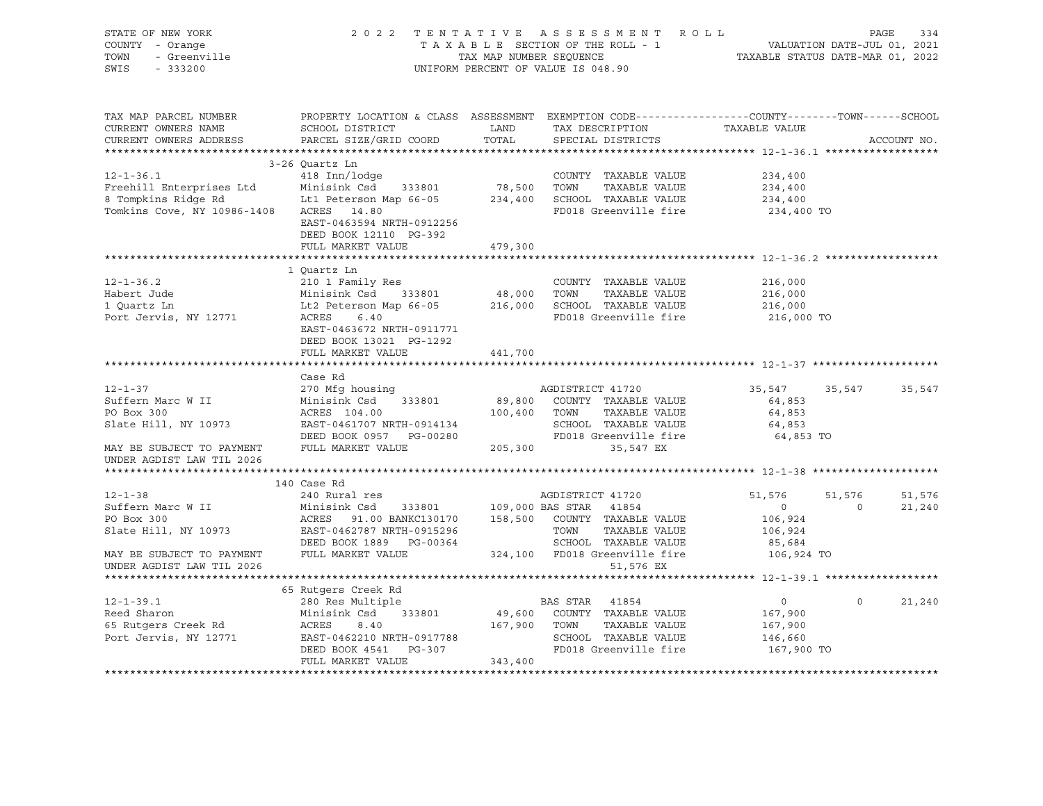STATE OF NEW YORK
COUNTY - Orange
TOWN - Greenville
SWIS - 333200

2022 TENTATIVE ASSESSMENT ROLL
TAXABLE SECTION OF THE ROLL - 1
TAX MAP NUMBER SEQUENCE
UNIFORM PERCENT OF VALUE IS 048.90

VALUATION DATE-JUL 01, 2021
TAXABLE STATUS DATE-MAR 01, 2022

```
TAX MAP PARCEL NUMBER          PROPERTY LOCATION & CLASS  ASSESSMENT  EXEMPTION CODE------------------COUNTY--------TOWN------SCHOOL
CURRENT OWNERS NAME            SCHOOL DISTRICT               LAND      TAX DESCRIPTION              TAXABLE VALUE
CURRENT OWNERS ADDRESS         PARCEL SIZE/GRID COORD       TOTAL      SPECIAL DISTRICTS                                        ACCOUNT NO.
******************************************************************************************************* 12-1-36.1 ******************
                               3-26 Quartz Ln
12-1-36.1                      418 Inn/lodge                          COUNTY  TAXABLE VALUE          234,400
Freehill Enterprises Ltd       Minisink Csd    333801        78,500   TOWN    TAXABLE VALUE          234,400
8 Tompkins Ridge Rd            Lt1 Peterson Map 66-05       234,400   SCHOOL  TAXABLE VALUE          234,400
Tomkins Cove, NY 10986-1408    ACRES   14.80                          FD018 Greenville fire          234,400 TO
                               EAST-0463594 NRTH-0912256
                               DEED BOOK 12110  PG-392
                               FULL MARKET VALUE            479,300
******************************************************************************************************* 12-1-36.2 ******************
                               1 Quartz Ln
12-1-36.2                      210 1 Family Res                       COUNTY  TAXABLE VALUE          216,000
Habert Jude                    Minisink Csd    333801        48,000   TOWN    TAXABLE VALUE          216,000
1 Quartz Ln                    Lt2 Peterson Map 66-05       216,000   SCHOOL  TAXABLE VALUE          216,000
Port Jervis, NY 12771          ACRES    6.40                          FD018 Greenville fire          216,000 TO
                               EAST-0463672 NRTH-0911771
                               DEED BOOK 13021  PG-1292
                               FULL MARKET VALUE            441,700
******************************************************************************************************* 12-1-37 ********************
                               Case Rd
12-1-37                        270 Mfg housing                        AGDISTRICT 41720              35,547      35,547      35,547
Suffern Marc W II              Minisink Csd    333801        89,800   COUNTY  TAXABLE VALUE           64,853
PO Box 300                     ACRES  104.00                100,400   TOWN    TAXABLE VALUE           64,853
Slate Hill, NY 10973           EAST-0461707 NRTH-0914134              SCHOOL  TAXABLE VALUE           64,853
                               DEED BOOK 0957   PG-00280              FD018 Greenville fire           64,853 TO
MAY BE SUBJECT TO PAYMENT      FULL MARKET VALUE            205,300            35,547 EX
UNDER AGDIST LAW TIL 2026
******************************************************************************************************* 12-1-38 ********************
                               140 Case Rd
12-1-38                        240 Rural res                          AGDISTRICT 41720              51,576      51,576      51,576
Suffern Marc W II              Minisink Csd    333801       109,000 BAS STAR  41854                      0           0      21,240
PO Box 300                     ACRES   91.00 BANKC130170    158,500   COUNTY  TAXABLE VALUE          106,924
Slate Hill, NY 10973           EAST-0462787 NRTH-0915296              TOWN    TAXABLE VALUE          106,924
                               DEED BOOK 1889   PG-00364              SCHOOL  TAXABLE VALUE           85,684
MAY BE SUBJECT TO PAYMENT      FULL MARKET VALUE            324,100   FD018 Greenville fire          106,924 TO
UNDER AGDIST LAW TIL 2026                                                      51,576 EX
******************************************************************************************************* 12-1-39.1 ******************
                               65 Rutgers Creek Rd
12-1-39.1                      280 Res Multiple                       BAS STAR  41854                      0           0      21,240
Reed Sharon                    Minisink Csd    333801        49,600   COUNTY  TAXABLE VALUE          167,900
65 Rutgers Creek Rd            ACRES    8.40                167,900   TOWN    TAXABLE VALUE          167,900
Port Jervis, NY 12771          EAST-0462210 NRTH-0917788              SCHOOL  TAXABLE VALUE          146,660
                               DEED BOOK 4541   PG-307                FD018 Greenville fire          167,900 TO
                               FULL MARKET VALUE            343,400
************************************************************************************************************************************
```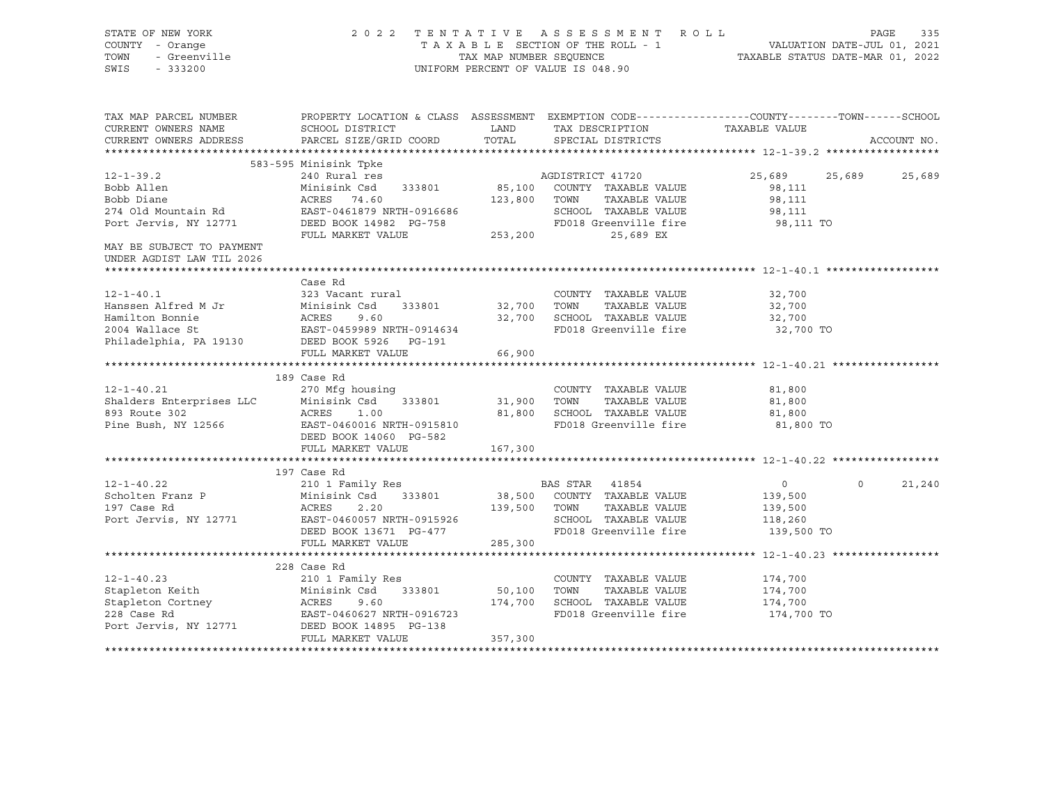STATE OF NEW YORK — 2022 TENTATIVE ASSESSMENT ROLL
COUNTY - Orange — TAXABLE SECTION OF THE ROLL - 1 — VALUATION DATE-JUL 01, 2021
TOWN - Greenville — TAX MAP NUMBER SEQUENCE — TAXABLE STATUS DATE-MAR 01, 2022
SWIS - 333200 — UNIFORM PERCENT OF VALUE IS 048.90

| TAX MAP PARCEL NUMBER / CURRENT OWNERS NAME / CURRENT OWNERS ADDRESS | PROPERTY LOCATION & CLASS / SCHOOL DISTRICT / PARCEL SIZE/GRID COORD | ASSESSMENT LAND / TOTAL | EXEMPTION CODE / TAX DESCRIPTION / SPECIAL DISTRICTS | COUNTY TAXABLE VALUE | TOWN | SCHOOL |
|---|---|---|---|---|---|---|
| **12-1-39.2** | 583-595 Minisink Tpke | | | | | |
| 12-1-39.2 | 240 Rural res | | AGDISTRICT 41720 | 25,689 | 25,689 | 25,689 |
| Bobb Allen | Minisink Csd 333801 | 85,100 | COUNTY TAXABLE VALUE | 98,111 | | |
| Bobb Diane | ACRES 74.60 | 123,800 | TOWN TAXABLE VALUE | 98,111 | | |
| 274 Old Mountain Rd | EAST-0461879 NRTH-0916686 | | SCHOOL TAXABLE VALUE | 98,111 | | |
| Port Jervis, NY 12771 | DEED BOOK 14982 PG-758 | | FD018 Greenville fire | 98,111 TO | | |
| | FULL MARKET VALUE | 253,200 | 25,689 EX | | | |
| MAY BE SUBJECT TO PAYMENT UNDER AGDIST LAW TIL 2026 | | | | | | |
| **12-1-40.1** | Case Rd | | | | | |
| 12-1-40.1 | 323 Vacant rural | | COUNTY TAXABLE VALUE | 32,700 | | |
| Hanssen Alfred M Jr | Minisink Csd 333801 | 32,700 | TOWN TAXABLE VALUE | 32,700 | | |
| Hamilton Bonnie | ACRES 9.60 | 32,700 | SCHOOL TAXABLE VALUE | 32,700 | | |
| 2004 Wallace St | EAST-0459989 NRTH-0914634 | | FD018 Greenville fire | 32,700 TO | | |
| Philadelphia, PA 19130 | DEED BOOK 5926 PG-191 | | | | | |
| | FULL MARKET VALUE | 66,900 | | | | |
| **12-1-40.21** | 189 Case Rd | | | | | |
| 12-1-40.21 | 270 Mfg housing | | COUNTY TAXABLE VALUE | 81,800 | | |
| Shalders Enterprises LLC | Minisink Csd 333801 | 31,900 | TOWN TAXABLE VALUE | 81,800 | | |
| 893 Route 302 | ACRES 1.00 | 81,800 | SCHOOL TAXABLE VALUE | 81,800 | | |
| Pine Bush, NY 12566 | EAST-0460016 NRTH-0915810 | | FD018 Greenville fire | 81,800 TO | | |
| | DEED BOOK 14060 PG-582 | | | | | |
| | FULL MARKET VALUE | 167,300 | | | | |
| **12-1-40.22** | 197 Case Rd | | | | | |
| 12-1-40.22 | 210 1 Family Res | | BAS STAR 41854 | 0 | 0 | 21,240 |
| Scholten Franz P | Minisink Csd 333801 | 38,500 | COUNTY TAXABLE VALUE | 139,500 | | |
| 197 Case Rd | ACRES 2.20 | 139,500 | TOWN TAXABLE VALUE | 139,500 | | |
| Port Jervis, NY 12771 | EAST-0460057 NRTH-0915926 | | SCHOOL TAXABLE VALUE | 118,260 | | |
| | DEED BOOK 13671 PG-477 | | FD018 Greenville fire | 139,500 TO | | |
| | FULL MARKET VALUE | 285,300 | | | | |
| **12-1-40.23** | 228 Case Rd | | | | | |
| 12-1-40.23 | 210 1 Family Res | | COUNTY TAXABLE VALUE | 174,700 | | |
| Stapleton Keith | Minisink Csd 333801 | 50,100 | TOWN TAXABLE VALUE | 174,700 | | |
| Stapleton Cortney | ACRES 9.60 | 174,700 | SCHOOL TAXABLE VALUE | 174,700 | | |
| 228 Case Rd | EAST-0460627 NRTH-0916723 | | FD018 Greenville fire | 174,700 TO | | |
| Port Jervis, NY 12771 | DEED BOOK 14895 PG-138 | | | | | |
| | FULL MARKET VALUE | 357,300 | | | | |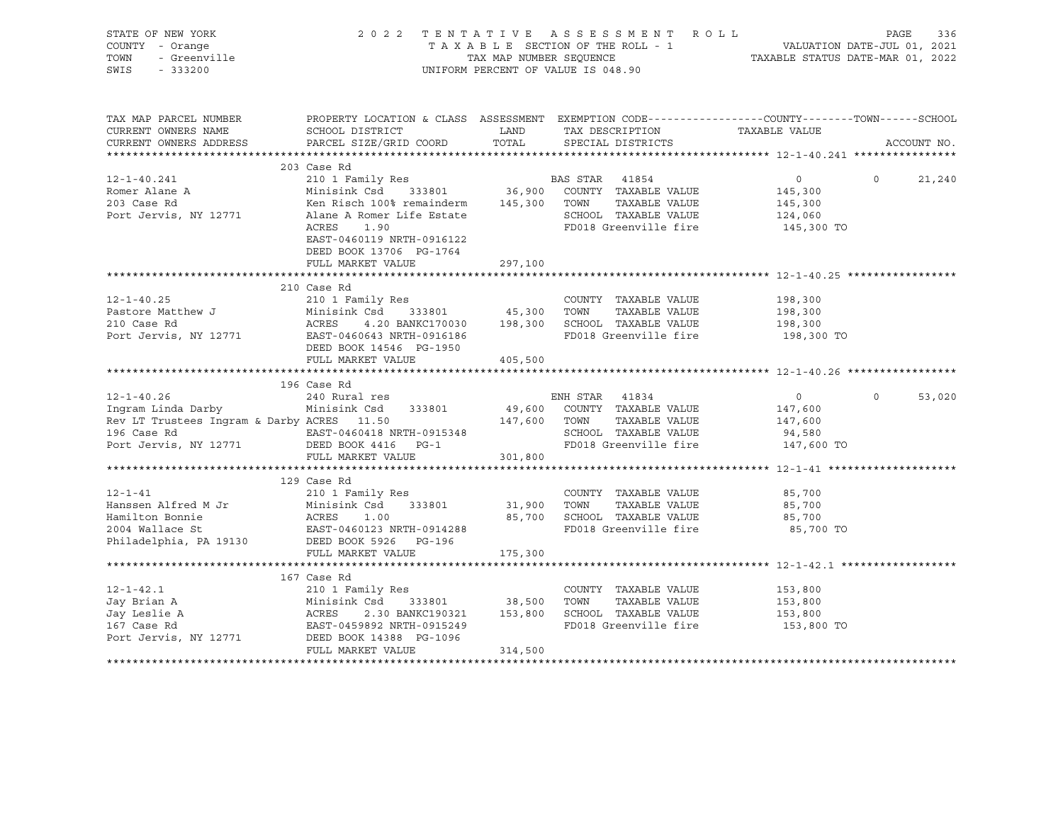STATE OF NEW YORK
COUNTY - Orange
TOWN - Greenville
SWIS - 333200

2022 TENTATIVE ASSESSMENT ROLL
TAXABLE SECTION OF THE ROLL - 1
TAX MAP NUMBER SEQUENCE
UNIFORM PERCENT OF VALUE IS 048.90

VALUATION DATE-JUL 01, 2021
TAXABLE STATUS DATE-MAR 01, 2022

| TAX MAP PARCEL NUMBER / CURRENT OWNERS NAME / CURRENT OWNERS ADDRESS | PROPERTY LOCATION & CLASS / SCHOOL DISTRICT / PARCEL SIZE/GRID COORD | ASSESSMENT LAND / TOTAL | EXEMPTION CODE / TAX DESCRIPTION / SPECIAL DISTRICTS | COUNTY TAXABLE VALUE | TOWN | SCHOOL / ACCOUNT NO. |
|---|---|---|---|---|---|---|
| **12-1-40.241** | 203 Case Rd | | | | | |
| | 210 1 Family Res | | BAS STAR 41854 | 0 | 0 | 21,240 |
| Romer Alane A | Minisink Csd 333801 | 36,900 | COUNTY TAXABLE VALUE | 145,300 | | |
| 203 Case Rd | Ken Risch 100% remainderm | 145,300 | TOWN TAXABLE VALUE | 145,300 | | |
| Port Jervis, NY 12771 | Alane A Romer Life Estate | | SCHOOL TAXABLE VALUE | 124,060 | | |
| | ACRES 1.90 | | FD018 Greenville fire | 145,300 TO | | |
| | EAST-0460119 NRTH-0916122 | | | | | |
| | DEED BOOK 13706 PG-1764 | | | | | |
| | FULL MARKET VALUE | 297,100 | | | | |
| **12-1-40.25** | 210 Case Rd | | | | | |
| | 210 1 Family Res | | COUNTY TAXABLE VALUE | 198,300 | | |
| Pastore Matthew J | Minisink Csd 333801 | 45,300 | TOWN TAXABLE VALUE | 198,300 | | |
| 210 Case Rd | ACRES 4.20 BANKC170030 | 198,300 | SCHOOL TAXABLE VALUE | 198,300 | | |
| Port Jervis, NY 12771 | EAST-0460643 NRTH-0916186 | | FD018 Greenville fire | 198,300 TO | | |
| | DEED BOOK 14546 PG-1950 | | | | | |
| | FULL MARKET VALUE | 405,500 | | | | |
| **12-1-40.26** | 196 Case Rd | | | | | |
| | 240 Rural res | | ENH STAR 41834 | 0 | 0 | 53,020 |
| Ingram Linda Darby | Minisink Csd 333801 | 49,600 | COUNTY TAXABLE VALUE | 147,600 | | |
| Rev LT Trustees Ingram & Darby | ACRES 11.50 | 147,600 | TOWN TAXABLE VALUE | 147,600 | | |
| 196 Case Rd | EAST-0460418 NRTH-0915348 | | SCHOOL TAXABLE VALUE | 94,580 | | |
| Port Jervis, NY 12771 | DEED BOOK 4416 PG-1 | | FD018 Greenville fire | 147,600 TO | | |
| | FULL MARKET VALUE | 301,800 | | | | |
| **12-1-41** | 129 Case Rd | | | | | |
| | 210 1 Family Res | | COUNTY TAXABLE VALUE | 85,700 | | |
| Hanssen Alfred M Jr | Minisink Csd 333801 | 31,900 | TOWN TAXABLE VALUE | 85,700 | | |
| Hamilton Bonnie | ACRES 1.00 | 85,700 | SCHOOL TAXABLE VALUE | 85,700 | | |
| 2004 Wallace St | EAST-0460123 NRTH-0914288 | | FD018 Greenville fire | 85,700 TO | | |
| Philadelphia, PA 19130 | DEED BOOK 5926 PG-196 | | | | | |
| | FULL MARKET VALUE | 175,300 | | | | |
| **12-1-42.1** | 167 Case Rd | | | | | |
| | 210 1 Family Res | | COUNTY TAXABLE VALUE | 153,800 | | |
| Jay Brian A | Minisink Csd 333801 | 38,500 | TOWN TAXABLE VALUE | 153,800 | | |
| Jay Leslie A | ACRES 2.30 BANKC190321 | 153,800 | SCHOOL TAXABLE VALUE | 153,800 | | |
| 167 Case Rd | EAST-0459892 NRTH-0915249 | | FD018 Greenville fire | 153,800 TO | | |
| Port Jervis, NY 12771 | DEED BOOK 14388 PG-1096 | | | | | |
| | FULL MARKET VALUE | 314,500 | | | | |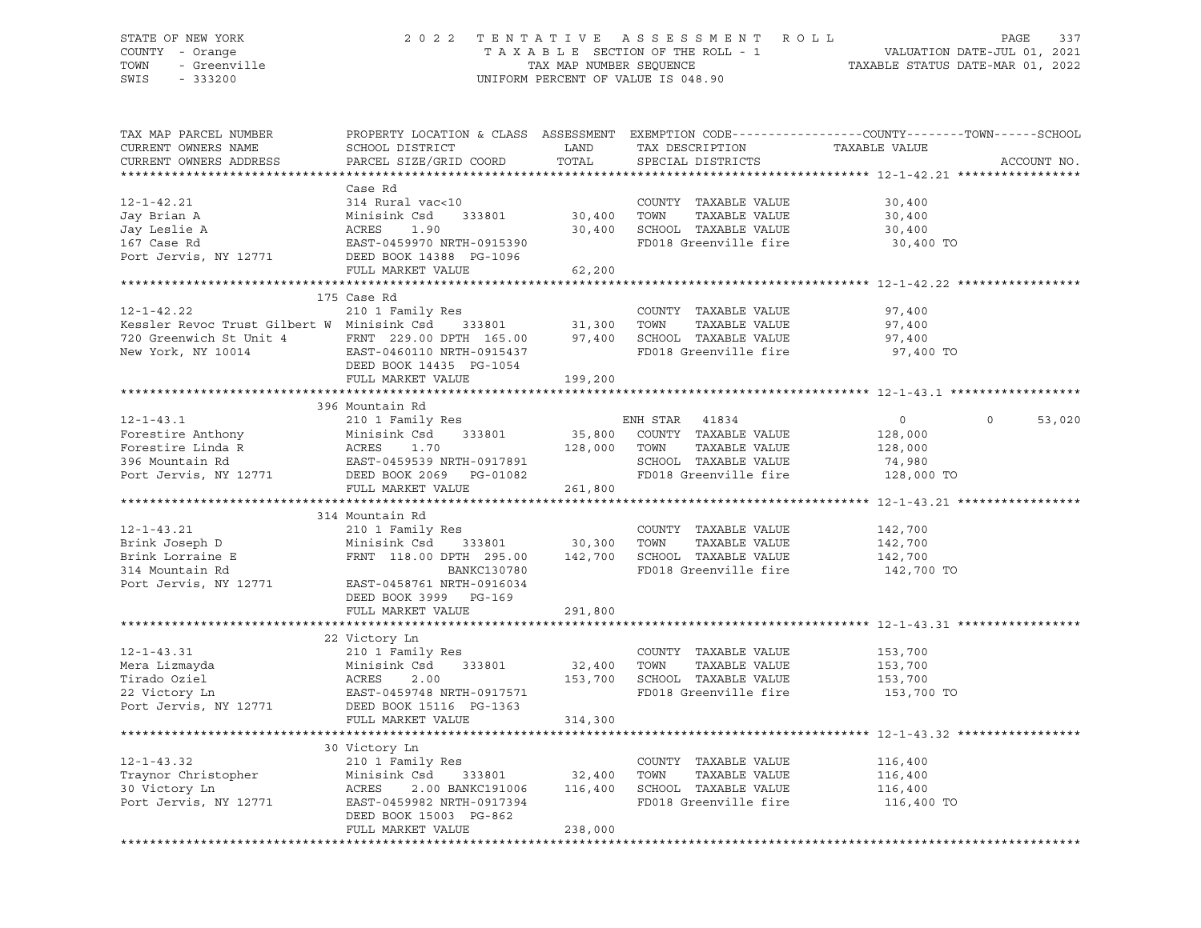STATE OF NEW YORK — 2022 TENTATIVE ASSESSMENT ROLL
COUNTY - Orange — TAXABLE SECTION OF THE ROLL - 1 — VALUATION DATE-JUL 01, 2021
TOWN - Greenville — TAX MAP NUMBER SEQUENCE — TAXABLE STATUS DATE-MAR 01, 2022
SWIS - 333200 — UNIFORM PERCENT OF VALUE IS 048.90

| TAX MAP PARCEL NUMBER / CURRENT OWNERS NAME / CURRENT OWNERS ADDRESS | PROPERTY LOCATION & CLASS / SCHOOL DISTRICT / PARCEL SIZE/GRID COORD | ASSESSMENT LAND | TOTAL | EXEMPTION CODE / TAX DESCRIPTION / SPECIAL DISTRICTS | COUNTY TAXABLE VALUE | TOWN | SCHOOL | ACCOUNT NO. |
|---|---|---|---|---|---|---|---|---|
| **12-1-42.21** | Case Rd | | | | | | | |
| | 314 Rural vac<10 | | | COUNTY TAXABLE VALUE | 30,400 | | | |
| Jay Brian A | Minisink Csd 333801 | 30,400 | | TOWN TAXABLE VALUE | 30,400 | | | |
| Jay Leslie A | ACRES 1.90 | | 30,400 | SCHOOL TAXABLE VALUE | 30,400 | | | |
| 167 Case Rd | EAST-0459970 NRTH-0915390 | | | FD018 Greenville fire | 30,400 TO | | | |
| Port Jervis, NY 12771 | DEED BOOK 14388 PG-1096 | | | | | | | |
| | FULL MARKET VALUE | | 62,200 | | | | | |
| **12-1-42.22** | 175 Case Rd | | | | | | | |
| | 210 1 Family Res | | | COUNTY TAXABLE VALUE | 97,400 | | | |
| Kessler Revoc Trust Gilbert W | Minisink Csd 333801 | 31,300 | | TOWN TAXABLE VALUE | 97,400 | | | |
| 720 Greenwich St Unit 4 | FRNT 229.00 DPTH 165.00 | | 97,400 | SCHOOL TAXABLE VALUE | 97,400 | | | |
| New York, NY 10014 | EAST-0460110 NRTH-0915437 | | | FD018 Greenville fire | 97,400 TO | | | |
| | DEED BOOK 14435 PG-1054 | | | | | | | |
| | FULL MARKET VALUE | | 199,200 | | | | | |
| **12-1-43.1** | 396 Mountain Rd | | | | | | | |
| | 210 1 Family Res | | | ENH STAR 41834 | 0 | 0 | 53,020 | |
| Forestire Anthony | Minisink Csd 333801 | 35,800 | | COUNTY TAXABLE VALUE | 128,000 | | | |
| Forestire Linda R | ACRES 1.70 | | 128,000 | TOWN TAXABLE VALUE | 128,000 | | | |
| 396 Mountain Rd | EAST-0459539 NRTH-0917891 | | | SCHOOL TAXABLE VALUE | 74,980 | | | |
| Port Jervis, NY 12771 | DEED BOOK 2069 PG-01082 | | | FD018 Greenville fire | 128,000 TO | | | |
| | FULL MARKET VALUE | | 261,800 | | | | | |
| **12-1-43.21** | 314 Mountain Rd | | | | | | | |
| | 210 1 Family Res | | | COUNTY TAXABLE VALUE | 142,700 | | | |
| Brink Joseph D | Minisink Csd 333801 | 30,300 | | TOWN TAXABLE VALUE | 142,700 | | | |
| Brink Lorraine E | FRNT 118.00 DPTH 295.00 | | 142,700 | SCHOOL TAXABLE VALUE | 142,700 | | | |
| 314 Mountain Rd | BANKC130780 | | | FD018 Greenville fire | 142,700 TO | | | |
| Port Jervis, NY 12771 | EAST-0458761 NRTH-0916034 | | | | | | | |
| | DEED BOOK 3999 PG-169 | | | | | | | |
| | FULL MARKET VALUE | | 291,800 | | | | | |
| **12-1-43.31** | 22 Victory Ln | | | | | | | |
| | 210 1 Family Res | | | COUNTY TAXABLE VALUE | 153,700 | | | |
| Mera Lizmayda | Minisink Csd 333801 | 32,400 | | TOWN TAXABLE VALUE | 153,700 | | | |
| Tirado Oziel | ACRES 2.00 | | 153,700 | SCHOOL TAXABLE VALUE | 153,700 | | | |
| 22 Victory Ln | EAST-0459748 NRTH-0917571 | | | FD018 Greenville fire | 153,700 TO | | | |
| Port Jervis, NY 12771 | DEED BOOK 15116 PG-1363 | | | | | | | |
| | FULL MARKET VALUE | | 314,300 | | | | | |
| **12-1-43.32** | 30 Victory Ln | | | | | | | |
| | 210 1 Family Res | | | COUNTY TAXABLE VALUE | 116,400 | | | |
| Traynor Christopher | Minisink Csd 333801 | 32,400 | | TOWN TAXABLE VALUE | 116,400 | | | |
| 30 Victory Ln | ACRES 2.00 BANKC191006 | | 116,400 | SCHOOL TAXABLE VALUE | 116,400 | | | |
| Port Jervis, NY 12771 | EAST-0459982 NRTH-0917394 | | | FD018 Greenville fire | 116,400 TO | | | |
| | DEED BOOK 15003 PG-862 | | | | | | | |
| | FULL MARKET VALUE | | 238,000 | | | | | |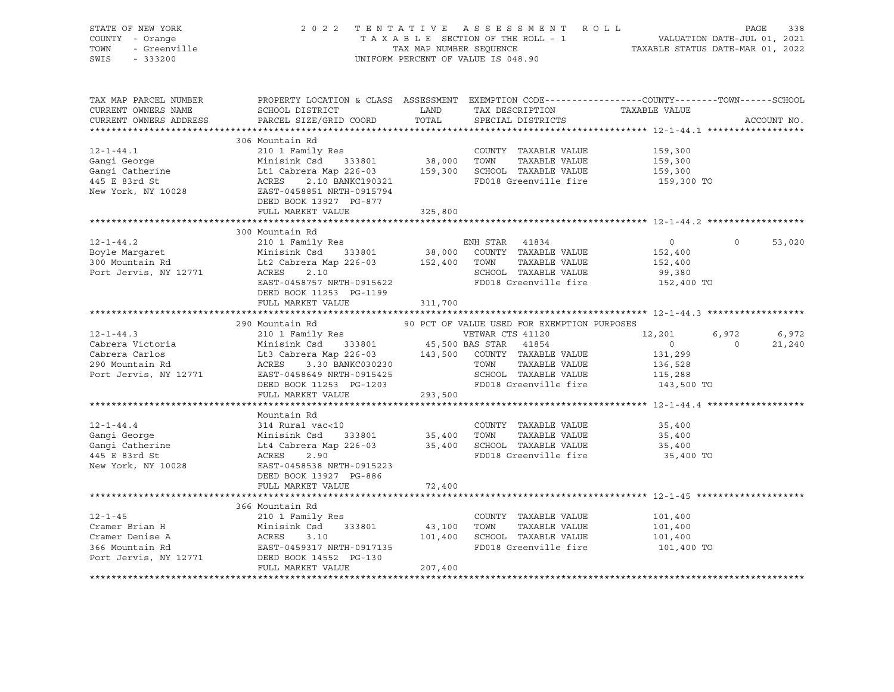STATE OF NEW YORK — 2022 TENTATIVE ASSESSMENT ROLL — PAGE 338
COUNTY - Orange — TAXABLE SECTION OF THE ROLL - 1 — VALUATION DATE-JUL 01, 2021
TOWN - Greenville — TAX MAP NUMBER SEQUENCE — TAXABLE STATUS DATE-MAR 01, 2022
SWIS - 333200 — UNIFORM PERCENT OF VALUE IS 048.90

| TAX MAP PARCEL NUMBER / CURRENT OWNERS NAME / CURRENT OWNERS ADDRESS | PROPERTY LOCATION & CLASS / SCHOOL DISTRICT / PARCEL SIZE/GRID COORD | ASSESSMENT LAND / TOTAL | EXEMPTION CODE / TAX DESCRIPTION / SPECIAL DISTRICTS | COUNTY TAXABLE VALUE | TOWN | SCHOOL |
|---|---|---|---|---|---|---|
| **12-1-44.1** | 306 Mountain Rd | | | | | |
| 12-1-44.1 | 210 1 Family Res | | COUNTY TAXABLE VALUE | 159,300 | | |
| Gangi George | Minisink Csd 333801 | 38,000 | TOWN TAXABLE VALUE | 159,300 | | |
| Gangi Catherine | Lt1 Cabrera Map 226-03 | 159,300 | SCHOOL TAXABLE VALUE | 159,300 | | |
| 445 E 83rd St | ACRES 2.10 BANKC190321 | | FD018 Greenville fire | 159,300 TO | | |
| New York, NY 10028 | EAST-0458851 NRTH-0915794 | | | | | |
| | DEED BOOK 13927 PG-877 | | | | | |
| | FULL MARKET VALUE | 325,800 | | | | |
| **12-1-44.2** | 300 Mountain Rd | | | | | |
| 12-1-44.2 | 210 1 Family Res | | ENH STAR 41834 | 0 | 0 | 53,020 |
| Boyle Margaret | Minisink Csd 333801 | 38,000 | COUNTY TAXABLE VALUE | 152,400 | | |
| 300 Mountain Rd | Lt2 Cabrera Map 226-03 | 152,400 | TOWN TAXABLE VALUE | 152,400 | | |
| Port Jervis, NY 12771 | ACRES 2.10 | | SCHOOL TAXABLE VALUE | 99,380 | | |
| | EAST-0458757 NRTH-0915622 | | FD018 Greenville fire | 152,400 TO | | |
| | DEED BOOK 11253 PG-1199 | | | | | |
| | FULL MARKET VALUE | 311,700 | | | | |
| **12-1-44.3** | 290 Mountain Rd | | 90 PCT OF VALUE USED FOR EXEMPTION PURPOSES | | | |
| 12-1-44.3 | 210 1 Family Res | | VETWAR CTS 41120 | 12,201 | 6,972 | 6,972 |
| Cabrera Victoria | Minisink Csd 333801 | 45,500 | BAS STAR 41854 | 0 | 0 | 21,240 |
| Cabrera Carlos | Lt3 Cabrera Map 226-03 | 143,500 | COUNTY TAXABLE VALUE | 131,299 | | |
| 290 Mountain Rd | ACRES 3.30 BANKC030230 | | TOWN TAXABLE VALUE | 136,528 | | |
| Port Jervis, NY 12771 | EAST-0458649 NRTH-0915425 | | SCHOOL TAXABLE VALUE | 115,288 | | |
| | DEED BOOK 11253 PG-1203 | | FD018 Greenville fire | 143,500 TO | | |
| | FULL MARKET VALUE | 293,500 | | | | |
| **12-1-44.4** | Mountain Rd | | | | | |
| 12-1-44.4 | 314 Rural vac<10 | | COUNTY TAXABLE VALUE | 35,400 | | |
| Gangi George | Minisink Csd 333801 | 35,400 | TOWN TAXABLE VALUE | 35,400 | | |
| Gangi Catherine | Lt4 Cabrera Map 226-03 | 35,400 | SCHOOL TAXABLE VALUE | 35,400 | | |
| 445 E 83rd St | ACRES 2.90 | | FD018 Greenville fire | 35,400 TO | | |
| New York, NY 10028 | EAST-0458538 NRTH-0915223 | | | | | |
| | DEED BOOK 13927 PG-886 | | | | | |
| | FULL MARKET VALUE | 72,400 | | | | |
| **12-1-45** | 366 Mountain Rd | | | | | |
| 12-1-45 | 210 1 Family Res | | COUNTY TAXABLE VALUE | 101,400 | | |
| Cramer Brian H | Minisink Csd 333801 | 43,100 | TOWN TAXABLE VALUE | 101,400 | | |
| Cramer Denise A | ACRES 3.10 | 101,400 | SCHOOL TAXABLE VALUE | 101,400 | | |
| 366 Mountain Rd | EAST-0459317 NRTH-0917135 | | FD018 Greenville fire | 101,400 TO | | |
| Port Jervis, NY 12771 | DEED BOOK 14552 PG-130 | | | | | |
| | FULL MARKET VALUE | 207,400 | | | | |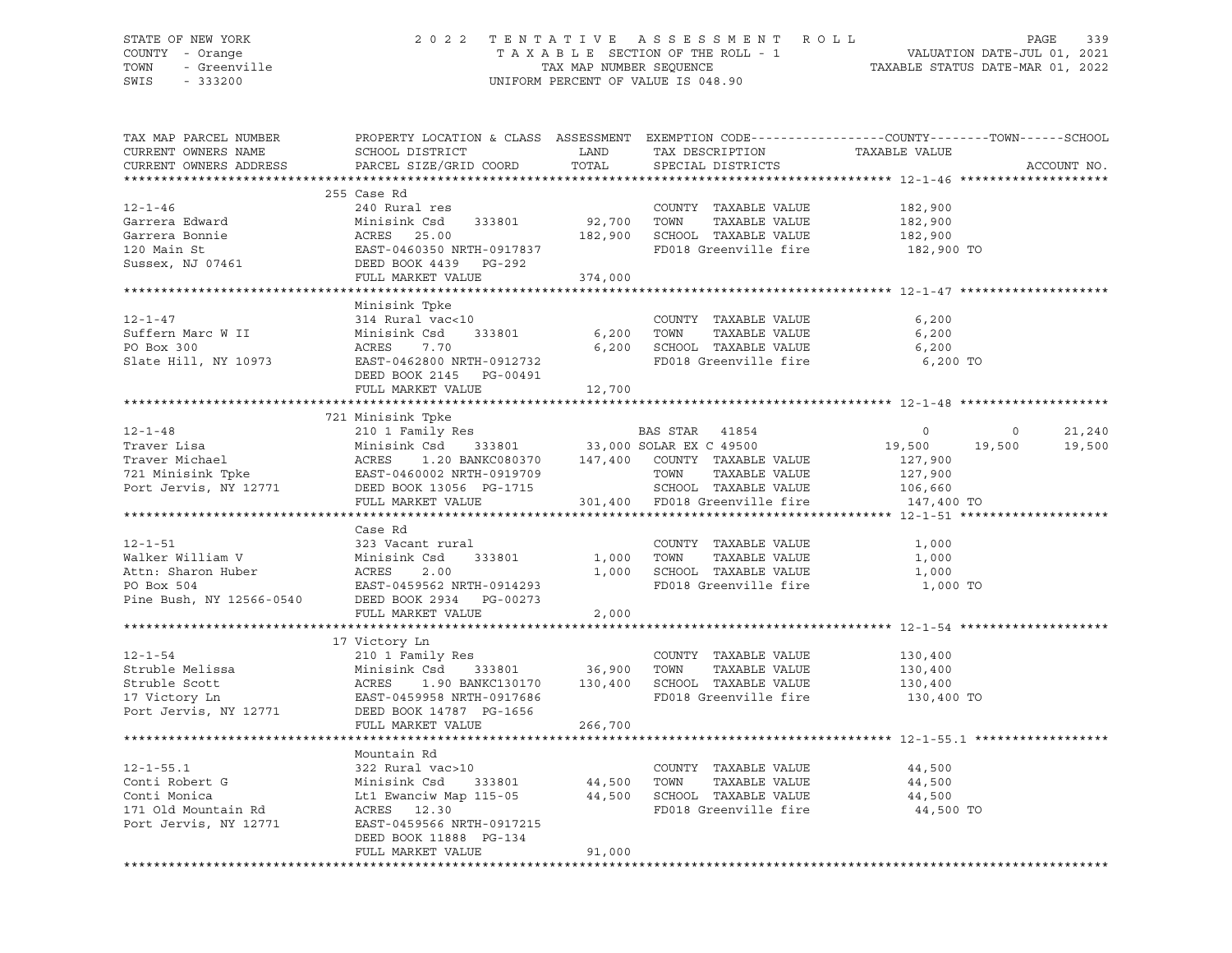STATE OF NEW YORK
COUNTY - Orange
TOWN - Greenville
SWIS - 333200

2022 TENTATIVE ASSESSMENT ROLL
TAXABLE SECTION OF THE ROLL - 1
TAX MAP NUMBER SEQUENCE
UNIFORM PERCENT OF VALUE IS 048.90

VALUATION DATE-JUL 01, 2021
TAXABLE STATUS DATE-MAR 01, 2022

| TAX MAP PARCEL NUMBER / CURRENT OWNERS NAME / CURRENT OWNERS ADDRESS | PROPERTY LOCATION & CLASS / SCHOOL DISTRICT / PARCEL SIZE/GRID COORD | ASSESSMENT LAND / TOTAL | EXEMPTION CODE / TAX DESCRIPTION / SPECIAL DISTRICTS | COUNTY TAXABLE VALUE | TOWN | SCHOOL | ACCOUNT NO. |
|---|---|---|---|---|---|---|---|
| **12-1-46** | 255 Case Rd | | | | | | |
| 12-1-46 | 240 Rural res | | COUNTY TAXABLE VALUE | 182,900 | | | |
| Garrera Edward | Minisink Csd 333801 | 92,700 | TOWN TAXABLE VALUE | 182,900 | | | |
| Garrera Bonnie | ACRES 25.00 | 182,900 | SCHOOL TAXABLE VALUE | 182,900 | | | |
| 120 Main St | EAST-0460350 NRTH-0917837 | | FD018 Greenville fire | 182,900 TO | | | |
| Sussex, NJ 07461 | DEED BOOK 4439 PG-292 | | | | | | |
| | FULL MARKET VALUE | 374,000 | | | | | |
| **12-1-47** | Minisink Tpke | | | | | | |
| 12-1-47 | 314 Rural vac<10 | | COUNTY TAXABLE VALUE | 6,200 | | | |
| Suffern Marc W II | Minisink Csd 333801 | 6,200 | TOWN TAXABLE VALUE | 6,200 | | | |
| PO Box 300 | ACRES 7.70 | 6,200 | SCHOOL TAXABLE VALUE | 6,200 | | | |
| Slate Hill, NY 10973 | EAST-0462800 NRTH-0912732 | | FD018 Greenville fire | 6,200 TO | | | |
| | DEED BOOK 2145 PG-00491 | | | | | | |
| | FULL MARKET VALUE | 12,700 | | | | | |
| **12-1-48** | 721 Minisink Tpke | | | | | | |
| 12-1-48 | 210 1 Family Res | | BAS STAR 41854 | 0 | 0 | 21,240 | |
| Traver Lisa | Minisink Csd 333801 | 33,000 | SOLAR EX C 49500 | 19,500 | 19,500 | 19,500 | |
| Traver Michael | ACRES 1.20 BANKC080370 | 147,400 | COUNTY TAXABLE VALUE | 127,900 | | | |
| 721 Minisink Tpke | EAST-0460002 NRTH-0919709 | | TOWN TAXABLE VALUE | 127,900 | | | |
| Port Jervis, NY 12771 | DEED BOOK 13056 PG-1715 | | SCHOOL TAXABLE VALUE | 106,660 | | | |
| | FULL MARKET VALUE | 301,400 | FD018 Greenville fire | 147,400 TO | | | |
| **12-1-51** | Case Rd | | | | | | |
| 12-1-51 | 323 Vacant rural | | COUNTY TAXABLE VALUE | 1,000 | | | |
| Walker William V | Minisink Csd 333801 | 1,000 | TOWN TAXABLE VALUE | 1,000 | | | |
| Attn: Sharon Huber | ACRES 2.00 | 1,000 | SCHOOL TAXABLE VALUE | 1,000 | | | |
| PO Box 504 | EAST-0459562 NRTH-0914293 | | FD018 Greenville fire | 1,000 TO | | | |
| Pine Bush, NY 12566-0540 | DEED BOOK 2934 PG-00273 | | | | | | |
| | FULL MARKET VALUE | 2,000 | | | | | |
| **12-1-54** | 17 Victory Ln | | | | | | |
| 12-1-54 | 210 1 Family Res | | COUNTY TAXABLE VALUE | 130,400 | | | |
| Struble Melissa | Minisink Csd 333801 | 36,900 | TOWN TAXABLE VALUE | 130,400 | | | |
| Struble Scott | ACRES 1.90 BANKC130170 | 130,400 | SCHOOL TAXABLE VALUE | 130,400 | | | |
| 17 Victory Ln | EAST-0459958 NRTH-0917686 | | FD018 Greenville fire | 130,400 TO | | | |
| Port Jervis, NY 12771 | DEED BOOK 14787 PG-1656 | | | | | | |
| | FULL MARKET VALUE | 266,700 | | | | | |
| **12-1-55.1** | Mountain Rd | | | | | | |
| 12-1-55.1 | 322 Rural vac>10 | | COUNTY TAXABLE VALUE | 44,500 | | | |
| Conti Robert G | Minisink Csd 333801 | 44,500 | TOWN TAXABLE VALUE | 44,500 | | | |
| Conti Monica | Lt1 Ewanciw Map 115-05 | 44,500 | SCHOOL TAXABLE VALUE | 44,500 | | | |
| 171 Old Mountain Rd | ACRES 12.30 | | FD018 Greenville fire | 44,500 TO | | | |
| Port Jervis, NY 12771 | EAST-0459566 NRTH-0917215 | | | | | | |
| | DEED BOOK 11888 PG-134 | | | | | | |
| | FULL MARKET VALUE | 91,000 | | | | | |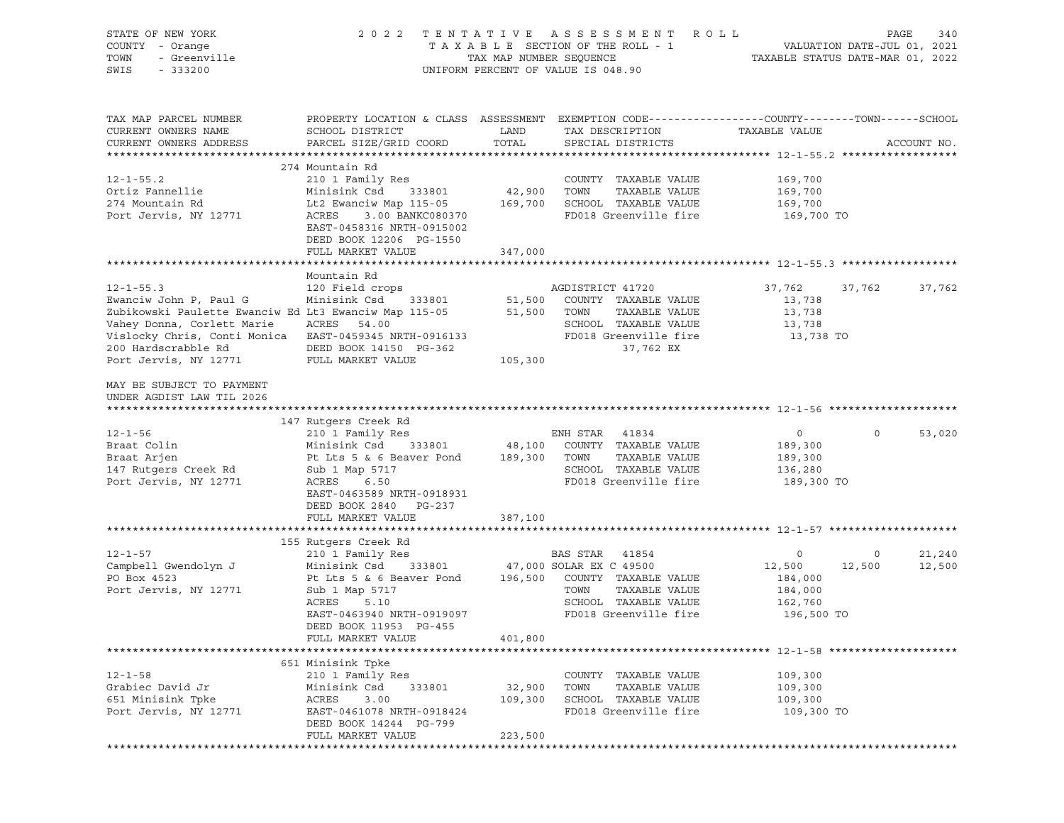STATE OF NEW YORK 2022 TENTATIVE ASSESSMENT ROLL
COUNTY - Orange TAXABLE SECTION OF THE ROLL - 1 VALUATION DATE-JUL 01, 2021
TOWN - Greenville TAX MAP NUMBER SEQUENCE TAXABLE STATUS DATE-MAR 01, 2022
SWIS - 333200 UNIFORM PERCENT OF VALUE IS 048.90

```
TAX MAP PARCEL NUMBER          PROPERTY LOCATION & CLASS  ASSESSMENT  EXEMPTION CODE------------------COUNTY--------TOWN------SCHOOL
CURRENT OWNERS NAME            SCHOOL DISTRICT               LAND      TAX DESCRIPTION            TAXABLE VALUE
CURRENT OWNERS ADDRESS         PARCEL SIZE/GRID COORD        TOTAL     SPECIAL DISTRICTS                                  ACCOUNT NO.
******************************************************************************************************* 12-1-55.2 ******************
                               274 Mountain Rd
12-1-55.2                      210 1 Family Res                         COUNTY  TAXABLE VALUE          169,700
Ortiz Fannellie                Minisink Csd     333801       42,900     TOWN    TAXABLE VALUE          169,700
274 Mountain Rd                Lt2 Ewanciw Map 115-05       169,700     SCHOOL  TAXABLE VALUE          169,700
Port Jervis, NY 12771          ACRES     3.00 BANKC080370               FD018 Greenville fire           169,700 TO
                               EAST-0458316 NRTH-0915002
                               DEED BOOK 12206  PG-1550
                               FULL MARKET VALUE            347,000
******************************************************************************************************* 12-1-55.3 ******************
                               Mountain Rd
12-1-55.3                      120 Field crops                          AGDISTRICT 41720                37,762      37,762     37,762
Ewanciw John P, Paul G         Minisink Csd     333801       51,500     COUNTY  TAXABLE VALUE           13,738
Zubikowski Paulette Ewanciw Ed Lt3 Ewanciw Map 115-05        51,500     TOWN    TAXABLE VALUE           13,738
Vahey Donna, Corlett Marie     ACRES    54.00                           SCHOOL  TAXABLE VALUE           13,738
Vislocky Chris, Conti Monica   EAST-0459345 NRTH-0916133                FD018 Greenville fire            13,738 TO
200 Hardscrabble Rd            DEED BOOK 14150  PG-362                         37,762 EX
Port Jervis, NY 12771          FULL MARKET VALUE            105,300

MAY BE SUBJECT TO PAYMENT
UNDER AGDIST LAW TIL 2026
******************************************************************************************************* 12-1-56 ********************
                               147 Rutgers Creek Rd
12-1-56                        210 1 Family Res                         ENH STAR  41834                      0           0     53,020
Braat Colin                    Minisink Csd     333801       48,100     COUNTY  TAXABLE VALUE          189,300
Braat Arjen                    Pt Lts 5 & 6 Beaver Pond     189,300     TOWN    TAXABLE VALUE          189,300
147 Rutgers Creek Rd           Sub 1 Map 5717                           SCHOOL  TAXABLE VALUE          136,280
Port Jervis, NY 12771          ACRES     6.50                           FD018 Greenville fire           189,300 TO
                               EAST-0463589 NRTH-0918931
                               DEED BOOK 2840   PG-237
                               FULL MARKET VALUE            387,100
******************************************************************************************************* 12-1-57 ********************
                               155 Rutgers Creek Rd
12-1-57                        210 1 Family Res                         BAS STAR  41854                      0           0     21,240
Campbell Gwendolyn J           Minisink Csd     333801       47,000 SOLAR EX C 49500                12,500      12,500     12,500
PO Box 4523                    Pt Lts 5 & 6 Beaver Pond     196,500     COUNTY  TAXABLE VALUE          184,000
Port Jervis, NY 12771          Sub 1 Map 5717                           TOWN    TAXABLE VALUE          184,000
                               ACRES     5.10                           SCHOOL  TAXABLE VALUE          162,760
                               EAST-0463940 NRTH-0919097                FD018 Greenville fire           196,500 TO
                               DEED BOOK 11953  PG-455
                               FULL MARKET VALUE            401,800
******************************************************************************************************* 12-1-58 ********************
                               651 Minisink Tpke
12-1-58                        210 1 Family Res                         COUNTY  TAXABLE VALUE          109,300
Grabiec David Jr               Minisink Csd     333801       32,900     TOWN    TAXABLE VALUE          109,300
651 Minisink Tpke              ACRES     3.00               109,300     SCHOOL  TAXABLE VALUE          109,300
Port Jervis, NY 12771          EAST-0461078 NRTH-0918424                FD018 Greenville fire           109,300 TO
                               DEED BOOK 14244  PG-799
                               FULL MARKET VALUE            223,500
************************************************************************************************************************************
```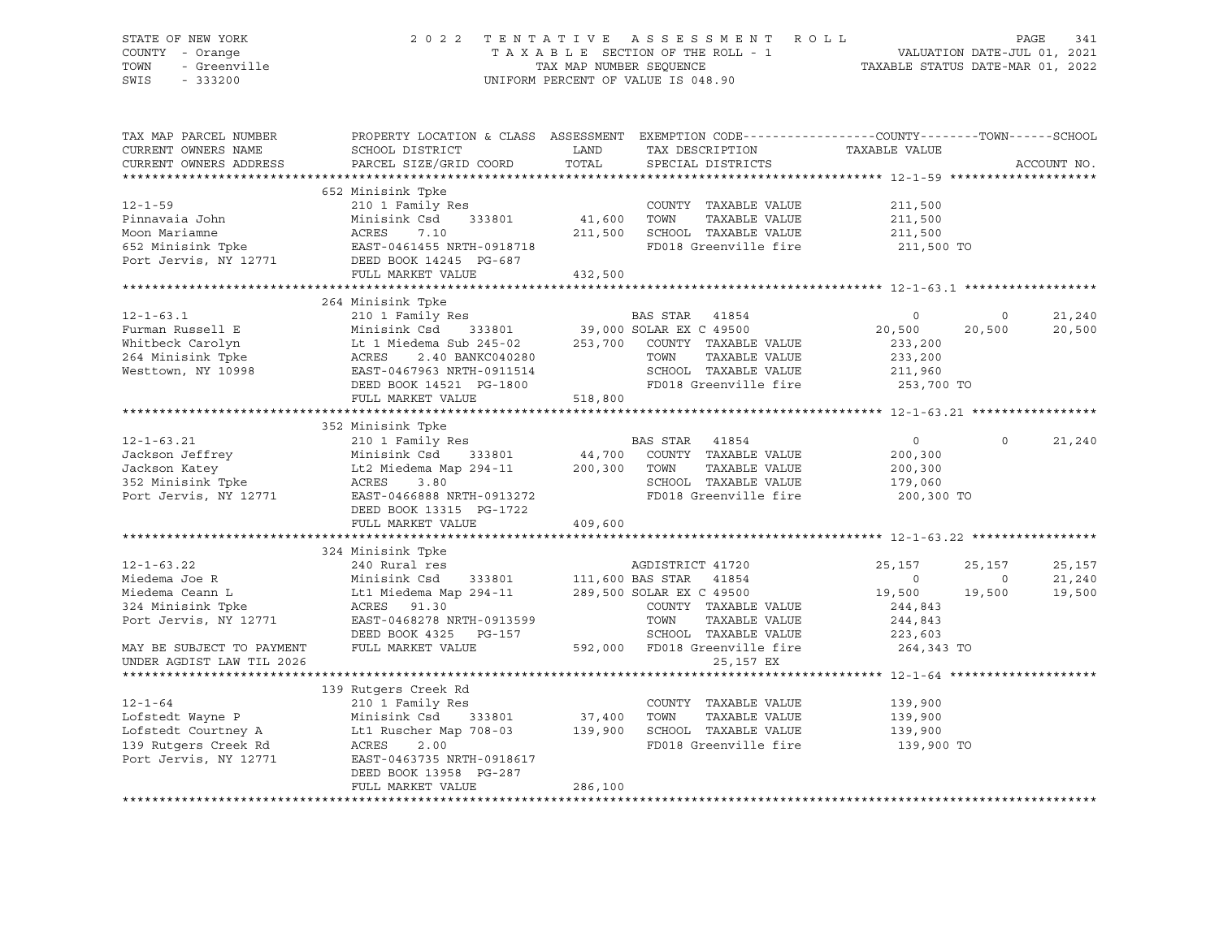STATE OF NEW YORK | COUNTY - Orange | TOWN - Greenville | SWIS - 333200

**2022 TENTATIVE ASSESSMENT ROLL**
TAXABLE SECTION OF THE ROLL - 1
TAX MAP NUMBER SEQUENCE
UNIFORM PERCENT OF VALUE IS 048.90

VALUATION DATE-JUL 01, 2021
TAXABLE STATUS DATE-MAR 01, 2022

| TAX MAP PARCEL NUMBER / CURRENT OWNERS NAME / CURRENT OWNERS ADDRESS | PROPERTY LOCATION & CLASS / SCHOOL DISTRICT / PARCEL SIZE/GRID COORD | ASSESSMENT LAND / TOTAL | EXEMPTION CODE / TAX DESCRIPTION / SPECIAL DISTRICTS | COUNTY TAXABLE VALUE | TOWN | SCHOOL |
|---|---|---|---|---|---|---|
| **12-1-59** | 652 Minisink Tpke | | | | | |
| 12-1-59 | 210 1 Family Res | | COUNTY TAXABLE VALUE | 211,500 | | |
| Pinnavaia John | Minisink Csd 333801 | 41,600 | TOWN TAXABLE VALUE | 211,500 | | |
| Moon Mariamne | ACRES 7.10 | 211,500 | SCHOOL TAXABLE VALUE | 211,500 | | |
| 652 Minisink Tpke | EAST-0461455 NRTH-0918718 | | FD018 Greenville fire | 211,500 TO | | |
| Port Jervis, NY 12771 | DEED BOOK 14245 PG-687 | | | | | |
| | FULL MARKET VALUE | 432,500 | | | | |
| **12-1-63.1** | 264 Minisink Tpke | | | | | |
| 12-1-63.1 | 210 1 Family Res | | BAS STAR 41854 | 0 | 0 | 21,240 |
| Furman Russell E | Minisink Csd 333801 | 39,000 | SOLAR EX C 49500 | 20,500 | 20,500 | 20,500 |
| Whitbeck Carolyn | Lt 1 Miedema Sub 245-02 | 253,700 | COUNTY TAXABLE VALUE | 233,200 | | |
| 264 Minisink Tpke | ACRES 2.40 BANKC040280 | | TOWN TAXABLE VALUE | 233,200 | | |
| Westtown, NY 10998 | EAST-0467963 NRTH-0911514 | | SCHOOL TAXABLE VALUE | 211,960 | | |
| | DEED BOOK 14521 PG-1800 | | FD018 Greenville fire | 253,700 TO | | |
| | FULL MARKET VALUE | 518,800 | | | | |
| **12-1-63.21** | 352 Minisink Tpke | | | | | |
| 12-1-63.21 | 210 1 Family Res | | BAS STAR 41854 | 0 | 0 | 21,240 |
| Jackson Jeffrey | Minisink Csd 333801 | 44,700 | COUNTY TAXABLE VALUE | 200,300 | | |
| Jackson Katey | Lt2 Miedema Map 294-11 | 200,300 | TOWN TAXABLE VALUE | 200,300 | | |
| 352 Minisink Tpke | ACRES 3.80 | | SCHOOL TAXABLE VALUE | 179,060 | | |
| Port Jervis, NY 12771 | EAST-0466888 NRTH-0913272 | | FD018 Greenville fire | 200,300 TO | | |
| | DEED BOOK 13315 PG-1722 | | | | | |
| | FULL MARKET VALUE | 409,600 | | | | |
| **12-1-63.22** | 324 Minisink Tpke | | | | | |
| 12-1-63.22 | 240 Rural res | | AGDISTRICT 41720 | 25,157 | 25,157 | 25,157 |
| Miedema Joe R | Minisink Csd 333801 | 111,600 | BAS STAR 41854 | 0 | 0 | 21,240 |
| Miedema Ceann L | Lt1 Miedema Map 294-11 | 289,500 | SOLAR EX C 49500 | 19,500 | 19,500 | 19,500 |
| 324 Minisink Tpke | ACRES 91.30 | | COUNTY TAXABLE VALUE | 244,843 | | |
| Port Jervis, NY 12771 | EAST-0468278 NRTH-0913599 | | TOWN TAXABLE VALUE | 244,843 | | |
| | DEED BOOK 4325 PG-157 | | SCHOOL TAXABLE VALUE | 223,603 | | |
| MAY BE SUBJECT TO PAYMENT | FULL MARKET VALUE | 592,000 | FD018 Greenville fire | 264,343 TO | | |
| UNDER AGDIST LAW TIL 2026 | | | 25,157 EX | | | |
| **12-1-64** | 139 Rutgers Creek Rd | | | | | |
| 12-1-64 | 210 1 Family Res | | COUNTY TAXABLE VALUE | 139,900 | | |
| Lofstedt Wayne P | Minisink Csd 333801 | 37,400 | TOWN TAXABLE VALUE | 139,900 | | |
| Lofstedt Courtney A | Lt1 Ruscher Map 708-03 | 139,900 | SCHOOL TAXABLE VALUE | 139,900 | | |
| 139 Rutgers Creek Rd | ACRES 2.00 | | FD018 Greenville fire | 139,900 TO | | |
| Port Jervis, NY 12771 | EAST-0463735 NRTH-0918617 | | | | | |
| | DEED BOOK 13958 PG-287 | | | | | |
| | FULL MARKET VALUE | 286,100 | | | | |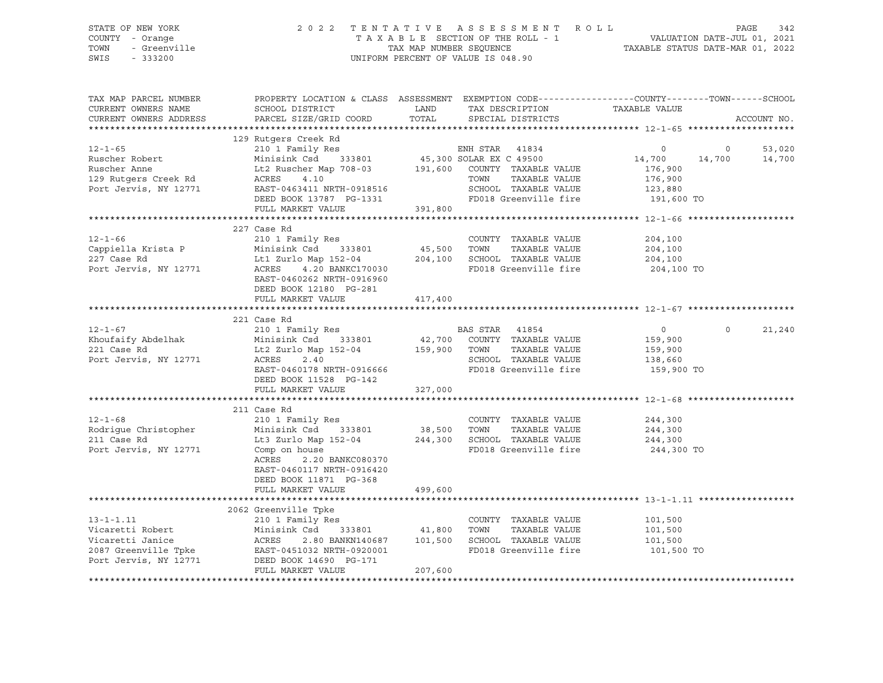STATE OF NEW YORK — 2022 TENTATIVE ASSESSMENT ROLL
COUNTY - Orange — TAXABLE SECTION OF THE ROLL - 1 — VALUATION DATE-JUL 01, 2021
TOWN - Greenville — TAX MAP NUMBER SEQUENCE — TAXABLE STATUS DATE-MAR 01, 2022
SWIS - 333200 — UNIFORM PERCENT OF VALUE IS 048.90

| TAX MAP PARCEL NUMBER / CURRENT OWNERS NAME / CURRENT OWNERS ADDRESS | PROPERTY LOCATION & CLASS / SCHOOL DISTRICT / PARCEL SIZE/GRID COORD | ASSESSMENT LAND / TOTAL | EXEMPTION CODE / TAX DESCRIPTION / SPECIAL DISTRICTS | COUNTY | TOWN | SCHOOL |
|---|---|---|---|---|---|---|
| **12-1-65** | 129 Rutgers Creek Rd | | | | | |
| | 210 1 Family Res | | ENH STAR 41834 | 0 | 0 | 53,020 |
| Ruscher Robert | Minisink Csd 333801 | 45,300 | SOLAR EX C 49500 | 14,700 | 14,700 | 14,700 |
| Ruscher Anne | Lt2 Ruscher Map 708-03 | 191,600 | COUNTY TAXABLE VALUE | 176,900 | | |
| 129 Rutgers Creek Rd | ACRES 4.10 | | TOWN TAXABLE VALUE | 176,900 | | |
| Port Jervis, NY 12771 | EAST-0463411 NRTH-0918516 | | SCHOOL TAXABLE VALUE | 123,880 | | |
| | DEED BOOK 13787 PG-1331 | | FD018 Greenville fire | 191,600 TO | | |
| | FULL MARKET VALUE | 391,800 | | | | |
| **12-1-66** | 227 Case Rd | | | | | |
| | 210 1 Family Res | | COUNTY TAXABLE VALUE | 204,100 | | |
| Cappiella Krista P | Minisink Csd 333801 | 45,500 | TOWN TAXABLE VALUE | 204,100 | | |
| 227 Case Rd | Lt1 Zurlo Map 152-04 | 204,100 | SCHOOL TAXABLE VALUE | 204,100 | | |
| Port Jervis, NY 12771 | ACRES 4.20 BANKC170030 | | FD018 Greenville fire | 204,100 TO | | |
| | EAST-0460262 NRTH-0916960 | | | | | |
| | DEED BOOK 12180 PG-281 | | | | | |
| | FULL MARKET VALUE | 417,400 | | | | |
| **12-1-67** | 221 Case Rd | | | | | |
| | 210 1 Family Res | | BAS STAR 41854 | 0 | 0 | 21,240 |
| Khoufaify Abdelhak | Minisink Csd 333801 | 42,700 | COUNTY TAXABLE VALUE | 159,900 | | |
| 221 Case Rd | Lt2 Zurlo Map 152-04 | 159,900 | TOWN TAXABLE VALUE | 159,900 | | |
| Port Jervis, NY 12771 | ACRES 2.40 | | SCHOOL TAXABLE VALUE | 138,660 | | |
| | EAST-0460178 NRTH-0916666 | | FD018 Greenville fire | 159,900 TO | | |
| | DEED BOOK 11528 PG-142 | | | | | |
| | FULL MARKET VALUE | 327,000 | | | | |
| **12-1-68** | 211 Case Rd | | | | | |
| | 210 1 Family Res | | COUNTY TAXABLE VALUE | 244,300 | | |
| Rodrigue Christopher | Minisink Csd 333801 | 38,500 | TOWN TAXABLE VALUE | 244,300 | | |
| 211 Case Rd | Lt3 Zurlo Map 152-04 | 244,300 | SCHOOL TAXABLE VALUE | 244,300 | | |
| Port Jervis, NY 12771 | Comp on house | | FD018 Greenville fire | 244,300 TO | | |
| | ACRES 2.20 BANKC080370 | | | | | |
| | EAST-0460117 NRTH-0916420 | | | | | |
| | DEED BOOK 11871 PG-368 | | | | | |
| | FULL MARKET VALUE | 499,600 | | | | |
| **13-1-1.11** | 2062 Greenville Tpke | | | | | |
| | 210 1 Family Res | | COUNTY TAXABLE VALUE | 101,500 | | |
| Vicaretti Robert | Minisink Csd 333801 | 41,800 | TOWN TAXABLE VALUE | 101,500 | | |
| Vicaretti Janice | ACRES 2.80 BANKN140687 | 101,500 | SCHOOL TAXABLE VALUE | 101,500 | | |
| 2087 Greenville Tpke | EAST-0451032 NRTH-0920001 | | FD018 Greenville fire | 101,500 TO | | |
| Port Jervis, NY 12771 | DEED BOOK 14690 PG-171 | | | | | |
| | FULL MARKET VALUE | 207,600 | | | | |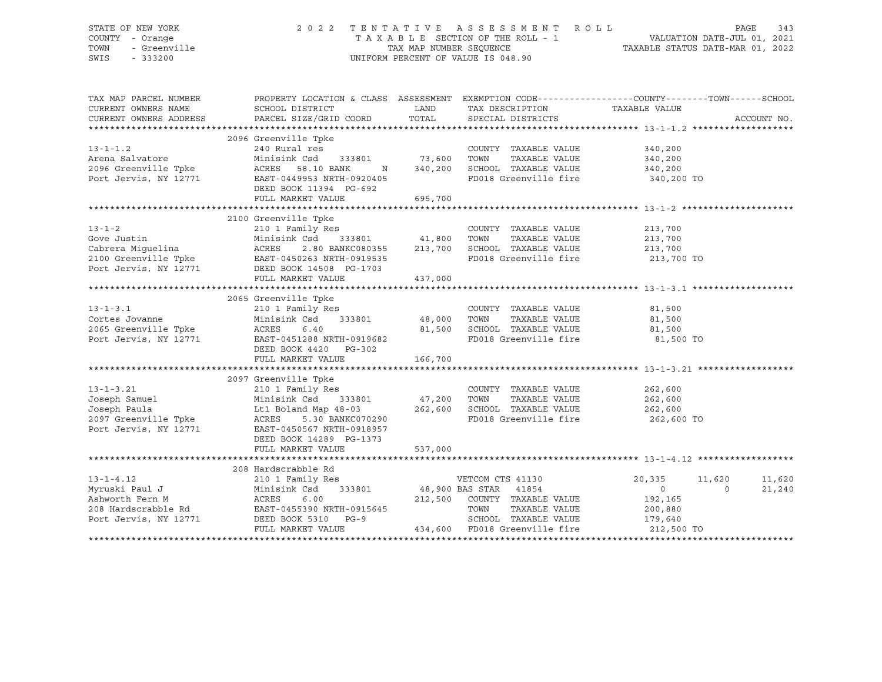STATE OF NEW YORK  
COUNTY - Orange  
TOWN - Greenville  
SWIS - 333200

2 0 2 2 T E N T A T I V E A S S E S S M E N T R O L L  
T A X A B L E SECTION OF THE ROLL - 1  
TAX MAP NUMBER SEQUENCE  
UNIFORM PERCENT OF VALUE IS 048.90

VALUATION DATE-JUL 01, 2021  
TAXABLE STATUS DATE-MAR 01, 2022

| TAX MAP PARCEL NUMBER / CURRENT OWNERS NAME / CURRENT OWNERS ADDRESS | PROPERTY LOCATION & CLASS / SCHOOL DISTRICT / PARCEL SIZE/GRID COORD | ASSESSMENT LAND / TOTAL | EXEMPTION CODE / TAX DESCRIPTION / SPECIAL DISTRICTS | COUNTY | TOWN | SCHOOL | ACCOUNT NO. |
|---|---|---|---|---|---|---|---|
| **13-1-1.2** | 2096 Greenville Tpke | | | | | | |
| 13-1-1.2 | 240 Rural res | | COUNTY TAXABLE VALUE | 340,200 | | | |
| Arena Salvatore | Minisink Csd 333801 | 73,600 | TOWN TAXABLE VALUE | | 340,200 | | |
| 2096 Greenville Tpke | ACRES 58.10 BANK N | 340,200 | SCHOOL TAXABLE VALUE | | | 340,200 | |
| Port Jervis, NY 12771 | EAST-0449953 NRTH-0920405 | | FD018 Greenville fire | 340,200 TO | | | |
| | DEED BOOK 11394 PG-692 | | | | | | |
| | FULL MARKET VALUE | 695,700 | | | | | |
| **13-1-2** | 2100 Greenville Tpke | | | | | | |
| 13-1-2 | 210 1 Family Res | | COUNTY TAXABLE VALUE | 213,700 | | | |
| Gove Justin | Minisink Csd 333801 | 41,800 | TOWN TAXABLE VALUE | | 213,700 | | |
| Cabrera Miguelina | ACRES 2.80 BANKC080355 | 213,700 | SCHOOL TAXABLE VALUE | | | 213,700 | |
| 2100 Greenville Tpke | EAST-0450263 NRTH-0919535 | | FD018 Greenville fire | 213,700 TO | | | |
| Port Jervis, NY 12771 | DEED BOOK 14508 PG-1703 | | | | | | |
| | FULL MARKET VALUE | 437,000 | | | | | |
| **13-1-3.1** | 2065 Greenville Tpke | | | | | | |
| 13-1-3.1 | 210 1 Family Res | | COUNTY TAXABLE VALUE | 81,500 | | | |
| Cortes Jovanne | Minisink Csd 333801 | 48,000 | TOWN TAXABLE VALUE | | 81,500 | | |
| 2065 Greenville Tpke | ACRES 6.40 | 81,500 | SCHOOL TAXABLE VALUE | | | 81,500 | |
| Port Jervis, NY 12771 | EAST-0451288 NRTH-0919682 | | FD018 Greenville fire | 81,500 TO | | | |
| | DEED BOOK 4420 PG-302 | | | | | | |
| | FULL MARKET VALUE | 166,700 | | | | | |
| **13-1-3.21** | 2097 Greenville Tpke | | | | | | |
| 13-1-3.21 | 210 1 Family Res | | COUNTY TAXABLE VALUE | 262,600 | | | |
| Joseph Samuel | Minisink Csd 333801 | 47,200 | TOWN TAXABLE VALUE | | 262,600 | | |
| Joseph Paula | Lt1 Boland Map 48-03 | 262,600 | SCHOOL TAXABLE VALUE | | | 262,600 | |
| 2097 Greenville Tpke | ACRES 5.30 BANKC070290 | | FD018 Greenville fire | 262,600 TO | | | |
| Port Jervis, NY 12771 | EAST-0450567 NRTH-0918957 | | | | | | |
| | DEED BOOK 14289 PG-1373 | | | | | | |
| | FULL MARKET VALUE | 537,000 | | | | | |
| **13-1-4.12** | 208 Hardscrabble Rd | | | | | | |
| 13-1-4.12 | 210 1 Family Res | | VETCOM CTS 41130 | 20,335 | 11,620 | 11,620 | |
| Myruski Paul J | Minisink Csd 333801 | 48,900 | BAS STAR 41854 | 0 | 0 | 21,240 | |
| Ashworth Fern M | ACRES 6.00 | 212,500 | COUNTY TAXABLE VALUE | 192,165 | | | |
| 208 Hardscrabble Rd | EAST-0455390 NRTH-0915645 | | TOWN TAXABLE VALUE | | 200,880 | | |
| Port Jervis, NY 12771 | DEED BOOK 5310 PG-9 | | SCHOOL TAXABLE VALUE | | | 179,640 | |
| | FULL MARKET VALUE | 434,600 | FD018 Greenville fire | 212,500 TO | | | |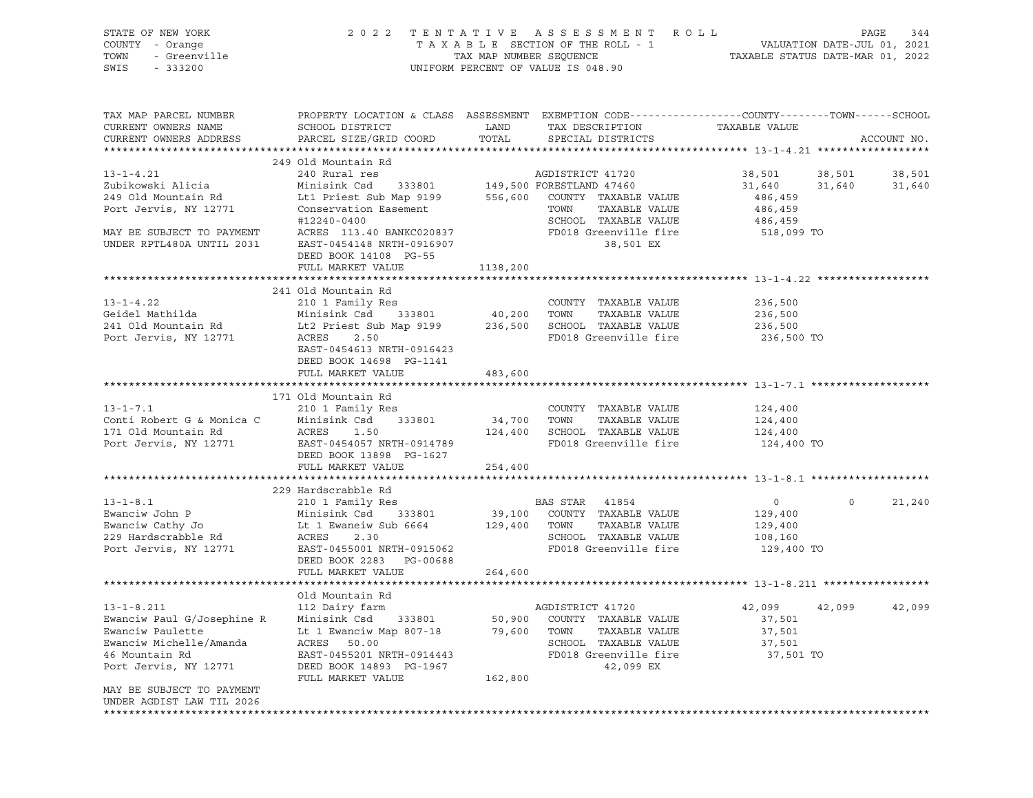STATE OF NEW YORK — COUNTY - Orange — TOWN - Greenville — SWIS - 333200

2022 TENTATIVE ASSESSMENT ROLL
TAXABLE SECTION OF THE ROLL - 1
TAX MAP NUMBER SEQUENCE
UNIFORM PERCENT OF VALUE IS 048.90

VALUATION DATE-JUL 01, 2021
TAXABLE STATUS DATE-MAR 01, 2022

```
TAX MAP PARCEL NUMBER          PROPERTY LOCATION & CLASS  ASSESSMENT  EXEMPTION CODE------------------COUNTY--------TOWN------SCHOOL
CURRENT OWNERS NAME            SCHOOL DISTRICT              LAND      TAX DESCRIPTION              TAXABLE VALUE
CURRENT OWNERS ADDRESS         PARCEL SIZE/GRID COORD       TOTAL     SPECIAL DISTRICTS                                     ACCOUNT NO.
******************************************************************************************************* 13-1-4.21 ******************
                               249 Old Mountain Rd
13-1-4.21                      240 Rural res                           AGDISTRICT 41720             38,501     38,501     38,501
Zubikowski Alicia              Minisink Csd     333801       149,500 FORESTLAND 47460              31,640     31,640     31,640
249 Old Mountain Rd            Lt1 Priest Sub Map 9199       556,600   COUNTY  TAXABLE VALUE         486,459
Port Jervis, NY 12771          Conservation Easement                   TOWN    TAXABLE VALUE         486,459
                               #12240-0400                             SCHOOL  TAXABLE VALUE         486,459
MAY BE SUBJECT TO PAYMENT      ACRES  113.40 BANKC020837               FD018 Greenville fire          518,099 TO
UNDER RPTL480A UNTIL 2031      EAST-0454148 NRTH-0916907                      38,501 EX
                               DEED BOOK 14108  PG-55
                               FULL MARKET VALUE            1138,200
******************************************************************************************************* 13-1-4.22 ******************
                               241 Old Mountain Rd
13-1-4.22                      210 1 Family Res                        COUNTY  TAXABLE VALUE         236,500
Geidel Mathilda                Minisink Csd     333801        40,200   TOWN    TAXABLE VALUE         236,500
241 Old Mountain Rd            Lt2 Priest Sub Map 9199       236,500   SCHOOL  TAXABLE VALUE         236,500
Port Jervis, NY 12771          ACRES    2.50                           FD018 Greenville fire          236,500 TO
                               EAST-0454613 NRTH-0916423
                               DEED BOOK 14698  PG-1141
                               FULL MARKET VALUE             483,600
******************************************************************************************************* 13-1-7.1 *******************
                               171 Old Mountain Rd
13-1-7.1                       210 1 Family Res                        COUNTY  TAXABLE VALUE         124,400
Conti Robert G & Monica C      Minisink Csd     333801        34,700   TOWN    TAXABLE VALUE         124,400
171 Old Mountain Rd            ACRES    1.50                 124,400   SCHOOL  TAXABLE VALUE         124,400
Port Jervis, NY 12771          EAST-0454057 NRTH-0914789               FD018 Greenville fire          124,400 TO
                               DEED BOOK 13898  PG-1627
                               FULL MARKET VALUE             254,400
******************************************************************************************************* 13-1-8.1 *******************
                               229 Hardscrabble Rd
13-1-8.1                       210 1 Family Res                        BAS STAR  41854                    0          0     21,240
Ewanciw John P                 Minisink Csd     333801        39,100   COUNTY  TAXABLE VALUE         129,400
Ewanciw Cathy Jo               Lt 1 Ewaneiw Sub 6664         129,400   TOWN    TAXABLE VALUE         129,400
229 Hardscrabble Rd            ACRES    2.30                           SCHOOL  TAXABLE VALUE         108,160
Port Jervis, NY 12771          EAST-0455001 NRTH-0915062               FD018 Greenville fire          129,400 TO
                               DEED BOOK 2283   PG-00688
                               FULL MARKET VALUE             264,600
******************************************************************************************************* 13-1-8.211 *****************
                               Old Mountain Rd
13-1-8.211                     112 Dairy farm                          AGDISTRICT 41720             42,099     42,099     42,099
Ewanciw Paul G/Josephine R     Minisink Csd     333801        50,900   COUNTY  TAXABLE VALUE          37,501
Ewanciw Paulette               Lt 1 Ewanciw Map 807-18        79,600   TOWN    TAXABLE VALUE          37,501
Ewanciw Michelle/Amanda        ACRES   50.00                           SCHOOL  TAXABLE VALUE          37,501
46 Mountain Rd                 EAST-0455201 NRTH-0914443               FD018 Greenville fire           37,501 TO
Port Jervis, NY 12771          DEED BOOK 14893  PG-1967                       42,099 EX
                               FULL MARKET VALUE             162,800
MAY BE SUBJECT TO PAYMENT
UNDER AGDIST LAW TIL 2026
************************************************************************************************************************************
```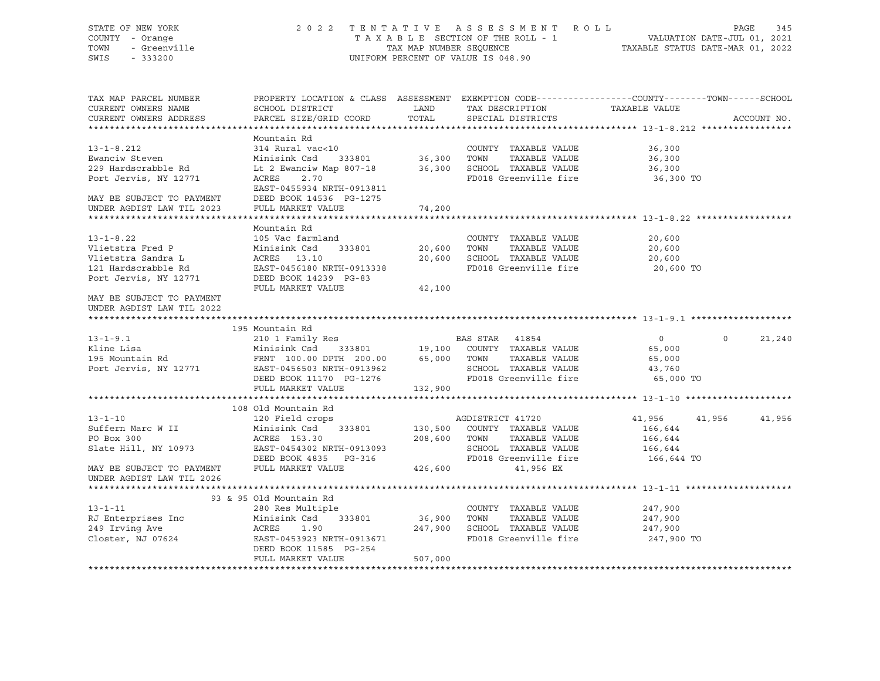STATE OF NEW YORK
COUNTY - Orange
TOWN - Greenville
SWIS - 333200

2022 TENTATIVE ASSESSMENT ROLL
TAXABLE SECTION OF THE ROLL - 1
TAX MAP NUMBER SEQUENCE
UNIFORM PERCENT OF VALUE IS 048.90

VALUATION DATE-JUL 01, 2021
TAXABLE STATUS DATE-MAR 01, 2022

| TAX MAP PARCEL NUMBER / CURRENT OWNERS NAME / CURRENT OWNERS ADDRESS | PROPERTY LOCATION & CLASS / SCHOOL DISTRICT / PARCEL SIZE/GRID COORD | ASSESSMENT LAND | TOTAL | EXEMPTION CODE / TAX DESCRIPTION / SPECIAL DISTRICTS | COUNTY TAXABLE VALUE | TOWN | SCHOOL |
|---|---|---|---|---|---|---|---|
| **13-1-8.212** | Mountain Rd | | | | | | |
| Ewanciw Steven | 314 Rural vac<10 | | | COUNTY TAXABLE VALUE | 36,300 | | |
| 229 Hardscrabble Rd | Minisink Csd 333801 | 36,300 | | TOWN TAXABLE VALUE | 36,300 | | |
| Port Jervis, NY 12771 | Lt 2 Ewanciw Map 807-18 | | 36,300 | SCHOOL TAXABLE VALUE | 36,300 | | |
| | ACRES 2.70 | | | FD018 Greenville fire | 36,300 TO | | |
| | EAST-0455934 NRTH-0913811 | | | | | | |
| MAY BE SUBJECT TO PAYMENT | DEED BOOK 14536 PG-1275 | | | | | | |
| UNDER AGDIST LAW TIL 2023 | FULL MARKET VALUE | | 74,200 | | | | |
| **13-1-8.22** | Mountain Rd | | | | | | |
| Vlietstra Fred P | 105 Vac farmland | | | COUNTY TAXABLE VALUE | 20,600 | | |
| Vlietstra Sandra L | Minisink Csd 333801 | 20,600 | | TOWN TAXABLE VALUE | 20,600 | | |
| 121 Hardscrabble Rd | ACRES 13.10 | | 20,600 | SCHOOL TAXABLE VALUE | 20,600 | | |
| Port Jervis, NY 12771 | EAST-0456180 NRTH-0913338 | | | FD018 Greenville fire | 20,600 TO | | |
| | DEED BOOK 14239 PG-83 | | | | | | |
| MAY BE SUBJECT TO PAYMENT | FULL MARKET VALUE | | 42,100 | | | | |
| UNDER AGDIST LAW TIL 2022 | | | | | | | |
| **13-1-9.1** | 195 Mountain Rd | | | | | | |
| Kline Lisa | 210 1 Family Res | | | BAS STAR 41854 | 0 | 0 | 21,240 |
| 195 Mountain Rd | Minisink Csd 333801 | 19,100 | | COUNTY TAXABLE VALUE | 65,000 | | |
| Port Jervis, NY 12771 | FRNT 100.00 DPTH 200.00 | | 65,000 | TOWN TAXABLE VALUE | 65,000 | | |
| | EAST-0456503 NRTH-0913962 | | | SCHOOL TAXABLE VALUE | 43,760 | | |
| | DEED BOOK 11170 PG-1276 | | | FD018 Greenville fire | 65,000 TO | | |
| | FULL MARKET VALUE | | 132,900 | | | | |
| **13-1-10** | 108 Old Mountain Rd | | | | | | |
| Suffern Marc W II | 120 Field crops | | | AGDISTRICT 41720 | 41,956 | 41,956 | 41,956 |
| PO Box 300 | Minisink Csd 333801 | 130,500 | | COUNTY TAXABLE VALUE | 166,644 | | |
| Slate Hill, NY 10973 | ACRES 153.30 | | 208,600 | TOWN TAXABLE VALUE | 166,644 | | |
| | EAST-0454302 NRTH-0913093 | | | SCHOOL TAXABLE VALUE | 166,644 | | |
| | DEED BOOK 4835 PG-316 | | | FD018 Greenville fire | 166,644 TO | | |
| MAY BE SUBJECT TO PAYMENT | FULL MARKET VALUE | | 426,600 | 41,956 EX | | | |
| UNDER AGDIST LAW TIL 2026 | | | | | | | |
| **13-1-11** | 93 & 95 Old Mountain Rd | | | | | | |
| RJ Enterprises Inc | 280 Res Multiple | | | COUNTY TAXABLE VALUE | 247,900 | | |
| 249 Irving Ave | Minisink Csd 333801 | 36,900 | | TOWN TAXABLE VALUE | 247,900 | | |
| Closter, NJ 07624 | ACRES 1.90 | | 247,900 | SCHOOL TAXABLE VALUE | 247,900 | | |
| | EAST-0453923 NRTH-0913671 | | | FD018 Greenville fire | 247,900 TO | | |
| | DEED BOOK 11585 PG-254 | | | | | | |
| | FULL MARKET VALUE | | 507,000 | | | | |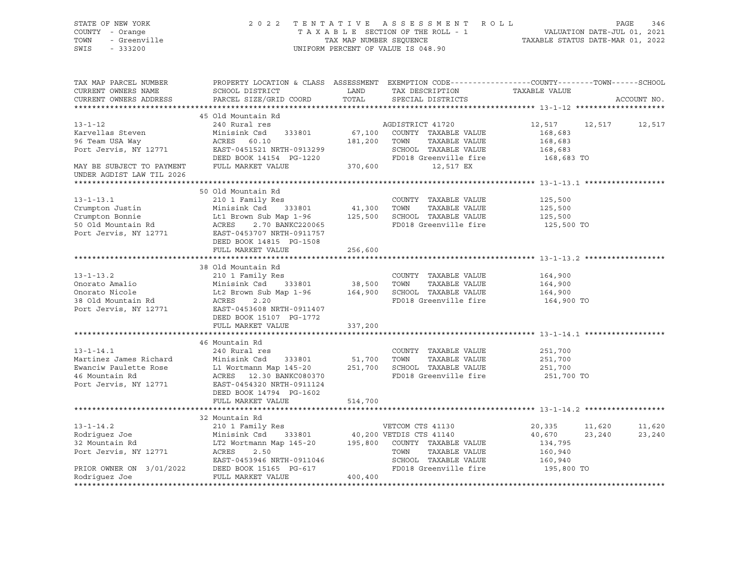STATE OF NEW YORK · COUNTY - Orange · TOWN - Greenville · SWIS - 333200

2022 TENTATIVE ASSESSMENT ROLL
TAXABLE SECTION OF THE ROLL - 1
TAX MAP NUMBER SEQUENCE
UNIFORM PERCENT OF VALUE IS 048.90

VALUATION DATE-JUL 01, 2021
TAXABLE STATUS DATE-MAR 01, 2022

| TAX MAP PARCEL NUMBER / CURRENT OWNERS NAME / CURRENT OWNERS ADDRESS | PROPERTY LOCATION & CLASS / SCHOOL DISTRICT / PARCEL SIZE/GRID COORD | ASSESSMENT LAND / TOTAL | EXEMPTION CODE / TAX DESCRIPTION / SPECIAL DISTRICTS | COUNTY TAXABLE VALUE | TOWN | SCHOOL |
|---|---|---|---|---|---|---|
| **13-1-12** | 45 Old Mountain Rd | | | | | |
| | 240 Rural res | | AGDISTRICT 41720 | 12,517 | 12,517 | 12,517 |
| Karvellas Steven | Minisink Csd 333801 | 67,100 | COUNTY TAXABLE VALUE | 168,683 | | |
| 96 Team USA Way | ACRES 60.10 | 181,200 | TOWN TAXABLE VALUE | 168,683 | | |
| Port Jervis, NY 12771 | EAST-0451521 NRTH-0913299 | | SCHOOL TAXABLE VALUE | 168,683 | | |
| | DEED BOOK 14154 PG-1220 | | FD018 Greenville fire | 168,683 TO | | |
| MAY BE SUBJECT TO PAYMENT | FULL MARKET VALUE | 370,600 | 12,517 EX | | | |
| UNDER AGDIST LAW TIL 2026 | | | | | | |
| **13-1-13.1** | 50 Old Mountain Rd | | | | | |
| | 210 1 Family Res | | COUNTY TAXABLE VALUE | 125,500 | | |
| Crumpton Justin | Minisink Csd 333801 | 41,300 | TOWN TAXABLE VALUE | 125,500 | | |
| Crumpton Bonnie | Lt1 Brown Sub Map 1-96 | 125,500 | SCHOOL TAXABLE VALUE | 125,500 | | |
| 50 Old Mountain Rd | ACRES 2.70 BANKC220065 | | FD018 Greenville fire | 125,500 TO | | |
| Port Jervis, NY 12771 | EAST-0453707 NRTH-0911757 | | | | | |
| | DEED BOOK 14815 PG-1508 | | | | | |
| | FULL MARKET VALUE | 256,600 | | | | |
| **13-1-13.2** | 38 Old Mountain Rd | | | | | |
| | 210 1 Family Res | | COUNTY TAXABLE VALUE | 164,900 | | |
| Onorato Amalio | Minisink Csd 333801 | 38,500 | TOWN TAXABLE VALUE | 164,900 | | |
| Onorato Nicole | Lt2 Brown Sub Map 1-96 | 164,900 | SCHOOL TAXABLE VALUE | 164,900 | | |
| 38 Old Mountain Rd | ACRES 2.20 | | FD018 Greenville fire | 164,900 TO | | |
| Port Jervis, NY 12771 | EAST-0453608 NRTH-0911407 | | | | | |
| | DEED BOOK 15107 PG-1772 | | | | | |
| | FULL MARKET VALUE | 337,200 | | | | |
| **13-1-14.1** | 46 Mountain Rd | | | | | |
| | 240 Rural res | | COUNTY TAXABLE VALUE | 251,700 | | |
| Martinez James Richard | Minisink Csd 333801 | 51,700 | TOWN TAXABLE VALUE | 251,700 | | |
| Ewanciw Paulette Rose | L1 Wortmann Map 145-20 | 251,700 | SCHOOL TAXABLE VALUE | 251,700 | | |
| 46 Mountain Rd | ACRES 12.30 BANKC080370 | | FD018 Greenville fire | 251,700 TO | | |
| Port Jervis, NY 12771 | EAST-0454320 NRTH-0911124 | | | | | |
| | DEED BOOK 14794 PG-1602 | | | | | |
| | FULL MARKET VALUE | 514,700 | | | | |
| **13-1-14.2** | 32 Mountain Rd | | | | | |
| | 210 1 Family Res | | VETCOM CTS 41130 | 20,335 | 11,620 | 11,620 |
| Rodriguez Joe | Minisink Csd 333801 | 40,200 | VETDIS CTS 41140 | 40,670 | 23,240 | 23,240 |
| 32 Mountain Rd | LT2 Wortmann Map 145-20 | 195,800 | COUNTY TAXABLE VALUE | 134,795 | | |
| Port Jervis, NY 12771 | ACRES 2.50 | | TOWN TAXABLE VALUE | 160,940 | | |
| | EAST-0453946 NRTH-0911046 | | SCHOOL TAXABLE VALUE | 160,940 | | |
| PRIOR OWNER ON 3/01/2022 | DEED BOOK 15165 PG-617 | | FD018 Greenville fire | 195,800 TO | | |
| Rodriguez Joe | FULL MARKET VALUE | 400,400 | | | | |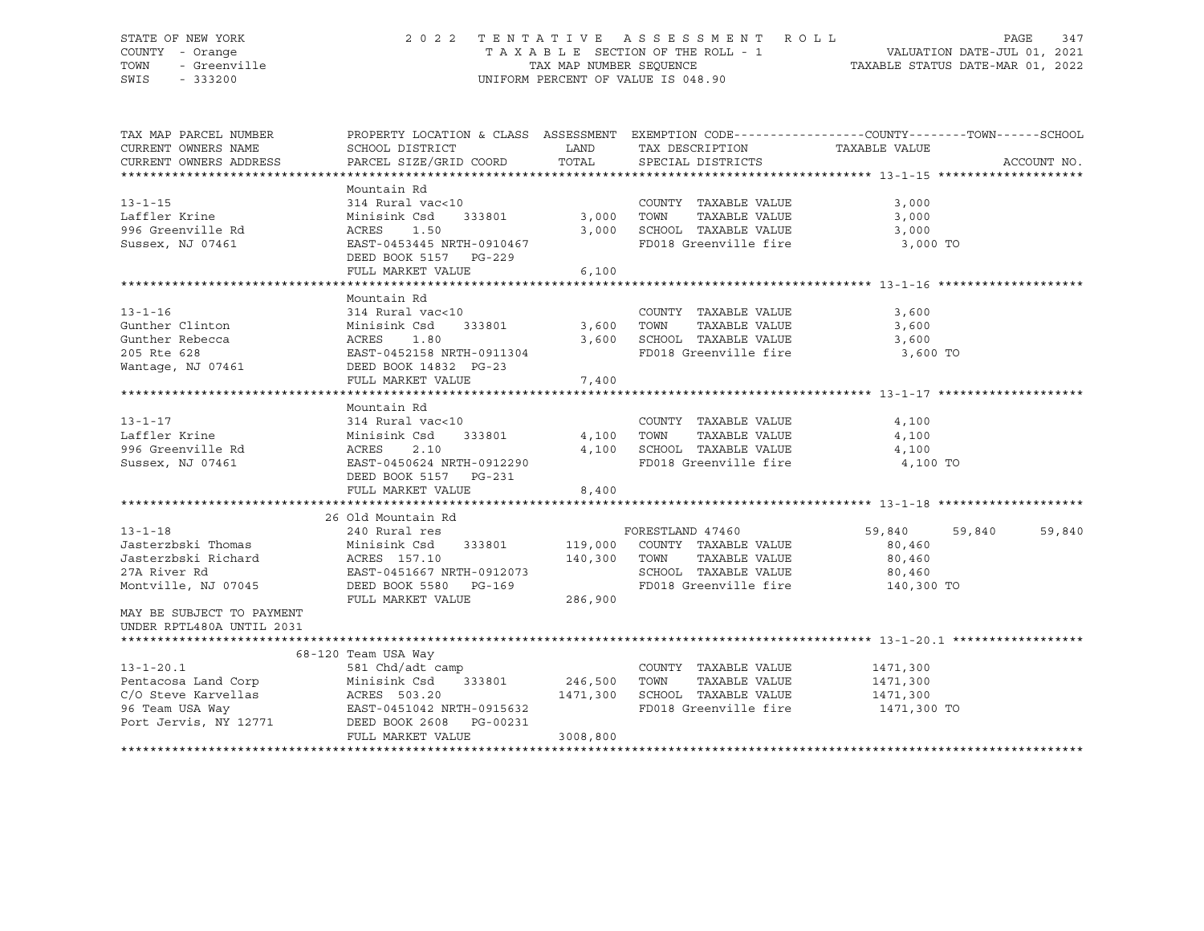STATE OF NEW YORK
COUNTY - Orange
TOWN - Greenville
SWIS - 333200

2022 TENTATIVE ASSESSMENT ROLL
TAXABLE SECTION OF THE ROLL - 1
TAX MAP NUMBER SEQUENCE
UNIFORM PERCENT OF VALUE IS 048.90

VALUATION DATE-JUL 01, 2021
TAXABLE STATUS DATE-MAR 01, 2022

| TAX MAP PARCEL NUMBER / CURRENT OWNERS NAME / CURRENT OWNERS ADDRESS | PROPERTY LOCATION & CLASS / SCHOOL DISTRICT / PARCEL SIZE/GRID COORD | ASSESSMENT LAND / TOTAL | EXEMPTION CODE / TAX DESCRIPTION / SPECIAL DISTRICTS | COUNTY TAXABLE VALUE | TOWN | SCHOOL | ACCOUNT NO. |
|---|---|---|---|---|---|---|---|
| **13-1-15** | Mountain Rd | | | | | | |
| | 314 Rural vac<10 | | COUNTY TAXABLE VALUE | 3,000 | | | |
| Laffler Krine | Minisink Csd 333801 | 3,000 | TOWN TAXABLE VALUE | 3,000 | | | |
| 996 Greenville Rd | ACRES 1.50 | 3,000 | SCHOOL TAXABLE VALUE | 3,000 | | | |
| Sussex, NJ 07461 | EAST-0453445 NRTH-0910467 | | FD018 Greenville fire | 3,000 TO | | | |
| | DEED BOOK 5157 PG-229 | | | | | | |
| | FULL MARKET VALUE | 6,100 | | | | | |
| **13-1-16** | Mountain Rd | | | | | | |
| | 314 Rural vac<10 | | COUNTY TAXABLE VALUE | 3,600 | | | |
| Gunther Clinton | Minisink Csd 333801 | 3,600 | TOWN TAXABLE VALUE | 3,600 | | | |
| Gunther Rebecca | ACRES 1.80 | 3,600 | SCHOOL TAXABLE VALUE | 3,600 | | | |
| 205 Rte 628 | EAST-0452158 NRTH-0911304 | | FD018 Greenville fire | 3,600 TO | | | |
| Wantage, NJ 07461 | DEED BOOK 14832 PG-23 | | | | | | |
| | FULL MARKET VALUE | 7,400 | | | | | |
| **13-1-17** | Mountain Rd | | | | | | |
| | 314 Rural vac<10 | | COUNTY TAXABLE VALUE | 4,100 | | | |
| Laffler Krine | Minisink Csd 333801 | 4,100 | TOWN TAXABLE VALUE | 4,100 | | | |
| 996 Greenville Rd | ACRES 2.10 | 4,100 | SCHOOL TAXABLE VALUE | 4,100 | | | |
| Sussex, NJ 07461 | EAST-0450624 NRTH-0912290 | | FD018 Greenville fire | 4,100 TO | | | |
| | DEED BOOK 5157 PG-231 | | | | | | |
| | FULL MARKET VALUE | 8,400 | | | | | |
| **13-1-18** | 26 Old Mountain Rd | | | | | | |
| | 240 Rural res | | FORESTLAND 47460 | 59,840 | 59,840 | 59,840 | |
| Jasterzbski Thomas | Minisink Csd 333801 | 119,000 | COUNTY TAXABLE VALUE | 80,460 | | | |
| Jasterzbski Richard | ACRES 157.10 | 140,300 | TOWN TAXABLE VALUE | 80,460 | | | |
| 27A River Rd | EAST-0451667 NRTH-0912073 | | SCHOOL TAXABLE VALUE | 80,460 | | | |
| Montville, NJ 07045 | DEED BOOK 5580 PG-169 | | FD018 Greenville fire | 140,300 TO | | | |
| | FULL MARKET VALUE | 286,900 | | | | | |
| MAY BE SUBJECT TO PAYMENT UNDER RPTL480A UNTIL 2031 | | | | | | | |
| **13-1-20.1** | 68-120 Team USA Way | | | | | | |
| | 581 Chd/adt camp | | COUNTY TAXABLE VALUE | 1471,300 | | | |
| Pentacosa Land Corp | Minisink Csd 333801 | 246,500 | TOWN TAXABLE VALUE | 1471,300 | | | |
| C/O Steve Karvellas | ACRES 503.20 | 1471,300 | SCHOOL TAXABLE VALUE | 1471,300 | | | |
| 96 Team USA Way | EAST-0451042 NRTH-0915632 | | FD018 Greenville fire | 1471,300 TO | | | |
| Port Jervis, NY 12771 | DEED BOOK 2608 PG-00231 | | | | | | |
| | FULL MARKET VALUE | 3008,800 | | | | | |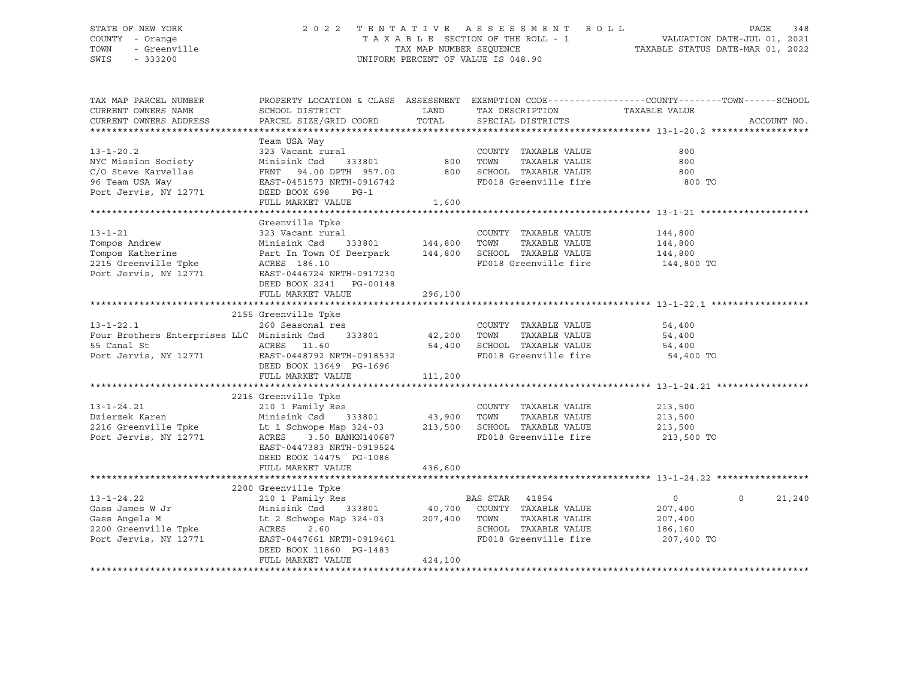STATE OF NEW YORK — 2022 TENTATIVE ASSESSMENT ROLL
COUNTY - Orange — TAXABLE SECTION OF THE ROLL - 1 — VALUATION DATE-JUL 01, 2021
TOWN - Greenville — TAX MAP NUMBER SEQUENCE — TAXABLE STATUS DATE-MAR 01, 2022
SWIS - 333200 — UNIFORM PERCENT OF VALUE IS 048.90

| TAX MAP PARCEL NUMBER / CURRENT OWNERS NAME / CURRENT OWNERS ADDRESS | PROPERTY LOCATION & CLASS / SCHOOL DISTRICT / PARCEL SIZE/GRID COORD | ASSESSMENT LAND | TOTAL | EXEMPTION CODE / TAX DESCRIPTION / SPECIAL DISTRICTS | COUNTY TAXABLE VALUE | TOWN | SCHOOL | ACCOUNT NO. |
|---|---|---|---|---|---|---|---|---|
| **13-1-20.2** | Team USA Way | | | | | | | |
| 13-1-20.2 | 323 Vacant rural | | | COUNTY TAXABLE VALUE | 800 | | | |
| NYC Mission Society | Minisink Csd 333801 | 800 | | TOWN TAXABLE VALUE | 800 | | | |
| C/O Steve Karvellas | FRNT 94.00 DPTH 957.00 | | 800 | SCHOOL TAXABLE VALUE | 800 | | | |
| 96 Team USA Way | EAST-0451573 NRTH-0916742 | | | FD018 Greenville fire | 800 TO | | | |
| Port Jervis, NY 12771 | DEED BOOK 698 PG-1 | | | | | | | |
| | FULL MARKET VALUE | | 1,600 | | | | | |
| **13-1-21** | Greenville Tpke | | | | | | | |
| 13-1-21 | 323 Vacant rural | | | COUNTY TAXABLE VALUE | 144,800 | | | |
| Tompos Andrew | Minisink Csd 333801 | 144,800 | | TOWN TAXABLE VALUE | 144,800 | | | |
| Tompos Katherine | Part In Town Of Deerpark | | 144,800 | SCHOOL TAXABLE VALUE | 144,800 | | | |
| 2215 Greenville Tpke | ACRES 186.10 | | | FD018 Greenville fire | 144,800 TO | | | |
| Port Jervis, NY 12771 | EAST-0446724 NRTH-0917230 | | | | | | | |
| | DEED BOOK 2241 PG-00148 | | | | | | | |
| | FULL MARKET VALUE | | 296,100 | | | | | |
| **13-1-22.1** | 2155 Greenville Tpke | | | | | | | |
| 13-1-22.1 | 260 Seasonal res | | | COUNTY TAXABLE VALUE | 54,400 | | | |
| Four Brothers Enterprises LLC | Minisink Csd 333801 | 42,200 | | TOWN TAXABLE VALUE | 54,400 | | | |
| 55 Canal St | ACRES 11.60 | | 54,400 | SCHOOL TAXABLE VALUE | 54,400 | | | |
| Port Jervis, NY 12771 | EAST-0448792 NRTH-0918532 | | | FD018 Greenville fire | 54,400 TO | | | |
| | DEED BOOK 13649 PG-1696 | | | | | | | |
| | FULL MARKET VALUE | | 111,200 | | | | | |
| **13-1-24.21** | 2216 Greenville Tpke | | | | | | | |
| 13-1-24.21 | 210 1 Family Res | | | COUNTY TAXABLE VALUE | 213,500 | | | |
| Dzierzek Karen | Minisink Csd 333801 | 43,900 | | TOWN TAXABLE VALUE | 213,500 | | | |
| 2216 Greenville Tpke | Lt 1 Schwope Map 324-03 | | 213,500 | SCHOOL TAXABLE VALUE | 213,500 | | | |
| Port Jervis, NY 12771 | ACRES 3.50 BANKN140687 | | | FD018 Greenville fire | 213,500 TO | | | |
| | EAST-0447383 NRTH-0919524 | | | | | | | |
| | DEED BOOK 14475 PG-1086 | | | | | | | |
| | FULL MARKET VALUE | | 436,600 | | | | | |
| **13-1-24.22** | 2200 Greenville Tpke | | | | | | | |
| 13-1-24.22 | 210 1 Family Res | | | BAS STAR 41854 | 0 | 0 | 21,240 | |
| Gass James W Jr | Minisink Csd 333801 | 40,700 | | COUNTY TAXABLE VALUE | 207,400 | | | |
| Gass Angela M | Lt 2 Schwope Map 324-03 | | 207,400 | TOWN TAXABLE VALUE | 207,400 | | | |
| 2200 Greenville Tpke | ACRES 2.60 | | | SCHOOL TAXABLE VALUE | 186,160 | | | |
| Port Jervis, NY 12771 | EAST-0447661 NRTH-0919461 | | | FD018 Greenville fire | 207,400 TO | | | |
| | DEED BOOK 11860 PG-1483 | | | | | | | |
| | FULL MARKET VALUE | | 424,100 | | | | | |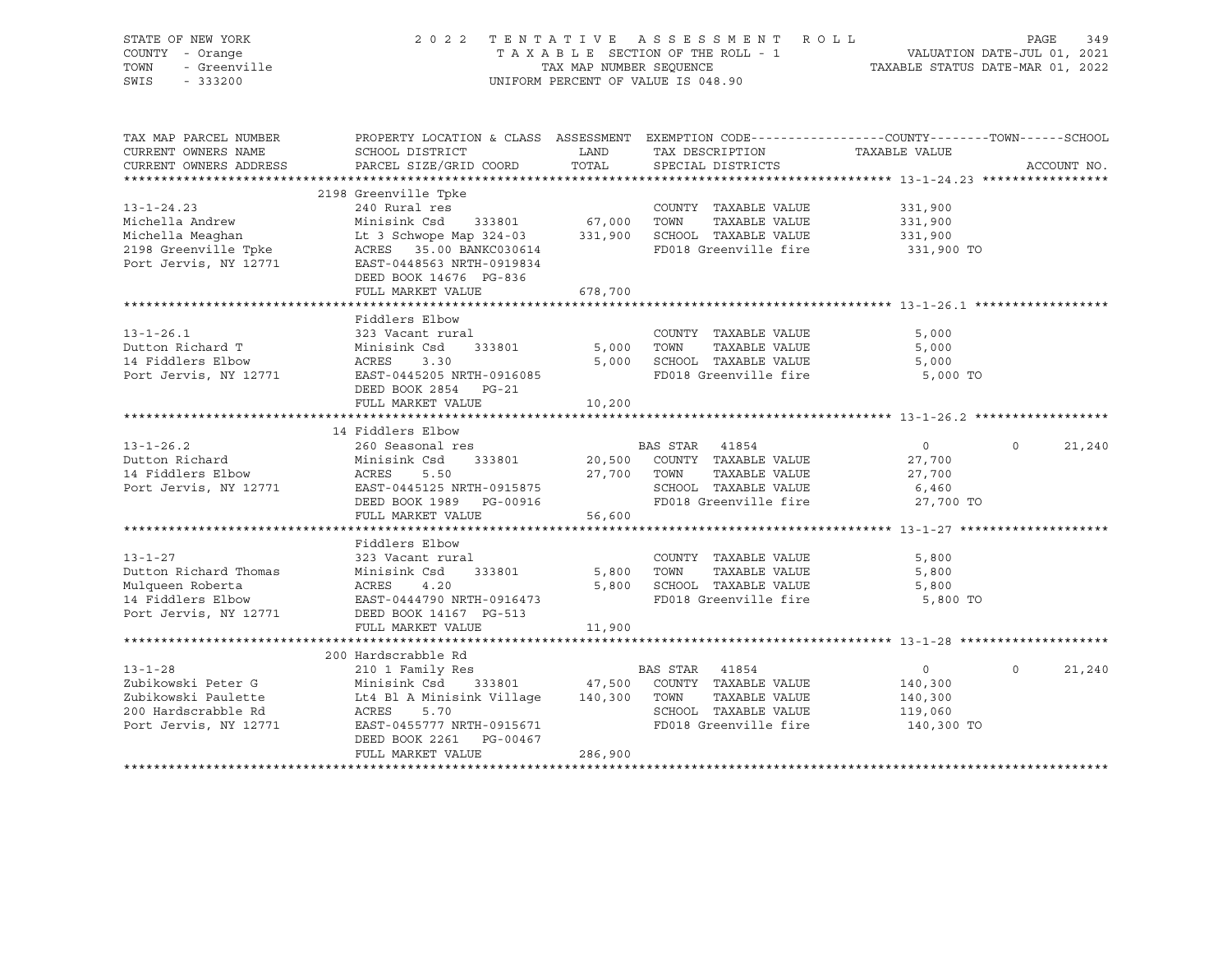STATE OF NEW YORK
COUNTY - Orange
TOWN - Greenville
SWIS - 333200

2022 TENTATIVE ASSESSMENT ROLL
TAXABLE SECTION OF THE ROLL - 1
TAX MAP NUMBER SEQUENCE
UNIFORM PERCENT OF VALUE IS 048.90

VALUATION DATE-JUL 01, 2021
TAXABLE STATUS DATE-MAR 01, 2022

| TAX MAP PARCEL NUMBER / CURRENT OWNERS NAME / CURRENT OWNERS ADDRESS | PROPERTY LOCATION & CLASS / SCHOOL DISTRICT / PARCEL SIZE/GRID COORD | ASSESSMENT LAND | TOTAL | EXEMPTION CODE / TAX DESCRIPTION / SPECIAL DISTRICTS | COUNTY TAXABLE VALUE | TOWN | SCHOOL | ACCOUNT NO. |
|---|---|---|---|---|---|---|---|---|
| **13-1-24.23** | 2198 Greenville Tpke | | | | | | | |
| 13-1-24.23 | 240 Rural res | | | COUNTY TAXABLE VALUE | 331,900 | | | |
| Michella Andrew | Minisink Csd 333801 | 67,000 | | TOWN TAXABLE VALUE | 331,900 | | | |
| Michella Meaghan | Lt 3 Schwope Map 324-03 | | 331,900 | SCHOOL TAXABLE VALUE | 331,900 | | | |
| 2198 Greenville Tpke | ACRES 35.00 BANKC030614 | | | FD018 Greenville fire | 331,900 TO | | | |
| Port Jervis, NY 12771 | EAST-0448563 NRTH-0919834 | | | | | | | |
| | DEED BOOK 14676 PG-836 | | | | | | | |
| | FULL MARKET VALUE | 678,700 | | | | | | |
| **13-1-26.1** | Fiddlers Elbow | | | | | | | |
| 13-1-26.1 | 323 Vacant rural | | | COUNTY TAXABLE VALUE | 5,000 | | | |
| Dutton Richard T | Minisink Csd 333801 | 5,000 | | TOWN TAXABLE VALUE | 5,000 | | | |
| 14 Fiddlers Elbow | ACRES 3.30 | | 5,000 | SCHOOL TAXABLE VALUE | 5,000 | | | |
| Port Jervis, NY 12771 | EAST-0445205 NRTH-0916085 | | | FD018 Greenville fire | 5,000 TO | | | |
| | DEED BOOK 2854 PG-21 | | | | | | | |
| | FULL MARKET VALUE | 10,200 | | | | | | |
| **13-1-26.2** | 14 Fiddlers Elbow | | | | | | | |
| 13-1-26.2 | 260 Seasonal res | | | BAS STAR 41854 | 0 | 0 | 21,240 | |
| Dutton Richard | Minisink Csd 333801 | 20,500 | | COUNTY TAXABLE VALUE | 27,700 | | | |
| 14 Fiddlers Elbow | ACRES 5.50 | | 27,700 | TOWN TAXABLE VALUE | 27,700 | | | |
| Port Jervis, NY 12771 | EAST-0445125 NRTH-0915875 | | | SCHOOL TAXABLE VALUE | 6,460 | | | |
| | DEED BOOK 1989 PG-00916 | | | FD018 Greenville fire | 27,700 TO | | | |
| | FULL MARKET VALUE | 56,600 | | | | | | |
| **13-1-27** | Fiddlers Elbow | | | | | | | |
| 13-1-27 | 323 Vacant rural | | | COUNTY TAXABLE VALUE | 5,800 | | | |
| Dutton Richard Thomas | Minisink Csd 333801 | 5,800 | | TOWN TAXABLE VALUE | 5,800 | | | |
| Mulqueen Roberta | ACRES 4.20 | | 5,800 | SCHOOL TAXABLE VALUE | 5,800 | | | |
| 14 Fiddlers Elbow | EAST-0444790 NRTH-0916473 | | | FD018 Greenville fire | 5,800 TO | | | |
| Port Jervis, NY 12771 | DEED BOOK 14167 PG-513 | | | | | | | |
| | FULL MARKET VALUE | 11,900 | | | | | | |
| **13-1-28** | 200 Hardscrabble Rd | | | | | | | |
| 13-1-28 | 210 1 Family Res | | | BAS STAR 41854 | 0 | 0 | 21,240 | |
| Zubikowski Peter G | Minisink Csd 333801 | 47,500 | | COUNTY TAXABLE VALUE | 140,300 | | | |
| Zubikowski Paulette | Lt4 Bl A Minisink Village | | 140,300 | TOWN TAXABLE VALUE | 140,300 | | | |
| 200 Hardscrabble Rd | ACRES 5.70 | | | SCHOOL TAXABLE VALUE | 119,060 | | | |
| Port Jervis, NY 12771 | EAST-0455777 NRTH-0915671 | | | FD018 Greenville fire | 140,300 TO | | | |
| | DEED BOOK 2261 PG-00467 | | | | | | | |
| | FULL MARKET VALUE | 286,900 | | | | | | |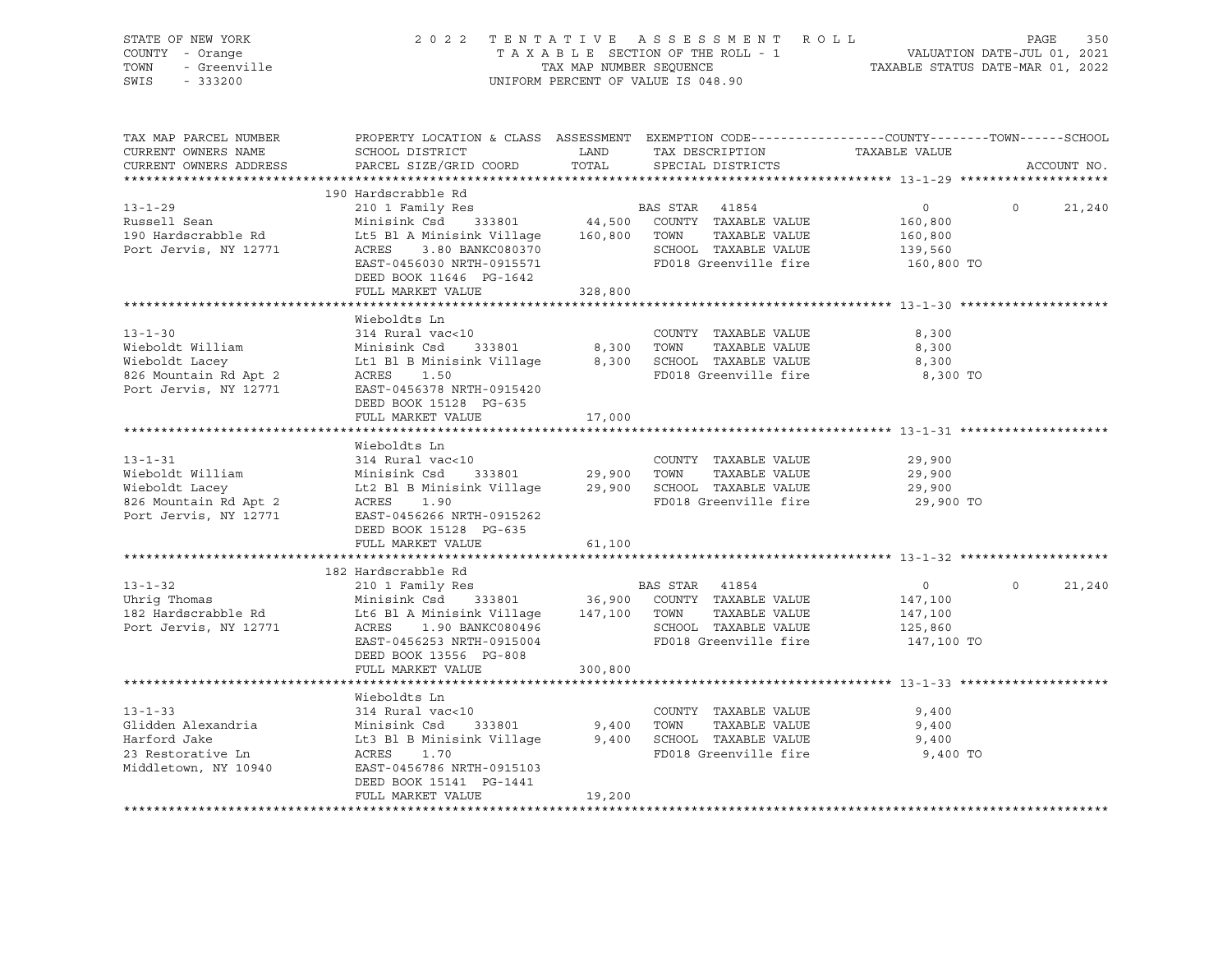STATE OF NEW YORK
COUNTY - Orange
TOWN - Greenville
SWIS - 333200

2022 TENTATIVE ASSESSMENT ROLL
TAXABLE SECTION OF THE ROLL - 1
TAX MAP NUMBER SEQUENCE
UNIFORM PERCENT OF VALUE IS 048.90

VALUATION DATE-JUL 01, 2021
TAXABLE STATUS DATE-MAR 01, 2022

| TAX MAP PARCEL NUMBER / CURRENT OWNERS NAME / CURRENT OWNERS ADDRESS | PROPERTY LOCATION & CLASS / SCHOOL DISTRICT / PARCEL SIZE/GRID COORD | ASSESSMENT LAND | TOTAL | EXEMPTION CODE / TAX DESCRIPTION / SPECIAL DISTRICTS | COUNTY TAXABLE VALUE | TOWN | SCHOOL / ACCOUNT NO. |
|---|---|---|---|---|---|---|---|
| **13-1-29** | 190 Hardscrabble Rd | | | | | | |
| 13-1-29 | 210 1 Family Res | | | BAS STAR 41854 | 0 | 0 | 21,240 |
| Russell Sean | Minisink Csd 333801 | 44,500 | | COUNTY TAXABLE VALUE | 160,800 | | |
| 190 Hardscrabble Rd | Lt5 Bl A Minisink Village | | 160,800 | TOWN TAXABLE VALUE | 160,800 | | |
| Port Jervis, NY 12771 | ACRES 3.80 BANKC080370 | | | SCHOOL TAXABLE VALUE | 139,560 | | |
| | EAST-0456030 NRTH-0915571 | | | FD018 Greenville fire | 160,800 TO | | |
| | DEED BOOK 11646 PG-1642 | | | | | | |
| | FULL MARKET VALUE | | 328,800 | | | | |
| **13-1-30** | Wieboldts Ln | | | | | | |
| 13-1-30 | 314 Rural vac<10 | | | COUNTY TAXABLE VALUE | 8,300 | | |
| Wieboldt William | Minisink Csd 333801 | 8,300 | | TOWN TAXABLE VALUE | 8,300 | | |
| Wieboldt Lacey | Lt1 Bl B Minisink Village | | 8,300 | SCHOOL TAXABLE VALUE | 8,300 | | |
| 826 Mountain Rd Apt 2 | ACRES 1.50 | | | FD018 Greenville fire | 8,300 TO | | |
| Port Jervis, NY 12771 | EAST-0456378 NRTH-0915420 | | | | | | |
| | DEED BOOK 15128 PG-635 | | | | | | |
| | FULL MARKET VALUE | | 17,000 | | | | |
| **13-1-31** | Wieboldts Ln | | | | | | |
| 13-1-31 | 314 Rural vac<10 | | | COUNTY TAXABLE VALUE | 29,900 | | |
| Wieboldt William | Minisink Csd 333801 | 29,900 | | TOWN TAXABLE VALUE | 29,900 | | |
| Wieboldt Lacey | Lt2 Bl B Minisink Village | | 29,900 | SCHOOL TAXABLE VALUE | 29,900 | | |
| 826 Mountain Rd Apt 2 | ACRES 1.90 | | | FD018 Greenville fire | 29,900 TO | | |
| Port Jervis, NY 12771 | EAST-0456266 NRTH-0915262 | | | | | | |
| | DEED BOOK 15128 PG-635 | | | | | | |
| | FULL MARKET VALUE | | 61,100 | | | | |
| **13-1-32** | 182 Hardscrabble Rd | | | | | | |
| 13-1-32 | 210 1 Family Res | | | BAS STAR 41854 | 0 | 0 | 21,240 |
| Uhrig Thomas | Minisink Csd 333801 | 36,900 | | COUNTY TAXABLE VALUE | 147,100 | | |
| 182 Hardscrabble Rd | Lt6 Bl A Minisink Village | | 147,100 | TOWN TAXABLE VALUE | 147,100 | | |
| Port Jervis, NY 12771 | ACRES 1.90 BANKC080496 | | | SCHOOL TAXABLE VALUE | 125,860 | | |
| | EAST-0456253 NRTH-0915004 | | | FD018 Greenville fire | 147,100 TO | | |
| | DEED BOOK 13556 PG-808 | | | | | | |
| | FULL MARKET VALUE | | 300,800 | | | | |
| **13-1-33** | Wieboldts Ln | | | | | | |
| 13-1-33 | 314 Rural vac<10 | | | COUNTY TAXABLE VALUE | 9,400 | | |
| Glidden Alexandria | Minisink Csd 333801 | 9,400 | | TOWN TAXABLE VALUE | 9,400 | | |
| Harford Jake | Lt3 Bl B Minisink Village | | 9,400 | SCHOOL TAXABLE VALUE | 9,400 | | |
| 23 Restorative Ln | ACRES 1.70 | | | FD018 Greenville fire | 9,400 TO | | |
| Middletown, NY 10940 | EAST-0456786 NRTH-0915103 | | | | | | |
| | DEED BOOK 15141 PG-1441 | | | | | | |
| | FULL MARKET VALUE | | 19,200 | | | | |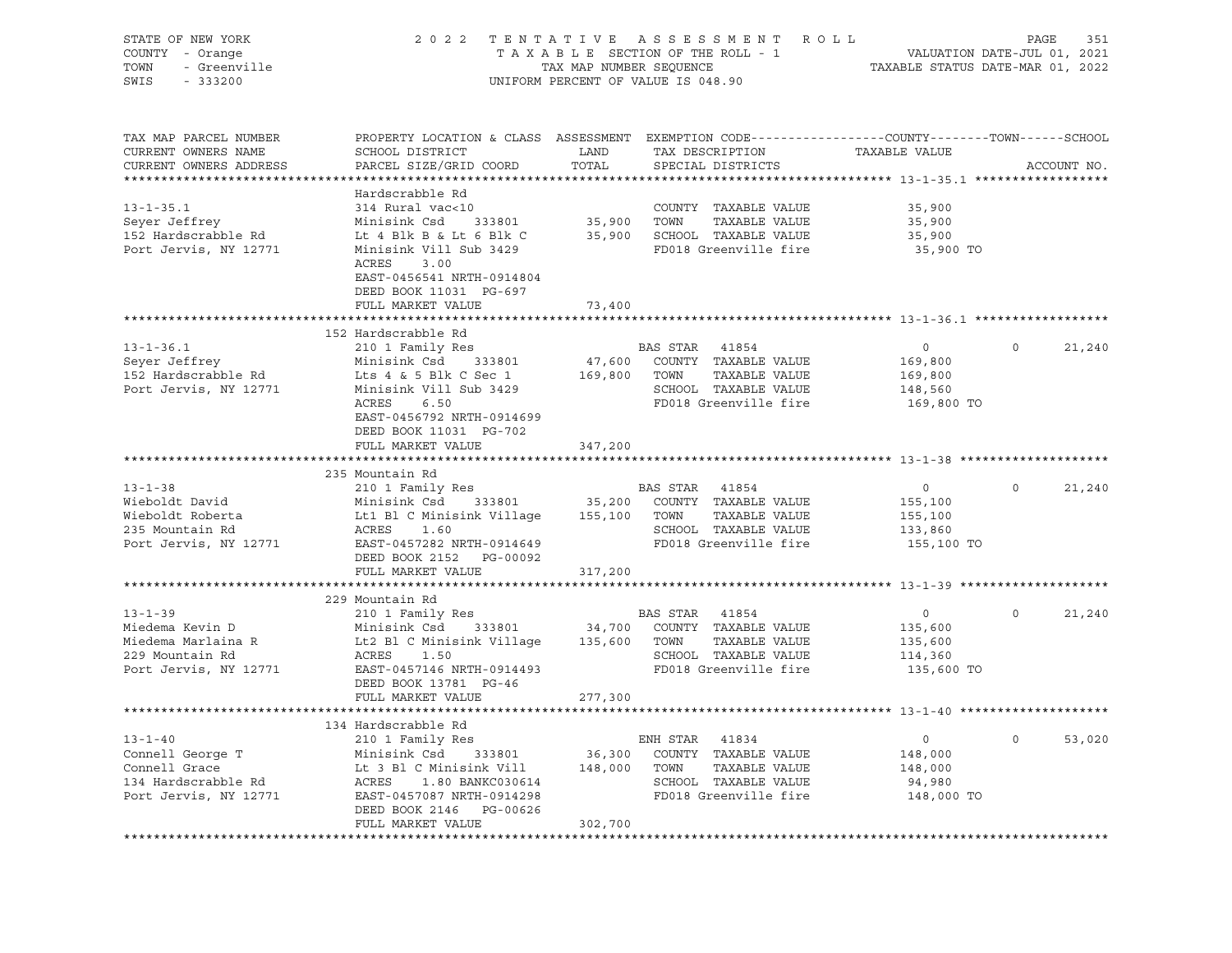STATE OF NEW YORK
COUNTY - Orange
TOWN - Greenville
SWIS - 333200

2 0 2 2 T E N T A T I V E A S S E S S M E N T R O L L
T A X A B L E SECTION OF THE ROLL - 1
TAX MAP NUMBER SEQUENCE
UNIFORM PERCENT OF VALUE IS 048.90

VALUATION DATE-JUL 01, 2021
TAXABLE STATUS DATE-MAR 01, 2022

```
TAX MAP PARCEL NUMBER      PROPERTY LOCATION & CLASS  ASSESSMENT  EXEMPTION CODE------------------COUNTY--------TOWN------SCHOOL
CURRENT OWNERS NAME        SCHOOL DISTRICT              LAND      TAX DESCRIPTION            TAXABLE VALUE
CURRENT OWNERS ADDRESS     PARCEL SIZE/GRID COORD       TOTAL     SPECIAL DISTRICTS                                     ACCOUNT NO.
******************************************************************************************************* 13-1-35.1 ******************
                           Hardscrabble Rd
13-1-35.1                  314 Rural vac<10                       COUNTY  TAXABLE VALUE           35,900
Seyer Jeffrey              Minisink Csd     333801     35,900    TOWN    TAXABLE VALUE           35,900
152 Hardscrabble Rd        Lt 4 Blk B & Lt 6 Blk C     35,900    SCHOOL  TAXABLE VALUE           35,900
Port Jervis, NY 12771      Minisink Vill Sub 3429                FD018 Greenville fire            35,900 TO
                           ACRES     3.00
                           EAST-0456541 NRTH-0914804
                           DEED BOOK 11031  PG-697
                           FULL MARKET VALUE           73,400
******************************************************************************************************* 13-1-36.1 ******************
                       152 Hardscrabble Rd
13-1-36.1                  210 1 Family Res                      BAS STAR   41854                  0           0       21,240
Seyer Jeffrey              Minisink Csd     333801     47,600    COUNTY  TAXABLE VALUE          169,800
152 Hardscrabble Rd        Lts 4 & 5 Blk C Sec 1      169,800    TOWN    TAXABLE VALUE          169,800
Port Jervis, NY 12771      Minisink Vill Sub 3429                SCHOOL  TAXABLE VALUE          148,560
                           ACRES     6.50                        FD018 Greenville fire           169,800 TO
                           EAST-0456792 NRTH-0914699
                           DEED BOOK 11031  PG-702
                           FULL MARKET VALUE          347,200
******************************************************************************************************* 13-1-38 ********************
                       235 Mountain Rd
13-1-38                    210 1 Family Res                      BAS STAR   41854                  0           0       21,240
Wieboldt David             Minisink Csd     333801     35,200    COUNTY  TAXABLE VALUE          155,100
Wieboldt Roberta           Lt1 Bl C Minisink Village  155,100    TOWN    TAXABLE VALUE          155,100
235 Mountain Rd            ACRES     1.60                        SCHOOL  TAXABLE VALUE          133,860
Port Jervis, NY 12771      EAST-0457282 NRTH-0914649             FD018 Greenville fire           155,100 TO
                           DEED BOOK 2152   PG-00092
                           FULL MARKET VALUE          317,200
******************************************************************************************************* 13-1-39 ********************
                       229 Mountain Rd
13-1-39                    210 1 Family Res                      BAS STAR   41854                  0           0       21,240
Miedema Kevin D            Minisink Csd     333801     34,700    COUNTY  TAXABLE VALUE          135,600
Miedema Marlaina R         Lt2 Bl C Minisink Village  135,600    TOWN    TAXABLE VALUE          135,600
229 Mountain Rd            ACRES     1.50                        SCHOOL  TAXABLE VALUE          114,360
Port Jervis, NY 12771      EAST-0457146 NRTH-0914493             FD018 Greenville fire           135,600 TO
                           DEED BOOK 13781  PG-46
                           FULL MARKET VALUE          277,300
******************************************************************************************************* 13-1-40 ********************
                       134 Hardscrabble Rd
13-1-40                    210 1 Family Res                      ENH STAR   41834                  0           0       53,020
Connell George T           Minisink Csd     333801     36,300    COUNTY  TAXABLE VALUE          148,000
Connell Grace              Lt 3 Bl C Minisink Vill    148,000    TOWN    TAXABLE VALUE          148,000
134 Hardscrabble Rd        ACRES     1.80 BANKC030614            SCHOOL  TAXABLE VALUE           94,980
Port Jervis, NY 12771      EAST-0457087 NRTH-0914298             FD018 Greenville fire           148,000 TO
                           DEED BOOK 2146   PG-00626
                           FULL MARKET VALUE          302,700
************************************************************************************************************************************
```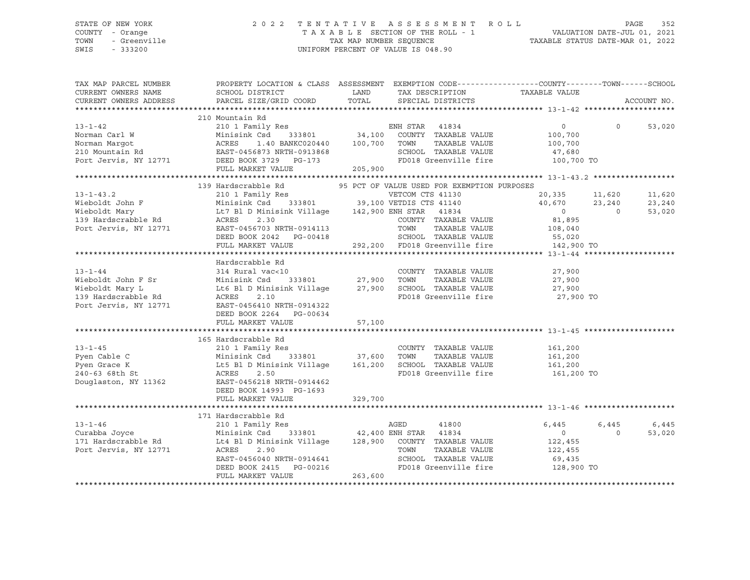STATE OF NEW YORK — 2022 TENTATIVE ASSESSMENT ROLL — PAGE 352
COUNTY - Orange — TAXABLE SECTION OF THE ROLL - 1 — VALUATION DATE-JUL 01, 2021
TOWN - Greenville — TAX MAP NUMBER SEQUENCE — TAXABLE STATUS DATE-MAR 01, 2022
SWIS - 333200 — UNIFORM PERCENT OF VALUE IS 048.90

| TAX MAP PARCEL NUMBER / CURRENT OWNERS NAME / CURRENT OWNERS ADDRESS | PROPERTY LOCATION & CLASS / SCHOOL DISTRICT / PARCEL SIZE/GRID COORD | ASSESSMENT LAND / TOTAL | EXEMPTION CODE / TAX DESCRIPTION / SPECIAL DISTRICTS | COUNTY TAXABLE VALUE | TOWN | SCHOOL |
|---|---|---|---|---|---|---|
| **13-1-42** | 210 Mountain Rd | | | | | |
| 13-1-42 | 210 1 Family Res | | ENH STAR 41834 | 0 | 0 | 53,020 |
| Norman Carl W | Minisink Csd 333801 | 34,100 | COUNTY TAXABLE VALUE | 100,700 | | |
| Norman Margot | ACRES 1.40 BANKC020440 | 100,700 | TOWN TAXABLE VALUE | 100,700 | | |
| 210 Mountain Rd | EAST-0456873 NRTH-0913868 | | SCHOOL TAXABLE VALUE | 47,680 | | |
| Port Jervis, NY 12771 | DEED BOOK 3729 PG-173 | | FD018 Greenville fire | 100,700 TO | | |
| | FULL MARKET VALUE | 205,900 | | | | |
| **13-1-43.2** | 139 Hardscrabble Rd | | 95 PCT OF VALUE USED FOR EXEMPTION PURPOSES | | | |
| 13-1-43.2 | 210 1 Family Res | | VETCOM CTS 41130 | 20,335 | 11,620 | 11,620 |
| Wieboldt John F | Minisink Csd 333801 | 39,100 | VETDIS CTS 41140 | 40,670 | 23,240 | 23,240 |
| Wieboldt Mary | Lt7 Bl D Minisink Village | 142,900 | ENH STAR 41834 | 0 | 0 | 53,020 |
| 139 Hardscrabble Rd | ACRES 2.30 | | COUNTY TAXABLE VALUE | 81,895 | | |
| Port Jervis, NY 12771 | EAST-0456703 NRTH-0914113 | | TOWN TAXABLE VALUE | 108,040 | | |
| | DEED BOOK 2042 PG-00418 | | SCHOOL TAXABLE VALUE | 55,020 | | |
| | FULL MARKET VALUE | 292,200 | FD018 Greenville fire | 142,900 TO | | |
| **13-1-44** | Hardscrabble Rd | | | | | |
| 13-1-44 | 314 Rural vac<10 | | COUNTY TAXABLE VALUE | 27,900 | | |
| Wieboldt John F Sr | Minisink Csd 333801 | 27,900 | TOWN TAXABLE VALUE | 27,900 | | |
| Wieboldt Mary L | Lt6 Bl D Minisink Village | 27,900 | SCHOOL TAXABLE VALUE | 27,900 | | |
| 139 Hardscrabble Rd | ACRES 2.10 | | FD018 Greenville fire | 27,900 TO | | |
| Port Jervis, NY 12771 | EAST-0456410 NRTH-0914322 | | | | | |
| | DEED BOOK 2264 PG-00634 | | | | | |
| | FULL MARKET VALUE | 57,100 | | | | |
| **13-1-45** | 165 Hardscrabble Rd | | | | | |
| 13-1-45 | 210 1 Family Res | | COUNTY TAXABLE VALUE | 161,200 | | |
| Pyen Cable C | Minisink Csd 333801 | 37,600 | TOWN TAXABLE VALUE | 161,200 | | |
| Pyen Grace K | Lt5 Bl D Minisink Village | 161,200 | SCHOOL TAXABLE VALUE | 161,200 | | |
| 240-63 68th St | ACRES 2.50 | | FD018 Greenville fire | 161,200 TO | | |
| Douglaston, NY 11362 | EAST-0456218 NRTH-0914462 | | | | | |
| | DEED BOOK 14993 PG-1693 | | | | | |
| | FULL MARKET VALUE | 329,700 | | | | |
| **13-1-46** | 171 Hardscrabble Rd | | | | | |
| 13-1-46 | 210 1 Family Res | | AGED 41800 | 6,445 | 6,445 | 6,445 |
| Curabba Joyce | Minisink Csd 333801 | 42,400 | ENH STAR 41834 | 0 | 0 | 53,020 |
| 171 Hardscrabble Rd | Lt4 Bl D Minisink Village | 128,900 | COUNTY TAXABLE VALUE | 122,455 | | |
| Port Jervis, NY 12771 | ACRES 2.90 | | TOWN TAXABLE VALUE | 122,455 | | |
| | EAST-0456040 NRTH-0914641 | | SCHOOL TAXABLE VALUE | 69,435 | | |
| | DEED BOOK 2415 PG-00216 | | FD018 Greenville fire | 128,900 TO | | |
| | FULL MARKET VALUE | 263,600 | | | | |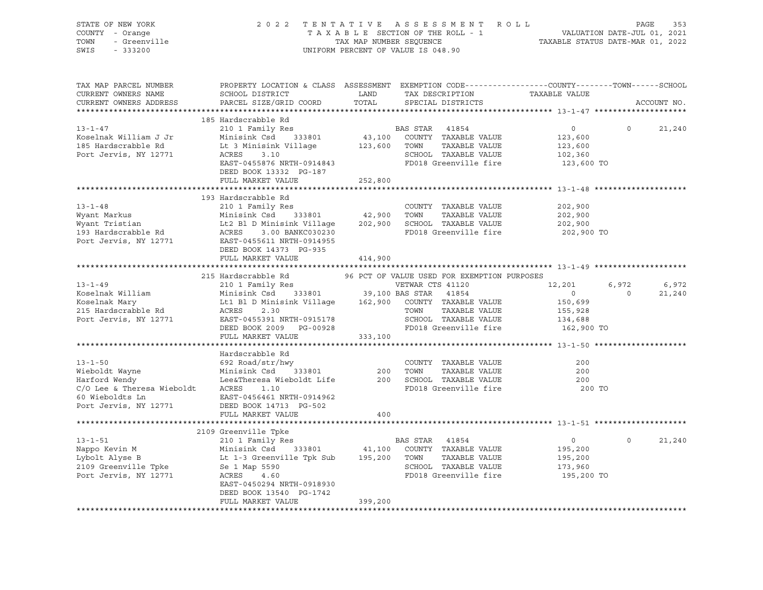STATE OF NEW YORK — COUNTY - Orange — TOWN - Greenville — SWIS - 333200

2022 TENTATIVE ASSESSMENT ROLL
TAXABLE SECTION OF THE ROLL - 1
TAX MAP NUMBER SEQUENCE
UNIFORM PERCENT OF VALUE IS 048.90

VALUATION DATE-JUL 01, 2021
TAXABLE STATUS DATE-MAR 01, 2022

| TAX MAP PARCEL NUMBER / CURRENT OWNERS NAME / CURRENT OWNERS ADDRESS | PROPERTY LOCATION & CLASS / SCHOOL DISTRICT / PARCEL SIZE/GRID COORD | ASSESSMENT LAND / TOTAL | EXEMPTION CODE / TAX DESCRIPTION / SPECIAL DISTRICTS | COUNTY TAXABLE VALUE | TOWN | SCHOOL |
|---|---|---|---|---|---|---|
| **13-1-47** | 185 Hardscrabble Rd | | | | | |
| | 210 1 Family Res | | BAS STAR 41854 | 0 | 0 | 21,240 |
| Koselnak William J Jr | Minisink Csd 333801 | 43,100 | COUNTY TAXABLE VALUE | 123,600 | | |
| 185 Hardscrabble Rd | Lt 3 Minisink Village | 123,600 | TOWN TAXABLE VALUE | 123,600 | | |
| Port Jervis, NY 12771 | ACRES 3.10 | | SCHOOL TAXABLE VALUE | 102,360 | | |
| | EAST-0455876 NRTH-0914843 | | FD018 Greenville fire | 123,600 TO | | |
| | DEED BOOK 13332 PG-187 | | | | | |
| | FULL MARKET VALUE | 252,800 | | | | |
| **13-1-48** | 193 Hardscrabble Rd | | | | | |
| | 210 1 Family Res | | COUNTY TAXABLE VALUE | 202,900 | | |
| Wyant Markus | Minisink Csd 333801 | 42,900 | TOWN TAXABLE VALUE | 202,900 | | |
| Wyant Tristian | Lt2 Bl D Minisink Village | 202,900 | SCHOOL TAXABLE VALUE | 202,900 | | |
| 193 Hardscrabble Rd | ACRES 3.00 BANKC030230 | | FD018 Greenville fire | 202,900 TO | | |
| Port Jervis, NY 12771 | EAST-0455611 NRTH-0914955 | | | | | |
| | DEED BOOK 14373 PG-935 | | | | | |
| | FULL MARKET VALUE | 414,900 | | | | |
| **13-1-49** | 215 Hardscrabble Rd | | 96 PCT OF VALUE USED FOR EXEMPTION PURPOSES | | | |
| | 210 1 Family Res | | VETWAR CTS 41120 | 12,201 | 6,972 | 6,972 |
| Koselnak William | Minisink Csd 333801 | 39,100 | BAS STAR 41854 | 0 | 0 | 21,240 |
| Koselnak Mary | Lt1 Bl D Minisink Village | 162,900 | COUNTY TAXABLE VALUE | 150,699 | | |
| 215 Hardscrabble Rd | ACRES 2.30 | | TOWN TAXABLE VALUE | 155,928 | | |
| Port Jervis, NY 12771 | EAST-0455391 NRTH-0915178 | | SCHOOL TAXABLE VALUE | 134,688 | | |
| | DEED BOOK 2009 PG-00928 | | FD018 Greenville fire | 162,900 TO | | |
| | FULL MARKET VALUE | 333,100 | | | | |
| **13-1-50** | Hardscrabble Rd | | | | | |
| | 692 Road/str/hwy | | COUNTY TAXABLE VALUE | 200 | | |
| Wieboldt Wayne | Minisink Csd 333801 | 200 | TOWN TAXABLE VALUE | 200 | | |
| Harford Wendy | Lee&Theresa Wieboldt Life | 200 | SCHOOL TAXABLE VALUE | 200 | | |
| C/O Lee & Theresa Wieboldt | ACRES 1.10 | | FD018 Greenville fire | 200 TO | | |
| 60 Wieboldts Ln | EAST-0456461 NRTH-0914962 | | | | | |
| Port Jervis, NY 12771 | DEED BOOK 14713 PG-502 | | | | | |
| | FULL MARKET VALUE | 400 | | | | |
| **13-1-51** | 2109 Greenville Tpke | | | | | |
| | 210 1 Family Res | | BAS STAR 41854 | 0 | 0 | 21,240 |
| Nappo Kevin M | Minisink Csd 333801 | 41,100 | COUNTY TAXABLE VALUE | 195,200 | | |
| Lybolt Alyse B | Lt 1-3 Greenville Tpk Sub | 195,200 | TOWN TAXABLE VALUE | 195,200 | | |
| 2109 Greenville Tpke | Se 1 Map 5590 | | SCHOOL TAXABLE VALUE | 173,960 | | |
| Port Jervis, NY 12771 | ACRES 4.60 | | FD018 Greenville fire | 195,200 TO | | |
| | EAST-0450294 NRTH-0918930 | | | | | |
| | DEED BOOK 13540 PG-1742 | | | | | |
| | FULL MARKET VALUE | 399,200 | | | | |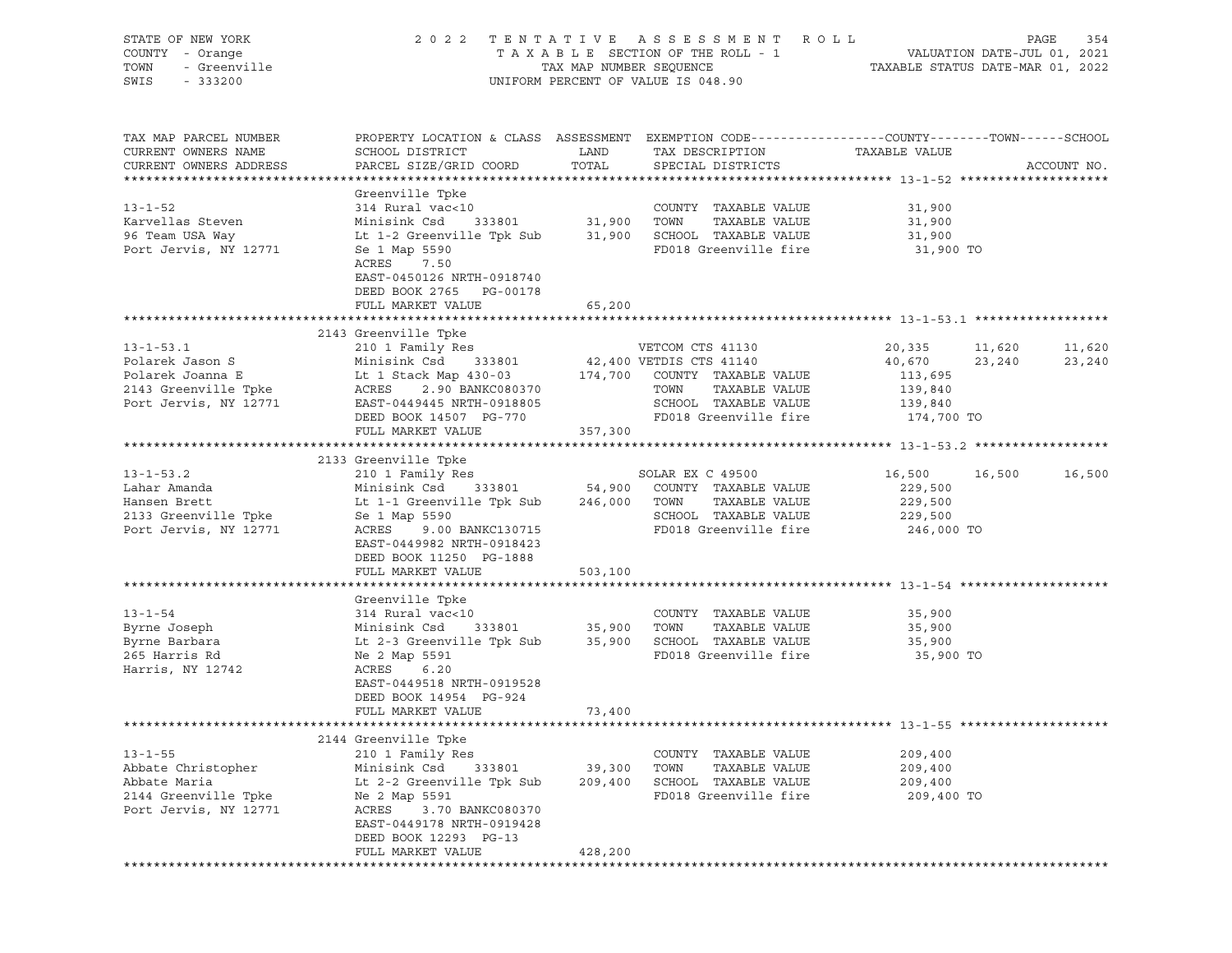STATE OF NEW YORK
COUNTY - Orange
TOWN - Greenville
SWIS - 333200

2 0 2 2 T E N T A T I V E A S S E S S M E N T R O L L
T A X A B L E SECTION OF THE ROLL - 1
TAX MAP NUMBER SEQUENCE
UNIFORM PERCENT OF VALUE IS 048.90

VALUATION DATE-JUL 01, 2021
TAXABLE STATUS DATE-MAR 01, 2022

| TAX MAP PARCEL NUMBER / CURRENT OWNERS NAME / CURRENT OWNERS ADDRESS | PROPERTY LOCATION & CLASS / SCHOOL DISTRICT / PARCEL SIZE/GRID COORD | ASSESSMENT LAND / TOTAL | EXEMPTION CODE / TAX DESCRIPTION / SPECIAL DISTRICTS | COUNTY TAXABLE VALUE | TOWN | SCHOOL | ACCOUNT NO. |
|---|---|---|---|---|---|---|---|
| **13-1-52** | Greenville Tpke | | | | | | |
| 13-1-52 | 314 Rural vac<10 | | COUNTY TAXABLE VALUE | 31,900 | | | |
| Karvellas Steven | Minisink Csd 333801 | 31,900 | TOWN TAXABLE VALUE | 31,900 | | | |
| 96 Team USA Way | Lt 1-2 Greenville Tpk Sub | 31,900 | SCHOOL TAXABLE VALUE | 31,900 | | | |
| Port Jervis, NY 12771 | Se 1 Map 5590 | | FD018 Greenville fire | 31,900 TO | | | |
| | ACRES 7.50 | | | | | | |
| | EAST-0450126 NRTH-0918740 | | | | | | |
| | DEED BOOK 2765 PG-00178 | | | | | | |
| | FULL MARKET VALUE | 65,200 | | | | | |
| **13-1-53.1** | 2143 Greenville Tpke | | | | | | |
| 13-1-53.1 | 210 1 Family Res | | VETCOM CTS 41130 | 20,335 | 11,620 | 11,620 | |
| Polarek Jason S | Minisink Csd 333801 | 42,400 | VETDIS CTS 41140 | 40,670 | 23,240 | 23,240 | |
| Polarek Joanna E | Lt 1 Stack Map 430-03 | 174,700 | COUNTY TAXABLE VALUE | 113,695 | | | |
| 2143 Greenville Tpke | ACRES 2.90 BANKC080370 | | TOWN TAXABLE VALUE | 139,840 | | | |
| Port Jervis, NY 12771 | EAST-0449445 NRTH-0918805 | | SCHOOL TAXABLE VALUE | 139,840 | | | |
| | DEED BOOK 14507 PG-770 | | FD018 Greenville fire | 174,700 TO | | | |
| | FULL MARKET VALUE | 357,300 | | | | | |
| **13-1-53.2** | 2133 Greenville Tpke | | | | | | |
| 13-1-53.2 | 210 1 Family Res | | SOLAR EX C 49500 | 16,500 | 16,500 | 16,500 | |
| Lahar Amanda | Minisink Csd 333801 | 54,900 | COUNTY TAXABLE VALUE | 229,500 | | | |
| Hansen Brett | Lt 1-1 Greenville Tpk Sub | 246,000 | TOWN TAXABLE VALUE | 229,500 | | | |
| 2133 Greenville Tpke | Se 1 Map 5590 | | SCHOOL TAXABLE VALUE | 229,500 | | | |
| Port Jervis, NY 12771 | ACRES 9.00 BANKC130715 | | FD018 Greenville fire | 246,000 TO | | | |
| | EAST-0449982 NRTH-0918423 | | | | | | |
| | DEED BOOK 11250 PG-1888 | | | | | | |
| | FULL MARKET VALUE | 503,100 | | | | | |
| **13-1-54** | Greenville Tpke | | | | | | |
| 13-1-54 | 314 Rural vac<10 | | COUNTY TAXABLE VALUE | 35,900 | | | |
| Byrne Joseph | Minisink Csd 333801 | 35,900 | TOWN TAXABLE VALUE | 35,900 | | | |
| Byrne Barbara | Lt 2-3 Greenville Tpk Sub | 35,900 | SCHOOL TAXABLE VALUE | 35,900 | | | |
| 265 Harris Rd | Ne 2 Map 5591 | | FD018 Greenville fire | 35,900 TO | | | |
| Harris, NY 12742 | ACRES 6.20 | | | | | | |
| | EAST-0449518 NRTH-0919528 | | | | | | |
| | DEED BOOK 14954 PG-924 | | | | | | |
| | FULL MARKET VALUE | 73,400 | | | | | |
| **13-1-55** | 2144 Greenville Tpke | | | | | | |
| 13-1-55 | 210 1 Family Res | | COUNTY TAXABLE VALUE | 209,400 | | | |
| Abbate Christopher | Minisink Csd 333801 | 39,300 | TOWN TAXABLE VALUE | 209,400 | | | |
| Abbate Maria | Lt 2-2 Greenville Tpk Sub | 209,400 | SCHOOL TAXABLE VALUE | 209,400 | | | |
| 2144 Greenville Tpke | Ne 2 Map 5591 | | FD018 Greenville fire | 209,400 TO | | | |
| Port Jervis, NY 12771 | ACRES 3.70 BANKC080370 | | | | | | |
| | EAST-0449178 NRTH-0919428 | | | | | | |
| | DEED BOOK 12293 PG-13 | | | | | | |
| | FULL MARKET VALUE | 428,200 | | | | | |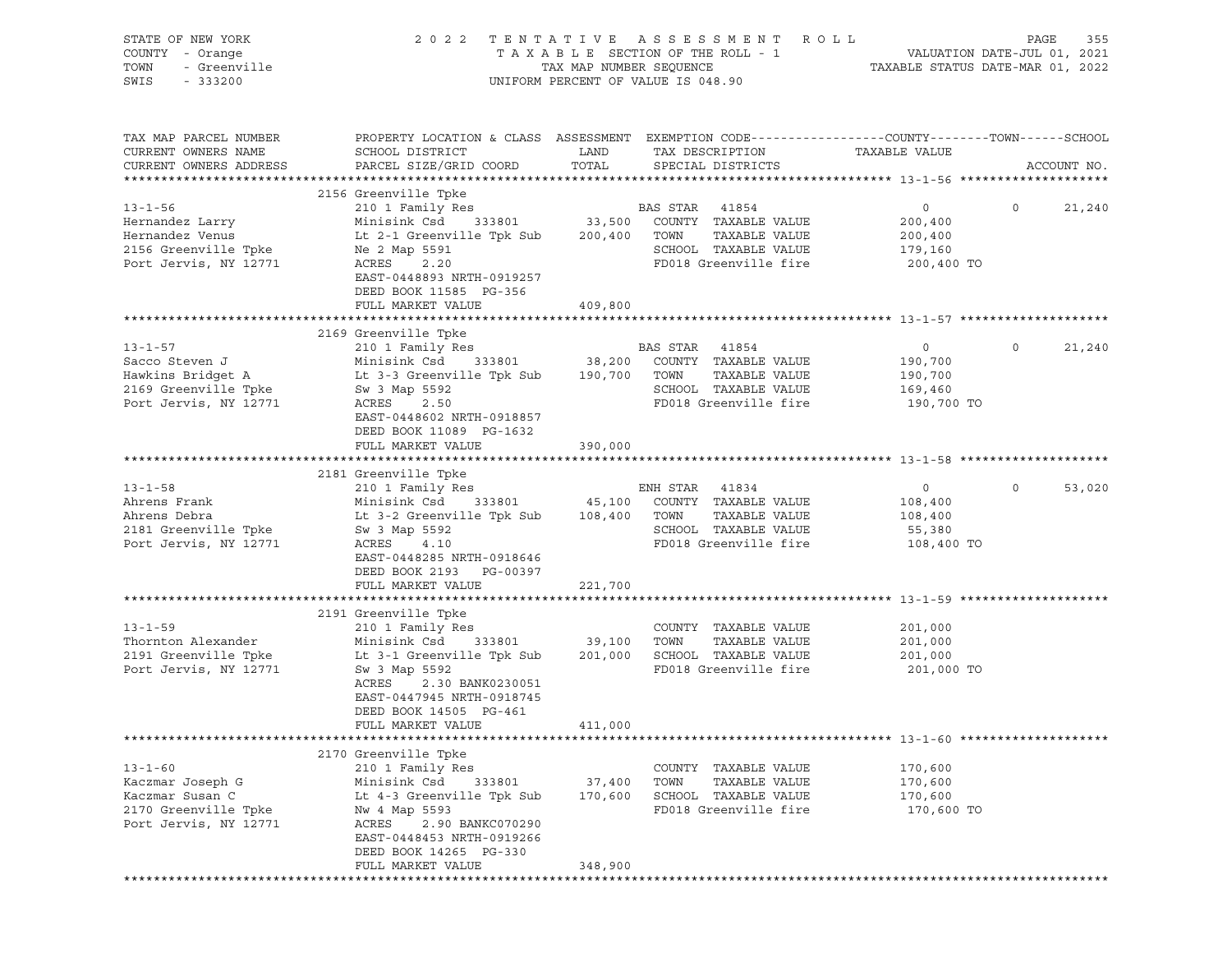STATE OF NEW YORK
COUNTY - Orange
TOWN - Greenville
SWIS - 333200

2 0 2 2 T E N T A T I V E A S S E S S M E N T R O L L
T A X A B L E SECTION OF THE ROLL - 1
TAX MAP NUMBER SEQUENCE
UNIFORM PERCENT OF VALUE IS 048.90

VALUATION DATE-JUL 01, 2021
TAXABLE STATUS DATE-MAR 01, 2022

```
TAX MAP PARCEL NUMBER     PROPERTY LOCATION & CLASS  ASSESSMENT  EXEMPTION CODE------------------COUNTY--------TOWN------SCHOOL
CURRENT OWNERS NAME       SCHOOL DISTRICT               LAND      TAX DESCRIPTION            TAXABLE VALUE
CURRENT OWNERS ADDRESS    PARCEL SIZE/GRID COORD       TOTAL      SPECIAL DISTRICTS                                    ACCOUNT NO.
******************************************************************************************************* 13-1-56 ********************
                          2156 Greenville Tpke
13-1-56                   210 1 Family Res                         BAS STAR   41854                  0           0      21,240
Hernandez Larry           Minisink Csd     333801        33,500    COUNTY  TAXABLE VALUE        200,400
Hernandez Venus           Lt 2-1 Greenville Tpk Sub     200,400    TOWN    TAXABLE VALUE        200,400
2156 Greenville Tpke      Ne 2 Map 5591                            SCHOOL  TAXABLE VALUE        179,160
Port Jervis, NY 12771     ACRES     2.20                           FD018 Greenville fire         200,400 TO
                          EAST-0448893 NRTH-0919257
                          DEED BOOK 11585  PG-356
                          FULL MARKET VALUE             409,800
******************************************************************************************************* 13-1-57 ********************
                          2169 Greenville Tpke
13-1-57                   210 1 Family Res                         BAS STAR   41854                  0           0      21,240
Sacco Steven J            Minisink Csd     333801        38,200    COUNTY  TAXABLE VALUE        190,700
Hawkins Bridget A         Lt 3-3 Greenville Tpk Sub     190,700    TOWN    TAXABLE VALUE        190,700
2169 Greenville Tpke      Sw 3 Map 5592                            SCHOOL  TAXABLE VALUE        169,460
Port Jervis, NY 12771     ACRES     2.50                           FD018 Greenville fire         190,700 TO
                          EAST-0448602 NRTH-0918857
                          DEED BOOK 11089  PG-1632
                          FULL MARKET VALUE             390,000
******************************************************************************************************* 13-1-58 ********************
                          2181 Greenville Tpke
13-1-58                   210 1 Family Res                         ENH STAR   41834                  0           0      53,020
Ahrens Frank              Minisink Csd     333801        45,100    COUNTY  TAXABLE VALUE        108,400
Ahrens Debra              Lt 3-2 Greenville Tpk Sub     108,400    TOWN    TAXABLE VALUE        108,400
2181 Greenville Tpke      Sw 3 Map 5592                            SCHOOL  TAXABLE VALUE         55,380
Port Jervis, NY 12771     ACRES     4.10                           FD018 Greenville fire         108,400 TO
                          EAST-0448285 NRTH-0918646
                          DEED BOOK 2193   PG-00397
                          FULL MARKET VALUE             221,700
******************************************************************************************************* 13-1-59 ********************
                          2191 Greenville Tpke
13-1-59                   210 1 Family Res                         COUNTY  TAXABLE VALUE        201,000
Thornton Alexander        Minisink Csd     333801        39,100    TOWN    TAXABLE VALUE        201,000
2191 Greenville Tpke      Lt 3-1 Greenville Tpk Sub     201,000    SCHOOL  TAXABLE VALUE        201,000
Port Jervis, NY 12771     Sw 3 Map 5592                            FD018 Greenville fire         201,000 TO
                          ACRES     2.30 BANK0230051
                          EAST-0447945 NRTH-0918745
                          DEED BOOK 14505  PG-461
                          FULL MARKET VALUE             411,000
******************************************************************************************************* 13-1-60 ********************
                          2170 Greenville Tpke
13-1-60                   210 1 Family Res                         COUNTY  TAXABLE VALUE        170,600
Kaczmar Joseph G          Minisink Csd     333801        37,400    TOWN    TAXABLE VALUE        170,600
Kaczmar Susan C           Lt 4-3 Greenville Tpk Sub     170,600    SCHOOL  TAXABLE VALUE        170,600
2170 Greenville Tpke      Nw 4 Map 5593                            FD018 Greenville fire         170,600 TO
Port Jervis, NY 12771     ACRES     2.90 BANKC070290
                          EAST-0448453 NRTH-0919266
                          DEED BOOK 14265  PG-330
                          FULL MARKET VALUE             348,900
************************************************************************************************************************************
```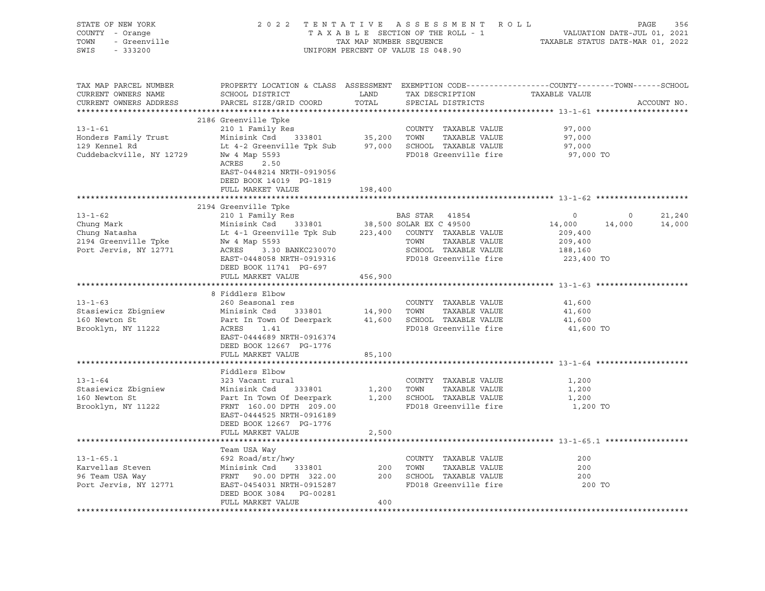STATE OF NEW YORK — COUNTY - Orange — TOWN - Greenville — SWIS - 333200

2022 TENTATIVE ASSESSMENT ROLL
TAXABLE SECTION OF THE ROLL - 1
TAX MAP NUMBER SEQUENCE
UNIFORM PERCENT OF VALUE IS 048.90

VALUATION DATE-JUL 01, 2021
TAXABLE STATUS DATE-MAR 01, 2022

| TAX MAP PARCEL NUMBER / CURRENT OWNERS NAME / CURRENT OWNERS ADDRESS | PROPERTY LOCATION & CLASS / SCHOOL DISTRICT / PARCEL SIZE/GRID COORD | ASSESSMENT LAND / TOTAL | EXEMPTION CODE / TAX DESCRIPTION / SPECIAL DISTRICTS | COUNTY | TOWN | SCHOOL |
|---|---|---|---|---|---|---|
| **13-1-61** | 2186 Greenville Tpke | | | | | |
| 13-1-61 | 210 1 Family Res | | COUNTY TAXABLE VALUE | 97,000 | | |
| Honders Family Trust | Minisink Csd 333801 | 35,200 | TOWN TAXABLE VALUE | 97,000 | | |
| 129 Kennel Rd | Lt 4-2 Greenville Tpk Sub | 97,000 | SCHOOL TAXABLE VALUE | 97,000 | | |
| Cuddebackville, NY 12729 | Nw 4 Map 5593 | | FD018 Greenville fire | 97,000 TO | | |
| | ACRES 2.50 | | | | | |
| | EAST-0448214 NRTH-0919056 | | | | | |
| | DEED BOOK 14019 PG-1819 | | | | | |
| | FULL MARKET VALUE | 198,400 | | | | |
| **13-1-62** | 2194 Greenville Tpke | | | | | |
| 13-1-62 | 210 1 Family Res | | BAS STAR 41854 | 0 | 0 | 21,240 |
| Chung Mark | Minisink Csd 333801 | 38,500 | SOLAR EX C 49500 | 14,000 | 14,000 | 14,000 |
| Chung Natasha | Lt 4-1 Greenville Tpk Sub | 223,400 | COUNTY TAXABLE VALUE | 209,400 | | |
| 2194 Greenville Tpke | Nw 4 Map 5593 | | TOWN TAXABLE VALUE | 209,400 | | |
| Port Jervis, NY 12771 | ACRES 3.30 BANKC230070 | | SCHOOL TAXABLE VALUE | 188,160 | | |
| | EAST-0448058 NRTH-0919316 | | FD018 Greenville fire | 223,400 TO | | |
| | DEED BOOK 11741 PG-697 | | | | | |
| | FULL MARKET VALUE | 456,900 | | | | |
| **13-1-63** | 8 Fiddlers Elbow | | | | | |
| 13-1-63 | 260 Seasonal res | | COUNTY TAXABLE VALUE | 41,600 | | |
| Stasiewicz Zbigniew | Minisink Csd 333801 | 14,900 | TOWN TAXABLE VALUE | 41,600 | | |
| 160 Newton St | Part In Town Of Deerpark | 41,600 | SCHOOL TAXABLE VALUE | 41,600 | | |
| Brooklyn, NY 11222 | ACRES 1.41 | | FD018 Greenville fire | 41,600 TO | | |
| | EAST-0444689 NRTH-0916374 | | | | | |
| | DEED BOOK 12667 PG-1776 | | | | | |
| | FULL MARKET VALUE | 85,100 | | | | |
| **13-1-64** | Fiddlers Elbow | | | | | |
| 13-1-64 | 323 Vacant rural | | COUNTY TAXABLE VALUE | 1,200 | | |
| Stasiewicz Zbigniew | Minisink Csd 333801 | 1,200 | TOWN TAXABLE VALUE | 1,200 | | |
| 160 Newton St | Part In Town Of Deerpark | 1,200 | SCHOOL TAXABLE VALUE | 1,200 | | |
| Brooklyn, NY 11222 | FRNT 160.00 DPTH 209.00 | | FD018 Greenville fire | 1,200 TO | | |
| | EAST-0444525 NRTH-0916189 | | | | | |
| | DEED BOOK 12667 PG-1776 | | | | | |
| | FULL MARKET VALUE | 2,500 | | | | |
| **13-1-65.1** | Team USA Way | | | | | |
| 13-1-65.1 | 692 Road/str/hwy | | COUNTY TAXABLE VALUE | 200 | | |
| Karvellas Steven | Minisink Csd 333801 | 200 | TOWN TAXABLE VALUE | 200 | | |
| 96 Team USA Way | FRNT 90.00 DPTH 322.00 | 200 | SCHOOL TAXABLE VALUE | 200 | | |
| Port Jervis, NY 12771 | EAST-0454031 NRTH-0915287 | | FD018 Greenville fire | 200 TO | | |
| | DEED BOOK 3084 PG-00281 | | | | | |
| | FULL MARKET VALUE | 400 | | | | |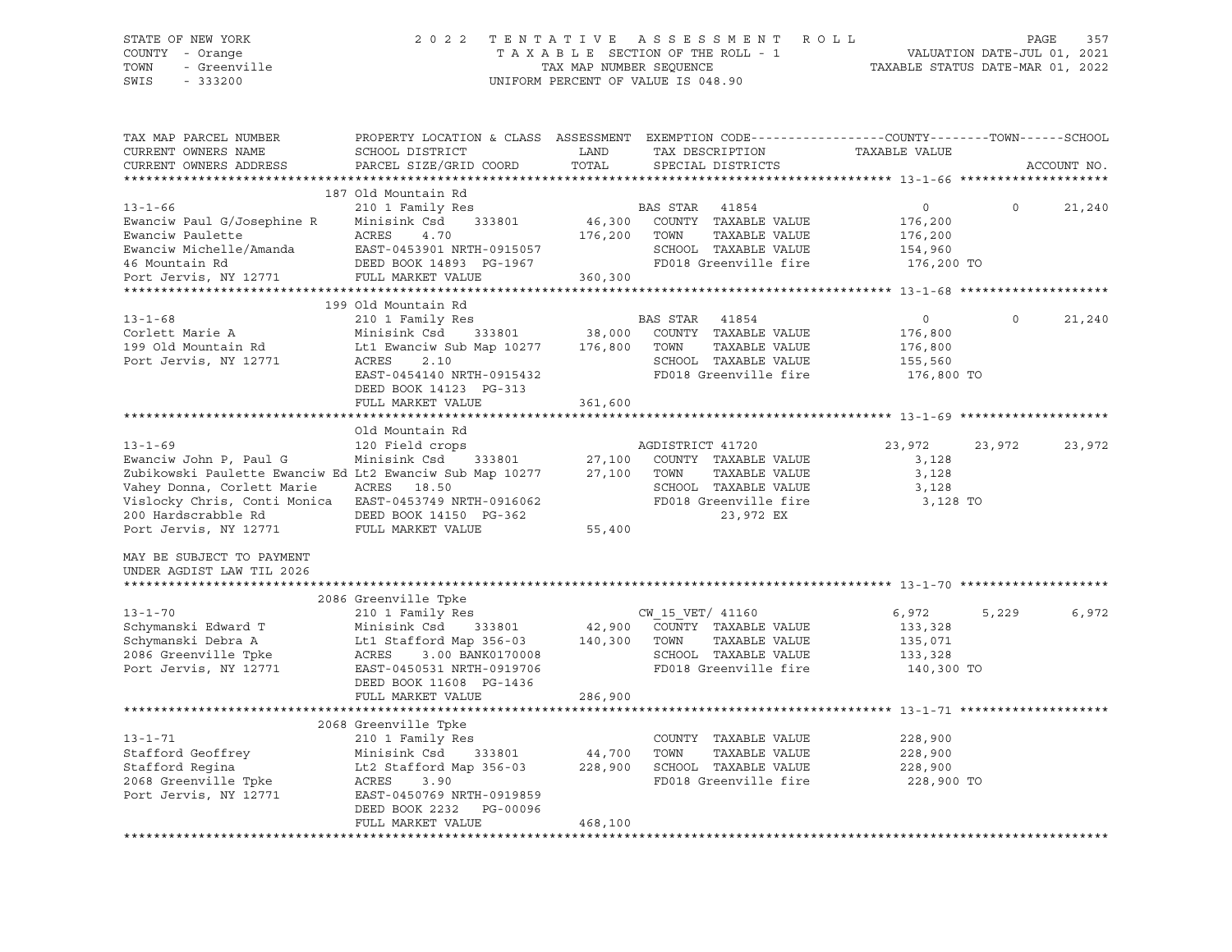STATE OF NEW YORK — COUNTY - Orange — TOWN - Greenville — SWIS - 333200

# 2022 TENTATIVE ASSESSMENT ROLL

TAXABLE SECTION OF THE ROLL - 1 — TAX MAP NUMBER SEQUENCE — UNIFORM PERCENT OF VALUE IS 048.90

VALUATION DATE-JUL 01, 2021 — TAXABLE STATUS DATE-MAR 01, 2022

| TAX MAP PARCEL NUMBER / CURRENT OWNERS NAME / CURRENT OWNERS ADDRESS | PROPERTY LOCATION & CLASS / SCHOOL DISTRICT / PARCEL SIZE/GRID COORD | ASSESSMENT LAND / TOTAL | EXEMPTION CODE / TAX DESCRIPTION / SPECIAL DISTRICTS | COUNTY | TOWN | SCHOOL |
|---|---|---|---|---|---|---|
| **13-1-66** | 187 Old Mountain Rd | | | | | |
| 13-1-66 | 210 1 Family Res | | BAS STAR 41854 | 0 | 0 | 21,240 |
| Ewanciw Paul G/Josephine R | Minisink Csd 333801 | 46,300 | COUNTY TAXABLE VALUE | 176,200 | | |
| Ewanciw Paulette | ACRES 4.70 | 176,200 | TOWN TAXABLE VALUE | | 176,200 | |
| Ewanciw Michelle/Amanda | EAST-0453901 NRTH-0915057 | | SCHOOL TAXABLE VALUE | | | 154,960 |
| 46 Mountain Rd | DEED BOOK 14893 PG-1967 | | FD018 Greenville fire | 176,200 TO | | |
| Port Jervis, NY 12771 | FULL MARKET VALUE | 360,300 | | | | |
| **13-1-68** | 199 Old Mountain Rd | | | | | |
| 13-1-68 | 210 1 Family Res | | BAS STAR 41854 | 0 | 0 | 21,240 |
| Corlett Marie A | Minisink Csd 333801 | 38,000 | COUNTY TAXABLE VALUE | 176,800 | | |
| 199 Old Mountain Rd | Lt1 Ewanciw Sub Map 10277 | 176,800 | TOWN TAXABLE VALUE | | 176,800 | |
| Port Jervis, NY 12771 | ACRES 2.10 | | SCHOOL TAXABLE VALUE | | | 155,560 |
| | EAST-0454140 NRTH-0915432 | | FD018 Greenville fire | 176,800 TO | | |
| | DEED BOOK 14123 PG-313 | | | | | |
| | FULL MARKET VALUE | 361,600 | | | | |
| **13-1-69** | Old Mountain Rd | | | | | |
| 13-1-69 | 120 Field crops | | AGDISTRICT 41720 | 23,972 | 23,972 | 23,972 |
| Ewanciw John P, Paul G | Minisink Csd 333801 | 27,100 | COUNTY TAXABLE VALUE | 3,128 | | |
| Zubikowski Paulette Ewanciw Ed | Lt2 Ewanciw Sub Map 10277 | 27,100 | TOWN TAXABLE VALUE | | 3,128 | |
| Vahey Donna, Corlett Marie | ACRES 18.50 | | SCHOOL TAXABLE VALUE | | | 3,128 |
| Vislocky Chris, Conti Monica | EAST-0453749 NRTH-0916062 | | FD018 Greenville fire | 3,128 TO | | |
| 200 Hardscrabble Rd | DEED BOOK 14150 PG-362 | | 23,972 EX | | | |
| Port Jervis, NY 12771 | FULL MARKET VALUE | 55,400 | | | | |
| MAY BE SUBJECT TO PAYMENT UNDER AGDIST LAW TIL 2026 | | | | | | |
| **13-1-70** | 2086 Greenville Tpke | | | | | |
| 13-1-70 | 210 1 Family Res | | CW_15_VET/ 41160 | 6,972 | 5,229 | 6,972 |
| Schymanski Edward T | Minisink Csd 333801 | 42,900 | COUNTY TAXABLE VALUE | 133,328 | | |
| Schymanski Debra A | Lt1 Stafford Map 356-03 | 140,300 | TOWN TAXABLE VALUE | | 135,071 | |
| 2086 Greenville Tpke | ACRES 3.00 BANK0170008 | | SCHOOL TAXABLE VALUE | | | 133,328 |
| Port Jervis, NY 12771 | EAST-0450531 NRTH-0919706 | | FD018 Greenville fire | 140,300 TO | | |
| | DEED BOOK 11608 PG-1436 | | | | | |
| | FULL MARKET VALUE | 286,900 | | | | |
| **13-1-71** | 2068 Greenville Tpke | | | | | |
| 13-1-71 | 210 1 Family Res | | COUNTY TAXABLE VALUE | 228,900 | | |
| Stafford Geoffrey | Minisink Csd 333801 | 44,700 | TOWN TAXABLE VALUE | | 228,900 | |
| Stafford Regina | Lt2 Stafford Map 356-03 | 228,900 | SCHOOL TAXABLE VALUE | | | 228,900 |
| 2068 Greenville Tpke | ACRES 3.90 | | FD018 Greenville fire | 228,900 TO | | |
| Port Jervis, NY 12771 | EAST-0450769 NRTH-0919859 | | | | | |
| | DEED BOOK 2232 PG-00096 | | | | | |
| | FULL MARKET VALUE | 468,100 | | | | |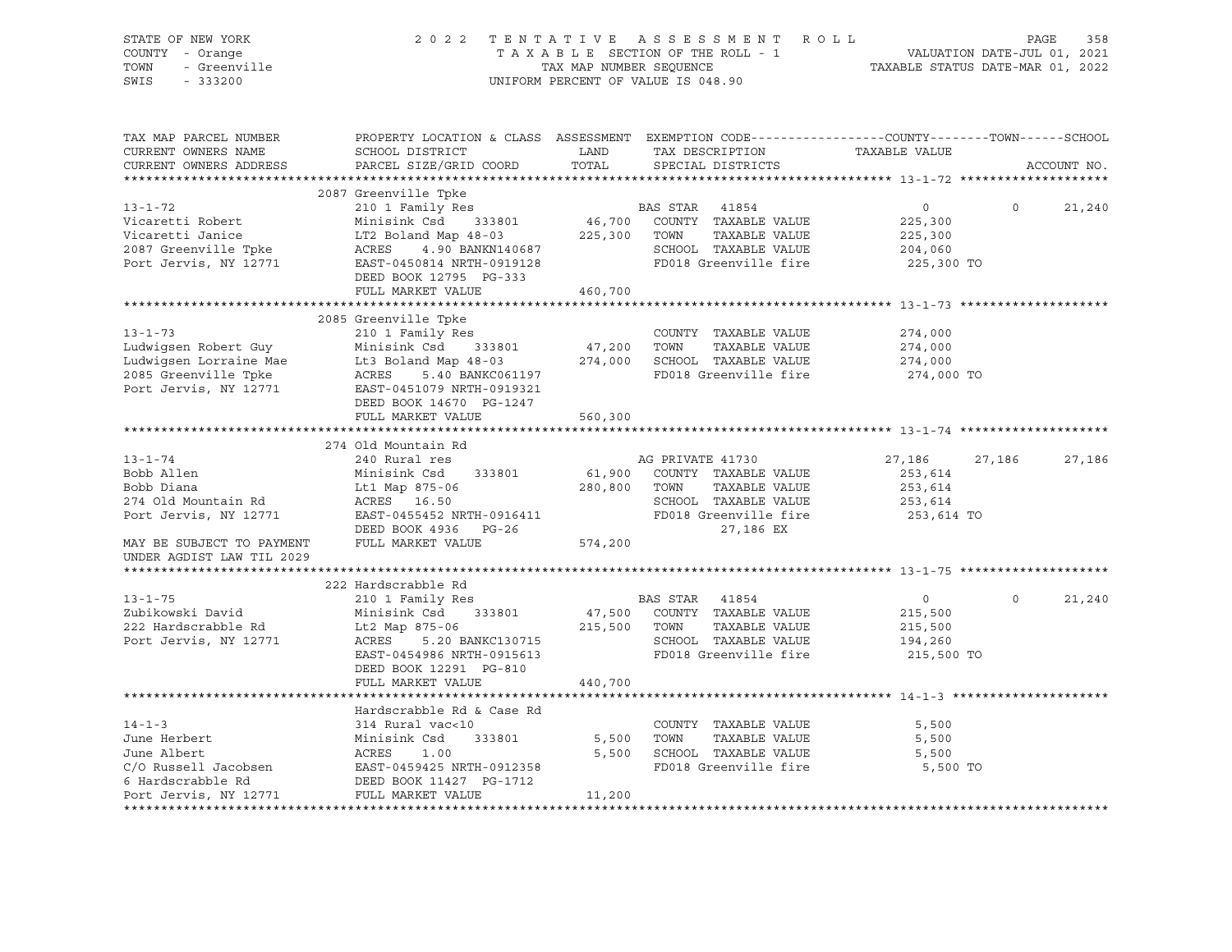STATE OF NEW YORK
COUNTY - Orange
TOWN - Greenville
SWIS - 333200

2022 TENTATIVE ASSESSMENT ROLL
TAXABLE SECTION OF THE ROLL - 1
TAX MAP NUMBER SEQUENCE
UNIFORM PERCENT OF VALUE IS 048.90

VALUATION DATE-JUL 01, 2021
TAXABLE STATUS DATE-MAR 01, 2022

```
TAX MAP PARCEL NUMBER      PROPERTY LOCATION & CLASS  ASSESSMENT  EXEMPTION CODE------------------COUNTY--------TOWN------SCHOOL
CURRENT OWNERS NAME        SCHOOL DISTRICT               LAND      TAX DESCRIPTION            TAXABLE VALUE
CURRENT OWNERS ADDRESS     PARCEL SIZE/GRID COORD        TOTAL     SPECIAL DISTRICTS                                        ACCOUNT NO.
******************************************************************************************************* 13-1-72 ********************
                           2087 Greenville Tpke
13-1-72                    210 1 Family Res                         BAS STAR   41854                   0          0      21,240
Vicaretti Robert           Minisink Csd     333801       46,700     COUNTY  TAXABLE VALUE         225,300
Vicaretti Janice           LT2 Boland Map 48-03         225,300     TOWN    TAXABLE VALUE         225,300
2087 Greenville Tpke       ACRES    4.90 BANKN140687                SCHOOL  TAXABLE VALUE         204,060
Port Jervis, NY 12771      EAST-0450814 NRTH-0919128                FD018 Greenville fire          225,300 TO
                           DEED BOOK 12795  PG-333
                           FULL MARKET VALUE            460,700
******************************************************************************************************* 13-1-73 ********************
                           2085 Greenville Tpke
13-1-73                    210 1 Family Res                         COUNTY  TAXABLE VALUE         274,000
Ludwigsen Robert Guy       Minisink Csd     333801       47,200     TOWN    TAXABLE VALUE         274,000
Ludwigsen Lorraine Mae     Lt3 Boland Map 48-03         274,000     SCHOOL  TAXABLE VALUE         274,000
2085 Greenville Tpke       ACRES    5.40 BANKC061197                FD018 Greenville fire          274,000 TO
Port Jervis, NY 12771      EAST-0451079 NRTH-0919321
                           DEED BOOK 14670  PG-1247
                           FULL MARKET VALUE            560,300
******************************************************************************************************* 13-1-74 ********************
                           274 Old Mountain Rd
13-1-74                    240 Rural res                            AG PRIVATE 41730              27,186     27,186      27,186
Bobb Allen                 Minisink Csd     333801       61,900     COUNTY  TAXABLE VALUE         253,614
Bobb Diana                 Lt1 Map 875-06               280,800     TOWN    TAXABLE VALUE         253,614
274 Old Mountain Rd        ACRES   16.50                            SCHOOL  TAXABLE VALUE         253,614
Port Jervis, NY 12771      EAST-0455452 NRTH-0916411                FD018 Greenville fire          253,614 TO
                           DEED BOOK 4936   PG-26                         27,186 EX
MAY BE SUBJECT TO PAYMENT  FULL MARKET VALUE            574,200
UNDER AGDIST LAW TIL 2029
******************************************************************************************************* 13-1-75 ********************
                           222 Hardscrabble Rd
13-1-75                    210 1 Family Res                         BAS STAR   41854                   0          0      21,240
Zubikowski David           Minisink Csd     333801       47,500     COUNTY  TAXABLE VALUE         215,500
222 Hardscrabble Rd        Lt2 Map 875-06               215,500     TOWN    TAXABLE VALUE         215,500
Port Jervis, NY 12771      ACRES    5.20 BANKC130715                SCHOOL  TAXABLE VALUE         194,260
                           EAST-0454986 NRTH-0915613                FD018 Greenville fire          215,500 TO
                           DEED BOOK 12291  PG-810
                           FULL MARKET VALUE            440,700
******************************************************************************************************* 14-1-3 *********************
                           Hardscrabble Rd & Case Rd
14-1-3                     314 Rural vac<10                         COUNTY  TAXABLE VALUE           5,500
June Herbert               Minisink Csd     333801        5,500     TOWN    TAXABLE VALUE           5,500
June Albert                ACRES    1.00                  5,500     SCHOOL  TAXABLE VALUE           5,500
C/O Russell Jacobsen       EAST-0459425 NRTH-0912358                FD018 Greenville fire            5,500 TO
6 Hardscrabble Rd          DEED BOOK 11427  PG-1712
Port Jervis, NY 12771      FULL MARKET VALUE             11,200
************************************************************************************************************************************
```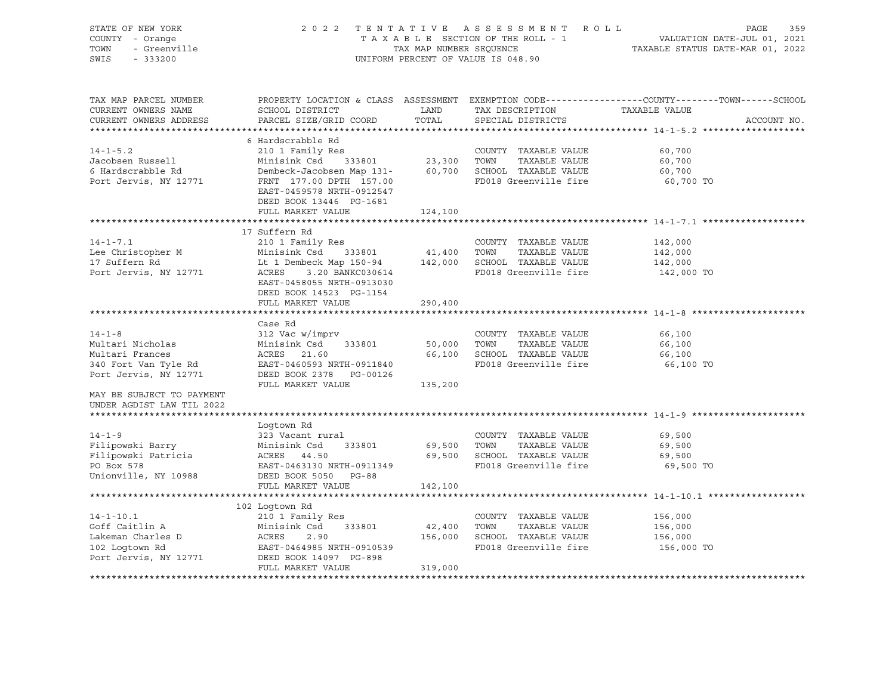STATE OF NEW YORK | 2022 TENTATIVE ASSESSMENT ROLL | VALUATION DATE-JUL 01, 2021
COUNTY - Orange | TAXABLE SECTION OF THE ROLL - 1 | TAXABLE STATUS DATE-MAR 01, 2022
TOWN - Greenville | TAX MAP NUMBER SEQUENCE
SWIS - 333200 | UNIFORM PERCENT OF VALUE IS 048.90

| TAX MAP PARCEL NUMBER / CURRENT OWNERS NAME / CURRENT OWNERS ADDRESS | PROPERTY LOCATION & CLASS / SCHOOL DISTRICT / PARCEL SIZE/GRID COORD | ASSESSMENT LAND | TOTAL | EXEMPTION CODE / TAX DESCRIPTION / SPECIAL DISTRICTS | TAXABLE VALUE (COUNTY--TOWN--SCHOOL) | ACCOUNT NO. |
|---|---|---|---|---|---|---|
| **14-1-5.2** | 6 Hardscrabble Rd | | | | | |
| 14-1-5.2 | 210 1 Family Res | | | COUNTY TAXABLE VALUE | 60,700 | |
| Jacobsen Russell | Minisink Csd 333801 | 23,300 | | TOWN TAXABLE VALUE | 60,700 | |
| 6 Hardscrabble Rd | Dembeck-Jacobsen Map 131- | | 60,700 | SCHOOL TAXABLE VALUE | 60,700 | |
| Port Jervis, NY 12771 | FRNT 177.00 DPTH 157.00 | | | FD018 Greenville fire | 60,700 TO | |
| | EAST-0459578 NRTH-0912547 | | | | | |
| | DEED BOOK 13446 PG-1681 | | | | | |
| | FULL MARKET VALUE | | 124,100 | | | |
| **14-1-7.1** | 17 Suffern Rd | | | | | |
| 14-1-7.1 | 210 1 Family Res | | | COUNTY TAXABLE VALUE | 142,000 | |
| Lee Christopher M | Minisink Csd 333801 | 41,400 | | TOWN TAXABLE VALUE | 142,000 | |
| 17 Suffern Rd | Lt 1 Dembeck Map 150-94 | | 142,000 | SCHOOL TAXABLE VALUE | 142,000 | |
| Port Jervis, NY 12771 | ACRES 3.20 BANKC030614 | | | FD018 Greenville fire | 142,000 TO | |
| | EAST-0458055 NRTH-0913030 | | | | | |
| | DEED BOOK 14523 PG-1154 | | | | | |
| | FULL MARKET VALUE | | 290,400 | | | |
| **14-1-8** | Case Rd | | | | | |
| 14-1-8 | 312 Vac w/imprv | | | COUNTY TAXABLE VALUE | 66,100 | |
| Multari Nicholas | Minisink Csd 333801 | 50,000 | | TOWN TAXABLE VALUE | 66,100 | |
| Multari Frances | ACRES 21.60 | | 66,100 | SCHOOL TAXABLE VALUE | 66,100 | |
| 340 Fort Van Tyle Rd | EAST-0460593 NRTH-0911840 | | | FD018 Greenville fire | 66,100 TO | |
| Port Jervis, NY 12771 | DEED BOOK 2378 PG-00126 | | | | | |
| | FULL MARKET VALUE | | 135,200 | | | |
| MAY BE SUBJECT TO PAYMENT UNDER AGDIST LAW TIL 2022 | | | | | | |
| **14-1-9** | Logtown Rd | | | | | |
| 14-1-9 | 323 Vacant rural | | | COUNTY TAXABLE VALUE | 69,500 | |
| Filipowski Barry | Minisink Csd 333801 | 69,500 | | TOWN TAXABLE VALUE | 69,500 | |
| Filipowski Patricia | ACRES 44.50 | | 69,500 | SCHOOL TAXABLE VALUE | 69,500 | |
| PO Box 578 | EAST-0463130 NRTH-0911349 | | | FD018 Greenville fire | 69,500 TO | |
| Unionville, NY 10988 | DEED BOOK 5050 PG-88 | | | | | |
| | FULL MARKET VALUE | | 142,100 | | | |
| **14-1-10.1** | 102 Logtown Rd | | | | | |
| 14-1-10.1 | 210 1 Family Res | | | COUNTY TAXABLE VALUE | 156,000 | |
| Goff Caitlin A | Minisink Csd 333801 | 42,400 | | TOWN TAXABLE VALUE | 156,000 | |
| Lakeman Charles D | ACRES 2.90 | | 156,000 | SCHOOL TAXABLE VALUE | 156,000 | |
| 102 Logtown Rd | EAST-0464985 NRTH-0910539 | | | FD018 Greenville fire | 156,000 TO | |
| Port Jervis, NY 12771 | DEED BOOK 14097 PG-898 | | | | | |
| | FULL MARKET VALUE | | 319,000 | | | |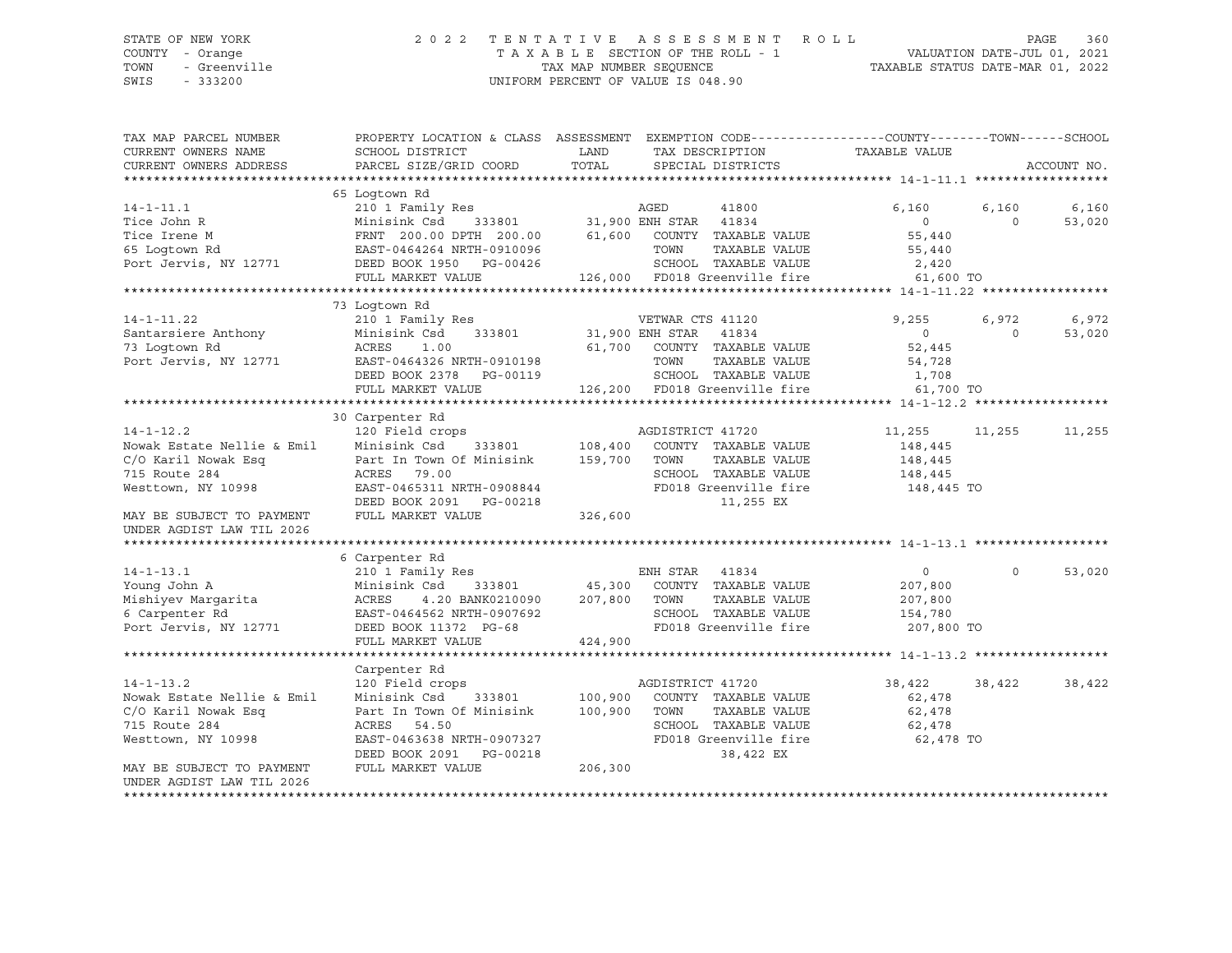STATE OF NEW YORK
COUNTY - Orange
TOWN - Greenville
SWIS - 333200

2022 TENTATIVE ASSESSMENT ROLL
TAXABLE SECTION OF THE ROLL - 1
TAX MAP NUMBER SEQUENCE
UNIFORM PERCENT OF VALUE IS 048.90

VALUATION DATE-JUL 01, 2021
TAXABLE STATUS DATE-MAR 01, 2022

| TAX MAP PARCEL NUMBER / CURRENT OWNERS NAME / CURRENT OWNERS ADDRESS | PROPERTY LOCATION & CLASS / SCHOOL DISTRICT / PARCEL SIZE/GRID COORD | ASSESSMENT LAND / TOTAL | EXEMPTION CODE / TAX DESCRIPTION / SPECIAL DISTRICTS | COUNTY | TOWN | SCHOOL |
|---|---|---|---|---|---|---|
| **14-1-11.1** | 65 Logtown Rd | | | | | |
| 14-1-11.1 | 210 1 Family Res | | AGED 41800 | 6,160 | 6,160 | 6,160 |
| Tice John R | Minisink Csd 333801 | 31,900 | ENH STAR 41834 | 0 | 0 | 53,020 |
| Tice Irene M | FRNT 200.00 DPTH 200.00 | 61,600 | COUNTY TAXABLE VALUE | 55,440 | | |
| 65 Logtown Rd | EAST-0464264 NRTH-0910096 | | TOWN TAXABLE VALUE | 55,440 | | |
| Port Jervis, NY 12771 | DEED BOOK 1950 PG-00426 | | SCHOOL TAXABLE VALUE | 2,420 | | |
| | FULL MARKET VALUE | 126,000 | FD018 Greenville fire | 61,600 TO | | |
| **14-1-11.22** | 73 Logtown Rd | | | | | |
| 14-1-11.22 | 210 1 Family Res | | VETWAR CTS 41120 | 9,255 | 6,972 | 6,972 |
| Santarsiere Anthony | Minisink Csd 333801 | 31,900 | ENH STAR 41834 | 0 | 0 | 53,020 |
| 73 Logtown Rd | ACRES 1.00 | 61,700 | COUNTY TAXABLE VALUE | 52,445 | | |
| Port Jervis, NY 12771 | EAST-0464326 NRTH-0910198 | | TOWN TAXABLE VALUE | 54,728 | | |
| | DEED BOOK 2378 PG-00119 | | SCHOOL TAXABLE VALUE | 1,708 | | |
| | FULL MARKET VALUE | 126,200 | FD018 Greenville fire | 61,700 TO | | |
| **14-1-12.2** | 30 Carpenter Rd | | | | | |
| 14-1-12.2 | 120 Field crops | | AGDISTRICT 41720 | 11,255 | 11,255 | 11,255 |
| Nowak Estate Nellie & Emil | Minisink Csd 333801 | 108,400 | COUNTY TAXABLE VALUE | 148,445 | | |
| C/O Karil Nowak Esq | Part In Town Of Minisink | 159,700 | TOWN TAXABLE VALUE | 148,445 | | |
| 715 Route 284 | ACRES 79.00 | | SCHOOL TAXABLE VALUE | 148,445 | | |
| Westtown, NY 10998 | EAST-0465311 NRTH-0908844 | | FD018 Greenville fire | 148,445 TO | | |
| | DEED BOOK 2091 PG-00218 | | 11,255 EX | | | |
| MAY BE SUBJECT TO PAYMENT UNDER AGDIST LAW TIL 2026 | FULL MARKET VALUE | 326,600 | | | | |
| **14-1-13.1** | 6 Carpenter Rd | | | | | |
| 14-1-13.1 | 210 1 Family Res | | ENH STAR 41834 | 0 | 0 | 53,020 |
| Young John A | Minisink Csd 333801 | 45,300 | COUNTY TAXABLE VALUE | 207,800 | | |
| Mishiyev Margarita | ACRES 4.20 BANK0210090 | 207,800 | TOWN TAXABLE VALUE | 207,800 | | |
| 6 Carpenter Rd | EAST-0464562 NRTH-0907692 | | SCHOOL TAXABLE VALUE | 154,780 | | |
| Port Jervis, NY 12771 | DEED BOOK 11372 PG-68 | | FD018 Greenville fire | 207,800 TO | | |
| | FULL MARKET VALUE | 424,900 | | | | |
| **14-1-13.2** | Carpenter Rd | | | | | |
| 14-1-13.2 | 120 Field crops | | AGDISTRICT 41720 | 38,422 | 38,422 | 38,422 |
| Nowak Estate Nellie & Emil | Minisink Csd 333801 | 100,900 | COUNTY TAXABLE VALUE | 62,478 | | |
| C/O Karil Nowak Esq | Part In Town Of Minisink | 100,900 | TOWN TAXABLE VALUE | 62,478 | | |
| 715 Route 284 | ACRES 54.50 | | SCHOOL TAXABLE VALUE | 62,478 | | |
| Westtown, NY 10998 | EAST-0463638 NRTH-0907327 | | FD018 Greenville fire | 62,478 TO | | |
| | DEED BOOK 2091 PG-00218 | | 38,422 EX | | | |
| MAY BE SUBJECT TO PAYMENT UNDER AGDIST LAW TIL 2026 | FULL MARKET VALUE | 206,300 | | | | |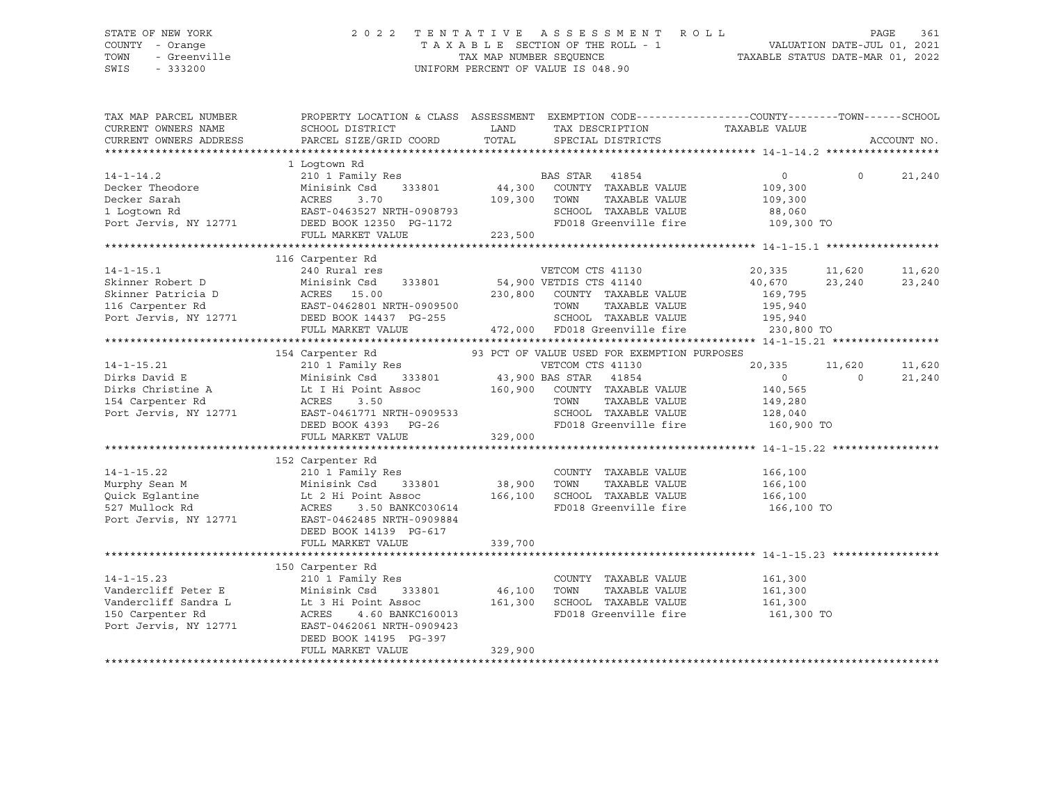STATE OF NEW YORK — 2022 TENTATIVE ASSESSMENT ROLL
COUNTY - Orange — TAXABLE SECTION OF THE ROLL - 1 — VALUATION DATE-JUL 01, 2021
TOWN - Greenville — TAX MAP NUMBER SEQUENCE — TAXABLE STATUS DATE-MAR 01, 2022
SWIS - 333200 — UNIFORM PERCENT OF VALUE IS 048.90

| TAX MAP PARCEL NUMBER / CURRENT OWNERS NAME / CURRENT OWNERS ADDRESS | PROPERTY LOCATION & CLASS / SCHOOL DISTRICT / PARCEL SIZE/GRID COORD | ASSESSMENT LAND / TOTAL | EXEMPTION CODE / TAX DESCRIPTION / SPECIAL DISTRICTS | COUNTY TAXABLE VALUE | TOWN | SCHOOL / ACCOUNT NO. |
|---|---|---|---|---|---|---|
| **14-1-14.2** | 1 Logtown Rd | | | | | |
| 14-1-14.2 | 210 1 Family Res | | BAS STAR 41854 | 0 | 0 | 21,240 |
| Decker Theodore | Minisink Csd 333801 | 44,300 | COUNTY TAXABLE VALUE | 109,300 | | |
| Decker Sarah | ACRES 3.70 | 109,300 | TOWN TAXABLE VALUE | 109,300 | | |
| 1 Logtown Rd | EAST-0463527 NRTH-0908793 | | SCHOOL TAXABLE VALUE | 88,060 | | |
| Port Jervis, NY 12771 | DEED BOOK 12350 PG-1172 | | FD018 Greenville fire | 109,300 TO | | |
| | FULL MARKET VALUE | 223,500 | | | | |
| **14-1-15.1** | 116 Carpenter Rd | | | | | |
| 14-1-15.1 | 240 Rural res | | VETCOM CTS 41130 | 20,335 | 11,620 | 11,620 |
| Skinner Robert D | Minisink Csd 333801 | 54,900 | VETDIS CTS 41140 | 40,670 | 23,240 | 23,240 |
| Skinner Patricia D | ACRES 15.00 | 230,800 | COUNTY TAXABLE VALUE | 169,795 | | |
| 116 Carpenter Rd | EAST-0462801 NRTH-0909500 | | TOWN TAXABLE VALUE | 195,940 | | |
| Port Jervis, NY 12771 | DEED BOOK 14437 PG-255 | | SCHOOL TAXABLE VALUE | 195,940 | | |
| | FULL MARKET VALUE | 472,000 | FD018 Greenville fire | 230,800 TO | | |
| **14-1-15.21** | 154 Carpenter Rd | | 93 PCT OF VALUE USED FOR EXEMPTION PURPOSES | | | |
| 14-1-15.21 | 210 1 Family Res | | VETCOM CTS 41130 | 20,335 | 11,620 | 11,620 |
| Dirks David E | Minisink Csd 333801 | 43,900 | BAS STAR 41854 | 0 | 0 | 21,240 |
| Dirks Christine A | Lt I Hi Point Assoc | 160,900 | COUNTY TAXABLE VALUE | 140,565 | | |
| 154 Carpenter Rd | ACRES 3.50 | | TOWN TAXABLE VALUE | 149,280 | | |
| Port Jervis, NY 12771 | EAST-0461771 NRTH-0909533 | | SCHOOL TAXABLE VALUE | 128,040 | | |
| | DEED BOOK 4393 PG-26 | | FD018 Greenville fire | 160,900 TO | | |
| | FULL MARKET VALUE | 329,000 | | | | |
| **14-1-15.22** | 152 Carpenter Rd | | | | | |
| 14-1-15.22 | 210 1 Family Res | | COUNTY TAXABLE VALUE | 166,100 | | |
| Murphy Sean M | Minisink Csd 333801 | 38,900 | TOWN TAXABLE VALUE | 166,100 | | |
| Quick Eglantine | Lt 2 Hi Point Assoc | 166,100 | SCHOOL TAXABLE VALUE | 166,100 | | |
| 527 Mullock Rd | ACRES 3.50 BANKC030614 | | FD018 Greenville fire | 166,100 TO | | |
| Port Jervis, NY 12771 | EAST-0462485 NRTH-0909884 | | | | | |
| | DEED BOOK 14139 PG-617 | | | | | |
| | FULL MARKET VALUE | 339,700 | | | | |
| **14-1-15.23** | 150 Carpenter Rd | | | | | |
| 14-1-15.23 | 210 1 Family Res | | COUNTY TAXABLE VALUE | 161,300 | | |
| Vandercliff Peter E | Minisink Csd 333801 | 46,100 | TOWN TAXABLE VALUE | 161,300 | | |
| Vandercliff Sandra L | Lt 3 Hi Point Assoc | 161,300 | SCHOOL TAXABLE VALUE | 161,300 | | |
| 150 Carpenter Rd | ACRES 4.60 BANKC160013 | | FD018 Greenville fire | 161,300 TO | | |
| Port Jervis, NY 12771 | EAST-0462061 NRTH-0909423 | | | | | |
| | DEED BOOK 14195 PG-397 | | | | | |
| | FULL MARKET VALUE | 329,900 | | | | |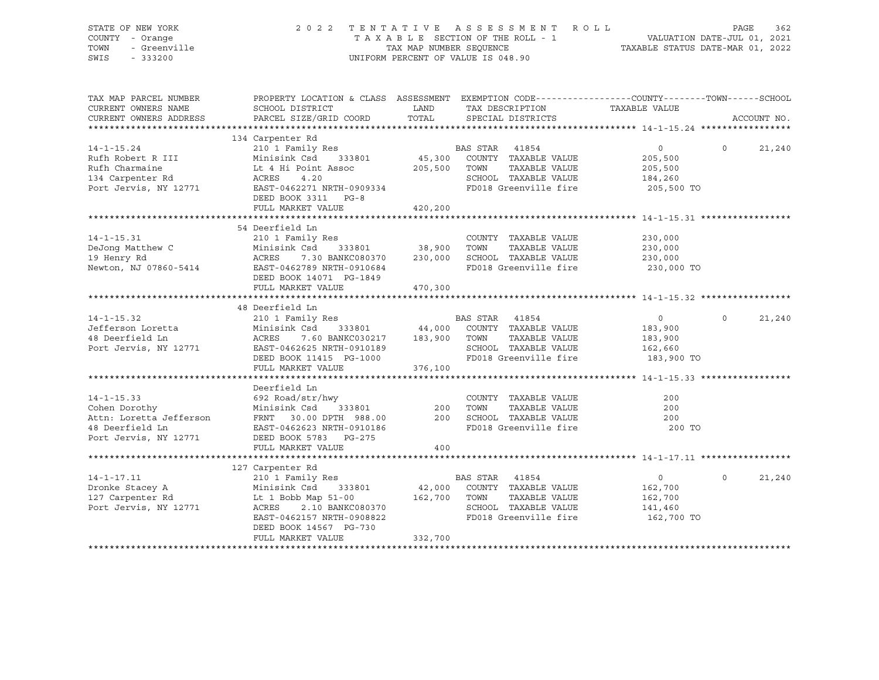STATE OF NEW YORK
COUNTY - Orange
TOWN - Greenville
SWIS - 333200

2022 TENTATIVE ASSESSMENT ROLL
TAXABLE SECTION OF THE ROLL - 1
TAX MAP NUMBER SEQUENCE
UNIFORM PERCENT OF VALUE IS 048.90

VALUATION DATE-JUL 01, 2021
TAXABLE STATUS DATE-MAR 01, 2022

| TAX MAP PARCEL NUMBER / CURRENT OWNERS NAME / CURRENT OWNERS ADDRESS | PROPERTY LOCATION & CLASS / SCHOOL DISTRICT / PARCEL SIZE/GRID COORD | ASSESSMENT LAND / TOTAL | EXEMPTION CODE / TAX DESCRIPTION / SPECIAL DISTRICTS | COUNTY TAXABLE VALUE | TOWN | SCHOOL / ACCOUNT NO. |
|---|---|---|---|---|---|---|
| **14-1-15.24** | 134 Carpenter Rd | | | | | |
| 14-1-15.24 | 210 1 Family Res | | BAS STAR 41854 | 0 | 0 | 21,240 |
| Rufh Robert R III | Minisink Csd 333801 | 45,300 | COUNTY TAXABLE VALUE | 205,500 | | |
| Rufh Charmaine | Lt 4 Hi Point Assoc | 205,500 | TOWN TAXABLE VALUE | 205,500 | | |
| 134 Carpenter Rd | ACRES 4.20 | | SCHOOL TAXABLE VALUE | 184,260 | | |
| Port Jervis, NY 12771 | EAST-0462271 NRTH-0909334 | | FD018 Greenville fire | 205,500 TO | | |
| | DEED BOOK 3311 PG-8 | | | | | |
| | FULL MARKET VALUE | 420,200 | | | | |
| **14-1-15.31** | 54 Deerfield Ln | | | | | |
| 14-1-15.31 | 210 1 Family Res | | COUNTY TAXABLE VALUE | 230,000 | | |
| DeJong Matthew C | Minisink Csd 333801 | 38,900 | TOWN TAXABLE VALUE | 230,000 | | |
| 19 Henry Rd | ACRES 7.30 BANKC080370 | 230,000 | SCHOOL TAXABLE VALUE | 230,000 | | |
| Newton, NJ 07860-5414 | EAST-0462789 NRTH-0910684 | | FD018 Greenville fire | 230,000 TO | | |
| | DEED BOOK 14071 PG-1849 | | | | | |
| | FULL MARKET VALUE | 470,300 | | | | |
| **14-1-15.32** | 48 Deerfield Ln | | | | | |
| 14-1-15.32 | 210 1 Family Res | | BAS STAR 41854 | 0 | 0 | 21,240 |
| Jefferson Loretta | Minisink Csd 333801 | 44,000 | COUNTY TAXABLE VALUE | 183,900 | | |
| 48 Deerfield Ln | ACRES 7.60 BANKC030217 | 183,900 | TOWN TAXABLE VALUE | 183,900 | | |
| Port Jervis, NY 12771 | EAST-0462625 NRTH-0910189 | | SCHOOL TAXABLE VALUE | 162,660 | | |
| | DEED BOOK 11415 PG-1000 | | FD018 Greenville fire | 183,900 TO | | |
| | FULL MARKET VALUE | 376,100 | | | | |
| **14-1-15.33** | Deerfield Ln | | | | | |
| 14-1-15.33 | 692 Road/str/hwy | | COUNTY TAXABLE VALUE | 200 | | |
| Cohen Dorothy | Minisink Csd 333801 | 200 | TOWN TAXABLE VALUE | 200 | | |
| Attn: Loretta Jefferson | FRNT 30.00 DPTH 988.00 | 200 | SCHOOL TAXABLE VALUE | 200 | | |
| 48 Deerfield Ln | EAST-0462623 NRTH-0910186 | | FD018 Greenville fire | 200 TO | | |
| Port Jervis, NY 12771 | DEED BOOK 5783 PG-275 | | | | | |
| | FULL MARKET VALUE | 400 | | | | |
| **14-1-17.11** | 127 Carpenter Rd | | | | | |
| 14-1-17.11 | 210 1 Family Res | | BAS STAR 41854 | 0 | 0 | 21,240 |
| Dronke Stacey A | Minisink Csd 333801 | 42,000 | COUNTY TAXABLE VALUE | 162,700 | | |
| 127 Carpenter Rd | Lt 1 Bobb Map 51-00 | 162,700 | TOWN TAXABLE VALUE | 162,700 | | |
| Port Jervis, NY 12771 | ACRES 2.10 BANKC080370 | | SCHOOL TAXABLE VALUE | 141,460 | | |
| | EAST-0462157 NRTH-0908822 | | FD018 Greenville fire | 162,700 TO | | |
| | DEED BOOK 14567 PG-730 | | | | | |
| | FULL MARKET VALUE | 332,700 | | | | |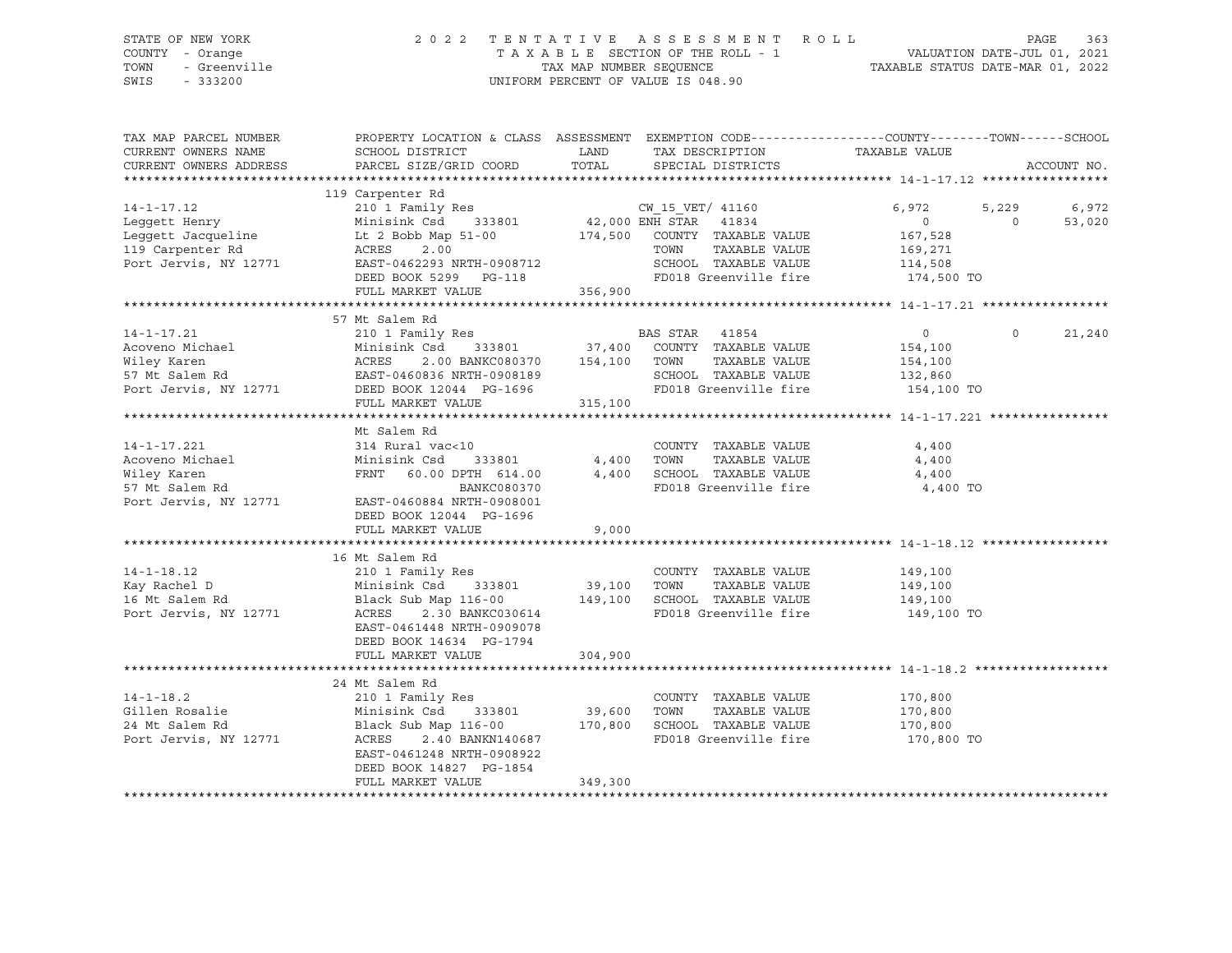STATE OF NEW YORK
COUNTY - Orange
TOWN - Greenville
SWIS - 333200

2022 TENTATIVE ASSESSMENT ROLL
TAXABLE SECTION OF THE ROLL - 1
TAX MAP NUMBER SEQUENCE
UNIFORM PERCENT OF VALUE IS 048.90

VALUATION DATE-JUL 01, 2021
TAXABLE STATUS DATE-MAR 01, 2022

```
TAX MAP PARCEL NUMBER     PROPERTY LOCATION & CLASS  ASSESSMENT  EXEMPTION CODE-----------------COUNTY--------TOWN------SCHOOL
CURRENT OWNERS NAME       SCHOOL DISTRICT               LAND      TAX DESCRIPTION              TAXABLE VALUE
CURRENT OWNERS ADDRESS    PARCEL SIZE/GRID COORD        TOTAL     SPECIAL DISTRICTS                                   ACCOUNT NO.
******************************************************************************************************* 14-1-17.12 *****************
                          119 Carpenter Rd
14-1-17.12                210 1 Family Res                      CW_15_VET/ 41160              6,972        5,229       6,972
Leggett Henry             Minisink Csd    333801       42,000 ENH STAR   41834                    0            0      53,020
Leggett Jacqueline        Lt 2 Bobb Map 51-00         174,500   COUNTY  TAXABLE VALUE           167,528
119 Carpenter Rd          ACRES    2.00                          TOWN    TAXABLE VALUE           169,271
Port Jervis, NY 12771     EAST-0462293 NRTH-0908712              SCHOOL  TAXABLE VALUE           114,508
                          DEED BOOK 5299   PG-118                FD018 Greenville fire          174,500 TO
                          FULL MARKET VALUE           356,900
******************************************************************************************************* 14-1-17.21 *****************
                          57 Mt Salem Rd
14-1-17.21                210 1 Family Res                      BAS STAR   41854                  0            0      21,240
Acoveno Michael           Minisink Csd    333801       37,400   COUNTY  TAXABLE VALUE           154,100
Wiley Karen               ACRES    2.00 BANKC080370   154,100   TOWN    TAXABLE VALUE           154,100
57 Mt Salem Rd            EAST-0460836 NRTH-0908189              SCHOOL  TAXABLE VALUE           132,860
Port Jervis, NY 12771     DEED BOOK 12044  PG-1696               FD018 Greenville fire          154,100 TO
                          FULL MARKET VALUE           315,100
******************************************************************************************************* 14-1-17.221 ****************
                          Mt Salem Rd
14-1-17.221               314 Rural vac<10                       COUNTY  TAXABLE VALUE             4,400
Acoveno Michael           Minisink Csd    333801        4,400   TOWN    TAXABLE VALUE             4,400
Wiley Karen               FRNT    60.00 DPTH 614.00     4,400   SCHOOL  TAXABLE VALUE             4,400
57 Mt Salem Rd                         BANKC080370               FD018 Greenville fire            4,400 TO
Port Jervis, NY 12771     EAST-0460884 NRTH-0908001
                          DEED BOOK 12044  PG-1696
                          FULL MARKET VALUE             9,000
******************************************************************************************************* 14-1-18.12 *****************
                          16 Mt Salem Rd
14-1-18.12                210 1 Family Res                       COUNTY  TAXABLE VALUE           149,100
Kay Rachel D              Minisink Csd    333801       39,100   TOWN    TAXABLE VALUE           149,100
16 Mt Salem Rd            Black Sub Map 116-00        149,100   SCHOOL  TAXABLE VALUE           149,100
Port Jervis, NY 12771     ACRES    2.30 BANKC030614              FD018 Greenville fire          149,100 TO
                          EAST-0461448 NRTH-0909078
                          DEED BOOK 14634  PG-1794
                          FULL MARKET VALUE           304,900
******************************************************************************************************* 14-1-18.2 ******************
                          24 Mt Salem Rd
14-1-18.2                 210 1 Family Res                       COUNTY  TAXABLE VALUE           170,800
Gillen Rosalie            Minisink Csd    333801       39,600   TOWN    TAXABLE VALUE           170,800
24 Mt Salem Rd            Black Sub Map 116-00        170,800   SCHOOL  TAXABLE VALUE           170,800
Port Jervis, NY 12771     ACRES    2.40 BANKN140687              FD018 Greenville fire          170,800 TO
                          EAST-0461248 NRTH-0908922
                          DEED BOOK 14827  PG-1854
                          FULL MARKET VALUE           349,300
************************************************************************************************************************************
```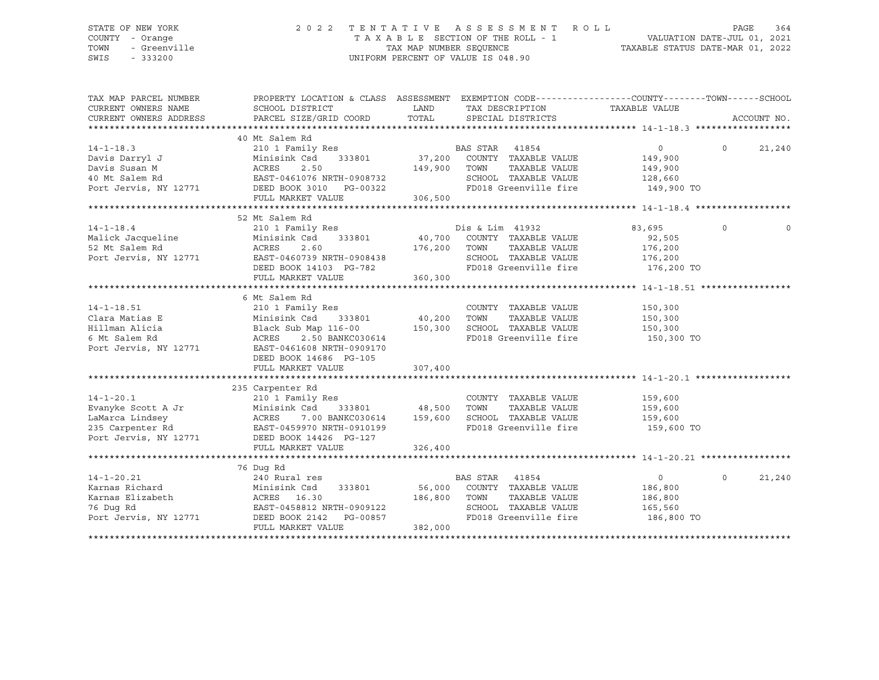STATE OF NEW YORK — 2022 TENTATIVE ASSESSMENT ROLL
COUNTY - Orange — TAXABLE SECTION OF THE ROLL - 1 — VALUATION DATE-JUL 01, 2021
TOWN - Greenville — TAX MAP NUMBER SEQUENCE — TAXABLE STATUS DATE-MAR 01, 2022
SWIS - 333200 — UNIFORM PERCENT OF VALUE IS 048.90

| TAX MAP PARCEL NUMBER / CURRENT OWNERS NAME / CURRENT OWNERS ADDRESS | PROPERTY LOCATION & CLASS / SCHOOL DISTRICT / PARCEL SIZE/GRID COORD | ASSESSMENT LAND / TOTAL | EXEMPTION CODE / TAX DESCRIPTION / SPECIAL DISTRICTS | COUNTY TAXABLE VALUE | TOWN | SCHOOL | ACCOUNT NO. |
|---|---|---|---|---|---|---|---|
| **14-1-18.3** | 40 Mt Salem Rd | | | | | | |
| | 210 1 Family Res | | BAS STAR 41854 | 0 | 0 | 21,240 | |
| Davis Darryl J | Minisink Csd 333801 | 37,200 | COUNTY TAXABLE VALUE | 149,900 | | | |
| Davis Susan M | ACRES 2.50 | 149,900 | TOWN TAXABLE VALUE | 149,900 | | | |
| 40 Mt Salem Rd | EAST-0461076 NRTH-0908732 | | SCHOOL TAXABLE VALUE | 128,660 | | | |
| Port Jervis, NY 12771 | DEED BOOK 3010 PG-00322 | | FD018 Greenville fire | 149,900 TO | | | |
| | FULL MARKET VALUE | 306,500 | | | | | |
| **14-1-18.4** | 52 Mt Salem Rd | | | | | | |
| | 210 1 Family Res | | Dis & Lim 41932 | 83,695 | 0 | 0 | |
| Malick Jacqueline | Minisink Csd 333801 | 40,700 | COUNTY TAXABLE VALUE | 92,505 | | | |
| 52 Mt Salem Rd | ACRES 2.60 | 176,200 | TOWN TAXABLE VALUE | 176,200 | | | |
| Port Jervis, NY 12771 | EAST-0460739 NRTH-0908438 | | SCHOOL TAXABLE VALUE | 176,200 | | | |
| | DEED BOOK 14103 PG-782 | | FD018 Greenville fire | 176,200 TO | | | |
| | FULL MARKET VALUE | 360,300 | | | | | |
| **14-1-18.51** | 6 Mt Salem Rd | | | | | | |
| | 210 1 Family Res | | COUNTY TAXABLE VALUE | 150,300 | | | |
| Clara Matias E | Minisink Csd 333801 | 40,200 | TOWN TAXABLE VALUE | 150,300 | | | |
| Hillman Alicia | Black Sub Map 116-00 | 150,300 | SCHOOL TAXABLE VALUE | 150,300 | | | |
| 6 Mt Salem Rd | ACRES 2.50 BANKC030614 | | FD018 Greenville fire | 150,300 TO | | | |
| Port Jervis, NY 12771 | EAST-0461608 NRTH-0909170 | | | | | | |
| | DEED BOOK 14686 PG-105 | | | | | | |
| | FULL MARKET VALUE | 307,400 | | | | | |
| **14-1-20.1** | 235 Carpenter Rd | | | | | | |
| | 210 1 Family Res | | COUNTY TAXABLE VALUE | 159,600 | | | |
| Evanyke Scott A Jr | Minisink Csd 333801 | 48,500 | TOWN TAXABLE VALUE | 159,600 | | | |
| LaMarca Lindsey | ACRES 7.00 BANKC030614 | 159,600 | SCHOOL TAXABLE VALUE | 159,600 | | | |
| 235 Carpenter Rd | EAST-0459970 NRTH-0910199 | | FD018 Greenville fire | 159,600 TO | | | |
| Port Jervis, NY 12771 | DEED BOOK 14426 PG-127 | | | | | | |
| | FULL MARKET VALUE | 326,400 | | | | | |
| **14-1-20.21** | 76 Dug Rd | | | | | | |
| | 240 Rural res | | BAS STAR 41854 | 0 | 0 | 21,240 | |
| Karnas Richard | Minisink Csd 333801 | 56,000 | COUNTY TAXABLE VALUE | 186,800 | | | |
| Karnas Elizabeth | ACRES 16.30 | 186,800 | TOWN TAXABLE VALUE | 186,800 | | | |
| 76 Dug Rd | EAST-0458812 NRTH-0909122 | | SCHOOL TAXABLE VALUE | 165,560 | | | |
| Port Jervis, NY 12771 | DEED BOOK 2142 PG-00857 | | FD018 Greenville fire | 186,800 TO | | | |
| | FULL MARKET VALUE | 382,000 | | | | | |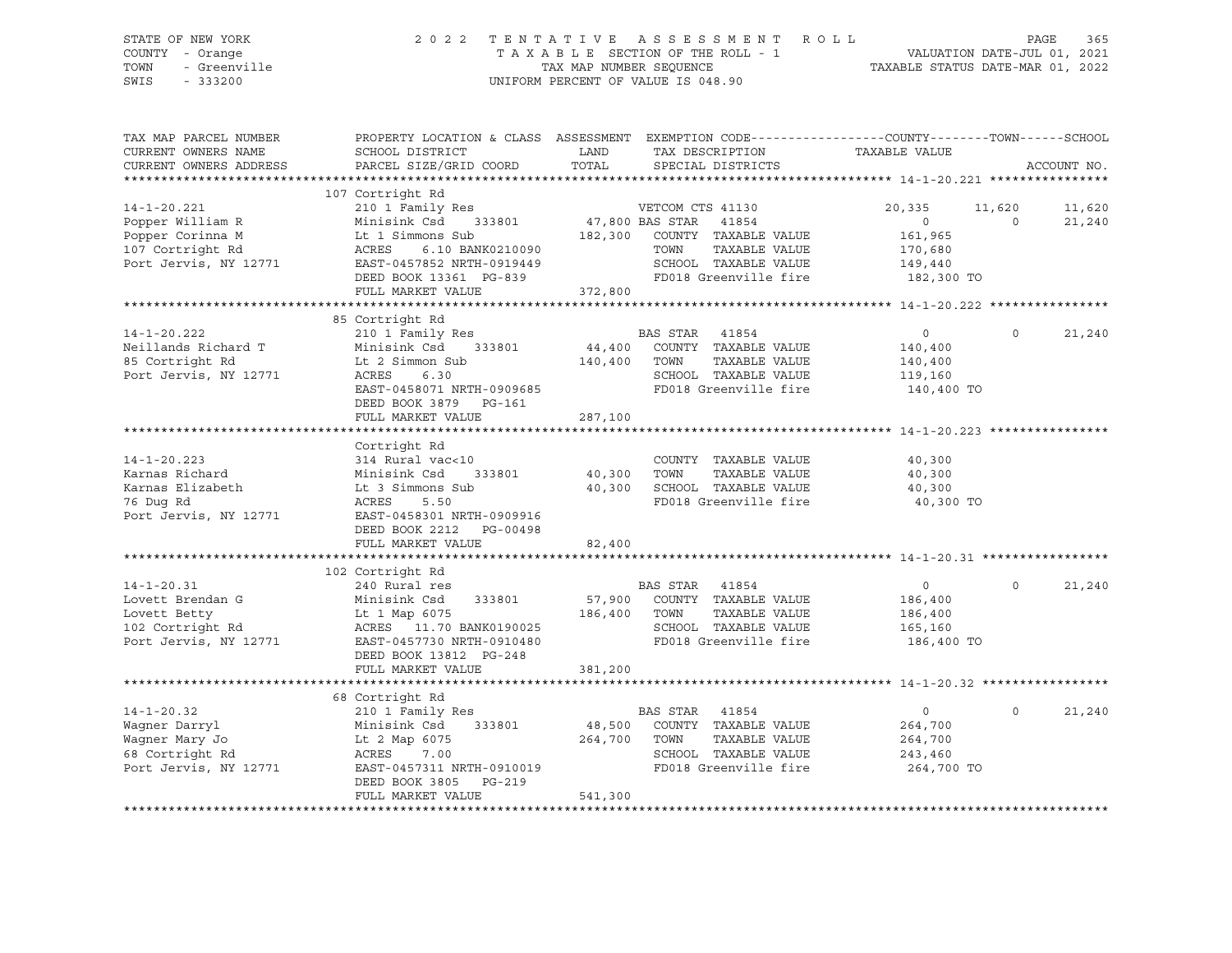STATE OF NEW YORK
COUNTY - Orange
TOWN - Greenville
SWIS - 333200

2022 TENTATIVE ASSESSMENT ROLL
TAXABLE SECTION OF THE ROLL - 1
TAX MAP NUMBER SEQUENCE
UNIFORM PERCENT OF VALUE IS 048.90

VALUATION DATE-JUL 01, 2021
TAXABLE STATUS DATE-MAR 01, 2022

| TAX MAP PARCEL NUMBER / CURRENT OWNERS NAME / CURRENT OWNERS ADDRESS | PROPERTY LOCATION & CLASS / SCHOOL DISTRICT / PARCEL SIZE/GRID COORD | ASSESSMENT LAND / TOTAL | EXEMPTION CODE / TAX DESCRIPTION / SPECIAL DISTRICTS | COUNTY TAXABLE VALUE | TOWN | SCHOOL | ACCOUNT NO. |
|---|---|---|---|---|---|---|---|
| **14-1-20.221** | 107 Cortright Rd | | | | | | |
| | 210 1 Family Res | | VETCOM CTS 41130 | 20,335 | 11,620 | 11,620 | |
| Popper William R | Minisink Csd 333801 | 47,800 | BAS STAR 41854 | 0 | 0 | 21,240 | |
| Popper Corinna M | Lt 1 Simmons Sub | 182,300 | COUNTY TAXABLE VALUE | 161,965 | | | |
| 107 Cortright Rd | ACRES 6.10 BANK0210090 | | TOWN TAXABLE VALUE | 170,680 | | | |
| Port Jervis, NY 12771 | EAST-0457852 NRTH-0919449 | | SCHOOL TAXABLE VALUE | 149,440 | | | |
| | DEED BOOK 13361 PG-839 | | FD018 Greenville fire | 182,300 TO | | | |
| | FULL MARKET VALUE | 372,800 | | | | | |
| **14-1-20.222** | 85 Cortright Rd | | | | | | |
| | 210 1 Family Res | | BAS STAR 41854 | 0 | 0 | 21,240 | |
| Neillands Richard T | Minisink Csd 333801 | 44,400 | COUNTY TAXABLE VALUE | 140,400 | | | |
| 85 Cortright Rd | Lt 2 Simmon Sub | 140,400 | TOWN TAXABLE VALUE | 140,400 | | | |
| Port Jervis, NY 12771 | ACRES 6.30 | | SCHOOL TAXABLE VALUE | 119,160 | | | |
| | EAST-0458071 NRTH-0909685 | | FD018 Greenville fire | 140,400 TO | | | |
| | DEED BOOK 3879 PG-161 | | | | | | |
| | FULL MARKET VALUE | 287,100 | | | | | |
| **14-1-20.223** | Cortright Rd | | | | | | |
| | 314 Rural vac<10 | | COUNTY TAXABLE VALUE | 40,300 | | | |
| Karnas Richard | Minisink Csd 333801 | 40,300 | TOWN TAXABLE VALUE | 40,300 | | | |
| Karnas Elizabeth | Lt 3 Simmons Sub | 40,300 | SCHOOL TAXABLE VALUE | 40,300 | | | |
| 76 Dug Rd | ACRES 5.50 | | FD018 Greenville fire | 40,300 TO | | | |
| Port Jervis, NY 12771 | EAST-0458301 NRTH-0909916 | | | | | | |
| | DEED BOOK 2212 PG-00498 | | | | | | |
| | FULL MARKET VALUE | 82,400 | | | | | |
| **14-1-20.31** | 102 Cortright Rd | | | | | | |
| | 240 Rural res | | BAS STAR 41854 | 0 | 0 | 21,240 | |
| Lovett Brendan G | Minisink Csd 333801 | 57,900 | COUNTY TAXABLE VALUE | 186,400 | | | |
| Lovett Betty | Lt 1 Map 6075 | 186,400 | TOWN TAXABLE VALUE | 186,400 | | | |
| 102 Cortright Rd | ACRES 11.70 BANK0190025 | | SCHOOL TAXABLE VALUE | 165,160 | | | |
| Port Jervis, NY 12771 | EAST-0457730 NRTH-0910480 | | FD018 Greenville fire | 186,400 TO | | | |
| | DEED BOOK 13812 PG-248 | | | | | | |
| | FULL MARKET VALUE | 381,200 | | | | | |
| **14-1-20.32** | 68 Cortright Rd | | | | | | |
| | 210 1 Family Res | | BAS STAR 41854 | 0 | 0 | 21,240 | |
| Wagner Darryl | Minisink Csd 333801 | 48,500 | COUNTY TAXABLE VALUE | 264,700 | | | |
| Wagner Mary Jo | Lt 2 Map 6075 | 264,700 | TOWN TAXABLE VALUE | 264,700 | | | |
| 68 Cortright Rd | ACRES 7.00 | | SCHOOL TAXABLE VALUE | 243,460 | | | |
| Port Jervis, NY 12771 | EAST-0457311 NRTH-0910019 | | FD018 Greenville fire | 264,700 TO | | | |
| | DEED BOOK 3805 PG-219 | | | | | | |
| | FULL MARKET VALUE | 541,300 | | | | | |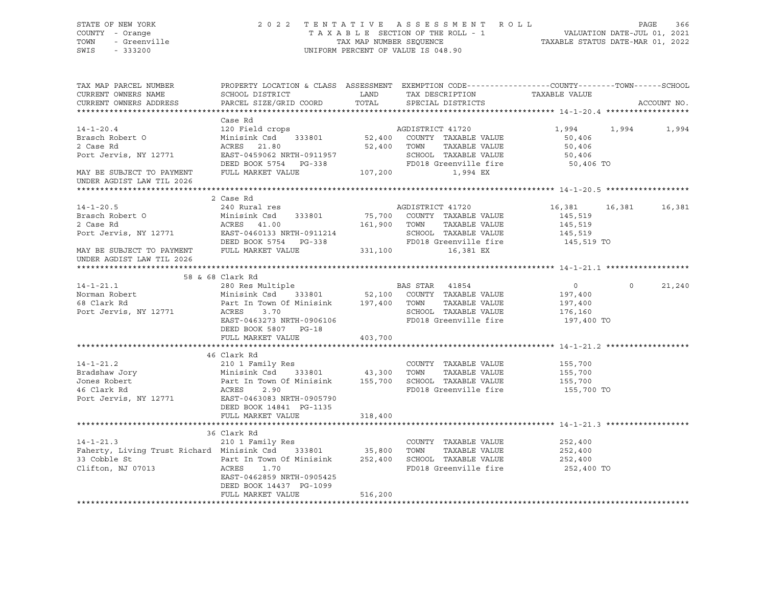STATE OF NEW YORK | COUNTY - Orange | TOWN - Greenville | SWIS - 333200

# 2022 TENTATIVE ASSESSMENT ROLL

TAXABLE SECTION OF THE ROLL - 1
TAX MAP NUMBER SEQUENCE
UNIFORM PERCENT OF VALUE IS 048.90

VALUATION DATE-JUL 01, 2021
TAXABLE STATUS DATE-MAR 01, 2022

| TAX MAP PARCEL NUMBER / CURRENT OWNERS NAME / CURRENT OWNERS ADDRESS | PROPERTY LOCATION & CLASS / SCHOOL DISTRICT / PARCEL SIZE/GRID COORD | ASSESSMENT LAND / TOTAL | EXEMPTION CODE / TAX DESCRIPTION / SPECIAL DISTRICTS | COUNTY TAXABLE VALUE | TOWN | SCHOOL | ACCOUNT NO. |
|---|---|---|---|---|---|---|---|
| **14-1-20.4** | Case Rd | | | | | | |
| 14-1-20.4 | 120 Field crops | | AGDISTRICT 41720 | 1,994 | 1,994 | 1,994 | |
| Brasch Robert O | Minisink Csd 333801 | 52,400 | COUNTY TAXABLE VALUE | 50,406 | | | |
| 2 Case Rd | ACRES 21.80 | 52,400 | TOWN TAXABLE VALUE | 50,406 | | | |
| Port Jervis, NY 12771 | EAST-0459062 NRTH-0911957 | | SCHOOL TAXABLE VALUE | 50,406 | | | |
| | DEED BOOK 5754 PG-338 | | FD018 Greenville fire | 50,406 TO | | | |
| MAY BE SUBJECT TO PAYMENT UNDER AGDIST LAW TIL 2026 | FULL MARKET VALUE | 107,200 | 1,994 EX | | | | |
| **14-1-20.5** | 2 Case Rd | | | | | | |
| 14-1-20.5 | 240 Rural res | | AGDISTRICT 41720 | 16,381 | 16,381 | 16,381 | |
| Brasch Robert O | Minisink Csd 333801 | 75,700 | COUNTY TAXABLE VALUE | 145,519 | | | |
| 2 Case Rd | ACRES 41.00 | 161,900 | TOWN TAXABLE VALUE | 145,519 | | | |
| Port Jervis, NY 12771 | EAST-0460133 NRTH-0911214 | | SCHOOL TAXABLE VALUE | 145,519 | | | |
| | DEED BOOK 5754 PG-338 | | FD018 Greenville fire | 145,519 TO | | | |
| MAY BE SUBJECT TO PAYMENT UNDER AGDIST LAW TIL 2026 | FULL MARKET VALUE | 331,100 | 16,381 EX | | | | |
| **14-1-21.1** | 58 & 68 Clark Rd | | | | | | |
| 14-1-21.1 | 280 Res Multiple | | BAS STAR 41854 | 0 | 0 | 21,240 | |
| Norman Robert | Minisink Csd 333801 | 52,100 | COUNTY TAXABLE VALUE | 197,400 | | | |
| 68 Clark Rd | Part In Town Of Minisink | 197,400 | TOWN TAXABLE VALUE | 197,400 | | | |
| Port Jervis, NY 12771 | ACRES 3.70 | | SCHOOL TAXABLE VALUE | 176,160 | | | |
| | EAST-0463273 NRTH-0906106 | | FD018 Greenville fire | 197,400 TO | | | |
| | DEED BOOK 5807 PG-18 | | | | | | |
| | FULL MARKET VALUE | 403,700 | | | | | |
| **14-1-21.2** | 46 Clark Rd | | | | | | |
| 14-1-21.2 | 210 1 Family Res | | COUNTY TAXABLE VALUE | 155,700 | | | |
| Bradshaw Jory | Minisink Csd 333801 | 43,300 | TOWN TAXABLE VALUE | 155,700 | | | |
| Jones Robert | Part In Town Of Minisink | 155,700 | SCHOOL TAXABLE VALUE | 155,700 | | | |
| 46 Clark Rd | ACRES 2.90 | | FD018 Greenville fire | 155,700 TO | | | |
| Port Jervis, NY 12771 | EAST-0463083 NRTH-0905790 | | | | | | |
| | DEED BOOK 14841 PG-1135 | | | | | | |
| | FULL MARKET VALUE | 318,400 | | | | | |
| **14-1-21.3** | 36 Clark Rd | | | | | | |
| 14-1-21.3 | 210 1 Family Res | | COUNTY TAXABLE VALUE | 252,400 | | | |
| Faherty, Living Trust Richard | Minisink Csd 333801 | 35,800 | TOWN TAXABLE VALUE | 252,400 | | | |
| 33 Cobble St | Part In Town Of Minisink | 252,400 | SCHOOL TAXABLE VALUE | 252,400 | | | |
| Clifton, NJ 07013 | ACRES 1.70 | | FD018 Greenville fire | 252,400 TO | | | |
| | EAST-0462859 NRTH-0905425 | | | | | | |
| | DEED BOOK 14437 PG-1099 | | | | | | |
| | FULL MARKET VALUE | 516,200 | | | | | |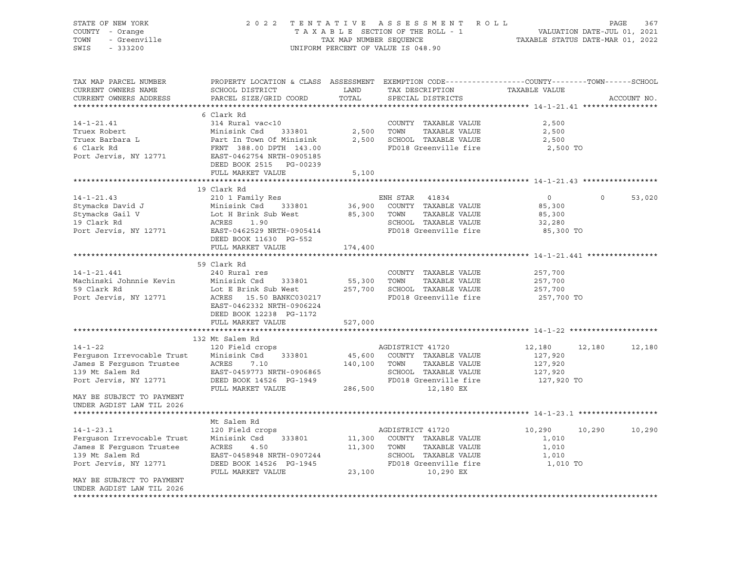STATE OF NEW YORK | COUNTY - Orange | TOWN - Greenville | SWIS - 333200

2 0 2 2 T E N T A T I V E A S S E S S M E N T R O L L
T A X A B L E SECTION OF THE ROLL - 1
TAX MAP NUMBER SEQUENCE
UNIFORM PERCENT OF VALUE IS 048.90

VALUATION DATE-JUL 01, 2021
TAXABLE STATUS DATE-MAR 01, 2022

```
TAX MAP PARCEL NUMBER         PROPERTY LOCATION & CLASS  ASSESSMENT  EXEMPTION CODE------------------COUNTY--------TOWN------SCHOOL
CURRENT OWNERS NAME           SCHOOL DISTRICT               LAND      TAX DESCRIPTION              TAXABLE VALUE
CURRENT OWNERS ADDRESS        PARCEL SIZE/GRID COORD       TOTAL      SPECIAL DISTRICTS                                   ACCOUNT NO.
******************************************************************************************************* 14-1-21.41 *****************
                              6 Clark Rd
14-1-21.41                    314 Rural vac<10                         COUNTY  TAXABLE VALUE             2,500
Truex Robert                  Minisink Csd      333801         2,500   TOWN    TAXABLE VALUE             2,500
Truex Barbara L               Part In Town Of Minisink         2,500   SCHOOL  TAXABLE VALUE             2,500
6 Clark Rd                    FRNT 388.00 DPTH 143.00                  FD018 Greenville fire              2,500 TO
Port Jervis, NY 12771         EAST-0462754 NRTH-0905185
                              DEED BOOK 2515    PG-00239
                              FULL MARKET VALUE                5,100
******************************************************************************************************* 14-1-21.43 *****************
                              19 Clark Rd
14-1-21.43                    210 1 Family Res                         ENH STAR  41834                  0          0     53,020
Stymacks David J              Minisink Csd      333801        36,900   COUNTY  TAXABLE VALUE            85,300
Stymacks Gail V               Lot H Brink Sub West            85,300   TOWN    TAXABLE VALUE            85,300
19 Clark Rd                   ACRES     1.90                           SCHOOL  TAXABLE VALUE            32,280
Port Jervis, NY 12771         EAST-0462529 NRTH-0905414                FD018 Greenville fire             85,300 TO
                              DEED BOOK 11630   PG-552
                              FULL MARKET VALUE              174,400
******************************************************************************************************* 14-1-21.441 ****************
                              59 Clark Rd
14-1-21.441                   240 Rural res                            COUNTY  TAXABLE VALUE           257,700
Machinski Johnnie Kevin       Minisink Csd      333801        55,300   TOWN    TAXABLE VALUE           257,700
59 Clark Rd                   Lot E Brink Sub West           257,700   SCHOOL  TAXABLE VALUE           257,700
Port Jervis, NY 12771         ACRES    15.50 BANKC030217               FD018 Greenville fire            257,700 TO
                              EAST-0462332 NRTH-0906224
                              DEED BOOK 12238   PG-1172
                              FULL MARKET VALUE              527,000
******************************************************************************************************* 14-1-22 ********************
                              132 Mt Salem Rd
14-1-22                       120 Field crops                          AGDISTRICT 41720             12,180     12,180     12,180
Ferguson Irrevocable Trust    Minisink Csd      333801        45,600   COUNTY  TAXABLE VALUE           127,920
James E Ferguson Trustee      ACRES     7.10                 140,100   TOWN    TAXABLE VALUE           127,920
139 Mt Salem Rd               EAST-0459773 NRTH-0906865                SCHOOL  TAXABLE VALUE           127,920
Port Jervis, NY 12771         DEED BOOK 14526   PG-1949                FD018 Greenville fire            127,920 TO
                              FULL MARKET VALUE              286,500             12,180 EX
MAY BE SUBJECT TO PAYMENT
UNDER AGDIST LAW TIL 2026
******************************************************************************************************* 14-1-23.1 ******************
                              Mt Salem Rd
14-1-23.1                     120 Field crops                          AGDISTRICT 41720             10,290     10,290     10,290
Ferguson Irrevocable Trust    Minisink Csd      333801        11,300   COUNTY  TAXABLE VALUE             1,010
James E Ferguson Trustee      ACRES     4.50                  11,300   TOWN    TAXABLE VALUE             1,010
139 Mt Salem Rd               EAST-0458948 NRTH-0907244                SCHOOL  TAXABLE VALUE             1,010
Port Jervis, NY 12771         DEED BOOK 14526   PG-1945                FD018 Greenville fire              1,010 TO
                              FULL MARKET VALUE               23,100             10,290 EX
MAY BE SUBJECT TO PAYMENT
UNDER AGDIST LAW TIL 2026
************************************************************************************************************************************
```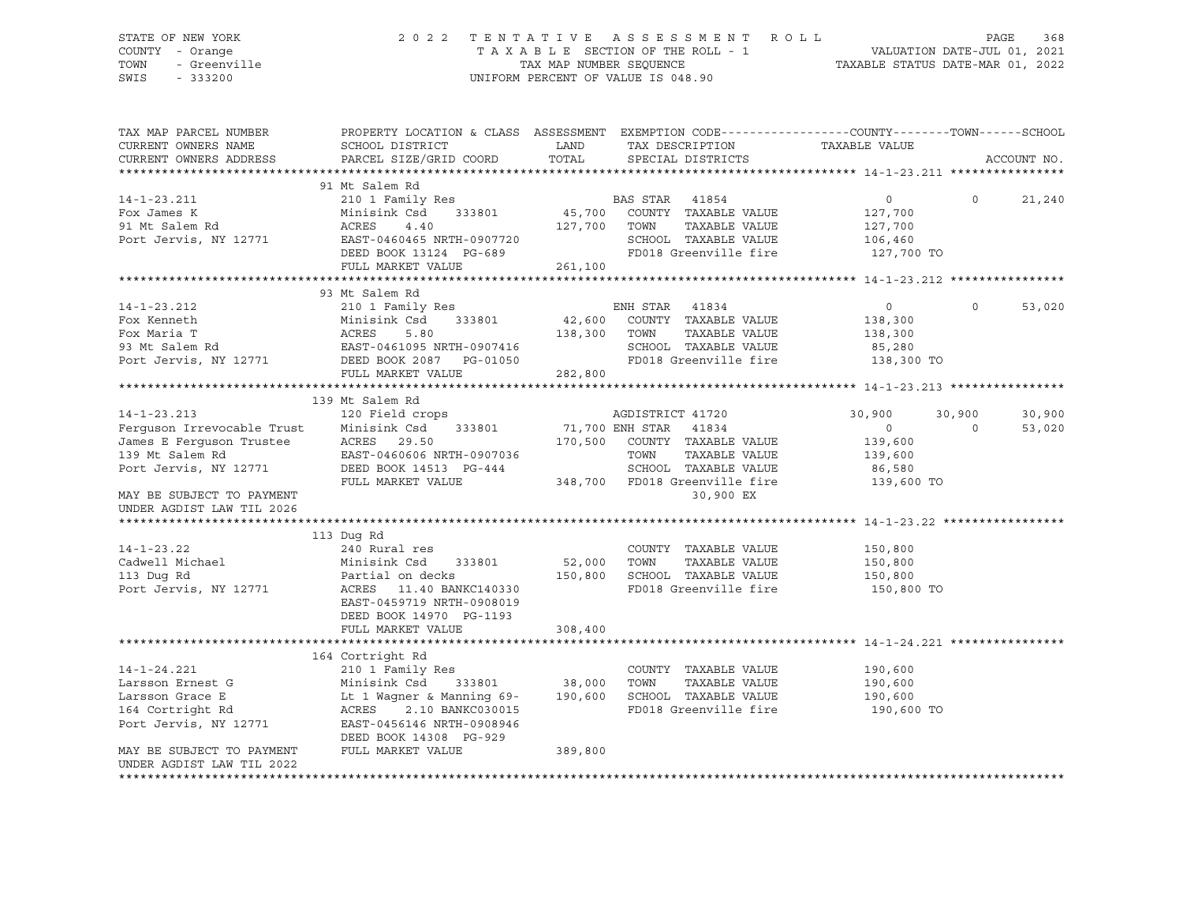STATE OF NEW YORK
COUNTY - Orange
TOWN - Greenville
SWIS - 333200

2 0 2 2 T E N T A T I V E A S S E S S M E N T R O L L
T A X A B L E SECTION OF THE ROLL - 1
TAX MAP NUMBER SEQUENCE
UNIFORM PERCENT OF VALUE IS 048.90

VALUATION DATE-JUL 01, 2021
TAXABLE STATUS DATE-MAR 01, 2022

```
TAX MAP PARCEL NUMBER          PROPERTY LOCATION & CLASS  ASSESSMENT  EXEMPTION CODE------------------COUNTY--------TOWN------SCHOOL
CURRENT OWNERS NAME            SCHOOL DISTRICT               LAND      TAX DESCRIPTION            TAXABLE VALUE
CURRENT OWNERS ADDRESS         PARCEL SIZE/GRID COORD       TOTAL      SPECIAL DISTRICTS                                     ACCOUNT NO.
******************************************************************************************************* 14-1-23.211 ****************
                               91 Mt Salem Rd
14-1-23.211                    210 1 Family Res                        BAS STAR  41854                 0           0      21,240
Fox James K                    Minisink Csd     333801       45,700    COUNTY  TAXABLE VALUE        127,700
91 Mt Salem Rd                 ACRES    4.40               127,700    TOWN    TAXABLE VALUE        127,700
Port Jervis, NY 12771          EAST-0460465 NRTH-0907720              SCHOOL  TAXABLE VALUE        106,460
                               DEED BOOK 13124  PG-689                FD018 Greenville fire          127,700 TO
                               FULL MARKET VALUE           261,100
******************************************************************************************************* 14-1-23.212 ****************
                               93 Mt Salem Rd
14-1-23.212                    210 1 Family Res                        ENH STAR  41834                 0           0      53,020
Fox Kenneth                    Minisink Csd     333801       42,600    COUNTY  TAXABLE VALUE        138,300
Fox Maria T                    ACRES    5.80               138,300    TOWN    TAXABLE VALUE        138,300
93 Mt Salem Rd                 EAST-0461095 NRTH-0907416              SCHOOL  TAXABLE VALUE         85,280
Port Jervis, NY 12771          DEED BOOK 2087   PG-01050              FD018 Greenville fire          138,300 TO
                               FULL MARKET VALUE           282,800
******************************************************************************************************* 14-1-23.213 ****************
                               139 Mt Salem Rd
14-1-23.213                    120 Field crops                         AGDISTRICT 41720           30,900      30,900      30,900
Ferguson Irrevocable Trust     Minisink Csd     333801       71,700 ENH STAR  41834                 0           0      53,020
James E Ferguson Trustee       ACRES   29.50               170,500    COUNTY  TAXABLE VALUE        139,600
139 Mt Salem Rd                EAST-0460606 NRTH-0907036              TOWN    TAXABLE VALUE        139,600
Port Jervis, NY 12771          DEED BOOK 14513  PG-444                SCHOOL  TAXABLE VALUE         86,580
                               FULL MARKET VALUE           348,700    FD018 Greenville fire          139,600 TO
MAY BE SUBJECT TO PAYMENT                                                    30,900 EX
UNDER AGDIST LAW TIL 2026
******************************************************************************************************* 14-1-23.22 *****************
                               113 Dug Rd
14-1-23.22                     240 Rural res                           COUNTY  TAXABLE VALUE        150,800
Cadwell Michael                Minisink Csd     333801       52,000    TOWN    TAXABLE VALUE        150,800
113 Dug Rd                     Partial on decks            150,800    SCHOOL  TAXABLE VALUE        150,800
Port Jervis, NY 12771          ACRES   11.40 BANKC140330              FD018 Greenville fire          150,800 TO
                               EAST-0459719 NRTH-0908019
                               DEED BOOK 14970  PG-1193
                               FULL MARKET VALUE           308,400
******************************************************************************************************* 14-1-24.221 ****************
                               164 Cortright Rd
14-1-24.221                    210 1 Family Res                        COUNTY  TAXABLE VALUE        190,600
Larsson Ernest G               Minisink Csd     333801       38,000    TOWN    TAXABLE VALUE        190,600
Larsson Grace E                Lt 1 Wagner & Manning 69-   190,600    SCHOOL  TAXABLE VALUE        190,600
164 Cortright Rd               ACRES    2.10 BANKC030015              FD018 Greenville fire          190,600 TO
Port Jervis, NY 12771          EAST-0456146 NRTH-0908946
                               DEED BOOK 14308  PG-929
MAY BE SUBJECT TO PAYMENT      FULL MARKET VALUE           389,800
UNDER AGDIST LAW TIL 2022
************************************************************************************************************************************
```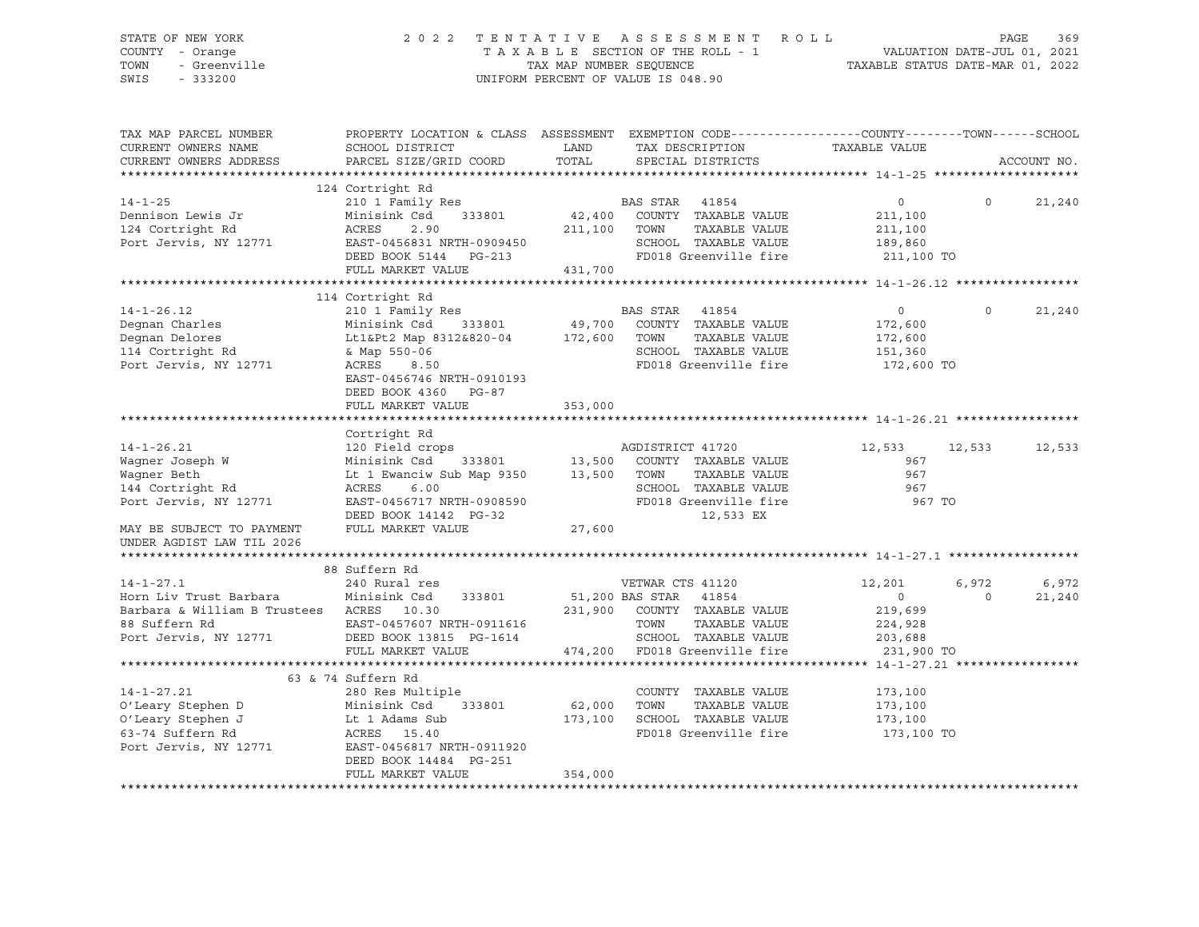STATE OF NEW YORK
COUNTY - Orange
TOWN - Greenville
SWIS - 333200

2 0 2 2 T E N T A T I V E A S S E S S M E N T R O L L
T A X A B L E SECTION OF THE ROLL - 1
TAX MAP NUMBER SEQUENCE
UNIFORM PERCENT OF VALUE IS 048.90

VALUATION DATE-JUL 01, 2021
TAXABLE STATUS DATE-MAR 01, 2022

| TAX MAP PARCEL NUMBER / CURRENT OWNERS NAME / CURRENT OWNERS ADDRESS | PROPERTY LOCATION & CLASS / SCHOOL DISTRICT / PARCEL SIZE/GRID COORD | ASSESSMENT LAND / TOTAL | EXEMPTION CODE / TAX DESCRIPTION / SPECIAL DISTRICTS | COUNTY TAXABLE VALUE | TOWN | SCHOOL / ACCOUNT NO. |
|---|---|---|---|---|---|---|
| **14-1-25** | 124 Cortright Rd | | | | | |
| | 210 1 Family Res | | BAS STAR 41854 | 0 | 0 | 21,240 |
| Dennison Lewis Jr | Minisink Csd 333801 | 42,400 | COUNTY TAXABLE VALUE | 211,100 | | |
| 124 Cortright Rd | ACRES 2.90 | 211,100 | TOWN TAXABLE VALUE | 211,100 | | |
| Port Jervis, NY 12771 | EAST-0456831 NRTH-0909450 | | SCHOOL TAXABLE VALUE | 189,860 | | |
| | DEED BOOK 5144 PG-213 | | FD018 Greenville fire | 211,100 TO | | |
| | FULL MARKET VALUE | 431,700 | | | | |
| **14-1-26.12** | 114 Cortright Rd | | | | | |
| | 210 1 Family Res | | BAS STAR 41854 | 0 | 0 | 21,240 |
| Degnan Charles | Minisink Csd 333801 | 49,700 | COUNTY TAXABLE VALUE | 172,600 | | |
| Degnan Delores | Lt1&Pt2 Map 8312&820-04 | 172,600 | TOWN TAXABLE VALUE | 172,600 | | |
| 114 Cortright Rd | & Map 550-06 | | SCHOOL TAXABLE VALUE | 151,360 | | |
| Port Jervis, NY 12771 | ACRES 8.50 | | FD018 Greenville fire | 172,600 TO | | |
| | EAST-0456746 NRTH-0910193 | | | | | |
| | DEED BOOK 4360 PG-87 | | | | | |
| | FULL MARKET VALUE | 353,000 | | | | |
| **14-1-26.21** | Cortright Rd | | | | | |
| | 120 Field crops | | AGDISTRICT 41720 | 12,533 | 12,533 | 12,533 |
| Wagner Joseph W | Minisink Csd 333801 | 13,500 | COUNTY TAXABLE VALUE | 967 | | |
| Wagner Beth | Lt 1 Ewanciw Sub Map 9350 | 13,500 | TOWN TAXABLE VALUE | 967 | | |
| 144 Cortright Rd | ACRES 6.00 | | SCHOOL TAXABLE VALUE | 967 | | |
| Port Jervis, NY 12771 | EAST-0456717 NRTH-0908590 | | FD018 Greenville fire | 967 TO | | |
| | DEED BOOK 14142 PG-32 | | 12,533 EX | | | |
| MAY BE SUBJECT TO PAYMENT UNDER AGDIST LAW TIL 2026 | FULL MARKET VALUE | 27,600 | | | | |
| **14-1-27.1** | 88 Suffern Rd | | | | | |
| | 240 Rural res | | VETWAR CTS 41120 | 12,201 | 6,972 | 6,972 |
| Horn Liv Trust Barbara | Minisink Csd 333801 | 51,200 | BAS STAR 41854 | 0 | 0 | 21,240 |
| Barbara & William B Trustees | ACRES 10.30 | 231,900 | COUNTY TAXABLE VALUE | 219,699 | | |
| 88 Suffern Rd | EAST-0457607 NRTH-0911616 | | TOWN TAXABLE VALUE | 224,928 | | |
| Port Jervis, NY 12771 | DEED BOOK 13815 PG-1614 | | SCHOOL TAXABLE VALUE | 203,688 | | |
| | FULL MARKET VALUE | 474,200 | FD018 Greenville fire | 231,900 TO | | |
| **14-1-27.21** | 63 & 74 Suffern Rd | | | | | |
| | 280 Res Multiple | | COUNTY TAXABLE VALUE | 173,100 | | |
| O'Leary Stephen D | Minisink Csd 333801 | 62,000 | TOWN TAXABLE VALUE | 173,100 | | |
| O'Leary Stephen J | Lt 1 Adams Sub | 173,100 | SCHOOL TAXABLE VALUE | 173,100 | | |
| 63-74 Suffern Rd | ACRES 15.40 | | FD018 Greenville fire | 173,100 TO | | |
| Port Jervis, NY 12771 | EAST-0456817 NRTH-0911920 | | | | | |
| | DEED BOOK 14484 PG-251 | | | | | |
| | FULL MARKET VALUE | 354,000 | | | | |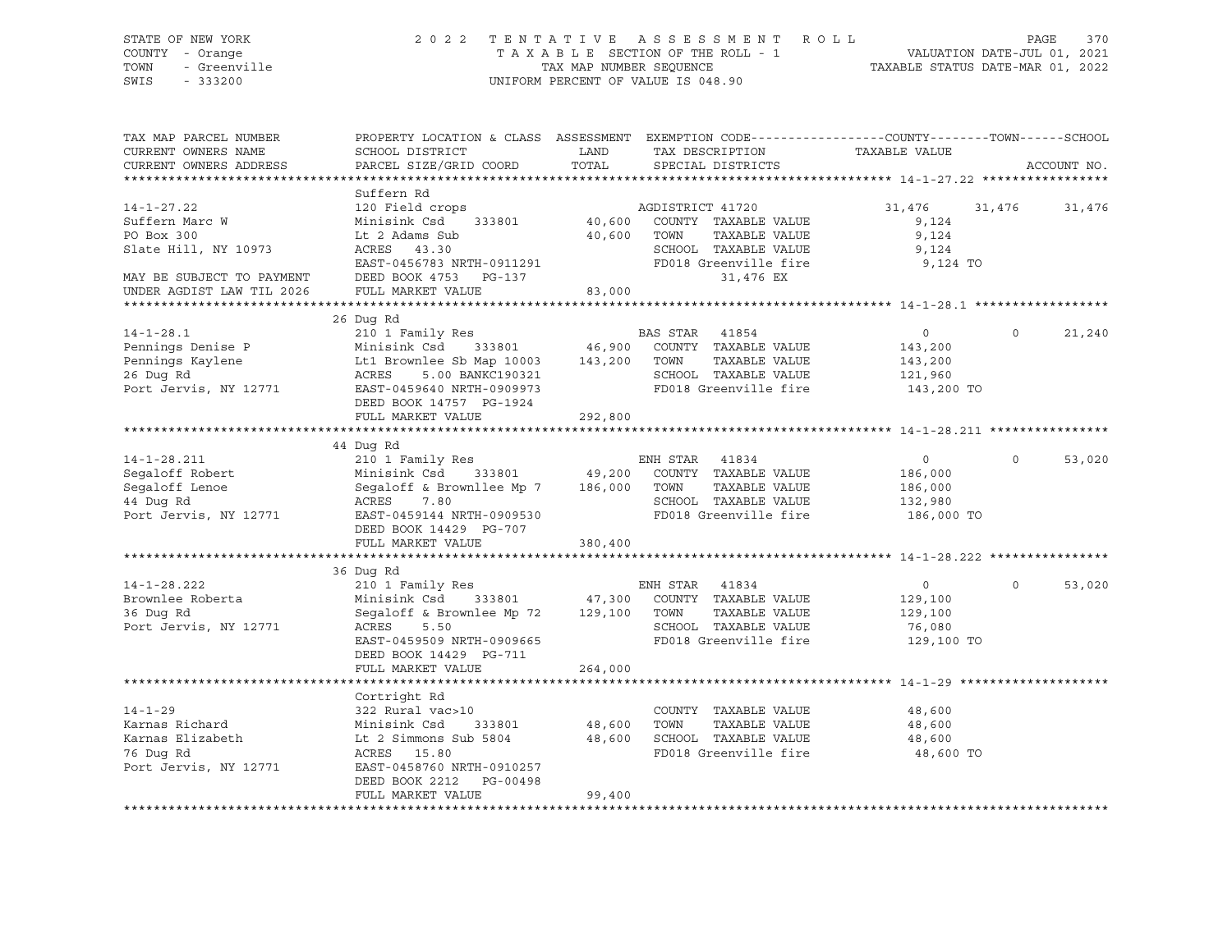STATE OF NEW YORK — COUNTY - Orange — TOWN - Greenville — SWIS - 333200

2022 TENTATIVE ASSESSMENT ROLL
TAXABLE SECTION OF THE ROLL - 1
TAX MAP NUMBER SEQUENCE
UNIFORM PERCENT OF VALUE IS 048.90

VALUATION DATE-JUL 01, 2021
TAXABLE STATUS DATE-MAR 01, 2022

| TAX MAP PARCEL NUMBER / CURRENT OWNERS NAME / CURRENT OWNERS ADDRESS | PROPERTY LOCATION & CLASS / SCHOOL DISTRICT / PARCEL SIZE/GRID COORD | ASSESSMENT LAND / TOTAL | EXEMPTION CODE / TAX DESCRIPTION / SPECIAL DISTRICTS | COUNTY TAXABLE VALUE | TOWN | SCHOOL |
|---|---|---|---|---|---|---|
| **14-1-27.22** | Suffern Rd | | | | | |
| 14-1-27.22 | 120 Field crops | | AGDISTRICT 41720 | 31,476 | 31,476 | 31,476 |
| Suffern Marc W | Minisink Csd 333801 | 40,600 | COUNTY TAXABLE VALUE | 9,124 | | |
| PO Box 300 | Lt 2 Adams Sub | 40,600 | TOWN TAXABLE VALUE | 9,124 | | |
| Slate Hill, NY 10973 | ACRES 43.30 | | SCHOOL TAXABLE VALUE | 9,124 | | |
| | EAST-0456783 NRTH-0911291 | | FD018 Greenville fire | 9,124 TO | | |
| MAY BE SUBJECT TO PAYMENT | DEED BOOK 4753 PG-137 | | 31,476 EX | | | |
| UNDER AGDIST LAW TIL 2026 | FULL MARKET VALUE | 83,000 | | | | |
| **14-1-28.1** | 26 Dug Rd | | | | | |
| 14-1-28.1 | 210 1 Family Res | | BAS STAR 41854 | 0 | 0 | 21,240 |
| Pennings Denise P | Minisink Csd 333801 | 46,900 | COUNTY TAXABLE VALUE | 143,200 | | |
| Pennings Kaylene | Lt1 Brownlee Sb Map 10003 | 143,200 | TOWN TAXABLE VALUE | 143,200 | | |
| 26 Dug Rd | ACRES 5.00 BANKC190321 | | SCHOOL TAXABLE VALUE | 121,960 | | |
| Port Jervis, NY 12771 | EAST-0459640 NRTH-0909973 | | FD018 Greenville fire | 143,200 TO | | |
| | DEED BOOK 14757 PG-1924 | | | | | |
| | FULL MARKET VALUE | 292,800 | | | | |
| **14-1-28.211** | 44 Dug Rd | | | | | |
| 14-1-28.211 | 210 1 Family Res | | ENH STAR 41834 | 0 | 0 | 53,020 |
| Segaloff Robert | Minisink Csd 333801 | 49,200 | COUNTY TAXABLE VALUE | 186,000 | | |
| Segaloff Lenoe | Segaloff & Brownllee Mp 7 | 186,000 | TOWN TAXABLE VALUE | 186,000 | | |
| 44 Dug Rd | ACRES 7.80 | | SCHOOL TAXABLE VALUE | 132,980 | | |
| Port Jervis, NY 12771 | EAST-0459144 NRTH-0909530 | | FD018 Greenville fire | 186,000 TO | | |
| | DEED BOOK 14429 PG-707 | | | | | |
| | FULL MARKET VALUE | 380,400 | | | | |
| **14-1-28.222** | 36 Dug Rd | | | | | |
| 14-1-28.222 | 210 1 Family Res | | ENH STAR 41834 | 0 | 0 | 53,020 |
| Brownlee Roberta | Minisink Csd 333801 | 47,300 | COUNTY TAXABLE VALUE | 129,100 | | |
| 36 Dug Rd | Segaloff & Brownlee Mp 72 | 129,100 | TOWN TAXABLE VALUE | 129,100 | | |
| Port Jervis, NY 12771 | ACRES 5.50 | | SCHOOL TAXABLE VALUE | 76,080 | | |
| | EAST-0459509 NRTH-0909665 | | FD018 Greenville fire | 129,100 TO | | |
| | DEED BOOK 14429 PG-711 | | | | | |
| | FULL MARKET VALUE | 264,000 | | | | |
| **14-1-29** | Cortright Rd | | | | | |
| 14-1-29 | 322 Rural vac>10 | | COUNTY TAXABLE VALUE | 48,600 | | |
| Karnas Richard | Minisink Csd 333801 | 48,600 | TOWN TAXABLE VALUE | 48,600 | | |
| Karnas Elizabeth | Lt 2 Simmons Sub 5804 | 48,600 | SCHOOL TAXABLE VALUE | 48,600 | | |
| 76 Dug Rd | ACRES 15.80 | | FD018 Greenville fire | 48,600 TO | | |
| Port Jervis, NY 12771 | EAST-0458760 NRTH-0910257 | | | | | |
| | DEED BOOK 2212 PG-00498 | | | | | |
| | FULL MARKET VALUE | 99,400 | | | | |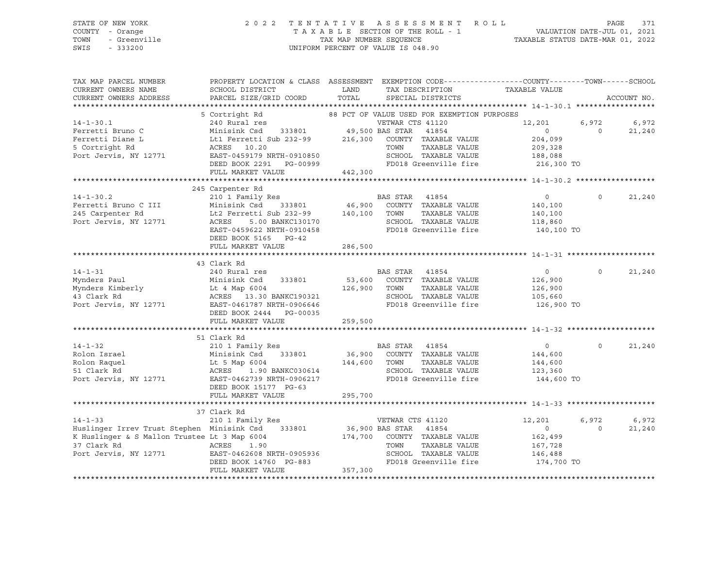STATE OF NEW YORK 2 0 2 2 T E N T A T I V E A S S E S S M E N T R O L L
COUNTY - Orange T A X A B L E SECTION OF THE ROLL - 1 VALUATION DATE-JUL 01, 2021
TOWN - Greenville TAX MAP NUMBER SEQUENCE TAXABLE STATUS DATE-MAR 01, 2022
SWIS - 333200 UNIFORM PERCENT OF VALUE IS 048.90

```
TAX MAP PARCEL NUMBER          PROPERTY LOCATION & CLASS  ASSESSMENT  EXEMPTION CODE------------------COUNTY--------TOWN------SCHOOL
CURRENT OWNERS NAME            SCHOOL DISTRICT               LAND      TAX DESCRIPTION            TAXABLE VALUE
CURRENT OWNERS ADDRESS         PARCEL SIZE/GRID COORD        TOTAL     SPECIAL DISTRICTS                                    ACCOUNT NO.
******************************************************************************************************* 14-1-30.1 ******************
                               5 Cortright Rd                  88 PCT OF VALUE USED FOR EXEMPTION PURPOSES
14-1-30.1                      240 Rural res                    VETWAR CTS 41120          12,201       6,972        6,972
Ferretti Bruno C               Minisink Csd     333801      49,500 BAS STAR  41854              0           0       21,240
Ferretti Diane L               Lt1 Ferretti Sub 232-99     216,300   COUNTY  TAXABLE VALUE      204,099
5 Cortright Rd                 ACRES   10.20                          TOWN    TAXABLE VALUE      209,328
Port Jervis, NY 12771          EAST-0459179 NRTH-0910850              SCHOOL  TAXABLE VALUE      188,088
                               DEED BOOK 2291   PG-00999              FD018 Greenville fire       216,300 TO
                               FULL MARKET VALUE           442,300
******************************************************************************************************* 14-1-30.2 ******************
                               245 Carpenter Rd
14-1-30.2                      210 1 Family Res                 BAS STAR  41854                 0           0       21,240
Ferretti Bruno C III           Minisink Csd     333801      46,900   COUNTY  TAXABLE VALUE      140,100
245 Carpenter Rd               Lt2 Ferretti Sub 232-99     140,100   TOWN    TAXABLE VALUE      140,100
Port Jervis, NY 12771          ACRES    5.00 BANKC130170              SCHOOL  TAXABLE VALUE      118,860
                               EAST-0459622 NRTH-0910458              FD018 Greenville fire       140,100 TO
                               DEED BOOK 5165   PG-42
                               FULL MARKET VALUE           286,500
******************************************************************************************************* 14-1-31 ********************
                               43 Clark Rd
14-1-31                        240 Rural res                    BAS STAR  41854                 0           0       21,240
Mynders Paul                   Minisink Csd     333801      53,600   COUNTY  TAXABLE VALUE      126,900
Mynders Kimberly               Lt 4 Map 6004               126,900   TOWN    TAXABLE VALUE      126,900
43 Clark Rd                    ACRES   13.30 BANKC190321              SCHOOL  TAXABLE VALUE      105,660
Port Jervis, NY 12771          EAST-0461787 NRTH-0906646              FD018 Greenville fire       126,900 TO
                               DEED BOOK 2444   PG-00035
                               FULL MARKET VALUE           259,500
******************************************************************************************************* 14-1-32 ********************
                               51 Clark Rd
14-1-32                        210 1 Family Res                 BAS STAR  41854                 0           0       21,240
Rolon Israel                   Minisink Csd     333801      36,900   COUNTY  TAXABLE VALUE      144,600
Rolon Raquel                   Lt 5 Map 6004               144,600   TOWN    TAXABLE VALUE      144,600
51 Clark Rd                    ACRES    1.90 BANKC030614              SCHOOL  TAXABLE VALUE      123,360
Port Jervis, NY 12771          EAST-0462739 NRTH-0906217              FD018 Greenville fire       144,600 TO
                               DEED BOOK 15177  PG-63
                               FULL MARKET VALUE           295,700
******************************************************************************************************* 14-1-33 ********************
                               37 Clark Rd
14-1-33                        210 1 Family Res                 VETWAR CTS 41120          12,201       6,972        6,972
Huslinger Irrev Trust Stephen  Minisink Csd     333801      36,900 BAS STAR  41854              0           0       21,240
K Huslinger & S Mallon Trustee Lt 3 Map 6004               174,700   COUNTY  TAXABLE VALUE      162,499
37 Clark Rd                    ACRES    1.90                          TOWN    TAXABLE VALUE      167,728
Port Jervis, NY 12771          EAST-0462608 NRTH-0905936              SCHOOL  TAXABLE VALUE      146,488
                               DEED BOOK 14760  PG-883                FD018 Greenville fire       174,700 TO
                               FULL MARKET VALUE           357,300
************************************************************************************************************************************
```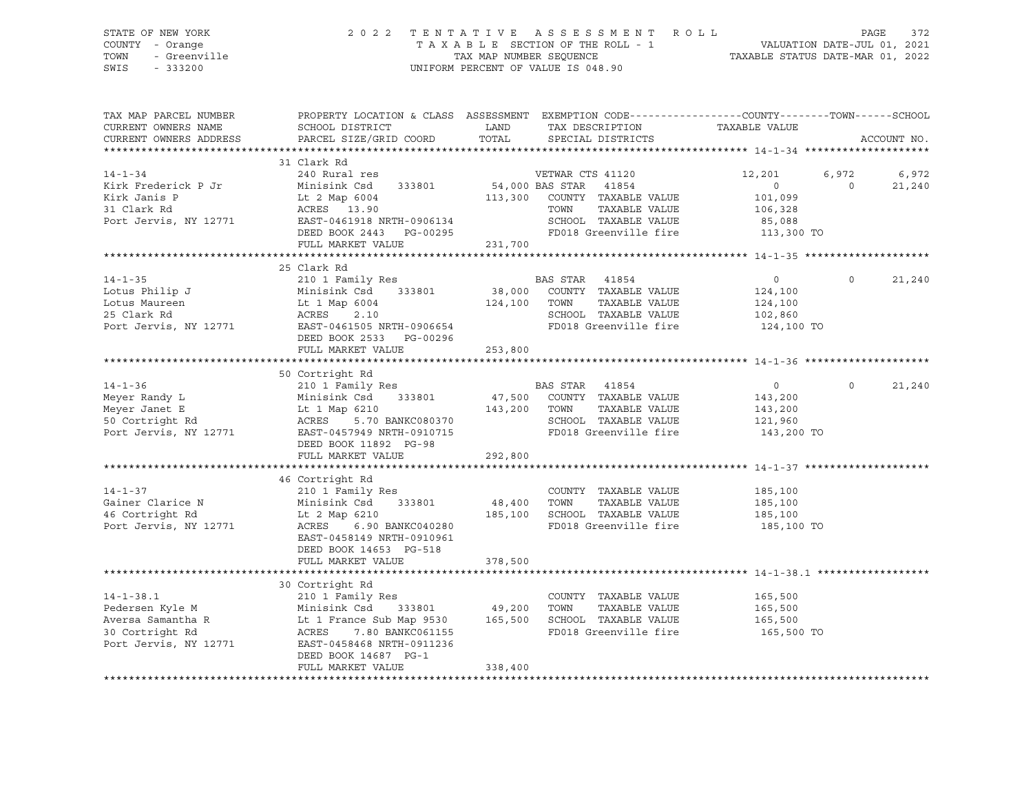STATE OF NEW YORK
COUNTY - Orange
TOWN - Greenville
SWIS - 333200

2022 TENTATIVE ASSESSMENT ROLL
TAXABLE SECTION OF THE ROLL - 1
TAX MAP NUMBER SEQUENCE
UNIFORM PERCENT OF VALUE IS 048.90

VALUATION DATE-JUL 01, 2021
TAXABLE STATUS DATE-MAR 01, 2022

| TAX MAP PARCEL NUMBER / CURRENT OWNERS NAME / CURRENT OWNERS ADDRESS | PROPERTY LOCATION & CLASS / SCHOOL DISTRICT / PARCEL SIZE/GRID COORD | ASSESSMENT LAND / TOTAL | EXEMPTION CODE / TAX DESCRIPTION / SPECIAL DISTRICTS | COUNTY TAXABLE VALUE | TOWN | SCHOOL | ACCOUNT NO. |
|---|---|---|---|---|---|---|---|
| **14-1-34** | 31 Clark Rd | | | | | | |
| | 240 Rural res | | VETWAR CTS 41120 | 12,201 | 6,972 | 6,972 | |
| Kirk Frederick P Jr | Minisink Csd 333801 | 54,000 | BAS STAR 41854 | 0 | 0 | 21,240 | |
| Kirk Janis P | Lt 2 Map 6004 | 113,300 | COUNTY TAXABLE VALUE | 101,099 | | | |
| 31 Clark Rd | ACRES 13.90 | | TOWN TAXABLE VALUE | 106,328 | | | |
| Port Jervis, NY 12771 | EAST-0461918 NRTH-0906134 | | SCHOOL TAXABLE VALUE | 85,088 | | | |
| | DEED BOOK 2443 PG-00295 | | FD018 Greenville fire | 113,300 TO | | | |
| | FULL MARKET VALUE | 231,700 | | | | | |
| **14-1-35** | 25 Clark Rd | | | | | | |
| | 210 1 Family Res | | BAS STAR 41854 | 0 | 0 | 21,240 | |
| Lotus Philip J | Minisink Csd 333801 | 38,000 | COUNTY TAXABLE VALUE | 124,100 | | | |
| Lotus Maureen | Lt 1 Map 6004 | 124,100 | TOWN TAXABLE VALUE | 124,100 | | | |
| 25 Clark Rd | ACRES 2.10 | | SCHOOL TAXABLE VALUE | 102,860 | | | |
| Port Jervis, NY 12771 | EAST-0461505 NRTH-0906654 | | FD018 Greenville fire | 124,100 TO | | | |
| | DEED BOOK 2533 PG-00296 | | | | | | |
| | FULL MARKET VALUE | 253,800 | | | | | |
| **14-1-36** | 50 Cortright Rd | | | | | | |
| | 210 1 Family Res | | BAS STAR 41854 | 0 | 0 | 21,240 | |
| Meyer Randy L | Minisink Csd 333801 | 47,500 | COUNTY TAXABLE VALUE | 143,200 | | | |
| Meyer Janet E | Lt 1 Map 6210 | 143,200 | TOWN TAXABLE VALUE | 143,200 | | | |
| 50 Cortright Rd | ACRES 5.70 BANKC080370 | | SCHOOL TAXABLE VALUE | 121,960 | | | |
| Port Jervis, NY 12771 | EAST-0457949 NRTH-0910715 | | FD018 Greenville fire | 143,200 TO | | | |
| | DEED BOOK 11892 PG-98 | | | | | | |
| | FULL MARKET VALUE | 292,800 | | | | | |
| **14-1-37** | 46 Cortright Rd | | | | | | |
| | 210 1 Family Res | | COUNTY TAXABLE VALUE | 185,100 | | | |
| Gainer Clarice N | Minisink Csd 333801 | 48,400 | TOWN TAXABLE VALUE | 185,100 | | | |
| 46 Cortright Rd | Lt 2 Map 6210 | 185,100 | SCHOOL TAXABLE VALUE | 185,100 | | | |
| Port Jervis, NY 12771 | ACRES 6.90 BANKC040280 | | FD018 Greenville fire | 185,100 TO | | | |
| | EAST-0458149 NRTH-0910961 | | | | | | |
| | DEED BOOK 14653 PG-518 | | | | | | |
| | FULL MARKET VALUE | 378,500 | | | | | |
| **14-1-38.1** | 30 Cortright Rd | | | | | | |
| | 210 1 Family Res | | COUNTY TAXABLE VALUE | 165,500 | | | |
| Pedersen Kyle M | Minisink Csd 333801 | 49,200 | TOWN TAXABLE VALUE | 165,500 | | | |
| Aversa Samantha R | Lt 1 France Sub Map 9530 | 165,500 | SCHOOL TAXABLE VALUE | 165,500 | | | |
| 30 Cortright Rd | ACRES 7.80 BANKC061155 | | FD018 Greenville fire | 165,500 TO | | | |
| Port Jervis, NY 12771 | EAST-0458468 NRTH-0911236 | | | | | | |
| | DEED BOOK 14687 PG-1 | | | | | | |
| | FULL MARKET VALUE | 338,400 | | | | | |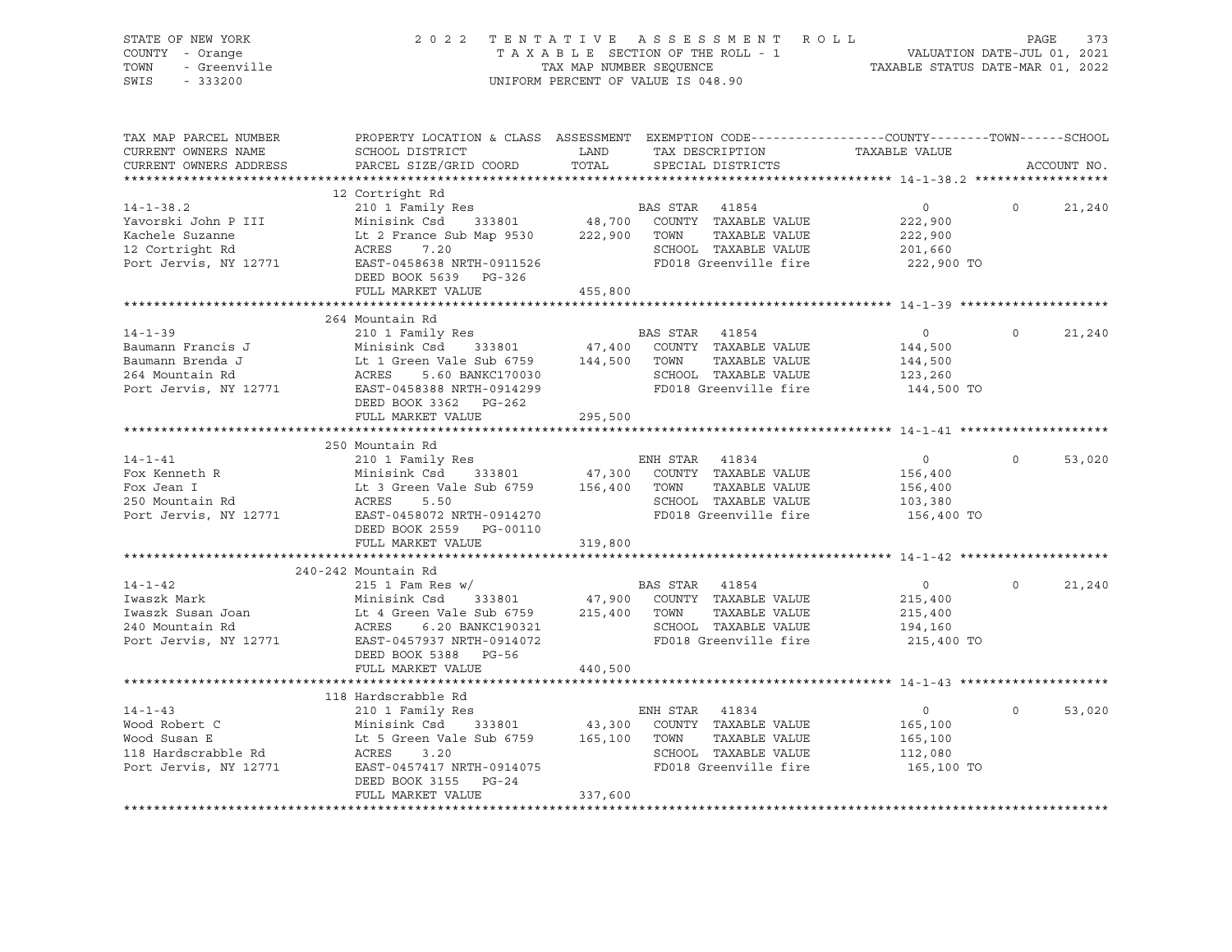STATE OF NEW YORK | COUNTY - Orange | TOWN - Greenville | SWIS - 333200

**2022 TENTATIVE ASSESSMENT ROLL**
TAXABLE SECTION OF THE ROLL - 1
TAX MAP NUMBER SEQUENCE
UNIFORM PERCENT OF VALUE IS 048.90

VALUATION DATE-JUL 01, 2021
TAXABLE STATUS DATE-MAR 01, 2022

| TAX MAP PARCEL NUMBER / CURRENT OWNERS NAME / CURRENT OWNERS ADDRESS | PROPERTY LOCATION & CLASS / SCHOOL DISTRICT / PARCEL SIZE/GRID COORD | ASSESSMENT LAND / TOTAL | EXEMPTION CODE / TAX DESCRIPTION / SPECIAL DISTRICTS | COUNTY TAXABLE VALUE | TOWN | SCHOOL | ACCOUNT NO. |
|---|---|---|---|---|---|---|---|
| **14-1-38.2** | 12 Cortright Rd | | | | | | |
| 14-1-38.2 | 210 1 Family Res | | BAS STAR 41854 | 0 | 0 | 21,240 | |
| Yavorski John P III | Minisink Csd 333801 | 48,700 | COUNTY TAXABLE VALUE | 222,900 | | | |
| Kachele Suzanne | Lt 2 France Sub Map 9530 | 222,900 | TOWN TAXABLE VALUE | 222,900 | | | |
| 12 Cortright Rd | ACRES 7.20 | | SCHOOL TAXABLE VALUE | 201,660 | | | |
| Port Jervis, NY 12771 | EAST-0458638 NRTH-0911526 | | FD018 Greenville fire | 222,900 TO | | | |
| | DEED BOOK 5639 PG-326 | | | | | | |
| | FULL MARKET VALUE | 455,800 | | | | | |
| **14-1-39** | 264 Mountain Rd | | | | | | |
| 14-1-39 | 210 1 Family Res | | BAS STAR 41854 | 0 | 0 | 21,240 | |
| Baumann Francis J | Minisink Csd 333801 | 47,400 | COUNTY TAXABLE VALUE | 144,500 | | | |
| Baumann Brenda J | Lt 1 Green Vale Sub 6759 | 144,500 | TOWN TAXABLE VALUE | 144,500 | | | |
| 264 Mountain Rd | ACRES 5.60 BANKC170030 | | SCHOOL TAXABLE VALUE | 123,260 | | | |
| Port Jervis, NY 12771 | EAST-0458388 NRTH-0914299 | | FD018 Greenville fire | 144,500 TO | | | |
| | DEED BOOK 3362 PG-262 | | | | | | |
| | FULL MARKET VALUE | 295,500 | | | | | |
| **14-1-41** | 250 Mountain Rd | | | | | | |
| 14-1-41 | 210 1 Family Res | | ENH STAR 41834 | 0 | 0 | 53,020 | |
| Fox Kenneth R | Minisink Csd 333801 | 47,300 | COUNTY TAXABLE VALUE | 156,400 | | | |
| Fox Jean I | Lt 3 Green Vale Sub 6759 | 156,400 | TOWN TAXABLE VALUE | 156,400 | | | |
| 250 Mountain Rd | ACRES 5.50 | | SCHOOL TAXABLE VALUE | 103,380 | | | |
| Port Jervis, NY 12771 | EAST-0458072 NRTH-0914270 | | FD018 Greenville fire | 156,400 TO | | | |
| | DEED BOOK 2559 PG-00110 | | | | | | |
| | FULL MARKET VALUE | 319,800 | | | | | |
| **14-1-42** | 240-242 Mountain Rd | | | | | | |
| 14-1-42 | 215 1 Fam Res w/ | | BAS STAR 41854 | 0 | 0 | 21,240 | |
| Iwaszk Mark | Minisink Csd 333801 | 47,900 | COUNTY TAXABLE VALUE | 215,400 | | | |
| Iwaszk Susan Joan | Lt 4 Green Vale Sub 6759 | 215,400 | TOWN TAXABLE VALUE | 215,400 | | | |
| 240 Mountain Rd | ACRES 6.20 BANKC190321 | | SCHOOL TAXABLE VALUE | 194,160 | | | |
| Port Jervis, NY 12771 | EAST-0457937 NRTH-0914072 | | FD018 Greenville fire | 215,400 TO | | | |
| | DEED BOOK 5388 PG-56 | | | | | | |
| | FULL MARKET VALUE | 440,500 | | | | | |
| **14-1-43** | 118 Hardscrabble Rd | | | | | | |
| 14-1-43 | 210 1 Family Res | | ENH STAR 41834 | 0 | 0 | 53,020 | |
| Wood Robert C | Minisink Csd 333801 | 43,300 | COUNTY TAXABLE VALUE | 165,100 | | | |
| Wood Susan E | Lt 5 Green Vale Sub 6759 | 165,100 | TOWN TAXABLE VALUE | 165,100 | | | |
| 118 Hardscrabble Rd | ACRES 3.20 | | SCHOOL TAXABLE VALUE | 112,080 | | | |
| Port Jervis, NY 12771 | EAST-0457417 NRTH-0914075 | | FD018 Greenville fire | 165,100 TO | | | |
| | DEED BOOK 3155 PG-24 | | | | | | |
| | FULL MARKET VALUE | 337,600 | | | | | |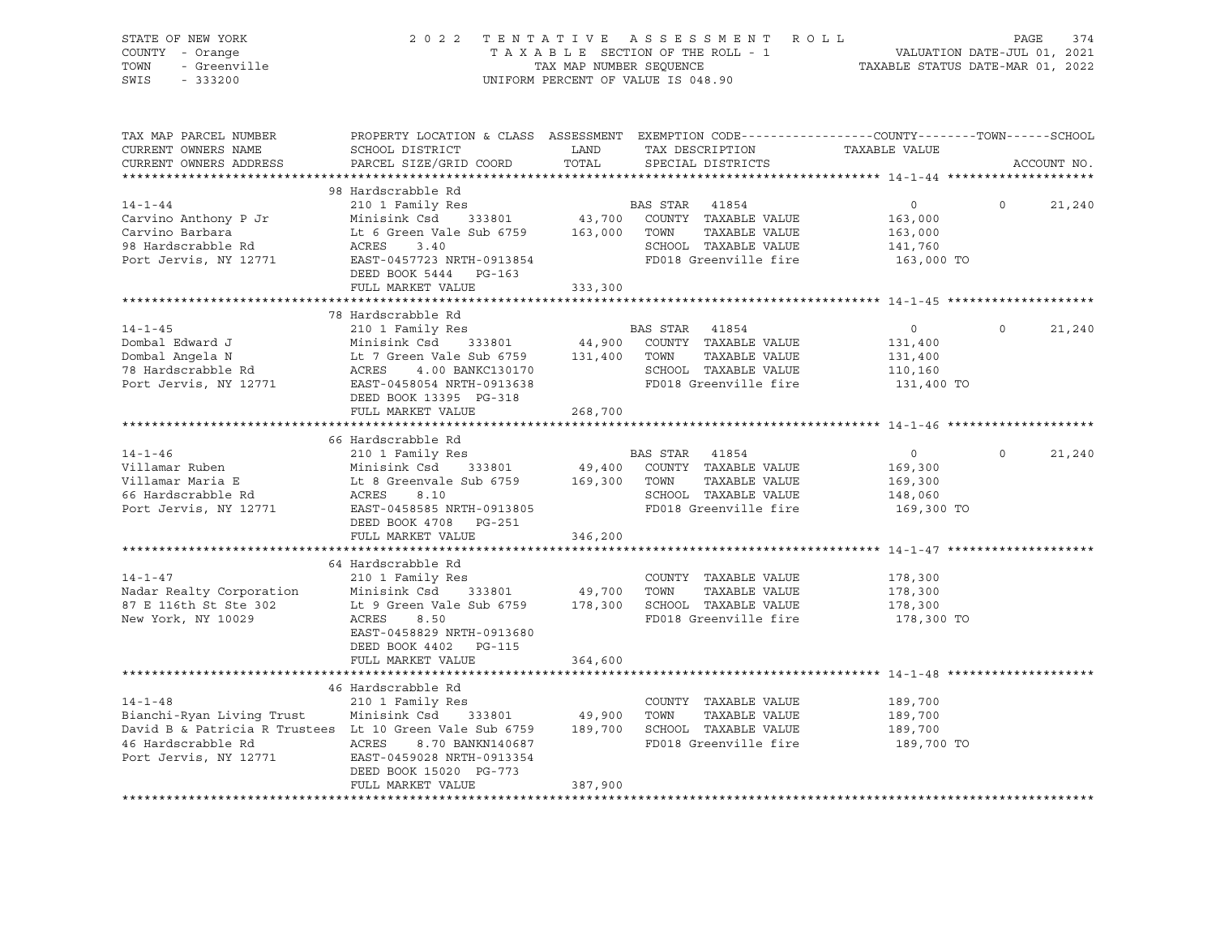STATE OF NEW YORK
COUNTY - Orange
TOWN - Greenville
SWIS - 333200

2 0 2 2 T E N T A T I V E A S S E S S M E N T R O L L
T A X A B L E SECTION OF THE ROLL - 1
TAX MAP NUMBER SEQUENCE
UNIFORM PERCENT OF VALUE IS 048.90

VALUATION DATE-JUL 01, 2021
TAXABLE STATUS DATE-MAR 01, 2022

| TAX MAP PARCEL NUMBER / CURRENT OWNERS NAME / CURRENT OWNERS ADDRESS | PROPERTY LOCATION & CLASS / SCHOOL DISTRICT / PARCEL SIZE/GRID COORD | ASSESSMENT LAND / TOTAL | EXEMPTION CODE / TAX DESCRIPTION / SPECIAL DISTRICTS | COUNTY TAXABLE VALUE | TOWN | SCHOOL |
|---|---|---|---|---|---|---|
| **14-1-44** | 98 Hardscrabble Rd | | | | | |
| | 210 1 Family Res | | BAS STAR 41854 | 0 | 0 | 21,240 |
| Carvino Anthony P Jr | Minisink Csd 333801 | 43,700 | COUNTY TAXABLE VALUE | 163,000 | | |
| Carvino Barbara | Lt 6 Green Vale Sub 6759 | 163,000 | TOWN TAXABLE VALUE | 163,000 | | |
| 98 Hardscrabble Rd | ACRES 3.40 | | SCHOOL TAXABLE VALUE | 141,760 | | |
| Port Jervis, NY 12771 | EAST-0457723 NRTH-0913854 | | FD018 Greenville fire | 163,000 TO | | |
| | DEED BOOK 5444 PG-163 | | | | | |
| | FULL MARKET VALUE | 333,300 | | | | |
| **14-1-45** | 78 Hardscrabble Rd | | | | | |
| | 210 1 Family Res | | BAS STAR 41854 | 0 | 0 | 21,240 |
| Dombal Edward J | Minisink Csd 333801 | 44,900 | COUNTY TAXABLE VALUE | 131,400 | | |
| Dombal Angela N | Lt 7 Green Vale Sub 6759 | 131,400 | TOWN TAXABLE VALUE | 131,400 | | |
| 78 Hardscrabble Rd | ACRES 4.00 BANKC130170 | | SCHOOL TAXABLE VALUE | 110,160 | | |
| Port Jervis, NY 12771 | EAST-0458054 NRTH-0913638 | | FD018 Greenville fire | 131,400 TO | | |
| | DEED BOOK 13395 PG-318 | | | | | |
| | FULL MARKET VALUE | 268,700 | | | | |
| **14-1-46** | 66 Hardscrabble Rd | | | | | |
| | 210 1 Family Res | | BAS STAR 41854 | 0 | 0 | 21,240 |
| Villamar Ruben | Minisink Csd 333801 | 49,400 | COUNTY TAXABLE VALUE | 169,300 | | |
| Villamar Maria E | Lt 8 Greenvale Sub 6759 | 169,300 | TOWN TAXABLE VALUE | 169,300 | | |
| 66 Hardscrabble Rd | ACRES 8.10 | | SCHOOL TAXABLE VALUE | 148,060 | | |
| Port Jervis, NY 12771 | EAST-0458585 NRTH-0913805 | | FD018 Greenville fire | 169,300 TO | | |
| | DEED BOOK 4708 PG-251 | | | | | |
| | FULL MARKET VALUE | 346,200 | | | | |
| **14-1-47** | 64 Hardscrabble Rd | | | | | |
| | 210 1 Family Res | | COUNTY TAXABLE VALUE | 178,300 | | |
| Nadar Realty Corporation | Minisink Csd 333801 | 49,700 | TOWN TAXABLE VALUE | 178,300 | | |
| 87 E 116th St Ste 302 | Lt 9 Green Vale Sub 6759 | 178,300 | SCHOOL TAXABLE VALUE | 178,300 | | |
| New York, NY 10029 | ACRES 8.50 | | FD018 Greenville fire | 178,300 TO | | |
| | EAST-0458829 NRTH-0913680 | | | | | |
| | DEED BOOK 4402 PG-115 | | | | | |
| | FULL MARKET VALUE | 364,600 | | | | |
| **14-1-48** | 46 Hardscrabble Rd | | | | | |
| | 210 1 Family Res | | COUNTY TAXABLE VALUE | 189,700 | | |
| Bianchi-Ryan Living Trust | Minisink Csd 333801 | 49,900 | TOWN TAXABLE VALUE | 189,700 | | |
| David B & Patricia R Trustees | Lt 10 Green Vale Sub 6759 | 189,700 | SCHOOL TAXABLE VALUE | 189,700 | | |
| 46 Hardscrabble Rd | ACRES 8.70 BANKN140687 | | FD018 Greenville fire | 189,700 TO | | |
| Port Jervis, NY 12771 | EAST-0459028 NRTH-0913354 | | | | | |
| | DEED BOOK 15020 PG-773 | | | | | |
| | FULL MARKET VALUE | 387,900 | | | | |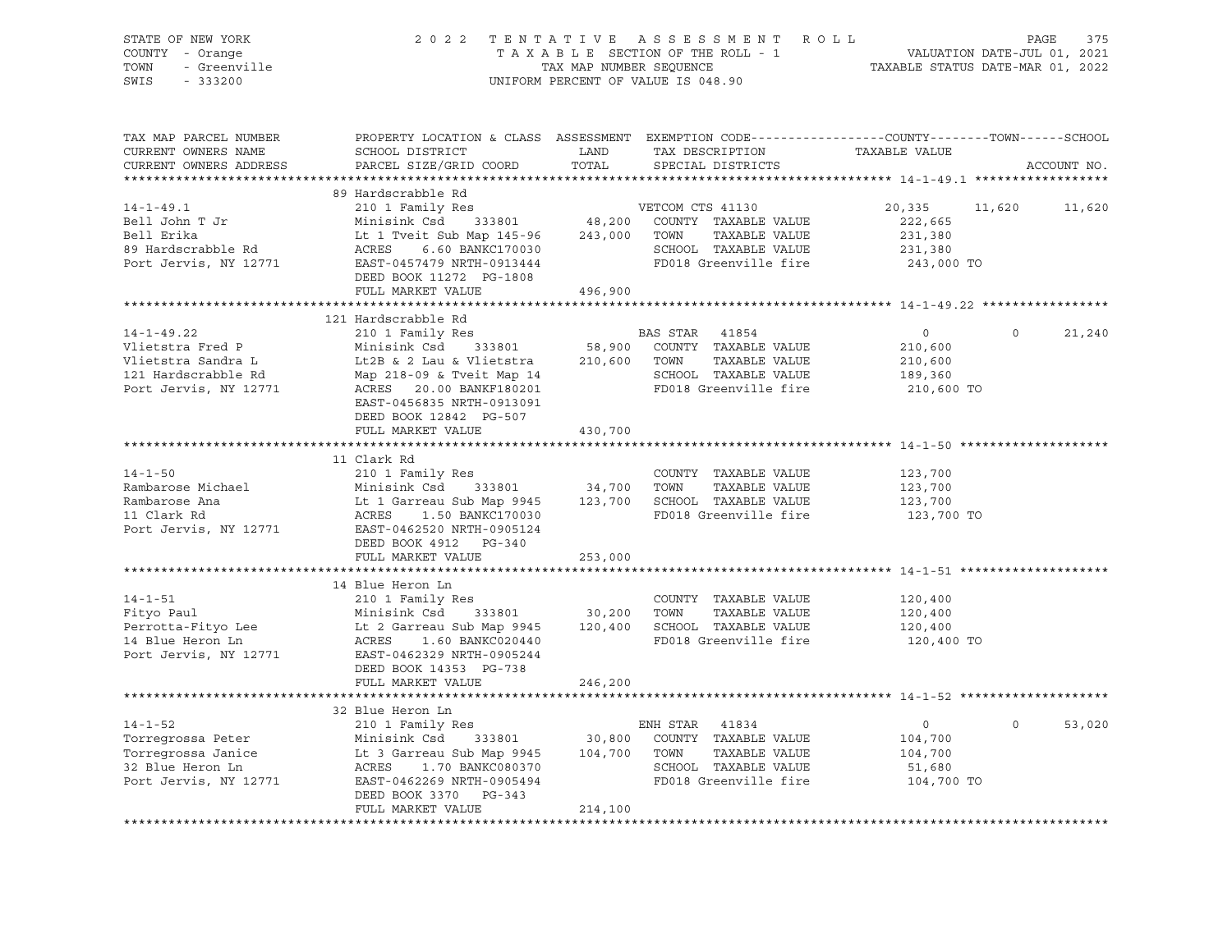STATE OF NEW YORK
COUNTY - Orange
TOWN - Greenville
SWIS - 333200

2 0 2 2 T E N T A T I V E A S S E S S M E N T R O L L
T A X A B L E SECTION OF THE ROLL - 1
TAX MAP NUMBER SEQUENCE
UNIFORM PERCENT OF VALUE IS 048.90

VALUATION DATE-JUL 01, 2021
TAXABLE STATUS DATE-MAR 01, 2022

| TAX MAP PARCEL NUMBER / CURRENT OWNERS NAME / CURRENT OWNERS ADDRESS | PROPERTY LOCATION & CLASS / SCHOOL DISTRICT / PARCEL SIZE/GRID COORD | ASSESSMENT LAND / TOTAL | EXEMPTION CODE / TAX DESCRIPTION / SPECIAL DISTRICTS | COUNTY TAXABLE VALUE | TOWN | SCHOOL |
|---|---|---|---|---|---|---|
| **14-1-49.1** | 89 Hardscrabble Rd | | | | | |
| 14-1-49.1 | 210 1 Family Res | | VETCOM CTS 41130 | 20,335 | 11,620 | 11,620 |
| Bell John T Jr | Minisink Csd 333801 | 48,200 | COUNTY TAXABLE VALUE | 222,665 | | |
| Bell Erika | Lt 1 Tveit Sub Map 145-96 | 243,000 | TOWN TAXABLE VALUE | 231,380 | | |
| 89 Hardscrabble Rd | ACRES 6.60 BANKC170030 | | SCHOOL TAXABLE VALUE | 231,380 | | |
| Port Jervis, NY 12771 | EAST-0457479 NRTH-0913444 | | FD018 Greenville fire | 243,000 TO | | |
| | DEED BOOK 11272 PG-1808 | | | | | |
| | FULL MARKET VALUE | 496,900 | | | | |
| **14-1-49.22** | 121 Hardscrabble Rd | | | | | |
| 14-1-49.22 | 210 1 Family Res | | BAS STAR 41854 | 0 | 0 | 21,240 |
| Vlietstra Fred P | Minisink Csd 333801 | 58,900 | COUNTY TAXABLE VALUE | 210,600 | | |
| Vlietstra Sandra L | Lt2B & 2 Lau & Vlietstra | 210,600 | TOWN TAXABLE VALUE | 210,600 | | |
| 121 Hardscrabble Rd | Map 218-09 & Tveit Map 14 | | SCHOOL TAXABLE VALUE | 189,360 | | |
| Port Jervis, NY 12771 | ACRES 20.00 BANKF180201 | | FD018 Greenville fire | 210,600 TO | | |
| | EAST-0456835 NRTH-0913091 | | | | | |
| | DEED BOOK 12842 PG-507 | | | | | |
| | FULL MARKET VALUE | 430,700 | | | | |
| **14-1-50** | 11 Clark Rd | | | | | |
| 14-1-50 | 210 1 Family Res | | COUNTY TAXABLE VALUE | 123,700 | | |
| Rambarose Michael | Minisink Csd 333801 | 34,700 | TOWN TAXABLE VALUE | 123,700 | | |
| Rambarose Ana | Lt 1 Garreau Sub Map 9945 | 123,700 | SCHOOL TAXABLE VALUE | 123,700 | | |
| 11 Clark Rd | ACRES 1.50 BANKC170030 | | FD018 Greenville fire | 123,700 TO | | |
| Port Jervis, NY 12771 | EAST-0462520 NRTH-0905124 | | | | | |
| | DEED BOOK 4912 PG-340 | | | | | |
| | FULL MARKET VALUE | 253,000 | | | | |
| **14-1-51** | 14 Blue Heron Ln | | | | | |
| 14-1-51 | 210 1 Family Res | | COUNTY TAXABLE VALUE | 120,400 | | |
| Fityo Paul | Minisink Csd 333801 | 30,200 | TOWN TAXABLE VALUE | 120,400 | | |
| Perrotta-Fityo Lee | Lt 2 Garreau Sub Map 9945 | 120,400 | SCHOOL TAXABLE VALUE | 120,400 | | |
| 14 Blue Heron Ln | ACRES 1.60 BANKC020440 | | FD018 Greenville fire | 120,400 TO | | |
| Port Jervis, NY 12771 | EAST-0462329 NRTH-0905244 | | | | | |
| | DEED BOOK 14353 PG-738 | | | | | |
| | FULL MARKET VALUE | 246,200 | | | | |
| **14-1-52** | 32 Blue Heron Ln | | | | | |
| 14-1-52 | 210 1 Family Res | | ENH STAR 41834 | 0 | 0 | 53,020 |
| Torregrossa Peter | Minisink Csd 333801 | 30,800 | COUNTY TAXABLE VALUE | 104,700 | | |
| Torregrossa Janice | Lt 3 Garreau Sub Map 9945 | 104,700 | TOWN TAXABLE VALUE | 104,700 | | |
| 32 Blue Heron Ln | ACRES 1.70 BANKC080370 | | SCHOOL TAXABLE VALUE | 51,680 | | |
| Port Jervis, NY 12771 | EAST-0462269 NRTH-0905494 | | FD018 Greenville fire | 104,700 TO | | |
| | DEED BOOK 3370 PG-343 | | | | | |
| | FULL MARKET VALUE | 214,100 | | | | |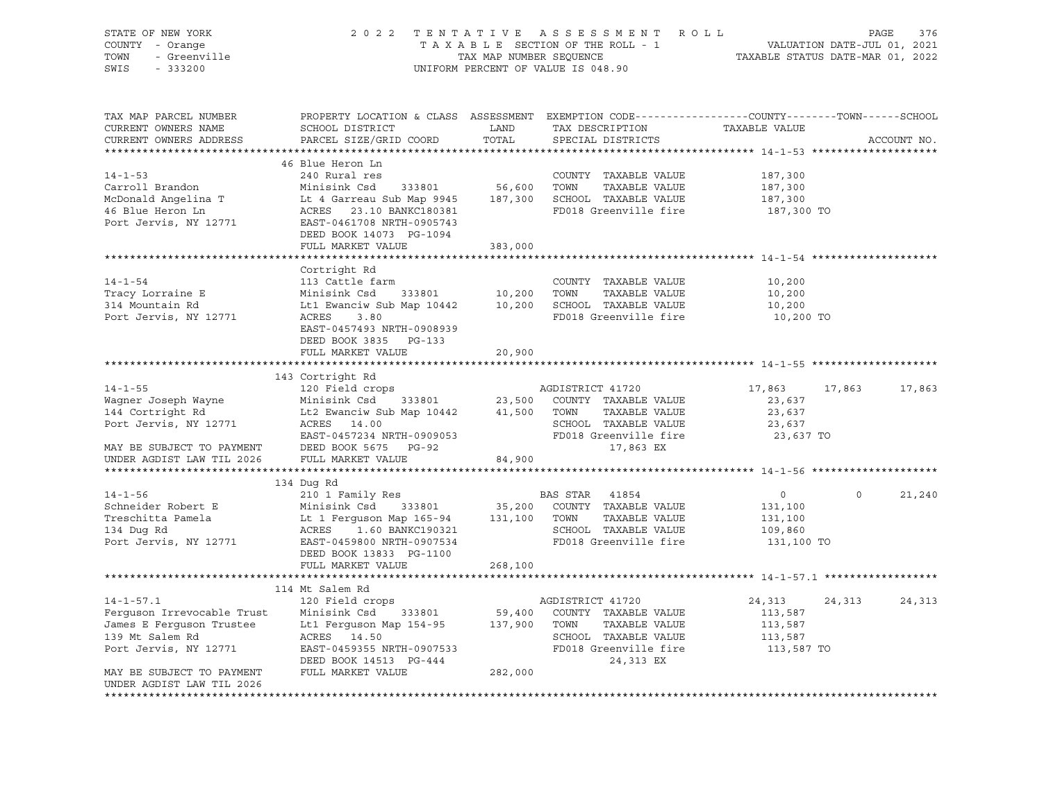STATE OF NEW YORK
COUNTY - Orange
TOWN - Greenville
SWIS - 333200

2022 TENTATIVE ASSESSMENT ROLL
TAXABLE SECTION OF THE ROLL - 1
TAX MAP NUMBER SEQUENCE
UNIFORM PERCENT OF VALUE IS 048.90

VALUATION DATE-JUL 01, 2021
TAXABLE STATUS DATE-MAR 01, 2022

| TAX MAP PARCEL NUMBER / CURRENT OWNERS NAME / CURRENT OWNERS ADDRESS | PROPERTY LOCATION & CLASS / SCHOOL DISTRICT / PARCEL SIZE/GRID COORD | ASSESSMENT LAND / TOTAL | EXEMPTION CODE / TAX DESCRIPTION / SPECIAL DISTRICTS | COUNTY TAXABLE VALUE | TOWN | SCHOOL | ACCOUNT NO. |
|---|---|---|---|---|---|---|---|
| **14-1-53** | 46 Blue Heron Ln | | | | | | |
| 14-1-53 | 240 Rural res | | COUNTY TAXABLE VALUE | 187,300 | | | |
| Carroll Brandon | Minisink Csd 333801 | 56,600 | TOWN TAXABLE VALUE | 187,300 | | | |
| McDonald Angelina T | Lt 4 Garreau Sub Map 9945 | 187,300 | SCHOOL TAXABLE VALUE | 187,300 | | | |
| 46 Blue Heron Ln | ACRES 23.10 BANKC180381 | | FD018 Greenville fire | 187,300 TO | | | |
| Port Jervis, NY 12771 | EAST-0461708 NRTH-0905743 | | | | | | |
| | DEED BOOK 14073 PG-1094 | | | | | | |
| | FULL MARKET VALUE | 383,000 | | | | | |
| **14-1-54** | Cortright Rd | | | | | | |
| 14-1-54 | 113 Cattle farm | | COUNTY TAXABLE VALUE | 10,200 | | | |
| Tracy Lorraine E | Minisink Csd 333801 | 10,200 | TOWN TAXABLE VALUE | 10,200 | | | |
| 314 Mountain Rd | Lt1 Ewanciw Sub Map 10442 | 10,200 | SCHOOL TAXABLE VALUE | 10,200 | | | |
| Port Jervis, NY 12771 | ACRES 3.80 | | FD018 Greenville fire | 10,200 TO | | | |
| | EAST-0457493 NRTH-0908939 | | | | | | |
| | DEED BOOK 3835 PG-133 | | | | | | |
| | FULL MARKET VALUE | 20,900 | | | | | |
| **14-1-55** | 143 Cortright Rd | | | | | | |
| 14-1-55 | 120 Field crops | | AGDISTRICT 41720 | 17,863 | 17,863 | 17,863 | |
| Wagner Joseph Wayne | Minisink Csd 333801 | 23,500 | COUNTY TAXABLE VALUE | 23,637 | | | |
| 144 Cortright Rd | Lt2 Ewanciw Sub Map 10442 | 41,500 | TOWN TAXABLE VALUE | 23,637 | | | |
| Port Jervis, NY 12771 | ACRES 14.00 | | SCHOOL TAXABLE VALUE | 23,637 | | | |
| | EAST-0457234 NRTH-0909053 | | FD018 Greenville fire | 23,637 TO | | | |
| MAY BE SUBJECT TO PAYMENT | DEED BOOK 5675 PG-92 | | 17,863 EX | | | | |
| UNDER AGDIST LAW TIL 2026 | FULL MARKET VALUE | 84,900 | | | | | |
| **14-1-56** | 134 Dug Rd | | | | | | |
| 14-1-56 | 210 1 Family Res | | BAS STAR 41854 | 0 | 0 | 21,240 | |
| Schneider Robert E | Minisink Csd 333801 | 35,200 | COUNTY TAXABLE VALUE | 131,100 | | | |
| Treschitta Pamela | Lt 1 Ferguson Map 165-94 | 131,100 | TOWN TAXABLE VALUE | 131,100 | | | |
| 134 Dug Rd | ACRES 1.60 BANKC190321 | | SCHOOL TAXABLE VALUE | 109,860 | | | |
| Port Jervis, NY 12771 | EAST-0459800 NRTH-0907534 | | FD018 Greenville fire | 131,100 TO | | | |
| | DEED BOOK 13833 PG-1100 | | | | | | |
| | FULL MARKET VALUE | 268,100 | | | | | |
| **14-1-57.1** | 114 Mt Salem Rd | | | | | | |
| 14-1-57.1 | 120 Field crops | | AGDISTRICT 41720 | 24,313 | 24,313 | 24,313 | |
| Ferguson Irrevocable Trust | Minisink Csd 333801 | 59,400 | COUNTY TAXABLE VALUE | 113,587 | | | |
| James E Ferguson Trustee | Lt1 Ferguson Map 154-95 | 137,900 | TOWN TAXABLE VALUE | 113,587 | | | |
| 139 Mt Salem Rd | ACRES 14.50 | | SCHOOL TAXABLE VALUE | 113,587 | | | |
| Port Jervis, NY 12771 | EAST-0459355 NRTH-0907533 | | FD018 Greenville fire | 113,587 TO | | | |
| | DEED BOOK 14513 PG-444 | | 24,313 EX | | | | |
| MAY BE SUBJECT TO PAYMENT | FULL MARKET VALUE | 282,000 | | | | | |
| UNDER AGDIST LAW TIL 2026 | | | | | | | |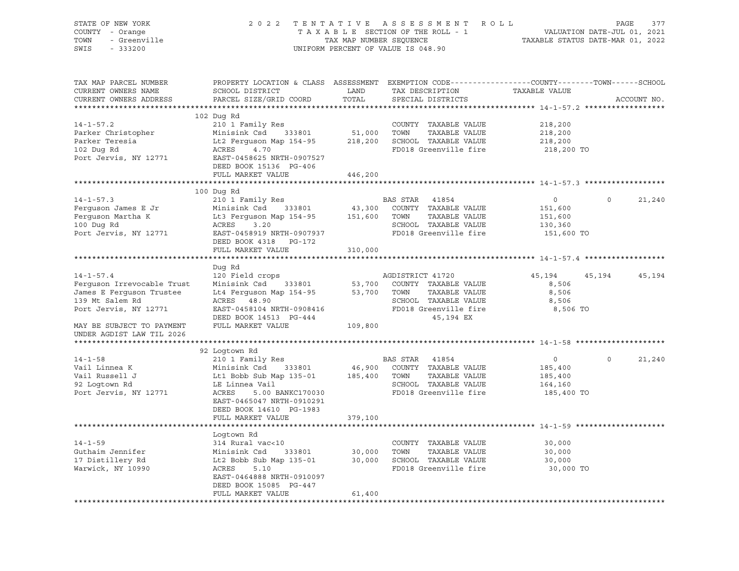STATE OF NEW YORK — COUNTY - Orange — TOWN - Greenville — SWIS - 333200

2022 TENTATIVE ASSESSMENT ROLL
TAXABLE SECTION OF THE ROLL - 1
TAX MAP NUMBER SEQUENCE
UNIFORM PERCENT OF VALUE IS 048.90

VALUATION DATE-JUL 01, 2021
TAXABLE STATUS DATE-MAR 01, 2022

| TAX MAP PARCEL NUMBER / CURRENT OWNERS NAME / CURRENT OWNERS ADDRESS | PROPERTY LOCATION & CLASS / SCHOOL DISTRICT / PARCEL SIZE/GRID COORD | ASSESSMENT LAND / TOTAL | EXEMPTION CODE / TAX DESCRIPTION / SPECIAL DISTRICTS | COUNTY TAXABLE VALUE | TOWN | SCHOOL |
|---|---|---|---|---|---|---|
| **14-1-57.2** | 102 Dug Rd | | | | | |
| 14-1-57.2 | 210 1 Family Res | | COUNTY TAXABLE VALUE | 218,200 | | |
| Parker Christopher | Minisink Csd 333801 | 51,000 | TOWN TAXABLE VALUE | 218,200 | | |
| Parker Teresia | Lt2 Ferguson Map 154-95 | 218,200 | SCHOOL TAXABLE VALUE | 218,200 | | |
| 102 Dug Rd | ACRES 4.70 | | FD018 Greenville fire | 218,200 TO | | |
| Port Jervis, NY 12771 | EAST-0458625 NRTH-0907527 | | | | | |
| | DEED BOOK 15136 PG-406 | | | | | |
| | FULL MARKET VALUE | 446,200 | | | | |
| **14-1-57.3** | 100 Dug Rd | | | | | |
| 14-1-57.3 | 210 1 Family Res | | BAS STAR 41854 | 0 | 0 | 21,240 |
| Ferguson James E Jr | Minisink Csd 333801 | 43,300 | COUNTY TAXABLE VALUE | 151,600 | | |
| Ferguson Martha K | Lt3 Ferguson Map 154-95 | 151,600 | TOWN TAXABLE VALUE | 151,600 | | |
| 100 Dug Rd | ACRES 3.20 | | SCHOOL TAXABLE VALUE | 130,360 | | |
| Port Jervis, NY 12771 | EAST-0458919 NRTH-0907937 | | FD018 Greenville fire | 151,600 TO | | |
| | DEED BOOK 4318 PG-172 | | | | | |
| | FULL MARKET VALUE | 310,000 | | | | |
| **14-1-57.4** | Dug Rd | | | | | |
| 14-1-57.4 | 120 Field crops | | AGDISTRICT 41720 | 45,194 | 45,194 | 45,194 |
| Ferguson Irrevocable Trust | Minisink Csd 333801 | 53,700 | COUNTY TAXABLE VALUE | 8,506 | | |
| James E Ferguson Trustee | Lt4 Ferguson Map 154-95 | 53,700 | TOWN TAXABLE VALUE | 8,506 | | |
| 139 Mt Salem Rd | ACRES 48.90 | | SCHOOL TAXABLE VALUE | 8,506 | | |
| Port Jervis, NY 12771 | EAST-0458104 NRTH-0908416 | | FD018 Greenville fire | 8,506 TO | | |
| | DEED BOOK 14513 PG-444 | | 45,194 EX | | | |
| MAY BE SUBJECT TO PAYMENT | FULL MARKET VALUE | 109,800 | | | | |
| UNDER AGDIST LAW TIL 2026 | | | | | | |
| **14-1-58** | 92 Logtown Rd | | | | | |
| 14-1-58 | 210 1 Family Res | | BAS STAR 41854 | 0 | 0 | 21,240 |
| Vail Linnea K | Minisink Csd 333801 | 46,900 | COUNTY TAXABLE VALUE | 185,400 | | |
| Vail Russell J | Lt1 Bobb Sub Map 135-01 | 185,400 | TOWN TAXABLE VALUE | 185,400 | | |
| 92 Logtown Rd | LE Linnea Vail | | SCHOOL TAXABLE VALUE | 164,160 | | |
| Port Jervis, NY 12771 | ACRES 5.00 BANKC170030 | | FD018 Greenville fire | 185,400 TO | | |
| | EAST-0465047 NRTH-0910291 | | | | | |
| | DEED BOOK 14610 PG-1983 | | | | | |
| | FULL MARKET VALUE | 379,100 | | | | |
| **14-1-59** | Logtown Rd | | | | | |
| 14-1-59 | 314 Rural vac<10 | | COUNTY TAXABLE VALUE | 30,000 | | |
| Guthaim Jennifer | Minisink Csd 333801 | 30,000 | TOWN TAXABLE VALUE | 30,000 | | |
| 17 Distillery Rd | Lt2 Bobb Sub Map 135-01 | 30,000 | SCHOOL TAXABLE VALUE | 30,000 | | |
| Warwick, NY 10990 | ACRES 5.10 | | FD018 Greenville fire | 30,000 TO | | |
| | EAST-0464888 NRTH-0910097 | | | | | |
| | DEED BOOK 15085 PG-447 | | | | | |
| | FULL MARKET VALUE | 61,400 | | | | |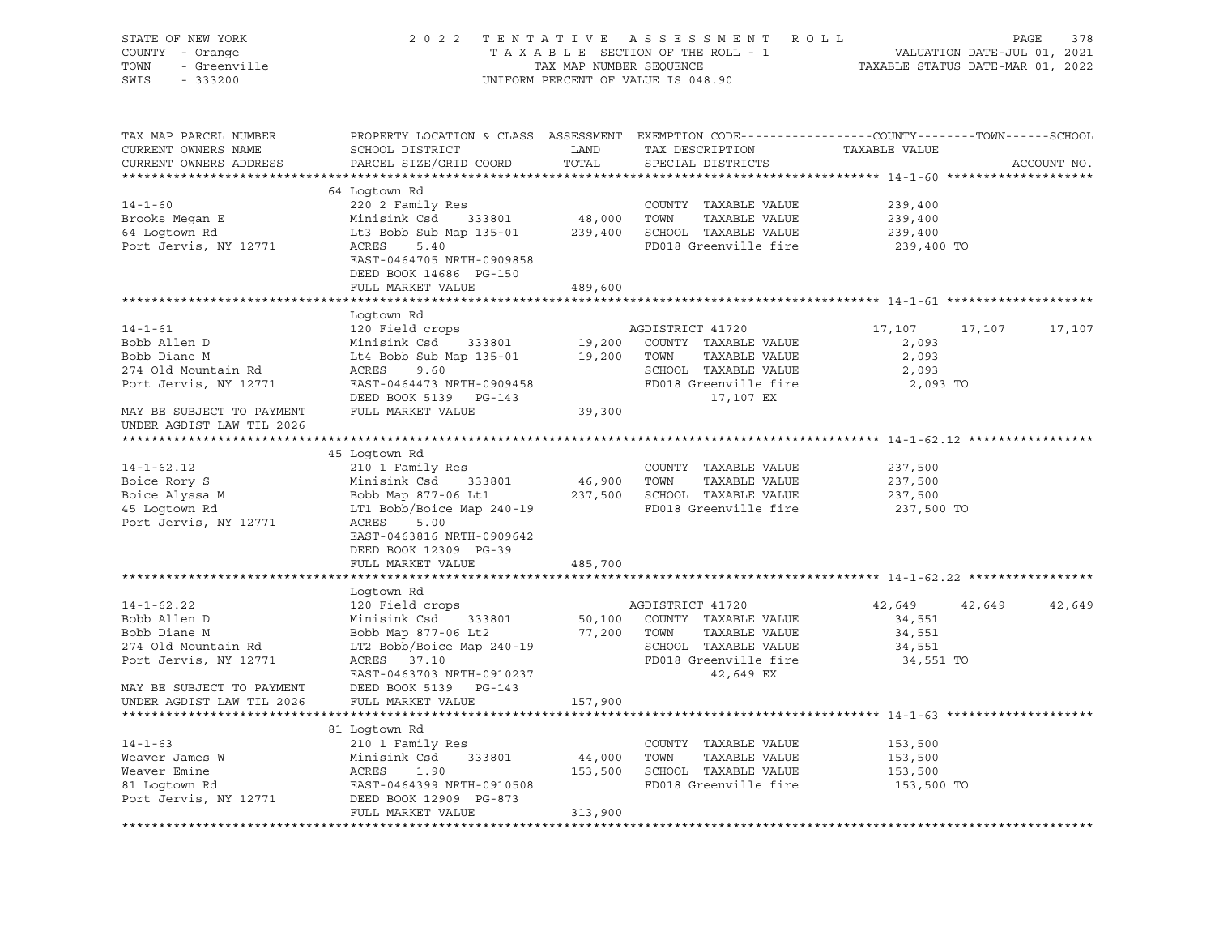STATE OF NEW YORK — 2022 TENTATIVE ASSESSMENT ROLL
COUNTY - Orange — TAXABLE SECTION OF THE ROLL - 1 — VALUATION DATE-JUL 01, 2021
TOWN - Greenville — TAX MAP NUMBER SEQUENCE — TAXABLE STATUS DATE-MAR 01, 2022
SWIS - 333200 — UNIFORM PERCENT OF VALUE IS 048.90

| TAX MAP PARCEL NUMBER / CURRENT OWNERS NAME / CURRENT OWNERS ADDRESS | PROPERTY LOCATION & CLASS / SCHOOL DISTRICT / PARCEL SIZE/GRID COORD | ASSESSMENT LAND | TOTAL | EXEMPTION CODE / TAX DESCRIPTION / SPECIAL DISTRICTS | COUNTY TAXABLE VALUE | TOWN | SCHOOL | ACCOUNT NO. |
|---|---|---|---|---|---|---|---|---|
| **14-1-60** | 64 Logtown Rd | | | | | | | |
| 14-1-60 | 220 2 Family Res | | | COUNTY TAXABLE VALUE | 239,400 | | | |
| Brooks Megan E | Minisink Csd 333801 | 48,000 | | TOWN TAXABLE VALUE | 239,400 | | | |
| 64 Logtown Rd | Lt3 Bobb Sub Map 135-01 | | 239,400 | SCHOOL TAXABLE VALUE | 239,400 | | | |
| Port Jervis, NY 12771 | ACRES 5.40 | | | FD018 Greenville fire | 239,400 TO | | | |
| | EAST-0464705 NRTH-0909858 | | | | | | | |
| | DEED BOOK 14686 PG-150 | | | | | | | |
| | FULL MARKET VALUE | | 489,600 | | | | | |
| **14-1-61** | Logtown Rd | | | | | | | |
| 14-1-61 | 120 Field crops | | | AGDISTRICT 41720 | 17,107 | 17,107 | 17,107 | |
| Bobb Allen D | Minisink Csd 333801 | 19,200 | | COUNTY TAXABLE VALUE | 2,093 | | | |
| Bobb Diane M | Lt4 Bobb Sub Map 135-01 | | 19,200 | TOWN TAXABLE VALUE | 2,093 | | | |
| 274 Old Mountain Rd | ACRES 9.60 | | | SCHOOL TAXABLE VALUE | 2,093 | | | |
| Port Jervis, NY 12771 | EAST-0464473 NRTH-0909458 | | | FD018 Greenville fire | 2,093 TO | | | |
| | DEED BOOK 5139 PG-143 | | | 17,107 EX | | | | |
| MAY BE SUBJECT TO PAYMENT | FULL MARKET VALUE | | 39,300 | | | | | |
| UNDER AGDIST LAW TIL 2026 | | | | | | | | |
| **14-1-62.12** | 45 Logtown Rd | | | | | | | |
| 14-1-62.12 | 210 1 Family Res | | | COUNTY TAXABLE VALUE | 237,500 | | | |
| Boice Rory S | Minisink Csd 333801 | 46,900 | | TOWN TAXABLE VALUE | 237,500 | | | |
| Boice Alyssa M | Bobb Map 877-06 Lt1 | | 237,500 | SCHOOL TAXABLE VALUE | 237,500 | | | |
| 45 Logtown Rd | LT1 Bobb/Boice Map 240-19 | | | FD018 Greenville fire | 237,500 TO | | | |
| Port Jervis, NY 12771 | ACRES 5.00 | | | | | | | |
| | EAST-0463816 NRTH-0909642 | | | | | | | |
| | DEED BOOK 12309 PG-39 | | | | | | | |
| | FULL MARKET VALUE | | 485,700 | | | | | |
| **14-1-62.22** | Logtown Rd | | | | | | | |
| 14-1-62.22 | 120 Field crops | | | AGDISTRICT 41720 | 42,649 | 42,649 | 42,649 | |
| Bobb Allen D | Minisink Csd 333801 | 50,100 | | COUNTY TAXABLE VALUE | 34,551 | | | |
| Bobb Diane M | Bobb Map 877-06 Lt2 | | 77,200 | TOWN TAXABLE VALUE | 34,551 | | | |
| 274 Old Mountain Rd | LT2 Bobb/Boice Map 240-19 | | | SCHOOL TAXABLE VALUE | 34,551 | | | |
| Port Jervis, NY 12771 | ACRES 37.10 | | | FD018 Greenville fire | 34,551 TO | | | |
| | EAST-0463703 NRTH-0910237 | | | 42,649 EX | | | | |
| MAY BE SUBJECT TO PAYMENT | DEED BOOK 5139 PG-143 | | | | | | | |
| UNDER AGDIST LAW TIL 2026 | FULL MARKET VALUE | | 157,900 | | | | | |
| **14-1-63** | 81 Logtown Rd | | | | | | | |
| 14-1-63 | 210 1 Family Res | | | COUNTY TAXABLE VALUE | 153,500 | | | |
| Weaver James W | Minisink Csd 333801 | 44,000 | | TOWN TAXABLE VALUE | 153,500 | | | |
| Weaver Emine | ACRES 1.90 | | 153,500 | SCHOOL TAXABLE VALUE | 153,500 | | | |
| 81 Logtown Rd | EAST-0464399 NRTH-0910508 | | | FD018 Greenville fire | 153,500 TO | | | |
| Port Jervis, NY 12771 | DEED BOOK 12909 PG-873 | | | | | | | |
| | FULL MARKET VALUE | | 313,900 | | | | | |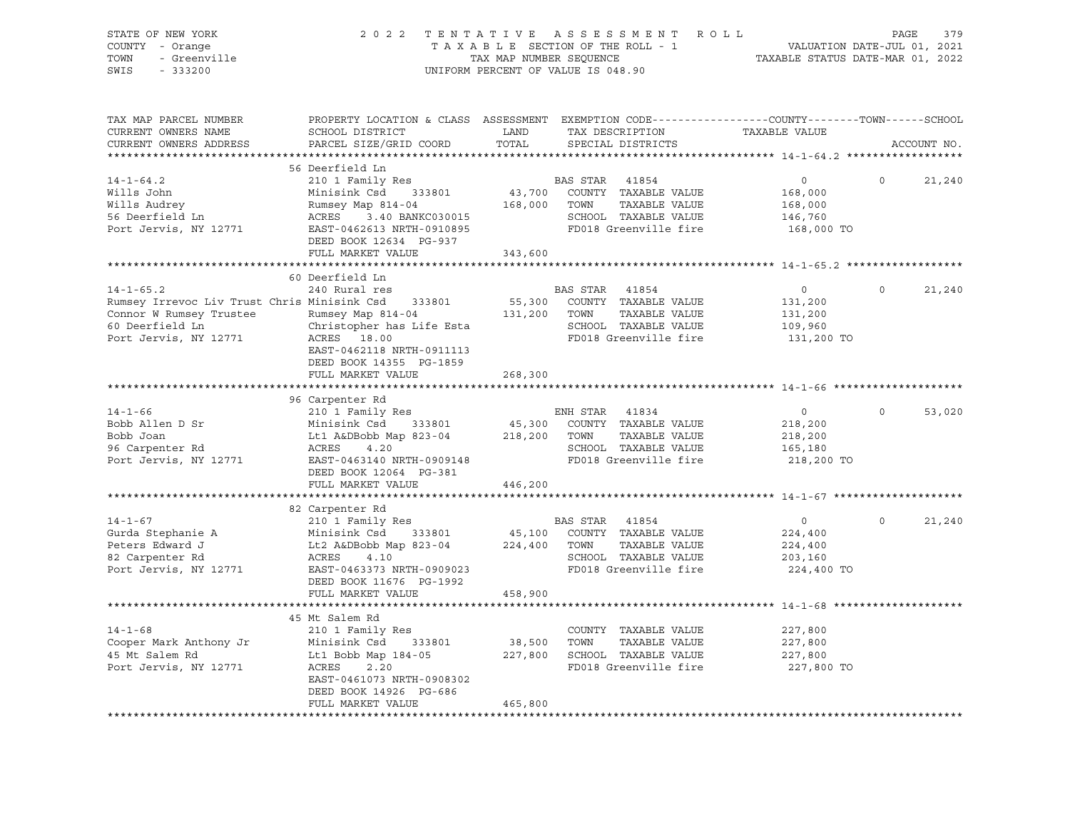STATE OF NEW YORK
COUNTY - Orange
TOWN - Greenville
SWIS - 333200

2022 TENTATIVE ASSESSMENT ROLL
TAXABLE SECTION OF THE ROLL - 1
TAX MAP NUMBER SEQUENCE
UNIFORM PERCENT OF VALUE IS 048.90

VALUATION DATE-JUL 01, 2021
TAXABLE STATUS DATE-MAR 01, 2022

| TAX MAP PARCEL NUMBER / CURRENT OWNERS NAME / CURRENT OWNERS ADDRESS | PROPERTY LOCATION & CLASS / SCHOOL DISTRICT / PARCEL SIZE/GRID COORD | ASSESSMENT LAND / TOTAL | EXEMPTION CODE / TAX DESCRIPTION / SPECIAL DISTRICTS | COUNTY / TAXABLE VALUE | TOWN | SCHOOL | ACCOUNT NO. |
|---|---|---|---|---|---|---|---|
| **14-1-64.2** | 56 Deerfield Ln | | | | | | |
| 14-1-64.2 | 210 1 Family Res | | BAS STAR 41854 | 0 | 0 | 21,240 | |
| Wills John | Minisink Csd 333801 | 43,700 | COUNTY TAXABLE VALUE | 168,000 | | | |
| Wills Audrey | Rumsey Map 814-04 | 168,000 | TOWN TAXABLE VALUE | 168,000 | | | |
| 56 Deerfield Ln | ACRES 3.40 BANKC030015 | | SCHOOL TAXABLE VALUE | 146,760 | | | |
| Port Jervis, NY 12771 | EAST-0462613 NRTH-0910895 | | FD018 Greenville fire | 168,000 TO | | | |
| | DEED BOOK 12634 PG-937 | | | | | | |
| | FULL MARKET VALUE | 343,600 | | | | | |
| **14-1-65.2** | 60 Deerfield Ln | | | | | | |
| 14-1-65.2 | 240 Rural res | | BAS STAR 41854 | 0 | 0 | 21,240 | |
| Rumsey Irrevoc Liv Trust Chris | Minisink Csd 333801 | 55,300 | COUNTY TAXABLE VALUE | 131,200 | | | |
| Connor W Rumsey Trustee | Rumsey Map 814-04 | 131,200 | TOWN TAXABLE VALUE | 131,200 | | | |
| 60 Deerfield Ln | Christopher has Life Esta | | SCHOOL TAXABLE VALUE | 109,960 | | | |
| Port Jervis, NY 12771 | ACRES 18.00 | | FD018 Greenville fire | 131,200 TO | | | |
| | EAST-0462118 NRTH-0911113 | | | | | | |
| | DEED BOOK 14355 PG-1859 | | | | | | |
| | FULL MARKET VALUE | 268,300 | | | | | |
| **14-1-66** | 96 Carpenter Rd | | | | | | |
| 14-1-66 | 210 1 Family Res | | ENH STAR 41834 | 0 | 0 | 53,020 | |
| Bobb Allen D Sr | Minisink Csd 333801 | 45,300 | COUNTY TAXABLE VALUE | 218,200 | | | |
| Bobb Joan | Lt1 A&DBobb Map 823-04 | 218,200 | TOWN TAXABLE VALUE | 218,200 | | | |
| 96 Carpenter Rd | ACRES 4.20 | | SCHOOL TAXABLE VALUE | 165,180 | | | |
| Port Jervis, NY 12771 | EAST-0463140 NRTH-0909148 | | FD018 Greenville fire | 218,200 TO | | | |
| | DEED BOOK 12064 PG-381 | | | | | | |
| | FULL MARKET VALUE | 446,200 | | | | | |
| **14-1-67** | 82 Carpenter Rd | | | | | | |
| 14-1-67 | 210 1 Family Res | | BAS STAR 41854 | 0 | 0 | 21,240 | |
| Gurda Stephanie A | Minisink Csd 333801 | 45,100 | COUNTY TAXABLE VALUE | 224,400 | | | |
| Peters Edward J | Lt2 A&DBobb Map 823-04 | 224,400 | TOWN TAXABLE VALUE | 224,400 | | | |
| 82 Carpenter Rd | ACRES 4.10 | | SCHOOL TAXABLE VALUE | 203,160 | | | |
| Port Jervis, NY 12771 | EAST-0463373 NRTH-0909023 | | FD018 Greenville fire | 224,400 TO | | | |
| | DEED BOOK 11676 PG-1992 | | | | | | |
| | FULL MARKET VALUE | 458,900 | | | | | |
| **14-1-68** | 45 Mt Salem Rd | | | | | | |
| 14-1-68 | 210 1 Family Res | | COUNTY TAXABLE VALUE | 227,800 | | | |
| Cooper Mark Anthony Jr | Minisink Csd 333801 | 38,500 | TOWN TAXABLE VALUE | 227,800 | | | |
| 45 Mt Salem Rd | Lt1 Bobb Map 184-05 | 227,800 | SCHOOL TAXABLE VALUE | 227,800 | | | |
| Port Jervis, NY 12771 | ACRES 2.20 | | FD018 Greenville fire | 227,800 TO | | | |
| | EAST-0461073 NRTH-0908302 | | | | | | |
| | DEED BOOK 14926 PG-686 | | | | | | |
| | FULL MARKET VALUE | 465,800 | | | | | |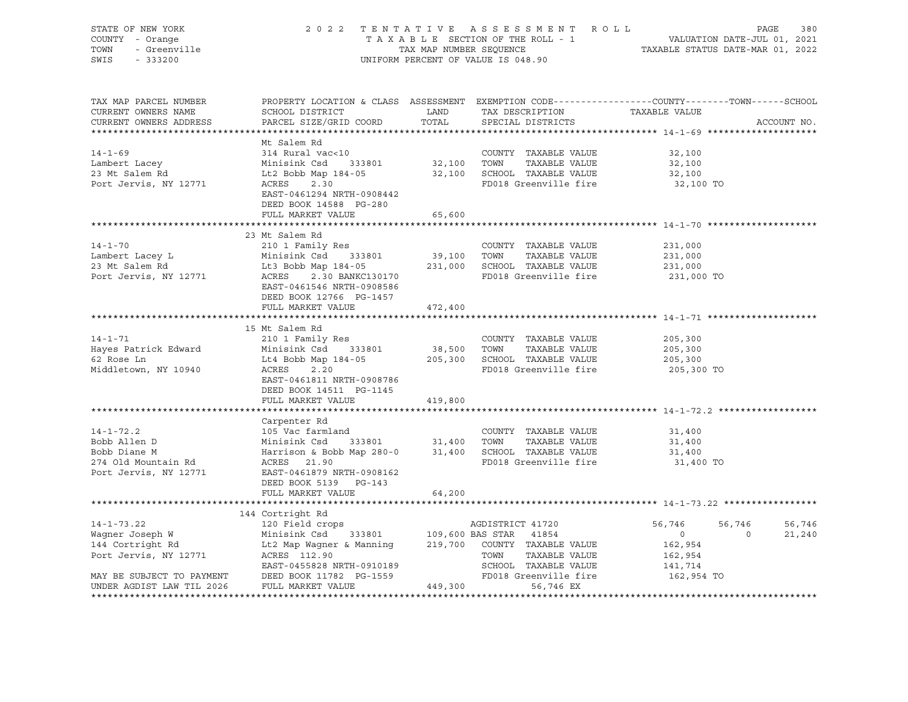STATE OF NEW YORK
COUNTY - Orange
TOWN - Greenville
SWIS - 333200

2022 TENTATIVE ASSESSMENT ROLL
TAXABLE SECTION OF THE ROLL - 1
TAX MAP NUMBER SEQUENCE
UNIFORM PERCENT OF VALUE IS 048.90

VALUATION DATE-JUL 01, 2021
TAXABLE STATUS DATE-MAR 01, 2022

| TAX MAP PARCEL NUMBER / CURRENT OWNERS NAME / CURRENT OWNERS ADDRESS | PROPERTY LOCATION & CLASS / SCHOOL DISTRICT / PARCEL SIZE/GRID COORD | ASSESSMENT LAND / TOTAL | EXEMPTION CODE / TAX DESCRIPTION / SPECIAL DISTRICTS | COUNTY | TOWN | SCHOOL |
|---|---|---|---|---|---|---|
| **14-1-69** | Mt Salem Rd | | | | | |
| 14-1-69 | 314 Rural vac<10 | | COUNTY TAXABLE VALUE | 32,100 | | |
| Lambert Lacey | Minisink Csd 333801 | 32,100 | TOWN TAXABLE VALUE | | 32,100 | |
| 23 Mt Salem Rd | Lt2 Bobb Map 184-05 | 32,100 | SCHOOL TAXABLE VALUE | | | 32,100 |
| Port Jervis, NY 12771 | ACRES 2.30 | | FD018 Greenville fire | 32,100 TO | | |
| | EAST-0461294 NRTH-0908442 | | | | | |
| | DEED BOOK 14588 PG-280 | | | | | |
| | FULL MARKET VALUE | 65,600 | | | | |
| **14-1-70** | 23 Mt Salem Rd | | | | | |
| 14-1-70 | 210 1 Family Res | | COUNTY TAXABLE VALUE | 231,000 | | |
| Lambert Lacey L | Minisink Csd 333801 | 39,100 | TOWN TAXABLE VALUE | | 231,000 | |
| 23 Mt Salem Rd | Lt3 Bobb Map 184-05 | 231,000 | SCHOOL TAXABLE VALUE | | | 231,000 |
| Port Jervis, NY 12771 | ACRES 2.30 BANKC130170 | | FD018 Greenville fire | 231,000 TO | | |
| | EAST-0461546 NRTH-0908586 | | | | | |
| | DEED BOOK 12766 PG-1457 | | | | | |
| | FULL MARKET VALUE | 472,400 | | | | |
| **14-1-71** | 15 Mt Salem Rd | | | | | |
| 14-1-71 | 210 1 Family Res | | COUNTY TAXABLE VALUE | 205,300 | | |
| Hayes Patrick Edward | Minisink Csd 333801 | 38,500 | TOWN TAXABLE VALUE | | 205,300 | |
| 62 Rose Ln | Lt4 Bobb Map 184-05 | 205,300 | SCHOOL TAXABLE VALUE | | | 205,300 |
| Middletown, NY 10940 | ACRES 2.20 | | FD018 Greenville fire | 205,300 TO | | |
| | EAST-0461811 NRTH-0908786 | | | | | |
| | DEED BOOK 14511 PG-1145 | | | | | |
| | FULL MARKET VALUE | 419,800 | | | | |
| **14-1-72.2** | Carpenter Rd | | | | | |
| 14-1-72.2 | 105 Vac farmland | | COUNTY TAXABLE VALUE | 31,400 | | |
| Bobb Allen D | Minisink Csd 333801 | 31,400 | TOWN TAXABLE VALUE | | 31,400 | |
| Bobb Diane M | Harrison & Bobb Map 280-0 | 31,400 | SCHOOL TAXABLE VALUE | | | 31,400 |
| 274 Old Mountain Rd | ACRES 21.90 | | FD018 Greenville fire | 31,400 TO | | |
| Port Jervis, NY 12771 | EAST-0461879 NRTH-0908162 | | | | | |
| | DEED BOOK 5139 PG-143 | | | | | |
| | FULL MARKET VALUE | 64,200 | | | | |
| **14-1-73.22** | 144 Cortright Rd | | | | | |
| 14-1-73.22 | 120 Field crops | | AGDISTRICT 41720 | 56,746 | 56,746 | 56,746 |
| Wagner Joseph W | Minisink Csd 333801 | 109,600 | BAS STAR 41854 | 0 | 0 | 21,240 |
| 144 Cortright Rd | Lt2 Map Wagner & Manning | 219,700 | COUNTY TAXABLE VALUE | 162,954 | | |
| Port Jervis, NY 12771 | ACRES 112.90 | | TOWN TAXABLE VALUE | | 162,954 | |
| | EAST-0455828 NRTH-0910189 | | SCHOOL TAXABLE VALUE | | | 141,714 |
| MAY BE SUBJECT TO PAYMENT | DEED BOOK 11782 PG-1559 | | FD018 Greenville fire | 162,954 TO | | |
| UNDER AGDIST LAW TIL 2026 | FULL MARKET VALUE | 449,300 | 56,746 EX | | | |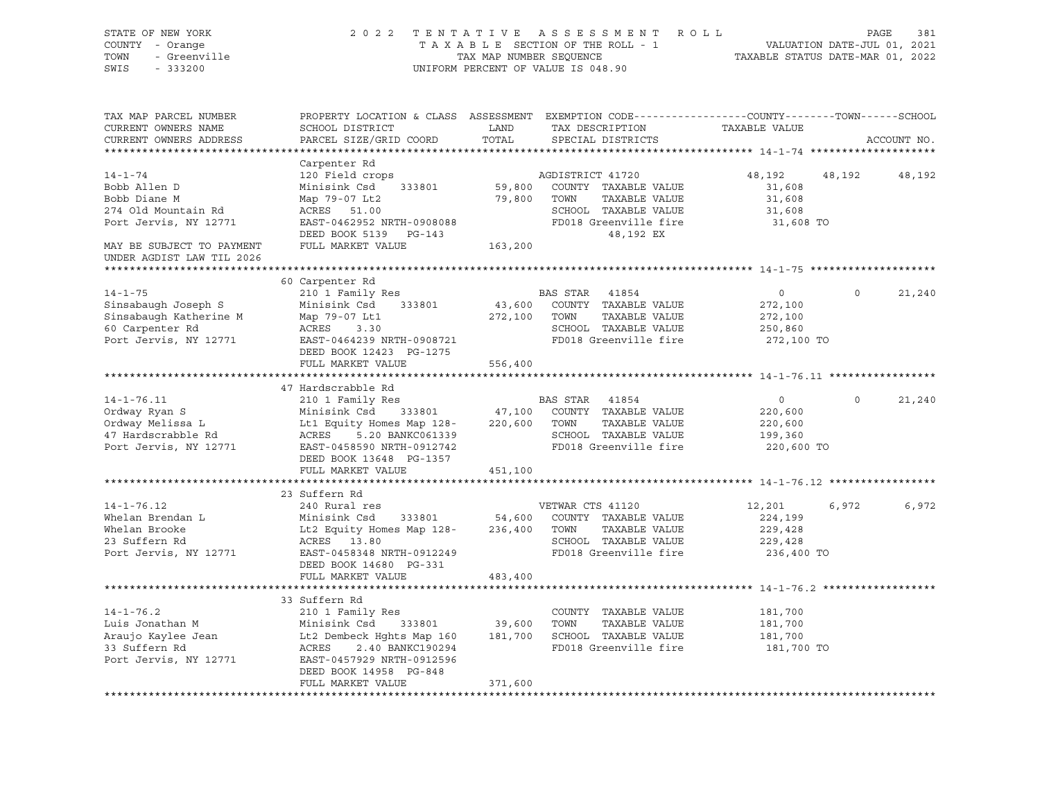STATE OF NEW YORK
COUNTY - Orange
TOWN - Greenville
SWIS - 333200

2022 TENTATIVE ASSESSMENT ROLL
TAXABLE SECTION OF THE ROLL - 1
TAX MAP NUMBER SEQUENCE
UNIFORM PERCENT OF VALUE IS 048.90

VALUATION DATE-JUL 01, 2021
TAXABLE STATUS DATE-MAR 01, 2022

| TAX MAP PARCEL NUMBER / CURRENT OWNERS NAME / CURRENT OWNERS ADDRESS | PROPERTY LOCATION & CLASS / SCHOOL DISTRICT / PARCEL SIZE/GRID COORD | ASSESSMENT LAND / TOTAL | EXEMPTION CODE / TAX DESCRIPTION / SPECIAL DISTRICTS | COUNTY TAXABLE VALUE | TOWN | SCHOOL / ACCOUNT NO. |
|---|---|---|---|---|---|---|
| **14-1-74** | Carpenter Rd | | | | | |
| 14-1-74 | 120 Field crops | | AGDISTRICT 41720 | 48,192 | 48,192 | 48,192 |
| Bobb Allen D | Minisink Csd 333801 | 59,800 | COUNTY TAXABLE VALUE | 31,608 | | |
| Bobb Diane M | Map 79-07 Lt2 | 79,800 | TOWN TAXABLE VALUE | 31,608 | | |
| 274 Old Mountain Rd | ACRES 51.00 | | SCHOOL TAXABLE VALUE | 31,608 | | |
| Port Jervis, NY 12771 | EAST-0462952 NRTH-0908088 | | FD018 Greenville fire | 31,608 TO | | |
| | DEED BOOK 5139 PG-143 | | 48,192 EX | | | |
| MAY BE SUBJECT TO PAYMENT | FULL MARKET VALUE | 163,200 | | | | |
| UNDER AGDIST LAW TIL 2026 | | | | | | |
| **14-1-75** | 60 Carpenter Rd | | | | | |
| 14-1-75 | 210 1 Family Res | | BAS STAR 41854 | 0 | 0 | 21,240 |
| Sinsabaugh Joseph S | Minisink Csd 333801 | 43,600 | COUNTY TAXABLE VALUE | 272,100 | | |
| Sinsabaugh Katherine M | Map 79-07 Lt1 | 272,100 | TOWN TAXABLE VALUE | 272,100 | | |
| 60 Carpenter Rd | ACRES 3.30 | | SCHOOL TAXABLE VALUE | 250,860 | | |
| Port Jervis, NY 12771 | EAST-0464239 NRTH-0908721 | | FD018 Greenville fire | 272,100 TO | | |
| | DEED BOOK 12423 PG-1275 | | | | | |
| | FULL MARKET VALUE | 556,400 | | | | |
| **14-1-76.11** | 47 Hardscrabble Rd | | | | | |
| 14-1-76.11 | 210 1 Family Res | | BAS STAR 41854 | 0 | 0 | 21,240 |
| Ordway Ryan S | Minisink Csd 333801 | 47,100 | COUNTY TAXABLE VALUE | 220,600 | | |
| Ordway Melissa L | Lt1 Equity Homes Map 128- | 220,600 | TOWN TAXABLE VALUE | 220,600 | | |
| 47 Hardscrabble Rd | ACRES 5.20 BANKC061339 | | SCHOOL TAXABLE VALUE | 199,360 | | |
| Port Jervis, NY 12771 | EAST-0458590 NRTH-0912742 | | FD018 Greenville fire | 220,600 TO | | |
| | DEED BOOK 13648 PG-1357 | | | | | |
| | FULL MARKET VALUE | 451,100 | | | | |
| **14-1-76.12** | 23 Suffern Rd | | | | | |
| 14-1-76.12 | 240 Rural res | | VETWAR CTS 41120 | 12,201 | 6,972 | 6,972 |
| Whelan Brendan L | Minisink Csd 333801 | 54,600 | COUNTY TAXABLE VALUE | 224,199 | | |
| Whelan Brooke | Lt2 Equity Homes Map 128- | 236,400 | TOWN TAXABLE VALUE | 229,428 | | |
| 23 Suffern Rd | ACRES 13.80 | | SCHOOL TAXABLE VALUE | 229,428 | | |
| Port Jervis, NY 12771 | EAST-0458348 NRTH-0912249 | | FD018 Greenville fire | 236,400 TO | | |
| | DEED BOOK 14680 PG-331 | | | | | |
| | FULL MARKET VALUE | 483,400 | | | | |
| **14-1-76.2** | 33 Suffern Rd | | | | | |
| 14-1-76.2 | 210 1 Family Res | | COUNTY TAXABLE VALUE | 181,700 | | |
| Luis Jonathan M | Minisink Csd 333801 | 39,600 | TOWN TAXABLE VALUE | 181,700 | | |
| Araujo Kaylee Jean | Lt2 Dembeck Hghts Map 160 | 181,700 | SCHOOL TAXABLE VALUE | 181,700 | | |
| 33 Suffern Rd | ACRES 2.40 BANKC190294 | | FD018 Greenville fire | 181,700 TO | | |
| Port Jervis, NY 12771 | EAST-0457929 NRTH-0912596 | | | | | |
| | DEED BOOK 14958 PG-848 | | | | | |
| | FULL MARKET VALUE | 371,600 | | | | |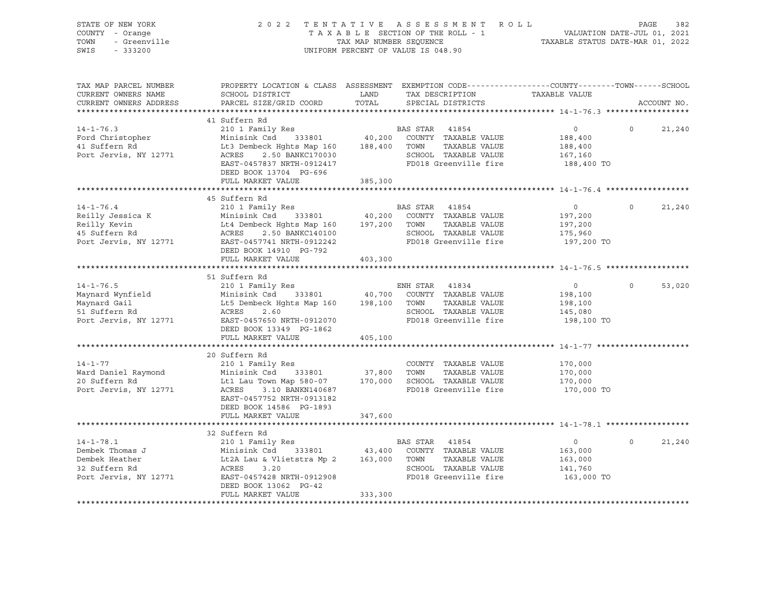STATE OF NEW YORK　　　　2022 TENTATIVE ASSESSMENT ROLL
COUNTY - Orange　　　　TAXABLE SECTION OF THE ROLL - 1　　　　VALUATION DATE-JUL 01, 2021
TOWN - Greenville　　　　TAX MAP NUMBER SEQUENCE　　　　TAXABLE STATUS DATE-MAR 01, 2022
SWIS - 333200　　　　UNIFORM PERCENT OF VALUE IS 048.90

| TAX MAP PARCEL NUMBER / CURRENT OWNERS NAME / CURRENT OWNERS ADDRESS | PROPERTY LOCATION & CLASS / SCHOOL DISTRICT / PARCEL SIZE/GRID COORD | ASSESSMENT LAND / TOTAL | EXEMPTION CODE / TAX DESCRIPTION / SPECIAL DISTRICTS | COUNTY TAXABLE VALUE | TOWN | SCHOOL |
|---|---|---|---|---|---|---|
| 14-1-76.3 | 41 Suffern Rd | | | | | |
| | 210 1 Family Res | | BAS STAR 41854 | 0 | 0 | 21,240 |
| Ford Christopher | Minisink Csd 333801 | 40,200 | COUNTY TAXABLE VALUE | 188,400 | | |
| 41 Suffern Rd | Lt3 Dembeck Hghts Map 160 | 188,400 | TOWN TAXABLE VALUE | 188,400 | | |
| Port Jervis, NY 12771 | ACRES 2.50 BANKC170030 | | SCHOOL TAXABLE VALUE | 167,160 | | |
| | EAST-0457837 NRTH-0912417 | | FD018 Greenville fire | 188,400 TO | | |
| | DEED BOOK 13704 PG-696 | | | | | |
| | FULL MARKET VALUE | 385,300 | | | | |
| 14-1-76.4 | 45 Suffern Rd | | | | | |
| | 210 1 Family Res | | BAS STAR 41854 | 0 | 0 | 21,240 |
| Reilly Jessica K | Minisink Csd 333801 | 40,200 | COUNTY TAXABLE VALUE | 197,200 | | |
| Reilly Kevin | Lt4 Dembeck Hghts Map 160 | 197,200 | TOWN TAXABLE VALUE | 197,200 | | |
| 45 Suffern Rd | ACRES 2.50 BANKC140100 | | SCHOOL TAXABLE VALUE | 175,960 | | |
| Port Jervis, NY 12771 | EAST-0457741 NRTH-0912242 | | FD018 Greenville fire | 197,200 TO | | |
| | DEED BOOK 14910 PG-792 | | | | | |
| | FULL MARKET VALUE | 403,300 | | | | |
| 14-1-76.5 | 51 Suffern Rd | | | | | |
| | 210 1 Family Res | | ENH STAR 41834 | 0 | 0 | 53,020 |
| Maynard Wynfield | Minisink Csd 333801 | 40,700 | COUNTY TAXABLE VALUE | 198,100 | | |
| Maynard Gail | Lt5 Dembeck Hghts Map 160 | 198,100 | TOWN TAXABLE VALUE | 198,100 | | |
| 51 Suffern Rd | ACRES 2.60 | | SCHOOL TAXABLE VALUE | 145,080 | | |
| Port Jervis, NY 12771 | EAST-0457650 NRTH-0912070 | | FD018 Greenville fire | 198,100 TO | | |
| | DEED BOOK 13349 PG-1862 | | | | | |
| | FULL MARKET VALUE | 405,100 | | | | |
| 14-1-77 | 20 Suffern Rd | | | | | |
| | 210 1 Family Res | | COUNTY TAXABLE VALUE | 170,000 | | |
| Ward Daniel Raymond | Minisink Csd 333801 | 37,800 | TOWN TAXABLE VALUE | 170,000 | | |
| 20 Suffern Rd | Lt1 Lau Town Map 580-07 | 170,000 | SCHOOL TAXABLE VALUE | 170,000 | | |
| Port Jervis, NY 12771 | ACRES 3.10 BANKN140687 | | FD018 Greenville fire | 170,000 TO | | |
| | EAST-0457752 NRTH-0913182 | | | | | |
| | DEED BOOK 14586 PG-1893 | | | | | |
| | FULL MARKET VALUE | 347,600 | | | | |
| 14-1-78.1 | 32 Suffern Rd | | | | | |
| | 210 1 Family Res | | BAS STAR 41854 | 0 | 0 | 21,240 |
| Dembek Thomas J | Minisink Csd 333801 | 43,400 | COUNTY TAXABLE VALUE | 163,000 | | |
| Dembek Heather | Lt2A Lau & Vlietstra Mp 2 | 163,000 | TOWN TAXABLE VALUE | 163,000 | | |
| 32 Suffern Rd | ACRES 3.20 | | SCHOOL TAXABLE VALUE | 141,760 | | |
| Port Jervis, NY 12771 | EAST-0457428 NRTH-0912908 | | FD018 Greenville fire | 163,000 TO | | |
| | DEED BOOK 13062 PG-42 | | | | | |
| | FULL MARKET VALUE | 333,300 | | | | |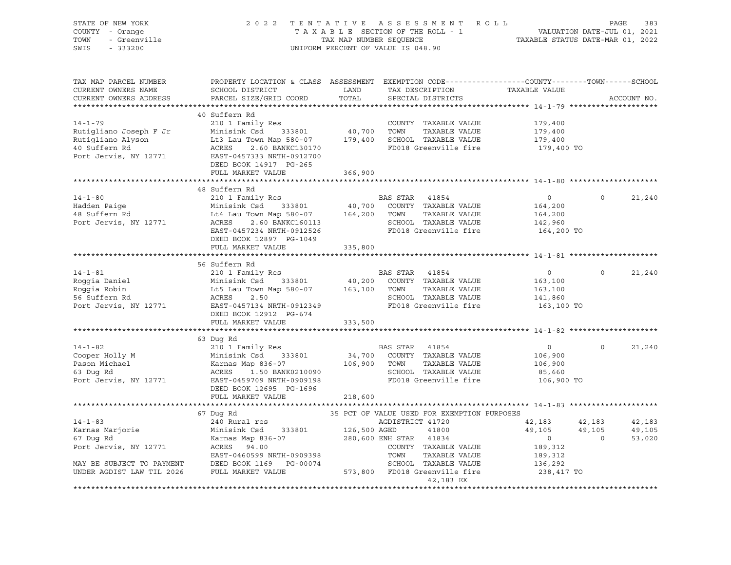STATE OF NEW YORK — 2022 TENTATIVE ASSESSMENT ROLL — VALUATION DATE-JUL 01, 2021
COUNTY - Orange — TAXABLE SECTION OF THE ROLL - 1 — TAXABLE STATUS DATE-MAR 01, 2022
TOWN - Greenville — TAX MAP NUMBER SEQUENCE
SWIS - 333200 — UNIFORM PERCENT OF VALUE IS 048.90

| TAX MAP PARCEL NUMBER / CURRENT OWNERS NAME / CURRENT OWNERS ADDRESS | PROPERTY LOCATION & CLASS / SCHOOL DISTRICT / PARCEL SIZE/GRID COORD | ASSESSMENT LAND | TOTAL | EXEMPTION CODE / TAX DESCRIPTION / SPECIAL DISTRICTS | COUNTY TAXABLE VALUE | TOWN | SCHOOL |
|---|---|---|---|---|---|---|---|
| **14-1-79** | 40 Suffern Rd | | | | | | |
| | 210 1 Family Res | | | COUNTY TAXABLE VALUE | 179,400 | | |
| Rutigliano Joseph F Jr | Minisink Csd 333801 | 40,700 | | TOWN TAXABLE VALUE | 179,400 | | |
| Rutigliano Alyson | Lt3 Lau Town Map 580-07 | | 179,400 | SCHOOL TAXABLE VALUE | 179,400 | | |
| 40 Suffern Rd | ACRES 2.60 BANKC130170 | | | FD018 Greenville fire | 179,400 TO | | |
| Port Jervis, NY 12771 | EAST-0457333 NRTH-0912700 | | | | | | |
| | DEED BOOK 14917 PG-265 | | | | | | |
| | FULL MARKET VALUE | | 366,900 | | | | |
| **14-1-80** | 48 Suffern Rd | | | | | | |
| | 210 1 Family Res | | | BAS STAR 41854 | 0 | 0 | 21,240 |
| Hadden Paige | Minisink Csd 333801 | 40,700 | | COUNTY TAXABLE VALUE | 164,200 | | |
| 48 Suffern Rd | Lt4 Lau Town Map 580-07 | | 164,200 | TOWN TAXABLE VALUE | 164,200 | | |
| Port Jervis, NY 12771 | ACRES 2.60 BANKC160113 | | | SCHOOL TAXABLE VALUE | 142,960 | | |
| | EAST-0457234 NRTH-0912526 | | | FD018 Greenville fire | 164,200 TO | | |
| | DEED BOOK 12897 PG-1049 | | | | | | |
| | FULL MARKET VALUE | | 335,800 | | | | |
| **14-1-81** | 56 Suffern Rd | | | | | | |
| | 210 1 Family Res | | | BAS STAR 41854 | 0 | 0 | 21,240 |
| Roggia Daniel | Minisink Csd 333801 | 40,200 | | COUNTY TAXABLE VALUE | 163,100 | | |
| Roggia Robin | Lt5 Lau Town Map 580-07 | | 163,100 | TOWN TAXABLE VALUE | 163,100 | | |
| 56 Suffern Rd | ACRES 2.50 | | | SCHOOL TAXABLE VALUE | 141,860 | | |
| Port Jervis, NY 12771 | EAST-0457134 NRTH-0912349 | | | FD018 Greenville fire | 163,100 TO | | |
| | DEED BOOK 12912 PG-674 | | | | | | |
| | FULL MARKET VALUE | | 333,500 | | | | |
| **14-1-82** | 63 Dug Rd | | | | | | |
| | 210 1 Family Res | | | BAS STAR 41854 | 0 | 0 | 21,240 |
| Cooper Holly M | Minisink Csd 333801 | 34,700 | | COUNTY TAXABLE VALUE | 106,900 | | |
| Pason Michael | Karnas Map 836-07 | | 106,900 | TOWN TAXABLE VALUE | 106,900 | | |
| 63 Dug Rd | ACRES 1.50 BANK0210090 | | | SCHOOL TAXABLE VALUE | 85,660 | | |
| Port Jervis, NY 12771 | EAST-0459709 NRTH-0909198 | | | FD018 Greenville fire | 106,900 TO | | |
| | DEED BOOK 12695 PG-1696 | | | | | | |
| | FULL MARKET VALUE | | 218,600 | | | | |
| **14-1-83** | 67 Dug Rd | | | 35 PCT OF VALUE USED FOR EXEMPTION PURPOSES | | | |
| | 240 Rural res | | | AGDISTRICT 41720 | 42,183 | 42,183 | 42,183 |
| Karnas Marjorie | Minisink Csd 333801 | 126,500 | | AGED 41800 | 49,105 | 49,105 | 49,105 |
| 67 Dug Rd | Karnas Map 836-07 | | 280,600 | ENH STAR 41834 | 0 | 0 | 53,020 |
| Port Jervis, NY 12771 | ACRES 94.00 | | | COUNTY TAXABLE VALUE | 189,312 | | |
| | EAST-0460599 NRTH-0909398 | | | TOWN TAXABLE VALUE | 189,312 | | |
| MAY BE SUBJECT TO PAYMENT | DEED BOOK 1169 PG-00074 | | | SCHOOL TAXABLE VALUE | 136,292 | | |
| UNDER AGDIST LAW TIL 2026 | FULL MARKET VALUE | | 573,800 | FD018 Greenville fire | 238,417 TO | | |
| | | | | 42,183 EX | | | |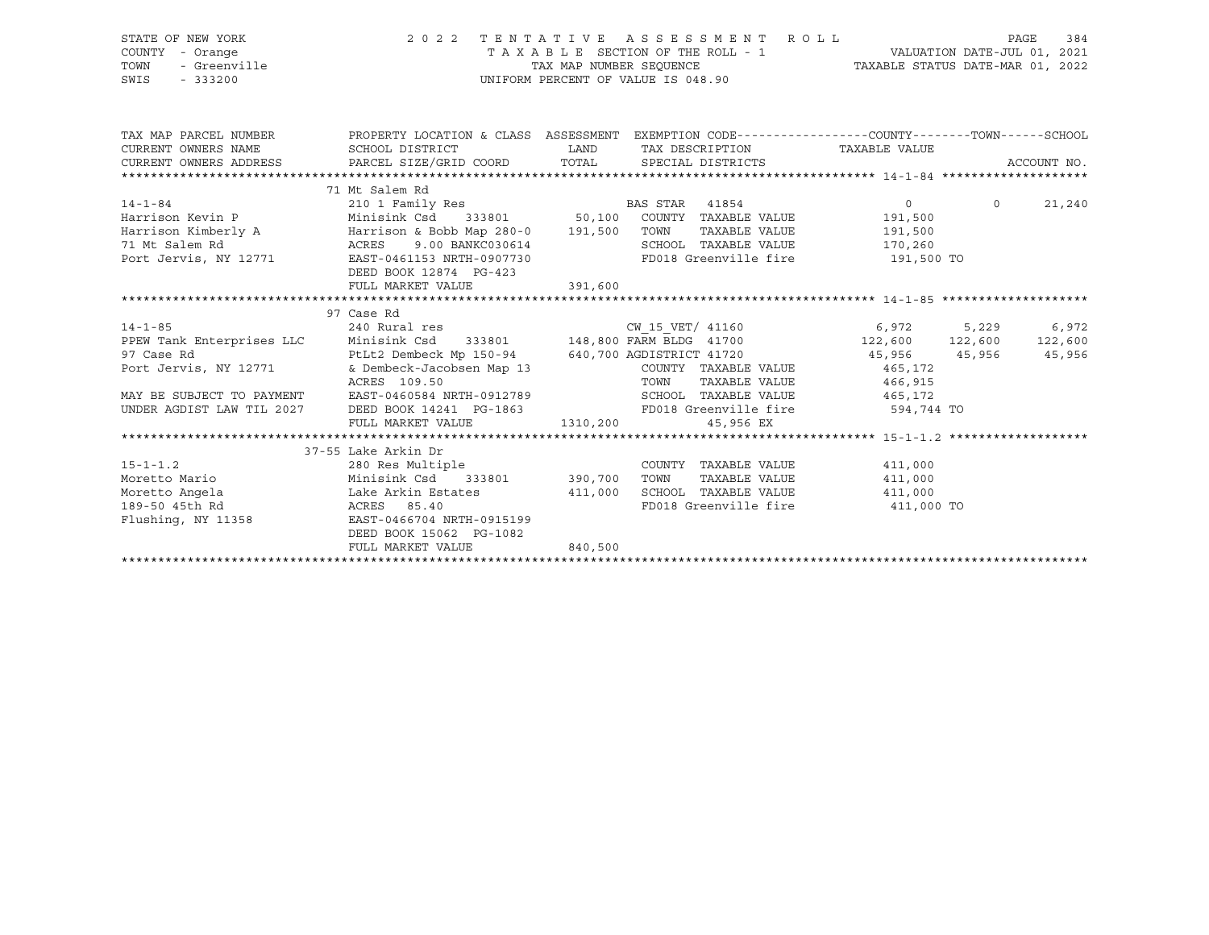STATE OF NEW YORK
COUNTY - Orange
TOWN - Greenville
SWIS - 333200

2 0 2 2 T E N T A T I V E A S S E S S M E N T R O L L
T A X A B L E SECTION OF THE ROLL - 1
TAX MAP NUMBER SEQUENCE
UNIFORM PERCENT OF VALUE IS 048.90

VALUATION DATE-JUL 01, 2021
TAXABLE STATUS DATE-MAR 01, 2022

| TAX MAP PARCEL NUMBER / CURRENT OWNERS NAME / CURRENT OWNERS ADDRESS | PROPERTY LOCATION & CLASS / SCHOOL DISTRICT / PARCEL SIZE/GRID COORD | ASSESSMENT LAND | TOTAL | EXEMPTION CODE / TAX DESCRIPTION / SPECIAL DISTRICTS | COUNTY TAXABLE VALUE | TOWN | SCHOOL | ACCOUNT NO. |
|---|---|---|---|---|---|---|---|---|
| **14-1-84** | 71 Mt Salem Rd | | | | | | | |
| 14-1-84 | 210 1 Family Res | | | BAS STAR 41854 | 0 | 0 | 21,240 | |
| Harrison Kevin P | Minisink Csd 333801 | 50,100 | | COUNTY TAXABLE VALUE | 191,500 | | | |
| Harrison Kimberly A | Harrison & Bobb Map 280-0 | | 191,500 | TOWN TAXABLE VALUE | 191,500 | | | |
| 71 Mt Salem Rd | ACRES 9.00 BANKC030614 | | | SCHOOL TAXABLE VALUE | 170,260 | | | |
| Port Jervis, NY 12771 | EAST-0461153 NRTH-0907730 | | | FD018 Greenville fire | 191,500 TO | | | |
| | DEED BOOK 12874 PG-423 | | | | | | | |
| | FULL MARKET VALUE | | 391,600 | | | | | |
| **14-1-85** | 97 Case Rd | | | | | | | |
| 14-1-85 | 240 Rural res | | | CW_15_VET/ 41160 | 6,972 | 5,229 | 6,972 | |
| PPEW Tank Enterprises LLC | Minisink Csd 333801 | 148,800 | | FARM BLDG 41700 | 122,600 | 122,600 | 122,600 | |
| 97 Case Rd | PtLt2 Dembeck Mp 150-94 | | 640,700 | AGDISTRICT 41720 | 45,956 | 45,956 | 45,956 | |
| Port Jervis, NY 12771 | & Dembeck-Jacobsen Map 13 | | | COUNTY TAXABLE VALUE | 465,172 | | | |
| | ACRES 109.50 | | | TOWN TAXABLE VALUE | 466,915 | | | |
| MAY BE SUBJECT TO PAYMENT | EAST-0460584 NRTH-0912789 | | | SCHOOL TAXABLE VALUE | 465,172 | | | |
| UNDER AGDIST LAW TIL 2027 | DEED BOOK 14241 PG-1863 | | | FD018 Greenville fire | 594,744 TO | | | |
| | FULL MARKET VALUE | | 1310,200 | 45,956 EX | | | | |
| **15-1-1.2** | 37-55 Lake Arkin Dr | | | | | | | |
| 15-1-1.2 | 280 Res Multiple | | | COUNTY TAXABLE VALUE | 411,000 | | | |
| Moretto Mario | Minisink Csd 333801 | 390,700 | | TOWN TAXABLE VALUE | 411,000 | | | |
| Moretto Angela | Lake Arkin Estates | | 411,000 | SCHOOL TAXABLE VALUE | 411,000 | | | |
| 189-50 45th Rd | ACRES 85.40 | | | FD018 Greenville fire | 411,000 TO | | | |
| Flushing, NY 11358 | EAST-0466704 NRTH-0915199 | | | | | | | |
| | DEED BOOK 15062 PG-1082 | | | | | | | |
| | FULL MARKET VALUE | | 840,500 | | | | | |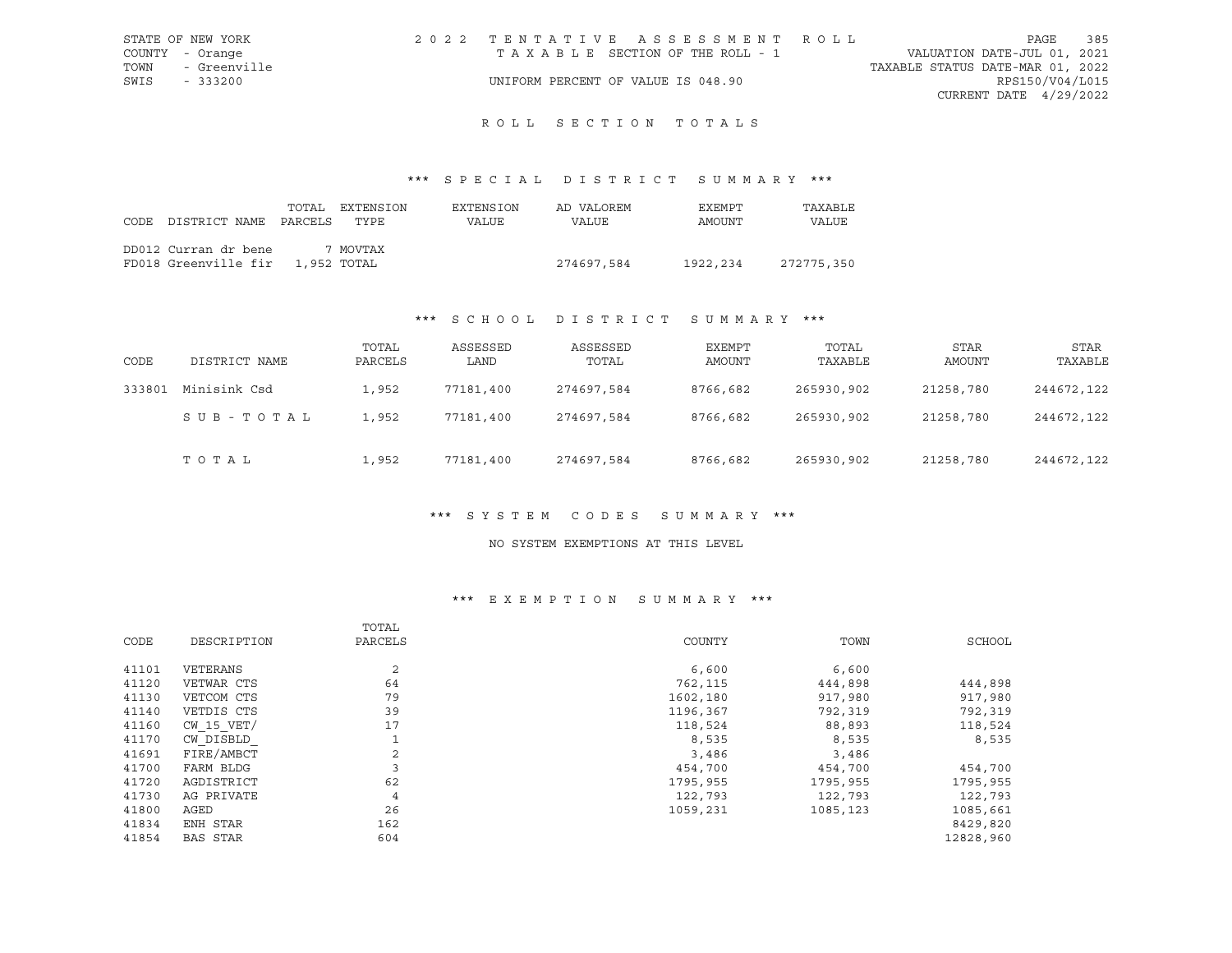STATE OF NEW YORK
COUNTY - Orange
TOWN - Greenville
SWIS - 333200

2022 TENTATIVE ASSESSMENT ROLL
TAXABLE SECTION OF THE ROLL - 1
UNIFORM PERCENT OF VALUE IS 048.90

VALUATION DATE-JUL 01, 2021
TAXABLE STATUS DATE-MAR 01, 2022
RPS150/V04/L015
CURRENT DATE 4/29/2022

## ROLL SECTION TOTALS

### *** SPECIAL DISTRICT SUMMARY ***

| CODE | DISTRICT NAME | TOTAL PARCELS | EXTENSION TYPE | EXTENSION VALUE | AD VALOREM VALUE | EXEMPT AMOUNT | TAXABLE VALUE |
|---|---|---|---|---|---|---|---|
| DD012 | Curran dr bene | 7 | MOVTAX | | | | |
| FD018 | Greenville fir | 1,952 | TOTAL | | 274697,584 | 1922,234 | 272775,350 |

### *** SCHOOL DISTRICT SUMMARY ***

| CODE | DISTRICT NAME | TOTAL PARCELS | ASSESSED LAND | ASSESSED TOTAL | EXEMPT AMOUNT | TOTAL TAXABLE | STAR AMOUNT | STAR TAXABLE |
|---|---|---|---|---|---|---|---|---|
| 333801 | Minisink Csd | 1,952 | 77181,400 | 274697,584 | 8766,682 | 265930,902 | 21258,780 | 244672,122 |
| | SUB-TOTAL | 1,952 | 77181,400 | 274697,584 | 8766,682 | 265930,902 | 21258,780 | 244672,122 |
| | TOTAL | 1,952 | 77181,400 | 274697,584 | 8766,682 | 265930,902 | 21258,780 | 244672,122 |

### *** SYSTEM CODES SUMMARY ***

NO SYSTEM EXEMPTIONS AT THIS LEVEL

### *** EXEMPTION SUMMARY ***

| CODE | DESCRIPTION | TOTAL PARCELS | COUNTY | TOWN | SCHOOL |
|---|---|---|---|---|---|
| 41101 | VETERANS | 2 | 6,600 | 6,600 | |
| 41120 | VETWAR CTS | 64 | 762,115 | 444,898 | 444,898 |
| 41130 | VETCOM CTS | 79 | 1602,180 | 917,980 | 917,980 |
| 41140 | VETDIS CTS | 39 | 1196,367 | 792,319 | 792,319 |
| 41160 | CW_15_VET/ | 17 | 118,524 | 88,893 | 118,524 |
| 41170 | CW_DISBLD_ | 1 | 8,535 | 8,535 | 8,535 |
| 41691 | FIRE/AMBCT | 2 | 3,486 | 3,486 | |
| 41700 | FARM BLDG | 3 | 454,700 | 454,700 | 454,700 |
| 41720 | AGDISTRICT | 62 | 1795,955 | 1795,955 | 1795,955 |
| 41730 | AG PRIVATE | 4 | 122,793 | 122,793 | 122,793 |
| 41800 | AGED | 26 | 1059,231 | 1085,123 | 1085,661 |
| 41834 | ENH STAR | 162 | | | 8429,820 |
| 41854 | BAS STAR | 604 | | | 12828,960 |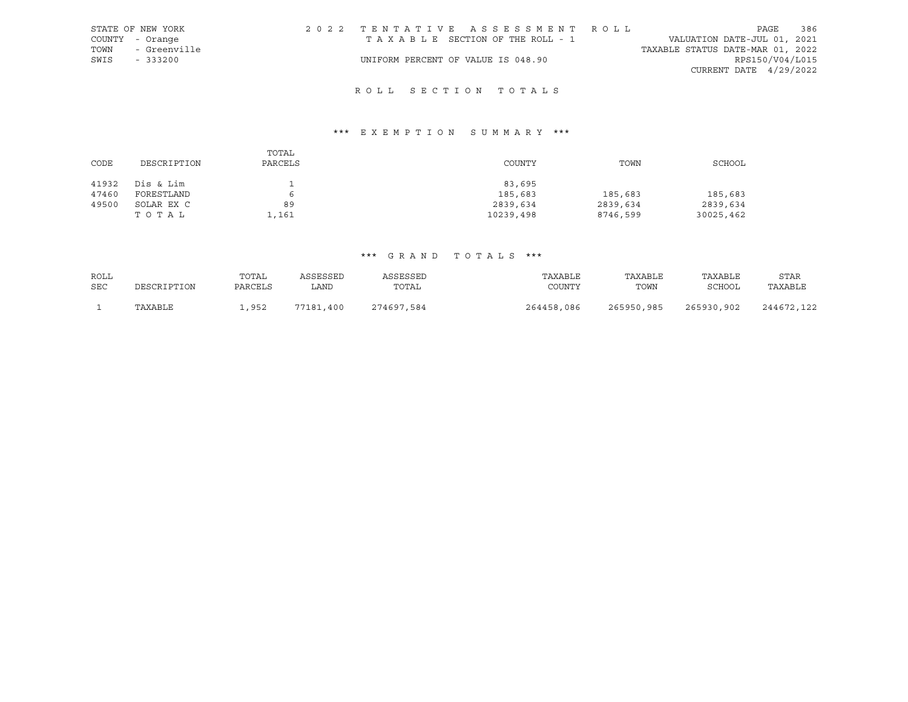STATE OF NEW YORK
COUNTY - Orange
TOWN - Greenville
SWIS - 333200

2 0 2 2 T E N T A T I V E A S S E S S M E N T R O L L
T A X A B L E SECTION OF THE ROLL - 1
UNIFORM PERCENT OF VALUE IS 048.90

VALUATION DATE-JUL 01, 2021
TAXABLE STATUS DATE-MAR 01, 2022
RPS150/V04/L015
CURRENT DATE 4/29/2022

## R O L L S E C T I O N T O T A L S

### \*\*\* E X E M P T I O N S U M M A R Y \*\*\*

| CODE | DESCRIPTION | TOTAL PARCELS | COUNTY | TOWN | SCHOOL |
|---|---|---|---|---|---|
| 41932 | Dis & Lim | 1 | 83,695 | | |
| 47460 | FORESTLAND | 6 | 185,683 | 185,683 | 185,683 |
| 49500 | SOLAR EX C | 89 | 2839,634 | 2839,634 | 2839,634 |
| | T O T A L | 1,161 | 10239,498 | 8746,599 | 30025,462 |

### \*\*\* G R A N D T O T A L S \*\*\*

| ROLL SEC | DESCRIPTION | TOTAL PARCELS | ASSESSED LAND | ASSESSED TOTAL | TAXABLE COUNTY | TAXABLE TOWN | TAXABLE SCHOOL | STAR TAXABLE |
|---|---|---|---|---|---|---|---|---|
| 1 | TAXABLE | 1,952 | 77181,400 | 274697,584 | 264458,086 | 265950,985 | 265930,902 | 244672,122 |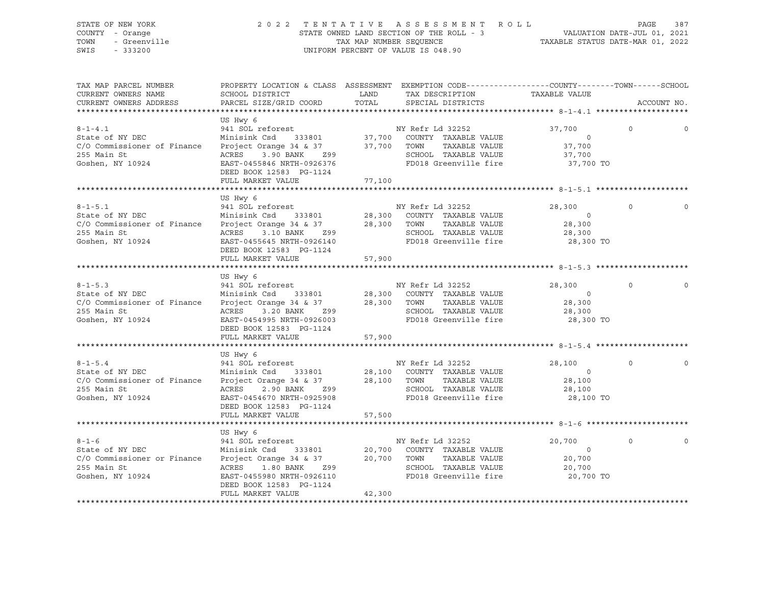STATE OF NEW YORK
COUNTY - Orange
TOWN - Greenville
SWIS - 333200

2022 TENTATIVE ASSESSMENT ROLL
STATE OWNED LAND SECTION OF THE ROLL - 3
TAX MAP NUMBER SEQUENCE
UNIFORM PERCENT OF VALUE IS 048.90

VALUATION DATE-JUL 01, 2021
TAXABLE STATUS DATE-MAR 01, 2022

| TAX MAP PARCEL NUMBER / CURRENT OWNERS NAME / CURRENT OWNERS ADDRESS | PROPERTY LOCATION & CLASS / SCHOOL DISTRICT / PARCEL SIZE/GRID COORD | ASSESSMENT LAND / TOTAL | EXEMPTION CODE / TAX DESCRIPTION / SPECIAL DISTRICTS | COUNTY TAXABLE VALUE | TOWN | SCHOOL | ACCOUNT NO. |
|---|---|---|---|---|---|---|---|
| **8-1-4.1** | US Hwy 6 | | | | | | |
| 8-1-4.1 | 941 SOL reforest | | NY Refr Ld 32252 | 37,700 | 0 | 0 | |
| State of NY DEC | Minisink Csd 333801 | 37,700 | COUNTY TAXABLE VALUE | 0 | | | |
| C/O Commissioner of Finance | Project Orange 34 & 37 | 37,700 | TOWN TAXABLE VALUE | 37,700 | | | |
| 255 Main St | ACRES 3.90 BANK Z99 | | SCHOOL TAXABLE VALUE | 37,700 | | | |
| Goshen, NY 10924 | EAST-0455846 NRTH-0926376 | | FD018 Greenville fire | 37,700 TO | | | |
| | DEED BOOK 12583 PG-1124 | | | | | | |
| | FULL MARKET VALUE | 77,100 | | | | | |
| **8-1-5.1** | US Hwy 6 | | | | | | |
| 8-1-5.1 | 941 SOL reforest | | NY Refr Ld 32252 | 28,300 | 0 | 0 | |
| State of NY DEC | Minisink Csd 333801 | 28,300 | COUNTY TAXABLE VALUE | 0 | | | |
| C/O Commissioner of Finance | Project Orange 34 & 37 | 28,300 | TOWN TAXABLE VALUE | 28,300 | | | |
| 255 Main St | ACRES 3.10 BANK Z99 | | SCHOOL TAXABLE VALUE | 28,300 | | | |
| Goshen, NY 10924 | EAST-0455645 NRTH-0926140 | | FD018 Greenville fire | 28,300 TO | | | |
| | DEED BOOK 12583 PG-1124 | | | | | | |
| | FULL MARKET VALUE | 57,900 | | | | | |
| **8-1-5.3** | US Hwy 6 | | | | | | |
| 8-1-5.3 | 941 SOL reforest | | NY Refr Ld 32252 | 28,300 | 0 | 0 | |
| State of NY DEC | Minisink Csd 333801 | 28,300 | COUNTY TAXABLE VALUE | 0 | | | |
| C/O Commissioner of Finance | Project Orange 34 & 37 | 28,300 | TOWN TAXABLE VALUE | 28,300 | | | |
| 255 Main St | ACRES 3.20 BANK Z99 | | SCHOOL TAXABLE VALUE | 28,300 | | | |
| Goshen, NY 10924 | EAST-0454995 NRTH-0926003 | | FD018 Greenville fire | 28,300 TO | | | |
| | DEED BOOK 12583 PG-1124 | | | | | | |
| | FULL MARKET VALUE | 57,900 | | | | | |
| **8-1-5.4** | US Hwy 6 | | | | | | |
| 8-1-5.4 | 941 SOL reforest | | NY Refr Ld 32252 | 28,100 | 0 | 0 | |
| State of NY DEC | Minisink Csd 333801 | 28,100 | COUNTY TAXABLE VALUE | 0 | | | |
| C/O Commissioner of Finance | Project Orange 34 & 37 | 28,100 | TOWN TAXABLE VALUE | 28,100 | | | |
| 255 Main St | ACRES 2.90 BANK Z99 | | SCHOOL TAXABLE VALUE | 28,100 | | | |
| Goshen, NY 10924 | EAST-0454670 NRTH-0925908 | | FD018 Greenville fire | 28,100 TO | | | |
| | DEED BOOK 12583 PG-1124 | | | | | | |
| | FULL MARKET VALUE | 57,500 | | | | | |
| **8-1-6** | US Hwy 6 | | | | | | |
| 8-1-6 | 941 SOL reforest | | NY Refr Ld 32252 | 20,700 | 0 | 0 | |
| State of NY DEC | Minisink Csd 333801 | 20,700 | COUNTY TAXABLE VALUE | 0 | | | |
| C/O Commissioner or Finance | Project Orange 34 & 37 | 20,700 | TOWN TAXABLE VALUE | 20,700 | | | |
| 255 Main St | ACRES 1.80 BANK Z99 | | SCHOOL TAXABLE VALUE | 20,700 | | | |
| Goshen, NY 10924 | EAST-0455980 NRTH-0926110 | | FD018 Greenville fire | 20,700 TO | | | |
| | DEED BOOK 12583 PG-1124 | | | | | | |
| | FULL MARKET VALUE | 42,300 | | | | | |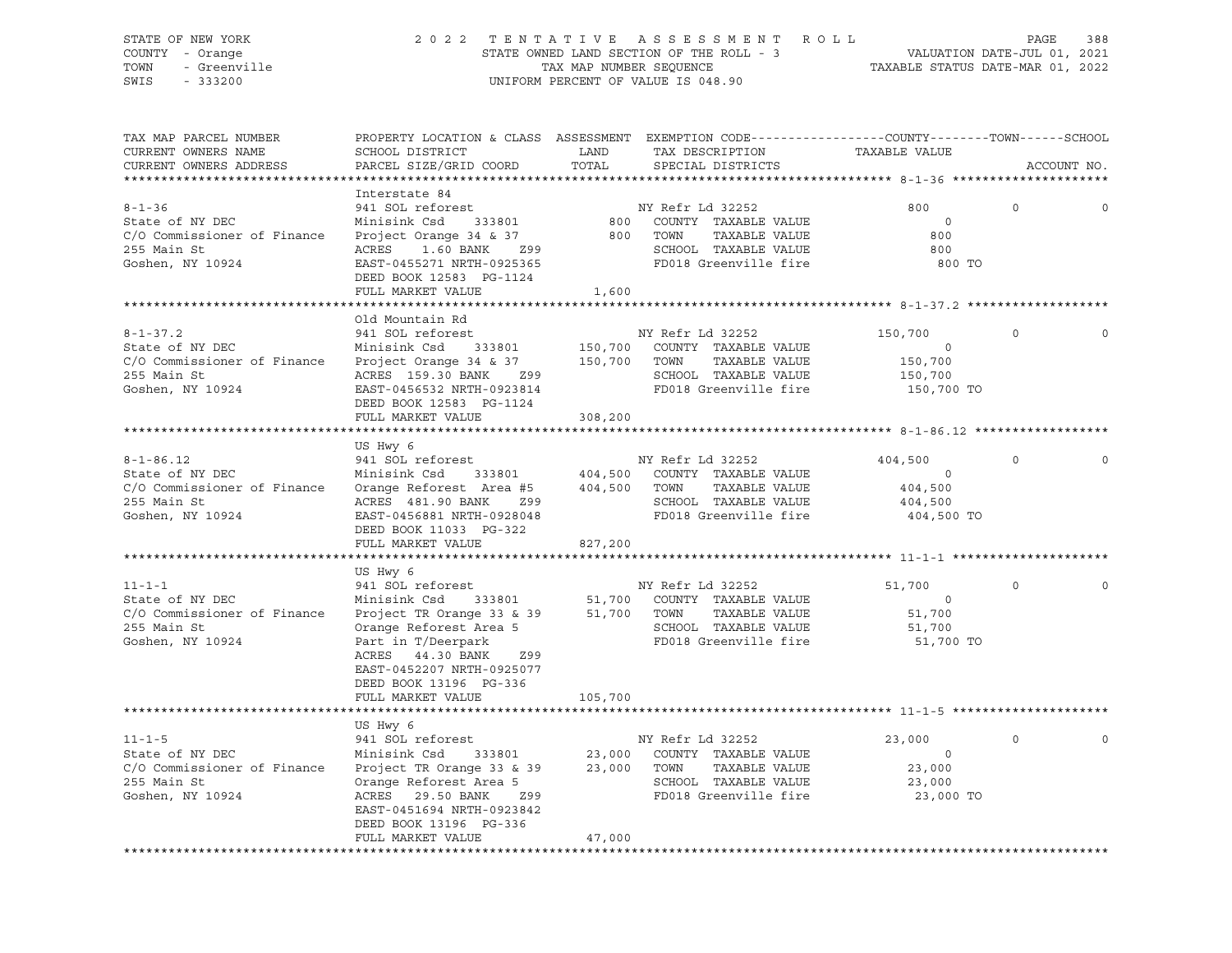STATE OF NEW YORK — 2022 TENTATIVE ASSESSMENT ROLL — PAGE 388
COUNTY - Orange — STATE OWNED LAND SECTION OF THE ROLL - 3 — VALUATION DATE-JUL 01, 2021
TOWN - Greenville — TAX MAP NUMBER SEQUENCE — TAXABLE STATUS DATE-MAR 01, 2022
SWIS - 333200 — UNIFORM PERCENT OF VALUE IS 048.90

| TAX MAP PARCEL NUMBER / CURRENT OWNERS NAME / CURRENT OWNERS ADDRESS | PROPERTY LOCATION & CLASS / SCHOOL DISTRICT / PARCEL SIZE/GRID COORD | ASSESSMENT LAND / TOTAL | EXEMPTION CODE / TAX DESCRIPTION / SPECIAL DISTRICTS | COUNTY TAXABLE VALUE | TOWN | SCHOOL |
|---|---|---|---|---|---|---|
| **8-1-36** | Interstate 84 | | | | | |
| 8-1-36 | 941 SOL reforest | | NY Refr Ld 32252 | 800 | 0 | 0 |
| State of NY DEC | Minisink Csd 333801 | 800 | COUNTY TAXABLE VALUE | 0 | | |
| C/O Commissioner of Finance | Project Orange 34 & 37 | 800 | TOWN TAXABLE VALUE | 800 | | |
| 255 Main St | ACRES 1.60 BANK Z99 | | SCHOOL TAXABLE VALUE | 800 | | |
| Goshen, NY 10924 | EAST-0455271 NRTH-0925365 | | FD018 Greenville fire | 800 TO | | |
| | DEED BOOK 12583 PG-1124 | | | | | |
| | FULL MARKET VALUE | 1,600 | | | | |
| **8-1-37.2** | Old Mountain Rd | | | | | |
| 8-1-37.2 | 941 SOL reforest | | NY Refr Ld 32252 | 150,700 | 0 | 0 |
| State of NY DEC | Minisink Csd 333801 | 150,700 | COUNTY TAXABLE VALUE | 0 | | |
| C/O Commissioner of Finance | Project Orange 34 & 37 | 150,700 | TOWN TAXABLE VALUE | 150,700 | | |
| 255 Main St | ACRES 159.30 BANK Z99 | | SCHOOL TAXABLE VALUE | 150,700 | | |
| Goshen, NY 10924 | EAST-0456532 NRTH-0923814 | | FD018 Greenville fire | 150,700 TO | | |
| | DEED BOOK 12583 PG-1124 | | | | | |
| | FULL MARKET VALUE | 308,200 | | | | |
| **8-1-86.12** | US Hwy 6 | | | | | |
| 8-1-86.12 | 941 SOL reforest | | NY Refr Ld 32252 | 404,500 | 0 | 0 |
| State of NY DEC | Minisink Csd 333801 | 404,500 | COUNTY TAXABLE VALUE | 0 | | |
| C/O Commissioner of Finance | Orange Reforest Area #5 | 404,500 | TOWN TAXABLE VALUE | 404,500 | | |
| 255 Main St | ACRES 481.90 BANK Z99 | | SCHOOL TAXABLE VALUE | 404,500 | | |
| Goshen, NY 10924 | EAST-0456881 NRTH-0928048 | | FD018 Greenville fire | 404,500 TO | | |
| | DEED BOOK 11033 PG-322 | | | | | |
| | FULL MARKET VALUE | 827,200 | | | | |
| **11-1-1** | US Hwy 6 | | | | | |
| 11-1-1 | 941 SOL reforest | | NY Refr Ld 32252 | 51,700 | 0 | 0 |
| State of NY DEC | Minisink Csd 333801 | 51,700 | COUNTY TAXABLE VALUE | 0 | | |
| C/O Commissioner of Finance | Project TR Orange 33 & 39 | 51,700 | TOWN TAXABLE VALUE | 51,700 | | |
| 255 Main St | Orange Reforest Area 5 | | SCHOOL TAXABLE VALUE | 51,700 | | |
| Goshen, NY 10924 | Part in T/Deerpark | | FD018 Greenville fire | 51,700 TO | | |
| | ACRES 44.30 BANK Z99 | | | | | |
| | EAST-0452207 NRTH-0925077 | | | | | |
| | DEED BOOK 13196 PG-336 | | | | | |
| | FULL MARKET VALUE | 105,700 | | | | |
| **11-1-5** | US Hwy 6 | | | | | |
| 11-1-5 | 941 SOL reforest | | NY Refr Ld 32252 | 23,000 | 0 | 0 |
| State of NY DEC | Minisink Csd 333801 | 23,000 | COUNTY TAXABLE VALUE | 0 | | |
| C/O Commissioner of Finance | Project TR Orange 33 & 39 | 23,000 | TOWN TAXABLE VALUE | 23,000 | | |
| 255 Main St | Orange Reforest Area 5 | | SCHOOL TAXABLE VALUE | 23,000 | | |
| Goshen, NY 10924 | ACRES 29.50 BANK Z99 | | FD018 Greenville fire | 23,000 TO | | |
| | EAST-0451694 NRTH-0923842 | | | | | |
| | DEED BOOK 13196 PG-336 | | | | | |
| | FULL MARKET VALUE | 47,000 | | | | |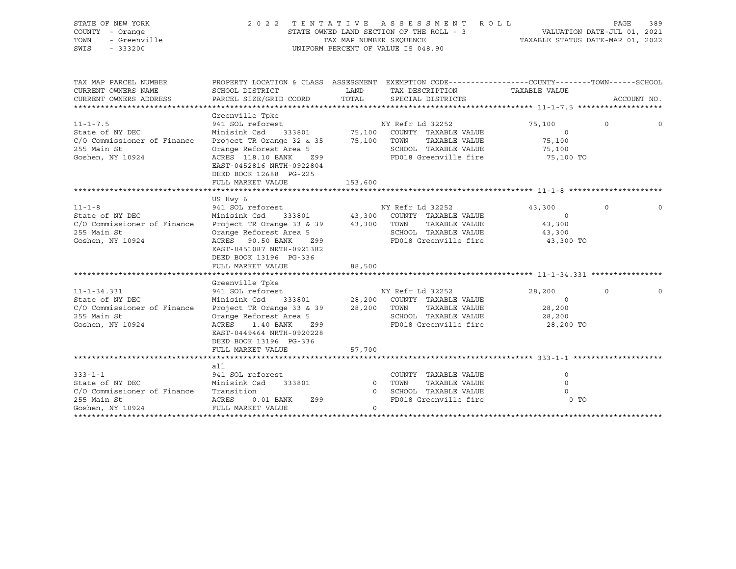STATE OF NEW YORK
COUNTY - Orange
TOWN - Greenville
SWIS - 333200

2022 TENTATIVE ASSESSMENT ROLL
STATE OWNED LAND SECTION OF THE ROLL - 3
TAX MAP NUMBER SEQUENCE
UNIFORM PERCENT OF VALUE IS 048.90

VALUATION DATE-JUL 01, 2021
TAXABLE STATUS DATE-MAR 01, 2022

| TAX MAP PARCEL NUMBER<br>CURRENT OWNERS NAME<br>CURRENT OWNERS ADDRESS | PROPERTY LOCATION & CLASS<br>SCHOOL DISTRICT<br>PARCEL SIZE/GRID COORD | ASSESSMENT<br>LAND<br>TOTAL | EXEMPTION CODE<br>TAX DESCRIPTION<br>SPECIAL DISTRICTS | COUNTY<br>TAXABLE VALUE | TOWN | SCHOOL<br>ACCOUNT NO. |
|---|---|---|---|---|---|---|
| **11-1-7.5** | Greenville Tpke | | | | | |
| 11-1-7.5 | 941 SOL reforest | | NY Refr Ld 32252 | 75,100 | 0 | 0 |
| State of NY DEC | Minisink Csd 333801 | 75,100 | COUNTY TAXABLE VALUE | 0 | | |
| C/O Commissioner of Finance | Project TR Orange 32 & 35 | 75,100 | TOWN TAXABLE VALUE | 75,100 | | |
| 255 Main St | Orange Reforest Area 5 | | SCHOOL TAXABLE VALUE | 75,100 | | |
| Goshen, NY 10924 | ACRES 118.10 BANK Z99 | | FD018 Greenville fire | 75,100 TO | | |
| | EAST-0452816 NRTH-0922804 | | | | | |
| | DEED BOOK 12688 PG-225 | | | | | |
| | FULL MARKET VALUE | 153,600 | | | | |
| **11-1-8** | US Hwy 6 | | | | | |
| 11-1-8 | 941 SOL reforest | | NY Refr Ld 32252 | 43,300 | 0 | 0 |
| State of NY DEC | Minisink Csd 333801 | 43,300 | COUNTY TAXABLE VALUE | 0 | | |
| C/O Commissioner of Finance | Project TR Orange 33 & 39 | 43,300 | TOWN TAXABLE VALUE | 43,300 | | |
| 255 Main St | Orange Reforest Area 5 | | SCHOOL TAXABLE VALUE | 43,300 | | |
| Goshen, NY 10924 | ACRES 90.50 BANK Z99 | | FD018 Greenville fire | 43,300 TO | | |
| | EAST-0451087 NRTH-0921382 | | | | | |
| | DEED BOOK 13196 PG-336 | | | | | |
| | FULL MARKET VALUE | 88,500 | | | | |
| **11-1-34.331** | Greenville Tpke | | | | | |
| 11-1-34.331 | 941 SOL reforest | | NY Refr Ld 32252 | 28,200 | 0 | 0 |
| State of NY DEC | Minisink Csd 333801 | 28,200 | COUNTY TAXABLE VALUE | 0 | | |
| C/O Commissioner of Finance | Project TR Orange 33 & 39 | 28,200 | TOWN TAXABLE VALUE | 28,200 | | |
| 255 Main St | Orange Reforest Area 5 | | SCHOOL TAXABLE VALUE | 28,200 | | |
| Goshen, NY 10924 | ACRES 1.40 BANK Z99 | | FD018 Greenville fire | 28,200 TO | | |
| | EAST-0449464 NRTH-0920228 | | | | | |
| | DEED BOOK 13196 PG-336 | | | | | |
| | FULL MARKET VALUE | 57,700 | | | | |
| **333-1-1** | all | | | | | |
| 333-1-1 | 941 SOL reforest | | COUNTY TAXABLE VALUE | 0 | | |
| State of NY DEC | Minisink Csd 333801 | 0 | TOWN TAXABLE VALUE | 0 | | |
| C/O Commissioner of Finance | Transition | 0 | SCHOOL TAXABLE VALUE | 0 | | |
| 255 Main St | ACRES 0.01 BANK Z99 | | FD018 Greenville fire | 0 TO | | |
| Goshen, NY 10924 | FULL MARKET VALUE | 0 | | | | |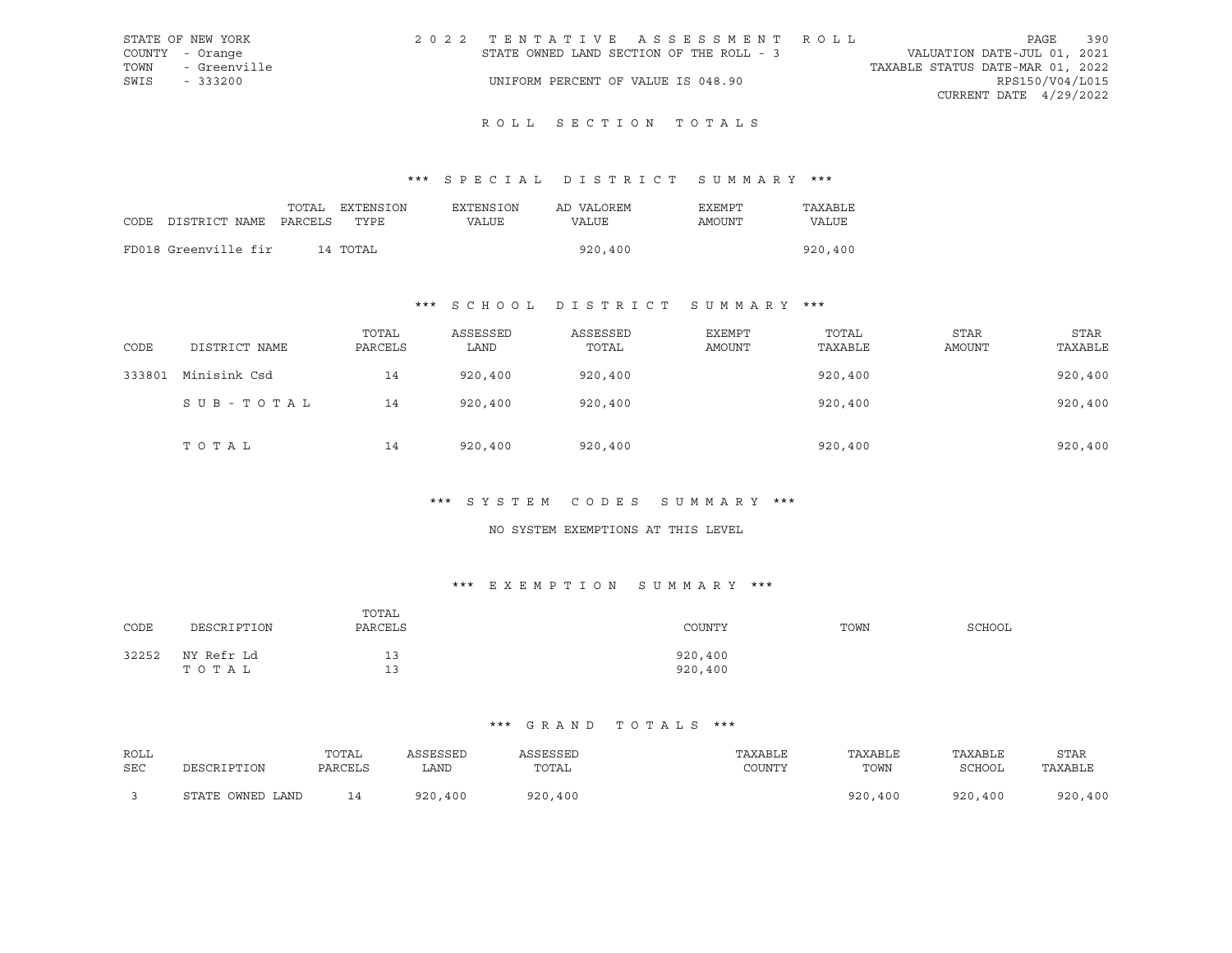STATE OF NEW YORK
COUNTY - Orange
TOWN - Greenville
SWIS - 333200

2022 TENTATIVE ASSESSMENT ROLL
STATE OWNED LAND SECTION OF THE ROLL - 3
UNIFORM PERCENT OF VALUE IS 048.90

VALUATION DATE-JUL 01, 2021
TAXABLE STATUS DATE-MAR 01, 2022
RPS150/V04/L015
CURRENT DATE 4/29/2022

## ROLL SECTION TOTALS

### *** SPECIAL DISTRICT SUMMARY ***

| CODE DISTRICT NAME | TOTAL PARCELS | EXTENSION TYPE | EXTENSION VALUE | AD VALOREM VALUE | EXEMPT AMOUNT | TAXABLE VALUE |
|---|---|---|---|---|---|---|
| FD018 Greenville fir | 14 | TOTAL | | 920,400 | | 920,400 |

### *** SCHOOL DISTRICT SUMMARY ***

| CODE | DISTRICT NAME | TOTAL PARCELS | ASSESSED LAND | ASSESSED TOTAL | EXEMPT AMOUNT | TOTAL TAXABLE | STAR AMOUNT | STAR TAXABLE |
|---|---|---|---|---|---|---|---|---|
| 333801 | Minisink Csd | 14 | 920,400 | 920,400 | | 920,400 | | 920,400 |
| | SUB-TOTAL | 14 | 920,400 | 920,400 | | 920,400 | | 920,400 |
| | TOTAL | 14 | 920,400 | 920,400 | | 920,400 | | 920,400 |

### *** SYSTEM CODES SUMMARY ***

NO SYSTEM EXEMPTIONS AT THIS LEVEL

### *** EXEMPTION SUMMARY ***

| CODE | DESCRIPTION | TOTAL PARCELS | COUNTY | TOWN | SCHOOL |
|---|---|---|---|---|---|
| 32252 | NY Refr Ld | 13 | 920,400 | | |
| | TOTAL | 13 | 920,400 | | |

### *** GRAND TOTALS ***

| ROLL SEC | DESCRIPTION | TOTAL PARCELS | ASSESSED LAND | ASSESSED TOTAL | TAXABLE COUNTY | TAXABLE TOWN | TAXABLE SCHOOL | STAR TAXABLE |
|---|---|---|---|---|---|---|---|---|
| 3 | STATE OWNED LAND | 14 | 920,400 | 920,400 | | 920,400 | 920,400 | 920,400 |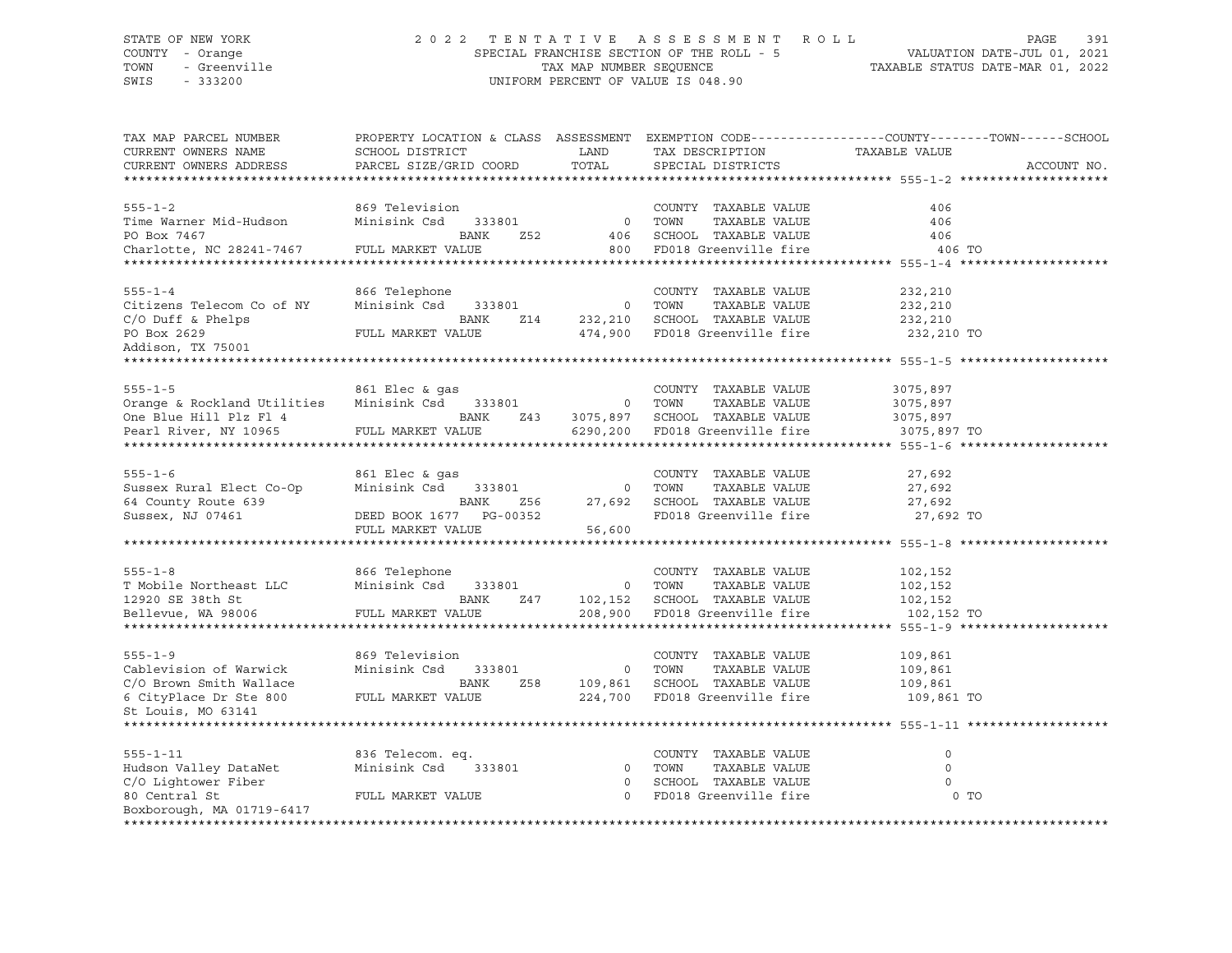STATE OF NEW YORK
COUNTY - Orange
TOWN - Greenville
SWIS - 333200

# 2022 TENTATIVE ASSESSMENT ROLL

SPECIAL FRANCHISE SECTION OF THE ROLL - 5
TAX MAP NUMBER SEQUENCE
UNIFORM PERCENT OF VALUE IS 048.90

VALUATION DATE-JUL 01, 2021
TAXABLE STATUS DATE-MAR 01, 2022

| TAX MAP PARCEL NUMBER / CURRENT OWNERS NAME / CURRENT OWNERS ADDRESS | PROPERTY LOCATION & CLASS / SCHOOL DISTRICT / PARCEL SIZE/GRID COORD | ASSESSMENT LAND / TOTAL | EXEMPTION CODE / TAX DESCRIPTION / SPECIAL DISTRICTS | COUNTY / TOWN / SCHOOL TAXABLE VALUE | ACCOUNT NO. |
|---|---|---|---|---|---|
| **555-1-2** | 869 Television | | COUNTY TAXABLE VALUE | 406 | |
| Time Warner Mid-Hudson | Minisink Csd 333801 | 0 | TOWN TAXABLE VALUE | 406 | |
| PO Box 7467 | BANK Z52 | 406 | SCHOOL TAXABLE VALUE | 406 | |
| Charlotte, NC 28241-7467 | FULL MARKET VALUE | 800 | FD018 Greenville fire | 406 TO | |
| **555-1-4** | 866 Telephone | | COUNTY TAXABLE VALUE | 232,210 | |
| Citizens Telecom Co of NY | Minisink Csd 333801 | 0 | TOWN TAXABLE VALUE | 232,210 | |
| C/O Duff & Phelps | BANK Z14 | 232,210 | SCHOOL TAXABLE VALUE | 232,210 | |
| PO Box 2629 | FULL MARKET VALUE | 474,900 | FD018 Greenville fire | 232,210 TO | |
| Addison, TX 75001 | | | | | |
| **555-1-5** | 861 Elec & gas | | COUNTY TAXABLE VALUE | 3075,897 | |
| Orange & Rockland Utilities | Minisink Csd 333801 | 0 | TOWN TAXABLE VALUE | 3075,897 | |
| One Blue Hill Plz Fl 4 | BANK Z43 | 3075,897 | SCHOOL TAXABLE VALUE | 3075,897 | |
| Pearl River, NY 10965 | FULL MARKET VALUE | 6290,200 | FD018 Greenville fire | 3075,897 TO | |
| **555-1-6** | 861 Elec & gas | | COUNTY TAXABLE VALUE | 27,692 | |
| Sussex Rural Elect Co-Op | Minisink Csd 333801 | 0 | TOWN TAXABLE VALUE | 27,692 | |
| 64 County Route 639 | BANK Z56 | 27,692 | SCHOOL TAXABLE VALUE | 27,692 | |
| Sussex, NJ 07461 | DEED BOOK 1677 PG-00352 | | FD018 Greenville fire | 27,692 TO | |
| | FULL MARKET VALUE | 56,600 | | | |
| **555-1-8** | 866 Telephone | | COUNTY TAXABLE VALUE | 102,152 | |
| T Mobile Northeast LLC | Minisink Csd 333801 | 0 | TOWN TAXABLE VALUE | 102,152 | |
| 12920 SE 38th St | BANK Z47 | 102,152 | SCHOOL TAXABLE VALUE | 102,152 | |
| Bellevue, WA 98006 | FULL MARKET VALUE | 208,900 | FD018 Greenville fire | 102,152 TO | |
| **555-1-9** | 869 Television | | COUNTY TAXABLE VALUE | 109,861 | |
| Cablevision of Warwick | Minisink Csd 333801 | 0 | TOWN TAXABLE VALUE | 109,861 | |
| C/O Brown Smith Wallace | BANK Z58 | 109,861 | SCHOOL TAXABLE VALUE | 109,861 | |
| 6 CityPlace Dr Ste 800 | FULL MARKET VALUE | 224,700 | FD018 Greenville fire | 109,861 TO | |
| St Louis, MO 63141 | | | | | |
| **555-1-11** | 836 Telecom. eq. | | COUNTY TAXABLE VALUE | 0 | |
| Hudson Valley DataNet | Minisink Csd 333801 | 0 | TOWN TAXABLE VALUE | 0 | |
| C/O Lightower Fiber | | 0 | SCHOOL TAXABLE VALUE | 0 | |
| 80 Central St | FULL MARKET VALUE | 0 | FD018 Greenville fire | 0 TO | |
| Boxborough, MA 01719-6417 | | | | | |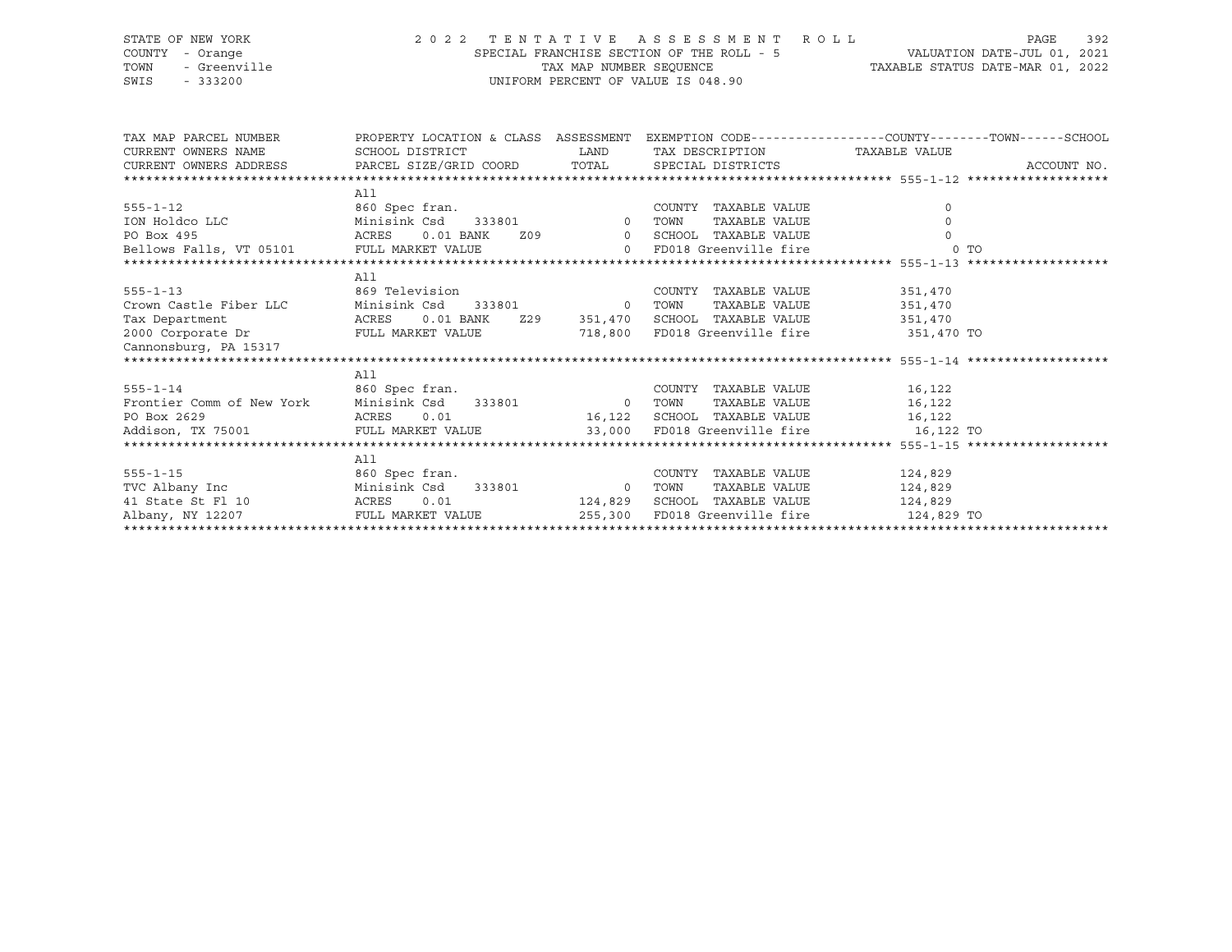STATE OF NEW YORK
COUNTY - Orange
TOWN - Greenville
SWIS - 333200

# 2022 TENTATIVE ASSESSMENT ROLL

SPECIAL FRANCHISE SECTION OF THE ROLL - 5
TAX MAP NUMBER SEQUENCE
UNIFORM PERCENT OF VALUE IS 048.90

VALUATION DATE-JUL 01, 2021
TAXABLE STATUS DATE-MAR 01, 2022

| TAX MAP PARCEL NUMBER / CURRENT OWNERS NAME / CURRENT OWNERS ADDRESS | PROPERTY LOCATION & CLASS / SCHOOL DISTRICT / PARCEL SIZE/GRID COORD | ASSESSMENT LAND / TOTAL | EXEMPTION CODE / TAX DESCRIPTION / SPECIAL DISTRICTS | TAXABLE VALUE (COUNTY / TOWN / SCHOOL) | ACCOUNT NO. |
|---|---|---|---|---|---|
| **555-1-12** | All | | | | |
| | 860 Spec fran. | | COUNTY TAXABLE VALUE | 0 | |
| ION Holdco LLC | Minisink Csd 333801 | 0 | TOWN TAXABLE VALUE | 0 | |
| PO Box 495 | ACRES 0.01 BANK Z09 | 0 | SCHOOL TAXABLE VALUE | 0 | |
| Bellows Falls, VT 05101 | FULL MARKET VALUE | 0 | FD018 Greenville fire | 0 TO | |
| **555-1-13** | All | | | | |
| | 869 Television | | COUNTY TAXABLE VALUE | 351,470 | |
| Crown Castle Fiber LLC | Minisink Csd 333801 | 0 | TOWN TAXABLE VALUE | 351,470 | |
| Tax Department | ACRES 0.01 BANK Z29 | 351,470 | SCHOOL TAXABLE VALUE | 351,470 | |
| 2000 Corporate Dr | FULL MARKET VALUE | 718,800 | FD018 Greenville fire | 351,470 TO | |
| Cannonsburg, PA 15317 | | | | | |
| **555-1-14** | All | | | | |
| | 860 Spec fran. | | COUNTY TAXABLE VALUE | 16,122 | |
| Frontier Comm of New York | Minisink Csd 333801 | 0 | TOWN TAXABLE VALUE | 16,122 | |
| PO Box 2629 | ACRES 0.01 | 16,122 | SCHOOL TAXABLE VALUE | 16,122 | |
| Addison, TX 75001 | FULL MARKET VALUE | 33,000 | FD018 Greenville fire | 16,122 TO | |
| **555-1-15** | All | | | | |
| | 860 Spec fran. | | COUNTY TAXABLE VALUE | 124,829 | |
| TVC Albany Inc | Minisink Csd 333801 | 0 | TOWN TAXABLE VALUE | 124,829 | |
| 41 State St Fl 10 | ACRES 0.01 | 124,829 | SCHOOL TAXABLE VALUE | 124,829 | |
| Albany, NY 12207 | FULL MARKET VALUE | 255,300 | FD018 Greenville fire | 124,829 TO | |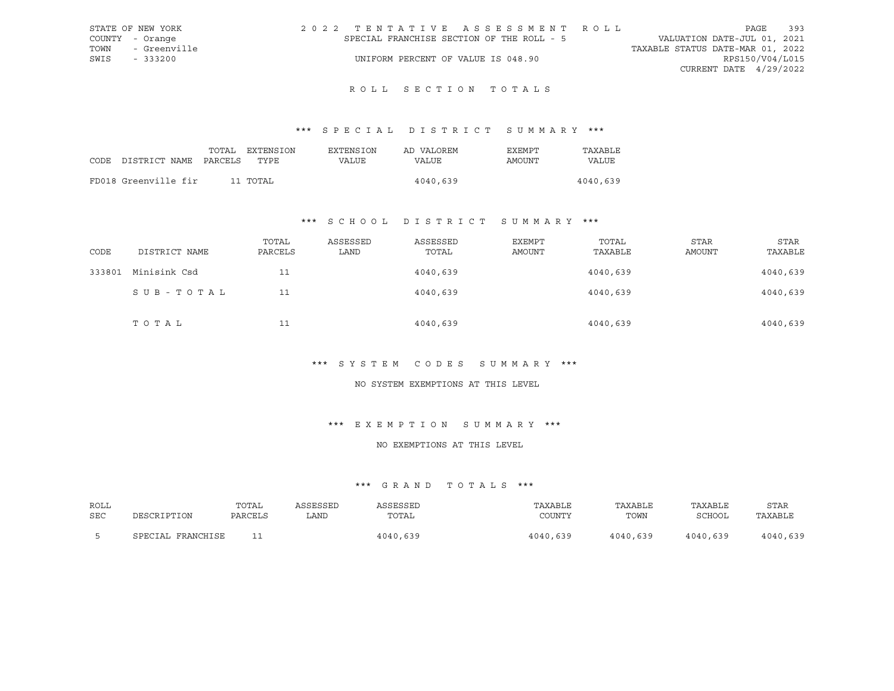STATE OF NEW YORK
COUNTY - Orange
TOWN - Greenville
SWIS - 333200

2022 TENTATIVE ASSESSMENT ROLL
SPECIAL FRANCHISE SECTION OF THE ROLL - 5
UNIFORM PERCENT OF VALUE IS 048.90

VALUATION DATE-JUL 01, 2021
TAXABLE STATUS DATE-MAR 01, 2022
RPS150/V04/L015
CURRENT DATE 4/29/2022

# ROLL SECTION TOTALS

## *** SPECIAL DISTRICT SUMMARY ***

| CODE | DISTRICT NAME | TOTAL PARCELS | EXTENSION TYPE | EXTENSION VALUE | AD VALOREM VALUE | EXEMPT AMOUNT | TAXABLE VALUE |
|---|---|---|---|---|---|---|---|
| FD018 | Greenville fir | 11 | TOTAL | | 4040,639 | | 4040,639 |

## *** SCHOOL DISTRICT SUMMARY ***

| CODE | DISTRICT NAME | TOTAL PARCELS | ASSESSED LAND | ASSESSED TOTAL | EXEMPT AMOUNT | TOTAL TAXABLE | STAR AMOUNT | STAR TAXABLE |
|---|---|---|---|---|---|---|---|---|
| 333801 | Minisink Csd | 11 | | 4040,639 | | 4040,639 | | 4040,639 |
| | SUB-TOTAL | 11 | | 4040,639 | | 4040,639 | | 4040,639 |
| | TOTAL | 11 | | 4040,639 | | 4040,639 | | 4040,639 |

## *** SYSTEM CODES SUMMARY ***

NO SYSTEM EXEMPTIONS AT THIS LEVEL

## *** EXEMPTION SUMMARY ***

NO EXEMPTIONS AT THIS LEVEL

## *** GRAND TOTALS ***

| ROLL SEC | DESCRIPTION | TOTAL PARCELS | ASSESSED LAND | ASSESSED TOTAL | TAXABLE COUNTY | TAXABLE TOWN | TAXABLE SCHOOL | STAR TAXABLE |
|---|---|---|---|---|---|---|---|---|
| 5 | SPECIAL FRANCHISE | 11 | | 4040,639 | 4040,639 | 4040,639 | 4040,639 | 4040,639 |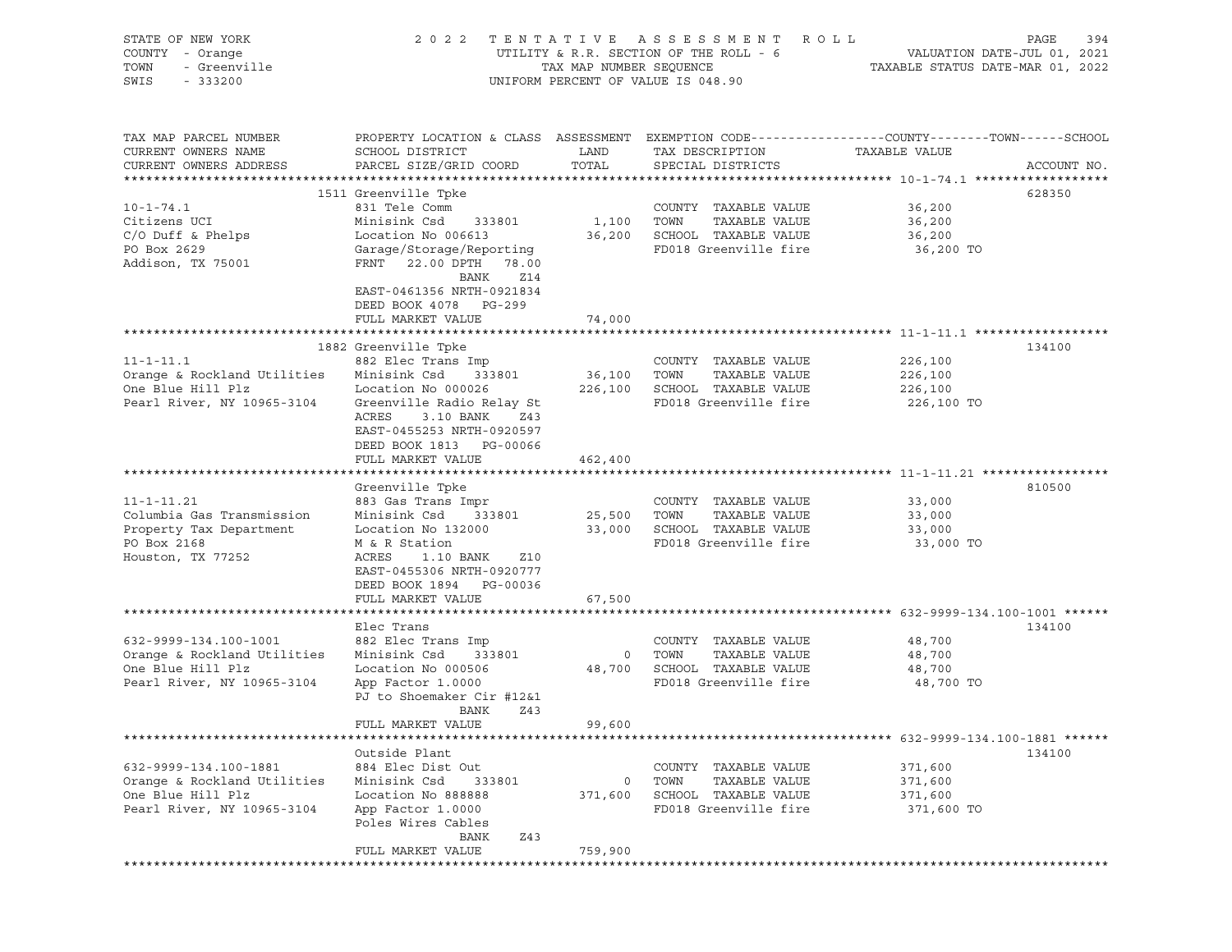STATE OF NEW YORK
COUNTY - Orange
TOWN - Greenville
SWIS - 333200

2022 TENTATIVE ASSESSMENT ROLL
UTILITY & R.R. SECTION OF THE ROLL - 6
TAX MAP NUMBER SEQUENCE
UNIFORM PERCENT OF VALUE IS 048.90

VALUATION DATE-JUL 01, 2021
TAXABLE STATUS DATE-MAR 01, 2022

| TAX MAP PARCEL NUMBER / CURRENT OWNERS NAME / CURRENT OWNERS ADDRESS | PROPERTY LOCATION & CLASS / SCHOOL DISTRICT / PARCEL SIZE/GRID COORD | ASSESSMENT LAND / TOTAL | EXEMPTION CODE / TAX DESCRIPTION / SPECIAL DISTRICTS | COUNTY--------TOWN------SCHOOL TAXABLE VALUE | ACCOUNT NO. |
|---|---|---|---|---|---|
| **10-1-74.1** | 1511 Greenville Tpke | | | | 628350 |
| 10-1-74.1 | 831 Tele Comm | | COUNTY TAXABLE VALUE | 36,200 | |
| Citizens UCI | Minisink Csd 333801 | 1,100 | TOWN TAXABLE VALUE | 36,200 | |
| C/O Duff & Phelps | Location No 006613 | 36,200 | SCHOOL TAXABLE VALUE | 36,200 | |
| PO Box 2629 | Garage/Storage/Reporting | | FD018 Greenville fire | 36,200 TO | |
| Addison, TX 75001 | FRNT 22.00 DPTH 78.00 | | | | |
| | BANK Z14 | | | | |
| | EAST-0461356 NRTH-0921834 | | | | |
| | DEED BOOK 4078 PG-299 | | | | |
| | FULL MARKET VALUE | 74,000 | | | |
| **11-1-11.1** | 1882 Greenville Tpke | | | | 134100 |
| 11-1-11.1 | 882 Elec Trans Imp | | COUNTY TAXABLE VALUE | 226,100 | |
| Orange & Rockland Utilities | Minisink Csd 333801 | 36,100 | TOWN TAXABLE VALUE | 226,100 | |
| One Blue Hill Plz | Location No 000026 | 226,100 | SCHOOL TAXABLE VALUE | 226,100 | |
| Pearl River, NY 10965-3104 | Greenville Radio Relay St | | FD018 Greenville fire | 226,100 TO | |
| | ACRES 3.10 BANK Z43 | | | | |
| | EAST-0455253 NRTH-0920597 | | | | |
| | DEED BOOK 1813 PG-00066 | | | | |
| | FULL MARKET VALUE | 462,400 | | | |
| **11-1-11.21** | Greenville Tpke | | | | 810500 |
| 11-1-11.21 | 883 Gas Trans Impr | | COUNTY TAXABLE VALUE | 33,000 | |
| Columbia Gas Transmission | Minisink Csd 333801 | 25,500 | TOWN TAXABLE VALUE | 33,000 | |
| Property Tax Department | Location No 132000 | 33,000 | SCHOOL TAXABLE VALUE | 33,000 | |
| PO Box 2168 | M & R Station | | FD018 Greenville fire | 33,000 TO | |
| Houston, TX 77252 | ACRES 1.10 BANK Z10 | | | | |
| | EAST-0455306 NRTH-0920777 | | | | |
| | DEED BOOK 1894 PG-00036 | | | | |
| | FULL MARKET VALUE | 67,500 | | | |
| **632-9999-134.100-1001** | Elec Trans | | | | 134100 |
| 632-9999-134.100-1001 | 882 Elec Trans Imp | | COUNTY TAXABLE VALUE | 48,700 | |
| Orange & Rockland Utilities | Minisink Csd 333801 | 0 | TOWN TAXABLE VALUE | 48,700 | |
| One Blue Hill Plz | Location No 000506 | 48,700 | SCHOOL TAXABLE VALUE | 48,700 | |
| Pearl River, NY 10965-3104 | App Factor 1.0000 | | FD018 Greenville fire | 48,700 TO | |
| | PJ to Shoemaker Cir #12&1 | | | | |
| | BANK Z43 | | | | |
| | FULL MARKET VALUE | 99,600 | | | |
| **632-9999-134.100-1881** | Outside Plant | | | | 134100 |
| 632-9999-134.100-1881 | 884 Elec Dist Out | | COUNTY TAXABLE VALUE | 371,600 | |
| Orange & Rockland Utilities | Minisink Csd 333801 | 0 | TOWN TAXABLE VALUE | 371,600 | |
| One Blue Hill Plz | Location No 888888 | 371,600 | SCHOOL TAXABLE VALUE | 371,600 | |
| Pearl River, NY 10965-3104 | App Factor 1.0000 | | FD018 Greenville fire | 371,600 TO | |
| | Poles Wires Cables | | | | |
| | BANK Z43 | | | | |
| | FULL MARKET VALUE | 759,900 | | | |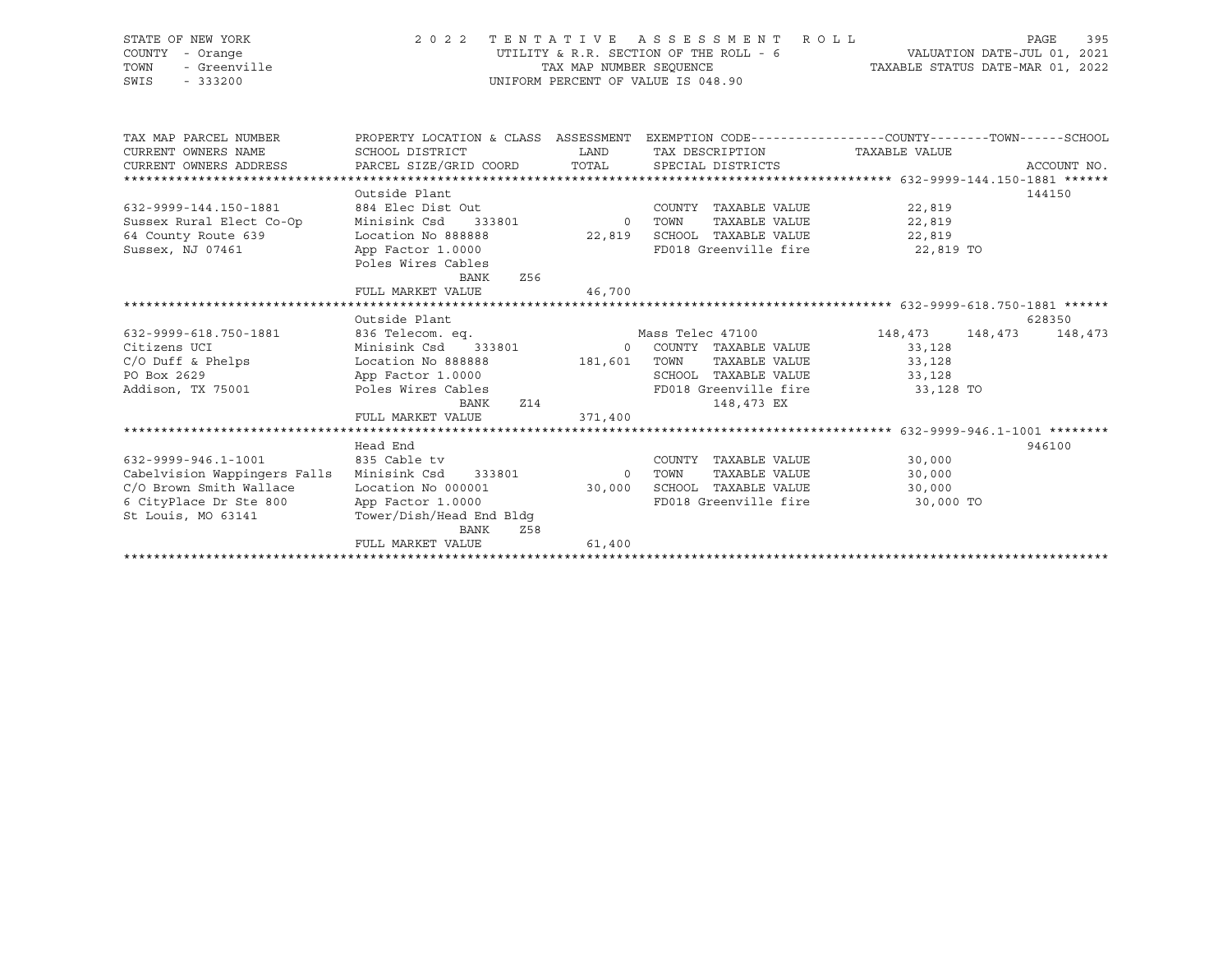STATE OF NEW YORK
COUNTY - Orange
TOWN - Greenville
SWIS - 333200

2022 TENTATIVE ASSESSMENT ROLL
UTILITY & R.R. SECTION OF THE ROLL - 6
TAX MAP NUMBER SEQUENCE
UNIFORM PERCENT OF VALUE IS 048.90

VALUATION DATE-JUL 01, 2021
TAXABLE STATUS DATE-MAR 01, 2022

| TAX MAP PARCEL NUMBER / CURRENT OWNERS NAME / CURRENT OWNERS ADDRESS | PROPERTY LOCATION & CLASS / SCHOOL DISTRICT / PARCEL SIZE/GRID COORD | ASSESSMENT LAND / TOTAL | EXEMPTION CODE / TAX DESCRIPTION / SPECIAL DISTRICTS | COUNTY / TAXABLE VALUE | TOWN | SCHOOL | ACCOUNT NO. |
|---|---|---|---|---|---|---|---|
| **632-9999-144.150-1881** | Outside Plant | | | | | | 144150 |
| 632-9999-144.150-1881 | 884 Elec Dist Out | | COUNTY TAXABLE VALUE | 22,819 | | | |
| Sussex Rural Elect Co-Op | Minisink Csd 333801 | 0 | TOWN TAXABLE VALUE | 22,819 | | | |
| 64 County Route 639 | Location No 888888 | 22,819 | SCHOOL TAXABLE VALUE | 22,819 | | | |
| Sussex, NJ 07461 | App Factor 1.0000 | | FD018 Greenville fire | 22,819 TO | | | |
| | Poles Wires Cables | | | | | | |
| | BANK Z56 | | | | | | |
| | FULL MARKET VALUE | 46,700 | | | | | |
| **632-9999-618.750-1881** | Outside Plant | | | | | | 628350 |
| 632-9999-618.750-1881 | 836 Telecom. eq. | | Mass Telec 47100 | 148,473 | 148,473 | 148,473 | |
| Citizens UCI | Minisink Csd 333801 | 0 | COUNTY TAXABLE VALUE | 33,128 | | | |
| C/O Duff & Phelps | Location No 888888 | 181,601 | TOWN TAXABLE VALUE | 33,128 | | | |
| PO Box 2629 | App Factor 1.0000 | | SCHOOL TAXABLE VALUE | 33,128 | | | |
| Addison, TX 75001 | Poles Wires Cables | | FD018 Greenville fire | 33,128 TO | | | |
| | BANK Z14 | | 148,473 EX | | | | |
| | FULL MARKET VALUE | 371,400 | | | | | |
| **632-9999-946.1-1001** | Head End | | | | | | 946100 |
| 632-9999-946.1-1001 | 835 Cable tv | | COUNTY TAXABLE VALUE | 30,000 | | | |
| Cabelvision Wappingers Falls | Minisink Csd 333801 | 0 | TOWN TAXABLE VALUE | 30,000 | | | |
| C/O Brown Smith Wallace | Location No 000001 | 30,000 | SCHOOL TAXABLE VALUE | 30,000 | | | |
| 6 CityPlace Dr Ste 800 | App Factor 1.0000 | | FD018 Greenville fire | 30,000 TO | | | |
| St Louis, MO 63141 | Tower/Dish/Head End Bldg | | | | | | |
| | BANK Z58 | | | | | | |
| | FULL MARKET VALUE | 61,400 | | | | | |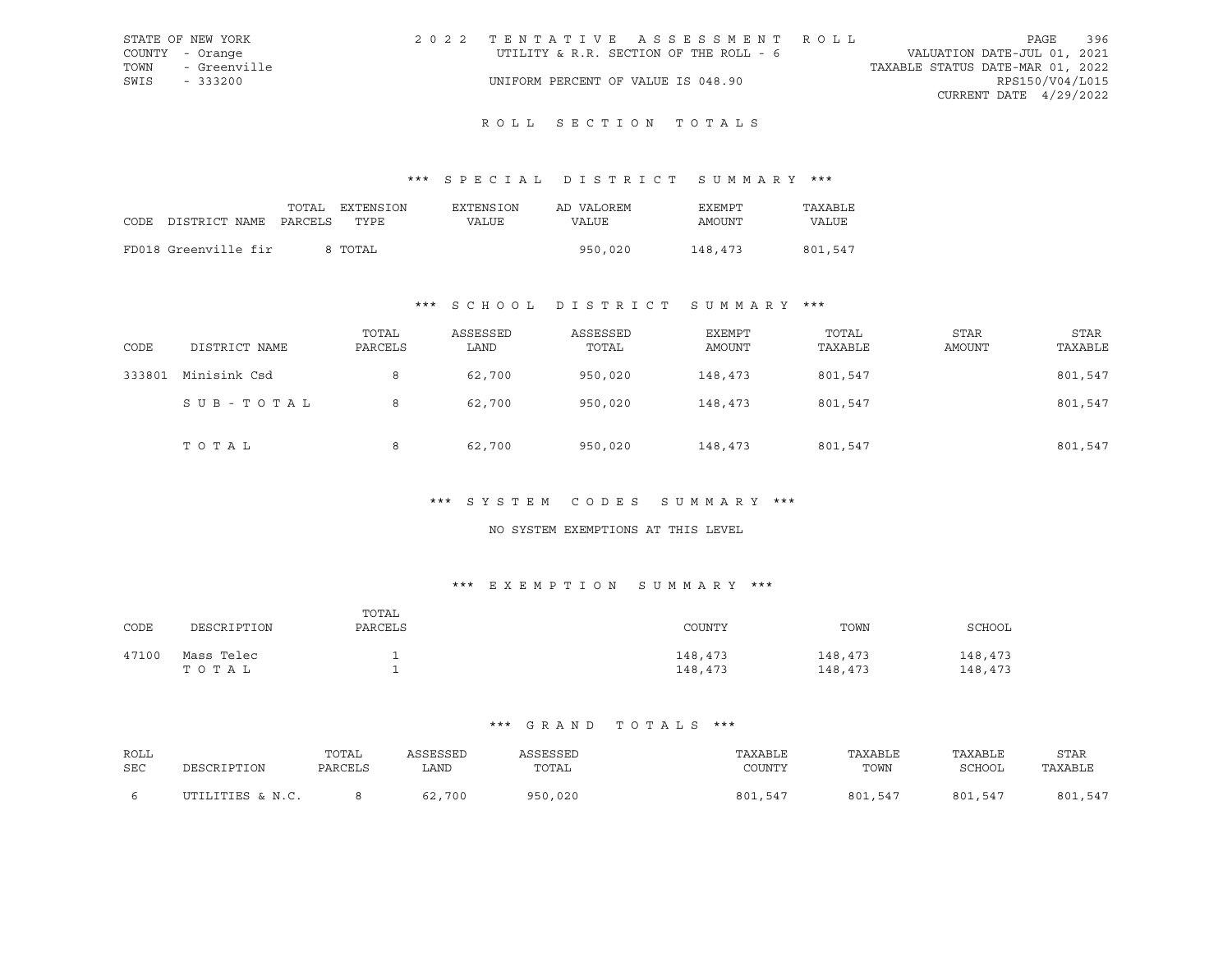STATE OF NEW YORK
COUNTY - Orange
TOWN - Greenville
SWIS - 333200

2022 TENTATIVE ASSESSMENT ROLL
UTILITY & R.R. SECTION OF THE ROLL - 6
UNIFORM PERCENT OF VALUE IS 048.90

VALUATION DATE-JUL 01, 2021
TAXABLE STATUS DATE-MAR 01, 2022
RPS150/V04/L015
CURRENT DATE 4/29/2022

# ROLL SECTION TOTALS

## *** SPECIAL DISTRICT SUMMARY ***

| CODE DISTRICT NAME | TOTAL PARCELS | EXTENSION TYPE | EXTENSION VALUE | AD VALOREM VALUE | EXEMPT AMOUNT | TAXABLE VALUE |
|---|---|---|---|---|---|---|
| FD018 Greenville fir | 8 | TOTAL | | 950,020 | 148,473 | 801,547 |

## *** SCHOOL DISTRICT SUMMARY ***

| CODE | DISTRICT NAME | TOTAL PARCELS | ASSESSED LAND | ASSESSED TOTAL | EXEMPT AMOUNT | TOTAL TAXABLE | STAR AMOUNT | STAR TAXABLE |
|---|---|---|---|---|---|---|---|---|
| 333801 | Minisink Csd | 8 | 62,700 | 950,020 | 148,473 | 801,547 | | 801,547 |
| | SUB-TOTAL | 8 | 62,700 | 950,020 | 148,473 | 801,547 | | 801,547 |
| | TOTAL | 8 | 62,700 | 950,020 | 148,473 | 801,547 | | 801,547 |

## *** SYSTEM CODES SUMMARY ***

NO SYSTEM EXEMPTIONS AT THIS LEVEL

## *** EXEMPTION SUMMARY ***

| CODE | DESCRIPTION | TOTAL PARCELS | COUNTY | TOWN | SCHOOL |
|---|---|---|---|---|---|
| 47100 | Mass Telec | 1 | 148,473 | 148,473 | 148,473 |
| | TOTAL | 1 | 148,473 | 148,473 | 148,473 |

## *** GRAND TOTALS ***

| ROLL SEC | DESCRIPTION | TOTAL PARCELS | ASSESSED LAND | ASSESSED TOTAL | TAXABLE COUNTY | TAXABLE TOWN | TAXABLE SCHOOL | STAR TAXABLE |
|---|---|---|---|---|---|---|---|---|
| 6 | UTILITIES & N.C. | 8 | 62,700 | 950,020 | 801,547 | 801,547 | 801,547 | 801,547 |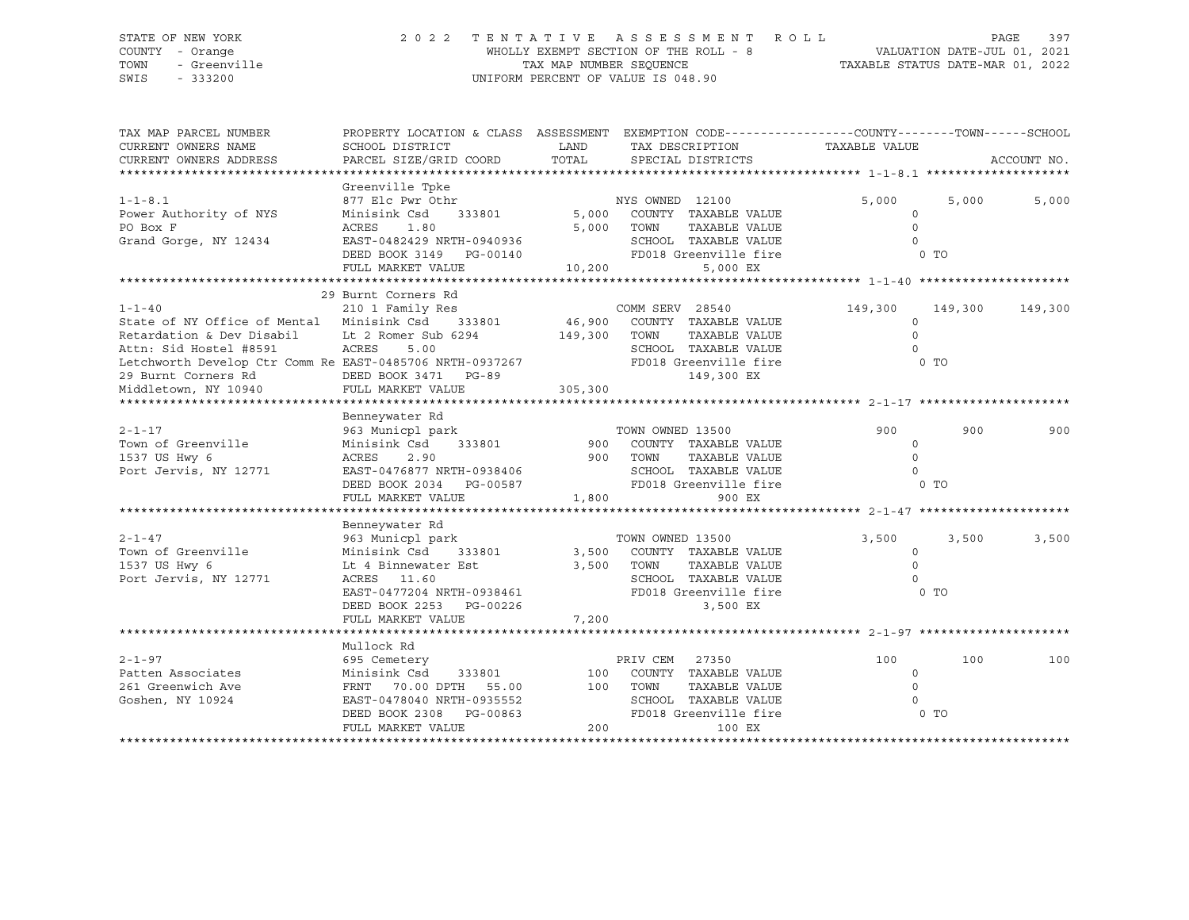STATE OF NEW YORK
COUNTY - Orange
TOWN - Greenville
SWIS - 333200

2 0 2 2 TENTATIVE ASSESSMENT ROLL
WHOLLY EXEMPT SECTION OF THE ROLL - 8
TAX MAP NUMBER SEQUENCE
UNIFORM PERCENT OF VALUE IS 048.90

VALUATION DATE-JUL 01, 2021
TAXABLE STATUS DATE-MAR 01, 2022

```
TAX MAP PARCEL NUMBER          PROPERTY LOCATION & CLASS  ASSESSMENT  EXEMPTION CODE------------------COUNTY--------TOWN------SCHOOL
CURRENT OWNERS NAME            SCHOOL DISTRICT               LAND      TAX DESCRIPTION            TAXABLE VALUE
CURRENT OWNERS ADDRESS         PARCEL SIZE/GRID COORD        TOTAL     SPECIAL DISTRICTS                                         ACCOUNT NO.
******************************************************************************************************* 1-1-8.1 ********************
                               Greenville Tpke
1-1-8.1                        877 Elc Pwr Othr                    NYS OWNED  12100            5,000       5,000       5,000
Power Authority of NYS         Minisink Csd    333801        5,000  COUNTY  TAXABLE VALUE          0
PO Box F                       ACRES    1.80                 5,000  TOWN    TAXABLE VALUE          0
Grand Gorge, NY 12434          EAST-0482429 NRTH-0940936            SCHOOL  TAXABLE VALUE          0
                               DEED BOOK 3149   PG-00140            FD018 Greenville fire            0 TO
                               FULL MARKET VALUE            10,200           5,000 EX
******************************************************************************************************* 1-1-40 *********************
                               29 Burnt Corners Rd
1-1-40                         210 1 Family Res                    COMM SERV  28540          149,300     149,300     149,300
State of NY Office of Mental   Minisink Csd    333801       46,900  COUNTY  TAXABLE VALUE          0
Retardation & Dev Disabil      Lt 2 Romer Sub 6294         149,300  TOWN    TAXABLE VALUE          0
Attn: Sid Hostel #8591         ACRES    5.00                        SCHOOL  TAXABLE VALUE          0
Letchworth Develop Ctr Comm Re EAST-0485706 NRTH-0937267            FD018 Greenville fire            0 TO
29 Burnt Corners Rd            DEED BOOK 3471   PG-89                      149,300 EX
Middletown, NY 10940           FULL MARKET VALUE           305,300
******************************************************************************************************* 2-1-17 *********************
                               Benneywater Rd
2-1-17                         963 Municpl park                    TOWN OWNED 13500              900         900         900
Town of Greenville             Minisink Csd    333801          900  COUNTY  TAXABLE VALUE          0
1537 US Hwy 6                  ACRES    2.90                   900  TOWN    TAXABLE VALUE          0
Port Jervis, NY 12771          EAST-0476877 NRTH-0938406            SCHOOL  TAXABLE VALUE          0
                               DEED BOOK 2034   PG-00587            FD018 Greenville fire            0 TO
                               FULL MARKET VALUE             1,800             900 EX
******************************************************************************************************* 2-1-47 *********************
                               Benneywater Rd
2-1-47                         963 Municpl park                    TOWN OWNED 13500            3,500       3,500       3,500
Town of Greenville             Minisink Csd    333801        3,500  COUNTY  TAXABLE VALUE          0
1537 US Hwy 6                  Lt 4 Binnewater Est           3,500  TOWN    TAXABLE VALUE          0
Port Jervis, NY 12771          ACRES   11.60                        SCHOOL  TAXABLE VALUE          0
                               EAST-0477204 NRTH-0938461            FD018 Greenville fire            0 TO
                               DEED BOOK 2253   PG-00226                     3,500 EX
                               FULL MARKET VALUE             7,200
******************************************************************************************************* 2-1-97 *********************
                               Mullock Rd
2-1-97                         695 Cemetery                        PRIV CEM   27350              100         100         100
Patten Associates              Minisink Csd    333801          100  COUNTY  TAXABLE VALUE          0
261 Greenwich Ave              FRNT   70.00 DPTH   55.00       100  TOWN    TAXABLE VALUE          0
Goshen, NY 10924               EAST-0478040 NRTH-0935552            SCHOOL  TAXABLE VALUE          0
                               DEED BOOK 2308   PG-00863            FD018 Greenville fire            0 TO
                               FULL MARKET VALUE               200             100 EX
************************************************************************************************************************************
```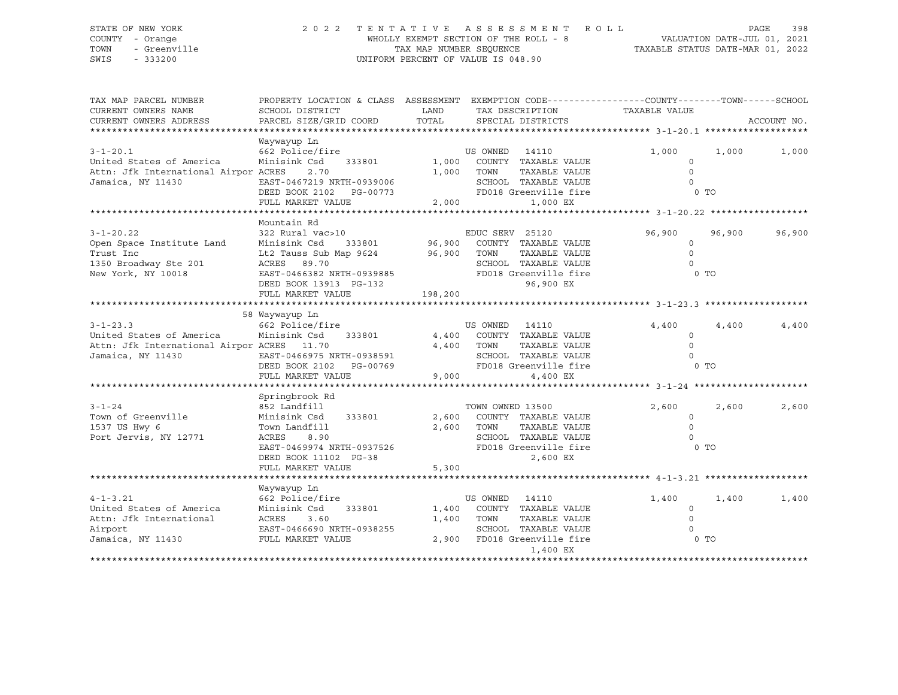STATE OF NEW YORK — 2022 TENTATIVE ASSESSMENT ROLL
COUNTY - Orange — WHOLLY EXEMPT SECTION OF THE ROLL - 8 — VALUATION DATE-JUL 01, 2021
TOWN - Greenville — TAX MAP NUMBER SEQUENCE — TAXABLE STATUS DATE-MAR 01, 2022
SWIS - 333200 — UNIFORM PERCENT OF VALUE IS 048.90

| TAX MAP PARCEL NUMBER / CURRENT OWNERS NAME / CURRENT OWNERS ADDRESS | PROPERTY LOCATION & CLASS / SCHOOL DISTRICT / PARCEL SIZE/GRID COORD | ASSESSMENT LAND / TOTAL | EXEMPTION CODE / TAX DESCRIPTION / SPECIAL DISTRICTS | COUNTY TAXABLE VALUE | TOWN | SCHOOL |
|---|---|---|---|---|---|---|
| | Waywayup Ln | | | | | |
| 3-1-20.1 | 662 Police/fire | | US OWNED 14110 | 1,000 | 1,000 | 1,000 |
| United States of America | Minisink Csd 333801 | 1,000 | COUNTY TAXABLE VALUE | 0 | | |
| Attn: Jfk International Airpor | ACRES 2.70 | 1,000 | TOWN TAXABLE VALUE | 0 | | |
| Jamaica, NY 11430 | EAST-0467219 NRTH-0939006 | | SCHOOL TAXABLE VALUE | 0 | | |
| | DEED BOOK 2102 PG-00773 | | FD018 Greenville fire | 0 TO | | |
| | FULL MARKET VALUE | 2,000 | 1,000 EX | | | |
| | Mountain Rd | | | | | |
| 3-1-20.22 | 322 Rural vac>10 | | EDUC SERV 25120 | 96,900 | 96,900 | 96,900 |
| Open Space Institute Land | Minisink Csd 333801 | 96,900 | COUNTY TAXABLE VALUE | 0 | | |
| Trust Inc | Lt2 Tauss Sub Map 9624 | 96,900 | TOWN TAXABLE VALUE | 0 | | |
| 1350 Broadway Ste 201 | ACRES 89.70 | | SCHOOL TAXABLE VALUE | 0 | | |
| New York, NY 10018 | EAST-0466382 NRTH-0939885 | | FD018 Greenville fire | 0 TO | | |
| | DEED BOOK 13913 PG-132 | | 96,900 EX | | | |
| | FULL MARKET VALUE | 198,200 | | | | |
| | 58 Waywayup Ln | | | | | |
| 3-1-23.3 | 662 Police/fire | | US OWNED 14110 | 4,400 | 4,400 | 4,400 |
| United States of America | Minisink Csd 333801 | 4,400 | COUNTY TAXABLE VALUE | 0 | | |
| Attn: Jfk International Airpor | ACRES 11.70 | 4,400 | TOWN TAXABLE VALUE | 0 | | |
| Jamaica, NY 11430 | EAST-0466975 NRTH-0938591 | | SCHOOL TAXABLE VALUE | 0 | | |
| | DEED BOOK 2102 PG-00769 | | FD018 Greenville fire | 0 TO | | |
| | FULL MARKET VALUE | 9,000 | 4,400 EX | | | |
| | Springbrook Rd | | | | | |
| 3-1-24 | 852 Landfill | | TOWN OWNED 13500 | 2,600 | 2,600 | 2,600 |
| Town of Greenville | Minisink Csd 333801 | 2,600 | COUNTY TAXABLE VALUE | 0 | | |
| 1537 US Hwy 6 | Town Landfill | 2,600 | TOWN TAXABLE VALUE | 0 | | |
| Port Jervis, NY 12771 | ACRES 8.90 | | SCHOOL TAXABLE VALUE | 0 | | |
| | EAST-0469974 NRTH-0937526 | | FD018 Greenville fire | 0 TO | | |
| | DEED BOOK 11102 PG-38 | | 2,600 EX | | | |
| | FULL MARKET VALUE | 5,300 | | | | |
| | Waywayup Ln | | | | | |
| 4-1-3.21 | 662 Police/fire | | US OWNED 14110 | 1,400 | 1,400 | 1,400 |
| United States of America | Minisink Csd 333801 | 1,400 | COUNTY TAXABLE VALUE | 0 | | |
| Attn: Jfk International | ACRES 3.60 | 1,400 | TOWN TAXABLE VALUE | 0 | | |
| Airport | EAST-0466690 NRTH-0938255 | | SCHOOL TAXABLE VALUE | 0 | | |
| Jamaica, NY 11430 | FULL MARKET VALUE | 2,900 | FD018 Greenville fire | 0 TO | | |
| | | | 1,400 EX | | | |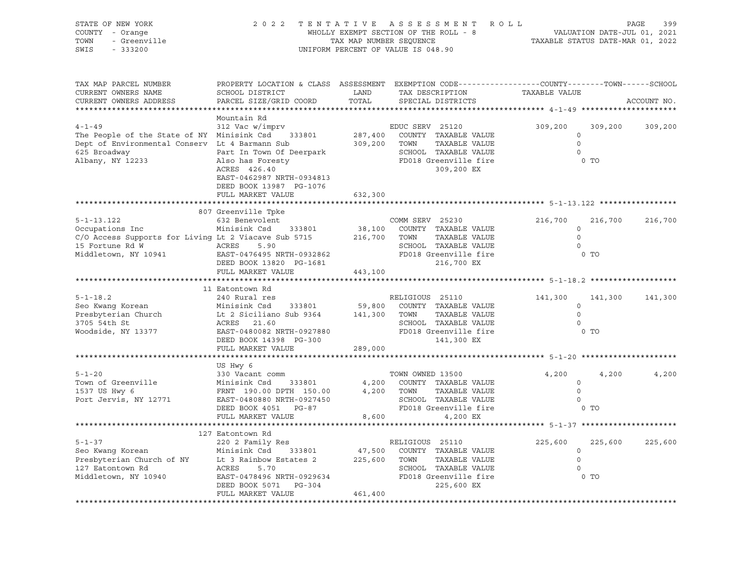STATE OF NEW YORK
COUNTY - Orange
TOWN - Greenville
SWIS - 333200

2022 TENTATIVE ASSESSMENT ROLL
WHOLLY EXEMPT SECTION OF THE ROLL - 8
TAX MAP NUMBER SEQUENCE
UNIFORM PERCENT OF VALUE IS 048.90

VALUATION DATE-JUL 01, 2021
TAXABLE STATUS DATE-MAR 01, 2022

| TAX MAP PARCEL NUMBER / CURRENT OWNERS NAME / CURRENT OWNERS ADDRESS | PROPERTY LOCATION & CLASS / SCHOOL DISTRICT / PARCEL SIZE/GRID COORD | ASSESSMENT LAND / TOTAL | EXEMPTION CODE / TAX DESCRIPTION / SPECIAL DISTRICTS | COUNTY TAXABLE VALUE | TOWN | SCHOOL |
|---|---|---|---|---|---|---|
| **4-1-49** | Mountain Rd | | | | | |
| | 312 Vac w/imprv | | EDUC SERV 25120 | 309,200 | 309,200 | 309,200 |
| The People of the State of NY | Minisink Csd 333801 | 287,400 | COUNTY TAXABLE VALUE | 0 | | |
| Dept of Environmental Conserv | Lt 4 Barmann Sub | 309,200 | TOWN TAXABLE VALUE | 0 | | |
| 625 Broadway | Part In Town Of Deerpark | | SCHOOL TAXABLE VALUE | 0 | | |
| Albany, NY 12233 | Also has Foresty | | FD018 Greenville fire | 0 TO | | |
| | ACRES 426.40 | | 309,200 EX | | | |
| | EAST-0462987 NRTH-0934813 | | | | | |
| | DEED BOOK 13987 PG-1076 | | | | | |
| | FULL MARKET VALUE | 632,300 | | | | |
| **5-1-13.122** | 807 Greenville Tpke | | | | | |
| | 632 Benevolent | | COMM SERV 25230 | 216,700 | 216,700 | 216,700 |
| Occupations Inc | Minisink Csd 333801 | 38,100 | COUNTY TAXABLE VALUE | 0 | | |
| C/O Access Supports for Living | Lt 2 Viacave Sub 5715 | 216,700 | TOWN TAXABLE VALUE | 0 | | |
| 15 Fortune Rd W | ACRES 5.90 | | SCHOOL TAXABLE VALUE | 0 | | |
| Middletown, NY 10941 | EAST-0476495 NRTH-0932862 | | FD018 Greenville fire | 0 TO | | |
| | DEED BOOK 13820 PG-1681 | | 216,700 EX | | | |
| | FULL MARKET VALUE | 443,100 | | | | |
| **5-1-18.2** | 11 Eatontown Rd | | | | | |
| | 240 Rural res | | RELIGIOUS 25110 | 141,300 | 141,300 | 141,300 |
| Seo Kwang Korean | Minisink Csd 333801 | 59,800 | COUNTY TAXABLE VALUE | 0 | | |
| Presbyterian Church | Lt 2 Siciliano Sub 9364 | 141,300 | TOWN TAXABLE VALUE | 0 | | |
| 3705 54th St | ACRES 21.60 | | SCHOOL TAXABLE VALUE | 0 | | |
| Woodside, NY 13377 | EAST-0480082 NRTH-0927880 | | FD018 Greenville fire | 0 TO | | |
| | DEED BOOK 14398 PG-300 | | 141,300 EX | | | |
| | FULL MARKET VALUE | 289,000 | | | | |
| **5-1-20** | US Hwy 6 | | | | | |
| | 330 Vacant comm | | TOWN OWNED 13500 | 4,200 | 4,200 | 4,200 |
| Town of Greenville | Minisink Csd 333801 | 4,200 | COUNTY TAXABLE VALUE | 0 | | |
| 1537 US Hwy 6 | FRNT 190.00 DPTH 150.00 | 4,200 | TOWN TAXABLE VALUE | 0 | | |
| Port Jervis, NY 12771 | EAST-0480880 NRTH-0927450 | | SCHOOL TAXABLE VALUE | 0 | | |
| | DEED BOOK 4051 PG-87 | | FD018 Greenville fire | 0 TO | | |
| | FULL MARKET VALUE | 8,600 | 4,200 EX | | | |
| **5-1-37** | 127 Eatontown Rd | | | | | |
| | 220 2 Family Res | | RELIGIOUS 25110 | 225,600 | 225,600 | 225,600 |
| Seo Kwang Korean | Minisink Csd 333801 | 47,500 | COUNTY TAXABLE VALUE | 0 | | |
| Presbyterian Church of NY | Lt 3 Rainbow Estates 2 | 225,600 | TOWN TAXABLE VALUE | 0 | | |
| 127 Eatontown Rd | ACRES 5.70 | | SCHOOL TAXABLE VALUE | 0 | | |
| Middletown, NY 10940 | EAST-0478496 NRTH-0929634 | | FD018 Greenville fire | 0 TO | | |
| | DEED BOOK 5071 PG-304 | | 225,600 EX | | | |
| | FULL MARKET VALUE | 461,400 | | | | |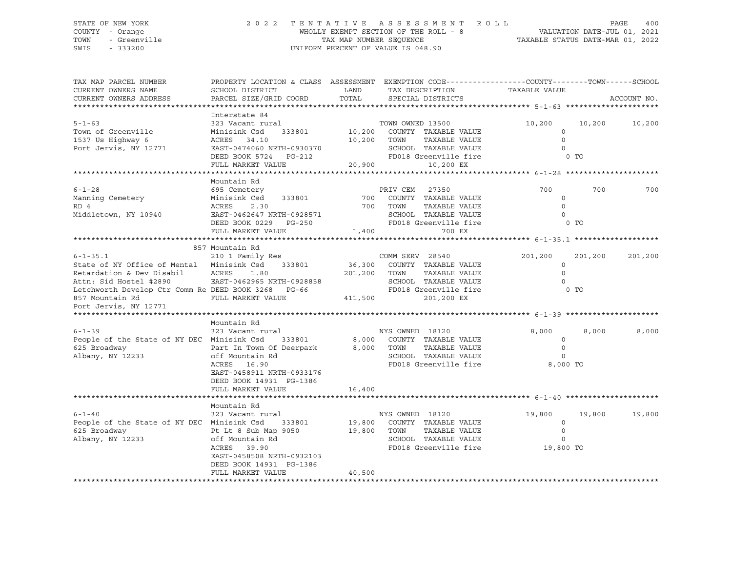STATE OF NEW YORK
COUNTY - Orange
TOWN - Greenville
SWIS - 333200

2022 TENTATIVE ASSESSMENT ROLL
WHOLLY EXEMPT SECTION OF THE ROLL - 8
TAX MAP NUMBER SEQUENCE
UNIFORM PERCENT OF VALUE IS 048.90

VALUATION DATE-JUL 01, 2021
TAXABLE STATUS DATE-MAR 01, 2022

| TAX MAP PARCEL NUMBER / CURRENT OWNERS NAME / CURRENT OWNERS ADDRESS | PROPERTY LOCATION & CLASS / SCHOOL DISTRICT / PARCEL SIZE/GRID COORD | ASSESSMENT LAND / TOTAL | EXEMPTION CODE / TAX DESCRIPTION / SPECIAL DISTRICTS | COUNTY TAXABLE VALUE | TOWN | SCHOOL |
|---|---|---|---|---|---|---|
| **5-1-63** | Interstate 84 | | | | | |
| | 323 Vacant rural | | TOWN OWNED 13500 | 10,200 | 10,200 | 10,200 |
| Town of Greenville | Minisink Csd 333801 | 10,200 | COUNTY TAXABLE VALUE | 0 | | |
| 1537 Us Highway 6 | ACRES 34.10 | 10,200 | TOWN TAXABLE VALUE | 0 | | |
| Port Jervis, NY 12771 | EAST-0474060 NRTH-0930370 | | SCHOOL TAXABLE VALUE | 0 | | |
| | DEED BOOK 5724 PG-212 | | FD018 Greenville fire | 0 TO | | |
| | FULL MARKET VALUE | 20,900 | 10,200 EX | | | |
| **6-1-28** | Mountain Rd | | | | | |
| | 695 Cemetery | | PRIV CEM 27350 | 700 | 700 | 700 |
| Manning Cemetery | Minisink Csd 333801 | 700 | COUNTY TAXABLE VALUE | 0 | | |
| RD 4 | ACRES 2.30 | 700 | TOWN TAXABLE VALUE | 0 | | |
| Middletown, NY 10940 | EAST-0462647 NRTH-0928571 | | SCHOOL TAXABLE VALUE | 0 | | |
| | DEED BOOK 0229 PG-250 | | FD018 Greenville fire | 0 TO | | |
| | FULL MARKET VALUE | 1,400 | 700 EX | | | |
| **6-1-35.1** | 857 Mountain Rd | | | | | |
| | 210 1 Family Res | | COMM SERV 28540 | 201,200 | 201,200 | 201,200 |
| State of NY Office of Mental | Minisink Csd 333801 | 36,300 | COUNTY TAXABLE VALUE | 0 | | |
| Retardation & Dev Disabil | ACRES 1.80 | 201,200 | TOWN TAXABLE VALUE | 0 | | |
| Attn: Sid Hostel #2890 | EAST-0462965 NRTH-0928858 | | SCHOOL TAXABLE VALUE | 0 | | |
| Letchworth Develop Ctr Comm Re | DEED BOOK 3268 PG-66 | | FD018 Greenville fire | 0 TO | | |
| 857 Mountain Rd | FULL MARKET VALUE | 411,500 | 201,200 EX | | | |
| Port Jervis, NY 12771 | | | | | | |
| **6-1-39** | Mountain Rd | | | | | |
| | 323 Vacant rural | | NYS OWNED 18120 | 8,000 | 8,000 | 8,000 |
| People of the State of NY DEC | Minisink Csd 333801 | 8,000 | COUNTY TAXABLE VALUE | 0 | | |
| 625 Broadway | Part In Town Of Deerpark | 8,000 | TOWN TAXABLE VALUE | 0 | | |
| Albany, NY 12233 | off Mountain Rd | | SCHOOL TAXABLE VALUE | 0 | | |
| | ACRES 16.90 | | FD018 Greenville fire | 8,000 TO | | |
| | EAST-0458911 NRTH-0933176 | | | | | |
| | DEED BOOK 14931 PG-1386 | | | | | |
| | FULL MARKET VALUE | 16,400 | | | | |
| **6-1-40** | Mountain Rd | | | | | |
| | 323 Vacant rural | | NYS OWNED 18120 | 19,800 | 19,800 | 19,800 |
| People of the State of NY DEC | Minisink Csd 333801 | 19,800 | COUNTY TAXABLE VALUE | 0 | | |
| 625 Broadway | Pt Lt 8 Sub Map 9050 | 19,800 | TOWN TAXABLE VALUE | 0 | | |
| Albany, NY 12233 | off Mountain Rd | | SCHOOL TAXABLE VALUE | 0 | | |
| | ACRES 39.90 | | FD018 Greenville fire | 19,800 TO | | |
| | EAST-0458508 NRTH-0932103 | | | | | |
| | DEED BOOK 14931 PG-1386 | | | | | |
| | FULL MARKET VALUE | 40,500 | | | | |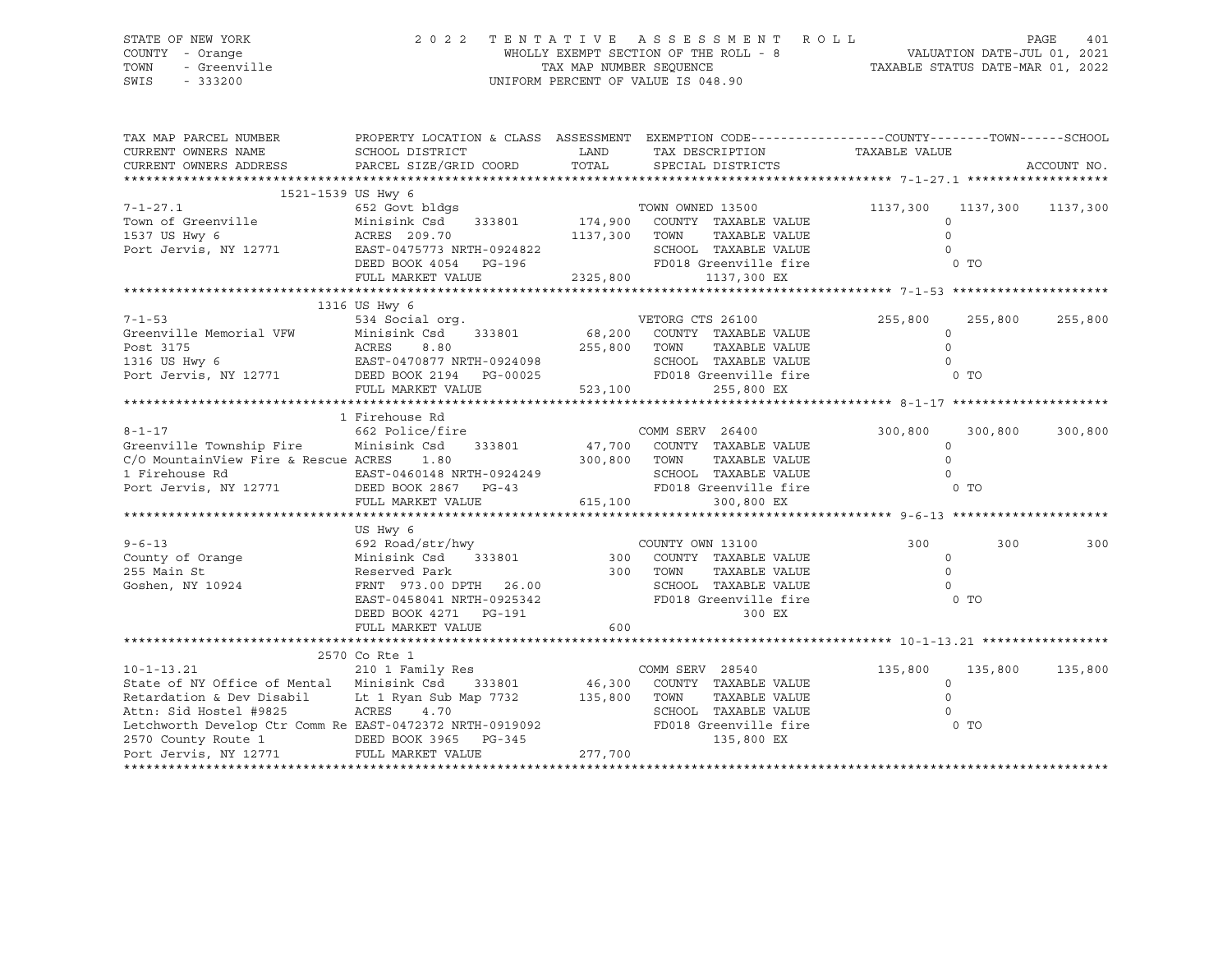STATE OF NEW YORK
COUNTY - Orange
TOWN - Greenville
SWIS - 333200

2 0 2 2 T E N T A T I V E A S S E S S M E N T R O L L
WHOLLY EXEMPT SECTION OF THE ROLL - 8
TAX MAP NUMBER SEQUENCE
UNIFORM PERCENT OF VALUE IS 048.90

VALUATION DATE-JUL 01, 2021
TAXABLE STATUS DATE-MAR 01, 2022

```
TAX MAP PARCEL NUMBER      PROPERTY LOCATION & CLASS  ASSESSMENT  EXEMPTION CODE------------------COUNTY--------TOWN------SCHOOL
CURRENT OWNERS NAME        SCHOOL DISTRICT               LAND      TAX DESCRIPTION              TAXABLE VALUE
CURRENT OWNERS ADDRESS     PARCEL SIZE/GRID COORD        TOTAL     SPECIAL DISTRICTS                                        ACCOUNT NO.
******************************************************************************************************* 7-1-27.1 *******************
       1521-1539 US Hwy 6
7-1-27.1                   652 Govt bldgs                          TOWN OWNED 13500            1137,300   1137,300   1137,300
Town of Greenville         Minisink Csd    333801        174,900   COUNTY  TAXABLE VALUE              0
1537 US Hwy 6              ACRES  209.70                1137,300   TOWN    TAXABLE VALUE              0
Port Jervis, NY 12771      EAST-0475773 NRTH-0924822               SCHOOL  TAXABLE VALUE              0
                           DEED BOOK 4054   PG-196                 FD018 Greenville fire                0 TO
                           FULL MARKET VALUE            2325,800        1137,300 EX
******************************************************************************************************* 7-1-53 *********************
       1316 US Hwy 6
7-1-53                     534 Social org.                         VETORG CTS 26100             255,800    255,800    255,800
Greenville Memorial VFW    Minisink Csd    333801         68,200   COUNTY  TAXABLE VALUE              0
Post 3175                  ACRES    8.80                 255,800   TOWN    TAXABLE VALUE              0
1316 US Hwy 6              EAST-0470877 NRTH-0924098               SCHOOL  TAXABLE VALUE              0
Port Jervis, NY 12771      DEED BOOK 2194   PG-00025               FD018 Greenville fire                0 TO
                           FULL MARKET VALUE             523,100         255,800 EX
******************************************************************************************************* 8-1-17 *********************
       1 Firehouse Rd
8-1-17                     662 Police/fire                         COMM SERV  26400             300,800    300,800    300,800
Greenville Township Fire   Minisink Csd    333801         47,700   COUNTY  TAXABLE VALUE              0
C/O MountainView Fire & Rescue ACRES    1.80             300,800   TOWN    TAXABLE VALUE              0
1 Firehouse Rd             EAST-0460148 NRTH-0924249               SCHOOL  TAXABLE VALUE              0
Port Jervis, NY 12771      DEED BOOK 2867   PG-43                  FD018 Greenville fire                0 TO
                           FULL MARKET VALUE             615,100         300,800 EX
******************************************************************************************************* 9-6-13 *********************
       US Hwy 6
9-6-13                     692 Road/str/hwy                        COUNTY OWN 13100                 300        300        300
County of Orange           Minisink Csd    333801            300   COUNTY  TAXABLE VALUE              0
255 Main St                Reserved Park                     300   TOWN    TAXABLE VALUE              0
Goshen, NY 10924           FRNT  973.00 DPTH   26.00               SCHOOL  TAXABLE VALUE              0
                           EAST-0458041 NRTH-0925342               FD018 Greenville fire                0 TO
                           DEED BOOK 4271   PG-191                           300 EX
                           FULL MARKET VALUE                 600
******************************************************************************************************* 10-1-13.21 *****************
       2570 Co Rte 1
10-1-13.21                 210 1 Family Res                        COMM SERV  28540             135,800    135,800    135,800
State of NY Office of Mental  Minisink Csd    333801      46,300   COUNTY  TAXABLE VALUE              0
Retardation & Dev Disabil  Lt 1 Ryan Sub Map 7732        135,800   TOWN    TAXABLE VALUE              0
Attn: Sid Hostel #9825     ACRES    4.70                           SCHOOL  TAXABLE VALUE              0
Letchworth Develop Ctr Comm Re EAST-0472372 NRTH-0919092           FD018 Greenville fire                0 TO
2570 County Route 1        DEED BOOK 3965   PG-345                       135,800 EX
Port Jervis, NY 12771      FULL MARKET VALUE             277,700
************************************************************************************************************************************
```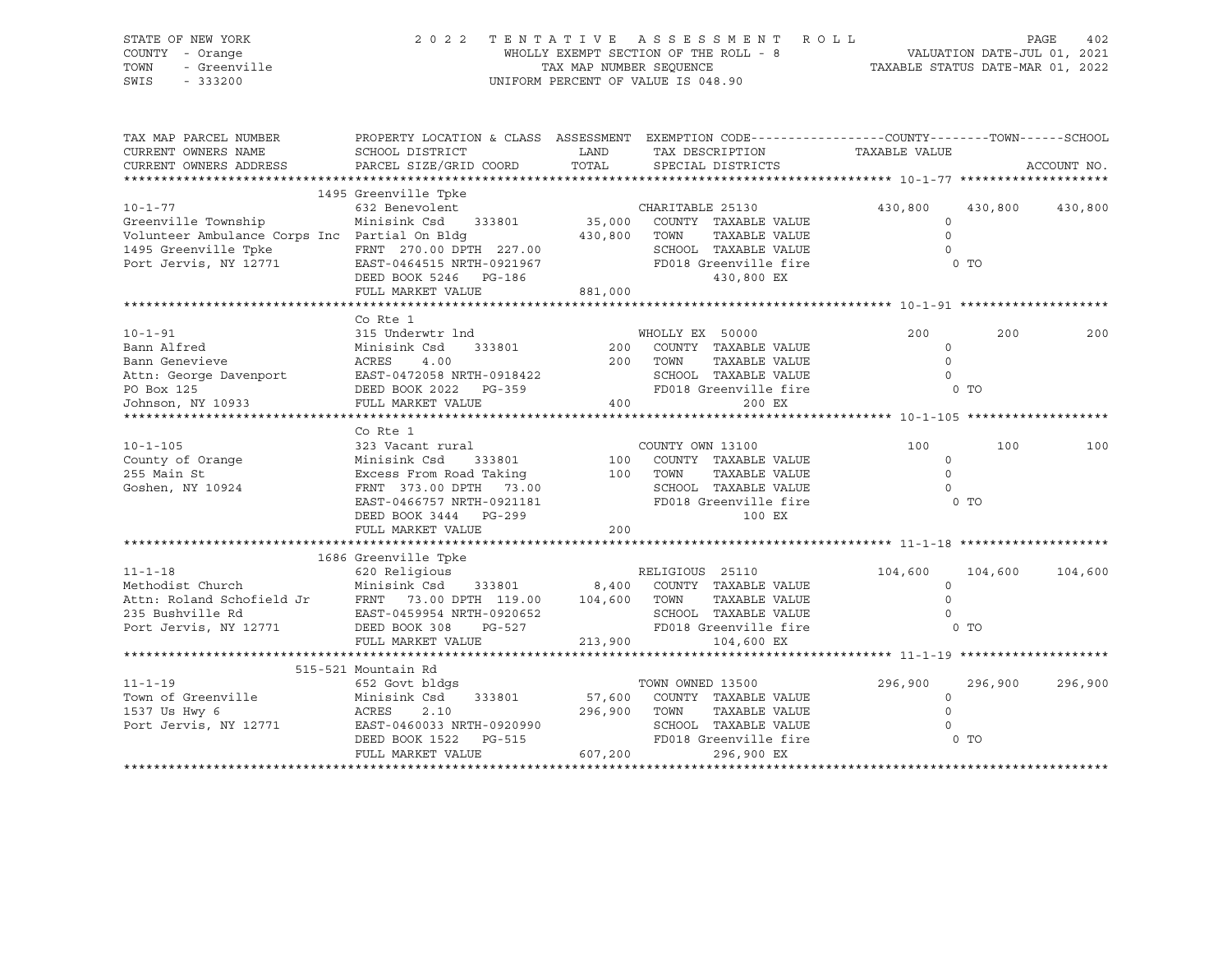STATE OF NEW YORK
COUNTY - Orange
TOWN - Greenville
SWIS - 333200

2022 TENTATIVE ASSESSMENT ROLL
WHOLLY EXEMPT SECTION OF THE ROLL - 8
TAX MAP NUMBER SEQUENCE
UNIFORM PERCENT OF VALUE IS 048.90

VALUATION DATE-JUL 01, 2021
TAXABLE STATUS DATE-MAR 01, 2022

| TAX MAP PARCEL NUMBER / CURRENT OWNERS NAME / CURRENT OWNERS ADDRESS | PROPERTY LOCATION & CLASS / SCHOOL DISTRICT / PARCEL SIZE/GRID COORD | ASSESSMENT LAND / TOTAL | EXEMPTION CODE / TAX DESCRIPTION / SPECIAL DISTRICTS | COUNTY | TOWN | SCHOOL |
|---|---|---|---|---|---|---|
| | 1495 Greenville Tpke | | | | | |
| 10-1-77 | 632 Benevolent | | CHARITABLE 25130 | 430,800 | 430,800 | 430,800 |
| Greenville Township | Minisink Csd 333801 | 35,000 | COUNTY TAXABLE VALUE | 0 | | |
| Volunteer Ambulance Corps Inc | Partial On Bldg | 430,800 | TOWN TAXABLE VALUE | 0 | | |
| 1495 Greenville Tpke | FRNT 270.00 DPTH 227.00 | | SCHOOL TAXABLE VALUE | 0 | | |
| Port Jervis, NY 12771 | EAST-0464515 NRTH-0921967 | | FD018 Greenville fire | 0 TO | | |
| | DEED BOOK 5246 PG-186 | | 430,800 EX | | | |
| | FULL MARKET VALUE | 881,000 | | | | |
| | Co Rte 1 | | | | | |
| 10-1-91 | 315 Underwtr lnd | | WHOLLY EX 50000 | 200 | 200 | 200 |
| Bann Alfred | Minisink Csd 333801 | 200 | COUNTY TAXABLE VALUE | 0 | | |
| Bann Genevieve | ACRES 4.00 | 200 | TOWN TAXABLE VALUE | 0 | | |
| Attn: George Davenport | EAST-0472058 NRTH-0918422 | | SCHOOL TAXABLE VALUE | 0 | | |
| PO Box 125 | DEED BOOK 2022 PG-359 | | FD018 Greenville fire | 0 TO | | |
| Johnson, NY 10933 | FULL MARKET VALUE | 400 | 200 EX | | | |
| | Co Rte 1 | | | | | |
| 10-1-105 | 323 Vacant rural | | COUNTY OWN 13100 | 100 | 100 | 100 |
| County of Orange | Minisink Csd 333801 | 100 | COUNTY TAXABLE VALUE | 0 | | |
| 255 Main St | Excess From Road Taking | 100 | TOWN TAXABLE VALUE | 0 | | |
| Goshen, NY 10924 | FRNT 373.00 DPTH 73.00 | | SCHOOL TAXABLE VALUE | 0 | | |
| | EAST-0466757 NRTH-0921181 | | FD018 Greenville fire | 0 TO | | |
| | DEED BOOK 3444 PG-299 | | 100 EX | | | |
| | FULL MARKET VALUE | 200 | | | | |
| | 1686 Greenville Tpke | | | | | |
| 11-1-18 | 620 Religious | | RELIGIOUS 25110 | 104,600 | 104,600 | 104,600 |
| Methodist Church | Minisink Csd 333801 | 8,400 | COUNTY TAXABLE VALUE | 0 | | |
| Attn: Roland Schofield Jr | FRNT 73.00 DPTH 119.00 | 104,600 | TOWN TAXABLE VALUE | 0 | | |
| 235 Bushville Rd | EAST-0459954 NRTH-0920652 | | SCHOOL TAXABLE VALUE | 0 | | |
| Port Jervis, NY 12771 | DEED BOOK 308 PG-527 | | FD018 Greenville fire | 0 TO | | |
| | FULL MARKET VALUE | 213,900 | 104,600 EX | | | |
| | 515-521 Mountain Rd | | | | | |
| 11-1-19 | 652 Govt bldgs | | TOWN OWNED 13500 | 296,900 | 296,900 | 296,900 |
| Town of Greenville | Minisink Csd 333801 | 57,600 | COUNTY TAXABLE VALUE | 0 | | |
| 1537 Us Hwy 6 | ACRES 2.10 | 296,900 | TOWN TAXABLE VALUE | 0 | | |
| Port Jervis, NY 12771 | EAST-0460033 NRTH-0920990 | | SCHOOL TAXABLE VALUE | 0 | | |
| | DEED BOOK 1522 PG-515 | | FD018 Greenville fire | 0 TO | | |
| | FULL MARKET VALUE | 607,200 | 296,900 EX | | | |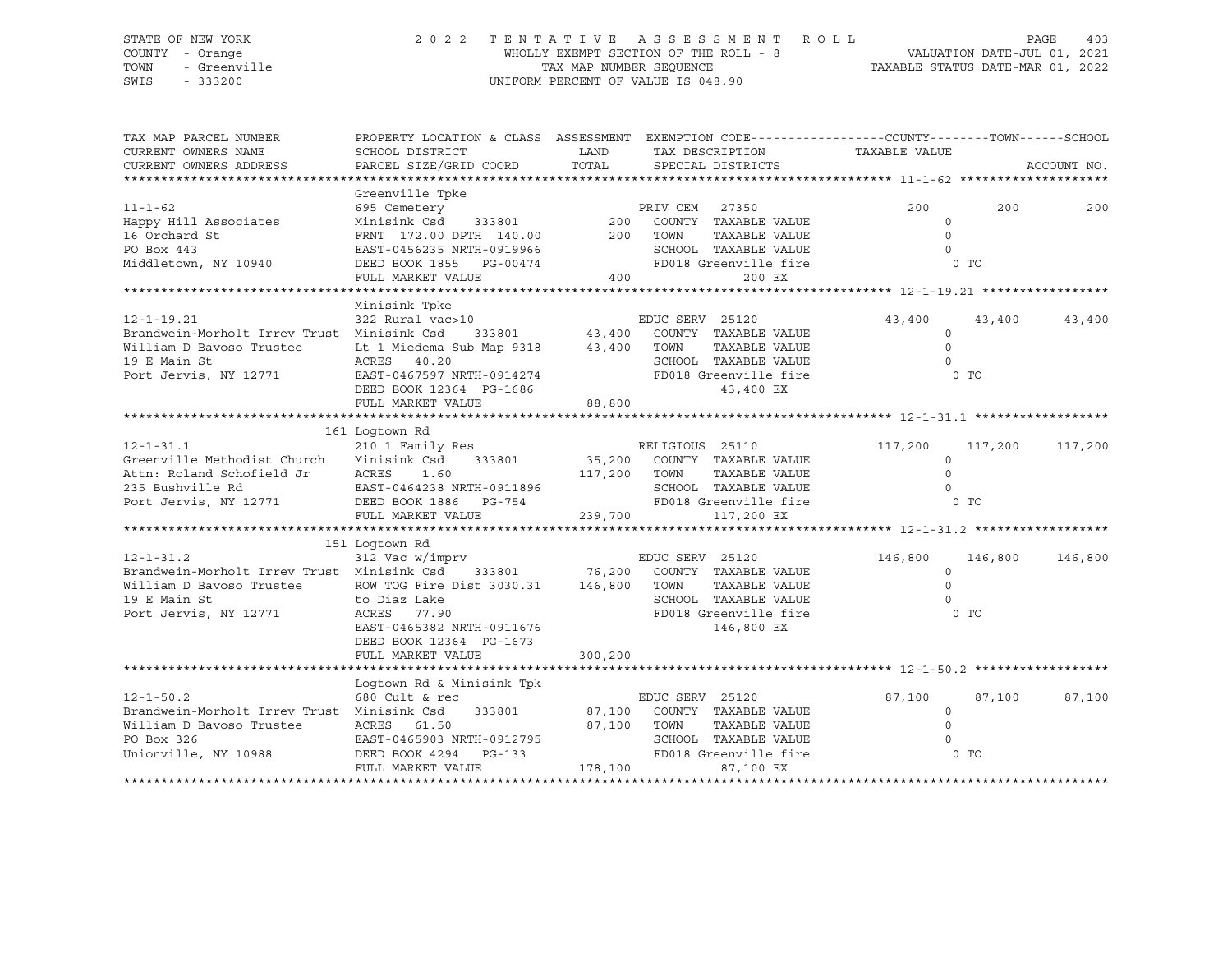STATE OF NEW YORK — 2022 TENTATIVE ASSESSMENT ROLL
COUNTY - Orange — WHOLLY EXEMPT SECTION OF THE ROLL - 8 — VALUATION DATE-JUL 01, 2021
TOWN - Greenville — TAX MAP NUMBER SEQUENCE — TAXABLE STATUS DATE-MAR 01, 2022
SWIS - 333200 — UNIFORM PERCENT OF VALUE IS 048.90

| TAX MAP PARCEL NUMBER / CURRENT OWNERS NAME / CURRENT OWNERS ADDRESS | PROPERTY LOCATION & CLASS / SCHOOL DISTRICT / PARCEL SIZE/GRID COORD | ASSESSMENT LAND / TOTAL | EXEMPTION CODE / TAX DESCRIPTION / SPECIAL DISTRICTS | COUNTY TAXABLE VALUE | TOWN | SCHOOL |
|---|---|---|---|---|---|---|
| **11-1-62** | Greenville Tpke | | | | | |
| 11-1-62 | 695 Cemetery | | PRIV CEM 27350 | 200 | 200 | 200 |
| Happy Hill Associates | Minisink Csd 333801 | 200 | COUNTY TAXABLE VALUE | 0 | | |
| 16 Orchard St | FRNT 172.00 DPTH 140.00 | 200 | TOWN TAXABLE VALUE | 0 | | |
| PO Box 443 | EAST-0456235 NRTH-0919966 | | SCHOOL TAXABLE VALUE | 0 | | |
| Middletown, NY 10940 | DEED BOOK 1855 PG-00474 | | FD018 Greenville fire | 0 TO | | |
| | FULL MARKET VALUE | 400 | 200 EX | | | |
| **12-1-19.21** | Minisink Tpke | | | | | |
| 12-1-19.21 | 322 Rural vac>10 | | EDUC SERV 25120 | 43,400 | 43,400 | 43,400 |
| Brandwein-Morholt Irrev Trust | Minisink Csd 333801 | 43,400 | COUNTY TAXABLE VALUE | 0 | | |
| William D Bavoso Trustee | Lt 1 Miedema Sub Map 9318 | 43,400 | TOWN TAXABLE VALUE | 0 | | |
| 19 E Main St | ACRES 40.20 | | SCHOOL TAXABLE VALUE | 0 | | |
| Port Jervis, NY 12771 | EAST-0467597 NRTH-0914274 | | FD018 Greenville fire | 0 TO | | |
| | DEED BOOK 12364 PG-1686 | | 43,400 EX | | | |
| | FULL MARKET VALUE | 88,800 | | | | |
| **12-1-31.1** | 161 Logtown Rd | | | | | |
| 12-1-31.1 | 210 1 Family Res | | RELIGIOUS 25110 | 117,200 | 117,200 | 117,200 |
| Greenville Methodist Church | Minisink Csd 333801 | 35,200 | COUNTY TAXABLE VALUE | 0 | | |
| Attn: Roland Schofield Jr | ACRES 1.60 | 117,200 | TOWN TAXABLE VALUE | 0 | | |
| 235 Bushville Rd | EAST-0464238 NRTH-0911896 | | SCHOOL TAXABLE VALUE | 0 | | |
| Port Jervis, NY 12771 | DEED BOOK 1886 PG-754 | | FD018 Greenville fire | 0 TO | | |
| | FULL MARKET VALUE | 239,700 | 117,200 EX | | | |
| **12-1-31.2** | 151 Logtown Rd | | | | | |
| 12-1-31.2 | 312 Vac w/imprv | | EDUC SERV 25120 | 146,800 | 146,800 | 146,800 |
| Brandwein-Morholt Irrev Trust | Minisink Csd 333801 | 76,200 | COUNTY TAXABLE VALUE | 0 | | |
| William D Bavoso Trustee | ROW TOG Fire Dist 3030.31 | 146,800 | TOWN TAXABLE VALUE | 0 | | |
| 19 E Main St | to Diaz Lake | | SCHOOL TAXABLE VALUE | 0 | | |
| Port Jervis, NY 12771 | ACRES 77.90 | | FD018 Greenville fire | 0 TO | | |
| | EAST-0465382 NRTH-0911676 | | 146,800 EX | | | |
| | DEED BOOK 12364 PG-1673 | | | | | |
| | FULL MARKET VALUE | 300,200 | | | | |
| **12-1-50.2** | Logtown Rd & Minisink Tpk | | | | | |
| 12-1-50.2 | 680 Cult & rec | | EDUC SERV 25120 | 87,100 | 87,100 | 87,100 |
| Brandwein-Morholt Irrev Trust | Minisink Csd 333801 | 87,100 | COUNTY TAXABLE VALUE | 0 | | |
| William D Bavoso Trustee | ACRES 61.50 | 87,100 | TOWN TAXABLE VALUE | 0 | | |
| PO Box 326 | EAST-0465903 NRTH-0912795 | | SCHOOL TAXABLE VALUE | 0 | | |
| Unionville, NY 10988 | DEED BOOK 4294 PG-133 | | FD018 Greenville fire | 0 TO | | |
| | FULL MARKET VALUE | 178,100 | 87,100 EX | | | |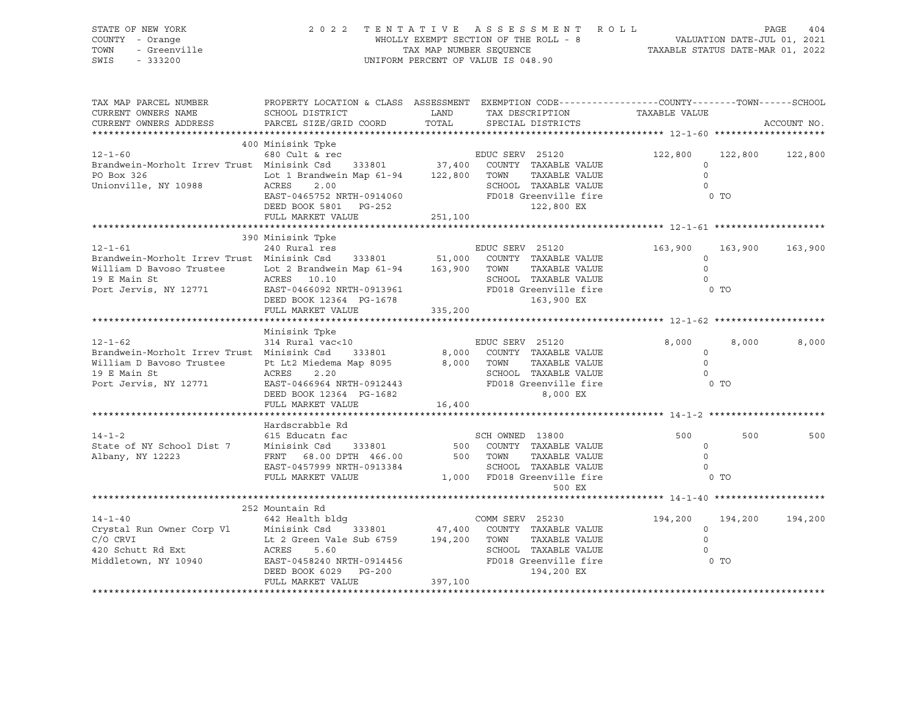STATE OF NEW YORK
COUNTY - Orange
TOWN - Greenville
SWIS - 333200

2022 TENTATIVE ASSESSMENT ROLL
WHOLLY EXEMPT SECTION OF THE ROLL - 8
TAX MAP NUMBER SEQUENCE
UNIFORM PERCENT OF VALUE IS 048.90

VALUATION DATE-JUL 01, 2021
TAXABLE STATUS DATE-MAR 01, 2022

| TAX MAP PARCEL NUMBER / CURRENT OWNERS NAME / CURRENT OWNERS ADDRESS | PROPERTY LOCATION & CLASS / SCHOOL DISTRICT / PARCEL SIZE/GRID COORD | ASSESSMENT LAND / TOTAL | EXEMPTION CODE / TAX DESCRIPTION / SPECIAL DISTRICTS | COUNTY | TOWN | SCHOOL |
|---|---|---|---|---|---|---|
| **12-1-60** | 400 Minisink Tpke | | | | | |
| 12-1-60 | 680 Cult & rec | | EDUC SERV 25120 | 122,800 | 122,800 | 122,800 |
| Brandwein-Morholt Irrev Trust | Minisink Csd 333801 | 37,400 | COUNTY TAXABLE VALUE | 0 | | |
| PO Box 326 | Lot 1 Brandwein Map 61-94 | 122,800 | TOWN TAXABLE VALUE | 0 | | |
| Unionville, NY 10988 | ACRES 2.00 | | SCHOOL TAXABLE VALUE | 0 | | |
| | EAST-0465752 NRTH-0914060 | | FD018 Greenville fire | 0 TO | | |
| | DEED BOOK 5801 PG-252 | | 122,800 EX | | | |
| | FULL MARKET VALUE | 251,100 | | | | |
| **12-1-61** | 390 Minisink Tpke | | | | | |
| 12-1-61 | 240 Rural res | | EDUC SERV 25120 | 163,900 | 163,900 | 163,900 |
| Brandwein-Morholt Irrev Trust | Minisink Csd 333801 | 51,000 | COUNTY TAXABLE VALUE | 0 | | |
| William D Bavoso Trustee | Lot 2 Brandwein Map 61-94 | 163,900 | TOWN TAXABLE VALUE | 0 | | |
| 19 E Main St | ACRES 10.10 | | SCHOOL TAXABLE VALUE | 0 | | |
| Port Jervis, NY 12771 | EAST-0466092 NRTH-0913961 | | FD018 Greenville fire | 0 TO | | |
| | DEED BOOK 12364 PG-1678 | | 163,900 EX | | | |
| | FULL MARKET VALUE | 335,200 | | | | |
| **12-1-62** | Minisink Tpke | | | | | |
| 12-1-62 | 314 Rural vac<10 | | EDUC SERV 25120 | 8,000 | 8,000 | 8,000 |
| Brandwein-Morholt Irrev Trust | Minisink Csd 333801 | 8,000 | COUNTY TAXABLE VALUE | 0 | | |
| William D Bavoso Trustee | Pt Lt2 Miedema Map 8095 | 8,000 | TOWN TAXABLE VALUE | 0 | | |
| 19 E Main St | ACRES 2.20 | | SCHOOL TAXABLE VALUE | 0 | | |
| Port Jervis, NY 12771 | EAST-0466964 NRTH-0912443 | | FD018 Greenville fire | 0 TO | | |
| | DEED BOOK 12364 PG-1682 | | 8,000 EX | | | |
| | FULL MARKET VALUE | 16,400 | | | | |
| **14-1-2** | Hardscrabble Rd | | | | | |
| 14-1-2 | 615 Educatn fac | | SCH OWNED 13800 | 500 | 500 | 500 |
| State of NY School Dist 7 | Minisink Csd 333801 | 500 | COUNTY TAXABLE VALUE | 0 | | |
| Albany, NY 12223 | FRNT 68.00 DPTH 466.00 | 500 | TOWN TAXABLE VALUE | 0 | | |
| | EAST-0457999 NRTH-0913384 | | SCHOOL TAXABLE VALUE | 0 | | |
| | FULL MARKET VALUE | 1,000 | FD018 Greenville fire | 0 TO | | |
| | | | 500 EX | | | |
| **14-1-40** | 252 Mountain Rd | | | | | |
| 14-1-40 | 642 Health bldg | | COMM SERV 25230 | 194,200 | 194,200 | 194,200 |
| Crystal Run Owner Corp Vl | Minisink Csd 333801 | 47,400 | COUNTY TAXABLE VALUE | 0 | | |
| C/O CRVI | Lt 2 Green Vale Sub 6759 | 194,200 | TOWN TAXABLE VALUE | 0 | | |
| 420 Schutt Rd Ext | ACRES 5.60 | | SCHOOL TAXABLE VALUE | 0 | | |
| Middletown, NY 10940 | EAST-0458240 NRTH-0914456 | | FD018 Greenville fire | 0 TO | | |
| | DEED BOOK 6029 PG-200 | | 194,200 EX | | | |
| | FULL MARKET VALUE | 397,100 | | | | |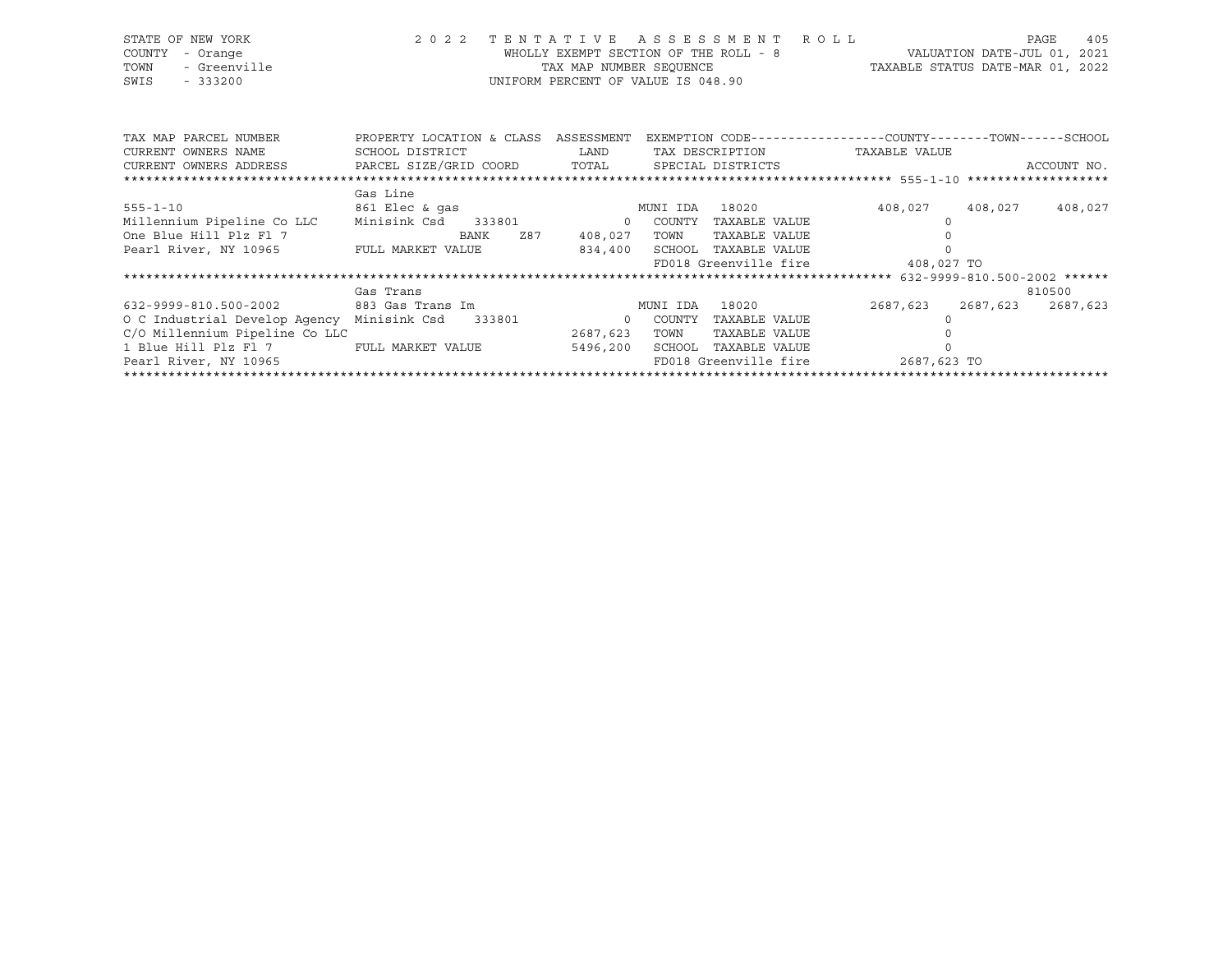STATE OF NEW YORK — 2022 TENTATIVE ASSESSMENT ROLL
COUNTY - Orange — WHOLLY EXEMPT SECTION OF THE ROLL - 8 — VALUATION DATE-JUL 01, 2021
TOWN - Greenville — TAX MAP NUMBER SEQUENCE — TAXABLE STATUS DATE-MAR 01, 2022
SWIS - 333200 — UNIFORM PERCENT OF VALUE IS 048.90

| TAX MAP PARCEL NUMBER / CURRENT OWNERS NAME / CURRENT OWNERS ADDRESS | PROPERTY LOCATION & CLASS / SCHOOL DISTRICT / PARCEL SIZE/GRID COORD | ASSESSMENT LAND / TOTAL | EXEMPTION CODE / TAX DESCRIPTION / SPECIAL DISTRICTS | COUNTY TAXABLE VALUE | TOWN | SCHOOL / ACCOUNT NO. |
|---|---|---|---|---|---|---|
| **555-1-10** | Gas Line | | | | | |
| 555-1-10 | 861 Elec & gas | | MUNI IDA 18020 | 408,027 | 408,027 | 408,027 |
| Millennium Pipeline Co LLC | Minisink Csd 333801 | 0 | COUNTY TAXABLE VALUE | 0 | | |
| One Blue Hill Plz Fl 7 | BANK Z87 | 408,027 | TOWN TAXABLE VALUE | 0 | | |
| Pearl River, NY 10965 | FULL MARKET VALUE | 834,400 | SCHOOL TAXABLE VALUE | 0 | | |
| | | | FD018 Greenville fire | 408,027 TO | | |
| **632-9999-810.500-2002** | Gas Trans | | | | | 810500 |
| 632-9999-810.500-2002 | 883 Gas Trans Im | | MUNI IDA 18020 | 2687,623 | 2687,623 | 2687,623 |
| O C Industrial Develop Agency | Minisink Csd 333801 | 0 | COUNTY TAXABLE VALUE | 0 | | |
| C/O Millennium Pipeline Co LLC | | 2687,623 | TOWN TAXABLE VALUE | 0 | | |
| 1 Blue Hill Plz Fl 7 | FULL MARKET VALUE | 5496,200 | SCHOOL TAXABLE VALUE | 0 | | |
| Pearl River, NY 10965 | | | FD018 Greenville fire | 2687,623 TO | | |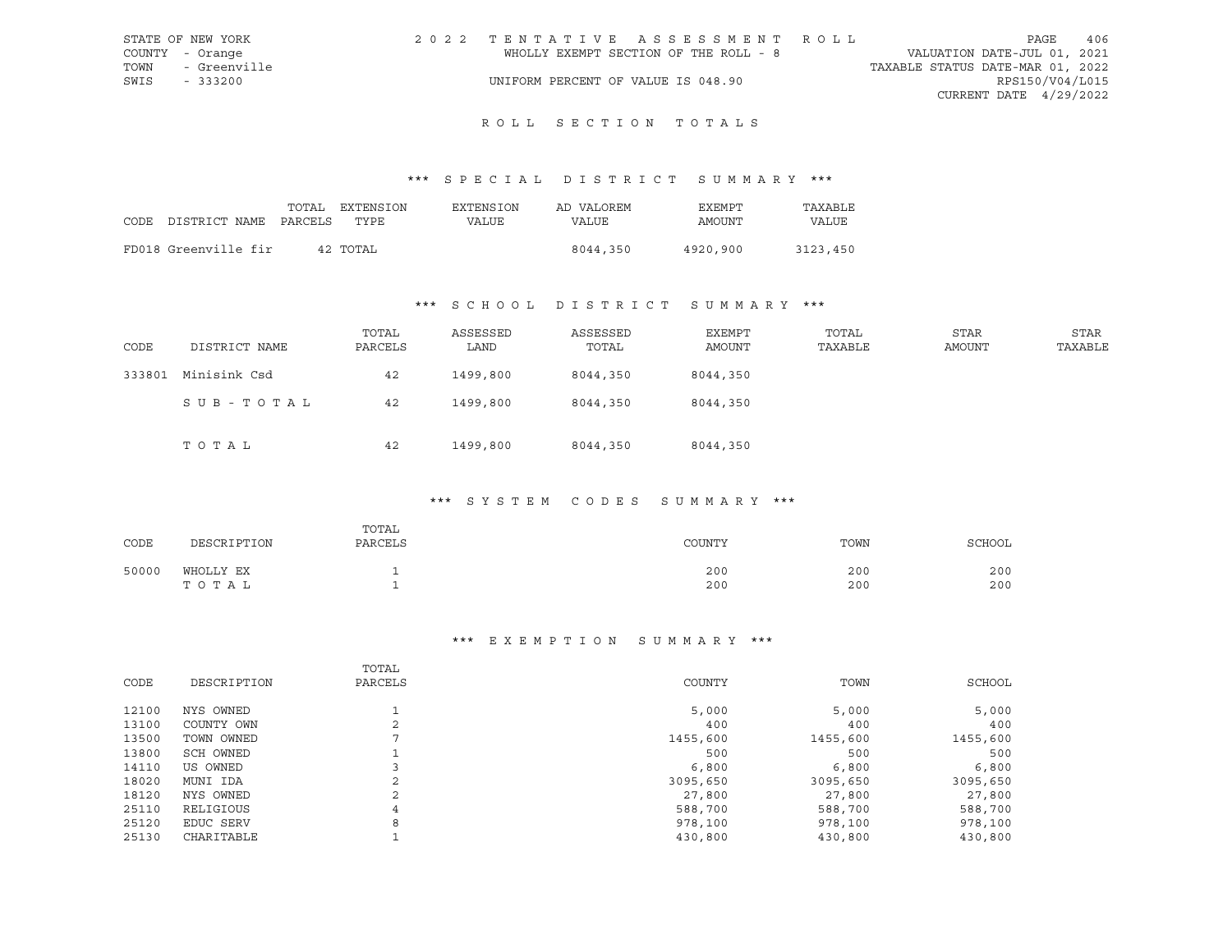STATE OF NEW YORK
COUNTY - Orange
TOWN - Greenville
SWIS - 333200

2022 TENTATIVE ASSESSMENT ROLL
WHOLLY EXEMPT SECTION OF THE ROLL - 8
UNIFORM PERCENT OF VALUE IS 048.90

VALUATION DATE-JUL 01, 2021
TAXABLE STATUS DATE-MAR 01, 2022
RPS150/V04/L015
CURRENT DATE 4/29/2022

## ROLL SECTION TOTALS

### *** SPECIAL DISTRICT SUMMARY ***

| CODE DISTRICT NAME | TOTAL PARCELS | EXTENSION TYPE | EXTENSION VALUE | AD VALOREM VALUE | EXEMPT AMOUNT | TAXABLE VALUE |
|---|---|---|---|---|---|---|
| FD018 Greenville fir | 42 | TOTAL | | 8044,350 | 4920,900 | 3123,450 |

### *** SCHOOL DISTRICT SUMMARY ***

| CODE | DISTRICT NAME | TOTAL PARCELS | ASSESSED LAND | ASSESSED TOTAL | EXEMPT AMOUNT | TOTAL TAXABLE | STAR AMOUNT | STAR TAXABLE |
|---|---|---|---|---|---|---|---|---|
| 333801 | Minisink Csd | 42 | 1499,800 | 8044,350 | 8044,350 | | | |
| | S U B - T O T A L | 42 | 1499,800 | 8044,350 | 8044,350 | | | |
| | T O T A L | 42 | 1499,800 | 8044,350 | 8044,350 | | | |

### *** SYSTEM CODES SUMMARY ***

| CODE | DESCRIPTION | TOTAL PARCELS | COUNTY | TOWN | SCHOOL |
|---|---|---|---|---|---|
| 50000 | WHOLLY EX | 1 | 200 | 200 | 200 |
| | T O T A L | 1 | 200 | 200 | 200 |

### *** EXEMPTION SUMMARY ***

| CODE | DESCRIPTION | TOTAL PARCELS | COUNTY | TOWN | SCHOOL |
|---|---|---|---|---|---|
| 12100 | NYS OWNED | 1 | 5,000 | 5,000 | 5,000 |
| 13100 | COUNTY OWN | 2 | 400 | 400 | 400 |
| 13500 | TOWN OWNED | 7 | 1455,600 | 1455,600 | 1455,600 |
| 13800 | SCH OWNED | 1 | 500 | 500 | 500 |
| 14110 | US OWNED | 3 | 6,800 | 6,800 | 6,800 |
| 18020 | MUNI IDA | 2 | 3095,650 | 3095,650 | 3095,650 |
| 18120 | NYS OWNED | 2 | 27,800 | 27,800 | 27,800 |
| 25110 | RELIGIOUS | 4 | 588,700 | 588,700 | 588,700 |
| 25120 | EDUC SERV | 8 | 978,100 | 978,100 | 978,100 |
| 25130 | CHARITABLE | 1 | 430,800 | 430,800 | 430,800 |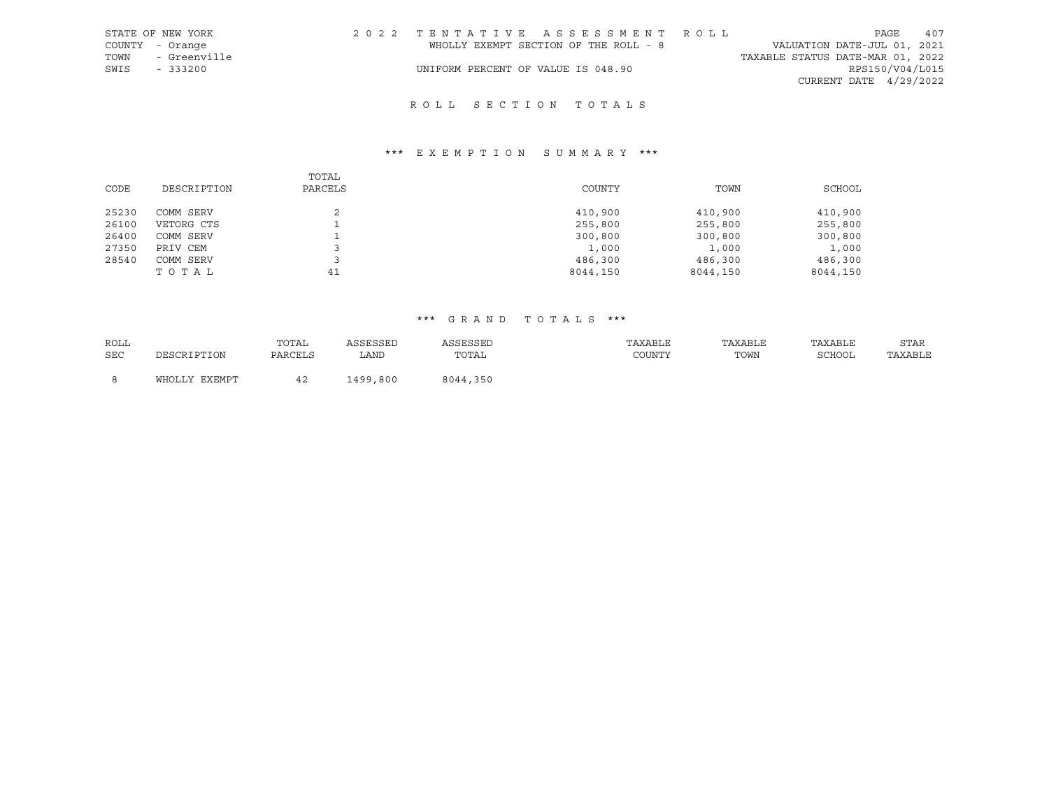STATE OF NEW YORK
COUNTY - Orange
TOWN - Greenville
SWIS - 333200

2022 TENTATIVE ASSESSMENT ROLL
WHOLLY EXEMPT SECTION OF THE ROLL - 8
UNIFORM PERCENT OF VALUE IS 048.90

VALUATION DATE-JUL 01, 2021
TAXABLE STATUS DATE-MAR 01, 2022
RPS150/V04/L015
CURRENT DATE 4/29/2022

## ROLL SECTION TOTALS

### *** EXEMPTION SUMMARY ***

| CODE | DESCRIPTION | TOTAL PARCELS | COUNTY | TOWN | SCHOOL |
|---|---|---|---|---|---|
| 25230 | COMM SERV | 2 | 410,900 | 410,900 | 410,900 |
| 26100 | VETORG CTS | 1 | 255,800 | 255,800 | 255,800 |
| 26400 | COMM SERV | 1 | 300,800 | 300,800 | 300,800 |
| 27350 | PRIV CEM | 3 | 1,000 | 1,000 | 1,000 |
| 28540 | COMM SERV | 3 | 486,300 | 486,300 | 486,300 |
| | TOTAL | 41 | 8044,150 | 8044,150 | 8044,150 |

### *** GRAND TOTALS ***

| ROLL SEC | DESCRIPTION | TOTAL PARCELS | ASSESSED LAND | ASSESSED TOTAL | TAXABLE COUNTY | TAXABLE TOWN | TAXABLE SCHOOL | STAR TAXABLE |
|---|---|---|---|---|---|---|---|---|
| 8 | WHOLLY EXEMPT | 42 | 1499,800 | 8044,350 | | | | |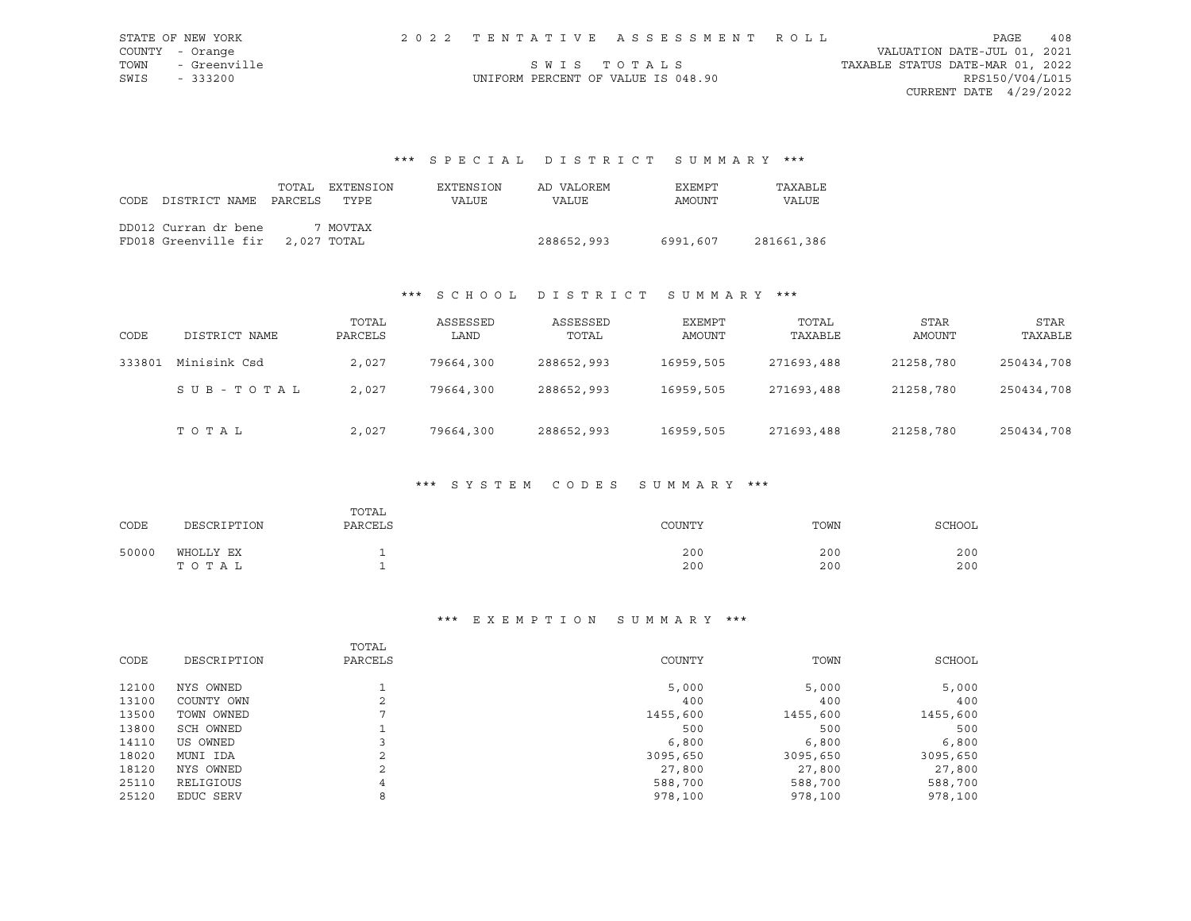STATE OF NEW YORK
COUNTY - Orange
TOWN - Greenville
SWIS - 333200

2022 TENTATIVE ASSESSMENT ROLL

SWIS TOTALS

UNIFORM PERCENT OF VALUE IS 048.90

VALUATION DATE-JUL 01, 2021
TAXABLE STATUS DATE-MAR 01, 2022
RPS150/V04/L015
CURRENT DATE 4/29/2022

### *** SPECIAL DISTRICT SUMMARY ***

| CODE DISTRICT NAME | TOTAL PARCELS | EXTENSION TYPE | EXTENSION VALUE | AD VALOREM VALUE | EXEMPT AMOUNT | TAXABLE VALUE |
|---|---|---|---|---|---|---|
| DD012 Curran dr bene | 7 | MOVTAX | | | | |
| FD018 Greenville fir | 2,027 | TOTAL | | 288652,993 | 6991,607 | 281661,386 |

### *** SCHOOL DISTRICT SUMMARY ***

| CODE | DISTRICT NAME | TOTAL PARCELS | ASSESSED LAND | ASSESSED TOTAL | EXEMPT AMOUNT | TOTAL TAXABLE | STAR AMOUNT | STAR TAXABLE |
|---|---|---|---|---|---|---|---|---|
| 333801 | Minisink Csd | 2,027 | 79664,300 | 288652,993 | 16959,505 | 271693,488 | 21258,780 | 250434,708 |
| | S U B - T O T A L | 2,027 | 79664,300 | 288652,993 | 16959,505 | 271693,488 | 21258,780 | 250434,708 |
| | T O T A L | 2,027 | 79664,300 | 288652,993 | 16959,505 | 271693,488 | 21258,780 | 250434,708 |

### *** SYSTEM CODES SUMMARY ***

| CODE | DESCRIPTION | TOTAL PARCELS | COUNTY | TOWN | SCHOOL |
|---|---|---|---|---|---|
| 50000 | WHOLLY EX | 1 | 200 | 200 | 200 |
| | T O T A L | 1 | 200 | 200 | 200 |

### *** EXEMPTION SUMMARY ***

| CODE | DESCRIPTION | TOTAL PARCELS | COUNTY | TOWN | SCHOOL |
|---|---|---|---|---|---|
| 12100 | NYS OWNED | 1 | 5,000 | 5,000 | 5,000 |
| 13100 | COUNTY OWN | 2 | 400 | 400 | 400 |
| 13500 | TOWN OWNED | 7 | 1455,600 | 1455,600 | 1455,600 |
| 13800 | SCH OWNED | 1 | 500 | 500 | 500 |
| 14110 | US OWNED | 3 | 6,800 | 6,800 | 6,800 |
| 18020 | MUNI IDA | 2 | 3095,650 | 3095,650 | 3095,650 |
| 18120 | NYS OWNED | 2 | 27,800 | 27,800 | 27,800 |
| 25110 | RELIGIOUS | 4 | 588,700 | 588,700 | 588,700 |
| 25120 | EDUC SERV | 8 | 978,100 | 978,100 | 978,100 |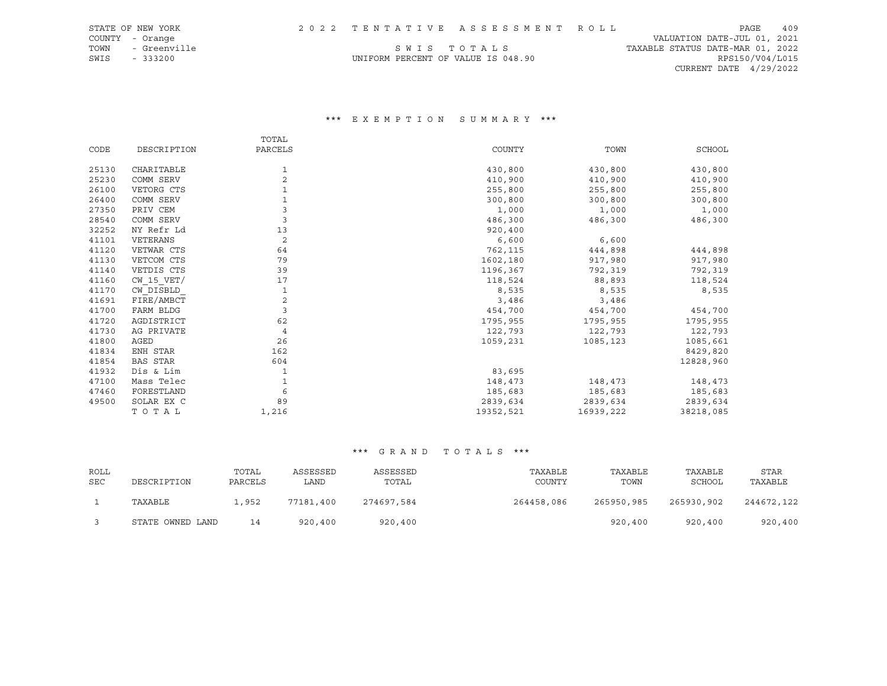STATE OF NEW YORK
COUNTY - Orange
TOWN - Greenville
SWIS - 333200

2022 TENTATIVE ASSESSMENT ROLL

SWIS TOTALS

UNIFORM PERCENT OF VALUE IS 048.90

VALUATION DATE-JUL 01, 2021
TAXABLE STATUS DATE-MAR 01, 2022
RPS150/V04/L015
CURRENT DATE 4/29/2022

### *** EXEMPTION SUMMARY ***

| CODE | DESCRIPTION | TOTAL PARCELS | COUNTY | TOWN | SCHOOL |
|---|---|---|---|---|---|
| 25130 | CHARITABLE | 1 | 430,800 | 430,800 | 430,800 |
| 25230 | COMM SERV | 2 | 410,900 | 410,900 | 410,900 |
| 26100 | VETORG CTS | 1 | 255,800 | 255,800 | 255,800 |
| 26400 | COMM SERV | 1 | 300,800 | 300,800 | 300,800 |
| 27350 | PRIV CEM | 3 | 1,000 | 1,000 | 1,000 |
| 28540 | COMM SERV | 3 | 486,300 | 486,300 | 486,300 |
| 32252 | NY Refr Ld | 13 | 920,400 | | |
| 41101 | VETERANS | 2 | 6,600 | 6,600 | |
| 41120 | VETWAR CTS | 64 | 762,115 | 444,898 | 444,898 |
| 41130 | VETCOM CTS | 79 | 1602,180 | 917,980 | 917,980 |
| 41140 | VETDIS CTS | 39 | 1196,367 | 792,319 | 792,319 |
| 41160 | CW_15_VET/ | 17 | 118,524 | 88,893 | 118,524 |
| 41170 | CW_DISBLD_ | 1 | 8,535 | 8,535 | 8,535 |
| 41691 | FIRE/AMBCT | 2 | 3,486 | 3,486 | |
| 41700 | FARM BLDG | 3 | 454,700 | 454,700 | 454,700 |
| 41720 | AGDISTRICT | 62 | 1795,955 | 1795,955 | 1795,955 |
| 41730 | AG PRIVATE | 4 | 122,793 | 122,793 | 122,793 |
| 41800 | AGED | 26 | 1059,231 | 1085,123 | 1085,661 |
| 41834 | ENH STAR | 162 | | | 8429,820 |
| 41854 | BAS STAR | 604 | | | 12828,960 |
| 41932 | Dis & Lim | 1 | 83,695 | | |
| 47100 | Mass Telec | 1 | 148,473 | 148,473 | 148,473 |
| 47460 | FORESTLAND | 6 | 185,683 | 185,683 | 185,683 |
| 49500 | SOLAR EX C | 89 | 2839,634 | 2839,634 | 2839,634 |
| | TOTAL | 1,216 | 19352,521 | 16939,222 | 38218,085 |

### *** GRAND TOTALS ***

| ROLL SEC | DESCRIPTION | TOTAL PARCELS | ASSESSED LAND | ASSESSED TOTAL | TAXABLE COUNTY | TAXABLE TOWN | TAXABLE SCHOOL | STAR TAXABLE |
|---|---|---|---|---|---|---|---|---|
| 1 | TAXABLE | 1,952 | 77181,400 | 274697,584 | 264458,086 | 265950,985 | 265930,902 | 244672,122 |
| 3 | STATE OWNED LAND | 14 | 920,400 | 920,400 | | 920,400 | 920,400 | 920,400 |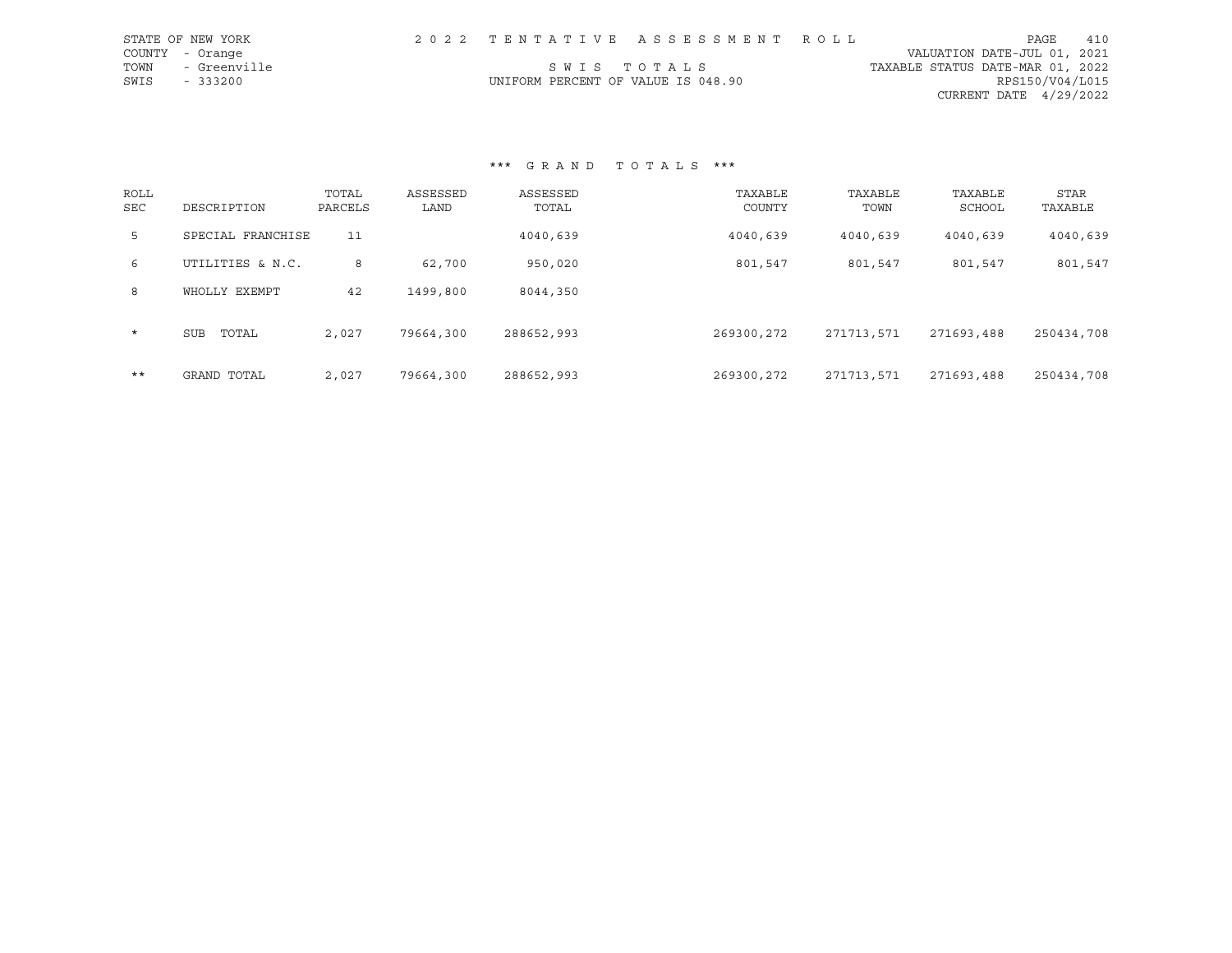STATE OF NEW YORK
COUNTY - Orange
TOWN - Greenville
SWIS - 333200

2 0 2 2 T E N T A T I V E A S S E S S M E N T R O L L

S W I S T O T A L S

UNIFORM PERCENT OF VALUE IS 048.90

VALUATION DATE-JUL 01, 2021
TAXABLE STATUS DATE-MAR 01, 2022
RPS150/V04/L015
CURRENT DATE 4/29/2022

### \*\*\* G R A N D T O T A L S \*\*\*

| ROLL SEC | DESCRIPTION | TOTAL PARCELS | ASSESSED LAND | ASSESSED TOTAL | TAXABLE COUNTY | TAXABLE TOWN | TAXABLE SCHOOL | STAR TAXABLE |
|---|---|---|---|---|---|---|---|---|
| 5 | SPECIAL FRANCHISE | 11 | | 4040,639 | 4040,639 | 4040,639 | 4040,639 | 4040,639 |
| 6 | UTILITIES & N.C. | 8 | 62,700 | 950,020 | 801,547 | 801,547 | 801,547 | 801,547 |
| 8 | WHOLLY EXEMPT | 42 | 1499,800 | 8044,350 | | | | |
| * | SUB TOTAL | 2,027 | 79664,300 | 288652,993 | 269300,272 | 271713,571 | 271693,488 | 250434,708 |
| ** | GRAND TOTAL | 2,027 | 79664,300 | 288652,993 | 269300,272 | 271713,571 | 271693,488 | 250434,708 |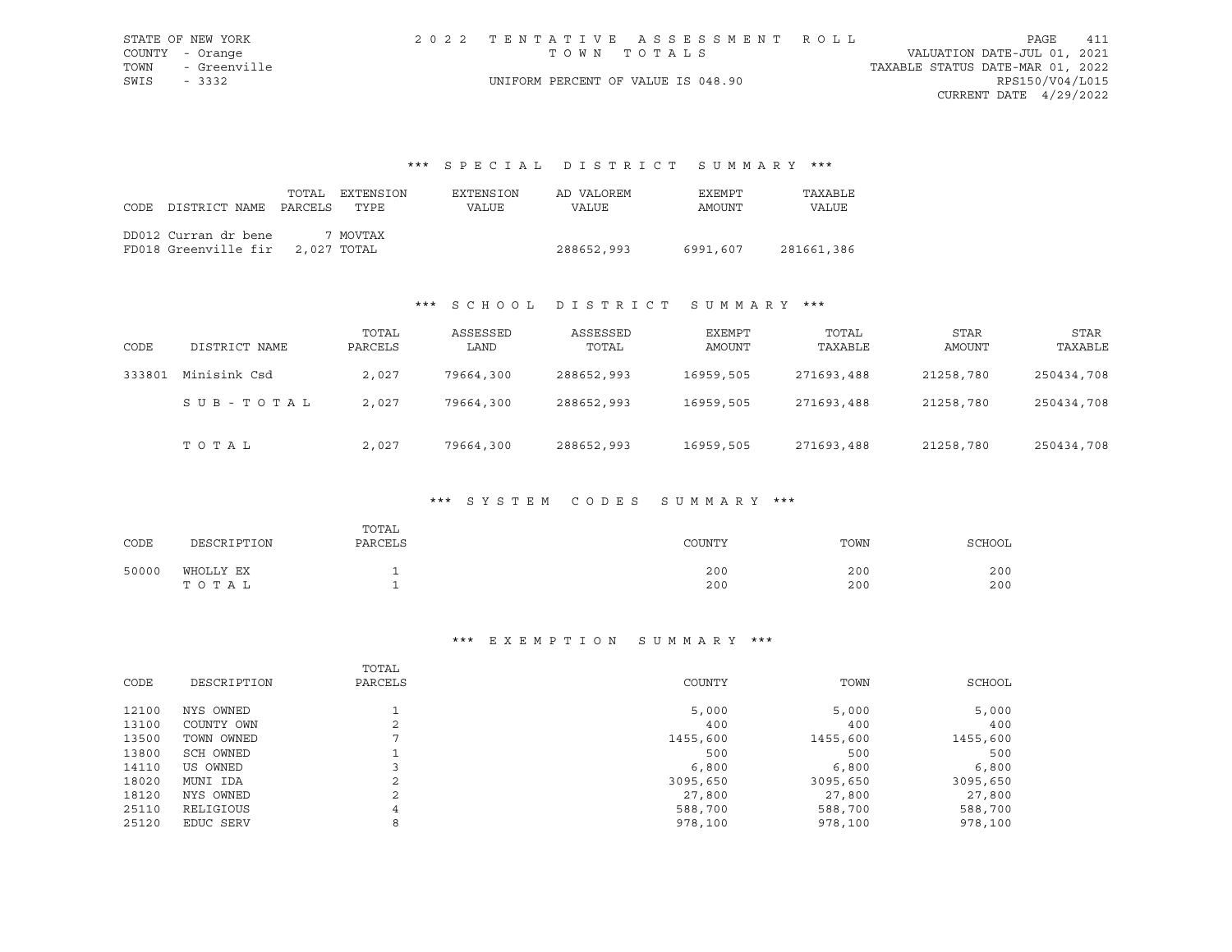STATE OF NEW YORK
COUNTY - Orange
TOWN - Greenville
SWIS - 3332

2022 TENTATIVE ASSESSMENT ROLL
TOWN TOTALS
UNIFORM PERCENT OF VALUE IS 048.90

VALUATION DATE-JUL 01, 2021
TAXABLE STATUS DATE-MAR 01, 2022
RPS150/V04/L015
CURRENT DATE 4/29/2022

## *** SPECIAL DISTRICT SUMMARY ***

| CODE DISTRICT NAME | TOTAL PARCELS | EXTENSION TYPE | EXTENSION VALUE | AD VALOREM VALUE | EXEMPT AMOUNT | TAXABLE VALUE |
|---|---|---|---|---|---|---|
| DD012 Curran dr bene | 7 | MOVTAX | | | | |
| FD018 Greenville fir | 2,027 | TOTAL | | 288652,993 | 6991,607 | 281661,386 |

## *** SCHOOL DISTRICT SUMMARY ***

| CODE | DISTRICT NAME | TOTAL PARCELS | ASSESSED LAND | ASSESSED TOTAL | EXEMPT AMOUNT | TOTAL TAXABLE | STAR AMOUNT | STAR TAXABLE |
|---|---|---|---|---|---|---|---|---|
| 333801 | Minisink Csd | 2,027 | 79664,300 | 288652,993 | 16959,505 | 271693,488 | 21258,780 | 250434,708 |
| | SUB-TOTAL | 2,027 | 79664,300 | 288652,993 | 16959,505 | 271693,488 | 21258,780 | 250434,708 |
| | TOTAL | 2,027 | 79664,300 | 288652,993 | 16959,505 | 271693,488 | 21258,780 | 250434,708 |

## *** SYSTEM CODES SUMMARY ***

| CODE | DESCRIPTION | TOTAL PARCELS | COUNTY | TOWN | SCHOOL |
|---|---|---|---|---|---|
| 50000 | WHOLLY EX | 1 | 200 | 200 | 200 |
| | TOTAL | 1 | 200 | 200 | 200 |

## *** EXEMPTION SUMMARY ***

| CODE | DESCRIPTION | TOTAL PARCELS | COUNTY | TOWN | SCHOOL |
|---|---|---|---|---|---|
| 12100 | NYS OWNED | 1 | 5,000 | 5,000 | 5,000 |
| 13100 | COUNTY OWN | 2 | 400 | 400 | 400 |
| 13500 | TOWN OWNED | 7 | 1455,600 | 1455,600 | 1455,600 |
| 13800 | SCH OWNED | 1 | 500 | 500 | 500 |
| 14110 | US OWNED | 3 | 6,800 | 6,800 | 6,800 |
| 18020 | MUNI IDA | 2 | 3095,650 | 3095,650 | 3095,650 |
| 18120 | NYS OWNED | 2 | 27,800 | 27,800 | 27,800 |
| 25110 | RELIGIOUS | 4 | 588,700 | 588,700 | 588,700 |
| 25120 | EDUC SERV | 8 | 978,100 | 978,100 | 978,100 |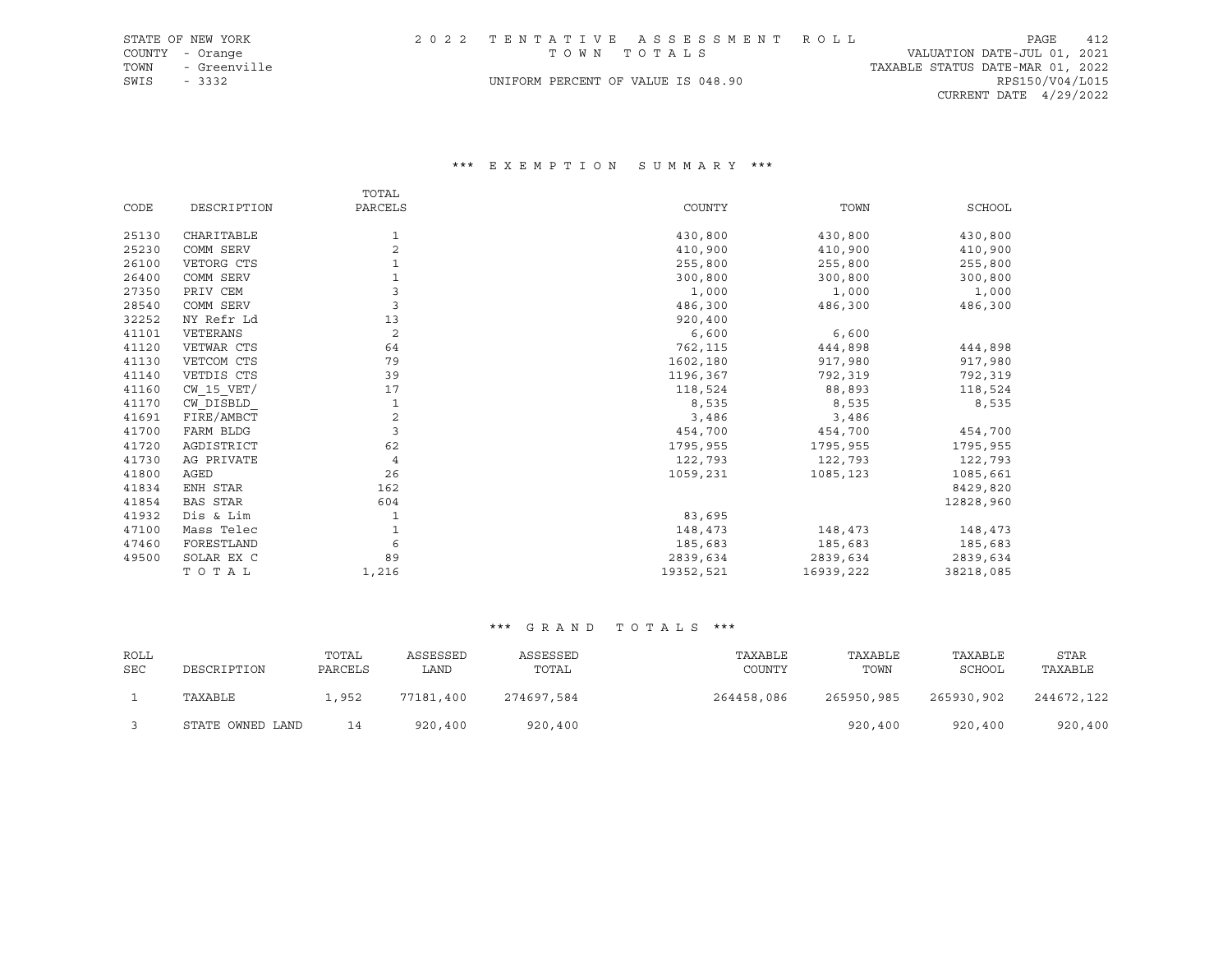STATE OF NEW YORK
COUNTY - Orange
TOWN - Greenville
SWIS - 3332

# 2022 TENTATIVE ASSESSMENT ROLL

TOWN TOTALS

UNIFORM PERCENT OF VALUE IS 048.90

VALUATION DATE-JUL 01, 2021
TAXABLE STATUS DATE-MAR 01, 2022
RPS150/V04/L015
CURRENT DATE 4/29/2022

## *** EXEMPTION SUMMARY ***

| CODE | DESCRIPTION | TOTAL PARCELS | COUNTY | TOWN | SCHOOL |
|---|---|---|---|---|---|
| 25130 | CHARITABLE | 1 | 430,800 | 430,800 | 430,800 |
| 25230 | COMM SERV | 2 | 410,900 | 410,900 | 410,900 |
| 26100 | VETORG CTS | 1 | 255,800 | 255,800 | 255,800 |
| 26400 | COMM SERV | 1 | 300,800 | 300,800 | 300,800 |
| 27350 | PRIV CEM | 3 | 1,000 | 1,000 | 1,000 |
| 28540 | COMM SERV | 3 | 486,300 | 486,300 | 486,300 |
| 32252 | NY Refr Ld | 13 | 920,400 | | |
| 41101 | VETERANS | 2 | 6,600 | 6,600 | |
| 41120 | VETWAR CTS | 64 | 762,115 | 444,898 | 444,898 |
| 41130 | VETCOM CTS | 79 | 1602,180 | 917,980 | 917,980 |
| 41140 | VETDIS CTS | 39 | 1196,367 | 792,319 | 792,319 |
| 41160 | CW_15_VET/ | 17 | 118,524 | 88,893 | 118,524 |
| 41170 | CW_DISBLD_ | 1 | 8,535 | 8,535 | 8,535 |
| 41691 | FIRE/AMBCT | 2 | 3,486 | 3,486 | |
| 41700 | FARM BLDG | 3 | 454,700 | 454,700 | 454,700 |
| 41720 | AGDISTRICT | 62 | 1795,955 | 1795,955 | 1795,955 |
| 41730 | AG PRIVATE | 4 | 122,793 | 122,793 | 122,793 |
| 41800 | AGED | 26 | 1059,231 | 1085,123 | 1085,661 |
| 41834 | ENH STAR | 162 | | | 8429,820 |
| 41854 | BAS STAR | 604 | | | 12828,960 |
| 41932 | Dis & Lim | 1 | 83,695 | | |
| 47100 | Mass Telec | 1 | 148,473 | 148,473 | 148,473 |
| 47460 | FORESTLAND | 6 | 185,683 | 185,683 | 185,683 |
| 49500 | SOLAR EX C | 89 | 2839,634 | 2839,634 | 2839,634 |
| | TOTAL | 1,216 | 19352,521 | 16939,222 | 38218,085 |

## *** GRAND TOTALS ***

| ROLL SEC | DESCRIPTION | TOTAL PARCELS | ASSESSED LAND | ASSESSED TOTAL | TAXABLE COUNTY | TAXABLE TOWN | TAXABLE SCHOOL | STAR TAXABLE |
|---|---|---|---|---|---|---|---|---|
| 1 | TAXABLE | 1,952 | 77181,400 | 274697,584 | 264458,086 | 265950,985 | 265930,902 | 244672,122 |
| 3 | STATE OWNED LAND | 14 | 920,400 | 920,400 | | 920,400 | 920,400 | 920,400 |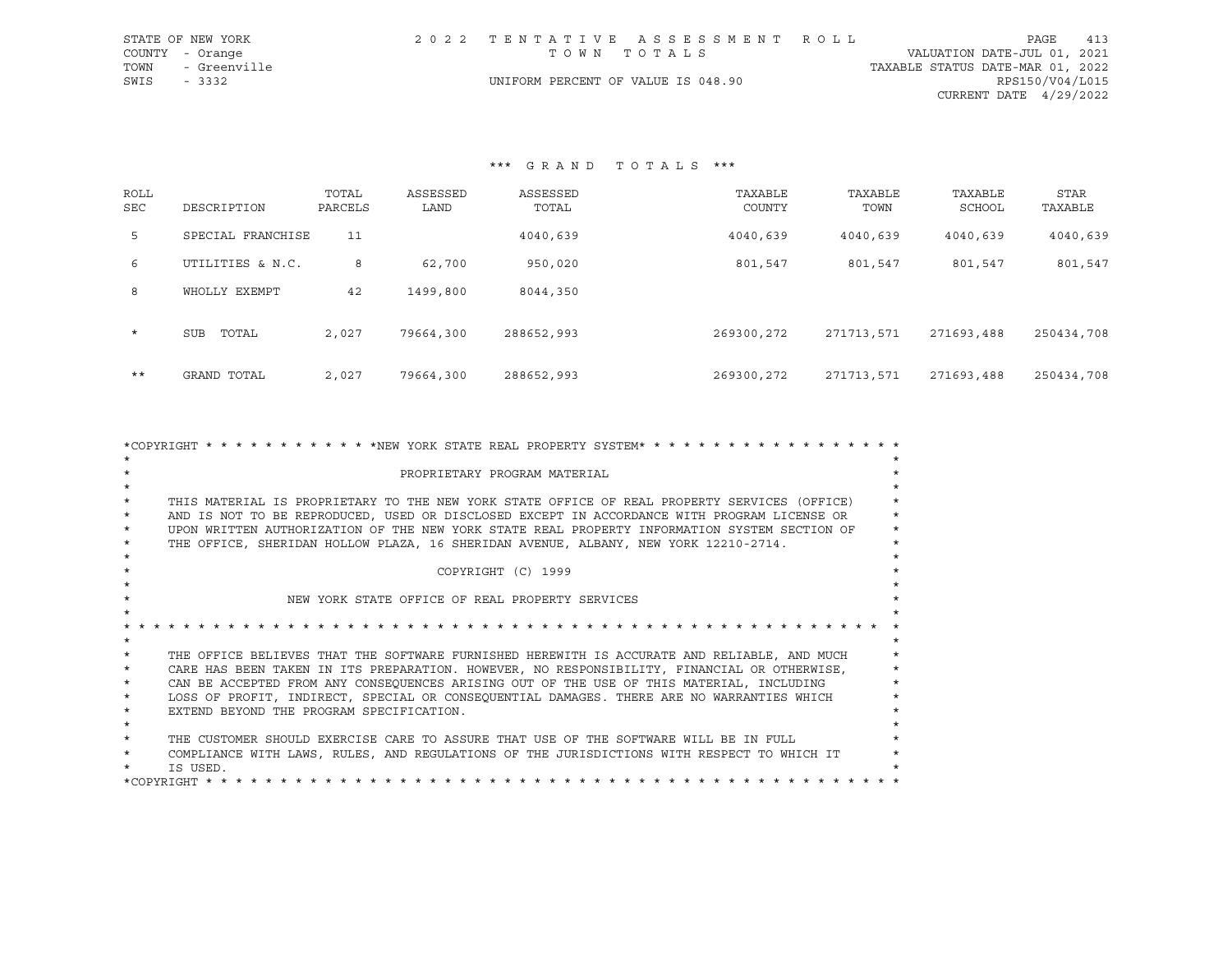STATE OF NEW YORK
COUNTY - Orange
TOWN - Greenville
SWIS - 3332

2 0 2 2 T E N T A T I V E A S S E S S M E N T R O L L
T O W N T O T A L S
UNIFORM PERCENT OF VALUE IS 048.90

VALUATION DATE-JUL 01, 2021
TAXABLE STATUS DATE-MAR 01, 2022
RPS150/V04/L015
CURRENT DATE 4/29/2022

*** G R A N D T O T A L S ***

| ROLL SEC | DESCRIPTION | TOTAL PARCELS | ASSESSED LAND | ASSESSED TOTAL | TAXABLE COUNTY | TAXABLE TOWN | TAXABLE SCHOOL | STAR TAXABLE |
|---|---|---|---|---|---|---|---|---|
| 5 | SPECIAL FRANCHISE | 11 | | 4040,639 | 4040,639 | 4040,639 | 4040,639 | 4040,639 |
| 6 | UTILITIES & N.C. | 8 | 62,700 | 950,020 | 801,547 | 801,547 | 801,547 | 801,547 |
| 8 | WHOLLY EXEMPT | 42 | 1499,800 | 8044,350 | | | | |
| * | SUB TOTAL | 2,027 | 79664,300 | 288652,993 | 269300,272 | 271713,571 | 271693,488 | 250434,708 |
| ** | GRAND TOTAL | 2,027 | 79664,300 | 288652,993 | 269300,272 | 271713,571 | 271693,488 | 250434,708 |

*COPYRIGHT * * * * * * * * * * * *NEW YORK STATE REAL PROPERTY SYSTEM* * * * * * * * * * * * * * * * * *

PROPRIETARY PROGRAM MATERIAL

THIS MATERIAL IS PROPRIETARY TO THE NEW YORK STATE OFFICE OF REAL PROPERTY SERVICES (OFFICE) AND IS NOT TO BE REPRODUCED, USED OR DISCLOSED EXCEPT IN ACCORDANCE WITH PROGRAM LICENSE OR UPON WRITTEN AUTHORIZATION OF THE NEW YORK STATE REAL PROPERTY INFORMATION SYSTEM SECTION OF THE OFFICE, SHERIDAN HOLLOW PLAZA, 16 SHERIDAN AVENUE, ALBANY, NEW YORK 12210-2714.

COPYRIGHT (C) 1999

NEW YORK STATE OFFICE OF REAL PROPERTY SERVICES

THE OFFICE BELIEVES THAT THE SOFTWARE FURNISHED HEREWITH IS ACCURATE AND RELIABLE, AND MUCH CARE HAS BEEN TAKEN IN ITS PREPARATION. HOWEVER, NO RESPONSIBILITY, FINANCIAL OR OTHERWISE, CAN BE ACCEPTED FROM ANY CONSEQUENCES ARISING OUT OF THE USE OF THIS MATERIAL, INCLUDING LOSS OF PROFIT, INDIRECT, SPECIAL OR CONSEQUENTIAL DAMAGES. THERE ARE NO WARRANTIES WHICH EXTEND BEYOND THE PROGRAM SPECIFICATION.

THE CUSTOMER SHOULD EXERCISE CARE TO ASSURE THAT USE OF THE SOFTWARE WILL BE IN FULL COMPLIANCE WITH LAWS, RULES, AND REGULATIONS OF THE JURISDICTIONS WITH RESPECT TO WHICH IT IS USED.

*COPYRIGHT * * * * * * * * * * * * * * * * * * * * * * * * * * * * * * * * * * * * * * * * * * * * * * *